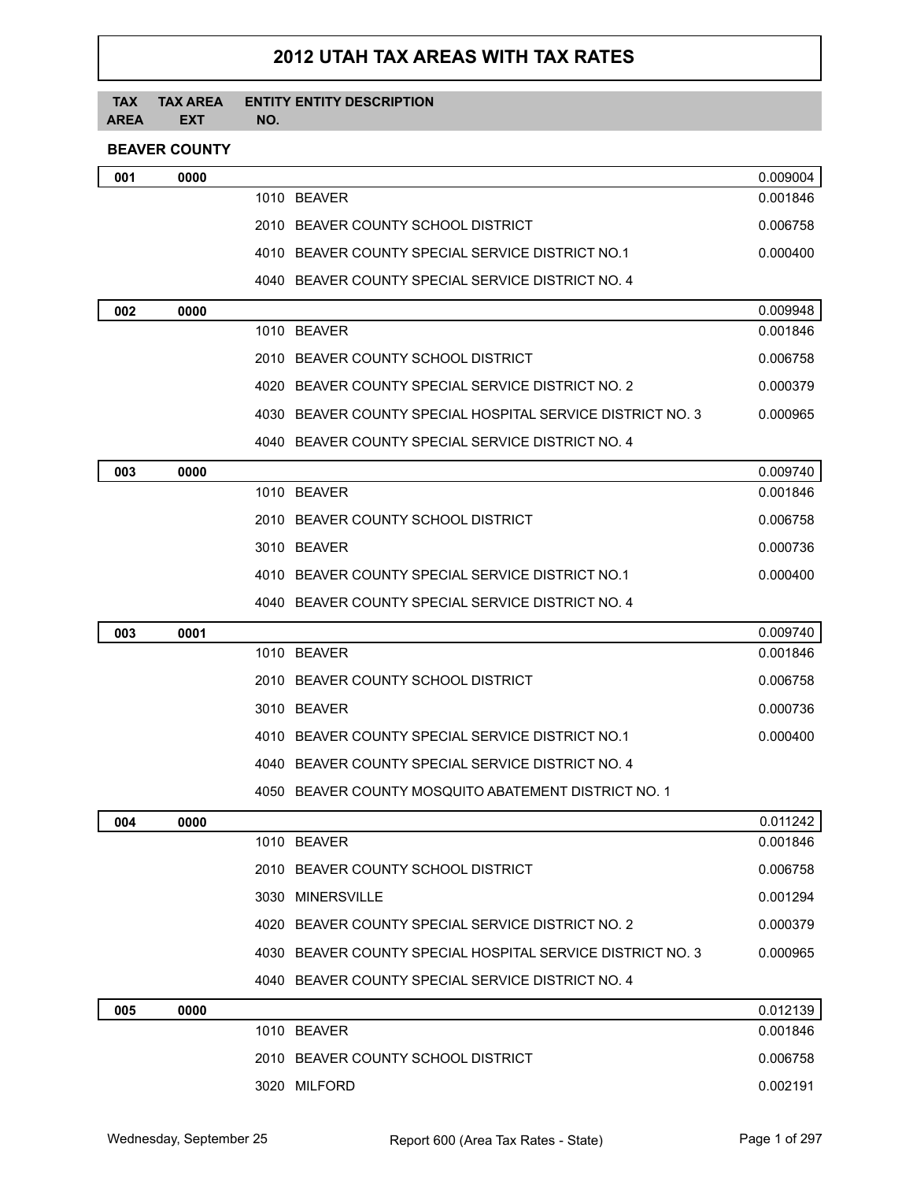# 2012 UTAH TAX AREAS WITH TAX RATES

| TAX AREA | TAX AREA EXT | ENTITY NO. | ENTITY DESCRIPTION | |
|---|---|---|---|---|

## BEAVER COUNTY

| TAX AREA | TAX AREA EXT | ENTITY NO. | ENTITY DESCRIPTION | RATE |
|---|---|---|---|---|
| **001** | **0000** | | | 0.009004 |
| | | 1010 | BEAVER | 0.001846 |
| | | 2010 | BEAVER COUNTY SCHOOL DISTRICT | 0.006758 |
| | | 4010 | BEAVER COUNTY SPECIAL SERVICE DISTRICT NO.1 | 0.000400 |
| | | 4040 | BEAVER COUNTY SPECIAL SERVICE DISTRICT NO. 4 | |
| **002** | **0000** | | | 0.009948 |
| | | 1010 | BEAVER | 0.001846 |
| | | 2010 | BEAVER COUNTY SCHOOL DISTRICT | 0.006758 |
| | | 4020 | BEAVER COUNTY SPECIAL SERVICE DISTRICT NO. 2 | 0.000379 |
| | | 4030 | BEAVER COUNTY SPECIAL HOSPITAL SERVICE DISTRICT NO. 3 | 0.000965 |
| | | 4040 | BEAVER COUNTY SPECIAL SERVICE DISTRICT NO. 4 | |
| **003** | **0000** | | | 0.009740 |
| | | 1010 | BEAVER | 0.001846 |
| | | 2010 | BEAVER COUNTY SCHOOL DISTRICT | 0.006758 |
| | | 3010 | BEAVER | 0.000736 |
| | | 4010 | BEAVER COUNTY SPECIAL SERVICE DISTRICT NO.1 | 0.000400 |
| | | 4040 | BEAVER COUNTY SPECIAL SERVICE DISTRICT NO. 4 | |
| **003** | **0001** | | | 0.009740 |
| | | 1010 | BEAVER | 0.001846 |
| | | 2010 | BEAVER COUNTY SCHOOL DISTRICT | 0.006758 |
| | | 3010 | BEAVER | 0.000736 |
| | | 4010 | BEAVER COUNTY SPECIAL SERVICE DISTRICT NO.1 | 0.000400 |
| | | 4040 | BEAVER COUNTY SPECIAL SERVICE DISTRICT NO. 4 | |
| | | 4050 | BEAVER COUNTY MOSQUITO ABATEMENT DISTRICT NO. 1 | |
| **004** | **0000** | | | 0.011242 |
| | | 1010 | BEAVER | 0.001846 |
| | | 2010 | BEAVER COUNTY SCHOOL DISTRICT | 0.006758 |
| | | 3030 | MINERSVILLE | 0.001294 |
| | | 4020 | BEAVER COUNTY SPECIAL SERVICE DISTRICT NO. 2 | 0.000379 |
| | | 4030 | BEAVER COUNTY SPECIAL HOSPITAL SERVICE DISTRICT NO. 3 | 0.000965 |
| | | 4040 | BEAVER COUNTY SPECIAL SERVICE DISTRICT NO. 4 | |
| **005** | **0000** | | | 0.012139 |
| | | 1010 | BEAVER | 0.001846 |
| | | 2010 | BEAVER COUNTY SCHOOL DISTRICT | 0.006758 |
| | | 3020 | MILFORD | 0.002191 |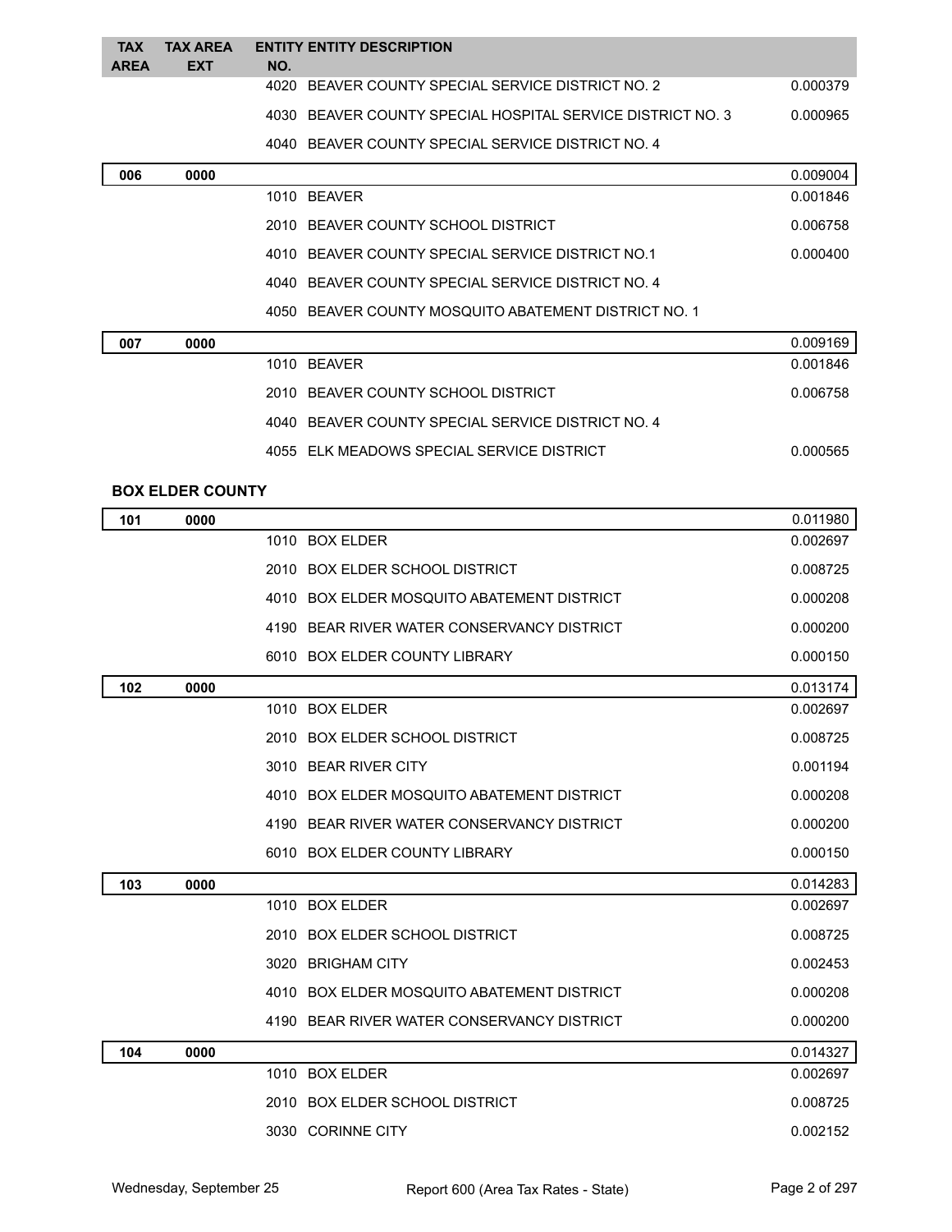| TAX AREA | TAX AREA EXT | ENTITY NO. | ENTITY DESCRIPTION | |
|---|---|---|---|---|
| | | 4020 | BEAVER COUNTY SPECIAL SERVICE DISTRICT NO. 2 | 0.000379 |
| | | 4030 | BEAVER COUNTY SPECIAL HOSPITAL SERVICE DISTRICT NO. 3 | 0.000965 |
| | | 4040 | BEAVER COUNTY SPECIAL SERVICE DISTRICT NO. 4 | |
| **006** | **0000** | | | 0.009004 |
| | | 1010 | BEAVER | 0.001846 |
| | | 2010 | BEAVER COUNTY SCHOOL DISTRICT | 0.006758 |
| | | 4010 | BEAVER COUNTY SPECIAL SERVICE DISTRICT NO.1 | 0.000400 |
| | | 4040 | BEAVER COUNTY SPECIAL SERVICE DISTRICT NO. 4 | |
| | | 4050 | BEAVER COUNTY MOSQUITO ABATEMENT DISTRICT NO. 1 | |
| **007** | **0000** | | | 0.009169 |
| | | 1010 | BEAVER | 0.001846 |
| | | 2010 | BEAVER COUNTY SCHOOL DISTRICT | 0.006758 |
| | | 4040 | BEAVER COUNTY SPECIAL SERVICE DISTRICT NO. 4 | |
| | | 4055 | ELK MEADOWS SPECIAL SERVICE DISTRICT | 0.000565 |

### BOX ELDER COUNTY

| TAX AREA | TAX AREA EXT | ENTITY NO. | ENTITY DESCRIPTION | |
|---|---|---|---|---|
| **101** | **0000** | | | 0.011980 |
| | | 1010 | BOX ELDER | 0.002697 |
| | | 2010 | BOX ELDER SCHOOL DISTRICT | 0.008725 |
| | | 4010 | BOX ELDER MOSQUITO ABATEMENT DISTRICT | 0.000208 |
| | | 4190 | BEAR RIVER WATER CONSERVANCY DISTRICT | 0.000200 |
| | | 6010 | BOX ELDER COUNTY LIBRARY | 0.000150 |
| **102** | **0000** | | | 0.013174 |
| | | 1010 | BOX ELDER | 0.002697 |
| | | 2010 | BOX ELDER SCHOOL DISTRICT | 0.008725 |
| | | 3010 | BEAR RIVER CITY | 0.001194 |
| | | 4010 | BOX ELDER MOSQUITO ABATEMENT DISTRICT | 0.000208 |
| | | 4190 | BEAR RIVER WATER CONSERVANCY DISTRICT | 0.000200 |
| | | 6010 | BOX ELDER COUNTY LIBRARY | 0.000150 |
| **103** | **0000** | | | 0.014283 |
| | | 1010 | BOX ELDER | 0.002697 |
| | | 2010 | BOX ELDER SCHOOL DISTRICT | 0.008725 |
| | | 3020 | BRIGHAM CITY | 0.002453 |
| | | 4010 | BOX ELDER MOSQUITO ABATEMENT DISTRICT | 0.000208 |
| | | 4190 | BEAR RIVER WATER CONSERVANCY DISTRICT | 0.000200 |
| **104** | **0000** | | | 0.014327 |
| | | 1010 | BOX ELDER | 0.002697 |
| | | 2010 | BOX ELDER SCHOOL DISTRICT | 0.008725 |
| | | 3030 | CORINNE CITY | 0.002152 |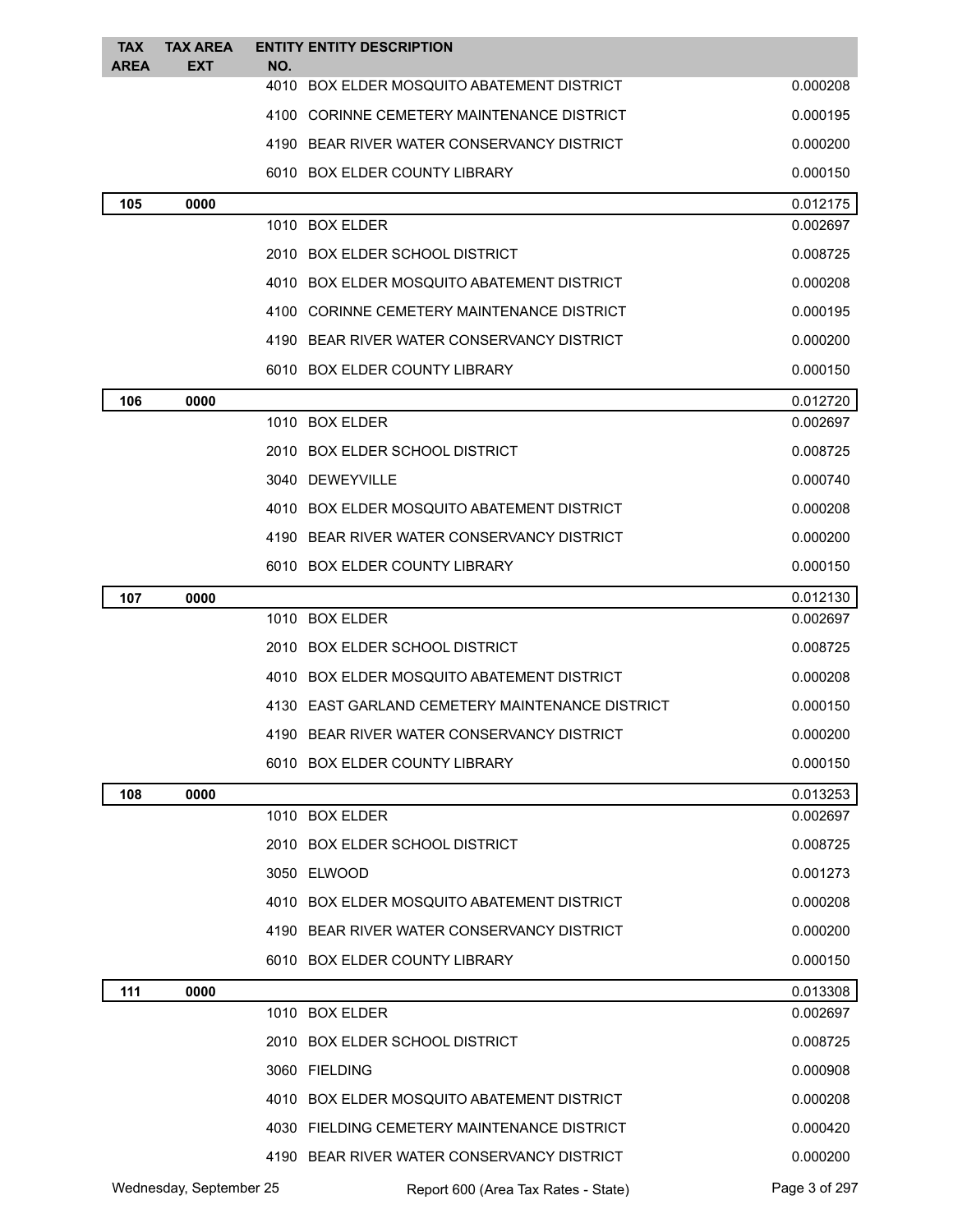| TAX AREA | TAX AREA EXT | ENTITY NO. | ENTITY DESCRIPTION | |
|---|---|---|---|---|
| | | 4010 | BOX ELDER MOSQUITO ABATEMENT DISTRICT | 0.000208 |
| | | 4100 | CORINNE CEMETERY MAINTENANCE DISTRICT | 0.000195 |
| | | 4190 | BEAR RIVER WATER CONSERVANCY DISTRICT | 0.000200 |
| | | 6010 | BOX ELDER COUNTY LIBRARY | 0.000150 |
| **105** | **0000** | | | 0.012175 |
| | | 1010 | BOX ELDER | 0.002697 |
| | | 2010 | BOX ELDER SCHOOL DISTRICT | 0.008725 |
| | | 4010 | BOX ELDER MOSQUITO ABATEMENT DISTRICT | 0.000208 |
| | | 4100 | CORINNE CEMETERY MAINTENANCE DISTRICT | 0.000195 |
| | | 4190 | BEAR RIVER WATER CONSERVANCY DISTRICT | 0.000200 |
| | | 6010 | BOX ELDER COUNTY LIBRARY | 0.000150 |
| **106** | **0000** | | | 0.012720 |
| | | 1010 | BOX ELDER | 0.002697 |
| | | 2010 | BOX ELDER SCHOOL DISTRICT | 0.008725 |
| | | 3040 | DEWEYVILLE | 0.000740 |
| | | 4010 | BOX ELDER MOSQUITO ABATEMENT DISTRICT | 0.000208 |
| | | 4190 | BEAR RIVER WATER CONSERVANCY DISTRICT | 0.000200 |
| | | 6010 | BOX ELDER COUNTY LIBRARY | 0.000150 |
| **107** | **0000** | | | 0.012130 |
| | | 1010 | BOX ELDER | 0.002697 |
| | | 2010 | BOX ELDER SCHOOL DISTRICT | 0.008725 |
| | | 4010 | BOX ELDER MOSQUITO ABATEMENT DISTRICT | 0.000208 |
| | | 4130 | EAST GARLAND CEMETERY MAINTENANCE DISTRICT | 0.000150 |
| | | 4190 | BEAR RIVER WATER CONSERVANCY DISTRICT | 0.000200 |
| | | 6010 | BOX ELDER COUNTY LIBRARY | 0.000150 |
| **108** | **0000** | | | 0.013253 |
| | | 1010 | BOX ELDER | 0.002697 |
| | | 2010 | BOX ELDER SCHOOL DISTRICT | 0.008725 |
| | | 3050 | ELWOOD | 0.001273 |
| | | 4010 | BOX ELDER MOSQUITO ABATEMENT DISTRICT | 0.000208 |
| | | 4190 | BEAR RIVER WATER CONSERVANCY DISTRICT | 0.000200 |
| | | 6010 | BOX ELDER COUNTY LIBRARY | 0.000150 |
| **111** | **0000** | | | 0.013308 |
| | | 1010 | BOX ELDER | 0.002697 |
| | | 2010 | BOX ELDER SCHOOL DISTRICT | 0.008725 |
| | | 3060 | FIELDING | 0.000908 |
| | | 4010 | BOX ELDER MOSQUITO ABATEMENT DISTRICT | 0.000208 |
| | | 4030 | FIELDING CEMETERY MAINTENANCE DISTRICT | 0.000420 |
| | | 4190 | BEAR RIVER WATER CONSERVANCY DISTRICT | 0.000200 |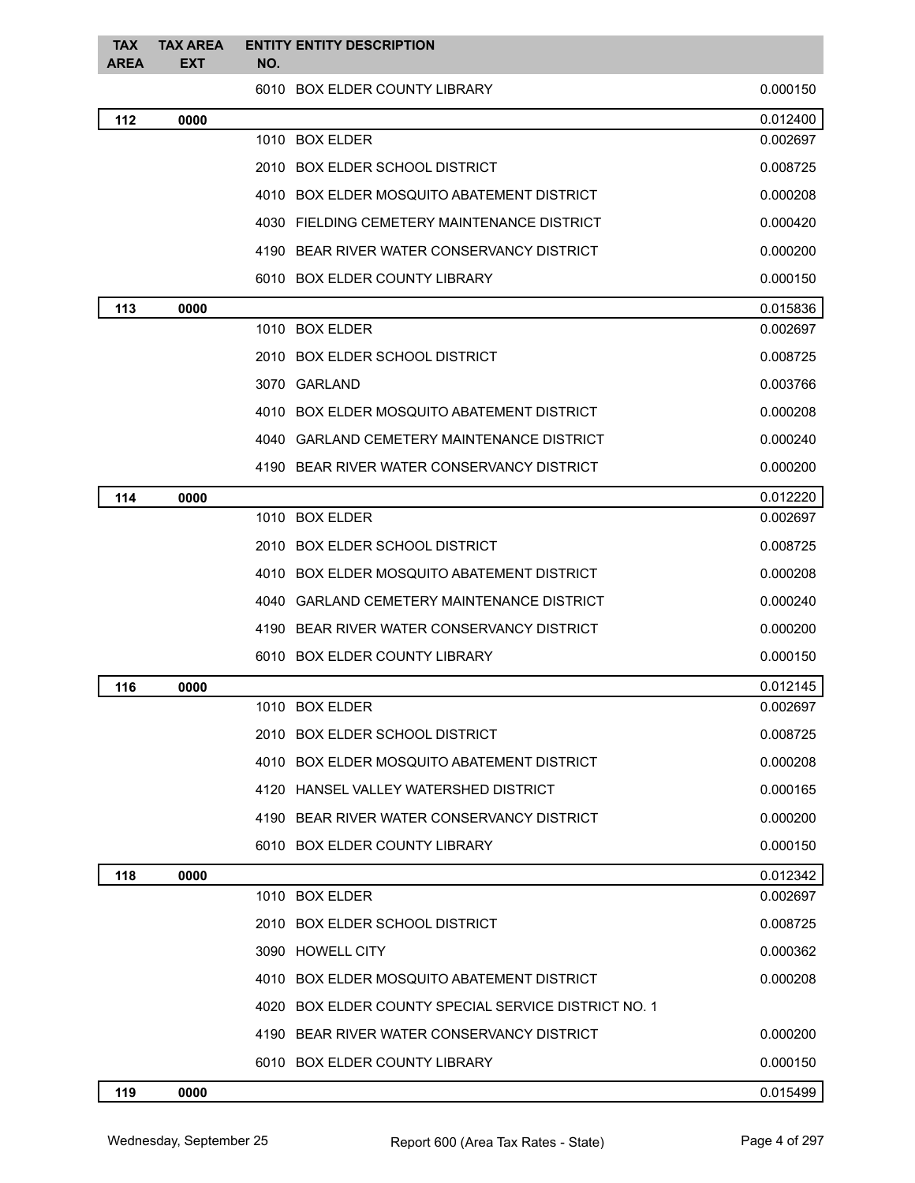| TAX AREA | TAX AREA EXT | ENTITY NO. | ENTITY DESCRIPTION | |
|---|---|---|---|---|
| | | 6010 | BOX ELDER COUNTY LIBRARY | 0.000150 |
| **112** | **0000** | | | 0.012400 |
| | | 1010 | BOX ELDER | 0.002697 |
| | | 2010 | BOX ELDER SCHOOL DISTRICT | 0.008725 |
| | | 4010 | BOX ELDER MOSQUITO ABATEMENT DISTRICT | 0.000208 |
| | | 4030 | FIELDING CEMETERY MAINTENANCE DISTRICT | 0.000420 |
| | | 4190 | BEAR RIVER WATER CONSERVANCY DISTRICT | 0.000200 |
| | | 6010 | BOX ELDER COUNTY LIBRARY | 0.000150 |
| **113** | **0000** | | | 0.015836 |
| | | 1010 | BOX ELDER | 0.002697 |
| | | 2010 | BOX ELDER SCHOOL DISTRICT | 0.008725 |
| | | 3070 | GARLAND | 0.003766 |
| | | 4010 | BOX ELDER MOSQUITO ABATEMENT DISTRICT | 0.000208 |
| | | 4040 | GARLAND CEMETERY MAINTENANCE DISTRICT | 0.000240 |
| | | 4190 | BEAR RIVER WATER CONSERVANCY DISTRICT | 0.000200 |
| **114** | **0000** | | | 0.012220 |
| | | 1010 | BOX ELDER | 0.002697 |
| | | 2010 | BOX ELDER SCHOOL DISTRICT | 0.008725 |
| | | 4010 | BOX ELDER MOSQUITO ABATEMENT DISTRICT | 0.000208 |
| | | 4040 | GARLAND CEMETERY MAINTENANCE DISTRICT | 0.000240 |
| | | 4190 | BEAR RIVER WATER CONSERVANCY DISTRICT | 0.000200 |
| | | 6010 | BOX ELDER COUNTY LIBRARY | 0.000150 |
| **116** | **0000** | | | 0.012145 |
| | | 1010 | BOX ELDER | 0.002697 |
| | | 2010 | BOX ELDER SCHOOL DISTRICT | 0.008725 |
| | | 4010 | BOX ELDER MOSQUITO ABATEMENT DISTRICT | 0.000208 |
| | | 4120 | HANSEL VALLEY WATERSHED DISTRICT | 0.000165 |
| | | 4190 | BEAR RIVER WATER CONSERVANCY DISTRICT | 0.000200 |
| | | 6010 | BOX ELDER COUNTY LIBRARY | 0.000150 |
| **118** | **0000** | | | 0.012342 |
| | | 1010 | BOX ELDER | 0.002697 |
| | | 2010 | BOX ELDER SCHOOL DISTRICT | 0.008725 |
| | | 3090 | HOWELL CITY | 0.000362 |
| | | 4010 | BOX ELDER MOSQUITO ABATEMENT DISTRICT | 0.000208 |
| | | 4020 | BOX ELDER COUNTY SPECIAL SERVICE DISTRICT NO. 1 | |
| | | 4190 | BEAR RIVER WATER CONSERVANCY DISTRICT | 0.000200 |
| | | 6010 | BOX ELDER COUNTY LIBRARY | 0.000150 |
| **119** | **0000** | | | 0.015499 |

Wednesday, September 25 — Report 600 (Area Tax Rates - State)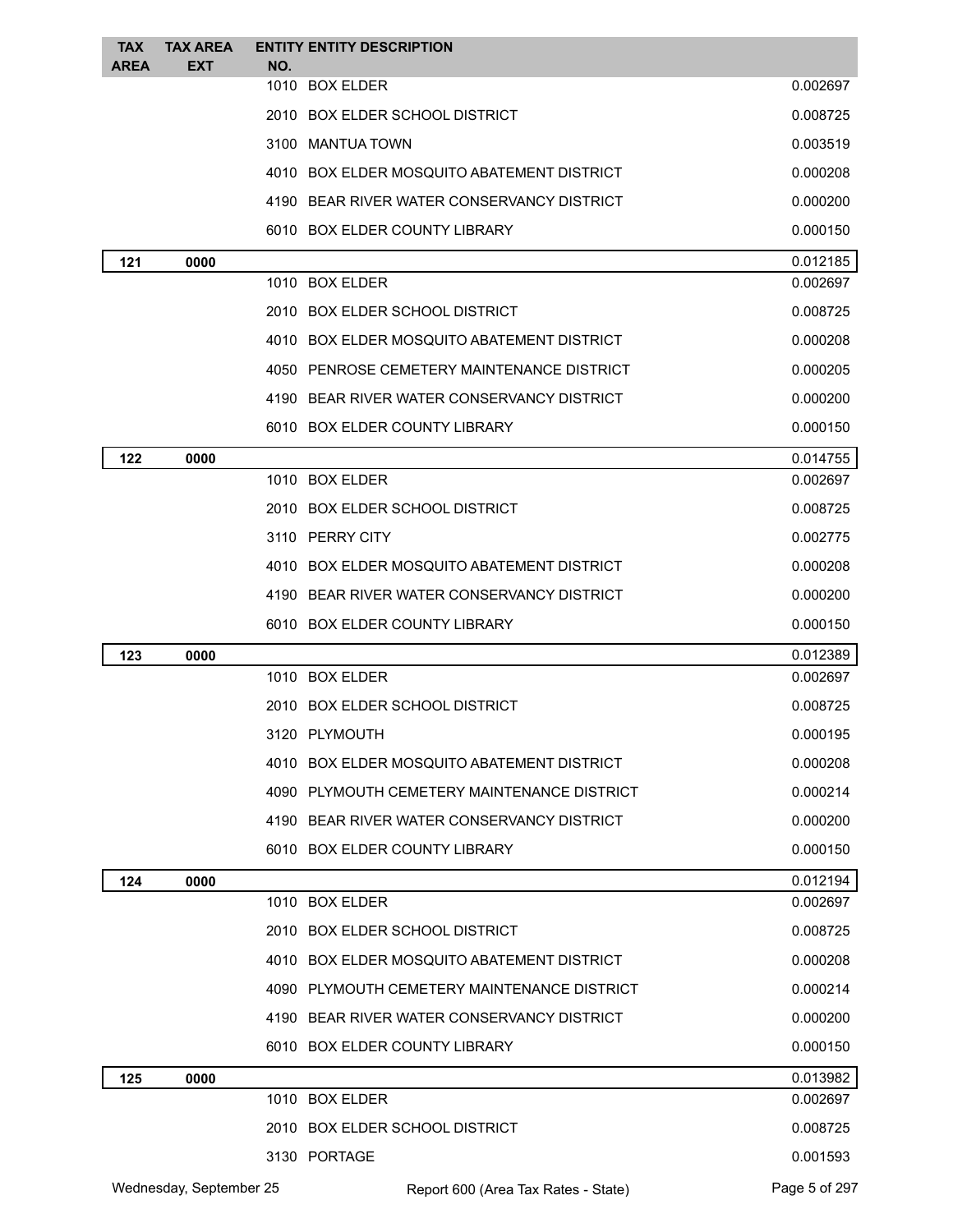| TAX AREA | TAX AREA EXT | ENTITY NO. | ENTITY DESCRIPTION | |
|---|---|---|---|---|
| | | 1010 | BOX ELDER | 0.002697 |
| | | 2010 | BOX ELDER SCHOOL DISTRICT | 0.008725 |
| | | 3100 | MANTUA TOWN | 0.003519 |
| | | 4010 | BOX ELDER MOSQUITO ABATEMENT DISTRICT | 0.000208 |
| | | 4190 | BEAR RIVER WATER CONSERVANCY DISTRICT | 0.000200 |
| | | 6010 | BOX ELDER COUNTY LIBRARY | 0.000150 |
| **121** | **0000** | | | 0.012185 |
| | | 1010 | BOX ELDER | 0.002697 |
| | | 2010 | BOX ELDER SCHOOL DISTRICT | 0.008725 |
| | | 4010 | BOX ELDER MOSQUITO ABATEMENT DISTRICT | 0.000208 |
| | | 4050 | PENROSE CEMETERY MAINTENANCE DISTRICT | 0.000205 |
| | | 4190 | BEAR RIVER WATER CONSERVANCY DISTRICT | 0.000200 |
| | | 6010 | BOX ELDER COUNTY LIBRARY | 0.000150 |
| **122** | **0000** | | | 0.014755 |
| | | 1010 | BOX ELDER | 0.002697 |
| | | 2010 | BOX ELDER SCHOOL DISTRICT | 0.008725 |
| | | 3110 | PERRY CITY | 0.002775 |
| | | 4010 | BOX ELDER MOSQUITO ABATEMENT DISTRICT | 0.000208 |
| | | 4190 | BEAR RIVER WATER CONSERVANCY DISTRICT | 0.000200 |
| | | 6010 | BOX ELDER COUNTY LIBRARY | 0.000150 |
| **123** | **0000** | | | 0.012389 |
| | | 1010 | BOX ELDER | 0.002697 |
| | | 2010 | BOX ELDER SCHOOL DISTRICT | 0.008725 |
| | | 3120 | PLYMOUTH | 0.000195 |
| | | 4010 | BOX ELDER MOSQUITO ABATEMENT DISTRICT | 0.000208 |
| | | 4090 | PLYMOUTH CEMETERY MAINTENANCE DISTRICT | 0.000214 |
| | | 4190 | BEAR RIVER WATER CONSERVANCY DISTRICT | 0.000200 |
| | | 6010 | BOX ELDER COUNTY LIBRARY | 0.000150 |
| **124** | **0000** | | | 0.012194 |
| | | 1010 | BOX ELDER | 0.002697 |
| | | 2010 | BOX ELDER SCHOOL DISTRICT | 0.008725 |
| | | 4010 | BOX ELDER MOSQUITO ABATEMENT DISTRICT | 0.000208 |
| | | 4090 | PLYMOUTH CEMETERY MAINTENANCE DISTRICT | 0.000214 |
| | | 4190 | BEAR RIVER WATER CONSERVANCY DISTRICT | 0.000200 |
| | | 6010 | BOX ELDER COUNTY LIBRARY | 0.000150 |
| **125** | **0000** | | | 0.013982 |
| | | 1010 | BOX ELDER | 0.002697 |
| | | 2010 | BOX ELDER SCHOOL DISTRICT | 0.008725 |
| | | 3130 | PORTAGE | 0.001593 |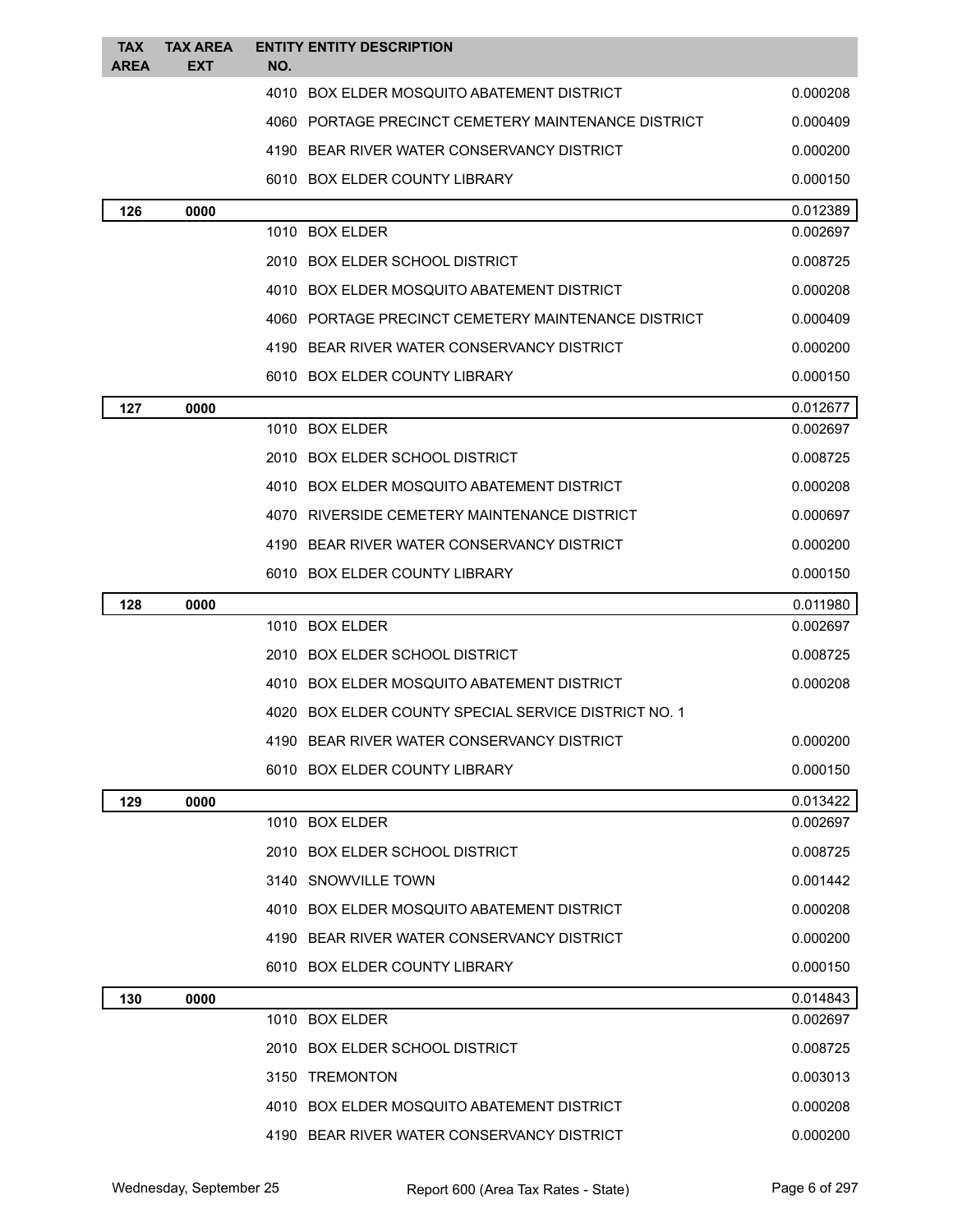| TAX AREA | TAX AREA EXT | ENTITY NO. | ENTITY DESCRIPTION | |
|---|---|---|---|---|
| | | 4010 | BOX ELDER MOSQUITO ABATEMENT DISTRICT | 0.000208 |
| | | 4060 | PORTAGE PRECINCT CEMETERY MAINTENANCE DISTRICT | 0.000409 |
| | | 4190 | BEAR RIVER WATER CONSERVANCY DISTRICT | 0.000200 |
| | | 6010 | BOX ELDER COUNTY LIBRARY | 0.000150 |
| **126** | **0000** | | | 0.012389 |
| | | 1010 | BOX ELDER | 0.002697 |
| | | 2010 | BOX ELDER SCHOOL DISTRICT | 0.008725 |
| | | 4010 | BOX ELDER MOSQUITO ABATEMENT DISTRICT | 0.000208 |
| | | 4060 | PORTAGE PRECINCT CEMETERY MAINTENANCE DISTRICT | 0.000409 |
| | | 4190 | BEAR RIVER WATER CONSERVANCY DISTRICT | 0.000200 |
| | | 6010 | BOX ELDER COUNTY LIBRARY | 0.000150 |
| **127** | **0000** | | | 0.012677 |
| | | 1010 | BOX ELDER | 0.002697 |
| | | 2010 | BOX ELDER SCHOOL DISTRICT | 0.008725 |
| | | 4010 | BOX ELDER MOSQUITO ABATEMENT DISTRICT | 0.000208 |
| | | 4070 | RIVERSIDE CEMETERY MAINTENANCE DISTRICT | 0.000697 |
| | | 4190 | BEAR RIVER WATER CONSERVANCY DISTRICT | 0.000200 |
| | | 6010 | BOX ELDER COUNTY LIBRARY | 0.000150 |
| **128** | **0000** | | | 0.011980 |
| | | 1010 | BOX ELDER | 0.002697 |
| | | 2010 | BOX ELDER SCHOOL DISTRICT | 0.008725 |
| | | 4010 | BOX ELDER MOSQUITO ABATEMENT DISTRICT | 0.000208 |
| | | 4020 | BOX ELDER COUNTY SPECIAL SERVICE DISTRICT NO. 1 | |
| | | 4190 | BEAR RIVER WATER CONSERVANCY DISTRICT | 0.000200 |
| | | 6010 | BOX ELDER COUNTY LIBRARY | 0.000150 |
| **129** | **0000** | | | 0.013422 |
| | | 1010 | BOX ELDER | 0.002697 |
| | | 2010 | BOX ELDER SCHOOL DISTRICT | 0.008725 |
| | | 3140 | SNOWVILLE TOWN | 0.001442 |
| | | 4010 | BOX ELDER MOSQUITO ABATEMENT DISTRICT | 0.000208 |
| | | 4190 | BEAR RIVER WATER CONSERVANCY DISTRICT | 0.000200 |
| | | 6010 | BOX ELDER COUNTY LIBRARY | 0.000150 |
| **130** | **0000** | | | 0.014843 |
| | | 1010 | BOX ELDER | 0.002697 |
| | | 2010 | BOX ELDER SCHOOL DISTRICT | 0.008725 |
| | | 3150 | TREMONTON | 0.003013 |
| | | 4010 | BOX ELDER MOSQUITO ABATEMENT DISTRICT | 0.000208 |
| | | 4190 | BEAR RIVER WATER CONSERVANCY DISTRICT | 0.000200 |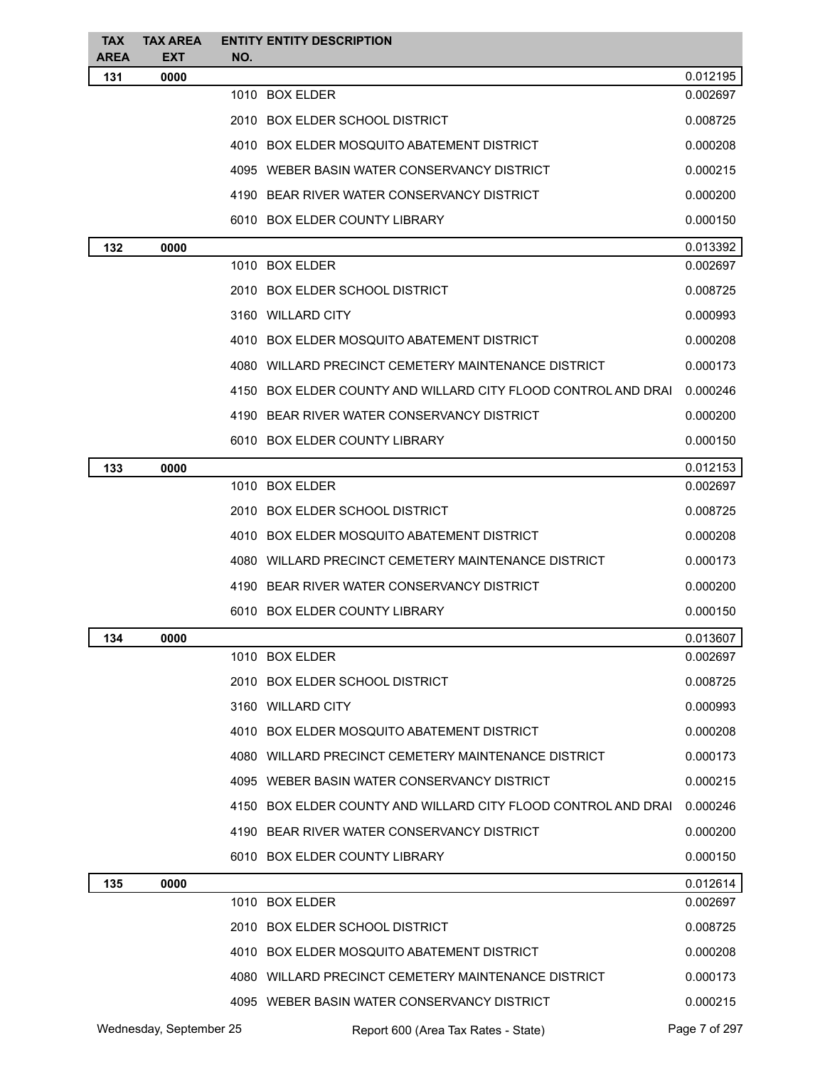| TAX AREA | TAX AREA EXT | ENTITY NO. | ENTITY DESCRIPTION | |
|---|---|---|---|---|
| 131 | 0000 | | | 0.012195 |
| | | 1010 | BOX ELDER | 0.002697 |
| | | 2010 | BOX ELDER SCHOOL DISTRICT | 0.008725 |
| | | 4010 | BOX ELDER MOSQUITO ABATEMENT DISTRICT | 0.000208 |
| | | 4095 | WEBER BASIN WATER CONSERVANCY DISTRICT | 0.000215 |
| | | 4190 | BEAR RIVER WATER CONSERVANCY DISTRICT | 0.000200 |
| | | 6010 | BOX ELDER COUNTY LIBRARY | 0.000150 |
| 132 | 0000 | | | 0.013392 |
| | | 1010 | BOX ELDER | 0.002697 |
| | | 2010 | BOX ELDER SCHOOL DISTRICT | 0.008725 |
| | | 3160 | WILLARD CITY | 0.000993 |
| | | 4010 | BOX ELDER MOSQUITO ABATEMENT DISTRICT | 0.000208 |
| | | 4080 | WILLARD PRECINCT CEMETERY MAINTENANCE DISTRICT | 0.000173 |
| | | 4150 | BOX ELDER COUNTY AND WILLARD CITY FLOOD CONTROL AND DRAI | 0.000246 |
| | | 4190 | BEAR RIVER WATER CONSERVANCY DISTRICT | 0.000200 |
| | | 6010 | BOX ELDER COUNTY LIBRARY | 0.000150 |
| 133 | 0000 | | | 0.012153 |
| | | 1010 | BOX ELDER | 0.002697 |
| | | 2010 | BOX ELDER SCHOOL DISTRICT | 0.008725 |
| | | 4010 | BOX ELDER MOSQUITO ABATEMENT DISTRICT | 0.000208 |
| | | 4080 | WILLARD PRECINCT CEMETERY MAINTENANCE DISTRICT | 0.000173 |
| | | 4190 | BEAR RIVER WATER CONSERVANCY DISTRICT | 0.000200 |
| | | 6010 | BOX ELDER COUNTY LIBRARY | 0.000150 |
| 134 | 0000 | | | 0.013607 |
| | | 1010 | BOX ELDER | 0.002697 |
| | | 2010 | BOX ELDER SCHOOL DISTRICT | 0.008725 |
| | | 3160 | WILLARD CITY | 0.000993 |
| | | 4010 | BOX ELDER MOSQUITO ABATEMENT DISTRICT | 0.000208 |
| | | 4080 | WILLARD PRECINCT CEMETERY MAINTENANCE DISTRICT | 0.000173 |
| | | 4095 | WEBER BASIN WATER CONSERVANCY DISTRICT | 0.000215 |
| | | 4150 | BOX ELDER COUNTY AND WILLARD CITY FLOOD CONTROL AND DRAI | 0.000246 |
| | | 4190 | BEAR RIVER WATER CONSERVANCY DISTRICT | 0.000200 |
| | | 6010 | BOX ELDER COUNTY LIBRARY | 0.000150 |
| 135 | 0000 | | | 0.012614 |
| | | 1010 | BOX ELDER | 0.002697 |
| | | 2010 | BOX ELDER SCHOOL DISTRICT | 0.008725 |
| | | 4010 | BOX ELDER MOSQUITO ABATEMENT DISTRICT | 0.000208 |
| | | 4080 | WILLARD PRECINCT CEMETERY MAINTENANCE DISTRICT | 0.000173 |
| | | 4095 | WEBER BASIN WATER CONSERVANCY DISTRICT | 0.000215 |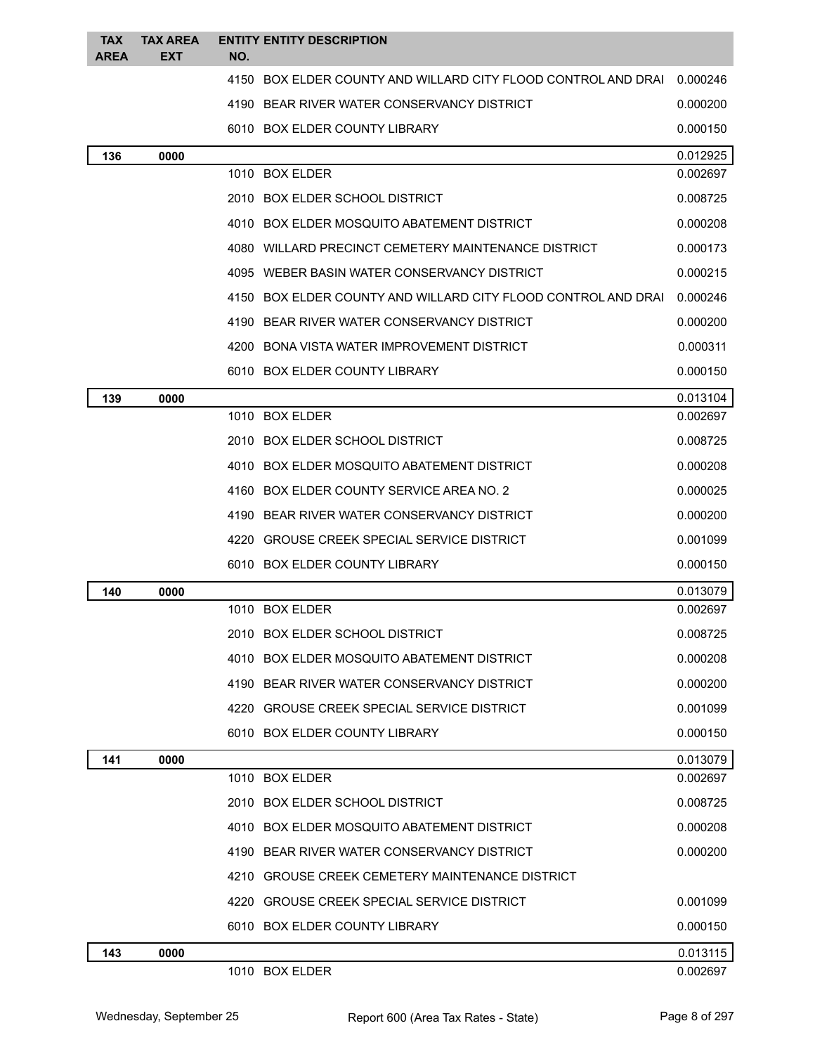| TAX AREA | TAX AREA EXT | ENTITY NO. | ENTITY DESCRIPTION | |
|---|---|---|---|---|
| | | 4150 | BOX ELDER COUNTY AND WILLARD CITY FLOOD CONTROL AND DRAI | 0.000246 |
| | | 4190 | BEAR RIVER WATER CONSERVANCY DISTRICT | 0.000200 |
| | | 6010 | BOX ELDER COUNTY LIBRARY | 0.000150 |
| **136** | **0000** | | | 0.012925 |
| | | 1010 | BOX ELDER | 0.002697 |
| | | 2010 | BOX ELDER SCHOOL DISTRICT | 0.008725 |
| | | 4010 | BOX ELDER MOSQUITO ABATEMENT DISTRICT | 0.000208 |
| | | 4080 | WILLARD PRECINCT CEMETERY MAINTENANCE DISTRICT | 0.000173 |
| | | 4095 | WEBER BASIN WATER CONSERVANCY DISTRICT | 0.000215 |
| | | 4150 | BOX ELDER COUNTY AND WILLARD CITY FLOOD CONTROL AND DRAI | 0.000246 |
| | | 4190 | BEAR RIVER WATER CONSERVANCY DISTRICT | 0.000200 |
| | | 4200 | BONA VISTA WATER IMPROVEMENT DISTRICT | 0.000311 |
| | | 6010 | BOX ELDER COUNTY LIBRARY | 0.000150 |
| **139** | **0000** | | | 0.013104 |
| | | 1010 | BOX ELDER | 0.002697 |
| | | 2010 | BOX ELDER SCHOOL DISTRICT | 0.008725 |
| | | 4010 | BOX ELDER MOSQUITO ABATEMENT DISTRICT | 0.000208 |
| | | 4160 | BOX ELDER COUNTY SERVICE AREA NO. 2 | 0.000025 |
| | | 4190 | BEAR RIVER WATER CONSERVANCY DISTRICT | 0.000200 |
| | | 4220 | GROUSE CREEK SPECIAL SERVICE DISTRICT | 0.001099 |
| | | 6010 | BOX ELDER COUNTY LIBRARY | 0.000150 |
| **140** | **0000** | | | 0.013079 |
| | | 1010 | BOX ELDER | 0.002697 |
| | | 2010 | BOX ELDER SCHOOL DISTRICT | 0.008725 |
| | | 4010 | BOX ELDER MOSQUITO ABATEMENT DISTRICT | 0.000208 |
| | | 4190 | BEAR RIVER WATER CONSERVANCY DISTRICT | 0.000200 |
| | | 4220 | GROUSE CREEK SPECIAL SERVICE DISTRICT | 0.001099 |
| | | 6010 | BOX ELDER COUNTY LIBRARY | 0.000150 |
| **141** | **0000** | | | 0.013079 |
| | | 1010 | BOX ELDER | 0.002697 |
| | | 2010 | BOX ELDER SCHOOL DISTRICT | 0.008725 |
| | | 4010 | BOX ELDER MOSQUITO ABATEMENT DISTRICT | 0.000208 |
| | | 4190 | BEAR RIVER WATER CONSERVANCY DISTRICT | 0.000200 |
| | | 4210 | GROUSE CREEK CEMETERY MAINTENANCE DISTRICT | |
| | | 4220 | GROUSE CREEK SPECIAL SERVICE DISTRICT | 0.001099 |
| | | 6010 | BOX ELDER COUNTY LIBRARY | 0.000150 |
| **143** | **0000** | | | 0.013115 |
| | | 1010 | BOX ELDER | 0.002697 |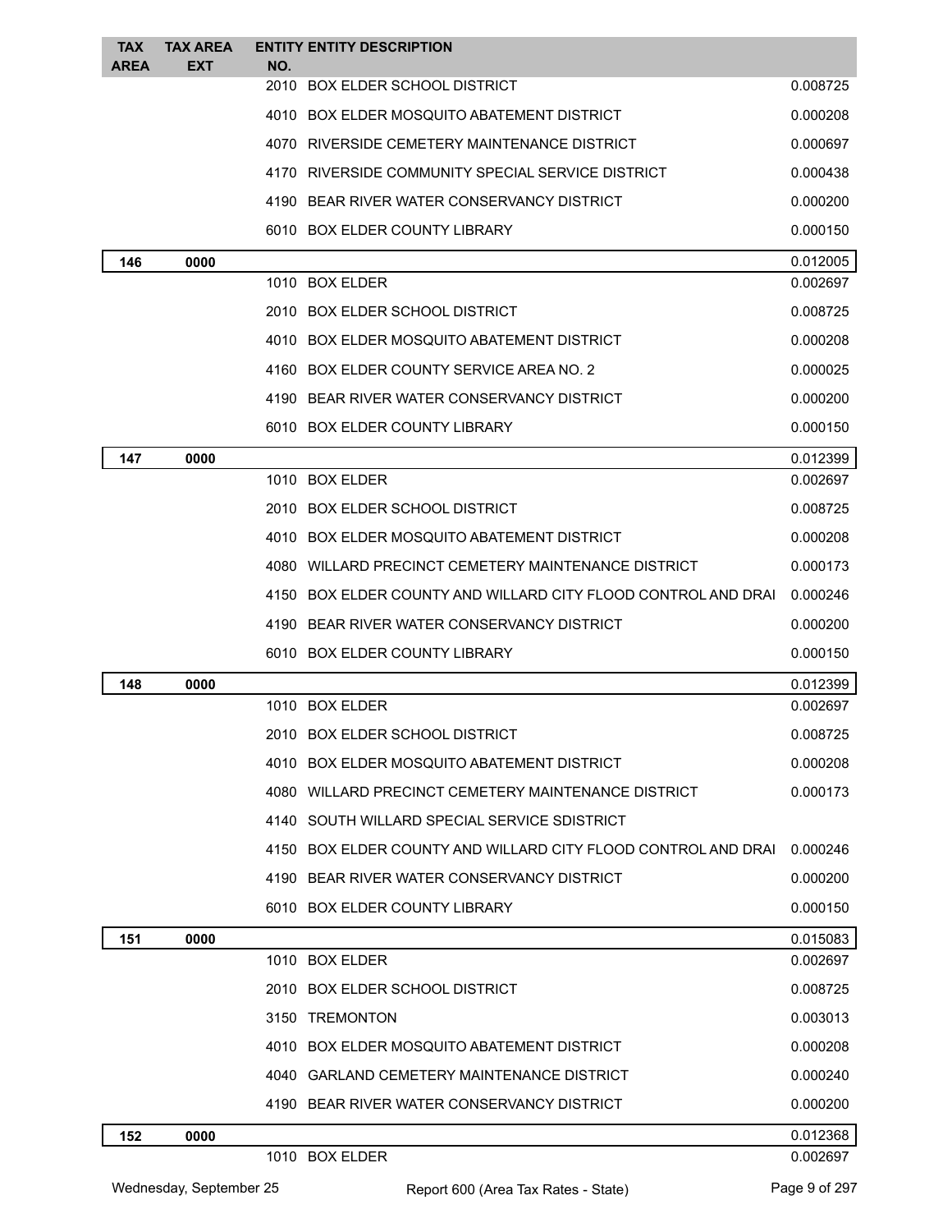| TAX AREA | TAX AREA EXT | ENTITY NO. | ENTITY DESCRIPTION | |
|---|---|---|---|---|
| | | 2010 | BOX ELDER SCHOOL DISTRICT | 0.008725 |
| | | 4010 | BOX ELDER MOSQUITO ABATEMENT DISTRICT | 0.000208 |
| | | 4070 | RIVERSIDE CEMETERY MAINTENANCE DISTRICT | 0.000697 |
| | | 4170 | RIVERSIDE COMMUNITY SPECIAL SERVICE DISTRICT | 0.000438 |
| | | 4190 | BEAR RIVER WATER CONSERVANCY DISTRICT | 0.000200 |
| | | 6010 | BOX ELDER COUNTY LIBRARY | 0.000150 |
| **146** | **0000** | | | 0.012005 |
| | | 1010 | BOX ELDER | 0.002697 |
| | | 2010 | BOX ELDER SCHOOL DISTRICT | 0.008725 |
| | | 4010 | BOX ELDER MOSQUITO ABATEMENT DISTRICT | 0.000208 |
| | | 4160 | BOX ELDER COUNTY SERVICE AREA NO. 2 | 0.000025 |
| | | 4190 | BEAR RIVER WATER CONSERVANCY DISTRICT | 0.000200 |
| | | 6010 | BOX ELDER COUNTY LIBRARY | 0.000150 |
| **147** | **0000** | | | 0.012399 |
| | | 1010 | BOX ELDER | 0.002697 |
| | | 2010 | BOX ELDER SCHOOL DISTRICT | 0.008725 |
| | | 4010 | BOX ELDER MOSQUITO ABATEMENT DISTRICT | 0.000208 |
| | | 4080 | WILLARD PRECINCT CEMETERY MAINTENANCE DISTRICT | 0.000173 |
| | | 4150 | BOX ELDER COUNTY AND WILLARD CITY FLOOD CONTROL AND DRAI | 0.000246 |
| | | 4190 | BEAR RIVER WATER CONSERVANCY DISTRICT | 0.000200 |
| | | 6010 | BOX ELDER COUNTY LIBRARY | 0.000150 |
| **148** | **0000** | | | 0.012399 |
| | | 1010 | BOX ELDER | 0.002697 |
| | | 2010 | BOX ELDER SCHOOL DISTRICT | 0.008725 |
| | | 4010 | BOX ELDER MOSQUITO ABATEMENT DISTRICT | 0.000208 |
| | | 4080 | WILLARD PRECINCT CEMETERY MAINTENANCE DISTRICT | 0.000173 |
| | | 4140 | SOUTH WILLARD SPECIAL SERVICE SDISTRICT | |
| | | 4150 | BOX ELDER COUNTY AND WILLARD CITY FLOOD CONTROL AND DRAI | 0.000246 |
| | | 4190 | BEAR RIVER WATER CONSERVANCY DISTRICT | 0.000200 |
| | | 6010 | BOX ELDER COUNTY LIBRARY | 0.000150 |
| **151** | **0000** | | | 0.015083 |
| | | 1010 | BOX ELDER | 0.002697 |
| | | 2010 | BOX ELDER SCHOOL DISTRICT | 0.008725 |
| | | 3150 | TREMONTON | 0.003013 |
| | | 4010 | BOX ELDER MOSQUITO ABATEMENT DISTRICT | 0.000208 |
| | | 4040 | GARLAND CEMETERY MAINTENANCE DISTRICT | 0.000240 |
| | | 4190 | BEAR RIVER WATER CONSERVANCY DISTRICT | 0.000200 |
| **152** | **0000** | | | 0.012368 |
| | | 1010 | BOX ELDER | 0.002697 |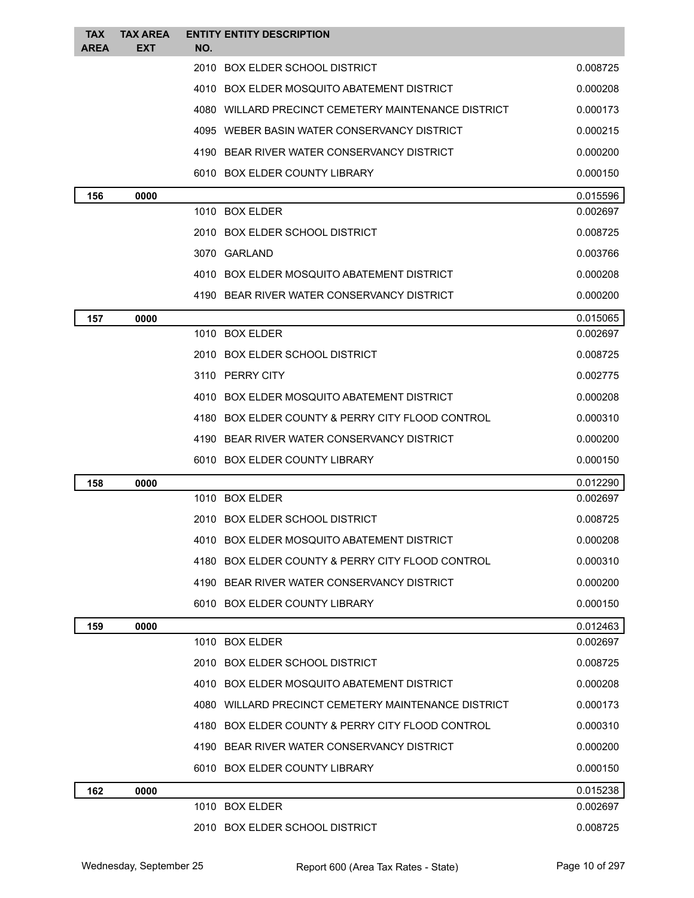| TAX AREA | TAX AREA EXT | ENTITY NO. | ENTITY DESCRIPTION | |
|---|---|---|---|---|
| | | 2010 | BOX ELDER SCHOOL DISTRICT | 0.008725 |
| | | 4010 | BOX ELDER MOSQUITO ABATEMENT DISTRICT | 0.000208 |
| | | 4080 | WILLARD PRECINCT CEMETERY MAINTENANCE DISTRICT | 0.000173 |
| | | 4095 | WEBER BASIN WATER CONSERVANCY DISTRICT | 0.000215 |
| | | 4190 | BEAR RIVER WATER CONSERVANCY DISTRICT | 0.000200 |
| | | 6010 | BOX ELDER COUNTY LIBRARY | 0.000150 |
| **156** | **0000** | | | 0.015596 |
| | | 1010 | BOX ELDER | 0.002697 |
| | | 2010 | BOX ELDER SCHOOL DISTRICT | 0.008725 |
| | | 3070 | GARLAND | 0.003766 |
| | | 4010 | BOX ELDER MOSQUITO ABATEMENT DISTRICT | 0.000208 |
| | | 4190 | BEAR RIVER WATER CONSERVANCY DISTRICT | 0.000200 |
| **157** | **0000** | | | 0.015065 |
| | | 1010 | BOX ELDER | 0.002697 |
| | | 2010 | BOX ELDER SCHOOL DISTRICT | 0.008725 |
| | | 3110 | PERRY CITY | 0.002775 |
| | | 4010 | BOX ELDER MOSQUITO ABATEMENT DISTRICT | 0.000208 |
| | | 4180 | BOX ELDER COUNTY & PERRY CITY FLOOD CONTROL | 0.000310 |
| | | 4190 | BEAR RIVER WATER CONSERVANCY DISTRICT | 0.000200 |
| | | 6010 | BOX ELDER COUNTY LIBRARY | 0.000150 |
| **158** | **0000** | | | 0.012290 |
| | | 1010 | BOX ELDER | 0.002697 |
| | | 2010 | BOX ELDER SCHOOL DISTRICT | 0.008725 |
| | | 4010 | BOX ELDER MOSQUITO ABATEMENT DISTRICT | 0.000208 |
| | | 4180 | BOX ELDER COUNTY & PERRY CITY FLOOD CONTROL | 0.000310 |
| | | 4190 | BEAR RIVER WATER CONSERVANCY DISTRICT | 0.000200 |
| | | 6010 | BOX ELDER COUNTY LIBRARY | 0.000150 |
| **159** | **0000** | | | 0.012463 |
| | | 1010 | BOX ELDER | 0.002697 |
| | | 2010 | BOX ELDER SCHOOL DISTRICT | 0.008725 |
| | | 4010 | BOX ELDER MOSQUITO ABATEMENT DISTRICT | 0.000208 |
| | | 4080 | WILLARD PRECINCT CEMETERY MAINTENANCE DISTRICT | 0.000173 |
| | | 4180 | BOX ELDER COUNTY & PERRY CITY FLOOD CONTROL | 0.000310 |
| | | 4190 | BEAR RIVER WATER CONSERVANCY DISTRICT | 0.000200 |
| | | 6010 | BOX ELDER COUNTY LIBRARY | 0.000150 |
| **162** | **0000** | | | 0.015238 |
| | | 1010 | BOX ELDER | 0.002697 |
| | | 2010 | BOX ELDER SCHOOL DISTRICT | 0.008725 |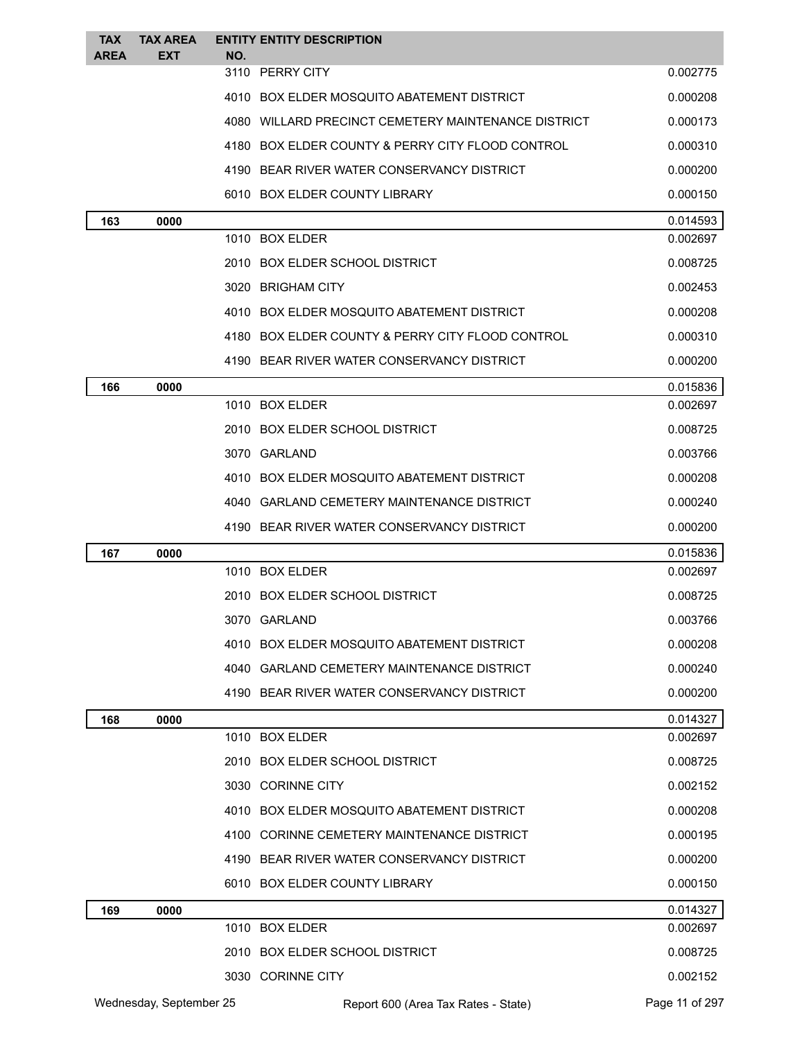| TAX AREA | TAX AREA EXT | ENTITY NO. | ENTITY DESCRIPTION | |
|---|---|---|---|---|
| | | 3110 | PERRY CITY | 0.002775 |
| | | 4010 | BOX ELDER MOSQUITO ABATEMENT DISTRICT | 0.000208 |
| | | 4080 | WILLARD PRECINCT CEMETERY MAINTENANCE DISTRICT | 0.000173 |
| | | 4180 | BOX ELDER COUNTY & PERRY CITY FLOOD CONTROL | 0.000310 |
| | | 4190 | BEAR RIVER WATER CONSERVANCY DISTRICT | 0.000200 |
| | | 6010 | BOX ELDER COUNTY LIBRARY | 0.000150 |
| **163** | **0000** | | | 0.014593 |
| | | 1010 | BOX ELDER | 0.002697 |
| | | 2010 | BOX ELDER SCHOOL DISTRICT | 0.008725 |
| | | 3020 | BRIGHAM CITY | 0.002453 |
| | | 4010 | BOX ELDER MOSQUITO ABATEMENT DISTRICT | 0.000208 |
| | | 4180 | BOX ELDER COUNTY & PERRY CITY FLOOD CONTROL | 0.000310 |
| | | 4190 | BEAR RIVER WATER CONSERVANCY DISTRICT | 0.000200 |
| **166** | **0000** | | | 0.015836 |
| | | 1010 | BOX ELDER | 0.002697 |
| | | 2010 | BOX ELDER SCHOOL DISTRICT | 0.008725 |
| | | 3070 | GARLAND | 0.003766 |
| | | 4010 | BOX ELDER MOSQUITO ABATEMENT DISTRICT | 0.000208 |
| | | 4040 | GARLAND CEMETERY MAINTENANCE DISTRICT | 0.000240 |
| | | 4190 | BEAR RIVER WATER CONSERVANCY DISTRICT | 0.000200 |
| **167** | **0000** | | | 0.015836 |
| | | 1010 | BOX ELDER | 0.002697 |
| | | 2010 | BOX ELDER SCHOOL DISTRICT | 0.008725 |
| | | 3070 | GARLAND | 0.003766 |
| | | 4010 | BOX ELDER MOSQUITO ABATEMENT DISTRICT | 0.000208 |
| | | 4040 | GARLAND CEMETERY MAINTENANCE DISTRICT | 0.000240 |
| | | 4190 | BEAR RIVER WATER CONSERVANCY DISTRICT | 0.000200 |
| **168** | **0000** | | | 0.014327 |
| | | 1010 | BOX ELDER | 0.002697 |
| | | 2010 | BOX ELDER SCHOOL DISTRICT | 0.008725 |
| | | 3030 | CORINNE CITY | 0.002152 |
| | | 4010 | BOX ELDER MOSQUITO ABATEMENT DISTRICT | 0.000208 |
| | | 4100 | CORINNE CEMETERY MAINTENANCE DISTRICT | 0.000195 |
| | | 4190 | BEAR RIVER WATER CONSERVANCY DISTRICT | 0.000200 |
| | | 6010 | BOX ELDER COUNTY LIBRARY | 0.000150 |
| **169** | **0000** | | | 0.014327 |
| | | 1010 | BOX ELDER | 0.002697 |
| | | 2010 | BOX ELDER SCHOOL DISTRICT | 0.008725 |
| | | 3030 | CORINNE CITY | 0.002152 |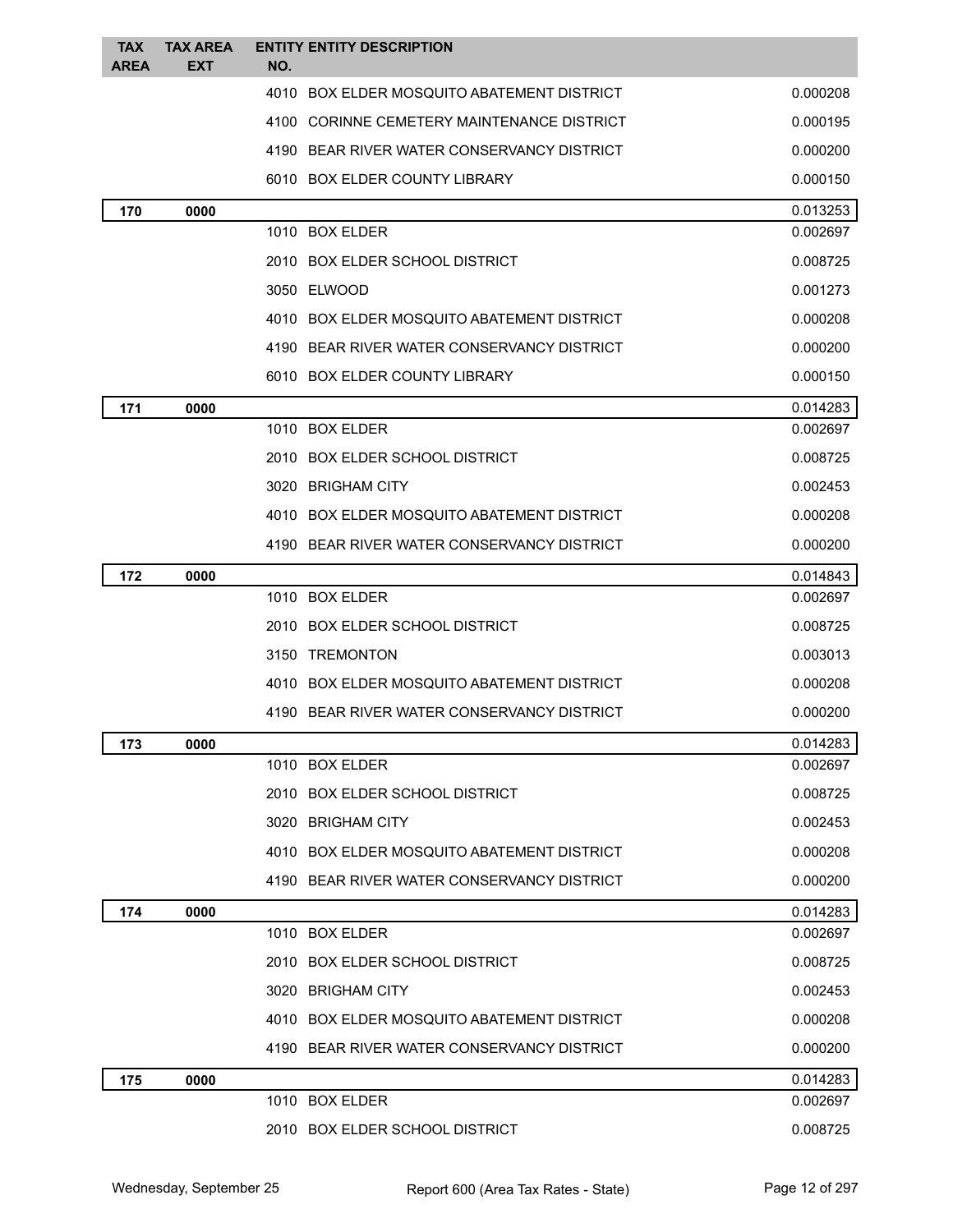| TAX AREA | TAX AREA EXT | ENTITY NO. | ENTITY DESCRIPTION | |
|---|---|---|---|---|
| | | 4010 | BOX ELDER MOSQUITO ABATEMENT DISTRICT | 0.000208 |
| | | 4100 | CORINNE CEMETERY MAINTENANCE DISTRICT | 0.000195 |
| | | 4190 | BEAR RIVER WATER CONSERVANCY DISTRICT | 0.000200 |
| | | 6010 | BOX ELDER COUNTY LIBRARY | 0.000150 |
| **170** | **0000** | | | 0.013253 |
| | | 1010 | BOX ELDER | 0.002697 |
| | | 2010 | BOX ELDER SCHOOL DISTRICT | 0.008725 |
| | | 3050 | ELWOOD | 0.001273 |
| | | 4010 | BOX ELDER MOSQUITO ABATEMENT DISTRICT | 0.000208 |
| | | 4190 | BEAR RIVER WATER CONSERVANCY DISTRICT | 0.000200 |
| | | 6010 | BOX ELDER COUNTY LIBRARY | 0.000150 |
| **171** | **0000** | | | 0.014283 |
| | | 1010 | BOX ELDER | 0.002697 |
| | | 2010 | BOX ELDER SCHOOL DISTRICT | 0.008725 |
| | | 3020 | BRIGHAM CITY | 0.002453 |
| | | 4010 | BOX ELDER MOSQUITO ABATEMENT DISTRICT | 0.000208 |
| | | 4190 | BEAR RIVER WATER CONSERVANCY DISTRICT | 0.000200 |
| **172** | **0000** | | | 0.014843 |
| | | 1010 | BOX ELDER | 0.002697 |
| | | 2010 | BOX ELDER SCHOOL DISTRICT | 0.008725 |
| | | 3150 | TREMONTON | 0.003013 |
| | | 4010 | BOX ELDER MOSQUITO ABATEMENT DISTRICT | 0.000208 |
| | | 4190 | BEAR RIVER WATER CONSERVANCY DISTRICT | 0.000200 |
| **173** | **0000** | | | 0.014283 |
| | | 1010 | BOX ELDER | 0.002697 |
| | | 2010 | BOX ELDER SCHOOL DISTRICT | 0.008725 |
| | | 3020 | BRIGHAM CITY | 0.002453 |
| | | 4010 | BOX ELDER MOSQUITO ABATEMENT DISTRICT | 0.000208 |
| | | 4190 | BEAR RIVER WATER CONSERVANCY DISTRICT | 0.000200 |
| **174** | **0000** | | | 0.014283 |
| | | 1010 | BOX ELDER | 0.002697 |
| | | 2010 | BOX ELDER SCHOOL DISTRICT | 0.008725 |
| | | 3020 | BRIGHAM CITY | 0.002453 |
| | | 4010 | BOX ELDER MOSQUITO ABATEMENT DISTRICT | 0.000208 |
| | | 4190 | BEAR RIVER WATER CONSERVANCY DISTRICT | 0.000200 |
| **175** | **0000** | | | 0.014283 |
| | | 1010 | BOX ELDER | 0.002697 |
| | | 2010 | BOX ELDER SCHOOL DISTRICT | 0.008725 |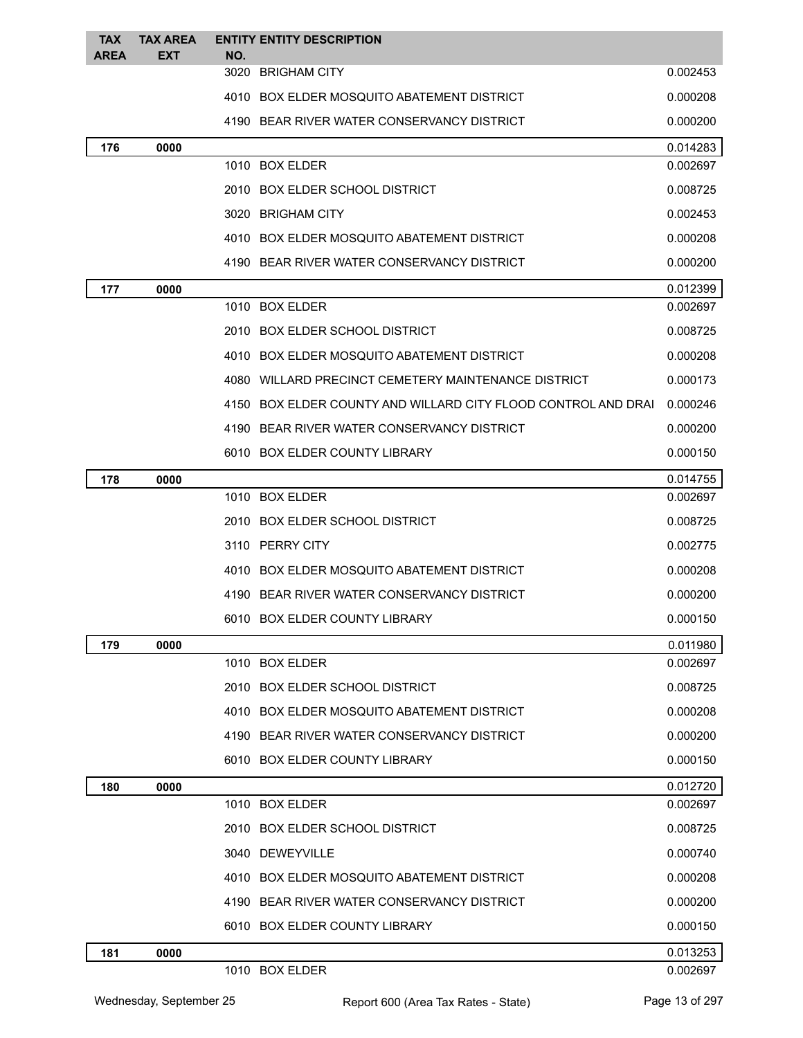| TAX AREA | TAX AREA EXT | ENTITY NO. | ENTITY DESCRIPTION | |
|---|---|---|---|---|
| | | 3020 | BRIGHAM CITY | 0.002453 |
| | | 4010 | BOX ELDER MOSQUITO ABATEMENT DISTRICT | 0.000208 |
| | | 4190 | BEAR RIVER WATER CONSERVANCY DISTRICT | 0.000200 |
| **176** | **0000** | | | 0.014283 |
| | | 1010 | BOX ELDER | 0.002697 |
| | | 2010 | BOX ELDER SCHOOL DISTRICT | 0.008725 |
| | | 3020 | BRIGHAM CITY | 0.002453 |
| | | 4010 | BOX ELDER MOSQUITO ABATEMENT DISTRICT | 0.000208 |
| | | 4190 | BEAR RIVER WATER CONSERVANCY DISTRICT | 0.000200 |
| **177** | **0000** | | | 0.012399 |
| | | 1010 | BOX ELDER | 0.002697 |
| | | 2010 | BOX ELDER SCHOOL DISTRICT | 0.008725 |
| | | 4010 | BOX ELDER MOSQUITO ABATEMENT DISTRICT | 0.000208 |
| | | 4080 | WILLARD PRECINCT CEMETERY MAINTENANCE DISTRICT | 0.000173 |
| | | 4150 | BOX ELDER COUNTY AND WILLARD CITY FLOOD CONTROL AND DRAI | 0.000246 |
| | | 4190 | BEAR RIVER WATER CONSERVANCY DISTRICT | 0.000200 |
| | | 6010 | BOX ELDER COUNTY LIBRARY | 0.000150 |
| **178** | **0000** | | | 0.014755 |
| | | 1010 | BOX ELDER | 0.002697 |
| | | 2010 | BOX ELDER SCHOOL DISTRICT | 0.008725 |
| | | 3110 | PERRY CITY | 0.002775 |
| | | 4010 | BOX ELDER MOSQUITO ABATEMENT DISTRICT | 0.000208 |
| | | 4190 | BEAR RIVER WATER CONSERVANCY DISTRICT | 0.000200 |
| | | 6010 | BOX ELDER COUNTY LIBRARY | 0.000150 |
| **179** | **0000** | | | 0.011980 |
| | | 1010 | BOX ELDER | 0.002697 |
| | | 2010 | BOX ELDER SCHOOL DISTRICT | 0.008725 |
| | | 4010 | BOX ELDER MOSQUITO ABATEMENT DISTRICT | 0.000208 |
| | | 4190 | BEAR RIVER WATER CONSERVANCY DISTRICT | 0.000200 |
| | | 6010 | BOX ELDER COUNTY LIBRARY | 0.000150 |
| **180** | **0000** | | | 0.012720 |
| | | 1010 | BOX ELDER | 0.002697 |
| | | 2010 | BOX ELDER SCHOOL DISTRICT | 0.008725 |
| | | 3040 | DEWEYVILLE | 0.000740 |
| | | 4010 | BOX ELDER MOSQUITO ABATEMENT DISTRICT | 0.000208 |
| | | 4190 | BEAR RIVER WATER CONSERVANCY DISTRICT | 0.000200 |
| | | 6010 | BOX ELDER COUNTY LIBRARY | 0.000150 |
| **181** | **0000** | | | 0.013253 |
| | | 1010 | BOX ELDER | 0.002697 |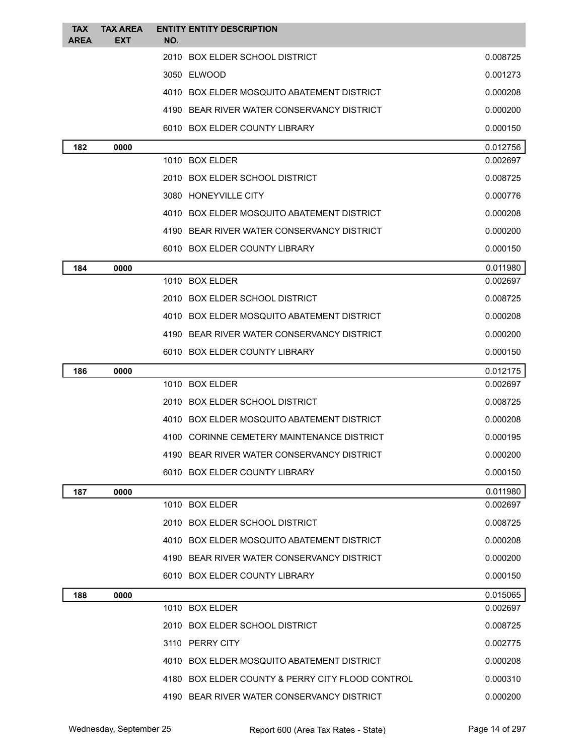| TAX AREA | TAX AREA EXT | ENTITY NO. | ENTITY DESCRIPTION | |
|---|---|---|---|---|
| | | 2010 | BOX ELDER SCHOOL DISTRICT | 0.008725 |
| | | 3050 | ELWOOD | 0.001273 |
| | | 4010 | BOX ELDER MOSQUITO ABATEMENT DISTRICT | 0.000208 |
| | | 4190 | BEAR RIVER WATER CONSERVANCY DISTRICT | 0.000200 |
| | | 6010 | BOX ELDER COUNTY LIBRARY | 0.000150 |
| **182** | **0000** | | | 0.012756 |
| | | 1010 | BOX ELDER | 0.002697 |
| | | 2010 | BOX ELDER SCHOOL DISTRICT | 0.008725 |
| | | 3080 | HONEYVILLE CITY | 0.000776 |
| | | 4010 | BOX ELDER MOSQUITO ABATEMENT DISTRICT | 0.000208 |
| | | 4190 | BEAR RIVER WATER CONSERVANCY DISTRICT | 0.000200 |
| | | 6010 | BOX ELDER COUNTY LIBRARY | 0.000150 |
| **184** | **0000** | | | 0.011980 |
| | | 1010 | BOX ELDER | 0.002697 |
| | | 2010 | BOX ELDER SCHOOL DISTRICT | 0.008725 |
| | | 4010 | BOX ELDER MOSQUITO ABATEMENT DISTRICT | 0.000208 |
| | | 4190 | BEAR RIVER WATER CONSERVANCY DISTRICT | 0.000200 |
| | | 6010 | BOX ELDER COUNTY LIBRARY | 0.000150 |
| **186** | **0000** | | | 0.012175 |
| | | 1010 | BOX ELDER | 0.002697 |
| | | 2010 | BOX ELDER SCHOOL DISTRICT | 0.008725 |
| | | 4010 | BOX ELDER MOSQUITO ABATEMENT DISTRICT | 0.000208 |
| | | 4100 | CORINNE CEMETERY MAINTENANCE DISTRICT | 0.000195 |
| | | 4190 | BEAR RIVER WATER CONSERVANCY DISTRICT | 0.000200 |
| | | 6010 | BOX ELDER COUNTY LIBRARY | 0.000150 |
| **187** | **0000** | | | 0.011980 |
| | | 1010 | BOX ELDER | 0.002697 |
| | | 2010 | BOX ELDER SCHOOL DISTRICT | 0.008725 |
| | | 4010 | BOX ELDER MOSQUITO ABATEMENT DISTRICT | 0.000208 |
| | | 4190 | BEAR RIVER WATER CONSERVANCY DISTRICT | 0.000200 |
| | | 6010 | BOX ELDER COUNTY LIBRARY | 0.000150 |
| **188** | **0000** | | | 0.015065 |
| | | 1010 | BOX ELDER | 0.002697 |
| | | 2010 | BOX ELDER SCHOOL DISTRICT | 0.008725 |
| | | 3110 | PERRY CITY | 0.002775 |
| | | 4010 | BOX ELDER MOSQUITO ABATEMENT DISTRICT | 0.000208 |
| | | 4180 | BOX ELDER COUNTY & PERRY CITY FLOOD CONTROL | 0.000310 |
| | | 4190 | BEAR RIVER WATER CONSERVANCY DISTRICT | 0.000200 |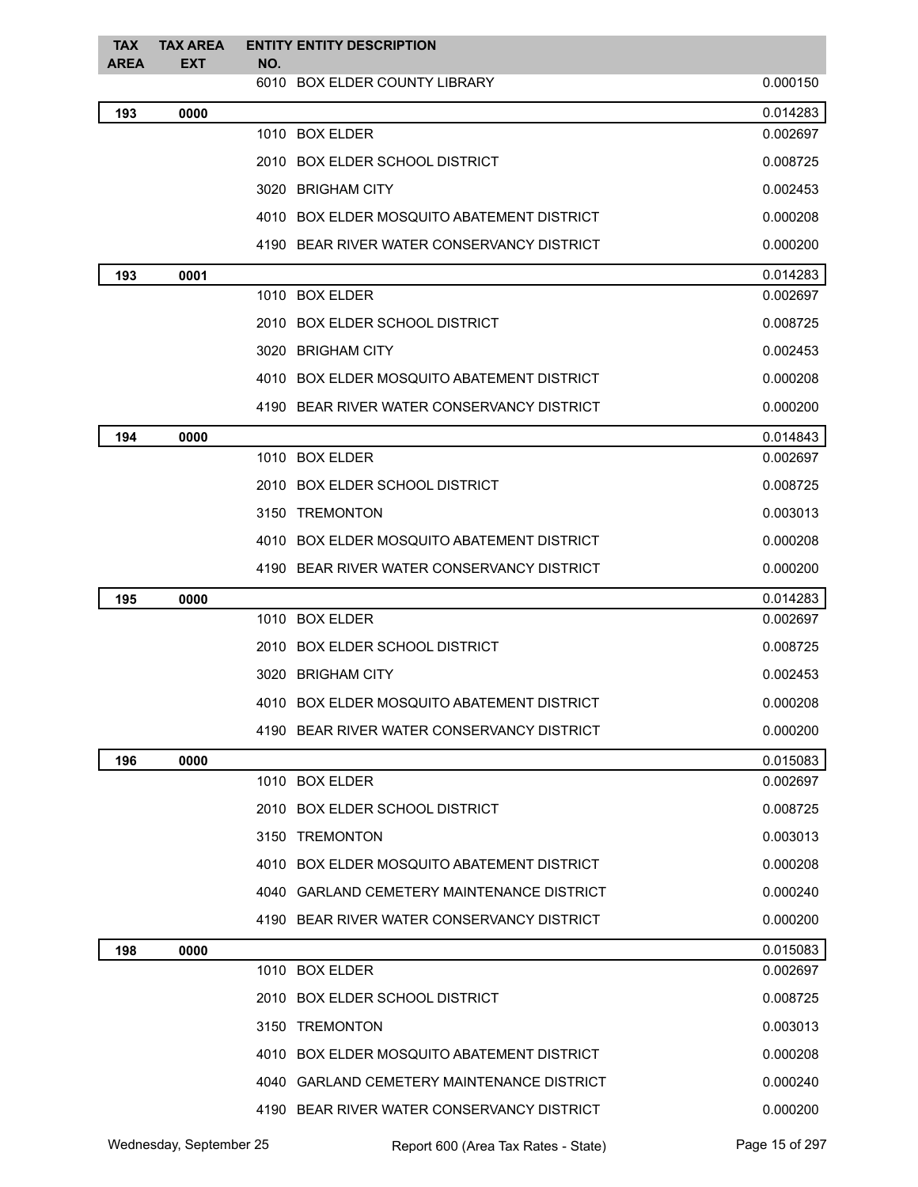| TAX AREA | TAX AREA EXT | ENTITY NO. | ENTITY DESCRIPTION | |
|---|---|---|---|---|
| | | 6010 | BOX ELDER COUNTY LIBRARY | 0.000150 |
| **193** | **0000** | | | 0.014283 |
| | | 1010 | BOX ELDER | 0.002697 |
| | | 2010 | BOX ELDER SCHOOL DISTRICT | 0.008725 |
| | | 3020 | BRIGHAM CITY | 0.002453 |
| | | 4010 | BOX ELDER MOSQUITO ABATEMENT DISTRICT | 0.000208 |
| | | 4190 | BEAR RIVER WATER CONSERVANCY DISTRICT | 0.000200 |
| **193** | **0001** | | | 0.014283 |
| | | 1010 | BOX ELDER | 0.002697 |
| | | 2010 | BOX ELDER SCHOOL DISTRICT | 0.008725 |
| | | 3020 | BRIGHAM CITY | 0.002453 |
| | | 4010 | BOX ELDER MOSQUITO ABATEMENT DISTRICT | 0.000208 |
| | | 4190 | BEAR RIVER WATER CONSERVANCY DISTRICT | 0.000200 |
| **194** | **0000** | | | 0.014843 |
| | | 1010 | BOX ELDER | 0.002697 |
| | | 2010 | BOX ELDER SCHOOL DISTRICT | 0.008725 |
| | | 3150 | TREMONTON | 0.003013 |
| | | 4010 | BOX ELDER MOSQUITO ABATEMENT DISTRICT | 0.000208 |
| | | 4190 | BEAR RIVER WATER CONSERVANCY DISTRICT | 0.000200 |
| **195** | **0000** | | | 0.014283 |
| | | 1010 | BOX ELDER | 0.002697 |
| | | 2010 | BOX ELDER SCHOOL DISTRICT | 0.008725 |
| | | 3020 | BRIGHAM CITY | 0.002453 |
| | | 4010 | BOX ELDER MOSQUITO ABATEMENT DISTRICT | 0.000208 |
| | | 4190 | BEAR RIVER WATER CONSERVANCY DISTRICT | 0.000200 |
| **196** | **0000** | | | 0.015083 |
| | | 1010 | BOX ELDER | 0.002697 |
| | | 2010 | BOX ELDER SCHOOL DISTRICT | 0.008725 |
| | | 3150 | TREMONTON | 0.003013 |
| | | 4010 | BOX ELDER MOSQUITO ABATEMENT DISTRICT | 0.000208 |
| | | 4040 | GARLAND CEMETERY MAINTENANCE DISTRICT | 0.000240 |
| | | 4190 | BEAR RIVER WATER CONSERVANCY DISTRICT | 0.000200 |
| **198** | **0000** | | | 0.015083 |
| | | 1010 | BOX ELDER | 0.002697 |
| | | 2010 | BOX ELDER SCHOOL DISTRICT | 0.008725 |
| | | 3150 | TREMONTON | 0.003013 |
| | | 4010 | BOX ELDER MOSQUITO ABATEMENT DISTRICT | 0.000208 |
| | | 4040 | GARLAND CEMETERY MAINTENANCE DISTRICT | 0.000240 |
| | | 4190 | BEAR RIVER WATER CONSERVANCY DISTRICT | 0.000200 |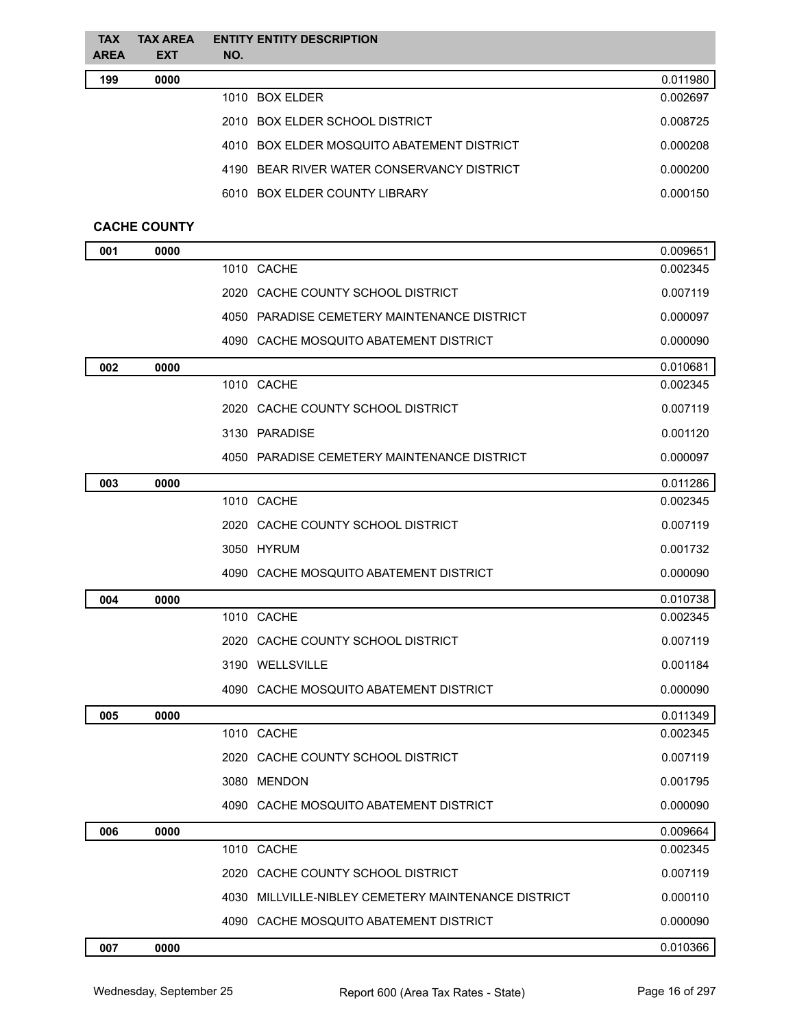| TAX AREA | TAX AREA EXT | ENTITY NO. | ENTITY DESCRIPTION | |
|---|---|---|---|---|
| **199** | **0000** | | | 0.011980 |
| | | 1010 | BOX ELDER | 0.002697 |
| | | 2010 | BOX ELDER SCHOOL DISTRICT | 0.008725 |
| | | 4010 | BOX ELDER MOSQUITO ABATEMENT DISTRICT | 0.000208 |
| | | 4190 | BEAR RIVER WATER CONSERVANCY DISTRICT | 0.000200 |
| | | 6010 | BOX ELDER COUNTY LIBRARY | 0.000150 |

**CACHE COUNTY**

| TAX AREA | TAX AREA EXT | ENTITY NO. | ENTITY DESCRIPTION | |
|---|---|---|---|---|
| **001** | **0000** | | | 0.009651 |
| | | 1010 | CACHE | 0.002345 |
| | | 2020 | CACHE COUNTY SCHOOL DISTRICT | 0.007119 |
| | | 4050 | PARADISE CEMETERY MAINTENANCE DISTRICT | 0.000097 |
| | | 4090 | CACHE MOSQUITO ABATEMENT DISTRICT | 0.000090 |
| **002** | **0000** | | | 0.010681 |
| | | 1010 | CACHE | 0.002345 |
| | | 2020 | CACHE COUNTY SCHOOL DISTRICT | 0.007119 |
| | | 3130 | PARADISE | 0.001120 |
| | | 4050 | PARADISE CEMETERY MAINTENANCE DISTRICT | 0.000097 |
| **003** | **0000** | | | 0.011286 |
| | | 1010 | CACHE | 0.002345 |
| | | 2020 | CACHE COUNTY SCHOOL DISTRICT | 0.007119 |
| | | 3050 | HYRUM | 0.001732 |
| | | 4090 | CACHE MOSQUITO ABATEMENT DISTRICT | 0.000090 |
| **004** | **0000** | | | 0.010738 |
| | | 1010 | CACHE | 0.002345 |
| | | 2020 | CACHE COUNTY SCHOOL DISTRICT | 0.007119 |
| | | 3190 | WELLSVILLE | 0.001184 |
| | | 4090 | CACHE MOSQUITO ABATEMENT DISTRICT | 0.000090 |
| **005** | **0000** | | | 0.011349 |
| | | 1010 | CACHE | 0.002345 |
| | | 2020 | CACHE COUNTY SCHOOL DISTRICT | 0.007119 |
| | | 3080 | MENDON | 0.001795 |
| | | 4090 | CACHE MOSQUITO ABATEMENT DISTRICT | 0.000090 |
| **006** | **0000** | | | 0.009664 |
| | | 1010 | CACHE | 0.002345 |
| | | 2020 | CACHE COUNTY SCHOOL DISTRICT | 0.007119 |
| | | 4030 | MILLVILLE-NIBLEY CEMETERY MAINTENANCE DISTRICT | 0.000110 |
| | | 4090 | CACHE MOSQUITO ABATEMENT DISTRICT | 0.000090 |
| **007** | **0000** | | | 0.010366 |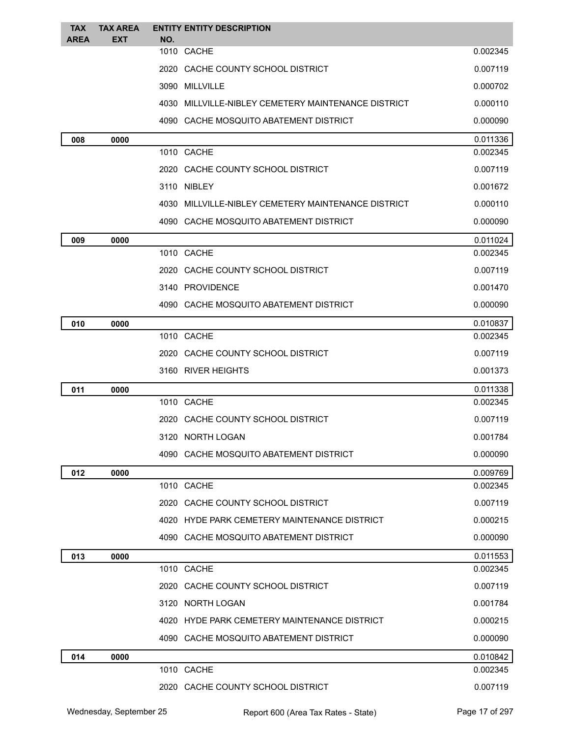| TAX AREA | TAX AREA EXT | ENTITY NO. | ENTITY DESCRIPTION | |
|---|---|---|---|---|
| | | 1010 | CACHE | 0.002345 |
| | | 2020 | CACHE COUNTY SCHOOL DISTRICT | 0.007119 |
| | | 3090 | MILLVILLE | 0.000702 |
| | | 4030 | MILLVILLE-NIBLEY CEMETERY MAINTENANCE DISTRICT | 0.000110 |
| | | 4090 | CACHE MOSQUITO ABATEMENT DISTRICT | 0.000090 |
| **008** | **0000** | | | 0.011336 |
| | | 1010 | CACHE | 0.002345 |
| | | 2020 | CACHE COUNTY SCHOOL DISTRICT | 0.007119 |
| | | 3110 | NIBLEY | 0.001672 |
| | | 4030 | MILLVILLE-NIBLEY CEMETERY MAINTENANCE DISTRICT | 0.000110 |
| | | 4090 | CACHE MOSQUITO ABATEMENT DISTRICT | 0.000090 |
| **009** | **0000** | | | 0.011024 |
| | | 1010 | CACHE | 0.002345 |
| | | 2020 | CACHE COUNTY SCHOOL DISTRICT | 0.007119 |
| | | 3140 | PROVIDENCE | 0.001470 |
| | | 4090 | CACHE MOSQUITO ABATEMENT DISTRICT | 0.000090 |
| **010** | **0000** | | | 0.010837 |
| | | 1010 | CACHE | 0.002345 |
| | | 2020 | CACHE COUNTY SCHOOL DISTRICT | 0.007119 |
| | | 3160 | RIVER HEIGHTS | 0.001373 |
| **011** | **0000** | | | 0.011338 |
| | | 1010 | CACHE | 0.002345 |
| | | 2020 | CACHE COUNTY SCHOOL DISTRICT | 0.007119 |
| | | 3120 | NORTH LOGAN | 0.001784 |
| | | 4090 | CACHE MOSQUITO ABATEMENT DISTRICT | 0.000090 |
| **012** | **0000** | | | 0.009769 |
| | | 1010 | CACHE | 0.002345 |
| | | 2020 | CACHE COUNTY SCHOOL DISTRICT | 0.007119 |
| | | 4020 | HYDE PARK CEMETERY MAINTENANCE DISTRICT | 0.000215 |
| | | 4090 | CACHE MOSQUITO ABATEMENT DISTRICT | 0.000090 |
| **013** | **0000** | | | 0.011553 |
| | | 1010 | CACHE | 0.002345 |
| | | 2020 | CACHE COUNTY SCHOOL DISTRICT | 0.007119 |
| | | 3120 | NORTH LOGAN | 0.001784 |
| | | 4020 | HYDE PARK CEMETERY MAINTENANCE DISTRICT | 0.000215 |
| | | 4090 | CACHE MOSQUITO ABATEMENT DISTRICT | 0.000090 |
| **014** | **0000** | | | 0.010842 |
| | | 1010 | CACHE | 0.002345 |
| | | 2020 | CACHE COUNTY SCHOOL DISTRICT | 0.007119 |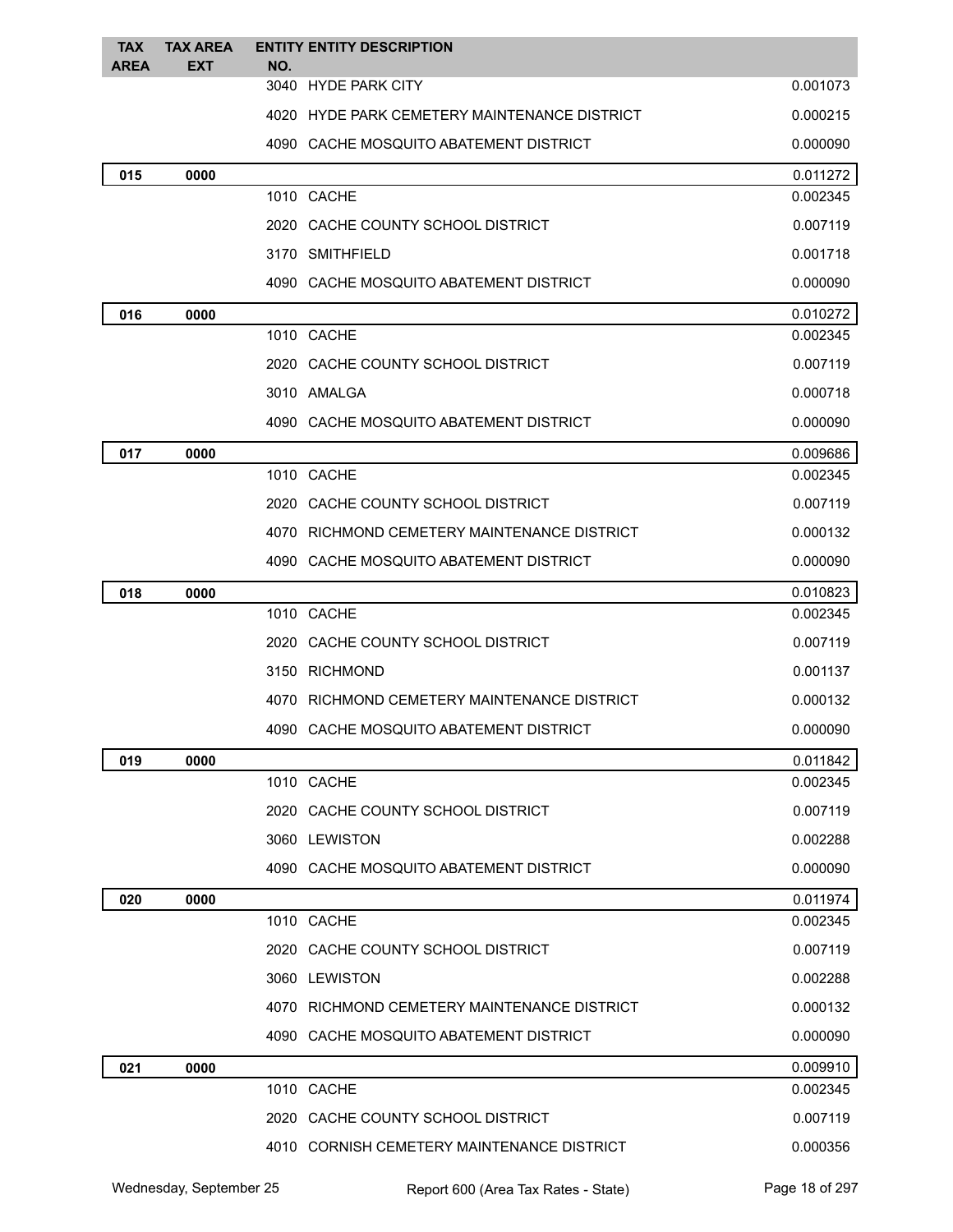| TAX AREA | TAX AREA EXT | ENTITY NO. | ENTITY DESCRIPTION | |
|---|---|---|---|---|
| | | 3040 | HYDE PARK CITY | 0.001073 |
| | | 4020 | HYDE PARK CEMETERY MAINTENANCE DISTRICT | 0.000215 |
| | | 4090 | CACHE MOSQUITO ABATEMENT DISTRICT | 0.000090 |
| **015** | **0000** | | | 0.011272 |
| | | 1010 | CACHE | 0.002345 |
| | | 2020 | CACHE COUNTY SCHOOL DISTRICT | 0.007119 |
| | | 3170 | SMITHFIELD | 0.001718 |
| | | 4090 | CACHE MOSQUITO ABATEMENT DISTRICT | 0.000090 |
| **016** | **0000** | | | 0.010272 |
| | | 1010 | CACHE | 0.002345 |
| | | 2020 | CACHE COUNTY SCHOOL DISTRICT | 0.007119 |
| | | 3010 | AMALGA | 0.000718 |
| | | 4090 | CACHE MOSQUITO ABATEMENT DISTRICT | 0.000090 |
| **017** | **0000** | | | 0.009686 |
| | | 1010 | CACHE | 0.002345 |
| | | 2020 | CACHE COUNTY SCHOOL DISTRICT | 0.007119 |
| | | 4070 | RICHMOND CEMETERY MAINTENANCE DISTRICT | 0.000132 |
| | | 4090 | CACHE MOSQUITO ABATEMENT DISTRICT | 0.000090 |
| **018** | **0000** | | | 0.010823 |
| | | 1010 | CACHE | 0.002345 |
| | | 2020 | CACHE COUNTY SCHOOL DISTRICT | 0.007119 |
| | | 3150 | RICHMOND | 0.001137 |
| | | 4070 | RICHMOND CEMETERY MAINTENANCE DISTRICT | 0.000132 |
| | | 4090 | CACHE MOSQUITO ABATEMENT DISTRICT | 0.000090 |
| **019** | **0000** | | | 0.011842 |
| | | 1010 | CACHE | 0.002345 |
| | | 2020 | CACHE COUNTY SCHOOL DISTRICT | 0.007119 |
| | | 3060 | LEWISTON | 0.002288 |
| | | 4090 | CACHE MOSQUITO ABATEMENT DISTRICT | 0.000090 |
| **020** | **0000** | | | 0.011974 |
| | | 1010 | CACHE | 0.002345 |
| | | 2020 | CACHE COUNTY SCHOOL DISTRICT | 0.007119 |
| | | 3060 | LEWISTON | 0.002288 |
| | | 4070 | RICHMOND CEMETERY MAINTENANCE DISTRICT | 0.000132 |
| | | 4090 | CACHE MOSQUITO ABATEMENT DISTRICT | 0.000090 |
| **021** | **0000** | | | 0.009910 |
| | | 1010 | CACHE | 0.002345 |
| | | 2020 | CACHE COUNTY SCHOOL DISTRICT | 0.007119 |
| | | 4010 | CORNISH CEMETERY MAINTENANCE DISTRICT | 0.000356 |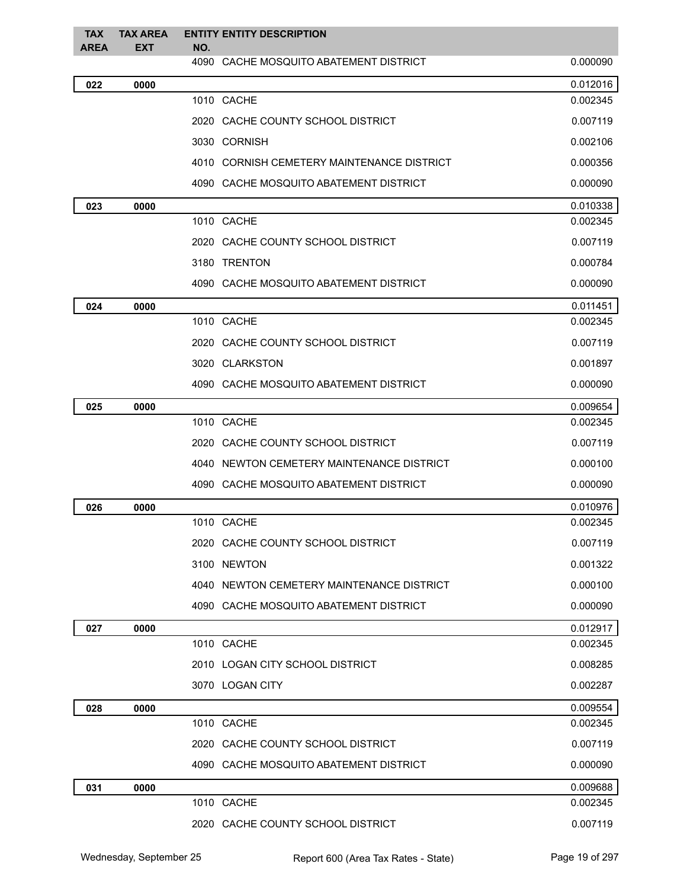| TAX AREA | TAX AREA EXT | ENTITY NO. | ENTITY DESCRIPTION | |
|---|---|---|---|---|
| | | 4090 | CACHE MOSQUITO ABATEMENT DISTRICT | 0.000090 |
| **022** | **0000** | | | 0.012016 |
| | | 1010 | CACHE | 0.002345 |
| | | 2020 | CACHE COUNTY SCHOOL DISTRICT | 0.007119 |
| | | 3030 | CORNISH | 0.002106 |
| | | 4010 | CORNISH CEMETERY MAINTENANCE DISTRICT | 0.000356 |
| | | 4090 | CACHE MOSQUITO ABATEMENT DISTRICT | 0.000090 |
| **023** | **0000** | | | 0.010338 |
| | | 1010 | CACHE | 0.002345 |
| | | 2020 | CACHE COUNTY SCHOOL DISTRICT | 0.007119 |
| | | 3180 | TRENTON | 0.000784 |
| | | 4090 | CACHE MOSQUITO ABATEMENT DISTRICT | 0.000090 |
| **024** | **0000** | | | 0.011451 |
| | | 1010 | CACHE | 0.002345 |
| | | 2020 | CACHE COUNTY SCHOOL DISTRICT | 0.007119 |
| | | 3020 | CLARKSTON | 0.001897 |
| | | 4090 | CACHE MOSQUITO ABATEMENT DISTRICT | 0.000090 |
| **025** | **0000** | | | 0.009654 |
| | | 1010 | CACHE | 0.002345 |
| | | 2020 | CACHE COUNTY SCHOOL DISTRICT | 0.007119 |
| | | 4040 | NEWTON CEMETERY MAINTENANCE DISTRICT | 0.000100 |
| | | 4090 | CACHE MOSQUITO ABATEMENT DISTRICT | 0.000090 |
| **026** | **0000** | | | 0.010976 |
| | | 1010 | CACHE | 0.002345 |
| | | 2020 | CACHE COUNTY SCHOOL DISTRICT | 0.007119 |
| | | 3100 | NEWTON | 0.001322 |
| | | 4040 | NEWTON CEMETERY MAINTENANCE DISTRICT | 0.000100 |
| | | 4090 | CACHE MOSQUITO ABATEMENT DISTRICT | 0.000090 |
| **027** | **0000** | | | 0.012917 |
| | | 1010 | CACHE | 0.002345 |
| | | 2010 | LOGAN CITY SCHOOL DISTRICT | 0.008285 |
| | | 3070 | LOGAN CITY | 0.002287 |
| **028** | **0000** | | | 0.009554 |
| | | 1010 | CACHE | 0.002345 |
| | | 2020 | CACHE COUNTY SCHOOL DISTRICT | 0.007119 |
| | | 4090 | CACHE MOSQUITO ABATEMENT DISTRICT | 0.000090 |
| **031** | **0000** | | | 0.009688 |
| | | 1010 | CACHE | 0.002345 |
| | | 2020 | CACHE COUNTY SCHOOL DISTRICT | 0.007119 |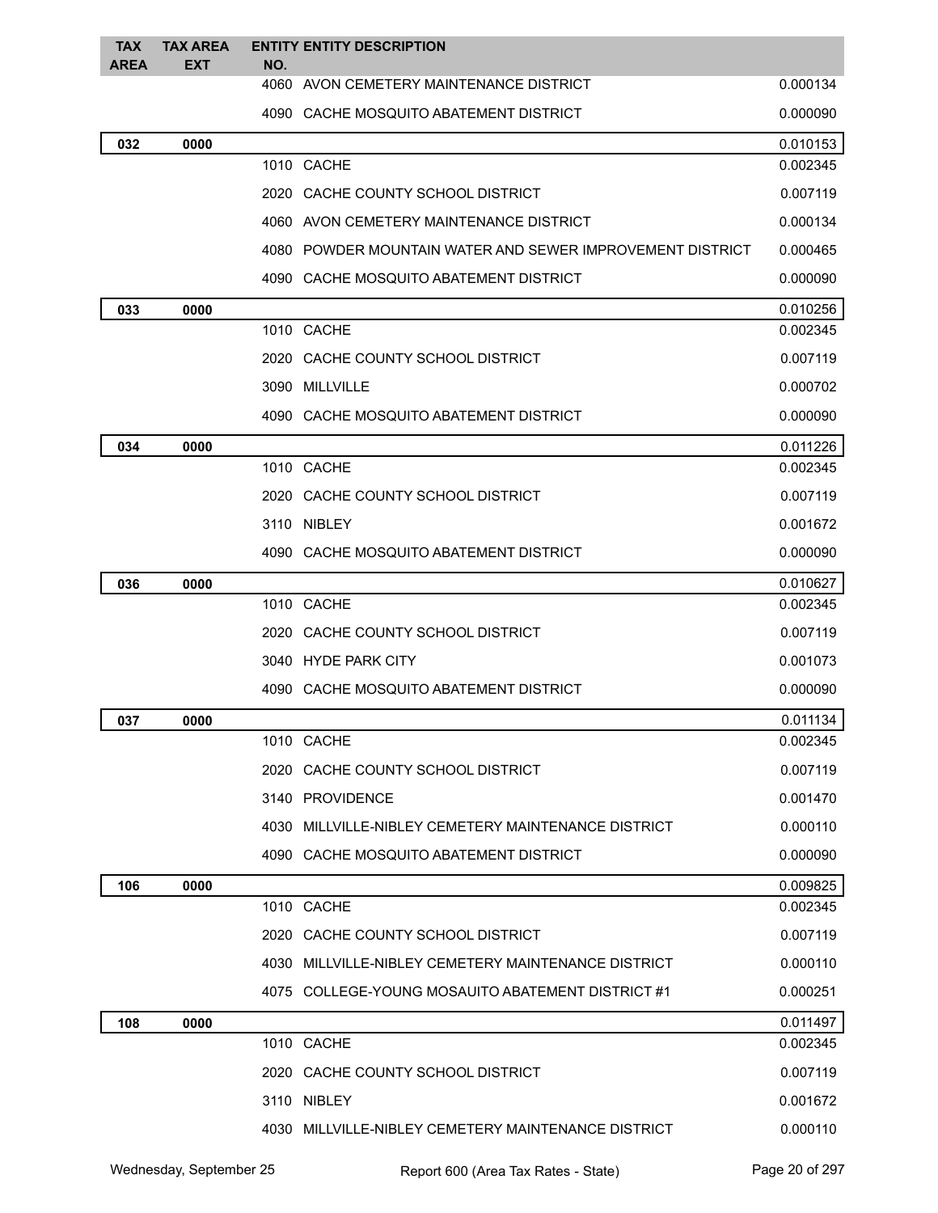| TAX AREA | TAX AREA EXT | ENTITY NO. | ENTITY DESCRIPTION | |
|---|---|---|---|---|
| | | 4060 | AVON CEMETERY MAINTENANCE DISTRICT | 0.000134 |
| | | 4090 | CACHE MOSQUITO ABATEMENT DISTRICT | 0.000090 |
| **032** | **0000** | | | 0.010153 |
| | | 1010 | CACHE | 0.002345 |
| | | 2020 | CACHE COUNTY SCHOOL DISTRICT | 0.007119 |
| | | 4060 | AVON CEMETERY MAINTENANCE DISTRICT | 0.000134 |
| | | 4080 | POWDER MOUNTAIN WATER AND SEWER IMPROVEMENT DISTRICT | 0.000465 |
| | | 4090 | CACHE MOSQUITO ABATEMENT DISTRICT | 0.000090 |
| **033** | **0000** | | | 0.010256 |
| | | 1010 | CACHE | 0.002345 |
| | | 2020 | CACHE COUNTY SCHOOL DISTRICT | 0.007119 |
| | | 3090 | MILLVILLE | 0.000702 |
| | | 4090 | CACHE MOSQUITO ABATEMENT DISTRICT | 0.000090 |
| **034** | **0000** | | | 0.011226 |
| | | 1010 | CACHE | 0.002345 |
| | | 2020 | CACHE COUNTY SCHOOL DISTRICT | 0.007119 |
| | | 3110 | NIBLEY | 0.001672 |
| | | 4090 | CACHE MOSQUITO ABATEMENT DISTRICT | 0.000090 |
| **036** | **0000** | | | 0.010627 |
| | | 1010 | CACHE | 0.002345 |
| | | 2020 | CACHE COUNTY SCHOOL DISTRICT | 0.007119 |
| | | 3040 | HYDE PARK CITY | 0.001073 |
| | | 4090 | CACHE MOSQUITO ABATEMENT DISTRICT | 0.000090 |
| **037** | **0000** | | | 0.011134 |
| | | 1010 | CACHE | 0.002345 |
| | | 2020 | CACHE COUNTY SCHOOL DISTRICT | 0.007119 |
| | | 3140 | PROVIDENCE | 0.001470 |
| | | 4030 | MILLVILLE-NIBLEY CEMETERY MAINTENANCE DISTRICT | 0.000110 |
| | | 4090 | CACHE MOSQUITO ABATEMENT DISTRICT | 0.000090 |
| **106** | **0000** | | | 0.009825 |
| | | 1010 | CACHE | 0.002345 |
| | | 2020 | CACHE COUNTY SCHOOL DISTRICT | 0.007119 |
| | | 4030 | MILLVILLE-NIBLEY CEMETERY MAINTENANCE DISTRICT | 0.000110 |
| | | 4075 | COLLEGE-YOUNG MOSAUITO ABATEMENT DISTRICT #1 | 0.000251 |
| **108** | **0000** | | | 0.011497 |
| | | 1010 | CACHE | 0.002345 |
| | | 2020 | CACHE COUNTY SCHOOL DISTRICT | 0.007119 |
| | | 3110 | NIBLEY | 0.001672 |
| | | 4030 | MILLVILLE-NIBLEY CEMETERY MAINTENANCE DISTRICT | 0.000110 |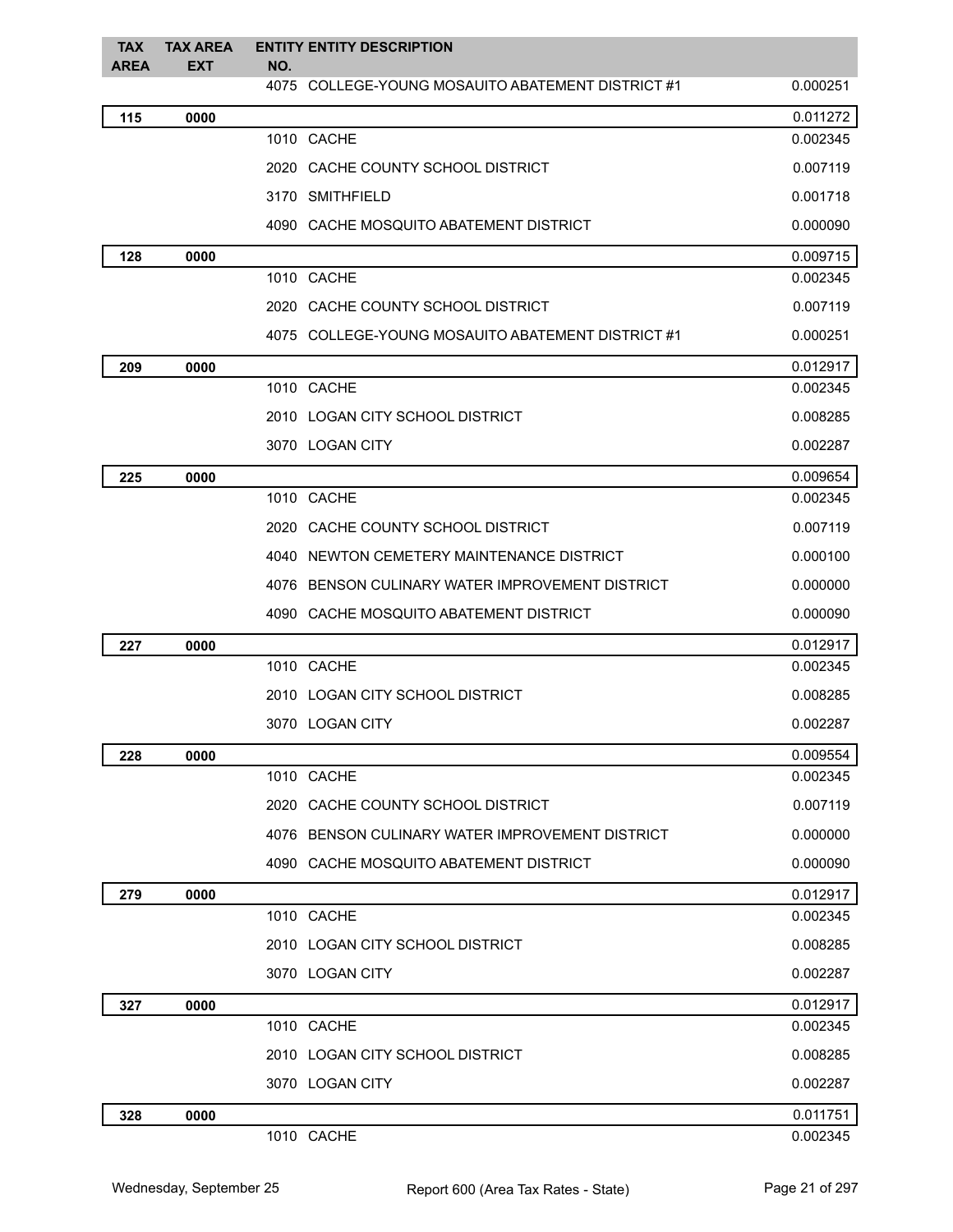| TAX AREA | TAX AREA EXT | ENTITY NO. | ENTITY DESCRIPTION | |
|---|---|---|---|---|
| | | 4075 | COLLEGE-YOUNG MOSAUITO ABATEMENT DISTRICT #1 | 0.000251 |
| **115** | **0000** | | | 0.011272 |
| | | 1010 | CACHE | 0.002345 |
| | | 2020 | CACHE COUNTY SCHOOL DISTRICT | 0.007119 |
| | | 3170 | SMITHFIELD | 0.001718 |
| | | 4090 | CACHE MOSQUITO ABATEMENT DISTRICT | 0.000090 |
| **128** | **0000** | | | 0.009715 |
| | | 1010 | CACHE | 0.002345 |
| | | 2020 | CACHE COUNTY SCHOOL DISTRICT | 0.007119 |
| | | 4075 | COLLEGE-YOUNG MOSAUITO ABATEMENT DISTRICT #1 | 0.000251 |
| **209** | **0000** | | | 0.012917 |
| | | 1010 | CACHE | 0.002345 |
| | | 2010 | LOGAN CITY SCHOOL DISTRICT | 0.008285 |
| | | 3070 | LOGAN CITY | 0.002287 |
| **225** | **0000** | | | 0.009654 |
| | | 1010 | CACHE | 0.002345 |
| | | 2020 | CACHE COUNTY SCHOOL DISTRICT | 0.007119 |
| | | 4040 | NEWTON CEMETERY MAINTENANCE DISTRICT | 0.000100 |
| | | 4076 | BENSON CULINARY WATER IMPROVEMENT DISTRICT | 0.000000 |
| | | 4090 | CACHE MOSQUITO ABATEMENT DISTRICT | 0.000090 |
| **227** | **0000** | | | 0.012917 |
| | | 1010 | CACHE | 0.002345 |
| | | 2010 | LOGAN CITY SCHOOL DISTRICT | 0.008285 |
| | | 3070 | LOGAN CITY | 0.002287 |
| **228** | **0000** | | | 0.009554 |
| | | 1010 | CACHE | 0.002345 |
| | | 2020 | CACHE COUNTY SCHOOL DISTRICT | 0.007119 |
| | | 4076 | BENSON CULINARY WATER IMPROVEMENT DISTRICT | 0.000000 |
| | | 4090 | CACHE MOSQUITO ABATEMENT DISTRICT | 0.000090 |
| **279** | **0000** | | | 0.012917 |
| | | 1010 | CACHE | 0.002345 |
| | | 2010 | LOGAN CITY SCHOOL DISTRICT | 0.008285 |
| | | 3070 | LOGAN CITY | 0.002287 |
| **327** | **0000** | | | 0.012917 |
| | | 1010 | CACHE | 0.002345 |
| | | 2010 | LOGAN CITY SCHOOL DISTRICT | 0.008285 |
| | | 3070 | LOGAN CITY | 0.002287 |
| **328** | **0000** | | | 0.011751 |
| | | 1010 | CACHE | 0.002345 |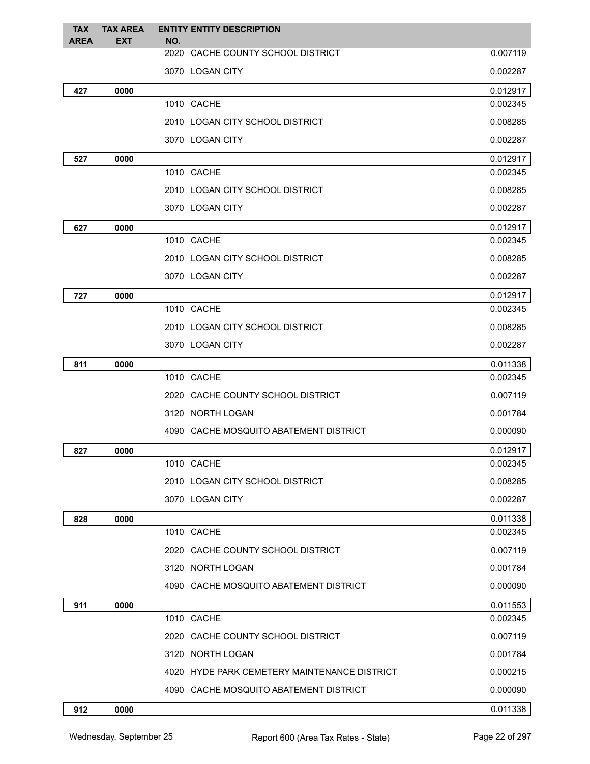| TAX AREA | TAX AREA EXT | ENTITY NO. | ENTITY DESCRIPTION | |
|---|---|---|---|---|
| | | 2020 | CACHE COUNTY SCHOOL DISTRICT | 0.007119 |
| | | 3070 | LOGAN CITY | 0.002287 |
| **427** | **0000** | | | 0.012917 |
| | | 1010 | CACHE | 0.002345 |
| | | 2010 | LOGAN CITY SCHOOL DISTRICT | 0.008285 |
| | | 3070 | LOGAN CITY | 0.002287 |
| **527** | **0000** | | | 0.012917 |
| | | 1010 | CACHE | 0.002345 |
| | | 2010 | LOGAN CITY SCHOOL DISTRICT | 0.008285 |
| | | 3070 | LOGAN CITY | 0.002287 |
| **627** | **0000** | | | 0.012917 |
| | | 1010 | CACHE | 0.002345 |
| | | 2010 | LOGAN CITY SCHOOL DISTRICT | 0.008285 |
| | | 3070 | LOGAN CITY | 0.002287 |
| **727** | **0000** | | | 0.012917 |
| | | 1010 | CACHE | 0.002345 |
| | | 2010 | LOGAN CITY SCHOOL DISTRICT | 0.008285 |
| | | 3070 | LOGAN CITY | 0.002287 |
| **811** | **0000** | | | 0.011338 |
| | | 1010 | CACHE | 0.002345 |
| | | 2020 | CACHE COUNTY SCHOOL DISTRICT | 0.007119 |
| | | 3120 | NORTH LOGAN | 0.001784 |
| | | 4090 | CACHE MOSQUITO ABATEMENT DISTRICT | 0.000090 |
| **827** | **0000** | | | 0.012917 |
| | | 1010 | CACHE | 0.002345 |
| | | 2010 | LOGAN CITY SCHOOL DISTRICT | 0.008285 |
| | | 3070 | LOGAN CITY | 0.002287 |
| **828** | **0000** | | | 0.011338 |
| | | 1010 | CACHE | 0.002345 |
| | | 2020 | CACHE COUNTY SCHOOL DISTRICT | 0.007119 |
| | | 3120 | NORTH LOGAN | 0.001784 |
| | | 4090 | CACHE MOSQUITO ABATEMENT DISTRICT | 0.000090 |
| **911** | **0000** | | | 0.011553 |
| | | 1010 | CACHE | 0.002345 |
| | | 2020 | CACHE COUNTY SCHOOL DISTRICT | 0.007119 |
| | | 3120 | NORTH LOGAN | 0.001784 |
| | | 4020 | HYDE PARK CEMETERY MAINTENANCE DISTRICT | 0.000215 |
| | | 4090 | CACHE MOSQUITO ABATEMENT DISTRICT | 0.000090 |
| **912** | **0000** | | | 0.011338 |

Wednesday, September 25 — Report 600 (Area Tax Rates - State)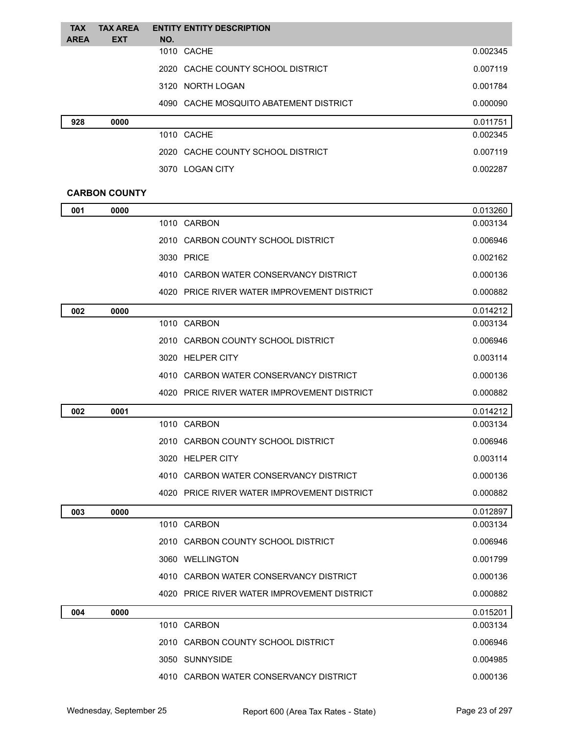| TAX AREA | TAX AREA EXT | ENTITY NO. | ENTITY DESCRIPTION | |
|---|---|---|---|---|
| | | 1010 | CACHE | 0.002345 |
| | | 2020 | CACHE COUNTY SCHOOL DISTRICT | 0.007119 |
| | | 3120 | NORTH LOGAN | 0.001784 |
| | | 4090 | CACHE MOSQUITO ABATEMENT DISTRICT | 0.000090 |
| **928** | **0000** | | | 0.011751 |
| | | 1010 | CACHE | 0.002345 |
| | | 2020 | CACHE COUNTY SCHOOL DISTRICT | 0.007119 |
| | | 3070 | LOGAN CITY | 0.002287 |

**CARBON COUNTY**

| TAX AREA | TAX AREA EXT | ENTITY NO. | ENTITY DESCRIPTION | |
|---|---|---|---|---|
| **001** | **0000** | | | 0.013260 |
| | | 1010 | CARBON | 0.003134 |
| | | 2010 | CARBON COUNTY SCHOOL DISTRICT | 0.006946 |
| | | 3030 | PRICE | 0.002162 |
| | | 4010 | CARBON WATER CONSERVANCY DISTRICT | 0.000136 |
| | | 4020 | PRICE RIVER WATER IMPROVEMENT DISTRICT | 0.000882 |
| **002** | **0000** | | | 0.014212 |
| | | 1010 | CARBON | 0.003134 |
| | | 2010 | CARBON COUNTY SCHOOL DISTRICT | 0.006946 |
| | | 3020 | HELPER CITY | 0.003114 |
| | | 4010 | CARBON WATER CONSERVANCY DISTRICT | 0.000136 |
| | | 4020 | PRICE RIVER WATER IMPROVEMENT DISTRICT | 0.000882 |
| **002** | **0001** | | | 0.014212 |
| | | 1010 | CARBON | 0.003134 |
| | | 2010 | CARBON COUNTY SCHOOL DISTRICT | 0.006946 |
| | | 3020 | HELPER CITY | 0.003114 |
| | | 4010 | CARBON WATER CONSERVANCY DISTRICT | 0.000136 |
| | | 4020 | PRICE RIVER WATER IMPROVEMENT DISTRICT | 0.000882 |
| **003** | **0000** | | | 0.012897 |
| | | 1010 | CARBON | 0.003134 |
| | | 2010 | CARBON COUNTY SCHOOL DISTRICT | 0.006946 |
| | | 3060 | WELLINGTON | 0.001799 |
| | | 4010 | CARBON WATER CONSERVANCY DISTRICT | 0.000136 |
| | | 4020 | PRICE RIVER WATER IMPROVEMENT DISTRICT | 0.000882 |
| **004** | **0000** | | | 0.015201 |
| | | 1010 | CARBON | 0.003134 |
| | | 2010 | CARBON COUNTY SCHOOL DISTRICT | 0.006946 |
| | | 3050 | SUNNYSIDE | 0.004985 |
| | | 4010 | CARBON WATER CONSERVANCY DISTRICT | 0.000136 |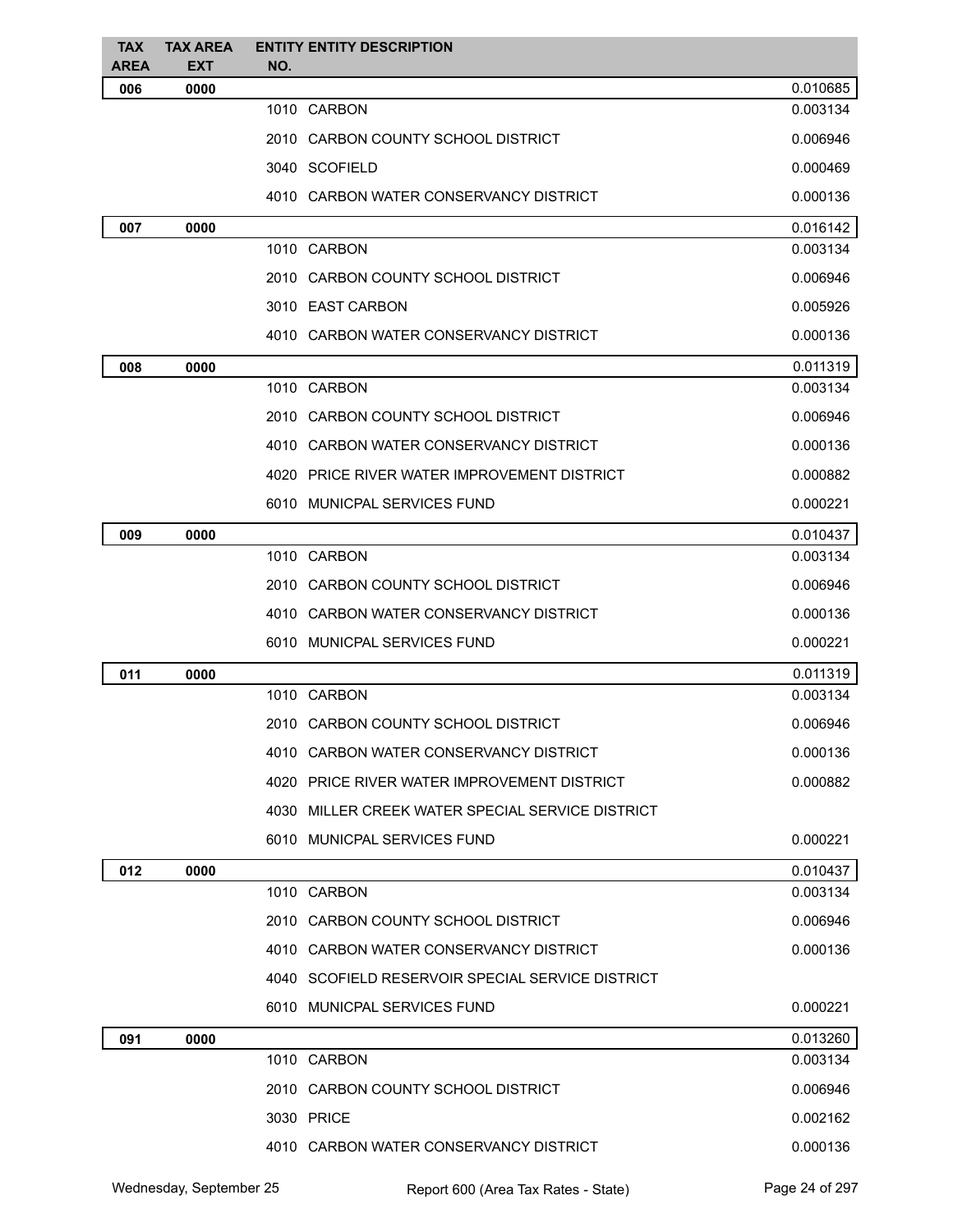| TAX AREA | TAX AREA EXT | ENTITY NO. | ENTITY DESCRIPTION | |
|---|---|---|---|---|
| **006** | **0000** | | | 0.010685 |
| | | 1010 | CARBON | 0.003134 |
| | | 2010 | CARBON COUNTY SCHOOL DISTRICT | 0.006946 |
| | | 3040 | SCOFIELD | 0.000469 |
| | | 4010 | CARBON WATER CONSERVANCY DISTRICT | 0.000136 |
| **007** | **0000** | | | 0.016142 |
| | | 1010 | CARBON | 0.003134 |
| | | 2010 | CARBON COUNTY SCHOOL DISTRICT | 0.006946 |
| | | 3010 | EAST CARBON | 0.005926 |
| | | 4010 | CARBON WATER CONSERVANCY DISTRICT | 0.000136 |
| **008** | **0000** | | | 0.011319 |
| | | 1010 | CARBON | 0.003134 |
| | | 2010 | CARBON COUNTY SCHOOL DISTRICT | 0.006946 |
| | | 4010 | CARBON WATER CONSERVANCY DISTRICT | 0.000136 |
| | | 4020 | PRICE RIVER WATER IMPROVEMENT DISTRICT | 0.000882 |
| | | 6010 | MUNICPAL SERVICES FUND | 0.000221 |
| **009** | **0000** | | | 0.010437 |
| | | 1010 | CARBON | 0.003134 |
| | | 2010 | CARBON COUNTY SCHOOL DISTRICT | 0.006946 |
| | | 4010 | CARBON WATER CONSERVANCY DISTRICT | 0.000136 |
| | | 6010 | MUNICPAL SERVICES FUND | 0.000221 |
| **011** | **0000** | | | 0.011319 |
| | | 1010 | CARBON | 0.003134 |
| | | 2010 | CARBON COUNTY SCHOOL DISTRICT | 0.006946 |
| | | 4010 | CARBON WATER CONSERVANCY DISTRICT | 0.000136 |
| | | 4020 | PRICE RIVER WATER IMPROVEMENT DISTRICT | 0.000882 |
| | | 4030 | MILLER CREEK WATER SPECIAL SERVICE DISTRICT | |
| | | 6010 | MUNICPAL SERVICES FUND | 0.000221 |
| **012** | **0000** | | | 0.010437 |
| | | 1010 | CARBON | 0.003134 |
| | | 2010 | CARBON COUNTY SCHOOL DISTRICT | 0.006946 |
| | | 4010 | CARBON WATER CONSERVANCY DISTRICT | 0.000136 |
| | | 4040 | SCOFIELD RESERVOIR SPECIAL SERVICE DISTRICT | |
| | | 6010 | MUNICPAL SERVICES FUND | 0.000221 |
| **091** | **0000** | | | 0.013260 |
| | | 1010 | CARBON | 0.003134 |
| | | 2010 | CARBON COUNTY SCHOOL DISTRICT | 0.006946 |
| | | 3030 | PRICE | 0.002162 |
| | | 4010 | CARBON WATER CONSERVANCY DISTRICT | 0.000136 |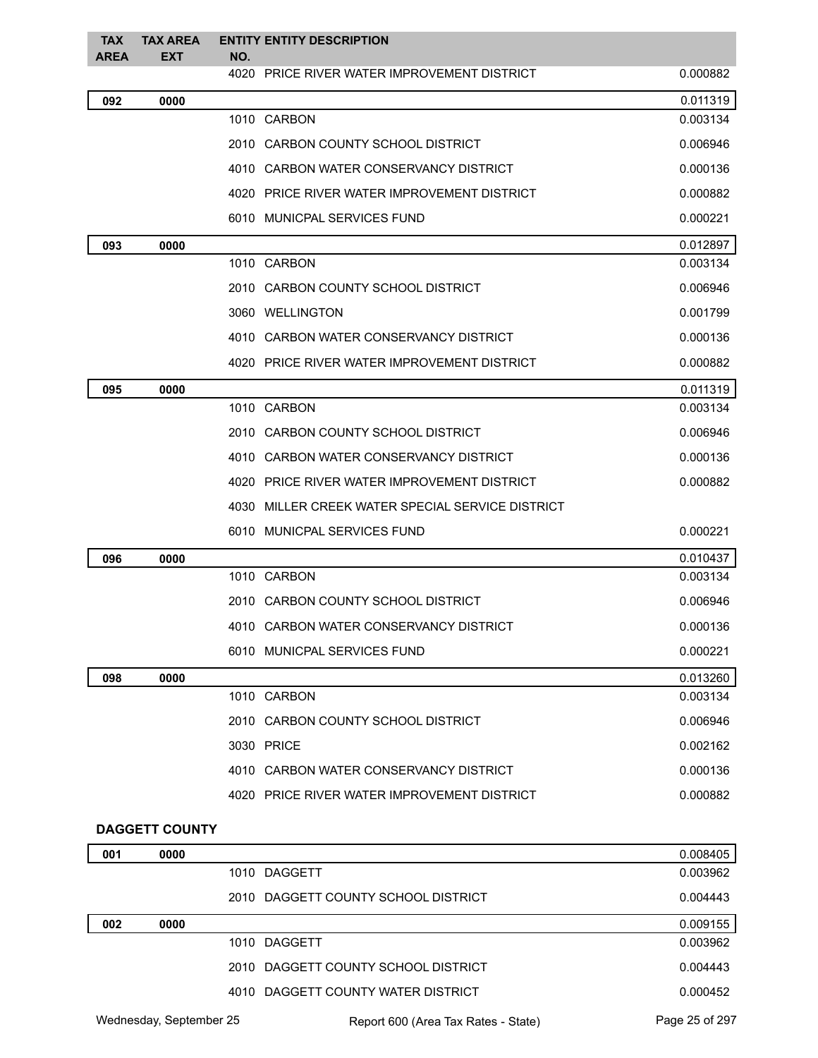| TAX AREA | TAX AREA EXT | ENTITY NO. | ENTITY DESCRIPTION | |
|---|---|---|---|---|
| | | 4020 | PRICE RIVER WATER IMPROVEMENT DISTRICT | 0.000882 |
| **092** | **0000** | | | 0.011319 |
| | | 1010 | CARBON | 0.003134 |
| | | 2010 | CARBON COUNTY SCHOOL DISTRICT | 0.006946 |
| | | 4010 | CARBON WATER CONSERVANCY DISTRICT | 0.000136 |
| | | 4020 | PRICE RIVER WATER IMPROVEMENT DISTRICT | 0.000882 |
| | | 6010 | MUNICPAL SERVICES FUND | 0.000221 |
| **093** | **0000** | | | 0.012897 |
| | | 1010 | CARBON | 0.003134 |
| | | 2010 | CARBON COUNTY SCHOOL DISTRICT | 0.006946 |
| | | 3060 | WELLINGTON | 0.001799 |
| | | 4010 | CARBON WATER CONSERVANCY DISTRICT | 0.000136 |
| | | 4020 | PRICE RIVER WATER IMPROVEMENT DISTRICT | 0.000882 |
| **095** | **0000** | | | 0.011319 |
| | | 1010 | CARBON | 0.003134 |
| | | 2010 | CARBON COUNTY SCHOOL DISTRICT | 0.006946 |
| | | 4010 | CARBON WATER CONSERVANCY DISTRICT | 0.000136 |
| | | 4020 | PRICE RIVER WATER IMPROVEMENT DISTRICT | 0.000882 |
| | | 4030 | MILLER CREEK WATER SPECIAL SERVICE DISTRICT | |
| | | 6010 | MUNICPAL SERVICES FUND | 0.000221 |
| **096** | **0000** | | | 0.010437 |
| | | 1010 | CARBON | 0.003134 |
| | | 2010 | CARBON COUNTY SCHOOL DISTRICT | 0.006946 |
| | | 4010 | CARBON WATER CONSERVANCY DISTRICT | 0.000136 |
| | | 6010 | MUNICPAL SERVICES FUND | 0.000221 |
| **098** | **0000** | | | 0.013260 |
| | | 1010 | CARBON | 0.003134 |
| | | 2010 | CARBON COUNTY SCHOOL DISTRICT | 0.006946 |
| | | 3030 | PRICE | 0.002162 |
| | | 4010 | CARBON WATER CONSERVANCY DISTRICT | 0.000136 |
| | | 4020 | PRICE RIVER WATER IMPROVEMENT DISTRICT | 0.000882 |

**DAGGETT COUNTY**

| TAX AREA | TAX AREA EXT | ENTITY NO. | ENTITY DESCRIPTION | |
|---|---|---|---|---|
| **001** | **0000** | | | 0.008405 |
| | | 1010 | DAGGETT | 0.003962 |
| | | 2010 | DAGGETT COUNTY SCHOOL DISTRICT | 0.004443 |
| **002** | **0000** | | | 0.009155 |
| | | 1010 | DAGGETT | 0.003962 |
| | | 2010 | DAGGETT COUNTY SCHOOL DISTRICT | 0.004443 |
| | | 4010 | DAGGETT COUNTY WATER DISTRICT | 0.000452 |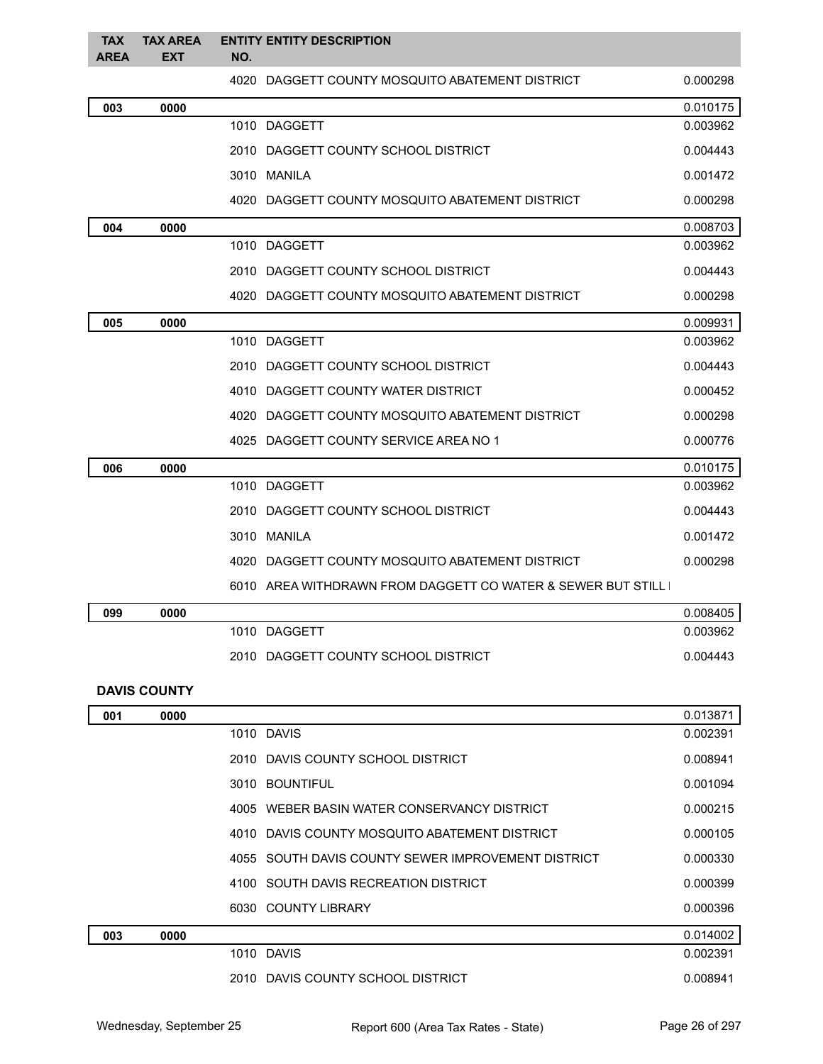| TAX AREA | TAX AREA EXT | ENTITY NO. | ENTITY DESCRIPTION | |
|---|---|---|---|---|
| | | 4020 | DAGGETT COUNTY MOSQUITO ABATEMENT DISTRICT | 0.000298 |
| **003** | **0000** | | | 0.010175 |
| | | 1010 | DAGGETT | 0.003962 |
| | | 2010 | DAGGETT COUNTY SCHOOL DISTRICT | 0.004443 |
| | | 3010 | MANILA | 0.001472 |
| | | 4020 | DAGGETT COUNTY MOSQUITO ABATEMENT DISTRICT | 0.000298 |
| **004** | **0000** | | | 0.008703 |
| | | 1010 | DAGGETT | 0.003962 |
| | | 2010 | DAGGETT COUNTY SCHOOL DISTRICT | 0.004443 |
| | | 4020 | DAGGETT COUNTY MOSQUITO ABATEMENT DISTRICT | 0.000298 |
| **005** | **0000** | | | 0.009931 |
| | | 1010 | DAGGETT | 0.003962 |
| | | 2010 | DAGGETT COUNTY SCHOOL DISTRICT | 0.004443 |
| | | 4010 | DAGGETT COUNTY WATER DISTRICT | 0.000452 |
| | | 4020 | DAGGETT COUNTY MOSQUITO ABATEMENT DISTRICT | 0.000298 |
| | | 4025 | DAGGETT COUNTY SERVICE AREA NO 1 | 0.000776 |
| **006** | **0000** | | | 0.010175 |
| | | 1010 | DAGGETT | 0.003962 |
| | | 2010 | DAGGETT COUNTY SCHOOL DISTRICT | 0.004443 |
| | | 3010 | MANILA | 0.001472 |
| | | 4020 | DAGGETT COUNTY MOSQUITO ABATEMENT DISTRICT | 0.000298 |
| | | 6010 | AREA WITHDRAWN FROM DAGGETT CO WATER & SEWER BUT STILL I | |
| **099** | **0000** | | | 0.008405 |
| | | 1010 | DAGGETT | 0.003962 |
| | | 2010 | DAGGETT COUNTY SCHOOL DISTRICT | 0.004443 |

**DAVIS COUNTY**

| TAX AREA | TAX AREA EXT | ENTITY NO. | ENTITY DESCRIPTION | |
|---|---|---|---|---|
| **001** | **0000** | | | 0.013871 |
| | | 1010 | DAVIS | 0.002391 |
| | | 2010 | DAVIS COUNTY SCHOOL DISTRICT | 0.008941 |
| | | 3010 | BOUNTIFUL | 0.001094 |
| | | 4005 | WEBER BASIN WATER CONSERVANCY DISTRICT | 0.000215 |
| | | 4010 | DAVIS COUNTY MOSQUITO ABATEMENT DISTRICT | 0.000105 |
| | | 4055 | SOUTH DAVIS COUNTY SEWER IMPROVEMENT DISTRICT | 0.000330 |
| | | 4100 | SOUTH DAVIS RECREATION DISTRICT | 0.000399 |
| | | 6030 | COUNTY LIBRARY | 0.000396 |
| **003** | **0000** | | | 0.014002 |
| | | 1010 | DAVIS | 0.002391 |
| | | 2010 | DAVIS COUNTY SCHOOL DISTRICT | 0.008941 |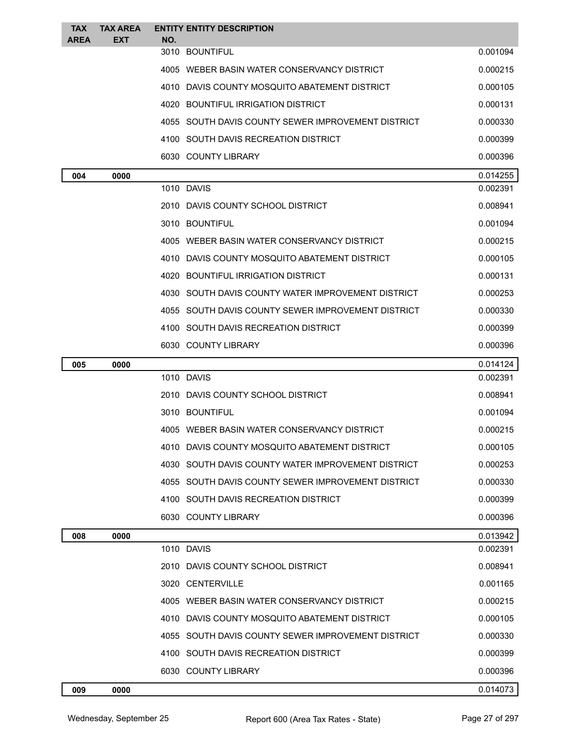| TAX AREA | TAX AREA EXT | ENTITY NO. | ENTITY DESCRIPTION | |
|---|---|---|---|---|
| | | 3010 | BOUNTIFUL | 0.001094 |
| | | 4005 | WEBER BASIN WATER CONSERVANCY DISTRICT | 0.000215 |
| | | 4010 | DAVIS COUNTY MOSQUITO ABATEMENT DISTRICT | 0.000105 |
| | | 4020 | BOUNTIFUL IRRIGATION DISTRICT | 0.000131 |
| | | 4055 | SOUTH DAVIS COUNTY SEWER IMPROVEMENT DISTRICT | 0.000330 |
| | | 4100 | SOUTH DAVIS RECREATION DISTRICT | 0.000399 |
| | | 6030 | COUNTY LIBRARY | 0.000396 |
| **004** | **0000** | | | 0.014255 |
| | | 1010 | DAVIS | 0.002391 |
| | | 2010 | DAVIS COUNTY SCHOOL DISTRICT | 0.008941 |
| | | 3010 | BOUNTIFUL | 0.001094 |
| | | 4005 | WEBER BASIN WATER CONSERVANCY DISTRICT | 0.000215 |
| | | 4010 | DAVIS COUNTY MOSQUITO ABATEMENT DISTRICT | 0.000105 |
| | | 4020 | BOUNTIFUL IRRIGATION DISTRICT | 0.000131 |
| | | 4030 | SOUTH DAVIS COUNTY WATER IMPROVEMENT DISTRICT | 0.000253 |
| | | 4055 | SOUTH DAVIS COUNTY SEWER IMPROVEMENT DISTRICT | 0.000330 |
| | | 4100 | SOUTH DAVIS RECREATION DISTRICT | 0.000399 |
| | | 6030 | COUNTY LIBRARY | 0.000396 |
| **005** | **0000** | | | 0.014124 |
| | | 1010 | DAVIS | 0.002391 |
| | | 2010 | DAVIS COUNTY SCHOOL DISTRICT | 0.008941 |
| | | 3010 | BOUNTIFUL | 0.001094 |
| | | 4005 | WEBER BASIN WATER CONSERVANCY DISTRICT | 0.000215 |
| | | 4010 | DAVIS COUNTY MOSQUITO ABATEMENT DISTRICT | 0.000105 |
| | | 4030 | SOUTH DAVIS COUNTY WATER IMPROVEMENT DISTRICT | 0.000253 |
| | | 4055 | SOUTH DAVIS COUNTY SEWER IMPROVEMENT DISTRICT | 0.000330 |
| | | 4100 | SOUTH DAVIS RECREATION DISTRICT | 0.000399 |
| | | 6030 | COUNTY LIBRARY | 0.000396 |
| **008** | **0000** | | | 0.013942 |
| | | 1010 | DAVIS | 0.002391 |
| | | 2010 | DAVIS COUNTY SCHOOL DISTRICT | 0.008941 |
| | | 3020 | CENTERVILLE | 0.001165 |
| | | 4005 | WEBER BASIN WATER CONSERVANCY DISTRICT | 0.000215 |
| | | 4010 | DAVIS COUNTY MOSQUITO ABATEMENT DISTRICT | 0.000105 |
| | | 4055 | SOUTH DAVIS COUNTY SEWER IMPROVEMENT DISTRICT | 0.000330 |
| | | 4100 | SOUTH DAVIS RECREATION DISTRICT | 0.000399 |
| | | 6030 | COUNTY LIBRARY | 0.000396 |
| **009** | **0000** | | | 0.014073 |

Wednesday, September 25 — Report 600 (Area Tax Rates - State)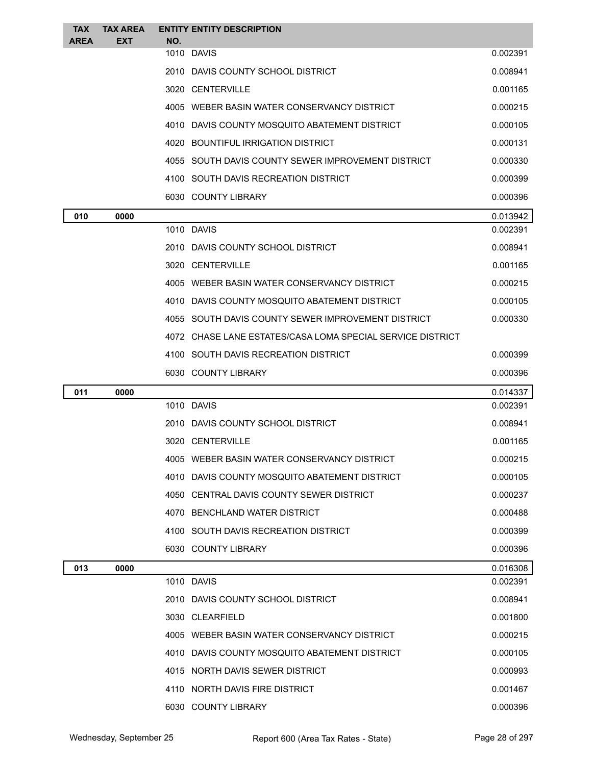| TAX AREA | TAX AREA EXT | ENTITY NO. | ENTITY DESCRIPTION | |
|---|---|---|---|---|
| | | 1010 | DAVIS | 0.002391 |
| | | 2010 | DAVIS COUNTY SCHOOL DISTRICT | 0.008941 |
| | | 3020 | CENTERVILLE | 0.001165 |
| | | 4005 | WEBER BASIN WATER CONSERVANCY DISTRICT | 0.000215 |
| | | 4010 | DAVIS COUNTY MOSQUITO ABATEMENT DISTRICT | 0.000105 |
| | | 4020 | BOUNTIFUL IRRIGATION DISTRICT | 0.000131 |
| | | 4055 | SOUTH DAVIS COUNTY SEWER IMPROVEMENT DISTRICT | 0.000330 |
| | | 4100 | SOUTH DAVIS RECREATION DISTRICT | 0.000399 |
| | | 6030 | COUNTY LIBRARY | 0.000396 |
| **010** | **0000** | | | 0.013942 |
| | | 1010 | DAVIS | 0.002391 |
| | | 2010 | DAVIS COUNTY SCHOOL DISTRICT | 0.008941 |
| | | 3020 | CENTERVILLE | 0.001165 |
| | | 4005 | WEBER BASIN WATER CONSERVANCY DISTRICT | 0.000215 |
| | | 4010 | DAVIS COUNTY MOSQUITO ABATEMENT DISTRICT | 0.000105 |
| | | 4055 | SOUTH DAVIS COUNTY SEWER IMPROVEMENT DISTRICT | 0.000330 |
| | | 4072 | CHASE LANE ESTATES/CASA LOMA SPECIAL SERVICE DISTRICT | |
| | | 4100 | SOUTH DAVIS RECREATION DISTRICT | 0.000399 |
| | | 6030 | COUNTY LIBRARY | 0.000396 |
| **011** | **0000** | | | 0.014337 |
| | | 1010 | DAVIS | 0.002391 |
| | | 2010 | DAVIS COUNTY SCHOOL DISTRICT | 0.008941 |
| | | 3020 | CENTERVILLE | 0.001165 |
| | | 4005 | WEBER BASIN WATER CONSERVANCY DISTRICT | 0.000215 |
| | | 4010 | DAVIS COUNTY MOSQUITO ABATEMENT DISTRICT | 0.000105 |
| | | 4050 | CENTRAL DAVIS COUNTY SEWER DISTRICT | 0.000237 |
| | | 4070 | BENCHLAND WATER DISTRICT | 0.000488 |
| | | 4100 | SOUTH DAVIS RECREATION DISTRICT | 0.000399 |
| | | 6030 | COUNTY LIBRARY | 0.000396 |
| **013** | **0000** | | | 0.016308 |
| | | 1010 | DAVIS | 0.002391 |
| | | 2010 | DAVIS COUNTY SCHOOL DISTRICT | 0.008941 |
| | | 3030 | CLEARFIELD | 0.001800 |
| | | 4005 | WEBER BASIN WATER CONSERVANCY DISTRICT | 0.000215 |
| | | 4010 | DAVIS COUNTY MOSQUITO ABATEMENT DISTRICT | 0.000105 |
| | | 4015 | NORTH DAVIS SEWER DISTRICT | 0.000993 |
| | | 4110 | NORTH DAVIS FIRE DISTRICT | 0.001467 |
| | | 6030 | COUNTY LIBRARY | 0.000396 |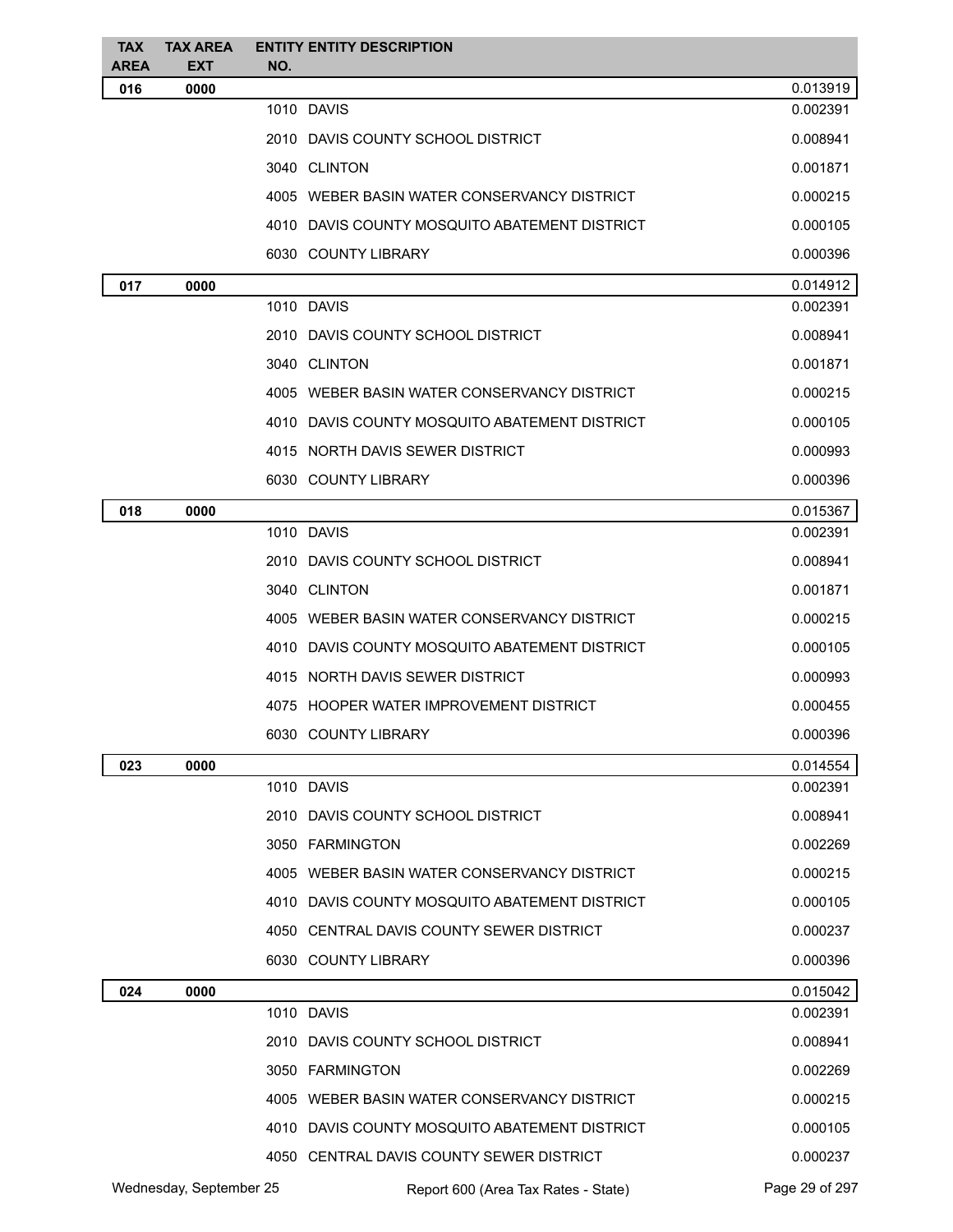| TAX AREA | TAX AREA EXT | ENTITY NO. | ENTITY DESCRIPTION | |
|---|---|---|---|---|
| **016** | **0000** | | | 0.013919 |
| | | 1010 | DAVIS | 0.002391 |
| | | 2010 | DAVIS COUNTY SCHOOL DISTRICT | 0.008941 |
| | | 3040 | CLINTON | 0.001871 |
| | | 4005 | WEBER BASIN WATER CONSERVANCY DISTRICT | 0.000215 |
| | | 4010 | DAVIS COUNTY MOSQUITO ABATEMENT DISTRICT | 0.000105 |
| | | 6030 | COUNTY LIBRARY | 0.000396 |
| **017** | **0000** | | | 0.014912 |
| | | 1010 | DAVIS | 0.002391 |
| | | 2010 | DAVIS COUNTY SCHOOL DISTRICT | 0.008941 |
| | | 3040 | CLINTON | 0.001871 |
| | | 4005 | WEBER BASIN WATER CONSERVANCY DISTRICT | 0.000215 |
| | | 4010 | DAVIS COUNTY MOSQUITO ABATEMENT DISTRICT | 0.000105 |
| | | 4015 | NORTH DAVIS SEWER DISTRICT | 0.000993 |
| | | 6030 | COUNTY LIBRARY | 0.000396 |
| **018** | **0000** | | | 0.015367 |
| | | 1010 | DAVIS | 0.002391 |
| | | 2010 | DAVIS COUNTY SCHOOL DISTRICT | 0.008941 |
| | | 3040 | CLINTON | 0.001871 |
| | | 4005 | WEBER BASIN WATER CONSERVANCY DISTRICT | 0.000215 |
| | | 4010 | DAVIS COUNTY MOSQUITO ABATEMENT DISTRICT | 0.000105 |
| | | 4015 | NORTH DAVIS SEWER DISTRICT | 0.000993 |
| | | 4075 | HOOPER WATER IMPROVEMENT DISTRICT | 0.000455 |
| | | 6030 | COUNTY LIBRARY | 0.000396 |
| **023** | **0000** | | | 0.014554 |
| | | 1010 | DAVIS | 0.002391 |
| | | 2010 | DAVIS COUNTY SCHOOL DISTRICT | 0.008941 |
| | | 3050 | FARMINGTON | 0.002269 |
| | | 4005 | WEBER BASIN WATER CONSERVANCY DISTRICT | 0.000215 |
| | | 4010 | DAVIS COUNTY MOSQUITO ABATEMENT DISTRICT | 0.000105 |
| | | 4050 | CENTRAL DAVIS COUNTY SEWER DISTRICT | 0.000237 |
| | | 6030 | COUNTY LIBRARY | 0.000396 |
| **024** | **0000** | | | 0.015042 |
| | | 1010 | DAVIS | 0.002391 |
| | | 2010 | DAVIS COUNTY SCHOOL DISTRICT | 0.008941 |
| | | 3050 | FARMINGTON | 0.002269 |
| | | 4005 | WEBER BASIN WATER CONSERVANCY DISTRICT | 0.000215 |
| | | 4010 | DAVIS COUNTY MOSQUITO ABATEMENT DISTRICT | 0.000105 |
| | | 4050 | CENTRAL DAVIS COUNTY SEWER DISTRICT | 0.000237 |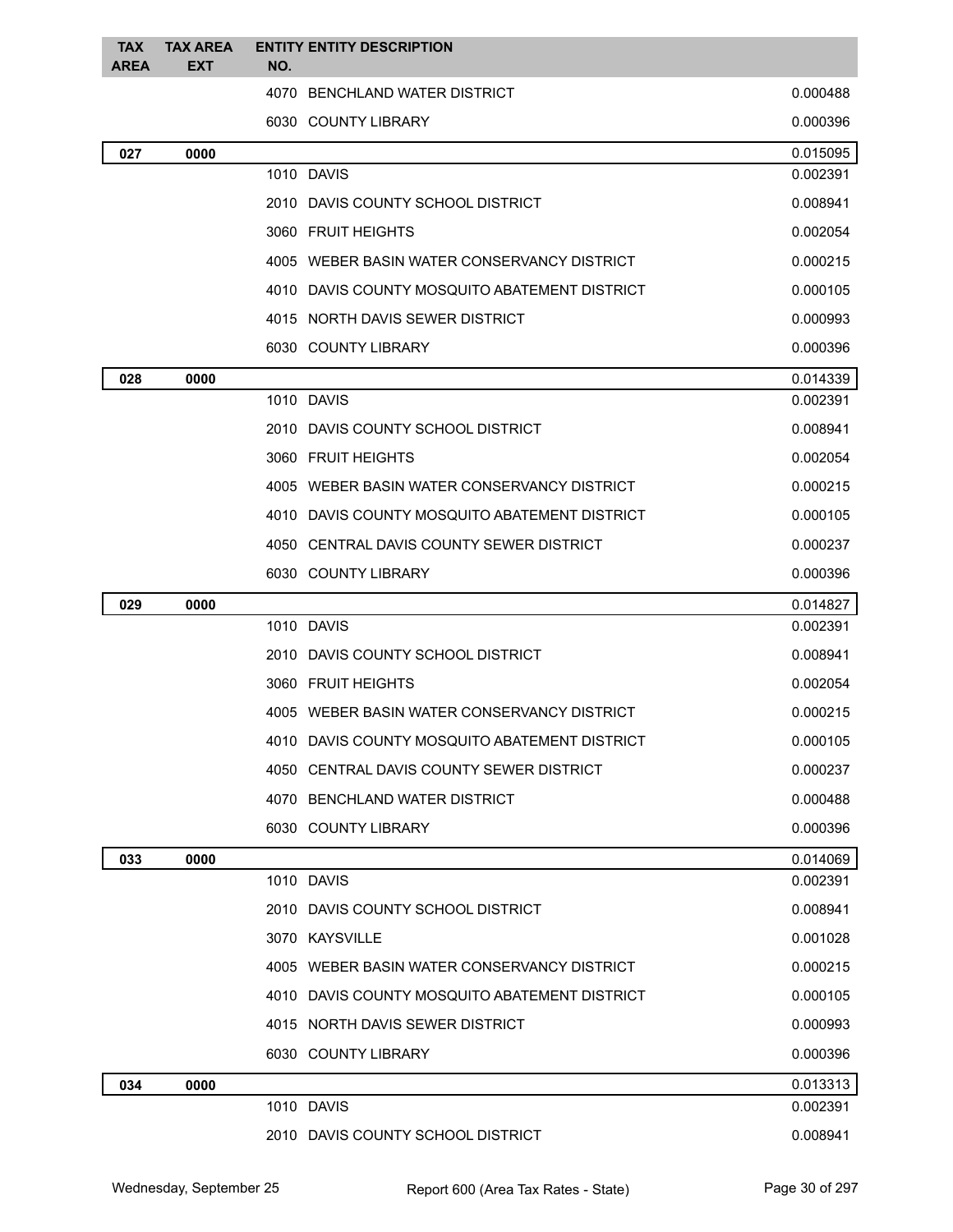| TAX AREA | TAX AREA EXT | ENTITY NO. | ENTITY DESCRIPTION | |
|---|---|---|---|---|
| | | 4070 | BENCHLAND WATER DISTRICT | 0.000488 |
| | | 6030 | COUNTY LIBRARY | 0.000396 |
| 027 | 0000 | | | 0.015095 |
| | | 1010 | DAVIS | 0.002391 |
| | | 2010 | DAVIS COUNTY SCHOOL DISTRICT | 0.008941 |
| | | 3060 | FRUIT HEIGHTS | 0.002054 |
| | | 4005 | WEBER BASIN WATER CONSERVANCY DISTRICT | 0.000215 |
| | | 4010 | DAVIS COUNTY MOSQUITO ABATEMENT DISTRICT | 0.000105 |
| | | 4015 | NORTH DAVIS SEWER DISTRICT | 0.000993 |
| | | 6030 | COUNTY LIBRARY | 0.000396 |
| 028 | 0000 | | | 0.014339 |
| | | 1010 | DAVIS | 0.002391 |
| | | 2010 | DAVIS COUNTY SCHOOL DISTRICT | 0.008941 |
| | | 3060 | FRUIT HEIGHTS | 0.002054 |
| | | 4005 | WEBER BASIN WATER CONSERVANCY DISTRICT | 0.000215 |
| | | 4010 | DAVIS COUNTY MOSQUITO ABATEMENT DISTRICT | 0.000105 |
| | | 4050 | CENTRAL DAVIS COUNTY SEWER DISTRICT | 0.000237 |
| | | 6030 | COUNTY LIBRARY | 0.000396 |
| 029 | 0000 | | | 0.014827 |
| | | 1010 | DAVIS | 0.002391 |
| | | 2010 | DAVIS COUNTY SCHOOL DISTRICT | 0.008941 |
| | | 3060 | FRUIT HEIGHTS | 0.002054 |
| | | 4005 | WEBER BASIN WATER CONSERVANCY DISTRICT | 0.000215 |
| | | 4010 | DAVIS COUNTY MOSQUITO ABATEMENT DISTRICT | 0.000105 |
| | | 4050 | CENTRAL DAVIS COUNTY SEWER DISTRICT | 0.000237 |
| | | 4070 | BENCHLAND WATER DISTRICT | 0.000488 |
| | | 6030 | COUNTY LIBRARY | 0.000396 |
| 033 | 0000 | | | 0.014069 |
| | | 1010 | DAVIS | 0.002391 |
| | | 2010 | DAVIS COUNTY SCHOOL DISTRICT | 0.008941 |
| | | 3070 | KAYSVILLE | 0.001028 |
| | | 4005 | WEBER BASIN WATER CONSERVANCY DISTRICT | 0.000215 |
| | | 4010 | DAVIS COUNTY MOSQUITO ABATEMENT DISTRICT | 0.000105 |
| | | 4015 | NORTH DAVIS SEWER DISTRICT | 0.000993 |
| | | 6030 | COUNTY LIBRARY | 0.000396 |
| 034 | 0000 | | | 0.013313 |
| | | 1010 | DAVIS | 0.002391 |
| | | 2010 | DAVIS COUNTY SCHOOL DISTRICT | 0.008941 |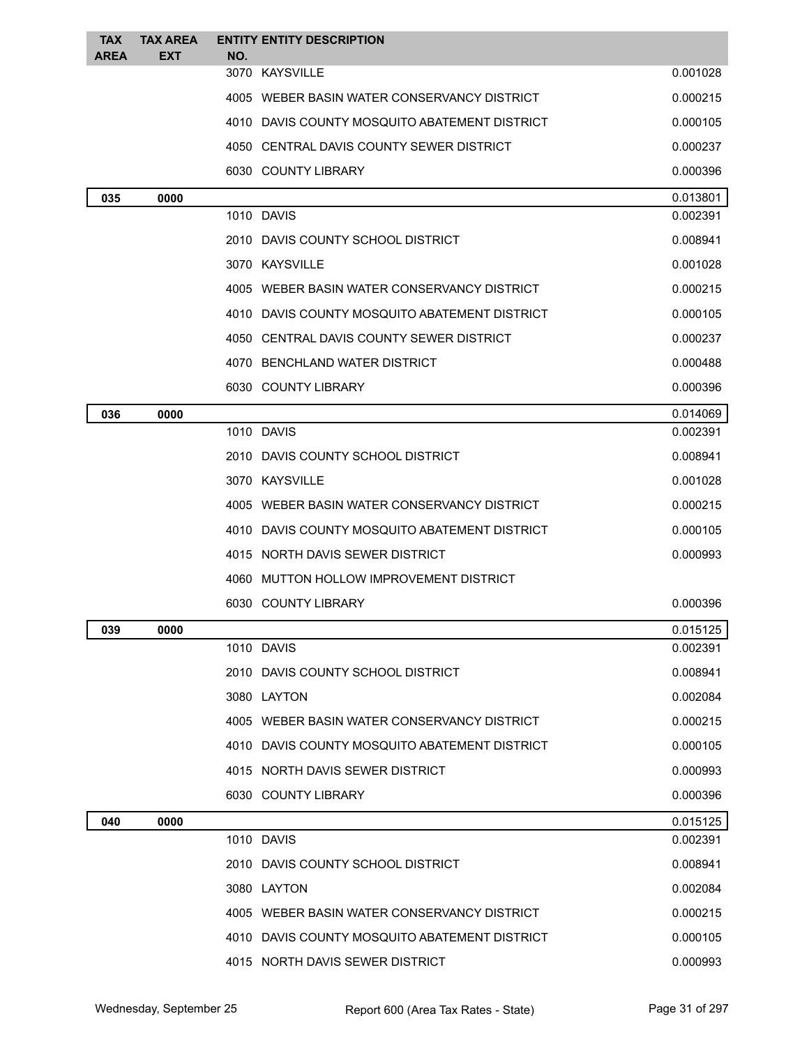| TAX AREA | TAX AREA EXT | ENTITY NO. | ENTITY DESCRIPTION | |
|---|---|---|---|---|
| | | 3070 | KAYSVILLE | 0.001028 |
| | | 4005 | WEBER BASIN WATER CONSERVANCY DISTRICT | 0.000215 |
| | | 4010 | DAVIS COUNTY MOSQUITO ABATEMENT DISTRICT | 0.000105 |
| | | 4050 | CENTRAL DAVIS COUNTY SEWER DISTRICT | 0.000237 |
| | | 6030 | COUNTY LIBRARY | 0.000396 |
| **035** | **0000** | | | 0.013801 |
| | | 1010 | DAVIS | 0.002391 |
| | | 2010 | DAVIS COUNTY SCHOOL DISTRICT | 0.008941 |
| | | 3070 | KAYSVILLE | 0.001028 |
| | | 4005 | WEBER BASIN WATER CONSERVANCY DISTRICT | 0.000215 |
| | | 4010 | DAVIS COUNTY MOSQUITO ABATEMENT DISTRICT | 0.000105 |
| | | 4050 | CENTRAL DAVIS COUNTY SEWER DISTRICT | 0.000237 |
| | | 4070 | BENCHLAND WATER DISTRICT | 0.000488 |
| | | 6030 | COUNTY LIBRARY | 0.000396 |
| **036** | **0000** | | | 0.014069 |
| | | 1010 | DAVIS | 0.002391 |
| | | 2010 | DAVIS COUNTY SCHOOL DISTRICT | 0.008941 |
| | | 3070 | KAYSVILLE | 0.001028 |
| | | 4005 | WEBER BASIN WATER CONSERVANCY DISTRICT | 0.000215 |
| | | 4010 | DAVIS COUNTY MOSQUITO ABATEMENT DISTRICT | 0.000105 |
| | | 4015 | NORTH DAVIS SEWER DISTRICT | 0.000993 |
| | | 4060 | MUTTON HOLLOW IMPROVEMENT DISTRICT | |
| | | 6030 | COUNTY LIBRARY | 0.000396 |
| **039** | **0000** | | | 0.015125 |
| | | 1010 | DAVIS | 0.002391 |
| | | 2010 | DAVIS COUNTY SCHOOL DISTRICT | 0.008941 |
| | | 3080 | LAYTON | 0.002084 |
| | | 4005 | WEBER BASIN WATER CONSERVANCY DISTRICT | 0.000215 |
| | | 4010 | DAVIS COUNTY MOSQUITO ABATEMENT DISTRICT | 0.000105 |
| | | 4015 | NORTH DAVIS SEWER DISTRICT | 0.000993 |
| | | 6030 | COUNTY LIBRARY | 0.000396 |
| **040** | **0000** | | | 0.015125 |
| | | 1010 | DAVIS | 0.002391 |
| | | 2010 | DAVIS COUNTY SCHOOL DISTRICT | 0.008941 |
| | | 3080 | LAYTON | 0.002084 |
| | | 4005 | WEBER BASIN WATER CONSERVANCY DISTRICT | 0.000215 |
| | | 4010 | DAVIS COUNTY MOSQUITO ABATEMENT DISTRICT | 0.000105 |
| | | 4015 | NORTH DAVIS SEWER DISTRICT | 0.000993 |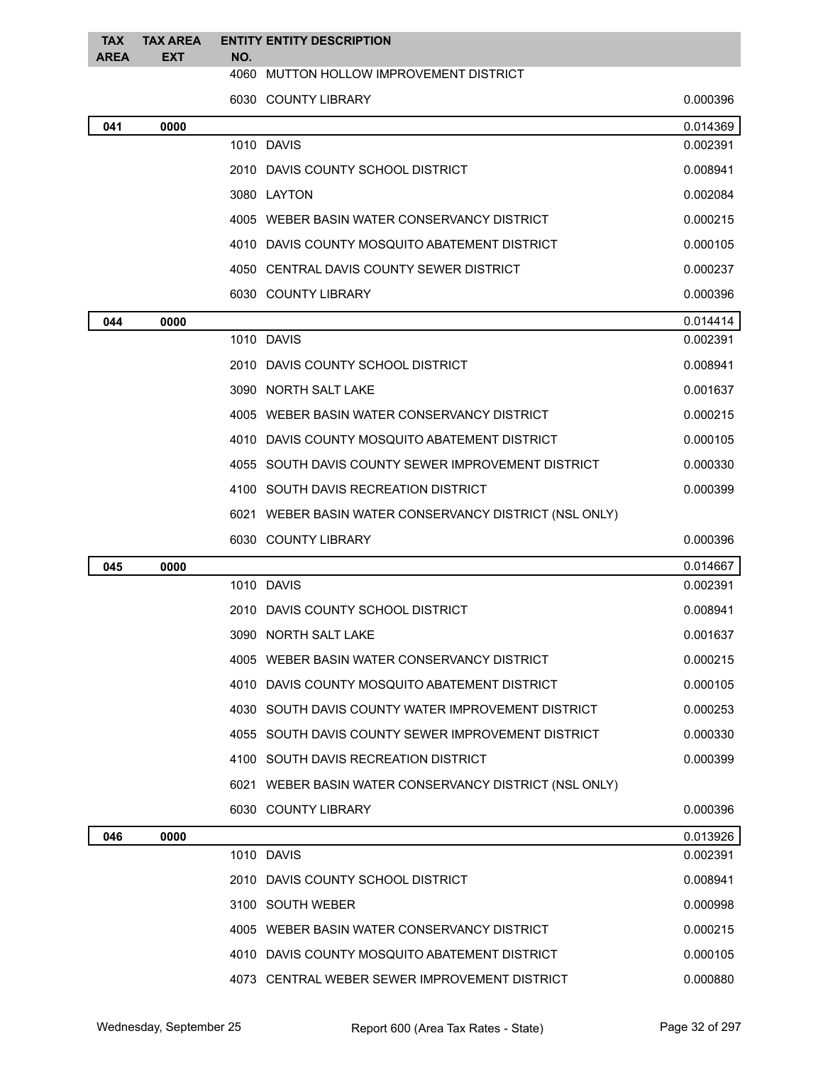| TAX AREA | TAX AREA EXT | ENTITY NO. | ENTITY DESCRIPTION | |
|---|---|---|---|---|
| | | 4060 | MUTTON HOLLOW IMPROVEMENT DISTRICT | |
| | | 6030 | COUNTY LIBRARY | 0.000396 |
| **041** | **0000** | | | 0.014369 |
| | | 1010 | DAVIS | 0.002391 |
| | | 2010 | DAVIS COUNTY SCHOOL DISTRICT | 0.008941 |
| | | 3080 | LAYTON | 0.002084 |
| | | 4005 | WEBER BASIN WATER CONSERVANCY DISTRICT | 0.000215 |
| | | 4010 | DAVIS COUNTY MOSQUITO ABATEMENT DISTRICT | 0.000105 |
| | | 4050 | CENTRAL DAVIS COUNTY SEWER DISTRICT | 0.000237 |
| | | 6030 | COUNTY LIBRARY | 0.000396 |
| **044** | **0000** | | | 0.014414 |
| | | 1010 | DAVIS | 0.002391 |
| | | 2010 | DAVIS COUNTY SCHOOL DISTRICT | 0.008941 |
| | | 3090 | NORTH SALT LAKE | 0.001637 |
| | | 4005 | WEBER BASIN WATER CONSERVANCY DISTRICT | 0.000215 |
| | | 4010 | DAVIS COUNTY MOSQUITO ABATEMENT DISTRICT | 0.000105 |
| | | 4055 | SOUTH DAVIS COUNTY SEWER IMPROVEMENT DISTRICT | 0.000330 |
| | | 4100 | SOUTH DAVIS RECREATION DISTRICT | 0.000399 |
| | | 6021 | WEBER BASIN WATER CONSERVANCY DISTRICT (NSL ONLY) | |
| | | 6030 | COUNTY LIBRARY | 0.000396 |
| **045** | **0000** | | | 0.014667 |
| | | 1010 | DAVIS | 0.002391 |
| | | 2010 | DAVIS COUNTY SCHOOL DISTRICT | 0.008941 |
| | | 3090 | NORTH SALT LAKE | 0.001637 |
| | | 4005 | WEBER BASIN WATER CONSERVANCY DISTRICT | 0.000215 |
| | | 4010 | DAVIS COUNTY MOSQUITO ABATEMENT DISTRICT | 0.000105 |
| | | 4030 | SOUTH DAVIS COUNTY WATER IMPROVEMENT DISTRICT | 0.000253 |
| | | 4055 | SOUTH DAVIS COUNTY SEWER IMPROVEMENT DISTRICT | 0.000330 |
| | | 4100 | SOUTH DAVIS RECREATION DISTRICT | 0.000399 |
| | | 6021 | WEBER BASIN WATER CONSERVANCY DISTRICT (NSL ONLY) | |
| | | 6030 | COUNTY LIBRARY | 0.000396 |
| **046** | **0000** | | | 0.013926 |
| | | 1010 | DAVIS | 0.002391 |
| | | 2010 | DAVIS COUNTY SCHOOL DISTRICT | 0.008941 |
| | | 3100 | SOUTH WEBER | 0.000998 |
| | | 4005 | WEBER BASIN WATER CONSERVANCY DISTRICT | 0.000215 |
| | | 4010 | DAVIS COUNTY MOSQUITO ABATEMENT DISTRICT | 0.000105 |
| | | 4073 | CENTRAL WEBER SEWER IMPROVEMENT DISTRICT | 0.000880 |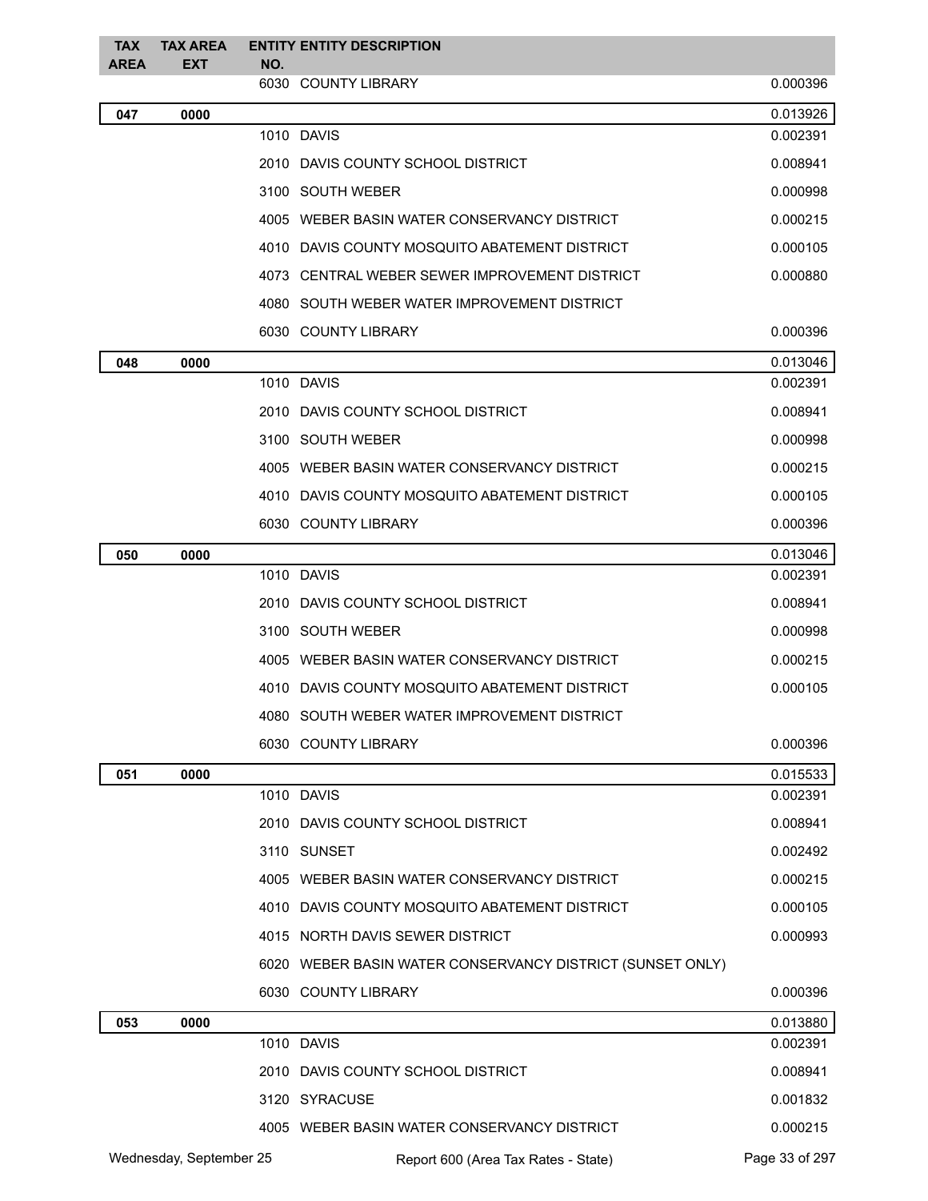| TAX AREA | TAX AREA EXT | ENTITY NO. | ENTITY DESCRIPTION | |
|---|---|---|---|---|
| | | 6030 | COUNTY LIBRARY | 0.000396 |
| **047** | **0000** | | | 0.013926 |
| | | 1010 | DAVIS | 0.002391 |
| | | 2010 | DAVIS COUNTY SCHOOL DISTRICT | 0.008941 |
| | | 3100 | SOUTH WEBER | 0.000998 |
| | | 4005 | WEBER BASIN WATER CONSERVANCY DISTRICT | 0.000215 |
| | | 4010 | DAVIS COUNTY MOSQUITO ABATEMENT DISTRICT | 0.000105 |
| | | 4073 | CENTRAL WEBER SEWER IMPROVEMENT DISTRICT | 0.000880 |
| | | 4080 | SOUTH WEBER WATER IMPROVEMENT DISTRICT | |
| | | 6030 | COUNTY LIBRARY | 0.000396 |
| **048** | **0000** | | | 0.013046 |
| | | 1010 | DAVIS | 0.002391 |
| | | 2010 | DAVIS COUNTY SCHOOL DISTRICT | 0.008941 |
| | | 3100 | SOUTH WEBER | 0.000998 |
| | | 4005 | WEBER BASIN WATER CONSERVANCY DISTRICT | 0.000215 |
| | | 4010 | DAVIS COUNTY MOSQUITO ABATEMENT DISTRICT | 0.000105 |
| | | 6030 | COUNTY LIBRARY | 0.000396 |
| **050** | **0000** | | | 0.013046 |
| | | 1010 | DAVIS | 0.002391 |
| | | 2010 | DAVIS COUNTY SCHOOL DISTRICT | 0.008941 |
| | | 3100 | SOUTH WEBER | 0.000998 |
| | | 4005 | WEBER BASIN WATER CONSERVANCY DISTRICT | 0.000215 |
| | | 4010 | DAVIS COUNTY MOSQUITO ABATEMENT DISTRICT | 0.000105 |
| | | 4080 | SOUTH WEBER WATER IMPROVEMENT DISTRICT | |
| | | 6030 | COUNTY LIBRARY | 0.000396 |
| **051** | **0000** | | | 0.015533 |
| | | 1010 | DAVIS | 0.002391 |
| | | 2010 | DAVIS COUNTY SCHOOL DISTRICT | 0.008941 |
| | | 3110 | SUNSET | 0.002492 |
| | | 4005 | WEBER BASIN WATER CONSERVANCY DISTRICT | 0.000215 |
| | | 4010 | DAVIS COUNTY MOSQUITO ABATEMENT DISTRICT | 0.000105 |
| | | 4015 | NORTH DAVIS SEWER DISTRICT | 0.000993 |
| | | 6020 | WEBER BASIN WATER CONSERVANCY DISTRICT (SUNSET ONLY) | |
| | | 6030 | COUNTY LIBRARY | 0.000396 |
| **053** | **0000** | | | 0.013880 |
| | | 1010 | DAVIS | 0.002391 |
| | | 2010 | DAVIS COUNTY SCHOOL DISTRICT | 0.008941 |
| | | 3120 | SYRACUSE | 0.001832 |
| | | 4005 | WEBER BASIN WATER CONSERVANCY DISTRICT | 0.000215 |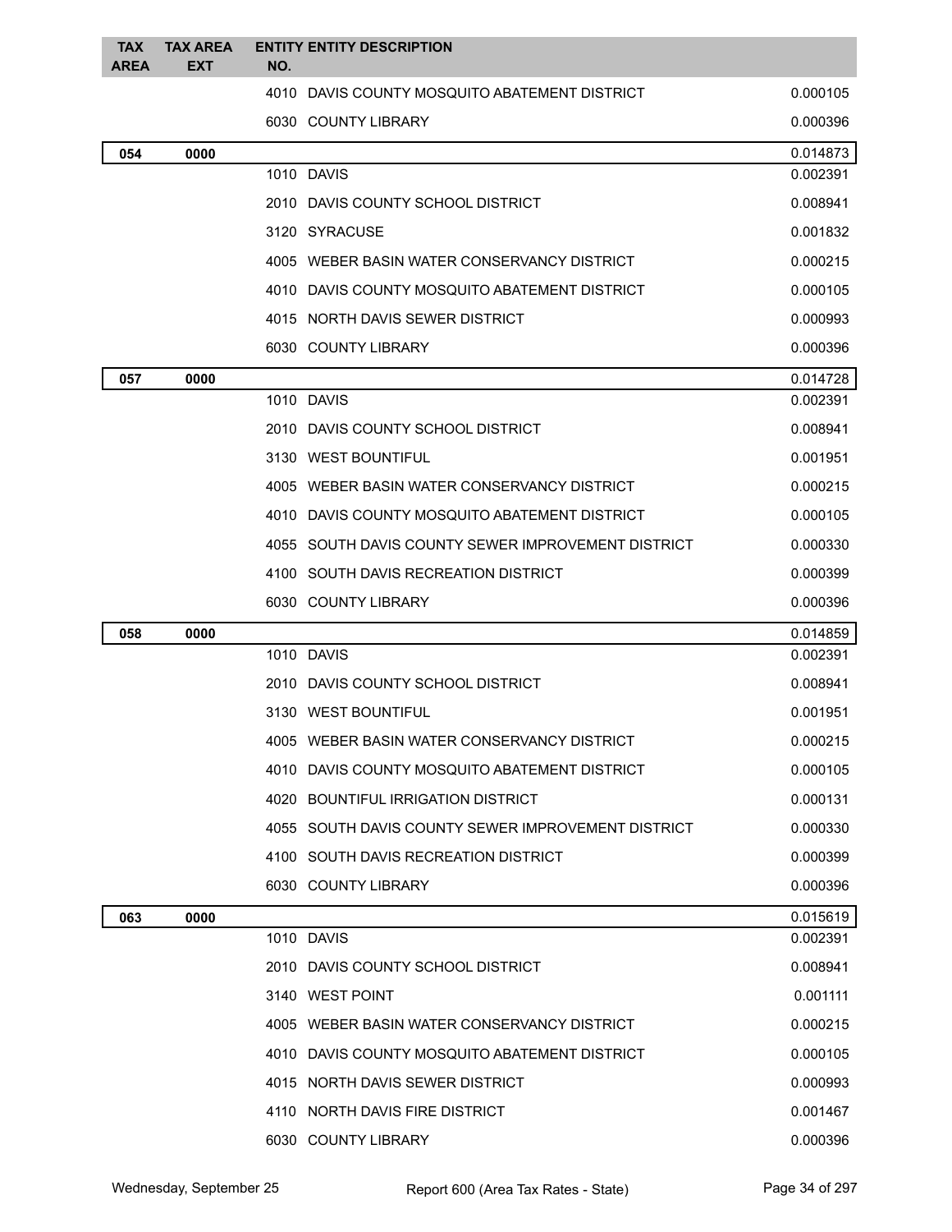| TAX AREA | TAX AREA EXT | ENTITY NO. | ENTITY DESCRIPTION | |
|---|---|---|---|---|
| | | 4010 | DAVIS COUNTY MOSQUITO ABATEMENT DISTRICT | 0.000105 |
| | | 6030 | COUNTY LIBRARY | 0.000396 |
| **054** | **0000** | | | 0.014873 |
| | | 1010 | DAVIS | 0.002391 |
| | | 2010 | DAVIS COUNTY SCHOOL DISTRICT | 0.008941 |
| | | 3120 | SYRACUSE | 0.001832 |
| | | 4005 | WEBER BASIN WATER CONSERVANCY DISTRICT | 0.000215 |
| | | 4010 | DAVIS COUNTY MOSQUITO ABATEMENT DISTRICT | 0.000105 |
| | | 4015 | NORTH DAVIS SEWER DISTRICT | 0.000993 |
| | | 6030 | COUNTY LIBRARY | 0.000396 |
| **057** | **0000** | | | 0.014728 |
| | | 1010 | DAVIS | 0.002391 |
| | | 2010 | DAVIS COUNTY SCHOOL DISTRICT | 0.008941 |
| | | 3130 | WEST BOUNTIFUL | 0.001951 |
| | | 4005 | WEBER BASIN WATER CONSERVANCY DISTRICT | 0.000215 |
| | | 4010 | DAVIS COUNTY MOSQUITO ABATEMENT DISTRICT | 0.000105 |
| | | 4055 | SOUTH DAVIS COUNTY SEWER IMPROVEMENT DISTRICT | 0.000330 |
| | | 4100 | SOUTH DAVIS RECREATION DISTRICT | 0.000399 |
| | | 6030 | COUNTY LIBRARY | 0.000396 |
| **058** | **0000** | | | 0.014859 |
| | | 1010 | DAVIS | 0.002391 |
| | | 2010 | DAVIS COUNTY SCHOOL DISTRICT | 0.008941 |
| | | 3130 | WEST BOUNTIFUL | 0.001951 |
| | | 4005 | WEBER BASIN WATER CONSERVANCY DISTRICT | 0.000215 |
| | | 4010 | DAVIS COUNTY MOSQUITO ABATEMENT DISTRICT | 0.000105 |
| | | 4020 | BOUNTIFUL IRRIGATION DISTRICT | 0.000131 |
| | | 4055 | SOUTH DAVIS COUNTY SEWER IMPROVEMENT DISTRICT | 0.000330 |
| | | 4100 | SOUTH DAVIS RECREATION DISTRICT | 0.000399 |
| | | 6030 | COUNTY LIBRARY | 0.000396 |
| **063** | **0000** | | | 0.015619 |
| | | 1010 | DAVIS | 0.002391 |
| | | 2010 | DAVIS COUNTY SCHOOL DISTRICT | 0.008941 |
| | | 3140 | WEST POINT | 0.001111 |
| | | 4005 | WEBER BASIN WATER CONSERVANCY DISTRICT | 0.000215 |
| | | 4010 | DAVIS COUNTY MOSQUITO ABATEMENT DISTRICT | 0.000105 |
| | | 4015 | NORTH DAVIS SEWER DISTRICT | 0.000993 |
| | | 4110 | NORTH DAVIS FIRE DISTRICT | 0.001467 |
| | | 6030 | COUNTY LIBRARY | 0.000396 |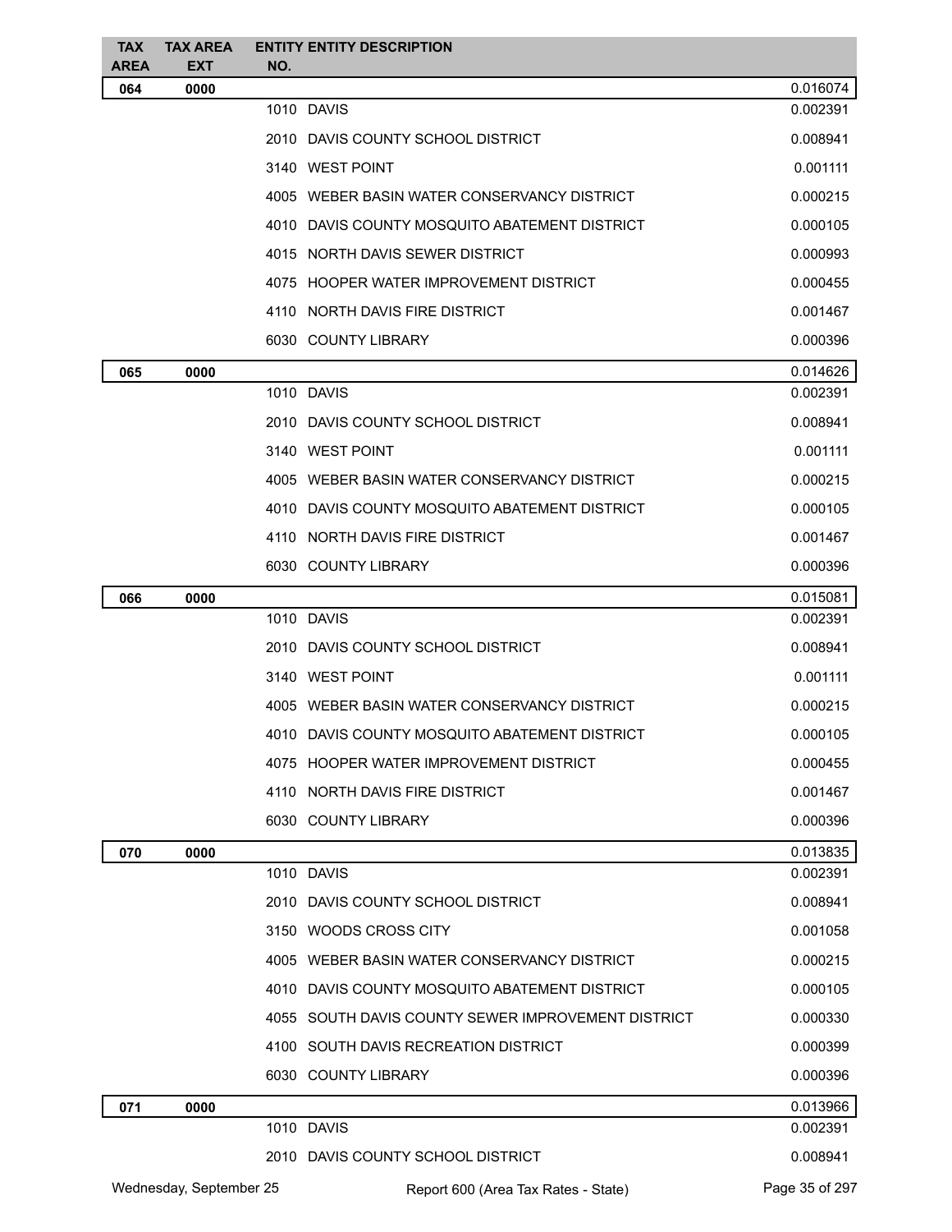| TAX AREA | TAX AREA EXT | ENTITY NO. | ENTITY DESCRIPTION | |
|---|---|---|---|---|
| 064 | 0000 | | | 0.016074 |
| | | 1010 | DAVIS | 0.002391 |
| | | 2010 | DAVIS COUNTY SCHOOL DISTRICT | 0.008941 |
| | | 3140 | WEST POINT | 0.001111 |
| | | 4005 | WEBER BASIN WATER CONSERVANCY DISTRICT | 0.000215 |
| | | 4010 | DAVIS COUNTY MOSQUITO ABATEMENT DISTRICT | 0.000105 |
| | | 4015 | NORTH DAVIS SEWER DISTRICT | 0.000993 |
| | | 4075 | HOOPER WATER IMPROVEMENT DISTRICT | 0.000455 |
| | | 4110 | NORTH DAVIS FIRE DISTRICT | 0.001467 |
| | | 6030 | COUNTY LIBRARY | 0.000396 |
| 065 | 0000 | | | 0.014626 |
| | | 1010 | DAVIS | 0.002391 |
| | | 2010 | DAVIS COUNTY SCHOOL DISTRICT | 0.008941 |
| | | 3140 | WEST POINT | 0.001111 |
| | | 4005 | WEBER BASIN WATER CONSERVANCY DISTRICT | 0.000215 |
| | | 4010 | DAVIS COUNTY MOSQUITO ABATEMENT DISTRICT | 0.000105 |
| | | 4110 | NORTH DAVIS FIRE DISTRICT | 0.001467 |
| | | 6030 | COUNTY LIBRARY | 0.000396 |
| 066 | 0000 | | | 0.015081 |
| | | 1010 | DAVIS | 0.002391 |
| | | 2010 | DAVIS COUNTY SCHOOL DISTRICT | 0.008941 |
| | | 3140 | WEST POINT | 0.001111 |
| | | 4005 | WEBER BASIN WATER CONSERVANCY DISTRICT | 0.000215 |
| | | 4010 | DAVIS COUNTY MOSQUITO ABATEMENT DISTRICT | 0.000105 |
| | | 4075 | HOOPER WATER IMPROVEMENT DISTRICT | 0.000455 |
| | | 4110 | NORTH DAVIS FIRE DISTRICT | 0.001467 |
| | | 6030 | COUNTY LIBRARY | 0.000396 |
| 070 | 0000 | | | 0.013835 |
| | | 1010 | DAVIS | 0.002391 |
| | | 2010 | DAVIS COUNTY SCHOOL DISTRICT | 0.008941 |
| | | 3150 | WOODS CROSS CITY | 0.001058 |
| | | 4005 | WEBER BASIN WATER CONSERVANCY DISTRICT | 0.000215 |
| | | 4010 | DAVIS COUNTY MOSQUITO ABATEMENT DISTRICT | 0.000105 |
| | | 4055 | SOUTH DAVIS COUNTY SEWER IMPROVEMENT DISTRICT | 0.000330 |
| | | 4100 | SOUTH DAVIS RECREATION DISTRICT | 0.000399 |
| | | 6030 | COUNTY LIBRARY | 0.000396 |
| 071 | 0000 | | | 0.013966 |
| | | 1010 | DAVIS | 0.002391 |
| | | 2010 | DAVIS COUNTY SCHOOL DISTRICT | 0.008941 |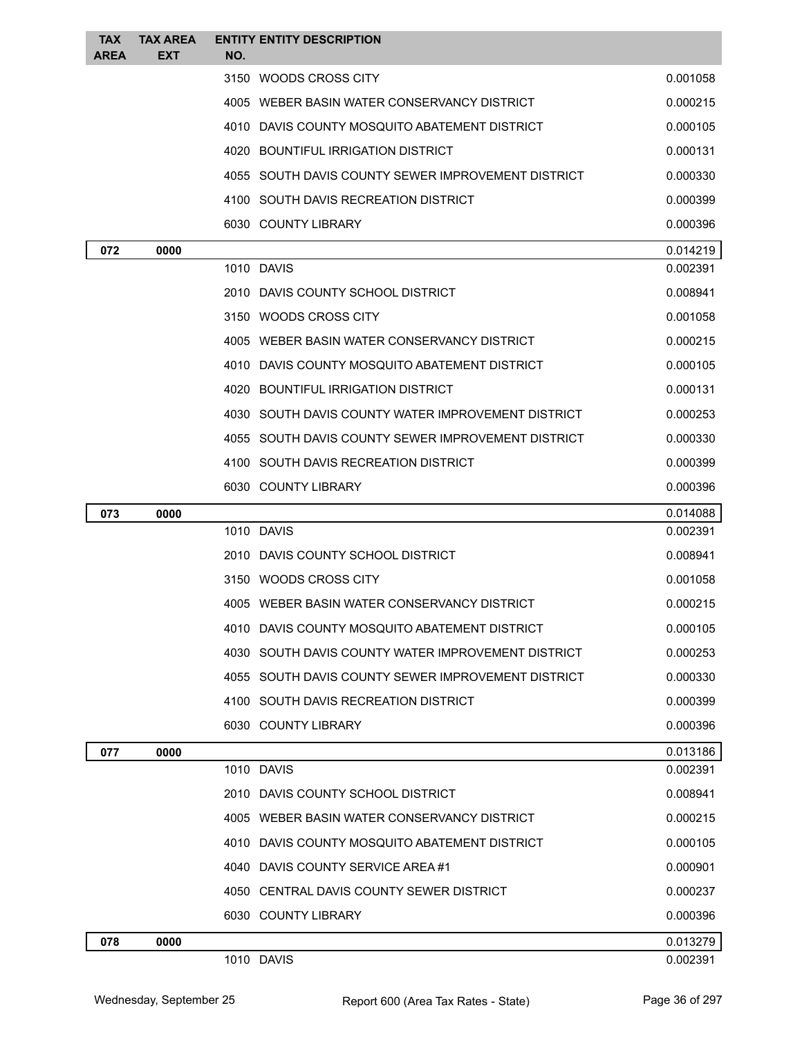| TAX AREA | TAX AREA EXT | ENTITY NO. | ENTITY DESCRIPTION | |
|---|---|---|---|---|
| | | 3150 | WOODS CROSS CITY | 0.001058 |
| | | 4005 | WEBER BASIN WATER CONSERVANCY DISTRICT | 0.000215 |
| | | 4010 | DAVIS COUNTY MOSQUITO ABATEMENT DISTRICT | 0.000105 |
| | | 4020 | BOUNTIFUL IRRIGATION DISTRICT | 0.000131 |
| | | 4055 | SOUTH DAVIS COUNTY SEWER IMPROVEMENT DISTRICT | 0.000330 |
| | | 4100 | SOUTH DAVIS RECREATION DISTRICT | 0.000399 |
| | | 6030 | COUNTY LIBRARY | 0.000396 |
| **072** | **0000** | | | 0.014219 |
| | | 1010 | DAVIS | 0.002391 |
| | | 2010 | DAVIS COUNTY SCHOOL DISTRICT | 0.008941 |
| | | 3150 | WOODS CROSS CITY | 0.001058 |
| | | 4005 | WEBER BASIN WATER CONSERVANCY DISTRICT | 0.000215 |
| | | 4010 | DAVIS COUNTY MOSQUITO ABATEMENT DISTRICT | 0.000105 |
| | | 4020 | BOUNTIFUL IRRIGATION DISTRICT | 0.000131 |
| | | 4030 | SOUTH DAVIS COUNTY WATER IMPROVEMENT DISTRICT | 0.000253 |
| | | 4055 | SOUTH DAVIS COUNTY SEWER IMPROVEMENT DISTRICT | 0.000330 |
| | | 4100 | SOUTH DAVIS RECREATION DISTRICT | 0.000399 |
| | | 6030 | COUNTY LIBRARY | 0.000396 |
| **073** | **0000** | | | 0.014088 |
| | | 1010 | DAVIS | 0.002391 |
| | | 2010 | DAVIS COUNTY SCHOOL DISTRICT | 0.008941 |
| | | 3150 | WOODS CROSS CITY | 0.001058 |
| | | 4005 | WEBER BASIN WATER CONSERVANCY DISTRICT | 0.000215 |
| | | 4010 | DAVIS COUNTY MOSQUITO ABATEMENT DISTRICT | 0.000105 |
| | | 4030 | SOUTH DAVIS COUNTY WATER IMPROVEMENT DISTRICT | 0.000253 |
| | | 4055 | SOUTH DAVIS COUNTY SEWER IMPROVEMENT DISTRICT | 0.000330 |
| | | 4100 | SOUTH DAVIS RECREATION DISTRICT | 0.000399 |
| | | 6030 | COUNTY LIBRARY | 0.000396 |
| **077** | **0000** | | | 0.013186 |
| | | 1010 | DAVIS | 0.002391 |
| | | 2010 | DAVIS COUNTY SCHOOL DISTRICT | 0.008941 |
| | | 4005 | WEBER BASIN WATER CONSERVANCY DISTRICT | 0.000215 |
| | | 4010 | DAVIS COUNTY MOSQUITO ABATEMENT DISTRICT | 0.000105 |
| | | 4040 | DAVIS COUNTY SERVICE AREA #1 | 0.000901 |
| | | 4050 | CENTRAL DAVIS COUNTY SEWER DISTRICT | 0.000237 |
| | | 6030 | COUNTY LIBRARY | 0.000396 |
| **078** | **0000** | | | 0.013279 |
| | | 1010 | DAVIS | 0.002391 |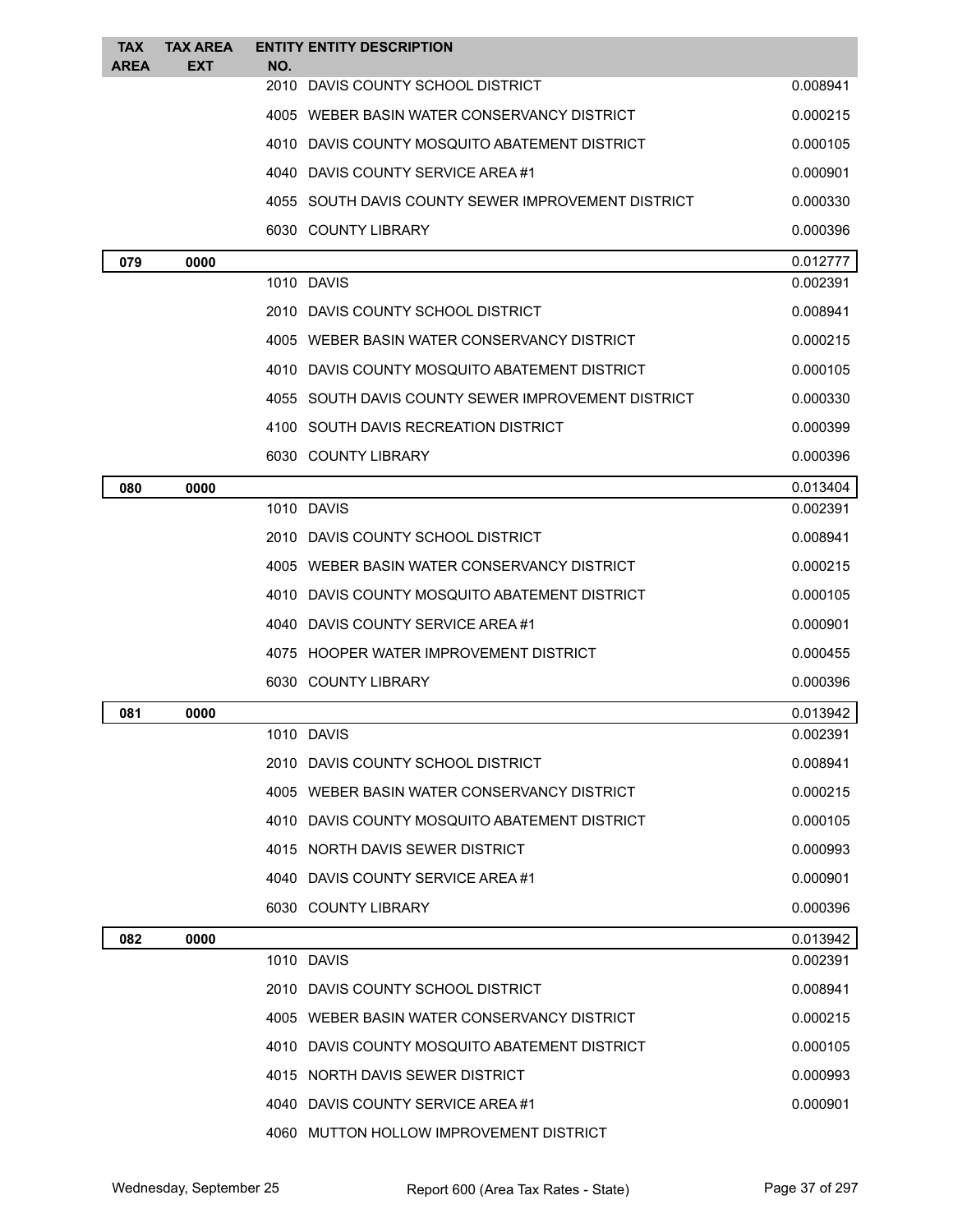| TAX AREA | TAX AREA EXT | ENTITY NO. | ENTITY DESCRIPTION | |
|---|---|---|---|---|
| | | 2010 | DAVIS COUNTY SCHOOL DISTRICT | 0.008941 |
| | | 4005 | WEBER BASIN WATER CONSERVANCY DISTRICT | 0.000215 |
| | | 4010 | DAVIS COUNTY MOSQUITO ABATEMENT DISTRICT | 0.000105 |
| | | 4040 | DAVIS COUNTY SERVICE AREA #1 | 0.000901 |
| | | 4055 | SOUTH DAVIS COUNTY SEWER IMPROVEMENT DISTRICT | 0.000330 |
| | | 6030 | COUNTY LIBRARY | 0.000396 |
| **079** | **0000** | | | 0.012777 |
| | | 1010 | DAVIS | 0.002391 |
| | | 2010 | DAVIS COUNTY SCHOOL DISTRICT | 0.008941 |
| | | 4005 | WEBER BASIN WATER CONSERVANCY DISTRICT | 0.000215 |
| | | 4010 | DAVIS COUNTY MOSQUITO ABATEMENT DISTRICT | 0.000105 |
| | | 4055 | SOUTH DAVIS COUNTY SEWER IMPROVEMENT DISTRICT | 0.000330 |
| | | 4100 | SOUTH DAVIS RECREATION DISTRICT | 0.000399 |
| | | 6030 | COUNTY LIBRARY | 0.000396 |
| **080** | **0000** | | | 0.013404 |
| | | 1010 | DAVIS | 0.002391 |
| | | 2010 | DAVIS COUNTY SCHOOL DISTRICT | 0.008941 |
| | | 4005 | WEBER BASIN WATER CONSERVANCY DISTRICT | 0.000215 |
| | | 4010 | DAVIS COUNTY MOSQUITO ABATEMENT DISTRICT | 0.000105 |
| | | 4040 | DAVIS COUNTY SERVICE AREA #1 | 0.000901 |
| | | 4075 | HOOPER WATER IMPROVEMENT DISTRICT | 0.000455 |
| | | 6030 | COUNTY LIBRARY | 0.000396 |
| **081** | **0000** | | | 0.013942 |
| | | 1010 | DAVIS | 0.002391 |
| | | 2010 | DAVIS COUNTY SCHOOL DISTRICT | 0.008941 |
| | | 4005 | WEBER BASIN WATER CONSERVANCY DISTRICT | 0.000215 |
| | | 4010 | DAVIS COUNTY MOSQUITO ABATEMENT DISTRICT | 0.000105 |
| | | 4015 | NORTH DAVIS SEWER DISTRICT | 0.000993 |
| | | 4040 | DAVIS COUNTY SERVICE AREA #1 | 0.000901 |
| | | 6030 | COUNTY LIBRARY | 0.000396 |
| **082** | **0000** | | | 0.013942 |
| | | 1010 | DAVIS | 0.002391 |
| | | 2010 | DAVIS COUNTY SCHOOL DISTRICT | 0.008941 |
| | | 4005 | WEBER BASIN WATER CONSERVANCY DISTRICT | 0.000215 |
| | | 4010 | DAVIS COUNTY MOSQUITO ABATEMENT DISTRICT | 0.000105 |
| | | 4015 | NORTH DAVIS SEWER DISTRICT | 0.000993 |
| | | 4040 | DAVIS COUNTY SERVICE AREA #1 | 0.000901 |
| | | 4060 | MUTTON HOLLOW IMPROVEMENT DISTRICT | |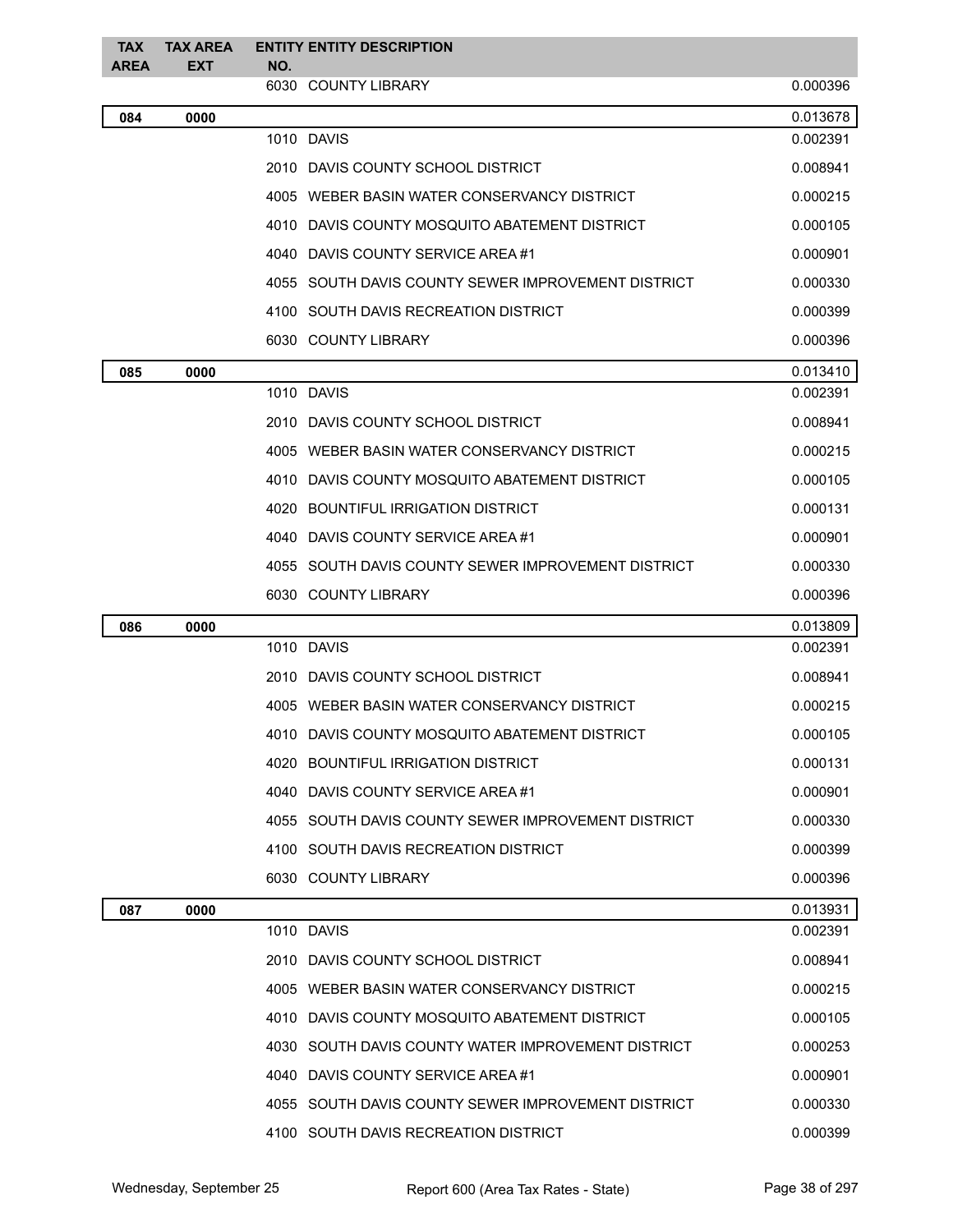| TAX AREA | TAX AREA EXT | ENTITY NO. | ENTITY DESCRIPTION | |
|---|---|---|---|---|
| | | 6030 | COUNTY LIBRARY | 0.000396 |
| **084** | **0000** | | | 0.013678 |
| | | 1010 | DAVIS | 0.002391 |
| | | 2010 | DAVIS COUNTY SCHOOL DISTRICT | 0.008941 |
| | | 4005 | WEBER BASIN WATER CONSERVANCY DISTRICT | 0.000215 |
| | | 4010 | DAVIS COUNTY MOSQUITO ABATEMENT DISTRICT | 0.000105 |
| | | 4040 | DAVIS COUNTY SERVICE AREA #1 | 0.000901 |
| | | 4055 | SOUTH DAVIS COUNTY SEWER IMPROVEMENT DISTRICT | 0.000330 |
| | | 4100 | SOUTH DAVIS RECREATION DISTRICT | 0.000399 |
| | | 6030 | COUNTY LIBRARY | 0.000396 |
| **085** | **0000** | | | 0.013410 |
| | | 1010 | DAVIS | 0.002391 |
| | | 2010 | DAVIS COUNTY SCHOOL DISTRICT | 0.008941 |
| | | 4005 | WEBER BASIN WATER CONSERVANCY DISTRICT | 0.000215 |
| | | 4010 | DAVIS COUNTY MOSQUITO ABATEMENT DISTRICT | 0.000105 |
| | | 4020 | BOUNTIFUL IRRIGATION DISTRICT | 0.000131 |
| | | 4040 | DAVIS COUNTY SERVICE AREA #1 | 0.000901 |
| | | 4055 | SOUTH DAVIS COUNTY SEWER IMPROVEMENT DISTRICT | 0.000330 |
| | | 6030 | COUNTY LIBRARY | 0.000396 |
| **086** | **0000** | | | 0.013809 |
| | | 1010 | DAVIS | 0.002391 |
| | | 2010 | DAVIS COUNTY SCHOOL DISTRICT | 0.008941 |
| | | 4005 | WEBER BASIN WATER CONSERVANCY DISTRICT | 0.000215 |
| | | 4010 | DAVIS COUNTY MOSQUITO ABATEMENT DISTRICT | 0.000105 |
| | | 4020 | BOUNTIFUL IRRIGATION DISTRICT | 0.000131 |
| | | 4040 | DAVIS COUNTY SERVICE AREA #1 | 0.000901 |
| | | 4055 | SOUTH DAVIS COUNTY SEWER IMPROVEMENT DISTRICT | 0.000330 |
| | | 4100 | SOUTH DAVIS RECREATION DISTRICT | 0.000399 |
| | | 6030 | COUNTY LIBRARY | 0.000396 |
| **087** | **0000** | | | 0.013931 |
| | | 1010 | DAVIS | 0.002391 |
| | | 2010 | DAVIS COUNTY SCHOOL DISTRICT | 0.008941 |
| | | 4005 | WEBER BASIN WATER CONSERVANCY DISTRICT | 0.000215 |
| | | 4010 | DAVIS COUNTY MOSQUITO ABATEMENT DISTRICT | 0.000105 |
| | | 4030 | SOUTH DAVIS COUNTY WATER IMPROVEMENT DISTRICT | 0.000253 |
| | | 4040 | DAVIS COUNTY SERVICE AREA #1 | 0.000901 |
| | | 4055 | SOUTH DAVIS COUNTY SEWER IMPROVEMENT DISTRICT | 0.000330 |
| | | 4100 | SOUTH DAVIS RECREATION DISTRICT | 0.000399 |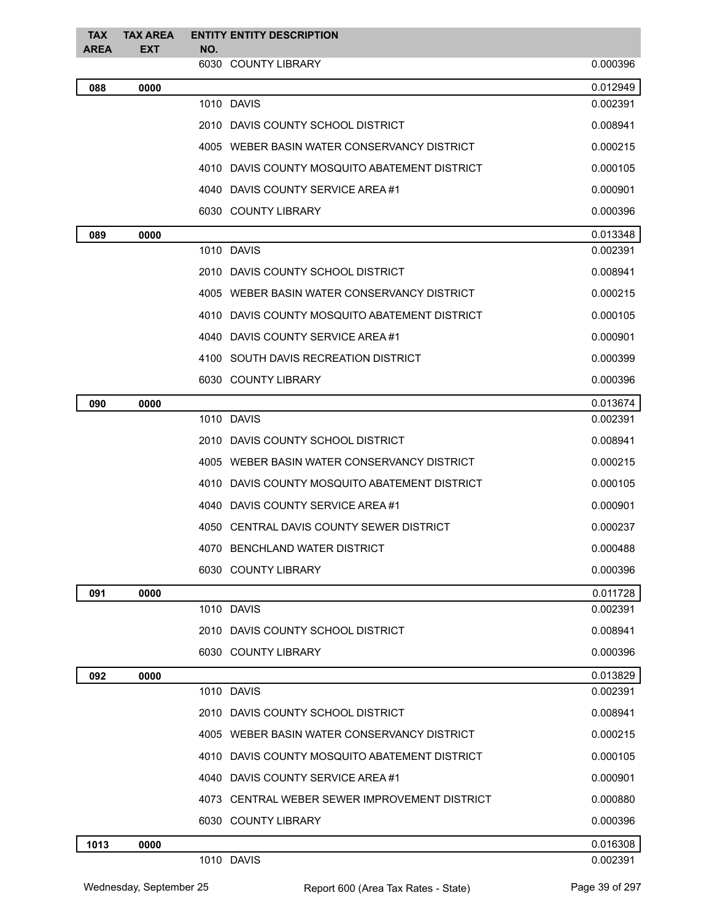| TAX AREA | TAX AREA EXT | ENTITY NO. | ENTITY DESCRIPTION | |
|---|---|---|---|---|
| | | 6030 | COUNTY LIBRARY | 0.000396 |
| **088** | **0000** | | | 0.012949 |
| | | 1010 | DAVIS | 0.002391 |
| | | 2010 | DAVIS COUNTY SCHOOL DISTRICT | 0.008941 |
| | | 4005 | WEBER BASIN WATER CONSERVANCY DISTRICT | 0.000215 |
| | | 4010 | DAVIS COUNTY MOSQUITO ABATEMENT DISTRICT | 0.000105 |
| | | 4040 | DAVIS COUNTY SERVICE AREA #1 | 0.000901 |
| | | 6030 | COUNTY LIBRARY | 0.000396 |
| **089** | **0000** | | | 0.013348 |
| | | 1010 | DAVIS | 0.002391 |
| | | 2010 | DAVIS COUNTY SCHOOL DISTRICT | 0.008941 |
| | | 4005 | WEBER BASIN WATER CONSERVANCY DISTRICT | 0.000215 |
| | | 4010 | DAVIS COUNTY MOSQUITO ABATEMENT DISTRICT | 0.000105 |
| | | 4040 | DAVIS COUNTY SERVICE AREA #1 | 0.000901 |
| | | 4100 | SOUTH DAVIS RECREATION DISTRICT | 0.000399 |
| | | 6030 | COUNTY LIBRARY | 0.000396 |
| **090** | **0000** | | | 0.013674 |
| | | 1010 | DAVIS | 0.002391 |
| | | 2010 | DAVIS COUNTY SCHOOL DISTRICT | 0.008941 |
| | | 4005 | WEBER BASIN WATER CONSERVANCY DISTRICT | 0.000215 |
| | | 4010 | DAVIS COUNTY MOSQUITO ABATEMENT DISTRICT | 0.000105 |
| | | 4040 | DAVIS COUNTY SERVICE AREA #1 | 0.000901 |
| | | 4050 | CENTRAL DAVIS COUNTY SEWER DISTRICT | 0.000237 |
| | | 4070 | BENCHLAND WATER DISTRICT | 0.000488 |
| | | 6030 | COUNTY LIBRARY | 0.000396 |
| **091** | **0000** | | | 0.011728 |
| | | 1010 | DAVIS | 0.002391 |
| | | 2010 | DAVIS COUNTY SCHOOL DISTRICT | 0.008941 |
| | | 6030 | COUNTY LIBRARY | 0.000396 |
| **092** | **0000** | | | 0.013829 |
| | | 1010 | DAVIS | 0.002391 |
| | | 2010 | DAVIS COUNTY SCHOOL DISTRICT | 0.008941 |
| | | 4005 | WEBER BASIN WATER CONSERVANCY DISTRICT | 0.000215 |
| | | 4010 | DAVIS COUNTY MOSQUITO ABATEMENT DISTRICT | 0.000105 |
| | | 4040 | DAVIS COUNTY SERVICE AREA #1 | 0.000901 |
| | | 4073 | CENTRAL WEBER SEWER IMPROVEMENT DISTRICT | 0.000880 |
| | | 6030 | COUNTY LIBRARY | 0.000396 |
| **1013** | **0000** | | | 0.016308 |
| | | 1010 | DAVIS | 0.002391 |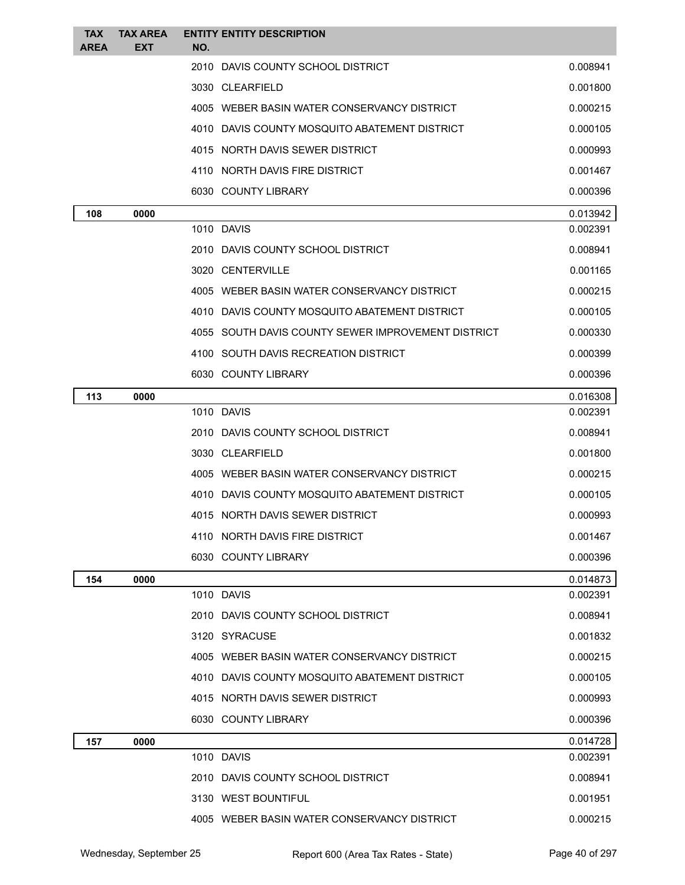| TAX AREA | TAX AREA EXT | ENTITY NO. | ENTITY DESCRIPTION | |
|---|---|---|---|---|
| | | 2010 | DAVIS COUNTY SCHOOL DISTRICT | 0.008941 |
| | | 3030 | CLEARFIELD | 0.001800 |
| | | 4005 | WEBER BASIN WATER CONSERVANCY DISTRICT | 0.000215 |
| | | 4010 | DAVIS COUNTY MOSQUITO ABATEMENT DISTRICT | 0.000105 |
| | | 4015 | NORTH DAVIS SEWER DISTRICT | 0.000993 |
| | | 4110 | NORTH DAVIS FIRE DISTRICT | 0.001467 |
| | | 6030 | COUNTY LIBRARY | 0.000396 |
| **108** | **0000** | | | 0.013942 |
| | | 1010 | DAVIS | 0.002391 |
| | | 2010 | DAVIS COUNTY SCHOOL DISTRICT | 0.008941 |
| | | 3020 | CENTERVILLE | 0.001165 |
| | | 4005 | WEBER BASIN WATER CONSERVANCY DISTRICT | 0.000215 |
| | | 4010 | DAVIS COUNTY MOSQUITO ABATEMENT DISTRICT | 0.000105 |
| | | 4055 | SOUTH DAVIS COUNTY SEWER IMPROVEMENT DISTRICT | 0.000330 |
| | | 4100 | SOUTH DAVIS RECREATION DISTRICT | 0.000399 |
| | | 6030 | COUNTY LIBRARY | 0.000396 |
| **113** | **0000** | | | 0.016308 |
| | | 1010 | DAVIS | 0.002391 |
| | | 2010 | DAVIS COUNTY SCHOOL DISTRICT | 0.008941 |
| | | 3030 | CLEARFIELD | 0.001800 |
| | | 4005 | WEBER BASIN WATER CONSERVANCY DISTRICT | 0.000215 |
| | | 4010 | DAVIS COUNTY MOSQUITO ABATEMENT DISTRICT | 0.000105 |
| | | 4015 | NORTH DAVIS SEWER DISTRICT | 0.000993 |
| | | 4110 | NORTH DAVIS FIRE DISTRICT | 0.001467 |
| | | 6030 | COUNTY LIBRARY | 0.000396 |
| **154** | **0000** | | | 0.014873 |
| | | 1010 | DAVIS | 0.002391 |
| | | 2010 | DAVIS COUNTY SCHOOL DISTRICT | 0.008941 |
| | | 3120 | SYRACUSE | 0.001832 |
| | | 4005 | WEBER BASIN WATER CONSERVANCY DISTRICT | 0.000215 |
| | | 4010 | DAVIS COUNTY MOSQUITO ABATEMENT DISTRICT | 0.000105 |
| | | 4015 | NORTH DAVIS SEWER DISTRICT | 0.000993 |
| | | 6030 | COUNTY LIBRARY | 0.000396 |
| **157** | **0000** | | | 0.014728 |
| | | 1010 | DAVIS | 0.002391 |
| | | 2010 | DAVIS COUNTY SCHOOL DISTRICT | 0.008941 |
| | | 3130 | WEST BOUNTIFUL | 0.001951 |
| | | 4005 | WEBER BASIN WATER CONSERVANCY DISTRICT | 0.000215 |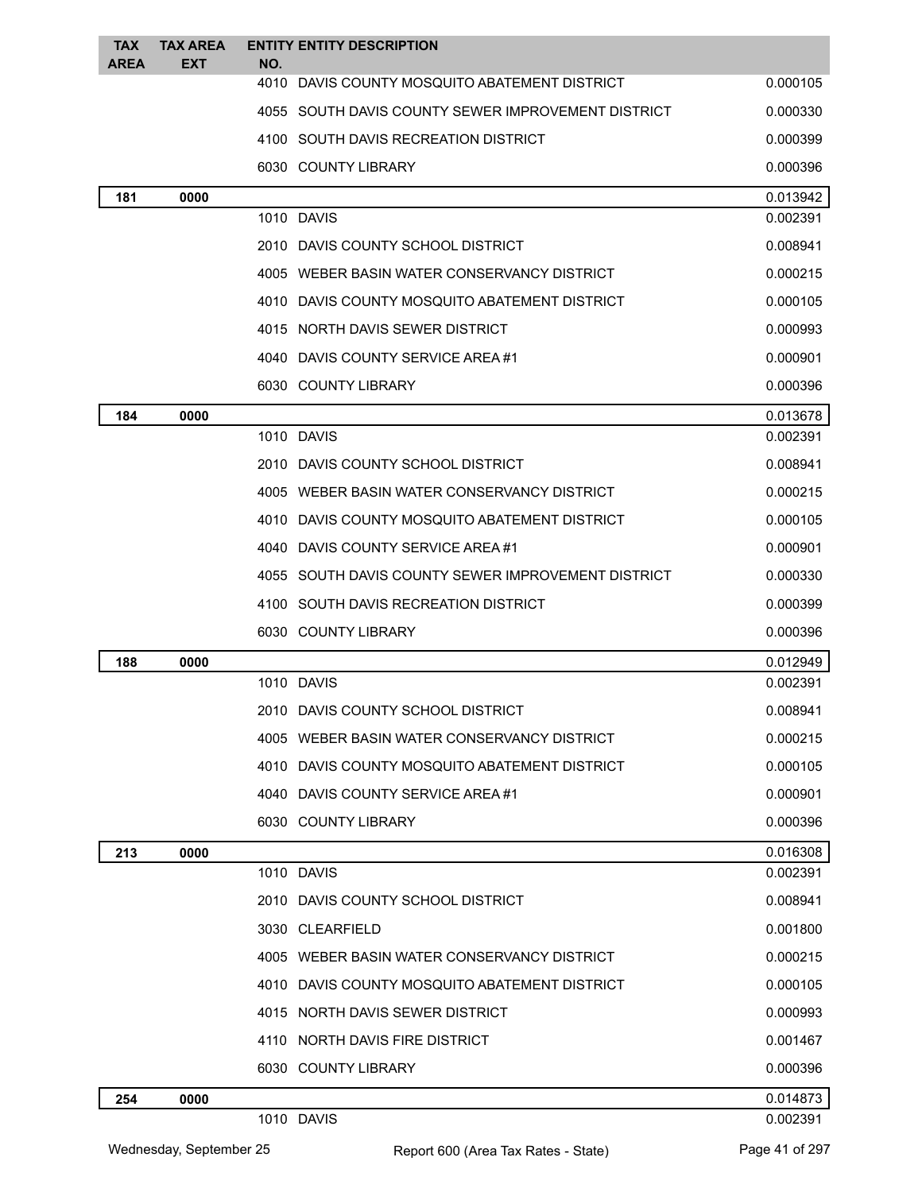| TAX AREA | TAX AREA EXT | ENTITY NO. | ENTITY DESCRIPTION | |
|---|---|---|---|---|
| | | 4010 | DAVIS COUNTY MOSQUITO ABATEMENT DISTRICT | 0.000105 |
| | | 4055 | SOUTH DAVIS COUNTY SEWER IMPROVEMENT DISTRICT | 0.000330 |
| | | 4100 | SOUTH DAVIS RECREATION DISTRICT | 0.000399 |
| | | 6030 | COUNTY LIBRARY | 0.000396 |
| **181** | **0000** | | | 0.013942 |
| | | 1010 | DAVIS | 0.002391 |
| | | 2010 | DAVIS COUNTY SCHOOL DISTRICT | 0.008941 |
| | | 4005 | WEBER BASIN WATER CONSERVANCY DISTRICT | 0.000215 |
| | | 4010 | DAVIS COUNTY MOSQUITO ABATEMENT DISTRICT | 0.000105 |
| | | 4015 | NORTH DAVIS SEWER DISTRICT | 0.000993 |
| | | 4040 | DAVIS COUNTY SERVICE AREA #1 | 0.000901 |
| | | 6030 | COUNTY LIBRARY | 0.000396 |
| **184** | **0000** | | | 0.013678 |
| | | 1010 | DAVIS | 0.002391 |
| | | 2010 | DAVIS COUNTY SCHOOL DISTRICT | 0.008941 |
| | | 4005 | WEBER BASIN WATER CONSERVANCY DISTRICT | 0.000215 |
| | | 4010 | DAVIS COUNTY MOSQUITO ABATEMENT DISTRICT | 0.000105 |
| | | 4040 | DAVIS COUNTY SERVICE AREA #1 | 0.000901 |
| | | 4055 | SOUTH DAVIS COUNTY SEWER IMPROVEMENT DISTRICT | 0.000330 |
| | | 4100 | SOUTH DAVIS RECREATION DISTRICT | 0.000399 |
| | | 6030 | COUNTY LIBRARY | 0.000396 |
| **188** | **0000** | | | 0.012949 |
| | | 1010 | DAVIS | 0.002391 |
| | | 2010 | DAVIS COUNTY SCHOOL DISTRICT | 0.008941 |
| | | 4005 | WEBER BASIN WATER CONSERVANCY DISTRICT | 0.000215 |
| | | 4010 | DAVIS COUNTY MOSQUITO ABATEMENT DISTRICT | 0.000105 |
| | | 4040 | DAVIS COUNTY SERVICE AREA #1 | 0.000901 |
| | | 6030 | COUNTY LIBRARY | 0.000396 |
| **213** | **0000** | | | 0.016308 |
| | | 1010 | DAVIS | 0.002391 |
| | | 2010 | DAVIS COUNTY SCHOOL DISTRICT | 0.008941 |
| | | 3030 | CLEARFIELD | 0.001800 |
| | | 4005 | WEBER BASIN WATER CONSERVANCY DISTRICT | 0.000215 |
| | | 4010 | DAVIS COUNTY MOSQUITO ABATEMENT DISTRICT | 0.000105 |
| | | 4015 | NORTH DAVIS SEWER DISTRICT | 0.000993 |
| | | 4110 | NORTH DAVIS FIRE DISTRICT | 0.001467 |
| | | 6030 | COUNTY LIBRARY | 0.000396 |
| **254** | **0000** | | | 0.014873 |
| | | 1010 | DAVIS | 0.002391 |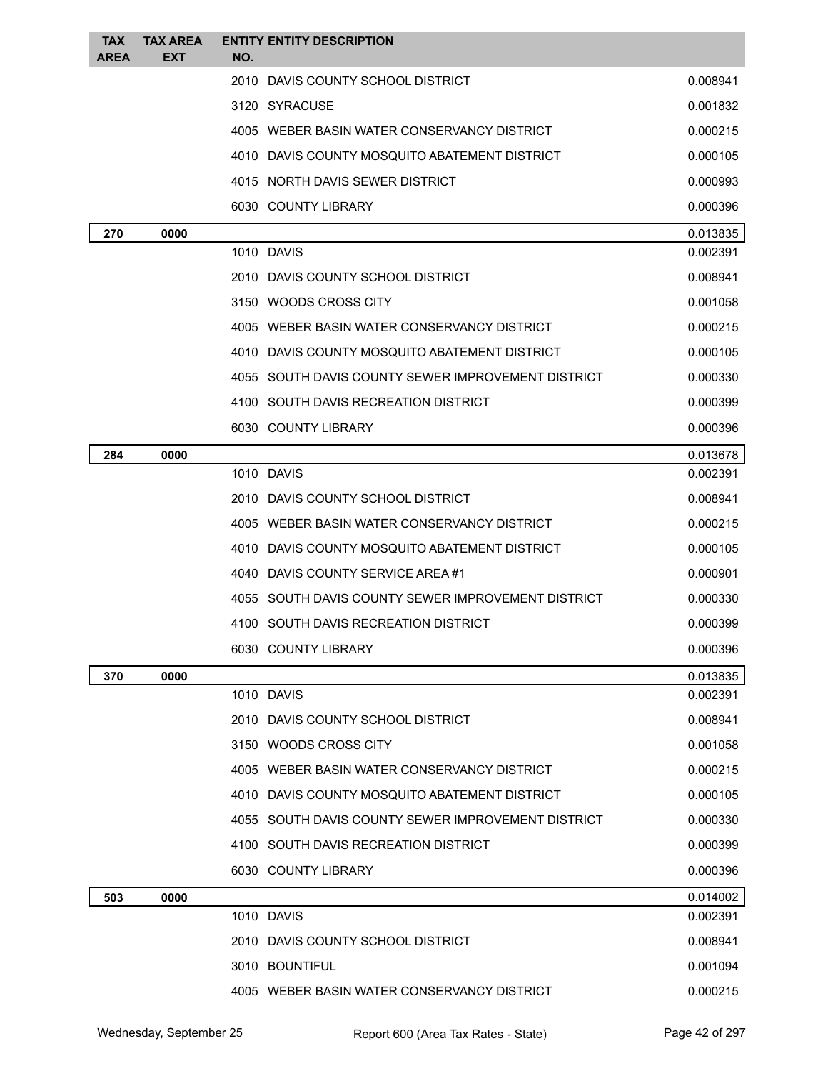| TAX AREA | TAX AREA EXT | ENTITY NO. | ENTITY DESCRIPTION | |
|---|---|---|---|---|
| | | 2010 | DAVIS COUNTY SCHOOL DISTRICT | 0.008941 |
| | | 3120 | SYRACUSE | 0.001832 |
| | | 4005 | WEBER BASIN WATER CONSERVANCY DISTRICT | 0.000215 |
| | | 4010 | DAVIS COUNTY MOSQUITO ABATEMENT DISTRICT | 0.000105 |
| | | 4015 | NORTH DAVIS SEWER DISTRICT | 0.000993 |
| | | 6030 | COUNTY LIBRARY | 0.000396 |
| **270** | **0000** | | | 0.013835 |
| | | 1010 | DAVIS | 0.002391 |
| | | 2010 | DAVIS COUNTY SCHOOL DISTRICT | 0.008941 |
| | | 3150 | WOODS CROSS CITY | 0.001058 |
| | | 4005 | WEBER BASIN WATER CONSERVANCY DISTRICT | 0.000215 |
| | | 4010 | DAVIS COUNTY MOSQUITO ABATEMENT DISTRICT | 0.000105 |
| | | 4055 | SOUTH DAVIS COUNTY SEWER IMPROVEMENT DISTRICT | 0.000330 |
| | | 4100 | SOUTH DAVIS RECREATION DISTRICT | 0.000399 |
| | | 6030 | COUNTY LIBRARY | 0.000396 |
| **284** | **0000** | | | 0.013678 |
| | | 1010 | DAVIS | 0.002391 |
| | | 2010 | DAVIS COUNTY SCHOOL DISTRICT | 0.008941 |
| | | 4005 | WEBER BASIN WATER CONSERVANCY DISTRICT | 0.000215 |
| | | 4010 | DAVIS COUNTY MOSQUITO ABATEMENT DISTRICT | 0.000105 |
| | | 4040 | DAVIS COUNTY SERVICE AREA #1 | 0.000901 |
| | | 4055 | SOUTH DAVIS COUNTY SEWER IMPROVEMENT DISTRICT | 0.000330 |
| | | 4100 | SOUTH DAVIS RECREATION DISTRICT | 0.000399 |
| | | 6030 | COUNTY LIBRARY | 0.000396 |
| **370** | **0000** | | | 0.013835 |
| | | 1010 | DAVIS | 0.002391 |
| | | 2010 | DAVIS COUNTY SCHOOL DISTRICT | 0.008941 |
| | | 3150 | WOODS CROSS CITY | 0.001058 |
| | | 4005 | WEBER BASIN WATER CONSERVANCY DISTRICT | 0.000215 |
| | | 4010 | DAVIS COUNTY MOSQUITO ABATEMENT DISTRICT | 0.000105 |
| | | 4055 | SOUTH DAVIS COUNTY SEWER IMPROVEMENT DISTRICT | 0.000330 |
| | | 4100 | SOUTH DAVIS RECREATION DISTRICT | 0.000399 |
| | | 6030 | COUNTY LIBRARY | 0.000396 |
| **503** | **0000** | | | 0.014002 |
| | | 1010 | DAVIS | 0.002391 |
| | | 2010 | DAVIS COUNTY SCHOOL DISTRICT | 0.008941 |
| | | 3010 | BOUNTIFUL | 0.001094 |
| | | 4005 | WEBER BASIN WATER CONSERVANCY DISTRICT | 0.000215 |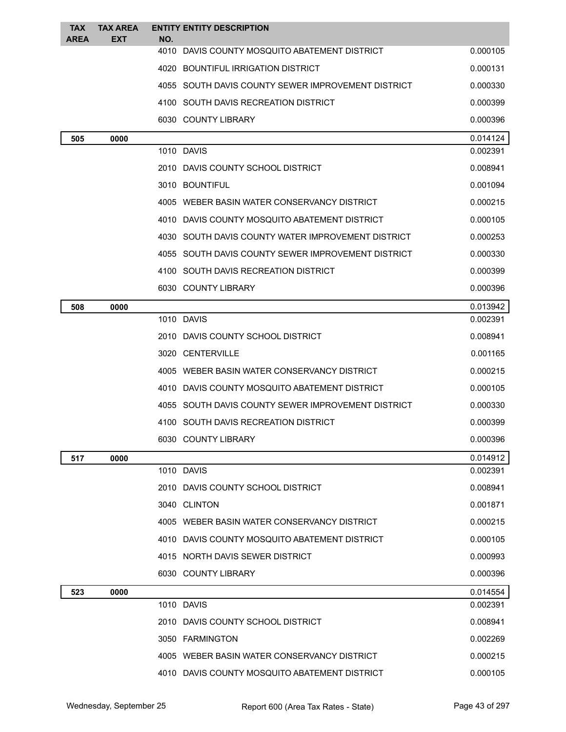| TAX AREA | TAX AREA EXT | ENTITY NO. | ENTITY DESCRIPTION | |
|---|---|---|---|---|
| | | 4010 | DAVIS COUNTY MOSQUITO ABATEMENT DISTRICT | 0.000105 |
| | | 4020 | BOUNTIFUL IRRIGATION DISTRICT | 0.000131 |
| | | 4055 | SOUTH DAVIS COUNTY SEWER IMPROVEMENT DISTRICT | 0.000330 |
| | | 4100 | SOUTH DAVIS RECREATION DISTRICT | 0.000399 |
| | | 6030 | COUNTY LIBRARY | 0.000396 |
| **505** | **0000** | | | 0.014124 |
| | | 1010 | DAVIS | 0.002391 |
| | | 2010 | DAVIS COUNTY SCHOOL DISTRICT | 0.008941 |
| | | 3010 | BOUNTIFUL | 0.001094 |
| | | 4005 | WEBER BASIN WATER CONSERVANCY DISTRICT | 0.000215 |
| | | 4010 | DAVIS COUNTY MOSQUITO ABATEMENT DISTRICT | 0.000105 |
| | | 4030 | SOUTH DAVIS COUNTY WATER IMPROVEMENT DISTRICT | 0.000253 |
| | | 4055 | SOUTH DAVIS COUNTY SEWER IMPROVEMENT DISTRICT | 0.000330 |
| | | 4100 | SOUTH DAVIS RECREATION DISTRICT | 0.000399 |
| | | 6030 | COUNTY LIBRARY | 0.000396 |
| **508** | **0000** | | | 0.013942 |
| | | 1010 | DAVIS | 0.002391 |
| | | 2010 | DAVIS COUNTY SCHOOL DISTRICT | 0.008941 |
| | | 3020 | CENTERVILLE | 0.001165 |
| | | 4005 | WEBER BASIN WATER CONSERVANCY DISTRICT | 0.000215 |
| | | 4010 | DAVIS COUNTY MOSQUITO ABATEMENT DISTRICT | 0.000105 |
| | | 4055 | SOUTH DAVIS COUNTY SEWER IMPROVEMENT DISTRICT | 0.000330 |
| | | 4100 | SOUTH DAVIS RECREATION DISTRICT | 0.000399 |
| | | 6030 | COUNTY LIBRARY | 0.000396 |
| **517** | **0000** | | | 0.014912 |
| | | 1010 | DAVIS | 0.002391 |
| | | 2010 | DAVIS COUNTY SCHOOL DISTRICT | 0.008941 |
| | | 3040 | CLINTON | 0.001871 |
| | | 4005 | WEBER BASIN WATER CONSERVANCY DISTRICT | 0.000215 |
| | | 4010 | DAVIS COUNTY MOSQUITO ABATEMENT DISTRICT | 0.000105 |
| | | 4015 | NORTH DAVIS SEWER DISTRICT | 0.000993 |
| | | 6030 | COUNTY LIBRARY | 0.000396 |
| **523** | **0000** | | | 0.014554 |
| | | 1010 | DAVIS | 0.002391 |
| | | 2010 | DAVIS COUNTY SCHOOL DISTRICT | 0.008941 |
| | | 3050 | FARMINGTON | 0.002269 |
| | | 4005 | WEBER BASIN WATER CONSERVANCY DISTRICT | 0.000215 |
| | | 4010 | DAVIS COUNTY MOSQUITO ABATEMENT DISTRICT | 0.000105 |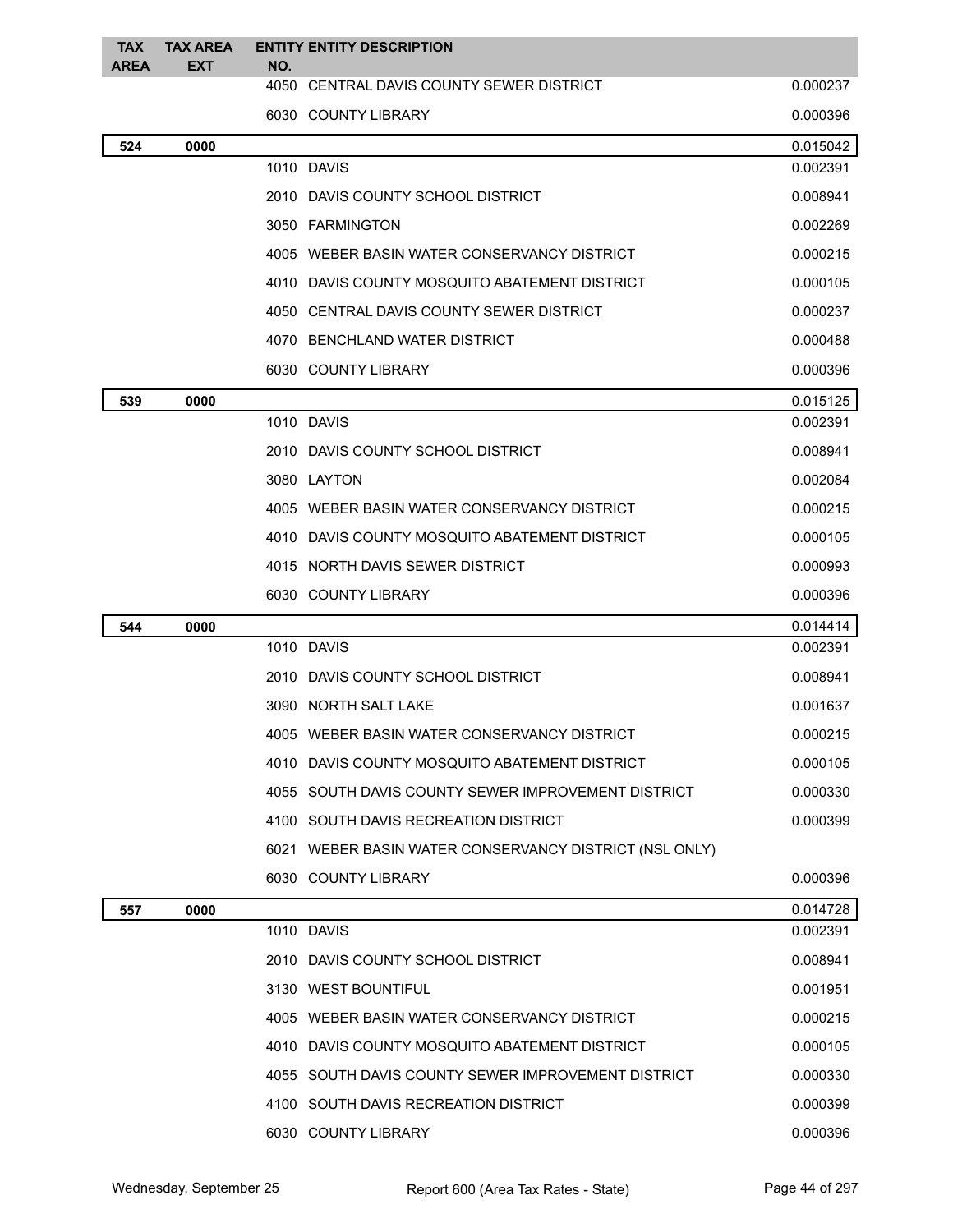| TAX AREA | TAX AREA EXT | ENTITY NO. | ENTITY DESCRIPTION | |
|---|---|---|---|---|
| | | 4050 | CENTRAL DAVIS COUNTY SEWER DISTRICT | 0.000237 |
| | | 6030 | COUNTY LIBRARY | 0.000396 |
| **524** | **0000** | | | 0.015042 |
| | | 1010 | DAVIS | 0.002391 |
| | | 2010 | DAVIS COUNTY SCHOOL DISTRICT | 0.008941 |
| | | 3050 | FARMINGTON | 0.002269 |
| | | 4005 | WEBER BASIN WATER CONSERVANCY DISTRICT | 0.000215 |
| | | 4010 | DAVIS COUNTY MOSQUITO ABATEMENT DISTRICT | 0.000105 |
| | | 4050 | CENTRAL DAVIS COUNTY SEWER DISTRICT | 0.000237 |
| | | 4070 | BENCHLAND WATER DISTRICT | 0.000488 |
| | | 6030 | COUNTY LIBRARY | 0.000396 |
| **539** | **0000** | | | 0.015125 |
| | | 1010 | DAVIS | 0.002391 |
| | | 2010 | DAVIS COUNTY SCHOOL DISTRICT | 0.008941 |
| | | 3080 | LAYTON | 0.002084 |
| | | 4005 | WEBER BASIN WATER CONSERVANCY DISTRICT | 0.000215 |
| | | 4010 | DAVIS COUNTY MOSQUITO ABATEMENT DISTRICT | 0.000105 |
| | | 4015 | NORTH DAVIS SEWER DISTRICT | 0.000993 |
| | | 6030 | COUNTY LIBRARY | 0.000396 |
| **544** | **0000** | | | 0.014414 |
| | | 1010 | DAVIS | 0.002391 |
| | | 2010 | DAVIS COUNTY SCHOOL DISTRICT | 0.008941 |
| | | 3090 | NORTH SALT LAKE | 0.001637 |
| | | 4005 | WEBER BASIN WATER CONSERVANCY DISTRICT | 0.000215 |
| | | 4010 | DAVIS COUNTY MOSQUITO ABATEMENT DISTRICT | 0.000105 |
| | | 4055 | SOUTH DAVIS COUNTY SEWER IMPROVEMENT DISTRICT | 0.000330 |
| | | 4100 | SOUTH DAVIS RECREATION DISTRICT | 0.000399 |
| | | 6021 | WEBER BASIN WATER CONSERVANCY DISTRICT (NSL ONLY) | |
| | | 6030 | COUNTY LIBRARY | 0.000396 |
| **557** | **0000** | | | 0.014728 |
| | | 1010 | DAVIS | 0.002391 |
| | | 2010 | DAVIS COUNTY SCHOOL DISTRICT | 0.008941 |
| | | 3130 | WEST BOUNTIFUL | 0.001951 |
| | | 4005 | WEBER BASIN WATER CONSERVANCY DISTRICT | 0.000215 |
| | | 4010 | DAVIS COUNTY MOSQUITO ABATEMENT DISTRICT | 0.000105 |
| | | 4055 | SOUTH DAVIS COUNTY SEWER IMPROVEMENT DISTRICT | 0.000330 |
| | | 4100 | SOUTH DAVIS RECREATION DISTRICT | 0.000399 |
| | | 6030 | COUNTY LIBRARY | 0.000396 |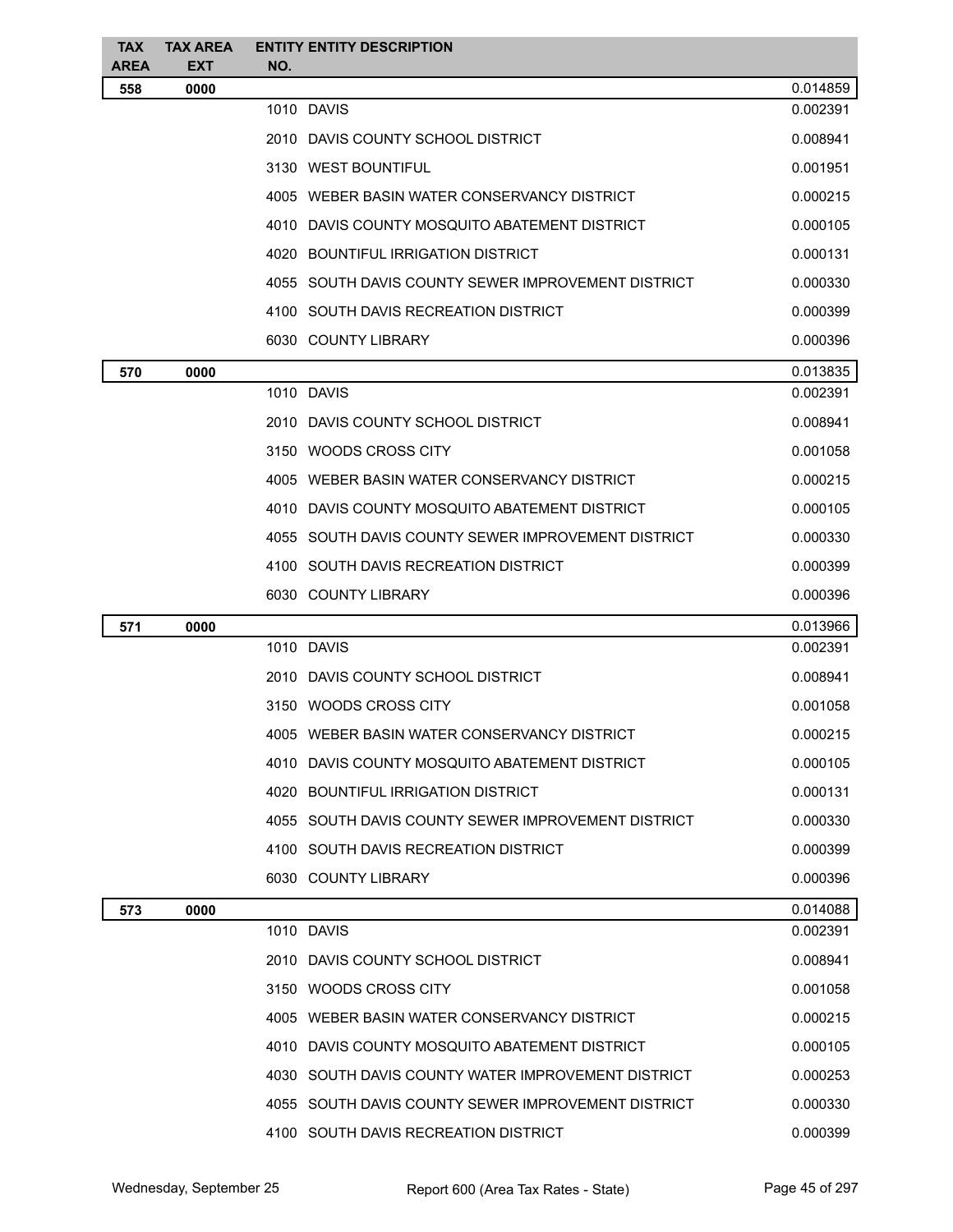| TAX AREA | TAX AREA EXT | ENTITY NO. | ENTITY DESCRIPTION | |
|---|---|---|---|---|
| **558** | **0000** | | | 0.014859 |
| | | 1010 | DAVIS | 0.002391 |
| | | 2010 | DAVIS COUNTY SCHOOL DISTRICT | 0.008941 |
| | | 3130 | WEST BOUNTIFUL | 0.001951 |
| | | 4005 | WEBER BASIN WATER CONSERVANCY DISTRICT | 0.000215 |
| | | 4010 | DAVIS COUNTY MOSQUITO ABATEMENT DISTRICT | 0.000105 |
| | | 4020 | BOUNTIFUL IRRIGATION DISTRICT | 0.000131 |
| | | 4055 | SOUTH DAVIS COUNTY SEWER IMPROVEMENT DISTRICT | 0.000330 |
| | | 4100 | SOUTH DAVIS RECREATION DISTRICT | 0.000399 |
| | | 6030 | COUNTY LIBRARY | 0.000396 |
| **570** | **0000** | | | 0.013835 |
| | | 1010 | DAVIS | 0.002391 |
| | | 2010 | DAVIS COUNTY SCHOOL DISTRICT | 0.008941 |
| | | 3150 | WOODS CROSS CITY | 0.001058 |
| | | 4005 | WEBER BASIN WATER CONSERVANCY DISTRICT | 0.000215 |
| | | 4010 | DAVIS COUNTY MOSQUITO ABATEMENT DISTRICT | 0.000105 |
| | | 4055 | SOUTH DAVIS COUNTY SEWER IMPROVEMENT DISTRICT | 0.000330 |
| | | 4100 | SOUTH DAVIS RECREATION DISTRICT | 0.000399 |
| | | 6030 | COUNTY LIBRARY | 0.000396 |
| **571** | **0000** | | | 0.013966 |
| | | 1010 | DAVIS | 0.002391 |
| | | 2010 | DAVIS COUNTY SCHOOL DISTRICT | 0.008941 |
| | | 3150 | WOODS CROSS CITY | 0.001058 |
| | | 4005 | WEBER BASIN WATER CONSERVANCY DISTRICT | 0.000215 |
| | | 4010 | DAVIS COUNTY MOSQUITO ABATEMENT DISTRICT | 0.000105 |
| | | 4020 | BOUNTIFUL IRRIGATION DISTRICT | 0.000131 |
| | | 4055 | SOUTH DAVIS COUNTY SEWER IMPROVEMENT DISTRICT | 0.000330 |
| | | 4100 | SOUTH DAVIS RECREATION DISTRICT | 0.000399 |
| | | 6030 | COUNTY LIBRARY | 0.000396 |
| **573** | **0000** | | | 0.014088 |
| | | 1010 | DAVIS | 0.002391 |
| | | 2010 | DAVIS COUNTY SCHOOL DISTRICT | 0.008941 |
| | | 3150 | WOODS CROSS CITY | 0.001058 |
| | | 4005 | WEBER BASIN WATER CONSERVANCY DISTRICT | 0.000215 |
| | | 4010 | DAVIS COUNTY MOSQUITO ABATEMENT DISTRICT | 0.000105 |
| | | 4030 | SOUTH DAVIS COUNTY WATER IMPROVEMENT DISTRICT | 0.000253 |
| | | 4055 | SOUTH DAVIS COUNTY SEWER IMPROVEMENT DISTRICT | 0.000330 |
| | | 4100 | SOUTH DAVIS RECREATION DISTRICT | 0.000399 |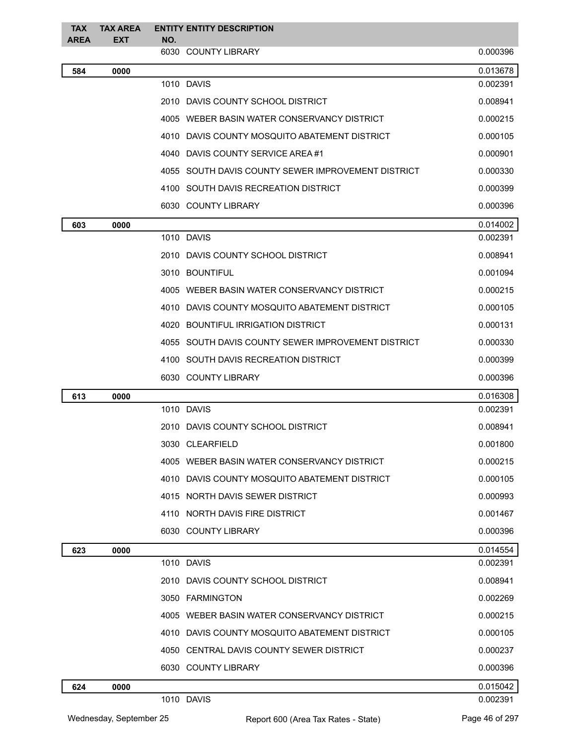| TAX AREA | TAX AREA EXT | ENTITY NO. | ENTITY DESCRIPTION | |
|---|---|---|---|---|
| | | 6030 | COUNTY LIBRARY | 0.000396 |
| **584** | **0000** | | | 0.013678 |
| | | 1010 | DAVIS | 0.002391 |
| | | 2010 | DAVIS COUNTY SCHOOL DISTRICT | 0.008941 |
| | | 4005 | WEBER BASIN WATER CONSERVANCY DISTRICT | 0.000215 |
| | | 4010 | DAVIS COUNTY MOSQUITO ABATEMENT DISTRICT | 0.000105 |
| | | 4040 | DAVIS COUNTY SERVICE AREA #1 | 0.000901 |
| | | 4055 | SOUTH DAVIS COUNTY SEWER IMPROVEMENT DISTRICT | 0.000330 |
| | | 4100 | SOUTH DAVIS RECREATION DISTRICT | 0.000399 |
| | | 6030 | COUNTY LIBRARY | 0.000396 |
| **603** | **0000** | | | 0.014002 |
| | | 1010 | DAVIS | 0.002391 |
| | | 2010 | DAVIS COUNTY SCHOOL DISTRICT | 0.008941 |
| | | 3010 | BOUNTIFUL | 0.001094 |
| | | 4005 | WEBER BASIN WATER CONSERVANCY DISTRICT | 0.000215 |
| | | 4010 | DAVIS COUNTY MOSQUITO ABATEMENT DISTRICT | 0.000105 |
| | | 4020 | BOUNTIFUL IRRIGATION DISTRICT | 0.000131 |
| | | 4055 | SOUTH DAVIS COUNTY SEWER IMPROVEMENT DISTRICT | 0.000330 |
| | | 4100 | SOUTH DAVIS RECREATION DISTRICT | 0.000399 |
| | | 6030 | COUNTY LIBRARY | 0.000396 |
| **613** | **0000** | | | 0.016308 |
| | | 1010 | DAVIS | 0.002391 |
| | | 2010 | DAVIS COUNTY SCHOOL DISTRICT | 0.008941 |
| | | 3030 | CLEARFIELD | 0.001800 |
| | | 4005 | WEBER BASIN WATER CONSERVANCY DISTRICT | 0.000215 |
| | | 4010 | DAVIS COUNTY MOSQUITO ABATEMENT DISTRICT | 0.000105 |
| | | 4015 | NORTH DAVIS SEWER DISTRICT | 0.000993 |
| | | 4110 | NORTH DAVIS FIRE DISTRICT | 0.001467 |
| | | 6030 | COUNTY LIBRARY | 0.000396 |
| **623** | **0000** | | | 0.014554 |
| | | 1010 | DAVIS | 0.002391 |
| | | 2010 | DAVIS COUNTY SCHOOL DISTRICT | 0.008941 |
| | | 3050 | FARMINGTON | 0.002269 |
| | | 4005 | WEBER BASIN WATER CONSERVANCY DISTRICT | 0.000215 |
| | | 4010 | DAVIS COUNTY MOSQUITO ABATEMENT DISTRICT | 0.000105 |
| | | 4050 | CENTRAL DAVIS COUNTY SEWER DISTRICT | 0.000237 |
| | | 6030 | COUNTY LIBRARY | 0.000396 |
| **624** | **0000** | | | 0.015042 |
| | | 1010 | DAVIS | 0.002391 |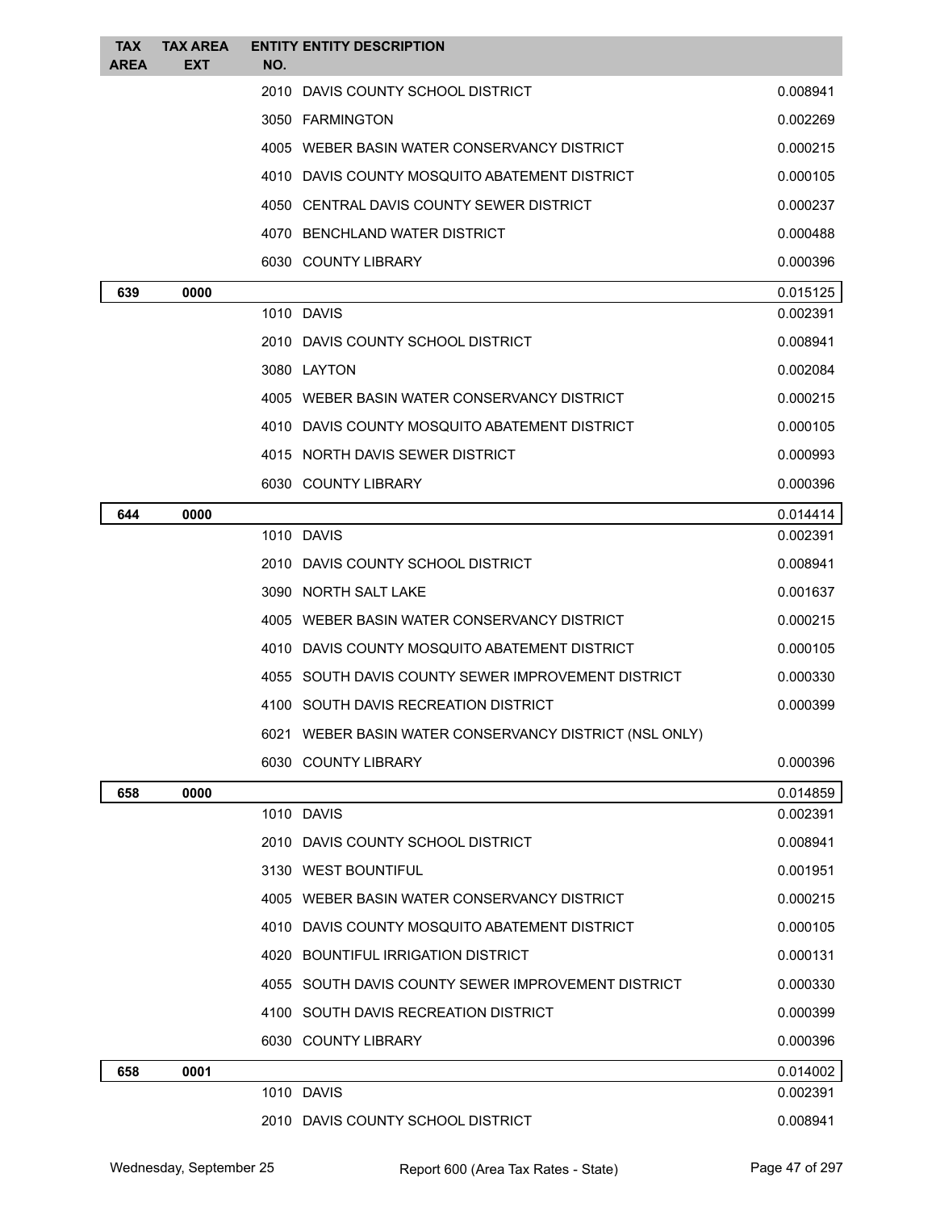| TAX AREA | TAX AREA EXT | ENTITY NO. | ENTITY DESCRIPTION | |
|---|---|---|---|---|
| | | 2010 | DAVIS COUNTY SCHOOL DISTRICT | 0.008941 |
| | | 3050 | FARMINGTON | 0.002269 |
| | | 4005 | WEBER BASIN WATER CONSERVANCY DISTRICT | 0.000215 |
| | | 4010 | DAVIS COUNTY MOSQUITO ABATEMENT DISTRICT | 0.000105 |
| | | 4050 | CENTRAL DAVIS COUNTY SEWER DISTRICT | 0.000237 |
| | | 4070 | BENCHLAND WATER DISTRICT | 0.000488 |
| | | 6030 | COUNTY LIBRARY | 0.000396 |
| **639** | **0000** | | | 0.015125 |
| | | 1010 | DAVIS | 0.002391 |
| | | 2010 | DAVIS COUNTY SCHOOL DISTRICT | 0.008941 |
| | | 3080 | LAYTON | 0.002084 |
| | | 4005 | WEBER BASIN WATER CONSERVANCY DISTRICT | 0.000215 |
| | | 4010 | DAVIS COUNTY MOSQUITO ABATEMENT DISTRICT | 0.000105 |
| | | 4015 | NORTH DAVIS SEWER DISTRICT | 0.000993 |
| | | 6030 | COUNTY LIBRARY | 0.000396 |
| **644** | **0000** | | | 0.014414 |
| | | 1010 | DAVIS | 0.002391 |
| | | 2010 | DAVIS COUNTY SCHOOL DISTRICT | 0.008941 |
| | | 3090 | NORTH SALT LAKE | 0.001637 |
| | | 4005 | WEBER BASIN WATER CONSERVANCY DISTRICT | 0.000215 |
| | | 4010 | DAVIS COUNTY MOSQUITO ABATEMENT DISTRICT | 0.000105 |
| | | 4055 | SOUTH DAVIS COUNTY SEWER IMPROVEMENT DISTRICT | 0.000330 |
| | | 4100 | SOUTH DAVIS RECREATION DISTRICT | 0.000399 |
| | | 6021 | WEBER BASIN WATER CONSERVANCY DISTRICT (NSL ONLY) | |
| | | 6030 | COUNTY LIBRARY | 0.000396 |
| **658** | **0000** | | | 0.014859 |
| | | 1010 | DAVIS | 0.002391 |
| | | 2010 | DAVIS COUNTY SCHOOL DISTRICT | 0.008941 |
| | | 3130 | WEST BOUNTIFUL | 0.001951 |
| | | 4005 | WEBER BASIN WATER CONSERVANCY DISTRICT | 0.000215 |
| | | 4010 | DAVIS COUNTY MOSQUITO ABATEMENT DISTRICT | 0.000105 |
| | | 4020 | BOUNTIFUL IRRIGATION DISTRICT | 0.000131 |
| | | 4055 | SOUTH DAVIS COUNTY SEWER IMPROVEMENT DISTRICT | 0.000330 |
| | | 4100 | SOUTH DAVIS RECREATION DISTRICT | 0.000399 |
| | | 6030 | COUNTY LIBRARY | 0.000396 |
| **658** | **0001** | | | 0.014002 |
| | | 1010 | DAVIS | 0.002391 |
| | | 2010 | DAVIS COUNTY SCHOOL DISTRICT | 0.008941 |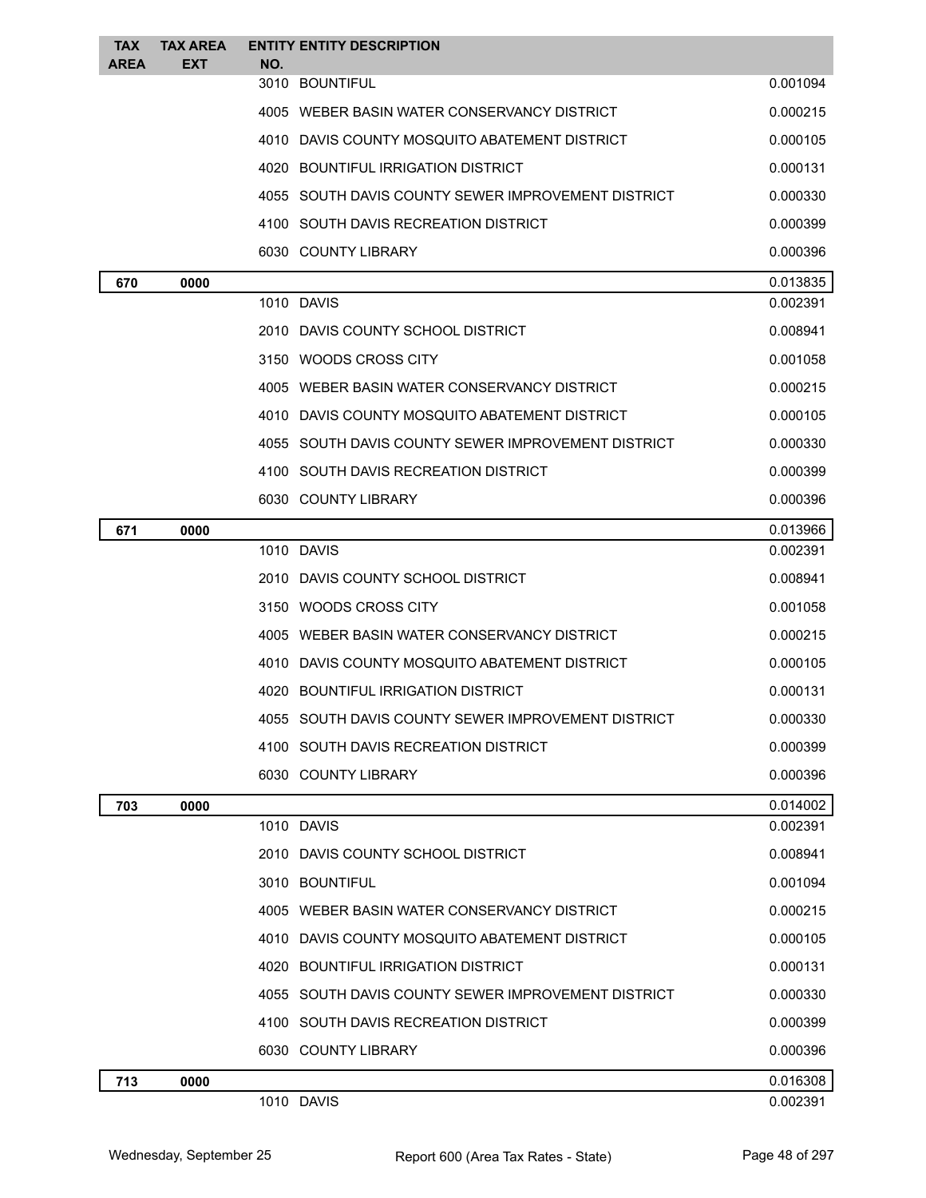| TAX AREA | TAX AREA EXT | ENTITY NO. | ENTITY DESCRIPTION | |
|---|---|---|---|---|
| | | 3010 | BOUNTIFUL | 0.001094 |
| | | 4005 | WEBER BASIN WATER CONSERVANCY DISTRICT | 0.000215 |
| | | 4010 | DAVIS COUNTY MOSQUITO ABATEMENT DISTRICT | 0.000105 |
| | | 4020 | BOUNTIFUL IRRIGATION DISTRICT | 0.000131 |
| | | 4055 | SOUTH DAVIS COUNTY SEWER IMPROVEMENT DISTRICT | 0.000330 |
| | | 4100 | SOUTH DAVIS RECREATION DISTRICT | 0.000399 |
| | | 6030 | COUNTY LIBRARY | 0.000396 |
| **670** | **0000** | | | 0.013835 |
| | | 1010 | DAVIS | 0.002391 |
| | | 2010 | DAVIS COUNTY SCHOOL DISTRICT | 0.008941 |
| | | 3150 | WOODS CROSS CITY | 0.001058 |
| | | 4005 | WEBER BASIN WATER CONSERVANCY DISTRICT | 0.000215 |
| | | 4010 | DAVIS COUNTY MOSQUITO ABATEMENT DISTRICT | 0.000105 |
| | | 4055 | SOUTH DAVIS COUNTY SEWER IMPROVEMENT DISTRICT | 0.000330 |
| | | 4100 | SOUTH DAVIS RECREATION DISTRICT | 0.000399 |
| | | 6030 | COUNTY LIBRARY | 0.000396 |
| **671** | **0000** | | | 0.013966 |
| | | 1010 | DAVIS | 0.002391 |
| | | 2010 | DAVIS COUNTY SCHOOL DISTRICT | 0.008941 |
| | | 3150 | WOODS CROSS CITY | 0.001058 |
| | | 4005 | WEBER BASIN WATER CONSERVANCY DISTRICT | 0.000215 |
| | | 4010 | DAVIS COUNTY MOSQUITO ABATEMENT DISTRICT | 0.000105 |
| | | 4020 | BOUNTIFUL IRRIGATION DISTRICT | 0.000131 |
| | | 4055 | SOUTH DAVIS COUNTY SEWER IMPROVEMENT DISTRICT | 0.000330 |
| | | 4100 | SOUTH DAVIS RECREATION DISTRICT | 0.000399 |
| | | 6030 | COUNTY LIBRARY | 0.000396 |
| **703** | **0000** | | | 0.014002 |
| | | 1010 | DAVIS | 0.002391 |
| | | 2010 | DAVIS COUNTY SCHOOL DISTRICT | 0.008941 |
| | | 3010 | BOUNTIFUL | 0.001094 |
| | | 4005 | WEBER BASIN WATER CONSERVANCY DISTRICT | 0.000215 |
| | | 4010 | DAVIS COUNTY MOSQUITO ABATEMENT DISTRICT | 0.000105 |
| | | 4020 | BOUNTIFUL IRRIGATION DISTRICT | 0.000131 |
| | | 4055 | SOUTH DAVIS COUNTY SEWER IMPROVEMENT DISTRICT | 0.000330 |
| | | 4100 | SOUTH DAVIS RECREATION DISTRICT | 0.000399 |
| | | 6030 | COUNTY LIBRARY | 0.000396 |
| **713** | **0000** | | | 0.016308 |
| | | 1010 | DAVIS | 0.002391 |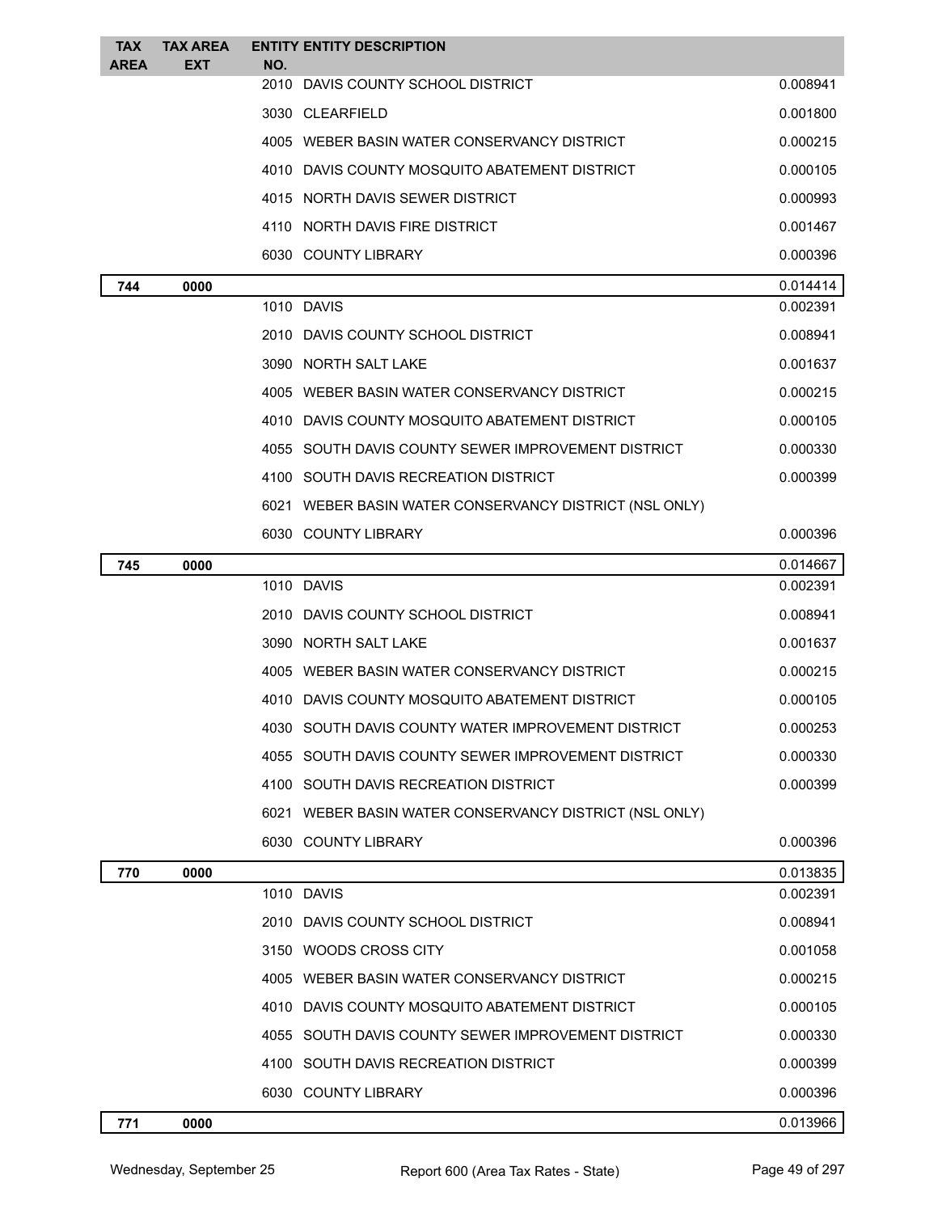| TAX AREA | TAX AREA EXT | ENTITY NO. | ENTITY DESCRIPTION | |
|---|---|---|---|---|
| | | 2010 | DAVIS COUNTY SCHOOL DISTRICT | 0.008941 |
| | | 3030 | CLEARFIELD | 0.001800 |
| | | 4005 | WEBER BASIN WATER CONSERVANCY DISTRICT | 0.000215 |
| | | 4010 | DAVIS COUNTY MOSQUITO ABATEMENT DISTRICT | 0.000105 |
| | | 4015 | NORTH DAVIS SEWER DISTRICT | 0.000993 |
| | | 4110 | NORTH DAVIS FIRE DISTRICT | 0.001467 |
| | | 6030 | COUNTY LIBRARY | 0.000396 |
| **744** | **0000** | | | 0.014414 |
| | | 1010 | DAVIS | 0.002391 |
| | | 2010 | DAVIS COUNTY SCHOOL DISTRICT | 0.008941 |
| | | 3090 | NORTH SALT LAKE | 0.001637 |
| | | 4005 | WEBER BASIN WATER CONSERVANCY DISTRICT | 0.000215 |
| | | 4010 | DAVIS COUNTY MOSQUITO ABATEMENT DISTRICT | 0.000105 |
| | | 4055 | SOUTH DAVIS COUNTY SEWER IMPROVEMENT DISTRICT | 0.000330 |
| | | 4100 | SOUTH DAVIS RECREATION DISTRICT | 0.000399 |
| | | 6021 | WEBER BASIN WATER CONSERVANCY DISTRICT (NSL ONLY) | |
| | | 6030 | COUNTY LIBRARY | 0.000396 |
| **745** | **0000** | | | 0.014667 |
| | | 1010 | DAVIS | 0.002391 |
| | | 2010 | DAVIS COUNTY SCHOOL DISTRICT | 0.008941 |
| | | 3090 | NORTH SALT LAKE | 0.001637 |
| | | 4005 | WEBER BASIN WATER CONSERVANCY DISTRICT | 0.000215 |
| | | 4010 | DAVIS COUNTY MOSQUITO ABATEMENT DISTRICT | 0.000105 |
| | | 4030 | SOUTH DAVIS COUNTY WATER IMPROVEMENT DISTRICT | 0.000253 |
| | | 4055 | SOUTH DAVIS COUNTY SEWER IMPROVEMENT DISTRICT | 0.000330 |
| | | 4100 | SOUTH DAVIS RECREATION DISTRICT | 0.000399 |
| | | 6021 | WEBER BASIN WATER CONSERVANCY DISTRICT (NSL ONLY) | |
| | | 6030 | COUNTY LIBRARY | 0.000396 |
| **770** | **0000** | | | 0.013835 |
| | | 1010 | DAVIS | 0.002391 |
| | | 2010 | DAVIS COUNTY SCHOOL DISTRICT | 0.008941 |
| | | 3150 | WOODS CROSS CITY | 0.001058 |
| | | 4005 | WEBER BASIN WATER CONSERVANCY DISTRICT | 0.000215 |
| | | 4010 | DAVIS COUNTY MOSQUITO ABATEMENT DISTRICT | 0.000105 |
| | | 4055 | SOUTH DAVIS COUNTY SEWER IMPROVEMENT DISTRICT | 0.000330 |
| | | 4100 | SOUTH DAVIS RECREATION DISTRICT | 0.000399 |
| | | 6030 | COUNTY LIBRARY | 0.000396 |
| **771** | **0000** | | | 0.013966 |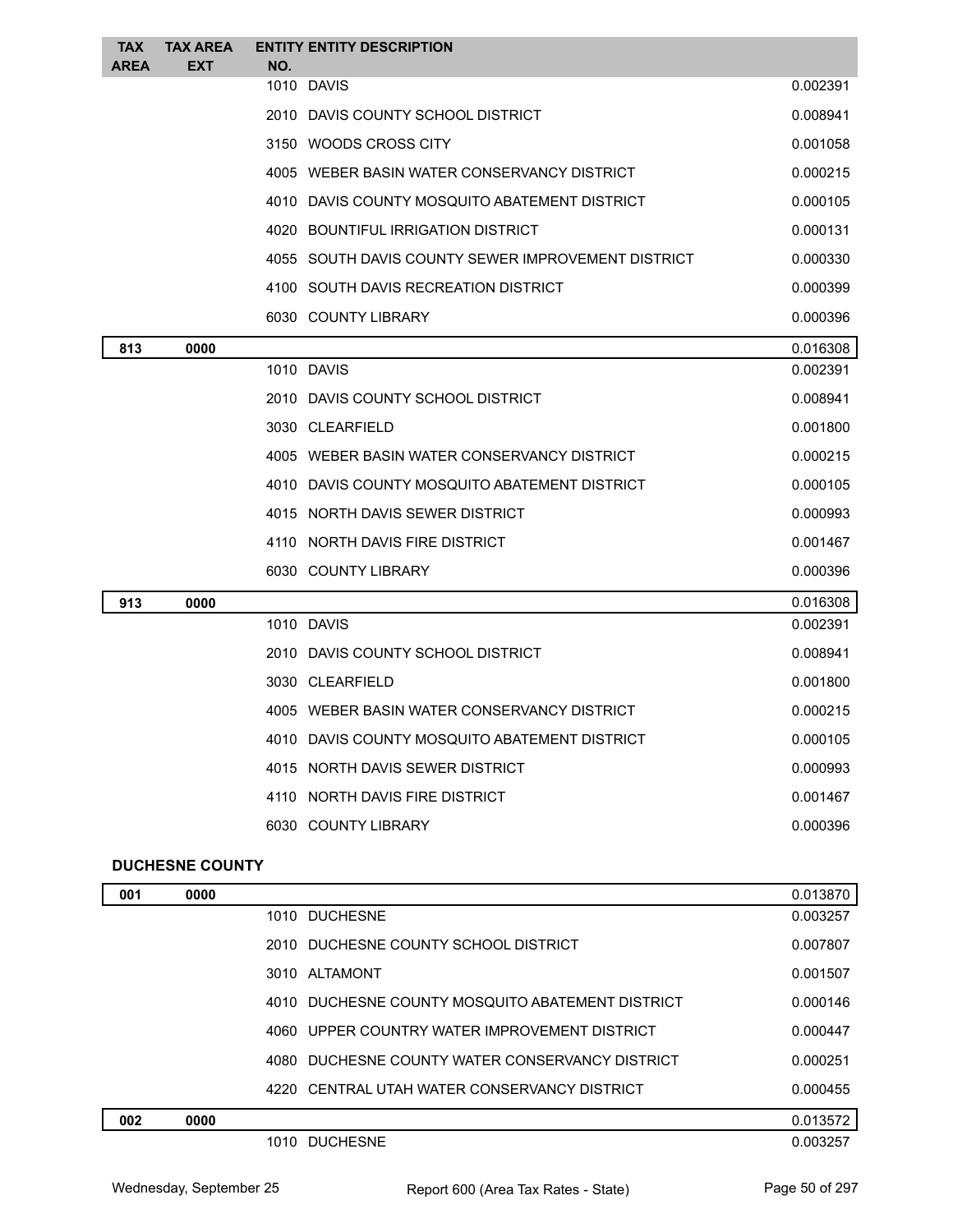| TAX AREA | TAX AREA EXT | ENTITY NO. | ENTITY DESCRIPTION | |
|---|---|---|---|---|
| | | 1010 | DAVIS | 0.002391 |
| | | 2010 | DAVIS COUNTY SCHOOL DISTRICT | 0.008941 |
| | | 3150 | WOODS CROSS CITY | 0.001058 |
| | | 4005 | WEBER BASIN WATER CONSERVANCY DISTRICT | 0.000215 |
| | | 4010 | DAVIS COUNTY MOSQUITO ABATEMENT DISTRICT | 0.000105 |
| | | 4020 | BOUNTIFUL IRRIGATION DISTRICT | 0.000131 |
| | | 4055 | SOUTH DAVIS COUNTY SEWER IMPROVEMENT DISTRICT | 0.000330 |
| | | 4100 | SOUTH DAVIS RECREATION DISTRICT | 0.000399 |
| | | 6030 | COUNTY LIBRARY | 0.000396 |
| **813** | **0000** | | | 0.016308 |
| | | 1010 | DAVIS | 0.002391 |
| | | 2010 | DAVIS COUNTY SCHOOL DISTRICT | 0.008941 |
| | | 3030 | CLEARFIELD | 0.001800 |
| | | 4005 | WEBER BASIN WATER CONSERVANCY DISTRICT | 0.000215 |
| | | 4010 | DAVIS COUNTY MOSQUITO ABATEMENT DISTRICT | 0.000105 |
| | | 4015 | NORTH DAVIS SEWER DISTRICT | 0.000993 |
| | | 4110 | NORTH DAVIS FIRE DISTRICT | 0.001467 |
| | | 6030 | COUNTY LIBRARY | 0.000396 |
| **913** | **0000** | | | 0.016308 |
| | | 1010 | DAVIS | 0.002391 |
| | | 2010 | DAVIS COUNTY SCHOOL DISTRICT | 0.008941 |
| | | 3030 | CLEARFIELD | 0.001800 |
| | | 4005 | WEBER BASIN WATER CONSERVANCY DISTRICT | 0.000215 |
| | | 4010 | DAVIS COUNTY MOSQUITO ABATEMENT DISTRICT | 0.000105 |
| | | 4015 | NORTH DAVIS SEWER DISTRICT | 0.000993 |
| | | 4110 | NORTH DAVIS FIRE DISTRICT | 0.001467 |
| | | 6030 | COUNTY LIBRARY | 0.000396 |

**DUCHESNE COUNTY**

| TAX AREA | TAX AREA EXT | ENTITY NO. | ENTITY DESCRIPTION | |
|---|---|---|---|---|
| **001** | **0000** | | | 0.013870 |
| | | 1010 | DUCHESNE | 0.003257 |
| | | 2010 | DUCHESNE COUNTY SCHOOL DISTRICT | 0.007807 |
| | | 3010 | ALTAMONT | 0.001507 |
| | | 4010 | DUCHESNE COUNTY MOSQUITO ABATEMENT DISTRICT | 0.000146 |
| | | 4060 | UPPER COUNTRY WATER IMPROVEMENT DISTRICT | 0.000447 |
| | | 4080 | DUCHESNE COUNTY WATER CONSERVANCY DISTRICT | 0.000251 |
| | | 4220 | CENTRAL UTAH WATER CONSERVANCY DISTRICT | 0.000455 |
| **002** | **0000** | | | 0.013572 |
| | | 1010 | DUCHESNE | 0.003257 |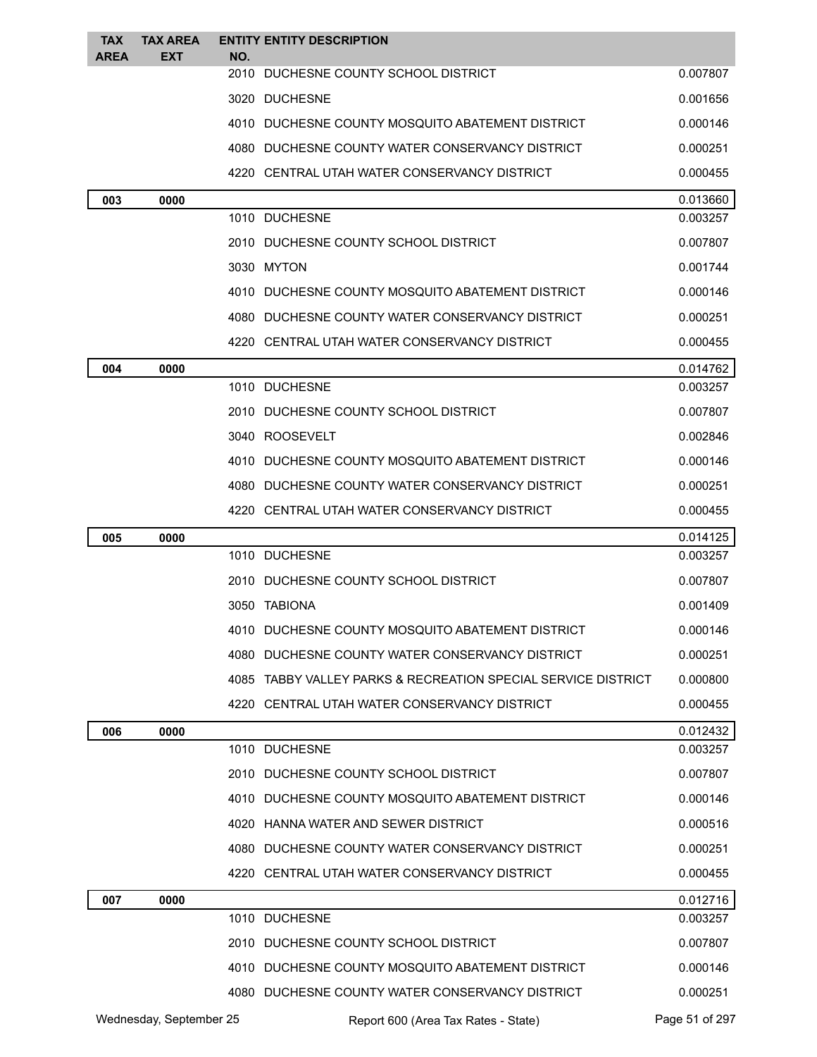| TAX AREA | TAX AREA EXT | ENTITY NO. | ENTITY DESCRIPTION | |
|---|---|---|---|---|
| | | 2010 | DUCHESNE COUNTY SCHOOL DISTRICT | 0.007807 |
| | | 3020 | DUCHESNE | 0.001656 |
| | | 4010 | DUCHESNE COUNTY MOSQUITO ABATEMENT DISTRICT | 0.000146 |
| | | 4080 | DUCHESNE COUNTY WATER CONSERVANCY DISTRICT | 0.000251 |
| | | 4220 | CENTRAL UTAH WATER CONSERVANCY DISTRICT | 0.000455 |
| **003** | **0000** | | | 0.013660 |
| | | 1010 | DUCHESNE | 0.003257 |
| | | 2010 | DUCHESNE COUNTY SCHOOL DISTRICT | 0.007807 |
| | | 3030 | MYTON | 0.001744 |
| | | 4010 | DUCHESNE COUNTY MOSQUITO ABATEMENT DISTRICT | 0.000146 |
| | | 4080 | DUCHESNE COUNTY WATER CONSERVANCY DISTRICT | 0.000251 |
| | | 4220 | CENTRAL UTAH WATER CONSERVANCY DISTRICT | 0.000455 |
| **004** | **0000** | | | 0.014762 |
| | | 1010 | DUCHESNE | 0.003257 |
| | | 2010 | DUCHESNE COUNTY SCHOOL DISTRICT | 0.007807 |
| | | 3040 | ROOSEVELT | 0.002846 |
| | | 4010 | DUCHESNE COUNTY MOSQUITO ABATEMENT DISTRICT | 0.000146 |
| | | 4080 | DUCHESNE COUNTY WATER CONSERVANCY DISTRICT | 0.000251 |
| | | 4220 | CENTRAL UTAH WATER CONSERVANCY DISTRICT | 0.000455 |
| **005** | **0000** | | | 0.014125 |
| | | 1010 | DUCHESNE | 0.003257 |
| | | 2010 | DUCHESNE COUNTY SCHOOL DISTRICT | 0.007807 |
| | | 3050 | TABIONA | 0.001409 |
| | | 4010 | DUCHESNE COUNTY MOSQUITO ABATEMENT DISTRICT | 0.000146 |
| | | 4080 | DUCHESNE COUNTY WATER CONSERVANCY DISTRICT | 0.000251 |
| | | 4085 | TABBY VALLEY PARKS & RECREATION SPECIAL SERVICE DISTRICT | 0.000800 |
| | | 4220 | CENTRAL UTAH WATER CONSERVANCY DISTRICT | 0.000455 |
| **006** | **0000** | | | 0.012432 |
| | | 1010 | DUCHESNE | 0.003257 |
| | | 2010 | DUCHESNE COUNTY SCHOOL DISTRICT | 0.007807 |
| | | 4010 | DUCHESNE COUNTY MOSQUITO ABATEMENT DISTRICT | 0.000146 |
| | | 4020 | HANNA WATER AND SEWER DISTRICT | 0.000516 |
| | | 4080 | DUCHESNE COUNTY WATER CONSERVANCY DISTRICT | 0.000251 |
| | | 4220 | CENTRAL UTAH WATER CONSERVANCY DISTRICT | 0.000455 |
| **007** | **0000** | | | 0.012716 |
| | | 1010 | DUCHESNE | 0.003257 |
| | | 2010 | DUCHESNE COUNTY SCHOOL DISTRICT | 0.007807 |
| | | 4010 | DUCHESNE COUNTY MOSQUITO ABATEMENT DISTRICT | 0.000146 |
| | | 4080 | DUCHESNE COUNTY WATER CONSERVANCY DISTRICT | 0.000251 |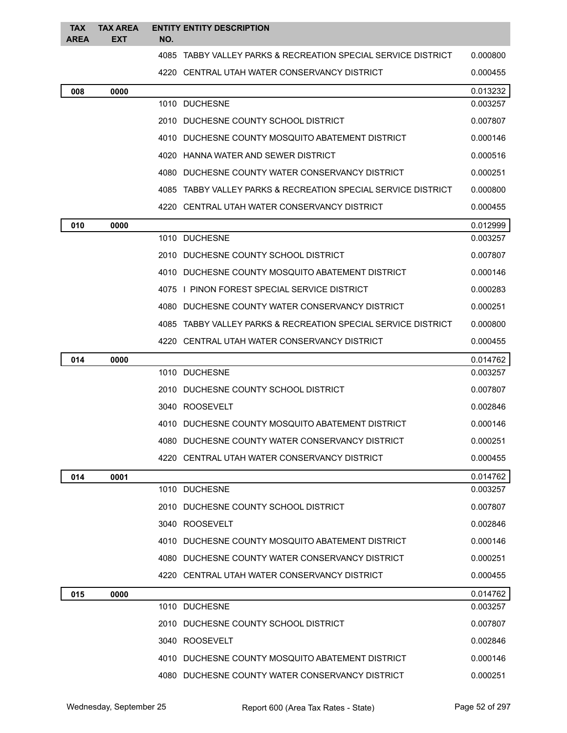| TAX AREA | TAX AREA EXT | ENTITY NO. | ENTITY DESCRIPTION | |
|---|---|---|---|---|
| | | 4085 | TABBY VALLEY PARKS & RECREATION SPECIAL SERVICE DISTRICT | 0.000800 |
| | | 4220 | CENTRAL UTAH WATER CONSERVANCY DISTRICT | 0.000455 |
| **008** | **0000** | | | 0.013232 |
| | | 1010 | DUCHESNE | 0.003257 |
| | | 2010 | DUCHESNE COUNTY SCHOOL DISTRICT | 0.007807 |
| | | 4010 | DUCHESNE COUNTY MOSQUITO ABATEMENT DISTRICT | 0.000146 |
| | | 4020 | HANNA WATER AND SEWER DISTRICT | 0.000516 |
| | | 4080 | DUCHESNE COUNTY WATER CONSERVANCY DISTRICT | 0.000251 |
| | | 4085 | TABBY VALLEY PARKS & RECREATION SPECIAL SERVICE DISTRICT | 0.000800 |
| | | 4220 | CENTRAL UTAH WATER CONSERVANCY DISTRICT | 0.000455 |
| **010** | **0000** | | | 0.012999 |
| | | 1010 | DUCHESNE | 0.003257 |
| | | 2010 | DUCHESNE COUNTY SCHOOL DISTRICT | 0.007807 |
| | | 4010 | DUCHESNE COUNTY MOSQUITO ABATEMENT DISTRICT | 0.000146 |
| | | 4075 | I PINON FOREST SPECIAL SERVICE DISTRICT | 0.000283 |
| | | 4080 | DUCHESNE COUNTY WATER CONSERVANCY DISTRICT | 0.000251 |
| | | 4085 | TABBY VALLEY PARKS & RECREATION SPECIAL SERVICE DISTRICT | 0.000800 |
| | | 4220 | CENTRAL UTAH WATER CONSERVANCY DISTRICT | 0.000455 |
| **014** | **0000** | | | 0.014762 |
| | | 1010 | DUCHESNE | 0.003257 |
| | | 2010 | DUCHESNE COUNTY SCHOOL DISTRICT | 0.007807 |
| | | 3040 | ROOSEVELT | 0.002846 |
| | | 4010 | DUCHESNE COUNTY MOSQUITO ABATEMENT DISTRICT | 0.000146 |
| | | 4080 | DUCHESNE COUNTY WATER CONSERVANCY DISTRICT | 0.000251 |
| | | 4220 | CENTRAL UTAH WATER CONSERVANCY DISTRICT | 0.000455 |
| **014** | **0001** | | | 0.014762 |
| | | 1010 | DUCHESNE | 0.003257 |
| | | 2010 | DUCHESNE COUNTY SCHOOL DISTRICT | 0.007807 |
| | | 3040 | ROOSEVELT | 0.002846 |
| | | 4010 | DUCHESNE COUNTY MOSQUITO ABATEMENT DISTRICT | 0.000146 |
| | | 4080 | DUCHESNE COUNTY WATER CONSERVANCY DISTRICT | 0.000251 |
| | | 4220 | CENTRAL UTAH WATER CONSERVANCY DISTRICT | 0.000455 |
| **015** | **0000** | | | 0.014762 |
| | | 1010 | DUCHESNE | 0.003257 |
| | | 2010 | DUCHESNE COUNTY SCHOOL DISTRICT | 0.007807 |
| | | 3040 | ROOSEVELT | 0.002846 |
| | | 4010 | DUCHESNE COUNTY MOSQUITO ABATEMENT DISTRICT | 0.000146 |
| | | 4080 | DUCHESNE COUNTY WATER CONSERVANCY DISTRICT | 0.000251 |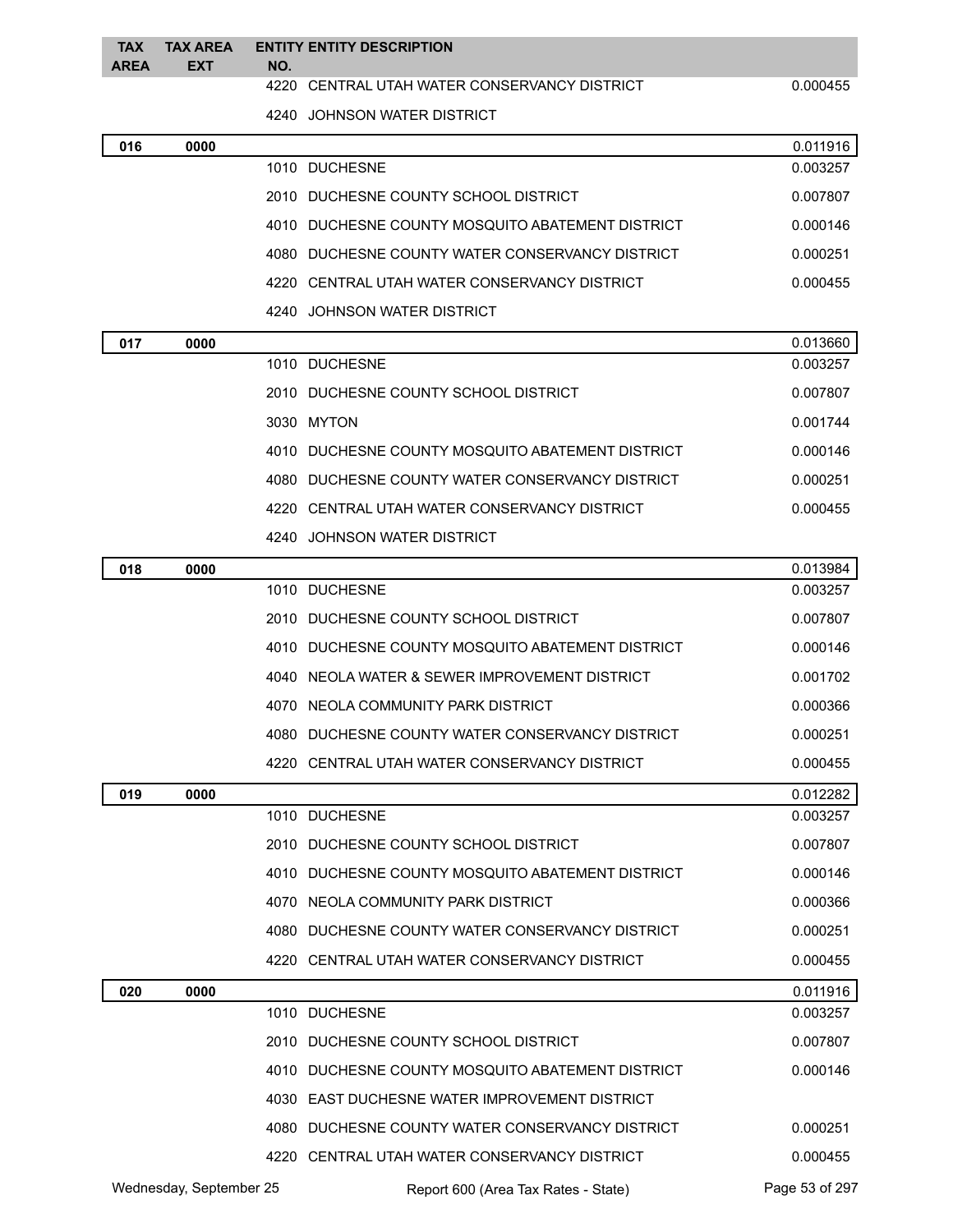| TAX AREA | TAX AREA EXT | ENTITY NO. | ENTITY DESCRIPTION | |
|---|---|---|---|---|
| | | 4220 | CENTRAL UTAH WATER CONSERVANCY DISTRICT | 0.000455 |
| | | 4240 | JOHNSON WATER DISTRICT | |
| **016** | **0000** | | | 0.011916 |
| | | 1010 | DUCHESNE | 0.003257 |
| | | 2010 | DUCHESNE COUNTY SCHOOL DISTRICT | 0.007807 |
| | | 4010 | DUCHESNE COUNTY MOSQUITO ABATEMENT DISTRICT | 0.000146 |
| | | 4080 | DUCHESNE COUNTY WATER CONSERVANCY DISTRICT | 0.000251 |
| | | 4220 | CENTRAL UTAH WATER CONSERVANCY DISTRICT | 0.000455 |
| | | 4240 | JOHNSON WATER DISTRICT | |
| **017** | **0000** | | | 0.013660 |
| | | 1010 | DUCHESNE | 0.003257 |
| | | 2010 | DUCHESNE COUNTY SCHOOL DISTRICT | 0.007807 |
| | | 3030 | MYTON | 0.001744 |
| | | 4010 | DUCHESNE COUNTY MOSQUITO ABATEMENT DISTRICT | 0.000146 |
| | | 4080 | DUCHESNE COUNTY WATER CONSERVANCY DISTRICT | 0.000251 |
| | | 4220 | CENTRAL UTAH WATER CONSERVANCY DISTRICT | 0.000455 |
| | | 4240 | JOHNSON WATER DISTRICT | |
| **018** | **0000** | | | 0.013984 |
| | | 1010 | DUCHESNE | 0.003257 |
| | | 2010 | DUCHESNE COUNTY SCHOOL DISTRICT | 0.007807 |
| | | 4010 | DUCHESNE COUNTY MOSQUITO ABATEMENT DISTRICT | 0.000146 |
| | | 4040 | NEOLA WATER & SEWER IMPROVEMENT DISTRICT | 0.001702 |
| | | 4070 | NEOLA COMMUNITY PARK DISTRICT | 0.000366 |
| | | 4080 | DUCHESNE COUNTY WATER CONSERVANCY DISTRICT | 0.000251 |
| | | 4220 | CENTRAL UTAH WATER CONSERVANCY DISTRICT | 0.000455 |
| **019** | **0000** | | | 0.012282 |
| | | 1010 | DUCHESNE | 0.003257 |
| | | 2010 | DUCHESNE COUNTY SCHOOL DISTRICT | 0.007807 |
| | | 4010 | DUCHESNE COUNTY MOSQUITO ABATEMENT DISTRICT | 0.000146 |
| | | 4070 | NEOLA COMMUNITY PARK DISTRICT | 0.000366 |
| | | 4080 | DUCHESNE COUNTY WATER CONSERVANCY DISTRICT | 0.000251 |
| | | 4220 | CENTRAL UTAH WATER CONSERVANCY DISTRICT | 0.000455 |
| **020** | **0000** | | | 0.011916 |
| | | 1010 | DUCHESNE | 0.003257 |
| | | 2010 | DUCHESNE COUNTY SCHOOL DISTRICT | 0.007807 |
| | | 4010 | DUCHESNE COUNTY MOSQUITO ABATEMENT DISTRICT | 0.000146 |
| | | 4030 | EAST DUCHESNE WATER IMPROVEMENT DISTRICT | |
| | | 4080 | DUCHESNE COUNTY WATER CONSERVANCY DISTRICT | 0.000251 |
| | | 4220 | CENTRAL UTAH WATER CONSERVANCY DISTRICT | 0.000455 |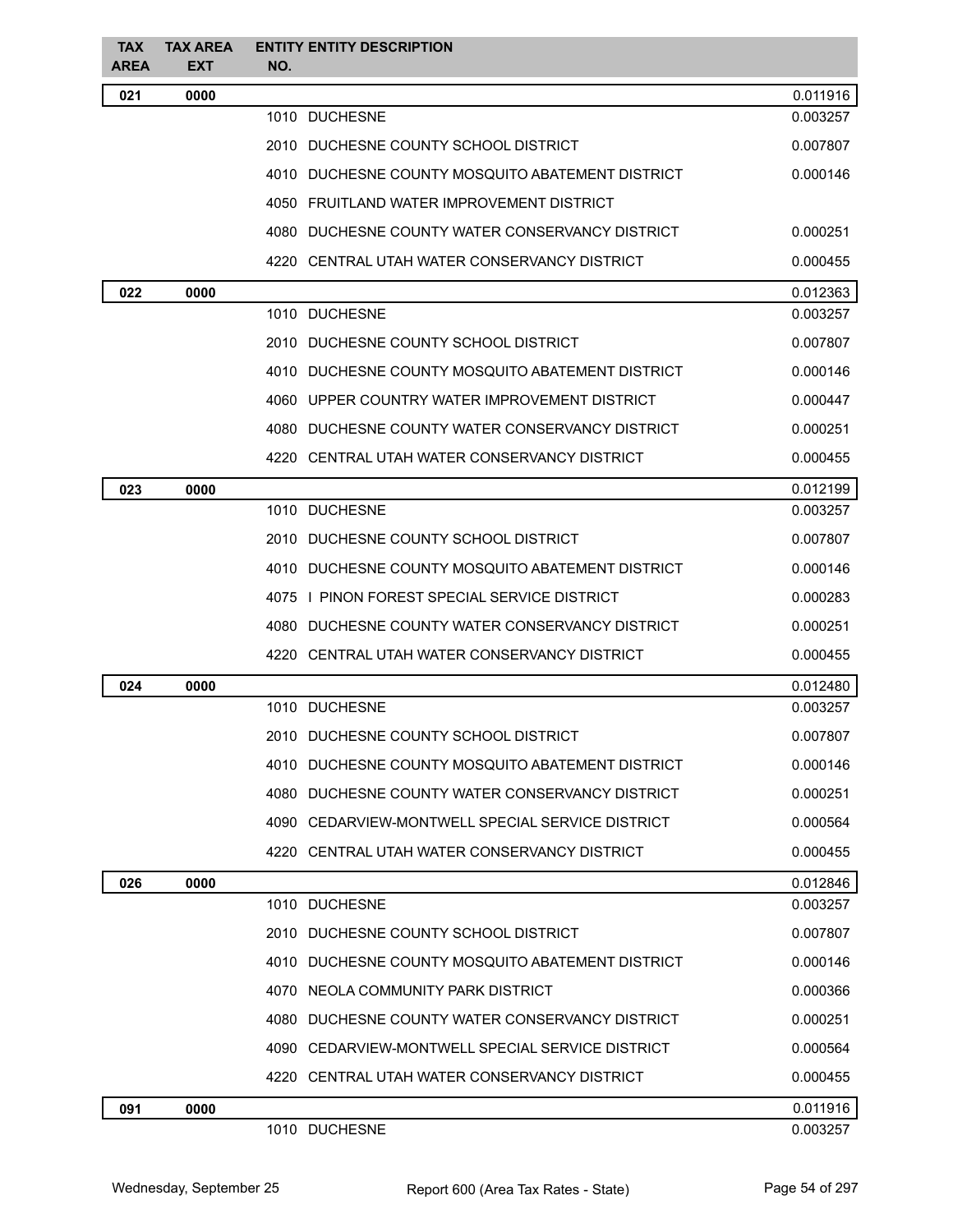| TAX AREA | TAX AREA EXT | ENTITY NO. | ENTITY DESCRIPTION | |
|---|---|---|---|---|
| **021** | **0000** | | | 0.011916 |
| | | 1010 | DUCHESNE | 0.003257 |
| | | 2010 | DUCHESNE COUNTY SCHOOL DISTRICT | 0.007807 |
| | | 4010 | DUCHESNE COUNTY MOSQUITO ABATEMENT DISTRICT | 0.000146 |
| | | 4050 | FRUITLAND WATER IMPROVEMENT DISTRICT | |
| | | 4080 | DUCHESNE COUNTY WATER CONSERVANCY DISTRICT | 0.000251 |
| | | 4220 | CENTRAL UTAH WATER CONSERVANCY DISTRICT | 0.000455 |
| **022** | **0000** | | | 0.012363 |
| | | 1010 | DUCHESNE | 0.003257 |
| | | 2010 | DUCHESNE COUNTY SCHOOL DISTRICT | 0.007807 |
| | | 4010 | DUCHESNE COUNTY MOSQUITO ABATEMENT DISTRICT | 0.000146 |
| | | 4060 | UPPER COUNTRY WATER IMPROVEMENT DISTRICT | 0.000447 |
| | | 4080 | DUCHESNE COUNTY WATER CONSERVANCY DISTRICT | 0.000251 |
| | | 4220 | CENTRAL UTAH WATER CONSERVANCY DISTRICT | 0.000455 |
| **023** | **0000** | | | 0.012199 |
| | | 1010 | DUCHESNE | 0.003257 |
| | | 2010 | DUCHESNE COUNTY SCHOOL DISTRICT | 0.007807 |
| | | 4010 | DUCHESNE COUNTY MOSQUITO ABATEMENT DISTRICT | 0.000146 |
| | | 4075 | I PINON FOREST SPECIAL SERVICE DISTRICT | 0.000283 |
| | | 4080 | DUCHESNE COUNTY WATER CONSERVANCY DISTRICT | 0.000251 |
| | | 4220 | CENTRAL UTAH WATER CONSERVANCY DISTRICT | 0.000455 |
| **024** | **0000** | | | 0.012480 |
| | | 1010 | DUCHESNE | 0.003257 |
| | | 2010 | DUCHESNE COUNTY SCHOOL DISTRICT | 0.007807 |
| | | 4010 | DUCHESNE COUNTY MOSQUITO ABATEMENT DISTRICT | 0.000146 |
| | | 4080 | DUCHESNE COUNTY WATER CONSERVANCY DISTRICT | 0.000251 |
| | | 4090 | CEDARVIEW-MONTWELL SPECIAL SERVICE DISTRICT | 0.000564 |
| | | 4220 | CENTRAL UTAH WATER CONSERVANCY DISTRICT | 0.000455 |
| **026** | **0000** | | | 0.012846 |
| | | 1010 | DUCHESNE | 0.003257 |
| | | 2010 | DUCHESNE COUNTY SCHOOL DISTRICT | 0.007807 |
| | | 4010 | DUCHESNE COUNTY MOSQUITO ABATEMENT DISTRICT | 0.000146 |
| | | 4070 | NEOLA COMMUNITY PARK DISTRICT | 0.000366 |
| | | 4080 | DUCHESNE COUNTY WATER CONSERVANCY DISTRICT | 0.000251 |
| | | 4090 | CEDARVIEW-MONTWELL SPECIAL SERVICE DISTRICT | 0.000564 |
| | | 4220 | CENTRAL UTAH WATER CONSERVANCY DISTRICT | 0.000455 |
| **091** | **0000** | | | 0.011916 |
| | | 1010 | DUCHESNE | 0.003257 |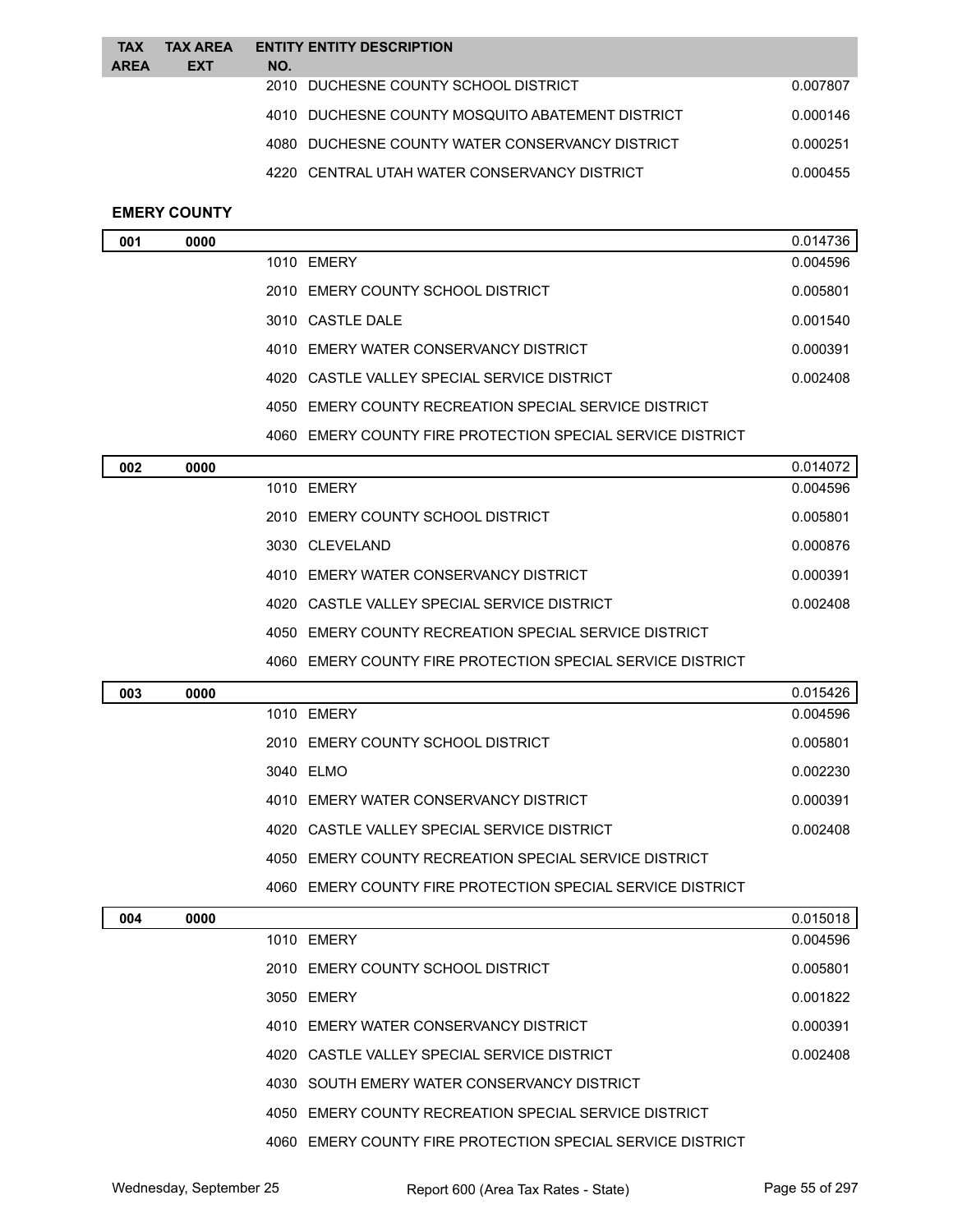| TAX AREA | TAX AREA EXT | ENTITY NO. | ENTITY DESCRIPTION | |
|---|---|---|---|---|
| | | 2010 | DUCHESNE COUNTY SCHOOL DISTRICT | 0.007807 |
| | | 4010 | DUCHESNE COUNTY MOSQUITO ABATEMENT DISTRICT | 0.000146 |
| | | 4080 | DUCHESNE COUNTY WATER CONSERVANCY DISTRICT | 0.000251 |
| | | 4220 | CENTRAL UTAH WATER CONSERVANCY DISTRICT | 0.000455 |

**EMERY COUNTY**

| TAX AREA | TAX AREA EXT | ENTITY NO. | ENTITY DESCRIPTION | |
|---|---|---|---|---|
| **001** | **0000** | | | 0.014736 |
| | | 1010 | EMERY | 0.004596 |
| | | 2010 | EMERY COUNTY SCHOOL DISTRICT | 0.005801 |
| | | 3010 | CASTLE DALE | 0.001540 |
| | | 4010 | EMERY WATER CONSERVANCY DISTRICT | 0.000391 |
| | | 4020 | CASTLE VALLEY SPECIAL SERVICE DISTRICT | 0.002408 |
| | | 4050 | EMERY COUNTY RECREATION SPECIAL SERVICE DISTRICT | |
| | | 4060 | EMERY COUNTY FIRE PROTECTION SPECIAL SERVICE DISTRICT | |
| **002** | **0000** | | | 0.014072 |
| | | 1010 | EMERY | 0.004596 |
| | | 2010 | EMERY COUNTY SCHOOL DISTRICT | 0.005801 |
| | | 3030 | CLEVELAND | 0.000876 |
| | | 4010 | EMERY WATER CONSERVANCY DISTRICT | 0.000391 |
| | | 4020 | CASTLE VALLEY SPECIAL SERVICE DISTRICT | 0.002408 |
| | | 4050 | EMERY COUNTY RECREATION SPECIAL SERVICE DISTRICT | |
| | | 4060 | EMERY COUNTY FIRE PROTECTION SPECIAL SERVICE DISTRICT | |
| **003** | **0000** | | | 0.015426 |
| | | 1010 | EMERY | 0.004596 |
| | | 2010 | EMERY COUNTY SCHOOL DISTRICT | 0.005801 |
| | | 3040 | ELMO | 0.002230 |
| | | 4010 | EMERY WATER CONSERVANCY DISTRICT | 0.000391 |
| | | 4020 | CASTLE VALLEY SPECIAL SERVICE DISTRICT | 0.002408 |
| | | 4050 | EMERY COUNTY RECREATION SPECIAL SERVICE DISTRICT | |
| | | 4060 | EMERY COUNTY FIRE PROTECTION SPECIAL SERVICE DISTRICT | |
| **004** | **0000** | | | 0.015018 |
| | | 1010 | EMERY | 0.004596 |
| | | 2010 | EMERY COUNTY SCHOOL DISTRICT | 0.005801 |
| | | 3050 | EMERY | 0.001822 |
| | | 4010 | EMERY WATER CONSERVANCY DISTRICT | 0.000391 |
| | | 4020 | CASTLE VALLEY SPECIAL SERVICE DISTRICT | 0.002408 |
| | | 4030 | SOUTH EMERY WATER CONSERVANCY DISTRICT | |
| | | 4050 | EMERY COUNTY RECREATION SPECIAL SERVICE DISTRICT | |
| | | 4060 | EMERY COUNTY FIRE PROTECTION SPECIAL SERVICE DISTRICT | |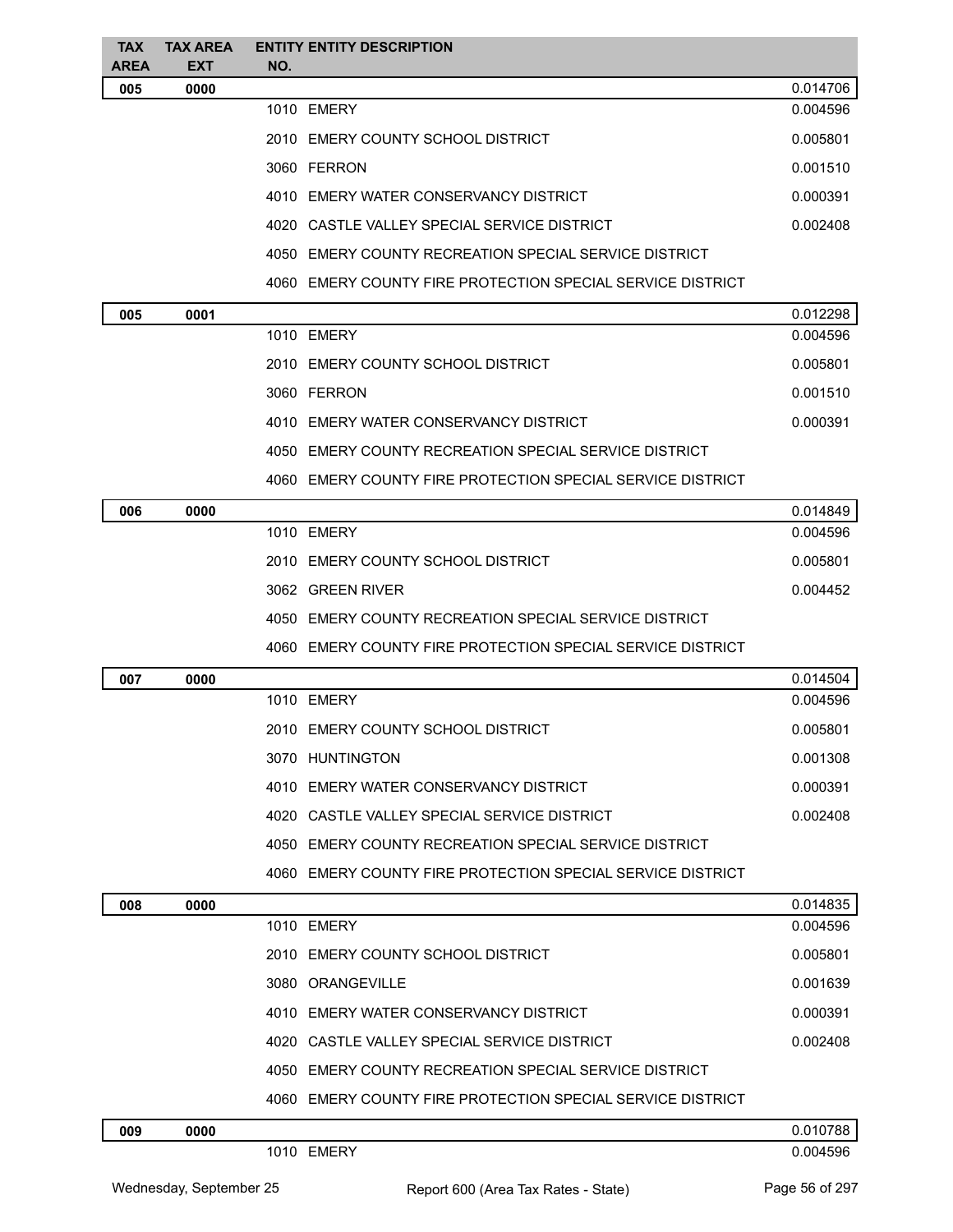| TAX AREA | TAX AREA EXT | ENTITY NO. | ENTITY DESCRIPTION | |
|---|---|---|---|---|
| **005** | **0000** | | | 0.014706 |
| | | 1010 | EMERY | 0.004596 |
| | | 2010 | EMERY COUNTY SCHOOL DISTRICT | 0.005801 |
| | | 3060 | FERRON | 0.001510 |
| | | 4010 | EMERY WATER CONSERVANCY DISTRICT | 0.000391 |
| | | 4020 | CASTLE VALLEY SPECIAL SERVICE DISTRICT | 0.002408 |
| | | 4050 | EMERY COUNTY RECREATION SPECIAL SERVICE DISTRICT | |
| | | 4060 | EMERY COUNTY FIRE PROTECTION SPECIAL SERVICE DISTRICT | |
| **005** | **0001** | | | 0.012298 |
| | | 1010 | EMERY | 0.004596 |
| | | 2010 | EMERY COUNTY SCHOOL DISTRICT | 0.005801 |
| | | 3060 | FERRON | 0.001510 |
| | | 4010 | EMERY WATER CONSERVANCY DISTRICT | 0.000391 |
| | | 4050 | EMERY COUNTY RECREATION SPECIAL SERVICE DISTRICT | |
| | | 4060 | EMERY COUNTY FIRE PROTECTION SPECIAL SERVICE DISTRICT | |
| **006** | **0000** | | | 0.014849 |
| | | 1010 | EMERY | 0.004596 |
| | | 2010 | EMERY COUNTY SCHOOL DISTRICT | 0.005801 |
| | | 3062 | GREEN RIVER | 0.004452 |
| | | 4050 | EMERY COUNTY RECREATION SPECIAL SERVICE DISTRICT | |
| | | 4060 | EMERY COUNTY FIRE PROTECTION SPECIAL SERVICE DISTRICT | |
| **007** | **0000** | | | 0.014504 |
| | | 1010 | EMERY | 0.004596 |
| | | 2010 | EMERY COUNTY SCHOOL DISTRICT | 0.005801 |
| | | 3070 | HUNTINGTON | 0.001308 |
| | | 4010 | EMERY WATER CONSERVANCY DISTRICT | 0.000391 |
| | | 4020 | CASTLE VALLEY SPECIAL SERVICE DISTRICT | 0.002408 |
| | | 4050 | EMERY COUNTY RECREATION SPECIAL SERVICE DISTRICT | |
| | | 4060 | EMERY COUNTY FIRE PROTECTION SPECIAL SERVICE DISTRICT | |
| **008** | **0000** | | | 0.014835 |
| | | 1010 | EMERY | 0.004596 |
| | | 2010 | EMERY COUNTY SCHOOL DISTRICT | 0.005801 |
| | | 3080 | ORANGEVILLE | 0.001639 |
| | | 4010 | EMERY WATER CONSERVANCY DISTRICT | 0.000391 |
| | | 4020 | CASTLE VALLEY SPECIAL SERVICE DISTRICT | 0.002408 |
| | | 4050 | EMERY COUNTY RECREATION SPECIAL SERVICE DISTRICT | |
| | | 4060 | EMERY COUNTY FIRE PROTECTION SPECIAL SERVICE DISTRICT | |
| **009** | **0000** | | | 0.010788 |
| | | 1010 | EMERY | 0.004596 |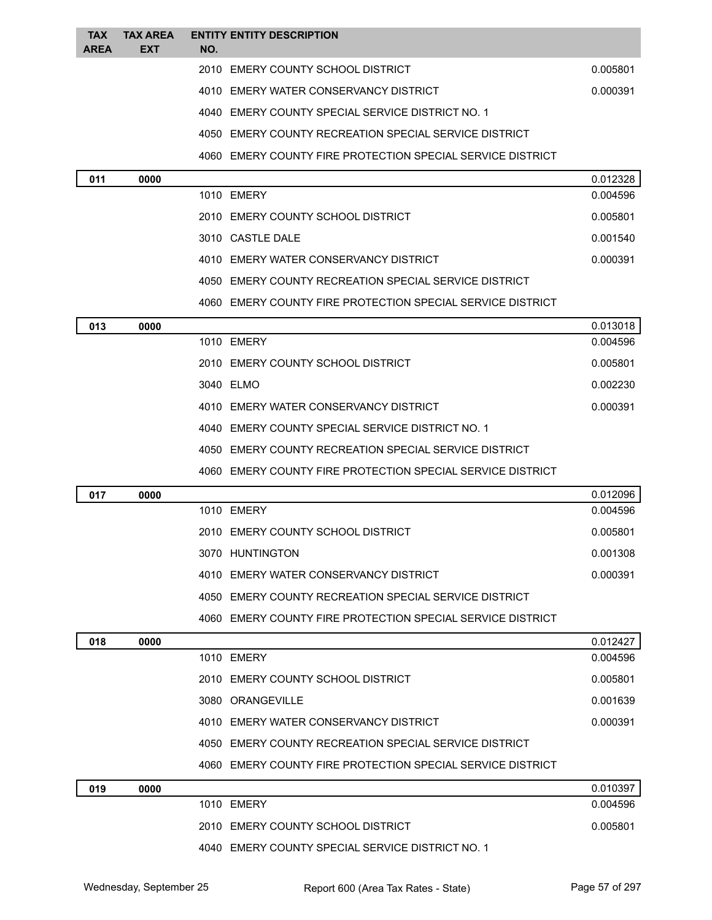| TAX AREA | TAX AREA EXT | ENTITY NO. | ENTITY DESCRIPTION | |
|---|---|---|---|---|
| | | 2010 | EMERY COUNTY SCHOOL DISTRICT | 0.005801 |
| | | 4010 | EMERY WATER CONSERVANCY DISTRICT | 0.000391 |
| | | 4040 | EMERY COUNTY SPECIAL SERVICE DISTRICT NO. 1 | |
| | | 4050 | EMERY COUNTY RECREATION SPECIAL SERVICE DISTRICT | |
| | | 4060 | EMERY COUNTY FIRE PROTECTION SPECIAL SERVICE DISTRICT | |
| **011** | **0000** | | | 0.012328 |
| | | 1010 | EMERY | 0.004596 |
| | | 2010 | EMERY COUNTY SCHOOL DISTRICT | 0.005801 |
| | | 3010 | CASTLE DALE | 0.001540 |
| | | 4010 | EMERY WATER CONSERVANCY DISTRICT | 0.000391 |
| | | 4050 | EMERY COUNTY RECREATION SPECIAL SERVICE DISTRICT | |
| | | 4060 | EMERY COUNTY FIRE PROTECTION SPECIAL SERVICE DISTRICT | |
| **013** | **0000** | | | 0.013018 |
| | | 1010 | EMERY | 0.004596 |
| | | 2010 | EMERY COUNTY SCHOOL DISTRICT | 0.005801 |
| | | 3040 | ELMO | 0.002230 |
| | | 4010 | EMERY WATER CONSERVANCY DISTRICT | 0.000391 |
| | | 4040 | EMERY COUNTY SPECIAL SERVICE DISTRICT NO. 1 | |
| | | 4050 | EMERY COUNTY RECREATION SPECIAL SERVICE DISTRICT | |
| | | 4060 | EMERY COUNTY FIRE PROTECTION SPECIAL SERVICE DISTRICT | |
| **017** | **0000** | | | 0.012096 |
| | | 1010 | EMERY | 0.004596 |
| | | 2010 | EMERY COUNTY SCHOOL DISTRICT | 0.005801 |
| | | 3070 | HUNTINGTON | 0.001308 |
| | | 4010 | EMERY WATER CONSERVANCY DISTRICT | 0.000391 |
| | | 4050 | EMERY COUNTY RECREATION SPECIAL SERVICE DISTRICT | |
| | | 4060 | EMERY COUNTY FIRE PROTECTION SPECIAL SERVICE DISTRICT | |
| **018** | **0000** | | | 0.012427 |
| | | 1010 | EMERY | 0.004596 |
| | | 2010 | EMERY COUNTY SCHOOL DISTRICT | 0.005801 |
| | | 3080 | ORANGEVILLE | 0.001639 |
| | | 4010 | EMERY WATER CONSERVANCY DISTRICT | 0.000391 |
| | | 4050 | EMERY COUNTY RECREATION SPECIAL SERVICE DISTRICT | |
| | | 4060 | EMERY COUNTY FIRE PROTECTION SPECIAL SERVICE DISTRICT | |
| **019** | **0000** | | | 0.010397 |
| | | 1010 | EMERY | 0.004596 |
| | | 2010 | EMERY COUNTY SCHOOL DISTRICT | 0.005801 |
| | | 4040 | EMERY COUNTY SPECIAL SERVICE DISTRICT NO. 1 | |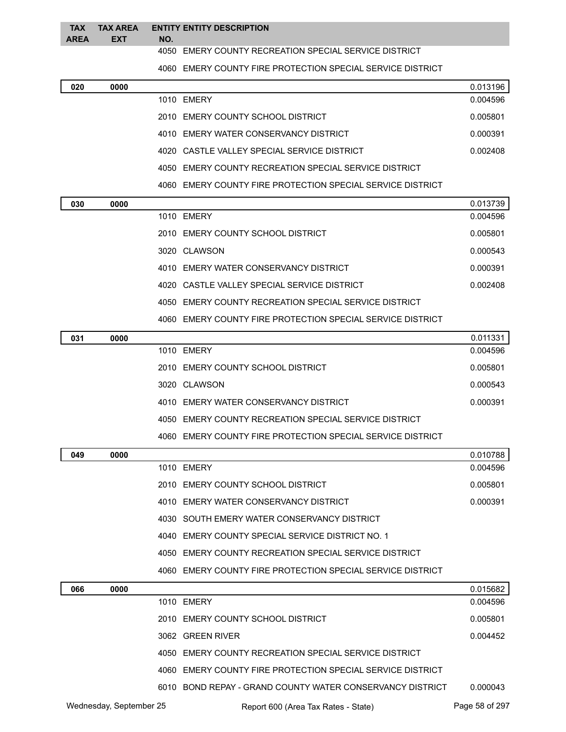| TAX AREA | TAX AREA EXT | ENTITY NO. | ENTITY DESCRIPTION | |
|---|---|---|---|---|
| | | 4050 | EMERY COUNTY RECREATION SPECIAL SERVICE DISTRICT | |
| | | 4060 | EMERY COUNTY FIRE PROTECTION SPECIAL SERVICE DISTRICT | |
| **020** | **0000** | | | 0.013196 |
| | | 1010 | EMERY | 0.004596 |
| | | 2010 | EMERY COUNTY SCHOOL DISTRICT | 0.005801 |
| | | 4010 | EMERY WATER CONSERVANCY DISTRICT | 0.000391 |
| | | 4020 | CASTLE VALLEY SPECIAL SERVICE DISTRICT | 0.002408 |
| | | 4050 | EMERY COUNTY RECREATION SPECIAL SERVICE DISTRICT | |
| | | 4060 | EMERY COUNTY FIRE PROTECTION SPECIAL SERVICE DISTRICT | |
| **030** | **0000** | | | 0.013739 |
| | | 1010 | EMERY | 0.004596 |
| | | 2010 | EMERY COUNTY SCHOOL DISTRICT | 0.005801 |
| | | 3020 | CLAWSON | 0.000543 |
| | | 4010 | EMERY WATER CONSERVANCY DISTRICT | 0.000391 |
| | | 4020 | CASTLE VALLEY SPECIAL SERVICE DISTRICT | 0.002408 |
| | | 4050 | EMERY COUNTY RECREATION SPECIAL SERVICE DISTRICT | |
| | | 4060 | EMERY COUNTY FIRE PROTECTION SPECIAL SERVICE DISTRICT | |
| **031** | **0000** | | | 0.011331 |
| | | 1010 | EMERY | 0.004596 |
| | | 2010 | EMERY COUNTY SCHOOL DISTRICT | 0.005801 |
| | | 3020 | CLAWSON | 0.000543 |
| | | 4010 | EMERY WATER CONSERVANCY DISTRICT | 0.000391 |
| | | 4050 | EMERY COUNTY RECREATION SPECIAL SERVICE DISTRICT | |
| | | 4060 | EMERY COUNTY FIRE PROTECTION SPECIAL SERVICE DISTRICT | |
| **049** | **0000** | | | 0.010788 |
| | | 1010 | EMERY | 0.004596 |
| | | 2010 | EMERY COUNTY SCHOOL DISTRICT | 0.005801 |
| | | 4010 | EMERY WATER CONSERVANCY DISTRICT | 0.000391 |
| | | 4030 | SOUTH EMERY WATER CONSERVANCY DISTRICT | |
| | | 4040 | EMERY COUNTY SPECIAL SERVICE DISTRICT NO. 1 | |
| | | 4050 | EMERY COUNTY RECREATION SPECIAL SERVICE DISTRICT | |
| | | 4060 | EMERY COUNTY FIRE PROTECTION SPECIAL SERVICE DISTRICT | |
| **066** | **0000** | | | 0.015682 |
| | | 1010 | EMERY | 0.004596 |
| | | 2010 | EMERY COUNTY SCHOOL DISTRICT | 0.005801 |
| | | 3062 | GREEN RIVER | 0.004452 |
| | | 4050 | EMERY COUNTY RECREATION SPECIAL SERVICE DISTRICT | |
| | | 4060 | EMERY COUNTY FIRE PROTECTION SPECIAL SERVICE DISTRICT | |
| | | 6010 | BOND REPAY - GRAND COUNTY WATER CONSERVANCY DISTRICT | 0.000043 |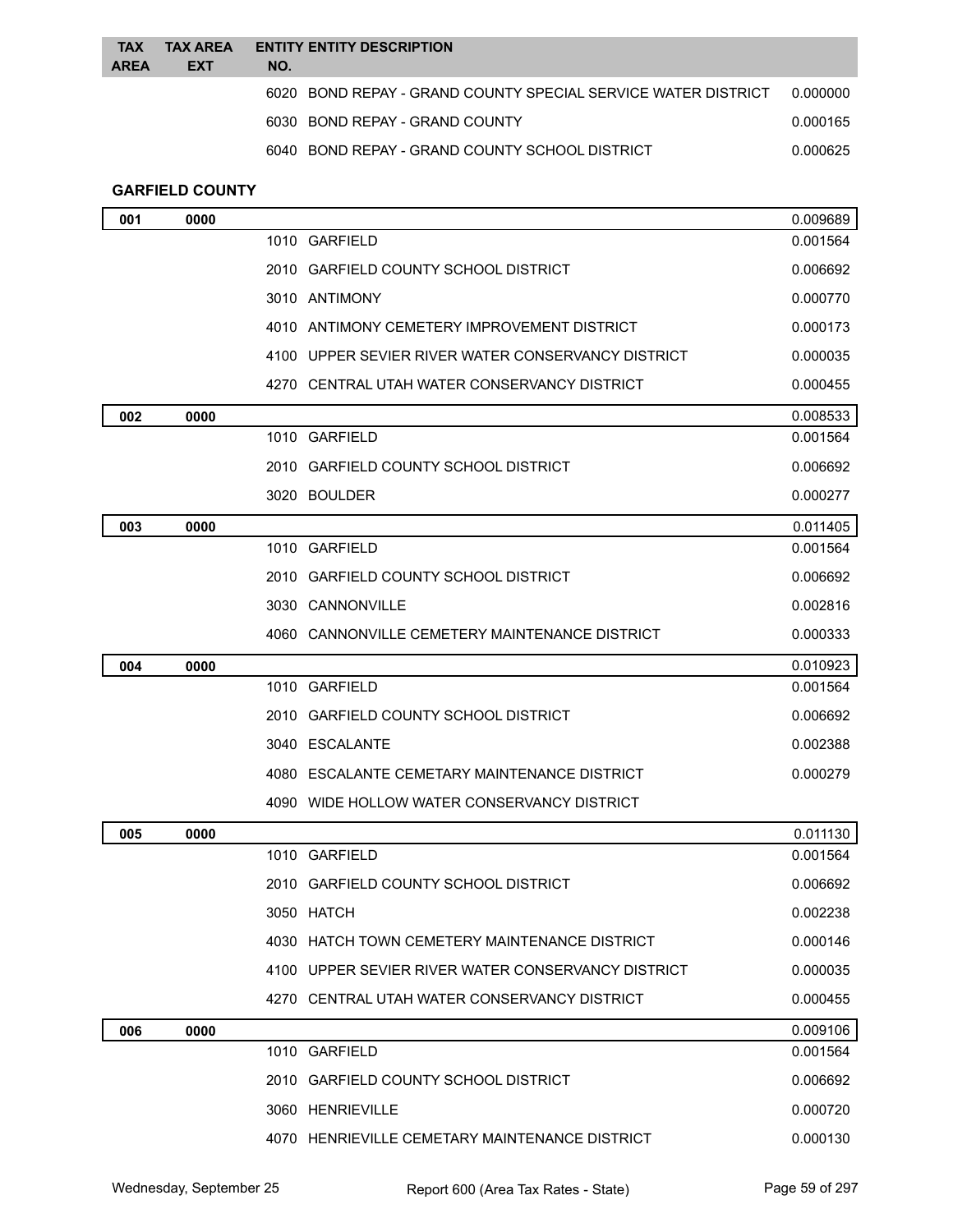| TAX AREA | TAX AREA EXT | ENTITY NO. | ENTITY DESCRIPTION | |
|---|---|---|---|---|
| | | 6020 | BOND REPAY - GRAND COUNTY SPECIAL SERVICE WATER DISTRICT | 0.000000 |
| | | 6030 | BOND REPAY - GRAND COUNTY | 0.000165 |
| | | 6040 | BOND REPAY - GRAND COUNTY SCHOOL DISTRICT | 0.000625 |

**GARFIELD COUNTY**

| TAX AREA | TAX AREA EXT | ENTITY NO. | ENTITY DESCRIPTION | |
|---|---|---|---|---|
| **001** | **0000** | | | 0.009689 |
| | | 1010 | GARFIELD | 0.001564 |
| | | 2010 | GARFIELD COUNTY SCHOOL DISTRICT | 0.006692 |
| | | 3010 | ANTIMONY | 0.000770 |
| | | 4010 | ANTIMONY CEMETERY IMPROVEMENT DISTRICT | 0.000173 |
| | | 4100 | UPPER SEVIER RIVER WATER CONSERVANCY DISTRICT | 0.000035 |
| | | 4270 | CENTRAL UTAH WATER CONSERVANCY DISTRICT | 0.000455 |
| **002** | **0000** | | | 0.008533 |
| | | 1010 | GARFIELD | 0.001564 |
| | | 2010 | GARFIELD COUNTY SCHOOL DISTRICT | 0.006692 |
| | | 3020 | BOULDER | 0.000277 |
| **003** | **0000** | | | 0.011405 |
| | | 1010 | GARFIELD | 0.001564 |
| | | 2010 | GARFIELD COUNTY SCHOOL DISTRICT | 0.006692 |
| | | 3030 | CANNONVILLE | 0.002816 |
| | | 4060 | CANNONVILLE CEMETERY MAINTENANCE DISTRICT | 0.000333 |
| **004** | **0000** | | | 0.010923 |
| | | 1010 | GARFIELD | 0.001564 |
| | | 2010 | GARFIELD COUNTY SCHOOL DISTRICT | 0.006692 |
| | | 3040 | ESCALANTE | 0.002388 |
| | | 4080 | ESCALANTE CEMETARY MAINTENANCE DISTRICT | 0.000279 |
| | | 4090 | WIDE HOLLOW WATER CONSERVANCY DISTRICT | |
| **005** | **0000** | | | 0.011130 |
| | | 1010 | GARFIELD | 0.001564 |
| | | 2010 | GARFIELD COUNTY SCHOOL DISTRICT | 0.006692 |
| | | 3050 | HATCH | 0.002238 |
| | | 4030 | HATCH TOWN CEMETERY MAINTENANCE DISTRICT | 0.000146 |
| | | 4100 | UPPER SEVIER RIVER WATER CONSERVANCY DISTRICT | 0.000035 |
| | | 4270 | CENTRAL UTAH WATER CONSERVANCY DISTRICT | 0.000455 |
| **006** | **0000** | | | 0.009106 |
| | | 1010 | GARFIELD | 0.001564 |
| | | 2010 | GARFIELD COUNTY SCHOOL DISTRICT | 0.006692 |
| | | 3060 | HENRIEVILLE | 0.000720 |
| | | 4070 | HENRIEVILLE CEMETARY MAINTENANCE DISTRICT | 0.000130 |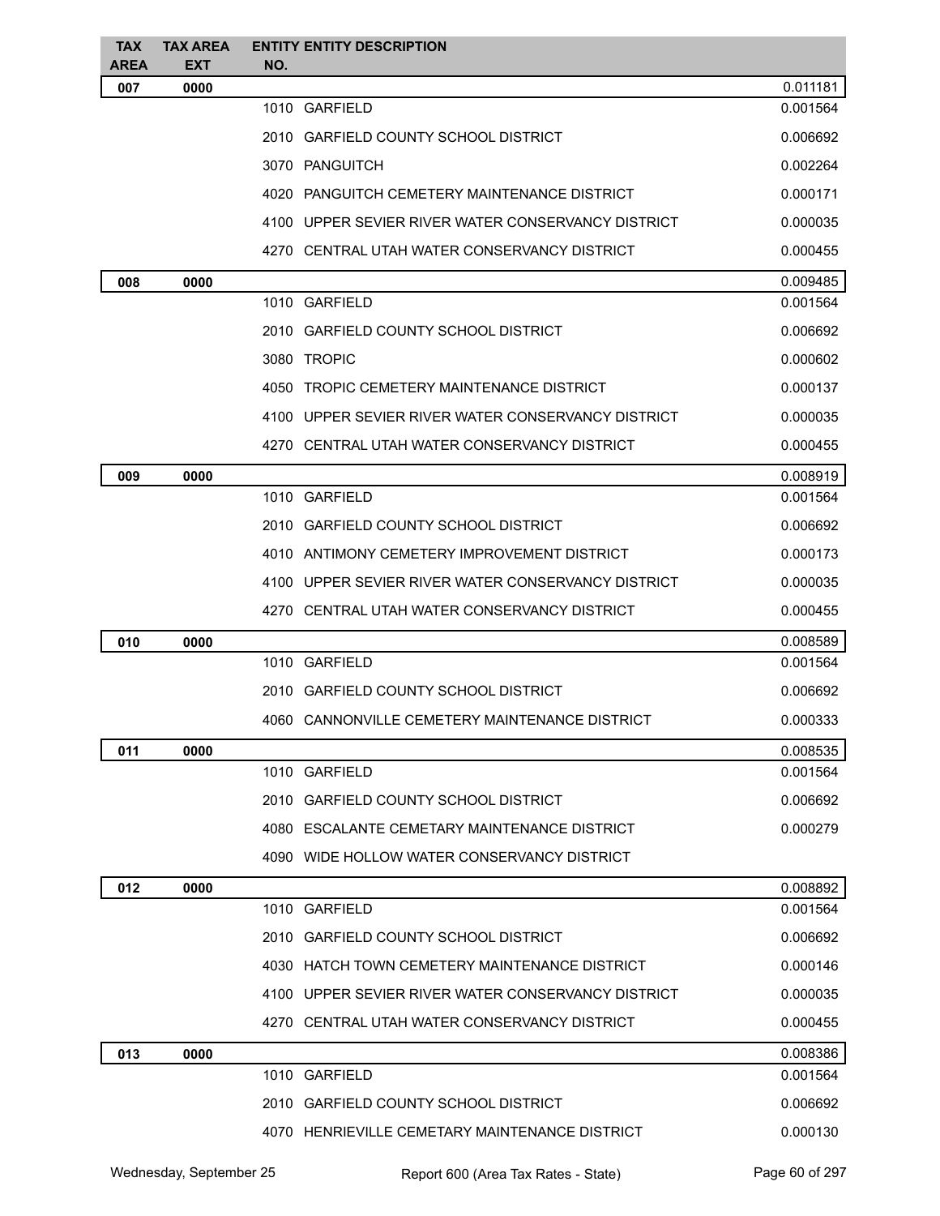| TAX AREA | TAX AREA EXT | ENTITY NO. | ENTITY DESCRIPTION | |
|---|---|---|---|---|
| 007 | 0000 | | | 0.011181 |
| | | 1010 | GARFIELD | 0.001564 |
| | | 2010 | GARFIELD COUNTY SCHOOL DISTRICT | 0.006692 |
| | | 3070 | PANGUITCH | 0.002264 |
| | | 4020 | PANGUITCH CEMETERY MAINTENANCE DISTRICT | 0.000171 |
| | | 4100 | UPPER SEVIER RIVER WATER CONSERVANCY DISTRICT | 0.000035 |
| | | 4270 | CENTRAL UTAH WATER CONSERVANCY DISTRICT | 0.000455 |
| 008 | 0000 | | | 0.009485 |
| | | 1010 | GARFIELD | 0.001564 |
| | | 2010 | GARFIELD COUNTY SCHOOL DISTRICT | 0.006692 |
| | | 3080 | TROPIC | 0.000602 |
| | | 4050 | TROPIC CEMETERY MAINTENANCE DISTRICT | 0.000137 |
| | | 4100 | UPPER SEVIER RIVER WATER CONSERVANCY DISTRICT | 0.000035 |
| | | 4270 | CENTRAL UTAH WATER CONSERVANCY DISTRICT | 0.000455 |
| 009 | 0000 | | | 0.008919 |
| | | 1010 | GARFIELD | 0.001564 |
| | | 2010 | GARFIELD COUNTY SCHOOL DISTRICT | 0.006692 |
| | | 4010 | ANTIMONY CEMETERY IMPROVEMENT DISTRICT | 0.000173 |
| | | 4100 | UPPER SEVIER RIVER WATER CONSERVANCY DISTRICT | 0.000035 |
| | | 4270 | CENTRAL UTAH WATER CONSERVANCY DISTRICT | 0.000455 |
| 010 | 0000 | | | 0.008589 |
| | | 1010 | GARFIELD | 0.001564 |
| | | 2010 | GARFIELD COUNTY SCHOOL DISTRICT | 0.006692 |
| | | 4060 | CANNONVILLE CEMETERY MAINTENANCE DISTRICT | 0.000333 |
| 011 | 0000 | | | 0.008535 |
| | | 1010 | GARFIELD | 0.001564 |
| | | 2010 | GARFIELD COUNTY SCHOOL DISTRICT | 0.006692 |
| | | 4080 | ESCALANTE CEMETARY MAINTENANCE DISTRICT | 0.000279 |
| | | 4090 | WIDE HOLLOW WATER CONSERVANCY DISTRICT | |
| 012 | 0000 | | | 0.008892 |
| | | 1010 | GARFIELD | 0.001564 |
| | | 2010 | GARFIELD COUNTY SCHOOL DISTRICT | 0.006692 |
| | | 4030 | HATCH TOWN CEMETERY MAINTENANCE DISTRICT | 0.000146 |
| | | 4100 | UPPER SEVIER RIVER WATER CONSERVANCY DISTRICT | 0.000035 |
| | | 4270 | CENTRAL UTAH WATER CONSERVANCY DISTRICT | 0.000455 |
| 013 | 0000 | | | 0.008386 |
| | | 1010 | GARFIELD | 0.001564 |
| | | 2010 | GARFIELD COUNTY SCHOOL DISTRICT | 0.006692 |
| | | 4070 | HENRIEVILLE CEMETARY MAINTENANCE DISTRICT | 0.000130 |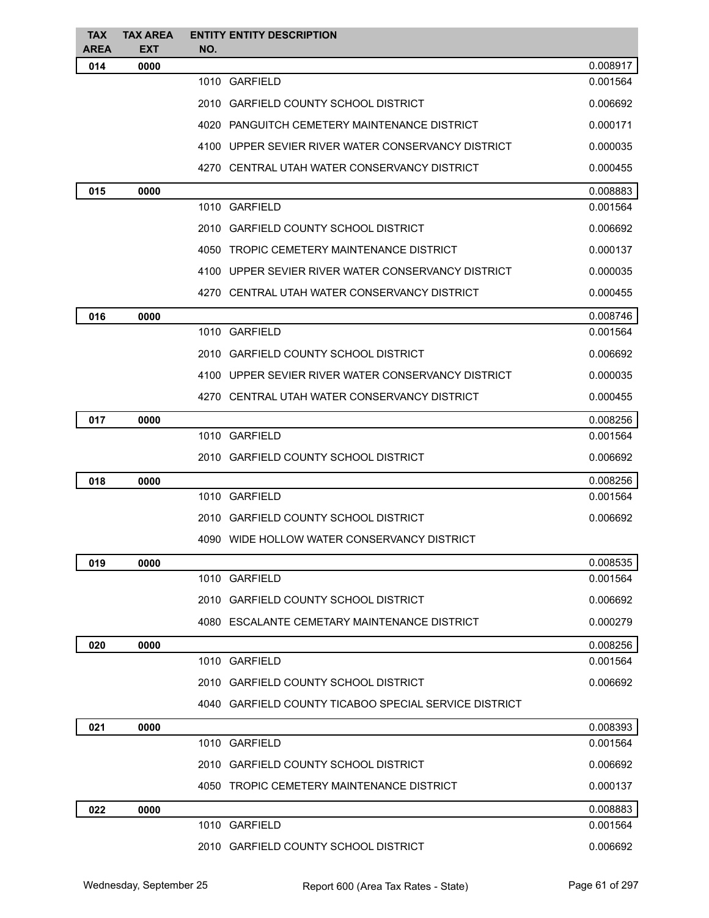| TAX AREA | TAX AREA EXT | ENTITY NO. | ENTITY DESCRIPTION | |
|---|---|---|---|---|
| 014 | 0000 | | | 0.008917 |
| | | 1010 | GARFIELD | 0.001564 |
| | | 2010 | GARFIELD COUNTY SCHOOL DISTRICT | 0.006692 |
| | | 4020 | PANGUITCH CEMETERY MAINTENANCE DISTRICT | 0.000171 |
| | | 4100 | UPPER SEVIER RIVER WATER CONSERVANCY DISTRICT | 0.000035 |
| | | 4270 | CENTRAL UTAH WATER CONSERVANCY DISTRICT | 0.000455 |
| 015 | 0000 | | | 0.008883 |
| | | 1010 | GARFIELD | 0.001564 |
| | | 2010 | GARFIELD COUNTY SCHOOL DISTRICT | 0.006692 |
| | | 4050 | TROPIC CEMETERY MAINTENANCE DISTRICT | 0.000137 |
| | | 4100 | UPPER SEVIER RIVER WATER CONSERVANCY DISTRICT | 0.000035 |
| | | 4270 | CENTRAL UTAH WATER CONSERVANCY DISTRICT | 0.000455 |
| 016 | 0000 | | | 0.008746 |
| | | 1010 | GARFIELD | 0.001564 |
| | | 2010 | GARFIELD COUNTY SCHOOL DISTRICT | 0.006692 |
| | | 4100 | UPPER SEVIER RIVER WATER CONSERVANCY DISTRICT | 0.000035 |
| | | 4270 | CENTRAL UTAH WATER CONSERVANCY DISTRICT | 0.000455 |
| 017 | 0000 | | | 0.008256 |
| | | 1010 | GARFIELD | 0.001564 |
| | | 2010 | GARFIELD COUNTY SCHOOL DISTRICT | 0.006692 |
| 018 | 0000 | | | 0.008256 |
| | | 1010 | GARFIELD | 0.001564 |
| | | 2010 | GARFIELD COUNTY SCHOOL DISTRICT | 0.006692 |
| | | 4090 | WIDE HOLLOW WATER CONSERVANCY DISTRICT | |
| 019 | 0000 | | | 0.008535 |
| | | 1010 | GARFIELD | 0.001564 |
| | | 2010 | GARFIELD COUNTY SCHOOL DISTRICT | 0.006692 |
| | | 4080 | ESCALANTE CEMETARY MAINTENANCE DISTRICT | 0.000279 |
| 020 | 0000 | | | 0.008256 |
| | | 1010 | GARFIELD | 0.001564 |
| | | 2010 | GARFIELD COUNTY SCHOOL DISTRICT | 0.006692 |
| | | 4040 | GARFIELD COUNTY TICABOO SPECIAL SERVICE DISTRICT | |
| 021 | 0000 | | | 0.008393 |
| | | 1010 | GARFIELD | 0.001564 |
| | | 2010 | GARFIELD COUNTY SCHOOL DISTRICT | 0.006692 |
| | | 4050 | TROPIC CEMETERY MAINTENANCE DISTRICT | 0.000137 |
| 022 | 0000 | | | 0.008883 |
| | | 1010 | GARFIELD | 0.001564 |
| | | 2010 | GARFIELD COUNTY SCHOOL DISTRICT | 0.006692 |

Wednesday, September 25 — Report 600 (Area Tax Rates - State)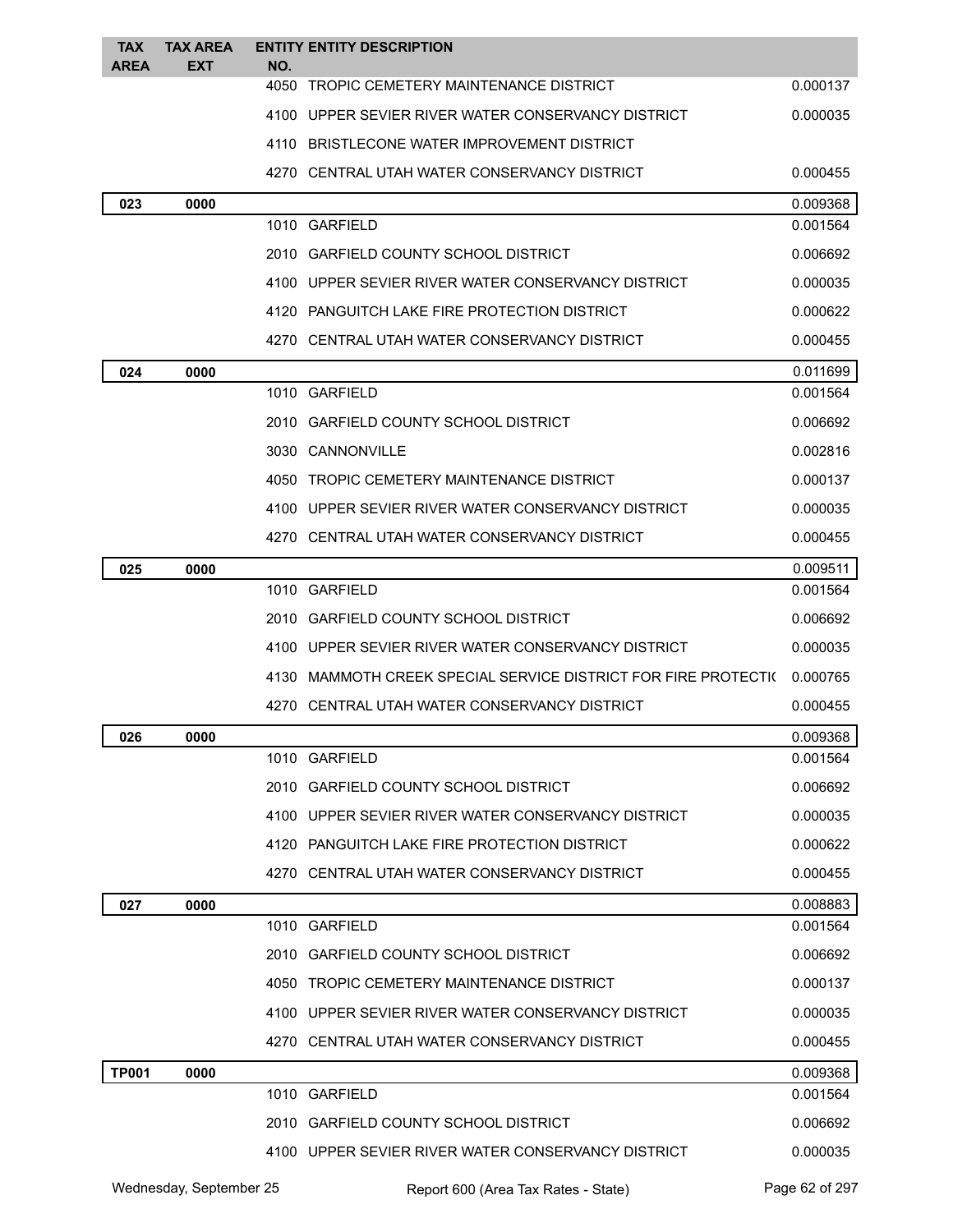| TAX AREA | TAX AREA EXT | ENTITY NO. | ENTITY DESCRIPTION | |
|---|---|---|---|---|
| | | 4050 | TROPIC CEMETERY MAINTENANCE DISTRICT | 0.000137 |
| | | 4100 | UPPER SEVIER RIVER WATER CONSERVANCY DISTRICT | 0.000035 |
| | | 4110 | BRISTLECONE WATER IMPROVEMENT DISTRICT | |
| | | 4270 | CENTRAL UTAH WATER CONSERVANCY DISTRICT | 0.000455 |
| **023** | **0000** | | | 0.009368 |
| | | 1010 | GARFIELD | 0.001564 |
| | | 2010 | GARFIELD COUNTY SCHOOL DISTRICT | 0.006692 |
| | | 4100 | UPPER SEVIER RIVER WATER CONSERVANCY DISTRICT | 0.000035 |
| | | 4120 | PANGUITCH LAKE FIRE PROTECTION DISTRICT | 0.000622 |
| | | 4270 | CENTRAL UTAH WATER CONSERVANCY DISTRICT | 0.000455 |
| **024** | **0000** | | | 0.011699 |
| | | 1010 | GARFIELD | 0.001564 |
| | | 2010 | GARFIELD COUNTY SCHOOL DISTRICT | 0.006692 |
| | | 3030 | CANNONVILLE | 0.002816 |
| | | 4050 | TROPIC CEMETERY MAINTENANCE DISTRICT | 0.000137 |
| | | 4100 | UPPER SEVIER RIVER WATER CONSERVANCY DISTRICT | 0.000035 |
| | | 4270 | CENTRAL UTAH WATER CONSERVANCY DISTRICT | 0.000455 |
| **025** | **0000** | | | 0.009511 |
| | | 1010 | GARFIELD | 0.001564 |
| | | 2010 | GARFIELD COUNTY SCHOOL DISTRICT | 0.006692 |
| | | 4100 | UPPER SEVIER RIVER WATER CONSERVANCY DISTRICT | 0.000035 |
| | | 4130 | MAMMOTH CREEK SPECIAL SERVICE DISTRICT FOR FIRE PROTECTI( | 0.000765 |
| | | 4270 | CENTRAL UTAH WATER CONSERVANCY DISTRICT | 0.000455 |
| **026** | **0000** | | | 0.009368 |
| | | 1010 | GARFIELD | 0.001564 |
| | | 2010 | GARFIELD COUNTY SCHOOL DISTRICT | 0.006692 |
| | | 4100 | UPPER SEVIER RIVER WATER CONSERVANCY DISTRICT | 0.000035 |
| | | 4120 | PANGUITCH LAKE FIRE PROTECTION DISTRICT | 0.000622 |
| | | 4270 | CENTRAL UTAH WATER CONSERVANCY DISTRICT | 0.000455 |
| **027** | **0000** | | | 0.008883 |
| | | 1010 | GARFIELD | 0.001564 |
| | | 2010 | GARFIELD COUNTY SCHOOL DISTRICT | 0.006692 |
| | | 4050 | TROPIC CEMETERY MAINTENANCE DISTRICT | 0.000137 |
| | | 4100 | UPPER SEVIER RIVER WATER CONSERVANCY DISTRICT | 0.000035 |
| | | 4270 | CENTRAL UTAH WATER CONSERVANCY DISTRICT | 0.000455 |
| **TP001** | **0000** | | | 0.009368 |
| | | 1010 | GARFIELD | 0.001564 |
| | | 2010 | GARFIELD COUNTY SCHOOL DISTRICT | 0.006692 |
| | | 4100 | UPPER SEVIER RIVER WATER CONSERVANCY DISTRICT | 0.000035 |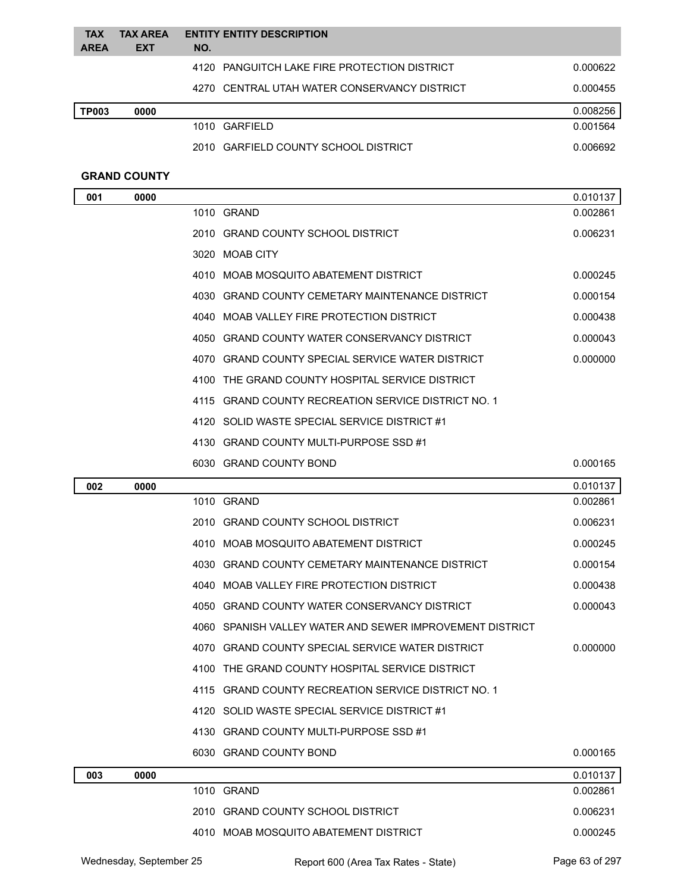| TAX AREA | TAX AREA EXT | ENTITY NO. | ENTITY DESCRIPTION | |
|---|---|---|---|---|
| | | 4120 | PANGUITCH LAKE FIRE PROTECTION DISTRICT | 0.000622 |
| | | 4270 | CENTRAL UTAH WATER CONSERVANCY DISTRICT | 0.000455 |
| **TP003** | **0000** | | | 0.008256 |
| | | 1010 | GARFIELD | 0.001564 |
| | | 2010 | GARFIELD COUNTY SCHOOL DISTRICT | 0.006692 |

**GRAND COUNTY**

| TAX AREA | TAX AREA EXT | ENTITY NO. | ENTITY DESCRIPTION | |
|---|---|---|---|---|
| **001** | **0000** | | | 0.010137 |
| | | 1010 | GRAND | 0.002861 |
| | | 2010 | GRAND COUNTY SCHOOL DISTRICT | 0.006231 |
| | | 3020 | MOAB CITY | |
| | | 4010 | MOAB MOSQUITO ABATEMENT DISTRICT | 0.000245 |
| | | 4030 | GRAND COUNTY CEMETARY MAINTENANCE DISTRICT | 0.000154 |
| | | 4040 | MOAB VALLEY FIRE PROTECTION DISTRICT | 0.000438 |
| | | 4050 | GRAND COUNTY WATER CONSERVANCY DISTRICT | 0.000043 |
| | | 4070 | GRAND COUNTY SPECIAL SERVICE WATER DISTRICT | 0.000000 |
| | | 4100 | THE GRAND COUNTY HOSPITAL SERVICE DISTRICT | |
| | | 4115 | GRAND COUNTY RECREATION SERVICE DISTRICT NO. 1 | |
| | | 4120 | SOLID WASTE SPECIAL SERVICE DISTRICT #1 | |
| | | 4130 | GRAND COUNTY MULTI-PURPOSE SSD #1 | |
| | | 6030 | GRAND COUNTY BOND | 0.000165 |
| **002** | **0000** | | | 0.010137 |
| | | 1010 | GRAND | 0.002861 |
| | | 2010 | GRAND COUNTY SCHOOL DISTRICT | 0.006231 |
| | | 4010 | MOAB MOSQUITO ABATEMENT DISTRICT | 0.000245 |
| | | 4030 | GRAND COUNTY CEMETARY MAINTENANCE DISTRICT | 0.000154 |
| | | 4040 | MOAB VALLEY FIRE PROTECTION DISTRICT | 0.000438 |
| | | 4050 | GRAND COUNTY WATER CONSERVANCY DISTRICT | 0.000043 |
| | | 4060 | SPANISH VALLEY WATER AND SEWER IMPROVEMENT DISTRICT | |
| | | 4070 | GRAND COUNTY SPECIAL SERVICE WATER DISTRICT | 0.000000 |
| | | 4100 | THE GRAND COUNTY HOSPITAL SERVICE DISTRICT | |
| | | 4115 | GRAND COUNTY RECREATION SERVICE DISTRICT NO. 1 | |
| | | 4120 | SOLID WASTE SPECIAL SERVICE DISTRICT #1 | |
| | | 4130 | GRAND COUNTY MULTI-PURPOSE SSD #1 | |
| | | 6030 | GRAND COUNTY BOND | 0.000165 |
| **003** | **0000** | | | 0.010137 |
| | | 1010 | GRAND | 0.002861 |
| | | 2010 | GRAND COUNTY SCHOOL DISTRICT | 0.006231 |
| | | 4010 | MOAB MOSQUITO ABATEMENT DISTRICT | 0.000245 |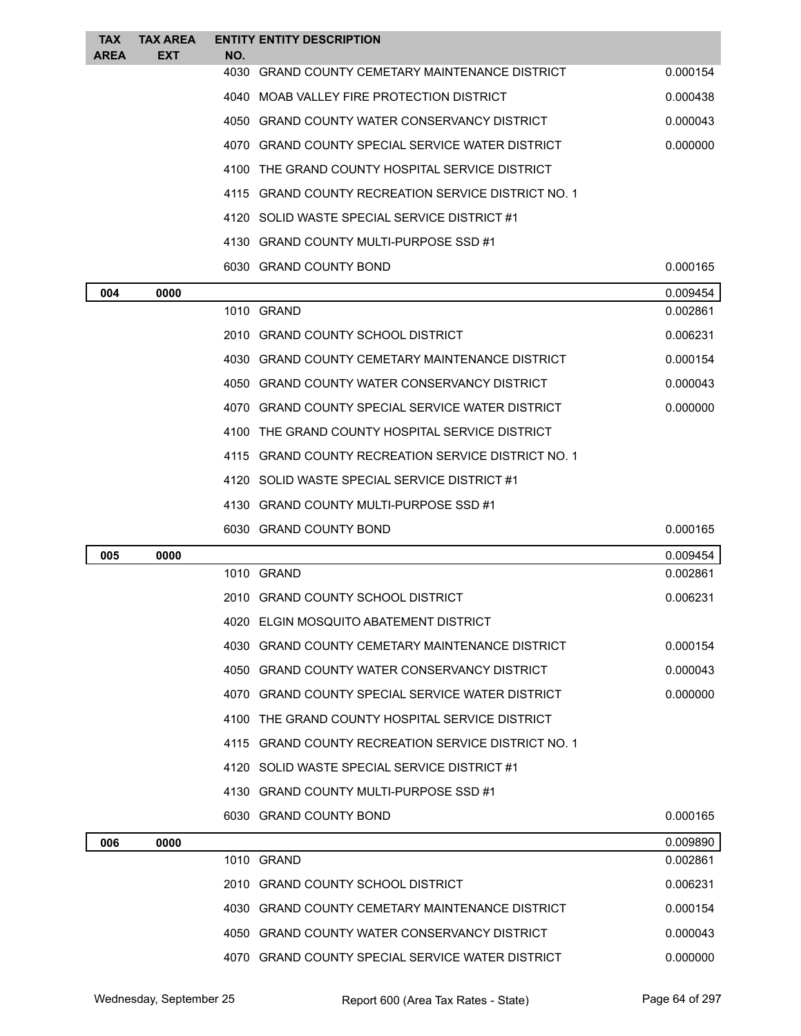| TAX AREA | TAX AREA EXT | ENTITY NO. | ENTITY DESCRIPTION | |
|---|---|---|---|---|
| | | 4030 | GRAND COUNTY CEMETARY MAINTENANCE DISTRICT | 0.000154 |
| | | 4040 | MOAB VALLEY FIRE PROTECTION DISTRICT | 0.000438 |
| | | 4050 | GRAND COUNTY WATER CONSERVANCY DISTRICT | 0.000043 |
| | | 4070 | GRAND COUNTY SPECIAL SERVICE WATER DISTRICT | 0.000000 |
| | | 4100 | THE GRAND COUNTY HOSPITAL SERVICE DISTRICT | |
| | | 4115 | GRAND COUNTY RECREATION SERVICE DISTRICT NO. 1 | |
| | | 4120 | SOLID WASTE SPECIAL SERVICE DISTRICT #1 | |
| | | 4130 | GRAND COUNTY MULTI-PURPOSE SSD #1 | |
| | | 6030 | GRAND COUNTY BOND | 0.000165 |
| **004** | **0000** | | | 0.009454 |
| | | 1010 | GRAND | 0.002861 |
| | | 2010 | GRAND COUNTY SCHOOL DISTRICT | 0.006231 |
| | | 4030 | GRAND COUNTY CEMETARY MAINTENANCE DISTRICT | 0.000154 |
| | | 4050 | GRAND COUNTY WATER CONSERVANCY DISTRICT | 0.000043 |
| | | 4070 | GRAND COUNTY SPECIAL SERVICE WATER DISTRICT | 0.000000 |
| | | 4100 | THE GRAND COUNTY HOSPITAL SERVICE DISTRICT | |
| | | 4115 | GRAND COUNTY RECREATION SERVICE DISTRICT NO. 1 | |
| | | 4120 | SOLID WASTE SPECIAL SERVICE DISTRICT #1 | |
| | | 4130 | GRAND COUNTY MULTI-PURPOSE SSD #1 | |
| | | 6030 | GRAND COUNTY BOND | 0.000165 |
| **005** | **0000** | | | 0.009454 |
| | | 1010 | GRAND | 0.002861 |
| | | 2010 | GRAND COUNTY SCHOOL DISTRICT | 0.006231 |
| | | 4020 | ELGIN MOSQUITO ABATEMENT DISTRICT | |
| | | 4030 | GRAND COUNTY CEMETARY MAINTENANCE DISTRICT | 0.000154 |
| | | 4050 | GRAND COUNTY WATER CONSERVANCY DISTRICT | 0.000043 |
| | | 4070 | GRAND COUNTY SPECIAL SERVICE WATER DISTRICT | 0.000000 |
| | | 4100 | THE GRAND COUNTY HOSPITAL SERVICE DISTRICT | |
| | | 4115 | GRAND COUNTY RECREATION SERVICE DISTRICT NO. 1 | |
| | | 4120 | SOLID WASTE SPECIAL SERVICE DISTRICT #1 | |
| | | 4130 | GRAND COUNTY MULTI-PURPOSE SSD #1 | |
| | | 6030 | GRAND COUNTY BOND | 0.000165 |
| **006** | **0000** | | | 0.009890 |
| | | 1010 | GRAND | 0.002861 |
| | | 2010 | GRAND COUNTY SCHOOL DISTRICT | 0.006231 |
| | | 4030 | GRAND COUNTY CEMETARY MAINTENANCE DISTRICT | 0.000154 |
| | | 4050 | GRAND COUNTY WATER CONSERVANCY DISTRICT | 0.000043 |
| | | 4070 | GRAND COUNTY SPECIAL SERVICE WATER DISTRICT | 0.000000 |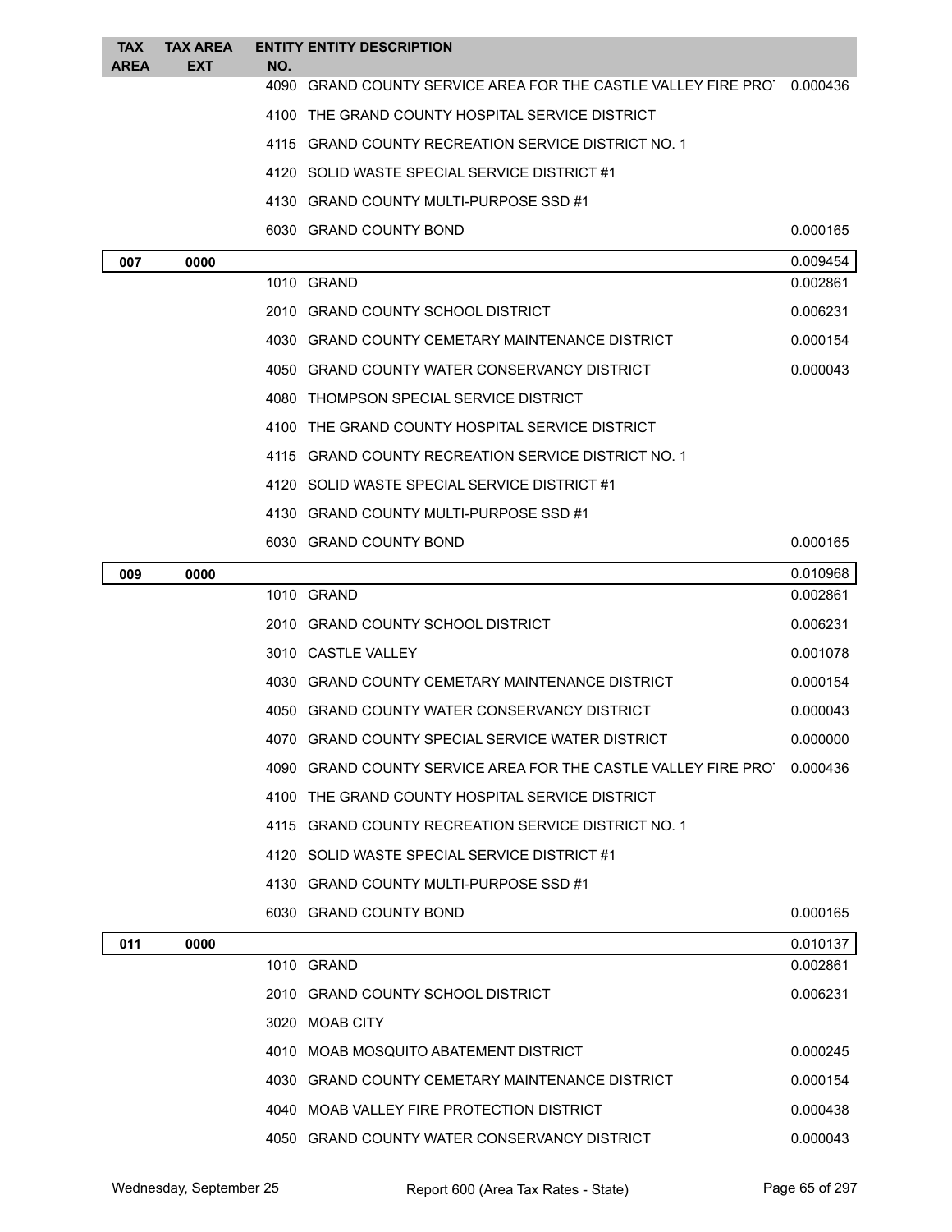| TAX AREA | TAX AREA EXT | ENTITY NO. | ENTITY DESCRIPTION | |
|---|---|---|---|---|
| | | 4090 | GRAND COUNTY SERVICE AREA FOR THE CASTLE VALLEY FIRE PRO | 0.000436 |
| | | 4100 | THE GRAND COUNTY HOSPITAL SERVICE DISTRICT | |
| | | 4115 | GRAND COUNTY RECREATION SERVICE DISTRICT NO. 1 | |
| | | 4120 | SOLID WASTE SPECIAL SERVICE DISTRICT #1 | |
| | | 4130 | GRAND COUNTY MULTI-PURPOSE SSD #1 | |
| | | 6030 | GRAND COUNTY BOND | 0.000165 |
| **007** | **0000** | | | 0.009454 |
| | | 1010 | GRAND | 0.002861 |
| | | 2010 | GRAND COUNTY SCHOOL DISTRICT | 0.006231 |
| | | 4030 | GRAND COUNTY CEMETARY MAINTENANCE DISTRICT | 0.000154 |
| | | 4050 | GRAND COUNTY WATER CONSERVANCY DISTRICT | 0.000043 |
| | | 4080 | THOMPSON SPECIAL SERVICE DISTRICT | |
| | | 4100 | THE GRAND COUNTY HOSPITAL SERVICE DISTRICT | |
| | | 4115 | GRAND COUNTY RECREATION SERVICE DISTRICT NO. 1 | |
| | | 4120 | SOLID WASTE SPECIAL SERVICE DISTRICT #1 | |
| | | 4130 | GRAND COUNTY MULTI-PURPOSE SSD #1 | |
| | | 6030 | GRAND COUNTY BOND | 0.000165 |
| **009** | **0000** | | | 0.010968 |
| | | 1010 | GRAND | 0.002861 |
| | | 2010 | GRAND COUNTY SCHOOL DISTRICT | 0.006231 |
| | | 3010 | CASTLE VALLEY | 0.001078 |
| | | 4030 | GRAND COUNTY CEMETARY MAINTENANCE DISTRICT | 0.000154 |
| | | 4050 | GRAND COUNTY WATER CONSERVANCY DISTRICT | 0.000043 |
| | | 4070 | GRAND COUNTY SPECIAL SERVICE WATER DISTRICT | 0.000000 |
| | | 4090 | GRAND COUNTY SERVICE AREA FOR THE CASTLE VALLEY FIRE PRO | 0.000436 |
| | | 4100 | THE GRAND COUNTY HOSPITAL SERVICE DISTRICT | |
| | | 4115 | GRAND COUNTY RECREATION SERVICE DISTRICT NO. 1 | |
| | | 4120 | SOLID WASTE SPECIAL SERVICE DISTRICT #1 | |
| | | 4130 | GRAND COUNTY MULTI-PURPOSE SSD #1 | |
| | | 6030 | GRAND COUNTY BOND | 0.000165 |
| **011** | **0000** | | | 0.010137 |
| | | 1010 | GRAND | 0.002861 |
| | | 2010 | GRAND COUNTY SCHOOL DISTRICT | 0.006231 |
| | | 3020 | MOAB CITY | |
| | | 4010 | MOAB MOSQUITO ABATEMENT DISTRICT | 0.000245 |
| | | 4030 | GRAND COUNTY CEMETARY MAINTENANCE DISTRICT | 0.000154 |
| | | 4040 | MOAB VALLEY FIRE PROTECTION DISTRICT | 0.000438 |
| | | 4050 | GRAND COUNTY WATER CONSERVANCY DISTRICT | 0.000043 |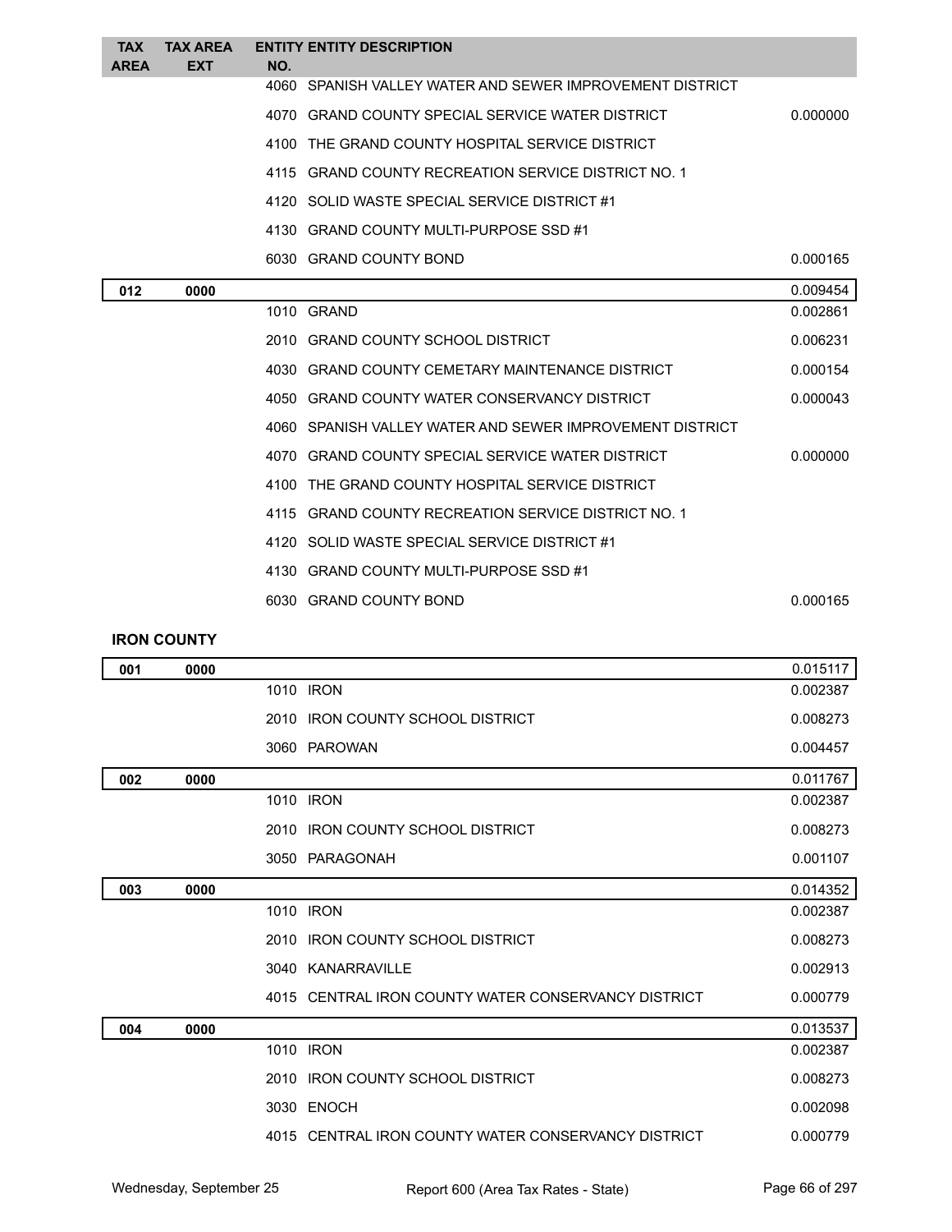| TAX AREA | TAX AREA EXT | ENTITY NO. | ENTITY DESCRIPTION | |
|---|---|---|---|---|
| | | 4060 | SPANISH VALLEY WATER AND SEWER IMPROVEMENT DISTRICT | |
| | | 4070 | GRAND COUNTY SPECIAL SERVICE WATER DISTRICT | 0.000000 |
| | | 4100 | THE GRAND COUNTY HOSPITAL SERVICE DISTRICT | |
| | | 4115 | GRAND COUNTY RECREATION SERVICE DISTRICT NO. 1 | |
| | | 4120 | SOLID WASTE SPECIAL SERVICE DISTRICT #1 | |
| | | 4130 | GRAND COUNTY MULTI-PURPOSE SSD #1 | |
| | | 6030 | GRAND COUNTY BOND | 0.000165 |
| **012** | **0000** | | | 0.009454 |
| | | 1010 | GRAND | 0.002861 |
| | | 2010 | GRAND COUNTY SCHOOL DISTRICT | 0.006231 |
| | | 4030 | GRAND COUNTY CEMETARY MAINTENANCE DISTRICT | 0.000154 |
| | | 4050 | GRAND COUNTY WATER CONSERVANCY DISTRICT | 0.000043 |
| | | 4060 | SPANISH VALLEY WATER AND SEWER IMPROVEMENT DISTRICT | |
| | | 4070 | GRAND COUNTY SPECIAL SERVICE WATER DISTRICT | 0.000000 |
| | | 4100 | THE GRAND COUNTY HOSPITAL SERVICE DISTRICT | |
| | | 4115 | GRAND COUNTY RECREATION SERVICE DISTRICT NO. 1 | |
| | | 4120 | SOLID WASTE SPECIAL SERVICE DISTRICT #1 | |
| | | 4130 | GRAND COUNTY MULTI-PURPOSE SSD #1 | |
| | | 6030 | GRAND COUNTY BOND | 0.000165 |

## IRON COUNTY

| TAX AREA | TAX AREA EXT | ENTITY NO. | ENTITY DESCRIPTION | |
|---|---|---|---|---|
| **001** | **0000** | | | 0.015117 |
| | | 1010 | IRON | 0.002387 |
| | | 2010 | IRON COUNTY SCHOOL DISTRICT | 0.008273 |
| | | 3060 | PAROWAN | 0.004457 |
| **002** | **0000** | | | 0.011767 |
| | | 1010 | IRON | 0.002387 |
| | | 2010 | IRON COUNTY SCHOOL DISTRICT | 0.008273 |
| | | 3050 | PARAGONAH | 0.001107 |
| **003** | **0000** | | | 0.014352 |
| | | 1010 | IRON | 0.002387 |
| | | 2010 | IRON COUNTY SCHOOL DISTRICT | 0.008273 |
| | | 3040 | KANARRAVILLE | 0.002913 |
| | | 4015 | CENTRAL IRON COUNTY WATER CONSERVANCY DISTRICT | 0.000779 |
| **004** | **0000** | | | 0.013537 |
| | | 1010 | IRON | 0.002387 |
| | | 2010 | IRON COUNTY SCHOOL DISTRICT | 0.008273 |
| | | 3030 | ENOCH | 0.002098 |
| | | 4015 | CENTRAL IRON COUNTY WATER CONSERVANCY DISTRICT | 0.000779 |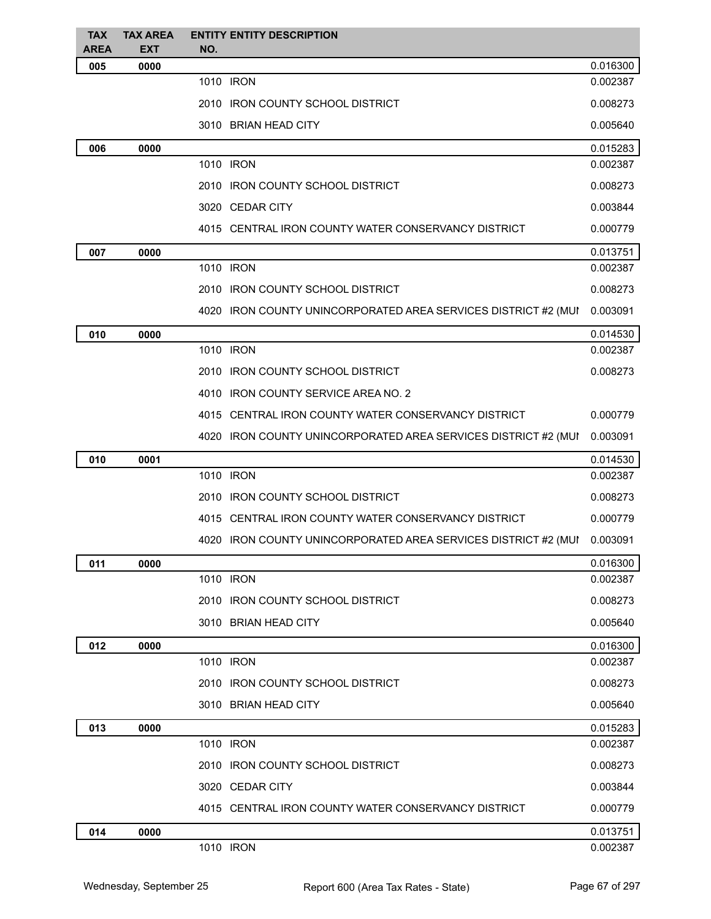| TAX AREA | TAX AREA EXT | ENTITY NO. | ENTITY DESCRIPTION | |
|---|---|---|---|---|
| **005** | **0000** | | | 0.016300 |
| | | 1010 | IRON | 0.002387 |
| | | 2010 | IRON COUNTY SCHOOL DISTRICT | 0.008273 |
| | | 3010 | BRIAN HEAD CITY | 0.005640 |
| **006** | **0000** | | | 0.015283 |
| | | 1010 | IRON | 0.002387 |
| | | 2010 | IRON COUNTY SCHOOL DISTRICT | 0.008273 |
| | | 3020 | CEDAR CITY | 0.003844 |
| | | 4015 | CENTRAL IRON COUNTY WATER CONSERVANCY DISTRICT | 0.000779 |
| **007** | **0000** | | | 0.013751 |
| | | 1010 | IRON | 0.002387 |
| | | 2010 | IRON COUNTY SCHOOL DISTRICT | 0.008273 |
| | | 4020 | IRON COUNTY UNINCORPORATED AREA SERVICES DISTRICT #2 (MUI | 0.003091 |
| **010** | **0000** | | | 0.014530 |
| | | 1010 | IRON | 0.002387 |
| | | 2010 | IRON COUNTY SCHOOL DISTRICT | 0.008273 |
| | | 4010 | IRON COUNTY SERVICE AREA NO. 2 | |
| | | 4015 | CENTRAL IRON COUNTY WATER CONSERVANCY DISTRICT | 0.000779 |
| | | 4020 | IRON COUNTY UNINCORPORATED AREA SERVICES DISTRICT #2 (MUI | 0.003091 |
| **010** | **0001** | | | 0.014530 |
| | | 1010 | IRON | 0.002387 |
| | | 2010 | IRON COUNTY SCHOOL DISTRICT | 0.008273 |
| | | 4015 | CENTRAL IRON COUNTY WATER CONSERVANCY DISTRICT | 0.000779 |
| | | 4020 | IRON COUNTY UNINCORPORATED AREA SERVICES DISTRICT #2 (MUI | 0.003091 |
| **011** | **0000** | | | 0.016300 |
| | | 1010 | IRON | 0.002387 |
| | | 2010 | IRON COUNTY SCHOOL DISTRICT | 0.008273 |
| | | 3010 | BRIAN HEAD CITY | 0.005640 |
| **012** | **0000** | | | 0.016300 |
| | | 1010 | IRON | 0.002387 |
| | | 2010 | IRON COUNTY SCHOOL DISTRICT | 0.008273 |
| | | 3010 | BRIAN HEAD CITY | 0.005640 |
| **013** | **0000** | | | 0.015283 |
| | | 1010 | IRON | 0.002387 |
| | | 2010 | IRON COUNTY SCHOOL DISTRICT | 0.008273 |
| | | 3020 | CEDAR CITY | 0.003844 |
| | | 4015 | CENTRAL IRON COUNTY WATER CONSERVANCY DISTRICT | 0.000779 |
| **014** | **0000** | | | 0.013751 |
| | | 1010 | IRON | 0.002387 |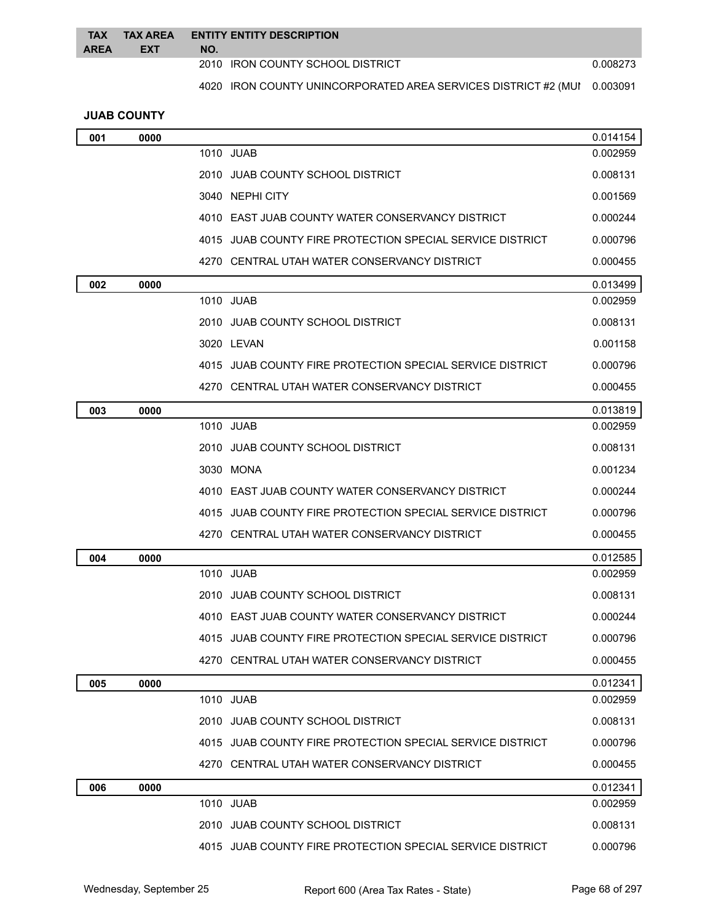| TAX AREA | TAX AREA EXT | ENTITY NO. | ENTITY DESCRIPTION | |
|---|---|---|---|---|
| | | 2010 | IRON COUNTY SCHOOL DISTRICT | 0.008273 |
| | | 4020 | IRON COUNTY UNINCORPORATED AREA SERVICES DISTRICT #2 (MUI | 0.003091 |

**JUAB COUNTY**

| TAX AREA | TAX AREA EXT | ENTITY NO. | ENTITY DESCRIPTION | |
|---|---|---|---|---|
| **001** | **0000** | | | 0.014154 |
| | | 1010 | JUAB | 0.002959 |
| | | 2010 | JUAB COUNTY SCHOOL DISTRICT | 0.008131 |
| | | 3040 | NEPHI CITY | 0.001569 |
| | | 4010 | EAST JUAB COUNTY WATER CONSERVANCY DISTRICT | 0.000244 |
| | | 4015 | JUAB COUNTY FIRE PROTECTION SPECIAL SERVICE DISTRICT | 0.000796 |
| | | 4270 | CENTRAL UTAH WATER CONSERVANCY DISTRICT | 0.000455 |
| **002** | **0000** | | | 0.013499 |
| | | 1010 | JUAB | 0.002959 |
| | | 2010 | JUAB COUNTY SCHOOL DISTRICT | 0.008131 |
| | | 3020 | LEVAN | 0.001158 |
| | | 4015 | JUAB COUNTY FIRE PROTECTION SPECIAL SERVICE DISTRICT | 0.000796 |
| | | 4270 | CENTRAL UTAH WATER CONSERVANCY DISTRICT | 0.000455 |
| **003** | **0000** | | | 0.013819 |
| | | 1010 | JUAB | 0.002959 |
| | | 2010 | JUAB COUNTY SCHOOL DISTRICT | 0.008131 |
| | | 3030 | MONA | 0.001234 |
| | | 4010 | EAST JUAB COUNTY WATER CONSERVANCY DISTRICT | 0.000244 |
| | | 4015 | JUAB COUNTY FIRE PROTECTION SPECIAL SERVICE DISTRICT | 0.000796 |
| | | 4270 | CENTRAL UTAH WATER CONSERVANCY DISTRICT | 0.000455 |
| **004** | **0000** | | | 0.012585 |
| | | 1010 | JUAB | 0.002959 |
| | | 2010 | JUAB COUNTY SCHOOL DISTRICT | 0.008131 |
| | | 4010 | EAST JUAB COUNTY WATER CONSERVANCY DISTRICT | 0.000244 |
| | | 4015 | JUAB COUNTY FIRE PROTECTION SPECIAL SERVICE DISTRICT | 0.000796 |
| | | 4270 | CENTRAL UTAH WATER CONSERVANCY DISTRICT | 0.000455 |
| **005** | **0000** | | | 0.012341 |
| | | 1010 | JUAB | 0.002959 |
| | | 2010 | JUAB COUNTY SCHOOL DISTRICT | 0.008131 |
| | | 4015 | JUAB COUNTY FIRE PROTECTION SPECIAL SERVICE DISTRICT | 0.000796 |
| | | 4270 | CENTRAL UTAH WATER CONSERVANCY DISTRICT | 0.000455 |
| **006** | **0000** | | | 0.012341 |
| | | 1010 | JUAB | 0.002959 |
| | | 2010 | JUAB COUNTY SCHOOL DISTRICT | 0.008131 |
| | | 4015 | JUAB COUNTY FIRE PROTECTION SPECIAL SERVICE DISTRICT | 0.000796 |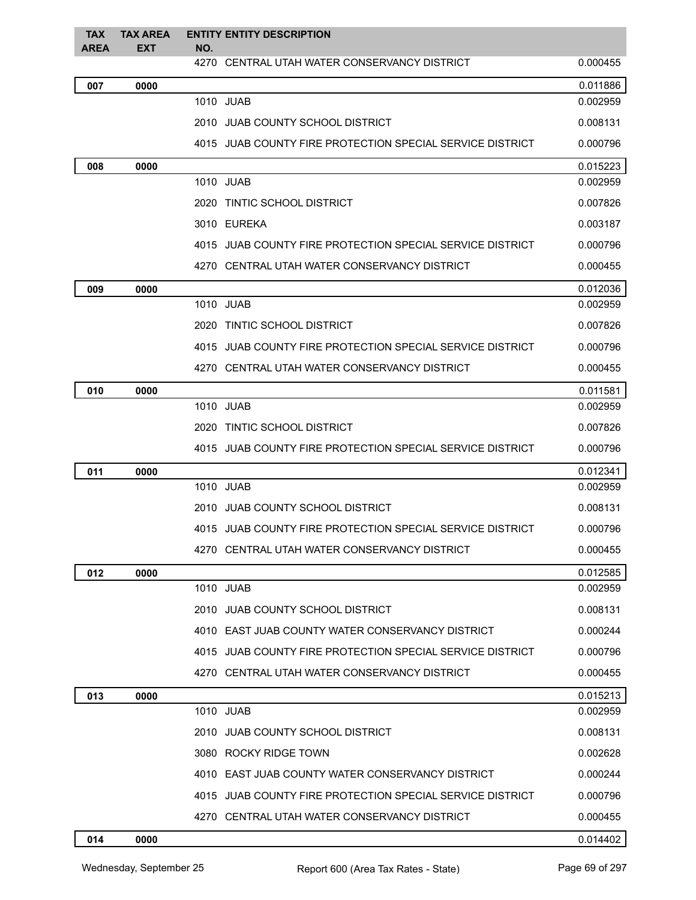| TAX AREA | TAX AREA EXT | ENTITY NO. | ENTITY DESCRIPTION | |
|---|---|---|---|---|
| | | 4270 | CENTRAL UTAH WATER CONSERVANCY DISTRICT | 0.000455 |
| **007** | **0000** | | | 0.011886 |
| | | 1010 | JUAB | 0.002959 |
| | | 2010 | JUAB COUNTY SCHOOL DISTRICT | 0.008131 |
| | | 4015 | JUAB COUNTY FIRE PROTECTION SPECIAL SERVICE DISTRICT | 0.000796 |
| **008** | **0000** | | | 0.015223 |
| | | 1010 | JUAB | 0.002959 |
| | | 2020 | TINTIC SCHOOL DISTRICT | 0.007826 |
| | | 3010 | EUREKA | 0.003187 |
| | | 4015 | JUAB COUNTY FIRE PROTECTION SPECIAL SERVICE DISTRICT | 0.000796 |
| | | 4270 | CENTRAL UTAH WATER CONSERVANCY DISTRICT | 0.000455 |
| **009** | **0000** | | | 0.012036 |
| | | 1010 | JUAB | 0.002959 |
| | | 2020 | TINTIC SCHOOL DISTRICT | 0.007826 |
| | | 4015 | JUAB COUNTY FIRE PROTECTION SPECIAL SERVICE DISTRICT | 0.000796 |
| | | 4270 | CENTRAL UTAH WATER CONSERVANCY DISTRICT | 0.000455 |
| **010** | **0000** | | | 0.011581 |
| | | 1010 | JUAB | 0.002959 |
| | | 2020 | TINTIC SCHOOL DISTRICT | 0.007826 |
| | | 4015 | JUAB COUNTY FIRE PROTECTION SPECIAL SERVICE DISTRICT | 0.000796 |
| **011** | **0000** | | | 0.012341 |
| | | 1010 | JUAB | 0.002959 |
| | | 2010 | JUAB COUNTY SCHOOL DISTRICT | 0.008131 |
| | | 4015 | JUAB COUNTY FIRE PROTECTION SPECIAL SERVICE DISTRICT | 0.000796 |
| | | 4270 | CENTRAL UTAH WATER CONSERVANCY DISTRICT | 0.000455 |
| **012** | **0000** | | | 0.012585 |
| | | 1010 | JUAB | 0.002959 |
| | | 2010 | JUAB COUNTY SCHOOL DISTRICT | 0.008131 |
| | | 4010 | EAST JUAB COUNTY WATER CONSERVANCY DISTRICT | 0.000244 |
| | | 4015 | JUAB COUNTY FIRE PROTECTION SPECIAL SERVICE DISTRICT | 0.000796 |
| | | 4270 | CENTRAL UTAH WATER CONSERVANCY DISTRICT | 0.000455 |
| **013** | **0000** | | | 0.015213 |
| | | 1010 | JUAB | 0.002959 |
| | | 2010 | JUAB COUNTY SCHOOL DISTRICT | 0.008131 |
| | | 3080 | ROCKY RIDGE TOWN | 0.002628 |
| | | 4010 | EAST JUAB COUNTY WATER CONSERVANCY DISTRICT | 0.000244 |
| | | 4015 | JUAB COUNTY FIRE PROTECTION SPECIAL SERVICE DISTRICT | 0.000796 |
| | | 4270 | CENTRAL UTAH WATER CONSERVANCY DISTRICT | 0.000455 |
| **014** | **0000** | | | 0.014402 |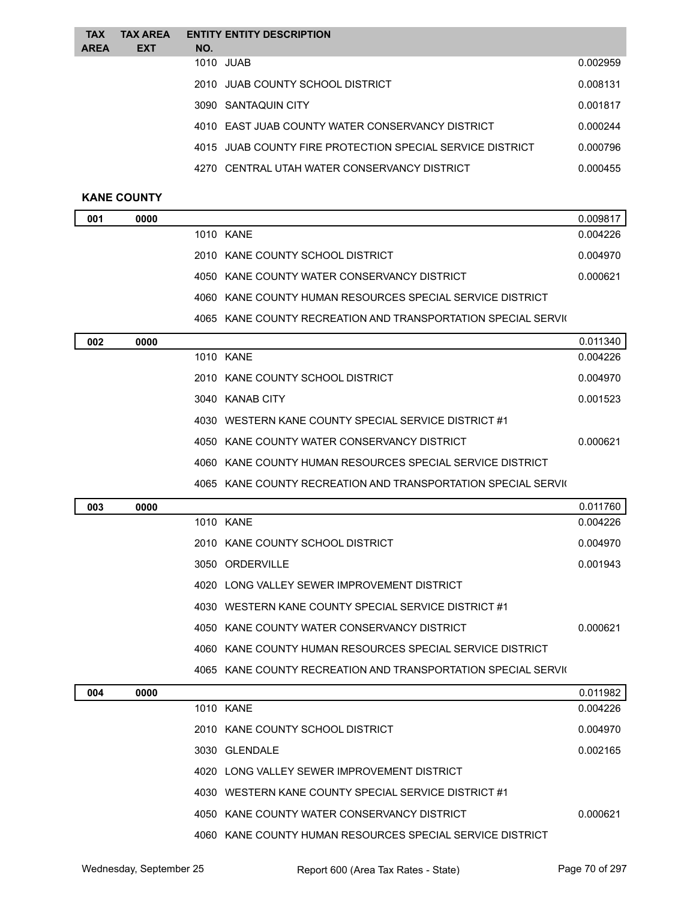| TAX AREA | TAX AREA EXT | ENTITY NO. | ENTITY DESCRIPTION | |
|---|---|---|---|---|
| | | 1010 | JUAB | 0.002959 |
| | | 2010 | JUAB COUNTY SCHOOL DISTRICT | 0.008131 |
| | | 3090 | SANTAQUIN CITY | 0.001817 |
| | | 4010 | EAST JUAB COUNTY WATER CONSERVANCY DISTRICT | 0.000244 |
| | | 4015 | JUAB COUNTY FIRE PROTECTION SPECIAL SERVICE DISTRICT | 0.000796 |
| | | 4270 | CENTRAL UTAH WATER CONSERVANCY DISTRICT | 0.000455 |

**KANE COUNTY**

| TAX AREA | TAX AREA EXT | ENTITY NO. | ENTITY DESCRIPTION | |
|---|---|---|---|---|
| **001** | **0000** | | | 0.009817 |
| | | 1010 | KANE | 0.004226 |
| | | 2010 | KANE COUNTY SCHOOL DISTRICT | 0.004970 |
| | | 4050 | KANE COUNTY WATER CONSERVANCY DISTRICT | 0.000621 |
| | | 4060 | KANE COUNTY HUMAN RESOURCES SPECIAL SERVICE DISTRICT | |
| | | 4065 | KANE COUNTY RECREATION AND TRANSPORTATION SPECIAL SERVI( | |
| **002** | **0000** | | | 0.011340 |
| | | 1010 | KANE | 0.004226 |
| | | 2010 | KANE COUNTY SCHOOL DISTRICT | 0.004970 |
| | | 3040 | KANAB CITY | 0.001523 |
| | | 4030 | WESTERN KANE COUNTY SPECIAL SERVICE DISTRICT #1 | |
| | | 4050 | KANE COUNTY WATER CONSERVANCY DISTRICT | 0.000621 |
| | | 4060 | KANE COUNTY HUMAN RESOURCES SPECIAL SERVICE DISTRICT | |
| | | 4065 | KANE COUNTY RECREATION AND TRANSPORTATION SPECIAL SERVI( | |
| **003** | **0000** | | | 0.011760 |
| | | 1010 | KANE | 0.004226 |
| | | 2010 | KANE COUNTY SCHOOL DISTRICT | 0.004970 |
| | | 3050 | ORDERVILLE | 0.001943 |
| | | 4020 | LONG VALLEY SEWER IMPROVEMENT DISTRICT | |
| | | 4030 | WESTERN KANE COUNTY SPECIAL SERVICE DISTRICT #1 | |
| | | 4050 | KANE COUNTY WATER CONSERVANCY DISTRICT | 0.000621 |
| | | 4060 | KANE COUNTY HUMAN RESOURCES SPECIAL SERVICE DISTRICT | |
| | | 4065 | KANE COUNTY RECREATION AND TRANSPORTATION SPECIAL SERVI( | |
| **004** | **0000** | | | 0.011982 |
| | | 1010 | KANE | 0.004226 |
| | | 2010 | KANE COUNTY SCHOOL DISTRICT | 0.004970 |
| | | 3030 | GLENDALE | 0.002165 |
| | | 4020 | LONG VALLEY SEWER IMPROVEMENT DISTRICT | |
| | | 4030 | WESTERN KANE COUNTY SPECIAL SERVICE DISTRICT #1 | |
| | | 4050 | KANE COUNTY WATER CONSERVANCY DISTRICT | 0.000621 |
| | | 4060 | KANE COUNTY HUMAN RESOURCES SPECIAL SERVICE DISTRICT | |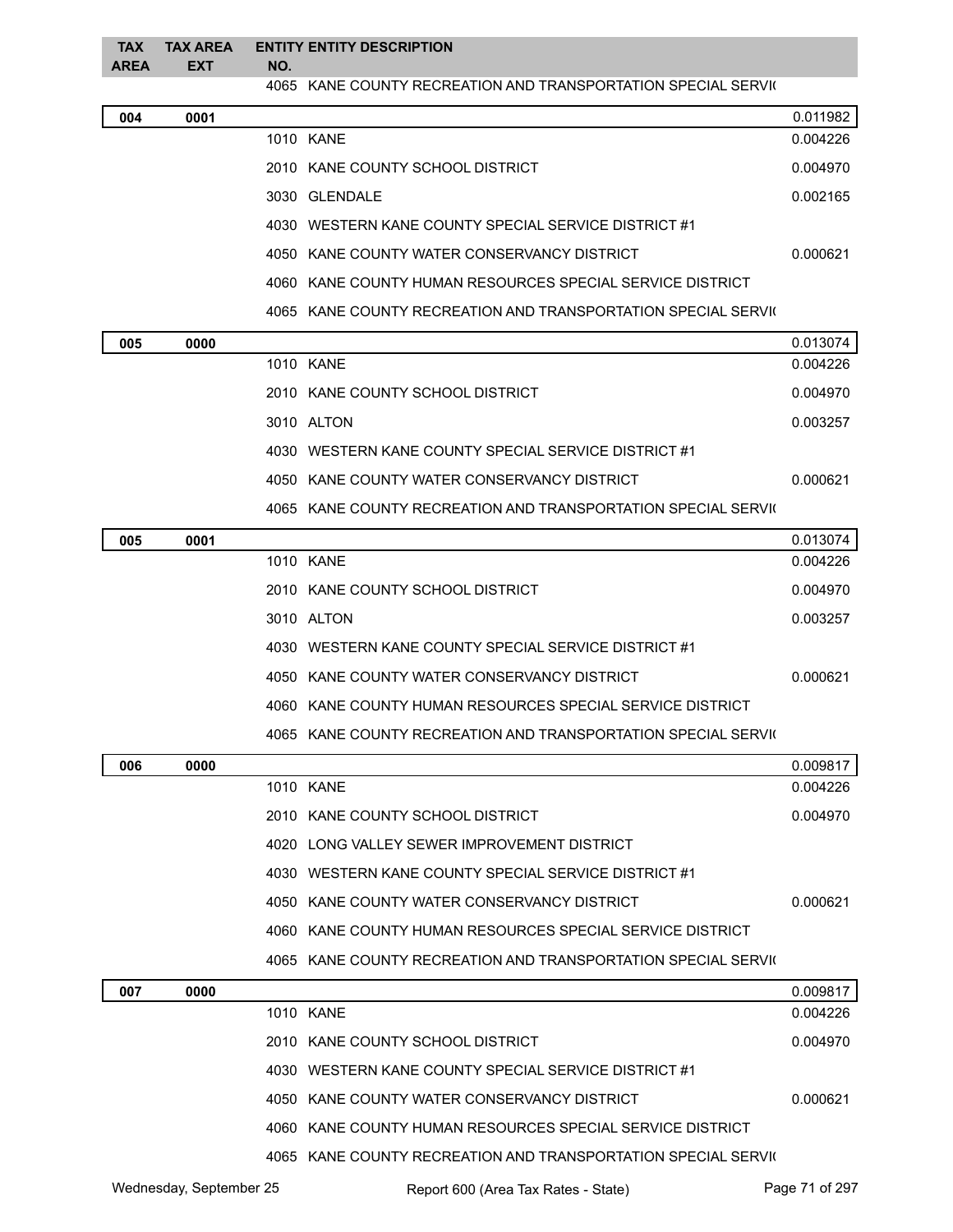| TAX AREA | TAX AREA EXT | ENTITY NO. | ENTITY DESCRIPTION | |
|---|---|---|---|---|
| | | 4065 | KANE COUNTY RECREATION AND TRANSPORTATION SPECIAL SERVI( | |
| **004** | **0001** | | | 0.011982 |
| | | 1010 | KANE | 0.004226 |
| | | 2010 | KANE COUNTY SCHOOL DISTRICT | 0.004970 |
| | | 3030 | GLENDALE | 0.002165 |
| | | 4030 | WESTERN KANE COUNTY SPECIAL SERVICE DISTRICT #1 | |
| | | 4050 | KANE COUNTY WATER CONSERVANCY DISTRICT | 0.000621 |
| | | 4060 | KANE COUNTY HUMAN RESOURCES SPECIAL SERVICE DISTRICT | |
| | | 4065 | KANE COUNTY RECREATION AND TRANSPORTATION SPECIAL SERVI( | |
| **005** | **0000** | | | 0.013074 |
| | | 1010 | KANE | 0.004226 |
| | | 2010 | KANE COUNTY SCHOOL DISTRICT | 0.004970 |
| | | 3010 | ALTON | 0.003257 |
| | | 4030 | WESTERN KANE COUNTY SPECIAL SERVICE DISTRICT #1 | |
| | | 4050 | KANE COUNTY WATER CONSERVANCY DISTRICT | 0.000621 |
| | | 4065 | KANE COUNTY RECREATION AND TRANSPORTATION SPECIAL SERVI( | |
| **005** | **0001** | | | 0.013074 |
| | | 1010 | KANE | 0.004226 |
| | | 2010 | KANE COUNTY SCHOOL DISTRICT | 0.004970 |
| | | 3010 | ALTON | 0.003257 |
| | | 4030 | WESTERN KANE COUNTY SPECIAL SERVICE DISTRICT #1 | |
| | | 4050 | KANE COUNTY WATER CONSERVANCY DISTRICT | 0.000621 |
| | | 4060 | KANE COUNTY HUMAN RESOURCES SPECIAL SERVICE DISTRICT | |
| | | 4065 | KANE COUNTY RECREATION AND TRANSPORTATION SPECIAL SERVI( | |
| **006** | **0000** | | | 0.009817 |
| | | 1010 | KANE | 0.004226 |
| | | 2010 | KANE COUNTY SCHOOL DISTRICT | 0.004970 |
| | | 4020 | LONG VALLEY SEWER IMPROVEMENT DISTRICT | |
| | | 4030 | WESTERN KANE COUNTY SPECIAL SERVICE DISTRICT #1 | |
| | | 4050 | KANE COUNTY WATER CONSERVANCY DISTRICT | 0.000621 |
| | | 4060 | KANE COUNTY HUMAN RESOURCES SPECIAL SERVICE DISTRICT | |
| | | 4065 | KANE COUNTY RECREATION AND TRANSPORTATION SPECIAL SERVI( | |
| **007** | **0000** | | | 0.009817 |
| | | 1010 | KANE | 0.004226 |
| | | 2010 | KANE COUNTY SCHOOL DISTRICT | 0.004970 |
| | | 4030 | WESTERN KANE COUNTY SPECIAL SERVICE DISTRICT #1 | |
| | | 4050 | KANE COUNTY WATER CONSERVANCY DISTRICT | 0.000621 |
| | | 4060 | KANE COUNTY HUMAN RESOURCES SPECIAL SERVICE DISTRICT | |
| | | 4065 | KANE COUNTY RECREATION AND TRANSPORTATION SPECIAL SERVI( | |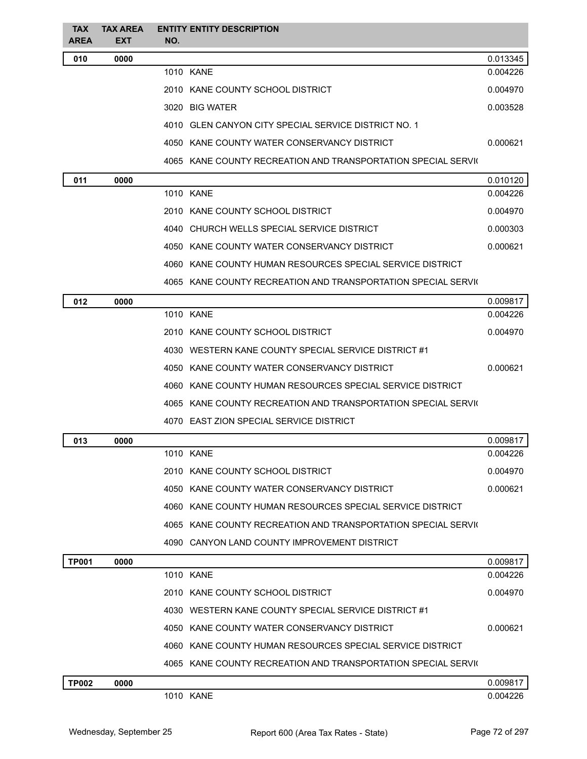| TAX AREA | TAX AREA EXT | ENTITY NO. | ENTITY DESCRIPTION | |
|---|---|---|---|---|
| **010** | **0000** | | | 0.013345 |
| | | 1010 | KANE | 0.004226 |
| | | 2010 | KANE COUNTY SCHOOL DISTRICT | 0.004970 |
| | | 3020 | BIG WATER | 0.003528 |
| | | 4010 | GLEN CANYON CITY SPECIAL SERVICE DISTRICT NO. 1 | |
| | | 4050 | KANE COUNTY WATER CONSERVANCY DISTRICT | 0.000621 |
| | | 4065 | KANE COUNTY RECREATION AND TRANSPORTATION SPECIAL SERVI( | |
| **011** | **0000** | | | 0.010120 |
| | | 1010 | KANE | 0.004226 |
| | | 2010 | KANE COUNTY SCHOOL DISTRICT | 0.004970 |
| | | 4040 | CHURCH WELLS SPECIAL SERVICE DISTRICT | 0.000303 |
| | | 4050 | KANE COUNTY WATER CONSERVANCY DISTRICT | 0.000621 |
| | | 4060 | KANE COUNTY HUMAN RESOURCES SPECIAL SERVICE DISTRICT | |
| | | 4065 | KANE COUNTY RECREATION AND TRANSPORTATION SPECIAL SERVI( | |
| **012** | **0000** | | | 0.009817 |
| | | 1010 | KANE | 0.004226 |
| | | 2010 | KANE COUNTY SCHOOL DISTRICT | 0.004970 |
| | | 4030 | WESTERN KANE COUNTY SPECIAL SERVICE DISTRICT #1 | |
| | | 4050 | KANE COUNTY WATER CONSERVANCY DISTRICT | 0.000621 |
| | | 4060 | KANE COUNTY HUMAN RESOURCES SPECIAL SERVICE DISTRICT | |
| | | 4065 | KANE COUNTY RECREATION AND TRANSPORTATION SPECIAL SERVI( | |
| | | 4070 | EAST ZION SPECIAL SERVICE DISTRICT | |
| **013** | **0000** | | | 0.009817 |
| | | 1010 | KANE | 0.004226 |
| | | 2010 | KANE COUNTY SCHOOL DISTRICT | 0.004970 |
| | | 4050 | KANE COUNTY WATER CONSERVANCY DISTRICT | 0.000621 |
| | | 4060 | KANE COUNTY HUMAN RESOURCES SPECIAL SERVICE DISTRICT | |
| | | 4065 | KANE COUNTY RECREATION AND TRANSPORTATION SPECIAL SERVI( | |
| | | 4090 | CANYON LAND COUNTY IMPROVEMENT DISTRICT | |
| **TP001** | **0000** | | | 0.009817 |
| | | 1010 | KANE | 0.004226 |
| | | 2010 | KANE COUNTY SCHOOL DISTRICT | 0.004970 |
| | | 4030 | WESTERN KANE COUNTY SPECIAL SERVICE DISTRICT #1 | |
| | | 4050 | KANE COUNTY WATER CONSERVANCY DISTRICT | 0.000621 |
| | | 4060 | KANE COUNTY HUMAN RESOURCES SPECIAL SERVICE DISTRICT | |
| | | 4065 | KANE COUNTY RECREATION AND TRANSPORTATION SPECIAL SERVI( | |
| **TP002** | **0000** | | | 0.009817 |
| | | 1010 | KANE | 0.004226 |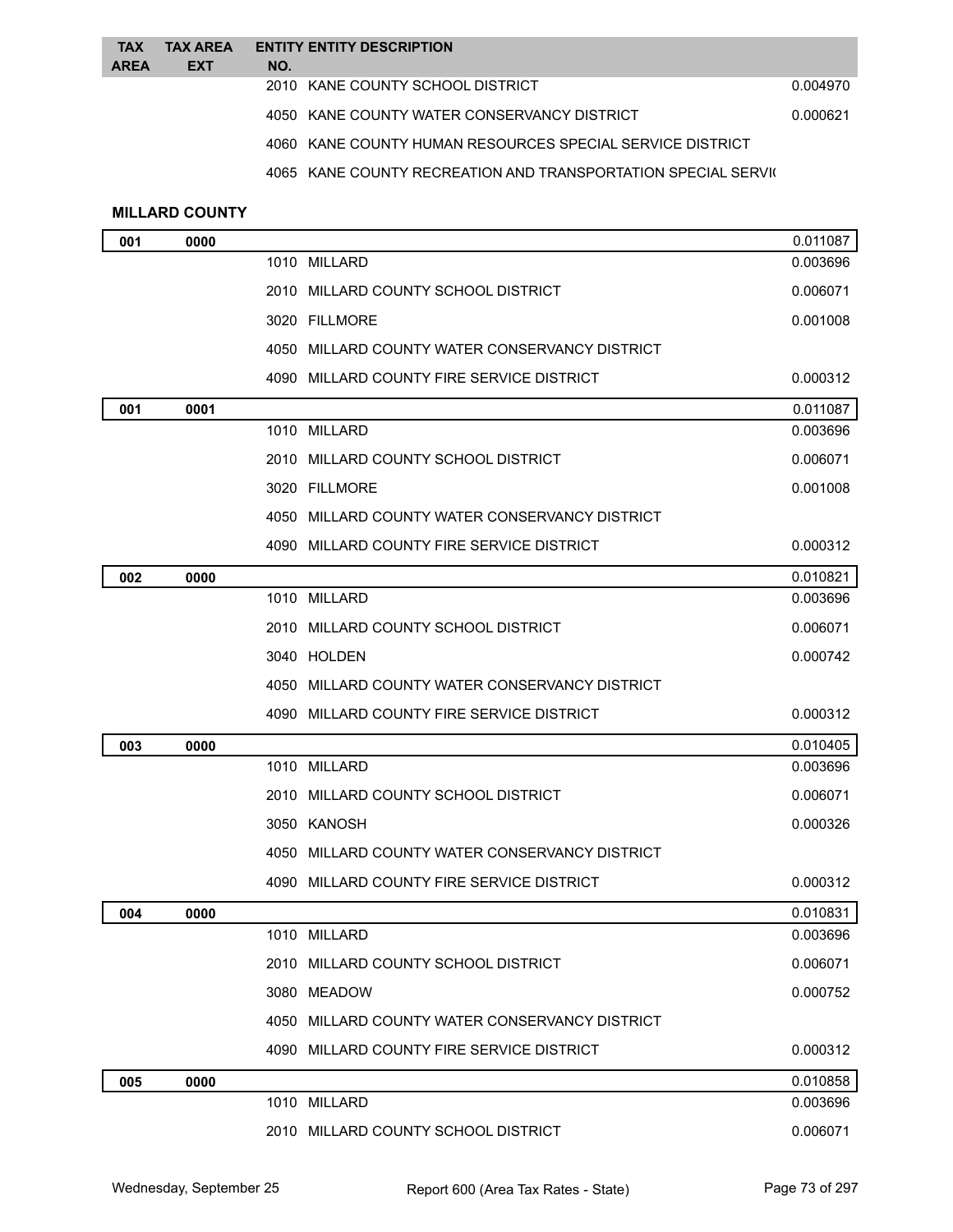| TAX AREA | TAX AREA EXT | ENTITY NO. | ENTITY DESCRIPTION | |
|---|---|---|---|---|
| | | 2010 | KANE COUNTY SCHOOL DISTRICT | 0.004970 |
| | | 4050 | KANE COUNTY WATER CONSERVANCY DISTRICT | 0.000621 |
| | | 4060 | KANE COUNTY HUMAN RESOURCES SPECIAL SERVICE DISTRICT | |
| | | 4065 | KANE COUNTY RECREATION AND TRANSPORTATION SPECIAL SERVI( | |

**MILLARD COUNTY**

| TAX AREA | TAX AREA EXT | ENTITY NO. | ENTITY DESCRIPTION | |
|---|---|---|---|---|
| **001** | **0000** | | | 0.011087 |
| | | 1010 | MILLARD | 0.003696 |
| | | 2010 | MILLARD COUNTY SCHOOL DISTRICT | 0.006071 |
| | | 3020 | FILLMORE | 0.001008 |
| | | 4050 | MILLARD COUNTY WATER CONSERVANCY DISTRICT | |
| | | 4090 | MILLARD COUNTY FIRE SERVICE DISTRICT | 0.000312 |
| **001** | **0001** | | | 0.011087 |
| | | 1010 | MILLARD | 0.003696 |
| | | 2010 | MILLARD COUNTY SCHOOL DISTRICT | 0.006071 |
| | | 3020 | FILLMORE | 0.001008 |
| | | 4050 | MILLARD COUNTY WATER CONSERVANCY DISTRICT | |
| | | 4090 | MILLARD COUNTY FIRE SERVICE DISTRICT | 0.000312 |
| **002** | **0000** | | | 0.010821 |
| | | 1010 | MILLARD | 0.003696 |
| | | 2010 | MILLARD COUNTY SCHOOL DISTRICT | 0.006071 |
| | | 3040 | HOLDEN | 0.000742 |
| | | 4050 | MILLARD COUNTY WATER CONSERVANCY DISTRICT | |
| | | 4090 | MILLARD COUNTY FIRE SERVICE DISTRICT | 0.000312 |
| **003** | **0000** | | | 0.010405 |
| | | 1010 | MILLARD | 0.003696 |
| | | 2010 | MILLARD COUNTY SCHOOL DISTRICT | 0.006071 |
| | | 3050 | KANOSH | 0.000326 |
| | | 4050 | MILLARD COUNTY WATER CONSERVANCY DISTRICT | |
| | | 4090 | MILLARD COUNTY FIRE SERVICE DISTRICT | 0.000312 |
| **004** | **0000** | | | 0.010831 |
| | | 1010 | MILLARD | 0.003696 |
| | | 2010 | MILLARD COUNTY SCHOOL DISTRICT | 0.006071 |
| | | 3080 | MEADOW | 0.000752 |
| | | 4050 | MILLARD COUNTY WATER CONSERVANCY DISTRICT | |
| | | 4090 | MILLARD COUNTY FIRE SERVICE DISTRICT | 0.000312 |
| **005** | **0000** | | | 0.010858 |
| | | 1010 | MILLARD | 0.003696 |
| | | 2010 | MILLARD COUNTY SCHOOL DISTRICT | 0.006071 |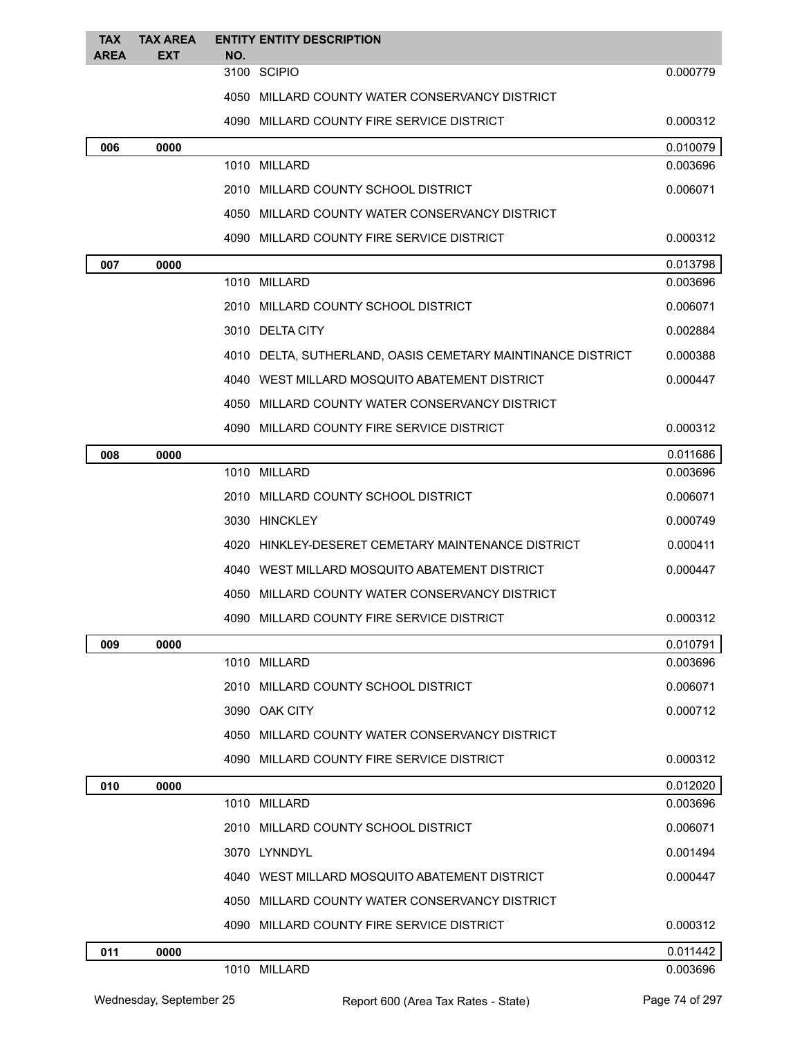| TAX AREA | TAX AREA EXT | ENTITY NO. | ENTITY DESCRIPTION | |
|---|---|---|---|---|
| | | 3100 | SCIPIO | 0.000779 |
| | | 4050 | MILLARD COUNTY WATER CONSERVANCY DISTRICT | |
| | | 4090 | MILLARD COUNTY FIRE SERVICE DISTRICT | 0.000312 |
| **006** | **0000** | | | 0.010079 |
| | | 1010 | MILLARD | 0.003696 |
| | | 2010 | MILLARD COUNTY SCHOOL DISTRICT | 0.006071 |
| | | 4050 | MILLARD COUNTY WATER CONSERVANCY DISTRICT | |
| | | 4090 | MILLARD COUNTY FIRE SERVICE DISTRICT | 0.000312 |
| **007** | **0000** | | | 0.013798 |
| | | 1010 | MILLARD | 0.003696 |
| | | 2010 | MILLARD COUNTY SCHOOL DISTRICT | 0.006071 |
| | | 3010 | DELTA CITY | 0.002884 |
| | | 4010 | DELTA, SUTHERLAND, OASIS CEMETARY MAINTINANCE DISTRICT | 0.000388 |
| | | 4040 | WEST MILLARD MOSQUITO ABATEMENT DISTRICT | 0.000447 |
| | | 4050 | MILLARD COUNTY WATER CONSERVANCY DISTRICT | |
| | | 4090 | MILLARD COUNTY FIRE SERVICE DISTRICT | 0.000312 |
| **008** | **0000** | | | 0.011686 |
| | | 1010 | MILLARD | 0.003696 |
| | | 2010 | MILLARD COUNTY SCHOOL DISTRICT | 0.006071 |
| | | 3030 | HINCKLEY | 0.000749 |
| | | 4020 | HINKLEY-DESERET CEMETARY MAINTENANCE DISTRICT | 0.000411 |
| | | 4040 | WEST MILLARD MOSQUITO ABATEMENT DISTRICT | 0.000447 |
| | | 4050 | MILLARD COUNTY WATER CONSERVANCY DISTRICT | |
| | | 4090 | MILLARD COUNTY FIRE SERVICE DISTRICT | 0.000312 |
| **009** | **0000** | | | 0.010791 |
| | | 1010 | MILLARD | 0.003696 |
| | | 2010 | MILLARD COUNTY SCHOOL DISTRICT | 0.006071 |
| | | 3090 | OAK CITY | 0.000712 |
| | | 4050 | MILLARD COUNTY WATER CONSERVANCY DISTRICT | |
| | | 4090 | MILLARD COUNTY FIRE SERVICE DISTRICT | 0.000312 |
| **010** | **0000** | | | 0.012020 |
| | | 1010 | MILLARD | 0.003696 |
| | | 2010 | MILLARD COUNTY SCHOOL DISTRICT | 0.006071 |
| | | 3070 | LYNNDYL | 0.001494 |
| | | 4040 | WEST MILLARD MOSQUITO ABATEMENT DISTRICT | 0.000447 |
| | | 4050 | MILLARD COUNTY WATER CONSERVANCY DISTRICT | |
| | | 4090 | MILLARD COUNTY FIRE SERVICE DISTRICT | 0.000312 |
| **011** | **0000** | | | 0.011442 |
| | | 1010 | MILLARD | 0.003696 |

Wednesday, September 25 — Report 600 (Area Tax Rates - State)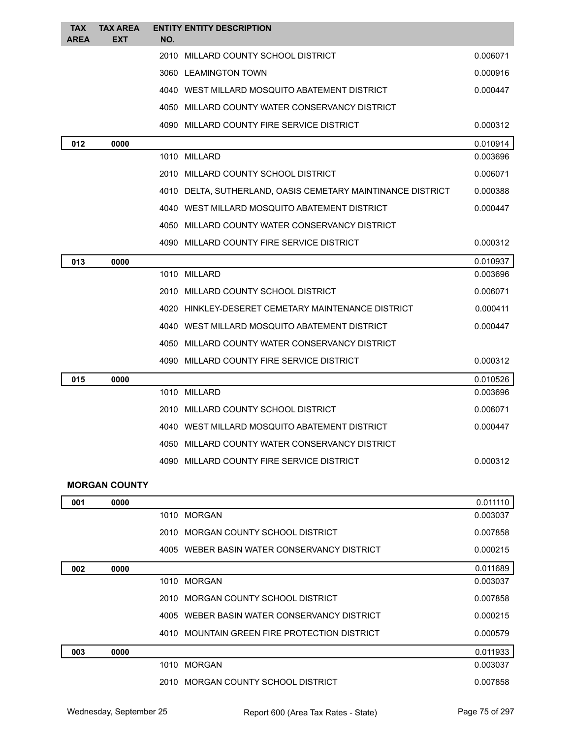| TAX AREA | TAX AREA EXT | ENTITY NO. | ENTITY DESCRIPTION | |
|---|---|---|---|---|
| | | 2010 | MILLARD COUNTY SCHOOL DISTRICT | 0.006071 |
| | | 3060 | LEAMINGTON TOWN | 0.000916 |
| | | 4040 | WEST MILLARD MOSQUITO ABATEMENT DISTRICT | 0.000447 |
| | | 4050 | MILLARD COUNTY WATER CONSERVANCY DISTRICT | |
| | | 4090 | MILLARD COUNTY FIRE SERVICE DISTRICT | 0.000312 |
| **012** | **0000** | | | 0.010914 |
| | | 1010 | MILLARD | 0.003696 |
| | | 2010 | MILLARD COUNTY SCHOOL DISTRICT | 0.006071 |
| | | 4010 | DELTA, SUTHERLAND, OASIS CEMETARY MAINTINANCE DISTRICT | 0.000388 |
| | | 4040 | WEST MILLARD MOSQUITO ABATEMENT DISTRICT | 0.000447 |
| | | 4050 | MILLARD COUNTY WATER CONSERVANCY DISTRICT | |
| | | 4090 | MILLARD COUNTY FIRE SERVICE DISTRICT | 0.000312 |
| **013** | **0000** | | | 0.010937 |
| | | 1010 | MILLARD | 0.003696 |
| | | 2010 | MILLARD COUNTY SCHOOL DISTRICT | 0.006071 |
| | | 4020 | HINKLEY-DESERET CEMETARY MAINTENANCE DISTRICT | 0.000411 |
| | | 4040 | WEST MILLARD MOSQUITO ABATEMENT DISTRICT | 0.000447 |
| | | 4050 | MILLARD COUNTY WATER CONSERVANCY DISTRICT | |
| | | 4090 | MILLARD COUNTY FIRE SERVICE DISTRICT | 0.000312 |
| **015** | **0000** | | | 0.010526 |
| | | 1010 | MILLARD | 0.003696 |
| | | 2010 | MILLARD COUNTY SCHOOL DISTRICT | 0.006071 |
| | | 4040 | WEST MILLARD MOSQUITO ABATEMENT DISTRICT | 0.000447 |
| | | 4050 | MILLARD COUNTY WATER CONSERVANCY DISTRICT | |
| | | 4090 | MILLARD COUNTY FIRE SERVICE DISTRICT | 0.000312 |

**MORGAN COUNTY**

| TAX AREA | TAX AREA EXT | ENTITY NO. | ENTITY DESCRIPTION | |
|---|---|---|---|---|
| **001** | **0000** | | | 0.011110 |
| | | 1010 | MORGAN | 0.003037 |
| | | 2010 | MORGAN COUNTY SCHOOL DISTRICT | 0.007858 |
| | | 4005 | WEBER BASIN WATER CONSERVANCY DISTRICT | 0.000215 |
| **002** | **0000** | | | 0.011689 |
| | | 1010 | MORGAN | 0.003037 |
| | | 2010 | MORGAN COUNTY SCHOOL DISTRICT | 0.007858 |
| | | 4005 | WEBER BASIN WATER CONSERVANCY DISTRICT | 0.000215 |
| | | 4010 | MOUNTAIN GREEN FIRE PROTECTION DISTRICT | 0.000579 |
| **003** | **0000** | | | 0.011933 |
| | | 1010 | MORGAN | 0.003037 |
| | | 2010 | MORGAN COUNTY SCHOOL DISTRICT | 0.007858 |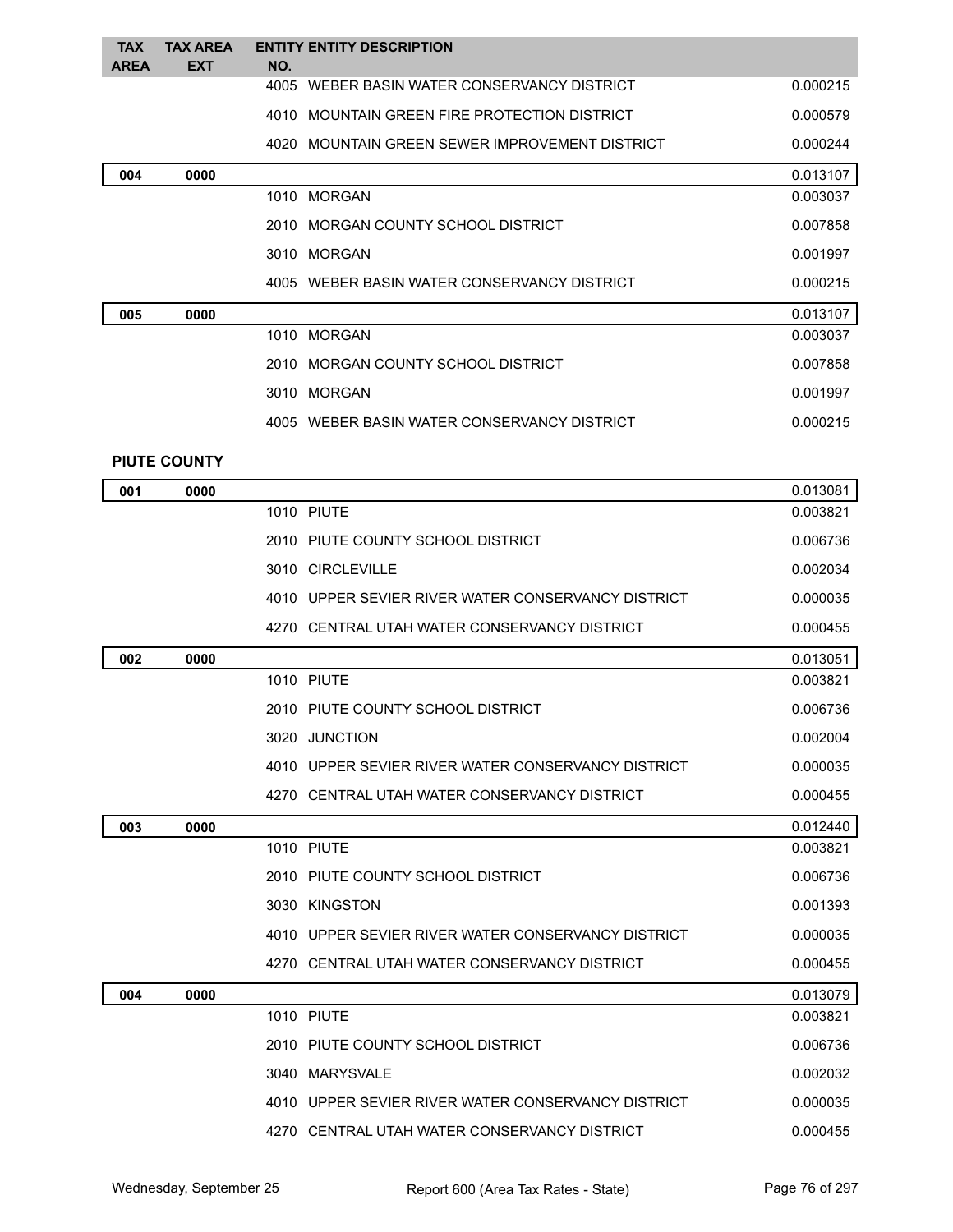| TAX AREA | TAX AREA EXT | ENTITY NO. | ENTITY DESCRIPTION | |
|---|---|---|---|---|
| | | 4005 | WEBER BASIN WATER CONSERVANCY DISTRICT | 0.000215 |
| | | 4010 | MOUNTAIN GREEN FIRE PROTECTION DISTRICT | 0.000579 |
| | | 4020 | MOUNTAIN GREEN SEWER IMPROVEMENT DISTRICT | 0.000244 |
| **004** | **0000** | | | 0.013107 |
| | | 1010 | MORGAN | 0.003037 |
| | | 2010 | MORGAN COUNTY SCHOOL DISTRICT | 0.007858 |
| | | 3010 | MORGAN | 0.001997 |
| | | 4005 | WEBER BASIN WATER CONSERVANCY DISTRICT | 0.000215 |
| **005** | **0000** | | | 0.013107 |
| | | 1010 | MORGAN | 0.003037 |
| | | 2010 | MORGAN COUNTY SCHOOL DISTRICT | 0.007858 |
| | | 3010 | MORGAN | 0.001997 |
| | | 4005 | WEBER BASIN WATER CONSERVANCY DISTRICT | 0.000215 |

**PIUTE COUNTY**

| TAX AREA | TAX AREA EXT | ENTITY NO. | ENTITY DESCRIPTION | |
|---|---|---|---|---|
| **001** | **0000** | | | 0.013081 |
| | | 1010 | PIUTE | 0.003821 |
| | | 2010 | PIUTE COUNTY SCHOOL DISTRICT | 0.006736 |
| | | 3010 | CIRCLEVILLE | 0.002034 |
| | | 4010 | UPPER SEVIER RIVER WATER CONSERVANCY DISTRICT | 0.000035 |
| | | 4270 | CENTRAL UTAH WATER CONSERVANCY DISTRICT | 0.000455 |
| **002** | **0000** | | | 0.013051 |
| | | 1010 | PIUTE | 0.003821 |
| | | 2010 | PIUTE COUNTY SCHOOL DISTRICT | 0.006736 |
| | | 3020 | JUNCTION | 0.002004 |
| | | 4010 | UPPER SEVIER RIVER WATER CONSERVANCY DISTRICT | 0.000035 |
| | | 4270 | CENTRAL UTAH WATER CONSERVANCY DISTRICT | 0.000455 |
| **003** | **0000** | | | 0.012440 |
| | | 1010 | PIUTE | 0.003821 |
| | | 2010 | PIUTE COUNTY SCHOOL DISTRICT | 0.006736 |
| | | 3030 | KINGSTON | 0.001393 |
| | | 4010 | UPPER SEVIER RIVER WATER CONSERVANCY DISTRICT | 0.000035 |
| | | 4270 | CENTRAL UTAH WATER CONSERVANCY DISTRICT | 0.000455 |
| **004** | **0000** | | | 0.013079 |
| | | 1010 | PIUTE | 0.003821 |
| | | 2010 | PIUTE COUNTY SCHOOL DISTRICT | 0.006736 |
| | | 3040 | MARYSVALE | 0.002032 |
| | | 4010 | UPPER SEVIER RIVER WATER CONSERVANCY DISTRICT | 0.000035 |
| | | 4270 | CENTRAL UTAH WATER CONSERVANCY DISTRICT | 0.000455 |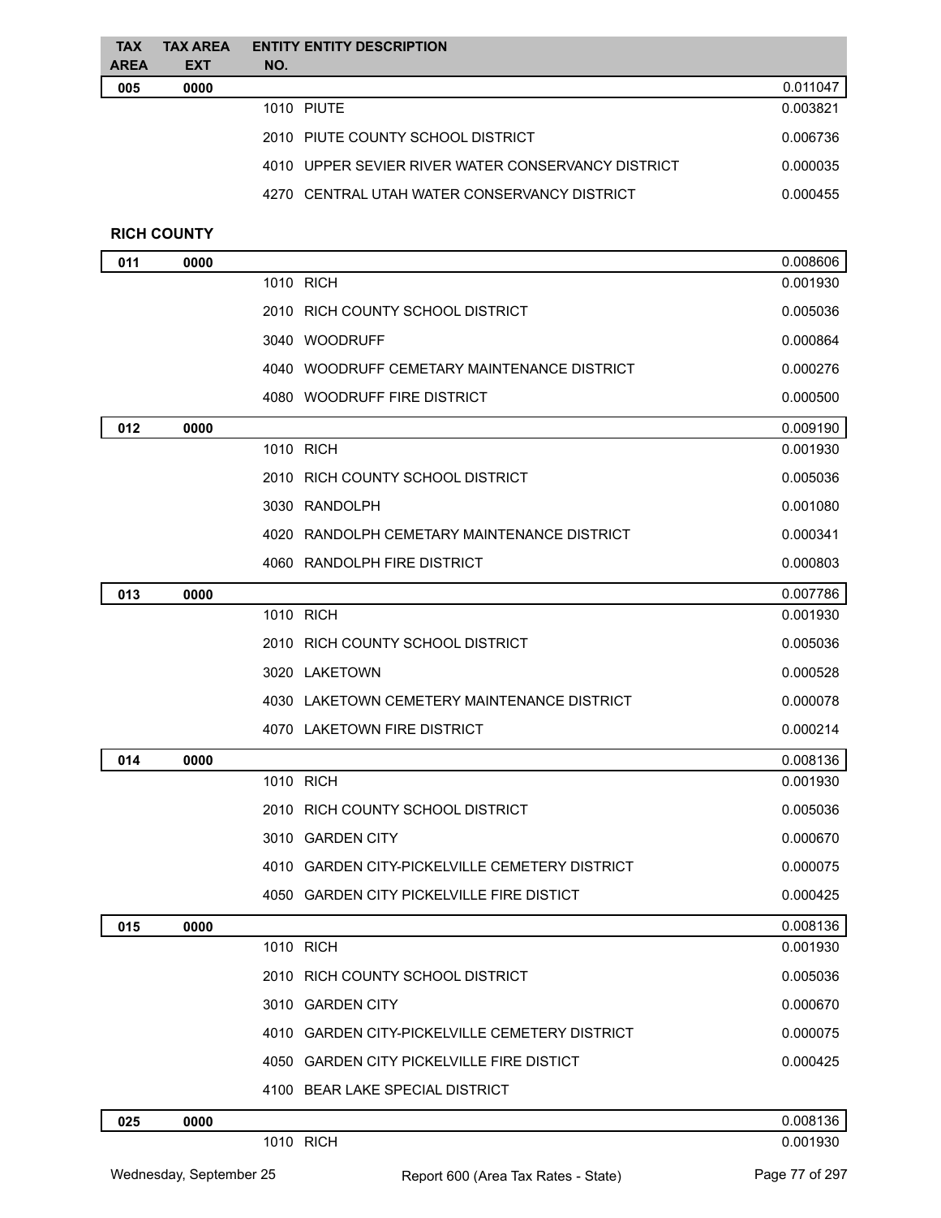| TAX AREA | TAX AREA EXT | ENTITY NO. | ENTITY DESCRIPTION | |
|---|---|---|---|---|
| 005 | 0000 | | | 0.011047 |
| | | 1010 | PIUTE | 0.003821 |
| | | 2010 | PIUTE COUNTY SCHOOL DISTRICT | 0.006736 |
| | | 4010 | UPPER SEVIER RIVER WATER CONSERVANCY DISTRICT | 0.000035 |
| | | 4270 | CENTRAL UTAH WATER CONSERVANCY DISTRICT | 0.000455 |

**RICH COUNTY**

| TAX AREA | TAX AREA EXT | ENTITY NO. | ENTITY DESCRIPTION | |
|---|---|---|---|---|
| 011 | 0000 | | | 0.008606 |
| | | 1010 | RICH | 0.001930 |
| | | 2010 | RICH COUNTY SCHOOL DISTRICT | 0.005036 |
| | | 3040 | WOODRUFF | 0.000864 |
| | | 4040 | WOODRUFF CEMETARY MAINTENANCE DISTRICT | 0.000276 |
| | | 4080 | WOODRUFF FIRE DISTRICT | 0.000500 |
| 012 | 0000 | | | 0.009190 |
| | | 1010 | RICH | 0.001930 |
| | | 2010 | RICH COUNTY SCHOOL DISTRICT | 0.005036 |
| | | 3030 | RANDOLPH | 0.001080 |
| | | 4020 | RANDOLPH CEMETARY MAINTENANCE DISTRICT | 0.000341 |
| | | 4060 | RANDOLPH FIRE DISTRICT | 0.000803 |
| 013 | 0000 | | | 0.007786 |
| | | 1010 | RICH | 0.001930 |
| | | 2010 | RICH COUNTY SCHOOL DISTRICT | 0.005036 |
| | | 3020 | LAKETOWN | 0.000528 |
| | | 4030 | LAKETOWN CEMETERY MAINTENANCE DISTRICT | 0.000078 |
| | | 4070 | LAKETOWN FIRE DISTRICT | 0.000214 |
| 014 | 0000 | | | 0.008136 |
| | | 1010 | RICH | 0.001930 |
| | | 2010 | RICH COUNTY SCHOOL DISTRICT | 0.005036 |
| | | 3010 | GARDEN CITY | 0.000670 |
| | | 4010 | GARDEN CITY-PICKELVILLE CEMETERY DISTRICT | 0.000075 |
| | | 4050 | GARDEN CITY PICKELVILLE FIRE DISTICT | 0.000425 |
| 015 | 0000 | | | 0.008136 |
| | | 1010 | RICH | 0.001930 |
| | | 2010 | RICH COUNTY SCHOOL DISTRICT | 0.005036 |
| | | 3010 | GARDEN CITY | 0.000670 |
| | | 4010 | GARDEN CITY-PICKELVILLE CEMETERY DISTRICT | 0.000075 |
| | | 4050 | GARDEN CITY PICKELVILLE FIRE DISTICT | 0.000425 |
| | | 4100 | BEAR LAKE SPECIAL DISTRICT | |
| 025 | 0000 | | | 0.008136 |
| | | 1010 | RICH | 0.001930 |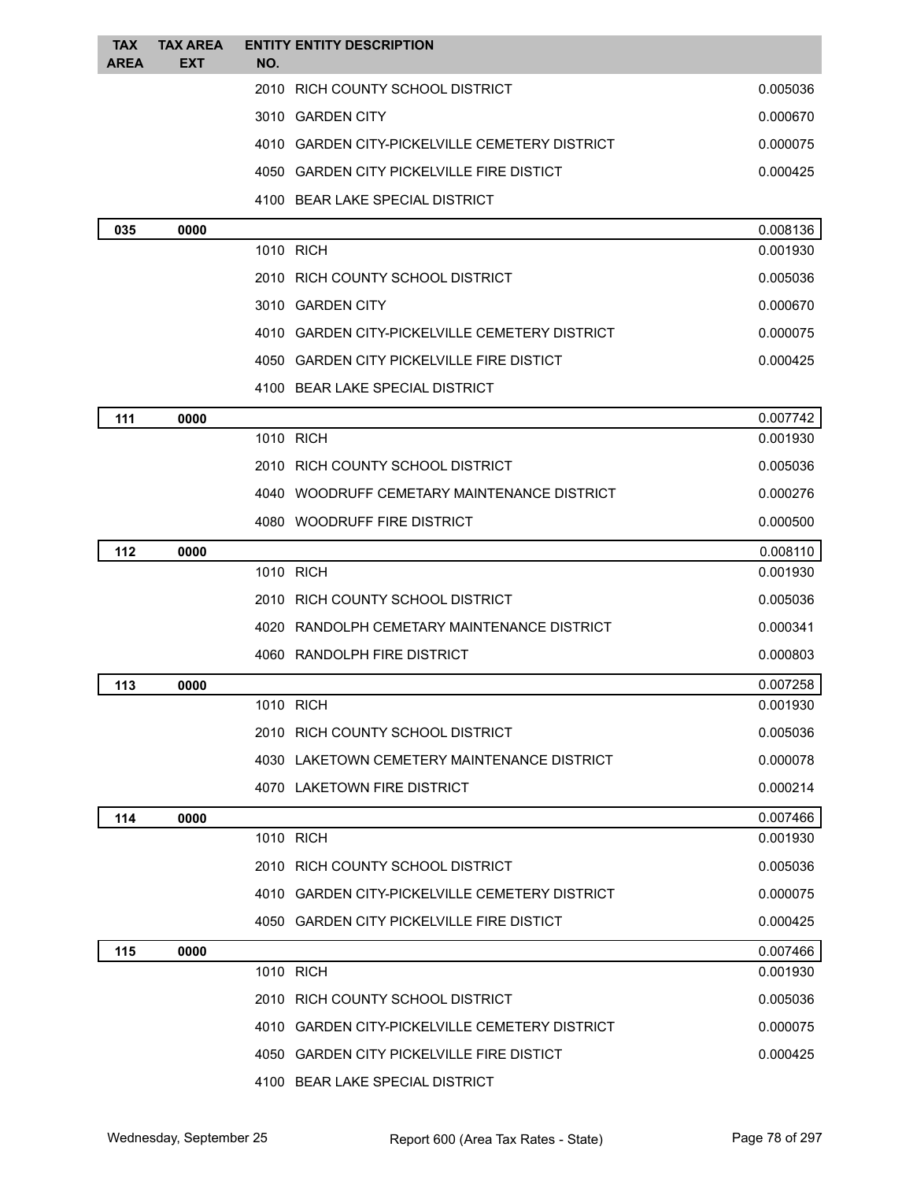| TAX AREA | TAX AREA EXT | ENTITY NO. | ENTITY DESCRIPTION | |
|---|---|---|---|---|
| | | 2010 | RICH COUNTY SCHOOL DISTRICT | 0.005036 |
| | | 3010 | GARDEN CITY | 0.000670 |
| | | 4010 | GARDEN CITY-PICKELVILLE CEMETERY DISTRICT | 0.000075 |
| | | 4050 | GARDEN CITY PICKELVILLE FIRE DISTICT | 0.000425 |
| | | 4100 | BEAR LAKE SPECIAL DISTRICT | |
| **035** | **0000** | | | 0.008136 |
| | | 1010 | RICH | 0.001930 |
| | | 2010 | RICH COUNTY SCHOOL DISTRICT | 0.005036 |
| | | 3010 | GARDEN CITY | 0.000670 |
| | | 4010 | GARDEN CITY-PICKELVILLE CEMETERY DISTRICT | 0.000075 |
| | | 4050 | GARDEN CITY PICKELVILLE FIRE DISTICT | 0.000425 |
| | | 4100 | BEAR LAKE SPECIAL DISTRICT | |
| **111** | **0000** | | | 0.007742 |
| | | 1010 | RICH | 0.001930 |
| | | 2010 | RICH COUNTY SCHOOL DISTRICT | 0.005036 |
| | | 4040 | WOODRUFF CEMETARY MAINTENANCE DISTRICT | 0.000276 |
| | | 4080 | WOODRUFF FIRE DISTRICT | 0.000500 |
| **112** | **0000** | | | 0.008110 |
| | | 1010 | RICH | 0.001930 |
| | | 2010 | RICH COUNTY SCHOOL DISTRICT | 0.005036 |
| | | 4020 | RANDOLPH CEMETARY MAINTENANCE DISTRICT | 0.000341 |
| | | 4060 | RANDOLPH FIRE DISTRICT | 0.000803 |
| **113** | **0000** | | | 0.007258 |
| | | 1010 | RICH | 0.001930 |
| | | 2010 | RICH COUNTY SCHOOL DISTRICT | 0.005036 |
| | | 4030 | LAKETOWN CEMETERY MAINTENANCE DISTRICT | 0.000078 |
| | | 4070 | LAKETOWN FIRE DISTRICT | 0.000214 |
| **114** | **0000** | | | 0.007466 |
| | | 1010 | RICH | 0.001930 |
| | | 2010 | RICH COUNTY SCHOOL DISTRICT | 0.005036 |
| | | 4010 | GARDEN CITY-PICKELVILLE CEMETERY DISTRICT | 0.000075 |
| | | 4050 | GARDEN CITY PICKELVILLE FIRE DISTICT | 0.000425 |
| **115** | **0000** | | | 0.007466 |
| | | 1010 | RICH | 0.001930 |
| | | 2010 | RICH COUNTY SCHOOL DISTRICT | 0.005036 |
| | | 4010 | GARDEN CITY-PICKELVILLE CEMETERY DISTRICT | 0.000075 |
| | | 4050 | GARDEN CITY PICKELVILLE FIRE DISTICT | 0.000425 |
| | | 4100 | BEAR LAKE SPECIAL DISTRICT | |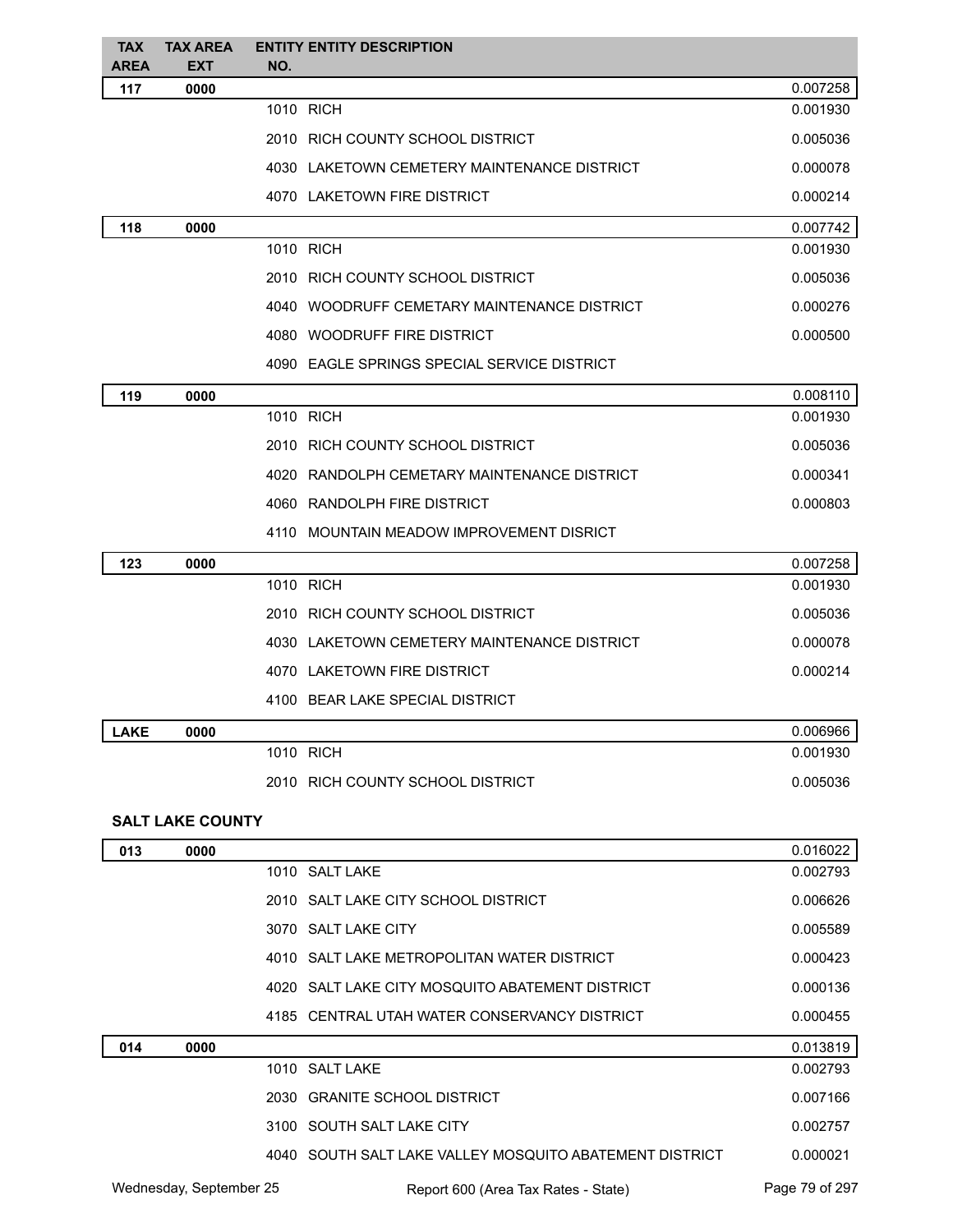| TAX AREA | TAX AREA EXT | ENTITY NO. | ENTITY DESCRIPTION | |
|---|---|---|---|---|
| **117** | **0000** | | | 0.007258 |
| | | 1010 | RICH | 0.001930 |
| | | 2010 | RICH COUNTY SCHOOL DISTRICT | 0.005036 |
| | | 4030 | LAKETOWN CEMETERY MAINTENANCE DISTRICT | 0.000078 |
| | | 4070 | LAKETOWN FIRE DISTRICT | 0.000214 |
| **118** | **0000** | | | 0.007742 |
| | | 1010 | RICH | 0.001930 |
| | | 2010 | RICH COUNTY SCHOOL DISTRICT | 0.005036 |
| | | 4040 | WOODRUFF CEMETARY MAINTENANCE DISTRICT | 0.000276 |
| | | 4080 | WOODRUFF FIRE DISTRICT | 0.000500 |
| | | 4090 | EAGLE SPRINGS SPECIAL SERVICE DISTRICT | |
| **119** | **0000** | | | 0.008110 |
| | | 1010 | RICH | 0.001930 |
| | | 2010 | RICH COUNTY SCHOOL DISTRICT | 0.005036 |
| | | 4020 | RANDOLPH CEMETARY MAINTENANCE DISTRICT | 0.000341 |
| | | 4060 | RANDOLPH FIRE DISTRICT | 0.000803 |
| | | 4110 | MOUNTAIN MEADOW IMPROVEMENT DISRICT | |
| **123** | **0000** | | | 0.007258 |
| | | 1010 | RICH | 0.001930 |
| | | 2010 | RICH COUNTY SCHOOL DISTRICT | 0.005036 |
| | | 4030 | LAKETOWN CEMETERY MAINTENANCE DISTRICT | 0.000078 |
| | | 4070 | LAKETOWN FIRE DISTRICT | 0.000214 |
| | | 4100 | BEAR LAKE SPECIAL DISTRICT | |
| **LAKE** | **0000** | | | 0.006966 |
| | | 1010 | RICH | 0.001930 |
| | | 2010 | RICH COUNTY SCHOOL DISTRICT | 0.005036 |

**SALT LAKE COUNTY**

| TAX AREA | TAX AREA EXT | ENTITY NO. | ENTITY DESCRIPTION | |
|---|---|---|---|---|
| **013** | **0000** | | | 0.016022 |
| | | 1010 | SALT LAKE | 0.002793 |
| | | 2010 | SALT LAKE CITY SCHOOL DISTRICT | 0.006626 |
| | | 3070 | SALT LAKE CITY | 0.005589 |
| | | 4010 | SALT LAKE METROPOLITAN WATER DISTRICT | 0.000423 |
| | | 4020 | SALT LAKE CITY MOSQUITO ABATEMENT DISTRICT | 0.000136 |
| | | 4185 | CENTRAL UTAH WATER CONSERVANCY DISTRICT | 0.000455 |
| **014** | **0000** | | | 0.013819 |
| | | 1010 | SALT LAKE | 0.002793 |
| | | 2030 | GRANITE SCHOOL DISTRICT | 0.007166 |
| | | 3100 | SOUTH SALT LAKE CITY | 0.002757 |
| | | 4040 | SOUTH SALT LAKE VALLEY MOSQUITO ABATEMENT DISTRICT | 0.000021 |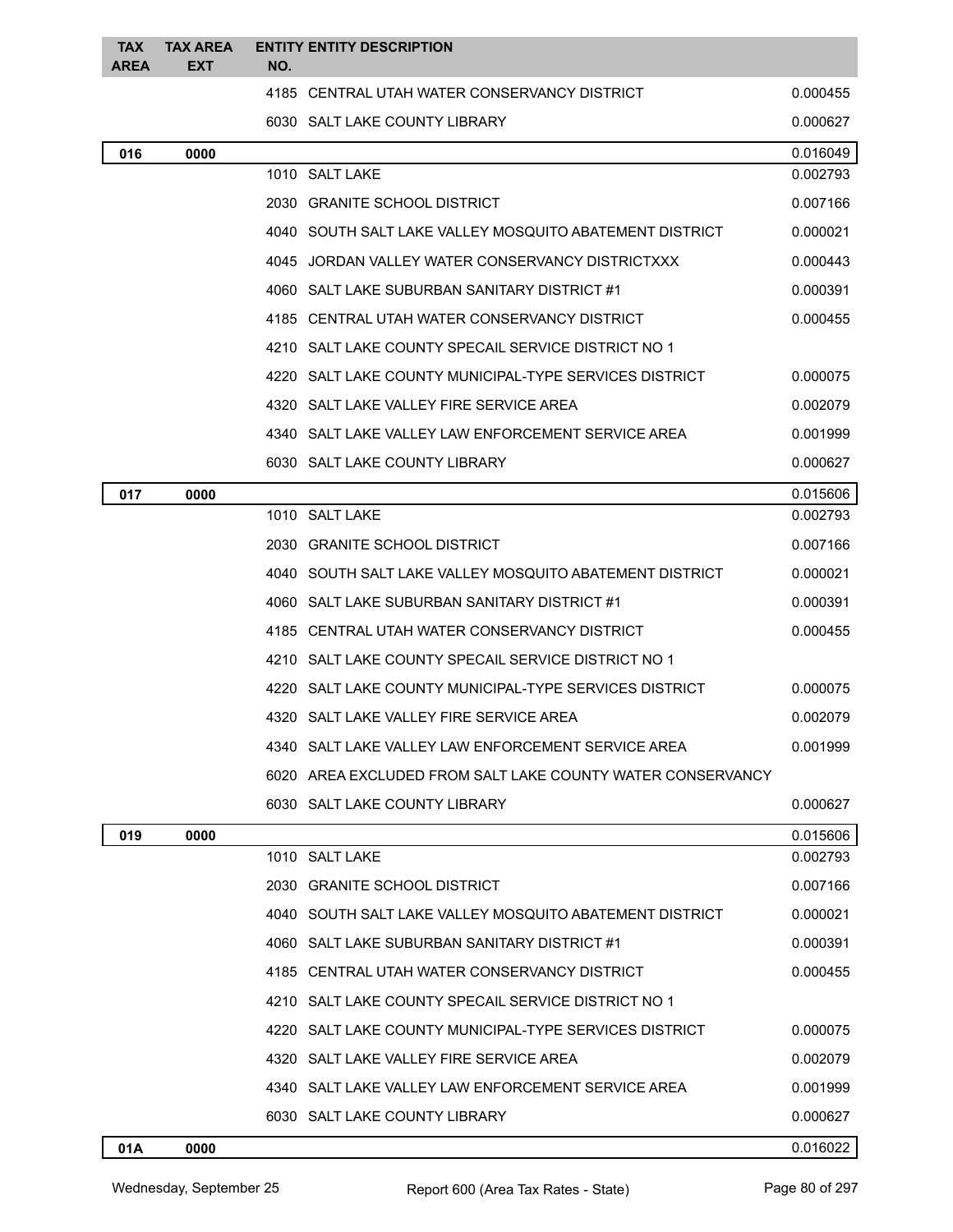| TAX AREA | TAX AREA EXT | ENTITY NO. | ENTITY DESCRIPTION | |
|---|---|---|---|---|
| | | 4185 | CENTRAL UTAH WATER CONSERVANCY DISTRICT | 0.000455 |
| | | 6030 | SALT LAKE COUNTY LIBRARY | 0.000627 |
| **016** | **0000** | | | 0.016049 |
| | | 1010 | SALT LAKE | 0.002793 |
| | | 2030 | GRANITE SCHOOL DISTRICT | 0.007166 |
| | | 4040 | SOUTH SALT LAKE VALLEY MOSQUITO ABATEMENT DISTRICT | 0.000021 |
| | | 4045 | JORDAN VALLEY WATER CONSERVANCY DISTRICTXXX | 0.000443 |
| | | 4060 | SALT LAKE SUBURBAN SANITARY DISTRICT #1 | 0.000391 |
| | | 4185 | CENTRAL UTAH WATER CONSERVANCY DISTRICT | 0.000455 |
| | | 4210 | SALT LAKE COUNTY SPECAIL SERVICE DISTRICT NO 1 | |
| | | 4220 | SALT LAKE COUNTY MUNICIPAL-TYPE SERVICES DISTRICT | 0.000075 |
| | | 4320 | SALT LAKE VALLEY FIRE SERVICE AREA | 0.002079 |
| | | 4340 | SALT LAKE VALLEY LAW ENFORCEMENT SERVICE AREA | 0.001999 |
| | | 6030 | SALT LAKE COUNTY LIBRARY | 0.000627 |
| **017** | **0000** | | | 0.015606 |
| | | 1010 | SALT LAKE | 0.002793 |
| | | 2030 | GRANITE SCHOOL DISTRICT | 0.007166 |
| | | 4040 | SOUTH SALT LAKE VALLEY MOSQUITO ABATEMENT DISTRICT | 0.000021 |
| | | 4060 | SALT LAKE SUBURBAN SANITARY DISTRICT #1 | 0.000391 |
| | | 4185 | CENTRAL UTAH WATER CONSERVANCY DISTRICT | 0.000455 |
| | | 4210 | SALT LAKE COUNTY SPECAIL SERVICE DISTRICT NO 1 | |
| | | 4220 | SALT LAKE COUNTY MUNICIPAL-TYPE SERVICES DISTRICT | 0.000075 |
| | | 4320 | SALT LAKE VALLEY FIRE SERVICE AREA | 0.002079 |
| | | 4340 | SALT LAKE VALLEY LAW ENFORCEMENT SERVICE AREA | 0.001999 |
| | | 6020 | AREA EXCLUDED FROM SALT LAKE COUNTY WATER CONSERVANCY | |
| | | 6030 | SALT LAKE COUNTY LIBRARY | 0.000627 |
| **019** | **0000** | | | 0.015606 |
| | | 1010 | SALT LAKE | 0.002793 |
| | | 2030 | GRANITE SCHOOL DISTRICT | 0.007166 |
| | | 4040 | SOUTH SALT LAKE VALLEY MOSQUITO ABATEMENT DISTRICT | 0.000021 |
| | | 4060 | SALT LAKE SUBURBAN SANITARY DISTRICT #1 | 0.000391 |
| | | 4185 | CENTRAL UTAH WATER CONSERVANCY DISTRICT | 0.000455 |
| | | 4210 | SALT LAKE COUNTY SPECAIL SERVICE DISTRICT NO 1 | |
| | | 4220 | SALT LAKE COUNTY MUNICIPAL-TYPE SERVICES DISTRICT | 0.000075 |
| | | 4320 | SALT LAKE VALLEY FIRE SERVICE AREA | 0.002079 |
| | | 4340 | SALT LAKE VALLEY LAW ENFORCEMENT SERVICE AREA | 0.001999 |
| | | 6030 | SALT LAKE COUNTY LIBRARY | 0.000627 |
| **01A** | **0000** | | | 0.016022 |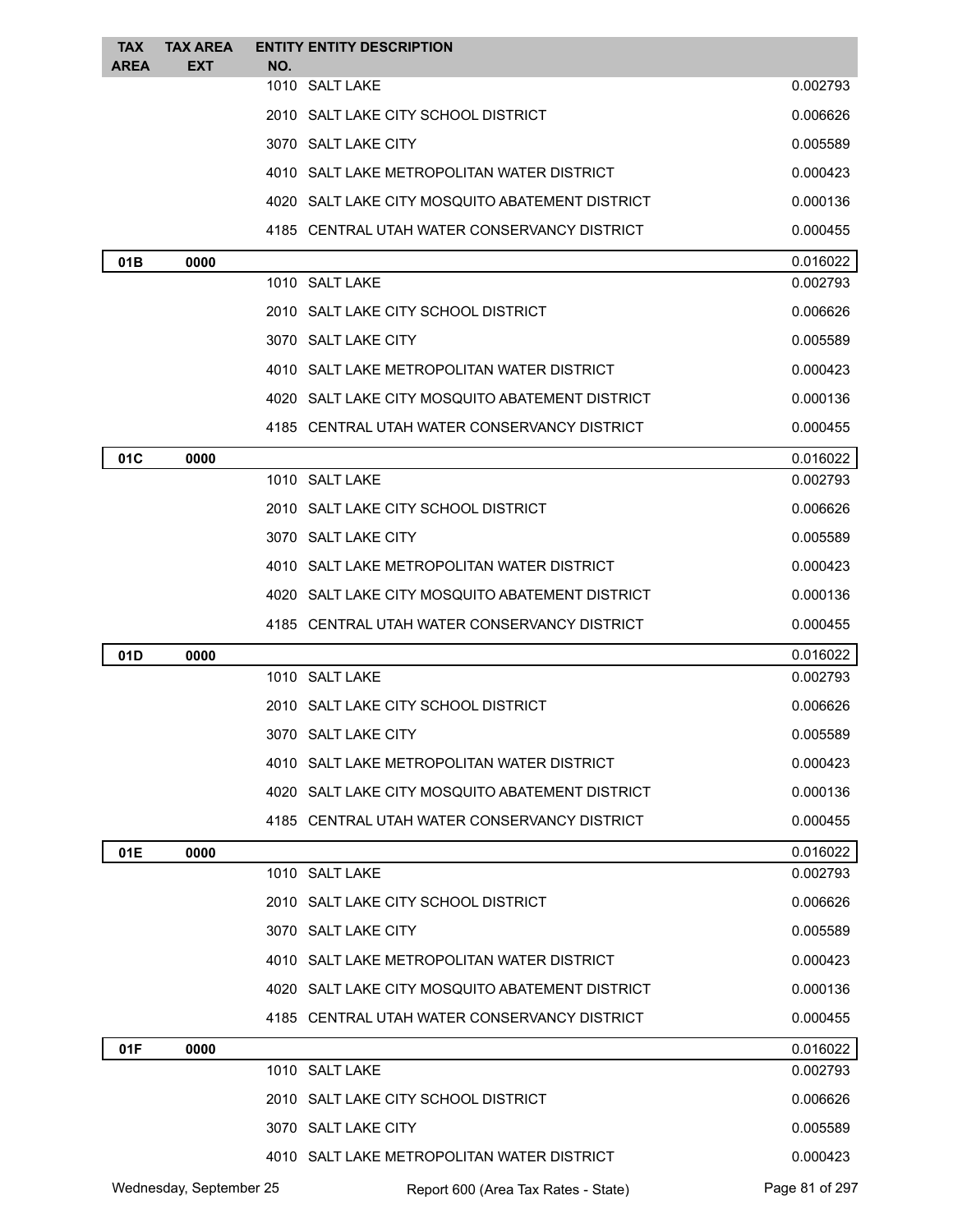| TAX AREA | TAX AREA EXT | ENTITY NO. | ENTITY DESCRIPTION | |
|---|---|---|---|---|
| | | 1010 | SALT LAKE | 0.002793 |
| | | 2010 | SALT LAKE CITY SCHOOL DISTRICT | 0.006626 |
| | | 3070 | SALT LAKE CITY | 0.005589 |
| | | 4010 | SALT LAKE METROPOLITAN WATER DISTRICT | 0.000423 |
| | | 4020 | SALT LAKE CITY MOSQUITO ABATEMENT DISTRICT | 0.000136 |
| | | 4185 | CENTRAL UTAH WATER CONSERVANCY DISTRICT | 0.000455 |
| **01B** | **0000** | | | 0.016022 |
| | | 1010 | SALT LAKE | 0.002793 |
| | | 2010 | SALT LAKE CITY SCHOOL DISTRICT | 0.006626 |
| | | 3070 | SALT LAKE CITY | 0.005589 |
| | | 4010 | SALT LAKE METROPOLITAN WATER DISTRICT | 0.000423 |
| | | 4020 | SALT LAKE CITY MOSQUITO ABATEMENT DISTRICT | 0.000136 |
| | | 4185 | CENTRAL UTAH WATER CONSERVANCY DISTRICT | 0.000455 |
| **01C** | **0000** | | | 0.016022 |
| | | 1010 | SALT LAKE | 0.002793 |
| | | 2010 | SALT LAKE CITY SCHOOL DISTRICT | 0.006626 |
| | | 3070 | SALT LAKE CITY | 0.005589 |
| | | 4010 | SALT LAKE METROPOLITAN WATER DISTRICT | 0.000423 |
| | | 4020 | SALT LAKE CITY MOSQUITO ABATEMENT DISTRICT | 0.000136 |
| | | 4185 | CENTRAL UTAH WATER CONSERVANCY DISTRICT | 0.000455 |
| **01D** | **0000** | | | 0.016022 |
| | | 1010 | SALT LAKE | 0.002793 |
| | | 2010 | SALT LAKE CITY SCHOOL DISTRICT | 0.006626 |
| | | 3070 | SALT LAKE CITY | 0.005589 |
| | | 4010 | SALT LAKE METROPOLITAN WATER DISTRICT | 0.000423 |
| | | 4020 | SALT LAKE CITY MOSQUITO ABATEMENT DISTRICT | 0.000136 |
| | | 4185 | CENTRAL UTAH WATER CONSERVANCY DISTRICT | 0.000455 |
| **01E** | **0000** | | | 0.016022 |
| | | 1010 | SALT LAKE | 0.002793 |
| | | 2010 | SALT LAKE CITY SCHOOL DISTRICT | 0.006626 |
| | | 3070 | SALT LAKE CITY | 0.005589 |
| | | 4010 | SALT LAKE METROPOLITAN WATER DISTRICT | 0.000423 |
| | | 4020 | SALT LAKE CITY MOSQUITO ABATEMENT DISTRICT | 0.000136 |
| | | 4185 | CENTRAL UTAH WATER CONSERVANCY DISTRICT | 0.000455 |
| **01F** | **0000** | | | 0.016022 |
| | | 1010 | SALT LAKE | 0.002793 |
| | | 2010 | SALT LAKE CITY SCHOOL DISTRICT | 0.006626 |
| | | 3070 | SALT LAKE CITY | 0.005589 |
| | | 4010 | SALT LAKE METROPOLITAN WATER DISTRICT | 0.000423 |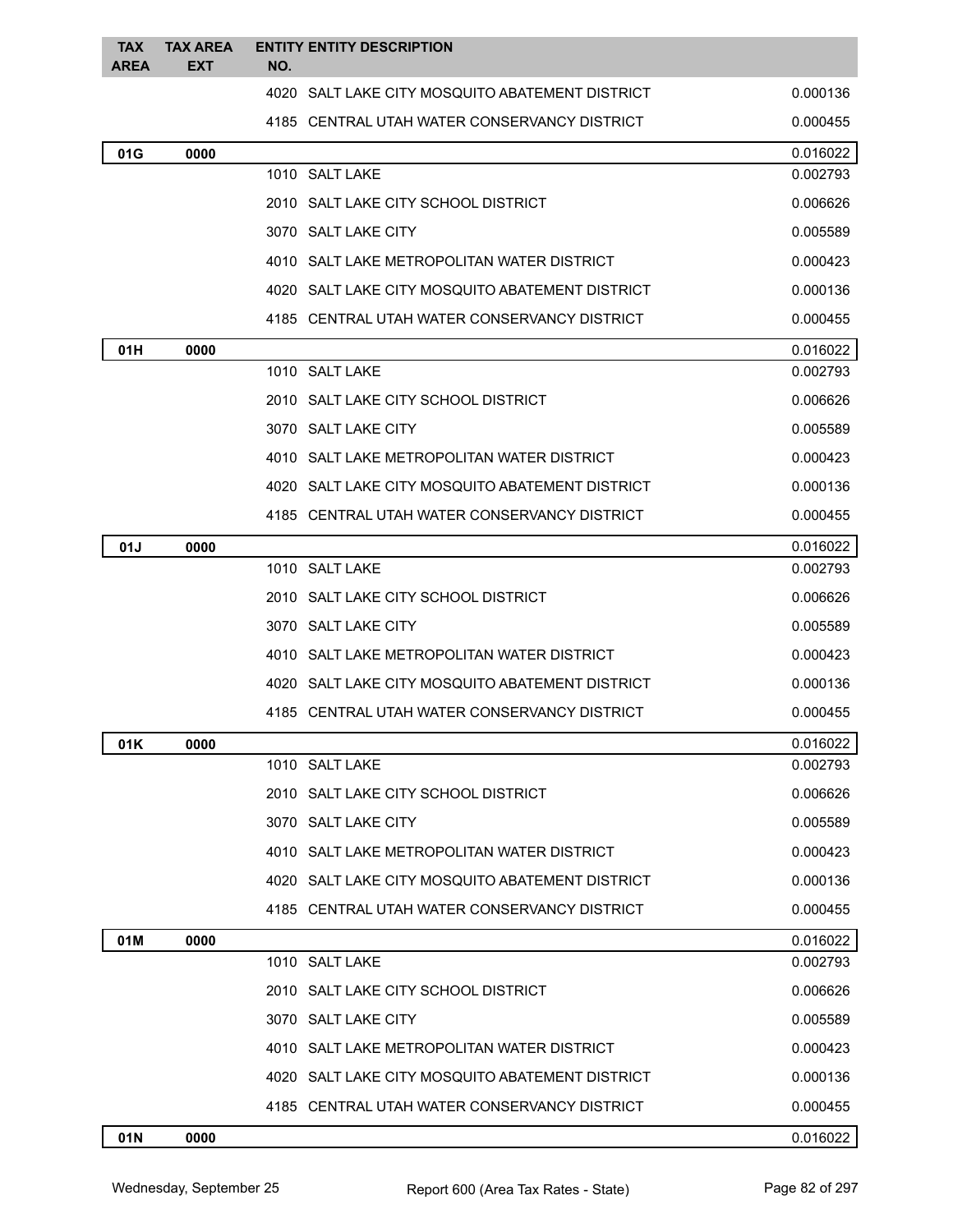| TAX AREA | TAX AREA EXT | ENTITY NO. | ENTITY DESCRIPTION | |
|---|---|---|---|---|
| | | 4020 | SALT LAKE CITY MOSQUITO ABATEMENT DISTRICT | 0.000136 |
| | | 4185 | CENTRAL UTAH WATER CONSERVANCY DISTRICT | 0.000455 |
| **01G** | **0000** | | | 0.016022 |
| | | 1010 | SALT LAKE | 0.002793 |
| | | 2010 | SALT LAKE CITY SCHOOL DISTRICT | 0.006626 |
| | | 3070 | SALT LAKE CITY | 0.005589 |
| | | 4010 | SALT LAKE METROPOLITAN WATER DISTRICT | 0.000423 |
| | | 4020 | SALT LAKE CITY MOSQUITO ABATEMENT DISTRICT | 0.000136 |
| | | 4185 | CENTRAL UTAH WATER CONSERVANCY DISTRICT | 0.000455 |
| **01H** | **0000** | | | 0.016022 |
| | | 1010 | SALT LAKE | 0.002793 |
| | | 2010 | SALT LAKE CITY SCHOOL DISTRICT | 0.006626 |
| | | 3070 | SALT LAKE CITY | 0.005589 |
| | | 4010 | SALT LAKE METROPOLITAN WATER DISTRICT | 0.000423 |
| | | 4020 | SALT LAKE CITY MOSQUITO ABATEMENT DISTRICT | 0.000136 |
| | | 4185 | CENTRAL UTAH WATER CONSERVANCY DISTRICT | 0.000455 |
| **01J** | **0000** | | | 0.016022 |
| | | 1010 | SALT LAKE | 0.002793 |
| | | 2010 | SALT LAKE CITY SCHOOL DISTRICT | 0.006626 |
| | | 3070 | SALT LAKE CITY | 0.005589 |
| | | 4010 | SALT LAKE METROPOLITAN WATER DISTRICT | 0.000423 |
| | | 4020 | SALT LAKE CITY MOSQUITO ABATEMENT DISTRICT | 0.000136 |
| | | 4185 | CENTRAL UTAH WATER CONSERVANCY DISTRICT | 0.000455 |
| **01K** | **0000** | | | 0.016022 |
| | | 1010 | SALT LAKE | 0.002793 |
| | | 2010 | SALT LAKE CITY SCHOOL DISTRICT | 0.006626 |
| | | 3070 | SALT LAKE CITY | 0.005589 |
| | | 4010 | SALT LAKE METROPOLITAN WATER DISTRICT | 0.000423 |
| | | 4020 | SALT LAKE CITY MOSQUITO ABATEMENT DISTRICT | 0.000136 |
| | | 4185 | CENTRAL UTAH WATER CONSERVANCY DISTRICT | 0.000455 |
| **01M** | **0000** | | | 0.016022 |
| | | 1010 | SALT LAKE | 0.002793 |
| | | 2010 | SALT LAKE CITY SCHOOL DISTRICT | 0.006626 |
| | | 3070 | SALT LAKE CITY | 0.005589 |
| | | 4010 | SALT LAKE METROPOLITAN WATER DISTRICT | 0.000423 |
| | | 4020 | SALT LAKE CITY MOSQUITO ABATEMENT DISTRICT | 0.000136 |
| | | 4185 | CENTRAL UTAH WATER CONSERVANCY DISTRICT | 0.000455 |
| **01N** | **0000** | | | 0.016022 |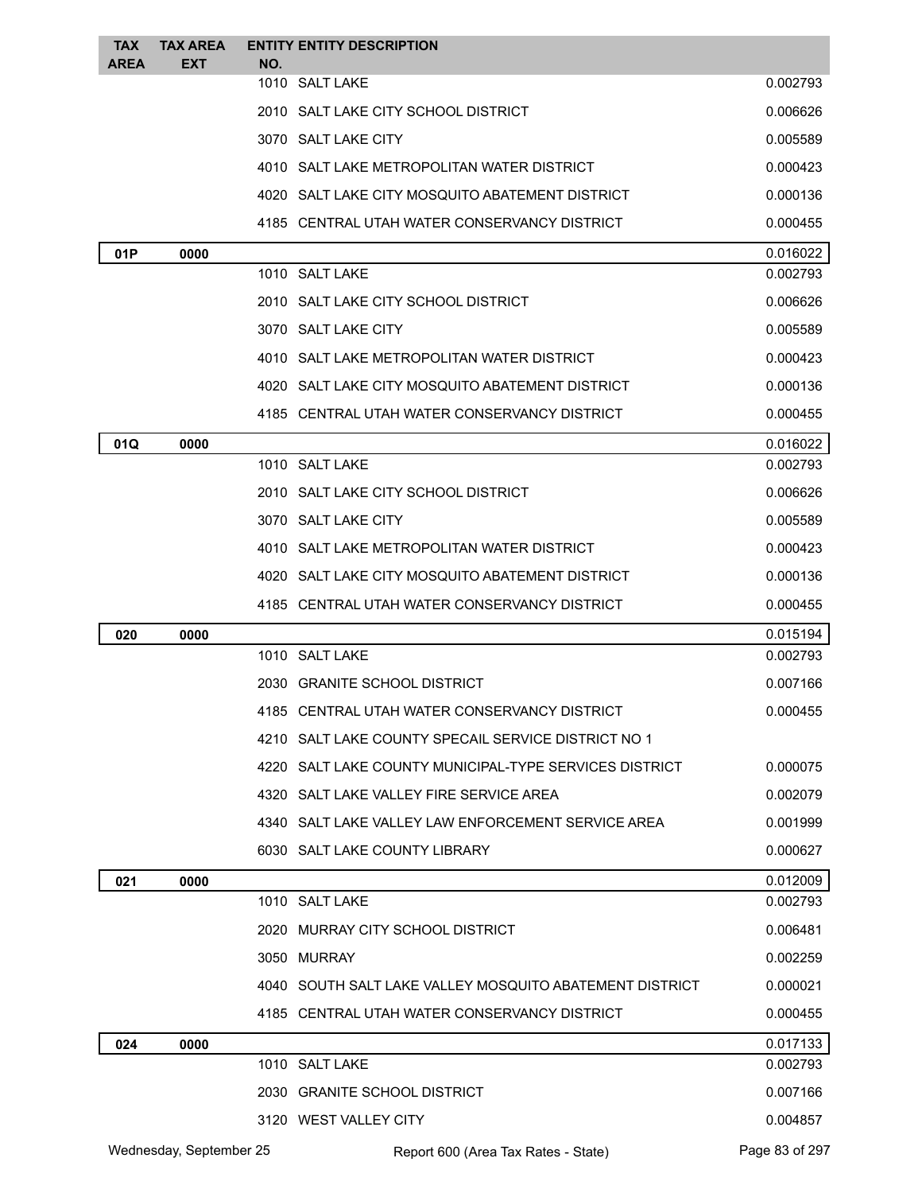| TAX AREA | TAX AREA EXT | ENTITY NO. | ENTITY DESCRIPTION | |
|---|---|---|---|---|
| | | 1010 | SALT LAKE | 0.002793 |
| | | 2010 | SALT LAKE CITY SCHOOL DISTRICT | 0.006626 |
| | | 3070 | SALT LAKE CITY | 0.005589 |
| | | 4010 | SALT LAKE METROPOLITAN WATER DISTRICT | 0.000423 |
| | | 4020 | SALT LAKE CITY MOSQUITO ABATEMENT DISTRICT | 0.000136 |
| | | 4185 | CENTRAL UTAH WATER CONSERVANCY DISTRICT | 0.000455 |
| **01P** | **0000** | | | 0.016022 |
| | | 1010 | SALT LAKE | 0.002793 |
| | | 2010 | SALT LAKE CITY SCHOOL DISTRICT | 0.006626 |
| | | 3070 | SALT LAKE CITY | 0.005589 |
| | | 4010 | SALT LAKE METROPOLITAN WATER DISTRICT | 0.000423 |
| | | 4020 | SALT LAKE CITY MOSQUITO ABATEMENT DISTRICT | 0.000136 |
| | | 4185 | CENTRAL UTAH WATER CONSERVANCY DISTRICT | 0.000455 |
| **01Q** | **0000** | | | 0.016022 |
| | | 1010 | SALT LAKE | 0.002793 |
| | | 2010 | SALT LAKE CITY SCHOOL DISTRICT | 0.006626 |
| | | 3070 | SALT LAKE CITY | 0.005589 |
| | | 4010 | SALT LAKE METROPOLITAN WATER DISTRICT | 0.000423 |
| | | 4020 | SALT LAKE CITY MOSQUITO ABATEMENT DISTRICT | 0.000136 |
| | | 4185 | CENTRAL UTAH WATER CONSERVANCY DISTRICT | 0.000455 |
| **020** | **0000** | | | 0.015194 |
| | | 1010 | SALT LAKE | 0.002793 |
| | | 2030 | GRANITE SCHOOL DISTRICT | 0.007166 |
| | | 4185 | CENTRAL UTAH WATER CONSERVANCY DISTRICT | 0.000455 |
| | | 4210 | SALT LAKE COUNTY SPECAIL SERVICE DISTRICT NO 1 | |
| | | 4220 | SALT LAKE COUNTY MUNICIPAL-TYPE SERVICES DISTRICT | 0.000075 |
| | | 4320 | SALT LAKE VALLEY FIRE SERVICE AREA | 0.002079 |
| | | 4340 | SALT LAKE VALLEY LAW ENFORCEMENT SERVICE AREA | 0.001999 |
| | | 6030 | SALT LAKE COUNTY LIBRARY | 0.000627 |
| **021** | **0000** | | | 0.012009 |
| | | 1010 | SALT LAKE | 0.002793 |
| | | 2020 | MURRAY CITY SCHOOL DISTRICT | 0.006481 |
| | | 3050 | MURRAY | 0.002259 |
| | | 4040 | SOUTH SALT LAKE VALLEY MOSQUITO ABATEMENT DISTRICT | 0.000021 |
| | | 4185 | CENTRAL UTAH WATER CONSERVANCY DISTRICT | 0.000455 |
| **024** | **0000** | | | 0.017133 |
| | | 1010 | SALT LAKE | 0.002793 |
| | | 2030 | GRANITE SCHOOL DISTRICT | 0.007166 |
| | | 3120 | WEST VALLEY CITY | 0.004857 |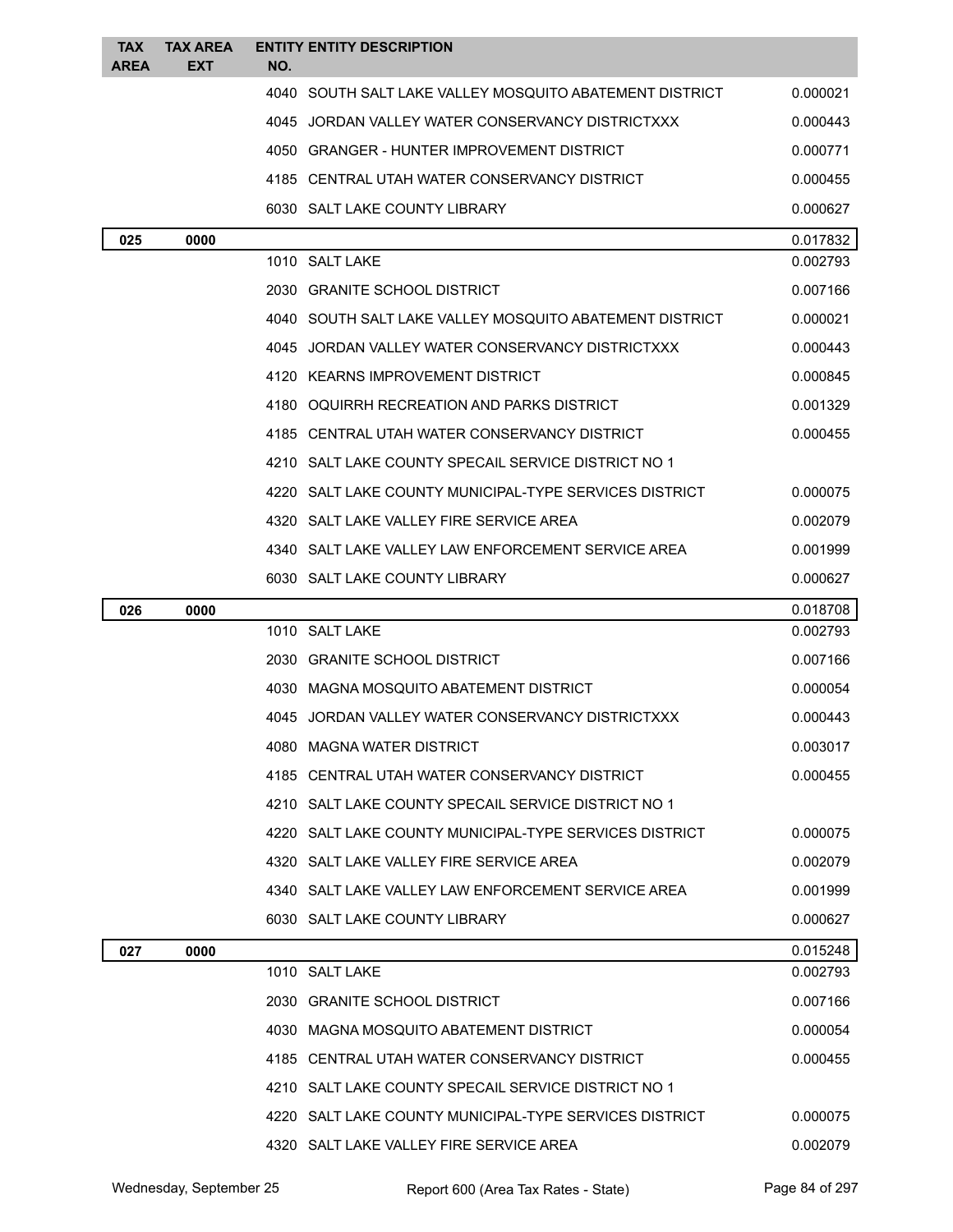| TAX AREA | TAX AREA EXT | ENTITY NO. | ENTITY DESCRIPTION | |
|---|---|---|---|---|
| | | 4040 | SOUTH SALT LAKE VALLEY MOSQUITO ABATEMENT DISTRICT | 0.000021 |
| | | 4045 | JORDAN VALLEY WATER CONSERVANCY DISTRICTXXX | 0.000443 |
| | | 4050 | GRANGER - HUNTER IMPROVEMENT DISTRICT | 0.000771 |
| | | 4185 | CENTRAL UTAH WATER CONSERVANCY DISTRICT | 0.000455 |
| | | 6030 | SALT LAKE COUNTY LIBRARY | 0.000627 |
| **025** | **0000** | | | 0.017832 |
| | | 1010 | SALT LAKE | 0.002793 |
| | | 2030 | GRANITE SCHOOL DISTRICT | 0.007166 |
| | | 4040 | SOUTH SALT LAKE VALLEY MOSQUITO ABATEMENT DISTRICT | 0.000021 |
| | | 4045 | JORDAN VALLEY WATER CONSERVANCY DISTRICTXXX | 0.000443 |
| | | 4120 | KEARNS IMPROVEMENT DISTRICT | 0.000845 |
| | | 4180 | OQUIRRH RECREATION AND PARKS DISTRICT | 0.001329 |
| | | 4185 | CENTRAL UTAH WATER CONSERVANCY DISTRICT | 0.000455 |
| | | 4210 | SALT LAKE COUNTY SPECAIL SERVICE DISTRICT NO 1 | |
| | | 4220 | SALT LAKE COUNTY MUNICIPAL-TYPE SERVICES DISTRICT | 0.000075 |
| | | 4320 | SALT LAKE VALLEY FIRE SERVICE AREA | 0.002079 |
| | | 4340 | SALT LAKE VALLEY LAW ENFORCEMENT SERVICE AREA | 0.001999 |
| | | 6030 | SALT LAKE COUNTY LIBRARY | 0.000627 |
| **026** | **0000** | | | 0.018708 |
| | | 1010 | SALT LAKE | 0.002793 |
| | | 2030 | GRANITE SCHOOL DISTRICT | 0.007166 |
| | | 4030 | MAGNA MOSQUITO ABATEMENT DISTRICT | 0.000054 |
| | | 4045 | JORDAN VALLEY WATER CONSERVANCY DISTRICTXXX | 0.000443 |
| | | 4080 | MAGNA WATER DISTRICT | 0.003017 |
| | | 4185 | CENTRAL UTAH WATER CONSERVANCY DISTRICT | 0.000455 |
| | | 4210 | SALT LAKE COUNTY SPECAIL SERVICE DISTRICT NO 1 | |
| | | 4220 | SALT LAKE COUNTY MUNICIPAL-TYPE SERVICES DISTRICT | 0.000075 |
| | | 4320 | SALT LAKE VALLEY FIRE SERVICE AREA | 0.002079 |
| | | 4340 | SALT LAKE VALLEY LAW ENFORCEMENT SERVICE AREA | 0.001999 |
| | | 6030 | SALT LAKE COUNTY LIBRARY | 0.000627 |
| **027** | **0000** | | | 0.015248 |
| | | 1010 | SALT LAKE | 0.002793 |
| | | 2030 | GRANITE SCHOOL DISTRICT | 0.007166 |
| | | 4030 | MAGNA MOSQUITO ABATEMENT DISTRICT | 0.000054 |
| | | 4185 | CENTRAL UTAH WATER CONSERVANCY DISTRICT | 0.000455 |
| | | 4210 | SALT LAKE COUNTY SPECAIL SERVICE DISTRICT NO 1 | |
| | | 4220 | SALT LAKE COUNTY MUNICIPAL-TYPE SERVICES DISTRICT | 0.000075 |
| | | 4320 | SALT LAKE VALLEY FIRE SERVICE AREA | 0.002079 |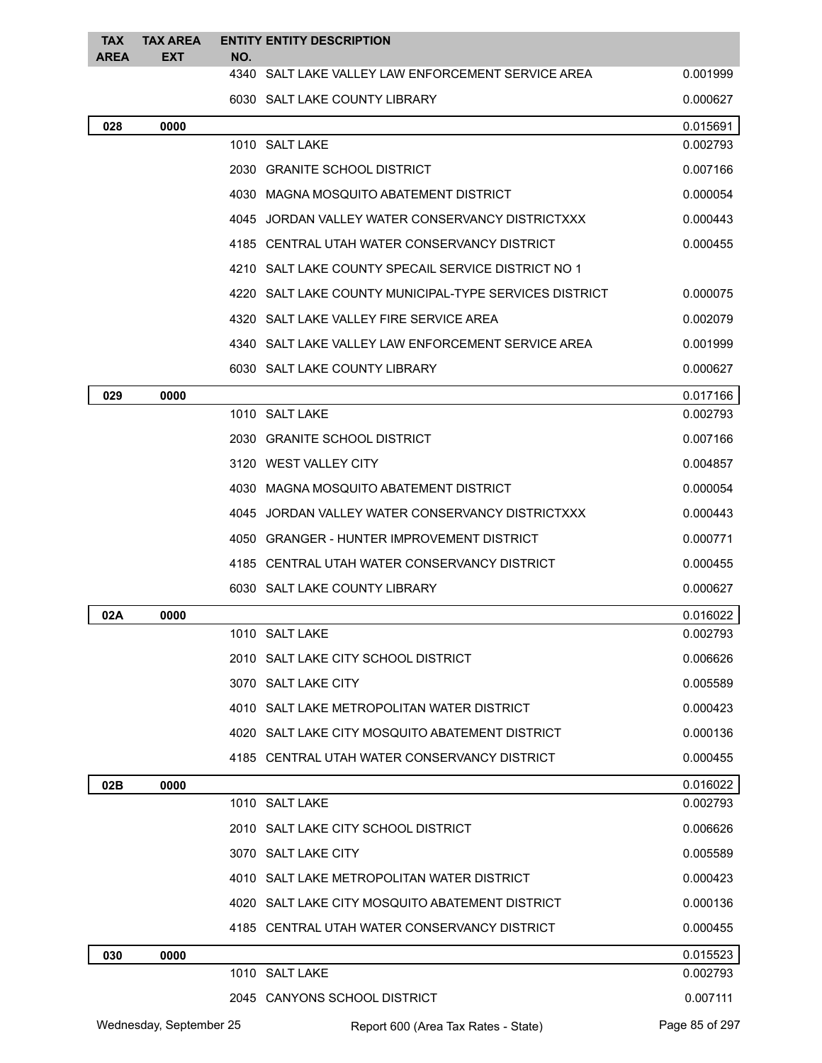| TAX AREA | TAX AREA EXT | ENTITY NO. | ENTITY DESCRIPTION | |
|---|---|---|---|---|
| | | 4340 | SALT LAKE VALLEY LAW ENFORCEMENT SERVICE AREA | 0.001999 |
| | | 6030 | SALT LAKE COUNTY LIBRARY | 0.000627 |
| 028 | 0000 | | | 0.015691 |
| | | 1010 | SALT LAKE | 0.002793 |
| | | 2030 | GRANITE SCHOOL DISTRICT | 0.007166 |
| | | 4030 | MAGNA MOSQUITO ABATEMENT DISTRICT | 0.000054 |
| | | 4045 | JORDAN VALLEY WATER CONSERVANCY DISTRICTXXX | 0.000443 |
| | | 4185 | CENTRAL UTAH WATER CONSERVANCY DISTRICT | 0.000455 |
| | | 4210 | SALT LAKE COUNTY SPECAIL SERVICE DISTRICT NO 1 | |
| | | 4220 | SALT LAKE COUNTY MUNICIPAL-TYPE SERVICES DISTRICT | 0.000075 |
| | | 4320 | SALT LAKE VALLEY FIRE SERVICE AREA | 0.002079 |
| | | 4340 | SALT LAKE VALLEY LAW ENFORCEMENT SERVICE AREA | 0.001999 |
| | | 6030 | SALT LAKE COUNTY LIBRARY | 0.000627 |
| 029 | 0000 | | | 0.017166 |
| | | 1010 | SALT LAKE | 0.002793 |
| | | 2030 | GRANITE SCHOOL DISTRICT | 0.007166 |
| | | 3120 | WEST VALLEY CITY | 0.004857 |
| | | 4030 | MAGNA MOSQUITO ABATEMENT DISTRICT | 0.000054 |
| | | 4045 | JORDAN VALLEY WATER CONSERVANCY DISTRICTXXX | 0.000443 |
| | | 4050 | GRANGER - HUNTER IMPROVEMENT DISTRICT | 0.000771 |
| | | 4185 | CENTRAL UTAH WATER CONSERVANCY DISTRICT | 0.000455 |
| | | 6030 | SALT LAKE COUNTY LIBRARY | 0.000627 |
| 02A | 0000 | | | 0.016022 |
| | | 1010 | SALT LAKE | 0.002793 |
| | | 2010 | SALT LAKE CITY SCHOOL DISTRICT | 0.006626 |
| | | 3070 | SALT LAKE CITY | 0.005589 |
| | | 4010 | SALT LAKE METROPOLITAN WATER DISTRICT | 0.000423 |
| | | 4020 | SALT LAKE CITY MOSQUITO ABATEMENT DISTRICT | 0.000136 |
| | | 4185 | CENTRAL UTAH WATER CONSERVANCY DISTRICT | 0.000455 |
| 02B | 0000 | | | 0.016022 |
| | | 1010 | SALT LAKE | 0.002793 |
| | | 2010 | SALT LAKE CITY SCHOOL DISTRICT | 0.006626 |
| | | 3070 | SALT LAKE CITY | 0.005589 |
| | | 4010 | SALT LAKE METROPOLITAN WATER DISTRICT | 0.000423 |
| | | 4020 | SALT LAKE CITY MOSQUITO ABATEMENT DISTRICT | 0.000136 |
| | | 4185 | CENTRAL UTAH WATER CONSERVANCY DISTRICT | 0.000455 |
| 030 | 0000 | | | 0.015523 |
| | | 1010 | SALT LAKE | 0.002793 |
| | | 2045 | CANYONS SCHOOL DISTRICT | 0.007111 |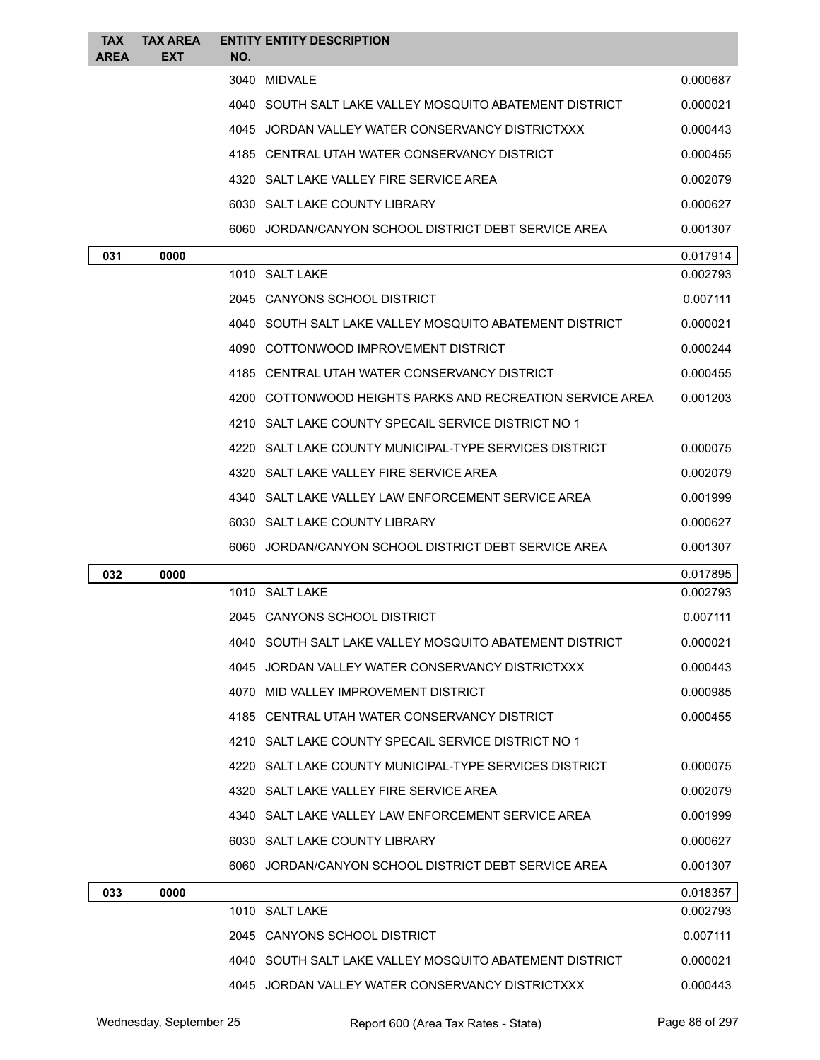| TAX AREA | TAX AREA EXT | ENTITY NO. | ENTITY DESCRIPTION | |
|---|---|---|---|---|
| | | 3040 | MIDVALE | 0.000687 |
| | | 4040 | SOUTH SALT LAKE VALLEY MOSQUITO ABATEMENT DISTRICT | 0.000021 |
| | | 4045 | JORDAN VALLEY WATER CONSERVANCY DISTRICTXXX | 0.000443 |
| | | 4185 | CENTRAL UTAH WATER CONSERVANCY DISTRICT | 0.000455 |
| | | 4320 | SALT LAKE VALLEY FIRE SERVICE AREA | 0.002079 |
| | | 6030 | SALT LAKE COUNTY LIBRARY | 0.000627 |
| | | 6060 | JORDAN/CANYON SCHOOL DISTRICT DEBT SERVICE AREA | 0.001307 |
| **031** | **0000** | | | 0.017914 |
| | | 1010 | SALT LAKE | 0.002793 |
| | | 2045 | CANYONS SCHOOL DISTRICT | 0.007111 |
| | | 4040 | SOUTH SALT LAKE VALLEY MOSQUITO ABATEMENT DISTRICT | 0.000021 |
| | | 4090 | COTTONWOOD IMPROVEMENT DISTRICT | 0.000244 |
| | | 4185 | CENTRAL UTAH WATER CONSERVANCY DISTRICT | 0.000455 |
| | | 4200 | COTTONWOOD HEIGHTS PARKS AND RECREATION SERVICE AREA | 0.001203 |
| | | 4210 | SALT LAKE COUNTY SPECAIL SERVICE DISTRICT NO 1 | |
| | | 4220 | SALT LAKE COUNTY MUNICIPAL-TYPE SERVICES DISTRICT | 0.000075 |
| | | 4320 | SALT LAKE VALLEY FIRE SERVICE AREA | 0.002079 |
| | | 4340 | SALT LAKE VALLEY LAW ENFORCEMENT SERVICE AREA | 0.001999 |
| | | 6030 | SALT LAKE COUNTY LIBRARY | 0.000627 |
| | | 6060 | JORDAN/CANYON SCHOOL DISTRICT DEBT SERVICE AREA | 0.001307 |
| **032** | **0000** | | | 0.017895 |
| | | 1010 | SALT LAKE | 0.002793 |
| | | 2045 | CANYONS SCHOOL DISTRICT | 0.007111 |
| | | 4040 | SOUTH SALT LAKE VALLEY MOSQUITO ABATEMENT DISTRICT | 0.000021 |
| | | 4045 | JORDAN VALLEY WATER CONSERVANCY DISTRICTXXX | 0.000443 |
| | | 4070 | MID VALLEY IMPROVEMENT DISTRICT | 0.000985 |
| | | 4185 | CENTRAL UTAH WATER CONSERVANCY DISTRICT | 0.000455 |
| | | 4210 | SALT LAKE COUNTY SPECAIL SERVICE DISTRICT NO 1 | |
| | | 4220 | SALT LAKE COUNTY MUNICIPAL-TYPE SERVICES DISTRICT | 0.000075 |
| | | 4320 | SALT LAKE VALLEY FIRE SERVICE AREA | 0.002079 |
| | | 4340 | SALT LAKE VALLEY LAW ENFORCEMENT SERVICE AREA | 0.001999 |
| | | 6030 | SALT LAKE COUNTY LIBRARY | 0.000627 |
| | | 6060 | JORDAN/CANYON SCHOOL DISTRICT DEBT SERVICE AREA | 0.001307 |
| **033** | **0000** | | | 0.018357 |
| | | 1010 | SALT LAKE | 0.002793 |
| | | 2045 | CANYONS SCHOOL DISTRICT | 0.007111 |
| | | 4040 | SOUTH SALT LAKE VALLEY MOSQUITO ABATEMENT DISTRICT | 0.000021 |
| | | 4045 | JORDAN VALLEY WATER CONSERVANCY DISTRICTXXX | 0.000443 |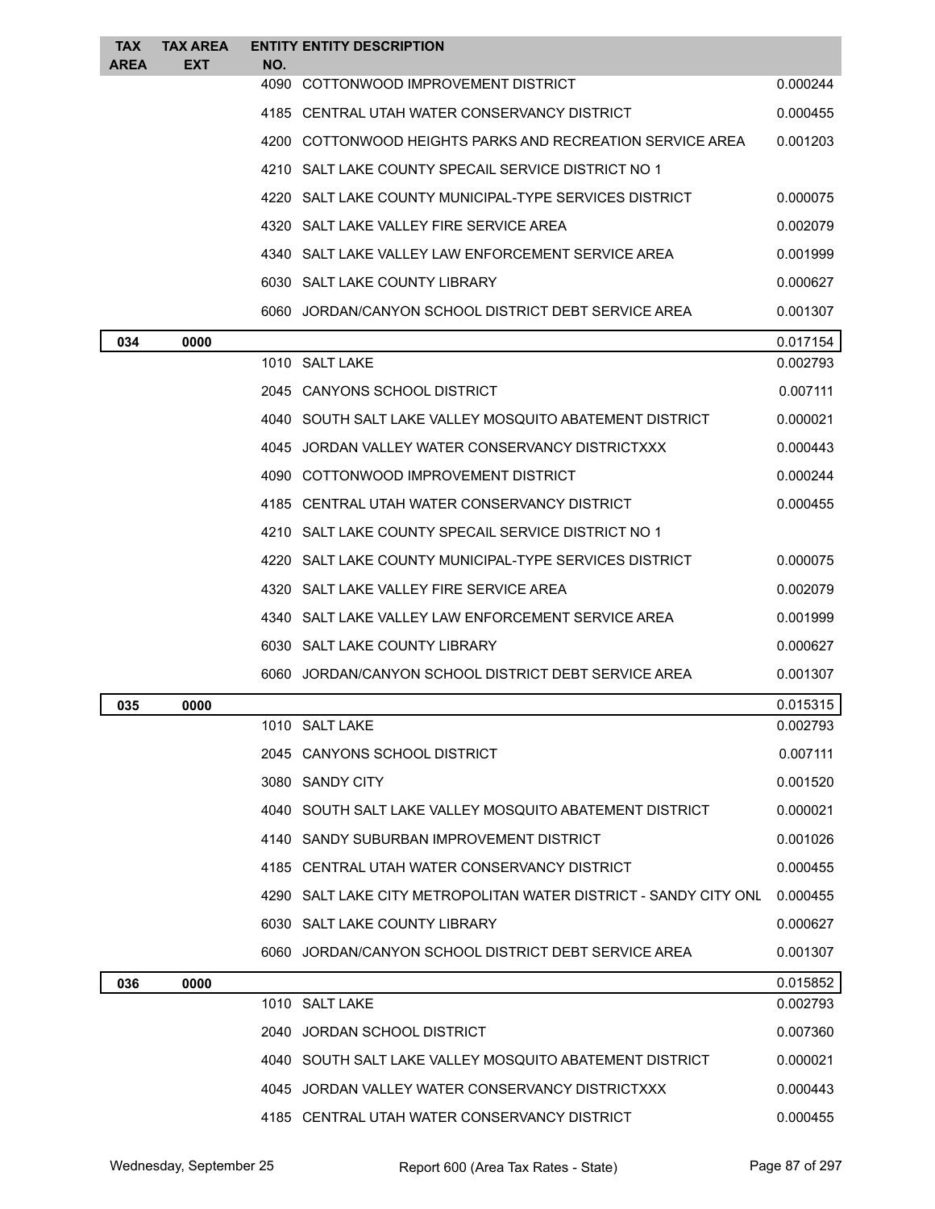| TAX AREA | TAX AREA EXT | ENTITY NO. | ENTITY DESCRIPTION | |
|---|---|---|---|---|
| | | 4090 | COTTONWOOD IMPROVEMENT DISTRICT | 0.000244 |
| | | 4185 | CENTRAL UTAH WATER CONSERVANCY DISTRICT | 0.000455 |
| | | 4200 | COTTONWOOD HEIGHTS PARKS AND RECREATION SERVICE AREA | 0.001203 |
| | | 4210 | SALT LAKE COUNTY SPECAIL SERVICE DISTRICT NO 1 | |
| | | 4220 | SALT LAKE COUNTY MUNICIPAL-TYPE SERVICES DISTRICT | 0.000075 |
| | | 4320 | SALT LAKE VALLEY FIRE SERVICE AREA | 0.002079 |
| | | 4340 | SALT LAKE VALLEY LAW ENFORCEMENT SERVICE AREA | 0.001999 |
| | | 6030 | SALT LAKE COUNTY LIBRARY | 0.000627 |
| | | 6060 | JORDAN/CANYON SCHOOL DISTRICT DEBT SERVICE AREA | 0.001307 |
| **034** | **0000** | | | 0.017154 |
| | | 1010 | SALT LAKE | 0.002793 |
| | | 2045 | CANYONS SCHOOL DISTRICT | 0.007111 |
| | | 4040 | SOUTH SALT LAKE VALLEY MOSQUITO ABATEMENT DISTRICT | 0.000021 |
| | | 4045 | JORDAN VALLEY WATER CONSERVANCY DISTRICTXXX | 0.000443 |
| | | 4090 | COTTONWOOD IMPROVEMENT DISTRICT | 0.000244 |
| | | 4185 | CENTRAL UTAH WATER CONSERVANCY DISTRICT | 0.000455 |
| | | 4210 | SALT LAKE COUNTY SPECAIL SERVICE DISTRICT NO 1 | |
| | | 4220 | SALT LAKE COUNTY MUNICIPAL-TYPE SERVICES DISTRICT | 0.000075 |
| | | 4320 | SALT LAKE VALLEY FIRE SERVICE AREA | 0.002079 |
| | | 4340 | SALT LAKE VALLEY LAW ENFORCEMENT SERVICE AREA | 0.001999 |
| | | 6030 | SALT LAKE COUNTY LIBRARY | 0.000627 |
| | | 6060 | JORDAN/CANYON SCHOOL DISTRICT DEBT SERVICE AREA | 0.001307 |
| **035** | **0000** | | | 0.015315 |
| | | 1010 | SALT LAKE | 0.002793 |
| | | 2045 | CANYONS SCHOOL DISTRICT | 0.007111 |
| | | 3080 | SANDY CITY | 0.001520 |
| | | 4040 | SOUTH SALT LAKE VALLEY MOSQUITO ABATEMENT DISTRICT | 0.000021 |
| | | 4140 | SANDY SUBURBAN IMPROVEMENT DISTRICT | 0.001026 |
| | | 4185 | CENTRAL UTAH WATER CONSERVANCY DISTRICT | 0.000455 |
| | | 4290 | SALT LAKE CITY METROPOLITAN WATER DISTRICT - SANDY CITY ONL | 0.000455 |
| | | 6030 | SALT LAKE COUNTY LIBRARY | 0.000627 |
| | | 6060 | JORDAN/CANYON SCHOOL DISTRICT DEBT SERVICE AREA | 0.001307 |
| **036** | **0000** | | | 0.015852 |
| | | 1010 | SALT LAKE | 0.002793 |
| | | 2040 | JORDAN SCHOOL DISTRICT | 0.007360 |
| | | 4040 | SOUTH SALT LAKE VALLEY MOSQUITO ABATEMENT DISTRICT | 0.000021 |
| | | 4045 | JORDAN VALLEY WATER CONSERVANCY DISTRICTXXX | 0.000443 |
| | | 4185 | CENTRAL UTAH WATER CONSERVANCY DISTRICT | 0.000455 |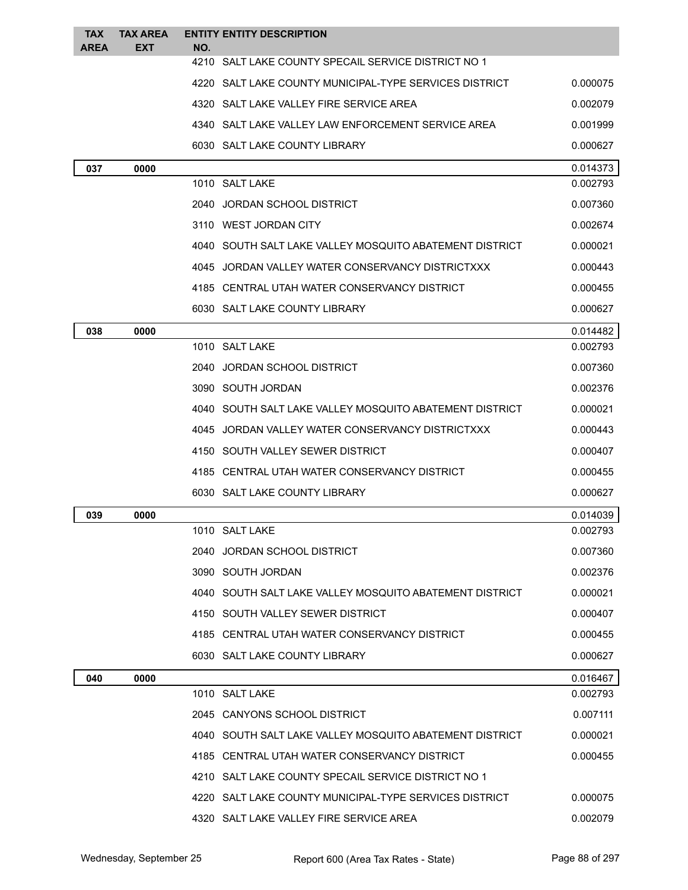| TAX AREA | TAX AREA EXT | ENTITY NO. | ENTITY DESCRIPTION | |
|---|---|---|---|---|
| | | 4210 | SALT LAKE COUNTY SPECAIL SERVICE DISTRICT NO 1 | |
| | | 4220 | SALT LAKE COUNTY MUNICIPAL-TYPE SERVICES DISTRICT | 0.000075 |
| | | 4320 | SALT LAKE VALLEY FIRE SERVICE AREA | 0.002079 |
| | | 4340 | SALT LAKE VALLEY LAW ENFORCEMENT SERVICE AREA | 0.001999 |
| | | 6030 | SALT LAKE COUNTY LIBRARY | 0.000627 |
| **037** | **0000** | | | 0.014373 |
| | | 1010 | SALT LAKE | 0.002793 |
| | | 2040 | JORDAN SCHOOL DISTRICT | 0.007360 |
| | | 3110 | WEST JORDAN CITY | 0.002674 |
| | | 4040 | SOUTH SALT LAKE VALLEY MOSQUITO ABATEMENT DISTRICT | 0.000021 |
| | | 4045 | JORDAN VALLEY WATER CONSERVANCY DISTRICTXXX | 0.000443 |
| | | 4185 | CENTRAL UTAH WATER CONSERVANCY DISTRICT | 0.000455 |
| | | 6030 | SALT LAKE COUNTY LIBRARY | 0.000627 |
| **038** | **0000** | | | 0.014482 |
| | | 1010 | SALT LAKE | 0.002793 |
| | | 2040 | JORDAN SCHOOL DISTRICT | 0.007360 |
| | | 3090 | SOUTH JORDAN | 0.002376 |
| | | 4040 | SOUTH SALT LAKE VALLEY MOSQUITO ABATEMENT DISTRICT | 0.000021 |
| | | 4045 | JORDAN VALLEY WATER CONSERVANCY DISTRICTXXX | 0.000443 |
| | | 4150 | SOUTH VALLEY SEWER DISTRICT | 0.000407 |
| | | 4185 | CENTRAL UTAH WATER CONSERVANCY DISTRICT | 0.000455 |
| | | 6030 | SALT LAKE COUNTY LIBRARY | 0.000627 |
| **039** | **0000** | | | 0.014039 |
| | | 1010 | SALT LAKE | 0.002793 |
| | | 2040 | JORDAN SCHOOL DISTRICT | 0.007360 |
| | | 3090 | SOUTH JORDAN | 0.002376 |
| | | 4040 | SOUTH SALT LAKE VALLEY MOSQUITO ABATEMENT DISTRICT | 0.000021 |
| | | 4150 | SOUTH VALLEY SEWER DISTRICT | 0.000407 |
| | | 4185 | CENTRAL UTAH WATER CONSERVANCY DISTRICT | 0.000455 |
| | | 6030 | SALT LAKE COUNTY LIBRARY | 0.000627 |
| **040** | **0000** | | | 0.016467 |
| | | 1010 | SALT LAKE | 0.002793 |
| | | 2045 | CANYONS SCHOOL DISTRICT | 0.007111 |
| | | 4040 | SOUTH SALT LAKE VALLEY MOSQUITO ABATEMENT DISTRICT | 0.000021 |
| | | 4185 | CENTRAL UTAH WATER CONSERVANCY DISTRICT | 0.000455 |
| | | 4210 | SALT LAKE COUNTY SPECAIL SERVICE DISTRICT NO 1 | |
| | | 4220 | SALT LAKE COUNTY MUNICIPAL-TYPE SERVICES DISTRICT | 0.000075 |
| | | 4320 | SALT LAKE VALLEY FIRE SERVICE AREA | 0.002079 |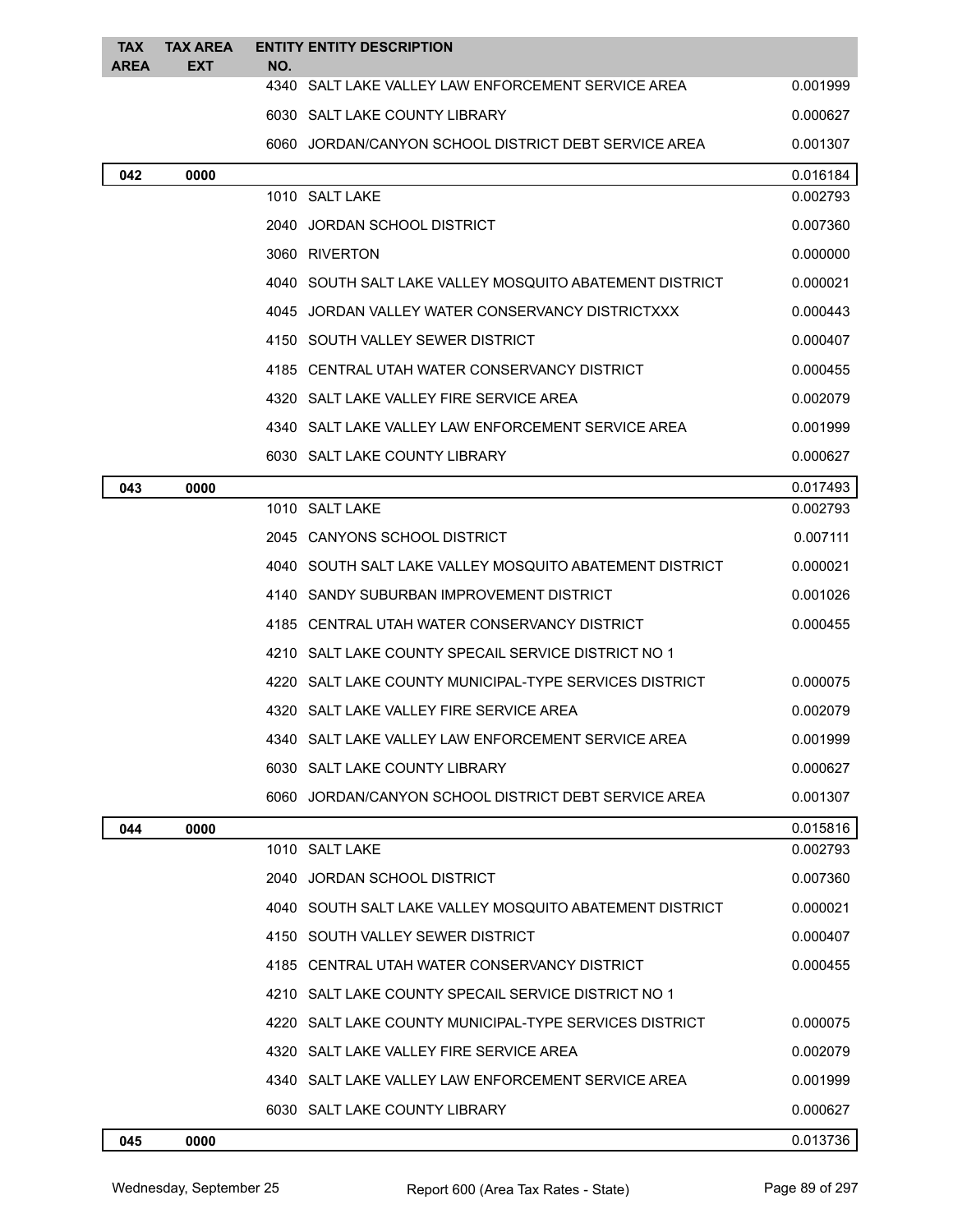| TAX AREA | TAX AREA EXT | ENTITY NO. | ENTITY DESCRIPTION | |
|---|---|---|---|---|
| | | 4340 | SALT LAKE VALLEY LAW ENFORCEMENT SERVICE AREA | 0.001999 |
| | | 6030 | SALT LAKE COUNTY LIBRARY | 0.000627 |
| | | 6060 | JORDAN/CANYON SCHOOL DISTRICT DEBT SERVICE AREA | 0.001307 |
| **042** | **0000** | | | 0.016184 |
| | | 1010 | SALT LAKE | 0.002793 |
| | | 2040 | JORDAN SCHOOL DISTRICT | 0.007360 |
| | | 3060 | RIVERTON | 0.000000 |
| | | 4040 | SOUTH SALT LAKE VALLEY MOSQUITO ABATEMENT DISTRICT | 0.000021 |
| | | 4045 | JORDAN VALLEY WATER CONSERVANCY DISTRICTXXX | 0.000443 |
| | | 4150 | SOUTH VALLEY SEWER DISTRICT | 0.000407 |
| | | 4185 | CENTRAL UTAH WATER CONSERVANCY DISTRICT | 0.000455 |
| | | 4320 | SALT LAKE VALLEY FIRE SERVICE AREA | 0.002079 |
| | | 4340 | SALT LAKE VALLEY LAW ENFORCEMENT SERVICE AREA | 0.001999 |
| | | 6030 | SALT LAKE COUNTY LIBRARY | 0.000627 |
| **043** | **0000** | | | 0.017493 |
| | | 1010 | SALT LAKE | 0.002793 |
| | | 2045 | CANYONS SCHOOL DISTRICT | 0.007111 |
| | | 4040 | SOUTH SALT LAKE VALLEY MOSQUITO ABATEMENT DISTRICT | 0.000021 |
| | | 4140 | SANDY SUBURBAN IMPROVEMENT DISTRICT | 0.001026 |
| | | 4185 | CENTRAL UTAH WATER CONSERVANCY DISTRICT | 0.000455 |
| | | 4210 | SALT LAKE COUNTY SPECAIL SERVICE DISTRICT NO 1 | |
| | | 4220 | SALT LAKE COUNTY MUNICIPAL-TYPE SERVICES DISTRICT | 0.000075 |
| | | 4320 | SALT LAKE VALLEY FIRE SERVICE AREA | 0.002079 |
| | | 4340 | SALT LAKE VALLEY LAW ENFORCEMENT SERVICE AREA | 0.001999 |
| | | 6030 | SALT LAKE COUNTY LIBRARY | 0.000627 |
| | | 6060 | JORDAN/CANYON SCHOOL DISTRICT DEBT SERVICE AREA | 0.001307 |
| **044** | **0000** | | | 0.015816 |
| | | 1010 | SALT LAKE | 0.002793 |
| | | 2040 | JORDAN SCHOOL DISTRICT | 0.007360 |
| | | 4040 | SOUTH SALT LAKE VALLEY MOSQUITO ABATEMENT DISTRICT | 0.000021 |
| | | 4150 | SOUTH VALLEY SEWER DISTRICT | 0.000407 |
| | | 4185 | CENTRAL UTAH WATER CONSERVANCY DISTRICT | 0.000455 |
| | | 4210 | SALT LAKE COUNTY SPECAIL SERVICE DISTRICT NO 1 | |
| | | 4220 | SALT LAKE COUNTY MUNICIPAL-TYPE SERVICES DISTRICT | 0.000075 |
| | | 4320 | SALT LAKE VALLEY FIRE SERVICE AREA | 0.002079 |
| | | 4340 | SALT LAKE VALLEY LAW ENFORCEMENT SERVICE AREA | 0.001999 |
| | | 6030 | SALT LAKE COUNTY LIBRARY | 0.000627 |
| **045** | **0000** | | | 0.013736 |

Wednesday, September 25 Report 600 (Area Tax Rates - State)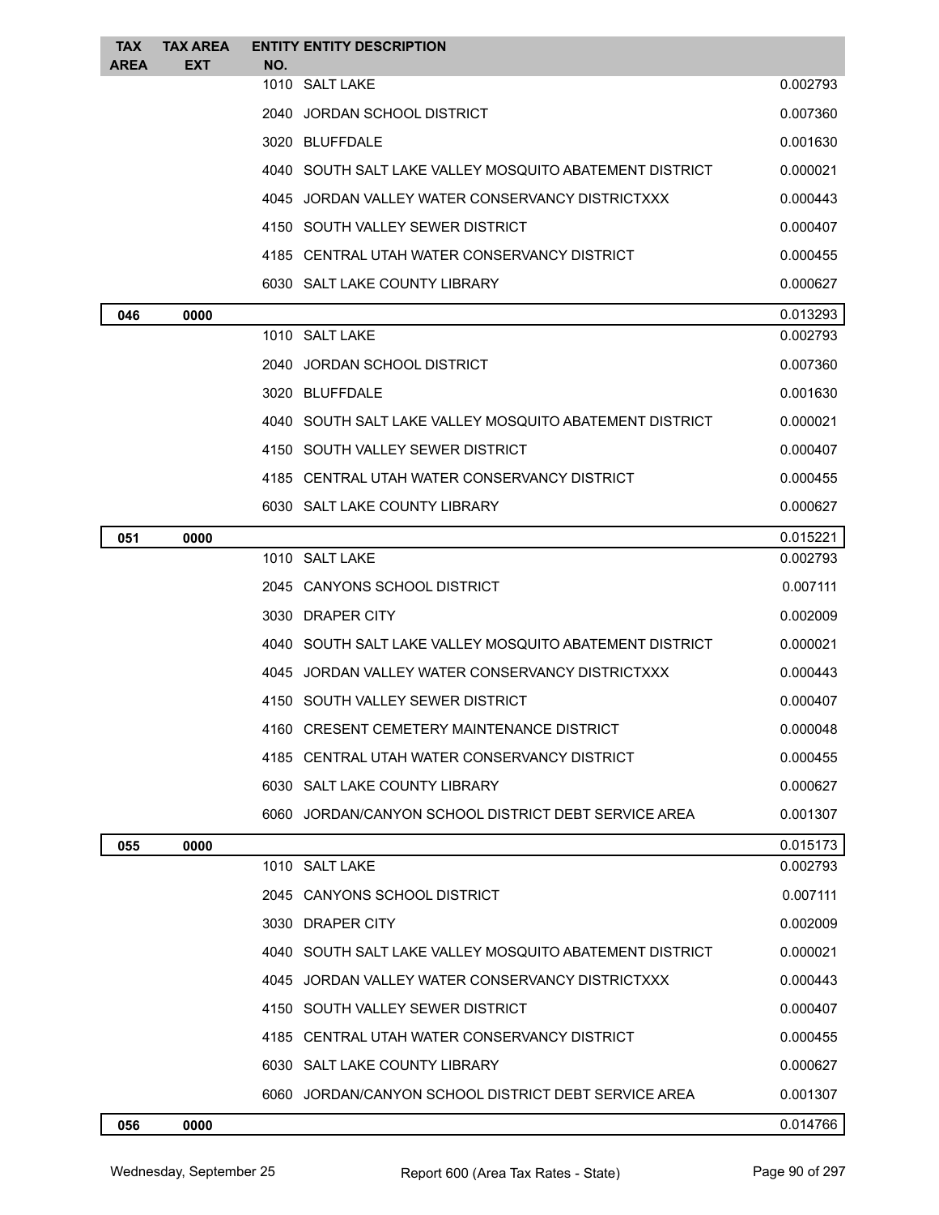| TAX AREA | TAX AREA EXT | ENTITY NO. | ENTITY DESCRIPTION | |
|---|---|---|---|---|
| | | 1010 | SALT LAKE | 0.002793 |
| | | 2040 | JORDAN SCHOOL DISTRICT | 0.007360 |
| | | 3020 | BLUFFDALE | 0.001630 |
| | | 4040 | SOUTH SALT LAKE VALLEY MOSQUITO ABATEMENT DISTRICT | 0.000021 |
| | | 4045 | JORDAN VALLEY WATER CONSERVANCY DISTRICTXXX | 0.000443 |
| | | 4150 | SOUTH VALLEY SEWER DISTRICT | 0.000407 |
| | | 4185 | CENTRAL UTAH WATER CONSERVANCY DISTRICT | 0.000455 |
| | | 6030 | SALT LAKE COUNTY LIBRARY | 0.000627 |
| **046** | **0000** | | | 0.013293 |
| | | 1010 | SALT LAKE | 0.002793 |
| | | 2040 | JORDAN SCHOOL DISTRICT | 0.007360 |
| | | 3020 | BLUFFDALE | 0.001630 |
| | | 4040 | SOUTH SALT LAKE VALLEY MOSQUITO ABATEMENT DISTRICT | 0.000021 |
| | | 4150 | SOUTH VALLEY SEWER DISTRICT | 0.000407 |
| | | 4185 | CENTRAL UTAH WATER CONSERVANCY DISTRICT | 0.000455 |
| | | 6030 | SALT LAKE COUNTY LIBRARY | 0.000627 |
| **051** | **0000** | | | 0.015221 |
| | | 1010 | SALT LAKE | 0.002793 |
| | | 2045 | CANYONS SCHOOL DISTRICT | 0.007111 |
| | | 3030 | DRAPER CITY | 0.002009 |
| | | 4040 | SOUTH SALT LAKE VALLEY MOSQUITO ABATEMENT DISTRICT | 0.000021 |
| | | 4045 | JORDAN VALLEY WATER CONSERVANCY DISTRICTXXX | 0.000443 |
| | | 4150 | SOUTH VALLEY SEWER DISTRICT | 0.000407 |
| | | 4160 | CRESENT CEMETERY MAINTENANCE DISTRICT | 0.000048 |
| | | 4185 | CENTRAL UTAH WATER CONSERVANCY DISTRICT | 0.000455 |
| | | 6030 | SALT LAKE COUNTY LIBRARY | 0.000627 |
| | | 6060 | JORDAN/CANYON SCHOOL DISTRICT DEBT SERVICE AREA | 0.001307 |
| **055** | **0000** | | | 0.015173 |
| | | 1010 | SALT LAKE | 0.002793 |
| | | 2045 | CANYONS SCHOOL DISTRICT | 0.007111 |
| | | 3030 | DRAPER CITY | 0.002009 |
| | | 4040 | SOUTH SALT LAKE VALLEY MOSQUITO ABATEMENT DISTRICT | 0.000021 |
| | | 4045 | JORDAN VALLEY WATER CONSERVANCY DISTRICTXXX | 0.000443 |
| | | 4150 | SOUTH VALLEY SEWER DISTRICT | 0.000407 |
| | | 4185 | CENTRAL UTAH WATER CONSERVANCY DISTRICT | 0.000455 |
| | | 6030 | SALT LAKE COUNTY LIBRARY | 0.000627 |
| | | 6060 | JORDAN/CANYON SCHOOL DISTRICT DEBT SERVICE AREA | 0.001307 |
| **056** | **0000** | | | 0.014766 |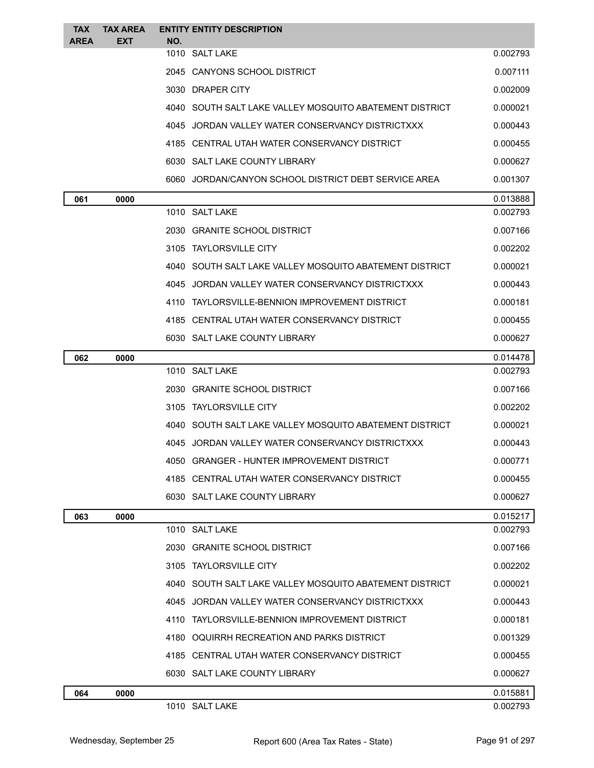| TAX AREA | TAX AREA EXT | ENTITY NO. | ENTITY DESCRIPTION | |
|---|---|---|---|---|
| | | 1010 | SALT LAKE | 0.002793 |
| | | 2045 | CANYONS SCHOOL DISTRICT | 0.007111 |
| | | 3030 | DRAPER CITY | 0.002009 |
| | | 4040 | SOUTH SALT LAKE VALLEY MOSQUITO ABATEMENT DISTRICT | 0.000021 |
| | | 4045 | JORDAN VALLEY WATER CONSERVANCY DISTRICTXXX | 0.000443 |
| | | 4185 | CENTRAL UTAH WATER CONSERVANCY DISTRICT | 0.000455 |
| | | 6030 | SALT LAKE COUNTY LIBRARY | 0.000627 |
| | | 6060 | JORDAN/CANYON SCHOOL DISTRICT DEBT SERVICE AREA | 0.001307 |
| **061** | **0000** | | | 0.013888 |
| | | 1010 | SALT LAKE | 0.002793 |
| | | 2030 | GRANITE SCHOOL DISTRICT | 0.007166 |
| | | 3105 | TAYLORSVILLE CITY | 0.002202 |
| | | 4040 | SOUTH SALT LAKE VALLEY MOSQUITO ABATEMENT DISTRICT | 0.000021 |
| | | 4045 | JORDAN VALLEY WATER CONSERVANCY DISTRICTXXX | 0.000443 |
| | | 4110 | TAYLORSVILLE-BENNION IMPROVEMENT DISTRICT | 0.000181 |
| | | 4185 | CENTRAL UTAH WATER CONSERVANCY DISTRICT | 0.000455 |
| | | 6030 | SALT LAKE COUNTY LIBRARY | 0.000627 |
| **062** | **0000** | | | 0.014478 |
| | | 1010 | SALT LAKE | 0.002793 |
| | | 2030 | GRANITE SCHOOL DISTRICT | 0.007166 |
| | | 3105 | TAYLORSVILLE CITY | 0.002202 |
| | | 4040 | SOUTH SALT LAKE VALLEY MOSQUITO ABATEMENT DISTRICT | 0.000021 |
| | | 4045 | JORDAN VALLEY WATER CONSERVANCY DISTRICTXXX | 0.000443 |
| | | 4050 | GRANGER - HUNTER IMPROVEMENT DISTRICT | 0.000771 |
| | | 4185 | CENTRAL UTAH WATER CONSERVANCY DISTRICT | 0.000455 |
| | | 6030 | SALT LAKE COUNTY LIBRARY | 0.000627 |
| **063** | **0000** | | | 0.015217 |
| | | 1010 | SALT LAKE | 0.002793 |
| | | 2030 | GRANITE SCHOOL DISTRICT | 0.007166 |
| | | 3105 | TAYLORSVILLE CITY | 0.002202 |
| | | 4040 | SOUTH SALT LAKE VALLEY MOSQUITO ABATEMENT DISTRICT | 0.000021 |
| | | 4045 | JORDAN VALLEY WATER CONSERVANCY DISTRICTXXX | 0.000443 |
| | | 4110 | TAYLORSVILLE-BENNION IMPROVEMENT DISTRICT | 0.000181 |
| | | 4180 | OQUIRRH RECREATION AND PARKS DISTRICT | 0.001329 |
| | | 4185 | CENTRAL UTAH WATER CONSERVANCY DISTRICT | 0.000455 |
| | | 6030 | SALT LAKE COUNTY LIBRARY | 0.000627 |
| **064** | **0000** | | | 0.015881 |
| | | 1010 | SALT LAKE | 0.002793 |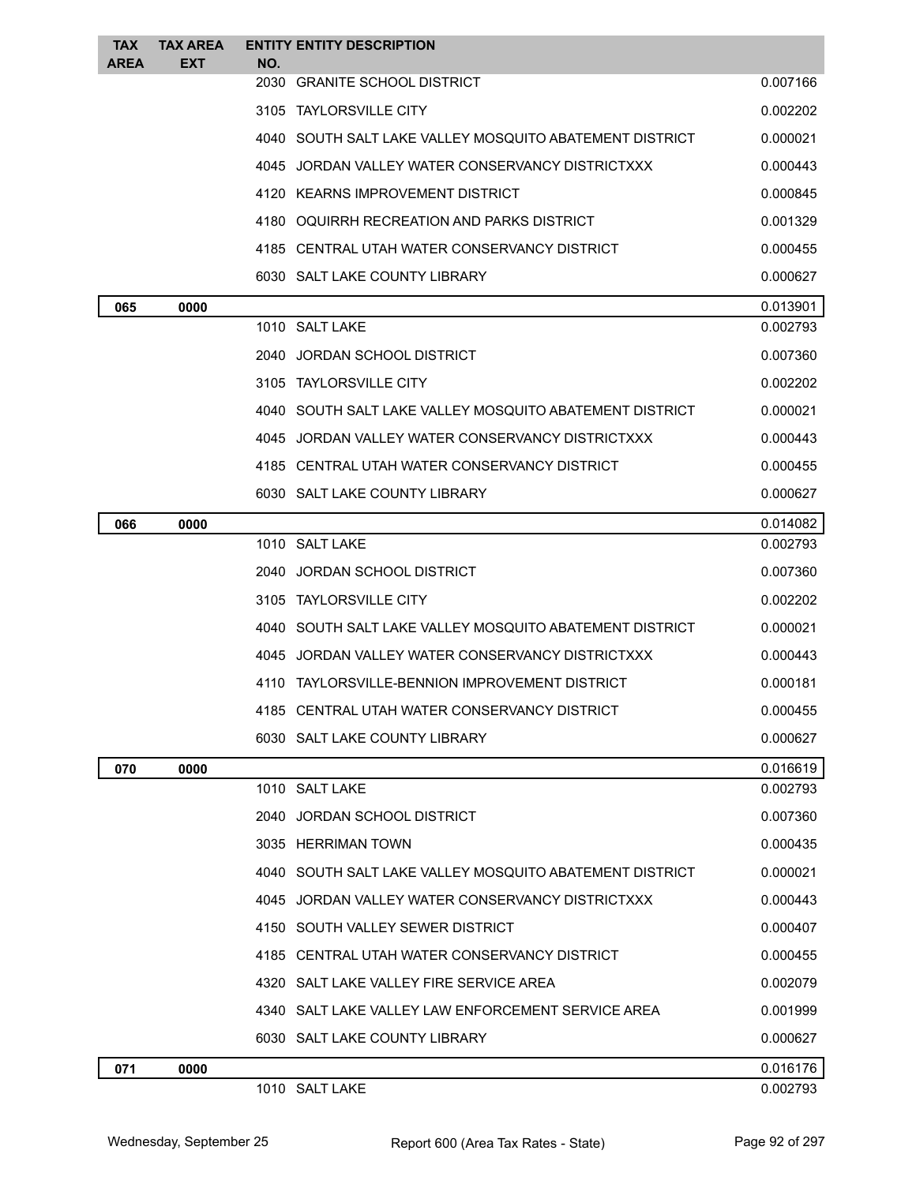| TAX AREA | TAX AREA EXT | ENTITY NO. | ENTITY DESCRIPTION | |
|---|---|---|---|---|
| | | 2030 | GRANITE SCHOOL DISTRICT | 0.007166 |
| | | 3105 | TAYLORSVILLE CITY | 0.002202 |
| | | 4040 | SOUTH SALT LAKE VALLEY MOSQUITO ABATEMENT DISTRICT | 0.000021 |
| | | 4045 | JORDAN VALLEY WATER CONSERVANCY DISTRICTXXX | 0.000443 |
| | | 4120 | KEARNS IMPROVEMENT DISTRICT | 0.000845 |
| | | 4180 | OQUIRRH RECREATION AND PARKS DISTRICT | 0.001329 |
| | | 4185 | CENTRAL UTAH WATER CONSERVANCY DISTRICT | 0.000455 |
| | | 6030 | SALT LAKE COUNTY LIBRARY | 0.000627 |
| **065** | **0000** | | | 0.013901 |
| | | 1010 | SALT LAKE | 0.002793 |
| | | 2040 | JORDAN SCHOOL DISTRICT | 0.007360 |
| | | 3105 | TAYLORSVILLE CITY | 0.002202 |
| | | 4040 | SOUTH SALT LAKE VALLEY MOSQUITO ABATEMENT DISTRICT | 0.000021 |
| | | 4045 | JORDAN VALLEY WATER CONSERVANCY DISTRICTXXX | 0.000443 |
| | | 4185 | CENTRAL UTAH WATER CONSERVANCY DISTRICT | 0.000455 |
| | | 6030 | SALT LAKE COUNTY LIBRARY | 0.000627 |
| **066** | **0000** | | | 0.014082 |
| | | 1010 | SALT LAKE | 0.002793 |
| | | 2040 | JORDAN SCHOOL DISTRICT | 0.007360 |
| | | 3105 | TAYLORSVILLE CITY | 0.002202 |
| | | 4040 | SOUTH SALT LAKE VALLEY MOSQUITO ABATEMENT DISTRICT | 0.000021 |
| | | 4045 | JORDAN VALLEY WATER CONSERVANCY DISTRICTXXX | 0.000443 |
| | | 4110 | TAYLORSVILLE-BENNION IMPROVEMENT DISTRICT | 0.000181 |
| | | 4185 | CENTRAL UTAH WATER CONSERVANCY DISTRICT | 0.000455 |
| | | 6030 | SALT LAKE COUNTY LIBRARY | 0.000627 |
| **070** | **0000** | | | 0.016619 |
| | | 1010 | SALT LAKE | 0.002793 |
| | | 2040 | JORDAN SCHOOL DISTRICT | 0.007360 |
| | | 3035 | HERRIMAN TOWN | 0.000435 |
| | | 4040 | SOUTH SALT LAKE VALLEY MOSQUITO ABATEMENT DISTRICT | 0.000021 |
| | | 4045 | JORDAN VALLEY WATER CONSERVANCY DISTRICTXXX | 0.000443 |
| | | 4150 | SOUTH VALLEY SEWER DISTRICT | 0.000407 |
| | | 4185 | CENTRAL UTAH WATER CONSERVANCY DISTRICT | 0.000455 |
| | | 4320 | SALT LAKE VALLEY FIRE SERVICE AREA | 0.002079 |
| | | 4340 | SALT LAKE VALLEY LAW ENFORCEMENT SERVICE AREA | 0.001999 |
| | | 6030 | SALT LAKE COUNTY LIBRARY | 0.000627 |
| **071** | **0000** | | | 0.016176 |
| | | 1010 | SALT LAKE | 0.002793 |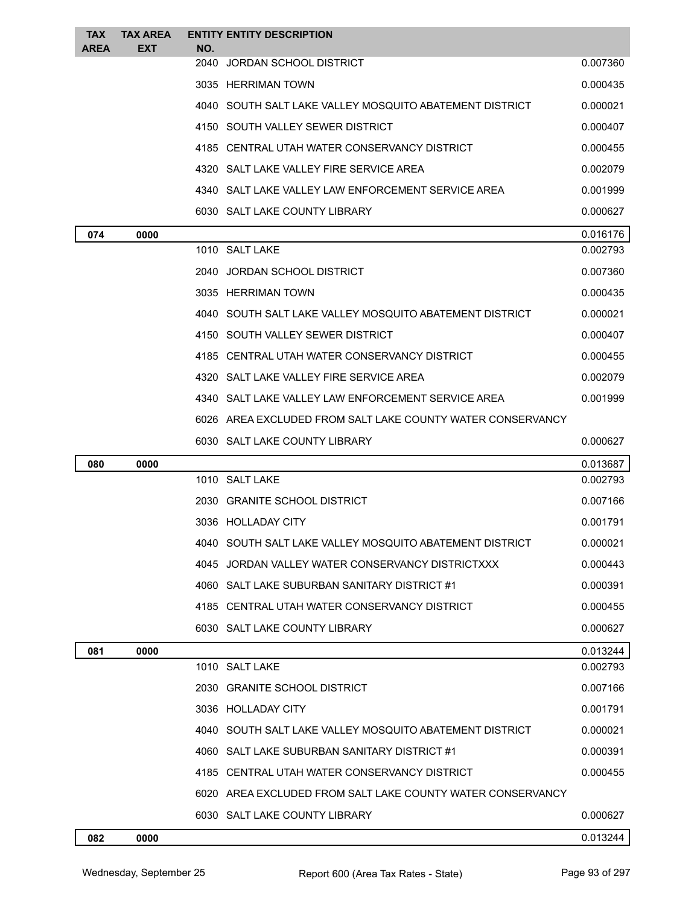| TAX AREA | TAX AREA EXT | ENTITY NO. | ENTITY DESCRIPTION | |
|---|---|---|---|---|
| | | 2040 | JORDAN SCHOOL DISTRICT | 0.007360 |
| | | 3035 | HERRIMAN TOWN | 0.000435 |
| | | 4040 | SOUTH SALT LAKE VALLEY MOSQUITO ABATEMENT DISTRICT | 0.000021 |
| | | 4150 | SOUTH VALLEY SEWER DISTRICT | 0.000407 |
| | | 4185 | CENTRAL UTAH WATER CONSERVANCY DISTRICT | 0.000455 |
| | | 4320 | SALT LAKE VALLEY FIRE SERVICE AREA | 0.002079 |
| | | 4340 | SALT LAKE VALLEY LAW ENFORCEMENT SERVICE AREA | 0.001999 |
| | | 6030 | SALT LAKE COUNTY LIBRARY | 0.000627 |
| **074** | **0000** | | | 0.016176 |
| | | 1010 | SALT LAKE | 0.002793 |
| | | 2040 | JORDAN SCHOOL DISTRICT | 0.007360 |
| | | 3035 | HERRIMAN TOWN | 0.000435 |
| | | 4040 | SOUTH SALT LAKE VALLEY MOSQUITO ABATEMENT DISTRICT | 0.000021 |
| | | 4150 | SOUTH VALLEY SEWER DISTRICT | 0.000407 |
| | | 4185 | CENTRAL UTAH WATER CONSERVANCY DISTRICT | 0.000455 |
| | | 4320 | SALT LAKE VALLEY FIRE SERVICE AREA | 0.002079 |
| | | 4340 | SALT LAKE VALLEY LAW ENFORCEMENT SERVICE AREA | 0.001999 |
| | | 6026 | AREA EXCLUDED FROM SALT LAKE COUNTY WATER CONSERVANCY | |
| | | 6030 | SALT LAKE COUNTY LIBRARY | 0.000627 |
| **080** | **0000** | | | 0.013687 |
| | | 1010 | SALT LAKE | 0.002793 |
| | | 2030 | GRANITE SCHOOL DISTRICT | 0.007166 |
| | | 3036 | HOLLADAY CITY | 0.001791 |
| | | 4040 | SOUTH SALT LAKE VALLEY MOSQUITO ABATEMENT DISTRICT | 0.000021 |
| | | 4045 | JORDAN VALLEY WATER CONSERVANCY DISTRICTXXX | 0.000443 |
| | | 4060 | SALT LAKE SUBURBAN SANITARY DISTRICT #1 | 0.000391 |
| | | 4185 | CENTRAL UTAH WATER CONSERVANCY DISTRICT | 0.000455 |
| | | 6030 | SALT LAKE COUNTY LIBRARY | 0.000627 |
| **081** | **0000** | | | 0.013244 |
| | | 1010 | SALT LAKE | 0.002793 |
| | | 2030 | GRANITE SCHOOL DISTRICT | 0.007166 |
| | | 3036 | HOLLADAY CITY | 0.001791 |
| | | 4040 | SOUTH SALT LAKE VALLEY MOSQUITO ABATEMENT DISTRICT | 0.000021 |
| | | 4060 | SALT LAKE SUBURBAN SANITARY DISTRICT #1 | 0.000391 |
| | | 4185 | CENTRAL UTAH WATER CONSERVANCY DISTRICT | 0.000455 |
| | | 6020 | AREA EXCLUDED FROM SALT LAKE COUNTY WATER CONSERVANCY | |
| | | 6030 | SALT LAKE COUNTY LIBRARY | 0.000627 |
| **082** | **0000** | | | 0.013244 |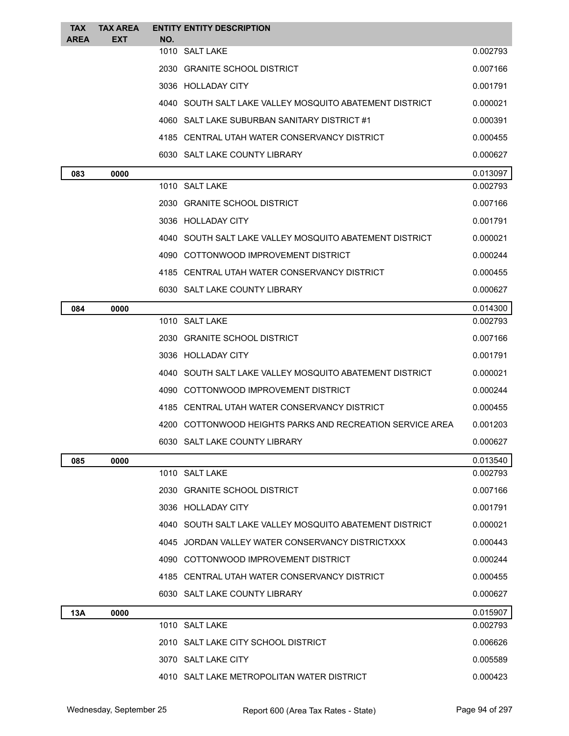| TAX AREA | TAX AREA EXT | ENTITY NO. | ENTITY DESCRIPTION | |
|---|---|---|---|---|
| | | 1010 | SALT LAKE | 0.002793 |
| | | 2030 | GRANITE SCHOOL DISTRICT | 0.007166 |
| | | 3036 | HOLLADAY CITY | 0.001791 |
| | | 4040 | SOUTH SALT LAKE VALLEY MOSQUITO ABATEMENT DISTRICT | 0.000021 |
| | | 4060 | SALT LAKE SUBURBAN SANITARY DISTRICT #1 | 0.000391 |
| | | 4185 | CENTRAL UTAH WATER CONSERVANCY DISTRICT | 0.000455 |
| | | 6030 | SALT LAKE COUNTY LIBRARY | 0.000627 |
| **083** | **0000** | | | 0.013097 |
| | | 1010 | SALT LAKE | 0.002793 |
| | | 2030 | GRANITE SCHOOL DISTRICT | 0.007166 |
| | | 3036 | HOLLADAY CITY | 0.001791 |
| | | 4040 | SOUTH SALT LAKE VALLEY MOSQUITO ABATEMENT DISTRICT | 0.000021 |
| | | 4090 | COTTONWOOD IMPROVEMENT DISTRICT | 0.000244 |
| | | 4185 | CENTRAL UTAH WATER CONSERVANCY DISTRICT | 0.000455 |
| | | 6030 | SALT LAKE COUNTY LIBRARY | 0.000627 |
| **084** | **0000** | | | 0.014300 |
| | | 1010 | SALT LAKE | 0.002793 |
| | | 2030 | GRANITE SCHOOL DISTRICT | 0.007166 |
| | | 3036 | HOLLADAY CITY | 0.001791 |
| | | 4040 | SOUTH SALT LAKE VALLEY MOSQUITO ABATEMENT DISTRICT | 0.000021 |
| | | 4090 | COTTONWOOD IMPROVEMENT DISTRICT | 0.000244 |
| | | 4185 | CENTRAL UTAH WATER CONSERVANCY DISTRICT | 0.000455 |
| | | 4200 | COTTONWOOD HEIGHTS PARKS AND RECREATION SERVICE AREA | 0.001203 |
| | | 6030 | SALT LAKE COUNTY LIBRARY | 0.000627 |
| **085** | **0000** | | | 0.013540 |
| | | 1010 | SALT LAKE | 0.002793 |
| | | 2030 | GRANITE SCHOOL DISTRICT | 0.007166 |
| | | 3036 | HOLLADAY CITY | 0.001791 |
| | | 4040 | SOUTH SALT LAKE VALLEY MOSQUITO ABATEMENT DISTRICT | 0.000021 |
| | | 4045 | JORDAN VALLEY WATER CONSERVANCY DISTRICTXXX | 0.000443 |
| | | 4090 | COTTONWOOD IMPROVEMENT DISTRICT | 0.000244 |
| | | 4185 | CENTRAL UTAH WATER CONSERVANCY DISTRICT | 0.000455 |
| | | 6030 | SALT LAKE COUNTY LIBRARY | 0.000627 |
| **13A** | **0000** | | | 0.015907 |
| | | 1010 | SALT LAKE | 0.002793 |
| | | 2010 | SALT LAKE CITY SCHOOL DISTRICT | 0.006626 |
| | | 3070 | SALT LAKE CITY | 0.005589 |
| | | 4010 | SALT LAKE METROPOLITAN WATER DISTRICT | 0.000423 |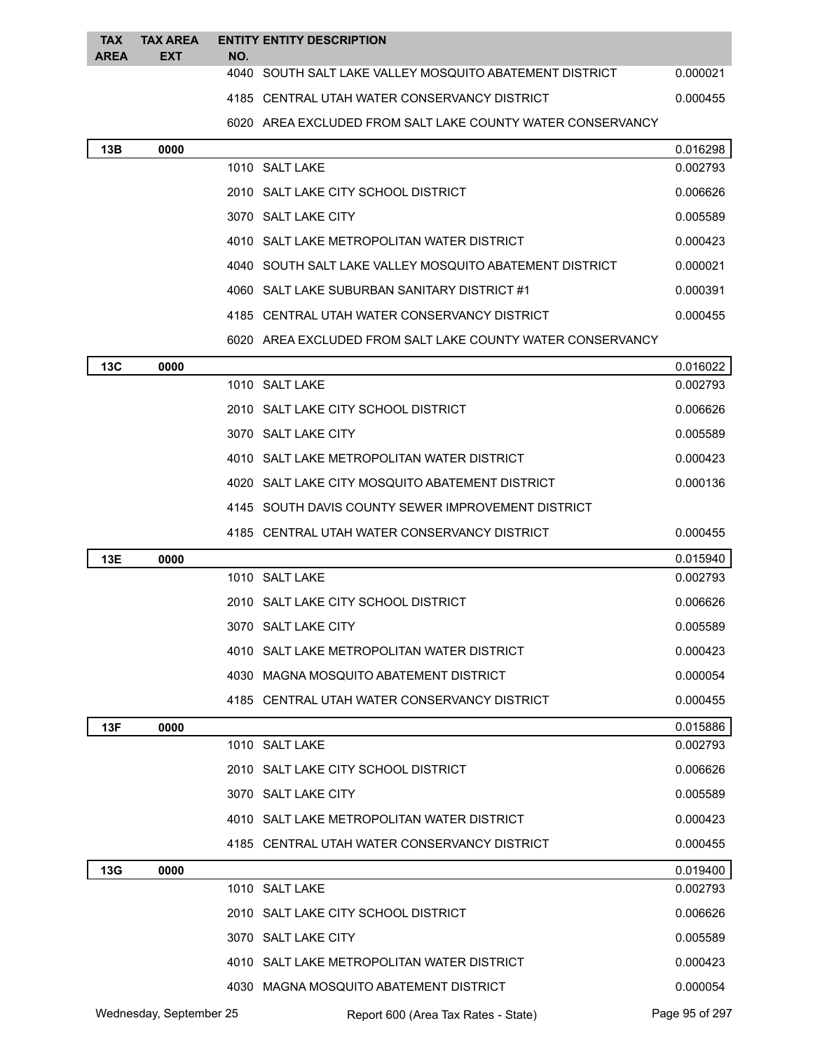| TAX AREA | TAX AREA EXT | ENTITY NO. | ENTITY DESCRIPTION | |
|---|---|---|---|---|
| | | 4040 | SOUTH SALT LAKE VALLEY MOSQUITO ABATEMENT DISTRICT | 0.000021 |
| | | 4185 | CENTRAL UTAH WATER CONSERVANCY DISTRICT | 0.000455 |
| | | 6020 | AREA EXCLUDED FROM SALT LAKE COUNTY WATER CONSERVANCY | |
| **13B** | **0000** | | | 0.016298 |
| | | 1010 | SALT LAKE | 0.002793 |
| | | 2010 | SALT LAKE CITY SCHOOL DISTRICT | 0.006626 |
| | | 3070 | SALT LAKE CITY | 0.005589 |
| | | 4010 | SALT LAKE METROPOLITAN WATER DISTRICT | 0.000423 |
| | | 4040 | SOUTH SALT LAKE VALLEY MOSQUITO ABATEMENT DISTRICT | 0.000021 |
| | | 4060 | SALT LAKE SUBURBAN SANITARY DISTRICT #1 | 0.000391 |
| | | 4185 | CENTRAL UTAH WATER CONSERVANCY DISTRICT | 0.000455 |
| | | 6020 | AREA EXCLUDED FROM SALT LAKE COUNTY WATER CONSERVANCY | |
| **13C** | **0000** | | | 0.016022 |
| | | 1010 | SALT LAKE | 0.002793 |
| | | 2010 | SALT LAKE CITY SCHOOL DISTRICT | 0.006626 |
| | | 3070 | SALT LAKE CITY | 0.005589 |
| | | 4010 | SALT LAKE METROPOLITAN WATER DISTRICT | 0.000423 |
| | | 4020 | SALT LAKE CITY MOSQUITO ABATEMENT DISTRICT | 0.000136 |
| | | 4145 | SOUTH DAVIS COUNTY SEWER IMPROVEMENT DISTRICT | |
| | | 4185 | CENTRAL UTAH WATER CONSERVANCY DISTRICT | 0.000455 |
| **13E** | **0000** | | | 0.015940 |
| | | 1010 | SALT LAKE | 0.002793 |
| | | 2010 | SALT LAKE CITY SCHOOL DISTRICT | 0.006626 |
| | | 3070 | SALT LAKE CITY | 0.005589 |
| | | 4010 | SALT LAKE METROPOLITAN WATER DISTRICT | 0.000423 |
| | | 4030 | MAGNA MOSQUITO ABATEMENT DISTRICT | 0.000054 |
| | | 4185 | CENTRAL UTAH WATER CONSERVANCY DISTRICT | 0.000455 |
| **13F** | **0000** | | | 0.015886 |
| | | 1010 | SALT LAKE | 0.002793 |
| | | 2010 | SALT LAKE CITY SCHOOL DISTRICT | 0.006626 |
| | | 3070 | SALT LAKE CITY | 0.005589 |
| | | 4010 | SALT LAKE METROPOLITAN WATER DISTRICT | 0.000423 |
| | | 4185 | CENTRAL UTAH WATER CONSERVANCY DISTRICT | 0.000455 |
| **13G** | **0000** | | | 0.019400 |
| | | 1010 | SALT LAKE | 0.002793 |
| | | 2010 | SALT LAKE CITY SCHOOL DISTRICT | 0.006626 |
| | | 3070 | SALT LAKE CITY | 0.005589 |
| | | 4010 | SALT LAKE METROPOLITAN WATER DISTRICT | 0.000423 |
| | | 4030 | MAGNA MOSQUITO ABATEMENT DISTRICT | 0.000054 |

Wednesday, September 25 Report 600 (Area Tax Rates - State)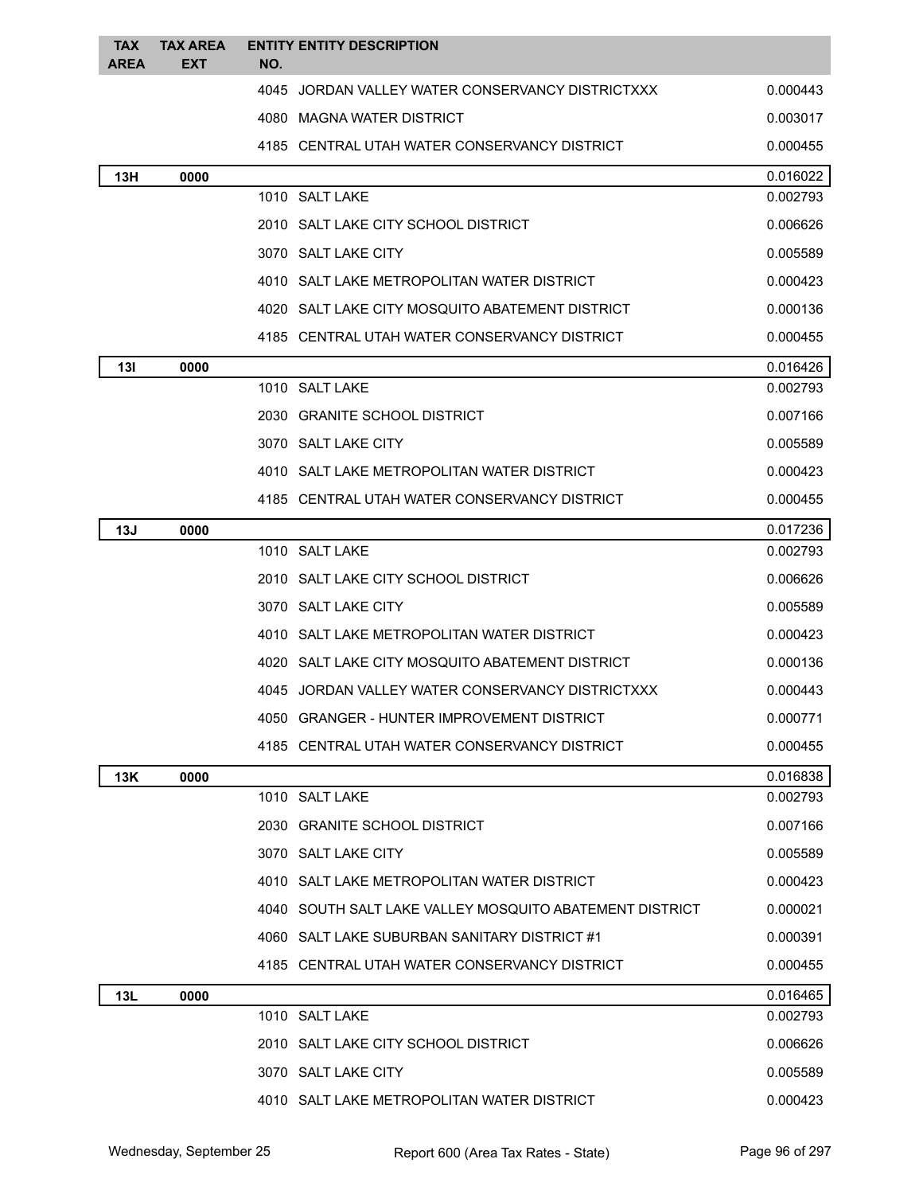| TAX AREA | TAX AREA EXT | ENTITY NO. | ENTITY DESCRIPTION | |
|---|---|---|---|---|
| | | 4045 | JORDAN VALLEY WATER CONSERVANCY DISTRICTXXX | 0.000443 |
| | | 4080 | MAGNA WATER DISTRICT | 0.003017 |
| | | 4185 | CENTRAL UTAH WATER CONSERVANCY DISTRICT | 0.000455 |
| **13H** | **0000** | | | 0.016022 |
| | | 1010 | SALT LAKE | 0.002793 |
| | | 2010 | SALT LAKE CITY SCHOOL DISTRICT | 0.006626 |
| | | 3070 | SALT LAKE CITY | 0.005589 |
| | | 4010 | SALT LAKE METROPOLITAN WATER DISTRICT | 0.000423 |
| | | 4020 | SALT LAKE CITY MOSQUITO ABATEMENT DISTRICT | 0.000136 |
| | | 4185 | CENTRAL UTAH WATER CONSERVANCY DISTRICT | 0.000455 |
| **13I** | **0000** | | | 0.016426 |
| | | 1010 | SALT LAKE | 0.002793 |
| | | 2030 | GRANITE SCHOOL DISTRICT | 0.007166 |
| | | 3070 | SALT LAKE CITY | 0.005589 |
| | | 4010 | SALT LAKE METROPOLITAN WATER DISTRICT | 0.000423 |
| | | 4185 | CENTRAL UTAH WATER CONSERVANCY DISTRICT | 0.000455 |
| **13J** | **0000** | | | 0.017236 |
| | | 1010 | SALT LAKE | 0.002793 |
| | | 2010 | SALT LAKE CITY SCHOOL DISTRICT | 0.006626 |
| | | 3070 | SALT LAKE CITY | 0.005589 |
| | | 4010 | SALT LAKE METROPOLITAN WATER DISTRICT | 0.000423 |
| | | 4020 | SALT LAKE CITY MOSQUITO ABATEMENT DISTRICT | 0.000136 |
| | | 4045 | JORDAN VALLEY WATER CONSERVANCY DISTRICTXXX | 0.000443 |
| | | 4050 | GRANGER - HUNTER IMPROVEMENT DISTRICT | 0.000771 |
| | | 4185 | CENTRAL UTAH WATER CONSERVANCY DISTRICT | 0.000455 |
| **13K** | **0000** | | | 0.016838 |
| | | 1010 | SALT LAKE | 0.002793 |
| | | 2030 | GRANITE SCHOOL DISTRICT | 0.007166 |
| | | 3070 | SALT LAKE CITY | 0.005589 |
| | | 4010 | SALT LAKE METROPOLITAN WATER DISTRICT | 0.000423 |
| | | 4040 | SOUTH SALT LAKE VALLEY MOSQUITO ABATEMENT DISTRICT | 0.000021 |
| | | 4060 | SALT LAKE SUBURBAN SANITARY DISTRICT #1 | 0.000391 |
| | | 4185 | CENTRAL UTAH WATER CONSERVANCY DISTRICT | 0.000455 |
| **13L** | **0000** | | | 0.016465 |
| | | 1010 | SALT LAKE | 0.002793 |
| | | 2010 | SALT LAKE CITY SCHOOL DISTRICT | 0.006626 |
| | | 3070 | SALT LAKE CITY | 0.005589 |
| | | 4010 | SALT LAKE METROPOLITAN WATER DISTRICT | 0.000423 |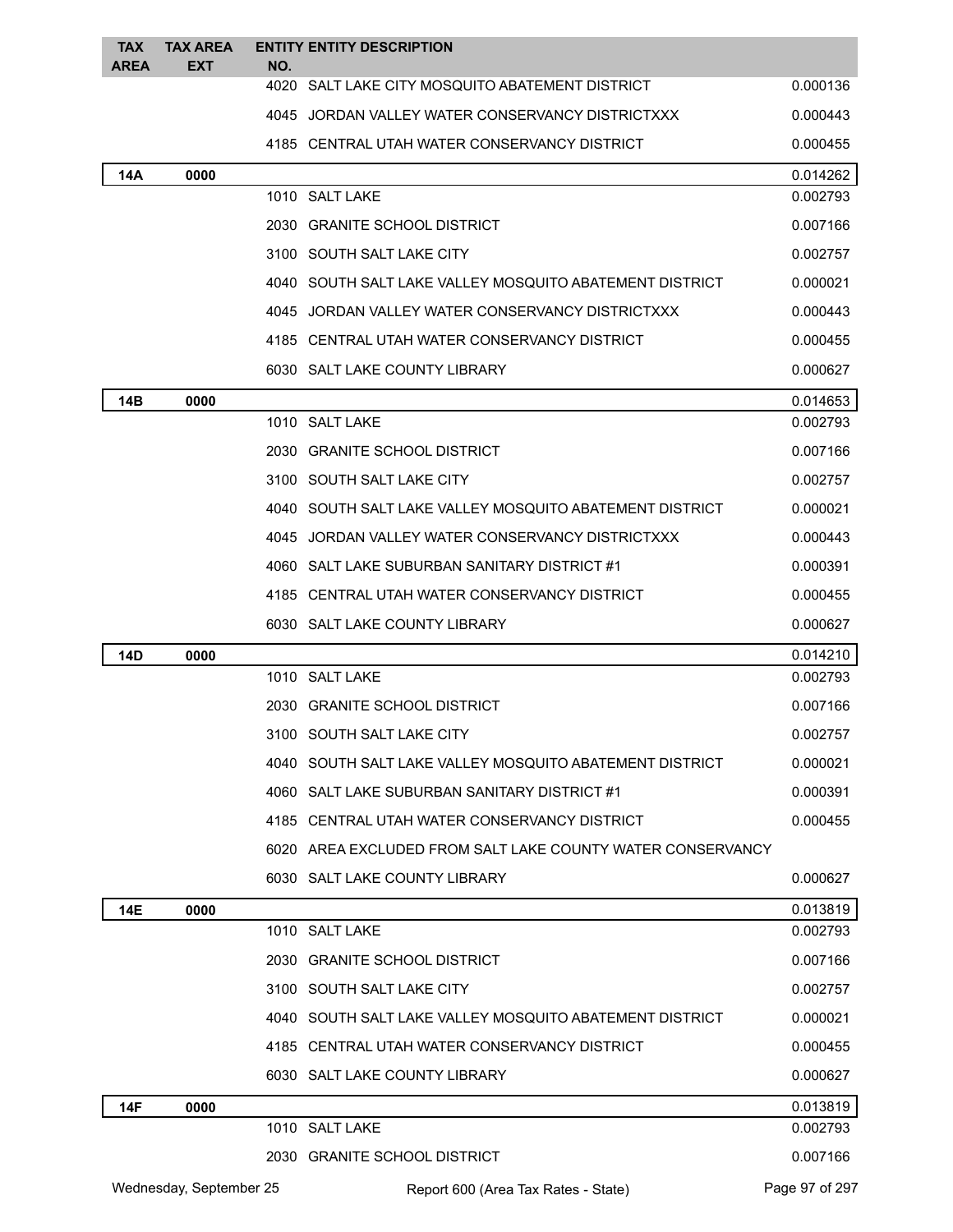| TAX AREA | TAX AREA EXT | ENTITY NO. | ENTITY DESCRIPTION | |
|---|---|---|---|---|
| | | 4020 | SALT LAKE CITY MOSQUITO ABATEMENT DISTRICT | 0.000136 |
| | | 4045 | JORDAN VALLEY WATER CONSERVANCY DISTRICTXXX | 0.000443 |
| | | 4185 | CENTRAL UTAH WATER CONSERVANCY DISTRICT | 0.000455 |
| **14A** | **0000** | | | 0.014262 |
| | | 1010 | SALT LAKE | 0.002793 |
| | | 2030 | GRANITE SCHOOL DISTRICT | 0.007166 |
| | | 3100 | SOUTH SALT LAKE CITY | 0.002757 |
| | | 4040 | SOUTH SALT LAKE VALLEY MOSQUITO ABATEMENT DISTRICT | 0.000021 |
| | | 4045 | JORDAN VALLEY WATER CONSERVANCY DISTRICTXXX | 0.000443 |
| | | 4185 | CENTRAL UTAH WATER CONSERVANCY DISTRICT | 0.000455 |
| | | 6030 | SALT LAKE COUNTY LIBRARY | 0.000627 |
| **14B** | **0000** | | | 0.014653 |
| | | 1010 | SALT LAKE | 0.002793 |
| | | 2030 | GRANITE SCHOOL DISTRICT | 0.007166 |
| | | 3100 | SOUTH SALT LAKE CITY | 0.002757 |
| | | 4040 | SOUTH SALT LAKE VALLEY MOSQUITO ABATEMENT DISTRICT | 0.000021 |
| | | 4045 | JORDAN VALLEY WATER CONSERVANCY DISTRICTXXX | 0.000443 |
| | | 4060 | SALT LAKE SUBURBAN SANITARY DISTRICT #1 | 0.000391 |
| | | 4185 | CENTRAL UTAH WATER CONSERVANCY DISTRICT | 0.000455 |
| | | 6030 | SALT LAKE COUNTY LIBRARY | 0.000627 |
| **14D** | **0000** | | | 0.014210 |
| | | 1010 | SALT LAKE | 0.002793 |
| | | 2030 | GRANITE SCHOOL DISTRICT | 0.007166 |
| | | 3100 | SOUTH SALT LAKE CITY | 0.002757 |
| | | 4040 | SOUTH SALT LAKE VALLEY MOSQUITO ABATEMENT DISTRICT | 0.000021 |
| | | 4060 | SALT LAKE SUBURBAN SANITARY DISTRICT #1 | 0.000391 |
| | | 4185 | CENTRAL UTAH WATER CONSERVANCY DISTRICT | 0.000455 |
| | | 6020 | AREA EXCLUDED FROM SALT LAKE COUNTY WATER CONSERVANCY | |
| | | 6030 | SALT LAKE COUNTY LIBRARY | 0.000627 |
| **14E** | **0000** | | | 0.013819 |
| | | 1010 | SALT LAKE | 0.002793 |
| | | 2030 | GRANITE SCHOOL DISTRICT | 0.007166 |
| | | 3100 | SOUTH SALT LAKE CITY | 0.002757 |
| | | 4040 | SOUTH SALT LAKE VALLEY MOSQUITO ABATEMENT DISTRICT | 0.000021 |
| | | 4185 | CENTRAL UTAH WATER CONSERVANCY DISTRICT | 0.000455 |
| | | 6030 | SALT LAKE COUNTY LIBRARY | 0.000627 |
| **14F** | **0000** | | | 0.013819 |
| | | 1010 | SALT LAKE | 0.002793 |
| | | 2030 | GRANITE SCHOOL DISTRICT | 0.007166 |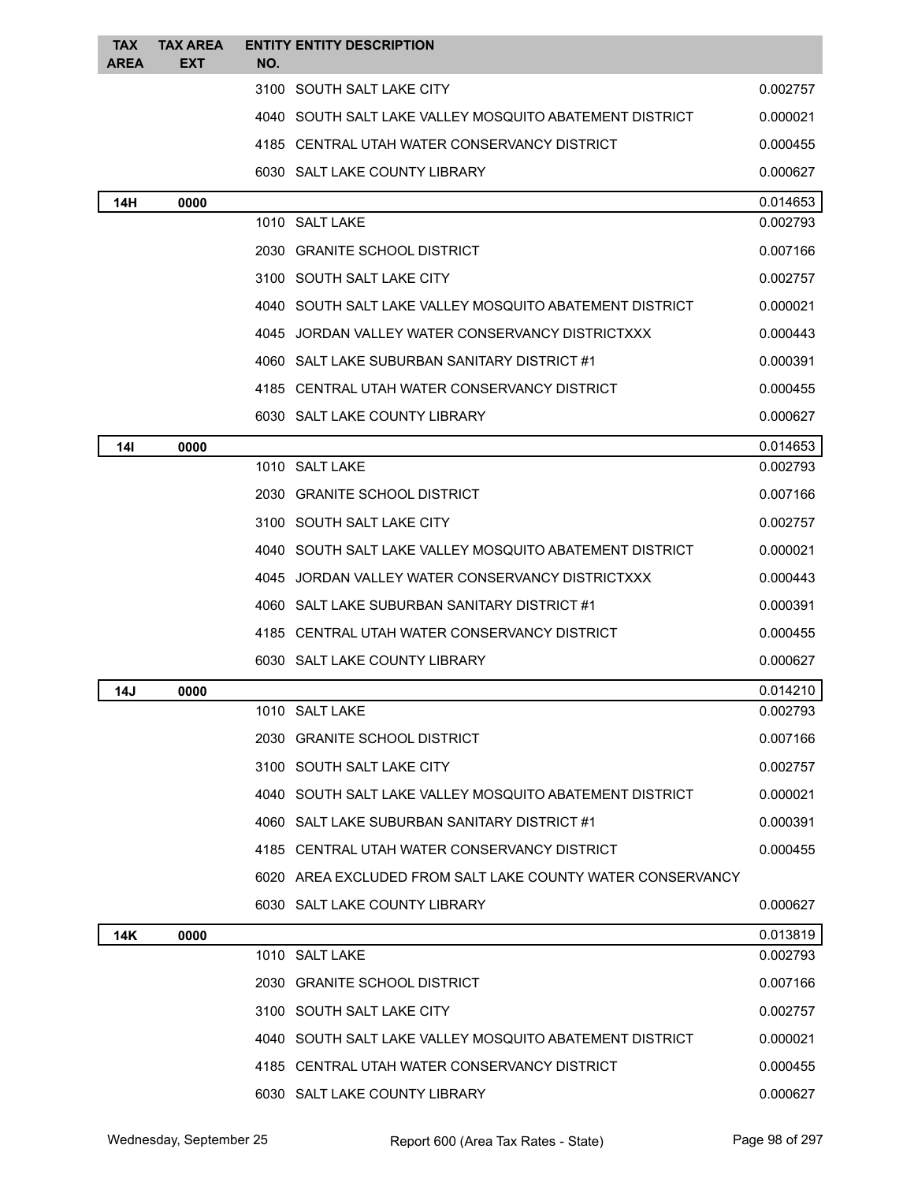| TAX AREA | TAX AREA EXT | ENTITY NO. | ENTITY DESCRIPTION | |
|---|---|---|---|---|
| | | 3100 | SOUTH SALT LAKE CITY | 0.002757 |
| | | 4040 | SOUTH SALT LAKE VALLEY MOSQUITO ABATEMENT DISTRICT | 0.000021 |
| | | 4185 | CENTRAL UTAH WATER CONSERVANCY DISTRICT | 0.000455 |
| | | 6030 | SALT LAKE COUNTY LIBRARY | 0.000627 |
| **14H** | **0000** | | | 0.014653 |
| | | 1010 | SALT LAKE | 0.002793 |
| | | 2030 | GRANITE SCHOOL DISTRICT | 0.007166 |
| | | 3100 | SOUTH SALT LAKE CITY | 0.002757 |
| | | 4040 | SOUTH SALT LAKE VALLEY MOSQUITO ABATEMENT DISTRICT | 0.000021 |
| | | 4045 | JORDAN VALLEY WATER CONSERVANCY DISTRICTXXX | 0.000443 |
| | | 4060 | SALT LAKE SUBURBAN SANITARY DISTRICT #1 | 0.000391 |
| | | 4185 | CENTRAL UTAH WATER CONSERVANCY DISTRICT | 0.000455 |
| | | 6030 | SALT LAKE COUNTY LIBRARY | 0.000627 |
| **14I** | **0000** | | | 0.014653 |
| | | 1010 | SALT LAKE | 0.002793 |
| | | 2030 | GRANITE SCHOOL DISTRICT | 0.007166 |
| | | 3100 | SOUTH SALT LAKE CITY | 0.002757 |
| | | 4040 | SOUTH SALT LAKE VALLEY MOSQUITO ABATEMENT DISTRICT | 0.000021 |
| | | 4045 | JORDAN VALLEY WATER CONSERVANCY DISTRICTXXX | 0.000443 |
| | | 4060 | SALT LAKE SUBURBAN SANITARY DISTRICT #1 | 0.000391 |
| | | 4185 | CENTRAL UTAH WATER CONSERVANCY DISTRICT | 0.000455 |
| | | 6030 | SALT LAKE COUNTY LIBRARY | 0.000627 |
| **14J** | **0000** | | | 0.014210 |
| | | 1010 | SALT LAKE | 0.002793 |
| | | 2030 | GRANITE SCHOOL DISTRICT | 0.007166 |
| | | 3100 | SOUTH SALT LAKE CITY | 0.002757 |
| | | 4040 | SOUTH SALT LAKE VALLEY MOSQUITO ABATEMENT DISTRICT | 0.000021 |
| | | 4060 | SALT LAKE SUBURBAN SANITARY DISTRICT #1 | 0.000391 |
| | | 4185 | CENTRAL UTAH WATER CONSERVANCY DISTRICT | 0.000455 |
| | | 6020 | AREA EXCLUDED FROM SALT LAKE COUNTY WATER CONSERVANCY | |
| | | 6030 | SALT LAKE COUNTY LIBRARY | 0.000627 |
| **14K** | **0000** | | | 0.013819 |
| | | 1010 | SALT LAKE | 0.002793 |
| | | 2030 | GRANITE SCHOOL DISTRICT | 0.007166 |
| | | 3100 | SOUTH SALT LAKE CITY | 0.002757 |
| | | 4040 | SOUTH SALT LAKE VALLEY MOSQUITO ABATEMENT DISTRICT | 0.000021 |
| | | 4185 | CENTRAL UTAH WATER CONSERVANCY DISTRICT | 0.000455 |
| | | 6030 | SALT LAKE COUNTY LIBRARY | 0.000627 |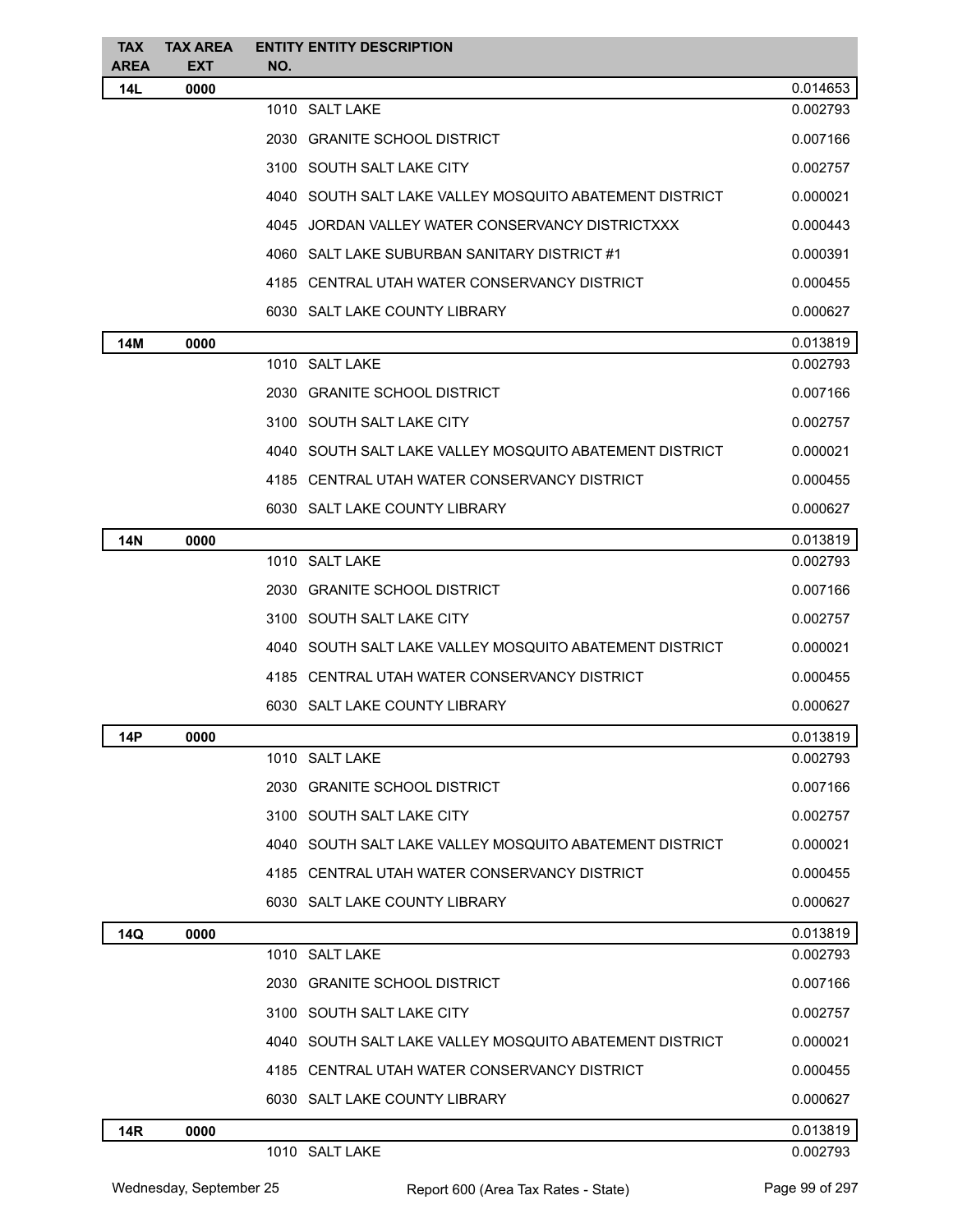| TAX AREA | TAX AREA EXT | ENTITY NO. | ENTITY DESCRIPTION | |
|---|---|---|---|---|
| **14L** | **0000** | | | 0.014653 |
| | | 1010 | SALT LAKE | 0.002793 |
| | | 2030 | GRANITE SCHOOL DISTRICT | 0.007166 |
| | | 3100 | SOUTH SALT LAKE CITY | 0.002757 |
| | | 4040 | SOUTH SALT LAKE VALLEY MOSQUITO ABATEMENT DISTRICT | 0.000021 |
| | | 4045 | JORDAN VALLEY WATER CONSERVANCY DISTRICTXXX | 0.000443 |
| | | 4060 | SALT LAKE SUBURBAN SANITARY DISTRICT #1 | 0.000391 |
| | | 4185 | CENTRAL UTAH WATER CONSERVANCY DISTRICT | 0.000455 |
| | | 6030 | SALT LAKE COUNTY LIBRARY | 0.000627 |
| **14M** | **0000** | | | 0.013819 |
| | | 1010 | SALT LAKE | 0.002793 |
| | | 2030 | GRANITE SCHOOL DISTRICT | 0.007166 |
| | | 3100 | SOUTH SALT LAKE CITY | 0.002757 |
| | | 4040 | SOUTH SALT LAKE VALLEY MOSQUITO ABATEMENT DISTRICT | 0.000021 |
| | | 4185 | CENTRAL UTAH WATER CONSERVANCY DISTRICT | 0.000455 |
| | | 6030 | SALT LAKE COUNTY LIBRARY | 0.000627 |
| **14N** | **0000** | | | 0.013819 |
| | | 1010 | SALT LAKE | 0.002793 |
| | | 2030 | GRANITE SCHOOL DISTRICT | 0.007166 |
| | | 3100 | SOUTH SALT LAKE CITY | 0.002757 |
| | | 4040 | SOUTH SALT LAKE VALLEY MOSQUITO ABATEMENT DISTRICT | 0.000021 |
| | | 4185 | CENTRAL UTAH WATER CONSERVANCY DISTRICT | 0.000455 |
| | | 6030 | SALT LAKE COUNTY LIBRARY | 0.000627 |
| **14P** | **0000** | | | 0.013819 |
| | | 1010 | SALT LAKE | 0.002793 |
| | | 2030 | GRANITE SCHOOL DISTRICT | 0.007166 |
| | | 3100 | SOUTH SALT LAKE CITY | 0.002757 |
| | | 4040 | SOUTH SALT LAKE VALLEY MOSQUITO ABATEMENT DISTRICT | 0.000021 |
| | | 4185 | CENTRAL UTAH WATER CONSERVANCY DISTRICT | 0.000455 |
| | | 6030 | SALT LAKE COUNTY LIBRARY | 0.000627 |
| **14Q** | **0000** | | | 0.013819 |
| | | 1010 | SALT LAKE | 0.002793 |
| | | 2030 | GRANITE SCHOOL DISTRICT | 0.007166 |
| | | 3100 | SOUTH SALT LAKE CITY | 0.002757 |
| | | 4040 | SOUTH SALT LAKE VALLEY MOSQUITO ABATEMENT DISTRICT | 0.000021 |
| | | 4185 | CENTRAL UTAH WATER CONSERVANCY DISTRICT | 0.000455 |
| | | 6030 | SALT LAKE COUNTY LIBRARY | 0.000627 |
| **14R** | **0000** | | | 0.013819 |
| | | 1010 | SALT LAKE | 0.002793 |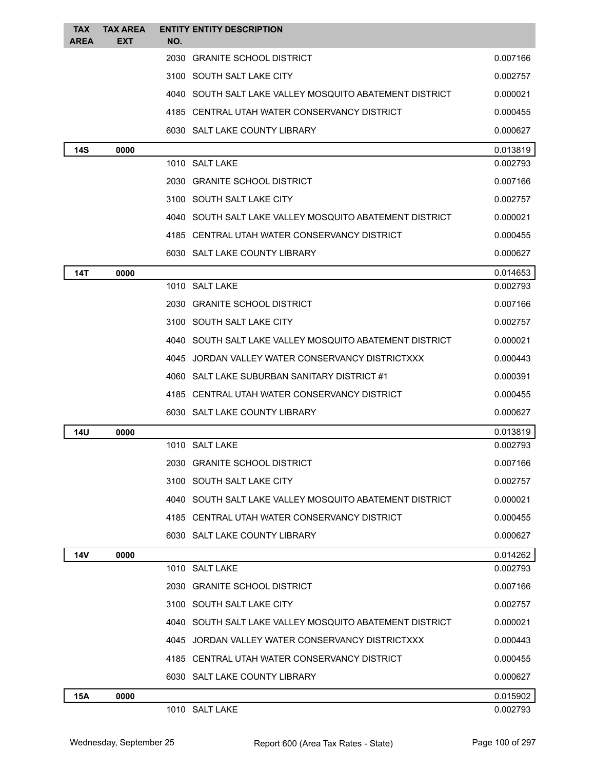| TAX AREA | TAX AREA EXT | ENTITY NO. | ENTITY DESCRIPTION | |
|---|---|---|---|---|
| | | 2030 | GRANITE SCHOOL DISTRICT | 0.007166 |
| | | 3100 | SOUTH SALT LAKE CITY | 0.002757 |
| | | 4040 | SOUTH SALT LAKE VALLEY MOSQUITO ABATEMENT DISTRICT | 0.000021 |
| | | 4185 | CENTRAL UTAH WATER CONSERVANCY DISTRICT | 0.000455 |
| | | 6030 | SALT LAKE COUNTY LIBRARY | 0.000627 |
| **14S** | **0000** | | | 0.013819 |
| | | 1010 | SALT LAKE | 0.002793 |
| | | 2030 | GRANITE SCHOOL DISTRICT | 0.007166 |
| | | 3100 | SOUTH SALT LAKE CITY | 0.002757 |
| | | 4040 | SOUTH SALT LAKE VALLEY MOSQUITO ABATEMENT DISTRICT | 0.000021 |
| | | 4185 | CENTRAL UTAH WATER CONSERVANCY DISTRICT | 0.000455 |
| | | 6030 | SALT LAKE COUNTY LIBRARY | 0.000627 |
| **14T** | **0000** | | | 0.014653 |
| | | 1010 | SALT LAKE | 0.002793 |
| | | 2030 | GRANITE SCHOOL DISTRICT | 0.007166 |
| | | 3100 | SOUTH SALT LAKE CITY | 0.002757 |
| | | 4040 | SOUTH SALT LAKE VALLEY MOSQUITO ABATEMENT DISTRICT | 0.000021 |
| | | 4045 | JORDAN VALLEY WATER CONSERVANCY DISTRICTXXX | 0.000443 |
| | | 4060 | SALT LAKE SUBURBAN SANITARY DISTRICT #1 | 0.000391 |
| | | 4185 | CENTRAL UTAH WATER CONSERVANCY DISTRICT | 0.000455 |
| | | 6030 | SALT LAKE COUNTY LIBRARY | 0.000627 |
| **14U** | **0000** | | | 0.013819 |
| | | 1010 | SALT LAKE | 0.002793 |
| | | 2030 | GRANITE SCHOOL DISTRICT | 0.007166 |
| | | 3100 | SOUTH SALT LAKE CITY | 0.002757 |
| | | 4040 | SOUTH SALT LAKE VALLEY MOSQUITO ABATEMENT DISTRICT | 0.000021 |
| | | 4185 | CENTRAL UTAH WATER CONSERVANCY DISTRICT | 0.000455 |
| | | 6030 | SALT LAKE COUNTY LIBRARY | 0.000627 |
| **14V** | **0000** | | | 0.014262 |
| | | 1010 | SALT LAKE | 0.002793 |
| | | 2030 | GRANITE SCHOOL DISTRICT | 0.007166 |
| | | 3100 | SOUTH SALT LAKE CITY | 0.002757 |
| | | 4040 | SOUTH SALT LAKE VALLEY MOSQUITO ABATEMENT DISTRICT | 0.000021 |
| | | 4045 | JORDAN VALLEY WATER CONSERVANCY DISTRICTXXX | 0.000443 |
| | | 4185 | CENTRAL UTAH WATER CONSERVANCY DISTRICT | 0.000455 |
| | | 6030 | SALT LAKE COUNTY LIBRARY | 0.000627 |
| **15A** | **0000** | | | 0.015902 |
| | | 1010 | SALT LAKE | 0.002793 |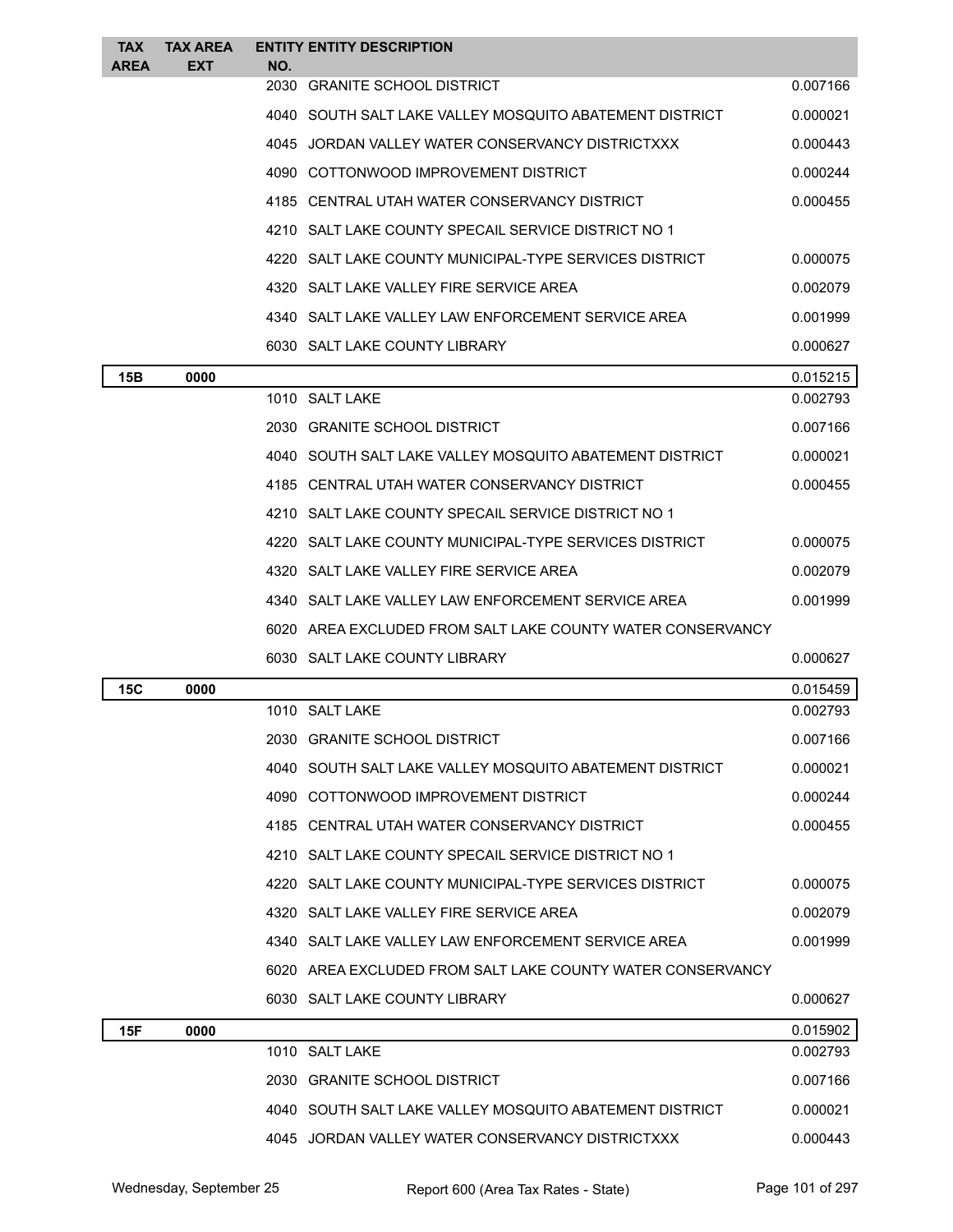| TAX AREA | TAX AREA EXT | ENTITY NO. | ENTITY DESCRIPTION | |
|---|---|---|---|---|
| | | 2030 | GRANITE SCHOOL DISTRICT | 0.007166 |
| | | 4040 | SOUTH SALT LAKE VALLEY MOSQUITO ABATEMENT DISTRICT | 0.000021 |
| | | 4045 | JORDAN VALLEY WATER CONSERVANCY DISTRICTXXX | 0.000443 |
| | | 4090 | COTTONWOOD IMPROVEMENT DISTRICT | 0.000244 |
| | | 4185 | CENTRAL UTAH WATER CONSERVANCY DISTRICT | 0.000455 |
| | | 4210 | SALT LAKE COUNTY SPECAIL SERVICE DISTRICT NO 1 | |
| | | 4220 | SALT LAKE COUNTY MUNICIPAL-TYPE SERVICES DISTRICT | 0.000075 |
| | | 4320 | SALT LAKE VALLEY FIRE SERVICE AREA | 0.002079 |
| | | 4340 | SALT LAKE VALLEY LAW ENFORCEMENT SERVICE AREA | 0.001999 |
| | | 6030 | SALT LAKE COUNTY LIBRARY | 0.000627 |
| **15B** | **0000** | | | 0.015215 |
| | | 1010 | SALT LAKE | 0.002793 |
| | | 2030 | GRANITE SCHOOL DISTRICT | 0.007166 |
| | | 4040 | SOUTH SALT LAKE VALLEY MOSQUITO ABATEMENT DISTRICT | 0.000021 |
| | | 4185 | CENTRAL UTAH WATER CONSERVANCY DISTRICT | 0.000455 |
| | | 4210 | SALT LAKE COUNTY SPECAIL SERVICE DISTRICT NO 1 | |
| | | 4220 | SALT LAKE COUNTY MUNICIPAL-TYPE SERVICES DISTRICT | 0.000075 |
| | | 4320 | SALT LAKE VALLEY FIRE SERVICE AREA | 0.002079 |
| | | 4340 | SALT LAKE VALLEY LAW ENFORCEMENT SERVICE AREA | 0.001999 |
| | | 6020 | AREA EXCLUDED FROM SALT LAKE COUNTY WATER CONSERVANCY | |
| | | 6030 | SALT LAKE COUNTY LIBRARY | 0.000627 |
| **15C** | **0000** | | | 0.015459 |
| | | 1010 | SALT LAKE | 0.002793 |
| | | 2030 | GRANITE SCHOOL DISTRICT | 0.007166 |
| | | 4040 | SOUTH SALT LAKE VALLEY MOSQUITO ABATEMENT DISTRICT | 0.000021 |
| | | 4090 | COTTONWOOD IMPROVEMENT DISTRICT | 0.000244 |
| | | 4185 | CENTRAL UTAH WATER CONSERVANCY DISTRICT | 0.000455 |
| | | 4210 | SALT LAKE COUNTY SPECAIL SERVICE DISTRICT NO 1 | |
| | | 4220 | SALT LAKE COUNTY MUNICIPAL-TYPE SERVICES DISTRICT | 0.000075 |
| | | 4320 | SALT LAKE VALLEY FIRE SERVICE AREA | 0.002079 |
| | | 4340 | SALT LAKE VALLEY LAW ENFORCEMENT SERVICE AREA | 0.001999 |
| | | 6020 | AREA EXCLUDED FROM SALT LAKE COUNTY WATER CONSERVANCY | |
| | | 6030 | SALT LAKE COUNTY LIBRARY | 0.000627 |
| **15F** | **0000** | | | 0.015902 |
| | | 1010 | SALT LAKE | 0.002793 |
| | | 2030 | GRANITE SCHOOL DISTRICT | 0.007166 |
| | | 4040 | SOUTH SALT LAKE VALLEY MOSQUITO ABATEMENT DISTRICT | 0.000021 |
| | | 4045 | JORDAN VALLEY WATER CONSERVANCY DISTRICTXXX | 0.000443 |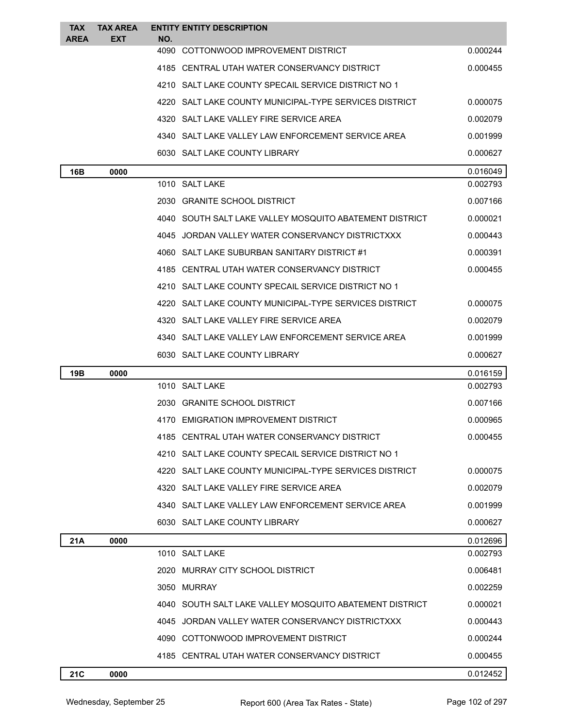| TAX AREA | TAX AREA EXT | ENTITY NO. | ENTITY DESCRIPTION | |
|---|---|---|---|---|
| | | 4090 | COTTONWOOD IMPROVEMENT DISTRICT | 0.000244 |
| | | 4185 | CENTRAL UTAH WATER CONSERVANCY DISTRICT | 0.000455 |
| | | 4210 | SALT LAKE COUNTY SPECAIL SERVICE DISTRICT NO 1 | |
| | | 4220 | SALT LAKE COUNTY MUNICIPAL-TYPE SERVICES DISTRICT | 0.000075 |
| | | 4320 | SALT LAKE VALLEY FIRE SERVICE AREA | 0.002079 |
| | | 4340 | SALT LAKE VALLEY LAW ENFORCEMENT SERVICE AREA | 0.001999 |
| | | 6030 | SALT LAKE COUNTY LIBRARY | 0.000627 |
| **16B** | **0000** | | | 0.016049 |
| | | 1010 | SALT LAKE | 0.002793 |
| | | 2030 | GRANITE SCHOOL DISTRICT | 0.007166 |
| | | 4040 | SOUTH SALT LAKE VALLEY MOSQUITO ABATEMENT DISTRICT | 0.000021 |
| | | 4045 | JORDAN VALLEY WATER CONSERVANCY DISTRICTXXX | 0.000443 |
| | | 4060 | SALT LAKE SUBURBAN SANITARY DISTRICT #1 | 0.000391 |
| | | 4185 | CENTRAL UTAH WATER CONSERVANCY DISTRICT | 0.000455 |
| | | 4210 | SALT LAKE COUNTY SPECAIL SERVICE DISTRICT NO 1 | |
| | | 4220 | SALT LAKE COUNTY MUNICIPAL-TYPE SERVICES DISTRICT | 0.000075 |
| | | 4320 | SALT LAKE VALLEY FIRE SERVICE AREA | 0.002079 |
| | | 4340 | SALT LAKE VALLEY LAW ENFORCEMENT SERVICE AREA | 0.001999 |
| | | 6030 | SALT LAKE COUNTY LIBRARY | 0.000627 |
| **19B** | **0000** | | | 0.016159 |
| | | 1010 | SALT LAKE | 0.002793 |
| | | 2030 | GRANITE SCHOOL DISTRICT | 0.007166 |
| | | 4170 | EMIGRATION IMPROVEMENT DISTRICT | 0.000965 |
| | | 4185 | CENTRAL UTAH WATER CONSERVANCY DISTRICT | 0.000455 |
| | | 4210 | SALT LAKE COUNTY SPECAIL SERVICE DISTRICT NO 1 | |
| | | 4220 | SALT LAKE COUNTY MUNICIPAL-TYPE SERVICES DISTRICT | 0.000075 |
| | | 4320 | SALT LAKE VALLEY FIRE SERVICE AREA | 0.002079 |
| | | 4340 | SALT LAKE VALLEY LAW ENFORCEMENT SERVICE AREA | 0.001999 |
| | | 6030 | SALT LAKE COUNTY LIBRARY | 0.000627 |
| **21A** | **0000** | | | 0.012696 |
| | | 1010 | SALT LAKE | 0.002793 |
| | | 2020 | MURRAY CITY SCHOOL DISTRICT | 0.006481 |
| | | 3050 | MURRAY | 0.002259 |
| | | 4040 | SOUTH SALT LAKE VALLEY MOSQUITO ABATEMENT DISTRICT | 0.000021 |
| | | 4045 | JORDAN VALLEY WATER CONSERVANCY DISTRICTXXX | 0.000443 |
| | | 4090 | COTTONWOOD IMPROVEMENT DISTRICT | 0.000244 |
| | | 4185 | CENTRAL UTAH WATER CONSERVANCY DISTRICT | 0.000455 |
| **21C** | **0000** | | | 0.012452 |

Wednesday, September 25 Report 600 (Area Tax Rates - State)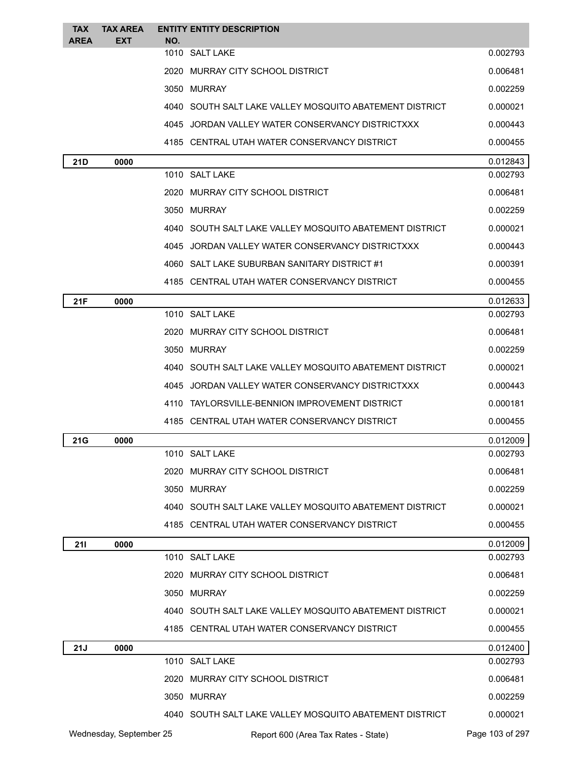| TAX AREA | TAX AREA EXT | ENTITY NO. | ENTITY DESCRIPTION | |
|---|---|---|---|---|
| | | 1010 | SALT LAKE | 0.002793 |
| | | 2020 | MURRAY CITY SCHOOL DISTRICT | 0.006481 |
| | | 3050 | MURRAY | 0.002259 |
| | | 4040 | SOUTH SALT LAKE VALLEY MOSQUITO ABATEMENT DISTRICT | 0.000021 |
| | | 4045 | JORDAN VALLEY WATER CONSERVANCY DISTRICTXXX | 0.000443 |
| | | 4185 | CENTRAL UTAH WATER CONSERVANCY DISTRICT | 0.000455 |
| **21D** | **0000** | | | 0.012843 |
| | | 1010 | SALT LAKE | 0.002793 |
| | | 2020 | MURRAY CITY SCHOOL DISTRICT | 0.006481 |
| | | 3050 | MURRAY | 0.002259 |
| | | 4040 | SOUTH SALT LAKE VALLEY MOSQUITO ABATEMENT DISTRICT | 0.000021 |
| | | 4045 | JORDAN VALLEY WATER CONSERVANCY DISTRICTXXX | 0.000443 |
| | | 4060 | SALT LAKE SUBURBAN SANITARY DISTRICT #1 | 0.000391 |
| | | 4185 | CENTRAL UTAH WATER CONSERVANCY DISTRICT | 0.000455 |
| **21F** | **0000** | | | 0.012633 |
| | | 1010 | SALT LAKE | 0.002793 |
| | | 2020 | MURRAY CITY SCHOOL DISTRICT | 0.006481 |
| | | 3050 | MURRAY | 0.002259 |
| | | 4040 | SOUTH SALT LAKE VALLEY MOSQUITO ABATEMENT DISTRICT | 0.000021 |
| | | 4045 | JORDAN VALLEY WATER CONSERVANCY DISTRICTXXX | 0.000443 |
| | | 4110 | TAYLORSVILLE-BENNION IMPROVEMENT DISTRICT | 0.000181 |
| | | 4185 | CENTRAL UTAH WATER CONSERVANCY DISTRICT | 0.000455 |
| **21G** | **0000** | | | 0.012009 |
| | | 1010 | SALT LAKE | 0.002793 |
| | | 2020 | MURRAY CITY SCHOOL DISTRICT | 0.006481 |
| | | 3050 | MURRAY | 0.002259 |
| | | 4040 | SOUTH SALT LAKE VALLEY MOSQUITO ABATEMENT DISTRICT | 0.000021 |
| | | 4185 | CENTRAL UTAH WATER CONSERVANCY DISTRICT | 0.000455 |
| **21I** | **0000** | | | 0.012009 |
| | | 1010 | SALT LAKE | 0.002793 |
| | | 2020 | MURRAY CITY SCHOOL DISTRICT | 0.006481 |
| | | 3050 | MURRAY | 0.002259 |
| | | 4040 | SOUTH SALT LAKE VALLEY MOSQUITO ABATEMENT DISTRICT | 0.000021 |
| | | 4185 | CENTRAL UTAH WATER CONSERVANCY DISTRICT | 0.000455 |
| **21J** | **0000** | | | 0.012400 |
| | | 1010 | SALT LAKE | 0.002793 |
| | | 2020 | MURRAY CITY SCHOOL DISTRICT | 0.006481 |
| | | 3050 | MURRAY | 0.002259 |
| | | 4040 | SOUTH SALT LAKE VALLEY MOSQUITO ABATEMENT DISTRICT | 0.000021 |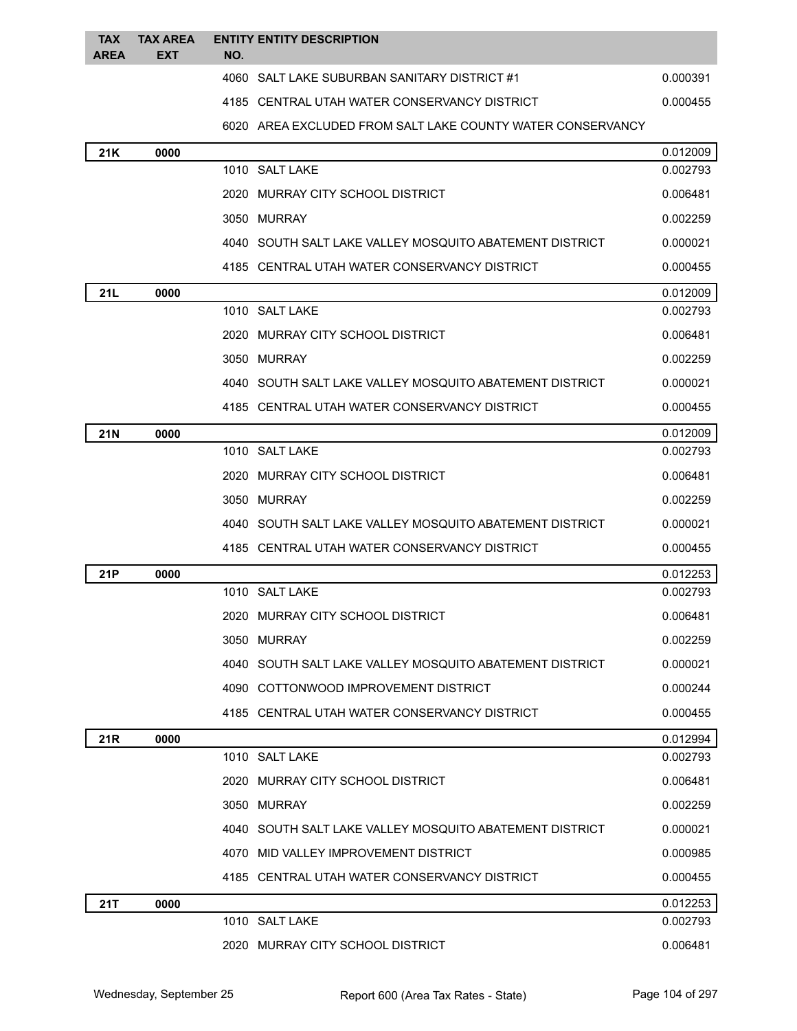| TAX AREA | TAX AREA EXT | ENTITY NO. | ENTITY DESCRIPTION | |
|---|---|---|---|---|
| | | 4060 | SALT LAKE SUBURBAN SANITARY DISTRICT #1 | 0.000391 |
| | | 4185 | CENTRAL UTAH WATER CONSERVANCY DISTRICT | 0.000455 |
| | | 6020 | AREA EXCLUDED FROM SALT LAKE COUNTY WATER CONSERVANCY | |
| **21K** | **0000** | | | 0.012009 |
| | | 1010 | SALT LAKE | 0.002793 |
| | | 2020 | MURRAY CITY SCHOOL DISTRICT | 0.006481 |
| | | 3050 | MURRAY | 0.002259 |
| | | 4040 | SOUTH SALT LAKE VALLEY MOSQUITO ABATEMENT DISTRICT | 0.000021 |
| | | 4185 | CENTRAL UTAH WATER CONSERVANCY DISTRICT | 0.000455 |
| **21L** | **0000** | | | 0.012009 |
| | | 1010 | SALT LAKE | 0.002793 |
| | | 2020 | MURRAY CITY SCHOOL DISTRICT | 0.006481 |
| | | 3050 | MURRAY | 0.002259 |
| | | 4040 | SOUTH SALT LAKE VALLEY MOSQUITO ABATEMENT DISTRICT | 0.000021 |
| | | 4185 | CENTRAL UTAH WATER CONSERVANCY DISTRICT | 0.000455 |
| **21N** | **0000** | | | 0.012009 |
| | | 1010 | SALT LAKE | 0.002793 |
| | | 2020 | MURRAY CITY SCHOOL DISTRICT | 0.006481 |
| | | 3050 | MURRAY | 0.002259 |
| | | 4040 | SOUTH SALT LAKE VALLEY MOSQUITO ABATEMENT DISTRICT | 0.000021 |
| | | 4185 | CENTRAL UTAH WATER CONSERVANCY DISTRICT | 0.000455 |
| **21P** | **0000** | | | 0.012253 |
| | | 1010 | SALT LAKE | 0.002793 |
| | | 2020 | MURRAY CITY SCHOOL DISTRICT | 0.006481 |
| | | 3050 | MURRAY | 0.002259 |
| | | 4040 | SOUTH SALT LAKE VALLEY MOSQUITO ABATEMENT DISTRICT | 0.000021 |
| | | 4090 | COTTONWOOD IMPROVEMENT DISTRICT | 0.000244 |
| | | 4185 | CENTRAL UTAH WATER CONSERVANCY DISTRICT | 0.000455 |
| **21R** | **0000** | | | 0.012994 |
| | | 1010 | SALT LAKE | 0.002793 |
| | | 2020 | MURRAY CITY SCHOOL DISTRICT | 0.006481 |
| | | 3050 | MURRAY | 0.002259 |
| | | 4040 | SOUTH SALT LAKE VALLEY MOSQUITO ABATEMENT DISTRICT | 0.000021 |
| | | 4070 | MID VALLEY IMPROVEMENT DISTRICT | 0.000985 |
| | | 4185 | CENTRAL UTAH WATER CONSERVANCY DISTRICT | 0.000455 |
| **21T** | **0000** | | | 0.012253 |
| | | 1010 | SALT LAKE | 0.002793 |
| | | 2020 | MURRAY CITY SCHOOL DISTRICT | 0.006481 |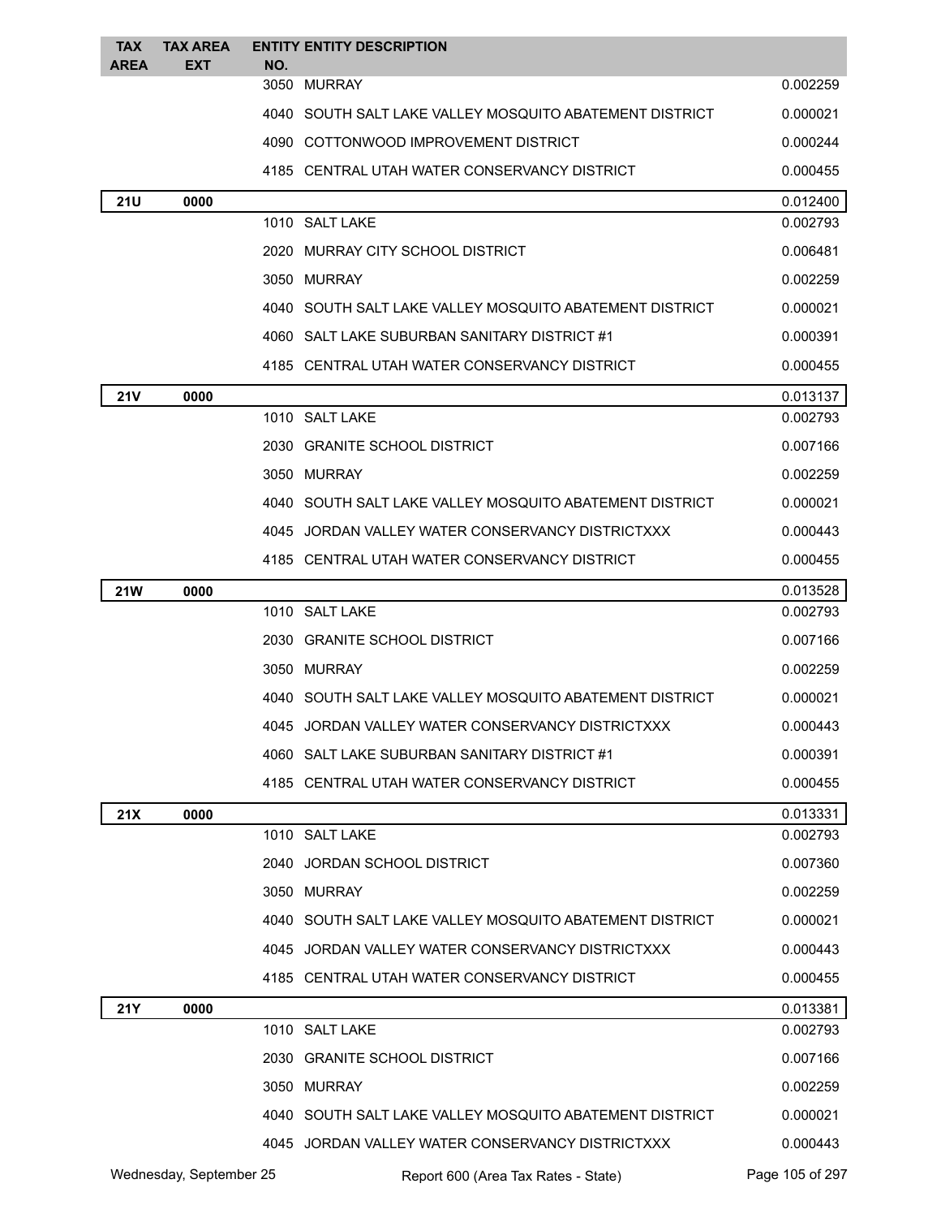| TAX AREA | TAX AREA EXT | ENTITY NO. | ENTITY DESCRIPTION | |
|---|---|---|---|---|
| | | 3050 | MURRAY | 0.002259 |
| | | 4040 | SOUTH SALT LAKE VALLEY MOSQUITO ABATEMENT DISTRICT | 0.000021 |
| | | 4090 | COTTONWOOD IMPROVEMENT DISTRICT | 0.000244 |
| | | 4185 | CENTRAL UTAH WATER CONSERVANCY DISTRICT | 0.000455 |
| **21U** | **0000** | | | 0.012400 |
| | | 1010 | SALT LAKE | 0.002793 |
| | | 2020 | MURRAY CITY SCHOOL DISTRICT | 0.006481 |
| | | 3050 | MURRAY | 0.002259 |
| | | 4040 | SOUTH SALT LAKE VALLEY MOSQUITO ABATEMENT DISTRICT | 0.000021 |
| | | 4060 | SALT LAKE SUBURBAN SANITARY DISTRICT #1 | 0.000391 |
| | | 4185 | CENTRAL UTAH WATER CONSERVANCY DISTRICT | 0.000455 |
| **21V** | **0000** | | | 0.013137 |
| | | 1010 | SALT LAKE | 0.002793 |
| | | 2030 | GRANITE SCHOOL DISTRICT | 0.007166 |
| | | 3050 | MURRAY | 0.002259 |
| | | 4040 | SOUTH SALT LAKE VALLEY MOSQUITO ABATEMENT DISTRICT | 0.000021 |
| | | 4045 | JORDAN VALLEY WATER CONSERVANCY DISTRICTXXX | 0.000443 |
| | | 4185 | CENTRAL UTAH WATER CONSERVANCY DISTRICT | 0.000455 |
| **21W** | **0000** | | | 0.013528 |
| | | 1010 | SALT LAKE | 0.002793 |
| | | 2030 | GRANITE SCHOOL DISTRICT | 0.007166 |
| | | 3050 | MURRAY | 0.002259 |
| | | 4040 | SOUTH SALT LAKE VALLEY MOSQUITO ABATEMENT DISTRICT | 0.000021 |
| | | 4045 | JORDAN VALLEY WATER CONSERVANCY DISTRICTXXX | 0.000443 |
| | | 4060 | SALT LAKE SUBURBAN SANITARY DISTRICT #1 | 0.000391 |
| | | 4185 | CENTRAL UTAH WATER CONSERVANCY DISTRICT | 0.000455 |
| **21X** | **0000** | | | 0.013331 |
| | | 1010 | SALT LAKE | 0.002793 |
| | | 2040 | JORDAN SCHOOL DISTRICT | 0.007360 |
| | | 3050 | MURRAY | 0.002259 |
| | | 4040 | SOUTH SALT LAKE VALLEY MOSQUITO ABATEMENT DISTRICT | 0.000021 |
| | | 4045 | JORDAN VALLEY WATER CONSERVANCY DISTRICTXXX | 0.000443 |
| | | 4185 | CENTRAL UTAH WATER CONSERVANCY DISTRICT | 0.000455 |
| **21Y** | **0000** | | | 0.013381 |
| | | 1010 | SALT LAKE | 0.002793 |
| | | 2030 | GRANITE SCHOOL DISTRICT | 0.007166 |
| | | 3050 | MURRAY | 0.002259 |
| | | 4040 | SOUTH SALT LAKE VALLEY MOSQUITO ABATEMENT DISTRICT | 0.000021 |
| | | 4045 | JORDAN VALLEY WATER CONSERVANCY DISTRICTXXX | 0.000443 |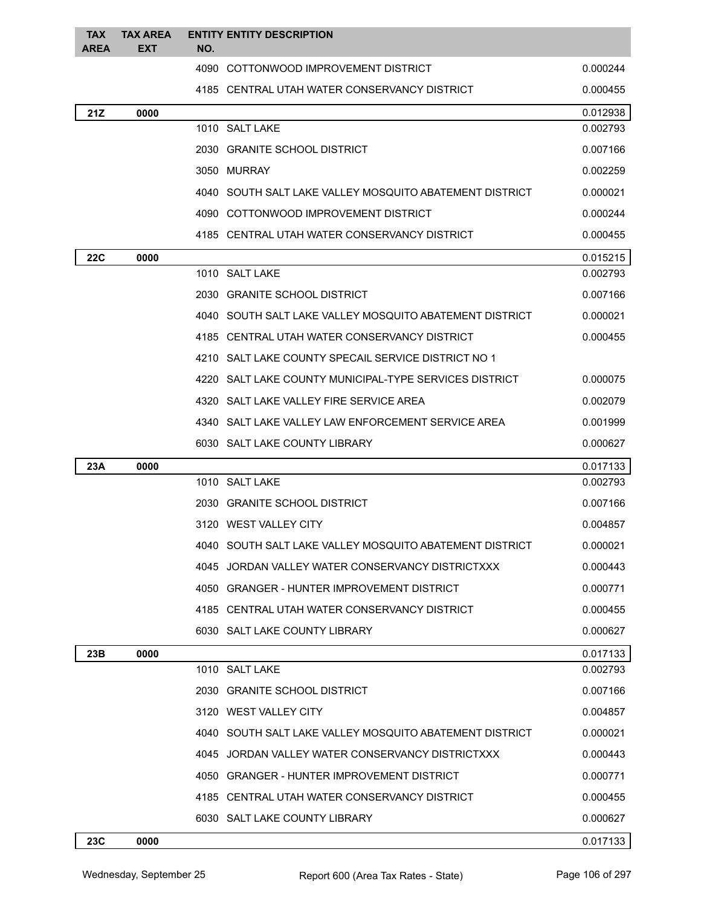| TAX AREA | TAX AREA EXT | ENTITY NO. | ENTITY DESCRIPTION | |
|---|---|---|---|---|
| | | 4090 | COTTONWOOD IMPROVEMENT DISTRICT | 0.000244 |
| | | 4185 | CENTRAL UTAH WATER CONSERVANCY DISTRICT | 0.000455 |
| **21Z** | **0000** | | | 0.012938 |
| | | 1010 | SALT LAKE | 0.002793 |
| | | 2030 | GRANITE SCHOOL DISTRICT | 0.007166 |
| | | 3050 | MURRAY | 0.002259 |
| | | 4040 | SOUTH SALT LAKE VALLEY MOSQUITO ABATEMENT DISTRICT | 0.000021 |
| | | 4090 | COTTONWOOD IMPROVEMENT DISTRICT | 0.000244 |
| | | 4185 | CENTRAL UTAH WATER CONSERVANCY DISTRICT | 0.000455 |
| **22C** | **0000** | | | 0.015215 |
| | | 1010 | SALT LAKE | 0.002793 |
| | | 2030 | GRANITE SCHOOL DISTRICT | 0.007166 |
| | | 4040 | SOUTH SALT LAKE VALLEY MOSQUITO ABATEMENT DISTRICT | 0.000021 |
| | | 4185 | CENTRAL UTAH WATER CONSERVANCY DISTRICT | 0.000455 |
| | | 4210 | SALT LAKE COUNTY SPECAIL SERVICE DISTRICT NO 1 | |
| | | 4220 | SALT LAKE COUNTY MUNICIPAL-TYPE SERVICES DISTRICT | 0.000075 |
| | | 4320 | SALT LAKE VALLEY FIRE SERVICE AREA | 0.002079 |
| | | 4340 | SALT LAKE VALLEY LAW ENFORCEMENT SERVICE AREA | 0.001999 |
| | | 6030 | SALT LAKE COUNTY LIBRARY | 0.000627 |
| **23A** | **0000** | | | 0.017133 |
| | | 1010 | SALT LAKE | 0.002793 |
| | | 2030 | GRANITE SCHOOL DISTRICT | 0.007166 |
| | | 3120 | WEST VALLEY CITY | 0.004857 |
| | | 4040 | SOUTH SALT LAKE VALLEY MOSQUITO ABATEMENT DISTRICT | 0.000021 |
| | | 4045 | JORDAN VALLEY WATER CONSERVANCY DISTRICTXXX | 0.000443 |
| | | 4050 | GRANGER - HUNTER IMPROVEMENT DISTRICT | 0.000771 |
| | | 4185 | CENTRAL UTAH WATER CONSERVANCY DISTRICT | 0.000455 |
| | | 6030 | SALT LAKE COUNTY LIBRARY | 0.000627 |
| **23B** | **0000** | | | 0.017133 |
| | | 1010 | SALT LAKE | 0.002793 |
| | | 2030 | GRANITE SCHOOL DISTRICT | 0.007166 |
| | | 3120 | WEST VALLEY CITY | 0.004857 |
| | | 4040 | SOUTH SALT LAKE VALLEY MOSQUITO ABATEMENT DISTRICT | 0.000021 |
| | | 4045 | JORDAN VALLEY WATER CONSERVANCY DISTRICTXXX | 0.000443 |
| | | 4050 | GRANGER - HUNTER IMPROVEMENT DISTRICT | 0.000771 |
| | | 4185 | CENTRAL UTAH WATER CONSERVANCY DISTRICT | 0.000455 |
| | | 6030 | SALT LAKE COUNTY LIBRARY | 0.000627 |
| **23C** | **0000** | | | 0.017133 |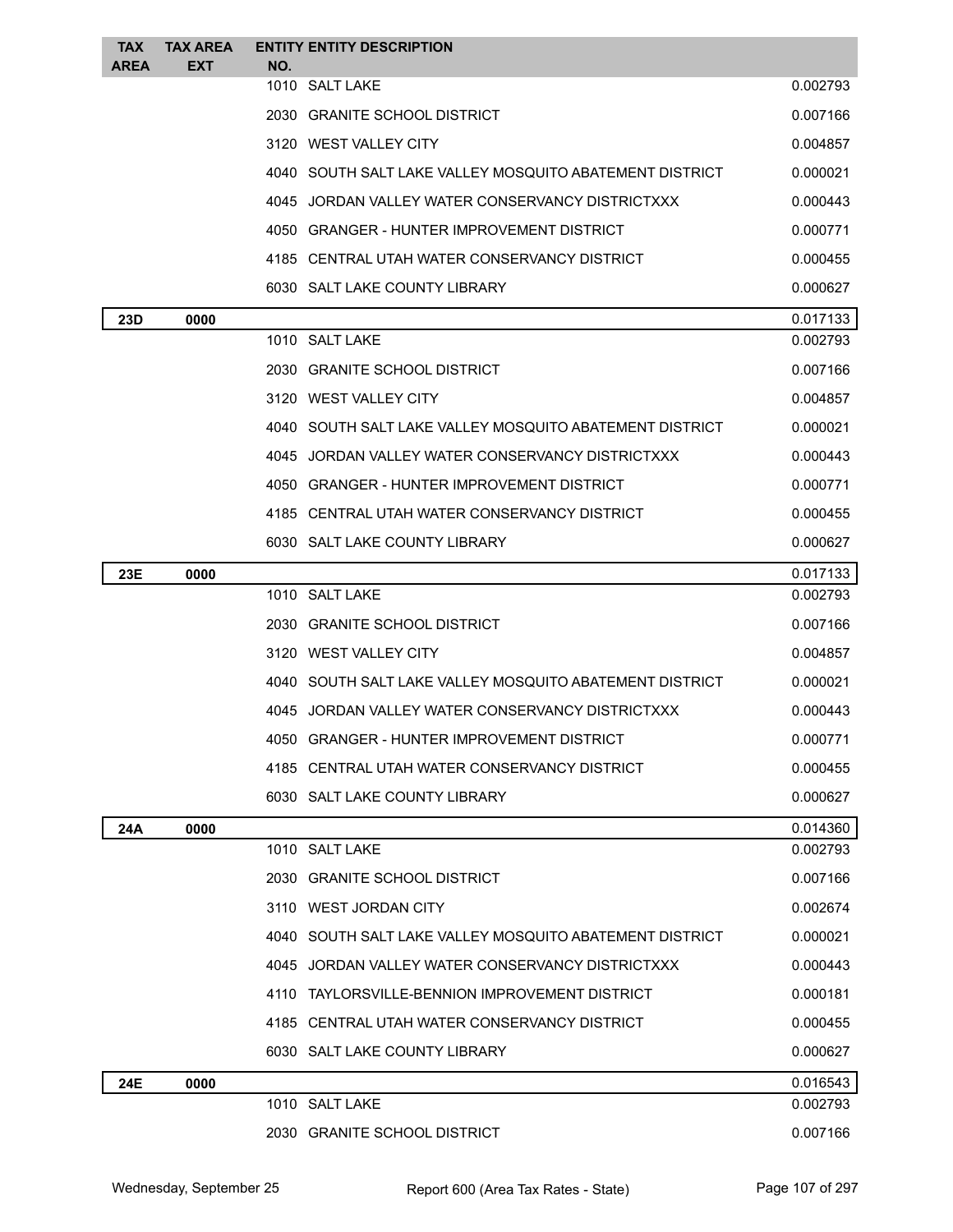| TAX AREA | TAX AREA EXT | ENTITY NO. | ENTITY DESCRIPTION | |
|---|---|---|---|---|
| | | 1010 | SALT LAKE | 0.002793 |
| | | 2030 | GRANITE SCHOOL DISTRICT | 0.007166 |
| | | 3120 | WEST VALLEY CITY | 0.004857 |
| | | 4040 | SOUTH SALT LAKE VALLEY MOSQUITO ABATEMENT DISTRICT | 0.000021 |
| | | 4045 | JORDAN VALLEY WATER CONSERVANCY DISTRICTXXX | 0.000443 |
| | | 4050 | GRANGER - HUNTER IMPROVEMENT DISTRICT | 0.000771 |
| | | 4185 | CENTRAL UTAH WATER CONSERVANCY DISTRICT | 0.000455 |
| | | 6030 | SALT LAKE COUNTY LIBRARY | 0.000627 |
| **23D** | **0000** | | | 0.017133 |
| | | 1010 | SALT LAKE | 0.002793 |
| | | 2030 | GRANITE SCHOOL DISTRICT | 0.007166 |
| | | 3120 | WEST VALLEY CITY | 0.004857 |
| | | 4040 | SOUTH SALT LAKE VALLEY MOSQUITO ABATEMENT DISTRICT | 0.000021 |
| | | 4045 | JORDAN VALLEY WATER CONSERVANCY DISTRICTXXX | 0.000443 |
| | | 4050 | GRANGER - HUNTER IMPROVEMENT DISTRICT | 0.000771 |
| | | 4185 | CENTRAL UTAH WATER CONSERVANCY DISTRICT | 0.000455 |
| | | 6030 | SALT LAKE COUNTY LIBRARY | 0.000627 |
| **23E** | **0000** | | | 0.017133 |
| | | 1010 | SALT LAKE | 0.002793 |
| | | 2030 | GRANITE SCHOOL DISTRICT | 0.007166 |
| | | 3120 | WEST VALLEY CITY | 0.004857 |
| | | 4040 | SOUTH SALT LAKE VALLEY MOSQUITO ABATEMENT DISTRICT | 0.000021 |
| | | 4045 | JORDAN VALLEY WATER CONSERVANCY DISTRICTXXX | 0.000443 |
| | | 4050 | GRANGER - HUNTER IMPROVEMENT DISTRICT | 0.000771 |
| | | 4185 | CENTRAL UTAH WATER CONSERVANCY DISTRICT | 0.000455 |
| | | 6030 | SALT LAKE COUNTY LIBRARY | 0.000627 |
| **24A** | **0000** | | | 0.014360 |
| | | 1010 | SALT LAKE | 0.002793 |
| | | 2030 | GRANITE SCHOOL DISTRICT | 0.007166 |
| | | 3110 | WEST JORDAN CITY | 0.002674 |
| | | 4040 | SOUTH SALT LAKE VALLEY MOSQUITO ABATEMENT DISTRICT | 0.000021 |
| | | 4045 | JORDAN VALLEY WATER CONSERVANCY DISTRICTXXX | 0.000443 |
| | | 4110 | TAYLORSVILLE-BENNION IMPROVEMENT DISTRICT | 0.000181 |
| | | 4185 | CENTRAL UTAH WATER CONSERVANCY DISTRICT | 0.000455 |
| | | 6030 | SALT LAKE COUNTY LIBRARY | 0.000627 |
| **24E** | **0000** | | | 0.016543 |
| | | 1010 | SALT LAKE | 0.002793 |
| | | 2030 | GRANITE SCHOOL DISTRICT | 0.007166 |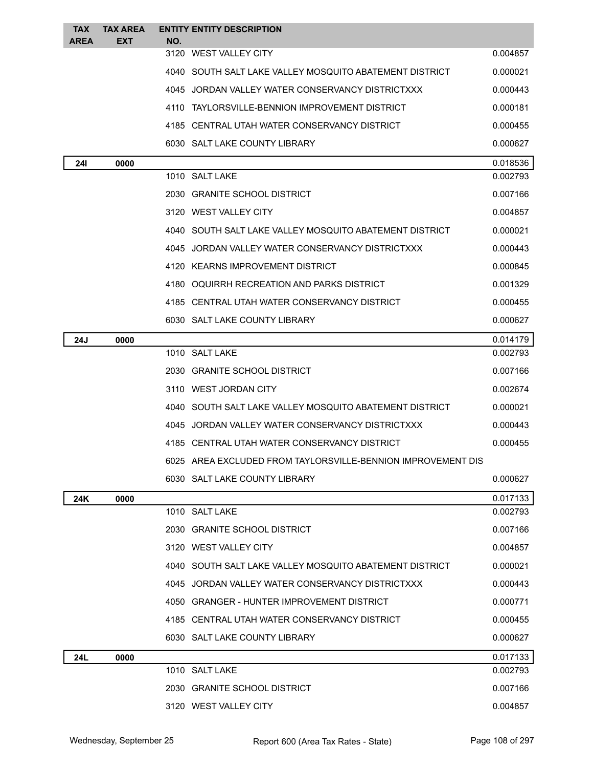| TAX AREA | TAX AREA EXT | ENTITY NO. | ENTITY DESCRIPTION | |
|---|---|---|---|---|
| | | 3120 | WEST VALLEY CITY | 0.004857 |
| | | 4040 | SOUTH SALT LAKE VALLEY MOSQUITO ABATEMENT DISTRICT | 0.000021 |
| | | 4045 | JORDAN VALLEY WATER CONSERVANCY DISTRICTXXX | 0.000443 |
| | | 4110 | TAYLORSVILLE-BENNION IMPROVEMENT DISTRICT | 0.000181 |
| | | 4185 | CENTRAL UTAH WATER CONSERVANCY DISTRICT | 0.000455 |
| | | 6030 | SALT LAKE COUNTY LIBRARY | 0.000627 |
| **24I** | **0000** | | | 0.018536 |
| | | 1010 | SALT LAKE | 0.002793 |
| | | 2030 | GRANITE SCHOOL DISTRICT | 0.007166 |
| | | 3120 | WEST VALLEY CITY | 0.004857 |
| | | 4040 | SOUTH SALT LAKE VALLEY MOSQUITO ABATEMENT DISTRICT | 0.000021 |
| | | 4045 | JORDAN VALLEY WATER CONSERVANCY DISTRICTXXX | 0.000443 |
| | | 4120 | KEARNS IMPROVEMENT DISTRICT | 0.000845 |
| | | 4180 | OQUIRRH RECREATION AND PARKS DISTRICT | 0.001329 |
| | | 4185 | CENTRAL UTAH WATER CONSERVANCY DISTRICT | 0.000455 |
| | | 6030 | SALT LAKE COUNTY LIBRARY | 0.000627 |
| **24J** | **0000** | | | 0.014179 |
| | | 1010 | SALT LAKE | 0.002793 |
| | | 2030 | GRANITE SCHOOL DISTRICT | 0.007166 |
| | | 3110 | WEST JORDAN CITY | 0.002674 |
| | | 4040 | SOUTH SALT LAKE VALLEY MOSQUITO ABATEMENT DISTRICT | 0.000021 |
| | | 4045 | JORDAN VALLEY WATER CONSERVANCY DISTRICTXXX | 0.000443 |
| | | 4185 | CENTRAL UTAH WATER CONSERVANCY DISTRICT | 0.000455 |
| | | 6025 | AREA EXCLUDED FROM TAYLORSVILLE-BENNION IMPROVEMENT DIS | |
| | | 6030 | SALT LAKE COUNTY LIBRARY | 0.000627 |
| **24K** | **0000** | | | 0.017133 |
| | | 1010 | SALT LAKE | 0.002793 |
| | | 2030 | GRANITE SCHOOL DISTRICT | 0.007166 |
| | | 3120 | WEST VALLEY CITY | 0.004857 |
| | | 4040 | SOUTH SALT LAKE VALLEY MOSQUITO ABATEMENT DISTRICT | 0.000021 |
| | | 4045 | JORDAN VALLEY WATER CONSERVANCY DISTRICTXXX | 0.000443 |
| | | 4050 | GRANGER - HUNTER IMPROVEMENT DISTRICT | 0.000771 |
| | | 4185 | CENTRAL UTAH WATER CONSERVANCY DISTRICT | 0.000455 |
| | | 6030 | SALT LAKE COUNTY LIBRARY | 0.000627 |
| **24L** | **0000** | | | 0.017133 |
| | | 1010 | SALT LAKE | 0.002793 |
| | | 2030 | GRANITE SCHOOL DISTRICT | 0.007166 |
| | | 3120 | WEST VALLEY CITY | 0.004857 |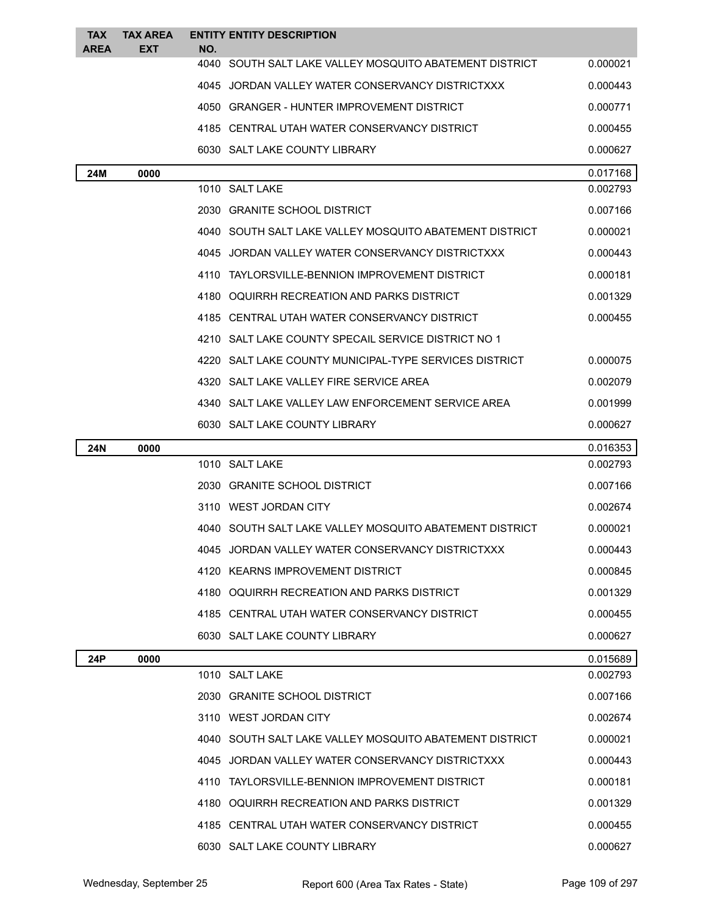| TAX AREA | TAX AREA EXT | ENTITY NO. | ENTITY DESCRIPTION | |
|---|---|---|---|---|
| | | 4040 | SOUTH SALT LAKE VALLEY MOSQUITO ABATEMENT DISTRICT | 0.000021 |
| | | 4045 | JORDAN VALLEY WATER CONSERVANCY DISTRICTXXX | 0.000443 |
| | | 4050 | GRANGER - HUNTER IMPROVEMENT DISTRICT | 0.000771 |
| | | 4185 | CENTRAL UTAH WATER CONSERVANCY DISTRICT | 0.000455 |
| | | 6030 | SALT LAKE COUNTY LIBRARY | 0.000627 |
| **24M** | **0000** | | | 0.017168 |
| | | 1010 | SALT LAKE | 0.002793 |
| | | 2030 | GRANITE SCHOOL DISTRICT | 0.007166 |
| | | 4040 | SOUTH SALT LAKE VALLEY MOSQUITO ABATEMENT DISTRICT | 0.000021 |
| | | 4045 | JORDAN VALLEY WATER CONSERVANCY DISTRICTXXX | 0.000443 |
| | | 4110 | TAYLORSVILLE-BENNION IMPROVEMENT DISTRICT | 0.000181 |
| | | 4180 | OQUIRRH RECREATION AND PARKS DISTRICT | 0.001329 |
| | | 4185 | CENTRAL UTAH WATER CONSERVANCY DISTRICT | 0.000455 |
| | | 4210 | SALT LAKE COUNTY SPECAIL SERVICE DISTRICT NO 1 | |
| | | 4220 | SALT LAKE COUNTY MUNICIPAL-TYPE SERVICES DISTRICT | 0.000075 |
| | | 4320 | SALT LAKE VALLEY FIRE SERVICE AREA | 0.002079 |
| | | 4340 | SALT LAKE VALLEY LAW ENFORCEMENT SERVICE AREA | 0.001999 |
| | | 6030 | SALT LAKE COUNTY LIBRARY | 0.000627 |
| **24N** | **0000** | | | 0.016353 |
| | | 1010 | SALT LAKE | 0.002793 |
| | | 2030 | GRANITE SCHOOL DISTRICT | 0.007166 |
| | | 3110 | WEST JORDAN CITY | 0.002674 |
| | | 4040 | SOUTH SALT LAKE VALLEY MOSQUITO ABATEMENT DISTRICT | 0.000021 |
| | | 4045 | JORDAN VALLEY WATER CONSERVANCY DISTRICTXXX | 0.000443 |
| | | 4120 | KEARNS IMPROVEMENT DISTRICT | 0.000845 |
| | | 4180 | OQUIRRH RECREATION AND PARKS DISTRICT | 0.001329 |
| | | 4185 | CENTRAL UTAH WATER CONSERVANCY DISTRICT | 0.000455 |
| | | 6030 | SALT LAKE COUNTY LIBRARY | 0.000627 |
| **24P** | **0000** | | | 0.015689 |
| | | 1010 | SALT LAKE | 0.002793 |
| | | 2030 | GRANITE SCHOOL DISTRICT | 0.007166 |
| | | 3110 | WEST JORDAN CITY | 0.002674 |
| | | 4040 | SOUTH SALT LAKE VALLEY MOSQUITO ABATEMENT DISTRICT | 0.000021 |
| | | 4045 | JORDAN VALLEY WATER CONSERVANCY DISTRICTXXX | 0.000443 |
| | | 4110 | TAYLORSVILLE-BENNION IMPROVEMENT DISTRICT | 0.000181 |
| | | 4180 | OQUIRRH RECREATION AND PARKS DISTRICT | 0.001329 |
| | | 4185 | CENTRAL UTAH WATER CONSERVANCY DISTRICT | 0.000455 |
| | | 6030 | SALT LAKE COUNTY LIBRARY | 0.000627 |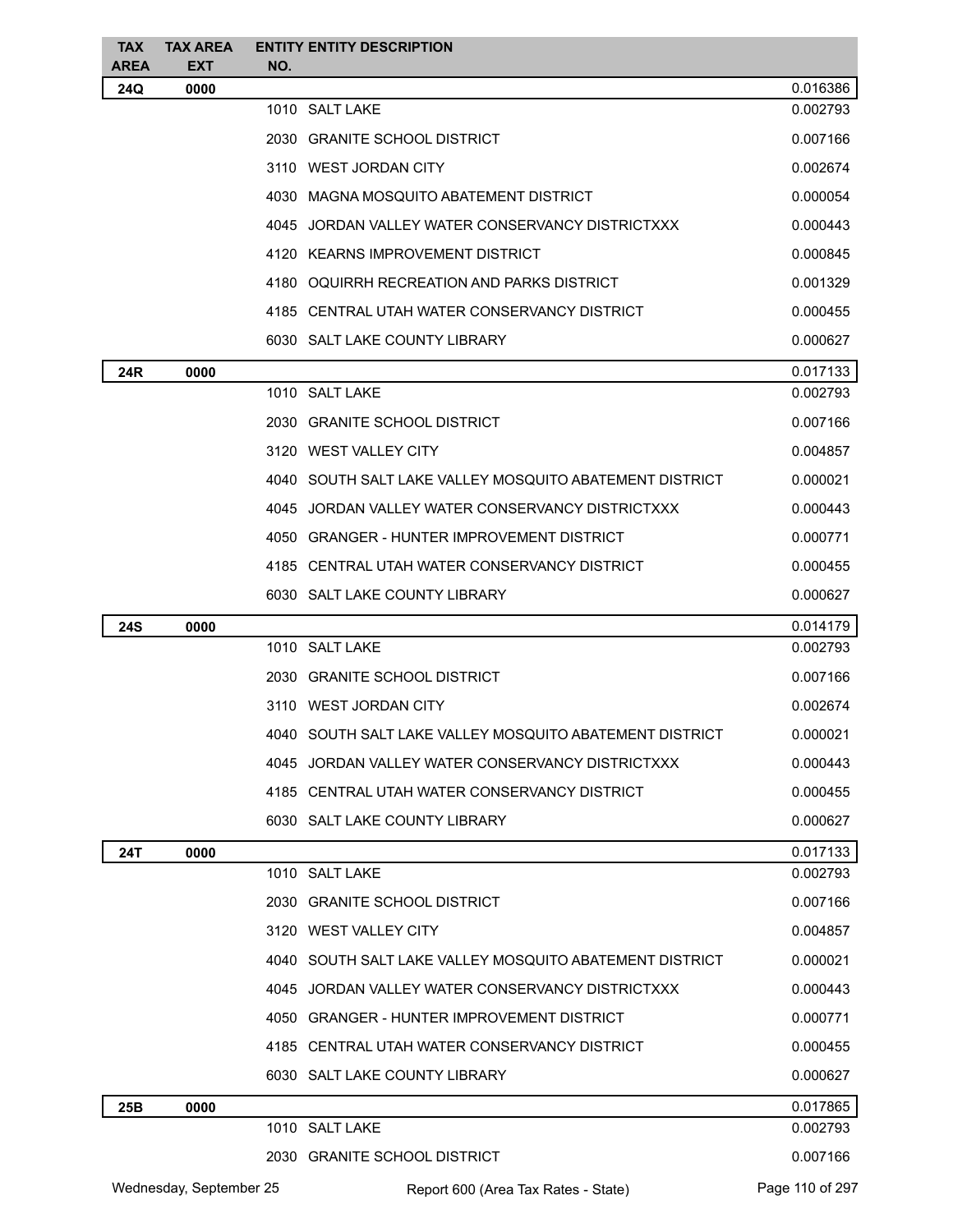| TAX AREA | TAX AREA EXT | ENTITY NO. | ENTITY DESCRIPTION | |
|---|---|---|---|---|
| **24Q** | **0000** | | | 0.016386 |
| | | 1010 | SALT LAKE | 0.002793 |
| | | 2030 | GRANITE SCHOOL DISTRICT | 0.007166 |
| | | 3110 | WEST JORDAN CITY | 0.002674 |
| | | 4030 | MAGNA MOSQUITO ABATEMENT DISTRICT | 0.000054 |
| | | 4045 | JORDAN VALLEY WATER CONSERVANCY DISTRICTXXX | 0.000443 |
| | | 4120 | KEARNS IMPROVEMENT DISTRICT | 0.000845 |
| | | 4180 | OQUIRRH RECREATION AND PARKS DISTRICT | 0.001329 |
| | | 4185 | CENTRAL UTAH WATER CONSERVANCY DISTRICT | 0.000455 |
| | | 6030 | SALT LAKE COUNTY LIBRARY | 0.000627 |
| **24R** | **0000** | | | 0.017133 |
| | | 1010 | SALT LAKE | 0.002793 |
| | | 2030 | GRANITE SCHOOL DISTRICT | 0.007166 |
| | | 3120 | WEST VALLEY CITY | 0.004857 |
| | | 4040 | SOUTH SALT LAKE VALLEY MOSQUITO ABATEMENT DISTRICT | 0.000021 |
| | | 4045 | JORDAN VALLEY WATER CONSERVANCY DISTRICTXXX | 0.000443 |
| | | 4050 | GRANGER - HUNTER IMPROVEMENT DISTRICT | 0.000771 |
| | | 4185 | CENTRAL UTAH WATER CONSERVANCY DISTRICT | 0.000455 |
| | | 6030 | SALT LAKE COUNTY LIBRARY | 0.000627 |
| **24S** | **0000** | | | 0.014179 |
| | | 1010 | SALT LAKE | 0.002793 |
| | | 2030 | GRANITE SCHOOL DISTRICT | 0.007166 |
| | | 3110 | WEST JORDAN CITY | 0.002674 |
| | | 4040 | SOUTH SALT LAKE VALLEY MOSQUITO ABATEMENT DISTRICT | 0.000021 |
| | | 4045 | JORDAN VALLEY WATER CONSERVANCY DISTRICTXXX | 0.000443 |
| | | 4185 | CENTRAL UTAH WATER CONSERVANCY DISTRICT | 0.000455 |
| | | 6030 | SALT LAKE COUNTY LIBRARY | 0.000627 |
| **24T** | **0000** | | | 0.017133 |
| | | 1010 | SALT LAKE | 0.002793 |
| | | 2030 | GRANITE SCHOOL DISTRICT | 0.007166 |
| | | 3120 | WEST VALLEY CITY | 0.004857 |
| | | 4040 | SOUTH SALT LAKE VALLEY MOSQUITO ABATEMENT DISTRICT | 0.000021 |
| | | 4045 | JORDAN VALLEY WATER CONSERVANCY DISTRICTXXX | 0.000443 |
| | | 4050 | GRANGER - HUNTER IMPROVEMENT DISTRICT | 0.000771 |
| | | 4185 | CENTRAL UTAH WATER CONSERVANCY DISTRICT | 0.000455 |
| | | 6030 | SALT LAKE COUNTY LIBRARY | 0.000627 |
| **25B** | **0000** | | | 0.017865 |
| | | 1010 | SALT LAKE | 0.002793 |
| | | 2030 | GRANITE SCHOOL DISTRICT | 0.007166 |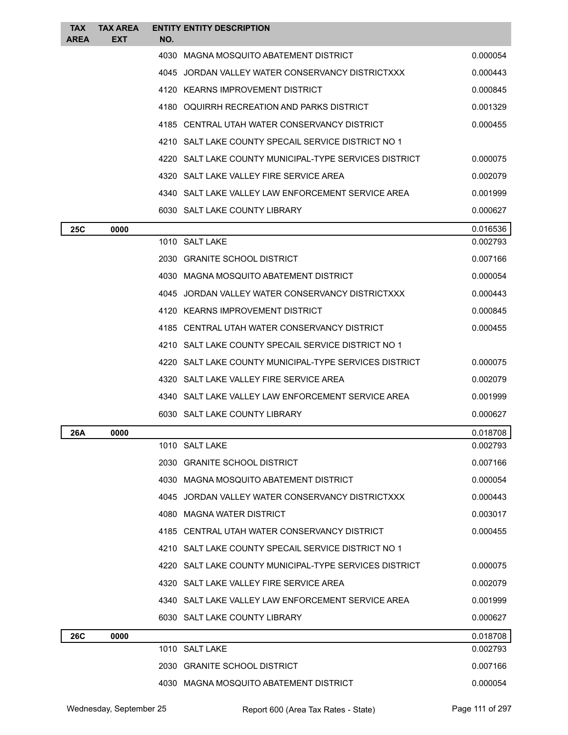| TAX AREA | TAX AREA EXT | ENTITY NO. | ENTITY DESCRIPTION | |
|---|---|---|---|---|
| | | 4030 | MAGNA MOSQUITO ABATEMENT DISTRICT | 0.000054 |
| | | 4045 | JORDAN VALLEY WATER CONSERVANCY DISTRICTXXX | 0.000443 |
| | | 4120 | KEARNS IMPROVEMENT DISTRICT | 0.000845 |
| | | 4180 | OQUIRRH RECREATION AND PARKS DISTRICT | 0.001329 |
| | | 4185 | CENTRAL UTAH WATER CONSERVANCY DISTRICT | 0.000455 |
| | | 4210 | SALT LAKE COUNTY SPECAIL SERVICE DISTRICT NO 1 | |
| | | 4220 | SALT LAKE COUNTY MUNICIPAL-TYPE SERVICES DISTRICT | 0.000075 |
| | | 4320 | SALT LAKE VALLEY FIRE SERVICE AREA | 0.002079 |
| | | 4340 | SALT LAKE VALLEY LAW ENFORCEMENT SERVICE AREA | 0.001999 |
| | | 6030 | SALT LAKE COUNTY LIBRARY | 0.000627 |
| **25C** | **0000** | | | 0.016536 |
| | | 1010 | SALT LAKE | 0.002793 |
| | | 2030 | GRANITE SCHOOL DISTRICT | 0.007166 |
| | | 4030 | MAGNA MOSQUITO ABATEMENT DISTRICT | 0.000054 |
| | | 4045 | JORDAN VALLEY WATER CONSERVANCY DISTRICTXXX | 0.000443 |
| | | 4120 | KEARNS IMPROVEMENT DISTRICT | 0.000845 |
| | | 4185 | CENTRAL UTAH WATER CONSERVANCY DISTRICT | 0.000455 |
| | | 4210 | SALT LAKE COUNTY SPECAIL SERVICE DISTRICT NO 1 | |
| | | 4220 | SALT LAKE COUNTY MUNICIPAL-TYPE SERVICES DISTRICT | 0.000075 |
| | | 4320 | SALT LAKE VALLEY FIRE SERVICE AREA | 0.002079 |
| | | 4340 | SALT LAKE VALLEY LAW ENFORCEMENT SERVICE AREA | 0.001999 |
| | | 6030 | SALT LAKE COUNTY LIBRARY | 0.000627 |
| **26A** | **0000** | | | 0.018708 |
| | | 1010 | SALT LAKE | 0.002793 |
| | | 2030 | GRANITE SCHOOL DISTRICT | 0.007166 |
| | | 4030 | MAGNA MOSQUITO ABATEMENT DISTRICT | 0.000054 |
| | | 4045 | JORDAN VALLEY WATER CONSERVANCY DISTRICTXXX | 0.000443 |
| | | 4080 | MAGNA WATER DISTRICT | 0.003017 |
| | | 4185 | CENTRAL UTAH WATER CONSERVANCY DISTRICT | 0.000455 |
| | | 4210 | SALT LAKE COUNTY SPECAIL SERVICE DISTRICT NO 1 | |
| | | 4220 | SALT LAKE COUNTY MUNICIPAL-TYPE SERVICES DISTRICT | 0.000075 |
| | | 4320 | SALT LAKE VALLEY FIRE SERVICE AREA | 0.002079 |
| | | 4340 | SALT LAKE VALLEY LAW ENFORCEMENT SERVICE AREA | 0.001999 |
| | | 6030 | SALT LAKE COUNTY LIBRARY | 0.000627 |
| **26C** | **0000** | | | 0.018708 |
| | | 1010 | SALT LAKE | 0.002793 |
| | | 2030 | GRANITE SCHOOL DISTRICT | 0.007166 |
| | | 4030 | MAGNA MOSQUITO ABATEMENT DISTRICT | 0.000054 |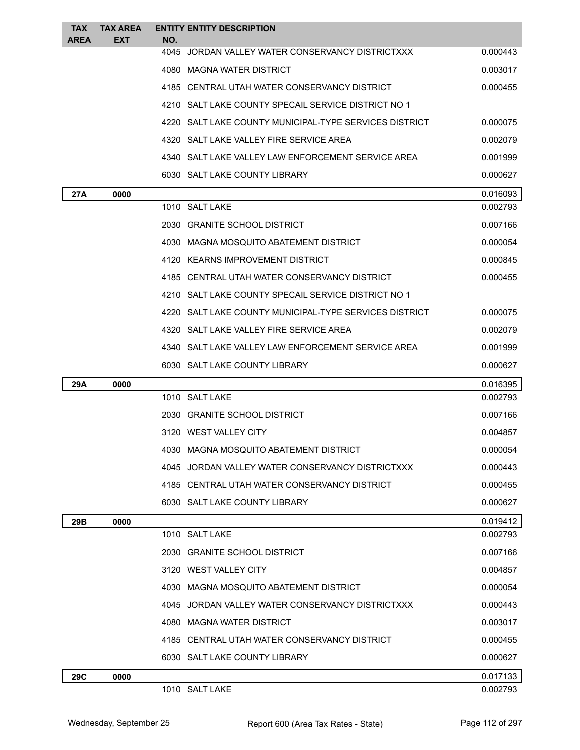| TAX AREA | TAX AREA EXT | ENTITY NO. | ENTITY DESCRIPTION | |
|---|---|---|---|---|
| | | 4045 | JORDAN VALLEY WATER CONSERVANCY DISTRICTXXX | 0.000443 |
| | | 4080 | MAGNA WATER DISTRICT | 0.003017 |
| | | 4185 | CENTRAL UTAH WATER CONSERVANCY DISTRICT | 0.000455 |
| | | 4210 | SALT LAKE COUNTY SPECAIL SERVICE DISTRICT NO 1 | |
| | | 4220 | SALT LAKE COUNTY MUNICIPAL-TYPE SERVICES DISTRICT | 0.000075 |
| | | 4320 | SALT LAKE VALLEY FIRE SERVICE AREA | 0.002079 |
| | | 4340 | SALT LAKE VALLEY LAW ENFORCEMENT SERVICE AREA | 0.001999 |
| | | 6030 | SALT LAKE COUNTY LIBRARY | 0.000627 |
| **27A** | **0000** | | | 0.016093 |
| | | 1010 | SALT LAKE | 0.002793 |
| | | 2030 | GRANITE SCHOOL DISTRICT | 0.007166 |
| | | 4030 | MAGNA MOSQUITO ABATEMENT DISTRICT | 0.000054 |
| | | 4120 | KEARNS IMPROVEMENT DISTRICT | 0.000845 |
| | | 4185 | CENTRAL UTAH WATER CONSERVANCY DISTRICT | 0.000455 |
| | | 4210 | SALT LAKE COUNTY SPECAIL SERVICE DISTRICT NO 1 | |
| | | 4220 | SALT LAKE COUNTY MUNICIPAL-TYPE SERVICES DISTRICT | 0.000075 |
| | | 4320 | SALT LAKE VALLEY FIRE SERVICE AREA | 0.002079 |
| | | 4340 | SALT LAKE VALLEY LAW ENFORCEMENT SERVICE AREA | 0.001999 |
| | | 6030 | SALT LAKE COUNTY LIBRARY | 0.000627 |
| **29A** | **0000** | | | 0.016395 |
| | | 1010 | SALT LAKE | 0.002793 |
| | | 2030 | GRANITE SCHOOL DISTRICT | 0.007166 |
| | | 3120 | WEST VALLEY CITY | 0.004857 |
| | | 4030 | MAGNA MOSQUITO ABATEMENT DISTRICT | 0.000054 |
| | | 4045 | JORDAN VALLEY WATER CONSERVANCY DISTRICTXXX | 0.000443 |
| | | 4185 | CENTRAL UTAH WATER CONSERVANCY DISTRICT | 0.000455 |
| | | 6030 | SALT LAKE COUNTY LIBRARY | 0.000627 |
| **29B** | **0000** | | | 0.019412 |
| | | 1010 | SALT LAKE | 0.002793 |
| | | 2030 | GRANITE SCHOOL DISTRICT | 0.007166 |
| | | 3120 | WEST VALLEY CITY | 0.004857 |
| | | 4030 | MAGNA MOSQUITO ABATEMENT DISTRICT | 0.000054 |
| | | 4045 | JORDAN VALLEY WATER CONSERVANCY DISTRICTXXX | 0.000443 |
| | | 4080 | MAGNA WATER DISTRICT | 0.003017 |
| | | 4185 | CENTRAL UTAH WATER CONSERVANCY DISTRICT | 0.000455 |
| | | 6030 | SALT LAKE COUNTY LIBRARY | 0.000627 |
| **29C** | **0000** | | | 0.017133 |
| | | 1010 | SALT LAKE | 0.002793 |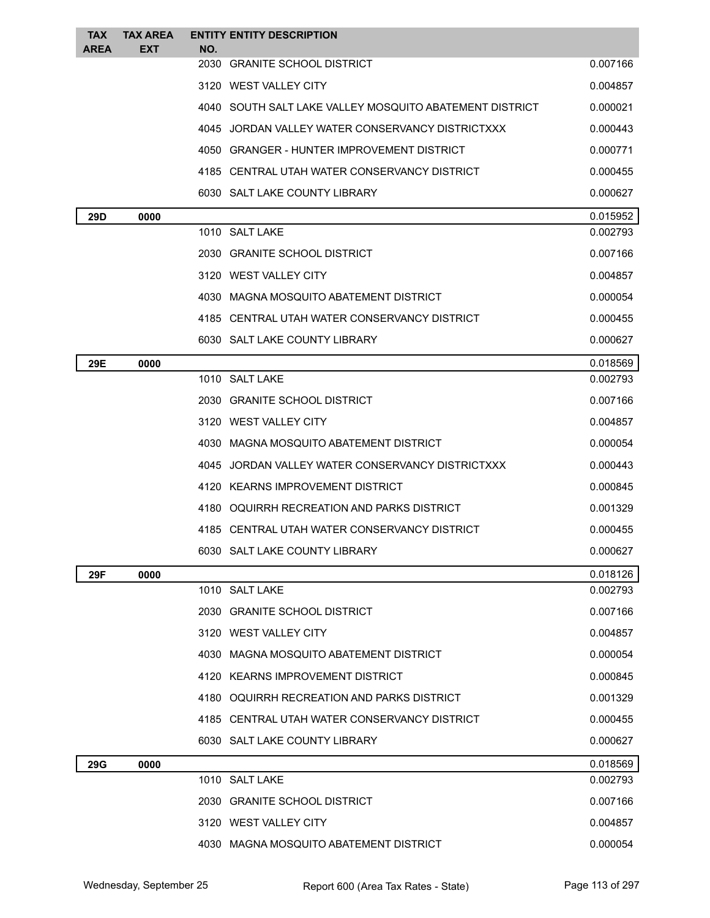| TAX AREA | TAX AREA EXT | ENTITY NO. | ENTITY DESCRIPTION | |
|---|---|---|---|---|
| | | 2030 | GRANITE SCHOOL DISTRICT | 0.007166 |
| | | 3120 | WEST VALLEY CITY | 0.004857 |
| | | 4040 | SOUTH SALT LAKE VALLEY MOSQUITO ABATEMENT DISTRICT | 0.000021 |
| | | 4045 | JORDAN VALLEY WATER CONSERVANCY DISTRICTXXX | 0.000443 |
| | | 4050 | GRANGER - HUNTER IMPROVEMENT DISTRICT | 0.000771 |
| | | 4185 | CENTRAL UTAH WATER CONSERVANCY DISTRICT | 0.000455 |
| | | 6030 | SALT LAKE COUNTY LIBRARY | 0.000627 |
| **29D** | **0000** | | | 0.015952 |
| | | 1010 | SALT LAKE | 0.002793 |
| | | 2030 | GRANITE SCHOOL DISTRICT | 0.007166 |
| | | 3120 | WEST VALLEY CITY | 0.004857 |
| | | 4030 | MAGNA MOSQUITO ABATEMENT DISTRICT | 0.000054 |
| | | 4185 | CENTRAL UTAH WATER CONSERVANCY DISTRICT | 0.000455 |
| | | 6030 | SALT LAKE COUNTY LIBRARY | 0.000627 |
| **29E** | **0000** | | | 0.018569 |
| | | 1010 | SALT LAKE | 0.002793 |
| | | 2030 | GRANITE SCHOOL DISTRICT | 0.007166 |
| | | 3120 | WEST VALLEY CITY | 0.004857 |
| | | 4030 | MAGNA MOSQUITO ABATEMENT DISTRICT | 0.000054 |
| | | 4045 | JORDAN VALLEY WATER CONSERVANCY DISTRICTXXX | 0.000443 |
| | | 4120 | KEARNS IMPROVEMENT DISTRICT | 0.000845 |
| | | 4180 | OQUIRRH RECREATION AND PARKS DISTRICT | 0.001329 |
| | | 4185 | CENTRAL UTAH WATER CONSERVANCY DISTRICT | 0.000455 |
| | | 6030 | SALT LAKE COUNTY LIBRARY | 0.000627 |
| **29F** | **0000** | | | 0.018126 |
| | | 1010 | SALT LAKE | 0.002793 |
| | | 2030 | GRANITE SCHOOL DISTRICT | 0.007166 |
| | | 3120 | WEST VALLEY CITY | 0.004857 |
| | | 4030 | MAGNA MOSQUITO ABATEMENT DISTRICT | 0.000054 |
| | | 4120 | KEARNS IMPROVEMENT DISTRICT | 0.000845 |
| | | 4180 | OQUIRRH RECREATION AND PARKS DISTRICT | 0.001329 |
| | | 4185 | CENTRAL UTAH WATER CONSERVANCY DISTRICT | 0.000455 |
| | | 6030 | SALT LAKE COUNTY LIBRARY | 0.000627 |
| **29G** | **0000** | | | 0.018569 |
| | | 1010 | SALT LAKE | 0.002793 |
| | | 2030 | GRANITE SCHOOL DISTRICT | 0.007166 |
| | | 3120 | WEST VALLEY CITY | 0.004857 |
| | | 4030 | MAGNA MOSQUITO ABATEMENT DISTRICT | 0.000054 |

Wednesday, September 25 Report 600 (Area Tax Rates - State)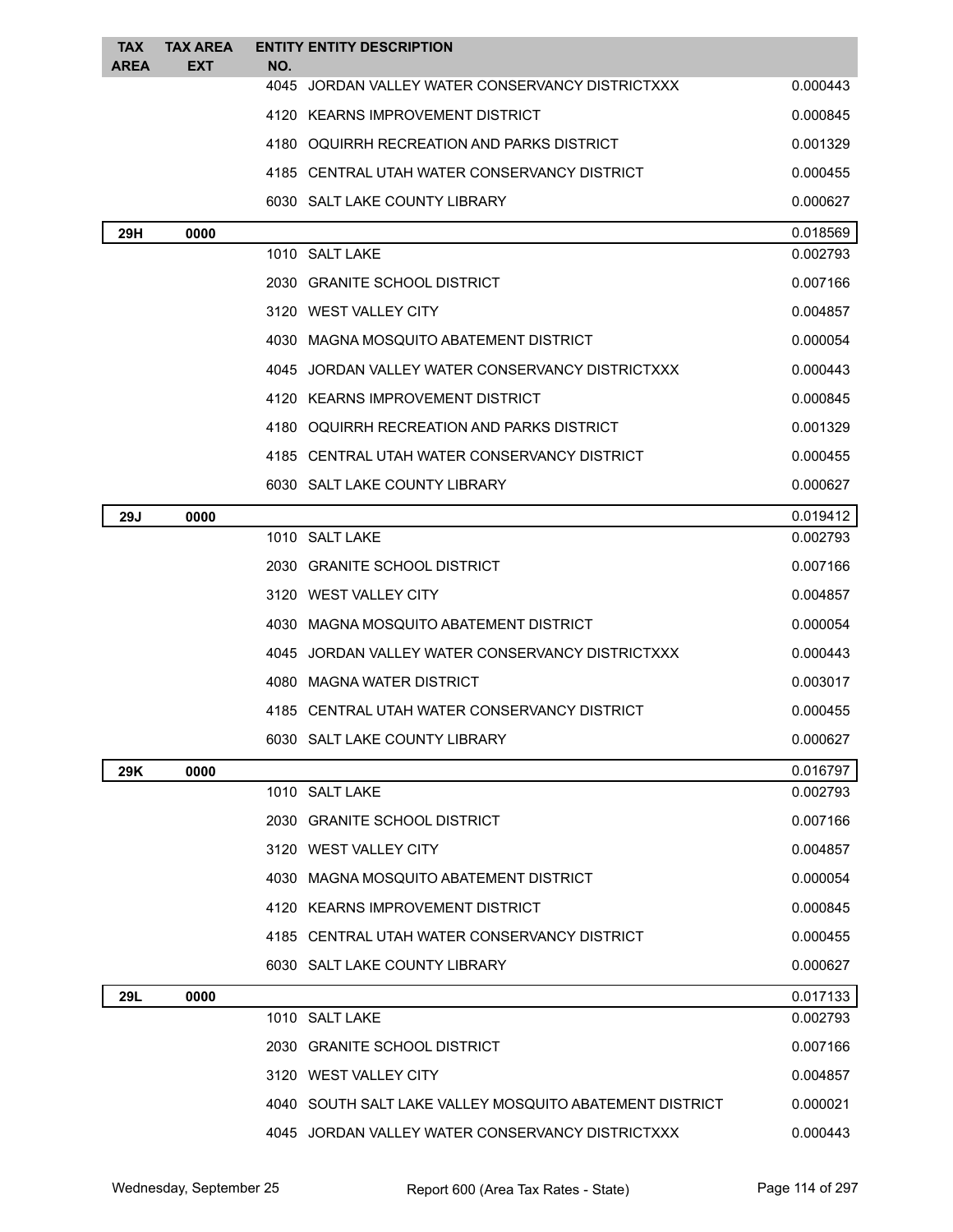| TAX AREA | TAX AREA EXT | ENTITY NO. | ENTITY DESCRIPTION | |
|---|---|---|---|---|
| | | 4045 | JORDAN VALLEY WATER CONSERVANCY DISTRICTXXX | 0.000443 |
| | | 4120 | KEARNS IMPROVEMENT DISTRICT | 0.000845 |
| | | 4180 | OQUIRRH RECREATION AND PARKS DISTRICT | 0.001329 |
| | | 4185 | CENTRAL UTAH WATER CONSERVANCY DISTRICT | 0.000455 |
| | | 6030 | SALT LAKE COUNTY LIBRARY | 0.000627 |
| **29H** | **0000** | | | 0.018569 |
| | | 1010 | SALT LAKE | 0.002793 |
| | | 2030 | GRANITE SCHOOL DISTRICT | 0.007166 |
| | | 3120 | WEST VALLEY CITY | 0.004857 |
| | | 4030 | MAGNA MOSQUITO ABATEMENT DISTRICT | 0.000054 |
| | | 4045 | JORDAN VALLEY WATER CONSERVANCY DISTRICTXXX | 0.000443 |
| | | 4120 | KEARNS IMPROVEMENT DISTRICT | 0.000845 |
| | | 4180 | OQUIRRH RECREATION AND PARKS DISTRICT | 0.001329 |
| | | 4185 | CENTRAL UTAH WATER CONSERVANCY DISTRICT | 0.000455 |
| | | 6030 | SALT LAKE COUNTY LIBRARY | 0.000627 |
| **29J** | **0000** | | | 0.019412 |
| | | 1010 | SALT LAKE | 0.002793 |
| | | 2030 | GRANITE SCHOOL DISTRICT | 0.007166 |
| | | 3120 | WEST VALLEY CITY | 0.004857 |
| | | 4030 | MAGNA MOSQUITO ABATEMENT DISTRICT | 0.000054 |
| | | 4045 | JORDAN VALLEY WATER CONSERVANCY DISTRICTXXX | 0.000443 |
| | | 4080 | MAGNA WATER DISTRICT | 0.003017 |
| | | 4185 | CENTRAL UTAH WATER CONSERVANCY DISTRICT | 0.000455 |
| | | 6030 | SALT LAKE COUNTY LIBRARY | 0.000627 |
| **29K** | **0000** | | | 0.016797 |
| | | 1010 | SALT LAKE | 0.002793 |
| | | 2030 | GRANITE SCHOOL DISTRICT | 0.007166 |
| | | 3120 | WEST VALLEY CITY | 0.004857 |
| | | 4030 | MAGNA MOSQUITO ABATEMENT DISTRICT | 0.000054 |
| | | 4120 | KEARNS IMPROVEMENT DISTRICT | 0.000845 |
| | | 4185 | CENTRAL UTAH WATER CONSERVANCY DISTRICT | 0.000455 |
| | | 6030 | SALT LAKE COUNTY LIBRARY | 0.000627 |
| **29L** | **0000** | | | 0.017133 |
| | | 1010 | SALT LAKE | 0.002793 |
| | | 2030 | GRANITE SCHOOL DISTRICT | 0.007166 |
| | | 3120 | WEST VALLEY CITY | 0.004857 |
| | | 4040 | SOUTH SALT LAKE VALLEY MOSQUITO ABATEMENT DISTRICT | 0.000021 |
| | | 4045 | JORDAN VALLEY WATER CONSERVANCY DISTRICTXXX | 0.000443 |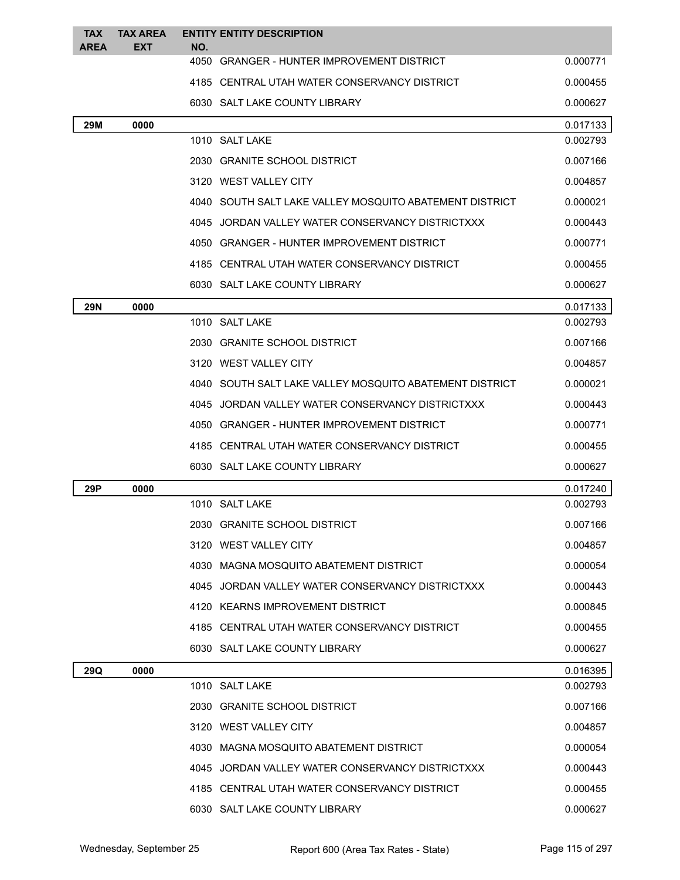| TAX AREA | TAX AREA EXT | ENTITY NO. | ENTITY DESCRIPTION | |
|---|---|---|---|---|
| | | 4050 | GRANGER - HUNTER IMPROVEMENT DISTRICT | 0.000771 |
| | | 4185 | CENTRAL UTAH WATER CONSERVANCY DISTRICT | 0.000455 |
| | | 6030 | SALT LAKE COUNTY LIBRARY | 0.000627 |
| **29M** | **0000** | | | 0.017133 |
| | | 1010 | SALT LAKE | 0.002793 |
| | | 2030 | GRANITE SCHOOL DISTRICT | 0.007166 |
| | | 3120 | WEST VALLEY CITY | 0.004857 |
| | | 4040 | SOUTH SALT LAKE VALLEY MOSQUITO ABATEMENT DISTRICT | 0.000021 |
| | | 4045 | JORDAN VALLEY WATER CONSERVANCY DISTRICTXXX | 0.000443 |
| | | 4050 | GRANGER - HUNTER IMPROVEMENT DISTRICT | 0.000771 |
| | | 4185 | CENTRAL UTAH WATER CONSERVANCY DISTRICT | 0.000455 |
| | | 6030 | SALT LAKE COUNTY LIBRARY | 0.000627 |
| **29N** | **0000** | | | 0.017133 |
| | | 1010 | SALT LAKE | 0.002793 |
| | | 2030 | GRANITE SCHOOL DISTRICT | 0.007166 |
| | | 3120 | WEST VALLEY CITY | 0.004857 |
| | | 4040 | SOUTH SALT LAKE VALLEY MOSQUITO ABATEMENT DISTRICT | 0.000021 |
| | | 4045 | JORDAN VALLEY WATER CONSERVANCY DISTRICTXXX | 0.000443 |
| | | 4050 | GRANGER - HUNTER IMPROVEMENT DISTRICT | 0.000771 |
| | | 4185 | CENTRAL UTAH WATER CONSERVANCY DISTRICT | 0.000455 |
| | | 6030 | SALT LAKE COUNTY LIBRARY | 0.000627 |
| **29P** | **0000** | | | 0.017240 |
| | | 1010 | SALT LAKE | 0.002793 |
| | | 2030 | GRANITE SCHOOL DISTRICT | 0.007166 |
| | | 3120 | WEST VALLEY CITY | 0.004857 |
| | | 4030 | MAGNA MOSQUITO ABATEMENT DISTRICT | 0.000054 |
| | | 4045 | JORDAN VALLEY WATER CONSERVANCY DISTRICTXXX | 0.000443 |
| | | 4120 | KEARNS IMPROVEMENT DISTRICT | 0.000845 |
| | | 4185 | CENTRAL UTAH WATER CONSERVANCY DISTRICT | 0.000455 |
| | | 6030 | SALT LAKE COUNTY LIBRARY | 0.000627 |
| **29Q** | **0000** | | | 0.016395 |
| | | 1010 | SALT LAKE | 0.002793 |
| | | 2030 | GRANITE SCHOOL DISTRICT | 0.007166 |
| | | 3120 | WEST VALLEY CITY | 0.004857 |
| | | 4030 | MAGNA MOSQUITO ABATEMENT DISTRICT | 0.000054 |
| | | 4045 | JORDAN VALLEY WATER CONSERVANCY DISTRICTXXX | 0.000443 |
| | | 4185 | CENTRAL UTAH WATER CONSERVANCY DISTRICT | 0.000455 |
| | | 6030 | SALT LAKE COUNTY LIBRARY | 0.000627 |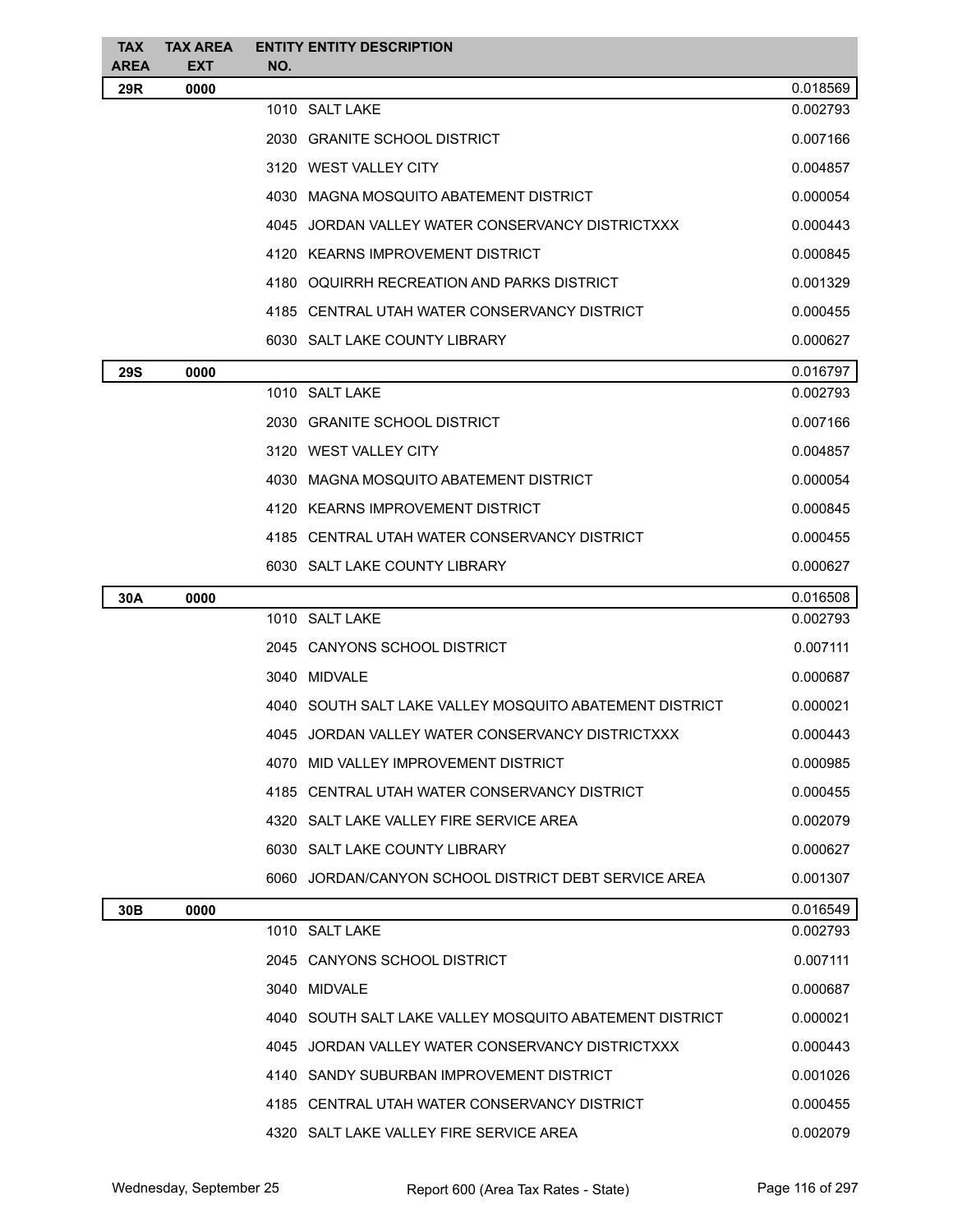| TAX AREA | TAX AREA EXT | ENTITY NO. | ENTITY DESCRIPTION | |
|---|---|---|---|---|
| **29R** | **0000** | | | 0.018569 |
| | | 1010 | SALT LAKE | 0.002793 |
| | | 2030 | GRANITE SCHOOL DISTRICT | 0.007166 |
| | | 3120 | WEST VALLEY CITY | 0.004857 |
| | | 4030 | MAGNA MOSQUITO ABATEMENT DISTRICT | 0.000054 |
| | | 4045 | JORDAN VALLEY WATER CONSERVANCY DISTRICTXXX | 0.000443 |
| | | 4120 | KEARNS IMPROVEMENT DISTRICT | 0.000845 |
| | | 4180 | OQUIRRH RECREATION AND PARKS DISTRICT | 0.001329 |
| | | 4185 | CENTRAL UTAH WATER CONSERVANCY DISTRICT | 0.000455 |
| | | 6030 | SALT LAKE COUNTY LIBRARY | 0.000627 |
| **29S** | **0000** | | | 0.016797 |
| | | 1010 | SALT LAKE | 0.002793 |
| | | 2030 | GRANITE SCHOOL DISTRICT | 0.007166 |
| | | 3120 | WEST VALLEY CITY | 0.004857 |
| | | 4030 | MAGNA MOSQUITO ABATEMENT DISTRICT | 0.000054 |
| | | 4120 | KEARNS IMPROVEMENT DISTRICT | 0.000845 |
| | | 4185 | CENTRAL UTAH WATER CONSERVANCY DISTRICT | 0.000455 |
| | | 6030 | SALT LAKE COUNTY LIBRARY | 0.000627 |
| **30A** | **0000** | | | 0.016508 |
| | | 1010 | SALT LAKE | 0.002793 |
| | | 2045 | CANYONS SCHOOL DISTRICT | 0.007111 |
| | | 3040 | MIDVALE | 0.000687 |
| | | 4040 | SOUTH SALT LAKE VALLEY MOSQUITO ABATEMENT DISTRICT | 0.000021 |
| | | 4045 | JORDAN VALLEY WATER CONSERVANCY DISTRICTXXX | 0.000443 |
| | | 4070 | MID VALLEY IMPROVEMENT DISTRICT | 0.000985 |
| | | 4185 | CENTRAL UTAH WATER CONSERVANCY DISTRICT | 0.000455 |
| | | 4320 | SALT LAKE VALLEY FIRE SERVICE AREA | 0.002079 |
| | | 6030 | SALT LAKE COUNTY LIBRARY | 0.000627 |
| | | 6060 | JORDAN/CANYON SCHOOL DISTRICT DEBT SERVICE AREA | 0.001307 |
| **30B** | **0000** | | | 0.016549 |
| | | 1010 | SALT LAKE | 0.002793 |
| | | 2045 | CANYONS SCHOOL DISTRICT | 0.007111 |
| | | 3040 | MIDVALE | 0.000687 |
| | | 4040 | SOUTH SALT LAKE VALLEY MOSQUITO ABATEMENT DISTRICT | 0.000021 |
| | | 4045 | JORDAN VALLEY WATER CONSERVANCY DISTRICTXXX | 0.000443 |
| | | 4140 | SANDY SUBURBAN IMPROVEMENT DISTRICT | 0.001026 |
| | | 4185 | CENTRAL UTAH WATER CONSERVANCY DISTRICT | 0.000455 |
| | | 4320 | SALT LAKE VALLEY FIRE SERVICE AREA | 0.002079 |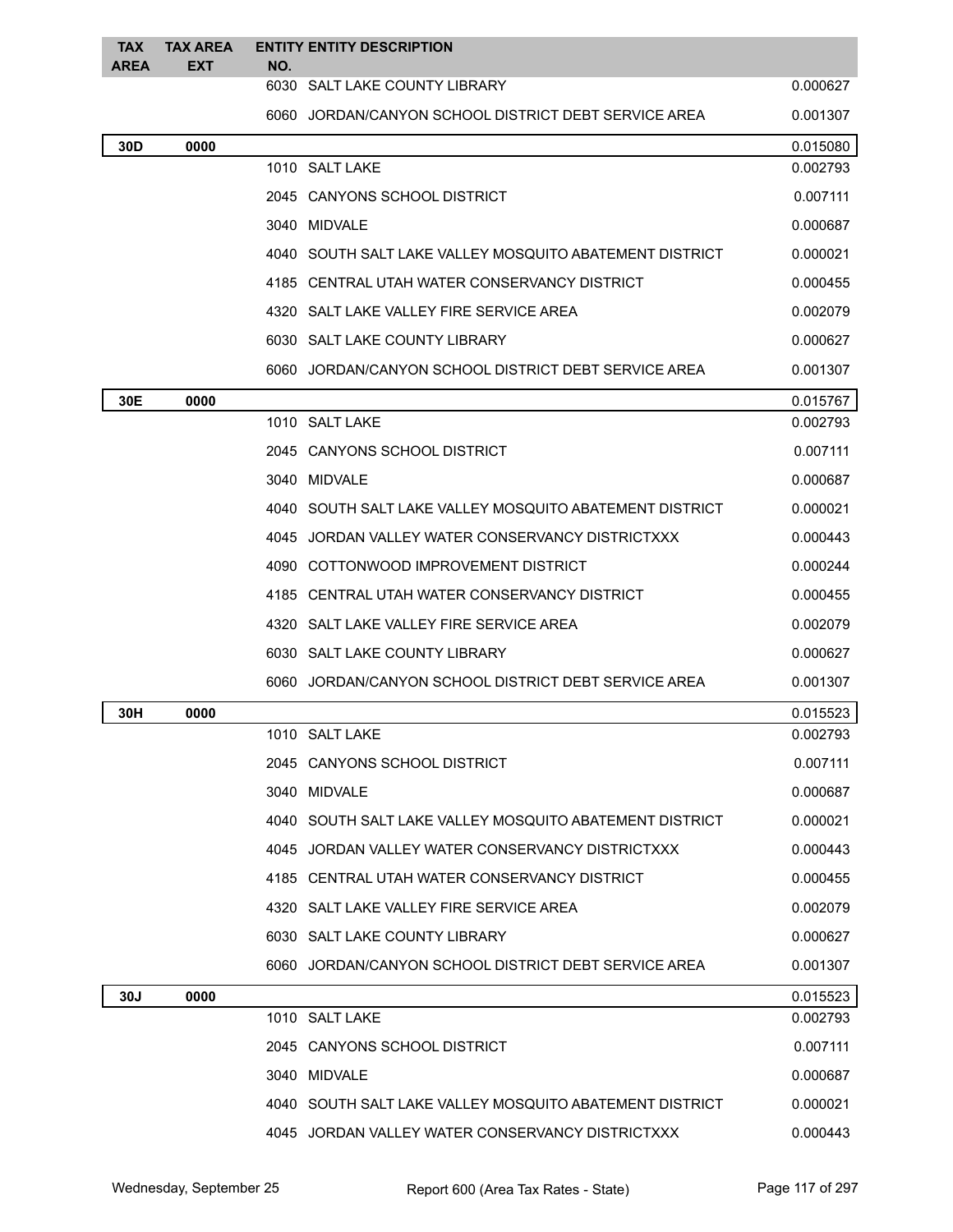| TAX AREA | TAX AREA EXT | ENTITY NO. | ENTITY DESCRIPTION | |
|---|---|---|---|---|
| | | 6030 | SALT LAKE COUNTY LIBRARY | 0.000627 |
| | | 6060 | JORDAN/CANYON SCHOOL DISTRICT DEBT SERVICE AREA | 0.001307 |
| **30D** | **0000** | | | 0.015080 |
| | | 1010 | SALT LAKE | 0.002793 |
| | | 2045 | CANYONS SCHOOL DISTRICT | 0.007111 |
| | | 3040 | MIDVALE | 0.000687 |
| | | 4040 | SOUTH SALT LAKE VALLEY MOSQUITO ABATEMENT DISTRICT | 0.000021 |
| | | 4185 | CENTRAL UTAH WATER CONSERVANCY DISTRICT | 0.000455 |
| | | 4320 | SALT LAKE VALLEY FIRE SERVICE AREA | 0.002079 |
| | | 6030 | SALT LAKE COUNTY LIBRARY | 0.000627 |
| | | 6060 | JORDAN/CANYON SCHOOL DISTRICT DEBT SERVICE AREA | 0.001307 |
| **30E** | **0000** | | | 0.015767 |
| | | 1010 | SALT LAKE | 0.002793 |
| | | 2045 | CANYONS SCHOOL DISTRICT | 0.007111 |
| | | 3040 | MIDVALE | 0.000687 |
| | | 4040 | SOUTH SALT LAKE VALLEY MOSQUITO ABATEMENT DISTRICT | 0.000021 |
| | | 4045 | JORDAN VALLEY WATER CONSERVANCY DISTRICTXXX | 0.000443 |
| | | 4090 | COTTONWOOD IMPROVEMENT DISTRICT | 0.000244 |
| | | 4185 | CENTRAL UTAH WATER CONSERVANCY DISTRICT | 0.000455 |
| | | 4320 | SALT LAKE VALLEY FIRE SERVICE AREA | 0.002079 |
| | | 6030 | SALT LAKE COUNTY LIBRARY | 0.000627 |
| | | 6060 | JORDAN/CANYON SCHOOL DISTRICT DEBT SERVICE AREA | 0.001307 |
| **30H** | **0000** | | | 0.015523 |
| | | 1010 | SALT LAKE | 0.002793 |
| | | 2045 | CANYONS SCHOOL DISTRICT | 0.007111 |
| | | 3040 | MIDVALE | 0.000687 |
| | | 4040 | SOUTH SALT LAKE VALLEY MOSQUITO ABATEMENT DISTRICT | 0.000021 |
| | | 4045 | JORDAN VALLEY WATER CONSERVANCY DISTRICTXXX | 0.000443 |
| | | 4185 | CENTRAL UTAH WATER CONSERVANCY DISTRICT | 0.000455 |
| | | 4320 | SALT LAKE VALLEY FIRE SERVICE AREA | 0.002079 |
| | | 6030 | SALT LAKE COUNTY LIBRARY | 0.000627 |
| | | 6060 | JORDAN/CANYON SCHOOL DISTRICT DEBT SERVICE AREA | 0.001307 |
| **30J** | **0000** | | | 0.015523 |
| | | 1010 | SALT LAKE | 0.002793 |
| | | 2045 | CANYONS SCHOOL DISTRICT | 0.007111 |
| | | 3040 | MIDVALE | 0.000687 |
| | | 4040 | SOUTH SALT LAKE VALLEY MOSQUITO ABATEMENT DISTRICT | 0.000021 |
| | | 4045 | JORDAN VALLEY WATER CONSERVANCY DISTRICTXXX | 0.000443 |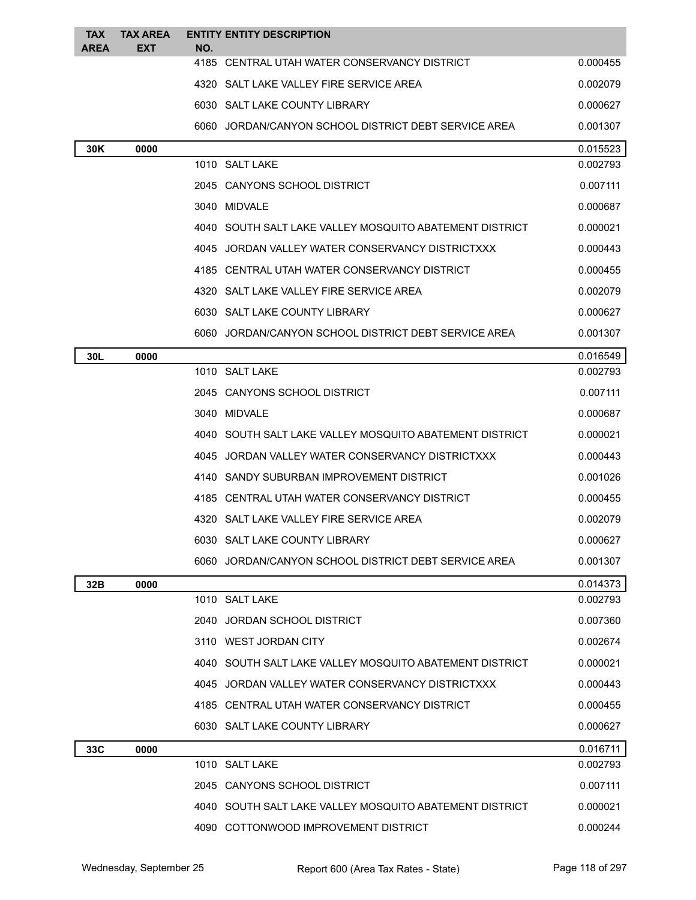| TAX AREA | TAX AREA EXT | ENTITY NO. | ENTITY DESCRIPTION | |
|---|---|---|---|---|
| | | 4185 | CENTRAL UTAH WATER CONSERVANCY DISTRICT | 0.000455 |
| | | 4320 | SALT LAKE VALLEY FIRE SERVICE AREA | 0.002079 |
| | | 6030 | SALT LAKE COUNTY LIBRARY | 0.000627 |
| | | 6060 | JORDAN/CANYON SCHOOL DISTRICT DEBT SERVICE AREA | 0.001307 |
| **30K** | **0000** | | | 0.015523 |
| | | 1010 | SALT LAKE | 0.002793 |
| | | 2045 | CANYONS SCHOOL DISTRICT | 0.007111 |
| | | 3040 | MIDVALE | 0.000687 |
| | | 4040 | SOUTH SALT LAKE VALLEY MOSQUITO ABATEMENT DISTRICT | 0.000021 |
| | | 4045 | JORDAN VALLEY WATER CONSERVANCY DISTRICTXXX | 0.000443 |
| | | 4185 | CENTRAL UTAH WATER CONSERVANCY DISTRICT | 0.000455 |
| | | 4320 | SALT LAKE VALLEY FIRE SERVICE AREA | 0.002079 |
| | | 6030 | SALT LAKE COUNTY LIBRARY | 0.000627 |
| | | 6060 | JORDAN/CANYON SCHOOL DISTRICT DEBT SERVICE AREA | 0.001307 |
| **30L** | **0000** | | | 0.016549 |
| | | 1010 | SALT LAKE | 0.002793 |
| | | 2045 | CANYONS SCHOOL DISTRICT | 0.007111 |
| | | 3040 | MIDVALE | 0.000687 |
| | | 4040 | SOUTH SALT LAKE VALLEY MOSQUITO ABATEMENT DISTRICT | 0.000021 |
| | | 4045 | JORDAN VALLEY WATER CONSERVANCY DISTRICTXXX | 0.000443 |
| | | 4140 | SANDY SUBURBAN IMPROVEMENT DISTRICT | 0.001026 |
| | | 4185 | CENTRAL UTAH WATER CONSERVANCY DISTRICT | 0.000455 |
| | | 4320 | SALT LAKE VALLEY FIRE SERVICE AREA | 0.002079 |
| | | 6030 | SALT LAKE COUNTY LIBRARY | 0.000627 |
| | | 6060 | JORDAN/CANYON SCHOOL DISTRICT DEBT SERVICE AREA | 0.001307 |
| **32B** | **0000** | | | 0.014373 |
| | | 1010 | SALT LAKE | 0.002793 |
| | | 2040 | JORDAN SCHOOL DISTRICT | 0.007360 |
| | | 3110 | WEST JORDAN CITY | 0.002674 |
| | | 4040 | SOUTH SALT LAKE VALLEY MOSQUITO ABATEMENT DISTRICT | 0.000021 |
| | | 4045 | JORDAN VALLEY WATER CONSERVANCY DISTRICTXXX | 0.000443 |
| | | 4185 | CENTRAL UTAH WATER CONSERVANCY DISTRICT | 0.000455 |
| | | 6030 | SALT LAKE COUNTY LIBRARY | 0.000627 |
| **33C** | **0000** | | | 0.016711 |
| | | 1010 | SALT LAKE | 0.002793 |
| | | 2045 | CANYONS SCHOOL DISTRICT | 0.007111 |
| | | 4040 | SOUTH SALT LAKE VALLEY MOSQUITO ABATEMENT DISTRICT | 0.000021 |
| | | 4090 | COTTONWOOD IMPROVEMENT DISTRICT | 0.000244 |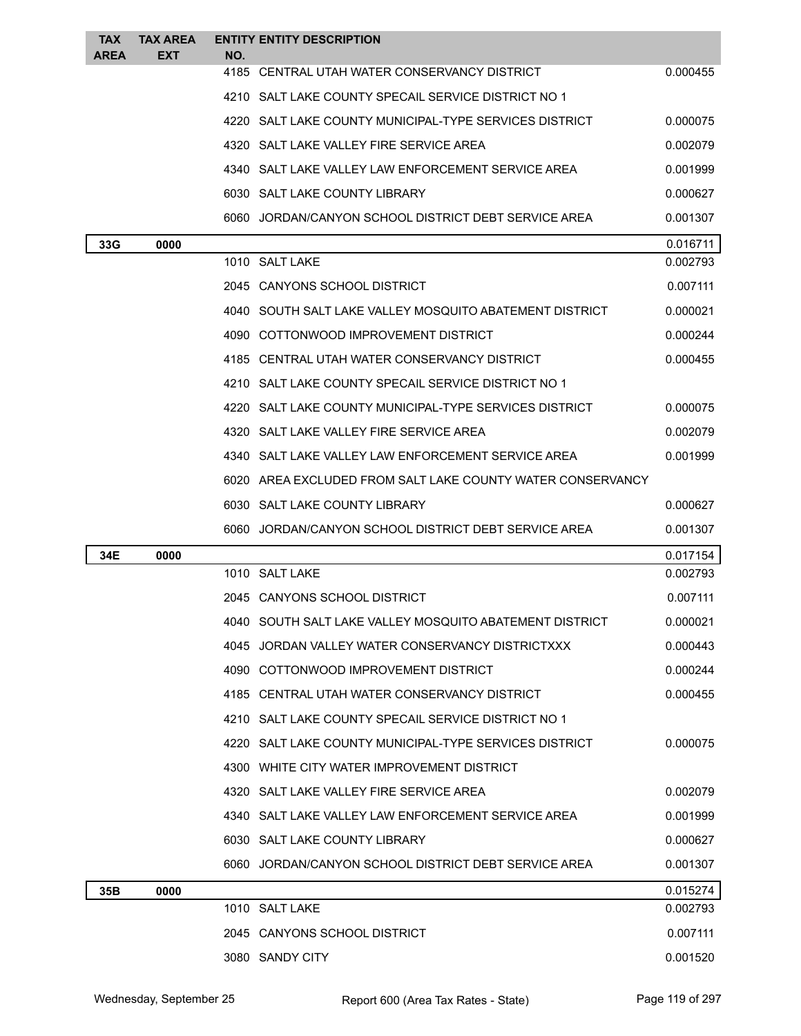| TAX AREA | TAX AREA EXT | ENTITY NO. | ENTITY DESCRIPTION | |
|---|---|---|---|---|
| | | 4185 | CENTRAL UTAH WATER CONSERVANCY DISTRICT | 0.000455 |
| | | 4210 | SALT LAKE COUNTY SPECAIL SERVICE DISTRICT NO 1 | |
| | | 4220 | SALT LAKE COUNTY MUNICIPAL-TYPE SERVICES DISTRICT | 0.000075 |
| | | 4320 | SALT LAKE VALLEY FIRE SERVICE AREA | 0.002079 |
| | | 4340 | SALT LAKE VALLEY LAW ENFORCEMENT SERVICE AREA | 0.001999 |
| | | 6030 | SALT LAKE COUNTY LIBRARY | 0.000627 |
| | | 6060 | JORDAN/CANYON SCHOOL DISTRICT DEBT SERVICE AREA | 0.001307 |
| **33G** | **0000** | | | 0.016711 |
| | | 1010 | SALT LAKE | 0.002793 |
| | | 2045 | CANYONS SCHOOL DISTRICT | 0.007111 |
| | | 4040 | SOUTH SALT LAKE VALLEY MOSQUITO ABATEMENT DISTRICT | 0.000021 |
| | | 4090 | COTTONWOOD IMPROVEMENT DISTRICT | 0.000244 |
| | | 4185 | CENTRAL UTAH WATER CONSERVANCY DISTRICT | 0.000455 |
| | | 4210 | SALT LAKE COUNTY SPECAIL SERVICE DISTRICT NO 1 | |
| | | 4220 | SALT LAKE COUNTY MUNICIPAL-TYPE SERVICES DISTRICT | 0.000075 |
| | | 4320 | SALT LAKE VALLEY FIRE SERVICE AREA | 0.002079 |
| | | 4340 | SALT LAKE VALLEY LAW ENFORCEMENT SERVICE AREA | 0.001999 |
| | | 6020 | AREA EXCLUDED FROM SALT LAKE COUNTY WATER CONSERVANCY | |
| | | 6030 | SALT LAKE COUNTY LIBRARY | 0.000627 |
| | | 6060 | JORDAN/CANYON SCHOOL DISTRICT DEBT SERVICE AREA | 0.001307 |
| **34E** | **0000** | | | 0.017154 |
| | | 1010 | SALT LAKE | 0.002793 |
| | | 2045 | CANYONS SCHOOL DISTRICT | 0.007111 |
| | | 4040 | SOUTH SALT LAKE VALLEY MOSQUITO ABATEMENT DISTRICT | 0.000021 |
| | | 4045 | JORDAN VALLEY WATER CONSERVANCY DISTRICTXXX | 0.000443 |
| | | 4090 | COTTONWOOD IMPROVEMENT DISTRICT | 0.000244 |
| | | 4185 | CENTRAL UTAH WATER CONSERVANCY DISTRICT | 0.000455 |
| | | 4210 | SALT LAKE COUNTY SPECAIL SERVICE DISTRICT NO 1 | |
| | | 4220 | SALT LAKE COUNTY MUNICIPAL-TYPE SERVICES DISTRICT | 0.000075 |
| | | 4300 | WHITE CITY WATER IMPROVEMENT DISTRICT | |
| | | 4320 | SALT LAKE VALLEY FIRE SERVICE AREA | 0.002079 |
| | | 4340 | SALT LAKE VALLEY LAW ENFORCEMENT SERVICE AREA | 0.001999 |
| | | 6030 | SALT LAKE COUNTY LIBRARY | 0.000627 |
| | | 6060 | JORDAN/CANYON SCHOOL DISTRICT DEBT SERVICE AREA | 0.001307 |
| **35B** | **0000** | | | 0.015274 |
| | | 1010 | SALT LAKE | 0.002793 |
| | | 2045 | CANYONS SCHOOL DISTRICT | 0.007111 |
| | | 3080 | SANDY CITY | 0.001520 |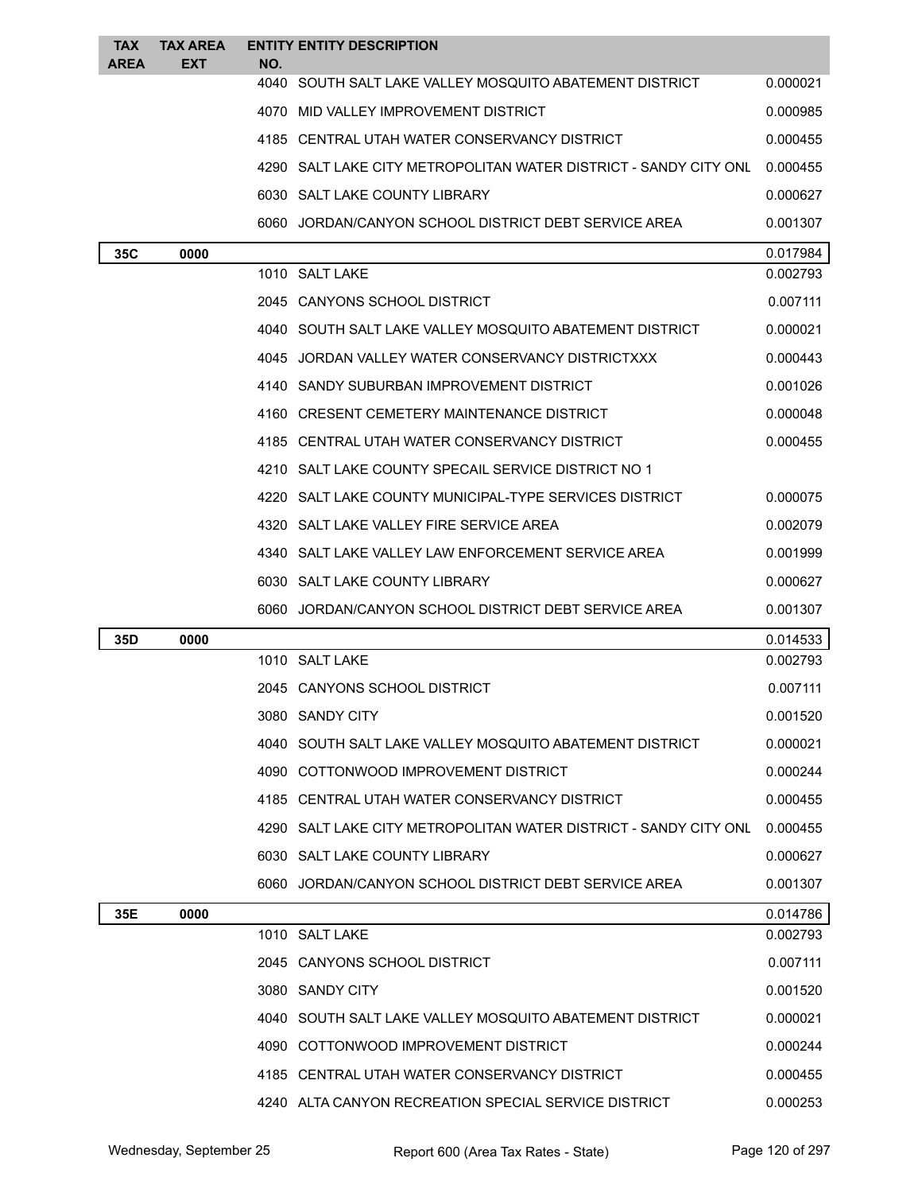| TAX AREA | TAX AREA EXT | ENTITY NO. | ENTITY DESCRIPTION | |
|---|---|---|---|---|
| | | 4040 | SOUTH SALT LAKE VALLEY MOSQUITO ABATEMENT DISTRICT | 0.000021 |
| | | 4070 | MID VALLEY IMPROVEMENT DISTRICT | 0.000985 |
| | | 4185 | CENTRAL UTAH WATER CONSERVANCY DISTRICT | 0.000455 |
| | | 4290 | SALT LAKE CITY METROPOLITAN WATER DISTRICT - SANDY CITY ONL | 0.000455 |
| | | 6030 | SALT LAKE COUNTY LIBRARY | 0.000627 |
| | | 6060 | JORDAN/CANYON SCHOOL DISTRICT DEBT SERVICE AREA | 0.001307 |
| **35C** | **0000** | | | 0.017984 |
| | | 1010 | SALT LAKE | 0.002793 |
| | | 2045 | CANYONS SCHOOL DISTRICT | 0.007111 |
| | | 4040 | SOUTH SALT LAKE VALLEY MOSQUITO ABATEMENT DISTRICT | 0.000021 |
| | | 4045 | JORDAN VALLEY WATER CONSERVANCY DISTRICTXXX | 0.000443 |
| | | 4140 | SANDY SUBURBAN IMPROVEMENT DISTRICT | 0.001026 |
| | | 4160 | CRESENT CEMETERY MAINTENANCE DISTRICT | 0.000048 |
| | | 4185 | CENTRAL UTAH WATER CONSERVANCY DISTRICT | 0.000455 |
| | | 4210 | SALT LAKE COUNTY SPECAIL SERVICE DISTRICT NO 1 | |
| | | 4220 | SALT LAKE COUNTY MUNICIPAL-TYPE SERVICES DISTRICT | 0.000075 |
| | | 4320 | SALT LAKE VALLEY FIRE SERVICE AREA | 0.002079 |
| | | 4340 | SALT LAKE VALLEY LAW ENFORCEMENT SERVICE AREA | 0.001999 |
| | | 6030 | SALT LAKE COUNTY LIBRARY | 0.000627 |
| | | 6060 | JORDAN/CANYON SCHOOL DISTRICT DEBT SERVICE AREA | 0.001307 |
| **35D** | **0000** | | | 0.014533 |
| | | 1010 | SALT LAKE | 0.002793 |
| | | 2045 | CANYONS SCHOOL DISTRICT | 0.007111 |
| | | 3080 | SANDY CITY | 0.001520 |
| | | 4040 | SOUTH SALT LAKE VALLEY MOSQUITO ABATEMENT DISTRICT | 0.000021 |
| | | 4090 | COTTONWOOD IMPROVEMENT DISTRICT | 0.000244 |
| | | 4185 | CENTRAL UTAH WATER CONSERVANCY DISTRICT | 0.000455 |
| | | 4290 | SALT LAKE CITY METROPOLITAN WATER DISTRICT - SANDY CITY ONL | 0.000455 |
| | | 6030 | SALT LAKE COUNTY LIBRARY | 0.000627 |
| | | 6060 | JORDAN/CANYON SCHOOL DISTRICT DEBT SERVICE AREA | 0.001307 |
| **35E** | **0000** | | | 0.014786 |
| | | 1010 | SALT LAKE | 0.002793 |
| | | 2045 | CANYONS SCHOOL DISTRICT | 0.007111 |
| | | 3080 | SANDY CITY | 0.001520 |
| | | 4040 | SOUTH SALT LAKE VALLEY MOSQUITO ABATEMENT DISTRICT | 0.000021 |
| | | 4090 | COTTONWOOD IMPROVEMENT DISTRICT | 0.000244 |
| | | 4185 | CENTRAL UTAH WATER CONSERVANCY DISTRICT | 0.000455 |
| | | 4240 | ALTA CANYON RECREATION SPECIAL SERVICE DISTRICT | 0.000253 |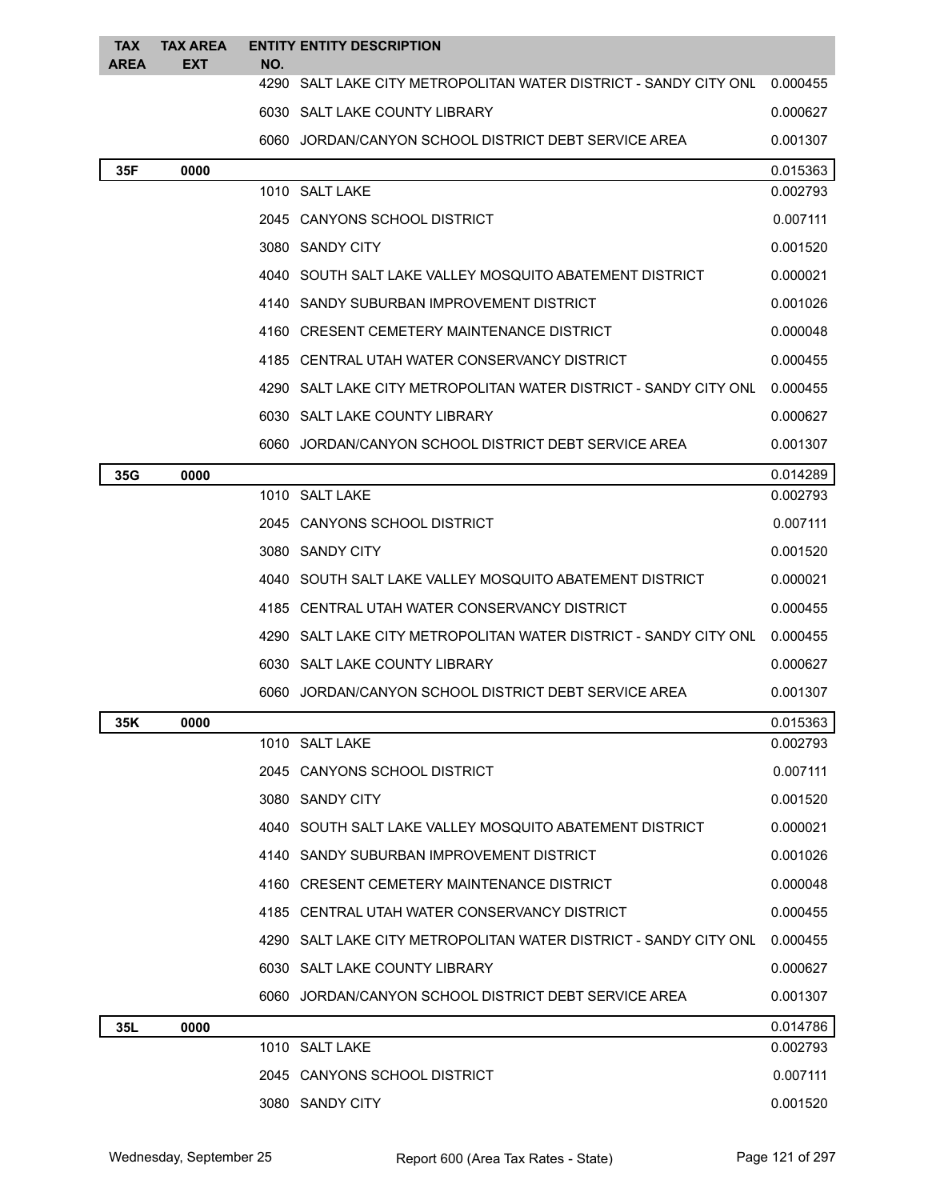| TAX AREA | TAX AREA EXT | ENTITY NO. | ENTITY DESCRIPTION | |
|---|---|---|---|---|
| | | 4290 | SALT LAKE CITY METROPOLITAN WATER DISTRICT - SANDY CITY ONL | 0.000455 |
| | | 6030 | SALT LAKE COUNTY LIBRARY | 0.000627 |
| | | 6060 | JORDAN/CANYON SCHOOL DISTRICT DEBT SERVICE AREA | 0.001307 |
| **35F** | **0000** | | | 0.015363 |
| | | 1010 | SALT LAKE | 0.002793 |
| | | 2045 | CANYONS SCHOOL DISTRICT | 0.007111 |
| | | 3080 | SANDY CITY | 0.001520 |
| | | 4040 | SOUTH SALT LAKE VALLEY MOSQUITO ABATEMENT DISTRICT | 0.000021 |
| | | 4140 | SANDY SUBURBAN IMPROVEMENT DISTRICT | 0.001026 |
| | | 4160 | CRESENT CEMETERY MAINTENANCE DISTRICT | 0.000048 |
| | | 4185 | CENTRAL UTAH WATER CONSERVANCY DISTRICT | 0.000455 |
| | | 4290 | SALT LAKE CITY METROPOLITAN WATER DISTRICT - SANDY CITY ONL | 0.000455 |
| | | 6030 | SALT LAKE COUNTY LIBRARY | 0.000627 |
| | | 6060 | JORDAN/CANYON SCHOOL DISTRICT DEBT SERVICE AREA | 0.001307 |
| **35G** | **0000** | | | 0.014289 |
| | | 1010 | SALT LAKE | 0.002793 |
| | | 2045 | CANYONS SCHOOL DISTRICT | 0.007111 |
| | | 3080 | SANDY CITY | 0.001520 |
| | | 4040 | SOUTH SALT LAKE VALLEY MOSQUITO ABATEMENT DISTRICT | 0.000021 |
| | | 4185 | CENTRAL UTAH WATER CONSERVANCY DISTRICT | 0.000455 |
| | | 4290 | SALT LAKE CITY METROPOLITAN WATER DISTRICT - SANDY CITY ONL | 0.000455 |
| | | 6030 | SALT LAKE COUNTY LIBRARY | 0.000627 |
| | | 6060 | JORDAN/CANYON SCHOOL DISTRICT DEBT SERVICE AREA | 0.001307 |
| **35K** | **0000** | | | 0.015363 |
| | | 1010 | SALT LAKE | 0.002793 |
| | | 2045 | CANYONS SCHOOL DISTRICT | 0.007111 |
| | | 3080 | SANDY CITY | 0.001520 |
| | | 4040 | SOUTH SALT LAKE VALLEY MOSQUITO ABATEMENT DISTRICT | 0.000021 |
| | | 4140 | SANDY SUBURBAN IMPROVEMENT DISTRICT | 0.001026 |
| | | 4160 | CRESENT CEMETERY MAINTENANCE DISTRICT | 0.000048 |
| | | 4185 | CENTRAL UTAH WATER CONSERVANCY DISTRICT | 0.000455 |
| | | 4290 | SALT LAKE CITY METROPOLITAN WATER DISTRICT - SANDY CITY ONL | 0.000455 |
| | | 6030 | SALT LAKE COUNTY LIBRARY | 0.000627 |
| | | 6060 | JORDAN/CANYON SCHOOL DISTRICT DEBT SERVICE AREA | 0.001307 |
| **35L** | **0000** | | | 0.014786 |
| | | 1010 | SALT LAKE | 0.002793 |
| | | 2045 | CANYONS SCHOOL DISTRICT | 0.007111 |
| | | 3080 | SANDY CITY | 0.001520 |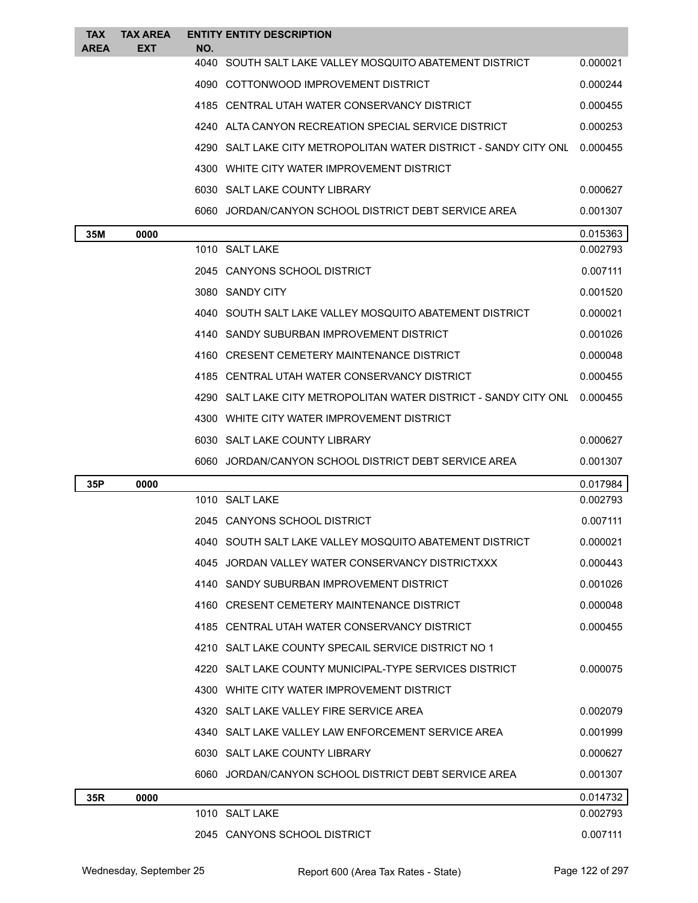| TAX AREA | TAX AREA EXT | ENTITY NO. | ENTITY DESCRIPTION | |
|---|---|---|---|---|
| | | 4040 | SOUTH SALT LAKE VALLEY MOSQUITO ABATEMENT DISTRICT | 0.000021 |
| | | 4090 | COTTONWOOD IMPROVEMENT DISTRICT | 0.000244 |
| | | 4185 | CENTRAL UTAH WATER CONSERVANCY DISTRICT | 0.000455 |
| | | 4240 | ALTA CANYON RECREATION SPECIAL SERVICE DISTRICT | 0.000253 |
| | | 4290 | SALT LAKE CITY METROPOLITAN WATER DISTRICT - SANDY CITY ONL | 0.000455 |
| | | 4300 | WHITE CITY WATER IMPROVEMENT DISTRICT | |
| | | 6030 | SALT LAKE COUNTY LIBRARY | 0.000627 |
| | | 6060 | JORDAN/CANYON SCHOOL DISTRICT DEBT SERVICE AREA | 0.001307 |
| **35M** | **0000** | | | 0.015363 |
| | | 1010 | SALT LAKE | 0.002793 |
| | | 2045 | CANYONS SCHOOL DISTRICT | 0.007111 |
| | | 3080 | SANDY CITY | 0.001520 |
| | | 4040 | SOUTH SALT LAKE VALLEY MOSQUITO ABATEMENT DISTRICT | 0.000021 |
| | | 4140 | SANDY SUBURBAN IMPROVEMENT DISTRICT | 0.001026 |
| | | 4160 | CRESENT CEMETERY MAINTENANCE DISTRICT | 0.000048 |
| | | 4185 | CENTRAL UTAH WATER CONSERVANCY DISTRICT | 0.000455 |
| | | 4290 | SALT LAKE CITY METROPOLITAN WATER DISTRICT - SANDY CITY ONL | 0.000455 |
| | | 4300 | WHITE CITY WATER IMPROVEMENT DISTRICT | |
| | | 6030 | SALT LAKE COUNTY LIBRARY | 0.000627 |
| | | 6060 | JORDAN/CANYON SCHOOL DISTRICT DEBT SERVICE AREA | 0.001307 |
| **35P** | **0000** | | | 0.017984 |
| | | 1010 | SALT LAKE | 0.002793 |
| | | 2045 | CANYONS SCHOOL DISTRICT | 0.007111 |
| | | 4040 | SOUTH SALT LAKE VALLEY MOSQUITO ABATEMENT DISTRICT | 0.000021 |
| | | 4045 | JORDAN VALLEY WATER CONSERVANCY DISTRICTXXX | 0.000443 |
| | | 4140 | SANDY SUBURBAN IMPROVEMENT DISTRICT | 0.001026 |
| | | 4160 | CRESENT CEMETERY MAINTENANCE DISTRICT | 0.000048 |
| | | 4185 | CENTRAL UTAH WATER CONSERVANCY DISTRICT | 0.000455 |
| | | 4210 | SALT LAKE COUNTY SPECAIL SERVICE DISTRICT NO 1 | |
| | | 4220 | SALT LAKE COUNTY MUNICIPAL-TYPE SERVICES DISTRICT | 0.000075 |
| | | 4300 | WHITE CITY WATER IMPROVEMENT DISTRICT | |
| | | 4320 | SALT LAKE VALLEY FIRE SERVICE AREA | 0.002079 |
| | | 4340 | SALT LAKE VALLEY LAW ENFORCEMENT SERVICE AREA | 0.001999 |
| | | 6030 | SALT LAKE COUNTY LIBRARY | 0.000627 |
| | | 6060 | JORDAN/CANYON SCHOOL DISTRICT DEBT SERVICE AREA | 0.001307 |
| **35R** | **0000** | | | 0.014732 |
| | | 1010 | SALT LAKE | 0.002793 |
| | | 2045 | CANYONS SCHOOL DISTRICT | 0.007111 |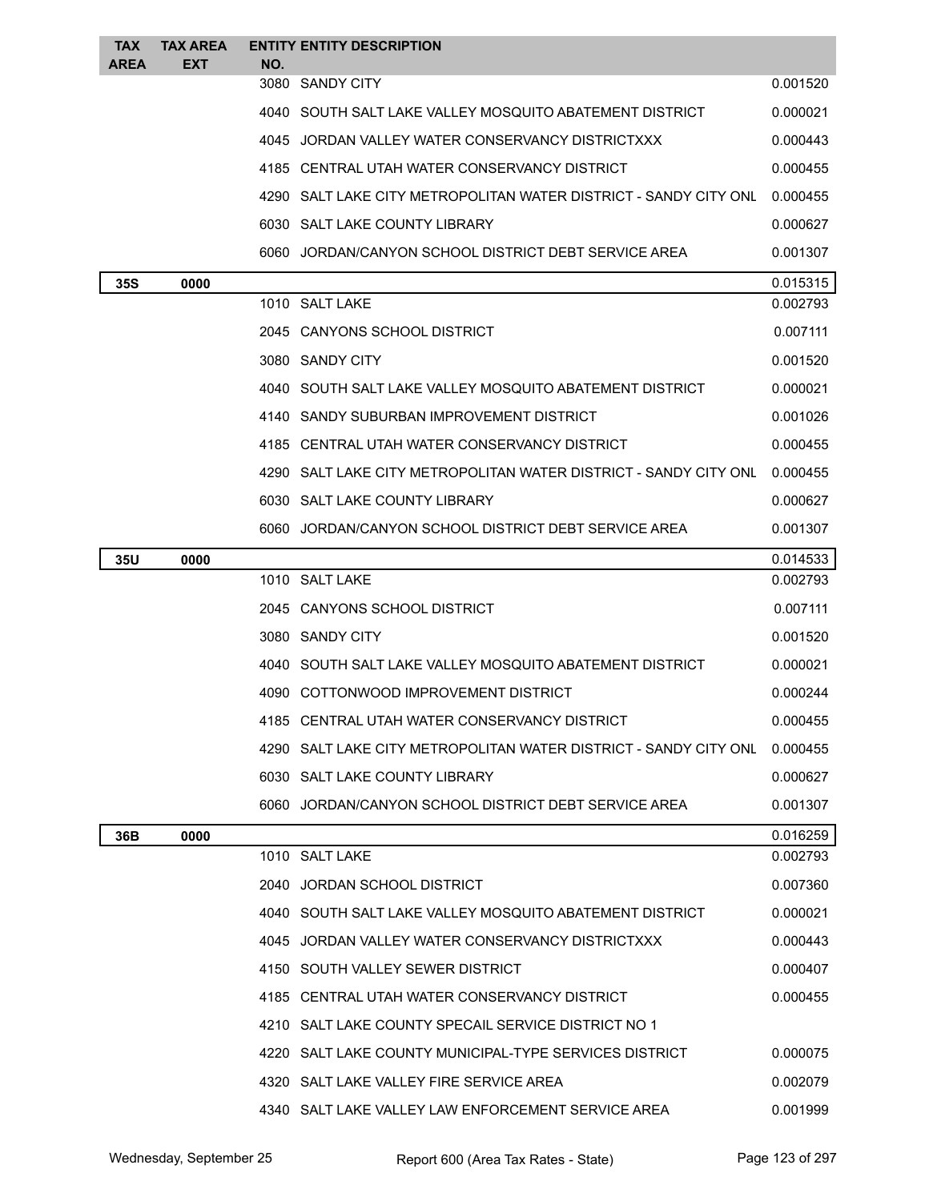| TAX AREA | TAX AREA EXT | ENTITY NO. | ENTITY DESCRIPTION | |
|---|---|---|---|---|
| | | 3080 | SANDY CITY | 0.001520 |
| | | 4040 | SOUTH SALT LAKE VALLEY MOSQUITO ABATEMENT DISTRICT | 0.000021 |
| | | 4045 | JORDAN VALLEY WATER CONSERVANCY DISTRICTXXX | 0.000443 |
| | | 4185 | CENTRAL UTAH WATER CONSERVANCY DISTRICT | 0.000455 |
| | | 4290 | SALT LAKE CITY METROPOLITAN WATER DISTRICT - SANDY CITY ONL | 0.000455 |
| | | 6030 | SALT LAKE COUNTY LIBRARY | 0.000627 |
| | | 6060 | JORDAN/CANYON SCHOOL DISTRICT DEBT SERVICE AREA | 0.001307 |
| **35S** | **0000** | | | 0.015315 |
| | | 1010 | SALT LAKE | 0.002793 |
| | | 2045 | CANYONS SCHOOL DISTRICT | 0.007111 |
| | | 3080 | SANDY CITY | 0.001520 |
| | | 4040 | SOUTH SALT LAKE VALLEY MOSQUITO ABATEMENT DISTRICT | 0.000021 |
| | | 4140 | SANDY SUBURBAN IMPROVEMENT DISTRICT | 0.001026 |
| | | 4185 | CENTRAL UTAH WATER CONSERVANCY DISTRICT | 0.000455 |
| | | 4290 | SALT LAKE CITY METROPOLITAN WATER DISTRICT - SANDY CITY ONL | 0.000455 |
| | | 6030 | SALT LAKE COUNTY LIBRARY | 0.000627 |
| | | 6060 | JORDAN/CANYON SCHOOL DISTRICT DEBT SERVICE AREA | 0.001307 |
| **35U** | **0000** | | | 0.014533 |
| | | 1010 | SALT LAKE | 0.002793 |
| | | 2045 | CANYONS SCHOOL DISTRICT | 0.007111 |
| | | 3080 | SANDY CITY | 0.001520 |
| | | 4040 | SOUTH SALT LAKE VALLEY MOSQUITO ABATEMENT DISTRICT | 0.000021 |
| | | 4090 | COTTONWOOD IMPROVEMENT DISTRICT | 0.000244 |
| | | 4185 | CENTRAL UTAH WATER CONSERVANCY DISTRICT | 0.000455 |
| | | 4290 | SALT LAKE CITY METROPOLITAN WATER DISTRICT - SANDY CITY ONL | 0.000455 |
| | | 6030 | SALT LAKE COUNTY LIBRARY | 0.000627 |
| | | 6060 | JORDAN/CANYON SCHOOL DISTRICT DEBT SERVICE AREA | 0.001307 |
| **36B** | **0000** | | | 0.016259 |
| | | 1010 | SALT LAKE | 0.002793 |
| | | 2040 | JORDAN SCHOOL DISTRICT | 0.007360 |
| | | 4040 | SOUTH SALT LAKE VALLEY MOSQUITO ABATEMENT DISTRICT | 0.000021 |
| | | 4045 | JORDAN VALLEY WATER CONSERVANCY DISTRICTXXX | 0.000443 |
| | | 4150 | SOUTH VALLEY SEWER DISTRICT | 0.000407 |
| | | 4185 | CENTRAL UTAH WATER CONSERVANCY DISTRICT | 0.000455 |
| | | 4210 | SALT LAKE COUNTY SPECAIL SERVICE DISTRICT NO 1 | |
| | | 4220 | SALT LAKE COUNTY MUNICIPAL-TYPE SERVICES DISTRICT | 0.000075 |
| | | 4320 | SALT LAKE VALLEY FIRE SERVICE AREA | 0.002079 |
| | | 4340 | SALT LAKE VALLEY LAW ENFORCEMENT SERVICE AREA | 0.001999 |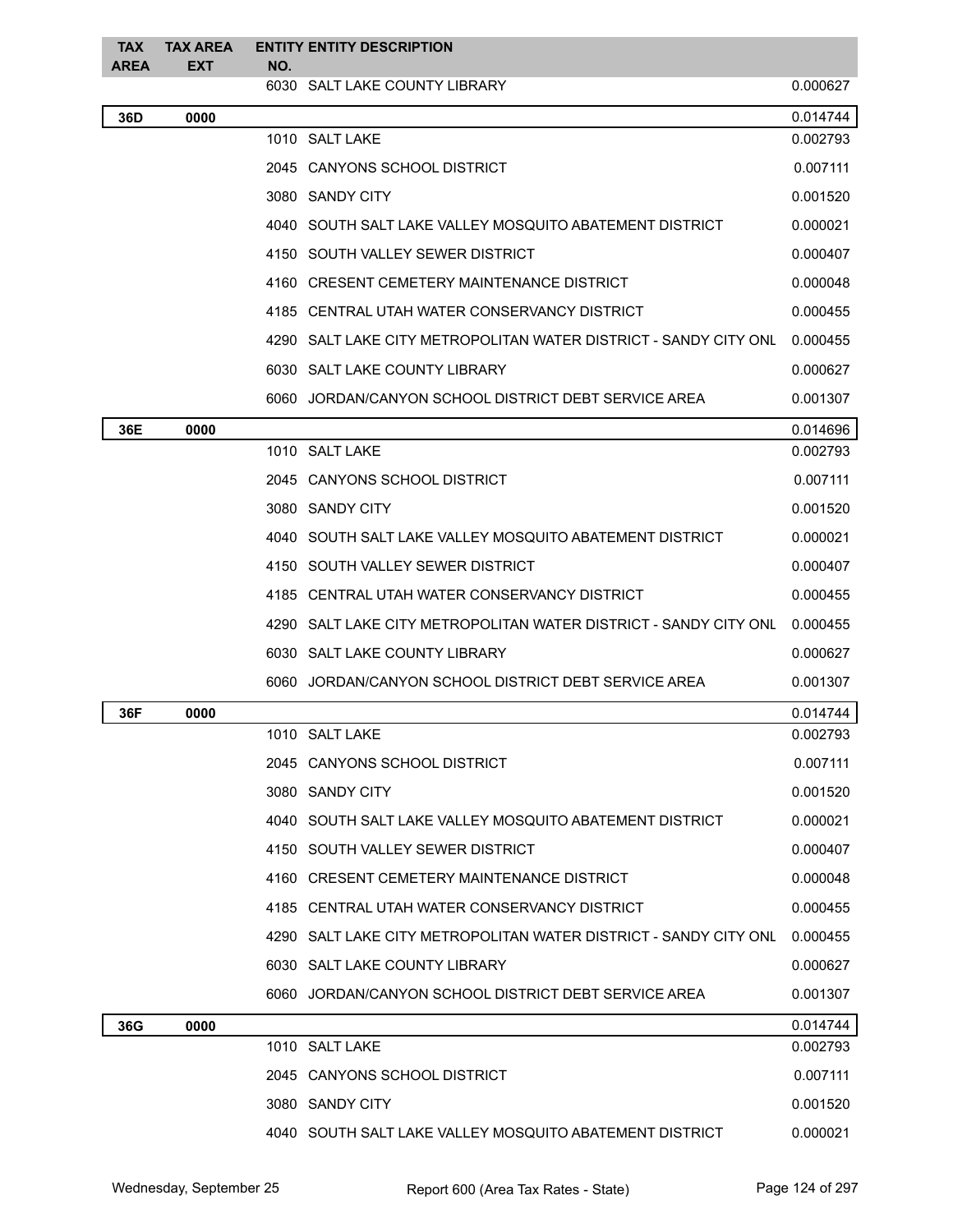| TAX AREA | TAX AREA EXT | ENTITY NO. | ENTITY DESCRIPTION | |
|---|---|---|---|---|
| | | 6030 | SALT LAKE COUNTY LIBRARY | 0.000627 |
| **36D** | **0000** | | | 0.014744 |
| | | 1010 | SALT LAKE | 0.002793 |
| | | 2045 | CANYONS SCHOOL DISTRICT | 0.007111 |
| | | 3080 | SANDY CITY | 0.001520 |
| | | 4040 | SOUTH SALT LAKE VALLEY MOSQUITO ABATEMENT DISTRICT | 0.000021 |
| | | 4150 | SOUTH VALLEY SEWER DISTRICT | 0.000407 |
| | | 4160 | CRESENT CEMETERY MAINTENANCE DISTRICT | 0.000048 |
| | | 4185 | CENTRAL UTAH WATER CONSERVANCY DISTRICT | 0.000455 |
| | | 4290 | SALT LAKE CITY METROPOLITAN WATER DISTRICT - SANDY CITY ONL | 0.000455 |
| | | 6030 | SALT LAKE COUNTY LIBRARY | 0.000627 |
| | | 6060 | JORDAN/CANYON SCHOOL DISTRICT DEBT SERVICE AREA | 0.001307 |
| **36E** | **0000** | | | 0.014696 |
| | | 1010 | SALT LAKE | 0.002793 |
| | | 2045 | CANYONS SCHOOL DISTRICT | 0.007111 |
| | | 3080 | SANDY CITY | 0.001520 |
| | | 4040 | SOUTH SALT LAKE VALLEY MOSQUITO ABATEMENT DISTRICT | 0.000021 |
| | | 4150 | SOUTH VALLEY SEWER DISTRICT | 0.000407 |
| | | 4185 | CENTRAL UTAH WATER CONSERVANCY DISTRICT | 0.000455 |
| | | 4290 | SALT LAKE CITY METROPOLITAN WATER DISTRICT - SANDY CITY ONL | 0.000455 |
| | | 6030 | SALT LAKE COUNTY LIBRARY | 0.000627 |
| | | 6060 | JORDAN/CANYON SCHOOL DISTRICT DEBT SERVICE AREA | 0.001307 |
| **36F** | **0000** | | | 0.014744 |
| | | 1010 | SALT LAKE | 0.002793 |
| | | 2045 | CANYONS SCHOOL DISTRICT | 0.007111 |
| | | 3080 | SANDY CITY | 0.001520 |
| | | 4040 | SOUTH SALT LAKE VALLEY MOSQUITO ABATEMENT DISTRICT | 0.000021 |
| | | 4150 | SOUTH VALLEY SEWER DISTRICT | 0.000407 |
| | | 4160 | CRESENT CEMETERY MAINTENANCE DISTRICT | 0.000048 |
| | | 4185 | CENTRAL UTAH WATER CONSERVANCY DISTRICT | 0.000455 |
| | | 4290 | SALT LAKE CITY METROPOLITAN WATER DISTRICT - SANDY CITY ONL | 0.000455 |
| | | 6030 | SALT LAKE COUNTY LIBRARY | 0.000627 |
| | | 6060 | JORDAN/CANYON SCHOOL DISTRICT DEBT SERVICE AREA | 0.001307 |
| **36G** | **0000** | | | 0.014744 |
| | | 1010 | SALT LAKE | 0.002793 |
| | | 2045 | CANYONS SCHOOL DISTRICT | 0.007111 |
| | | 3080 | SANDY CITY | 0.001520 |
| | | 4040 | SOUTH SALT LAKE VALLEY MOSQUITO ABATEMENT DISTRICT | 0.000021 |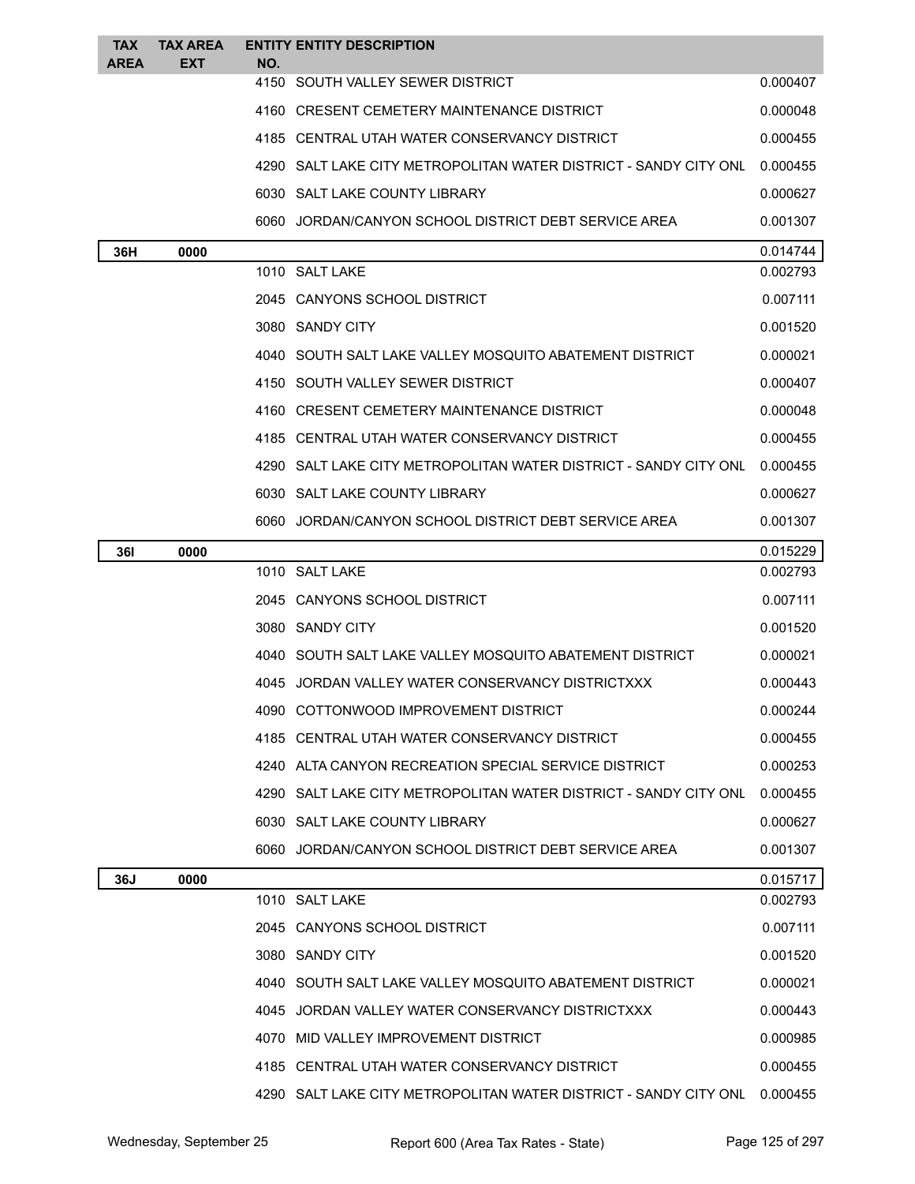| TAX AREA | TAX AREA EXT | ENTITY NO. | ENTITY DESCRIPTION | |
|---|---|---|---|---|
| | | 4150 | SOUTH VALLEY SEWER DISTRICT | 0.000407 |
| | | 4160 | CRESENT CEMETERY MAINTENANCE DISTRICT | 0.000048 |
| | | 4185 | CENTRAL UTAH WATER CONSERVANCY DISTRICT | 0.000455 |
| | | 4290 | SALT LAKE CITY METROPOLITAN WATER DISTRICT - SANDY CITY ONL | 0.000455 |
| | | 6030 | SALT LAKE COUNTY LIBRARY | 0.000627 |
| | | 6060 | JORDAN/CANYON SCHOOL DISTRICT DEBT SERVICE AREA | 0.001307 |
| **36H** | **0000** | | | 0.014744 |
| | | 1010 | SALT LAKE | 0.002793 |
| | | 2045 | CANYONS SCHOOL DISTRICT | 0.007111 |
| | | 3080 | SANDY CITY | 0.001520 |
| | | 4040 | SOUTH SALT LAKE VALLEY MOSQUITO ABATEMENT DISTRICT | 0.000021 |
| | | 4150 | SOUTH VALLEY SEWER DISTRICT | 0.000407 |
| | | 4160 | CRESENT CEMETERY MAINTENANCE DISTRICT | 0.000048 |
| | | 4185 | CENTRAL UTAH WATER CONSERVANCY DISTRICT | 0.000455 |
| | | 4290 | SALT LAKE CITY METROPOLITAN WATER DISTRICT - SANDY CITY ONL | 0.000455 |
| | | 6030 | SALT LAKE COUNTY LIBRARY | 0.000627 |
| | | 6060 | JORDAN/CANYON SCHOOL DISTRICT DEBT SERVICE AREA | 0.001307 |
| **36I** | **0000** | | | 0.015229 |
| | | 1010 | SALT LAKE | 0.002793 |
| | | 2045 | CANYONS SCHOOL DISTRICT | 0.007111 |
| | | 3080 | SANDY CITY | 0.001520 |
| | | 4040 | SOUTH SALT LAKE VALLEY MOSQUITO ABATEMENT DISTRICT | 0.000021 |
| | | 4045 | JORDAN VALLEY WATER CONSERVANCY DISTRICTXXX | 0.000443 |
| | | 4090 | COTTONWOOD IMPROVEMENT DISTRICT | 0.000244 |
| | | 4185 | CENTRAL UTAH WATER CONSERVANCY DISTRICT | 0.000455 |
| | | 4240 | ALTA CANYON RECREATION SPECIAL SERVICE DISTRICT | 0.000253 |
| | | 4290 | SALT LAKE CITY METROPOLITAN WATER DISTRICT - SANDY CITY ONL | 0.000455 |
| | | 6030 | SALT LAKE COUNTY LIBRARY | 0.000627 |
| | | 6060 | JORDAN/CANYON SCHOOL DISTRICT DEBT SERVICE AREA | 0.001307 |
| **36J** | **0000** | | | 0.015717 |
| | | 1010 | SALT LAKE | 0.002793 |
| | | 2045 | CANYONS SCHOOL DISTRICT | 0.007111 |
| | | 3080 | SANDY CITY | 0.001520 |
| | | 4040 | SOUTH SALT LAKE VALLEY MOSQUITO ABATEMENT DISTRICT | 0.000021 |
| | | 4045 | JORDAN VALLEY WATER CONSERVANCY DISTRICTXXX | 0.000443 |
| | | 4070 | MID VALLEY IMPROVEMENT DISTRICT | 0.000985 |
| | | 4185 | CENTRAL UTAH WATER CONSERVANCY DISTRICT | 0.000455 |
| | | 4290 | SALT LAKE CITY METROPOLITAN WATER DISTRICT - SANDY CITY ONL | 0.000455 |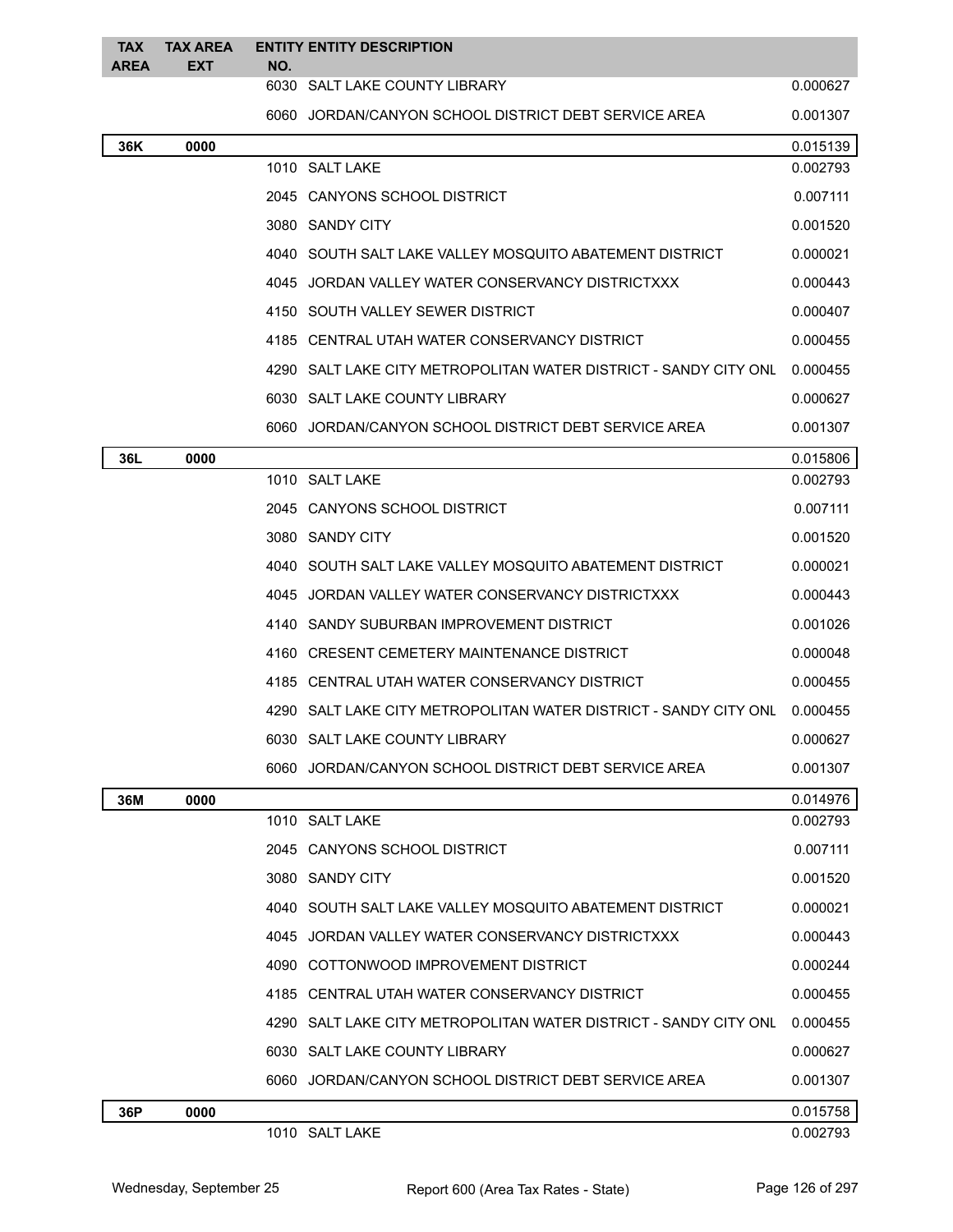| TAX AREA | TAX AREA EXT | ENTITY NO. | ENTITY DESCRIPTION | |
|---|---|---|---|---|
| | | 6030 | SALT LAKE COUNTY LIBRARY | 0.000627 |
| | | 6060 | JORDAN/CANYON SCHOOL DISTRICT DEBT SERVICE AREA | 0.001307 |
| **36K** | **0000** | | | 0.015139 |
| | | 1010 | SALT LAKE | 0.002793 |
| | | 2045 | CANYONS SCHOOL DISTRICT | 0.007111 |
| | | 3080 | SANDY CITY | 0.001520 |
| | | 4040 | SOUTH SALT LAKE VALLEY MOSQUITO ABATEMENT DISTRICT | 0.000021 |
| | | 4045 | JORDAN VALLEY WATER CONSERVANCY DISTRICTXXX | 0.000443 |
| | | 4150 | SOUTH VALLEY SEWER DISTRICT | 0.000407 |
| | | 4185 | CENTRAL UTAH WATER CONSERVANCY DISTRICT | 0.000455 |
| | | 4290 | SALT LAKE CITY METROPOLITAN WATER DISTRICT - SANDY CITY ONL | 0.000455 |
| | | 6030 | SALT LAKE COUNTY LIBRARY | 0.000627 |
| | | 6060 | JORDAN/CANYON SCHOOL DISTRICT DEBT SERVICE AREA | 0.001307 |
| **36L** | **0000** | | | 0.015806 |
| | | 1010 | SALT LAKE | 0.002793 |
| | | 2045 | CANYONS SCHOOL DISTRICT | 0.007111 |
| | | 3080 | SANDY CITY | 0.001520 |
| | | 4040 | SOUTH SALT LAKE VALLEY MOSQUITO ABATEMENT DISTRICT | 0.000021 |
| | | 4045 | JORDAN VALLEY WATER CONSERVANCY DISTRICTXXX | 0.000443 |
| | | 4140 | SANDY SUBURBAN IMPROVEMENT DISTRICT | 0.001026 |
| | | 4160 | CRESENT CEMETERY MAINTENANCE DISTRICT | 0.000048 |
| | | 4185 | CENTRAL UTAH WATER CONSERVANCY DISTRICT | 0.000455 |
| | | 4290 | SALT LAKE CITY METROPOLITAN WATER DISTRICT - SANDY CITY ONL | 0.000455 |
| | | 6030 | SALT LAKE COUNTY LIBRARY | 0.000627 |
| | | 6060 | JORDAN/CANYON SCHOOL DISTRICT DEBT SERVICE AREA | 0.001307 |
| **36M** | **0000** | | | 0.014976 |
| | | 1010 | SALT LAKE | 0.002793 |
| | | 2045 | CANYONS SCHOOL DISTRICT | 0.007111 |
| | | 3080 | SANDY CITY | 0.001520 |
| | | 4040 | SOUTH SALT LAKE VALLEY MOSQUITO ABATEMENT DISTRICT | 0.000021 |
| | | 4045 | JORDAN VALLEY WATER CONSERVANCY DISTRICTXXX | 0.000443 |
| | | 4090 | COTTONWOOD IMPROVEMENT DISTRICT | 0.000244 |
| | | 4185 | CENTRAL UTAH WATER CONSERVANCY DISTRICT | 0.000455 |
| | | 4290 | SALT LAKE CITY METROPOLITAN WATER DISTRICT - SANDY CITY ONL | 0.000455 |
| | | 6030 | SALT LAKE COUNTY LIBRARY | 0.000627 |
| | | 6060 | JORDAN/CANYON SCHOOL DISTRICT DEBT SERVICE AREA | 0.001307 |
| **36P** | **0000** | | | 0.015758 |
| | | 1010 | SALT LAKE | 0.002793 |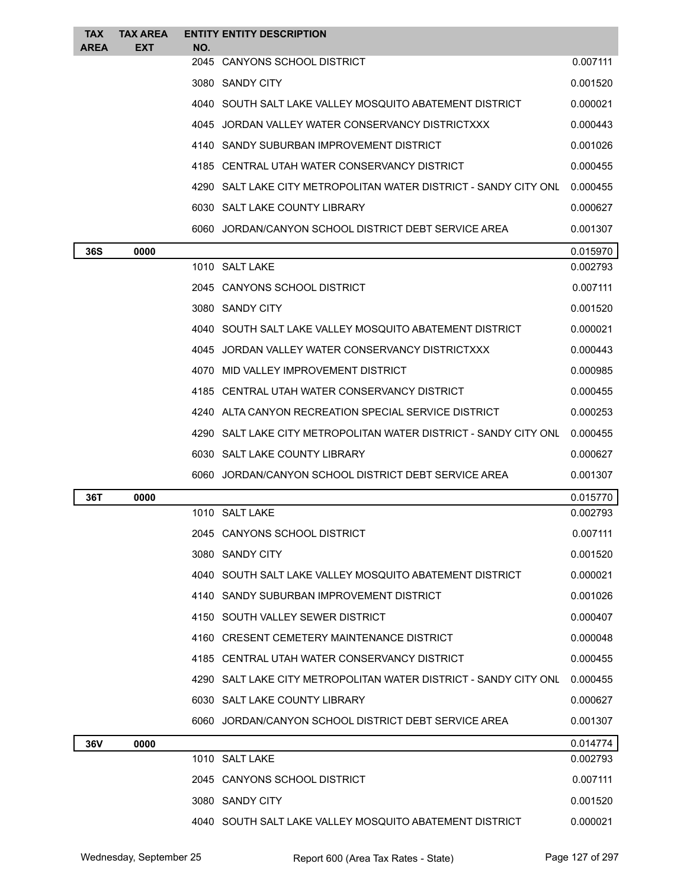| TAX AREA | TAX AREA EXT | ENTITY NO. | ENTITY DESCRIPTION | |
|---|---|---|---|---|
| | | 2045 | CANYONS SCHOOL DISTRICT | 0.007111 |
| | | 3080 | SANDY CITY | 0.001520 |
| | | 4040 | SOUTH SALT LAKE VALLEY MOSQUITO ABATEMENT DISTRICT | 0.000021 |
| | | 4045 | JORDAN VALLEY WATER CONSERVANCY DISTRICTXXX | 0.000443 |
| | | 4140 | SANDY SUBURBAN IMPROVEMENT DISTRICT | 0.001026 |
| | | 4185 | CENTRAL UTAH WATER CONSERVANCY DISTRICT | 0.000455 |
| | | 4290 | SALT LAKE CITY METROPOLITAN WATER DISTRICT - SANDY CITY ONL | 0.000455 |
| | | 6030 | SALT LAKE COUNTY LIBRARY | 0.000627 |
| | | 6060 | JORDAN/CANYON SCHOOL DISTRICT DEBT SERVICE AREA | 0.001307 |
| **36S** | **0000** | | | 0.015970 |
| | | 1010 | SALT LAKE | 0.002793 |
| | | 2045 | CANYONS SCHOOL DISTRICT | 0.007111 |
| | | 3080 | SANDY CITY | 0.001520 |
| | | 4040 | SOUTH SALT LAKE VALLEY MOSQUITO ABATEMENT DISTRICT | 0.000021 |
| | | 4045 | JORDAN VALLEY WATER CONSERVANCY DISTRICTXXX | 0.000443 |
| | | 4070 | MID VALLEY IMPROVEMENT DISTRICT | 0.000985 |
| | | 4185 | CENTRAL UTAH WATER CONSERVANCY DISTRICT | 0.000455 |
| | | 4240 | ALTA CANYON RECREATION SPECIAL SERVICE DISTRICT | 0.000253 |
| | | 4290 | SALT LAKE CITY METROPOLITAN WATER DISTRICT - SANDY CITY ONL | 0.000455 |
| | | 6030 | SALT LAKE COUNTY LIBRARY | 0.000627 |
| | | 6060 | JORDAN/CANYON SCHOOL DISTRICT DEBT SERVICE AREA | 0.001307 |
| **36T** | **0000** | | | 0.015770 |
| | | 1010 | SALT LAKE | 0.002793 |
| | | 2045 | CANYONS SCHOOL DISTRICT | 0.007111 |
| | | 3080 | SANDY CITY | 0.001520 |
| | | 4040 | SOUTH SALT LAKE VALLEY MOSQUITO ABATEMENT DISTRICT | 0.000021 |
| | | 4140 | SANDY SUBURBAN IMPROVEMENT DISTRICT | 0.001026 |
| | | 4150 | SOUTH VALLEY SEWER DISTRICT | 0.000407 |
| | | 4160 | CRESENT CEMETERY MAINTENANCE DISTRICT | 0.000048 |
| | | 4185 | CENTRAL UTAH WATER CONSERVANCY DISTRICT | 0.000455 |
| | | 4290 | SALT LAKE CITY METROPOLITAN WATER DISTRICT - SANDY CITY ONL | 0.000455 |
| | | 6030 | SALT LAKE COUNTY LIBRARY | 0.000627 |
| | | 6060 | JORDAN/CANYON SCHOOL DISTRICT DEBT SERVICE AREA | 0.001307 |
| **36V** | **0000** | | | 0.014774 |
| | | 1010 | SALT LAKE | 0.002793 |
| | | 2045 | CANYONS SCHOOL DISTRICT | 0.007111 |
| | | 3080 | SANDY CITY | 0.001520 |
| | | 4040 | SOUTH SALT LAKE VALLEY MOSQUITO ABATEMENT DISTRICT | 0.000021 |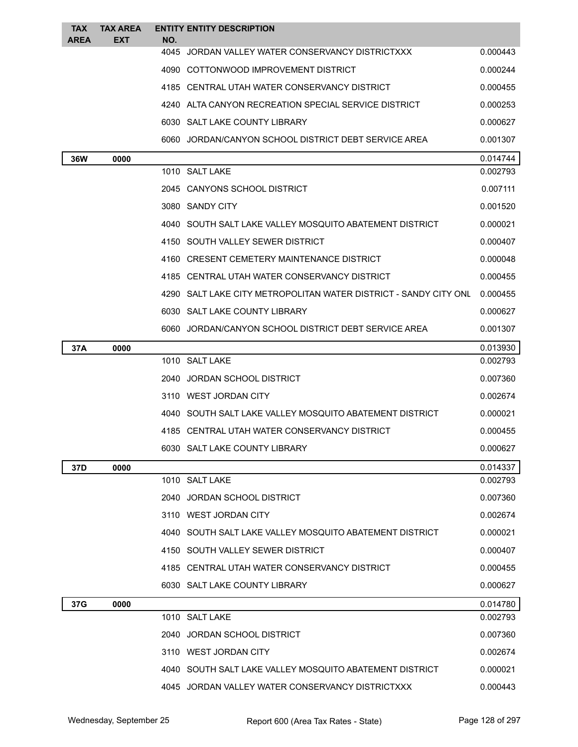| TAX AREA | TAX AREA EXT | ENTITY NO. | ENTITY DESCRIPTION | |
|---|---|---|---|---|
| | | 4045 | JORDAN VALLEY WATER CONSERVANCY DISTRICTXXX | 0.000443 |
| | | 4090 | COTTONWOOD IMPROVEMENT DISTRICT | 0.000244 |
| | | 4185 | CENTRAL UTAH WATER CONSERVANCY DISTRICT | 0.000455 |
| | | 4240 | ALTA CANYON RECREATION SPECIAL SERVICE DISTRICT | 0.000253 |
| | | 6030 | SALT LAKE COUNTY LIBRARY | 0.000627 |
| | | 6060 | JORDAN/CANYON SCHOOL DISTRICT DEBT SERVICE AREA | 0.001307 |
| **36W** | **0000** | | | 0.014744 |
| | | 1010 | SALT LAKE | 0.002793 |
| | | 2045 | CANYONS SCHOOL DISTRICT | 0.007111 |
| | | 3080 | SANDY CITY | 0.001520 |
| | | 4040 | SOUTH SALT LAKE VALLEY MOSQUITO ABATEMENT DISTRICT | 0.000021 |
| | | 4150 | SOUTH VALLEY SEWER DISTRICT | 0.000407 |
| | | 4160 | CRESENT CEMETERY MAINTENANCE DISTRICT | 0.000048 |
| | | 4185 | CENTRAL UTAH WATER CONSERVANCY DISTRICT | 0.000455 |
| | | 4290 | SALT LAKE CITY METROPOLITAN WATER DISTRICT - SANDY CITY ONL | 0.000455 |
| | | 6030 | SALT LAKE COUNTY LIBRARY | 0.000627 |
| | | 6060 | JORDAN/CANYON SCHOOL DISTRICT DEBT SERVICE AREA | 0.001307 |
| **37A** | **0000** | | | 0.013930 |
| | | 1010 | SALT LAKE | 0.002793 |
| | | 2040 | JORDAN SCHOOL DISTRICT | 0.007360 |
| | | 3110 | WEST JORDAN CITY | 0.002674 |
| | | 4040 | SOUTH SALT LAKE VALLEY MOSQUITO ABATEMENT DISTRICT | 0.000021 |
| | | 4185 | CENTRAL UTAH WATER CONSERVANCY DISTRICT | 0.000455 |
| | | 6030 | SALT LAKE COUNTY LIBRARY | 0.000627 |
| **37D** | **0000** | | | 0.014337 |
| | | 1010 | SALT LAKE | 0.002793 |
| | | 2040 | JORDAN SCHOOL DISTRICT | 0.007360 |
| | | 3110 | WEST JORDAN CITY | 0.002674 |
| | | 4040 | SOUTH SALT LAKE VALLEY MOSQUITO ABATEMENT DISTRICT | 0.000021 |
| | | 4150 | SOUTH VALLEY SEWER DISTRICT | 0.000407 |
| | | 4185 | CENTRAL UTAH WATER CONSERVANCY DISTRICT | 0.000455 |
| | | 6030 | SALT LAKE COUNTY LIBRARY | 0.000627 |
| **37G** | **0000** | | | 0.014780 |
| | | 1010 | SALT LAKE | 0.002793 |
| | | 2040 | JORDAN SCHOOL DISTRICT | 0.007360 |
| | | 3110 | WEST JORDAN CITY | 0.002674 |
| | | 4040 | SOUTH SALT LAKE VALLEY MOSQUITO ABATEMENT DISTRICT | 0.000021 |
| | | 4045 | JORDAN VALLEY WATER CONSERVANCY DISTRICTXXX | 0.000443 |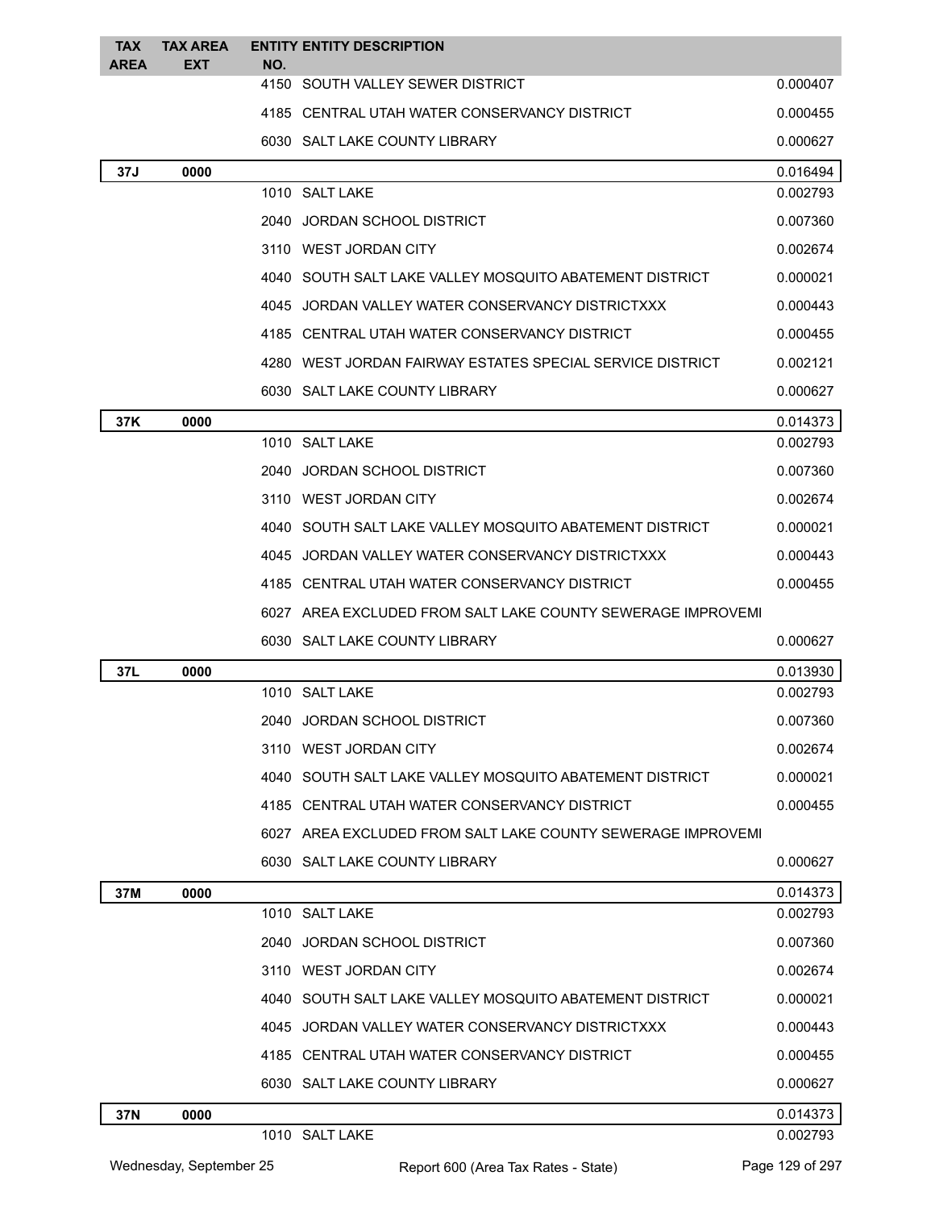| TAX AREA | TAX AREA EXT | ENTITY NO. | ENTITY DESCRIPTION | |
|---|---|---|---|---|
| | | 4150 | SOUTH VALLEY SEWER DISTRICT | 0.000407 |
| | | 4185 | CENTRAL UTAH WATER CONSERVANCY DISTRICT | 0.000455 |
| | | 6030 | SALT LAKE COUNTY LIBRARY | 0.000627 |
| **37J** | **0000** | | | 0.016494 |
| | | 1010 | SALT LAKE | 0.002793 |
| | | 2040 | JORDAN SCHOOL DISTRICT | 0.007360 |
| | | 3110 | WEST JORDAN CITY | 0.002674 |
| | | 4040 | SOUTH SALT LAKE VALLEY MOSQUITO ABATEMENT DISTRICT | 0.000021 |
| | | 4045 | JORDAN VALLEY WATER CONSERVANCY DISTRICTXXX | 0.000443 |
| | | 4185 | CENTRAL UTAH WATER CONSERVANCY DISTRICT | 0.000455 |
| | | 4280 | WEST JORDAN FAIRWAY ESTATES SPECIAL SERVICE DISTRICT | 0.002121 |
| | | 6030 | SALT LAKE COUNTY LIBRARY | 0.000627 |
| **37K** | **0000** | | | 0.014373 |
| | | 1010 | SALT LAKE | 0.002793 |
| | | 2040 | JORDAN SCHOOL DISTRICT | 0.007360 |
| | | 3110 | WEST JORDAN CITY | 0.002674 |
| | | 4040 | SOUTH SALT LAKE VALLEY MOSQUITO ABATEMENT DISTRICT | 0.000021 |
| | | 4045 | JORDAN VALLEY WATER CONSERVANCY DISTRICTXXX | 0.000443 |
| | | 4185 | CENTRAL UTAH WATER CONSERVANCY DISTRICT | 0.000455 |
| | | 6027 | AREA EXCLUDED FROM SALT LAKE COUNTY SEWERAGE IMPROVEMI | |
| | | 6030 | SALT LAKE COUNTY LIBRARY | 0.000627 |
| **37L** | **0000** | | | 0.013930 |
| | | 1010 | SALT LAKE | 0.002793 |
| | | 2040 | JORDAN SCHOOL DISTRICT | 0.007360 |
| | | 3110 | WEST JORDAN CITY | 0.002674 |
| | | 4040 | SOUTH SALT LAKE VALLEY MOSQUITO ABATEMENT DISTRICT | 0.000021 |
| | | 4185 | CENTRAL UTAH WATER CONSERVANCY DISTRICT | 0.000455 |
| | | 6027 | AREA EXCLUDED FROM SALT LAKE COUNTY SEWERAGE IMPROVEMI | |
| | | 6030 | SALT LAKE COUNTY LIBRARY | 0.000627 |
| **37M** | **0000** | | | 0.014373 |
| | | 1010 | SALT LAKE | 0.002793 |
| | | 2040 | JORDAN SCHOOL DISTRICT | 0.007360 |
| | | 3110 | WEST JORDAN CITY | 0.002674 |
| | | 4040 | SOUTH SALT LAKE VALLEY MOSQUITO ABATEMENT DISTRICT | 0.000021 |
| | | 4045 | JORDAN VALLEY WATER CONSERVANCY DISTRICTXXX | 0.000443 |
| | | 4185 | CENTRAL UTAH WATER CONSERVANCY DISTRICT | 0.000455 |
| | | 6030 | SALT LAKE COUNTY LIBRARY | 0.000627 |
| **37N** | **0000** | | | 0.014373 |
| | | 1010 | SALT LAKE | 0.002793 |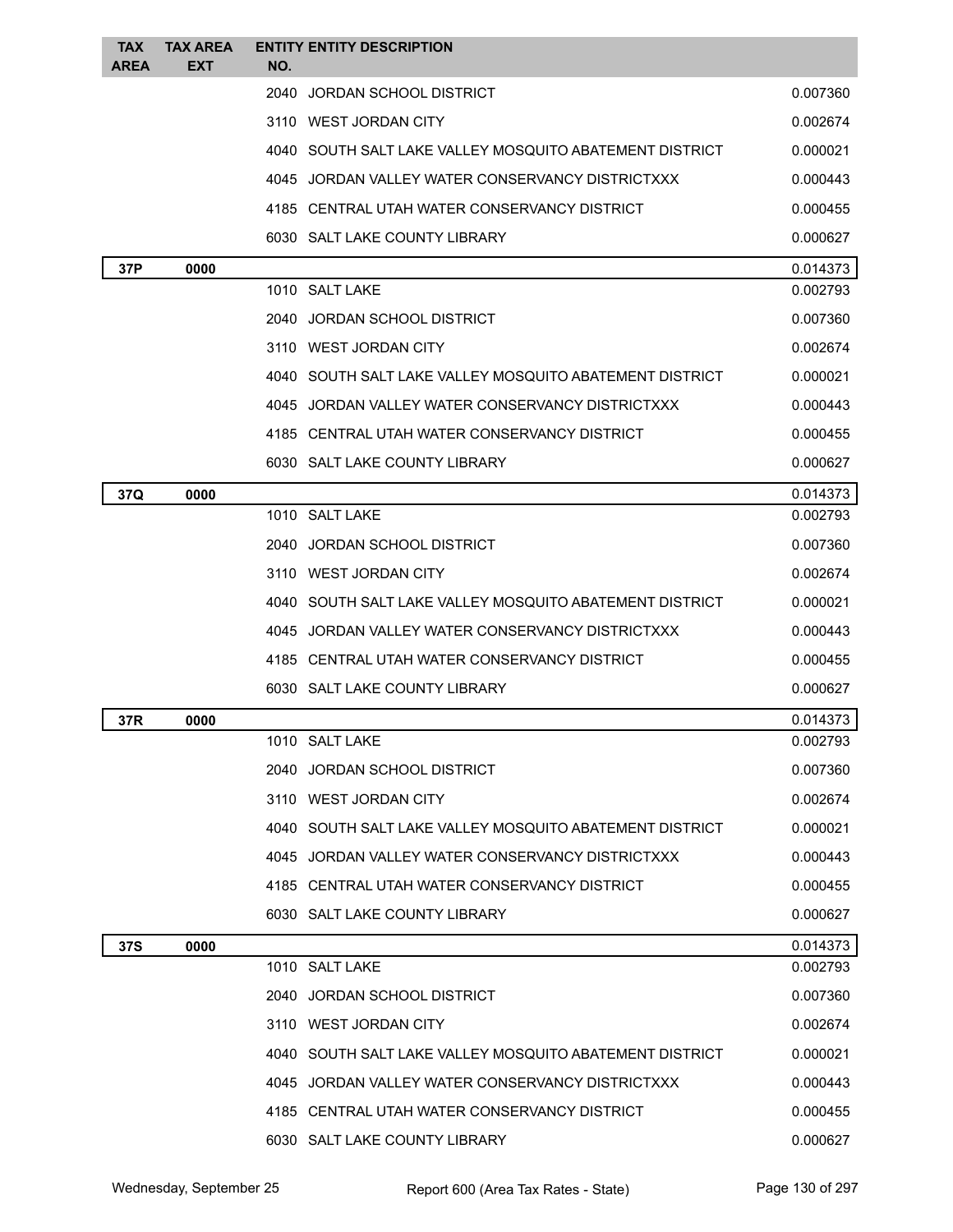| TAX AREA | TAX AREA EXT | ENTITY NO. | ENTITY DESCRIPTION | |
|---|---|---|---|---|
| | | 2040 | JORDAN SCHOOL DISTRICT | 0.007360 |
| | | 3110 | WEST JORDAN CITY | 0.002674 |
| | | 4040 | SOUTH SALT LAKE VALLEY MOSQUITO ABATEMENT DISTRICT | 0.000021 |
| | | 4045 | JORDAN VALLEY WATER CONSERVANCY DISTRICTXXX | 0.000443 |
| | | 4185 | CENTRAL UTAH WATER CONSERVANCY DISTRICT | 0.000455 |
| | | 6030 | SALT LAKE COUNTY LIBRARY | 0.000627 |
| **37P** | **0000** | | | 0.014373 |
| | | 1010 | SALT LAKE | 0.002793 |
| | | 2040 | JORDAN SCHOOL DISTRICT | 0.007360 |
| | | 3110 | WEST JORDAN CITY | 0.002674 |
| | | 4040 | SOUTH SALT LAKE VALLEY MOSQUITO ABATEMENT DISTRICT | 0.000021 |
| | | 4045 | JORDAN VALLEY WATER CONSERVANCY DISTRICTXXX | 0.000443 |
| | | 4185 | CENTRAL UTAH WATER CONSERVANCY DISTRICT | 0.000455 |
| | | 6030 | SALT LAKE COUNTY LIBRARY | 0.000627 |
| **37Q** | **0000** | | | 0.014373 |
| | | 1010 | SALT LAKE | 0.002793 |
| | | 2040 | JORDAN SCHOOL DISTRICT | 0.007360 |
| | | 3110 | WEST JORDAN CITY | 0.002674 |
| | | 4040 | SOUTH SALT LAKE VALLEY MOSQUITO ABATEMENT DISTRICT | 0.000021 |
| | | 4045 | JORDAN VALLEY WATER CONSERVANCY DISTRICTXXX | 0.000443 |
| | | 4185 | CENTRAL UTAH WATER CONSERVANCY DISTRICT | 0.000455 |
| | | 6030 | SALT LAKE COUNTY LIBRARY | 0.000627 |
| **37R** | **0000** | | | 0.014373 |
| | | 1010 | SALT LAKE | 0.002793 |
| | | 2040 | JORDAN SCHOOL DISTRICT | 0.007360 |
| | | 3110 | WEST JORDAN CITY | 0.002674 |
| | | 4040 | SOUTH SALT LAKE VALLEY MOSQUITO ABATEMENT DISTRICT | 0.000021 |
| | | 4045 | JORDAN VALLEY WATER CONSERVANCY DISTRICTXXX | 0.000443 |
| | | 4185 | CENTRAL UTAH WATER CONSERVANCY DISTRICT | 0.000455 |
| | | 6030 | SALT LAKE COUNTY LIBRARY | 0.000627 |
| **37S** | **0000** | | | 0.014373 |
| | | 1010 | SALT LAKE | 0.002793 |
| | | 2040 | JORDAN SCHOOL DISTRICT | 0.007360 |
| | | 3110 | WEST JORDAN CITY | 0.002674 |
| | | 4040 | SOUTH SALT LAKE VALLEY MOSQUITO ABATEMENT DISTRICT | 0.000021 |
| | | 4045 | JORDAN VALLEY WATER CONSERVANCY DISTRICTXXX | 0.000443 |
| | | 4185 | CENTRAL UTAH WATER CONSERVANCY DISTRICT | 0.000455 |
| | | 6030 | SALT LAKE COUNTY LIBRARY | 0.000627 |

Wednesday, September 25 — Report 600 (Area Tax Rates - State)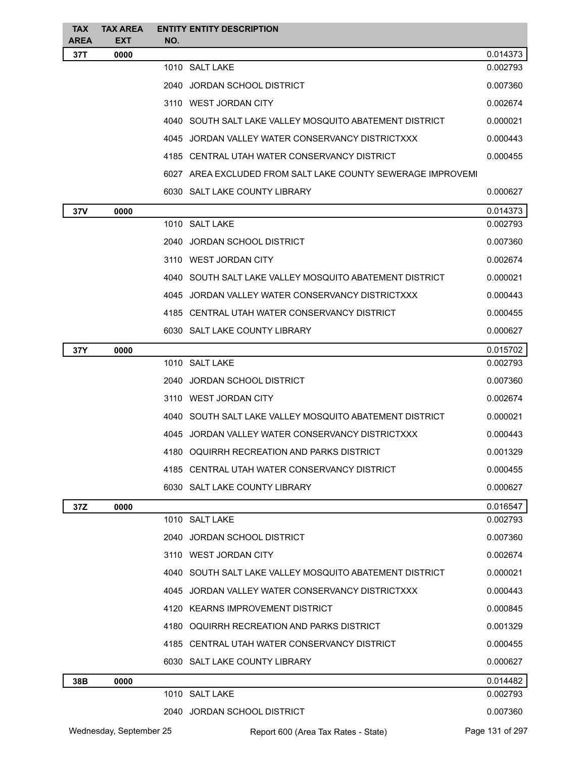| TAX AREA | TAX AREA EXT | ENTITY NO. | ENTITY DESCRIPTION | |
|---|---|---|---|---|
| 37T | 0000 | | | 0.014373 |
| | | 1010 | SALT LAKE | 0.002793 |
| | | 2040 | JORDAN SCHOOL DISTRICT | 0.007360 |
| | | 3110 | WEST JORDAN CITY | 0.002674 |
| | | 4040 | SOUTH SALT LAKE VALLEY MOSQUITO ABATEMENT DISTRICT | 0.000021 |
| | | 4045 | JORDAN VALLEY WATER CONSERVANCY DISTRICTXXX | 0.000443 |
| | | 4185 | CENTRAL UTAH WATER CONSERVANCY DISTRICT | 0.000455 |
| | | 6027 | AREA EXCLUDED FROM SALT LAKE COUNTY SEWERAGE IMPROVEMI | |
| | | 6030 | SALT LAKE COUNTY LIBRARY | 0.000627 |
| 37V | 0000 | | | 0.014373 |
| | | 1010 | SALT LAKE | 0.002793 |
| | | 2040 | JORDAN SCHOOL DISTRICT | 0.007360 |
| | | 3110 | WEST JORDAN CITY | 0.002674 |
| | | 4040 | SOUTH SALT LAKE VALLEY MOSQUITO ABATEMENT DISTRICT | 0.000021 |
| | | 4045 | JORDAN VALLEY WATER CONSERVANCY DISTRICTXXX | 0.000443 |
| | | 4185 | CENTRAL UTAH WATER CONSERVANCY DISTRICT | 0.000455 |
| | | 6030 | SALT LAKE COUNTY LIBRARY | 0.000627 |
| 37Y | 0000 | | | 0.015702 |
| | | 1010 | SALT LAKE | 0.002793 |
| | | 2040 | JORDAN SCHOOL DISTRICT | 0.007360 |
| | | 3110 | WEST JORDAN CITY | 0.002674 |
| | | 4040 | SOUTH SALT LAKE VALLEY MOSQUITO ABATEMENT DISTRICT | 0.000021 |
| | | 4045 | JORDAN VALLEY WATER CONSERVANCY DISTRICTXXX | 0.000443 |
| | | 4180 | OQUIRRH RECREATION AND PARKS DISTRICT | 0.001329 |
| | | 4185 | CENTRAL UTAH WATER CONSERVANCY DISTRICT | 0.000455 |
| | | 6030 | SALT LAKE COUNTY LIBRARY | 0.000627 |
| 37Z | 0000 | | | 0.016547 |
| | | 1010 | SALT LAKE | 0.002793 |
| | | 2040 | JORDAN SCHOOL DISTRICT | 0.007360 |
| | | 3110 | WEST JORDAN CITY | 0.002674 |
| | | 4040 | SOUTH SALT LAKE VALLEY MOSQUITO ABATEMENT DISTRICT | 0.000021 |
| | | 4045 | JORDAN VALLEY WATER CONSERVANCY DISTRICTXXX | 0.000443 |
| | | 4120 | KEARNS IMPROVEMENT DISTRICT | 0.000845 |
| | | 4180 | OQUIRRH RECREATION AND PARKS DISTRICT | 0.001329 |
| | | 4185 | CENTRAL UTAH WATER CONSERVANCY DISTRICT | 0.000455 |
| | | 6030 | SALT LAKE COUNTY LIBRARY | 0.000627 |
| 38B | 0000 | | | 0.014482 |
| | | 1010 | SALT LAKE | 0.002793 |
| | | 2040 | JORDAN SCHOOL DISTRICT | 0.007360 |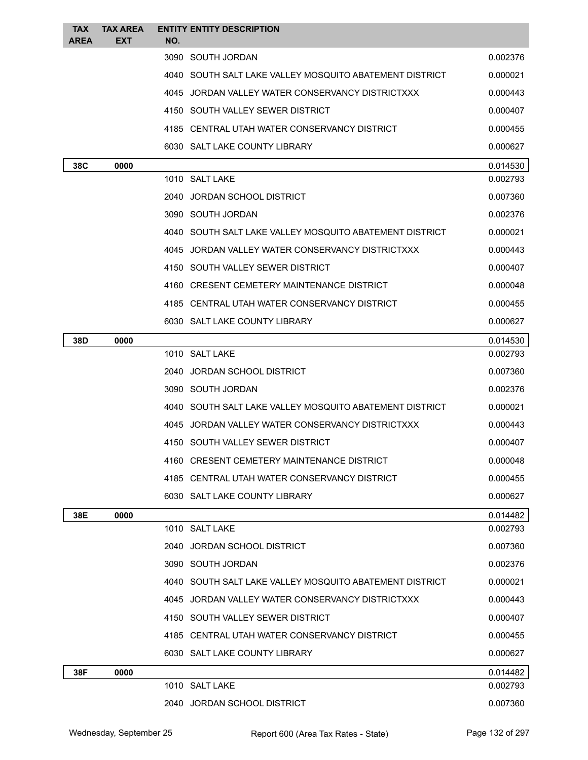| TAX AREA | TAX AREA EXT | ENTITY NO. | ENTITY DESCRIPTION | |
|---|---|---|---|---|
| | | 3090 | SOUTH JORDAN | 0.002376 |
| | | 4040 | SOUTH SALT LAKE VALLEY MOSQUITO ABATEMENT DISTRICT | 0.000021 |
| | | 4045 | JORDAN VALLEY WATER CONSERVANCY DISTRICTXXX | 0.000443 |
| | | 4150 | SOUTH VALLEY SEWER DISTRICT | 0.000407 |
| | | 4185 | CENTRAL UTAH WATER CONSERVANCY DISTRICT | 0.000455 |
| | | 6030 | SALT LAKE COUNTY LIBRARY | 0.000627 |
| **38C** | **0000** | | | 0.014530 |
| | | 1010 | SALT LAKE | 0.002793 |
| | | 2040 | JORDAN SCHOOL DISTRICT | 0.007360 |
| | | 3090 | SOUTH JORDAN | 0.002376 |
| | | 4040 | SOUTH SALT LAKE VALLEY MOSQUITO ABATEMENT DISTRICT | 0.000021 |
| | | 4045 | JORDAN VALLEY WATER CONSERVANCY DISTRICTXXX | 0.000443 |
| | | 4150 | SOUTH VALLEY SEWER DISTRICT | 0.000407 |
| | | 4160 | CRESENT CEMETERY MAINTENANCE DISTRICT | 0.000048 |
| | | 4185 | CENTRAL UTAH WATER CONSERVANCY DISTRICT | 0.000455 |
| | | 6030 | SALT LAKE COUNTY LIBRARY | 0.000627 |
| **38D** | **0000** | | | 0.014530 |
| | | 1010 | SALT LAKE | 0.002793 |
| | | 2040 | JORDAN SCHOOL DISTRICT | 0.007360 |
| | | 3090 | SOUTH JORDAN | 0.002376 |
| | | 4040 | SOUTH SALT LAKE VALLEY MOSQUITO ABATEMENT DISTRICT | 0.000021 |
| | | 4045 | JORDAN VALLEY WATER CONSERVANCY DISTRICTXXX | 0.000443 |
| | | 4150 | SOUTH VALLEY SEWER DISTRICT | 0.000407 |
| | | 4160 | CRESENT CEMETERY MAINTENANCE DISTRICT | 0.000048 |
| | | 4185 | CENTRAL UTAH WATER CONSERVANCY DISTRICT | 0.000455 |
| | | 6030 | SALT LAKE COUNTY LIBRARY | 0.000627 |
| **38E** | **0000** | | | 0.014482 |
| | | 1010 | SALT LAKE | 0.002793 |
| | | 2040 | JORDAN SCHOOL DISTRICT | 0.007360 |
| | | 3090 | SOUTH JORDAN | 0.002376 |
| | | 4040 | SOUTH SALT LAKE VALLEY MOSQUITO ABATEMENT DISTRICT | 0.000021 |
| | | 4045 | JORDAN VALLEY WATER CONSERVANCY DISTRICTXXX | 0.000443 |
| | | 4150 | SOUTH VALLEY SEWER DISTRICT | 0.000407 |
| | | 4185 | CENTRAL UTAH WATER CONSERVANCY DISTRICT | 0.000455 |
| | | 6030 | SALT LAKE COUNTY LIBRARY | 0.000627 |
| **38F** | **0000** | | | 0.014482 |
| | | 1010 | SALT LAKE | 0.002793 |
| | | 2040 | JORDAN SCHOOL DISTRICT | 0.007360 |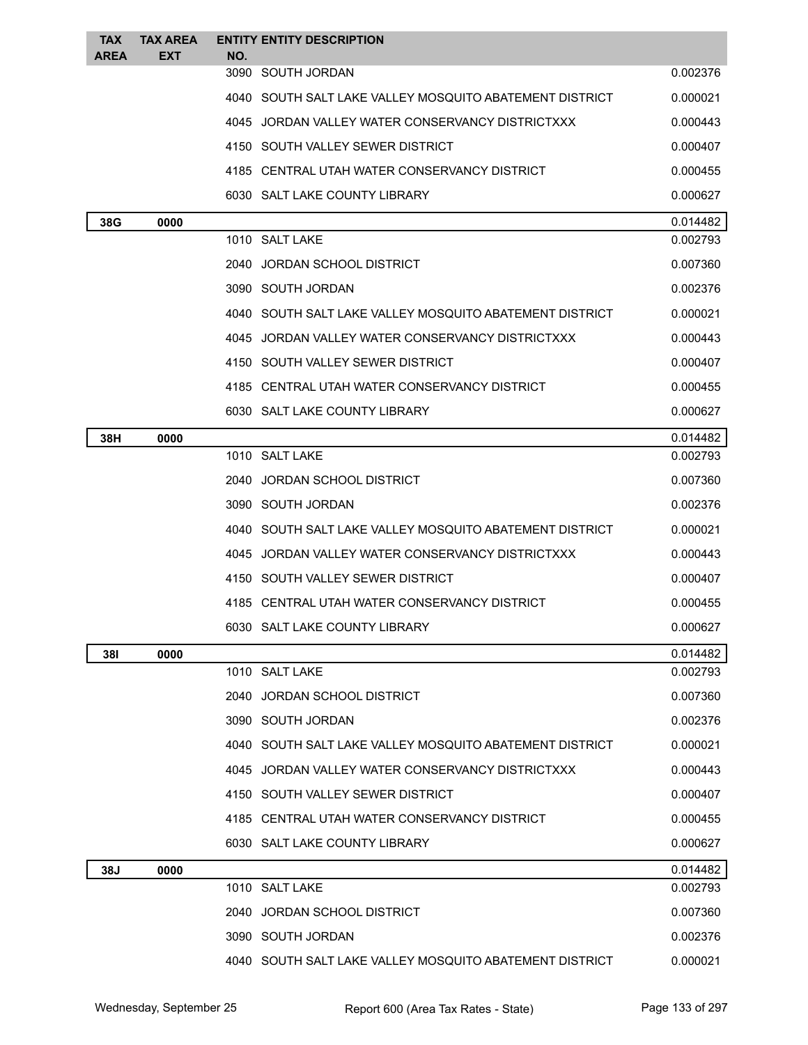| TAX AREA | TAX AREA EXT | ENTITY NO. | ENTITY DESCRIPTION | |
|---|---|---|---|---|
| | | 3090 | SOUTH JORDAN | 0.002376 |
| | | 4040 | SOUTH SALT LAKE VALLEY MOSQUITO ABATEMENT DISTRICT | 0.000021 |
| | | 4045 | JORDAN VALLEY WATER CONSERVANCY DISTRICTXXX | 0.000443 |
| | | 4150 | SOUTH VALLEY SEWER DISTRICT | 0.000407 |
| | | 4185 | CENTRAL UTAH WATER CONSERVANCY DISTRICT | 0.000455 |
| | | 6030 | SALT LAKE COUNTY LIBRARY | 0.000627 |
| **38G** | **0000** | | | 0.014482 |
| | | 1010 | SALT LAKE | 0.002793 |
| | | 2040 | JORDAN SCHOOL DISTRICT | 0.007360 |
| | | 3090 | SOUTH JORDAN | 0.002376 |
| | | 4040 | SOUTH SALT LAKE VALLEY MOSQUITO ABATEMENT DISTRICT | 0.000021 |
| | | 4045 | JORDAN VALLEY WATER CONSERVANCY DISTRICTXXX | 0.000443 |
| | | 4150 | SOUTH VALLEY SEWER DISTRICT | 0.000407 |
| | | 4185 | CENTRAL UTAH WATER CONSERVANCY DISTRICT | 0.000455 |
| | | 6030 | SALT LAKE COUNTY LIBRARY | 0.000627 |
| **38H** | **0000** | | | 0.014482 |
| | | 1010 | SALT LAKE | 0.002793 |
| | | 2040 | JORDAN SCHOOL DISTRICT | 0.007360 |
| | | 3090 | SOUTH JORDAN | 0.002376 |
| | | 4040 | SOUTH SALT LAKE VALLEY MOSQUITO ABATEMENT DISTRICT | 0.000021 |
| | | 4045 | JORDAN VALLEY WATER CONSERVANCY DISTRICTXXX | 0.000443 |
| | | 4150 | SOUTH VALLEY SEWER DISTRICT | 0.000407 |
| | | 4185 | CENTRAL UTAH WATER CONSERVANCY DISTRICT | 0.000455 |
| | | 6030 | SALT LAKE COUNTY LIBRARY | 0.000627 |
| **38I** | **0000** | | | 0.014482 |
| | | 1010 | SALT LAKE | 0.002793 |
| | | 2040 | JORDAN SCHOOL DISTRICT | 0.007360 |
| | | 3090 | SOUTH JORDAN | 0.002376 |
| | | 4040 | SOUTH SALT LAKE VALLEY MOSQUITO ABATEMENT DISTRICT | 0.000021 |
| | | 4045 | JORDAN VALLEY WATER CONSERVANCY DISTRICTXXX | 0.000443 |
| | | 4150 | SOUTH VALLEY SEWER DISTRICT | 0.000407 |
| | | 4185 | CENTRAL UTAH WATER CONSERVANCY DISTRICT | 0.000455 |
| | | 6030 | SALT LAKE COUNTY LIBRARY | 0.000627 |
| **38J** | **0000** | | | 0.014482 |
| | | 1010 | SALT LAKE | 0.002793 |
| | | 2040 | JORDAN SCHOOL DISTRICT | 0.007360 |
| | | 3090 | SOUTH JORDAN | 0.002376 |
| | | 4040 | SOUTH SALT LAKE VALLEY MOSQUITO ABATEMENT DISTRICT | 0.000021 |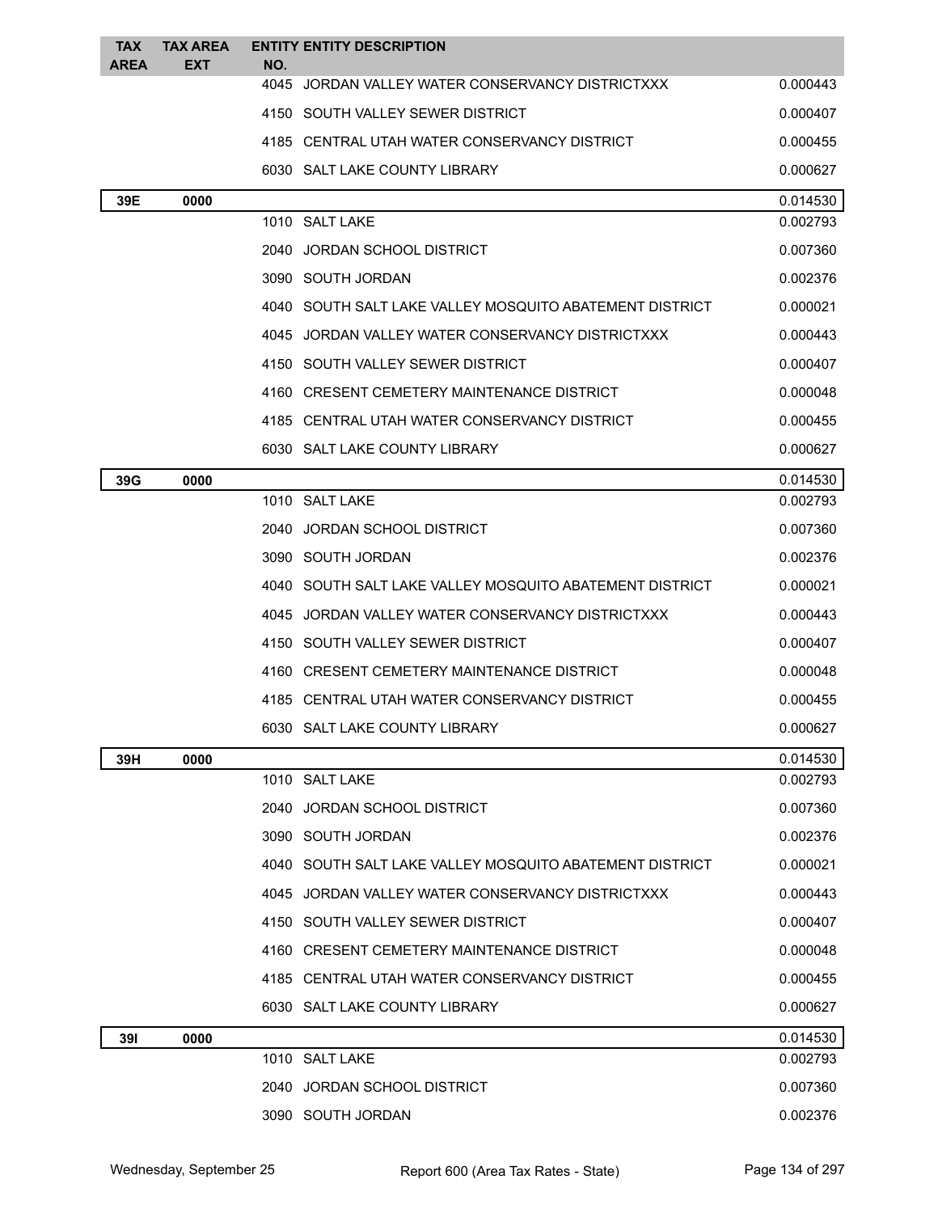| TAX AREA | TAX AREA EXT | ENTITY NO. | ENTITY DESCRIPTION | |
|---|---|---|---|---|
| | | 4045 | JORDAN VALLEY WATER CONSERVANCY DISTRICTXXX | 0.000443 |
| | | 4150 | SOUTH VALLEY SEWER DISTRICT | 0.000407 |
| | | 4185 | CENTRAL UTAH WATER CONSERVANCY DISTRICT | 0.000455 |
| | | 6030 | SALT LAKE COUNTY LIBRARY | 0.000627 |
| **39E** | **0000** | | | 0.014530 |
| | | 1010 | SALT LAKE | 0.002793 |
| | | 2040 | JORDAN SCHOOL DISTRICT | 0.007360 |
| | | 3090 | SOUTH JORDAN | 0.002376 |
| | | 4040 | SOUTH SALT LAKE VALLEY MOSQUITO ABATEMENT DISTRICT | 0.000021 |
| | | 4045 | JORDAN VALLEY WATER CONSERVANCY DISTRICTXXX | 0.000443 |
| | | 4150 | SOUTH VALLEY SEWER DISTRICT | 0.000407 |
| | | 4160 | CRESENT CEMETERY MAINTENANCE DISTRICT | 0.000048 |
| | | 4185 | CENTRAL UTAH WATER CONSERVANCY DISTRICT | 0.000455 |
| | | 6030 | SALT LAKE COUNTY LIBRARY | 0.000627 |
| **39G** | **0000** | | | 0.014530 |
| | | 1010 | SALT LAKE | 0.002793 |
| | | 2040 | JORDAN SCHOOL DISTRICT | 0.007360 |
| | | 3090 | SOUTH JORDAN | 0.002376 |
| | | 4040 | SOUTH SALT LAKE VALLEY MOSQUITO ABATEMENT DISTRICT | 0.000021 |
| | | 4045 | JORDAN VALLEY WATER CONSERVANCY DISTRICTXXX | 0.000443 |
| | | 4150 | SOUTH VALLEY SEWER DISTRICT | 0.000407 |
| | | 4160 | CRESENT CEMETERY MAINTENANCE DISTRICT | 0.000048 |
| | | 4185 | CENTRAL UTAH WATER CONSERVANCY DISTRICT | 0.000455 |
| | | 6030 | SALT LAKE COUNTY LIBRARY | 0.000627 |
| **39H** | **0000** | | | 0.014530 |
| | | 1010 | SALT LAKE | 0.002793 |
| | | 2040 | JORDAN SCHOOL DISTRICT | 0.007360 |
| | | 3090 | SOUTH JORDAN | 0.002376 |
| | | 4040 | SOUTH SALT LAKE VALLEY MOSQUITO ABATEMENT DISTRICT | 0.000021 |
| | | 4045 | JORDAN VALLEY WATER CONSERVANCY DISTRICTXXX | 0.000443 |
| | | 4150 | SOUTH VALLEY SEWER DISTRICT | 0.000407 |
| | | 4160 | CRESENT CEMETERY MAINTENANCE DISTRICT | 0.000048 |
| | | 4185 | CENTRAL UTAH WATER CONSERVANCY DISTRICT | 0.000455 |
| | | 6030 | SALT LAKE COUNTY LIBRARY | 0.000627 |
| **39I** | **0000** | | | 0.014530 |
| | | 1010 | SALT LAKE | 0.002793 |
| | | 2040 | JORDAN SCHOOL DISTRICT | 0.007360 |
| | | 3090 | SOUTH JORDAN | 0.002376 |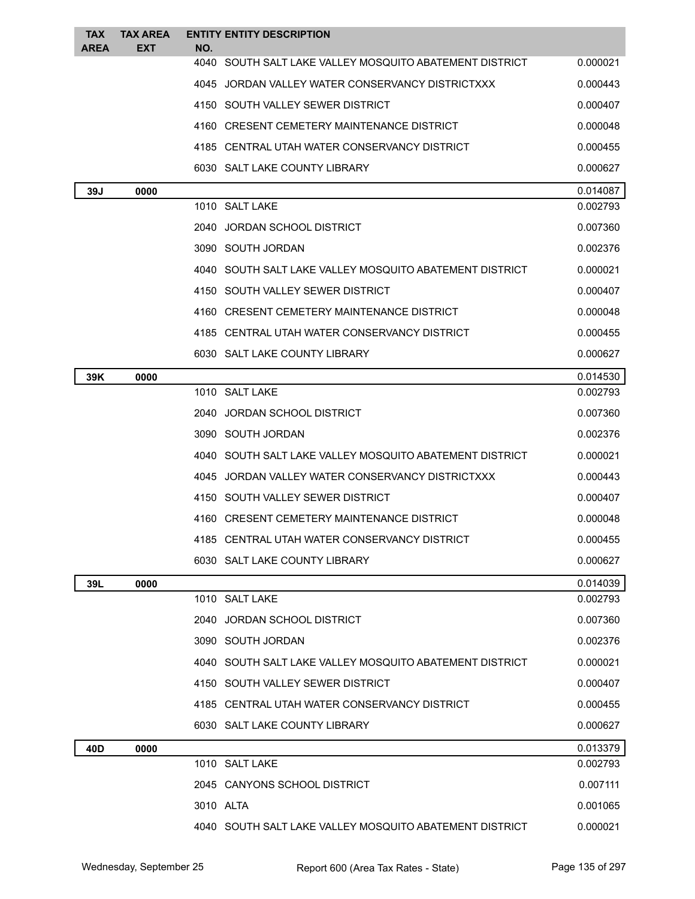| TAX AREA | TAX AREA EXT | ENTITY NO. | ENTITY DESCRIPTION | |
|---|---|---|---|---|
| | | 4040 | SOUTH SALT LAKE VALLEY MOSQUITO ABATEMENT DISTRICT | 0.000021 |
| | | 4045 | JORDAN VALLEY WATER CONSERVANCY DISTRICTXXX | 0.000443 |
| | | 4150 | SOUTH VALLEY SEWER DISTRICT | 0.000407 |
| | | 4160 | CRESENT CEMETERY MAINTENANCE DISTRICT | 0.000048 |
| | | 4185 | CENTRAL UTAH WATER CONSERVANCY DISTRICT | 0.000455 |
| | | 6030 | SALT LAKE COUNTY LIBRARY | 0.000627 |
| **39J** | **0000** | | | 0.014087 |
| | | 1010 | SALT LAKE | 0.002793 |
| | | 2040 | JORDAN SCHOOL DISTRICT | 0.007360 |
| | | 3090 | SOUTH JORDAN | 0.002376 |
| | | 4040 | SOUTH SALT LAKE VALLEY MOSQUITO ABATEMENT DISTRICT | 0.000021 |
| | | 4150 | SOUTH VALLEY SEWER DISTRICT | 0.000407 |
| | | 4160 | CRESENT CEMETERY MAINTENANCE DISTRICT | 0.000048 |
| | | 4185 | CENTRAL UTAH WATER CONSERVANCY DISTRICT | 0.000455 |
| | | 6030 | SALT LAKE COUNTY LIBRARY | 0.000627 |
| **39K** | **0000** | | | 0.014530 |
| | | 1010 | SALT LAKE | 0.002793 |
| | | 2040 | JORDAN SCHOOL DISTRICT | 0.007360 |
| | | 3090 | SOUTH JORDAN | 0.002376 |
| | | 4040 | SOUTH SALT LAKE VALLEY MOSQUITO ABATEMENT DISTRICT | 0.000021 |
| | | 4045 | JORDAN VALLEY WATER CONSERVANCY DISTRICTXXX | 0.000443 |
| | | 4150 | SOUTH VALLEY SEWER DISTRICT | 0.000407 |
| | | 4160 | CRESENT CEMETERY MAINTENANCE DISTRICT | 0.000048 |
| | | 4185 | CENTRAL UTAH WATER CONSERVANCY DISTRICT | 0.000455 |
| | | 6030 | SALT LAKE COUNTY LIBRARY | 0.000627 |
| **39L** | **0000** | | | 0.014039 |
| | | 1010 | SALT LAKE | 0.002793 |
| | | 2040 | JORDAN SCHOOL DISTRICT | 0.007360 |
| | | 3090 | SOUTH JORDAN | 0.002376 |
| | | 4040 | SOUTH SALT LAKE VALLEY MOSQUITO ABATEMENT DISTRICT | 0.000021 |
| | | 4150 | SOUTH VALLEY SEWER DISTRICT | 0.000407 |
| | | 4185 | CENTRAL UTAH WATER CONSERVANCY DISTRICT | 0.000455 |
| | | 6030 | SALT LAKE COUNTY LIBRARY | 0.000627 |
| **40D** | **0000** | | | 0.013379 |
| | | 1010 | SALT LAKE | 0.002793 |
| | | 2045 | CANYONS SCHOOL DISTRICT | 0.007111 |
| | | 3010 | ALTA | 0.001065 |
| | | 4040 | SOUTH SALT LAKE VALLEY MOSQUITO ABATEMENT DISTRICT | 0.000021 |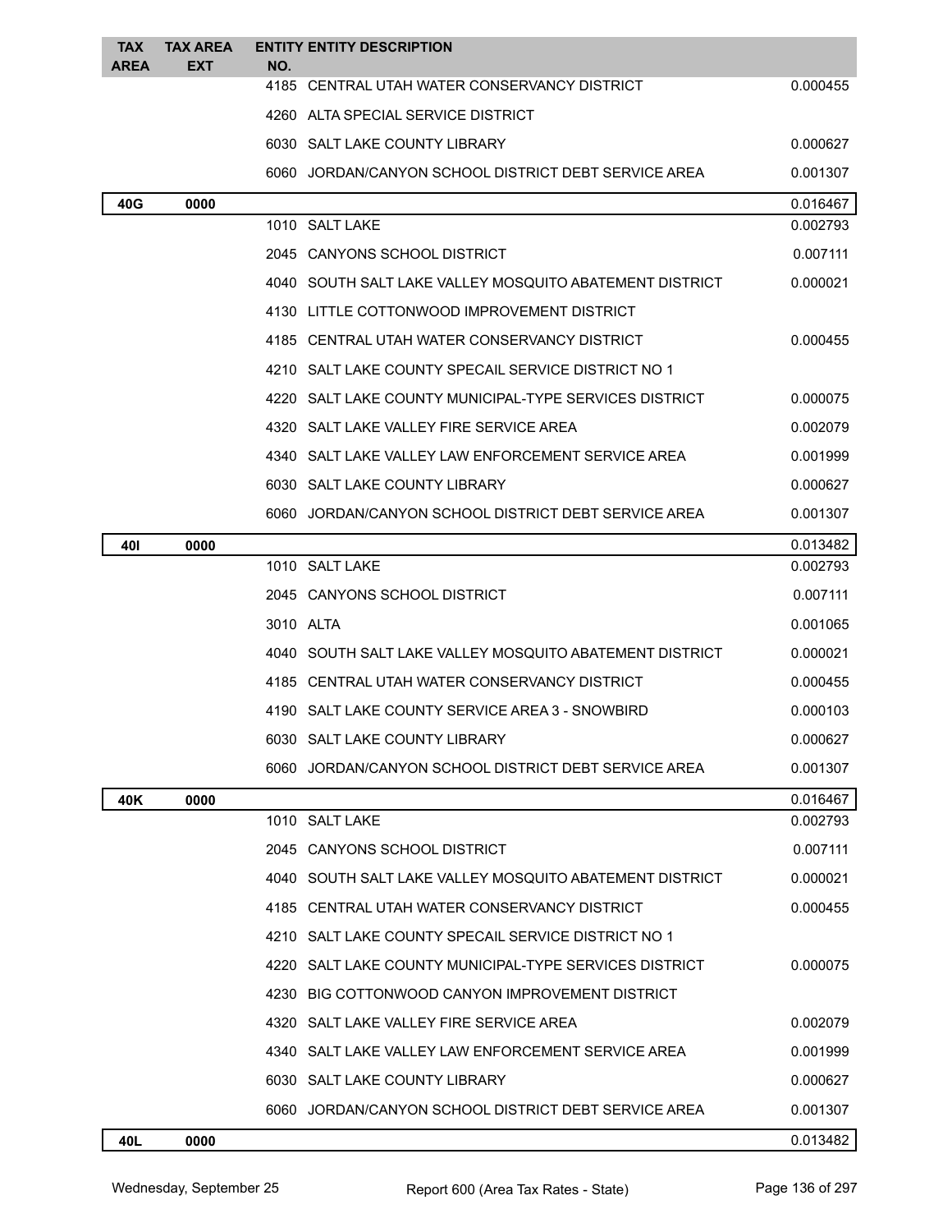| TAX AREA | TAX AREA EXT | ENTITY NO. | ENTITY DESCRIPTION | |
|---|---|---|---|---|
| | | 4185 | CENTRAL UTAH WATER CONSERVANCY DISTRICT | 0.000455 |
| | | 4260 | ALTA SPECIAL SERVICE DISTRICT | |
| | | 6030 | SALT LAKE COUNTY LIBRARY | 0.000627 |
| | | 6060 | JORDAN/CANYON SCHOOL DISTRICT DEBT SERVICE AREA | 0.001307 |
| **40G** | **0000** | | | 0.016467 |
| | | 1010 | SALT LAKE | 0.002793 |
| | | 2045 | CANYONS SCHOOL DISTRICT | 0.007111 |
| | | 4040 | SOUTH SALT LAKE VALLEY MOSQUITO ABATEMENT DISTRICT | 0.000021 |
| | | 4130 | LITTLE COTTONWOOD IMPROVEMENT DISTRICT | |
| | | 4185 | CENTRAL UTAH WATER CONSERVANCY DISTRICT | 0.000455 |
| | | 4210 | SALT LAKE COUNTY SPECAIL SERVICE DISTRICT NO 1 | |
| | | 4220 | SALT LAKE COUNTY MUNICIPAL-TYPE SERVICES DISTRICT | 0.000075 |
| | | 4320 | SALT LAKE VALLEY FIRE SERVICE AREA | 0.002079 |
| | | 4340 | SALT LAKE VALLEY LAW ENFORCEMENT SERVICE AREA | 0.001999 |
| | | 6030 | SALT LAKE COUNTY LIBRARY | 0.000627 |
| | | 6060 | JORDAN/CANYON SCHOOL DISTRICT DEBT SERVICE AREA | 0.001307 |
| **40I** | **0000** | | | 0.013482 |
| | | 1010 | SALT LAKE | 0.002793 |
| | | 2045 | CANYONS SCHOOL DISTRICT | 0.007111 |
| | | 3010 | ALTA | 0.001065 |
| | | 4040 | SOUTH SALT LAKE VALLEY MOSQUITO ABATEMENT DISTRICT | 0.000021 |
| | | 4185 | CENTRAL UTAH WATER CONSERVANCY DISTRICT | 0.000455 |
| | | 4190 | SALT LAKE COUNTY SERVICE AREA 3 - SNOWBIRD | 0.000103 |
| | | 6030 | SALT LAKE COUNTY LIBRARY | 0.000627 |
| | | 6060 | JORDAN/CANYON SCHOOL DISTRICT DEBT SERVICE AREA | 0.001307 |
| **40K** | **0000** | | | 0.016467 |
| | | 1010 | SALT LAKE | 0.002793 |
| | | 2045 | CANYONS SCHOOL DISTRICT | 0.007111 |
| | | 4040 | SOUTH SALT LAKE VALLEY MOSQUITO ABATEMENT DISTRICT | 0.000021 |
| | | 4185 | CENTRAL UTAH WATER CONSERVANCY DISTRICT | 0.000455 |
| | | 4210 | SALT LAKE COUNTY SPECAIL SERVICE DISTRICT NO 1 | |
| | | 4220 | SALT LAKE COUNTY MUNICIPAL-TYPE SERVICES DISTRICT | 0.000075 |
| | | 4230 | BIG COTTONWOOD CANYON IMPROVEMENT DISTRICT | |
| | | 4320 | SALT LAKE VALLEY FIRE SERVICE AREA | 0.002079 |
| | | 4340 | SALT LAKE VALLEY LAW ENFORCEMENT SERVICE AREA | 0.001999 |
| | | 6030 | SALT LAKE COUNTY LIBRARY | 0.000627 |
| | | 6060 | JORDAN/CANYON SCHOOL DISTRICT DEBT SERVICE AREA | 0.001307 |
| **40L** | **0000** | | | 0.013482 |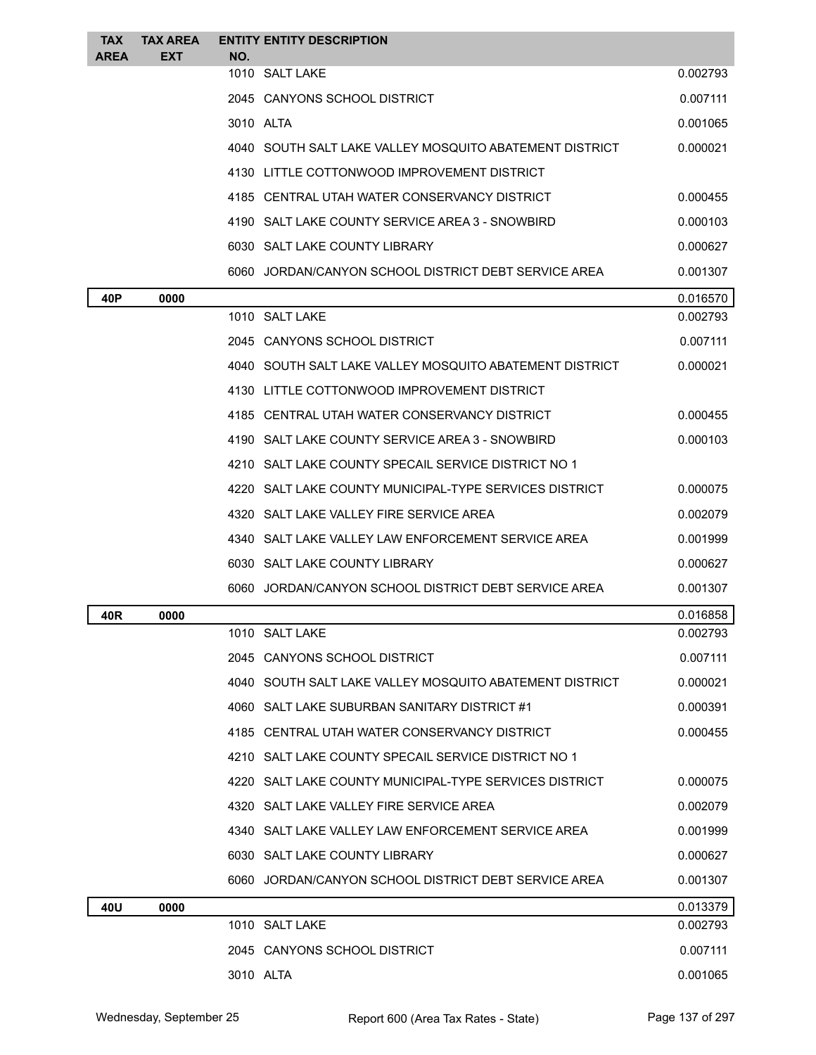| TAX AREA | TAX AREA EXT | ENTITY NO. | ENTITY DESCRIPTION | |
|---|---|---|---|---|
| | | 1010 | SALT LAKE | 0.002793 |
| | | 2045 | CANYONS SCHOOL DISTRICT | 0.007111 |
| | | 3010 | ALTA | 0.001065 |
| | | 4040 | SOUTH SALT LAKE VALLEY MOSQUITO ABATEMENT DISTRICT | 0.000021 |
| | | 4130 | LITTLE COTTONWOOD IMPROVEMENT DISTRICT | |
| | | 4185 | CENTRAL UTAH WATER CONSERVANCY DISTRICT | 0.000455 |
| | | 4190 | SALT LAKE COUNTY SERVICE AREA 3 - SNOWBIRD | 0.000103 |
| | | 6030 | SALT LAKE COUNTY LIBRARY | 0.000627 |
| | | 6060 | JORDAN/CANYON SCHOOL DISTRICT DEBT SERVICE AREA | 0.001307 |
| **40P** | **0000** | | | 0.016570 |
| | | 1010 | SALT LAKE | 0.002793 |
| | | 2045 | CANYONS SCHOOL DISTRICT | 0.007111 |
| | | 4040 | SOUTH SALT LAKE VALLEY MOSQUITO ABATEMENT DISTRICT | 0.000021 |
| | | 4130 | LITTLE COTTONWOOD IMPROVEMENT DISTRICT | |
| | | 4185 | CENTRAL UTAH WATER CONSERVANCY DISTRICT | 0.000455 |
| | | 4190 | SALT LAKE COUNTY SERVICE AREA 3 - SNOWBIRD | 0.000103 |
| | | 4210 | SALT LAKE COUNTY SPECAIL SERVICE DISTRICT NO 1 | |
| | | 4220 | SALT LAKE COUNTY MUNICIPAL-TYPE SERVICES DISTRICT | 0.000075 |
| | | 4320 | SALT LAKE VALLEY FIRE SERVICE AREA | 0.002079 |
| | | 4340 | SALT LAKE VALLEY LAW ENFORCEMENT SERVICE AREA | 0.001999 |
| | | 6030 | SALT LAKE COUNTY LIBRARY | 0.000627 |
| | | 6060 | JORDAN/CANYON SCHOOL DISTRICT DEBT SERVICE AREA | 0.001307 |
| **40R** | **0000** | | | 0.016858 |
| | | 1010 | SALT LAKE | 0.002793 |
| | | 2045 | CANYONS SCHOOL DISTRICT | 0.007111 |
| | | 4040 | SOUTH SALT LAKE VALLEY MOSQUITO ABATEMENT DISTRICT | 0.000021 |
| | | 4060 | SALT LAKE SUBURBAN SANITARY DISTRICT #1 | 0.000391 |
| | | 4185 | CENTRAL UTAH WATER CONSERVANCY DISTRICT | 0.000455 |
| | | 4210 | SALT LAKE COUNTY SPECAIL SERVICE DISTRICT NO 1 | |
| | | 4220 | SALT LAKE COUNTY MUNICIPAL-TYPE SERVICES DISTRICT | 0.000075 |
| | | 4320 | SALT LAKE VALLEY FIRE SERVICE AREA | 0.002079 |
| | | 4340 | SALT LAKE VALLEY LAW ENFORCEMENT SERVICE AREA | 0.001999 |
| | | 6030 | SALT LAKE COUNTY LIBRARY | 0.000627 |
| | | 6060 | JORDAN/CANYON SCHOOL DISTRICT DEBT SERVICE AREA | 0.001307 |
| **40U** | **0000** | | | 0.013379 |
| | | 1010 | SALT LAKE | 0.002793 |
| | | 2045 | CANYONS SCHOOL DISTRICT | 0.007111 |
| | | 3010 | ALTA | 0.001065 |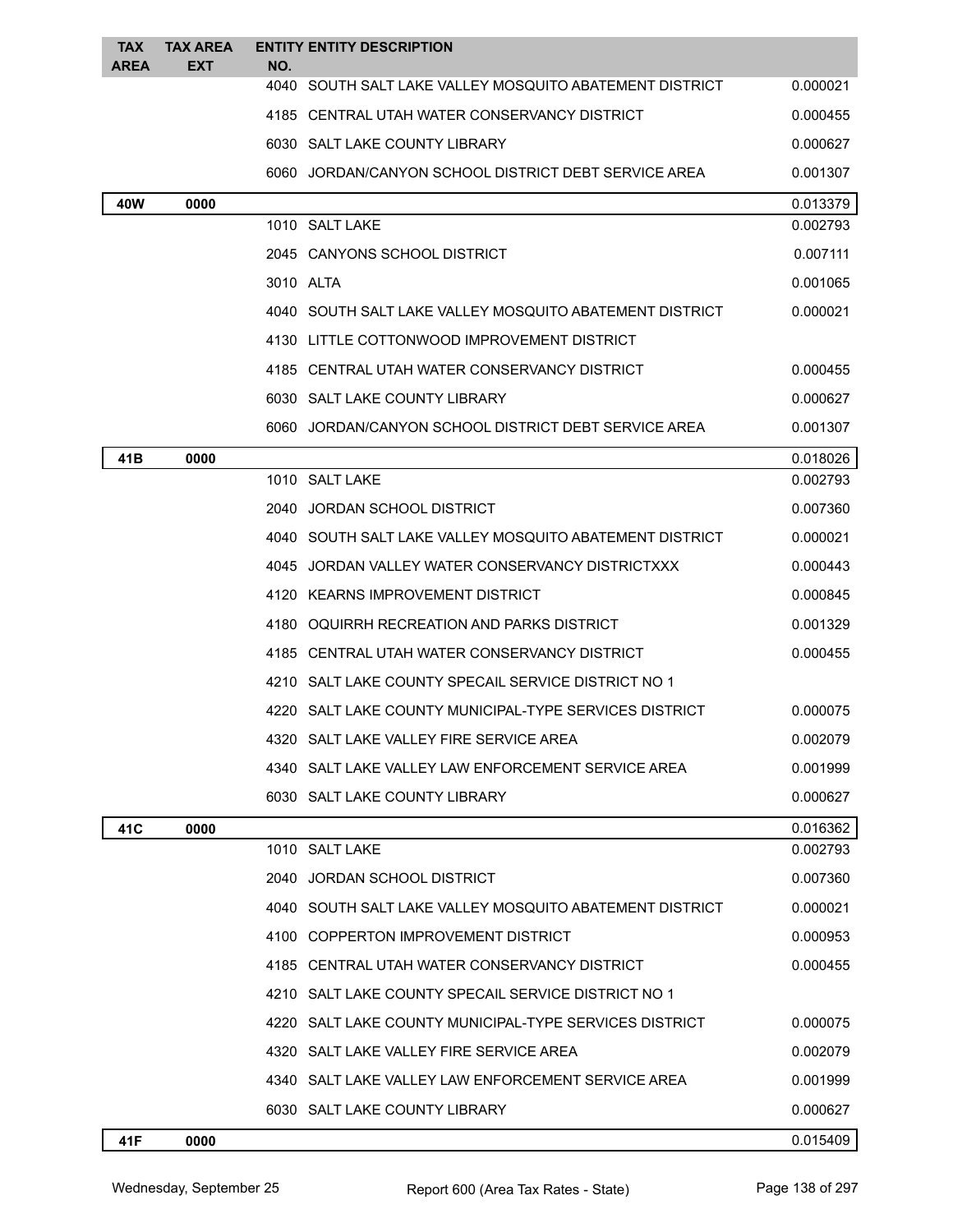| TAX AREA | TAX AREA EXT | ENTITY NO. | ENTITY DESCRIPTION | |
|---|---|---|---|---|
| | | 4040 | SOUTH SALT LAKE VALLEY MOSQUITO ABATEMENT DISTRICT | 0.000021 |
| | | 4185 | CENTRAL UTAH WATER CONSERVANCY DISTRICT | 0.000455 |
| | | 6030 | SALT LAKE COUNTY LIBRARY | 0.000627 |
| | | 6060 | JORDAN/CANYON SCHOOL DISTRICT DEBT SERVICE AREA | 0.001307 |
| **40W** | **0000** | | | 0.013379 |
| | | 1010 | SALT LAKE | 0.002793 |
| | | 2045 | CANYONS SCHOOL DISTRICT | 0.007111 |
| | | 3010 | ALTA | 0.001065 |
| | | 4040 | SOUTH SALT LAKE VALLEY MOSQUITO ABATEMENT DISTRICT | 0.000021 |
| | | 4130 | LITTLE COTTONWOOD IMPROVEMENT DISTRICT | |
| | | 4185 | CENTRAL UTAH WATER CONSERVANCY DISTRICT | 0.000455 |
| | | 6030 | SALT LAKE COUNTY LIBRARY | 0.000627 |
| | | 6060 | JORDAN/CANYON SCHOOL DISTRICT DEBT SERVICE AREA | 0.001307 |
| **41B** | **0000** | | | 0.018026 |
| | | 1010 | SALT LAKE | 0.002793 |
| | | 2040 | JORDAN SCHOOL DISTRICT | 0.007360 |
| | | 4040 | SOUTH SALT LAKE VALLEY MOSQUITO ABATEMENT DISTRICT | 0.000021 |
| | | 4045 | JORDAN VALLEY WATER CONSERVANCY DISTRICTXXX | 0.000443 |
| | | 4120 | KEARNS IMPROVEMENT DISTRICT | 0.000845 |
| | | 4180 | OQUIRRH RECREATION AND PARKS DISTRICT | 0.001329 |
| | | 4185 | CENTRAL UTAH WATER CONSERVANCY DISTRICT | 0.000455 |
| | | 4210 | SALT LAKE COUNTY SPECAIL SERVICE DISTRICT NO 1 | |
| | | 4220 | SALT LAKE COUNTY MUNICIPAL-TYPE SERVICES DISTRICT | 0.000075 |
| | | 4320 | SALT LAKE VALLEY FIRE SERVICE AREA | 0.002079 |
| | | 4340 | SALT LAKE VALLEY LAW ENFORCEMENT SERVICE AREA | 0.001999 |
| | | 6030 | SALT LAKE COUNTY LIBRARY | 0.000627 |
| **41C** | **0000** | | | 0.016362 |
| | | 1010 | SALT LAKE | 0.002793 |
| | | 2040 | JORDAN SCHOOL DISTRICT | 0.007360 |
| | | 4040 | SOUTH SALT LAKE VALLEY MOSQUITO ABATEMENT DISTRICT | 0.000021 |
| | | 4100 | COPPERTON IMPROVEMENT DISTRICT | 0.000953 |
| | | 4185 | CENTRAL UTAH WATER CONSERVANCY DISTRICT | 0.000455 |
| | | 4210 | SALT LAKE COUNTY SPECAIL SERVICE DISTRICT NO 1 | |
| | | 4220 | SALT LAKE COUNTY MUNICIPAL-TYPE SERVICES DISTRICT | 0.000075 |
| | | 4320 | SALT LAKE VALLEY FIRE SERVICE AREA | 0.002079 |
| | | 4340 | SALT LAKE VALLEY LAW ENFORCEMENT SERVICE AREA | 0.001999 |
| | | 6030 | SALT LAKE COUNTY LIBRARY | 0.000627 |
| **41F** | **0000** | | | 0.015409 |

Wednesday, September 25 — Report 600 (Area Tax Rates - State)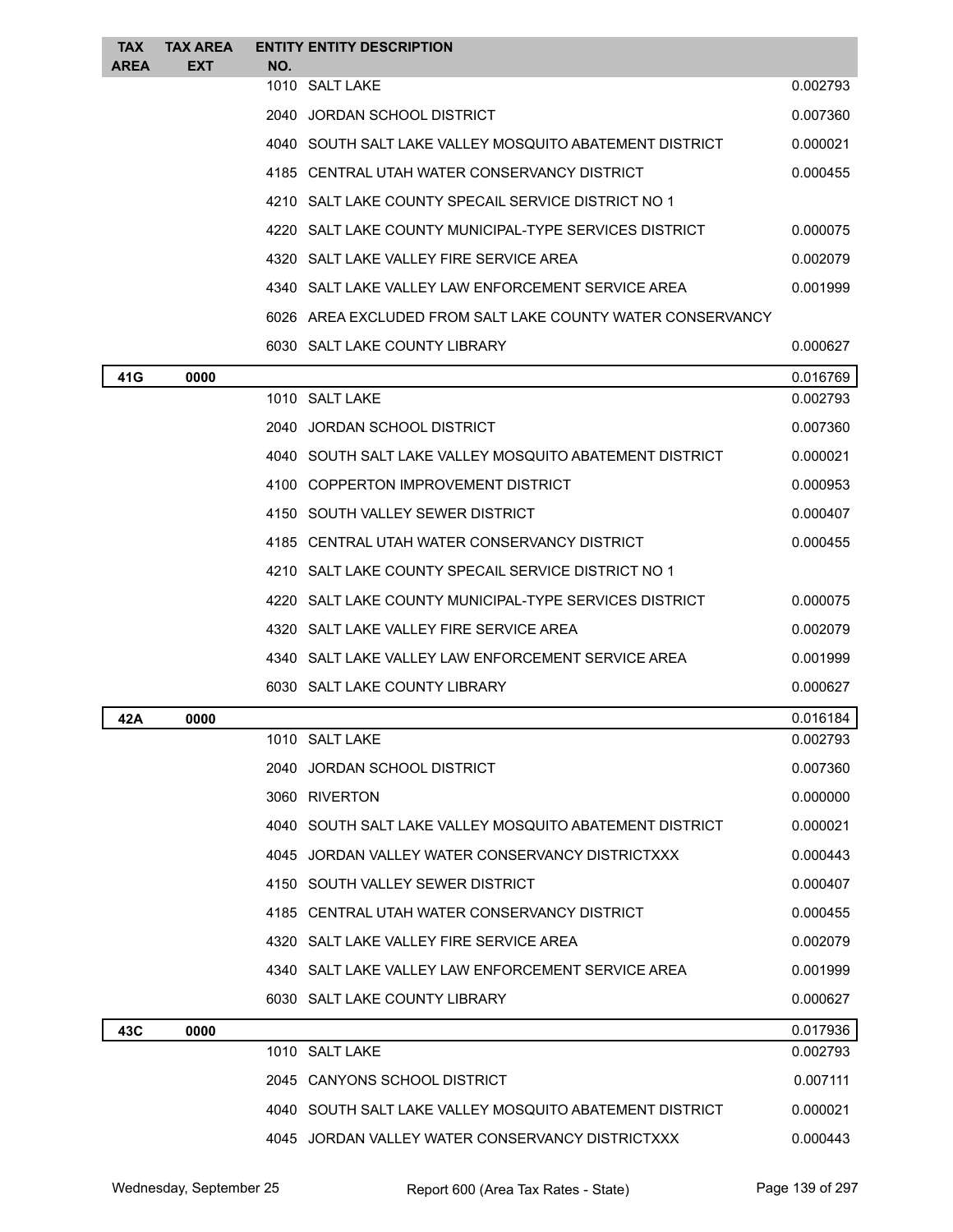| TAX AREA | TAX AREA EXT | ENTITY NO. | ENTITY DESCRIPTION | |
|---|---|---|---|---|
| | | 1010 | SALT LAKE | 0.002793 |
| | | 2040 | JORDAN SCHOOL DISTRICT | 0.007360 |
| | | 4040 | SOUTH SALT LAKE VALLEY MOSQUITO ABATEMENT DISTRICT | 0.000021 |
| | | 4185 | CENTRAL UTAH WATER CONSERVANCY DISTRICT | 0.000455 |
| | | 4210 | SALT LAKE COUNTY SPECAIL SERVICE DISTRICT NO 1 | |
| | | 4220 | SALT LAKE COUNTY MUNICIPAL-TYPE SERVICES DISTRICT | 0.000075 |
| | | 4320 | SALT LAKE VALLEY FIRE SERVICE AREA | 0.002079 |
| | | 4340 | SALT LAKE VALLEY LAW ENFORCEMENT SERVICE AREA | 0.001999 |
| | | 6026 | AREA EXCLUDED FROM SALT LAKE COUNTY WATER CONSERVANCY | |
| | | 6030 | SALT LAKE COUNTY LIBRARY | 0.000627 |
| **41G** | **0000** | | | 0.016769 |
| | | 1010 | SALT LAKE | 0.002793 |
| | | 2040 | JORDAN SCHOOL DISTRICT | 0.007360 |
| | | 4040 | SOUTH SALT LAKE VALLEY MOSQUITO ABATEMENT DISTRICT | 0.000021 |
| | | 4100 | COPPERTON IMPROVEMENT DISTRICT | 0.000953 |
| | | 4150 | SOUTH VALLEY SEWER DISTRICT | 0.000407 |
| | | 4185 | CENTRAL UTAH WATER CONSERVANCY DISTRICT | 0.000455 |
| | | 4210 | SALT LAKE COUNTY SPECAIL SERVICE DISTRICT NO 1 | |
| | | 4220 | SALT LAKE COUNTY MUNICIPAL-TYPE SERVICES DISTRICT | 0.000075 |
| | | 4320 | SALT LAKE VALLEY FIRE SERVICE AREA | 0.002079 |
| | | 4340 | SALT LAKE VALLEY LAW ENFORCEMENT SERVICE AREA | 0.001999 |
| | | 6030 | SALT LAKE COUNTY LIBRARY | 0.000627 |
| **42A** | **0000** | | | 0.016184 |
| | | 1010 | SALT LAKE | 0.002793 |
| | | 2040 | JORDAN SCHOOL DISTRICT | 0.007360 |
| | | 3060 | RIVERTON | 0.000000 |
| | | 4040 | SOUTH SALT LAKE VALLEY MOSQUITO ABATEMENT DISTRICT | 0.000021 |
| | | 4045 | JORDAN VALLEY WATER CONSERVANCY DISTRICTXXX | 0.000443 |
| | | 4150 | SOUTH VALLEY SEWER DISTRICT | 0.000407 |
| | | 4185 | CENTRAL UTAH WATER CONSERVANCY DISTRICT | 0.000455 |
| | | 4320 | SALT LAKE VALLEY FIRE SERVICE AREA | 0.002079 |
| | | 4340 | SALT LAKE VALLEY LAW ENFORCEMENT SERVICE AREA | 0.001999 |
| | | 6030 | SALT LAKE COUNTY LIBRARY | 0.000627 |
| **43C** | **0000** | | | 0.017936 |
| | | 1010 | SALT LAKE | 0.002793 |
| | | 2045 | CANYONS SCHOOL DISTRICT | 0.007111 |
| | | 4040 | SOUTH SALT LAKE VALLEY MOSQUITO ABATEMENT DISTRICT | 0.000021 |
| | | 4045 | JORDAN VALLEY WATER CONSERVANCY DISTRICTXXX | 0.000443 |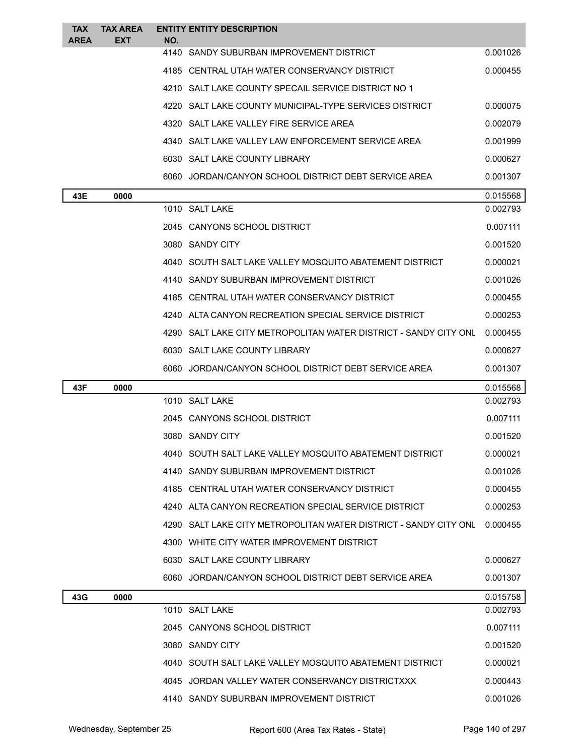| TAX AREA | TAX AREA EXT | ENTITY NO. | ENTITY DESCRIPTION | |
|---|---|---|---|---|
| | | 4140 | SANDY SUBURBAN IMPROVEMENT DISTRICT | 0.001026 |
| | | 4185 | CENTRAL UTAH WATER CONSERVANCY DISTRICT | 0.000455 |
| | | 4210 | SALT LAKE COUNTY SPECAIL SERVICE DISTRICT NO 1 | |
| | | 4220 | SALT LAKE COUNTY MUNICIPAL-TYPE SERVICES DISTRICT | 0.000075 |
| | | 4320 | SALT LAKE VALLEY FIRE SERVICE AREA | 0.002079 |
| | | 4340 | SALT LAKE VALLEY LAW ENFORCEMENT SERVICE AREA | 0.001999 |
| | | 6030 | SALT LAKE COUNTY LIBRARY | 0.000627 |
| | | 6060 | JORDAN/CANYON SCHOOL DISTRICT DEBT SERVICE AREA | 0.001307 |
| **43E** | **0000** | | | 0.015568 |
| | | 1010 | SALT LAKE | 0.002793 |
| | | 2045 | CANYONS SCHOOL DISTRICT | 0.007111 |
| | | 3080 | SANDY CITY | 0.001520 |
| | | 4040 | SOUTH SALT LAKE VALLEY MOSQUITO ABATEMENT DISTRICT | 0.000021 |
| | | 4140 | SANDY SUBURBAN IMPROVEMENT DISTRICT | 0.001026 |
| | | 4185 | CENTRAL UTAH WATER CONSERVANCY DISTRICT | 0.000455 |
| | | 4240 | ALTA CANYON RECREATION SPECIAL SERVICE DISTRICT | 0.000253 |
| | | 4290 | SALT LAKE CITY METROPOLITAN WATER DISTRICT - SANDY CITY ONL | 0.000455 |
| | | 6030 | SALT LAKE COUNTY LIBRARY | 0.000627 |
| | | 6060 | JORDAN/CANYON SCHOOL DISTRICT DEBT SERVICE AREA | 0.001307 |
| **43F** | **0000** | | | 0.015568 |
| | | 1010 | SALT LAKE | 0.002793 |
| | | 2045 | CANYONS SCHOOL DISTRICT | 0.007111 |
| | | 3080 | SANDY CITY | 0.001520 |
| | | 4040 | SOUTH SALT LAKE VALLEY MOSQUITO ABATEMENT DISTRICT | 0.000021 |
| | | 4140 | SANDY SUBURBAN IMPROVEMENT DISTRICT | 0.001026 |
| | | 4185 | CENTRAL UTAH WATER CONSERVANCY DISTRICT | 0.000455 |
| | | 4240 | ALTA CANYON RECREATION SPECIAL SERVICE DISTRICT | 0.000253 |
| | | 4290 | SALT LAKE CITY METROPOLITAN WATER DISTRICT - SANDY CITY ONL | 0.000455 |
| | | 4300 | WHITE CITY WATER IMPROVEMENT DISTRICT | |
| | | 6030 | SALT LAKE COUNTY LIBRARY | 0.000627 |
| | | 6060 | JORDAN/CANYON SCHOOL DISTRICT DEBT SERVICE AREA | 0.001307 |
| **43G** | **0000** | | | 0.015758 |
| | | 1010 | SALT LAKE | 0.002793 |
| | | 2045 | CANYONS SCHOOL DISTRICT | 0.007111 |
| | | 3080 | SANDY CITY | 0.001520 |
| | | 4040 | SOUTH SALT LAKE VALLEY MOSQUITO ABATEMENT DISTRICT | 0.000021 |
| | | 4045 | JORDAN VALLEY WATER CONSERVANCY DISTRICTXXX | 0.000443 |
| | | 4140 | SANDY SUBURBAN IMPROVEMENT DISTRICT | 0.001026 |

Wednesday, September 25 Report 600 (Area Tax Rates - State)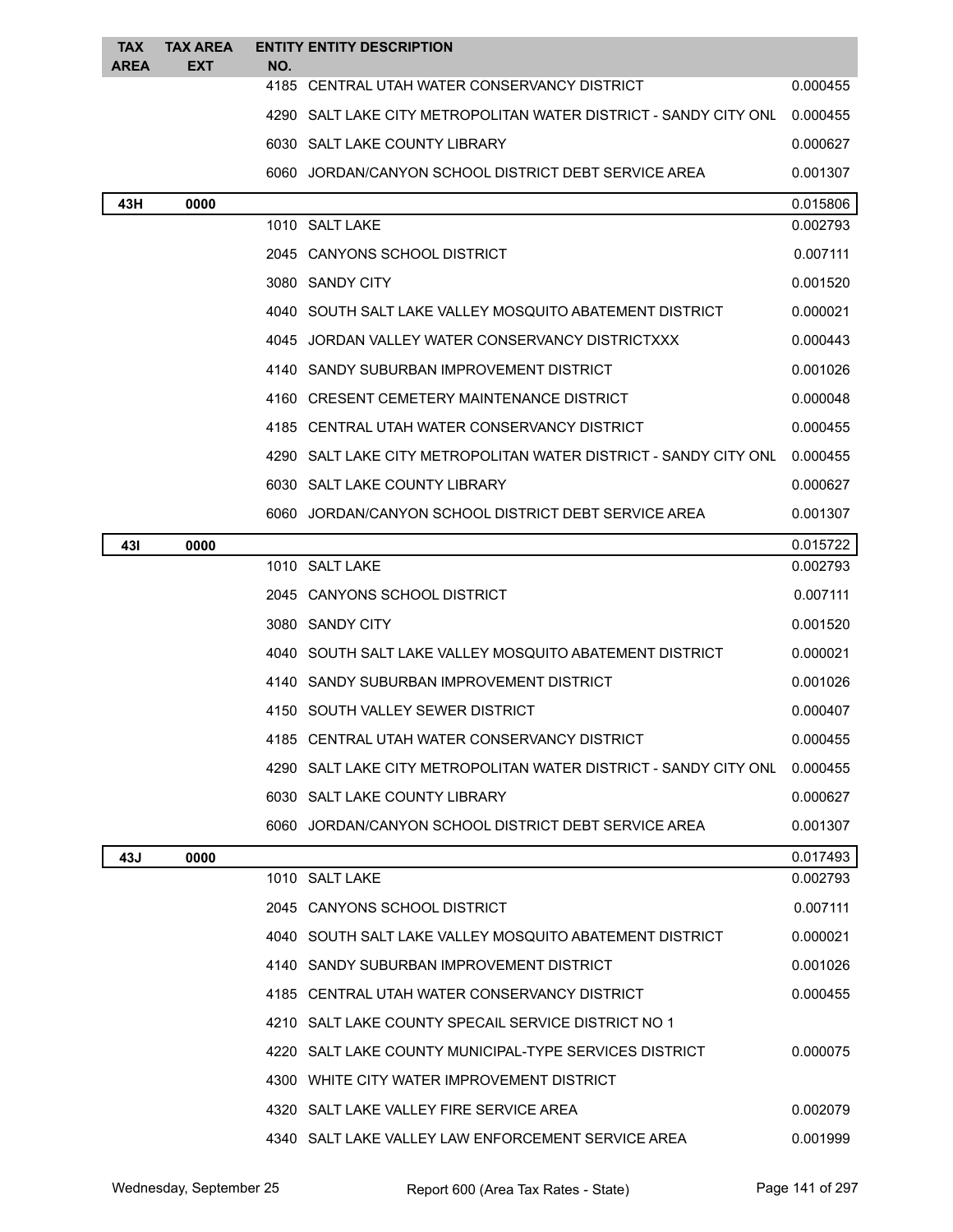| TAX AREA | TAX AREA EXT | ENTITY NO. | ENTITY DESCRIPTION | |
|---|---|---|---|---|
| | | 4185 | CENTRAL UTAH WATER CONSERVANCY DISTRICT | 0.000455 |
| | | 4290 | SALT LAKE CITY METROPOLITAN WATER DISTRICT - SANDY CITY ONL | 0.000455 |
| | | 6030 | SALT LAKE COUNTY LIBRARY | 0.000627 |
| | | 6060 | JORDAN/CANYON SCHOOL DISTRICT DEBT SERVICE AREA | 0.001307 |
| **43H** | **0000** | | | 0.015806 |
| | | 1010 | SALT LAKE | 0.002793 |
| | | 2045 | CANYONS SCHOOL DISTRICT | 0.007111 |
| | | 3080 | SANDY CITY | 0.001520 |
| | | 4040 | SOUTH SALT LAKE VALLEY MOSQUITO ABATEMENT DISTRICT | 0.000021 |
| | | 4045 | JORDAN VALLEY WATER CONSERVANCY DISTRICTXXX | 0.000443 |
| | | 4140 | SANDY SUBURBAN IMPROVEMENT DISTRICT | 0.001026 |
| | | 4160 | CRESENT CEMETERY MAINTENANCE DISTRICT | 0.000048 |
| | | 4185 | CENTRAL UTAH WATER CONSERVANCY DISTRICT | 0.000455 |
| | | 4290 | SALT LAKE CITY METROPOLITAN WATER DISTRICT - SANDY CITY ONL | 0.000455 |
| | | 6030 | SALT LAKE COUNTY LIBRARY | 0.000627 |
| | | 6060 | JORDAN/CANYON SCHOOL DISTRICT DEBT SERVICE AREA | 0.001307 |
| **43I** | **0000** | | | 0.015722 |
| | | 1010 | SALT LAKE | 0.002793 |
| | | 2045 | CANYONS SCHOOL DISTRICT | 0.007111 |
| | | 3080 | SANDY CITY | 0.001520 |
| | | 4040 | SOUTH SALT LAKE VALLEY MOSQUITO ABATEMENT DISTRICT | 0.000021 |
| | | 4140 | SANDY SUBURBAN IMPROVEMENT DISTRICT | 0.001026 |
| | | 4150 | SOUTH VALLEY SEWER DISTRICT | 0.000407 |
| | | 4185 | CENTRAL UTAH WATER CONSERVANCY DISTRICT | 0.000455 |
| | | 4290 | SALT LAKE CITY METROPOLITAN WATER DISTRICT - SANDY CITY ONL | 0.000455 |
| | | 6030 | SALT LAKE COUNTY LIBRARY | 0.000627 |
| | | 6060 | JORDAN/CANYON SCHOOL DISTRICT DEBT SERVICE AREA | 0.001307 |
| **43J** | **0000** | | | 0.017493 |
| | | 1010 | SALT LAKE | 0.002793 |
| | | 2045 | CANYONS SCHOOL DISTRICT | 0.007111 |
| | | 4040 | SOUTH SALT LAKE VALLEY MOSQUITO ABATEMENT DISTRICT | 0.000021 |
| | | 4140 | SANDY SUBURBAN IMPROVEMENT DISTRICT | 0.001026 |
| | | 4185 | CENTRAL UTAH WATER CONSERVANCY DISTRICT | 0.000455 |
| | | 4210 | SALT LAKE COUNTY SPECAIL SERVICE DISTRICT NO 1 | |
| | | 4220 | SALT LAKE COUNTY MUNICIPAL-TYPE SERVICES DISTRICT | 0.000075 |
| | | 4300 | WHITE CITY WATER IMPROVEMENT DISTRICT | |
| | | 4320 | SALT LAKE VALLEY FIRE SERVICE AREA | 0.002079 |
| | | 4340 | SALT LAKE VALLEY LAW ENFORCEMENT SERVICE AREA | 0.001999 |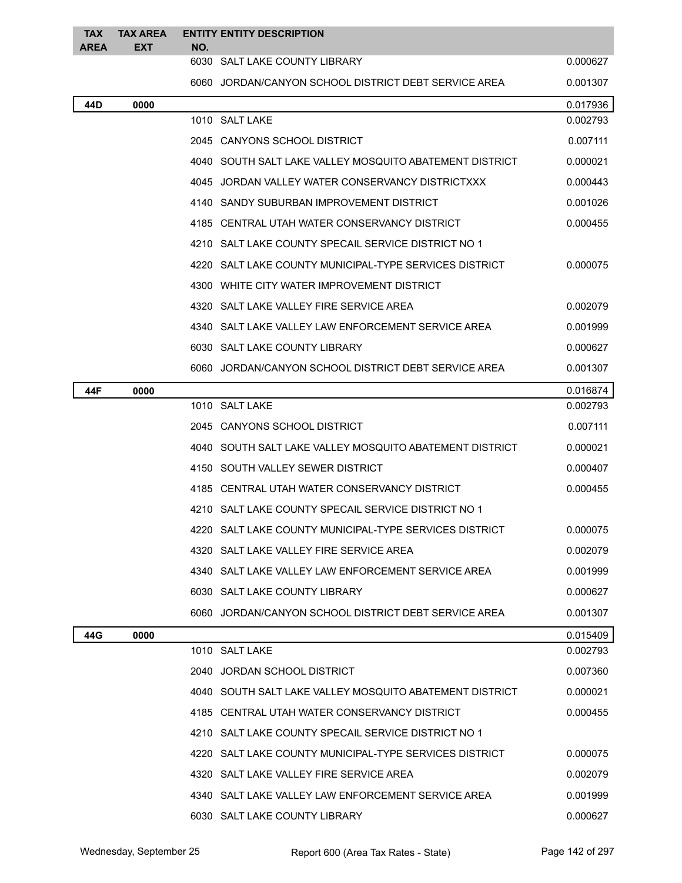| TAX AREA | TAX AREA EXT | ENTITY NO. | ENTITY DESCRIPTION | |
|---|---|---|---|---|
| | | 6030 | SALT LAKE COUNTY LIBRARY | 0.000627 |
| | | 6060 | JORDAN/CANYON SCHOOL DISTRICT DEBT SERVICE AREA | 0.001307 |
| **44D** | **0000** | | | 0.017936 |
| | | 1010 | SALT LAKE | 0.002793 |
| | | 2045 | CANYONS SCHOOL DISTRICT | 0.007111 |
| | | 4040 | SOUTH SALT LAKE VALLEY MOSQUITO ABATEMENT DISTRICT | 0.000021 |
| | | 4045 | JORDAN VALLEY WATER CONSERVANCY DISTRICTXXX | 0.000443 |
| | | 4140 | SANDY SUBURBAN IMPROVEMENT DISTRICT | 0.001026 |
| | | 4185 | CENTRAL UTAH WATER CONSERVANCY DISTRICT | 0.000455 |
| | | 4210 | SALT LAKE COUNTY SPECAIL SERVICE DISTRICT NO 1 | |
| | | 4220 | SALT LAKE COUNTY MUNICIPAL-TYPE SERVICES DISTRICT | 0.000075 |
| | | 4300 | WHITE CITY WATER IMPROVEMENT DISTRICT | |
| | | 4320 | SALT LAKE VALLEY FIRE SERVICE AREA | 0.002079 |
| | | 4340 | SALT LAKE VALLEY LAW ENFORCEMENT SERVICE AREA | 0.001999 |
| | | 6030 | SALT LAKE COUNTY LIBRARY | 0.000627 |
| | | 6060 | JORDAN/CANYON SCHOOL DISTRICT DEBT SERVICE AREA | 0.001307 |
| **44F** | **0000** | | | 0.016874 |
| | | 1010 | SALT LAKE | 0.002793 |
| | | 2045 | CANYONS SCHOOL DISTRICT | 0.007111 |
| | | 4040 | SOUTH SALT LAKE VALLEY MOSQUITO ABATEMENT DISTRICT | 0.000021 |
| | | 4150 | SOUTH VALLEY SEWER DISTRICT | 0.000407 |
| | | 4185 | CENTRAL UTAH WATER CONSERVANCY DISTRICT | 0.000455 |
| | | 4210 | SALT LAKE COUNTY SPECAIL SERVICE DISTRICT NO 1 | |
| | | 4220 | SALT LAKE COUNTY MUNICIPAL-TYPE SERVICES DISTRICT | 0.000075 |
| | | 4320 | SALT LAKE VALLEY FIRE SERVICE AREA | 0.002079 |
| | | 4340 | SALT LAKE VALLEY LAW ENFORCEMENT SERVICE AREA | 0.001999 |
| | | 6030 | SALT LAKE COUNTY LIBRARY | 0.000627 |
| | | 6060 | JORDAN/CANYON SCHOOL DISTRICT DEBT SERVICE AREA | 0.001307 |
| **44G** | **0000** | | | 0.015409 |
| | | 1010 | SALT LAKE | 0.002793 |
| | | 2040 | JORDAN SCHOOL DISTRICT | 0.007360 |
| | | 4040 | SOUTH SALT LAKE VALLEY MOSQUITO ABATEMENT DISTRICT | 0.000021 |
| | | 4185 | CENTRAL UTAH WATER CONSERVANCY DISTRICT | 0.000455 |
| | | 4210 | SALT LAKE COUNTY SPECAIL SERVICE DISTRICT NO 1 | |
| | | 4220 | SALT LAKE COUNTY MUNICIPAL-TYPE SERVICES DISTRICT | 0.000075 |
| | | 4320 | SALT LAKE VALLEY FIRE SERVICE AREA | 0.002079 |
| | | 4340 | SALT LAKE VALLEY LAW ENFORCEMENT SERVICE AREA | 0.001999 |
| | | 6030 | SALT LAKE COUNTY LIBRARY | 0.000627 |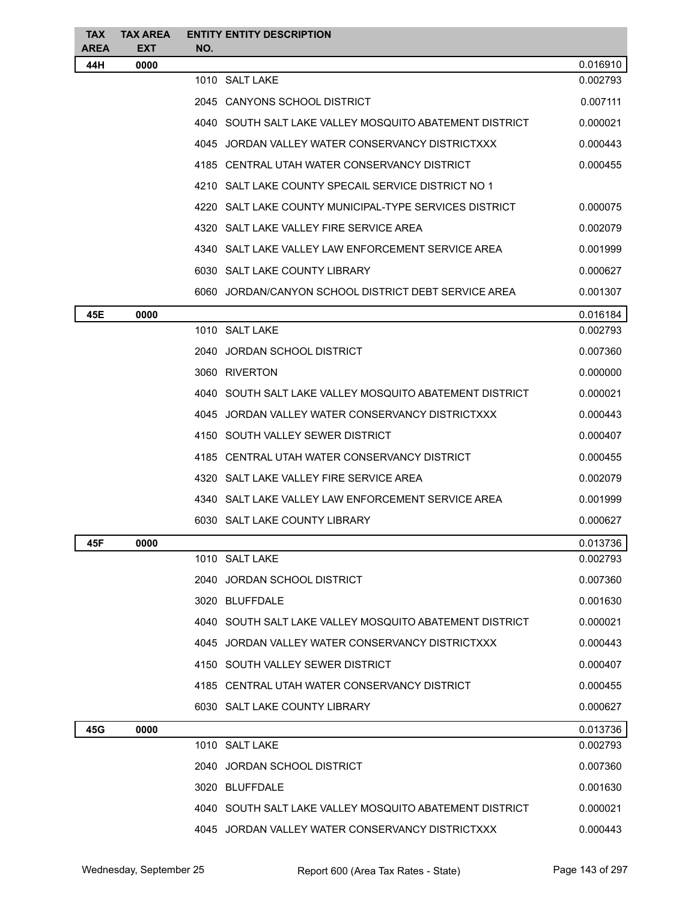| TAX AREA | TAX AREA EXT | ENTITY NO. | ENTITY DESCRIPTION | |
|---|---|---|---|---|
| **44H** | **0000** | | | 0.016910 |
| | | 1010 | SALT LAKE | 0.002793 |
| | | 2045 | CANYONS SCHOOL DISTRICT | 0.007111 |
| | | 4040 | SOUTH SALT LAKE VALLEY MOSQUITO ABATEMENT DISTRICT | 0.000021 |
| | | 4045 | JORDAN VALLEY WATER CONSERVANCY DISTRICTXXX | 0.000443 |
| | | 4185 | CENTRAL UTAH WATER CONSERVANCY DISTRICT | 0.000455 |
| | | 4210 | SALT LAKE COUNTY SPECAIL SERVICE DISTRICT NO 1 | |
| | | 4220 | SALT LAKE COUNTY MUNICIPAL-TYPE SERVICES DISTRICT | 0.000075 |
| | | 4320 | SALT LAKE VALLEY FIRE SERVICE AREA | 0.002079 |
| | | 4340 | SALT LAKE VALLEY LAW ENFORCEMENT SERVICE AREA | 0.001999 |
| | | 6030 | SALT LAKE COUNTY LIBRARY | 0.000627 |
| | | 6060 | JORDAN/CANYON SCHOOL DISTRICT DEBT SERVICE AREA | 0.001307 |
| **45E** | **0000** | | | 0.016184 |
| | | 1010 | SALT LAKE | 0.002793 |
| | | 2040 | JORDAN SCHOOL DISTRICT | 0.007360 |
| | | 3060 | RIVERTON | 0.000000 |
| | | 4040 | SOUTH SALT LAKE VALLEY MOSQUITO ABATEMENT DISTRICT | 0.000021 |
| | | 4045 | JORDAN VALLEY WATER CONSERVANCY DISTRICTXXX | 0.000443 |
| | | 4150 | SOUTH VALLEY SEWER DISTRICT | 0.000407 |
| | | 4185 | CENTRAL UTAH WATER CONSERVANCY DISTRICT | 0.000455 |
| | | 4320 | SALT LAKE VALLEY FIRE SERVICE AREA | 0.002079 |
| | | 4340 | SALT LAKE VALLEY LAW ENFORCEMENT SERVICE AREA | 0.001999 |
| | | 6030 | SALT LAKE COUNTY LIBRARY | 0.000627 |
| **45F** | **0000** | | | 0.013736 |
| | | 1010 | SALT LAKE | 0.002793 |
| | | 2040 | JORDAN SCHOOL DISTRICT | 0.007360 |
| | | 3020 | BLUFFDALE | 0.001630 |
| | | 4040 | SOUTH SALT LAKE VALLEY MOSQUITO ABATEMENT DISTRICT | 0.000021 |
| | | 4045 | JORDAN VALLEY WATER CONSERVANCY DISTRICTXXX | 0.000443 |
| | | 4150 | SOUTH VALLEY SEWER DISTRICT | 0.000407 |
| | | 4185 | CENTRAL UTAH WATER CONSERVANCY DISTRICT | 0.000455 |
| | | 6030 | SALT LAKE COUNTY LIBRARY | 0.000627 |
| **45G** | **0000** | | | 0.013736 |
| | | 1010 | SALT LAKE | 0.002793 |
| | | 2040 | JORDAN SCHOOL DISTRICT | 0.007360 |
| | | 3020 | BLUFFDALE | 0.001630 |
| | | 4040 | SOUTH SALT LAKE VALLEY MOSQUITO ABATEMENT DISTRICT | 0.000021 |
| | | 4045 | JORDAN VALLEY WATER CONSERVANCY DISTRICTXXX | 0.000443 |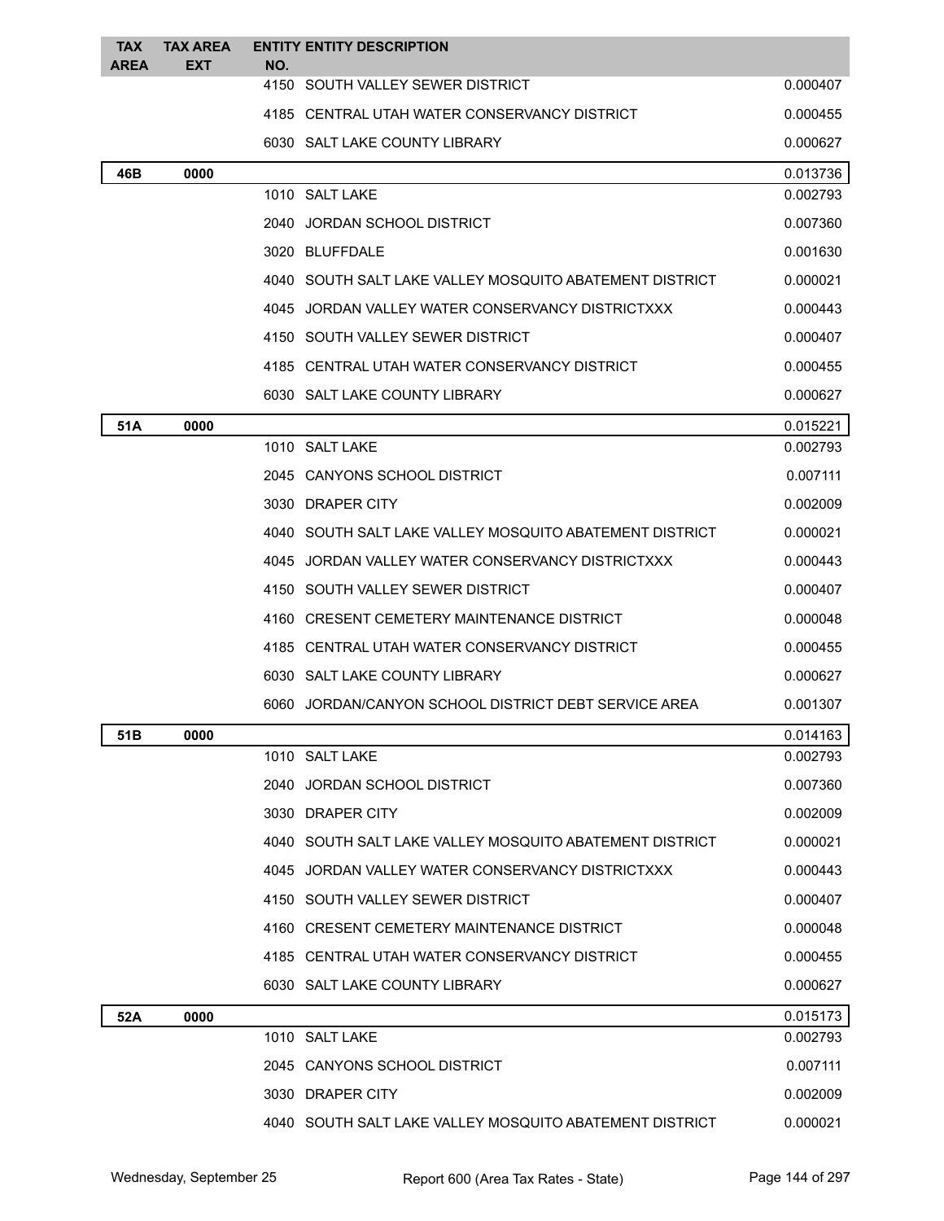| TAX AREA | TAX AREA EXT | ENTITY NO. | ENTITY DESCRIPTION | |
|---|---|---|---|---|
| | | 4150 | SOUTH VALLEY SEWER DISTRICT | 0.000407 |
| | | 4185 | CENTRAL UTAH WATER CONSERVANCY DISTRICT | 0.000455 |
| | | 6030 | SALT LAKE COUNTY LIBRARY | 0.000627 |
| **46B** | **0000** | | | 0.013736 |
| | | 1010 | SALT LAKE | 0.002793 |
| | | 2040 | JORDAN SCHOOL DISTRICT | 0.007360 |
| | | 3020 | BLUFFDALE | 0.001630 |
| | | 4040 | SOUTH SALT LAKE VALLEY MOSQUITO ABATEMENT DISTRICT | 0.000021 |
| | | 4045 | JORDAN VALLEY WATER CONSERVANCY DISTRICTXXX | 0.000443 |
| | | 4150 | SOUTH VALLEY SEWER DISTRICT | 0.000407 |
| | | 4185 | CENTRAL UTAH WATER CONSERVANCY DISTRICT | 0.000455 |
| | | 6030 | SALT LAKE COUNTY LIBRARY | 0.000627 |
| **51A** | **0000** | | | 0.015221 |
| | | 1010 | SALT LAKE | 0.002793 |
| | | 2045 | CANYONS SCHOOL DISTRICT | 0.007111 |
| | | 3030 | DRAPER CITY | 0.002009 |
| | | 4040 | SOUTH SALT LAKE VALLEY MOSQUITO ABATEMENT DISTRICT | 0.000021 |
| | | 4045 | JORDAN VALLEY WATER CONSERVANCY DISTRICTXXX | 0.000443 |
| | | 4150 | SOUTH VALLEY SEWER DISTRICT | 0.000407 |
| | | 4160 | CRESENT CEMETERY MAINTENANCE DISTRICT | 0.000048 |
| | | 4185 | CENTRAL UTAH WATER CONSERVANCY DISTRICT | 0.000455 |
| | | 6030 | SALT LAKE COUNTY LIBRARY | 0.000627 |
| | | 6060 | JORDAN/CANYON SCHOOL DISTRICT DEBT SERVICE AREA | 0.001307 |
| **51B** | **0000** | | | 0.014163 |
| | | 1010 | SALT LAKE | 0.002793 |
| | | 2040 | JORDAN SCHOOL DISTRICT | 0.007360 |
| | | 3030 | DRAPER CITY | 0.002009 |
| | | 4040 | SOUTH SALT LAKE VALLEY MOSQUITO ABATEMENT DISTRICT | 0.000021 |
| | | 4045 | JORDAN VALLEY WATER CONSERVANCY DISTRICTXXX | 0.000443 |
| | | 4150 | SOUTH VALLEY SEWER DISTRICT | 0.000407 |
| | | 4160 | CRESENT CEMETERY MAINTENANCE DISTRICT | 0.000048 |
| | | 4185 | CENTRAL UTAH WATER CONSERVANCY DISTRICT | 0.000455 |
| | | 6030 | SALT LAKE COUNTY LIBRARY | 0.000627 |
| **52A** | **0000** | | | 0.015173 |
| | | 1010 | SALT LAKE | 0.002793 |
| | | 2045 | CANYONS SCHOOL DISTRICT | 0.007111 |
| | | 3030 | DRAPER CITY | 0.002009 |
| | | 4040 | SOUTH SALT LAKE VALLEY MOSQUITO ABATEMENT DISTRICT | 0.000021 |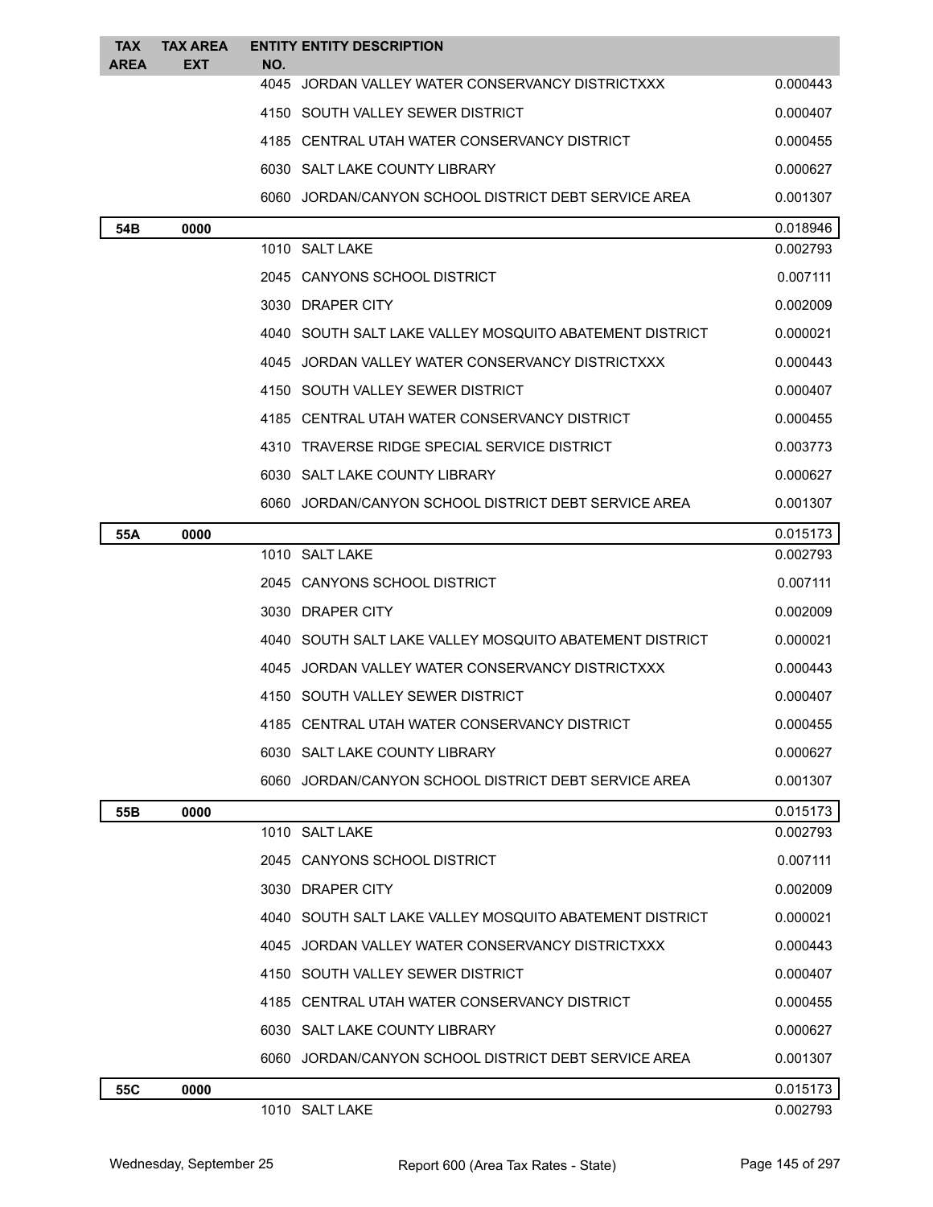| TAX AREA | TAX AREA EXT | ENTITY NO. | ENTITY DESCRIPTION | |
|---|---|---|---|---|
| | | 4045 | JORDAN VALLEY WATER CONSERVANCY DISTRICTXXX | 0.000443 |
| | | 4150 | SOUTH VALLEY SEWER DISTRICT | 0.000407 |
| | | 4185 | CENTRAL UTAH WATER CONSERVANCY DISTRICT | 0.000455 |
| | | 6030 | SALT LAKE COUNTY LIBRARY | 0.000627 |
| | | 6060 | JORDAN/CANYON SCHOOL DISTRICT DEBT SERVICE AREA | 0.001307 |
| **54B** | **0000** | | | 0.018946 |
| | | 1010 | SALT LAKE | 0.002793 |
| | | 2045 | CANYONS SCHOOL DISTRICT | 0.007111 |
| | | 3030 | DRAPER CITY | 0.002009 |
| | | 4040 | SOUTH SALT LAKE VALLEY MOSQUITO ABATEMENT DISTRICT | 0.000021 |
| | | 4045 | JORDAN VALLEY WATER CONSERVANCY DISTRICTXXX | 0.000443 |
| | | 4150 | SOUTH VALLEY SEWER DISTRICT | 0.000407 |
| | | 4185 | CENTRAL UTAH WATER CONSERVANCY DISTRICT | 0.000455 |
| | | 4310 | TRAVERSE RIDGE SPECIAL SERVICE DISTRICT | 0.003773 |
| | | 6030 | SALT LAKE COUNTY LIBRARY | 0.000627 |
| | | 6060 | JORDAN/CANYON SCHOOL DISTRICT DEBT SERVICE AREA | 0.001307 |
| **55A** | **0000** | | | 0.015173 |
| | | 1010 | SALT LAKE | 0.002793 |
| | | 2045 | CANYONS SCHOOL DISTRICT | 0.007111 |
| | | 3030 | DRAPER CITY | 0.002009 |
| | | 4040 | SOUTH SALT LAKE VALLEY MOSQUITO ABATEMENT DISTRICT | 0.000021 |
| | | 4045 | JORDAN VALLEY WATER CONSERVANCY DISTRICTXXX | 0.000443 |
| | | 4150 | SOUTH VALLEY SEWER DISTRICT | 0.000407 |
| | | 4185 | CENTRAL UTAH WATER CONSERVANCY DISTRICT | 0.000455 |
| | | 6030 | SALT LAKE COUNTY LIBRARY | 0.000627 |
| | | 6060 | JORDAN/CANYON SCHOOL DISTRICT DEBT SERVICE AREA | 0.001307 |
| **55B** | **0000** | | | 0.015173 |
| | | 1010 | SALT LAKE | 0.002793 |
| | | 2045 | CANYONS SCHOOL DISTRICT | 0.007111 |
| | | 3030 | DRAPER CITY | 0.002009 |
| | | 4040 | SOUTH SALT LAKE VALLEY MOSQUITO ABATEMENT DISTRICT | 0.000021 |
| | | 4045 | JORDAN VALLEY WATER CONSERVANCY DISTRICTXXX | 0.000443 |
| | | 4150 | SOUTH VALLEY SEWER DISTRICT | 0.000407 |
| | | 4185 | CENTRAL UTAH WATER CONSERVANCY DISTRICT | 0.000455 |
| | | 6030 | SALT LAKE COUNTY LIBRARY | 0.000627 |
| | | 6060 | JORDAN/CANYON SCHOOL DISTRICT DEBT SERVICE AREA | 0.001307 |
| **55C** | **0000** | | | 0.015173 |
| | | 1010 | SALT LAKE | 0.002793 |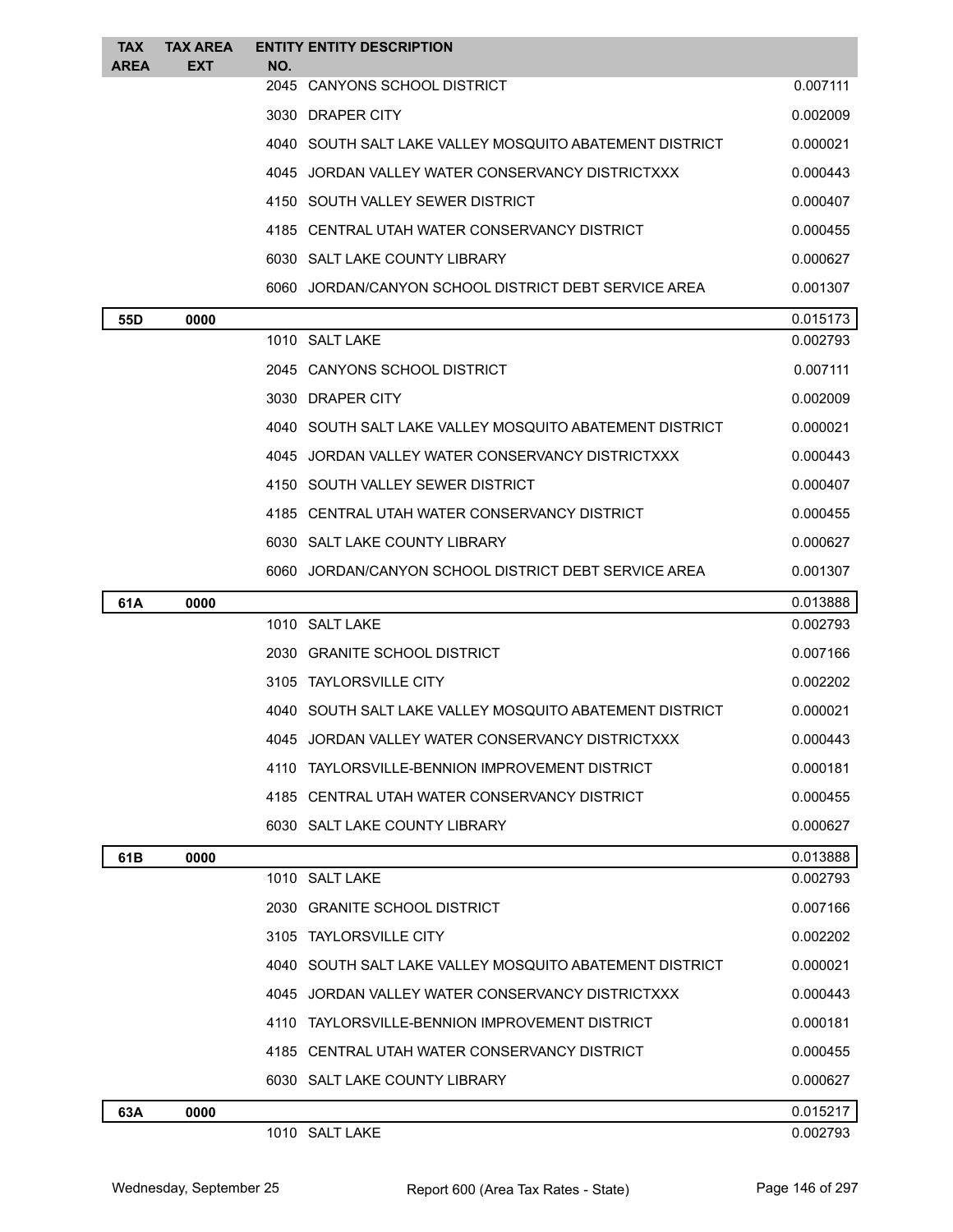| TAX AREA | TAX AREA EXT | ENTITY NO. | ENTITY DESCRIPTION | |
|---|---|---|---|---|
| | | 2045 | CANYONS SCHOOL DISTRICT | 0.007111 |
| | | 3030 | DRAPER CITY | 0.002009 |
| | | 4040 | SOUTH SALT LAKE VALLEY MOSQUITO ABATEMENT DISTRICT | 0.000021 |
| | | 4045 | JORDAN VALLEY WATER CONSERVANCY DISTRICTXXX | 0.000443 |
| | | 4150 | SOUTH VALLEY SEWER DISTRICT | 0.000407 |
| | | 4185 | CENTRAL UTAH WATER CONSERVANCY DISTRICT | 0.000455 |
| | | 6030 | SALT LAKE COUNTY LIBRARY | 0.000627 |
| | | 6060 | JORDAN/CANYON SCHOOL DISTRICT DEBT SERVICE AREA | 0.001307 |
| **55D** | **0000** | | | 0.015173 |
| | | 1010 | SALT LAKE | 0.002793 |
| | | 2045 | CANYONS SCHOOL DISTRICT | 0.007111 |
| | | 3030 | DRAPER CITY | 0.002009 |
| | | 4040 | SOUTH SALT LAKE VALLEY MOSQUITO ABATEMENT DISTRICT | 0.000021 |
| | | 4045 | JORDAN VALLEY WATER CONSERVANCY DISTRICTXXX | 0.000443 |
| | | 4150 | SOUTH VALLEY SEWER DISTRICT | 0.000407 |
| | | 4185 | CENTRAL UTAH WATER CONSERVANCY DISTRICT | 0.000455 |
| | | 6030 | SALT LAKE COUNTY LIBRARY | 0.000627 |
| | | 6060 | JORDAN/CANYON SCHOOL DISTRICT DEBT SERVICE AREA | 0.001307 |
| **61A** | **0000** | | | 0.013888 |
| | | 1010 | SALT LAKE | 0.002793 |
| | | 2030 | GRANITE SCHOOL DISTRICT | 0.007166 |
| | | 3105 | TAYLORSVILLE CITY | 0.002202 |
| | | 4040 | SOUTH SALT LAKE VALLEY MOSQUITO ABATEMENT DISTRICT | 0.000021 |
| | | 4045 | JORDAN VALLEY WATER CONSERVANCY DISTRICTXXX | 0.000443 |
| | | 4110 | TAYLORSVILLE-BENNION IMPROVEMENT DISTRICT | 0.000181 |
| | | 4185 | CENTRAL UTAH WATER CONSERVANCY DISTRICT | 0.000455 |
| | | 6030 | SALT LAKE COUNTY LIBRARY | 0.000627 |
| **61B** | **0000** | | | 0.013888 |
| | | 1010 | SALT LAKE | 0.002793 |
| | | 2030 | GRANITE SCHOOL DISTRICT | 0.007166 |
| | | 3105 | TAYLORSVILLE CITY | 0.002202 |
| | | 4040 | SOUTH SALT LAKE VALLEY MOSQUITO ABATEMENT DISTRICT | 0.000021 |
| | | 4045 | JORDAN VALLEY WATER CONSERVANCY DISTRICTXXX | 0.000443 |
| | | 4110 | TAYLORSVILLE-BENNION IMPROVEMENT DISTRICT | 0.000181 |
| | | 4185 | CENTRAL UTAH WATER CONSERVANCY DISTRICT | 0.000455 |
| | | 6030 | SALT LAKE COUNTY LIBRARY | 0.000627 |
| **63A** | **0000** | | | 0.015217 |
| | | 1010 | SALT LAKE | 0.002793 |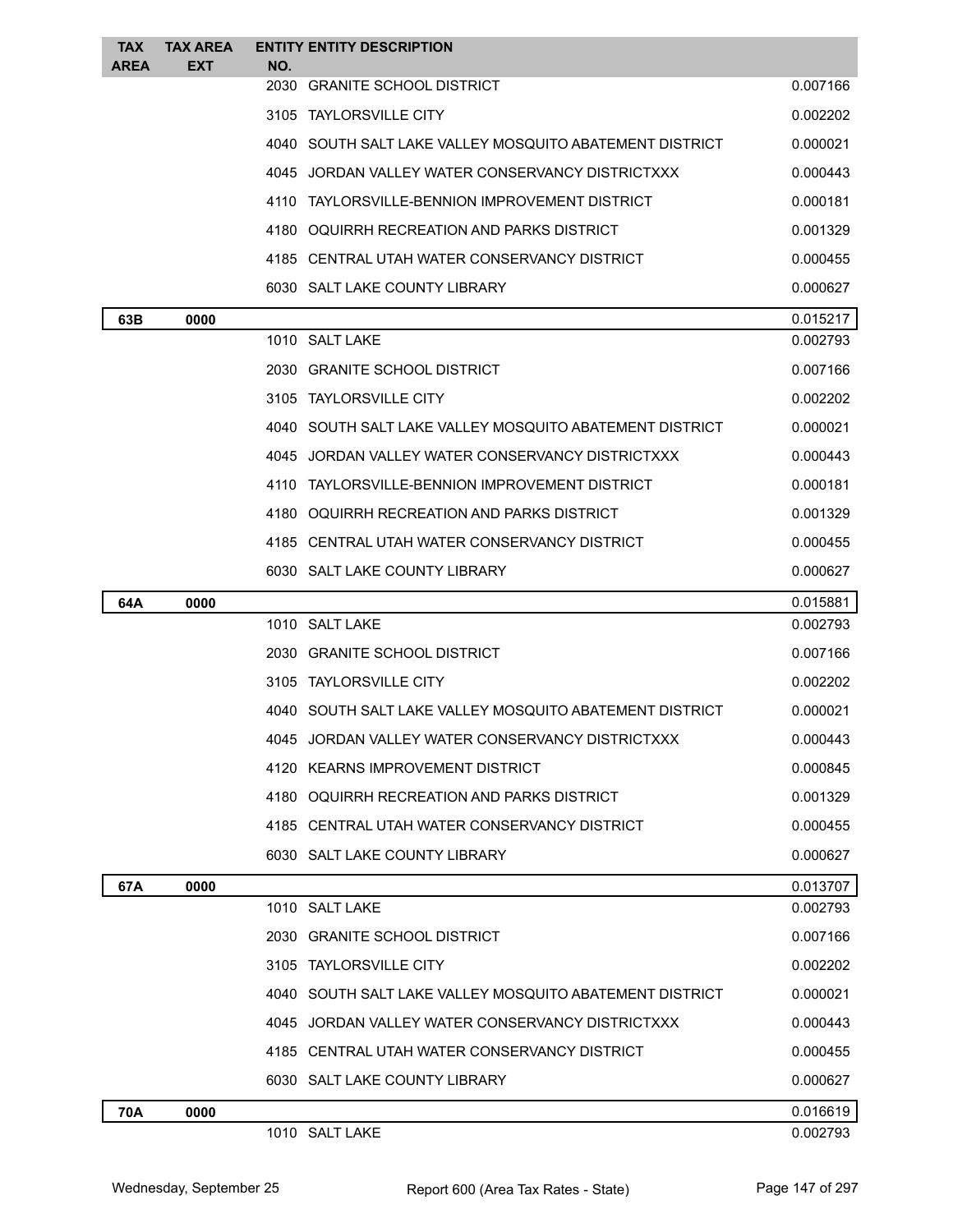| TAX AREA | TAX AREA EXT | ENTITY NO. | ENTITY DESCRIPTION | |
|---|---|---|---|---|
| | | 2030 | GRANITE SCHOOL DISTRICT | 0.007166 |
| | | 3105 | TAYLORSVILLE CITY | 0.002202 |
| | | 4040 | SOUTH SALT LAKE VALLEY MOSQUITO ABATEMENT DISTRICT | 0.000021 |
| | | 4045 | JORDAN VALLEY WATER CONSERVANCY DISTRICTXXX | 0.000443 |
| | | 4110 | TAYLORSVILLE-BENNION IMPROVEMENT DISTRICT | 0.000181 |
| | | 4180 | OQUIRRH RECREATION AND PARKS DISTRICT | 0.001329 |
| | | 4185 | CENTRAL UTAH WATER CONSERVANCY DISTRICT | 0.000455 |
| | | 6030 | SALT LAKE COUNTY LIBRARY | 0.000627 |
| **63B** | **0000** | | | 0.015217 |
| | | 1010 | SALT LAKE | 0.002793 |
| | | 2030 | GRANITE SCHOOL DISTRICT | 0.007166 |
| | | 3105 | TAYLORSVILLE CITY | 0.002202 |
| | | 4040 | SOUTH SALT LAKE VALLEY MOSQUITO ABATEMENT DISTRICT | 0.000021 |
| | | 4045 | JORDAN VALLEY WATER CONSERVANCY DISTRICTXXX | 0.000443 |
| | | 4110 | TAYLORSVILLE-BENNION IMPROVEMENT DISTRICT | 0.000181 |
| | | 4180 | OQUIRRH RECREATION AND PARKS DISTRICT | 0.001329 |
| | | 4185 | CENTRAL UTAH WATER CONSERVANCY DISTRICT | 0.000455 |
| | | 6030 | SALT LAKE COUNTY LIBRARY | 0.000627 |
| **64A** | **0000** | | | 0.015881 |
| | | 1010 | SALT LAKE | 0.002793 |
| | | 2030 | GRANITE SCHOOL DISTRICT | 0.007166 |
| | | 3105 | TAYLORSVILLE CITY | 0.002202 |
| | | 4040 | SOUTH SALT LAKE VALLEY MOSQUITO ABATEMENT DISTRICT | 0.000021 |
| | | 4045 | JORDAN VALLEY WATER CONSERVANCY DISTRICTXXX | 0.000443 |
| | | 4120 | KEARNS IMPROVEMENT DISTRICT | 0.000845 |
| | | 4180 | OQUIRRH RECREATION AND PARKS DISTRICT | 0.001329 |
| | | 4185 | CENTRAL UTAH WATER CONSERVANCY DISTRICT | 0.000455 |
| | | 6030 | SALT LAKE COUNTY LIBRARY | 0.000627 |
| **67A** | **0000** | | | 0.013707 |
| | | 1010 | SALT LAKE | 0.002793 |
| | | 2030 | GRANITE SCHOOL DISTRICT | 0.007166 |
| | | 3105 | TAYLORSVILLE CITY | 0.002202 |
| | | 4040 | SOUTH SALT LAKE VALLEY MOSQUITO ABATEMENT DISTRICT | 0.000021 |
| | | 4045 | JORDAN VALLEY WATER CONSERVANCY DISTRICTXXX | 0.000443 |
| | | 4185 | CENTRAL UTAH WATER CONSERVANCY DISTRICT | 0.000455 |
| | | 6030 | SALT LAKE COUNTY LIBRARY | 0.000627 |
| **70A** | **0000** | | | 0.016619 |
| | | 1010 | SALT LAKE | 0.002793 |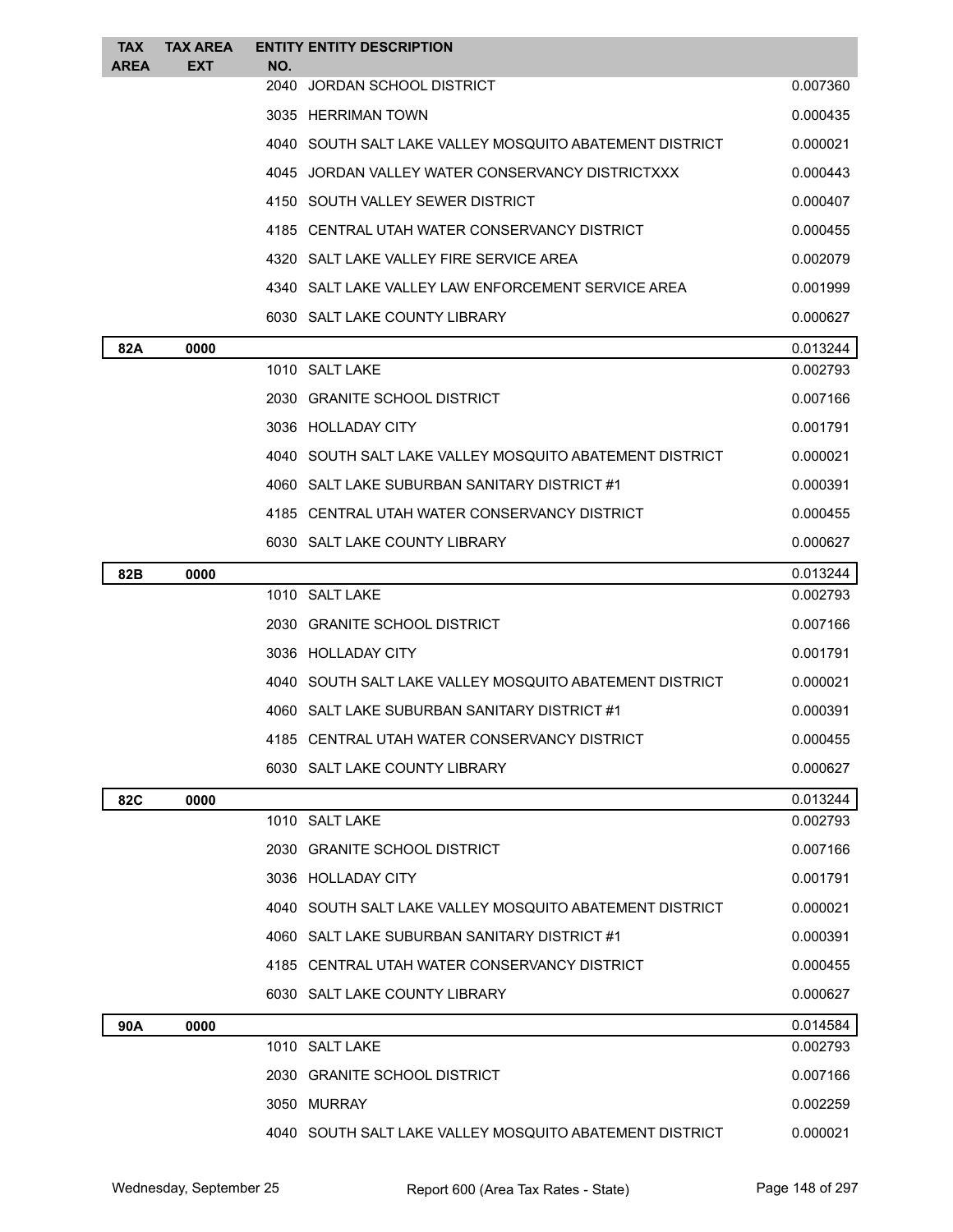| TAX AREA | TAX AREA EXT | ENTITY NO. | ENTITY DESCRIPTION | |
|---|---|---|---|---|
| | | 2040 | JORDAN SCHOOL DISTRICT | 0.007360 |
| | | 3035 | HERRIMAN TOWN | 0.000435 |
| | | 4040 | SOUTH SALT LAKE VALLEY MOSQUITO ABATEMENT DISTRICT | 0.000021 |
| | | 4045 | JORDAN VALLEY WATER CONSERVANCY DISTRICTXXX | 0.000443 |
| | | 4150 | SOUTH VALLEY SEWER DISTRICT | 0.000407 |
| | | 4185 | CENTRAL UTAH WATER CONSERVANCY DISTRICT | 0.000455 |
| | | 4320 | SALT LAKE VALLEY FIRE SERVICE AREA | 0.002079 |
| | | 4340 | SALT LAKE VALLEY LAW ENFORCEMENT SERVICE AREA | 0.001999 |
| | | 6030 | SALT LAKE COUNTY LIBRARY | 0.000627 |
| **82A** | **0000** | | | 0.013244 |
| | | 1010 | SALT LAKE | 0.002793 |
| | | 2030 | GRANITE SCHOOL DISTRICT | 0.007166 |
| | | 3036 | HOLLADAY CITY | 0.001791 |
| | | 4040 | SOUTH SALT LAKE VALLEY MOSQUITO ABATEMENT DISTRICT | 0.000021 |
| | | 4060 | SALT LAKE SUBURBAN SANITARY DISTRICT #1 | 0.000391 |
| | | 4185 | CENTRAL UTAH WATER CONSERVANCY DISTRICT | 0.000455 |
| | | 6030 | SALT LAKE COUNTY LIBRARY | 0.000627 |
| **82B** | **0000** | | | 0.013244 |
| | | 1010 | SALT LAKE | 0.002793 |
| | | 2030 | GRANITE SCHOOL DISTRICT | 0.007166 |
| | | 3036 | HOLLADAY CITY | 0.001791 |
| | | 4040 | SOUTH SALT LAKE VALLEY MOSQUITO ABATEMENT DISTRICT | 0.000021 |
| | | 4060 | SALT LAKE SUBURBAN SANITARY DISTRICT #1 | 0.000391 |
| | | 4185 | CENTRAL UTAH WATER CONSERVANCY DISTRICT | 0.000455 |
| | | 6030 | SALT LAKE COUNTY LIBRARY | 0.000627 |
| **82C** | **0000** | | | 0.013244 |
| | | 1010 | SALT LAKE | 0.002793 |
| | | 2030 | GRANITE SCHOOL DISTRICT | 0.007166 |
| | | 3036 | HOLLADAY CITY | 0.001791 |
| | | 4040 | SOUTH SALT LAKE VALLEY MOSQUITO ABATEMENT DISTRICT | 0.000021 |
| | | 4060 | SALT LAKE SUBURBAN SANITARY DISTRICT #1 | 0.000391 |
| | | 4185 | CENTRAL UTAH WATER CONSERVANCY DISTRICT | 0.000455 |
| | | 6030 | SALT LAKE COUNTY LIBRARY | 0.000627 |
| **90A** | **0000** | | | 0.014584 |
| | | 1010 | SALT LAKE | 0.002793 |
| | | 2030 | GRANITE SCHOOL DISTRICT | 0.007166 |
| | | 3050 | MURRAY | 0.002259 |
| | | 4040 | SOUTH SALT LAKE VALLEY MOSQUITO ABATEMENT DISTRICT | 0.000021 |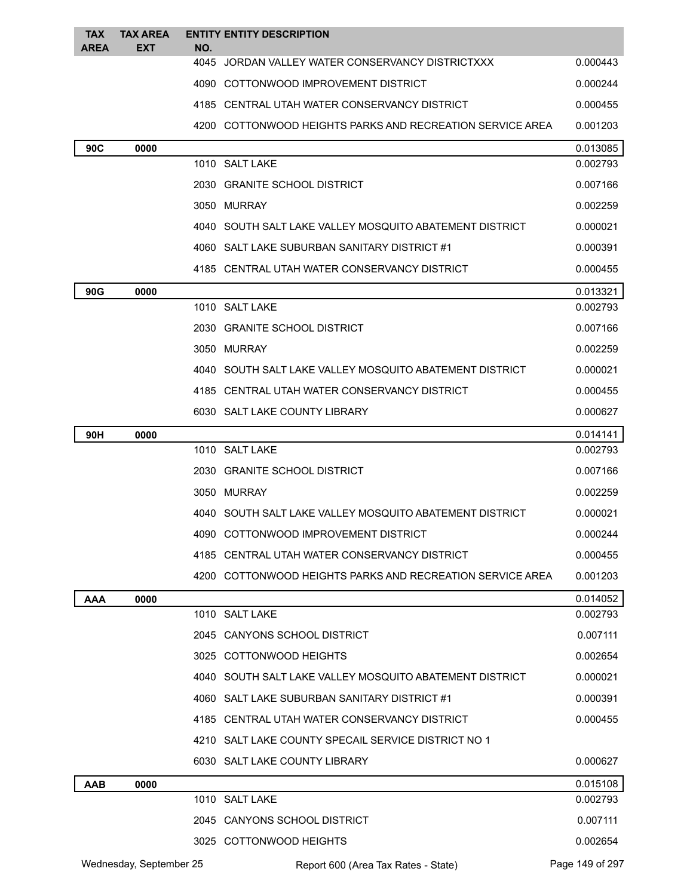| TAX AREA | TAX AREA EXT | ENTITY NO. | ENTITY DESCRIPTION | |
|---|---|---|---|---|
| | | 4045 | JORDAN VALLEY WATER CONSERVANCY DISTRICTXXX | 0.000443 |
| | | 4090 | COTTONWOOD IMPROVEMENT DISTRICT | 0.000244 |
| | | 4185 | CENTRAL UTAH WATER CONSERVANCY DISTRICT | 0.000455 |
| | | 4200 | COTTONWOOD HEIGHTS PARKS AND RECREATION SERVICE AREA | 0.001203 |
| **90C** | **0000** | | | 0.013085 |
| | | 1010 | SALT LAKE | 0.002793 |
| | | 2030 | GRANITE SCHOOL DISTRICT | 0.007166 |
| | | 3050 | MURRAY | 0.002259 |
| | | 4040 | SOUTH SALT LAKE VALLEY MOSQUITO ABATEMENT DISTRICT | 0.000021 |
| | | 4060 | SALT LAKE SUBURBAN SANITARY DISTRICT #1 | 0.000391 |
| | | 4185 | CENTRAL UTAH WATER CONSERVANCY DISTRICT | 0.000455 |
| **90G** | **0000** | | | 0.013321 |
| | | 1010 | SALT LAKE | 0.002793 |
| | | 2030 | GRANITE SCHOOL DISTRICT | 0.007166 |
| | | 3050 | MURRAY | 0.002259 |
| | | 4040 | SOUTH SALT LAKE VALLEY MOSQUITO ABATEMENT DISTRICT | 0.000021 |
| | | 4185 | CENTRAL UTAH WATER CONSERVANCY DISTRICT | 0.000455 |
| | | 6030 | SALT LAKE COUNTY LIBRARY | 0.000627 |
| **90H** | **0000** | | | 0.014141 |
| | | 1010 | SALT LAKE | 0.002793 |
| | | 2030 | GRANITE SCHOOL DISTRICT | 0.007166 |
| | | 3050 | MURRAY | 0.002259 |
| | | 4040 | SOUTH SALT LAKE VALLEY MOSQUITO ABATEMENT DISTRICT | 0.000021 |
| | | 4090 | COTTONWOOD IMPROVEMENT DISTRICT | 0.000244 |
| | | 4185 | CENTRAL UTAH WATER CONSERVANCY DISTRICT | 0.000455 |
| | | 4200 | COTTONWOOD HEIGHTS PARKS AND RECREATION SERVICE AREA | 0.001203 |
| **AAA** | **0000** | | | 0.014052 |
| | | 1010 | SALT LAKE | 0.002793 |
| | | 2045 | CANYONS SCHOOL DISTRICT | 0.007111 |
| | | 3025 | COTTONWOOD HEIGHTS | 0.002654 |
| | | 4040 | SOUTH SALT LAKE VALLEY MOSQUITO ABATEMENT DISTRICT | 0.000021 |
| | | 4060 | SALT LAKE SUBURBAN SANITARY DISTRICT #1 | 0.000391 |
| | | 4185 | CENTRAL UTAH WATER CONSERVANCY DISTRICT | 0.000455 |
| | | 4210 | SALT LAKE COUNTY SPECAIL SERVICE DISTRICT NO 1 | |
| | | 6030 | SALT LAKE COUNTY LIBRARY | 0.000627 |
| **AAB** | **0000** | | | 0.015108 |
| | | 1010 | SALT LAKE | 0.002793 |
| | | 2045 | CANYONS SCHOOL DISTRICT | 0.007111 |
| | | 3025 | COTTONWOOD HEIGHTS | 0.002654 |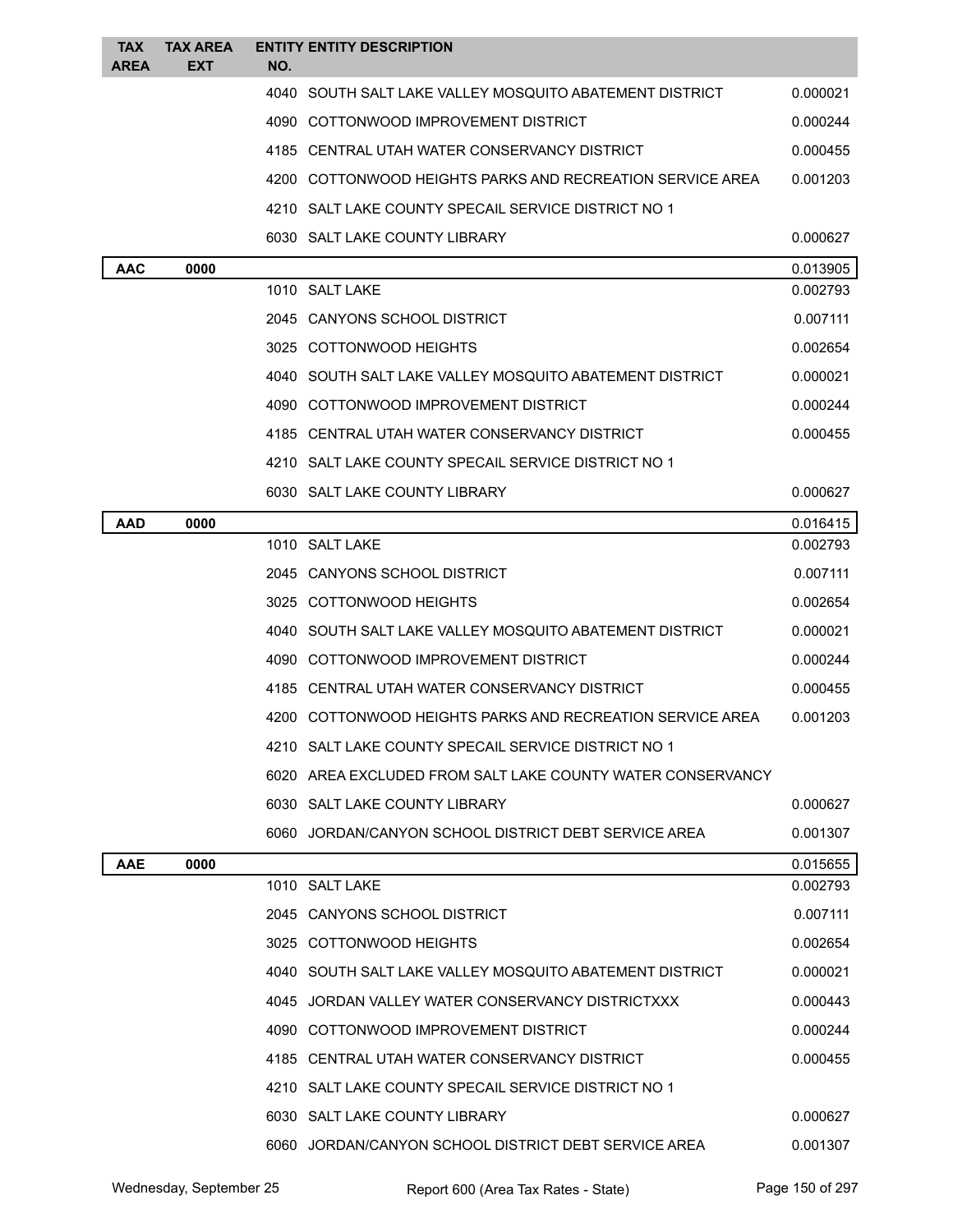| TAX AREA | TAX AREA EXT | ENTITY NO. | ENTITY DESCRIPTION | |
|---|---|---|---|---|
| | | 4040 | SOUTH SALT LAKE VALLEY MOSQUITO ABATEMENT DISTRICT | 0.000021 |
| | | 4090 | COTTONWOOD IMPROVEMENT DISTRICT | 0.000244 |
| | | 4185 | CENTRAL UTAH WATER CONSERVANCY DISTRICT | 0.000455 |
| | | 4200 | COTTONWOOD HEIGHTS PARKS AND RECREATION SERVICE AREA | 0.001203 |
| | | 4210 | SALT LAKE COUNTY SPECAIL SERVICE DISTRICT NO 1 | |
| | | 6030 | SALT LAKE COUNTY LIBRARY | 0.000627 |
| **AAC** | **0000** | | | 0.013905 |
| | | 1010 | SALT LAKE | 0.002793 |
| | | 2045 | CANYONS SCHOOL DISTRICT | 0.007111 |
| | | 3025 | COTTONWOOD HEIGHTS | 0.002654 |
| | | 4040 | SOUTH SALT LAKE VALLEY MOSQUITO ABATEMENT DISTRICT | 0.000021 |
| | | 4090 | COTTONWOOD IMPROVEMENT DISTRICT | 0.000244 |
| | | 4185 | CENTRAL UTAH WATER CONSERVANCY DISTRICT | 0.000455 |
| | | 4210 | SALT LAKE COUNTY SPECAIL SERVICE DISTRICT NO 1 | |
| | | 6030 | SALT LAKE COUNTY LIBRARY | 0.000627 |
| **AAD** | **0000** | | | 0.016415 |
| | | 1010 | SALT LAKE | 0.002793 |
| | | 2045 | CANYONS SCHOOL DISTRICT | 0.007111 |
| | | 3025 | COTTONWOOD HEIGHTS | 0.002654 |
| | | 4040 | SOUTH SALT LAKE VALLEY MOSQUITO ABATEMENT DISTRICT | 0.000021 |
| | | 4090 | COTTONWOOD IMPROVEMENT DISTRICT | 0.000244 |
| | | 4185 | CENTRAL UTAH WATER CONSERVANCY DISTRICT | 0.000455 |
| | | 4200 | COTTONWOOD HEIGHTS PARKS AND RECREATION SERVICE AREA | 0.001203 |
| | | 4210 | SALT LAKE COUNTY SPECAIL SERVICE DISTRICT NO 1 | |
| | | 6020 | AREA EXCLUDED FROM SALT LAKE COUNTY WATER CONSERVANCY | |
| | | 6030 | SALT LAKE COUNTY LIBRARY | 0.000627 |
| | | 6060 | JORDAN/CANYON SCHOOL DISTRICT DEBT SERVICE AREA | 0.001307 |
| **AAE** | **0000** | | | 0.015655 |
| | | 1010 | SALT LAKE | 0.002793 |
| | | 2045 | CANYONS SCHOOL DISTRICT | 0.007111 |
| | | 3025 | COTTONWOOD HEIGHTS | 0.002654 |
| | | 4040 | SOUTH SALT LAKE VALLEY MOSQUITO ABATEMENT DISTRICT | 0.000021 |
| | | 4045 | JORDAN VALLEY WATER CONSERVANCY DISTRICTXXX | 0.000443 |
| | | 4090 | COTTONWOOD IMPROVEMENT DISTRICT | 0.000244 |
| | | 4185 | CENTRAL UTAH WATER CONSERVANCY DISTRICT | 0.000455 |
| | | 4210 | SALT LAKE COUNTY SPECAIL SERVICE DISTRICT NO 1 | |
| | | 6030 | SALT LAKE COUNTY LIBRARY | 0.000627 |
| | | 6060 | JORDAN/CANYON SCHOOL DISTRICT DEBT SERVICE AREA | 0.001307 |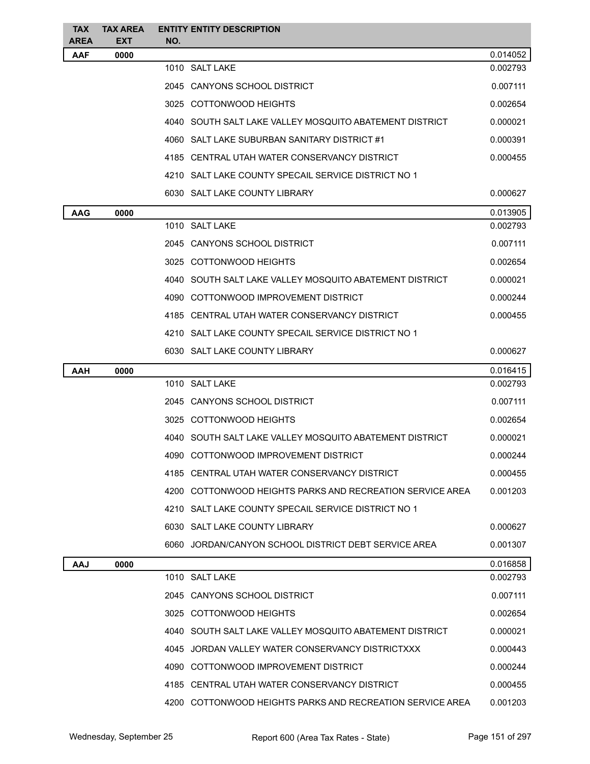| TAX AREA | TAX AREA EXT | ENTITY NO. | ENTITY DESCRIPTION | |
|---|---|---|---|---|
| **AAF** | **0000** | | | 0.014052 |
| | | 1010 | SALT LAKE | 0.002793 |
| | | 2045 | CANYONS SCHOOL DISTRICT | 0.007111 |
| | | 3025 | COTTONWOOD HEIGHTS | 0.002654 |
| | | 4040 | SOUTH SALT LAKE VALLEY MOSQUITO ABATEMENT DISTRICT | 0.000021 |
| | | 4060 | SALT LAKE SUBURBAN SANITARY DISTRICT #1 | 0.000391 |
| | | 4185 | CENTRAL UTAH WATER CONSERVANCY DISTRICT | 0.000455 |
| | | 4210 | SALT LAKE COUNTY SPECAIL SERVICE DISTRICT NO 1 | |
| | | 6030 | SALT LAKE COUNTY LIBRARY | 0.000627 |
| **AAG** | **0000** | | | 0.013905 |
| | | 1010 | SALT LAKE | 0.002793 |
| | | 2045 | CANYONS SCHOOL DISTRICT | 0.007111 |
| | | 3025 | COTTONWOOD HEIGHTS | 0.002654 |
| | | 4040 | SOUTH SALT LAKE VALLEY MOSQUITO ABATEMENT DISTRICT | 0.000021 |
| | | 4090 | COTTONWOOD IMPROVEMENT DISTRICT | 0.000244 |
| | | 4185 | CENTRAL UTAH WATER CONSERVANCY DISTRICT | 0.000455 |
| | | 4210 | SALT LAKE COUNTY SPECAIL SERVICE DISTRICT NO 1 | |
| | | 6030 | SALT LAKE COUNTY LIBRARY | 0.000627 |
| **AAH** | **0000** | | | 0.016415 |
| | | 1010 | SALT LAKE | 0.002793 |
| | | 2045 | CANYONS SCHOOL DISTRICT | 0.007111 |
| | | 3025 | COTTONWOOD HEIGHTS | 0.002654 |
| | | 4040 | SOUTH SALT LAKE VALLEY MOSQUITO ABATEMENT DISTRICT | 0.000021 |
| | | 4090 | COTTONWOOD IMPROVEMENT DISTRICT | 0.000244 |
| | | 4185 | CENTRAL UTAH WATER CONSERVANCY DISTRICT | 0.000455 |
| | | 4200 | COTTONWOOD HEIGHTS PARKS AND RECREATION SERVICE AREA | 0.001203 |
| | | 4210 | SALT LAKE COUNTY SPECAIL SERVICE DISTRICT NO 1 | |
| | | 6030 | SALT LAKE COUNTY LIBRARY | 0.000627 |
| | | 6060 | JORDAN/CANYON SCHOOL DISTRICT DEBT SERVICE AREA | 0.001307 |
| **AAJ** | **0000** | | | 0.016858 |
| | | 1010 | SALT LAKE | 0.002793 |
| | | 2045 | CANYONS SCHOOL DISTRICT | 0.007111 |
| | | 3025 | COTTONWOOD HEIGHTS | 0.002654 |
| | | 4040 | SOUTH SALT LAKE VALLEY MOSQUITO ABATEMENT DISTRICT | 0.000021 |
| | | 4045 | JORDAN VALLEY WATER CONSERVANCY DISTRICTXXX | 0.000443 |
| | | 4090 | COTTONWOOD IMPROVEMENT DISTRICT | 0.000244 |
| | | 4185 | CENTRAL UTAH WATER CONSERVANCY DISTRICT | 0.000455 |
| | | 4200 | COTTONWOOD HEIGHTS PARKS AND RECREATION SERVICE AREA | 0.001203 |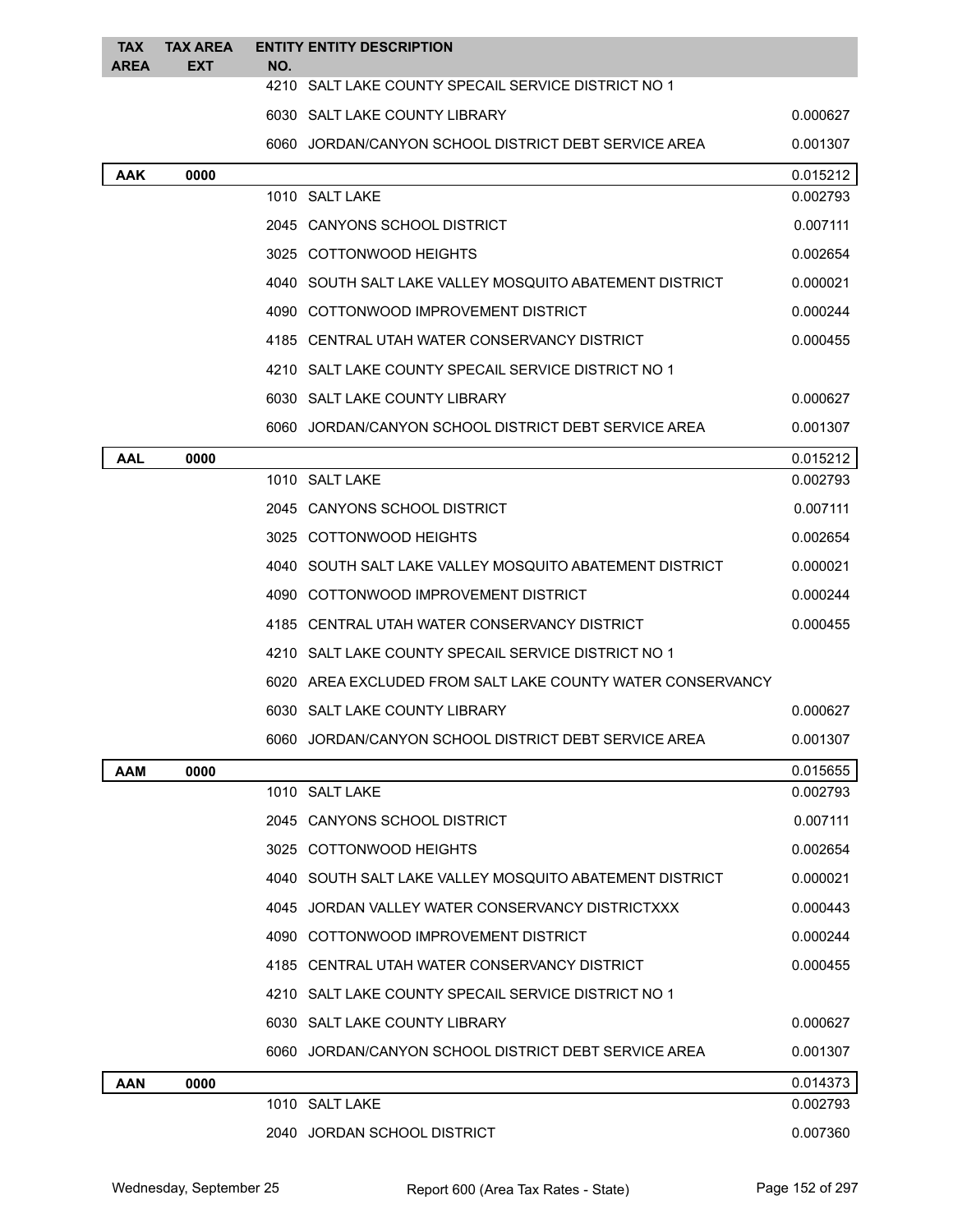| TAX AREA | TAX AREA EXT | ENTITY NO. | ENTITY DESCRIPTION | |
|---|---|---|---|---|
| | | 4210 | SALT LAKE COUNTY SPECAIL SERVICE DISTRICT NO 1 | |
| | | 6030 | SALT LAKE COUNTY LIBRARY | 0.000627 |
| | | 6060 | JORDAN/CANYON SCHOOL DISTRICT DEBT SERVICE AREA | 0.001307 |
| **AAK** | **0000** | | | 0.015212 |
| | | 1010 | SALT LAKE | 0.002793 |
| | | 2045 | CANYONS SCHOOL DISTRICT | 0.007111 |
| | | 3025 | COTTONWOOD HEIGHTS | 0.002654 |
| | | 4040 | SOUTH SALT LAKE VALLEY MOSQUITO ABATEMENT DISTRICT | 0.000021 |
| | | 4090 | COTTONWOOD IMPROVEMENT DISTRICT | 0.000244 |
| | | 4185 | CENTRAL UTAH WATER CONSERVANCY DISTRICT | 0.000455 |
| | | 4210 | SALT LAKE COUNTY SPECAIL SERVICE DISTRICT NO 1 | |
| | | 6030 | SALT LAKE COUNTY LIBRARY | 0.000627 |
| | | 6060 | JORDAN/CANYON SCHOOL DISTRICT DEBT SERVICE AREA | 0.001307 |
| **AAL** | **0000** | | | 0.015212 |
| | | 1010 | SALT LAKE | 0.002793 |
| | | 2045 | CANYONS SCHOOL DISTRICT | 0.007111 |
| | | 3025 | COTTONWOOD HEIGHTS | 0.002654 |
| | | 4040 | SOUTH SALT LAKE VALLEY MOSQUITO ABATEMENT DISTRICT | 0.000021 |
| | | 4090 | COTTONWOOD IMPROVEMENT DISTRICT | 0.000244 |
| | | 4185 | CENTRAL UTAH WATER CONSERVANCY DISTRICT | 0.000455 |
| | | 4210 | SALT LAKE COUNTY SPECAIL SERVICE DISTRICT NO 1 | |
| | | 6020 | AREA EXCLUDED FROM SALT LAKE COUNTY WATER CONSERVANCY | |
| | | 6030 | SALT LAKE COUNTY LIBRARY | 0.000627 |
| | | 6060 | JORDAN/CANYON SCHOOL DISTRICT DEBT SERVICE AREA | 0.001307 |
| **AAM** | **0000** | | | 0.015655 |
| | | 1010 | SALT LAKE | 0.002793 |
| | | 2045 | CANYONS SCHOOL DISTRICT | 0.007111 |
| | | 3025 | COTTONWOOD HEIGHTS | 0.002654 |
| | | 4040 | SOUTH SALT LAKE VALLEY MOSQUITO ABATEMENT DISTRICT | 0.000021 |
| | | 4045 | JORDAN VALLEY WATER CONSERVANCY DISTRICTXXX | 0.000443 |
| | | 4090 | COTTONWOOD IMPROVEMENT DISTRICT | 0.000244 |
| | | 4185 | CENTRAL UTAH WATER CONSERVANCY DISTRICT | 0.000455 |
| | | 4210 | SALT LAKE COUNTY SPECAIL SERVICE DISTRICT NO 1 | |
| | | 6030 | SALT LAKE COUNTY LIBRARY | 0.000627 |
| | | 6060 | JORDAN/CANYON SCHOOL DISTRICT DEBT SERVICE AREA | 0.001307 |
| **AAN** | **0000** | | | 0.014373 |
| | | 1010 | SALT LAKE | 0.002793 |
| | | 2040 | JORDAN SCHOOL DISTRICT | 0.007360 |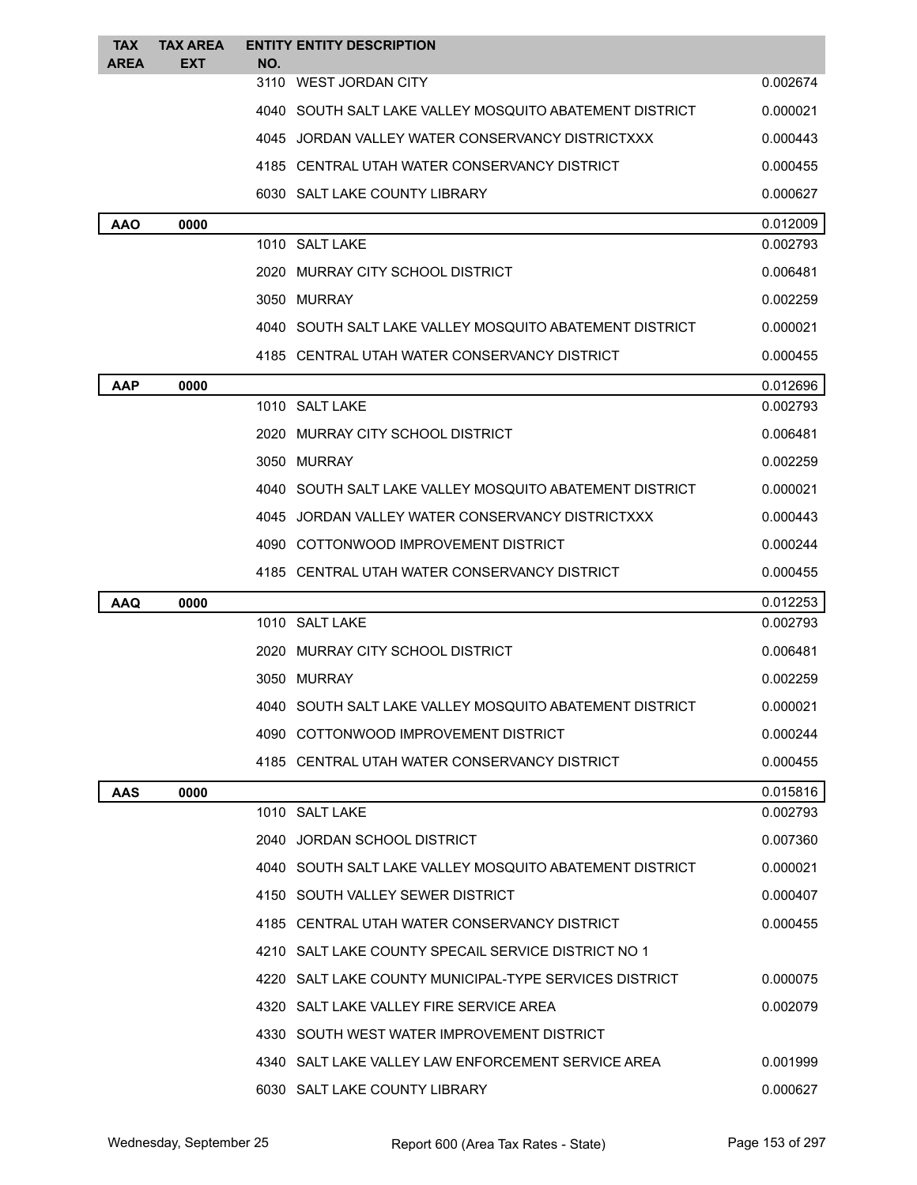| TAX AREA | TAX AREA EXT | ENTITY NO. | ENTITY DESCRIPTION | |
|---|---|---|---|---|
| | | 3110 | WEST JORDAN CITY | 0.002674 |
| | | 4040 | SOUTH SALT LAKE VALLEY MOSQUITO ABATEMENT DISTRICT | 0.000021 |
| | | 4045 | JORDAN VALLEY WATER CONSERVANCY DISTRICTXXX | 0.000443 |
| | | 4185 | CENTRAL UTAH WATER CONSERVANCY DISTRICT | 0.000455 |
| | | 6030 | SALT LAKE COUNTY LIBRARY | 0.000627 |
| **AAO** | **0000** | | | 0.012009 |
| | | 1010 | SALT LAKE | 0.002793 |
| | | 2020 | MURRAY CITY SCHOOL DISTRICT | 0.006481 |
| | | 3050 | MURRAY | 0.002259 |
| | | 4040 | SOUTH SALT LAKE VALLEY MOSQUITO ABATEMENT DISTRICT | 0.000021 |
| | | 4185 | CENTRAL UTAH WATER CONSERVANCY DISTRICT | 0.000455 |
| **AAP** | **0000** | | | 0.012696 |
| | | 1010 | SALT LAKE | 0.002793 |
| | | 2020 | MURRAY CITY SCHOOL DISTRICT | 0.006481 |
| | | 3050 | MURRAY | 0.002259 |
| | | 4040 | SOUTH SALT LAKE VALLEY MOSQUITO ABATEMENT DISTRICT | 0.000021 |
| | | 4045 | JORDAN VALLEY WATER CONSERVANCY DISTRICTXXX | 0.000443 |
| | | 4090 | COTTONWOOD IMPROVEMENT DISTRICT | 0.000244 |
| | | 4185 | CENTRAL UTAH WATER CONSERVANCY DISTRICT | 0.000455 |
| **AAQ** | **0000** | | | 0.012253 |
| | | 1010 | SALT LAKE | 0.002793 |
| | | 2020 | MURRAY CITY SCHOOL DISTRICT | 0.006481 |
| | | 3050 | MURRAY | 0.002259 |
| | | 4040 | SOUTH SALT LAKE VALLEY MOSQUITO ABATEMENT DISTRICT | 0.000021 |
| | | 4090 | COTTONWOOD IMPROVEMENT DISTRICT | 0.000244 |
| | | 4185 | CENTRAL UTAH WATER CONSERVANCY DISTRICT | 0.000455 |
| **AAS** | **0000** | | | 0.015816 |
| | | 1010 | SALT LAKE | 0.002793 |
| | | 2040 | JORDAN SCHOOL DISTRICT | 0.007360 |
| | | 4040 | SOUTH SALT LAKE VALLEY MOSQUITO ABATEMENT DISTRICT | 0.000021 |
| | | 4150 | SOUTH VALLEY SEWER DISTRICT | 0.000407 |
| | | 4185 | CENTRAL UTAH WATER CONSERVANCY DISTRICT | 0.000455 |
| | | 4210 | SALT LAKE COUNTY SPECAIL SERVICE DISTRICT NO 1 | |
| | | 4220 | SALT LAKE COUNTY MUNICIPAL-TYPE SERVICES DISTRICT | 0.000075 |
| | | 4320 | SALT LAKE VALLEY FIRE SERVICE AREA | 0.002079 |
| | | 4330 | SOUTH WEST WATER IMPROVEMENT DISTRICT | |
| | | 4340 | SALT LAKE VALLEY LAW ENFORCEMENT SERVICE AREA | 0.001999 |
| | | 6030 | SALT LAKE COUNTY LIBRARY | 0.000627 |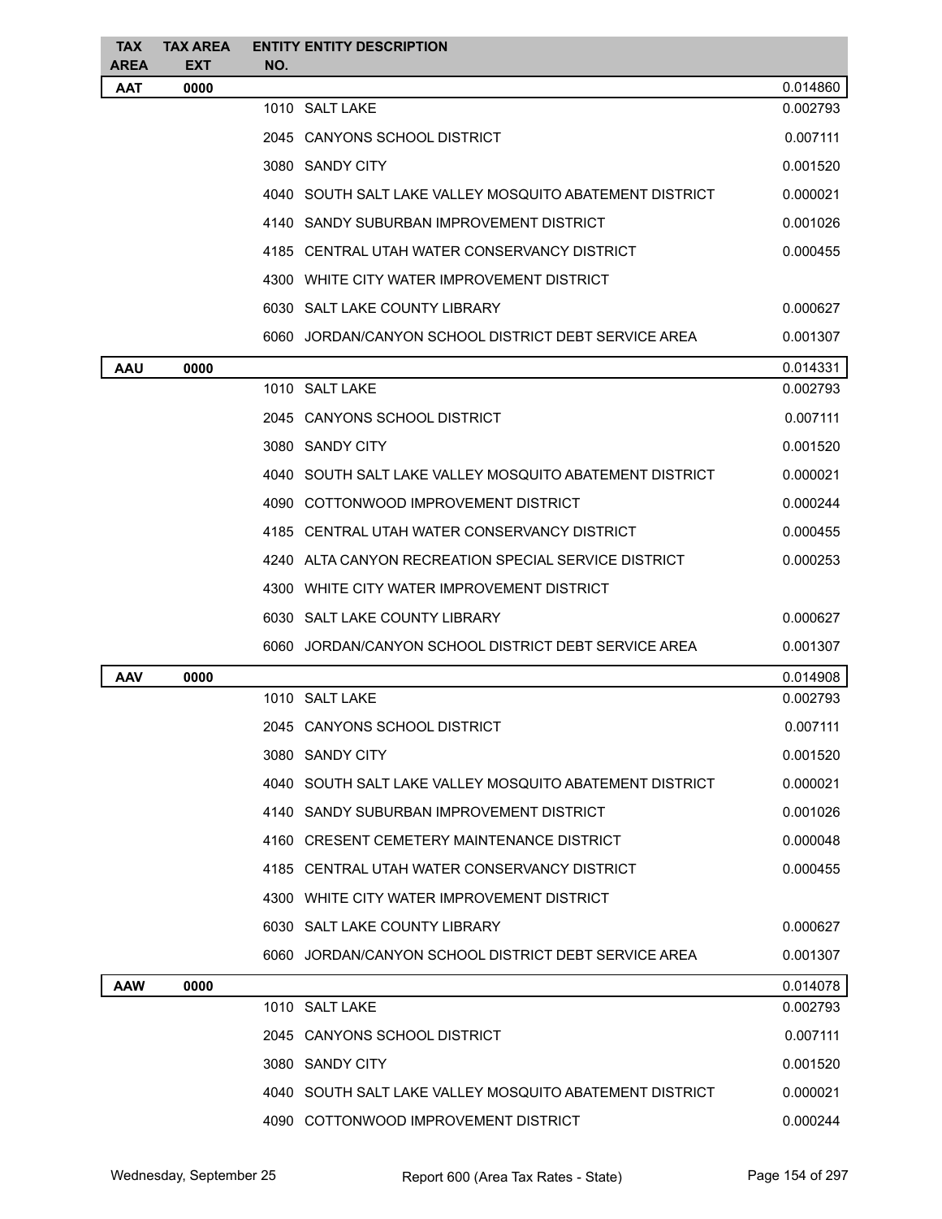| TAX AREA | TAX AREA EXT | ENTITY NO. | ENTITY DESCRIPTION | |
|---|---|---|---|---|
| **AAT** | **0000** | | | 0.014860 |
| | | 1010 | SALT LAKE | 0.002793 |
| | | 2045 | CANYONS SCHOOL DISTRICT | 0.007111 |
| | | 3080 | SANDY CITY | 0.001520 |
| | | 4040 | SOUTH SALT LAKE VALLEY MOSQUITO ABATEMENT DISTRICT | 0.000021 |
| | | 4140 | SANDY SUBURBAN IMPROVEMENT DISTRICT | 0.001026 |
| | | 4185 | CENTRAL UTAH WATER CONSERVANCY DISTRICT | 0.000455 |
| | | 4300 | WHITE CITY WATER IMPROVEMENT DISTRICT | |
| | | 6030 | SALT LAKE COUNTY LIBRARY | 0.000627 |
| | | 6060 | JORDAN/CANYON SCHOOL DISTRICT DEBT SERVICE AREA | 0.001307 |
| **AAU** | **0000** | | | 0.014331 |
| | | 1010 | SALT LAKE | 0.002793 |
| | | 2045 | CANYONS SCHOOL DISTRICT | 0.007111 |
| | | 3080 | SANDY CITY | 0.001520 |
| | | 4040 | SOUTH SALT LAKE VALLEY MOSQUITO ABATEMENT DISTRICT | 0.000021 |
| | | 4090 | COTTONWOOD IMPROVEMENT DISTRICT | 0.000244 |
| | | 4185 | CENTRAL UTAH WATER CONSERVANCY DISTRICT | 0.000455 |
| | | 4240 | ALTA CANYON RECREATION SPECIAL SERVICE DISTRICT | 0.000253 |
| | | 4300 | WHITE CITY WATER IMPROVEMENT DISTRICT | |
| | | 6030 | SALT LAKE COUNTY LIBRARY | 0.000627 |
| | | 6060 | JORDAN/CANYON SCHOOL DISTRICT DEBT SERVICE AREA | 0.001307 |
| **AAV** | **0000** | | | 0.014908 |
| | | 1010 | SALT LAKE | 0.002793 |
| | | 2045 | CANYONS SCHOOL DISTRICT | 0.007111 |
| | | 3080 | SANDY CITY | 0.001520 |
| | | 4040 | SOUTH SALT LAKE VALLEY MOSQUITO ABATEMENT DISTRICT | 0.000021 |
| | | 4140 | SANDY SUBURBAN IMPROVEMENT DISTRICT | 0.001026 |
| | | 4160 | CRESENT CEMETERY MAINTENANCE DISTRICT | 0.000048 |
| | | 4185 | CENTRAL UTAH WATER CONSERVANCY DISTRICT | 0.000455 |
| | | 4300 | WHITE CITY WATER IMPROVEMENT DISTRICT | |
| | | 6030 | SALT LAKE COUNTY LIBRARY | 0.000627 |
| | | 6060 | JORDAN/CANYON SCHOOL DISTRICT DEBT SERVICE AREA | 0.001307 |
| **AAW** | **0000** | | | 0.014078 |
| | | 1010 | SALT LAKE | 0.002793 |
| | | 2045 | CANYONS SCHOOL DISTRICT | 0.007111 |
| | | 3080 | SANDY CITY | 0.001520 |
| | | 4040 | SOUTH SALT LAKE VALLEY MOSQUITO ABATEMENT DISTRICT | 0.000021 |
| | | 4090 | COTTONWOOD IMPROVEMENT DISTRICT | 0.000244 |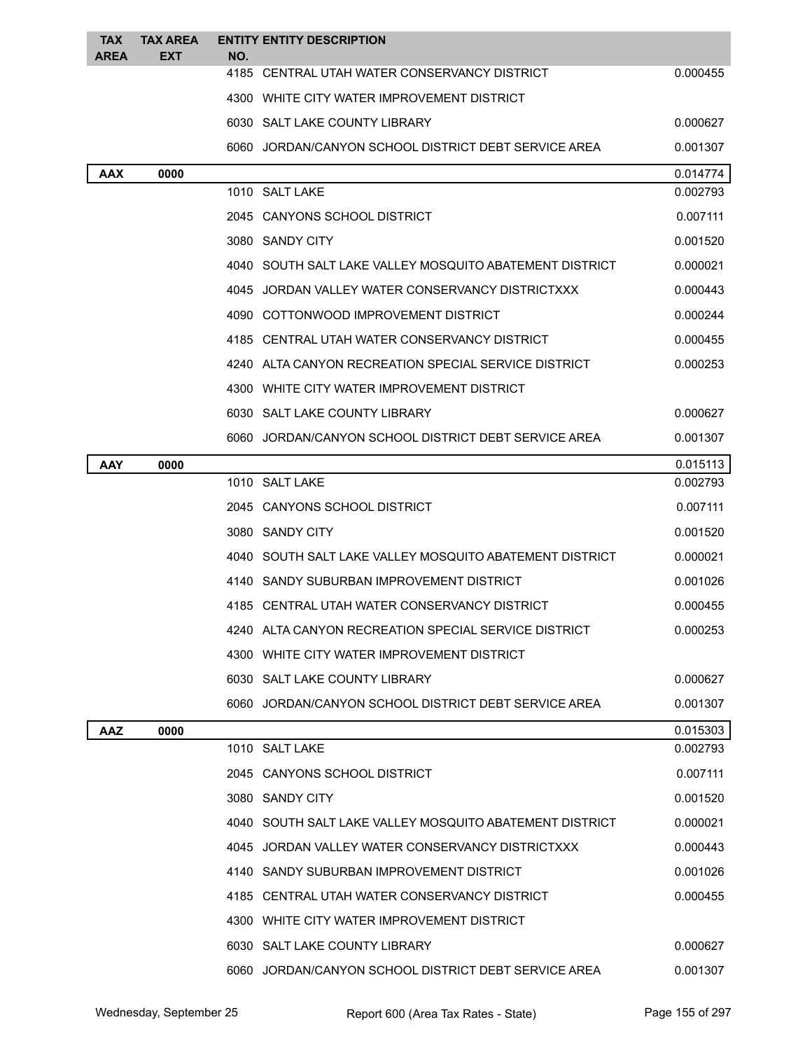| TAX AREA | TAX AREA EXT | ENTITY NO. | ENTITY DESCRIPTION | |
|---|---|---|---|---|
| | | 4185 | CENTRAL UTAH WATER CONSERVANCY DISTRICT | 0.000455 |
| | | 4300 | WHITE CITY WATER IMPROVEMENT DISTRICT | |
| | | 6030 | SALT LAKE COUNTY LIBRARY | 0.000627 |
| | | 6060 | JORDAN/CANYON SCHOOL DISTRICT DEBT SERVICE AREA | 0.001307 |
| **AAX** | **0000** | | | 0.014774 |
| | | 1010 | SALT LAKE | 0.002793 |
| | | 2045 | CANYONS SCHOOL DISTRICT | 0.007111 |
| | | 3080 | SANDY CITY | 0.001520 |
| | | 4040 | SOUTH SALT LAKE VALLEY MOSQUITO ABATEMENT DISTRICT | 0.000021 |
| | | 4045 | JORDAN VALLEY WATER CONSERVANCY DISTRICTXXX | 0.000443 |
| | | 4090 | COTTONWOOD IMPROVEMENT DISTRICT | 0.000244 |
| | | 4185 | CENTRAL UTAH WATER CONSERVANCY DISTRICT | 0.000455 |
| | | 4240 | ALTA CANYON RECREATION SPECIAL SERVICE DISTRICT | 0.000253 |
| | | 4300 | WHITE CITY WATER IMPROVEMENT DISTRICT | |
| | | 6030 | SALT LAKE COUNTY LIBRARY | 0.000627 |
| | | 6060 | JORDAN/CANYON SCHOOL DISTRICT DEBT SERVICE AREA | 0.001307 |
| **AAY** | **0000** | | | 0.015113 |
| | | 1010 | SALT LAKE | 0.002793 |
| | | 2045 | CANYONS SCHOOL DISTRICT | 0.007111 |
| | | 3080 | SANDY CITY | 0.001520 |
| | | 4040 | SOUTH SALT LAKE VALLEY MOSQUITO ABATEMENT DISTRICT | 0.000021 |
| | | 4140 | SANDY SUBURBAN IMPROVEMENT DISTRICT | 0.001026 |
| | | 4185 | CENTRAL UTAH WATER CONSERVANCY DISTRICT | 0.000455 |
| | | 4240 | ALTA CANYON RECREATION SPECIAL SERVICE DISTRICT | 0.000253 |
| | | 4300 | WHITE CITY WATER IMPROVEMENT DISTRICT | |
| | | 6030 | SALT LAKE COUNTY LIBRARY | 0.000627 |
| | | 6060 | JORDAN/CANYON SCHOOL DISTRICT DEBT SERVICE AREA | 0.001307 |
| **AAZ** | **0000** | | | 0.015303 |
| | | 1010 | SALT LAKE | 0.002793 |
| | | 2045 | CANYONS SCHOOL DISTRICT | 0.007111 |
| | | 3080 | SANDY CITY | 0.001520 |
| | | 4040 | SOUTH SALT LAKE VALLEY MOSQUITO ABATEMENT DISTRICT | 0.000021 |
| | | 4045 | JORDAN VALLEY WATER CONSERVANCY DISTRICTXXX | 0.000443 |
| | | 4140 | SANDY SUBURBAN IMPROVEMENT DISTRICT | 0.001026 |
| | | 4185 | CENTRAL UTAH WATER CONSERVANCY DISTRICT | 0.000455 |
| | | 4300 | WHITE CITY WATER IMPROVEMENT DISTRICT | |
| | | 6030 | SALT LAKE COUNTY LIBRARY | 0.000627 |
| | | 6060 | JORDAN/CANYON SCHOOL DISTRICT DEBT SERVICE AREA | 0.001307 |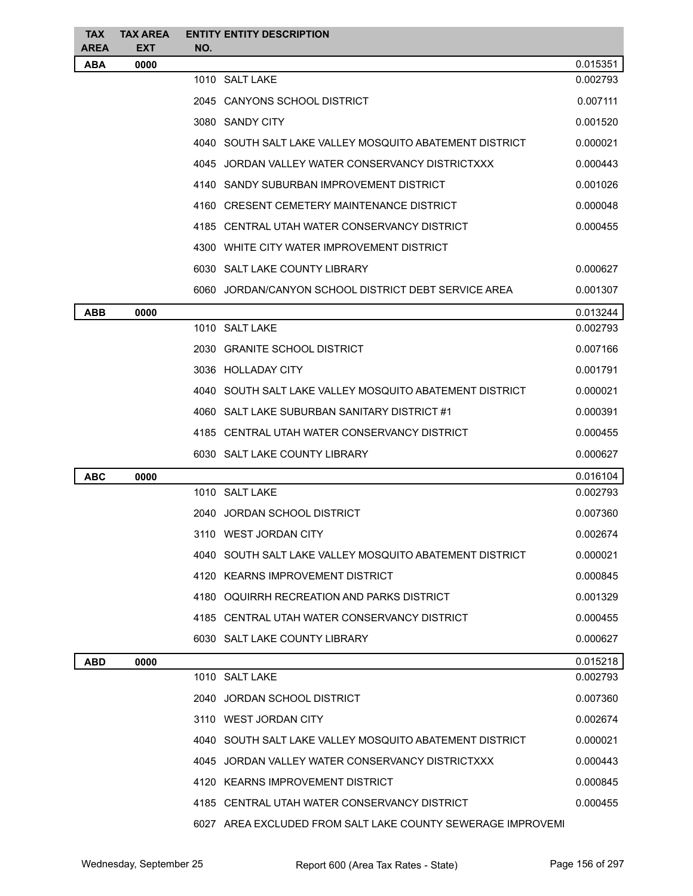| TAX AREA | TAX AREA EXT | ENTITY NO. | ENTITY DESCRIPTION | |
|---|---|---|---|---|
| **ABA** | **0000** | | | 0.015351 |
| | | 1010 | SALT LAKE | 0.002793 |
| | | 2045 | CANYONS SCHOOL DISTRICT | 0.007111 |
| | | 3080 | SANDY CITY | 0.001520 |
| | | 4040 | SOUTH SALT LAKE VALLEY MOSQUITO ABATEMENT DISTRICT | 0.000021 |
| | | 4045 | JORDAN VALLEY WATER CONSERVANCY DISTRICTXXX | 0.000443 |
| | | 4140 | SANDY SUBURBAN IMPROVEMENT DISTRICT | 0.001026 |
| | | 4160 | CRESENT CEMETERY MAINTENANCE DISTRICT | 0.000048 |
| | | 4185 | CENTRAL UTAH WATER CONSERVANCY DISTRICT | 0.000455 |
| | | 4300 | WHITE CITY WATER IMPROVEMENT DISTRICT | |
| | | 6030 | SALT LAKE COUNTY LIBRARY | 0.000627 |
| | | 6060 | JORDAN/CANYON SCHOOL DISTRICT DEBT SERVICE AREA | 0.001307 |
| **ABB** | **0000** | | | 0.013244 |
| | | 1010 | SALT LAKE | 0.002793 |
| | | 2030 | GRANITE SCHOOL DISTRICT | 0.007166 |
| | | 3036 | HOLLADAY CITY | 0.001791 |
| | | 4040 | SOUTH SALT LAKE VALLEY MOSQUITO ABATEMENT DISTRICT | 0.000021 |
| | | 4060 | SALT LAKE SUBURBAN SANITARY DISTRICT #1 | 0.000391 |
| | | 4185 | CENTRAL UTAH WATER CONSERVANCY DISTRICT | 0.000455 |
| | | 6030 | SALT LAKE COUNTY LIBRARY | 0.000627 |
| **ABC** | **0000** | | | 0.016104 |
| | | 1010 | SALT LAKE | 0.002793 |
| | | 2040 | JORDAN SCHOOL DISTRICT | 0.007360 |
| | | 3110 | WEST JORDAN CITY | 0.002674 |
| | | 4040 | SOUTH SALT LAKE VALLEY MOSQUITO ABATEMENT DISTRICT | 0.000021 |
| | | 4120 | KEARNS IMPROVEMENT DISTRICT | 0.000845 |
| | | 4180 | OQUIRRH RECREATION AND PARKS DISTRICT | 0.001329 |
| | | 4185 | CENTRAL UTAH WATER CONSERVANCY DISTRICT | 0.000455 |
| | | 6030 | SALT LAKE COUNTY LIBRARY | 0.000627 |
| **ABD** | **0000** | | | 0.015218 |
| | | 1010 | SALT LAKE | 0.002793 |
| | | 2040 | JORDAN SCHOOL DISTRICT | 0.007360 |
| | | 3110 | WEST JORDAN CITY | 0.002674 |
| | | 4040 | SOUTH SALT LAKE VALLEY MOSQUITO ABATEMENT DISTRICT | 0.000021 |
| | | 4045 | JORDAN VALLEY WATER CONSERVANCY DISTRICTXXX | 0.000443 |
| | | 4120 | KEARNS IMPROVEMENT DISTRICT | 0.000845 |
| | | 4185 | CENTRAL UTAH WATER CONSERVANCY DISTRICT | 0.000455 |
| | | 6027 | AREA EXCLUDED FROM SALT LAKE COUNTY SEWERAGE IMPROVEMI | |

Wednesday, September 25 Report 600 (Area Tax Rates - State)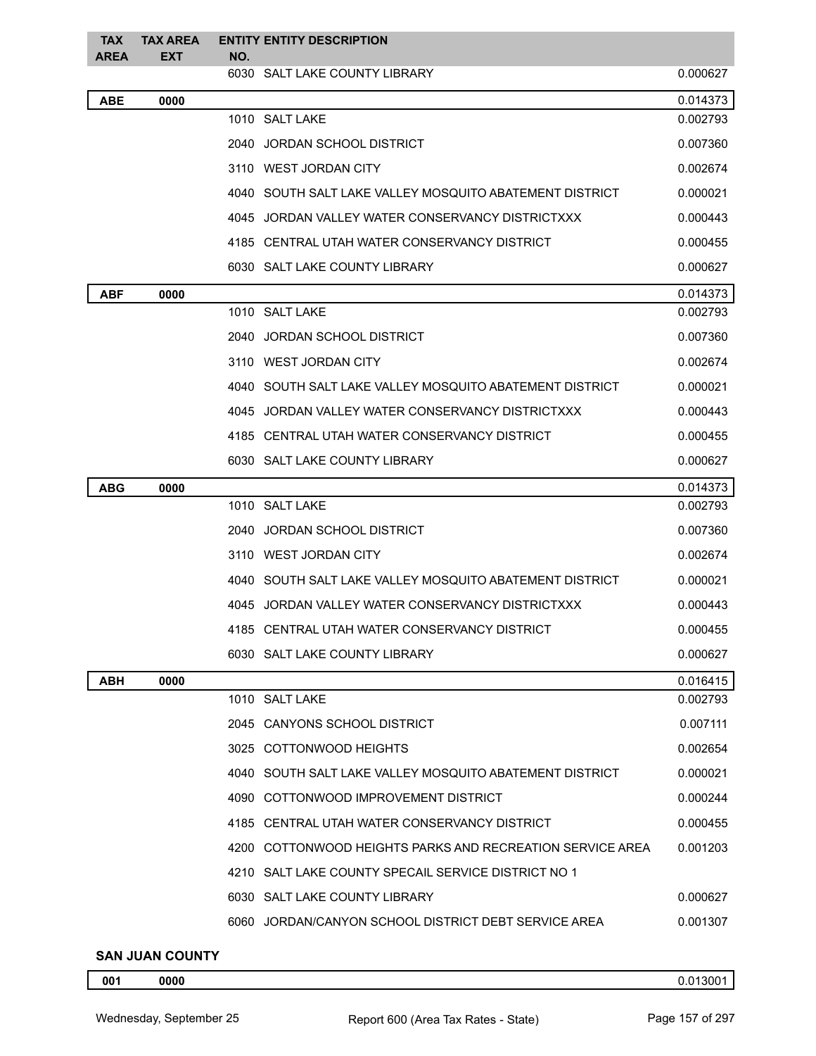| TAX AREA | TAX AREA EXT | ENTITY NO. | ENTITY DESCRIPTION | |
|---|---|---|---|---|
| | | 6030 | SALT LAKE COUNTY LIBRARY | 0.000627 |
| **ABE** | **0000** | | | 0.014373 |
| | | 1010 | SALT LAKE | 0.002793 |
| | | 2040 | JORDAN SCHOOL DISTRICT | 0.007360 |
| | | 3110 | WEST JORDAN CITY | 0.002674 |
| | | 4040 | SOUTH SALT LAKE VALLEY MOSQUITO ABATEMENT DISTRICT | 0.000021 |
| | | 4045 | JORDAN VALLEY WATER CONSERVANCY DISTRICTXXX | 0.000443 |
| | | 4185 | CENTRAL UTAH WATER CONSERVANCY DISTRICT | 0.000455 |
| | | 6030 | SALT LAKE COUNTY LIBRARY | 0.000627 |
| **ABF** | **0000** | | | 0.014373 |
| | | 1010 | SALT LAKE | 0.002793 |
| | | 2040 | JORDAN SCHOOL DISTRICT | 0.007360 |
| | | 3110 | WEST JORDAN CITY | 0.002674 |
| | | 4040 | SOUTH SALT LAKE VALLEY MOSQUITO ABATEMENT DISTRICT | 0.000021 |
| | | 4045 | JORDAN VALLEY WATER CONSERVANCY DISTRICTXXX | 0.000443 |
| | | 4185 | CENTRAL UTAH WATER CONSERVANCY DISTRICT | 0.000455 |
| | | 6030 | SALT LAKE COUNTY LIBRARY | 0.000627 |
| **ABG** | **0000** | | | 0.014373 |
| | | 1010 | SALT LAKE | 0.002793 |
| | | 2040 | JORDAN SCHOOL DISTRICT | 0.007360 |
| | | 3110 | WEST JORDAN CITY | 0.002674 |
| | | 4040 | SOUTH SALT LAKE VALLEY MOSQUITO ABATEMENT DISTRICT | 0.000021 |
| | | 4045 | JORDAN VALLEY WATER CONSERVANCY DISTRICTXXX | 0.000443 |
| | | 4185 | CENTRAL UTAH WATER CONSERVANCY DISTRICT | 0.000455 |
| | | 6030 | SALT LAKE COUNTY LIBRARY | 0.000627 |
| **ABH** | **0000** | | | 0.016415 |
| | | 1010 | SALT LAKE | 0.002793 |
| | | 2045 | CANYONS SCHOOL DISTRICT | 0.007111 |
| | | 3025 | COTTONWOOD HEIGHTS | 0.002654 |
| | | 4040 | SOUTH SALT LAKE VALLEY MOSQUITO ABATEMENT DISTRICT | 0.000021 |
| | | 4090 | COTTONWOOD IMPROVEMENT DISTRICT | 0.000244 |
| | | 4185 | CENTRAL UTAH WATER CONSERVANCY DISTRICT | 0.000455 |
| | | 4200 | COTTONWOOD HEIGHTS PARKS AND RECREATION SERVICE AREA | 0.001203 |
| | | 4210 | SALT LAKE COUNTY SPECAIL SERVICE DISTRICT NO 1 | |
| | | 6030 | SALT LAKE COUNTY LIBRARY | 0.000627 |
| | | 6060 | JORDAN/CANYON SCHOOL DISTRICT DEBT SERVICE AREA | 0.001307 |

**SAN JUAN COUNTY**

| TAX AREA | TAX AREA EXT | ENTITY NO. | ENTITY DESCRIPTION | |
|---|---|---|---|---|
| **001** | **0000** | | | 0.013001 |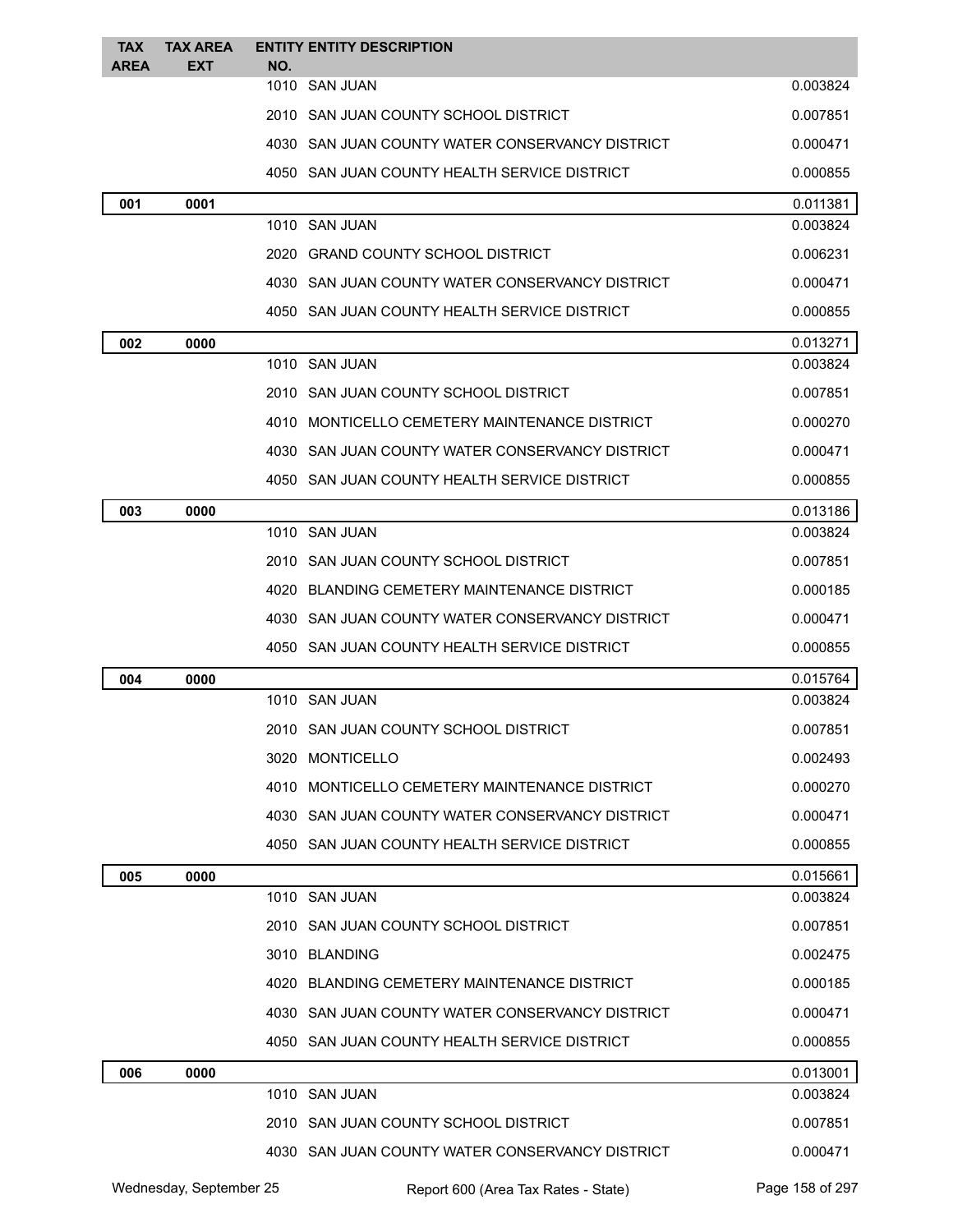| TAX AREA | TAX AREA EXT | ENTITY NO. | ENTITY DESCRIPTION | |
|---|---|---|---|---|
| | | 1010 | SAN JUAN | 0.003824 |
| | | 2010 | SAN JUAN COUNTY SCHOOL DISTRICT | 0.007851 |
| | | 4030 | SAN JUAN COUNTY WATER CONSERVANCY DISTRICT | 0.000471 |
| | | 4050 | SAN JUAN COUNTY HEALTH SERVICE DISTRICT | 0.000855 |
| **001** | **0001** | | | 0.011381 |
| | | 1010 | SAN JUAN | 0.003824 |
| | | 2020 | GRAND COUNTY SCHOOL DISTRICT | 0.006231 |
| | | 4030 | SAN JUAN COUNTY WATER CONSERVANCY DISTRICT | 0.000471 |
| | | 4050 | SAN JUAN COUNTY HEALTH SERVICE DISTRICT | 0.000855 |
| **002** | **0000** | | | 0.013271 |
| | | 1010 | SAN JUAN | 0.003824 |
| | | 2010 | SAN JUAN COUNTY SCHOOL DISTRICT | 0.007851 |
| | | 4010 | MONTICELLO CEMETERY MAINTENANCE DISTRICT | 0.000270 |
| | | 4030 | SAN JUAN COUNTY WATER CONSERVANCY DISTRICT | 0.000471 |
| | | 4050 | SAN JUAN COUNTY HEALTH SERVICE DISTRICT | 0.000855 |
| **003** | **0000** | | | 0.013186 |
| | | 1010 | SAN JUAN | 0.003824 |
| | | 2010 | SAN JUAN COUNTY SCHOOL DISTRICT | 0.007851 |
| | | 4020 | BLANDING CEMETERY MAINTENANCE DISTRICT | 0.000185 |
| | | 4030 | SAN JUAN COUNTY WATER CONSERVANCY DISTRICT | 0.000471 |
| | | 4050 | SAN JUAN COUNTY HEALTH SERVICE DISTRICT | 0.000855 |
| **004** | **0000** | | | 0.015764 |
| | | 1010 | SAN JUAN | 0.003824 |
| | | 2010 | SAN JUAN COUNTY SCHOOL DISTRICT | 0.007851 |
| | | 3020 | MONTICELLO | 0.002493 |
| | | 4010 | MONTICELLO CEMETERY MAINTENANCE DISTRICT | 0.000270 |
| | | 4030 | SAN JUAN COUNTY WATER CONSERVANCY DISTRICT | 0.000471 |
| | | 4050 | SAN JUAN COUNTY HEALTH SERVICE DISTRICT | 0.000855 |
| **005** | **0000** | | | 0.015661 |
| | | 1010 | SAN JUAN | 0.003824 |
| | | 2010 | SAN JUAN COUNTY SCHOOL DISTRICT | 0.007851 |
| | | 3010 | BLANDING | 0.002475 |
| | | 4020 | BLANDING CEMETERY MAINTENANCE DISTRICT | 0.000185 |
| | | 4030 | SAN JUAN COUNTY WATER CONSERVANCY DISTRICT | 0.000471 |
| | | 4050 | SAN JUAN COUNTY HEALTH SERVICE DISTRICT | 0.000855 |
| **006** | **0000** | | | 0.013001 |
| | | 1010 | SAN JUAN | 0.003824 |
| | | 2010 | SAN JUAN COUNTY SCHOOL DISTRICT | 0.007851 |
| | | 4030 | SAN JUAN COUNTY WATER CONSERVANCY DISTRICT | 0.000471 |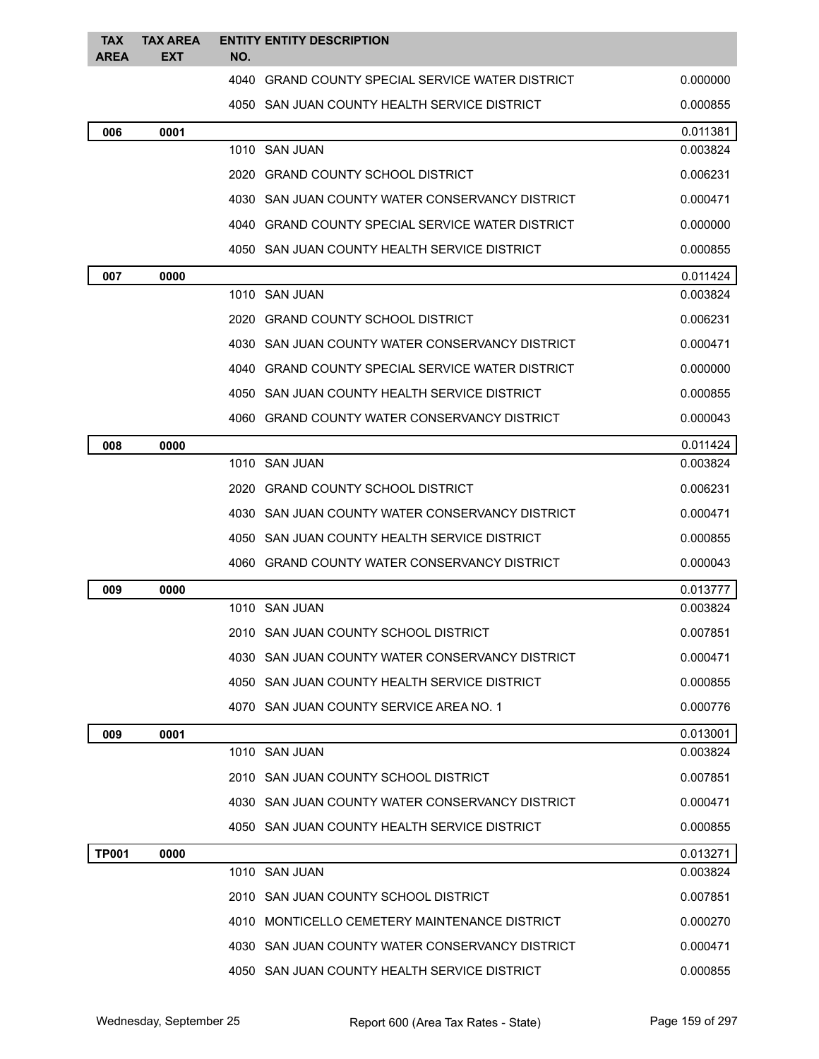| TAX AREA | TAX AREA EXT | ENTITY NO. | ENTITY DESCRIPTION | |
|---|---|---|---|---|
| | | 4040 | GRAND COUNTY SPECIAL SERVICE WATER DISTRICT | 0.000000 |
| | | 4050 | SAN JUAN COUNTY HEALTH SERVICE DISTRICT | 0.000855 |
| **006** | **0001** | | | 0.011381 |
| | | 1010 | SAN JUAN | 0.003824 |
| | | 2020 | GRAND COUNTY SCHOOL DISTRICT | 0.006231 |
| | | 4030 | SAN JUAN COUNTY WATER CONSERVANCY DISTRICT | 0.000471 |
| | | 4040 | GRAND COUNTY SPECIAL SERVICE WATER DISTRICT | 0.000000 |
| | | 4050 | SAN JUAN COUNTY HEALTH SERVICE DISTRICT | 0.000855 |
| **007** | **0000** | | | 0.011424 |
| | | 1010 | SAN JUAN | 0.003824 |
| | | 2020 | GRAND COUNTY SCHOOL DISTRICT | 0.006231 |
| | | 4030 | SAN JUAN COUNTY WATER CONSERVANCY DISTRICT | 0.000471 |
| | | 4040 | GRAND COUNTY SPECIAL SERVICE WATER DISTRICT | 0.000000 |
| | | 4050 | SAN JUAN COUNTY HEALTH SERVICE DISTRICT | 0.000855 |
| | | 4060 | GRAND COUNTY WATER CONSERVANCY DISTRICT | 0.000043 |
| **008** | **0000** | | | 0.011424 |
| | | 1010 | SAN JUAN | 0.003824 |
| | | 2020 | GRAND COUNTY SCHOOL DISTRICT | 0.006231 |
| | | 4030 | SAN JUAN COUNTY WATER CONSERVANCY DISTRICT | 0.000471 |
| | | 4050 | SAN JUAN COUNTY HEALTH SERVICE DISTRICT | 0.000855 |
| | | 4060 | GRAND COUNTY WATER CONSERVANCY DISTRICT | 0.000043 |
| **009** | **0000** | | | 0.013777 |
| | | 1010 | SAN JUAN | 0.003824 |
| | | 2010 | SAN JUAN COUNTY SCHOOL DISTRICT | 0.007851 |
| | | 4030 | SAN JUAN COUNTY WATER CONSERVANCY DISTRICT | 0.000471 |
| | | 4050 | SAN JUAN COUNTY HEALTH SERVICE DISTRICT | 0.000855 |
| | | 4070 | SAN JUAN COUNTY SERVICE AREA NO. 1 | 0.000776 |
| **009** | **0001** | | | 0.013001 |
| | | 1010 | SAN JUAN | 0.003824 |
| | | 2010 | SAN JUAN COUNTY SCHOOL DISTRICT | 0.007851 |
| | | 4030 | SAN JUAN COUNTY WATER CONSERVANCY DISTRICT | 0.000471 |
| | | 4050 | SAN JUAN COUNTY HEALTH SERVICE DISTRICT | 0.000855 |
| **TP001** | **0000** | | | 0.013271 |
| | | 1010 | SAN JUAN | 0.003824 |
| | | 2010 | SAN JUAN COUNTY SCHOOL DISTRICT | 0.007851 |
| | | 4010 | MONTICELLO CEMETERY MAINTENANCE DISTRICT | 0.000270 |
| | | 4030 | SAN JUAN COUNTY WATER CONSERVANCY DISTRICT | 0.000471 |
| | | 4050 | SAN JUAN COUNTY HEALTH SERVICE DISTRICT | 0.000855 |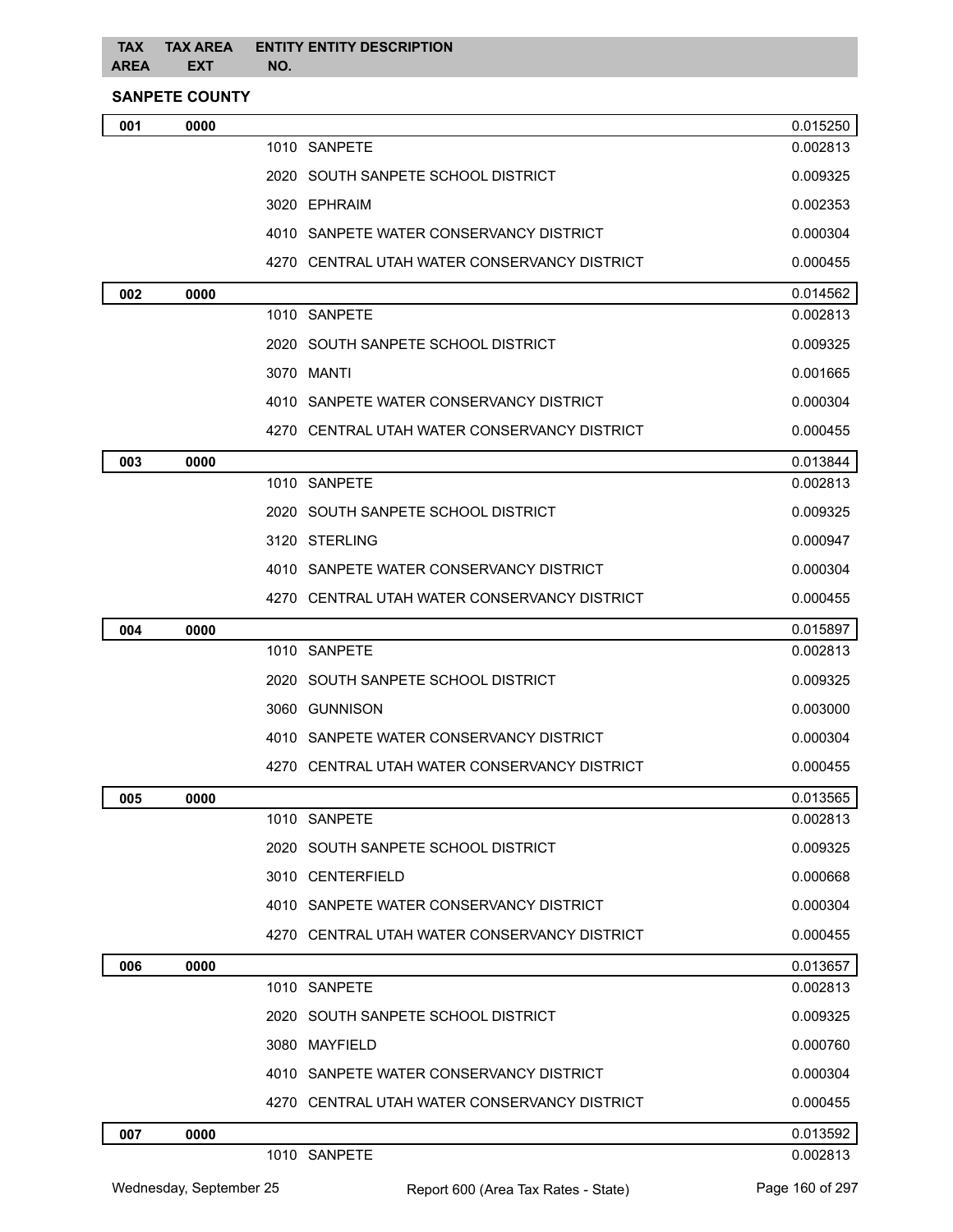| TAX AREA | TAX AREA EXT | ENTITY NO. | ENTITY DESCRIPTION | |
|---|---|---|---|---|

## SANPETE COUNTY

| TAX AREA | TAX AREA EXT | ENTITY NO. | ENTITY DESCRIPTION | RATE |
|---|---|---|---|---|
| **001** | **0000** | | | 0.015250 |
| | | 1010 | SANPETE | 0.002813 |
| | | 2020 | SOUTH SANPETE SCHOOL DISTRICT | 0.009325 |
| | | 3020 | EPHRAIM | 0.002353 |
| | | 4010 | SANPETE WATER CONSERVANCY DISTRICT | 0.000304 |
| | | 4270 | CENTRAL UTAH WATER CONSERVANCY DISTRICT | 0.000455 |
| **002** | **0000** | | | 0.014562 |
| | | 1010 | SANPETE | 0.002813 |
| | | 2020 | SOUTH SANPETE SCHOOL DISTRICT | 0.009325 |
| | | 3070 | MANTI | 0.001665 |
| | | 4010 | SANPETE WATER CONSERVANCY DISTRICT | 0.000304 |
| | | 4270 | CENTRAL UTAH WATER CONSERVANCY DISTRICT | 0.000455 |
| **003** | **0000** | | | 0.013844 |
| | | 1010 | SANPETE | 0.002813 |
| | | 2020 | SOUTH SANPETE SCHOOL DISTRICT | 0.009325 |
| | | 3120 | STERLING | 0.000947 |
| | | 4010 | SANPETE WATER CONSERVANCY DISTRICT | 0.000304 |
| | | 4270 | CENTRAL UTAH WATER CONSERVANCY DISTRICT | 0.000455 |
| **004** | **0000** | | | 0.015897 |
| | | 1010 | SANPETE | 0.002813 |
| | | 2020 | SOUTH SANPETE SCHOOL DISTRICT | 0.009325 |
| | | 3060 | GUNNISON | 0.003000 |
| | | 4010 | SANPETE WATER CONSERVANCY DISTRICT | 0.000304 |
| | | 4270 | CENTRAL UTAH WATER CONSERVANCY DISTRICT | 0.000455 |
| **005** | **0000** | | | 0.013565 |
| | | 1010 | SANPETE | 0.002813 |
| | | 2020 | SOUTH SANPETE SCHOOL DISTRICT | 0.009325 |
| | | 3010 | CENTERFIELD | 0.000668 |
| | | 4010 | SANPETE WATER CONSERVANCY DISTRICT | 0.000304 |
| | | 4270 | CENTRAL UTAH WATER CONSERVANCY DISTRICT | 0.000455 |
| **006** | **0000** | | | 0.013657 |
| | | 1010 | SANPETE | 0.002813 |
| | | 2020 | SOUTH SANPETE SCHOOL DISTRICT | 0.009325 |
| | | 3080 | MAYFIELD | 0.000760 |
| | | 4010 | SANPETE WATER CONSERVANCY DISTRICT | 0.000304 |
| | | 4270 | CENTRAL UTAH WATER CONSERVANCY DISTRICT | 0.000455 |
| **007** | **0000** | | | 0.013592 |
| | | 1010 | SANPETE | 0.002813 |

Wednesday, September 25 — Report 600 (Area Tax Rates - State)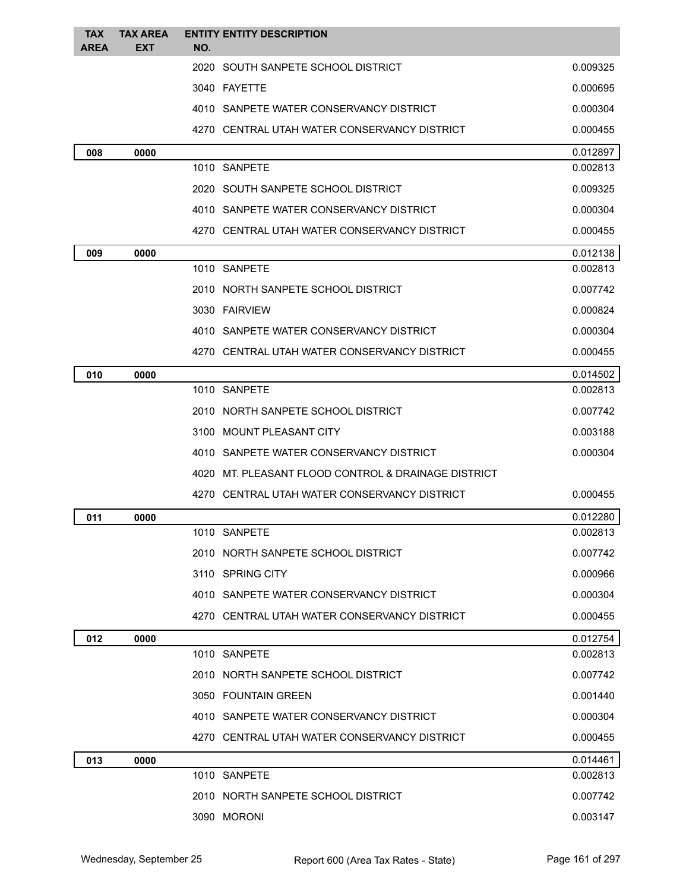| TAX AREA | TAX AREA EXT | ENTITY NO. | ENTITY DESCRIPTION | |
|---|---|---|---|---|
| | | 2020 | SOUTH SANPETE SCHOOL DISTRICT | 0.009325 |
| | | 3040 | FAYETTE | 0.000695 |
| | | 4010 | SANPETE WATER CONSERVANCY DISTRICT | 0.000304 |
| | | 4270 | CENTRAL UTAH WATER CONSERVANCY DISTRICT | 0.000455 |
| **008** | **0000** | | | 0.012897 |
| | | 1010 | SANPETE | 0.002813 |
| | | 2020 | SOUTH SANPETE SCHOOL DISTRICT | 0.009325 |
| | | 4010 | SANPETE WATER CONSERVANCY DISTRICT | 0.000304 |
| | | 4270 | CENTRAL UTAH WATER CONSERVANCY DISTRICT | 0.000455 |
| **009** | **0000** | | | 0.012138 |
| | | 1010 | SANPETE | 0.002813 |
| | | 2010 | NORTH SANPETE SCHOOL DISTRICT | 0.007742 |
| | | 3030 | FAIRVIEW | 0.000824 |
| | | 4010 | SANPETE WATER CONSERVANCY DISTRICT | 0.000304 |
| | | 4270 | CENTRAL UTAH WATER CONSERVANCY DISTRICT | 0.000455 |
| **010** | **0000** | | | 0.014502 |
| | | 1010 | SANPETE | 0.002813 |
| | | 2010 | NORTH SANPETE SCHOOL DISTRICT | 0.007742 |
| | | 3100 | MOUNT PLEASANT CITY | 0.003188 |
| | | 4010 | SANPETE WATER CONSERVANCY DISTRICT | 0.000304 |
| | | 4020 | MT. PLEASANT FLOOD CONTROL & DRAINAGE DISTRICT | |
| | | 4270 | CENTRAL UTAH WATER CONSERVANCY DISTRICT | 0.000455 |
| **011** | **0000** | | | 0.012280 |
| | | 1010 | SANPETE | 0.002813 |
| | | 2010 | NORTH SANPETE SCHOOL DISTRICT | 0.007742 |
| | | 3110 | SPRING CITY | 0.000966 |
| | | 4010 | SANPETE WATER CONSERVANCY DISTRICT | 0.000304 |
| | | 4270 | CENTRAL UTAH WATER CONSERVANCY DISTRICT | 0.000455 |
| **012** | **0000** | | | 0.012754 |
| | | 1010 | SANPETE | 0.002813 |
| | | 2010 | NORTH SANPETE SCHOOL DISTRICT | 0.007742 |
| | | 3050 | FOUNTAIN GREEN | 0.001440 |
| | | 4010 | SANPETE WATER CONSERVANCY DISTRICT | 0.000304 |
| | | 4270 | CENTRAL UTAH WATER CONSERVANCY DISTRICT | 0.000455 |
| **013** | **0000** | | | 0.014461 |
| | | 1010 | SANPETE | 0.002813 |
| | | 2010 | NORTH SANPETE SCHOOL DISTRICT | 0.007742 |
| | | 3090 | MORONI | 0.003147 |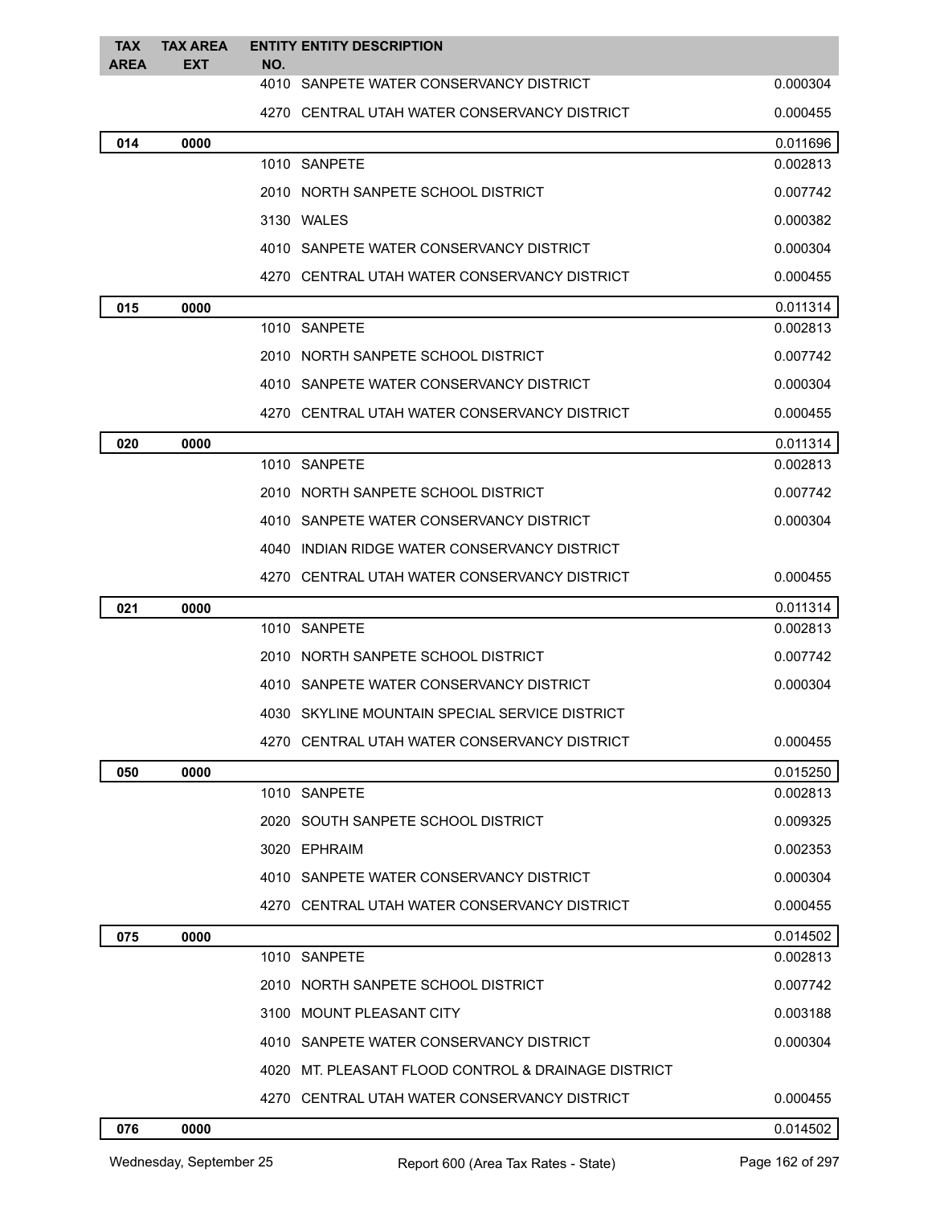| TAX AREA | TAX AREA EXT | ENTITY NO. | ENTITY DESCRIPTION | |
|---|---|---|---|---|
| | | 4010 | SANPETE WATER CONSERVANCY DISTRICT | 0.000304 |
| | | 4270 | CENTRAL UTAH WATER CONSERVANCY DISTRICT | 0.000455 |
| **014** | **0000** | | | 0.011696 |
| | | 1010 | SANPETE | 0.002813 |
| | | 2010 | NORTH SANPETE SCHOOL DISTRICT | 0.007742 |
| | | 3130 | WALES | 0.000382 |
| | | 4010 | SANPETE WATER CONSERVANCY DISTRICT | 0.000304 |
| | | 4270 | CENTRAL UTAH WATER CONSERVANCY DISTRICT | 0.000455 |
| **015** | **0000** | | | 0.011314 |
| | | 1010 | SANPETE | 0.002813 |
| | | 2010 | NORTH SANPETE SCHOOL DISTRICT | 0.007742 |
| | | 4010 | SANPETE WATER CONSERVANCY DISTRICT | 0.000304 |
| | | 4270 | CENTRAL UTAH WATER CONSERVANCY DISTRICT | 0.000455 |
| **020** | **0000** | | | 0.011314 |
| | | 1010 | SANPETE | 0.002813 |
| | | 2010 | NORTH SANPETE SCHOOL DISTRICT | 0.007742 |
| | | 4010 | SANPETE WATER CONSERVANCY DISTRICT | 0.000304 |
| | | 4040 | INDIAN RIDGE WATER CONSERVANCY DISTRICT | |
| | | 4270 | CENTRAL UTAH WATER CONSERVANCY DISTRICT | 0.000455 |
| **021** | **0000** | | | 0.011314 |
| | | 1010 | SANPETE | 0.002813 |
| | | 2010 | NORTH SANPETE SCHOOL DISTRICT | 0.007742 |
| | | 4010 | SANPETE WATER CONSERVANCY DISTRICT | 0.000304 |
| | | 4030 | SKYLINE MOUNTAIN SPECIAL SERVICE DISTRICT | |
| | | 4270 | CENTRAL UTAH WATER CONSERVANCY DISTRICT | 0.000455 |
| **050** | **0000** | | | 0.015250 |
| | | 1010 | SANPETE | 0.002813 |
| | | 2020 | SOUTH SANPETE SCHOOL DISTRICT | 0.009325 |
| | | 3020 | EPHRAIM | 0.002353 |
| | | 4010 | SANPETE WATER CONSERVANCY DISTRICT | 0.000304 |
| | | 4270 | CENTRAL UTAH WATER CONSERVANCY DISTRICT | 0.000455 |
| **075** | **0000** | | | 0.014502 |
| | | 1010 | SANPETE | 0.002813 |
| | | 2010 | NORTH SANPETE SCHOOL DISTRICT | 0.007742 |
| | | 3100 | MOUNT PLEASANT CITY | 0.003188 |
| | | 4010 | SANPETE WATER CONSERVANCY DISTRICT | 0.000304 |
| | | 4020 | MT. PLEASANT FLOOD CONTROL & DRAINAGE DISTRICT | |
| | | 4270 | CENTRAL UTAH WATER CONSERVANCY DISTRICT | 0.000455 |
| **076** | **0000** | | | 0.014502 |

Wednesday, September 25 — Report 600 (Area Tax Rates - State)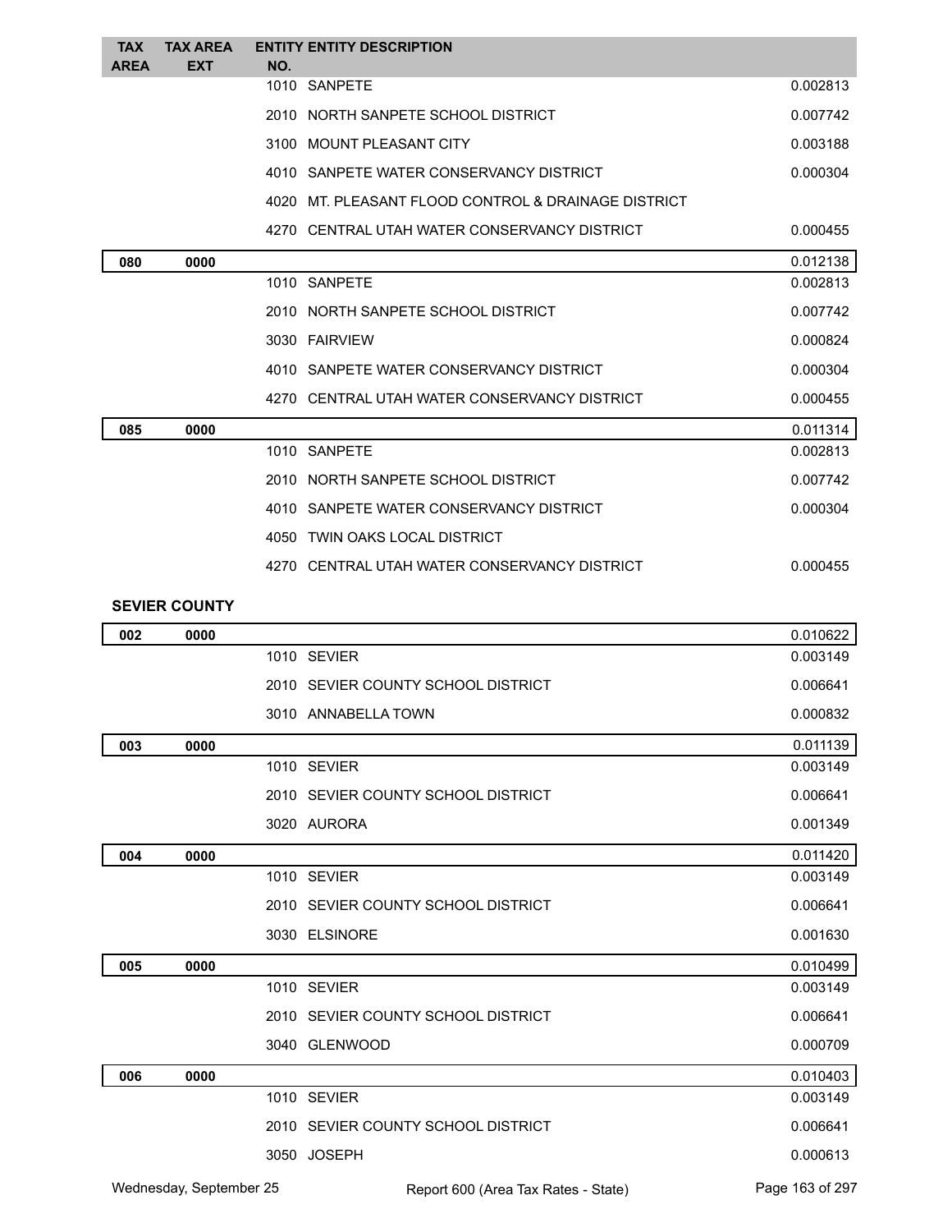| TAX AREA | TAX AREA EXT | ENTITY NO. | ENTITY DESCRIPTION | |
|---|---|---|---|---|
| | | 1010 | SANPETE | 0.002813 |
| | | 2010 | NORTH SANPETE SCHOOL DISTRICT | 0.007742 |
| | | 3100 | MOUNT PLEASANT CITY | 0.003188 |
| | | 4010 | SANPETE WATER CONSERVANCY DISTRICT | 0.000304 |
| | | 4020 | MT. PLEASANT FLOOD CONTROL & DRAINAGE DISTRICT | |
| | | 4270 | CENTRAL UTAH WATER CONSERVANCY DISTRICT | 0.000455 |
| **080** | **0000** | | | 0.012138 |
| | | 1010 | SANPETE | 0.002813 |
| | | 2010 | NORTH SANPETE SCHOOL DISTRICT | 0.007742 |
| | | 3030 | FAIRVIEW | 0.000824 |
| | | 4010 | SANPETE WATER CONSERVANCY DISTRICT | 0.000304 |
| | | 4270 | CENTRAL UTAH WATER CONSERVANCY DISTRICT | 0.000455 |
| **085** | **0000** | | | 0.011314 |
| | | 1010 | SANPETE | 0.002813 |
| | | 2010 | NORTH SANPETE SCHOOL DISTRICT | 0.007742 |
| | | 4010 | SANPETE WATER CONSERVANCY DISTRICT | 0.000304 |
| | | 4050 | TWIN OAKS LOCAL DISTRICT | |
| | | 4270 | CENTRAL UTAH WATER CONSERVANCY DISTRICT | 0.000455 |

## SEVIER COUNTY

| TAX AREA | TAX AREA EXT | ENTITY NO. | ENTITY DESCRIPTION | |
|---|---|---|---|---|
| **002** | **0000** | | | 0.010622 |
| | | 1010 | SEVIER | 0.003149 |
| | | 2010 | SEVIER COUNTY SCHOOL DISTRICT | 0.006641 |
| | | 3010 | ANNABELLA TOWN | 0.000832 |
| **003** | **0000** | | | 0.011139 |
| | | 1010 | SEVIER | 0.003149 |
| | | 2010 | SEVIER COUNTY SCHOOL DISTRICT | 0.006641 |
| | | 3020 | AURORA | 0.001349 |
| **004** | **0000** | | | 0.011420 |
| | | 1010 | SEVIER | 0.003149 |
| | | 2010 | SEVIER COUNTY SCHOOL DISTRICT | 0.006641 |
| | | 3030 | ELSINORE | 0.001630 |
| **005** | **0000** | | | 0.010499 |
| | | 1010 | SEVIER | 0.003149 |
| | | 2010 | SEVIER COUNTY SCHOOL DISTRICT | 0.006641 |
| | | 3040 | GLENWOOD | 0.000709 |
| **006** | **0000** | | | 0.010403 |
| | | 1010 | SEVIER | 0.003149 |
| | | 2010 | SEVIER COUNTY SCHOOL DISTRICT | 0.006641 |
| | | 3050 | JOSEPH | 0.000613 |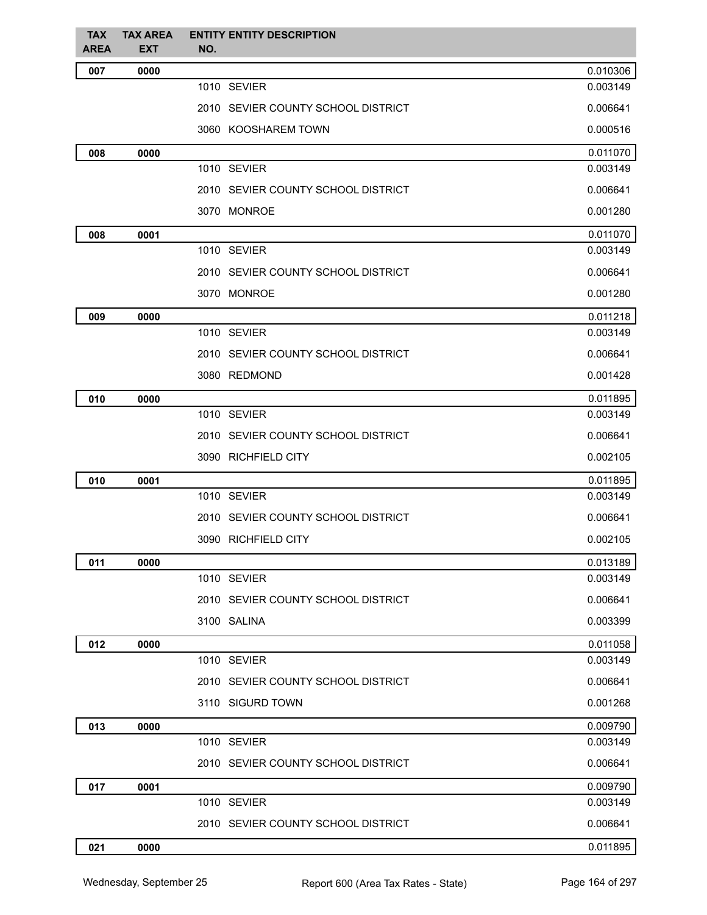| TAX AREA | TAX AREA EXT | ENTITY NO. | ENTITY DESCRIPTION | |
|---|---|---|---|---|
| 007 | 0000 | | | 0.010306 |
| | | 1010 | SEVIER | 0.003149 |
| | | 2010 | SEVIER COUNTY SCHOOL DISTRICT | 0.006641 |
| | | 3060 | KOOSHAREM TOWN | 0.000516 |
| 008 | 0000 | | | 0.011070 |
| | | 1010 | SEVIER | 0.003149 |
| | | 2010 | SEVIER COUNTY SCHOOL DISTRICT | 0.006641 |
| | | 3070 | MONROE | 0.001280 |
| 008 | 0001 | | | 0.011070 |
| | | 1010 | SEVIER | 0.003149 |
| | | 2010 | SEVIER COUNTY SCHOOL DISTRICT | 0.006641 |
| | | 3070 | MONROE | 0.001280 |
| 009 | 0000 | | | 0.011218 |
| | | 1010 | SEVIER | 0.003149 |
| | | 2010 | SEVIER COUNTY SCHOOL DISTRICT | 0.006641 |
| | | 3080 | REDMOND | 0.001428 |
| 010 | 0000 | | | 0.011895 |
| | | 1010 | SEVIER | 0.003149 |
| | | 2010 | SEVIER COUNTY SCHOOL DISTRICT | 0.006641 |
| | | 3090 | RICHFIELD CITY | 0.002105 |
| 010 | 0001 | | | 0.011895 |
| | | 1010 | SEVIER | 0.003149 |
| | | 2010 | SEVIER COUNTY SCHOOL DISTRICT | 0.006641 |
| | | 3090 | RICHFIELD CITY | 0.002105 |
| 011 | 0000 | | | 0.013189 |
| | | 1010 | SEVIER | 0.003149 |
| | | 2010 | SEVIER COUNTY SCHOOL DISTRICT | 0.006641 |
| | | 3100 | SALINA | 0.003399 |
| 012 | 0000 | | | 0.011058 |
| | | 1010 | SEVIER | 0.003149 |
| | | 2010 | SEVIER COUNTY SCHOOL DISTRICT | 0.006641 |
| | | 3110 | SIGURD TOWN | 0.001268 |
| 013 | 0000 | | | 0.009790 |
| | | 1010 | SEVIER | 0.003149 |
| | | 2010 | SEVIER COUNTY SCHOOL DISTRICT | 0.006641 |
| 017 | 0001 | | | 0.009790 |
| | | 1010 | SEVIER | 0.003149 |
| | | 2010 | SEVIER COUNTY SCHOOL DISTRICT | 0.006641 |
| 021 | 0000 | | | 0.011895 |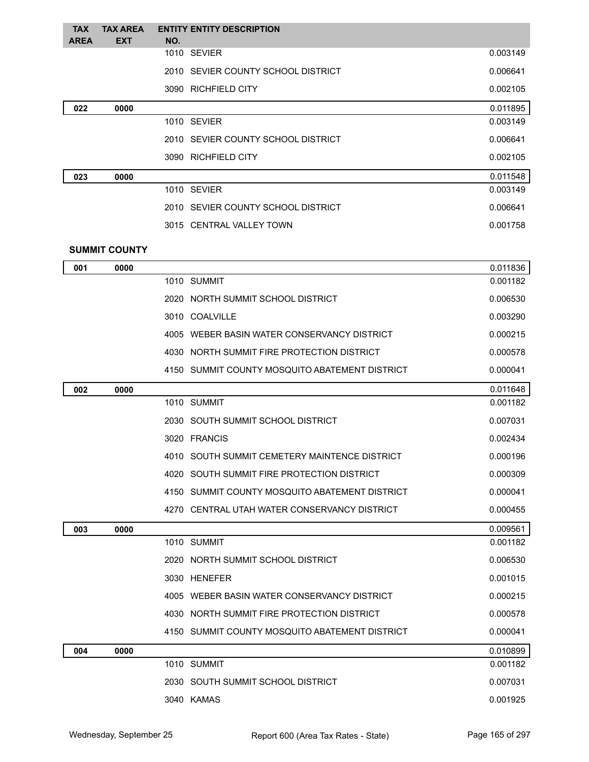| TAX AREA | TAX AREA EXT | ENTITY NO. | ENTITY DESCRIPTION | |
|---|---|---|---|---|
| | | 1010 | SEVIER | 0.003149 |
| | | 2010 | SEVIER COUNTY SCHOOL DISTRICT | 0.006641 |
| | | 3090 | RICHFIELD CITY | 0.002105 |
| **022** | **0000** | | | 0.011895 |
| | | 1010 | SEVIER | 0.003149 |
| | | 2010 | SEVIER COUNTY SCHOOL DISTRICT | 0.006641 |
| | | 3090 | RICHFIELD CITY | 0.002105 |
| **023** | **0000** | | | 0.011548 |
| | | 1010 | SEVIER | 0.003149 |
| | | 2010 | SEVIER COUNTY SCHOOL DISTRICT | 0.006641 |
| | | 3015 | CENTRAL VALLEY TOWN | 0.001758 |

**SUMMIT COUNTY**

| TAX AREA | TAX AREA EXT | ENTITY NO. | ENTITY DESCRIPTION | |
|---|---|---|---|---|
| **001** | **0000** | | | 0.011836 |
| | | 1010 | SUMMIT | 0.001182 |
| | | 2020 | NORTH SUMMIT SCHOOL DISTRICT | 0.006530 |
| | | 3010 | COALVILLE | 0.003290 |
| | | 4005 | WEBER BASIN WATER CONSERVANCY DISTRICT | 0.000215 |
| | | 4030 | NORTH SUMMIT FIRE PROTECTION DISTRICT | 0.000578 |
| | | 4150 | SUMMIT COUNTY MOSQUITO ABATEMENT DISTRICT | 0.000041 |
| **002** | **0000** | | | 0.011648 |
| | | 1010 | SUMMIT | 0.001182 |
| | | 2030 | SOUTH SUMMIT SCHOOL DISTRICT | 0.007031 |
| | | 3020 | FRANCIS | 0.002434 |
| | | 4010 | SOUTH SUMMIT CEMETERY MAINTENCE DISTRICT | 0.000196 |
| | | 4020 | SOUTH SUMMIT FIRE PROTECTION DISTRICT | 0.000309 |
| | | 4150 | SUMMIT COUNTY MOSQUITO ABATEMENT DISTRICT | 0.000041 |
| | | 4270 | CENTRAL UTAH WATER CONSERVANCY DISTRICT | 0.000455 |
| **003** | **0000** | | | 0.009561 |
| | | 1010 | SUMMIT | 0.001182 |
| | | 2020 | NORTH SUMMIT SCHOOL DISTRICT | 0.006530 |
| | | 3030 | HENEFER | 0.001015 |
| | | 4005 | WEBER BASIN WATER CONSERVANCY DISTRICT | 0.000215 |
| | | 4030 | NORTH SUMMIT FIRE PROTECTION DISTRICT | 0.000578 |
| | | 4150 | SUMMIT COUNTY MOSQUITO ABATEMENT DISTRICT | 0.000041 |
| **004** | **0000** | | | 0.010899 |
| | | 1010 | SUMMIT | 0.001182 |
| | | 2030 | SOUTH SUMMIT SCHOOL DISTRICT | 0.007031 |
| | | 3040 | KAMAS | 0.001925 |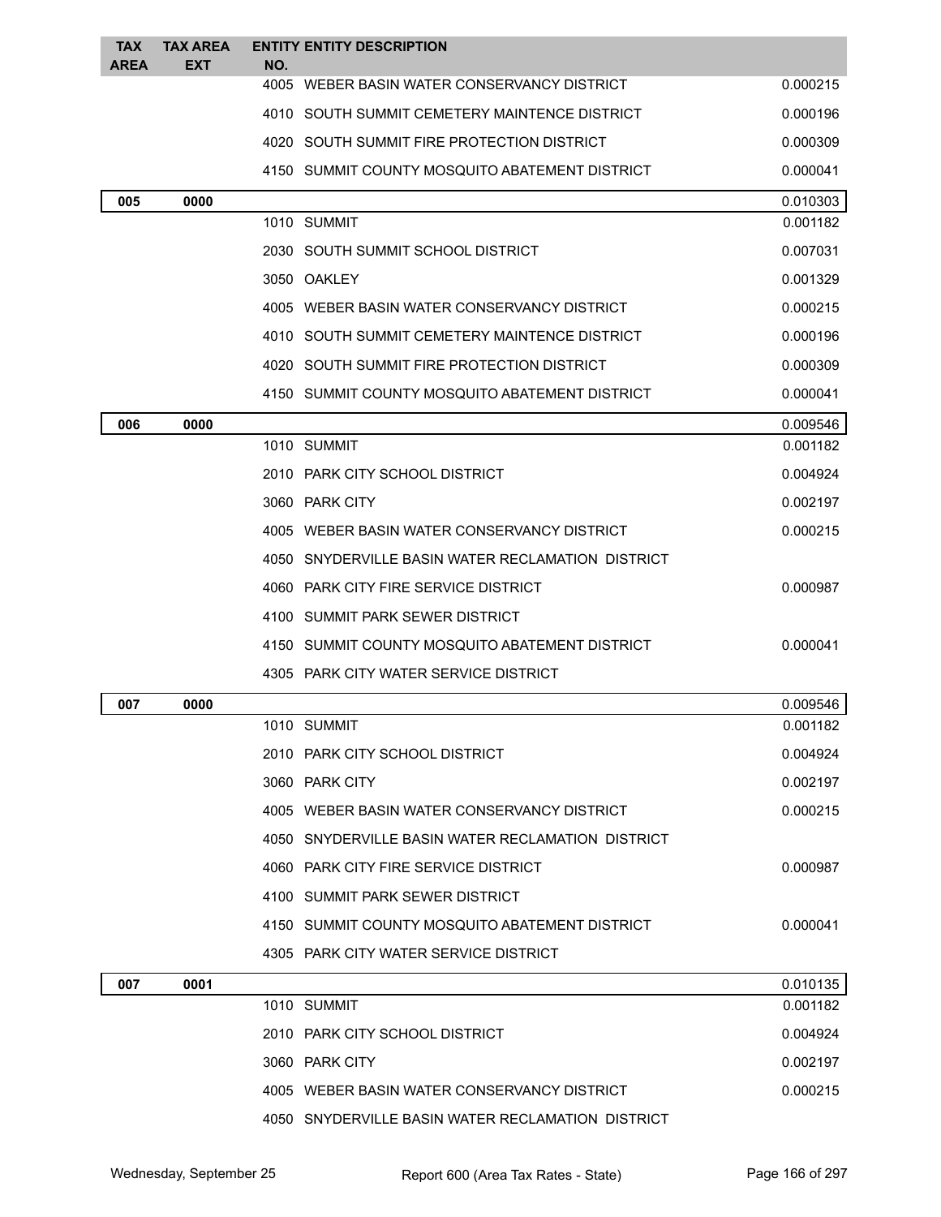| TAX AREA | TAX AREA EXT | ENTITY NO. | ENTITY DESCRIPTION | |
|---|---|---|---|---|
| | | 4005 | WEBER BASIN WATER CONSERVANCY DISTRICT | 0.000215 |
| | | 4010 | SOUTH SUMMIT CEMETERY MAINTENCE DISTRICT | 0.000196 |
| | | 4020 | SOUTH SUMMIT FIRE PROTECTION DISTRICT | 0.000309 |
| | | 4150 | SUMMIT COUNTY MOSQUITO ABATEMENT DISTRICT | 0.000041 |
| **005** | **0000** | | | 0.010303 |
| | | 1010 | SUMMIT | 0.001182 |
| | | 2030 | SOUTH SUMMIT SCHOOL DISTRICT | 0.007031 |
| | | 3050 | OAKLEY | 0.001329 |
| | | 4005 | WEBER BASIN WATER CONSERVANCY DISTRICT | 0.000215 |
| | | 4010 | SOUTH SUMMIT CEMETERY MAINTENCE DISTRICT | 0.000196 |
| | | 4020 | SOUTH SUMMIT FIRE PROTECTION DISTRICT | 0.000309 |
| | | 4150 | SUMMIT COUNTY MOSQUITO ABATEMENT DISTRICT | 0.000041 |
| **006** | **0000** | | | 0.009546 |
| | | 1010 | SUMMIT | 0.001182 |
| | | 2010 | PARK CITY SCHOOL DISTRICT | 0.004924 |
| | | 3060 | PARK CITY | 0.002197 |
| | | 4005 | WEBER BASIN WATER CONSERVANCY DISTRICT | 0.000215 |
| | | 4050 | SNYDERVILLE BASIN WATER RECLAMATION DISTRICT | |
| | | 4060 | PARK CITY FIRE SERVICE DISTRICT | 0.000987 |
| | | 4100 | SUMMIT PARK SEWER DISTRICT | |
| | | 4150 | SUMMIT COUNTY MOSQUITO ABATEMENT DISTRICT | 0.000041 |
| | | 4305 | PARK CITY WATER SERVICE DISTRICT | |
| **007** | **0000** | | | 0.009546 |
| | | 1010 | SUMMIT | 0.001182 |
| | | 2010 | PARK CITY SCHOOL DISTRICT | 0.004924 |
| | | 3060 | PARK CITY | 0.002197 |
| | | 4005 | WEBER BASIN WATER CONSERVANCY DISTRICT | 0.000215 |
| | | 4050 | SNYDERVILLE BASIN WATER RECLAMATION DISTRICT | |
| | | 4060 | PARK CITY FIRE SERVICE DISTRICT | 0.000987 |
| | | 4100 | SUMMIT PARK SEWER DISTRICT | |
| | | 4150 | SUMMIT COUNTY MOSQUITO ABATEMENT DISTRICT | 0.000041 |
| | | 4305 | PARK CITY WATER SERVICE DISTRICT | |
| **007** | **0001** | | | 0.010135 |
| | | 1010 | SUMMIT | 0.001182 |
| | | 2010 | PARK CITY SCHOOL DISTRICT | 0.004924 |
| | | 3060 | PARK CITY | 0.002197 |
| | | 4005 | WEBER BASIN WATER CONSERVANCY DISTRICT | 0.000215 |
| | | 4050 | SNYDERVILLE BASIN WATER RECLAMATION DISTRICT | |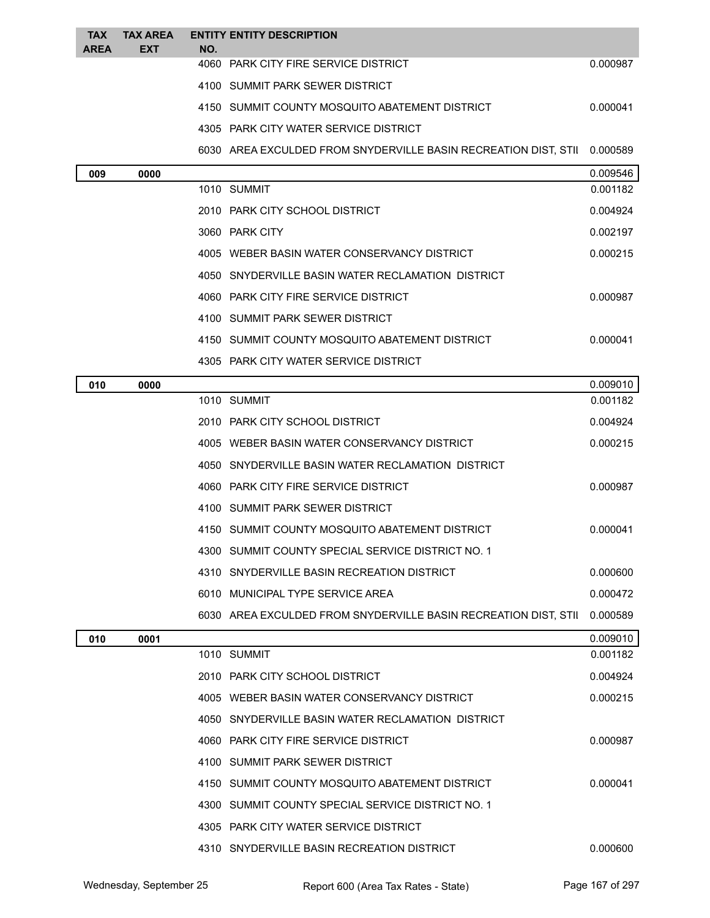| TAX AREA | TAX AREA EXT | ENTITY NO. | ENTITY DESCRIPTION | |
|---|---|---|---|---|
| | | 4060 | PARK CITY FIRE SERVICE DISTRICT | 0.000987 |
| | | 4100 | SUMMIT PARK SEWER DISTRICT | |
| | | 4150 | SUMMIT COUNTY MOSQUITO ABATEMENT DISTRICT | 0.000041 |
| | | 4305 | PARK CITY WATER SERVICE DISTRICT | |
| | | 6030 | AREA EXCULDED FROM SNYDERVILLE BASIN RECREATION DIST, STII | 0.000589 |
| **009** | **0000** | | | 0.009546 |
| | | 1010 | SUMMIT | 0.001182 |
| | | 2010 | PARK CITY SCHOOL DISTRICT | 0.004924 |
| | | 3060 | PARK CITY | 0.002197 |
| | | 4005 | WEBER BASIN WATER CONSERVANCY DISTRICT | 0.000215 |
| | | 4050 | SNYDERVILLE BASIN WATER RECLAMATION DISTRICT | |
| | | 4060 | PARK CITY FIRE SERVICE DISTRICT | 0.000987 |
| | | 4100 | SUMMIT PARK SEWER DISTRICT | |
| | | 4150 | SUMMIT COUNTY MOSQUITO ABATEMENT DISTRICT | 0.000041 |
| | | 4305 | PARK CITY WATER SERVICE DISTRICT | |
| **010** | **0000** | | | 0.009010 |
| | | 1010 | SUMMIT | 0.001182 |
| | | 2010 | PARK CITY SCHOOL DISTRICT | 0.004924 |
| | | 4005 | WEBER BASIN WATER CONSERVANCY DISTRICT | 0.000215 |
| | | 4050 | SNYDERVILLE BASIN WATER RECLAMATION DISTRICT | |
| | | 4060 | PARK CITY FIRE SERVICE DISTRICT | 0.000987 |
| | | 4100 | SUMMIT PARK SEWER DISTRICT | |
| | | 4150 | SUMMIT COUNTY MOSQUITO ABATEMENT DISTRICT | 0.000041 |
| | | 4300 | SUMMIT COUNTY SPECIAL SERVICE DISTRICT NO. 1 | |
| | | 4310 | SNYDERVILLE BASIN RECREATION DISTRICT | 0.000600 |
| | | 6010 | MUNICIPAL TYPE SERVICE AREA | 0.000472 |
| | | 6030 | AREA EXCULDED FROM SNYDERVILLE BASIN RECREATION DIST, STII | 0.000589 |
| **010** | **0001** | | | 0.009010 |
| | | 1010 | SUMMIT | 0.001182 |
| | | 2010 | PARK CITY SCHOOL DISTRICT | 0.004924 |
| | | 4005 | WEBER BASIN WATER CONSERVANCY DISTRICT | 0.000215 |
| | | 4050 | SNYDERVILLE BASIN WATER RECLAMATION DISTRICT | |
| | | 4060 | PARK CITY FIRE SERVICE DISTRICT | 0.000987 |
| | | 4100 | SUMMIT PARK SEWER DISTRICT | |
| | | 4150 | SUMMIT COUNTY MOSQUITO ABATEMENT DISTRICT | 0.000041 |
| | | 4300 | SUMMIT COUNTY SPECIAL SERVICE DISTRICT NO. 1 | |
| | | 4305 | PARK CITY WATER SERVICE DISTRICT | |
| | | 4310 | SNYDERVILLE BASIN RECREATION DISTRICT | 0.000600 |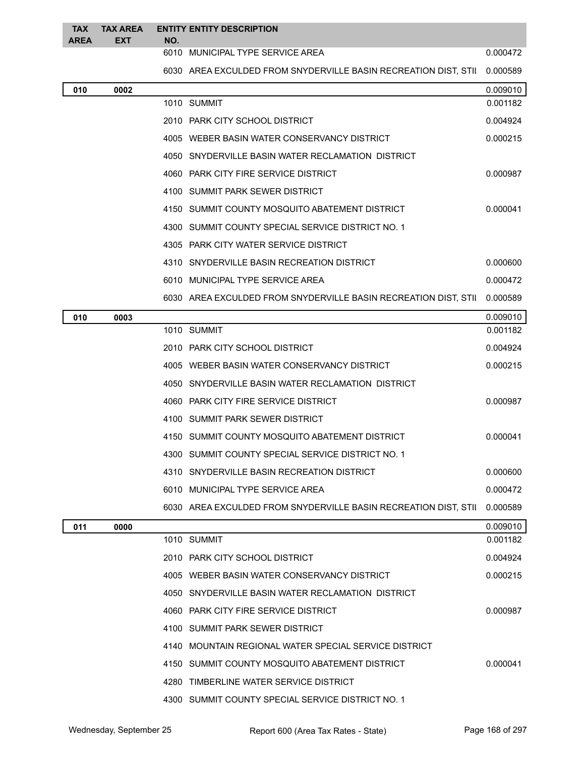| TAX AREA | TAX AREA EXT | ENTITY NO. | ENTITY DESCRIPTION | |
|---|---|---|---|---|
| | | 6010 | MUNICIPAL TYPE SERVICE AREA | 0.000472 |
| | | 6030 | AREA EXCULDED FROM SNYDERVILLE BASIN RECREATION DIST, STII | 0.000589 |
| **010** | **0002** | | | 0.009010 |
| | | 1010 | SUMMIT | 0.001182 |
| | | 2010 | PARK CITY SCHOOL DISTRICT | 0.004924 |
| | | 4005 | WEBER BASIN WATER CONSERVANCY DISTRICT | 0.000215 |
| | | 4050 | SNYDERVILLE BASIN WATER RECLAMATION DISTRICT | |
| | | 4060 | PARK CITY FIRE SERVICE DISTRICT | 0.000987 |
| | | 4100 | SUMMIT PARK SEWER DISTRICT | |
| | | 4150 | SUMMIT COUNTY MOSQUITO ABATEMENT DISTRICT | 0.000041 |
| | | 4300 | SUMMIT COUNTY SPECIAL SERVICE DISTRICT NO. 1 | |
| | | 4305 | PARK CITY WATER SERVICE DISTRICT | |
| | | 4310 | SNYDERVILLE BASIN RECREATION DISTRICT | 0.000600 |
| | | 6010 | MUNICIPAL TYPE SERVICE AREA | 0.000472 |
| | | 6030 | AREA EXCULDED FROM SNYDERVILLE BASIN RECREATION DIST, STII | 0.000589 |
| **010** | **0003** | | | 0.009010 |
| | | 1010 | SUMMIT | 0.001182 |
| | | 2010 | PARK CITY SCHOOL DISTRICT | 0.004924 |
| | | 4005 | WEBER BASIN WATER CONSERVANCY DISTRICT | 0.000215 |
| | | 4050 | SNYDERVILLE BASIN WATER RECLAMATION DISTRICT | |
| | | 4060 | PARK CITY FIRE SERVICE DISTRICT | 0.000987 |
| | | 4100 | SUMMIT PARK SEWER DISTRICT | |
| | | 4150 | SUMMIT COUNTY MOSQUITO ABATEMENT DISTRICT | 0.000041 |
| | | 4300 | SUMMIT COUNTY SPECIAL SERVICE DISTRICT NO. 1 | |
| | | 4310 | SNYDERVILLE BASIN RECREATION DISTRICT | 0.000600 |
| | | 6010 | MUNICIPAL TYPE SERVICE AREA | 0.000472 |
| | | 6030 | AREA EXCULDED FROM SNYDERVILLE BASIN RECREATION DIST, STII | 0.000589 |
| **011** | **0000** | | | 0.009010 |
| | | 1010 | SUMMIT | 0.001182 |
| | | 2010 | PARK CITY SCHOOL DISTRICT | 0.004924 |
| | | 4005 | WEBER BASIN WATER CONSERVANCY DISTRICT | 0.000215 |
| | | 4050 | SNYDERVILLE BASIN WATER RECLAMATION DISTRICT | |
| | | 4060 | PARK CITY FIRE SERVICE DISTRICT | 0.000987 |
| | | 4100 | SUMMIT PARK SEWER DISTRICT | |
| | | 4140 | MOUNTAIN REGIONAL WATER SPECIAL SERVICE DISTRICT | |
| | | 4150 | SUMMIT COUNTY MOSQUITO ABATEMENT DISTRICT | 0.000041 |
| | | 4280 | TIMBERLINE WATER SERVICE DISTRICT | |
| | | 4300 | SUMMIT COUNTY SPECIAL SERVICE DISTRICT NO. 1 | |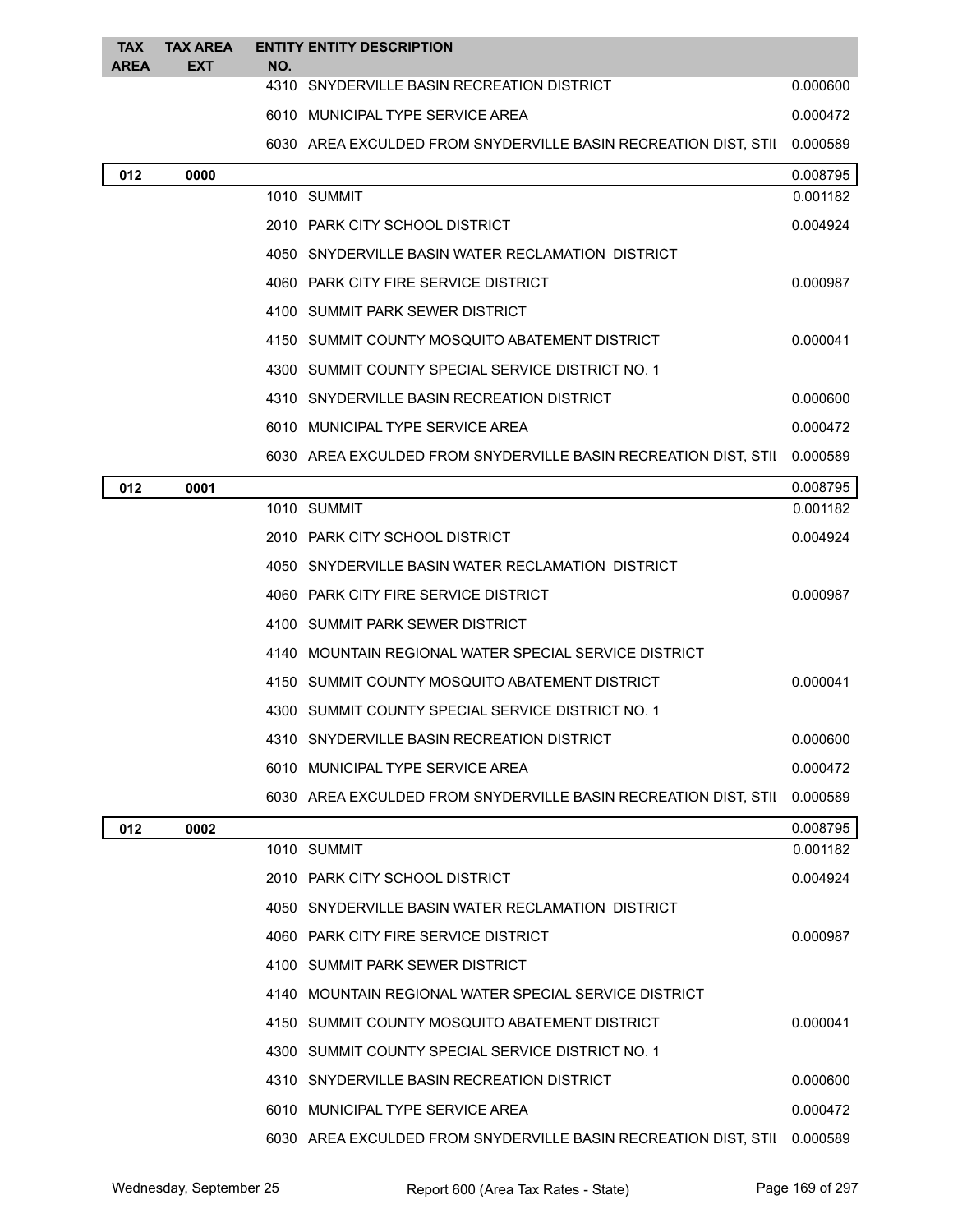| TAX AREA | TAX AREA EXT | ENTITY NO. | ENTITY DESCRIPTION | |
|---|---|---|---|---|
| | | 4310 | SNYDERVILLE BASIN RECREATION DISTRICT | 0.000600 |
| | | 6010 | MUNICIPAL TYPE SERVICE AREA | 0.000472 |
| | | 6030 | AREA EXCULDED FROM SNYDERVILLE BASIN RECREATION DIST, STII | 0.000589 |
| **012** | **0000** | | | 0.008795 |
| | | 1010 | SUMMIT | 0.001182 |
| | | 2010 | PARK CITY SCHOOL DISTRICT | 0.004924 |
| | | 4050 | SNYDERVILLE BASIN WATER RECLAMATION DISTRICT | |
| | | 4060 | PARK CITY FIRE SERVICE DISTRICT | 0.000987 |
| | | 4100 | SUMMIT PARK SEWER DISTRICT | |
| | | 4150 | SUMMIT COUNTY MOSQUITO ABATEMENT DISTRICT | 0.000041 |
| | | 4300 | SUMMIT COUNTY SPECIAL SERVICE DISTRICT NO. 1 | |
| | | 4310 | SNYDERVILLE BASIN RECREATION DISTRICT | 0.000600 |
| | | 6010 | MUNICIPAL TYPE SERVICE AREA | 0.000472 |
| | | 6030 | AREA EXCULDED FROM SNYDERVILLE BASIN RECREATION DIST, STII | 0.000589 |
| **012** | **0001** | | | 0.008795 |
| | | 1010 | SUMMIT | 0.001182 |
| | | 2010 | PARK CITY SCHOOL DISTRICT | 0.004924 |
| | | 4050 | SNYDERVILLE BASIN WATER RECLAMATION DISTRICT | |
| | | 4060 | PARK CITY FIRE SERVICE DISTRICT | 0.000987 |
| | | 4100 | SUMMIT PARK SEWER DISTRICT | |
| | | 4140 | MOUNTAIN REGIONAL WATER SPECIAL SERVICE DISTRICT | |
| | | 4150 | SUMMIT COUNTY MOSQUITO ABATEMENT DISTRICT | 0.000041 |
| | | 4300 | SUMMIT COUNTY SPECIAL SERVICE DISTRICT NO. 1 | |
| | | 4310 | SNYDERVILLE BASIN RECREATION DISTRICT | 0.000600 |
| | | 6010 | MUNICIPAL TYPE SERVICE AREA | 0.000472 |
| | | 6030 | AREA EXCULDED FROM SNYDERVILLE BASIN RECREATION DIST, STII | 0.000589 |
| **012** | **0002** | | | 0.008795 |
| | | 1010 | SUMMIT | 0.001182 |
| | | 2010 | PARK CITY SCHOOL DISTRICT | 0.004924 |
| | | 4050 | SNYDERVILLE BASIN WATER RECLAMATION DISTRICT | |
| | | 4060 | PARK CITY FIRE SERVICE DISTRICT | 0.000987 |
| | | 4100 | SUMMIT PARK SEWER DISTRICT | |
| | | 4140 | MOUNTAIN REGIONAL WATER SPECIAL SERVICE DISTRICT | |
| | | 4150 | SUMMIT COUNTY MOSQUITO ABATEMENT DISTRICT | 0.000041 |
| | | 4300 | SUMMIT COUNTY SPECIAL SERVICE DISTRICT NO. 1 | |
| | | 4310 | SNYDERVILLE BASIN RECREATION DISTRICT | 0.000600 |
| | | 6010 | MUNICIPAL TYPE SERVICE AREA | 0.000472 |
| | | 6030 | AREA EXCULDED FROM SNYDERVILLE BASIN RECREATION DIST, STII | 0.000589 |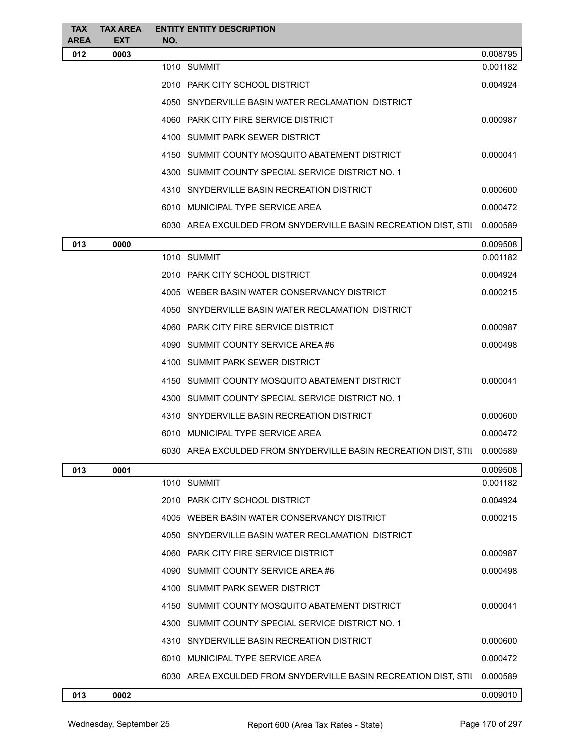| TAX AREA | TAX AREA EXT | ENTITY NO. | ENTITY DESCRIPTION | |
|---|---|---|---|---|
| **012** | **0003** | | | 0.008795 |
| | | 1010 | SUMMIT | 0.001182 |
| | | 2010 | PARK CITY SCHOOL DISTRICT | 0.004924 |
| | | 4050 | SNYDERVILLE BASIN WATER RECLAMATION DISTRICT | |
| | | 4060 | PARK CITY FIRE SERVICE DISTRICT | 0.000987 |
| | | 4100 | SUMMIT PARK SEWER DISTRICT | |
| | | 4150 | SUMMIT COUNTY MOSQUITO ABATEMENT DISTRICT | 0.000041 |
| | | 4300 | SUMMIT COUNTY SPECIAL SERVICE DISTRICT NO. 1 | |
| | | 4310 | SNYDERVILLE BASIN RECREATION DISTRICT | 0.000600 |
| | | 6010 | MUNICIPAL TYPE SERVICE AREA | 0.000472 |
| | | 6030 | AREA EXCULDED FROM SNYDERVILLE BASIN RECREATION DIST, STII | 0.000589 |
| **013** | **0000** | | | 0.009508 |
| | | 1010 | SUMMIT | 0.001182 |
| | | 2010 | PARK CITY SCHOOL DISTRICT | 0.004924 |
| | | 4005 | WEBER BASIN WATER CONSERVANCY DISTRICT | 0.000215 |
| | | 4050 | SNYDERVILLE BASIN WATER RECLAMATION DISTRICT | |
| | | 4060 | PARK CITY FIRE SERVICE DISTRICT | 0.000987 |
| | | 4090 | SUMMIT COUNTY SERVICE AREA #6 | 0.000498 |
| | | 4100 | SUMMIT PARK SEWER DISTRICT | |
| | | 4150 | SUMMIT COUNTY MOSQUITO ABATEMENT DISTRICT | 0.000041 |
| | | 4300 | SUMMIT COUNTY SPECIAL SERVICE DISTRICT NO. 1 | |
| | | 4310 | SNYDERVILLE BASIN RECREATION DISTRICT | 0.000600 |
| | | 6010 | MUNICIPAL TYPE SERVICE AREA | 0.000472 |
| | | 6030 | AREA EXCULDED FROM SNYDERVILLE BASIN RECREATION DIST, STII | 0.000589 |
| **013** | **0001** | | | 0.009508 |
| | | 1010 | SUMMIT | 0.001182 |
| | | 2010 | PARK CITY SCHOOL DISTRICT | 0.004924 |
| | | 4005 | WEBER BASIN WATER CONSERVANCY DISTRICT | 0.000215 |
| | | 4050 | SNYDERVILLE BASIN WATER RECLAMATION DISTRICT | |
| | | 4060 | PARK CITY FIRE SERVICE DISTRICT | 0.000987 |
| | | 4090 | SUMMIT COUNTY SERVICE AREA #6 | 0.000498 |
| | | 4100 | SUMMIT PARK SEWER DISTRICT | |
| | | 4150 | SUMMIT COUNTY MOSQUITO ABATEMENT DISTRICT | 0.000041 |
| | | 4300 | SUMMIT COUNTY SPECIAL SERVICE DISTRICT NO. 1 | |
| | | 4310 | SNYDERVILLE BASIN RECREATION DISTRICT | 0.000600 |
| | | 6010 | MUNICIPAL TYPE SERVICE AREA | 0.000472 |
| | | 6030 | AREA EXCULDED FROM SNYDERVILLE BASIN RECREATION DIST, STII | 0.000589 |
| **013** | **0002** | | | 0.009010 |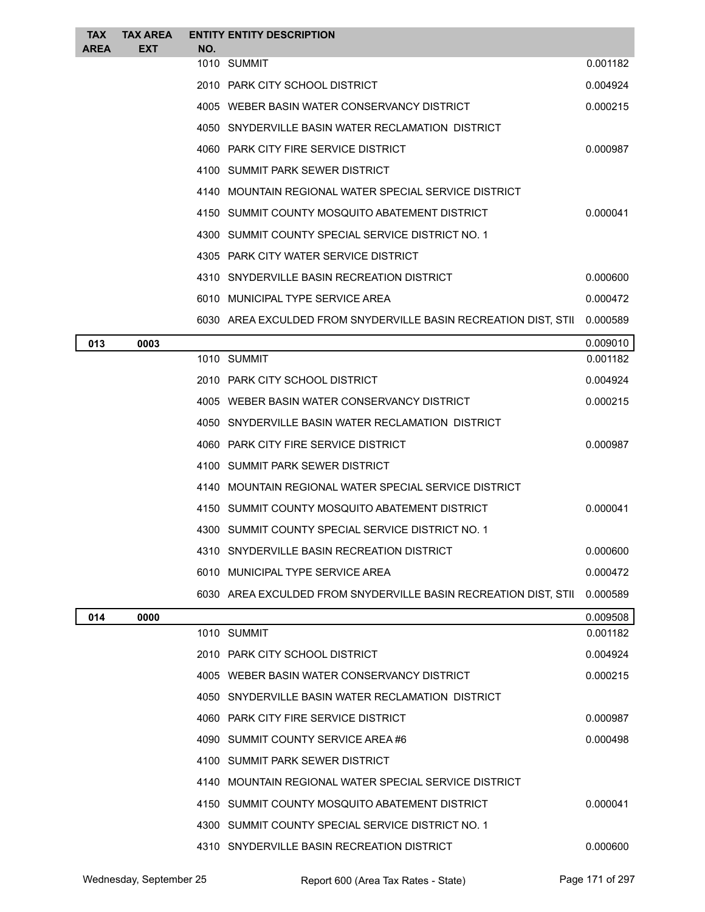| TAX AREA | TAX AREA EXT | ENTITY NO. | ENTITY DESCRIPTION | |
|---|---|---|---|---|
| | | 1010 | SUMMIT | 0.001182 |
| | | 2010 | PARK CITY SCHOOL DISTRICT | 0.004924 |
| | | 4005 | WEBER BASIN WATER CONSERVANCY DISTRICT | 0.000215 |
| | | 4050 | SNYDERVILLE BASIN WATER RECLAMATION DISTRICT | |
| | | 4060 | PARK CITY FIRE SERVICE DISTRICT | 0.000987 |
| | | 4100 | SUMMIT PARK SEWER DISTRICT | |
| | | 4140 | MOUNTAIN REGIONAL WATER SPECIAL SERVICE DISTRICT | |
| | | 4150 | SUMMIT COUNTY MOSQUITO ABATEMENT DISTRICT | 0.000041 |
| | | 4300 | SUMMIT COUNTY SPECIAL SERVICE DISTRICT NO. 1 | |
| | | 4305 | PARK CITY WATER SERVICE DISTRICT | |
| | | 4310 | SNYDERVILLE BASIN RECREATION DISTRICT | 0.000600 |
| | | 6010 | MUNICIPAL TYPE SERVICE AREA | 0.000472 |
| | | 6030 | AREA EXCULDED FROM SNYDERVILLE BASIN RECREATION DIST, STII | 0.000589 |
| **013** | **0003** | | | 0.009010 |
| | | 1010 | SUMMIT | 0.001182 |
| | | 2010 | PARK CITY SCHOOL DISTRICT | 0.004924 |
| | | 4005 | WEBER BASIN WATER CONSERVANCY DISTRICT | 0.000215 |
| | | 4050 | SNYDERVILLE BASIN WATER RECLAMATION DISTRICT | |
| | | 4060 | PARK CITY FIRE SERVICE DISTRICT | 0.000987 |
| | | 4100 | SUMMIT PARK SEWER DISTRICT | |
| | | 4140 | MOUNTAIN REGIONAL WATER SPECIAL SERVICE DISTRICT | |
| | | 4150 | SUMMIT COUNTY MOSQUITO ABATEMENT DISTRICT | 0.000041 |
| | | 4300 | SUMMIT COUNTY SPECIAL SERVICE DISTRICT NO. 1 | |
| | | 4310 | SNYDERVILLE BASIN RECREATION DISTRICT | 0.000600 |
| | | 6010 | MUNICIPAL TYPE SERVICE AREA | 0.000472 |
| | | 6030 | AREA EXCULDED FROM SNYDERVILLE BASIN RECREATION DIST, STII | 0.000589 |
| **014** | **0000** | | | 0.009508 |
| | | 1010 | SUMMIT | 0.001182 |
| | | 2010 | PARK CITY SCHOOL DISTRICT | 0.004924 |
| | | 4005 | WEBER BASIN WATER CONSERVANCY DISTRICT | 0.000215 |
| | | 4050 | SNYDERVILLE BASIN WATER RECLAMATION DISTRICT | |
| | | 4060 | PARK CITY FIRE SERVICE DISTRICT | 0.000987 |
| | | 4090 | SUMMIT COUNTY SERVICE AREA #6 | 0.000498 |
| | | 4100 | SUMMIT PARK SEWER DISTRICT | |
| | | 4140 | MOUNTAIN REGIONAL WATER SPECIAL SERVICE DISTRICT | |
| | | 4150 | SUMMIT COUNTY MOSQUITO ABATEMENT DISTRICT | 0.000041 |
| | | 4300 | SUMMIT COUNTY SPECIAL SERVICE DISTRICT NO. 1 | |
| | | 4310 | SNYDERVILLE BASIN RECREATION DISTRICT | 0.000600 |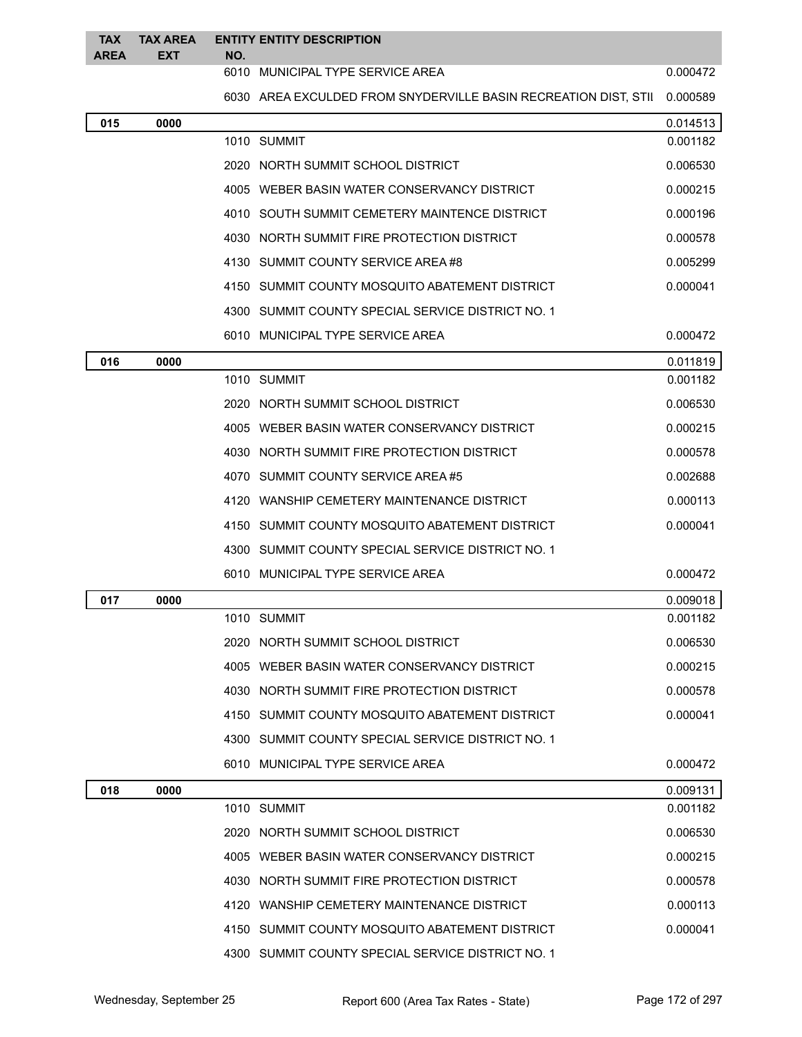| TAX AREA | TAX AREA EXT | ENTITY NO. | ENTITY DESCRIPTION | |
|---|---|---|---|---|
| | | 6010 | MUNICIPAL TYPE SERVICE AREA | 0.000472 |
| | | 6030 | AREA EXCULDED FROM SNYDERVILLE BASIN RECREATION DIST, STII | 0.000589 |
| **015** | **0000** | | | 0.014513 |
| | | 1010 | SUMMIT | 0.001182 |
| | | 2020 | NORTH SUMMIT SCHOOL DISTRICT | 0.006530 |
| | | 4005 | WEBER BASIN WATER CONSERVANCY DISTRICT | 0.000215 |
| | | 4010 | SOUTH SUMMIT CEMETERY MAINTENCE DISTRICT | 0.000196 |
| | | 4030 | NORTH SUMMIT FIRE PROTECTION DISTRICT | 0.000578 |
| | | 4130 | SUMMIT COUNTY SERVICE AREA #8 | 0.005299 |
| | | 4150 | SUMMIT COUNTY MOSQUITO ABATEMENT DISTRICT | 0.000041 |
| | | 4300 | SUMMIT COUNTY SPECIAL SERVICE DISTRICT NO. 1 | |
| | | 6010 | MUNICIPAL TYPE SERVICE AREA | 0.000472 |
| **016** | **0000** | | | 0.011819 |
| | | 1010 | SUMMIT | 0.001182 |
| | | 2020 | NORTH SUMMIT SCHOOL DISTRICT | 0.006530 |
| | | 4005 | WEBER BASIN WATER CONSERVANCY DISTRICT | 0.000215 |
| | | 4030 | NORTH SUMMIT FIRE PROTECTION DISTRICT | 0.000578 |
| | | 4070 | SUMMIT COUNTY SERVICE AREA #5 | 0.002688 |
| | | 4120 | WANSHIP CEMETERY MAINTENANCE DISTRICT | 0.000113 |
| | | 4150 | SUMMIT COUNTY MOSQUITO ABATEMENT DISTRICT | 0.000041 |
| | | 4300 | SUMMIT COUNTY SPECIAL SERVICE DISTRICT NO. 1 | |
| | | 6010 | MUNICIPAL TYPE SERVICE AREA | 0.000472 |
| **017** | **0000** | | | 0.009018 |
| | | 1010 | SUMMIT | 0.001182 |
| | | 2020 | NORTH SUMMIT SCHOOL DISTRICT | 0.006530 |
| | | 4005 | WEBER BASIN WATER CONSERVANCY DISTRICT | 0.000215 |
| | | 4030 | NORTH SUMMIT FIRE PROTECTION DISTRICT | 0.000578 |
| | | 4150 | SUMMIT COUNTY MOSQUITO ABATEMENT DISTRICT | 0.000041 |
| | | 4300 | SUMMIT COUNTY SPECIAL SERVICE DISTRICT NO. 1 | |
| | | 6010 | MUNICIPAL TYPE SERVICE AREA | 0.000472 |
| **018** | **0000** | | | 0.009131 |
| | | 1010 | SUMMIT | 0.001182 |
| | | 2020 | NORTH SUMMIT SCHOOL DISTRICT | 0.006530 |
| | | 4005 | WEBER BASIN WATER CONSERVANCY DISTRICT | 0.000215 |
| | | 4030 | NORTH SUMMIT FIRE PROTECTION DISTRICT | 0.000578 |
| | | 4120 | WANSHIP CEMETERY MAINTENANCE DISTRICT | 0.000113 |
| | | 4150 | SUMMIT COUNTY MOSQUITO ABATEMENT DISTRICT | 0.000041 |
| | | 4300 | SUMMIT COUNTY SPECIAL SERVICE DISTRICT NO. 1 | |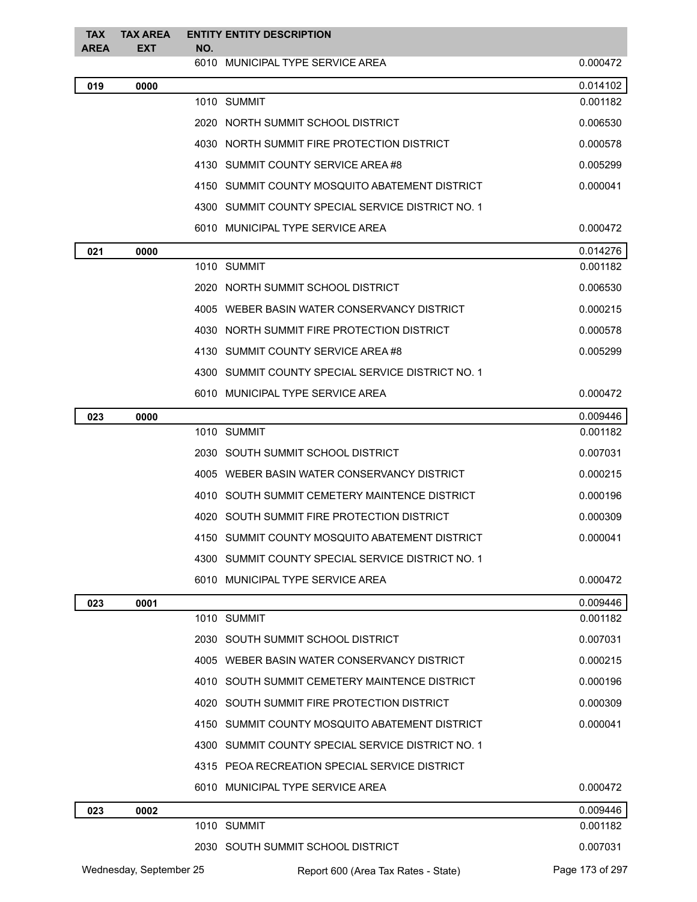| TAX AREA | TAX AREA EXT | ENTITY NO. | ENTITY DESCRIPTION | |
|---|---|---|---|---|
| | | 6010 | MUNICIPAL TYPE SERVICE AREA | 0.000472 |
| **019** | **0000** | | | 0.014102 |
| | | 1010 | SUMMIT | 0.001182 |
| | | 2020 | NORTH SUMMIT SCHOOL DISTRICT | 0.006530 |
| | | 4030 | NORTH SUMMIT FIRE PROTECTION DISTRICT | 0.000578 |
| | | 4130 | SUMMIT COUNTY SERVICE AREA #8 | 0.005299 |
| | | 4150 | SUMMIT COUNTY MOSQUITO ABATEMENT DISTRICT | 0.000041 |
| | | 4300 | SUMMIT COUNTY SPECIAL SERVICE DISTRICT NO. 1 | |
| | | 6010 | MUNICIPAL TYPE SERVICE AREA | 0.000472 |
| **021** | **0000** | | | 0.014276 |
| | | 1010 | SUMMIT | 0.001182 |
| | | 2020 | NORTH SUMMIT SCHOOL DISTRICT | 0.006530 |
| | | 4005 | WEBER BASIN WATER CONSERVANCY DISTRICT | 0.000215 |
| | | 4030 | NORTH SUMMIT FIRE PROTECTION DISTRICT | 0.000578 |
| | | 4130 | SUMMIT COUNTY SERVICE AREA #8 | 0.005299 |
| | | 4300 | SUMMIT COUNTY SPECIAL SERVICE DISTRICT NO. 1 | |
| | | 6010 | MUNICIPAL TYPE SERVICE AREA | 0.000472 |
| **023** | **0000** | | | 0.009446 |
| | | 1010 | SUMMIT | 0.001182 |
| | | 2030 | SOUTH SUMMIT SCHOOL DISTRICT | 0.007031 |
| | | 4005 | WEBER BASIN WATER CONSERVANCY DISTRICT | 0.000215 |
| | | 4010 | SOUTH SUMMIT CEMETERY MAINTENCE DISTRICT | 0.000196 |
| | | 4020 | SOUTH SUMMIT FIRE PROTECTION DISTRICT | 0.000309 |
| | | 4150 | SUMMIT COUNTY MOSQUITO ABATEMENT DISTRICT | 0.000041 |
| | | 4300 | SUMMIT COUNTY SPECIAL SERVICE DISTRICT NO. 1 | |
| | | 6010 | MUNICIPAL TYPE SERVICE AREA | 0.000472 |
| **023** | **0001** | | | 0.009446 |
| | | 1010 | SUMMIT | 0.001182 |
| | | 2030 | SOUTH SUMMIT SCHOOL DISTRICT | 0.007031 |
| | | 4005 | WEBER BASIN WATER CONSERVANCY DISTRICT | 0.000215 |
| | | 4010 | SOUTH SUMMIT CEMETERY MAINTENCE DISTRICT | 0.000196 |
| | | 4020 | SOUTH SUMMIT FIRE PROTECTION DISTRICT | 0.000309 |
| | | 4150 | SUMMIT COUNTY MOSQUITO ABATEMENT DISTRICT | 0.000041 |
| | | 4300 | SUMMIT COUNTY SPECIAL SERVICE DISTRICT NO. 1 | |
| | | 4315 | PEOA RECREATION SPECIAL SERVICE DISTRICT | |
| | | 6010 | MUNICIPAL TYPE SERVICE AREA | 0.000472 |
| **023** | **0002** | | | 0.009446 |
| | | 1010 | SUMMIT | 0.001182 |
| | | 2030 | SOUTH SUMMIT SCHOOL DISTRICT | 0.007031 |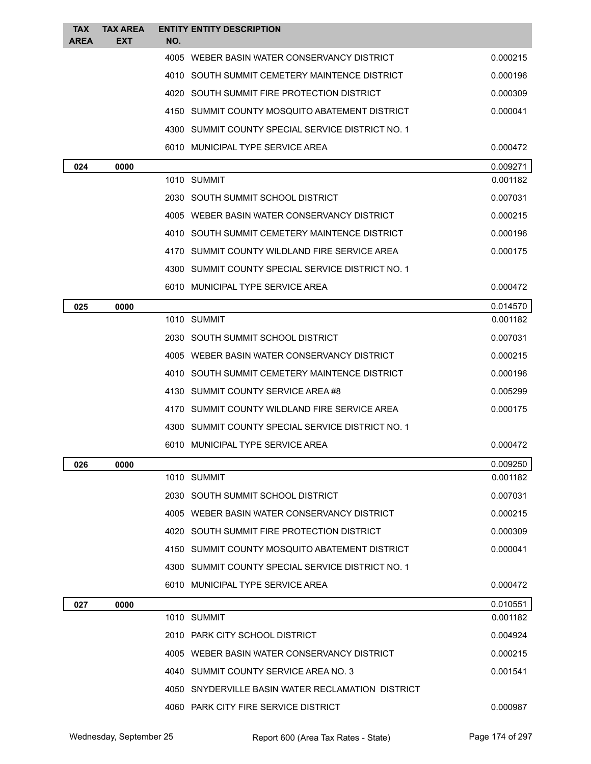| TAX AREA | TAX AREA EXT | ENTITY NO. | ENTITY DESCRIPTION | |
|---|---|---|---|---|
| | | 4005 | WEBER BASIN WATER CONSERVANCY DISTRICT | 0.000215 |
| | | 4010 | SOUTH SUMMIT CEMETERY MAINTENCE DISTRICT | 0.000196 |
| | | 4020 | SOUTH SUMMIT FIRE PROTECTION DISTRICT | 0.000309 |
| | | 4150 | SUMMIT COUNTY MOSQUITO ABATEMENT DISTRICT | 0.000041 |
| | | 4300 | SUMMIT COUNTY SPECIAL SERVICE DISTRICT NO. 1 | |
| | | 6010 | MUNICIPAL TYPE SERVICE AREA | 0.000472 |
| **024** | **0000** | | | 0.009271 |
| | | 1010 | SUMMIT | 0.001182 |
| | | 2030 | SOUTH SUMMIT SCHOOL DISTRICT | 0.007031 |
| | | 4005 | WEBER BASIN WATER CONSERVANCY DISTRICT | 0.000215 |
| | | 4010 | SOUTH SUMMIT CEMETERY MAINTENCE DISTRICT | 0.000196 |
| | | 4170 | SUMMIT COUNTY WILDLAND FIRE SERVICE AREA | 0.000175 |
| | | 4300 | SUMMIT COUNTY SPECIAL SERVICE DISTRICT NO. 1 | |
| | | 6010 | MUNICIPAL TYPE SERVICE AREA | 0.000472 |
| **025** | **0000** | | | 0.014570 |
| | | 1010 | SUMMIT | 0.001182 |
| | | 2030 | SOUTH SUMMIT SCHOOL DISTRICT | 0.007031 |
| | | 4005 | WEBER BASIN WATER CONSERVANCY DISTRICT | 0.000215 |
| | | 4010 | SOUTH SUMMIT CEMETERY MAINTENCE DISTRICT | 0.000196 |
| | | 4130 | SUMMIT COUNTY SERVICE AREA #8 | 0.005299 |
| | | 4170 | SUMMIT COUNTY WILDLAND FIRE SERVICE AREA | 0.000175 |
| | | 4300 | SUMMIT COUNTY SPECIAL SERVICE DISTRICT NO. 1 | |
| | | 6010 | MUNICIPAL TYPE SERVICE AREA | 0.000472 |
| **026** | **0000** | | | 0.009250 |
| | | 1010 | SUMMIT | 0.001182 |
| | | 2030 | SOUTH SUMMIT SCHOOL DISTRICT | 0.007031 |
| | | 4005 | WEBER BASIN WATER CONSERVANCY DISTRICT | 0.000215 |
| | | 4020 | SOUTH SUMMIT FIRE PROTECTION DISTRICT | 0.000309 |
| | | 4150 | SUMMIT COUNTY MOSQUITO ABATEMENT DISTRICT | 0.000041 |
| | | 4300 | SUMMIT COUNTY SPECIAL SERVICE DISTRICT NO. 1 | |
| | | 6010 | MUNICIPAL TYPE SERVICE AREA | 0.000472 |
| **027** | **0000** | | | 0.010551 |
| | | 1010 | SUMMIT | 0.001182 |
| | | 2010 | PARK CITY SCHOOL DISTRICT | 0.004924 |
| | | 4005 | WEBER BASIN WATER CONSERVANCY DISTRICT | 0.000215 |
| | | 4040 | SUMMIT COUNTY SERVICE AREA NO. 3 | 0.001541 |
| | | 4050 | SNYDERVILLE BASIN WATER RECLAMATION DISTRICT | |
| | | 4060 | PARK CITY FIRE SERVICE DISTRICT | 0.000987 |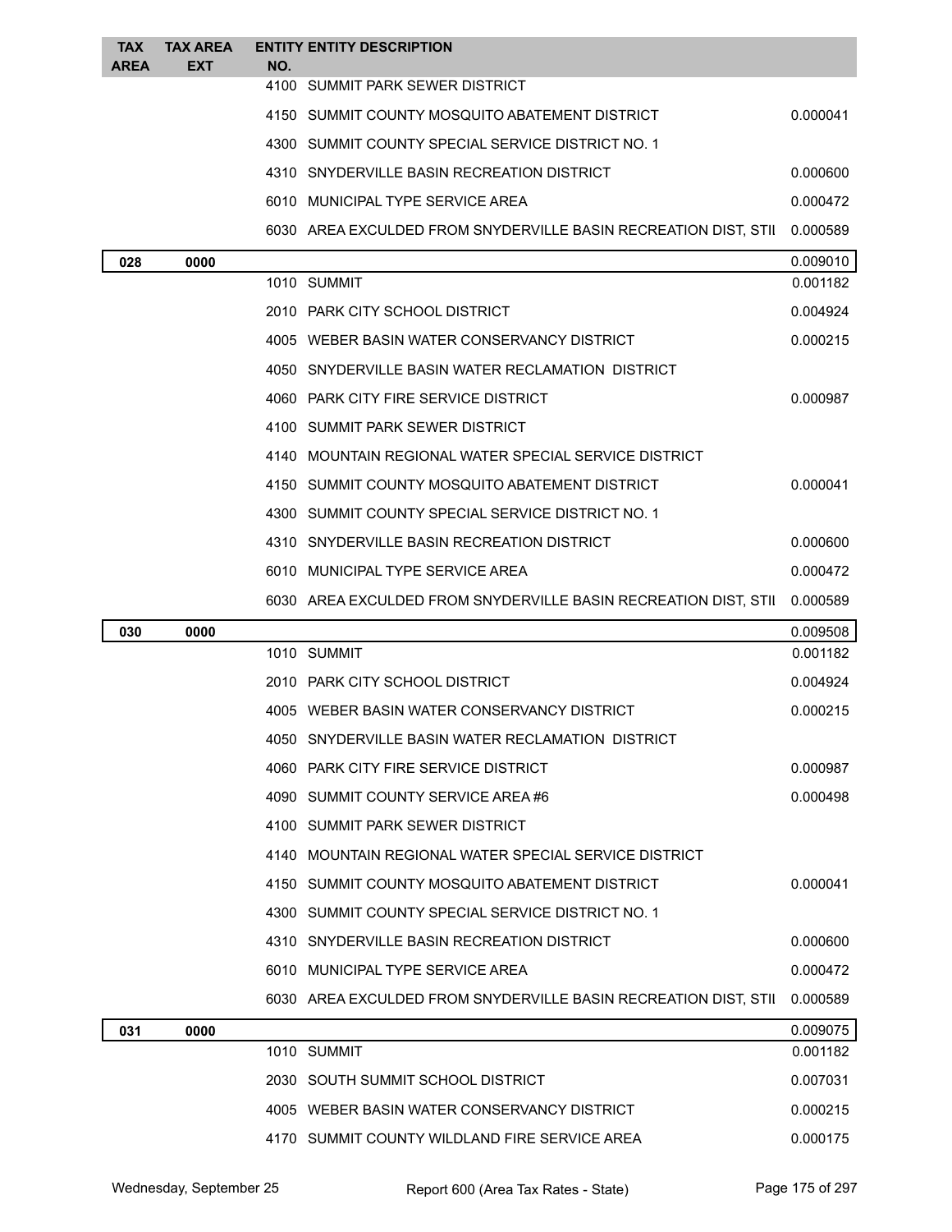| TAX AREA | TAX AREA EXT | ENTITY NO. | ENTITY DESCRIPTION | |
|---|---|---|---|---|
| | | 4100 | SUMMIT PARK SEWER DISTRICT | |
| | | 4150 | SUMMIT COUNTY MOSQUITO ABATEMENT DISTRICT | 0.000041 |
| | | 4300 | SUMMIT COUNTY SPECIAL SERVICE DISTRICT NO. 1 | |
| | | 4310 | SNYDERVILLE BASIN RECREATION DISTRICT | 0.000600 |
| | | 6010 | MUNICIPAL TYPE SERVICE AREA | 0.000472 |
| | | 6030 | AREA EXCULDED FROM SNYDERVILLE BASIN RECREATION DIST, STII | 0.000589 |
| **028** | **0000** | | | 0.009010 |
| | | 1010 | SUMMIT | 0.001182 |
| | | 2010 | PARK CITY SCHOOL DISTRICT | 0.004924 |
| | | 4005 | WEBER BASIN WATER CONSERVANCY DISTRICT | 0.000215 |
| | | 4050 | SNYDERVILLE BASIN WATER RECLAMATION DISTRICT | |
| | | 4060 | PARK CITY FIRE SERVICE DISTRICT | 0.000987 |
| | | 4100 | SUMMIT PARK SEWER DISTRICT | |
| | | 4140 | MOUNTAIN REGIONAL WATER SPECIAL SERVICE DISTRICT | |
| | | 4150 | SUMMIT COUNTY MOSQUITO ABATEMENT DISTRICT | 0.000041 |
| | | 4300 | SUMMIT COUNTY SPECIAL SERVICE DISTRICT NO. 1 | |
| | | 4310 | SNYDERVILLE BASIN RECREATION DISTRICT | 0.000600 |
| | | 6010 | MUNICIPAL TYPE SERVICE AREA | 0.000472 |
| | | 6030 | AREA EXCULDED FROM SNYDERVILLE BASIN RECREATION DIST, STII | 0.000589 |
| **030** | **0000** | | | 0.009508 |
| | | 1010 | SUMMIT | 0.001182 |
| | | 2010 | PARK CITY SCHOOL DISTRICT | 0.004924 |
| | | 4005 | WEBER BASIN WATER CONSERVANCY DISTRICT | 0.000215 |
| | | 4050 | SNYDERVILLE BASIN WATER RECLAMATION DISTRICT | |
| | | 4060 | PARK CITY FIRE SERVICE DISTRICT | 0.000987 |
| | | 4090 | SUMMIT COUNTY SERVICE AREA #6 | 0.000498 |
| | | 4100 | SUMMIT PARK SEWER DISTRICT | |
| | | 4140 | MOUNTAIN REGIONAL WATER SPECIAL SERVICE DISTRICT | |
| | | 4150 | SUMMIT COUNTY MOSQUITO ABATEMENT DISTRICT | 0.000041 |
| | | 4300 | SUMMIT COUNTY SPECIAL SERVICE DISTRICT NO. 1 | |
| | | 4310 | SNYDERVILLE BASIN RECREATION DISTRICT | 0.000600 |
| | | 6010 | MUNICIPAL TYPE SERVICE AREA | 0.000472 |
| | | 6030 | AREA EXCULDED FROM SNYDERVILLE BASIN RECREATION DIST, STII | 0.000589 |
| **031** | **0000** | | | 0.009075 |
| | | 1010 | SUMMIT | 0.001182 |
| | | 2030 | SOUTH SUMMIT SCHOOL DISTRICT | 0.007031 |
| | | 4005 | WEBER BASIN WATER CONSERVANCY DISTRICT | 0.000215 |
| | | 4170 | SUMMIT COUNTY WILDLAND FIRE SERVICE AREA | 0.000175 |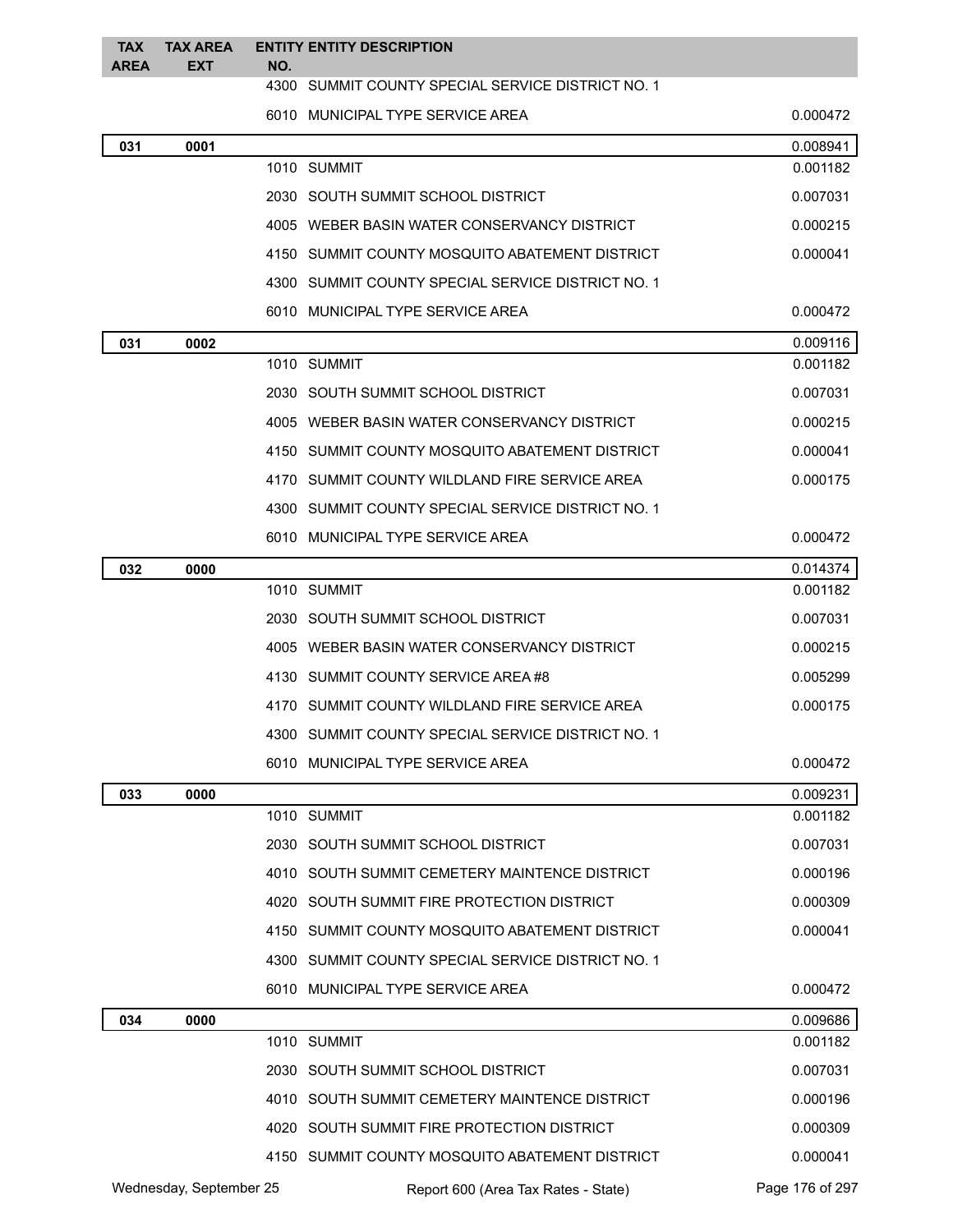| TAX AREA | TAX AREA EXT | ENTITY NO. | ENTITY DESCRIPTION | |
|---|---|---|---|---|
| | | 4300 | SUMMIT COUNTY SPECIAL SERVICE DISTRICT NO. 1 | |
| | | 6010 | MUNICIPAL TYPE SERVICE AREA | 0.000472 |
| **031** | **0001** | | | 0.008941 |
| | | 1010 | SUMMIT | 0.001182 |
| | | 2030 | SOUTH SUMMIT SCHOOL DISTRICT | 0.007031 |
| | | 4005 | WEBER BASIN WATER CONSERVANCY DISTRICT | 0.000215 |
| | | 4150 | SUMMIT COUNTY MOSQUITO ABATEMENT DISTRICT | 0.000041 |
| | | 4300 | SUMMIT COUNTY SPECIAL SERVICE DISTRICT NO. 1 | |
| | | 6010 | MUNICIPAL TYPE SERVICE AREA | 0.000472 |
| **031** | **0002** | | | 0.009116 |
| | | 1010 | SUMMIT | 0.001182 |
| | | 2030 | SOUTH SUMMIT SCHOOL DISTRICT | 0.007031 |
| | | 4005 | WEBER BASIN WATER CONSERVANCY DISTRICT | 0.000215 |
| | | 4150 | SUMMIT COUNTY MOSQUITO ABATEMENT DISTRICT | 0.000041 |
| | | 4170 | SUMMIT COUNTY WILDLAND FIRE SERVICE AREA | 0.000175 |
| | | 4300 | SUMMIT COUNTY SPECIAL SERVICE DISTRICT NO. 1 | |
| | | 6010 | MUNICIPAL TYPE SERVICE AREA | 0.000472 |
| **032** | **0000** | | | 0.014374 |
| | | 1010 | SUMMIT | 0.001182 |
| | | 2030 | SOUTH SUMMIT SCHOOL DISTRICT | 0.007031 |
| | | 4005 | WEBER BASIN WATER CONSERVANCY DISTRICT | 0.000215 |
| | | 4130 | SUMMIT COUNTY SERVICE AREA #8 | 0.005299 |
| | | 4170 | SUMMIT COUNTY WILDLAND FIRE SERVICE AREA | 0.000175 |
| | | 4300 | SUMMIT COUNTY SPECIAL SERVICE DISTRICT NO. 1 | |
| | | 6010 | MUNICIPAL TYPE SERVICE AREA | 0.000472 |
| **033** | **0000** | | | 0.009231 |
| | | 1010 | SUMMIT | 0.001182 |
| | | 2030 | SOUTH SUMMIT SCHOOL DISTRICT | 0.007031 |
| | | 4010 | SOUTH SUMMIT CEMETERY MAINTENCE DISTRICT | 0.000196 |
| | | 4020 | SOUTH SUMMIT FIRE PROTECTION DISTRICT | 0.000309 |
| | | 4150 | SUMMIT COUNTY MOSQUITO ABATEMENT DISTRICT | 0.000041 |
| | | 4300 | SUMMIT COUNTY SPECIAL SERVICE DISTRICT NO. 1 | |
| | | 6010 | MUNICIPAL TYPE SERVICE AREA | 0.000472 |
| **034** | **0000** | | | 0.009686 |
| | | 1010 | SUMMIT | 0.001182 |
| | | 2030 | SOUTH SUMMIT SCHOOL DISTRICT | 0.007031 |
| | | 4010 | SOUTH SUMMIT CEMETERY MAINTENCE DISTRICT | 0.000196 |
| | | 4020 | SOUTH SUMMIT FIRE PROTECTION DISTRICT | 0.000309 |
| | | 4150 | SUMMIT COUNTY MOSQUITO ABATEMENT DISTRICT | 0.000041 |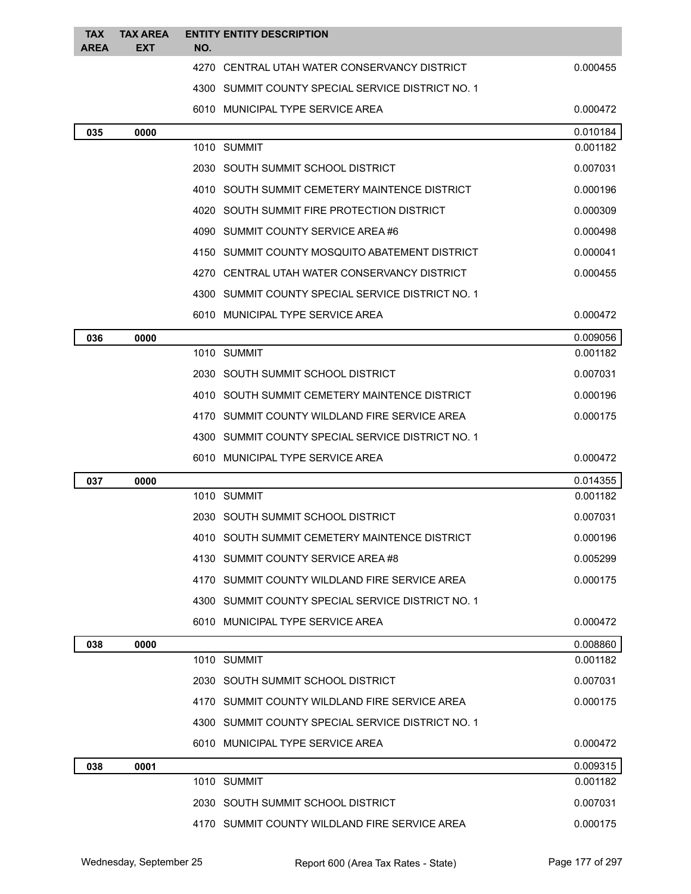| TAX AREA | TAX AREA EXT | ENTITY NO. | ENTITY DESCRIPTION | |
|---|---|---|---|---|
| | | 4270 | CENTRAL UTAH WATER CONSERVANCY DISTRICT | 0.000455 |
| | | 4300 | SUMMIT COUNTY SPECIAL SERVICE DISTRICT NO. 1 | |
| | | 6010 | MUNICIPAL TYPE SERVICE AREA | 0.000472 |
| **035** | **0000** | | | 0.010184 |
| | | 1010 | SUMMIT | 0.001182 |
| | | 2030 | SOUTH SUMMIT SCHOOL DISTRICT | 0.007031 |
| | | 4010 | SOUTH SUMMIT CEMETERY MAINTENCE DISTRICT | 0.000196 |
| | | 4020 | SOUTH SUMMIT FIRE PROTECTION DISTRICT | 0.000309 |
| | | 4090 | SUMMIT COUNTY SERVICE AREA #6 | 0.000498 |
| | | 4150 | SUMMIT COUNTY MOSQUITO ABATEMENT DISTRICT | 0.000041 |
| | | 4270 | CENTRAL UTAH WATER CONSERVANCY DISTRICT | 0.000455 |
| | | 4300 | SUMMIT COUNTY SPECIAL SERVICE DISTRICT NO. 1 | |
| | | 6010 | MUNICIPAL TYPE SERVICE AREA | 0.000472 |
| **036** | **0000** | | | 0.009056 |
| | | 1010 | SUMMIT | 0.001182 |
| | | 2030 | SOUTH SUMMIT SCHOOL DISTRICT | 0.007031 |
| | | 4010 | SOUTH SUMMIT CEMETERY MAINTENCE DISTRICT | 0.000196 |
| | | 4170 | SUMMIT COUNTY WILDLAND FIRE SERVICE AREA | 0.000175 |
| | | 4300 | SUMMIT COUNTY SPECIAL SERVICE DISTRICT NO. 1 | |
| | | 6010 | MUNICIPAL TYPE SERVICE AREA | 0.000472 |
| **037** | **0000** | | | 0.014355 |
| | | 1010 | SUMMIT | 0.001182 |
| | | 2030 | SOUTH SUMMIT SCHOOL DISTRICT | 0.007031 |
| | | 4010 | SOUTH SUMMIT CEMETERY MAINTENCE DISTRICT | 0.000196 |
| | | 4130 | SUMMIT COUNTY SERVICE AREA #8 | 0.005299 |
| | | 4170 | SUMMIT COUNTY WILDLAND FIRE SERVICE AREA | 0.000175 |
| | | 4300 | SUMMIT COUNTY SPECIAL SERVICE DISTRICT NO. 1 | |
| | | 6010 | MUNICIPAL TYPE SERVICE AREA | 0.000472 |
| **038** | **0000** | | | 0.008860 |
| | | 1010 | SUMMIT | 0.001182 |
| | | 2030 | SOUTH SUMMIT SCHOOL DISTRICT | 0.007031 |
| | | 4170 | SUMMIT COUNTY WILDLAND FIRE SERVICE AREA | 0.000175 |
| | | 4300 | SUMMIT COUNTY SPECIAL SERVICE DISTRICT NO. 1 | |
| | | 6010 | MUNICIPAL TYPE SERVICE AREA | 0.000472 |
| **038** | **0001** | | | 0.009315 |
| | | 1010 | SUMMIT | 0.001182 |
| | | 2030 | SOUTH SUMMIT SCHOOL DISTRICT | 0.007031 |
| | | 4170 | SUMMIT COUNTY WILDLAND FIRE SERVICE AREA | 0.000175 |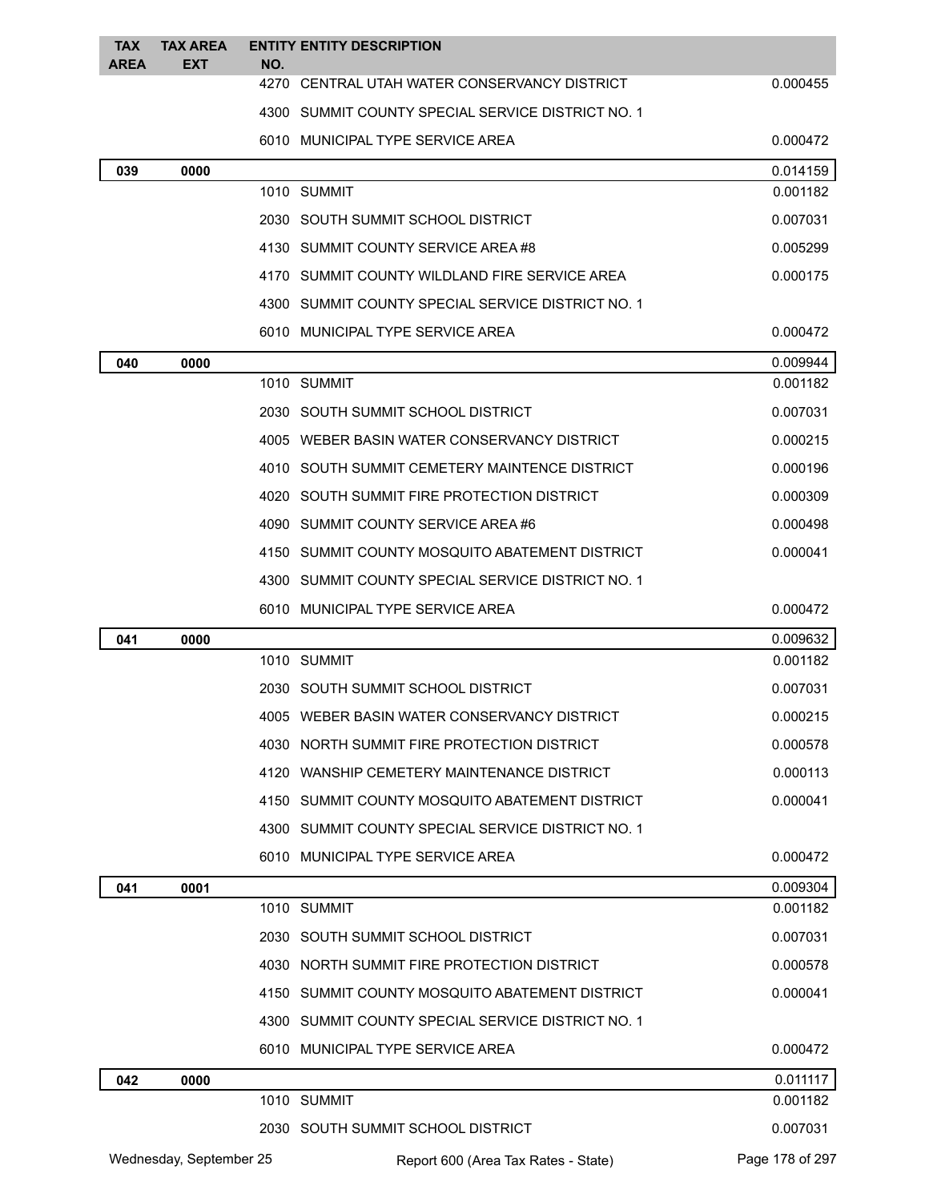| TAX AREA | TAX AREA EXT | ENTITY NO. | ENTITY DESCRIPTION | |
|---|---|---|---|---|
| | | 4270 | CENTRAL UTAH WATER CONSERVANCY DISTRICT | 0.000455 |
| | | 4300 | SUMMIT COUNTY SPECIAL SERVICE DISTRICT NO. 1 | |
| | | 6010 | MUNICIPAL TYPE SERVICE AREA | 0.000472 |
| **039** | **0000** | | | 0.014159 |
| | | 1010 | SUMMIT | 0.001182 |
| | | 2030 | SOUTH SUMMIT SCHOOL DISTRICT | 0.007031 |
| | | 4130 | SUMMIT COUNTY SERVICE AREA #8 | 0.005299 |
| | | 4170 | SUMMIT COUNTY WILDLAND FIRE SERVICE AREA | 0.000175 |
| | | 4300 | SUMMIT COUNTY SPECIAL SERVICE DISTRICT NO. 1 | |
| | | 6010 | MUNICIPAL TYPE SERVICE AREA | 0.000472 |
| **040** | **0000** | | | 0.009944 |
| | | 1010 | SUMMIT | 0.001182 |
| | | 2030 | SOUTH SUMMIT SCHOOL DISTRICT | 0.007031 |
| | | 4005 | WEBER BASIN WATER CONSERVANCY DISTRICT | 0.000215 |
| | | 4010 | SOUTH SUMMIT CEMETERY MAINTENCE DISTRICT | 0.000196 |
| | | 4020 | SOUTH SUMMIT FIRE PROTECTION DISTRICT | 0.000309 |
| | | 4090 | SUMMIT COUNTY SERVICE AREA #6 | 0.000498 |
| | | 4150 | SUMMIT COUNTY MOSQUITO ABATEMENT DISTRICT | 0.000041 |
| | | 4300 | SUMMIT COUNTY SPECIAL SERVICE DISTRICT NO. 1 | |
| | | 6010 | MUNICIPAL TYPE SERVICE AREA | 0.000472 |
| **041** | **0000** | | | 0.009632 |
| | | 1010 | SUMMIT | 0.001182 |
| | | 2030 | SOUTH SUMMIT SCHOOL DISTRICT | 0.007031 |
| | | 4005 | WEBER BASIN WATER CONSERVANCY DISTRICT | 0.000215 |
| | | 4030 | NORTH SUMMIT FIRE PROTECTION DISTRICT | 0.000578 |
| | | 4120 | WANSHIP CEMETERY MAINTENANCE DISTRICT | 0.000113 |
| | | 4150 | SUMMIT COUNTY MOSQUITO ABATEMENT DISTRICT | 0.000041 |
| | | 4300 | SUMMIT COUNTY SPECIAL SERVICE DISTRICT NO. 1 | |
| | | 6010 | MUNICIPAL TYPE SERVICE AREA | 0.000472 |
| **041** | **0001** | | | 0.009304 |
| | | 1010 | SUMMIT | 0.001182 |
| | | 2030 | SOUTH SUMMIT SCHOOL DISTRICT | 0.007031 |
| | | 4030 | NORTH SUMMIT FIRE PROTECTION DISTRICT | 0.000578 |
| | | 4150 | SUMMIT COUNTY MOSQUITO ABATEMENT DISTRICT | 0.000041 |
| | | 4300 | SUMMIT COUNTY SPECIAL SERVICE DISTRICT NO. 1 | |
| | | 6010 | MUNICIPAL TYPE SERVICE AREA | 0.000472 |
| **042** | **0000** | | | 0.011117 |
| | | 1010 | SUMMIT | 0.001182 |
| | | 2030 | SOUTH SUMMIT SCHOOL DISTRICT | 0.007031 |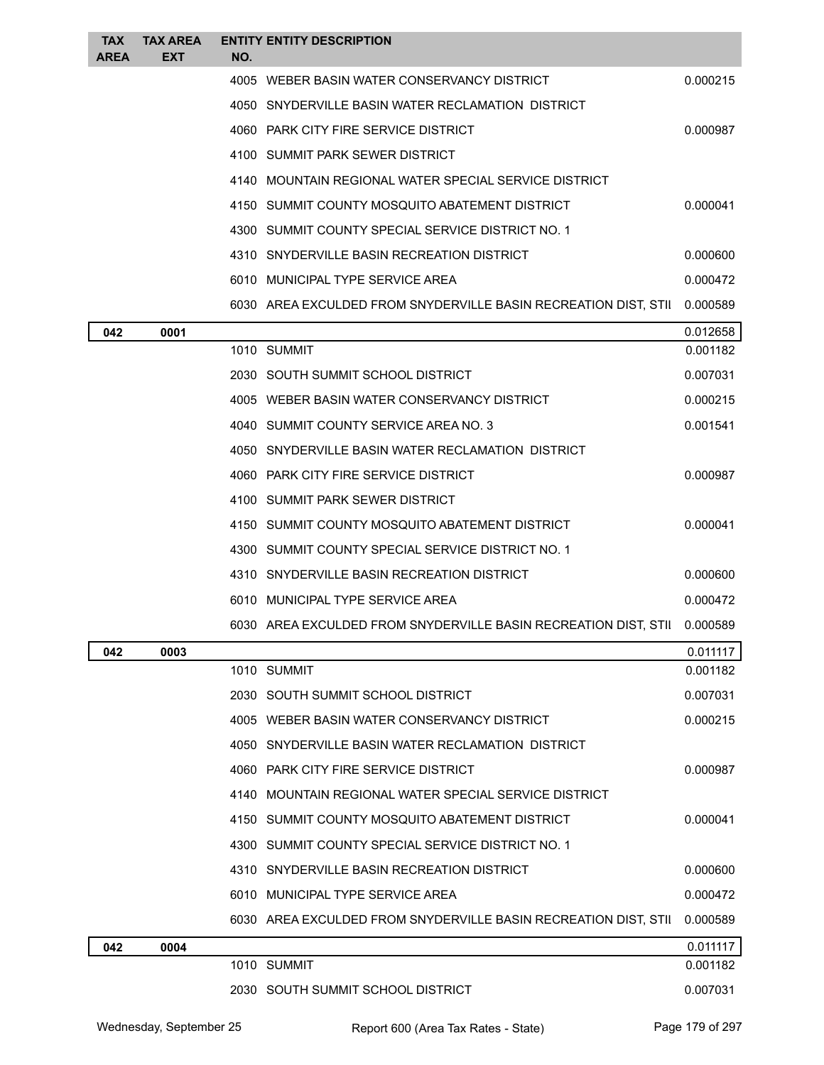| TAX AREA | TAX AREA EXT | ENTITY NO. | ENTITY DESCRIPTION | |
|---|---|---|---|---|
| | | 4005 | WEBER BASIN WATER CONSERVANCY DISTRICT | 0.000215 |
| | | 4050 | SNYDERVILLE BASIN WATER RECLAMATION DISTRICT | |
| | | 4060 | PARK CITY FIRE SERVICE DISTRICT | 0.000987 |
| | | 4100 | SUMMIT PARK SEWER DISTRICT | |
| | | 4140 | MOUNTAIN REGIONAL WATER SPECIAL SERVICE DISTRICT | |
| | | 4150 | SUMMIT COUNTY MOSQUITO ABATEMENT DISTRICT | 0.000041 |
| | | 4300 | SUMMIT COUNTY SPECIAL SERVICE DISTRICT NO. 1 | |
| | | 4310 | SNYDERVILLE BASIN RECREATION DISTRICT | 0.000600 |
| | | 6010 | MUNICIPAL TYPE SERVICE AREA | 0.000472 |
| | | 6030 | AREA EXCULDED FROM SNYDERVILLE BASIN RECREATION DIST, STII | 0.000589 |
| **042** | **0001** | | | 0.012658 |
| | | 1010 | SUMMIT | 0.001182 |
| | | 2030 | SOUTH SUMMIT SCHOOL DISTRICT | 0.007031 |
| | | 4005 | WEBER BASIN WATER CONSERVANCY DISTRICT | 0.000215 |
| | | 4040 | SUMMIT COUNTY SERVICE AREA NO. 3 | 0.001541 |
| | | 4050 | SNYDERVILLE BASIN WATER RECLAMATION DISTRICT | |
| | | 4060 | PARK CITY FIRE SERVICE DISTRICT | 0.000987 |
| | | 4100 | SUMMIT PARK SEWER DISTRICT | |
| | | 4150 | SUMMIT COUNTY MOSQUITO ABATEMENT DISTRICT | 0.000041 |
| | | 4300 | SUMMIT COUNTY SPECIAL SERVICE DISTRICT NO. 1 | |
| | | 4310 | SNYDERVILLE BASIN RECREATION DISTRICT | 0.000600 |
| | | 6010 | MUNICIPAL TYPE SERVICE AREA | 0.000472 |
| | | 6030 | AREA EXCULDED FROM SNYDERVILLE BASIN RECREATION DIST, STII | 0.000589 |
| **042** | **0003** | | | 0.011117 |
| | | 1010 | SUMMIT | 0.001182 |
| | | 2030 | SOUTH SUMMIT SCHOOL DISTRICT | 0.007031 |
| | | 4005 | WEBER BASIN WATER CONSERVANCY DISTRICT | 0.000215 |
| | | 4050 | SNYDERVILLE BASIN WATER RECLAMATION DISTRICT | |
| | | 4060 | PARK CITY FIRE SERVICE DISTRICT | 0.000987 |
| | | 4140 | MOUNTAIN REGIONAL WATER SPECIAL SERVICE DISTRICT | |
| | | 4150 | SUMMIT COUNTY MOSQUITO ABATEMENT DISTRICT | 0.000041 |
| | | 4300 | SUMMIT COUNTY SPECIAL SERVICE DISTRICT NO. 1 | |
| | | 4310 | SNYDERVILLE BASIN RECREATION DISTRICT | 0.000600 |
| | | 6010 | MUNICIPAL TYPE SERVICE AREA | 0.000472 |
| | | 6030 | AREA EXCULDED FROM SNYDERVILLE BASIN RECREATION DIST, STII | 0.000589 |
| **042** | **0004** | | | 0.011117 |
| | | 1010 | SUMMIT | 0.001182 |
| | | 2030 | SOUTH SUMMIT SCHOOL DISTRICT | 0.007031 |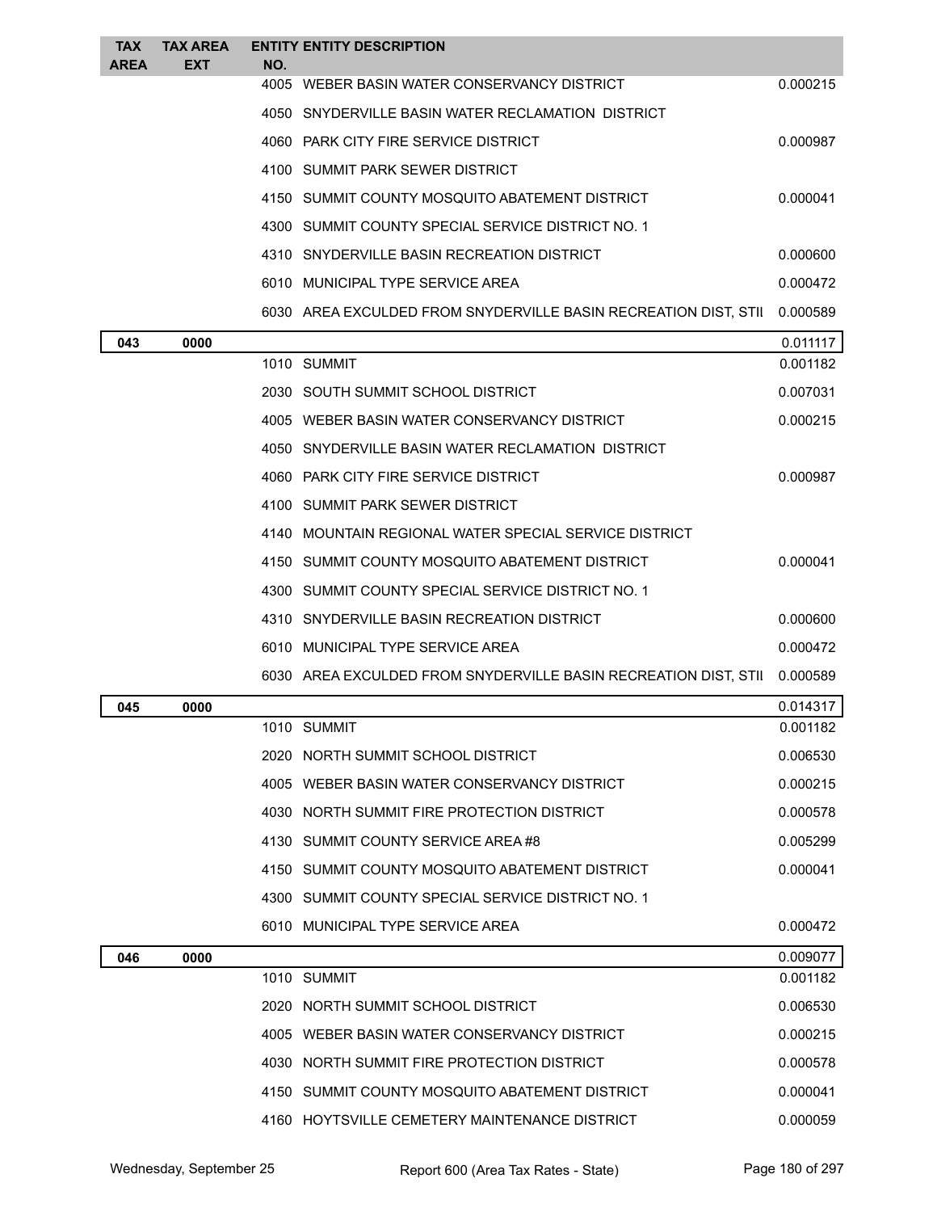| TAX AREA | TAX AREA EXT | ENTITY NO. | ENTITY DESCRIPTION | |
|---|---|---|---|---|
| | | 4005 | WEBER BASIN WATER CONSERVANCY DISTRICT | 0.000215 |
| | | 4050 | SNYDERVILLE BASIN WATER RECLAMATION DISTRICT | |
| | | 4060 | PARK CITY FIRE SERVICE DISTRICT | 0.000987 |
| | | 4100 | SUMMIT PARK SEWER DISTRICT | |
| | | 4150 | SUMMIT COUNTY MOSQUITO ABATEMENT DISTRICT | 0.000041 |
| | | 4300 | SUMMIT COUNTY SPECIAL SERVICE DISTRICT NO. 1 | |
| | | 4310 | SNYDERVILLE BASIN RECREATION DISTRICT | 0.000600 |
| | | 6010 | MUNICIPAL TYPE SERVICE AREA | 0.000472 |
| | | 6030 | AREA EXCULDED FROM SNYDERVILLE BASIN RECREATION DIST, STII | 0.000589 |
| **043** | **0000** | | | 0.011117 |
| | | 1010 | SUMMIT | 0.001182 |
| | | 2030 | SOUTH SUMMIT SCHOOL DISTRICT | 0.007031 |
| | | 4005 | WEBER BASIN WATER CONSERVANCY DISTRICT | 0.000215 |
| | | 4050 | SNYDERVILLE BASIN WATER RECLAMATION DISTRICT | |
| | | 4060 | PARK CITY FIRE SERVICE DISTRICT | 0.000987 |
| | | 4100 | SUMMIT PARK SEWER DISTRICT | |
| | | 4140 | MOUNTAIN REGIONAL WATER SPECIAL SERVICE DISTRICT | |
| | | 4150 | SUMMIT COUNTY MOSQUITO ABATEMENT DISTRICT | 0.000041 |
| | | 4300 | SUMMIT COUNTY SPECIAL SERVICE DISTRICT NO. 1 | |
| | | 4310 | SNYDERVILLE BASIN RECREATION DISTRICT | 0.000600 |
| | | 6010 | MUNICIPAL TYPE SERVICE AREA | 0.000472 |
| | | 6030 | AREA EXCULDED FROM SNYDERVILLE BASIN RECREATION DIST, STII | 0.000589 |
| **045** | **0000** | | | 0.014317 |
| | | 1010 | SUMMIT | 0.001182 |
| | | 2020 | NORTH SUMMIT SCHOOL DISTRICT | 0.006530 |
| | | 4005 | WEBER BASIN WATER CONSERVANCY DISTRICT | 0.000215 |
| | | 4030 | NORTH SUMMIT FIRE PROTECTION DISTRICT | 0.000578 |
| | | 4130 | SUMMIT COUNTY SERVICE AREA #8 | 0.005299 |
| | | 4150 | SUMMIT COUNTY MOSQUITO ABATEMENT DISTRICT | 0.000041 |
| | | 4300 | SUMMIT COUNTY SPECIAL SERVICE DISTRICT NO. 1 | |
| | | 6010 | MUNICIPAL TYPE SERVICE AREA | 0.000472 |
| **046** | **0000** | | | 0.009077 |
| | | 1010 | SUMMIT | 0.001182 |
| | | 2020 | NORTH SUMMIT SCHOOL DISTRICT | 0.006530 |
| | | 4005 | WEBER BASIN WATER CONSERVANCY DISTRICT | 0.000215 |
| | | 4030 | NORTH SUMMIT FIRE PROTECTION DISTRICT | 0.000578 |
| | | 4150 | SUMMIT COUNTY MOSQUITO ABATEMENT DISTRICT | 0.000041 |
| | | 4160 | HOYTSVILLE CEMETERY MAINTENANCE DISTRICT | 0.000059 |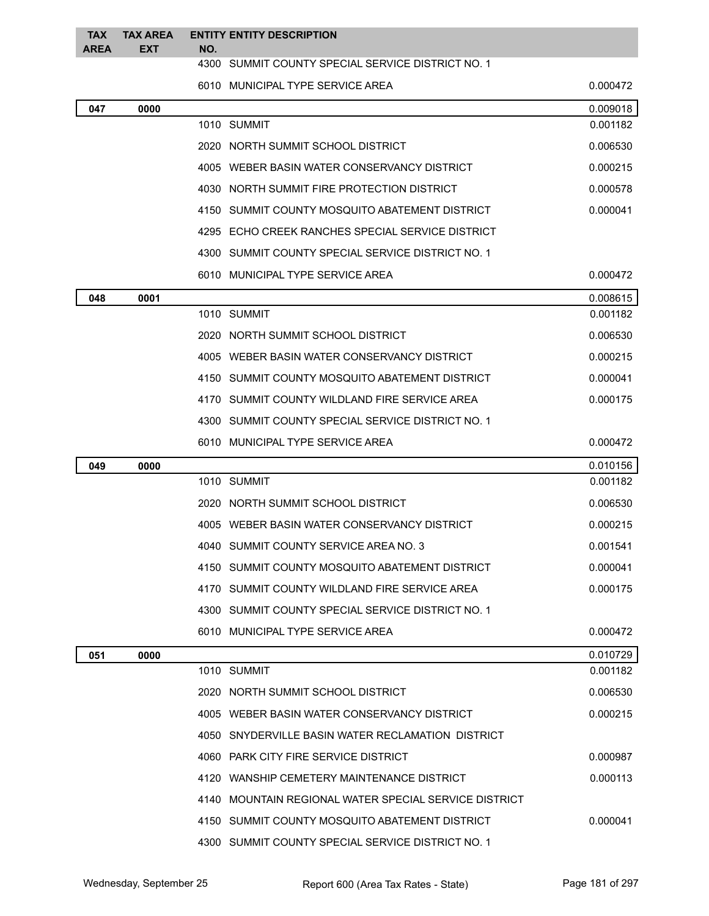| TAX AREA | TAX AREA EXT | ENTITY NO. | ENTITY DESCRIPTION | |
|---|---|---|---|---|
| | | 4300 | SUMMIT COUNTY SPECIAL SERVICE DISTRICT NO. 1 | |
| | | 6010 | MUNICIPAL TYPE SERVICE AREA | 0.000472 |
| **047** | **0000** | | | 0.009018 |
| | | 1010 | SUMMIT | 0.001182 |
| | | 2020 | NORTH SUMMIT SCHOOL DISTRICT | 0.006530 |
| | | 4005 | WEBER BASIN WATER CONSERVANCY DISTRICT | 0.000215 |
| | | 4030 | NORTH SUMMIT FIRE PROTECTION DISTRICT | 0.000578 |
| | | 4150 | SUMMIT COUNTY MOSQUITO ABATEMENT DISTRICT | 0.000041 |
| | | 4295 | ECHO CREEK RANCHES SPECIAL SERVICE DISTRICT | |
| | | 4300 | SUMMIT COUNTY SPECIAL SERVICE DISTRICT NO. 1 | |
| | | 6010 | MUNICIPAL TYPE SERVICE AREA | 0.000472 |
| **048** | **0001** | | | 0.008615 |
| | | 1010 | SUMMIT | 0.001182 |
| | | 2020 | NORTH SUMMIT SCHOOL DISTRICT | 0.006530 |
| | | 4005 | WEBER BASIN WATER CONSERVANCY DISTRICT | 0.000215 |
| | | 4150 | SUMMIT COUNTY MOSQUITO ABATEMENT DISTRICT | 0.000041 |
| | | 4170 | SUMMIT COUNTY WILDLAND FIRE SERVICE AREA | 0.000175 |
| | | 4300 | SUMMIT COUNTY SPECIAL SERVICE DISTRICT NO. 1 | |
| | | 6010 | MUNICIPAL TYPE SERVICE AREA | 0.000472 |
| **049** | **0000** | | | 0.010156 |
| | | 1010 | SUMMIT | 0.001182 |
| | | 2020 | NORTH SUMMIT SCHOOL DISTRICT | 0.006530 |
| | | 4005 | WEBER BASIN WATER CONSERVANCY DISTRICT | 0.000215 |
| | | 4040 | SUMMIT COUNTY SERVICE AREA NO. 3 | 0.001541 |
| | | 4150 | SUMMIT COUNTY MOSQUITO ABATEMENT DISTRICT | 0.000041 |
| | | 4170 | SUMMIT COUNTY WILDLAND FIRE SERVICE AREA | 0.000175 |
| | | 4300 | SUMMIT COUNTY SPECIAL SERVICE DISTRICT NO. 1 | |
| | | 6010 | MUNICIPAL TYPE SERVICE AREA | 0.000472 |
| **051** | **0000** | | | 0.010729 |
| | | 1010 | SUMMIT | 0.001182 |
| | | 2020 | NORTH SUMMIT SCHOOL DISTRICT | 0.006530 |
| | | 4005 | WEBER BASIN WATER CONSERVANCY DISTRICT | 0.000215 |
| | | 4050 | SNYDERVILLE BASIN WATER RECLAMATION DISTRICT | |
| | | 4060 | PARK CITY FIRE SERVICE DISTRICT | 0.000987 |
| | | 4120 | WANSHIP CEMETERY MAINTENANCE DISTRICT | 0.000113 |
| | | 4140 | MOUNTAIN REGIONAL WATER SPECIAL SERVICE DISTRICT | |
| | | 4150 | SUMMIT COUNTY MOSQUITO ABATEMENT DISTRICT | 0.000041 |
| | | 4300 | SUMMIT COUNTY SPECIAL SERVICE DISTRICT NO. 1 | |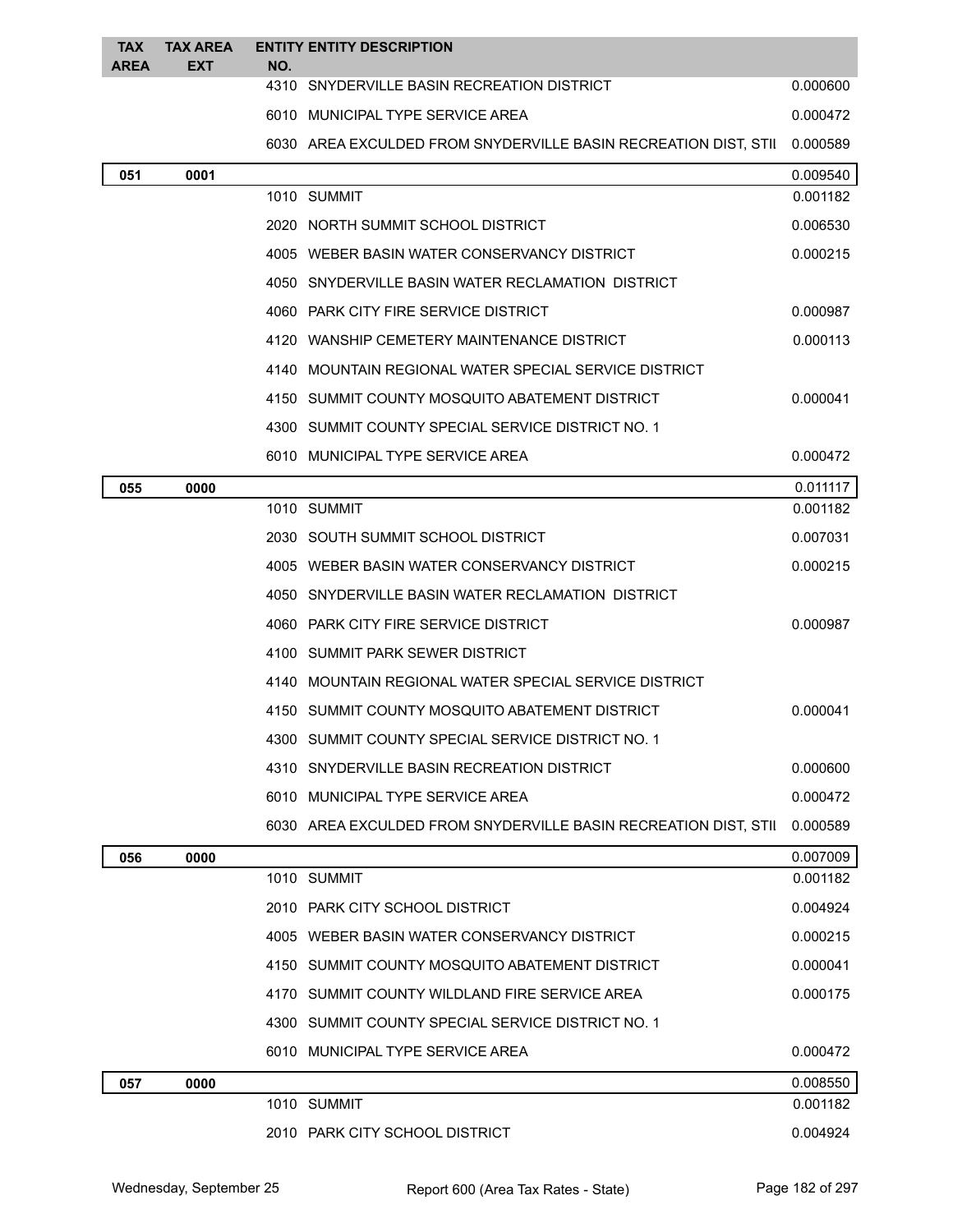| TAX AREA | TAX AREA EXT | ENTITY NO. | ENTITY DESCRIPTION | |
|---|---|---|---|---|
| | | 4310 | SNYDERVILLE BASIN RECREATION DISTRICT | 0.000600 |
| | | 6010 | MUNICIPAL TYPE SERVICE AREA | 0.000472 |
| | | 6030 | AREA EXCULDED FROM SNYDERVILLE BASIN RECREATION DIST, STII | 0.000589 |
| 051 | 0001 | | | 0.009540 |
| | | 1010 | SUMMIT | 0.001182 |
| | | 2020 | NORTH SUMMIT SCHOOL DISTRICT | 0.006530 |
| | | 4005 | WEBER BASIN WATER CONSERVANCY DISTRICT | 0.000215 |
| | | 4050 | SNYDERVILLE BASIN WATER RECLAMATION DISTRICT | |
| | | 4060 | PARK CITY FIRE SERVICE DISTRICT | 0.000987 |
| | | 4120 | WANSHIP CEMETERY MAINTENANCE DISTRICT | 0.000113 |
| | | 4140 | MOUNTAIN REGIONAL WATER SPECIAL SERVICE DISTRICT | |
| | | 4150 | SUMMIT COUNTY MOSQUITO ABATEMENT DISTRICT | 0.000041 |
| | | 4300 | SUMMIT COUNTY SPECIAL SERVICE DISTRICT NO. 1 | |
| | | 6010 | MUNICIPAL TYPE SERVICE AREA | 0.000472 |
| 055 | 0000 | | | 0.011117 |
| | | 1010 | SUMMIT | 0.001182 |
| | | 2030 | SOUTH SUMMIT SCHOOL DISTRICT | 0.007031 |
| | | 4005 | WEBER BASIN WATER CONSERVANCY DISTRICT | 0.000215 |
| | | 4050 | SNYDERVILLE BASIN WATER RECLAMATION DISTRICT | |
| | | 4060 | PARK CITY FIRE SERVICE DISTRICT | 0.000987 |
| | | 4100 | SUMMIT PARK SEWER DISTRICT | |
| | | 4140 | MOUNTAIN REGIONAL WATER SPECIAL SERVICE DISTRICT | |
| | | 4150 | SUMMIT COUNTY MOSQUITO ABATEMENT DISTRICT | 0.000041 |
| | | 4300 | SUMMIT COUNTY SPECIAL SERVICE DISTRICT NO. 1 | |
| | | 4310 | SNYDERVILLE BASIN RECREATION DISTRICT | 0.000600 |
| | | 6010 | MUNICIPAL TYPE SERVICE AREA | 0.000472 |
| | | 6030 | AREA EXCULDED FROM SNYDERVILLE BASIN RECREATION DIST, STII | 0.000589 |
| 056 | 0000 | | | 0.007009 |
| | | 1010 | SUMMIT | 0.001182 |
| | | 2010 | PARK CITY SCHOOL DISTRICT | 0.004924 |
| | | 4005 | WEBER BASIN WATER CONSERVANCY DISTRICT | 0.000215 |
| | | 4150 | SUMMIT COUNTY MOSQUITO ABATEMENT DISTRICT | 0.000041 |
| | | 4170 | SUMMIT COUNTY WILDLAND FIRE SERVICE AREA | 0.000175 |
| | | 4300 | SUMMIT COUNTY SPECIAL SERVICE DISTRICT NO. 1 | |
| | | 6010 | MUNICIPAL TYPE SERVICE AREA | 0.000472 |
| 057 | 0000 | | | 0.008550 |
| | | 1010 | SUMMIT | 0.001182 |
| | | 2010 | PARK CITY SCHOOL DISTRICT | 0.004924 |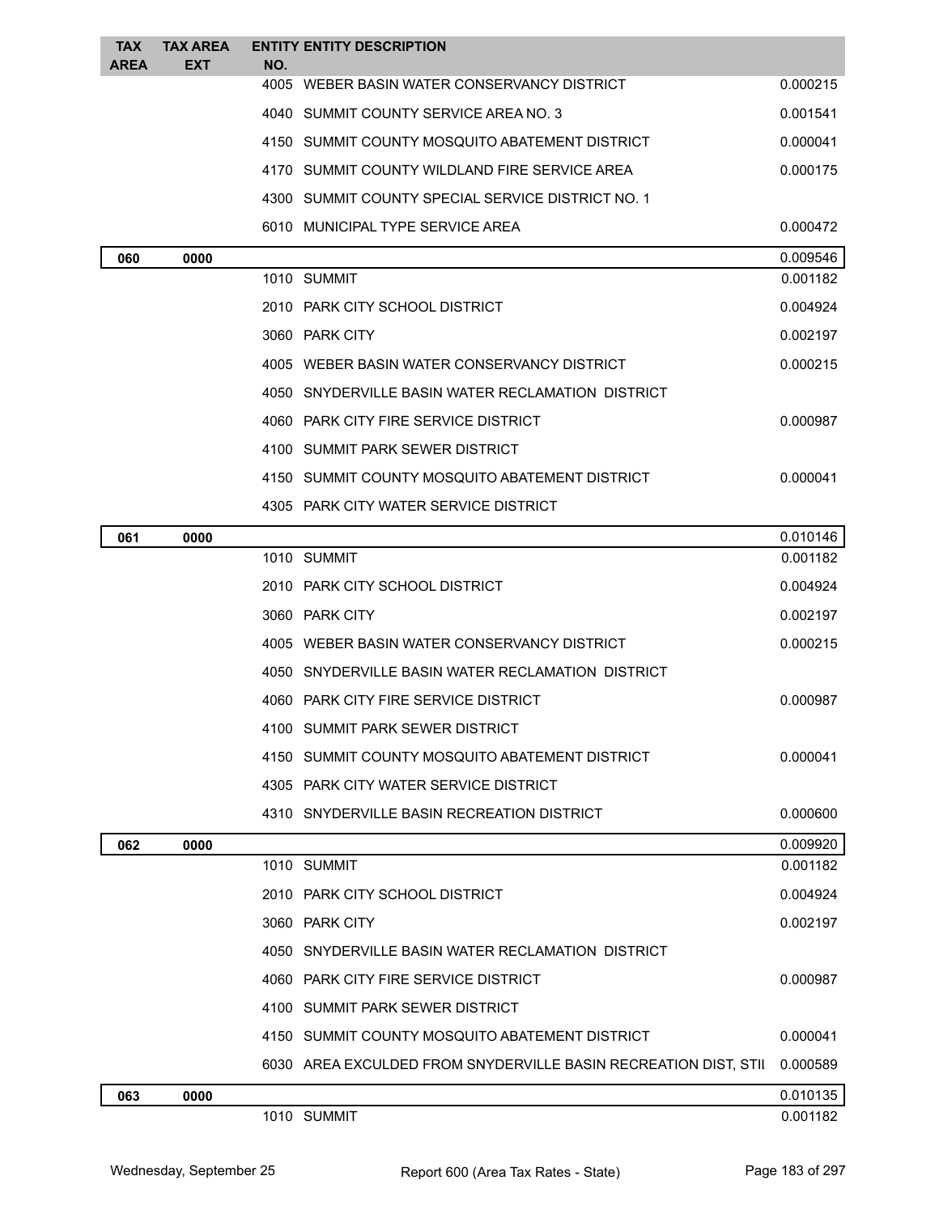| TAX AREA | TAX AREA EXT | ENTITY NO. | ENTITY DESCRIPTION | |
|---|---|---|---|---|
| | | 4005 | WEBER BASIN WATER CONSERVANCY DISTRICT | 0.000215 |
| | | 4040 | SUMMIT COUNTY SERVICE AREA NO. 3 | 0.001541 |
| | | 4150 | SUMMIT COUNTY MOSQUITO ABATEMENT DISTRICT | 0.000041 |
| | | 4170 | SUMMIT COUNTY WILDLAND FIRE SERVICE AREA | 0.000175 |
| | | 4300 | SUMMIT COUNTY SPECIAL SERVICE DISTRICT NO. 1 | |
| | | 6010 | MUNICIPAL TYPE SERVICE AREA | 0.000472 |
| **060** | **0000** | | | 0.009546 |
| | | 1010 | SUMMIT | 0.001182 |
| | | 2010 | PARK CITY SCHOOL DISTRICT | 0.004924 |
| | | 3060 | PARK CITY | 0.002197 |
| | | 4005 | WEBER BASIN WATER CONSERVANCY DISTRICT | 0.000215 |
| | | 4050 | SNYDERVILLE BASIN WATER RECLAMATION DISTRICT | |
| | | 4060 | PARK CITY FIRE SERVICE DISTRICT | 0.000987 |
| | | 4100 | SUMMIT PARK SEWER DISTRICT | |
| | | 4150 | SUMMIT COUNTY MOSQUITO ABATEMENT DISTRICT | 0.000041 |
| | | 4305 | PARK CITY WATER SERVICE DISTRICT | |
| **061** | **0000** | | | 0.010146 |
| | | 1010 | SUMMIT | 0.001182 |
| | | 2010 | PARK CITY SCHOOL DISTRICT | 0.004924 |
| | | 3060 | PARK CITY | 0.002197 |
| | | 4005 | WEBER BASIN WATER CONSERVANCY DISTRICT | 0.000215 |
| | | 4050 | SNYDERVILLE BASIN WATER RECLAMATION DISTRICT | |
| | | 4060 | PARK CITY FIRE SERVICE DISTRICT | 0.000987 |
| | | 4100 | SUMMIT PARK SEWER DISTRICT | |
| | | 4150 | SUMMIT COUNTY MOSQUITO ABATEMENT DISTRICT | 0.000041 |
| | | 4305 | PARK CITY WATER SERVICE DISTRICT | |
| | | 4310 | SNYDERVILLE BASIN RECREATION DISTRICT | 0.000600 |
| **062** | **0000** | | | 0.009920 |
| | | 1010 | SUMMIT | 0.001182 |
| | | 2010 | PARK CITY SCHOOL DISTRICT | 0.004924 |
| | | 3060 | PARK CITY | 0.002197 |
| | | 4050 | SNYDERVILLE BASIN WATER RECLAMATION DISTRICT | |
| | | 4060 | PARK CITY FIRE SERVICE DISTRICT | 0.000987 |
| | | 4100 | SUMMIT PARK SEWER DISTRICT | |
| | | 4150 | SUMMIT COUNTY MOSQUITO ABATEMENT DISTRICT | 0.000041 |
| | | 6030 | AREA EXCULDED FROM SNYDERVILLE BASIN RECREATION DIST, STII | 0.000589 |
| **063** | **0000** | | | 0.010135 |
| | | 1010 | SUMMIT | 0.001182 |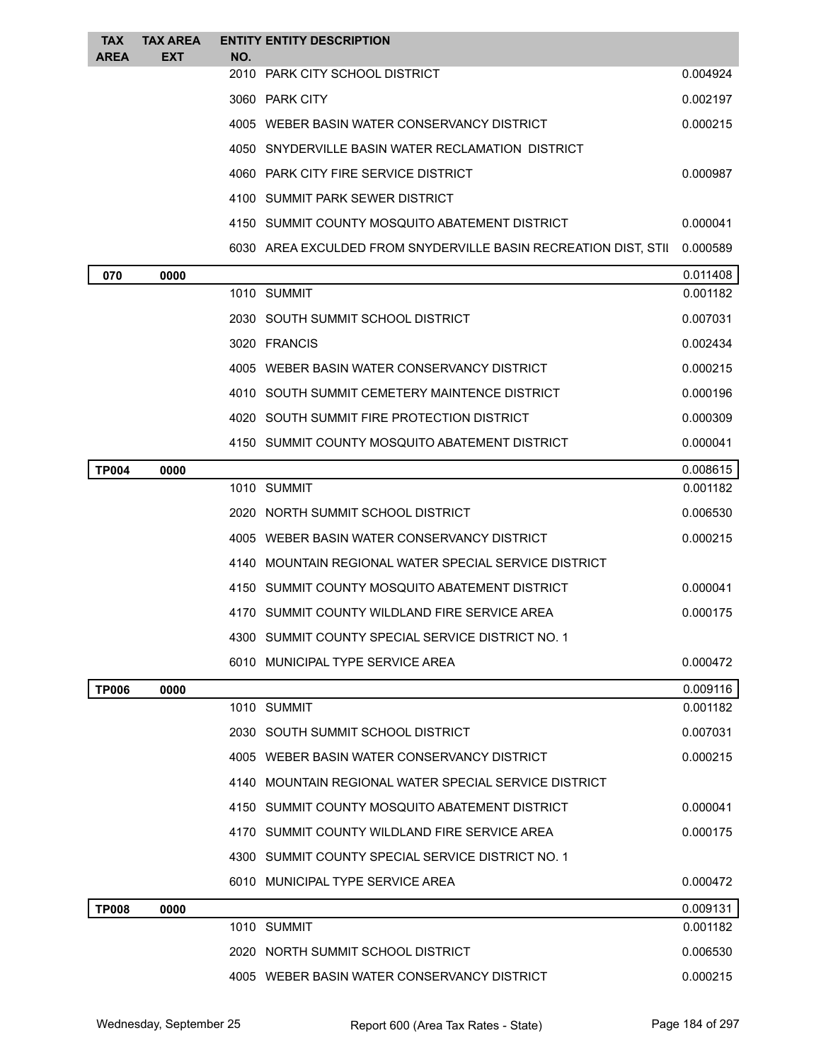| TAX AREA | TAX AREA EXT | ENTITY NO. | ENTITY DESCRIPTION | |
|---|---|---|---|---|
| | | 2010 | PARK CITY SCHOOL DISTRICT | 0.004924 |
| | | 3060 | PARK CITY | 0.002197 |
| | | 4005 | WEBER BASIN WATER CONSERVANCY DISTRICT | 0.000215 |
| | | 4050 | SNYDERVILLE BASIN WATER RECLAMATION DISTRICT | |
| | | 4060 | PARK CITY FIRE SERVICE DISTRICT | 0.000987 |
| | | 4100 | SUMMIT PARK SEWER DISTRICT | |
| | | 4150 | SUMMIT COUNTY MOSQUITO ABATEMENT DISTRICT | 0.000041 |
| | | 6030 | AREA EXCULDED FROM SNYDERVILLE BASIN RECREATION DIST, STII | 0.000589 |
| **070** | **0000** | | | 0.011408 |
| | | 1010 | SUMMIT | 0.001182 |
| | | 2030 | SOUTH SUMMIT SCHOOL DISTRICT | 0.007031 |
| | | 3020 | FRANCIS | 0.002434 |
| | | 4005 | WEBER BASIN WATER CONSERVANCY DISTRICT | 0.000215 |
| | | 4010 | SOUTH SUMMIT CEMETERY MAINTENCE DISTRICT | 0.000196 |
| | | 4020 | SOUTH SUMMIT FIRE PROTECTION DISTRICT | 0.000309 |
| | | 4150 | SUMMIT COUNTY MOSQUITO ABATEMENT DISTRICT | 0.000041 |
| **TP004** | **0000** | | | 0.008615 |
| | | 1010 | SUMMIT | 0.001182 |
| | | 2020 | NORTH SUMMIT SCHOOL DISTRICT | 0.006530 |
| | | 4005 | WEBER BASIN WATER CONSERVANCY DISTRICT | 0.000215 |
| | | 4140 | MOUNTAIN REGIONAL WATER SPECIAL SERVICE DISTRICT | |
| | | 4150 | SUMMIT COUNTY MOSQUITO ABATEMENT DISTRICT | 0.000041 |
| | | 4170 | SUMMIT COUNTY WILDLAND FIRE SERVICE AREA | 0.000175 |
| | | 4300 | SUMMIT COUNTY SPECIAL SERVICE DISTRICT NO. 1 | |
| | | 6010 | MUNICIPAL TYPE SERVICE AREA | 0.000472 |
| **TP006** | **0000** | | | 0.009116 |
| | | 1010 | SUMMIT | 0.001182 |
| | | 2030 | SOUTH SUMMIT SCHOOL DISTRICT | 0.007031 |
| | | 4005 | WEBER BASIN WATER CONSERVANCY DISTRICT | 0.000215 |
| | | 4140 | MOUNTAIN REGIONAL WATER SPECIAL SERVICE DISTRICT | |
| | | 4150 | SUMMIT COUNTY MOSQUITO ABATEMENT DISTRICT | 0.000041 |
| | | 4170 | SUMMIT COUNTY WILDLAND FIRE SERVICE AREA | 0.000175 |
| | | 4300 | SUMMIT COUNTY SPECIAL SERVICE DISTRICT NO. 1 | |
| | | 6010 | MUNICIPAL TYPE SERVICE AREA | 0.000472 |
| **TP008** | **0000** | | | 0.009131 |
| | | 1010 | SUMMIT | 0.001182 |
| | | 2020 | NORTH SUMMIT SCHOOL DISTRICT | 0.006530 |
| | | 4005 | WEBER BASIN WATER CONSERVANCY DISTRICT | 0.000215 |

Wednesday, September 25 — Report 600 (Area Tax Rates - State)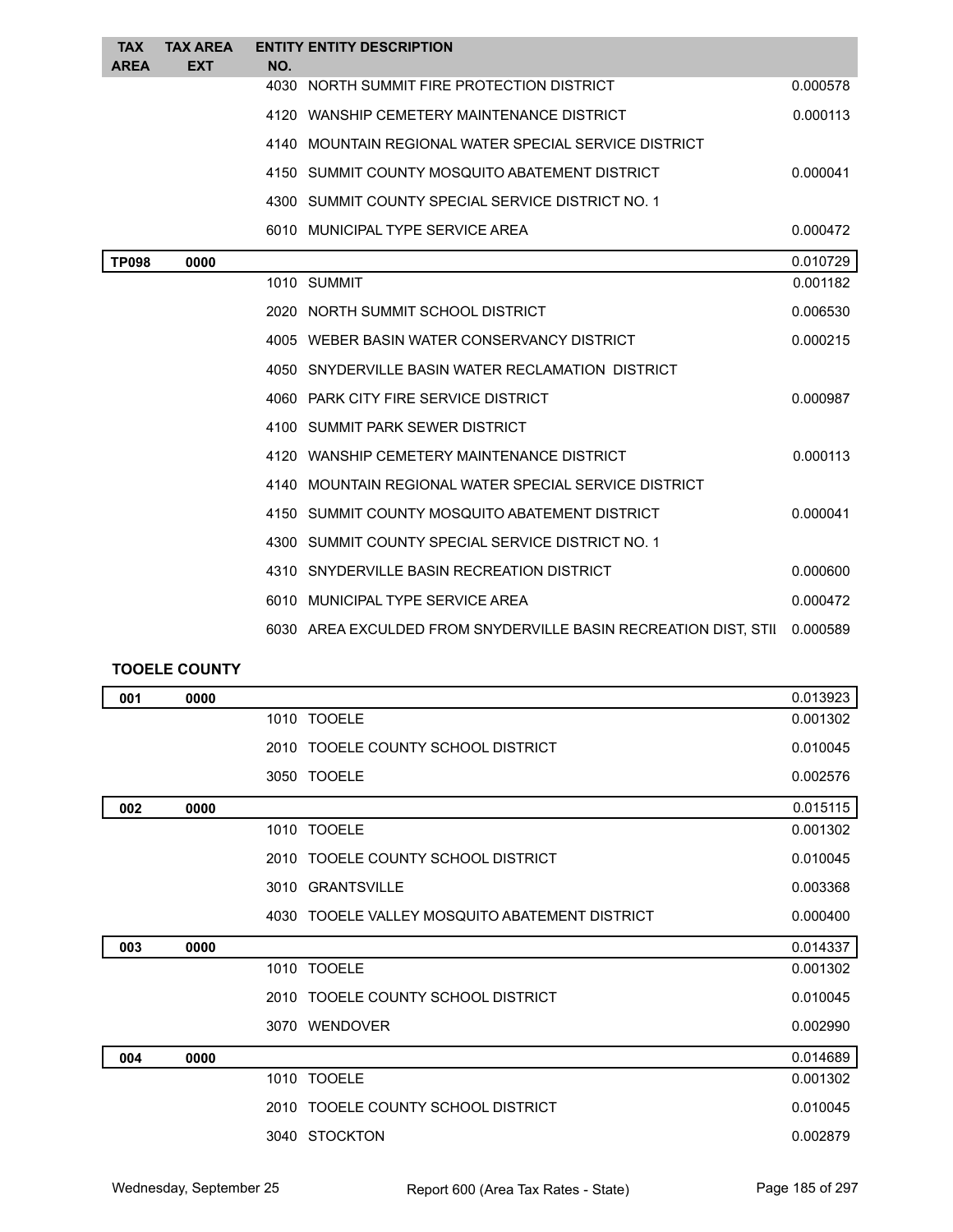| TAX AREA | TAX AREA EXT | ENTITY NO. | ENTITY DESCRIPTION | |
|---|---|---|---|---|
| | | 4030 | NORTH SUMMIT FIRE PROTECTION DISTRICT | 0.000578 |
| | | 4120 | WANSHIP CEMETERY MAINTENANCE DISTRICT | 0.000113 |
| | | 4140 | MOUNTAIN REGIONAL WATER SPECIAL SERVICE DISTRICT | |
| | | 4150 | SUMMIT COUNTY MOSQUITO ABATEMENT DISTRICT | 0.000041 |
| | | 4300 | SUMMIT COUNTY SPECIAL SERVICE DISTRICT NO. 1 | |
| | | 6010 | MUNICIPAL TYPE SERVICE AREA | 0.000472 |
| **TP098** | **0000** | | | 0.010729 |
| | | 1010 | SUMMIT | 0.001182 |
| | | 2020 | NORTH SUMMIT SCHOOL DISTRICT | 0.006530 |
| | | 4005 | WEBER BASIN WATER CONSERVANCY DISTRICT | 0.000215 |
| | | 4050 | SNYDERVILLE BASIN WATER RECLAMATION DISTRICT | |
| | | 4060 | PARK CITY FIRE SERVICE DISTRICT | 0.000987 |
| | | 4100 | SUMMIT PARK SEWER DISTRICT | |
| | | 4120 | WANSHIP CEMETERY MAINTENANCE DISTRICT | 0.000113 |
| | | 4140 | MOUNTAIN REGIONAL WATER SPECIAL SERVICE DISTRICT | |
| | | 4150 | SUMMIT COUNTY MOSQUITO ABATEMENT DISTRICT | 0.000041 |
| | | 4300 | SUMMIT COUNTY SPECIAL SERVICE DISTRICT NO. 1 | |
| | | 4310 | SNYDERVILLE BASIN RECREATION DISTRICT | 0.000600 |
| | | 6010 | MUNICIPAL TYPE SERVICE AREA | 0.000472 |
| | | 6030 | AREA EXCULDED FROM SNYDERVILLE BASIN RECREATION DIST, STII | 0.000589 |

**TOOELE COUNTY**

| TAX AREA | TAX AREA EXT | ENTITY NO. | ENTITY DESCRIPTION | |
|---|---|---|---|---|
| **001** | **0000** | | | 0.013923 |
| | | 1010 | TOOELE | 0.001302 |
| | | 2010 | TOOELE COUNTY SCHOOL DISTRICT | 0.010045 |
| | | 3050 | TOOELE | 0.002576 |
| **002** | **0000** | | | 0.015115 |
| | | 1010 | TOOELE | 0.001302 |
| | | 2010 | TOOELE COUNTY SCHOOL DISTRICT | 0.010045 |
| | | 3010 | GRANTSVILLE | 0.003368 |
| | | 4030 | TOOELE VALLEY MOSQUITO ABATEMENT DISTRICT | 0.000400 |
| **003** | **0000** | | | 0.014337 |
| | | 1010 | TOOELE | 0.001302 |
| | | 2010 | TOOELE COUNTY SCHOOL DISTRICT | 0.010045 |
| | | 3070 | WENDOVER | 0.002990 |
| **004** | **0000** | | | 0.014689 |
| | | 1010 | TOOELE | 0.001302 |
| | | 2010 | TOOELE COUNTY SCHOOL DISTRICT | 0.010045 |
| | | 3040 | STOCKTON | 0.002879 |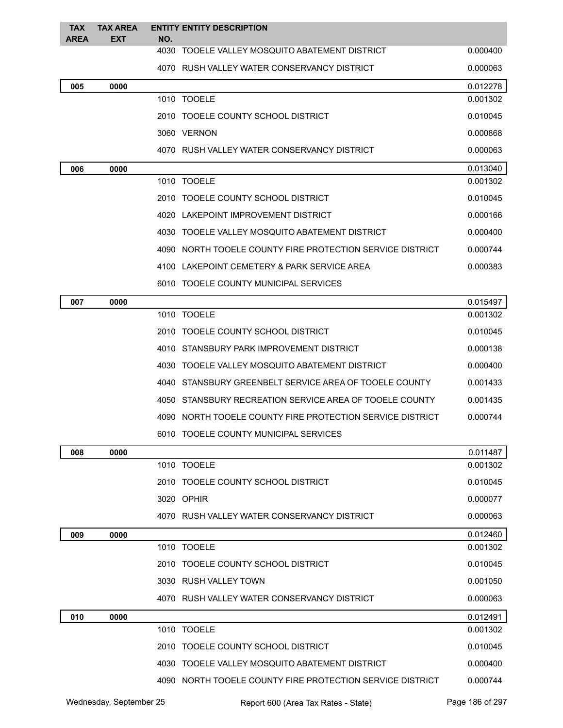| TAX AREA | TAX AREA EXT | ENTITY NO. | ENTITY DESCRIPTION | |
|---|---|---|---|---|
| | | 4030 | TOOELE VALLEY MOSQUITO ABATEMENT DISTRICT | 0.000400 |
| | | 4070 | RUSH VALLEY WATER CONSERVANCY DISTRICT | 0.000063 |
| **005** | **0000** | | | 0.012278 |
| | | 1010 | TOOELE | 0.001302 |
| | | 2010 | TOOELE COUNTY SCHOOL DISTRICT | 0.010045 |
| | | 3060 | VERNON | 0.000868 |
| | | 4070 | RUSH VALLEY WATER CONSERVANCY DISTRICT | 0.000063 |
| **006** | **0000** | | | 0.013040 |
| | | 1010 | TOOELE | 0.001302 |
| | | 2010 | TOOELE COUNTY SCHOOL DISTRICT | 0.010045 |
| | | 4020 | LAKEPOINT IMPROVEMENT DISTRICT | 0.000166 |
| | | 4030 | TOOELE VALLEY MOSQUITO ABATEMENT DISTRICT | 0.000400 |
| | | 4090 | NORTH TOOELE COUNTY FIRE PROTECTION SERVICE DISTRICT | 0.000744 |
| | | 4100 | LAKEPOINT CEMETERY & PARK SERVICE AREA | 0.000383 |
| | | 6010 | TOOELE COUNTY MUNICIPAL SERVICES | |
| **007** | **0000** | | | 0.015497 |
| | | 1010 | TOOELE | 0.001302 |
| | | 2010 | TOOELE COUNTY SCHOOL DISTRICT | 0.010045 |
| | | 4010 | STANSBURY PARK IMPROVEMENT DISTRICT | 0.000138 |
| | | 4030 | TOOELE VALLEY MOSQUITO ABATEMENT DISTRICT | 0.000400 |
| | | 4040 | STANSBURY GREENBELT SERVICE AREA OF TOOELE COUNTY | 0.001433 |
| | | 4050 | STANSBURY RECREATION SERVICE AREA OF TOOELE COUNTY | 0.001435 |
| | | 4090 | NORTH TOOELE COUNTY FIRE PROTECTION SERVICE DISTRICT | 0.000744 |
| | | 6010 | TOOELE COUNTY MUNICIPAL SERVICES | |
| **008** | **0000** | | | 0.011487 |
| | | 1010 | TOOELE | 0.001302 |
| | | 2010 | TOOELE COUNTY SCHOOL DISTRICT | 0.010045 |
| | | 3020 | OPHIR | 0.000077 |
| | | 4070 | RUSH VALLEY WATER CONSERVANCY DISTRICT | 0.000063 |
| **009** | **0000** | | | 0.012460 |
| | | 1010 | TOOELE | 0.001302 |
| | | 2010 | TOOELE COUNTY SCHOOL DISTRICT | 0.010045 |
| | | 3030 | RUSH VALLEY TOWN | 0.001050 |
| | | 4070 | RUSH VALLEY WATER CONSERVANCY DISTRICT | 0.000063 |
| **010** | **0000** | | | 0.012491 |
| | | 1010 | TOOELE | 0.001302 |
| | | 2010 | TOOELE COUNTY SCHOOL DISTRICT | 0.010045 |
| | | 4030 | TOOELE VALLEY MOSQUITO ABATEMENT DISTRICT | 0.000400 |
| | | 4090 | NORTH TOOELE COUNTY FIRE PROTECTION SERVICE DISTRICT | 0.000744 |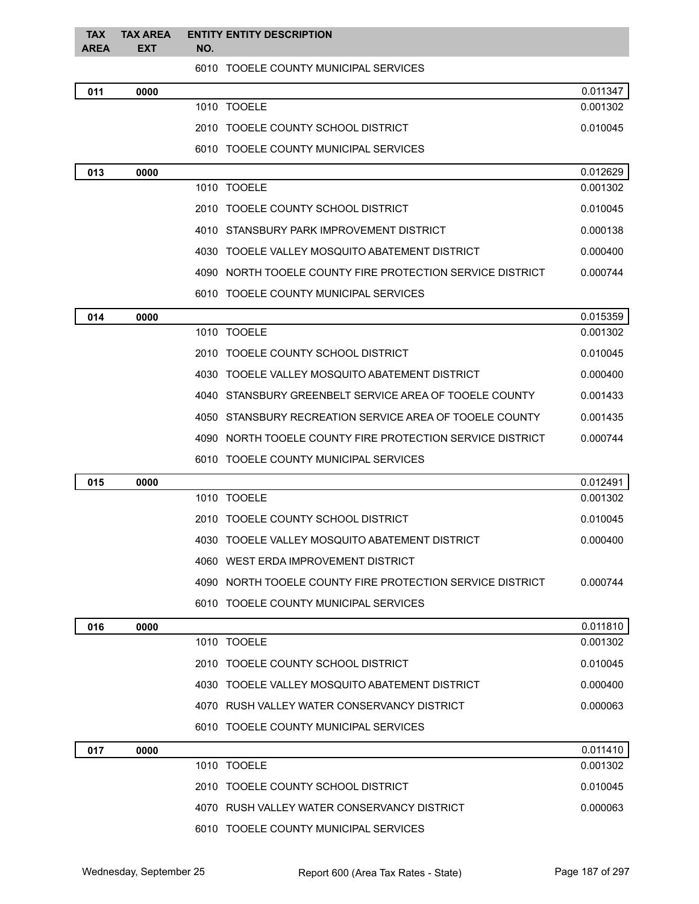| TAX AREA | TAX AREA EXT | ENTITY NO. | ENTITY DESCRIPTION | |
|---|---|---|---|---|
| | | 6010 | TOOELE COUNTY MUNICIPAL SERVICES | |
| **011** | **0000** | | | 0.011347 |
| | | 1010 | TOOELE | 0.001302 |
| | | 2010 | TOOELE COUNTY SCHOOL DISTRICT | 0.010045 |
| | | 6010 | TOOELE COUNTY MUNICIPAL SERVICES | |
| **013** | **0000** | | | 0.012629 |
| | | 1010 | TOOELE | 0.001302 |
| | | 2010 | TOOELE COUNTY SCHOOL DISTRICT | 0.010045 |
| | | 4010 | STANSBURY PARK IMPROVEMENT DISTRICT | 0.000138 |
| | | 4030 | TOOELE VALLEY MOSQUITO ABATEMENT DISTRICT | 0.000400 |
| | | 4090 | NORTH TOOELE COUNTY FIRE PROTECTION SERVICE DISTRICT | 0.000744 |
| | | 6010 | TOOELE COUNTY MUNICIPAL SERVICES | |
| **014** | **0000** | | | 0.015359 |
| | | 1010 | TOOELE | 0.001302 |
| | | 2010 | TOOELE COUNTY SCHOOL DISTRICT | 0.010045 |
| | | 4030 | TOOELE VALLEY MOSQUITO ABATEMENT DISTRICT | 0.000400 |
| | | 4040 | STANSBURY GREENBELT SERVICE AREA OF TOOELE COUNTY | 0.001433 |
| | | 4050 | STANSBURY RECREATION SERVICE AREA OF TOOELE COUNTY | 0.001435 |
| | | 4090 | NORTH TOOELE COUNTY FIRE PROTECTION SERVICE DISTRICT | 0.000744 |
| | | 6010 | TOOELE COUNTY MUNICIPAL SERVICES | |
| **015** | **0000** | | | 0.012491 |
| | | 1010 | TOOELE | 0.001302 |
| | | 2010 | TOOELE COUNTY SCHOOL DISTRICT | 0.010045 |
| | | 4030 | TOOELE VALLEY MOSQUITO ABATEMENT DISTRICT | 0.000400 |
| | | 4060 | WEST ERDA IMPROVEMENT DISTRICT | |
| | | 4090 | NORTH TOOELE COUNTY FIRE PROTECTION SERVICE DISTRICT | 0.000744 |
| | | 6010 | TOOELE COUNTY MUNICIPAL SERVICES | |
| **016** | **0000** | | | 0.011810 |
| | | 1010 | TOOELE | 0.001302 |
| | | 2010 | TOOELE COUNTY SCHOOL DISTRICT | 0.010045 |
| | | 4030 | TOOELE VALLEY MOSQUITO ABATEMENT DISTRICT | 0.000400 |
| | | 4070 | RUSH VALLEY WATER CONSERVANCY DISTRICT | 0.000063 |
| | | 6010 | TOOELE COUNTY MUNICIPAL SERVICES | |
| **017** | **0000** | | | 0.011410 |
| | | 1010 | TOOELE | 0.001302 |
| | | 2010 | TOOELE COUNTY SCHOOL DISTRICT | 0.010045 |
| | | 4070 | RUSH VALLEY WATER CONSERVANCY DISTRICT | 0.000063 |
| | | 6010 | TOOELE COUNTY MUNICIPAL SERVICES | |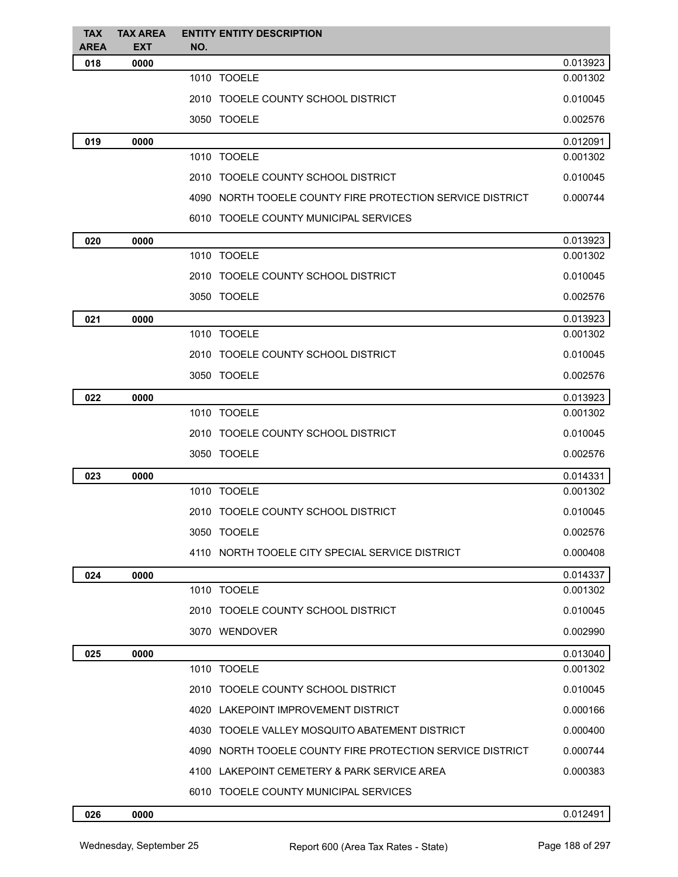| TAX AREA | TAX AREA EXT | ENTITY NO. | ENTITY DESCRIPTION | |
|---|---|---|---|---|
| **018** | **0000** | | | 0.013923 |
| | | 1010 | TOOELE | 0.001302 |
| | | 2010 | TOOELE COUNTY SCHOOL DISTRICT | 0.010045 |
| | | 3050 | TOOELE | 0.002576 |
| **019** | **0000** | | | 0.012091 |
| | | 1010 | TOOELE | 0.001302 |
| | | 2010 | TOOELE COUNTY SCHOOL DISTRICT | 0.010045 |
| | | 4090 | NORTH TOOELE COUNTY FIRE PROTECTION SERVICE DISTRICT | 0.000744 |
| | | 6010 | TOOELE COUNTY MUNICIPAL SERVICES | |
| **020** | **0000** | | | 0.013923 |
| | | 1010 | TOOELE | 0.001302 |
| | | 2010 | TOOELE COUNTY SCHOOL DISTRICT | 0.010045 |
| | | 3050 | TOOELE | 0.002576 |
| **021** | **0000** | | | 0.013923 |
| | | 1010 | TOOELE | 0.001302 |
| | | 2010 | TOOELE COUNTY SCHOOL DISTRICT | 0.010045 |
| | | 3050 | TOOELE | 0.002576 |
| **022** | **0000** | | | 0.013923 |
| | | 1010 | TOOELE | 0.001302 |
| | | 2010 | TOOELE COUNTY SCHOOL DISTRICT | 0.010045 |
| | | 3050 | TOOELE | 0.002576 |
| **023** | **0000** | | | 0.014331 |
| | | 1010 | TOOELE | 0.001302 |
| | | 2010 | TOOELE COUNTY SCHOOL DISTRICT | 0.010045 |
| | | 3050 | TOOELE | 0.002576 |
| | | 4110 | NORTH TOOELE CITY SPECIAL SERVICE DISTRICT | 0.000408 |
| **024** | **0000** | | | 0.014337 |
| | | 1010 | TOOELE | 0.001302 |
| | | 2010 | TOOELE COUNTY SCHOOL DISTRICT | 0.010045 |
| | | 3070 | WENDOVER | 0.002990 |
| **025** | **0000** | | | 0.013040 |
| | | 1010 | TOOELE | 0.001302 |
| | | 2010 | TOOELE COUNTY SCHOOL DISTRICT | 0.010045 |
| | | 4020 | LAKEPOINT IMPROVEMENT DISTRICT | 0.000166 |
| | | 4030 | TOOELE VALLEY MOSQUITO ABATEMENT DISTRICT | 0.000400 |
| | | 4090 | NORTH TOOELE COUNTY FIRE PROTECTION SERVICE DISTRICT | 0.000744 |
| | | 4100 | LAKEPOINT CEMETERY & PARK SERVICE AREA | 0.000383 |
| | | 6010 | TOOELE COUNTY MUNICIPAL SERVICES | |
| **026** | **0000** | | | 0.012491 |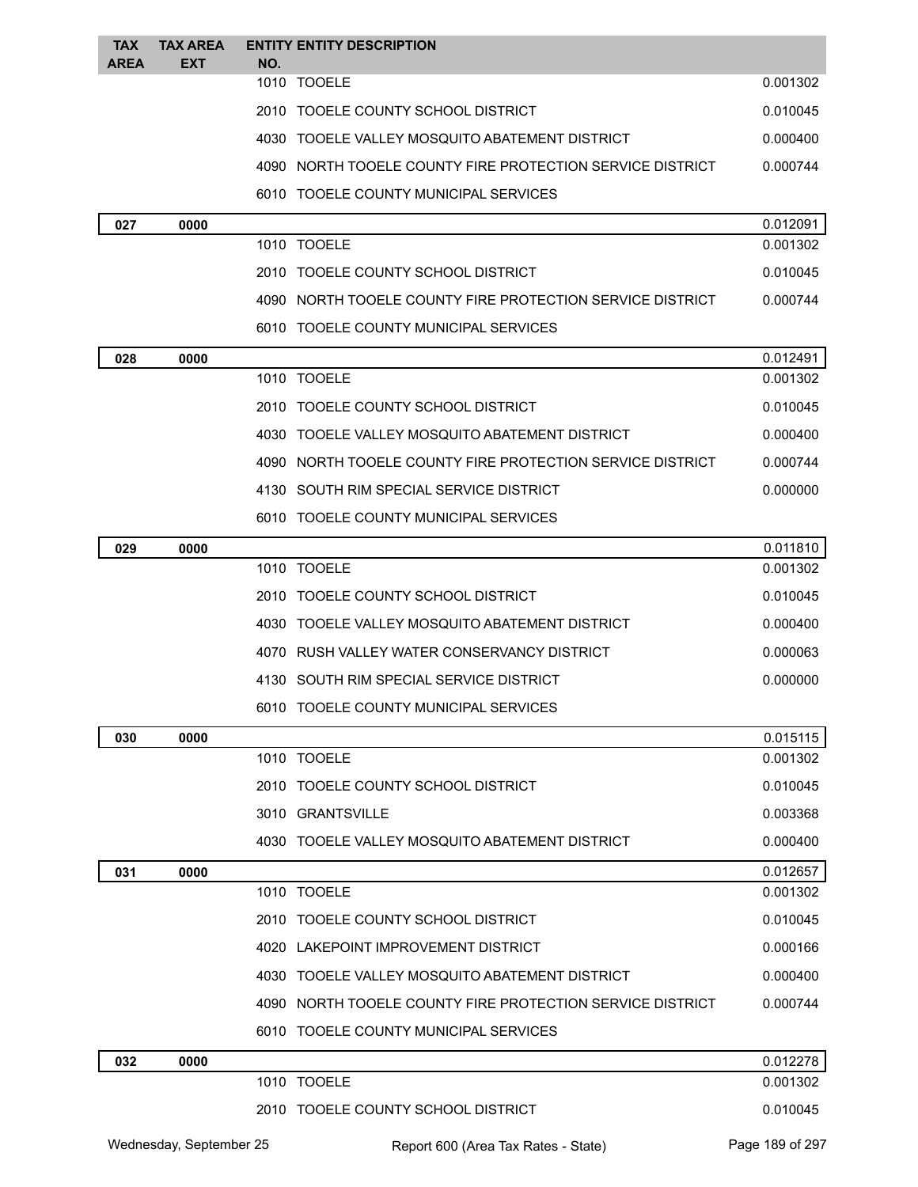| TAX AREA | TAX AREA EXT | ENTITY NO. | ENTITY DESCRIPTION | |
|---|---|---|---|---|
| | | 1010 | TOOELE | 0.001302 |
| | | 2010 | TOOELE COUNTY SCHOOL DISTRICT | 0.010045 |
| | | 4030 | TOOELE VALLEY MOSQUITO ABATEMENT DISTRICT | 0.000400 |
| | | 4090 | NORTH TOOELE COUNTY FIRE PROTECTION SERVICE DISTRICT | 0.000744 |
| | | 6010 | TOOELE COUNTY MUNICIPAL SERVICES | |
| **027** | **0000** | | | 0.012091 |
| | | 1010 | TOOELE | 0.001302 |
| | | 2010 | TOOELE COUNTY SCHOOL DISTRICT | 0.010045 |
| | | 4090 | NORTH TOOELE COUNTY FIRE PROTECTION SERVICE DISTRICT | 0.000744 |
| | | 6010 | TOOELE COUNTY MUNICIPAL SERVICES | |
| **028** | **0000** | | | 0.012491 |
| | | 1010 | TOOELE | 0.001302 |
| | | 2010 | TOOELE COUNTY SCHOOL DISTRICT | 0.010045 |
| | | 4030 | TOOELE VALLEY MOSQUITO ABATEMENT DISTRICT | 0.000400 |
| | | 4090 | NORTH TOOELE COUNTY FIRE PROTECTION SERVICE DISTRICT | 0.000744 |
| | | 4130 | SOUTH RIM SPECIAL SERVICE DISTRICT | 0.000000 |
| | | 6010 | TOOELE COUNTY MUNICIPAL SERVICES | |
| **029** | **0000** | | | 0.011810 |
| | | 1010 | TOOELE | 0.001302 |
| | | 2010 | TOOELE COUNTY SCHOOL DISTRICT | 0.010045 |
| | | 4030 | TOOELE VALLEY MOSQUITO ABATEMENT DISTRICT | 0.000400 |
| | | 4070 | RUSH VALLEY WATER CONSERVANCY DISTRICT | 0.000063 |
| | | 4130 | SOUTH RIM SPECIAL SERVICE DISTRICT | 0.000000 |
| | | 6010 | TOOELE COUNTY MUNICIPAL SERVICES | |
| **030** | **0000** | | | 0.015115 |
| | | 1010 | TOOELE | 0.001302 |
| | | 2010 | TOOELE COUNTY SCHOOL DISTRICT | 0.010045 |
| | | 3010 | GRANTSVILLE | 0.003368 |
| | | 4030 | TOOELE VALLEY MOSQUITO ABATEMENT DISTRICT | 0.000400 |
| **031** | **0000** | | | 0.012657 |
| | | 1010 | TOOELE | 0.001302 |
| | | 2010 | TOOELE COUNTY SCHOOL DISTRICT | 0.010045 |
| | | 4020 | LAKEPOINT IMPROVEMENT DISTRICT | 0.000166 |
| | | 4030 | TOOELE VALLEY MOSQUITO ABATEMENT DISTRICT | 0.000400 |
| | | 4090 | NORTH TOOELE COUNTY FIRE PROTECTION SERVICE DISTRICT | 0.000744 |
| | | 6010 | TOOELE COUNTY MUNICIPAL SERVICES | |
| **032** | **0000** | | | 0.012278 |
| | | 1010 | TOOELE | 0.001302 |
| | | 2010 | TOOELE COUNTY SCHOOL DISTRICT | 0.010045 |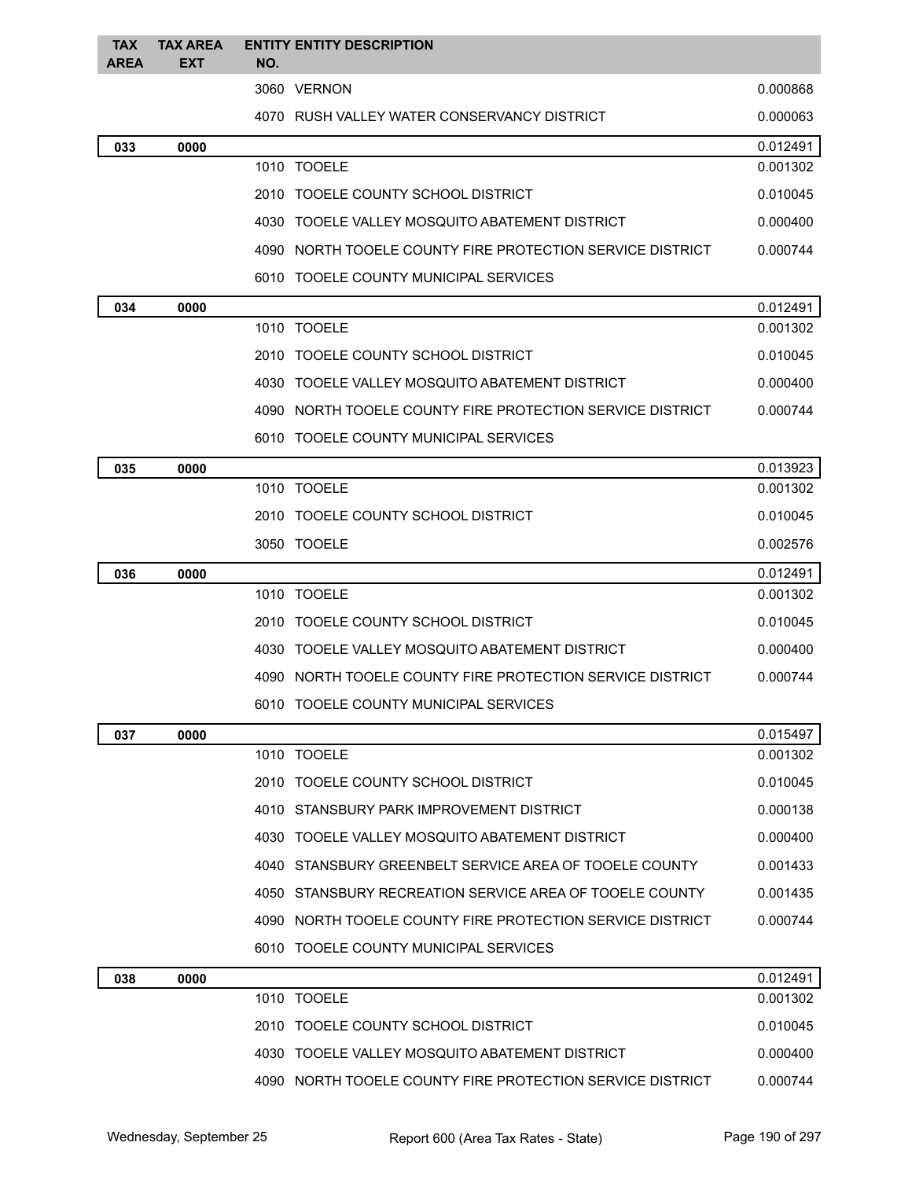| TAX AREA | TAX AREA EXT | ENTITY NO. | ENTITY DESCRIPTION | |
|---|---|---|---|---|
| | | 3060 | VERNON | 0.000868 |
| | | 4070 | RUSH VALLEY WATER CONSERVANCY DISTRICT | 0.000063 |
| **033** | **0000** | | | 0.012491 |
| | | 1010 | TOOELE | 0.001302 |
| | | 2010 | TOOELE COUNTY SCHOOL DISTRICT | 0.010045 |
| | | 4030 | TOOELE VALLEY MOSQUITO ABATEMENT DISTRICT | 0.000400 |
| | | 4090 | NORTH TOOELE COUNTY FIRE PROTECTION SERVICE DISTRICT | 0.000744 |
| | | 6010 | TOOELE COUNTY MUNICIPAL SERVICES | |
| **034** | **0000** | | | 0.012491 |
| | | 1010 | TOOELE | 0.001302 |
| | | 2010 | TOOELE COUNTY SCHOOL DISTRICT | 0.010045 |
| | | 4030 | TOOELE VALLEY MOSQUITO ABATEMENT DISTRICT | 0.000400 |
| | | 4090 | NORTH TOOELE COUNTY FIRE PROTECTION SERVICE DISTRICT | 0.000744 |
| | | 6010 | TOOELE COUNTY MUNICIPAL SERVICES | |
| **035** | **0000** | | | 0.013923 |
| | | 1010 | TOOELE | 0.001302 |
| | | 2010 | TOOELE COUNTY SCHOOL DISTRICT | 0.010045 |
| | | 3050 | TOOELE | 0.002576 |
| **036** | **0000** | | | 0.012491 |
| | | 1010 | TOOELE | 0.001302 |
| | | 2010 | TOOELE COUNTY SCHOOL DISTRICT | 0.010045 |
| | | 4030 | TOOELE VALLEY MOSQUITO ABATEMENT DISTRICT | 0.000400 |
| | | 4090 | NORTH TOOELE COUNTY FIRE PROTECTION SERVICE DISTRICT | 0.000744 |
| | | 6010 | TOOELE COUNTY MUNICIPAL SERVICES | |
| **037** | **0000** | | | 0.015497 |
| | | 1010 | TOOELE | 0.001302 |
| | | 2010 | TOOELE COUNTY SCHOOL DISTRICT | 0.010045 |
| | | 4010 | STANSBURY PARK IMPROVEMENT DISTRICT | 0.000138 |
| | | 4030 | TOOELE VALLEY MOSQUITO ABATEMENT DISTRICT | 0.000400 |
| | | 4040 | STANSBURY GREENBELT SERVICE AREA OF TOOELE COUNTY | 0.001433 |
| | | 4050 | STANSBURY RECREATION SERVICE AREA OF TOOELE COUNTY | 0.001435 |
| | | 4090 | NORTH TOOELE COUNTY FIRE PROTECTION SERVICE DISTRICT | 0.000744 |
| | | 6010 | TOOELE COUNTY MUNICIPAL SERVICES | |
| **038** | **0000** | | | 0.012491 |
| | | 1010 | TOOELE | 0.001302 |
| | | 2010 | TOOELE COUNTY SCHOOL DISTRICT | 0.010045 |
| | | 4030 | TOOELE VALLEY MOSQUITO ABATEMENT DISTRICT | 0.000400 |
| | | 4090 | NORTH TOOELE COUNTY FIRE PROTECTION SERVICE DISTRICT | 0.000744 |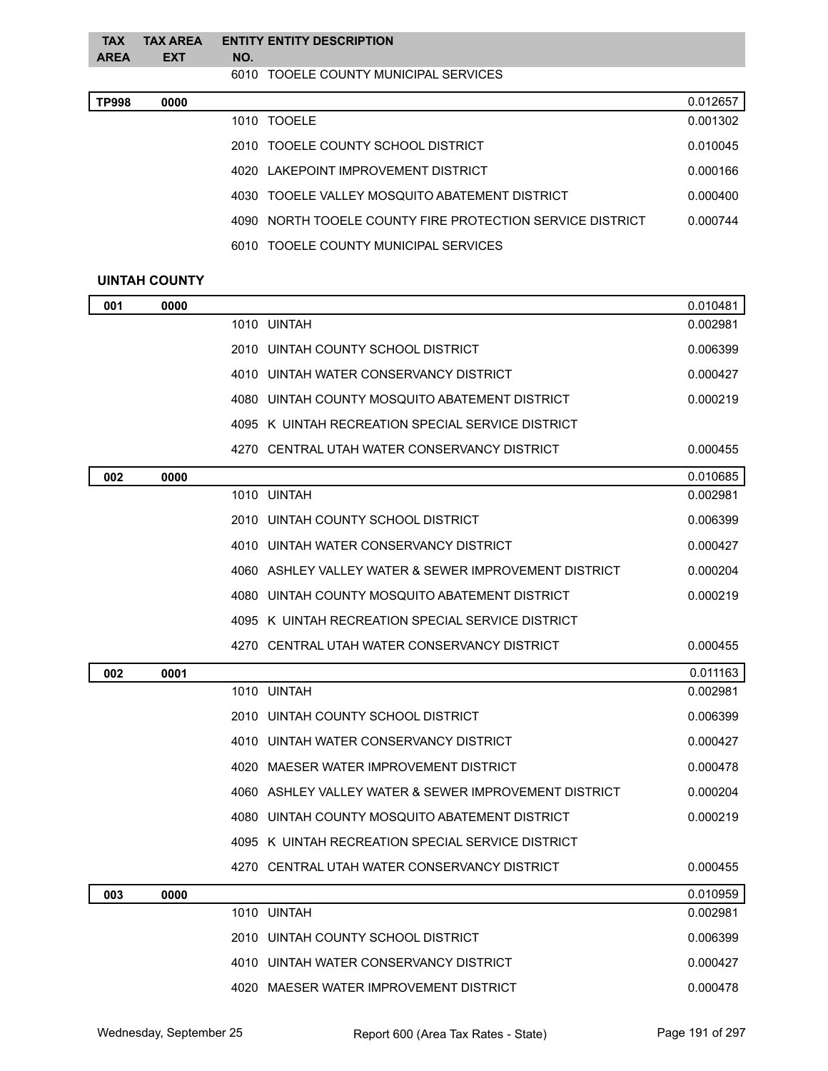| TAX AREA | TAX AREA EXT | ENTITY NO. | ENTITY DESCRIPTION | |
|---|---|---|---|---|
| | | 6010 | TOOELE COUNTY MUNICIPAL SERVICES | |
| **TP998** | **0000** | | | 0.012657 |
| | | 1010 | TOOELE | 0.001302 |
| | | 2010 | TOOELE COUNTY SCHOOL DISTRICT | 0.010045 |
| | | 4020 | LAKEPOINT IMPROVEMENT DISTRICT | 0.000166 |
| | | 4030 | TOOELE VALLEY MOSQUITO ABATEMENT DISTRICT | 0.000400 |
| | | 4090 | NORTH TOOELE COUNTY FIRE PROTECTION SERVICE DISTRICT | 0.000744 |
| | | 6010 | TOOELE COUNTY MUNICIPAL SERVICES | |

**UINTAH COUNTY**

| TAX AREA | TAX AREA EXT | ENTITY NO. | ENTITY DESCRIPTION | |
|---|---|---|---|---|
| **001** | **0000** | | | 0.010481 |
| | | 1010 | UINTAH | 0.002981 |
| | | 2010 | UINTAH COUNTY SCHOOL DISTRICT | 0.006399 |
| | | 4010 | UINTAH WATER CONSERVANCY DISTRICT | 0.000427 |
| | | 4080 | UINTAH COUNTY MOSQUITO ABATEMENT DISTRICT | 0.000219 |
| | | 4095 | K UINTAH RECREATION SPECIAL SERVICE DISTRICT | |
| | | 4270 | CENTRAL UTAH WATER CONSERVANCY DISTRICT | 0.000455 |
| **002** | **0000** | | | 0.010685 |
| | | 1010 | UINTAH | 0.002981 |
| | | 2010 | UINTAH COUNTY SCHOOL DISTRICT | 0.006399 |
| | | 4010 | UINTAH WATER CONSERVANCY DISTRICT | 0.000427 |
| | | 4060 | ASHLEY VALLEY WATER & SEWER IMPROVEMENT DISTRICT | 0.000204 |
| | | 4080 | UINTAH COUNTY MOSQUITO ABATEMENT DISTRICT | 0.000219 |
| | | 4095 | K UINTAH RECREATION SPECIAL SERVICE DISTRICT | |
| | | 4270 | CENTRAL UTAH WATER CONSERVANCY DISTRICT | 0.000455 |
| **002** | **0001** | | | 0.011163 |
| | | 1010 | UINTAH | 0.002981 |
| | | 2010 | UINTAH COUNTY SCHOOL DISTRICT | 0.006399 |
| | | 4010 | UINTAH WATER CONSERVANCY DISTRICT | 0.000427 |
| | | 4020 | MAESER WATER IMPROVEMENT DISTRICT | 0.000478 |
| | | 4060 | ASHLEY VALLEY WATER & SEWER IMPROVEMENT DISTRICT | 0.000204 |
| | | 4080 | UINTAH COUNTY MOSQUITO ABATEMENT DISTRICT | 0.000219 |
| | | 4095 | K UINTAH RECREATION SPECIAL SERVICE DISTRICT | |
| | | 4270 | CENTRAL UTAH WATER CONSERVANCY DISTRICT | 0.000455 |
| **003** | **0000** | | | 0.010959 |
| | | 1010 | UINTAH | 0.002981 |
| | | 2010 | UINTAH COUNTY SCHOOL DISTRICT | 0.006399 |
| | | 4010 | UINTAH WATER CONSERVANCY DISTRICT | 0.000427 |
| | | 4020 | MAESER WATER IMPROVEMENT DISTRICT | 0.000478 |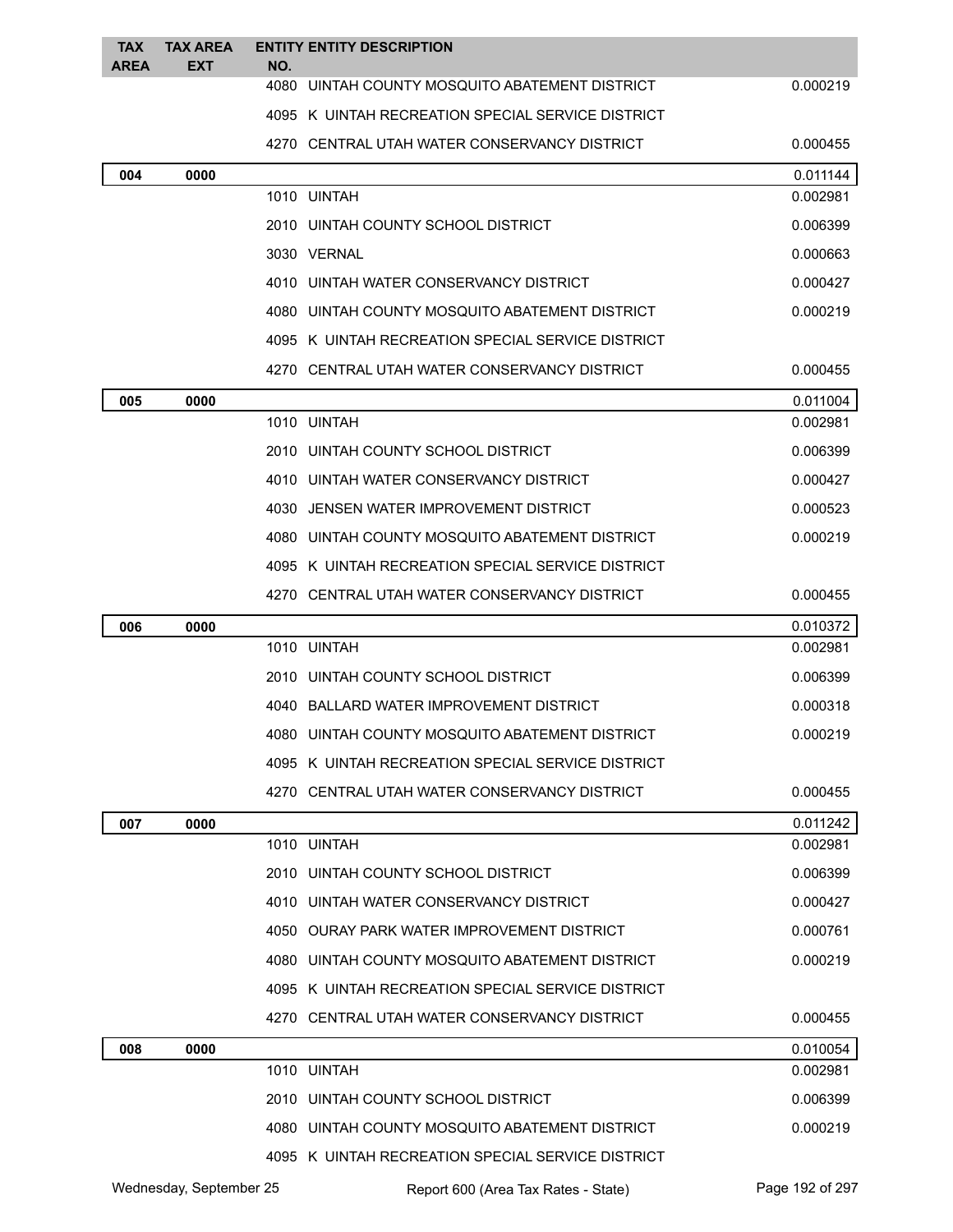| TAX AREA | TAX AREA EXT | ENTITY NO. | ENTITY DESCRIPTION | |
|---|---|---|---|---|
| | | 4080 | UINTAH COUNTY MOSQUITO ABATEMENT DISTRICT | 0.000219 |
| | | 4095 | K UINTAH RECREATION SPECIAL SERVICE DISTRICT | |
| | | 4270 | CENTRAL UTAH WATER CONSERVANCY DISTRICT | 0.000455 |
| **004** | **0000** | | | 0.011144 |
| | | 1010 | UINTAH | 0.002981 |
| | | 2010 | UINTAH COUNTY SCHOOL DISTRICT | 0.006399 |
| | | 3030 | VERNAL | 0.000663 |
| | | 4010 | UINTAH WATER CONSERVANCY DISTRICT | 0.000427 |
| | | 4080 | UINTAH COUNTY MOSQUITO ABATEMENT DISTRICT | 0.000219 |
| | | 4095 | K UINTAH RECREATION SPECIAL SERVICE DISTRICT | |
| | | 4270 | CENTRAL UTAH WATER CONSERVANCY DISTRICT | 0.000455 |
| **005** | **0000** | | | 0.011004 |
| | | 1010 | UINTAH | 0.002981 |
| | | 2010 | UINTAH COUNTY SCHOOL DISTRICT | 0.006399 |
| | | 4010 | UINTAH WATER CONSERVANCY DISTRICT | 0.000427 |
| | | 4030 | JENSEN WATER IMPROVEMENT DISTRICT | 0.000523 |
| | | 4080 | UINTAH COUNTY MOSQUITO ABATEMENT DISTRICT | 0.000219 |
| | | 4095 | K UINTAH RECREATION SPECIAL SERVICE DISTRICT | |
| | | 4270 | CENTRAL UTAH WATER CONSERVANCY DISTRICT | 0.000455 |
| **006** | **0000** | | | 0.010372 |
| | | 1010 | UINTAH | 0.002981 |
| | | 2010 | UINTAH COUNTY SCHOOL DISTRICT | 0.006399 |
| | | 4040 | BALLARD WATER IMPROVEMENT DISTRICT | 0.000318 |
| | | 4080 | UINTAH COUNTY MOSQUITO ABATEMENT DISTRICT | 0.000219 |
| | | 4095 | K UINTAH RECREATION SPECIAL SERVICE DISTRICT | |
| | | 4270 | CENTRAL UTAH WATER CONSERVANCY DISTRICT | 0.000455 |
| **007** | **0000** | | | 0.011242 |
| | | 1010 | UINTAH | 0.002981 |
| | | 2010 | UINTAH COUNTY SCHOOL DISTRICT | 0.006399 |
| | | 4010 | UINTAH WATER CONSERVANCY DISTRICT | 0.000427 |
| | | 4050 | OURAY PARK WATER IMPROVEMENT DISTRICT | 0.000761 |
| | | 4080 | UINTAH COUNTY MOSQUITO ABATEMENT DISTRICT | 0.000219 |
| | | 4095 | K UINTAH RECREATION SPECIAL SERVICE DISTRICT | |
| | | 4270 | CENTRAL UTAH WATER CONSERVANCY DISTRICT | 0.000455 |
| **008** | **0000** | | | 0.010054 |
| | | 1010 | UINTAH | 0.002981 |
| | | 2010 | UINTAH COUNTY SCHOOL DISTRICT | 0.006399 |
| | | 4080 | UINTAH COUNTY MOSQUITO ABATEMENT DISTRICT | 0.000219 |
| | | 4095 | K UINTAH RECREATION SPECIAL SERVICE DISTRICT | |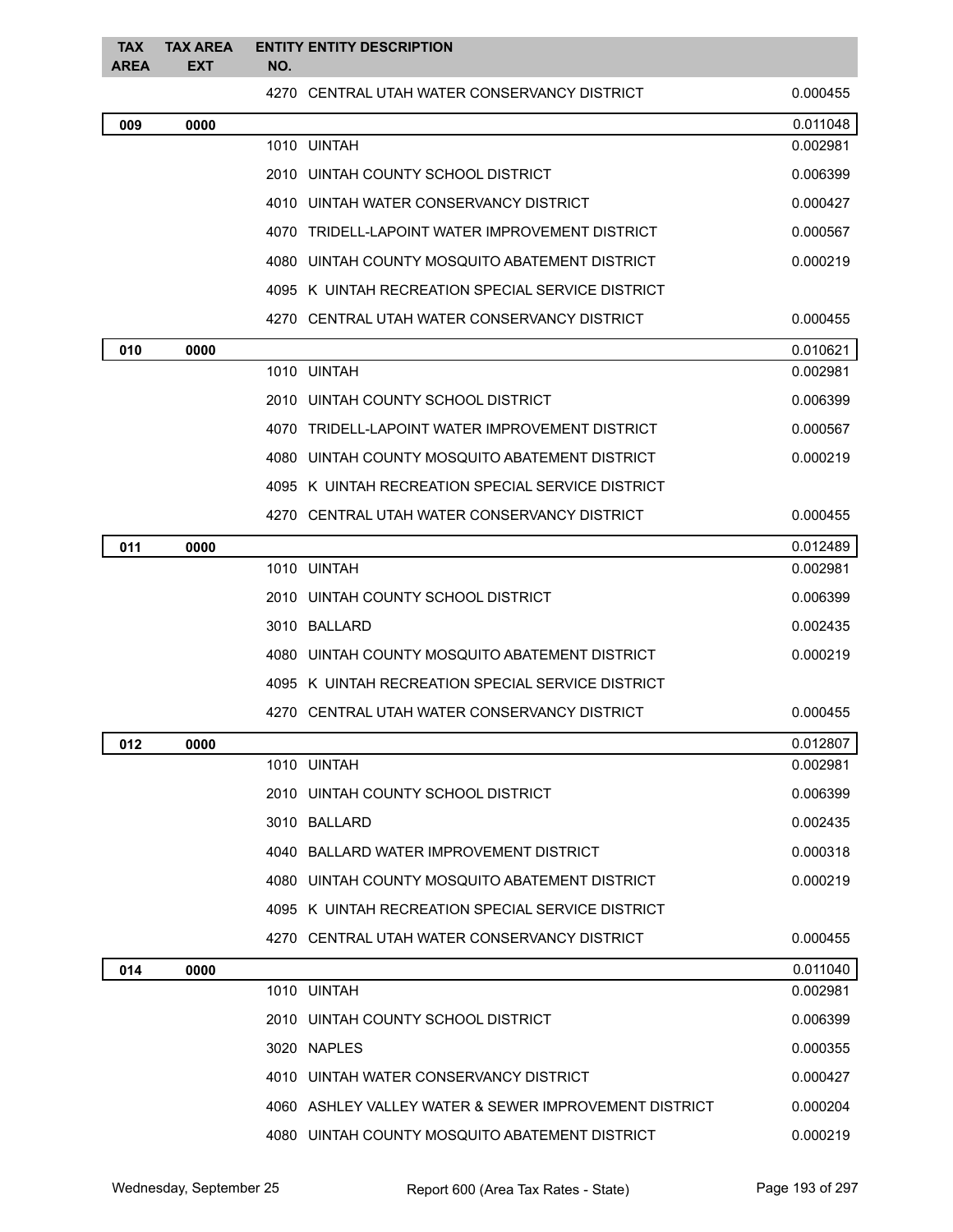| TAX AREA | TAX AREA EXT | ENTITY NO. | ENTITY DESCRIPTION | |
|---|---|---|---|---|
| | | 4270 | CENTRAL UTAH WATER CONSERVANCY DISTRICT | 0.000455 |
| **009** | **0000** | | | 0.011048 |
| | | 1010 | UINTAH | 0.002981 |
| | | 2010 | UINTAH COUNTY SCHOOL DISTRICT | 0.006399 |
| | | 4010 | UINTAH WATER CONSERVANCY DISTRICT | 0.000427 |
| | | 4070 | TRIDELL-LAPOINT WATER IMPROVEMENT DISTRICT | 0.000567 |
| | | 4080 | UINTAH COUNTY MOSQUITO ABATEMENT DISTRICT | 0.000219 |
| | | 4095 | K UINTAH RECREATION SPECIAL SERVICE DISTRICT | |
| | | 4270 | CENTRAL UTAH WATER CONSERVANCY DISTRICT | 0.000455 |
| **010** | **0000** | | | 0.010621 |
| | | 1010 | UINTAH | 0.002981 |
| | | 2010 | UINTAH COUNTY SCHOOL DISTRICT | 0.006399 |
| | | 4070 | TRIDELL-LAPOINT WATER IMPROVEMENT DISTRICT | 0.000567 |
| | | 4080 | UINTAH COUNTY MOSQUITO ABATEMENT DISTRICT | 0.000219 |
| | | 4095 | K UINTAH RECREATION SPECIAL SERVICE DISTRICT | |
| | | 4270 | CENTRAL UTAH WATER CONSERVANCY DISTRICT | 0.000455 |
| **011** | **0000** | | | 0.012489 |
| | | 1010 | UINTAH | 0.002981 |
| | | 2010 | UINTAH COUNTY SCHOOL DISTRICT | 0.006399 |
| | | 3010 | BALLARD | 0.002435 |
| | | 4080 | UINTAH COUNTY MOSQUITO ABATEMENT DISTRICT | 0.000219 |
| | | 4095 | K UINTAH RECREATION SPECIAL SERVICE DISTRICT | |
| | | 4270 | CENTRAL UTAH WATER CONSERVANCY DISTRICT | 0.000455 |
| **012** | **0000** | | | 0.012807 |
| | | 1010 | UINTAH | 0.002981 |
| | | 2010 | UINTAH COUNTY SCHOOL DISTRICT | 0.006399 |
| | | 3010 | BALLARD | 0.002435 |
| | | 4040 | BALLARD WATER IMPROVEMENT DISTRICT | 0.000318 |
| | | 4080 | UINTAH COUNTY MOSQUITO ABATEMENT DISTRICT | 0.000219 |
| | | 4095 | K UINTAH RECREATION SPECIAL SERVICE DISTRICT | |
| | | 4270 | CENTRAL UTAH WATER CONSERVANCY DISTRICT | 0.000455 |
| **014** | **0000** | | | 0.011040 |
| | | 1010 | UINTAH | 0.002981 |
| | | 2010 | UINTAH COUNTY SCHOOL DISTRICT | 0.006399 |
| | | 3020 | NAPLES | 0.000355 |
| | | 4010 | UINTAH WATER CONSERVANCY DISTRICT | 0.000427 |
| | | 4060 | ASHLEY VALLEY WATER & SEWER IMPROVEMENT DISTRICT | 0.000204 |
| | | 4080 | UINTAH COUNTY MOSQUITO ABATEMENT DISTRICT | 0.000219 |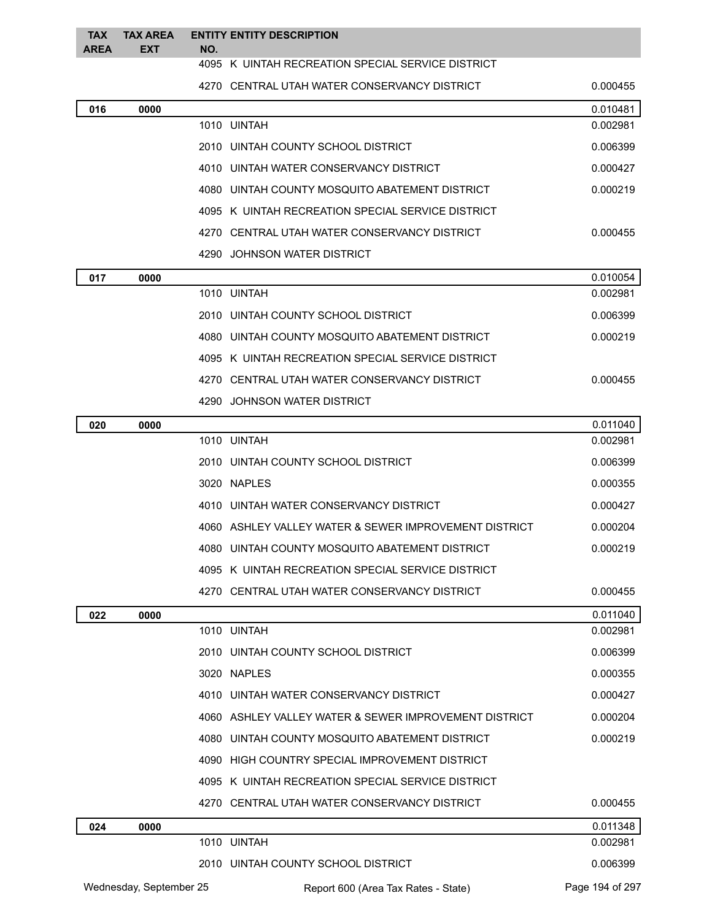| TAX AREA | TAX AREA EXT | ENTITY NO. | ENTITY DESCRIPTION | |
|---|---|---|---|---|
| | | 4095 | K UINTAH RECREATION SPECIAL SERVICE DISTRICT | |
| | | 4270 | CENTRAL UTAH WATER CONSERVANCY DISTRICT | 0.000455 |
| **016** | **0000** | | | 0.010481 |
| | | 1010 | UINTAH | 0.002981 |
| | | 2010 | UINTAH COUNTY SCHOOL DISTRICT | 0.006399 |
| | | 4010 | UINTAH WATER CONSERVANCY DISTRICT | 0.000427 |
| | | 4080 | UINTAH COUNTY MOSQUITO ABATEMENT DISTRICT | 0.000219 |
| | | 4095 | K UINTAH RECREATION SPECIAL SERVICE DISTRICT | |
| | | 4270 | CENTRAL UTAH WATER CONSERVANCY DISTRICT | 0.000455 |
| | | 4290 | JOHNSON WATER DISTRICT | |
| **017** | **0000** | | | 0.010054 |
| | | 1010 | UINTAH | 0.002981 |
| | | 2010 | UINTAH COUNTY SCHOOL DISTRICT | 0.006399 |
| | | 4080 | UINTAH COUNTY MOSQUITO ABATEMENT DISTRICT | 0.000219 |
| | | 4095 | K UINTAH RECREATION SPECIAL SERVICE DISTRICT | |
| | | 4270 | CENTRAL UTAH WATER CONSERVANCY DISTRICT | 0.000455 |
| | | 4290 | JOHNSON WATER DISTRICT | |
| **020** | **0000** | | | 0.011040 |
| | | 1010 | UINTAH | 0.002981 |
| | | 2010 | UINTAH COUNTY SCHOOL DISTRICT | 0.006399 |
| | | 3020 | NAPLES | 0.000355 |
| | | 4010 | UINTAH WATER CONSERVANCY DISTRICT | 0.000427 |
| | | 4060 | ASHLEY VALLEY WATER & SEWER IMPROVEMENT DISTRICT | 0.000204 |
| | | 4080 | UINTAH COUNTY MOSQUITO ABATEMENT DISTRICT | 0.000219 |
| | | 4095 | K UINTAH RECREATION SPECIAL SERVICE DISTRICT | |
| | | 4270 | CENTRAL UTAH WATER CONSERVANCY DISTRICT | 0.000455 |
| **022** | **0000** | | | 0.011040 |
| | | 1010 | UINTAH | 0.002981 |
| | | 2010 | UINTAH COUNTY SCHOOL DISTRICT | 0.006399 |
| | | 3020 | NAPLES | 0.000355 |
| | | 4010 | UINTAH WATER CONSERVANCY DISTRICT | 0.000427 |
| | | 4060 | ASHLEY VALLEY WATER & SEWER IMPROVEMENT DISTRICT | 0.000204 |
| | | 4080 | UINTAH COUNTY MOSQUITO ABATEMENT DISTRICT | 0.000219 |
| | | 4090 | HIGH COUNTRY SPECIAL IMPROVEMENT DISTRICT | |
| | | 4095 | K UINTAH RECREATION SPECIAL SERVICE DISTRICT | |
| | | 4270 | CENTRAL UTAH WATER CONSERVANCY DISTRICT | 0.000455 |
| **024** | **0000** | | | 0.011348 |
| | | 1010 | UINTAH | 0.002981 |
| | | 2010 | UINTAH COUNTY SCHOOL DISTRICT | 0.006399 |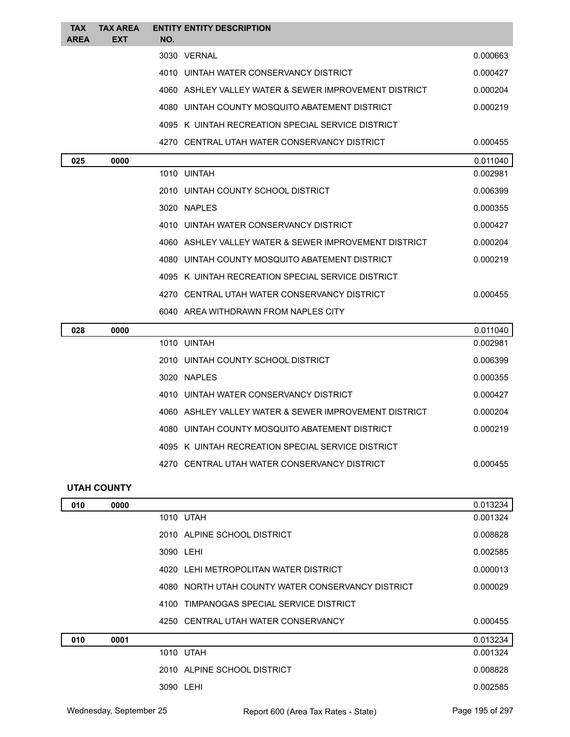| TAX AREA | TAX AREA EXT | ENTITY NO. | ENTITY DESCRIPTION | |
|---|---|---|---|---|
| | | 3030 | VERNAL | 0.000663 |
| | | 4010 | UINTAH WATER CONSERVANCY DISTRICT | 0.000427 |
| | | 4060 | ASHLEY VALLEY WATER & SEWER IMPROVEMENT DISTRICT | 0.000204 |
| | | 4080 | UINTAH COUNTY MOSQUITO ABATEMENT DISTRICT | 0.000219 |
| | | 4095 | K UINTAH RECREATION SPECIAL SERVICE DISTRICT | |
| | | 4270 | CENTRAL UTAH WATER CONSERVANCY DISTRICT | 0.000455 |
| **025** | **0000** | | | 0.011040 |
| | | 1010 | UINTAH | 0.002981 |
| | | 2010 | UINTAH COUNTY SCHOOL DISTRICT | 0.006399 |
| | | 3020 | NAPLES | 0.000355 |
| | | 4010 | UINTAH WATER CONSERVANCY DISTRICT | 0.000427 |
| | | 4060 | ASHLEY VALLEY WATER & SEWER IMPROVEMENT DISTRICT | 0.000204 |
| | | 4080 | UINTAH COUNTY MOSQUITO ABATEMENT DISTRICT | 0.000219 |
| | | 4095 | K UINTAH RECREATION SPECIAL SERVICE DISTRICT | |
| | | 4270 | CENTRAL UTAH WATER CONSERVANCY DISTRICT | 0.000455 |
| | | 6040 | AREA WITHDRAWN FROM NAPLES CITY | |
| **028** | **0000** | | | 0.011040 |
| | | 1010 | UINTAH | 0.002981 |
| | | 2010 | UINTAH COUNTY SCHOOL DISTRICT | 0.006399 |
| | | 3020 | NAPLES | 0.000355 |
| | | 4010 | UINTAH WATER CONSERVANCY DISTRICT | 0.000427 |
| | | 4060 | ASHLEY VALLEY WATER & SEWER IMPROVEMENT DISTRICT | 0.000204 |
| | | 4080 | UINTAH COUNTY MOSQUITO ABATEMENT DISTRICT | 0.000219 |
| | | 4095 | K UINTAH RECREATION SPECIAL SERVICE DISTRICT | |
| | | 4270 | CENTRAL UTAH WATER CONSERVANCY DISTRICT | 0.000455 |

## UTAH COUNTY

| TAX AREA | TAX AREA EXT | ENTITY NO. | ENTITY DESCRIPTION | |
|---|---|---|---|---|
| **010** | **0000** | | | 0.013234 |
| | | 1010 | UTAH | 0.001324 |
| | | 2010 | ALPINE SCHOOL DISTRICT | 0.008828 |
| | | 3090 | LEHI | 0.002585 |
| | | 4020 | LEHI METROPOLITAN WATER DISTRICT | 0.000013 |
| | | 4080 | NORTH UTAH COUNTY WATER CONSERVANCY DISTRICT | 0.000029 |
| | | 4100 | TIMPANOGAS SPECIAL SERVICE DISTRICT | |
| | | 4250 | CENTRAL UTAH WATER CONSERVANCY | 0.000455 |
| **010** | **0001** | | | 0.013234 |
| | | 1010 | UTAH | 0.001324 |
| | | 2010 | ALPINE SCHOOL DISTRICT | 0.008828 |
| | | 3090 | LEHI | 0.002585 |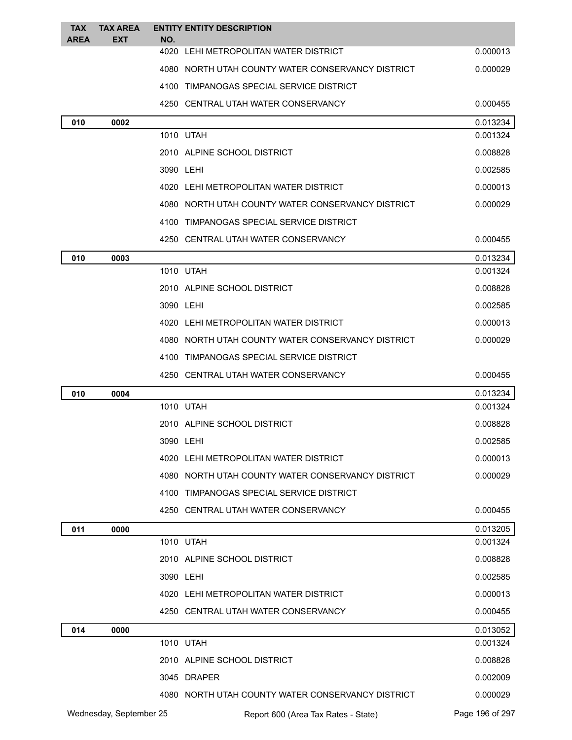| TAX AREA | TAX AREA EXT | ENTITY NO. | ENTITY DESCRIPTION | |
|---|---|---|---|---|
| | | 4020 | LEHI METROPOLITAN WATER DISTRICT | 0.000013 |
| | | 4080 | NORTH UTAH COUNTY WATER CONSERVANCY DISTRICT | 0.000029 |
| | | 4100 | TIMPANOGAS SPECIAL SERVICE DISTRICT | |
| | | 4250 | CENTRAL UTAH WATER CONSERVANCY | 0.000455 |
| **010** | **0002** | | | 0.013234 |
| | | 1010 | UTAH | 0.001324 |
| | | 2010 | ALPINE SCHOOL DISTRICT | 0.008828 |
| | | 3090 | LEHI | 0.002585 |
| | | 4020 | LEHI METROPOLITAN WATER DISTRICT | 0.000013 |
| | | 4080 | NORTH UTAH COUNTY WATER CONSERVANCY DISTRICT | 0.000029 |
| | | 4100 | TIMPANOGAS SPECIAL SERVICE DISTRICT | |
| | | 4250 | CENTRAL UTAH WATER CONSERVANCY | 0.000455 |
| **010** | **0003** | | | 0.013234 |
| | | 1010 | UTAH | 0.001324 |
| | | 2010 | ALPINE SCHOOL DISTRICT | 0.008828 |
| | | 3090 | LEHI | 0.002585 |
| | | 4020 | LEHI METROPOLITAN WATER DISTRICT | 0.000013 |
| | | 4080 | NORTH UTAH COUNTY WATER CONSERVANCY DISTRICT | 0.000029 |
| | | 4100 | TIMPANOGAS SPECIAL SERVICE DISTRICT | |
| | | 4250 | CENTRAL UTAH WATER CONSERVANCY | 0.000455 |
| **010** | **0004** | | | 0.013234 |
| | | 1010 | UTAH | 0.001324 |
| | | 2010 | ALPINE SCHOOL DISTRICT | 0.008828 |
| | | 3090 | LEHI | 0.002585 |
| | | 4020 | LEHI METROPOLITAN WATER DISTRICT | 0.000013 |
| | | 4080 | NORTH UTAH COUNTY WATER CONSERVANCY DISTRICT | 0.000029 |
| | | 4100 | TIMPANOGAS SPECIAL SERVICE DISTRICT | |
| | | 4250 | CENTRAL UTAH WATER CONSERVANCY | 0.000455 |
| **011** | **0000** | | | 0.013205 |
| | | 1010 | UTAH | 0.001324 |
| | | 2010 | ALPINE SCHOOL DISTRICT | 0.008828 |
| | | 3090 | LEHI | 0.002585 |
| | | 4020 | LEHI METROPOLITAN WATER DISTRICT | 0.000013 |
| | | 4250 | CENTRAL UTAH WATER CONSERVANCY | 0.000455 |
| **014** | **0000** | | | 0.013052 |
| | | 1010 | UTAH | 0.001324 |
| | | 2010 | ALPINE SCHOOL DISTRICT | 0.008828 |
| | | 3045 | DRAPER | 0.002009 |
| | | 4080 | NORTH UTAH COUNTY WATER CONSERVANCY DISTRICT | 0.000029 |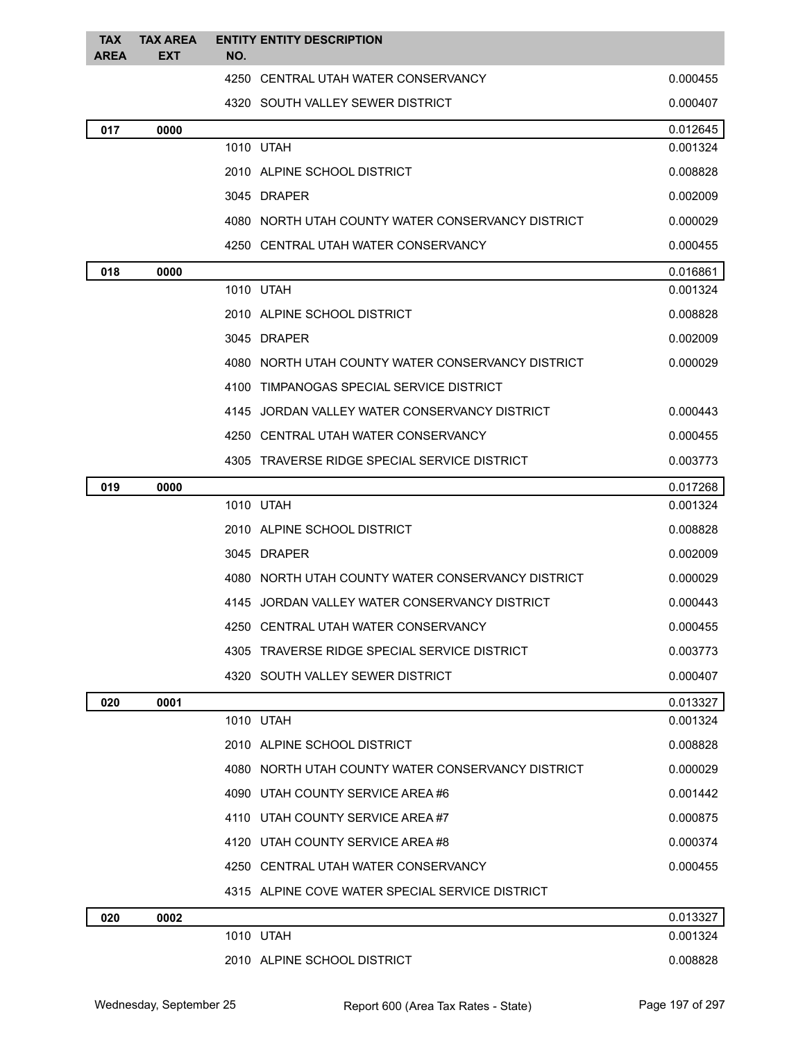| TAX AREA | TAX AREA EXT | ENTITY NO. | ENTITY DESCRIPTION | |
|---|---|---|---|---|
| | | 4250 | CENTRAL UTAH WATER CONSERVANCY | 0.000455 |
| | | 4320 | SOUTH VALLEY SEWER DISTRICT | 0.000407 |
| **017** | **0000** | | | 0.012645 |
| | | 1010 | UTAH | 0.001324 |
| | | 2010 | ALPINE SCHOOL DISTRICT | 0.008828 |
| | | 3045 | DRAPER | 0.002009 |
| | | 4080 | NORTH UTAH COUNTY WATER CONSERVANCY DISTRICT | 0.000029 |
| | | 4250 | CENTRAL UTAH WATER CONSERVANCY | 0.000455 |
| **018** | **0000** | | | 0.016861 |
| | | 1010 | UTAH | 0.001324 |
| | | 2010 | ALPINE SCHOOL DISTRICT | 0.008828 |
| | | 3045 | DRAPER | 0.002009 |
| | | 4080 | NORTH UTAH COUNTY WATER CONSERVANCY DISTRICT | 0.000029 |
| | | 4100 | TIMPANOGAS SPECIAL SERVICE DISTRICT | |
| | | 4145 | JORDAN VALLEY WATER CONSERVANCY DISTRICT | 0.000443 |
| | | 4250 | CENTRAL UTAH WATER CONSERVANCY | 0.000455 |
| | | 4305 | TRAVERSE RIDGE SPECIAL SERVICE DISTRICT | 0.003773 |
| **019** | **0000** | | | 0.017268 |
| | | 1010 | UTAH | 0.001324 |
| | | 2010 | ALPINE SCHOOL DISTRICT | 0.008828 |
| | | 3045 | DRAPER | 0.002009 |
| | | 4080 | NORTH UTAH COUNTY WATER CONSERVANCY DISTRICT | 0.000029 |
| | | 4145 | JORDAN VALLEY WATER CONSERVANCY DISTRICT | 0.000443 |
| | | 4250 | CENTRAL UTAH WATER CONSERVANCY | 0.000455 |
| | | 4305 | TRAVERSE RIDGE SPECIAL SERVICE DISTRICT | 0.003773 |
| | | 4320 | SOUTH VALLEY SEWER DISTRICT | 0.000407 |
| **020** | **0001** | | | 0.013327 |
| | | 1010 | UTAH | 0.001324 |
| | | 2010 | ALPINE SCHOOL DISTRICT | 0.008828 |
| | | 4080 | NORTH UTAH COUNTY WATER CONSERVANCY DISTRICT | 0.000029 |
| | | 4090 | UTAH COUNTY SERVICE AREA #6 | 0.001442 |
| | | 4110 | UTAH COUNTY SERVICE AREA #7 | 0.000875 |
| | | 4120 | UTAH COUNTY SERVICE AREA #8 | 0.000374 |
| | | 4250 | CENTRAL UTAH WATER CONSERVANCY | 0.000455 |
| | | 4315 | ALPINE COVE WATER SPECIAL SERVICE DISTRICT | |
| **020** | **0002** | | | 0.013327 |
| | | 1010 | UTAH | 0.001324 |
| | | 2010 | ALPINE SCHOOL DISTRICT | 0.008828 |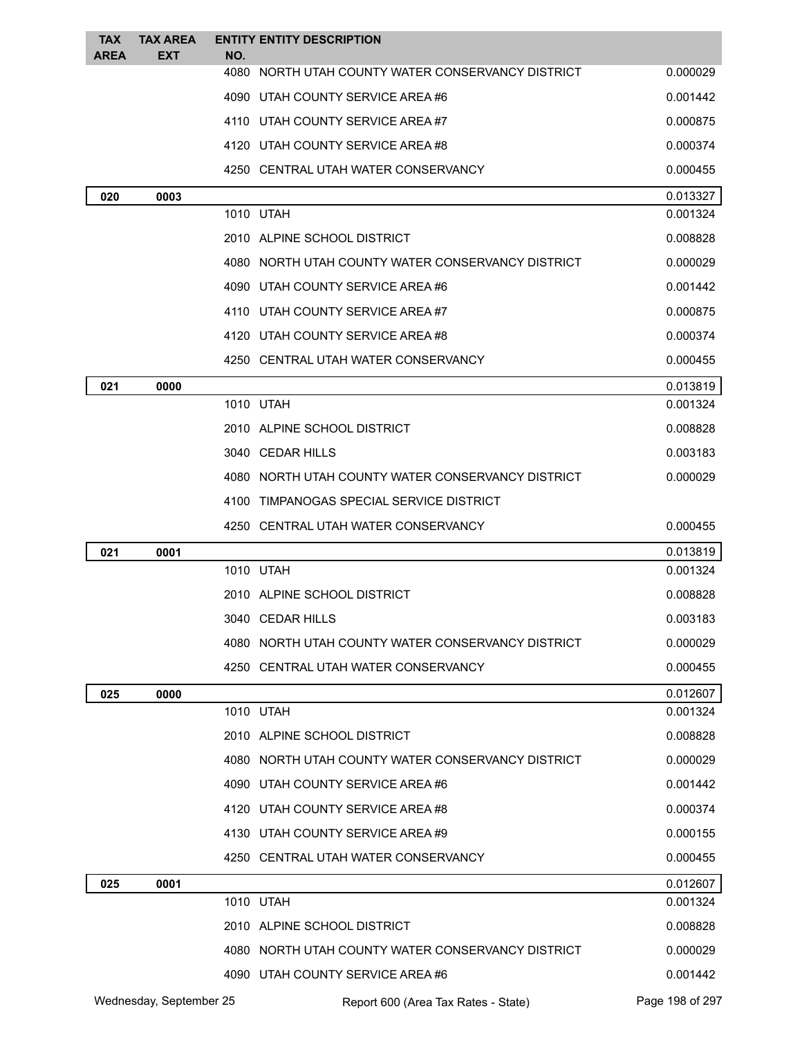| TAX AREA | TAX AREA EXT | ENTITY NO. | ENTITY DESCRIPTION | |
|---|---|---|---|---|
| | | 4080 | NORTH UTAH COUNTY WATER CONSERVANCY DISTRICT | 0.000029 |
| | | 4090 | UTAH COUNTY SERVICE AREA #6 | 0.001442 |
| | | 4110 | UTAH COUNTY SERVICE AREA #7 | 0.000875 |
| | | 4120 | UTAH COUNTY SERVICE AREA #8 | 0.000374 |
| | | 4250 | CENTRAL UTAH WATER CONSERVANCY | 0.000455 |
| **020** | **0003** | | | 0.013327 |
| | | 1010 | UTAH | 0.001324 |
| | | 2010 | ALPINE SCHOOL DISTRICT | 0.008828 |
| | | 4080 | NORTH UTAH COUNTY WATER CONSERVANCY DISTRICT | 0.000029 |
| | | 4090 | UTAH COUNTY SERVICE AREA #6 | 0.001442 |
| | | 4110 | UTAH COUNTY SERVICE AREA #7 | 0.000875 |
| | | 4120 | UTAH COUNTY SERVICE AREA #8 | 0.000374 |
| | | 4250 | CENTRAL UTAH WATER CONSERVANCY | 0.000455 |
| **021** | **0000** | | | 0.013819 |
| | | 1010 | UTAH | 0.001324 |
| | | 2010 | ALPINE SCHOOL DISTRICT | 0.008828 |
| | | 3040 | CEDAR HILLS | 0.003183 |
| | | 4080 | NORTH UTAH COUNTY WATER CONSERVANCY DISTRICT | 0.000029 |
| | | 4100 | TIMPANOGAS SPECIAL SERVICE DISTRICT | |
| | | 4250 | CENTRAL UTAH WATER CONSERVANCY | 0.000455 |
| **021** | **0001** | | | 0.013819 |
| | | 1010 | UTAH | 0.001324 |
| | | 2010 | ALPINE SCHOOL DISTRICT | 0.008828 |
| | | 3040 | CEDAR HILLS | 0.003183 |
| | | 4080 | NORTH UTAH COUNTY WATER CONSERVANCY DISTRICT | 0.000029 |
| | | 4250 | CENTRAL UTAH WATER CONSERVANCY | 0.000455 |
| **025** | **0000** | | | 0.012607 |
| | | 1010 | UTAH | 0.001324 |
| | | 2010 | ALPINE SCHOOL DISTRICT | 0.008828 |
| | | 4080 | NORTH UTAH COUNTY WATER CONSERVANCY DISTRICT | 0.000029 |
| | | 4090 | UTAH COUNTY SERVICE AREA #6 | 0.001442 |
| | | 4120 | UTAH COUNTY SERVICE AREA #8 | 0.000374 |
| | | 4130 | UTAH COUNTY SERVICE AREA #9 | 0.000155 |
| | | 4250 | CENTRAL UTAH WATER CONSERVANCY | 0.000455 |
| **025** | **0001** | | | 0.012607 |
| | | 1010 | UTAH | 0.001324 |
| | | 2010 | ALPINE SCHOOL DISTRICT | 0.008828 |
| | | 4080 | NORTH UTAH COUNTY WATER CONSERVANCY DISTRICT | 0.000029 |
| | | 4090 | UTAH COUNTY SERVICE AREA #6 | 0.001442 |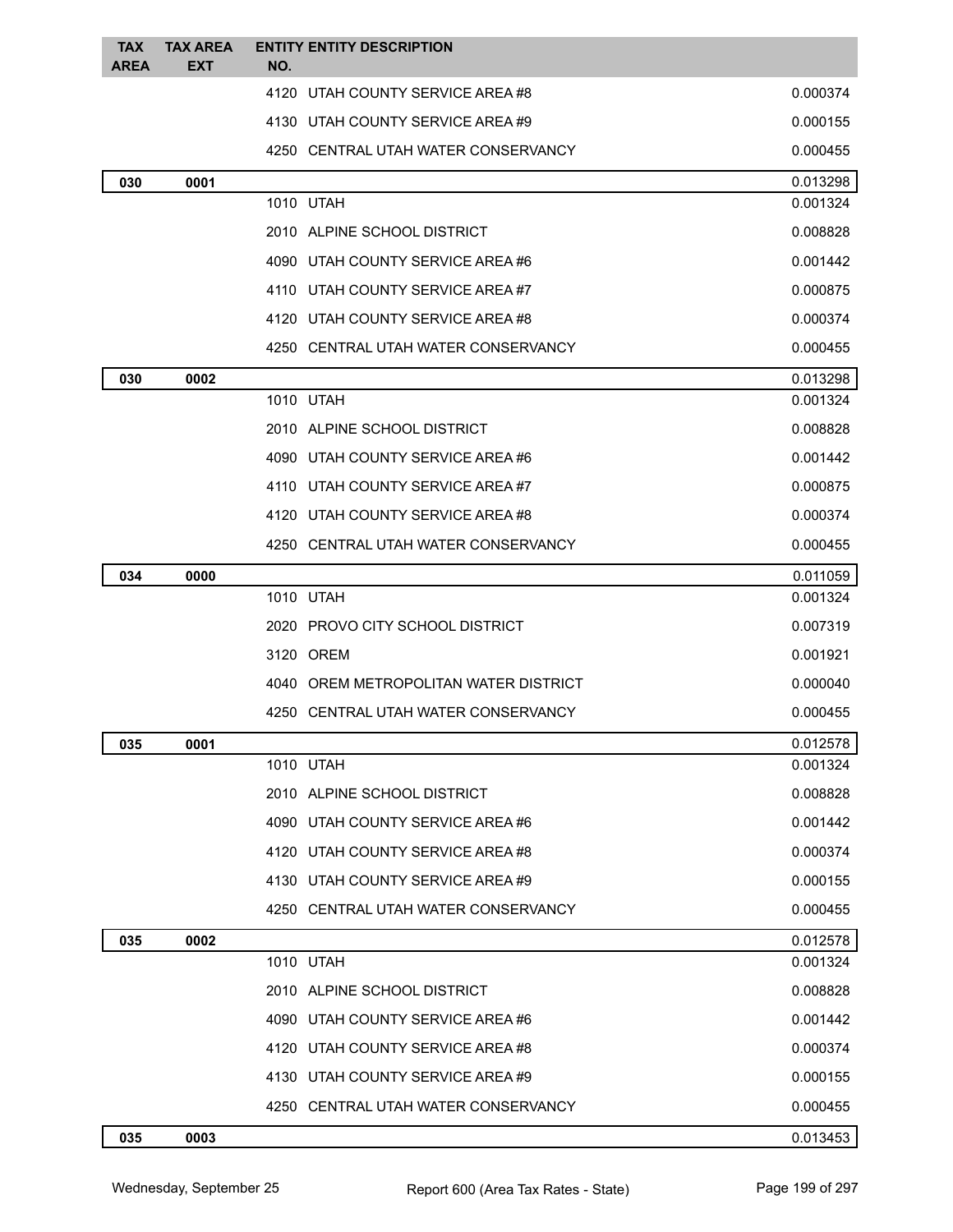| TAX AREA | TAX AREA EXT | ENTITY NO. | ENTITY DESCRIPTION | |
|---|---|---|---|---|
| | | 4120 | UTAH COUNTY SERVICE AREA #8 | 0.000374 |
| | | 4130 | UTAH COUNTY SERVICE AREA #9 | 0.000155 |
| | | 4250 | CENTRAL UTAH WATER CONSERVANCY | 0.000455 |
| **030** | **0001** | | | 0.013298 |
| | | 1010 | UTAH | 0.001324 |
| | | 2010 | ALPINE SCHOOL DISTRICT | 0.008828 |
| | | 4090 | UTAH COUNTY SERVICE AREA #6 | 0.001442 |
| | | 4110 | UTAH COUNTY SERVICE AREA #7 | 0.000875 |
| | | 4120 | UTAH COUNTY SERVICE AREA #8 | 0.000374 |
| | | 4250 | CENTRAL UTAH WATER CONSERVANCY | 0.000455 |
| **030** | **0002** | | | 0.013298 |
| | | 1010 | UTAH | 0.001324 |
| | | 2010 | ALPINE SCHOOL DISTRICT | 0.008828 |
| | | 4090 | UTAH COUNTY SERVICE AREA #6 | 0.001442 |
| | | 4110 | UTAH COUNTY SERVICE AREA #7 | 0.000875 |
| | | 4120 | UTAH COUNTY SERVICE AREA #8 | 0.000374 |
| | | 4250 | CENTRAL UTAH WATER CONSERVANCY | 0.000455 |
| **034** | **0000** | | | 0.011059 |
| | | 1010 | UTAH | 0.001324 |
| | | 2020 | PROVO CITY SCHOOL DISTRICT | 0.007319 |
| | | 3120 | OREM | 0.001921 |
| | | 4040 | OREM METROPOLITAN WATER DISTRICT | 0.000040 |
| | | 4250 | CENTRAL UTAH WATER CONSERVANCY | 0.000455 |
| **035** | **0001** | | | 0.012578 |
| | | 1010 | UTAH | 0.001324 |
| | | 2010 | ALPINE SCHOOL DISTRICT | 0.008828 |
| | | 4090 | UTAH COUNTY SERVICE AREA #6 | 0.001442 |
| | | 4120 | UTAH COUNTY SERVICE AREA #8 | 0.000374 |
| | | 4130 | UTAH COUNTY SERVICE AREA #9 | 0.000155 |
| | | 4250 | CENTRAL UTAH WATER CONSERVANCY | 0.000455 |
| **035** | **0002** | | | 0.012578 |
| | | 1010 | UTAH | 0.001324 |
| | | 2010 | ALPINE SCHOOL DISTRICT | 0.008828 |
| | | 4090 | UTAH COUNTY SERVICE AREA #6 | 0.001442 |
| | | 4120 | UTAH COUNTY SERVICE AREA #8 | 0.000374 |
| | | 4130 | UTAH COUNTY SERVICE AREA #9 | 0.000155 |
| | | 4250 | CENTRAL UTAH WATER CONSERVANCY | 0.000455 |
| **035** | **0003** | | | 0.013453 |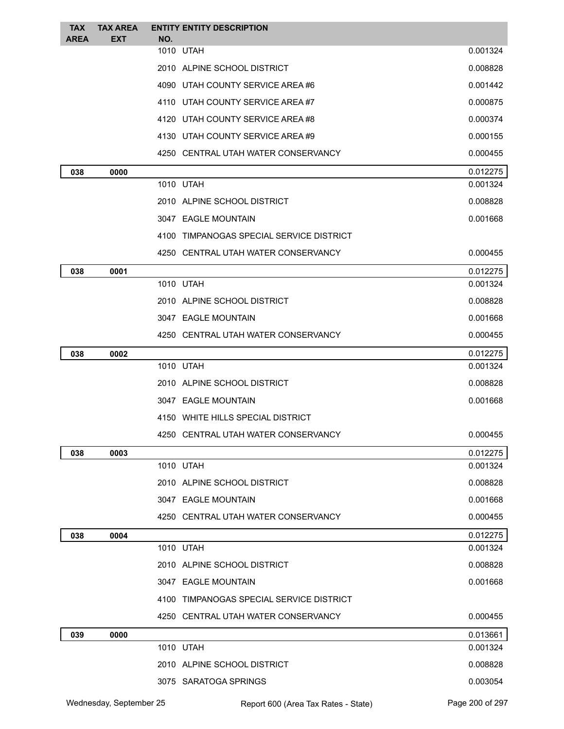| TAX AREA | TAX AREA EXT | ENTITY NO. | ENTITY DESCRIPTION | |
|---|---|---|---|---|
| | | 1010 | UTAH | 0.001324 |
| | | 2010 | ALPINE SCHOOL DISTRICT | 0.008828 |
| | | 4090 | UTAH COUNTY SERVICE AREA #6 | 0.001442 |
| | | 4110 | UTAH COUNTY SERVICE AREA #7 | 0.000875 |
| | | 4120 | UTAH COUNTY SERVICE AREA #8 | 0.000374 |
| | | 4130 | UTAH COUNTY SERVICE AREA #9 | 0.000155 |
| | | 4250 | CENTRAL UTAH WATER CONSERVANCY | 0.000455 |
| **038** | **0000** | | | 0.012275 |
| | | 1010 | UTAH | 0.001324 |
| | | 2010 | ALPINE SCHOOL DISTRICT | 0.008828 |
| | | 3047 | EAGLE MOUNTAIN | 0.001668 |
| | | 4100 | TIMPANOGAS SPECIAL SERVICE DISTRICT | |
| | | 4250 | CENTRAL UTAH WATER CONSERVANCY | 0.000455 |
| **038** | **0001** | | | 0.012275 |
| | | 1010 | UTAH | 0.001324 |
| | | 2010 | ALPINE SCHOOL DISTRICT | 0.008828 |
| | | 3047 | EAGLE MOUNTAIN | 0.001668 |
| | | 4250 | CENTRAL UTAH WATER CONSERVANCY | 0.000455 |
| **038** | **0002** | | | 0.012275 |
| | | 1010 | UTAH | 0.001324 |
| | | 2010 | ALPINE SCHOOL DISTRICT | 0.008828 |
| | | 3047 | EAGLE MOUNTAIN | 0.001668 |
| | | 4150 | WHITE HILLS SPECIAL DISTRICT | |
| | | 4250 | CENTRAL UTAH WATER CONSERVANCY | 0.000455 |
| **038** | **0003** | | | 0.012275 |
| | | 1010 | UTAH | 0.001324 |
| | | 2010 | ALPINE SCHOOL DISTRICT | 0.008828 |
| | | 3047 | EAGLE MOUNTAIN | 0.001668 |
| | | 4250 | CENTRAL UTAH WATER CONSERVANCY | 0.000455 |
| **038** | **0004** | | | 0.012275 |
| | | 1010 | UTAH | 0.001324 |
| | | 2010 | ALPINE SCHOOL DISTRICT | 0.008828 |
| | | 3047 | EAGLE MOUNTAIN | 0.001668 |
| | | 4100 | TIMPANOGAS SPECIAL SERVICE DISTRICT | |
| | | 4250 | CENTRAL UTAH WATER CONSERVANCY | 0.000455 |
| **039** | **0000** | | | 0.013661 |
| | | 1010 | UTAH | 0.001324 |
| | | 2010 | ALPINE SCHOOL DISTRICT | 0.008828 |
| | | 3075 | SARATOGA SPRINGS | 0.003054 |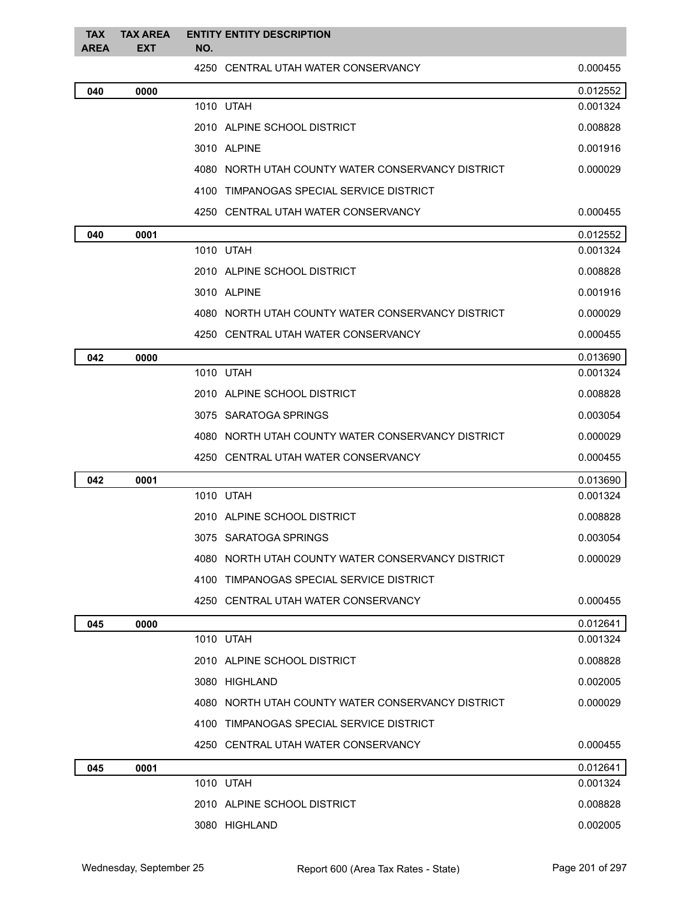| TAX AREA | TAX AREA EXT | ENTITY NO. | ENTITY DESCRIPTION | |
|---|---|---|---|---|
| | | 4250 | CENTRAL UTAH WATER CONSERVANCY | 0.000455 |
| **040** | **0000** | | | 0.012552 |
| | | 1010 | UTAH | 0.001324 |
| | | 2010 | ALPINE SCHOOL DISTRICT | 0.008828 |
| | | 3010 | ALPINE | 0.001916 |
| | | 4080 | NORTH UTAH COUNTY WATER CONSERVANCY DISTRICT | 0.000029 |
| | | 4100 | TIMPANOGAS SPECIAL SERVICE DISTRICT | |
| | | 4250 | CENTRAL UTAH WATER CONSERVANCY | 0.000455 |
| **040** | **0001** | | | 0.012552 |
| | | 1010 | UTAH | 0.001324 |
| | | 2010 | ALPINE SCHOOL DISTRICT | 0.008828 |
| | | 3010 | ALPINE | 0.001916 |
| | | 4080 | NORTH UTAH COUNTY WATER CONSERVANCY DISTRICT | 0.000029 |
| | | 4250 | CENTRAL UTAH WATER CONSERVANCY | 0.000455 |
| **042** | **0000** | | | 0.013690 |
| | | 1010 | UTAH | 0.001324 |
| | | 2010 | ALPINE SCHOOL DISTRICT | 0.008828 |
| | | 3075 | SARATOGA SPRINGS | 0.003054 |
| | | 4080 | NORTH UTAH COUNTY WATER CONSERVANCY DISTRICT | 0.000029 |
| | | 4250 | CENTRAL UTAH WATER CONSERVANCY | 0.000455 |
| **042** | **0001** | | | 0.013690 |
| | | 1010 | UTAH | 0.001324 |
| | | 2010 | ALPINE SCHOOL DISTRICT | 0.008828 |
| | | 3075 | SARATOGA SPRINGS | 0.003054 |
| | | 4080 | NORTH UTAH COUNTY WATER CONSERVANCY DISTRICT | 0.000029 |
| | | 4100 | TIMPANOGAS SPECIAL SERVICE DISTRICT | |
| | | 4250 | CENTRAL UTAH WATER CONSERVANCY | 0.000455 |
| **045** | **0000** | | | 0.012641 |
| | | 1010 | UTAH | 0.001324 |
| | | 2010 | ALPINE SCHOOL DISTRICT | 0.008828 |
| | | 3080 | HIGHLAND | 0.002005 |
| | | 4080 | NORTH UTAH COUNTY WATER CONSERVANCY DISTRICT | 0.000029 |
| | | 4100 | TIMPANOGAS SPECIAL SERVICE DISTRICT | |
| | | 4250 | CENTRAL UTAH WATER CONSERVANCY | 0.000455 |
| **045** | **0001** | | | 0.012641 |
| | | 1010 | UTAH | 0.001324 |
| | | 2010 | ALPINE SCHOOL DISTRICT | 0.008828 |
| | | 3080 | HIGHLAND | 0.002005 |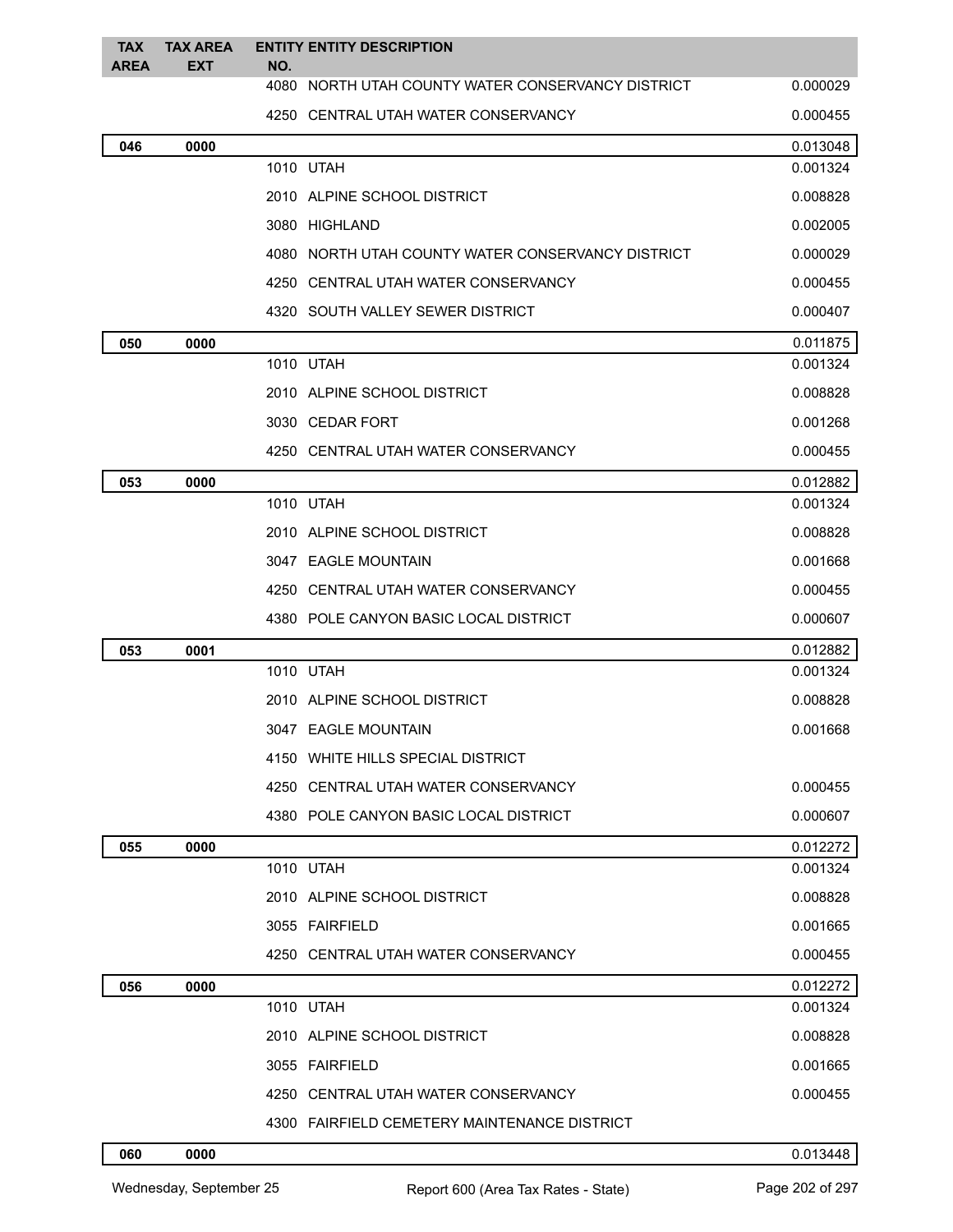| TAX AREA | TAX AREA EXT | ENTITY NO. | ENTITY DESCRIPTION | |
|---|---|---|---|---|
| | | 4080 | NORTH UTAH COUNTY WATER CONSERVANCY DISTRICT | 0.000029 |
| | | 4250 | CENTRAL UTAH WATER CONSERVANCY | 0.000455 |
| **046** | **0000** | | | 0.013048 |
| | | 1010 | UTAH | 0.001324 |
| | | 2010 | ALPINE SCHOOL DISTRICT | 0.008828 |
| | | 3080 | HIGHLAND | 0.002005 |
| | | 4080 | NORTH UTAH COUNTY WATER CONSERVANCY DISTRICT | 0.000029 |
| | | 4250 | CENTRAL UTAH WATER CONSERVANCY | 0.000455 |
| | | 4320 | SOUTH VALLEY SEWER DISTRICT | 0.000407 |
| **050** | **0000** | | | 0.011875 |
| | | 1010 | UTAH | 0.001324 |
| | | 2010 | ALPINE SCHOOL DISTRICT | 0.008828 |
| | | 3030 | CEDAR FORT | 0.001268 |
| | | 4250 | CENTRAL UTAH WATER CONSERVANCY | 0.000455 |
| **053** | **0000** | | | 0.012882 |
| | | 1010 | UTAH | 0.001324 |
| | | 2010 | ALPINE SCHOOL DISTRICT | 0.008828 |
| | | 3047 | EAGLE MOUNTAIN | 0.001668 |
| | | 4250 | CENTRAL UTAH WATER CONSERVANCY | 0.000455 |
| | | 4380 | POLE CANYON BASIC LOCAL DISTRICT | 0.000607 |
| **053** | **0001** | | | 0.012882 |
| | | 1010 | UTAH | 0.001324 |
| | | 2010 | ALPINE SCHOOL DISTRICT | 0.008828 |
| | | 3047 | EAGLE MOUNTAIN | 0.001668 |
| | | 4150 | WHITE HILLS SPECIAL DISTRICT | |
| | | 4250 | CENTRAL UTAH WATER CONSERVANCY | 0.000455 |
| | | 4380 | POLE CANYON BASIC LOCAL DISTRICT | 0.000607 |
| **055** | **0000** | | | 0.012272 |
| | | 1010 | UTAH | 0.001324 |
| | | 2010 | ALPINE SCHOOL DISTRICT | 0.008828 |
| | | 3055 | FAIRFIELD | 0.001665 |
| | | 4250 | CENTRAL UTAH WATER CONSERVANCY | 0.000455 |
| **056** | **0000** | | | 0.012272 |
| | | 1010 | UTAH | 0.001324 |
| | | 2010 | ALPINE SCHOOL DISTRICT | 0.008828 |
| | | 3055 | FAIRFIELD | 0.001665 |
| | | 4250 | CENTRAL UTAH WATER CONSERVANCY | 0.000455 |
| | | 4300 | FAIRFIELD CEMETERY MAINTENANCE DISTRICT | |
| **060** | **0000** | | | 0.013448 |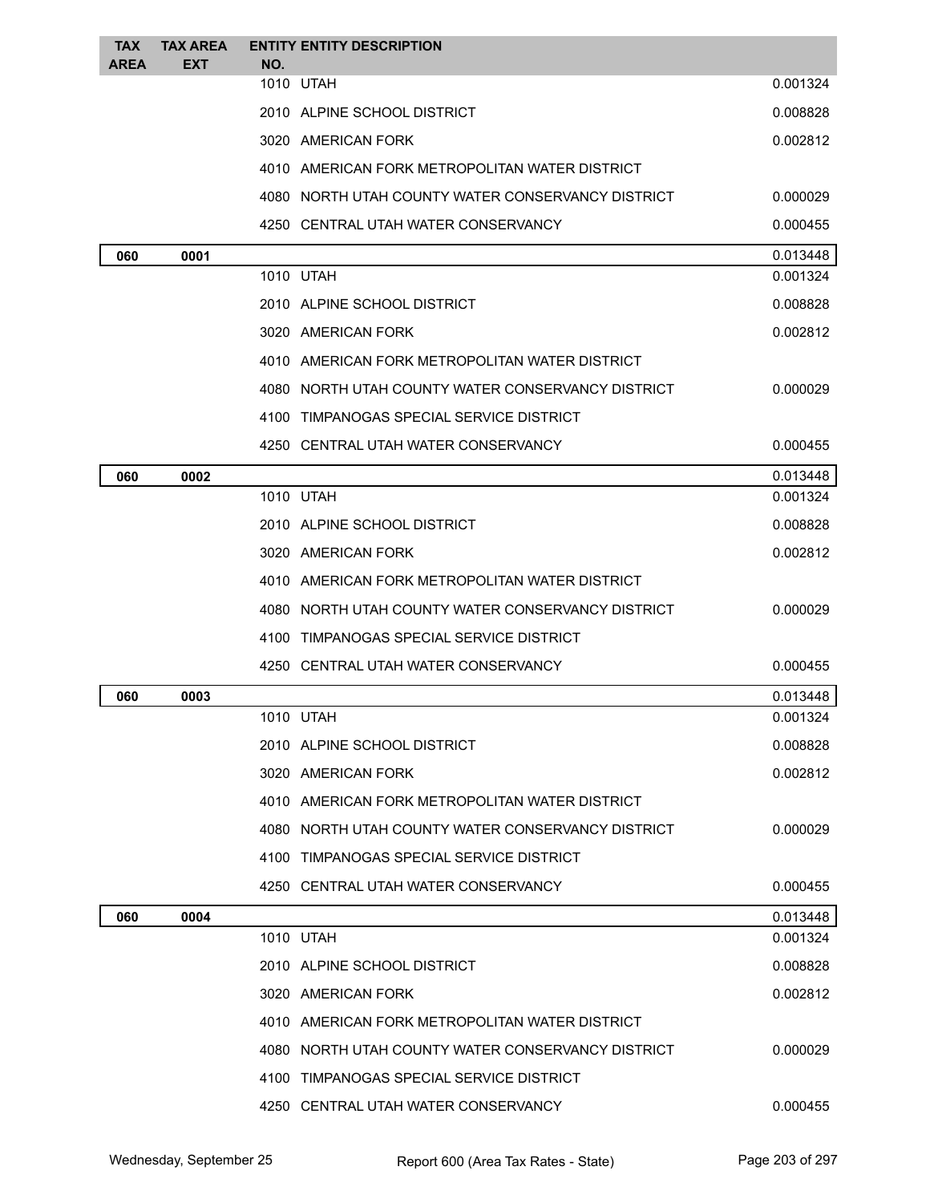| TAX AREA | TAX AREA EXT | ENTITY NO. | ENTITY DESCRIPTION | |
|---|---|---|---|---|
| | | 1010 | UTAH | 0.001324 |
| | | 2010 | ALPINE SCHOOL DISTRICT | 0.008828 |
| | | 3020 | AMERICAN FORK | 0.002812 |
| | | 4010 | AMERICAN FORK METROPOLITAN WATER DISTRICT | |
| | | 4080 | NORTH UTAH COUNTY WATER CONSERVANCY DISTRICT | 0.000029 |
| | | 4250 | CENTRAL UTAH WATER CONSERVANCY | 0.000455 |
| **060** | **0001** | | | 0.013448 |
| | | 1010 | UTAH | 0.001324 |
| | | 2010 | ALPINE SCHOOL DISTRICT | 0.008828 |
| | | 3020 | AMERICAN FORK | 0.002812 |
| | | 4010 | AMERICAN FORK METROPOLITAN WATER DISTRICT | |
| | | 4080 | NORTH UTAH COUNTY WATER CONSERVANCY DISTRICT | 0.000029 |
| | | 4100 | TIMPANOGAS SPECIAL SERVICE DISTRICT | |
| | | 4250 | CENTRAL UTAH WATER CONSERVANCY | 0.000455 |
| **060** | **0002** | | | 0.013448 |
| | | 1010 | UTAH | 0.001324 |
| | | 2010 | ALPINE SCHOOL DISTRICT | 0.008828 |
| | | 3020 | AMERICAN FORK | 0.002812 |
| | | 4010 | AMERICAN FORK METROPOLITAN WATER DISTRICT | |
| | | 4080 | NORTH UTAH COUNTY WATER CONSERVANCY DISTRICT | 0.000029 |
| | | 4100 | TIMPANOGAS SPECIAL SERVICE DISTRICT | |
| | | 4250 | CENTRAL UTAH WATER CONSERVANCY | 0.000455 |
| **060** | **0003** | | | 0.013448 |
| | | 1010 | UTAH | 0.001324 |
| | | 2010 | ALPINE SCHOOL DISTRICT | 0.008828 |
| | | 3020 | AMERICAN FORK | 0.002812 |
| | | 4010 | AMERICAN FORK METROPOLITAN WATER DISTRICT | |
| | | 4080 | NORTH UTAH COUNTY WATER CONSERVANCY DISTRICT | 0.000029 |
| | | 4100 | TIMPANOGAS SPECIAL SERVICE DISTRICT | |
| | | 4250 | CENTRAL UTAH WATER CONSERVANCY | 0.000455 |
| **060** | **0004** | | | 0.013448 |
| | | 1010 | UTAH | 0.001324 |
| | | 2010 | ALPINE SCHOOL DISTRICT | 0.008828 |
| | | 3020 | AMERICAN FORK | 0.002812 |
| | | 4010 | AMERICAN FORK METROPOLITAN WATER DISTRICT | |
| | | 4080 | NORTH UTAH COUNTY WATER CONSERVANCY DISTRICT | 0.000029 |
| | | 4100 | TIMPANOGAS SPECIAL SERVICE DISTRICT | |
| | | 4250 | CENTRAL UTAH WATER CONSERVANCY | 0.000455 |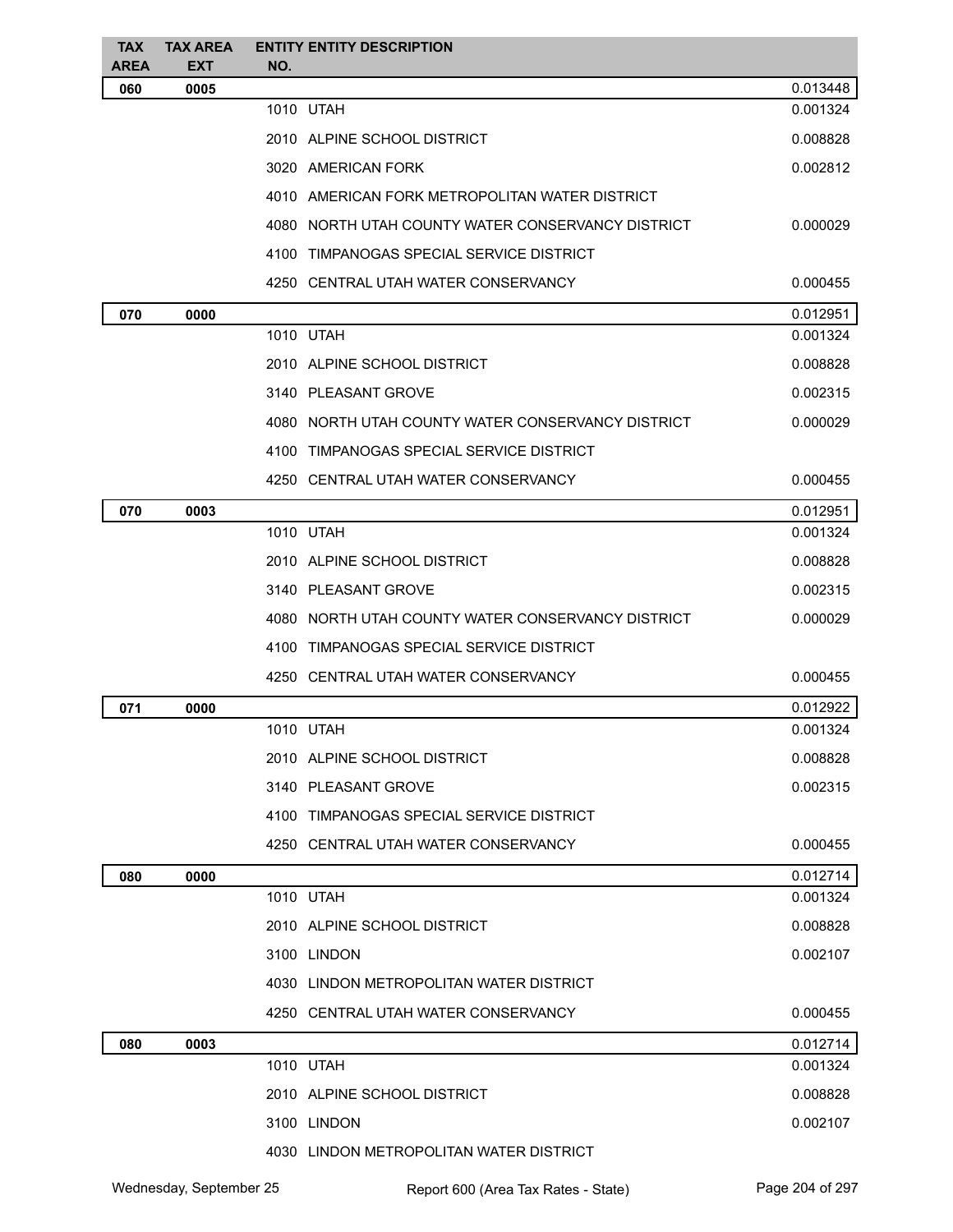| TAX AREA | TAX AREA EXT | ENTITY NO. | ENTITY DESCRIPTION | |
|---|---|---|---|---|
| **060** | **0005** | | | 0.013448 |
| | | 1010 | UTAH | 0.001324 |
| | | 2010 | ALPINE SCHOOL DISTRICT | 0.008828 |
| | | 3020 | AMERICAN FORK | 0.002812 |
| | | 4010 | AMERICAN FORK METROPOLITAN WATER DISTRICT | |
| | | 4080 | NORTH UTAH COUNTY WATER CONSERVANCY DISTRICT | 0.000029 |
| | | 4100 | TIMPANOGAS SPECIAL SERVICE DISTRICT | |
| | | 4250 | CENTRAL UTAH WATER CONSERVANCY | 0.000455 |
| **070** | **0000** | | | 0.012951 |
| | | 1010 | UTAH | 0.001324 |
| | | 2010 | ALPINE SCHOOL DISTRICT | 0.008828 |
| | | 3140 | PLEASANT GROVE | 0.002315 |
| | | 4080 | NORTH UTAH COUNTY WATER CONSERVANCY DISTRICT | 0.000029 |
| | | 4100 | TIMPANOGAS SPECIAL SERVICE DISTRICT | |
| | | 4250 | CENTRAL UTAH WATER CONSERVANCY | 0.000455 |
| **070** | **0003** | | | 0.012951 |
| | | 1010 | UTAH | 0.001324 |
| | | 2010 | ALPINE SCHOOL DISTRICT | 0.008828 |
| | | 3140 | PLEASANT GROVE | 0.002315 |
| | | 4080 | NORTH UTAH COUNTY WATER CONSERVANCY DISTRICT | 0.000029 |
| | | 4100 | TIMPANOGAS SPECIAL SERVICE DISTRICT | |
| | | 4250 | CENTRAL UTAH WATER CONSERVANCY | 0.000455 |
| **071** | **0000** | | | 0.012922 |
| | | 1010 | UTAH | 0.001324 |
| | | 2010 | ALPINE SCHOOL DISTRICT | 0.008828 |
| | | 3140 | PLEASANT GROVE | 0.002315 |
| | | 4100 | TIMPANOGAS SPECIAL SERVICE DISTRICT | |
| | | 4250 | CENTRAL UTAH WATER CONSERVANCY | 0.000455 |
| **080** | **0000** | | | 0.012714 |
| | | 1010 | UTAH | 0.001324 |
| | | 2010 | ALPINE SCHOOL DISTRICT | 0.008828 |
| | | 3100 | LINDON | 0.002107 |
| | | 4030 | LINDON METROPOLITAN WATER DISTRICT | |
| | | 4250 | CENTRAL UTAH WATER CONSERVANCY | 0.000455 |
| **080** | **0003** | | | 0.012714 |
| | | 1010 | UTAH | 0.001324 |
| | | 2010 | ALPINE SCHOOL DISTRICT | 0.008828 |
| | | 3100 | LINDON | 0.002107 |
| | | 4030 | LINDON METROPOLITAN WATER DISTRICT | |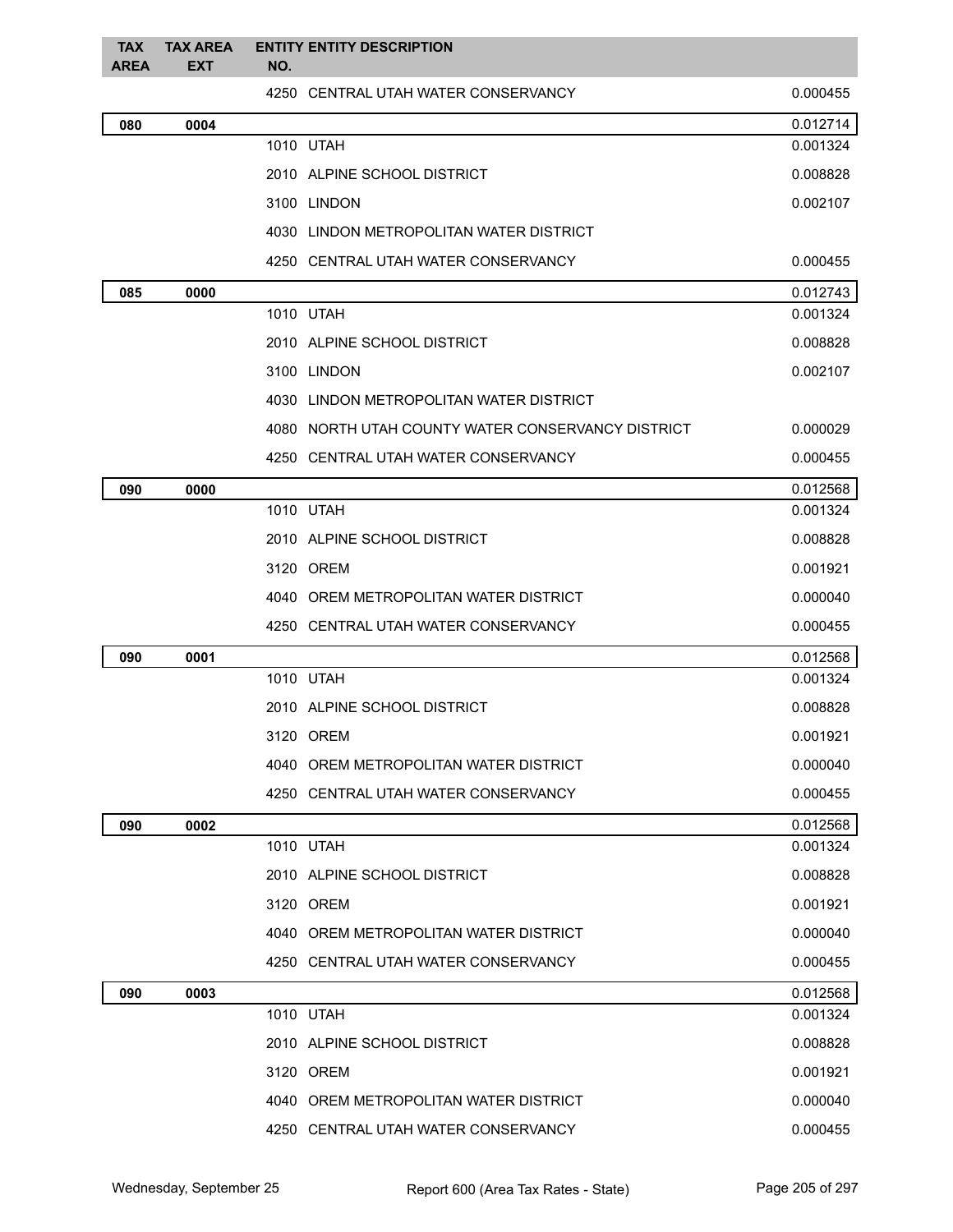| TAX AREA | TAX AREA EXT | ENTITY NO. | ENTITY DESCRIPTION | |
|---|---|---|---|---|
| | | 4250 | CENTRAL UTAH WATER CONSERVANCY | 0.000455 |
| **080** | **0004** | | | 0.012714 |
| | | 1010 | UTAH | 0.001324 |
| | | 2010 | ALPINE SCHOOL DISTRICT | 0.008828 |
| | | 3100 | LINDON | 0.002107 |
| | | 4030 | LINDON METROPOLITAN WATER DISTRICT | |
| | | 4250 | CENTRAL UTAH WATER CONSERVANCY | 0.000455 |
| **085** | **0000** | | | 0.012743 |
| | | 1010 | UTAH | 0.001324 |
| | | 2010 | ALPINE SCHOOL DISTRICT | 0.008828 |
| | | 3100 | LINDON | 0.002107 |
| | | 4030 | LINDON METROPOLITAN WATER DISTRICT | |
| | | 4080 | NORTH UTAH COUNTY WATER CONSERVANCY DISTRICT | 0.000029 |
| | | 4250 | CENTRAL UTAH WATER CONSERVANCY | 0.000455 |
| **090** | **0000** | | | 0.012568 |
| | | 1010 | UTAH | 0.001324 |
| | | 2010 | ALPINE SCHOOL DISTRICT | 0.008828 |
| | | 3120 | OREM | 0.001921 |
| | | 4040 | OREM METROPOLITAN WATER DISTRICT | 0.000040 |
| | | 4250 | CENTRAL UTAH WATER CONSERVANCY | 0.000455 |
| **090** | **0001** | | | 0.012568 |
| | | 1010 | UTAH | 0.001324 |
| | | 2010 | ALPINE SCHOOL DISTRICT | 0.008828 |
| | | 3120 | OREM | 0.001921 |
| | | 4040 | OREM METROPOLITAN WATER DISTRICT | 0.000040 |
| | | 4250 | CENTRAL UTAH WATER CONSERVANCY | 0.000455 |
| **090** | **0002** | | | 0.012568 |
| | | 1010 | UTAH | 0.001324 |
| | | 2010 | ALPINE SCHOOL DISTRICT | 0.008828 |
| | | 3120 | OREM | 0.001921 |
| | | 4040 | OREM METROPOLITAN WATER DISTRICT | 0.000040 |
| | | 4250 | CENTRAL UTAH WATER CONSERVANCY | 0.000455 |
| **090** | **0003** | | | 0.012568 |
| | | 1010 | UTAH | 0.001324 |
| | | 2010 | ALPINE SCHOOL DISTRICT | 0.008828 |
| | | 3120 | OREM | 0.001921 |
| | | 4040 | OREM METROPOLITAN WATER DISTRICT | 0.000040 |
| | | 4250 | CENTRAL UTAH WATER CONSERVANCY | 0.000455 |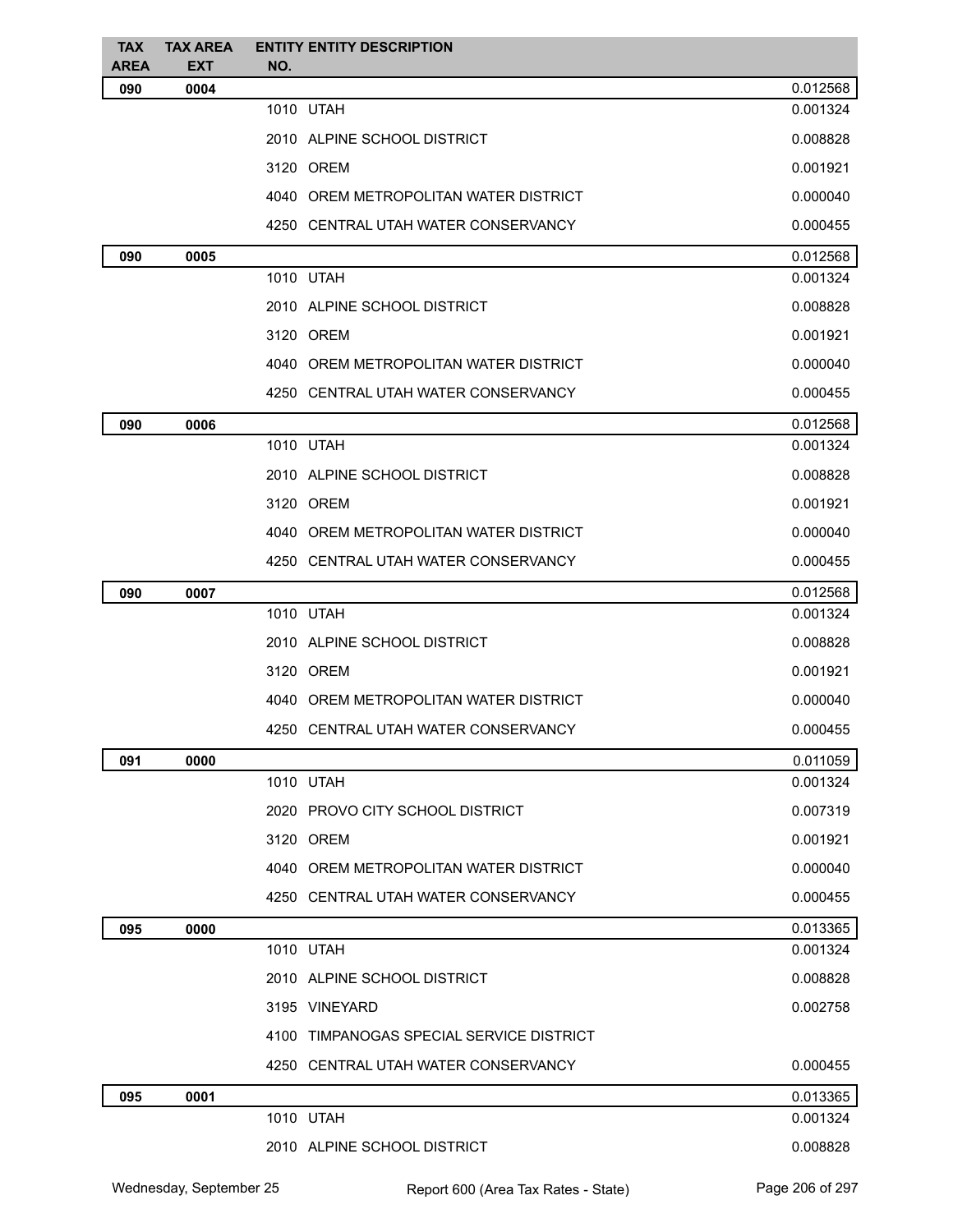| TAX AREA | TAX AREA EXT | ENTITY NO. | ENTITY DESCRIPTION | |
|---|---|---|---|---|
| **090** | **0004** | | | 0.012568 |
| | | 1010 | UTAH | 0.001324 |
| | | 2010 | ALPINE SCHOOL DISTRICT | 0.008828 |
| | | 3120 | OREM | 0.001921 |
| | | 4040 | OREM METROPOLITAN WATER DISTRICT | 0.000040 |
| | | 4250 | CENTRAL UTAH WATER CONSERVANCY | 0.000455 |
| **090** | **0005** | | | 0.012568 |
| | | 1010 | UTAH | 0.001324 |
| | | 2010 | ALPINE SCHOOL DISTRICT | 0.008828 |
| | | 3120 | OREM | 0.001921 |
| | | 4040 | OREM METROPOLITAN WATER DISTRICT | 0.000040 |
| | | 4250 | CENTRAL UTAH WATER CONSERVANCY | 0.000455 |
| **090** | **0006** | | | 0.012568 |
| | | 1010 | UTAH | 0.001324 |
| | | 2010 | ALPINE SCHOOL DISTRICT | 0.008828 |
| | | 3120 | OREM | 0.001921 |
| | | 4040 | OREM METROPOLITAN WATER DISTRICT | 0.000040 |
| | | 4250 | CENTRAL UTAH WATER CONSERVANCY | 0.000455 |
| **090** | **0007** | | | 0.012568 |
| | | 1010 | UTAH | 0.001324 |
| | | 2010 | ALPINE SCHOOL DISTRICT | 0.008828 |
| | | 3120 | OREM | 0.001921 |
| | | 4040 | OREM METROPOLITAN WATER DISTRICT | 0.000040 |
| | | 4250 | CENTRAL UTAH WATER CONSERVANCY | 0.000455 |
| **091** | **0000** | | | 0.011059 |
| | | 1010 | UTAH | 0.001324 |
| | | 2020 | PROVO CITY SCHOOL DISTRICT | 0.007319 |
| | | 3120 | OREM | 0.001921 |
| | | 4040 | OREM METROPOLITAN WATER DISTRICT | 0.000040 |
| | | 4250 | CENTRAL UTAH WATER CONSERVANCY | 0.000455 |
| **095** | **0000** | | | 0.013365 |
| | | 1010 | UTAH | 0.001324 |
| | | 2010 | ALPINE SCHOOL DISTRICT | 0.008828 |
| | | 3195 | VINEYARD | 0.002758 |
| | | 4100 | TIMPANOGAS SPECIAL SERVICE DISTRICT | |
| | | 4250 | CENTRAL UTAH WATER CONSERVANCY | 0.000455 |
| **095** | **0001** | | | 0.013365 |
| | | 1010 | UTAH | 0.001324 |
| | | 2010 | ALPINE SCHOOL DISTRICT | 0.008828 |

Wednesday, September 25 Report 600 (Area Tax Rates - State)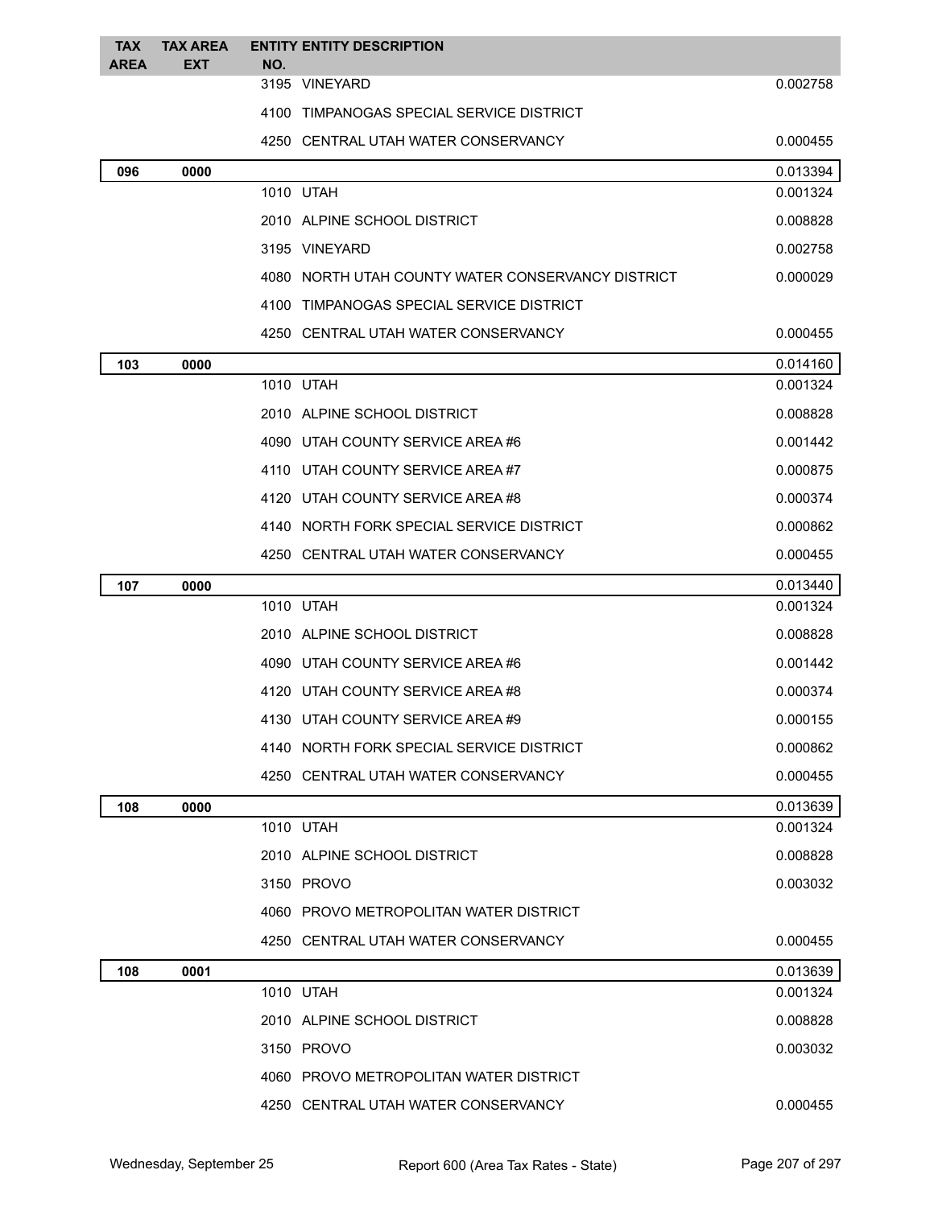| TAX AREA | TAX AREA EXT | ENTITY NO. | ENTITY DESCRIPTION | |
|---|---|---|---|---|
| | | 3195 | VINEYARD | 0.002758 |
| | | 4100 | TIMPANOGAS SPECIAL SERVICE DISTRICT | |
| | | 4250 | CENTRAL UTAH WATER CONSERVANCY | 0.000455 |
| **096** | **0000** | | | 0.013394 |
| | | 1010 | UTAH | 0.001324 |
| | | 2010 | ALPINE SCHOOL DISTRICT | 0.008828 |
| | | 3195 | VINEYARD | 0.002758 |
| | | 4080 | NORTH UTAH COUNTY WATER CONSERVANCY DISTRICT | 0.000029 |
| | | 4100 | TIMPANOGAS SPECIAL SERVICE DISTRICT | |
| | | 4250 | CENTRAL UTAH WATER CONSERVANCY | 0.000455 |
| **103** | **0000** | | | 0.014160 |
| | | 1010 | UTAH | 0.001324 |
| | | 2010 | ALPINE SCHOOL DISTRICT | 0.008828 |
| | | 4090 | UTAH COUNTY SERVICE AREA #6 | 0.001442 |
| | | 4110 | UTAH COUNTY SERVICE AREA #7 | 0.000875 |
| | | 4120 | UTAH COUNTY SERVICE AREA #8 | 0.000374 |
| | | 4140 | NORTH FORK SPECIAL SERVICE DISTRICT | 0.000862 |
| | | 4250 | CENTRAL UTAH WATER CONSERVANCY | 0.000455 |
| **107** | **0000** | | | 0.013440 |
| | | 1010 | UTAH | 0.001324 |
| | | 2010 | ALPINE SCHOOL DISTRICT | 0.008828 |
| | | 4090 | UTAH COUNTY SERVICE AREA #6 | 0.001442 |
| | | 4120 | UTAH COUNTY SERVICE AREA #8 | 0.000374 |
| | | 4130 | UTAH COUNTY SERVICE AREA #9 | 0.000155 |
| | | 4140 | NORTH FORK SPECIAL SERVICE DISTRICT | 0.000862 |
| | | 4250 | CENTRAL UTAH WATER CONSERVANCY | 0.000455 |
| **108** | **0000** | | | 0.013639 |
| | | 1010 | UTAH | 0.001324 |
| | | 2010 | ALPINE SCHOOL DISTRICT | 0.008828 |
| | | 3150 | PROVO | 0.003032 |
| | | 4060 | PROVO METROPOLITAN WATER DISTRICT | |
| | | 4250 | CENTRAL UTAH WATER CONSERVANCY | 0.000455 |
| **108** | **0001** | | | 0.013639 |
| | | 1010 | UTAH | 0.001324 |
| | | 2010 | ALPINE SCHOOL DISTRICT | 0.008828 |
| | | 3150 | PROVO | 0.003032 |
| | | 4060 | PROVO METROPOLITAN WATER DISTRICT | |
| | | 4250 | CENTRAL UTAH WATER CONSERVANCY | 0.000455 |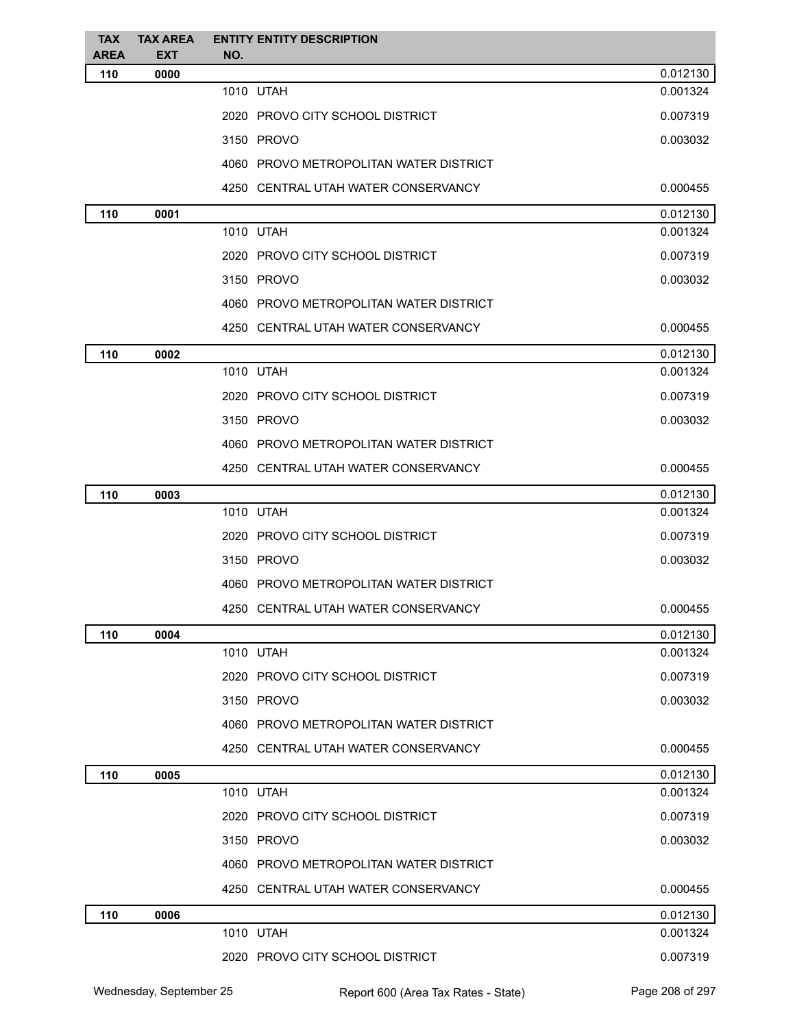| TAX AREA | TAX AREA EXT | ENTITY NO. | ENTITY DESCRIPTION | |
|---|---|---|---|---|
| **110** | **0000** | | | 0.012130 |
| | | 1010 | UTAH | 0.001324 |
| | | 2020 | PROVO CITY SCHOOL DISTRICT | 0.007319 |
| | | 3150 | PROVO | 0.003032 |
| | | 4060 | PROVO METROPOLITAN WATER DISTRICT | |
| | | 4250 | CENTRAL UTAH WATER CONSERVANCY | 0.000455 |
| **110** | **0001** | | | 0.012130 |
| | | 1010 | UTAH | 0.001324 |
| | | 2020 | PROVO CITY SCHOOL DISTRICT | 0.007319 |
| | | 3150 | PROVO | 0.003032 |
| | | 4060 | PROVO METROPOLITAN WATER DISTRICT | |
| | | 4250 | CENTRAL UTAH WATER CONSERVANCY | 0.000455 |
| **110** | **0002** | | | 0.012130 |
| | | 1010 | UTAH | 0.001324 |
| | | 2020 | PROVO CITY SCHOOL DISTRICT | 0.007319 |
| | | 3150 | PROVO | 0.003032 |
| | | 4060 | PROVO METROPOLITAN WATER DISTRICT | |
| | | 4250 | CENTRAL UTAH WATER CONSERVANCY | 0.000455 |
| **110** | **0003** | | | 0.012130 |
| | | 1010 | UTAH | 0.001324 |
| | | 2020 | PROVO CITY SCHOOL DISTRICT | 0.007319 |
| | | 3150 | PROVO | 0.003032 |
| | | 4060 | PROVO METROPOLITAN WATER DISTRICT | |
| | | 4250 | CENTRAL UTAH WATER CONSERVANCY | 0.000455 |
| **110** | **0004** | | | 0.012130 |
| | | 1010 | UTAH | 0.001324 |
| | | 2020 | PROVO CITY SCHOOL DISTRICT | 0.007319 |
| | | 3150 | PROVO | 0.003032 |
| | | 4060 | PROVO METROPOLITAN WATER DISTRICT | |
| | | 4250 | CENTRAL UTAH WATER CONSERVANCY | 0.000455 |
| **110** | **0005** | | | 0.012130 |
| | | 1010 | UTAH | 0.001324 |
| | | 2020 | PROVO CITY SCHOOL DISTRICT | 0.007319 |
| | | 3150 | PROVO | 0.003032 |
| | | 4060 | PROVO METROPOLITAN WATER DISTRICT | |
| | | 4250 | CENTRAL UTAH WATER CONSERVANCY | 0.000455 |
| **110** | **0006** | | | 0.012130 |
| | | 1010 | UTAH | 0.001324 |
| | | 2020 | PROVO CITY SCHOOL DISTRICT | 0.007319 |

Wednesday, September 25 — Report 600 (Area Tax Rates - State)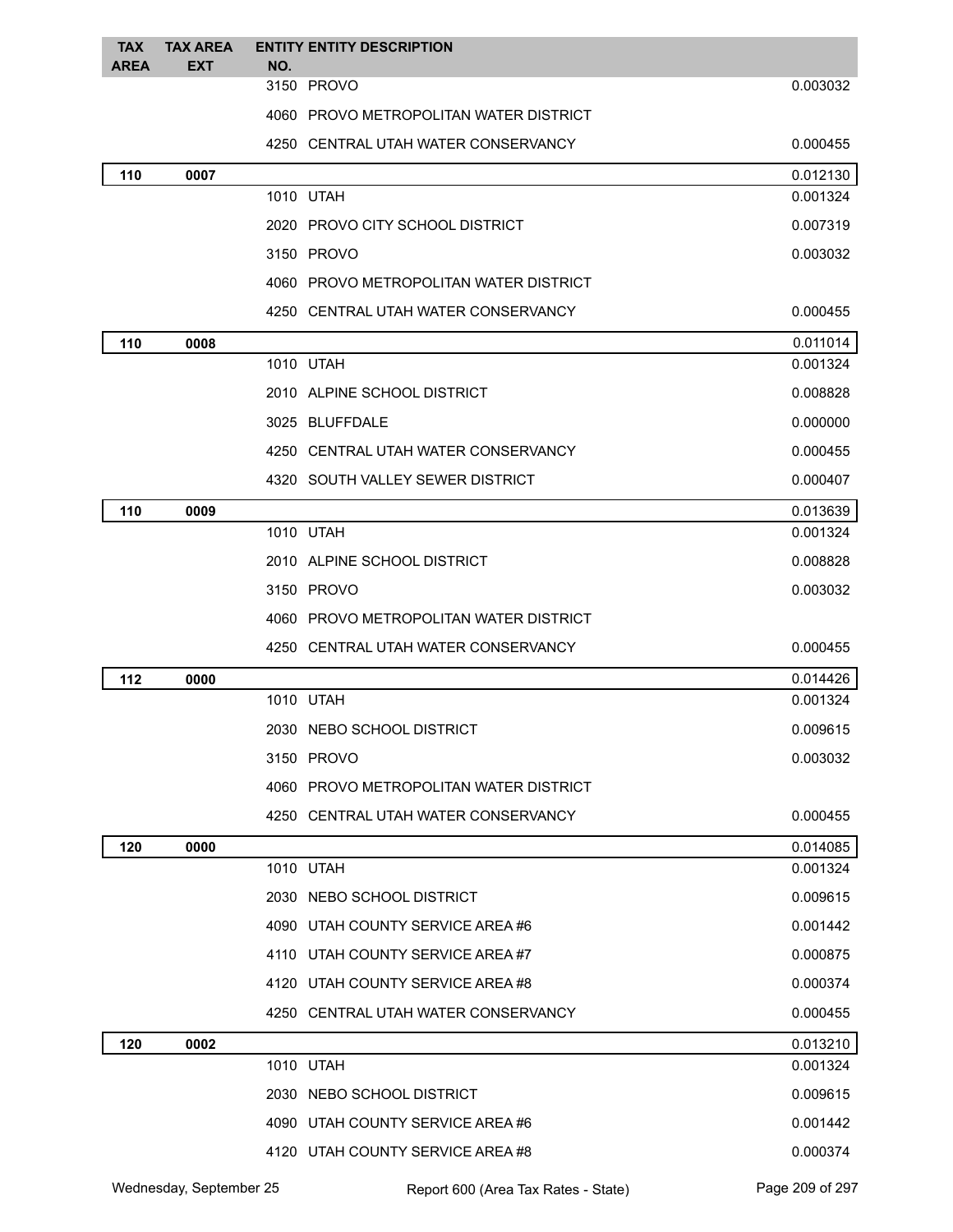| TAX AREA | TAX AREA EXT | ENTITY NO. | ENTITY DESCRIPTION | |
|---|---|---|---|---|
| | | 3150 | PROVO | 0.003032 |
| | | 4060 | PROVO METROPOLITAN WATER DISTRICT | |
| | | 4250 | CENTRAL UTAH WATER CONSERVANCY | 0.000455 |
| **110** | **0007** | | | 0.012130 |
| | | 1010 | UTAH | 0.001324 |
| | | 2020 | PROVO CITY SCHOOL DISTRICT | 0.007319 |
| | | 3150 | PROVO | 0.003032 |
| | | 4060 | PROVO METROPOLITAN WATER DISTRICT | |
| | | 4250 | CENTRAL UTAH WATER CONSERVANCY | 0.000455 |
| **110** | **0008** | | | 0.011014 |
| | | 1010 | UTAH | 0.001324 |
| | | 2010 | ALPINE SCHOOL DISTRICT | 0.008828 |
| | | 3025 | BLUFFDALE | 0.000000 |
| | | 4250 | CENTRAL UTAH WATER CONSERVANCY | 0.000455 |
| | | 4320 | SOUTH VALLEY SEWER DISTRICT | 0.000407 |
| **110** | **0009** | | | 0.013639 |
| | | 1010 | UTAH | 0.001324 |
| | | 2010 | ALPINE SCHOOL DISTRICT | 0.008828 |
| | | 3150 | PROVO | 0.003032 |
| | | 4060 | PROVO METROPOLITAN WATER DISTRICT | |
| | | 4250 | CENTRAL UTAH WATER CONSERVANCY | 0.000455 |
| **112** | **0000** | | | 0.014426 |
| | | 1010 | UTAH | 0.001324 |
| | | 2030 | NEBO SCHOOL DISTRICT | 0.009615 |
| | | 3150 | PROVO | 0.003032 |
| | | 4060 | PROVO METROPOLITAN WATER DISTRICT | |
| | | 4250 | CENTRAL UTAH WATER CONSERVANCY | 0.000455 |
| **120** | **0000** | | | 0.014085 |
| | | 1010 | UTAH | 0.001324 |
| | | 2030 | NEBO SCHOOL DISTRICT | 0.009615 |
| | | 4090 | UTAH COUNTY SERVICE AREA #6 | 0.001442 |
| | | 4110 | UTAH COUNTY SERVICE AREA #7 | 0.000875 |
| | | 4120 | UTAH COUNTY SERVICE AREA #8 | 0.000374 |
| | | 4250 | CENTRAL UTAH WATER CONSERVANCY | 0.000455 |
| **120** | **0002** | | | 0.013210 |
| | | 1010 | UTAH | 0.001324 |
| | | 2030 | NEBO SCHOOL DISTRICT | 0.009615 |
| | | 4090 | UTAH COUNTY SERVICE AREA #6 | 0.001442 |
| | | 4120 | UTAH COUNTY SERVICE AREA #8 | 0.000374 |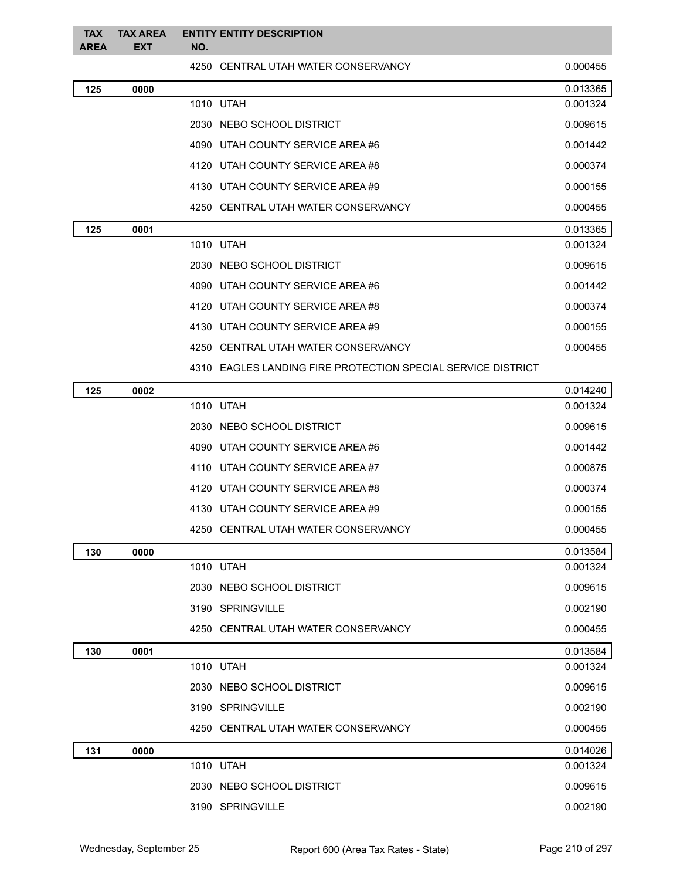| TAX AREA | TAX AREA EXT | ENTITY NO. | ENTITY DESCRIPTION | |
|---|---|---|---|---|
| | | 4250 | CENTRAL UTAH WATER CONSERVANCY | 0.000455 |
| **125** | **0000** | | | 0.013365 |
| | | 1010 | UTAH | 0.001324 |
| | | 2030 | NEBO SCHOOL DISTRICT | 0.009615 |
| | | 4090 | UTAH COUNTY SERVICE AREA #6 | 0.001442 |
| | | 4120 | UTAH COUNTY SERVICE AREA #8 | 0.000374 |
| | | 4130 | UTAH COUNTY SERVICE AREA #9 | 0.000155 |
| | | 4250 | CENTRAL UTAH WATER CONSERVANCY | 0.000455 |
| **125** | **0001** | | | 0.013365 |
| | | 1010 | UTAH | 0.001324 |
| | | 2030 | NEBO SCHOOL DISTRICT | 0.009615 |
| | | 4090 | UTAH COUNTY SERVICE AREA #6 | 0.001442 |
| | | 4120 | UTAH COUNTY SERVICE AREA #8 | 0.000374 |
| | | 4130 | UTAH COUNTY SERVICE AREA #9 | 0.000155 |
| | | 4250 | CENTRAL UTAH WATER CONSERVANCY | 0.000455 |
| | | 4310 | EAGLES LANDING FIRE PROTECTION SPECIAL SERVICE DISTRICT | |
| **125** | **0002** | | | 0.014240 |
| | | 1010 | UTAH | 0.001324 |
| | | 2030 | NEBO SCHOOL DISTRICT | 0.009615 |
| | | 4090 | UTAH COUNTY SERVICE AREA #6 | 0.001442 |
| | | 4110 | UTAH COUNTY SERVICE AREA #7 | 0.000875 |
| | | 4120 | UTAH COUNTY SERVICE AREA #8 | 0.000374 |
| | | 4130 | UTAH COUNTY SERVICE AREA #9 | 0.000155 |
| | | 4250 | CENTRAL UTAH WATER CONSERVANCY | 0.000455 |
| **130** | **0000** | | | 0.013584 |
| | | 1010 | UTAH | 0.001324 |
| | | 2030 | NEBO SCHOOL DISTRICT | 0.009615 |
| | | 3190 | SPRINGVILLE | 0.002190 |
| | | 4250 | CENTRAL UTAH WATER CONSERVANCY | 0.000455 |
| **130** | **0001** | | | 0.013584 |
| | | 1010 | UTAH | 0.001324 |
| | | 2030 | NEBO SCHOOL DISTRICT | 0.009615 |
| | | 3190 | SPRINGVILLE | 0.002190 |
| | | 4250 | CENTRAL UTAH WATER CONSERVANCY | 0.000455 |
| **131** | **0000** | | | 0.014026 |
| | | 1010 | UTAH | 0.001324 |
| | | 2030 | NEBO SCHOOL DISTRICT | 0.009615 |
| | | 3190 | SPRINGVILLE | 0.002190 |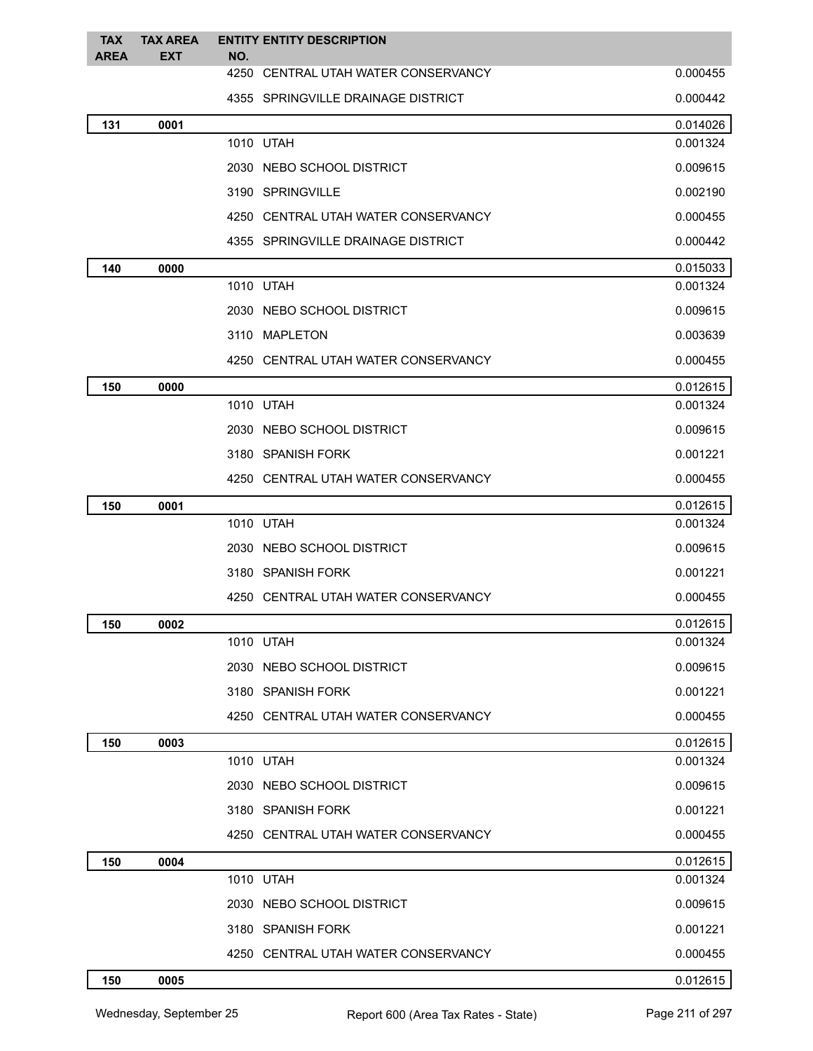| TAX AREA | TAX AREA EXT | ENTITY NO. | ENTITY DESCRIPTION | |
|---|---|---|---|---|
| | | 4250 | CENTRAL UTAH WATER CONSERVANCY | 0.000455 |
| | | 4355 | SPRINGVILLE DRAINAGE DISTRICT | 0.000442 |
| **131** | **0001** | | | 0.014026 |
| | | 1010 | UTAH | 0.001324 |
| | | 2030 | NEBO SCHOOL DISTRICT | 0.009615 |
| | | 3190 | SPRINGVILLE | 0.002190 |
| | | 4250 | CENTRAL UTAH WATER CONSERVANCY | 0.000455 |
| | | 4355 | SPRINGVILLE DRAINAGE DISTRICT | 0.000442 |
| **140** | **0000** | | | 0.015033 |
| | | 1010 | UTAH | 0.001324 |
| | | 2030 | NEBO SCHOOL DISTRICT | 0.009615 |
| | | 3110 | MAPLETON | 0.003639 |
| | | 4250 | CENTRAL UTAH WATER CONSERVANCY | 0.000455 |
| **150** | **0000** | | | 0.012615 |
| | | 1010 | UTAH | 0.001324 |
| | | 2030 | NEBO SCHOOL DISTRICT | 0.009615 |
| | | 3180 | SPANISH FORK | 0.001221 |
| | | 4250 | CENTRAL UTAH WATER CONSERVANCY | 0.000455 |
| **150** | **0001** | | | 0.012615 |
| | | 1010 | UTAH | 0.001324 |
| | | 2030 | NEBO SCHOOL DISTRICT | 0.009615 |
| | | 3180 | SPANISH FORK | 0.001221 |
| | | 4250 | CENTRAL UTAH WATER CONSERVANCY | 0.000455 |
| **150** | **0002** | | | 0.012615 |
| | | 1010 | UTAH | 0.001324 |
| | | 2030 | NEBO SCHOOL DISTRICT | 0.009615 |
| | | 3180 | SPANISH FORK | 0.001221 |
| | | 4250 | CENTRAL UTAH WATER CONSERVANCY | 0.000455 |
| **150** | **0003** | | | 0.012615 |
| | | 1010 | UTAH | 0.001324 |
| | | 2030 | NEBO SCHOOL DISTRICT | 0.009615 |
| | | 3180 | SPANISH FORK | 0.001221 |
| | | 4250 | CENTRAL UTAH WATER CONSERVANCY | 0.000455 |
| **150** | **0004** | | | 0.012615 |
| | | 1010 | UTAH | 0.001324 |
| | | 2030 | NEBO SCHOOL DISTRICT | 0.009615 |
| | | 3180 | SPANISH FORK | 0.001221 |
| | | 4250 | CENTRAL UTAH WATER CONSERVANCY | 0.000455 |
| **150** | **0005** | | | 0.012615 |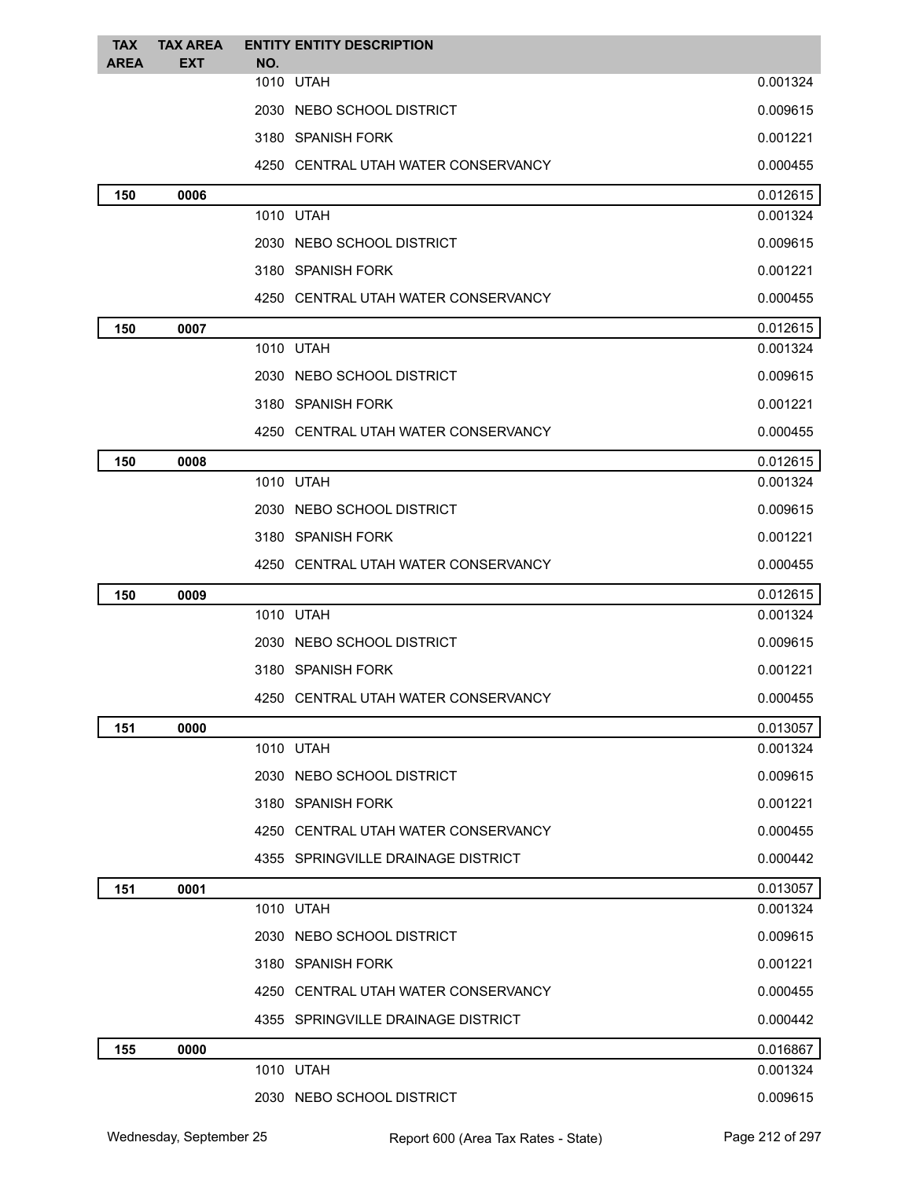| TAX AREA | TAX AREA EXT | ENTITY NO. | ENTITY DESCRIPTION | |
|---|---|---|---|---|
| | | 1010 | UTAH | 0.001324 |
| | | 2030 | NEBO SCHOOL DISTRICT | 0.009615 |
| | | 3180 | SPANISH FORK | 0.001221 |
| | | 4250 | CENTRAL UTAH WATER CONSERVANCY | 0.000455 |
| **150** | **0006** | | | 0.012615 |
| | | 1010 | UTAH | 0.001324 |
| | | 2030 | NEBO SCHOOL DISTRICT | 0.009615 |
| | | 3180 | SPANISH FORK | 0.001221 |
| | | 4250 | CENTRAL UTAH WATER CONSERVANCY | 0.000455 |
| **150** | **0007** | | | 0.012615 |
| | | 1010 | UTAH | 0.001324 |
| | | 2030 | NEBO SCHOOL DISTRICT | 0.009615 |
| | | 3180 | SPANISH FORK | 0.001221 |
| | | 4250 | CENTRAL UTAH WATER CONSERVANCY | 0.000455 |
| **150** | **0008** | | | 0.012615 |
| | | 1010 | UTAH | 0.001324 |
| | | 2030 | NEBO SCHOOL DISTRICT | 0.009615 |
| | | 3180 | SPANISH FORK | 0.001221 |
| | | 4250 | CENTRAL UTAH WATER CONSERVANCY | 0.000455 |
| **150** | **0009** | | | 0.012615 |
| | | 1010 | UTAH | 0.001324 |
| | | 2030 | NEBO SCHOOL DISTRICT | 0.009615 |
| | | 3180 | SPANISH FORK | 0.001221 |
| | | 4250 | CENTRAL UTAH WATER CONSERVANCY | 0.000455 |
| **151** | **0000** | | | 0.013057 |
| | | 1010 | UTAH | 0.001324 |
| | | 2030 | NEBO SCHOOL DISTRICT | 0.009615 |
| | | 3180 | SPANISH FORK | 0.001221 |
| | | 4250 | CENTRAL UTAH WATER CONSERVANCY | 0.000455 |
| | | 4355 | SPRINGVILLE DRAINAGE DISTRICT | 0.000442 |
| **151** | **0001** | | | 0.013057 |
| | | 1010 | UTAH | 0.001324 |
| | | 2030 | NEBO SCHOOL DISTRICT | 0.009615 |
| | | 3180 | SPANISH FORK | 0.001221 |
| | | 4250 | CENTRAL UTAH WATER CONSERVANCY | 0.000455 |
| | | 4355 | SPRINGVILLE DRAINAGE DISTRICT | 0.000442 |
| **155** | **0000** | | | 0.016867 |
| | | 1010 | UTAH | 0.001324 |
| | | 2030 | NEBO SCHOOL DISTRICT | 0.009615 |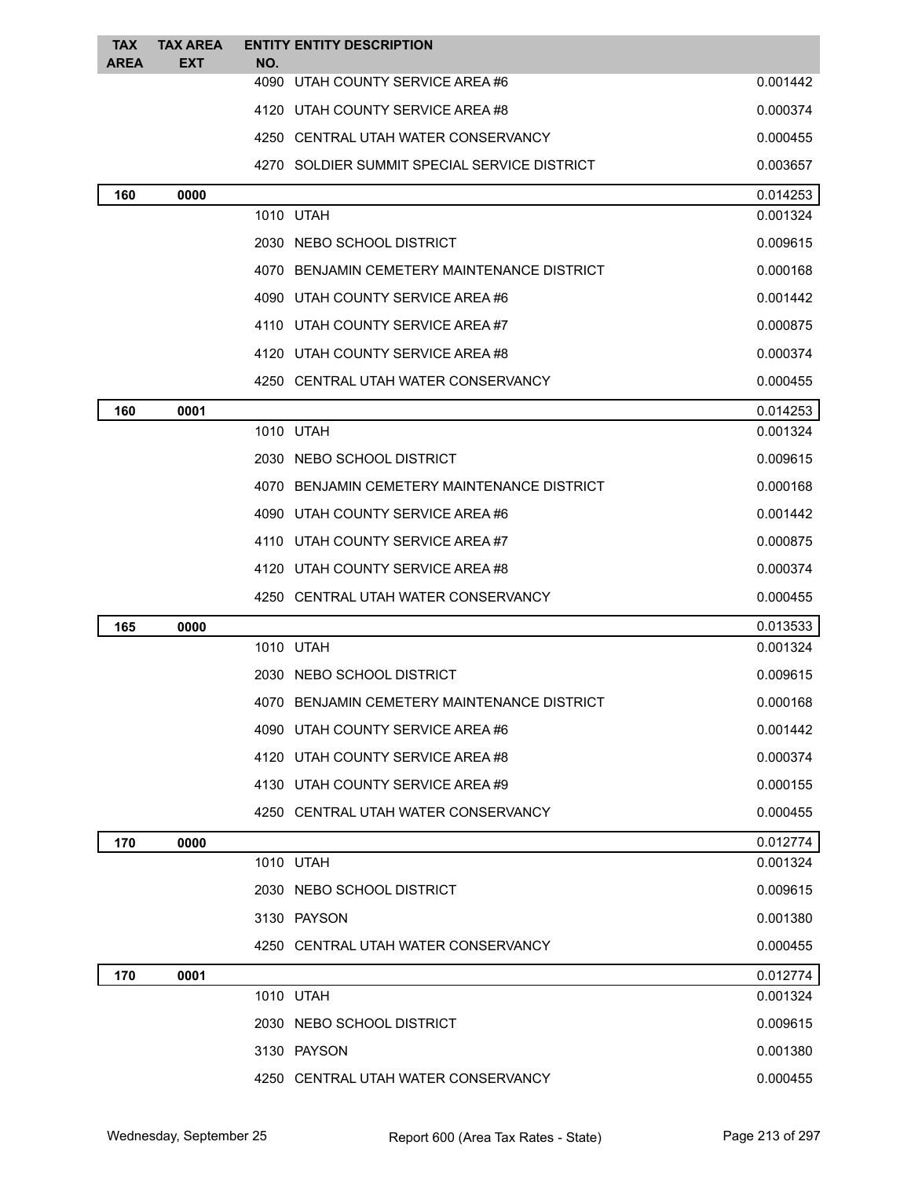| TAX AREA | TAX AREA EXT | ENTITY NO. | ENTITY DESCRIPTION | |
|---|---|---|---|---|
| | | 4090 | UTAH COUNTY SERVICE AREA #6 | 0.001442 |
| | | 4120 | UTAH COUNTY SERVICE AREA #8 | 0.000374 |
| | | 4250 | CENTRAL UTAH WATER CONSERVANCY | 0.000455 |
| | | 4270 | SOLDIER SUMMIT SPECIAL SERVICE DISTRICT | 0.003657 |
| **160** | **0000** | | | 0.014253 |
| | | 1010 | UTAH | 0.001324 |
| | | 2030 | NEBO SCHOOL DISTRICT | 0.009615 |
| | | 4070 | BENJAMIN CEMETERY MAINTENANCE DISTRICT | 0.000168 |
| | | 4090 | UTAH COUNTY SERVICE AREA #6 | 0.001442 |
| | | 4110 | UTAH COUNTY SERVICE AREA #7 | 0.000875 |
| | | 4120 | UTAH COUNTY SERVICE AREA #8 | 0.000374 |
| | | 4250 | CENTRAL UTAH WATER CONSERVANCY | 0.000455 |
| **160** | **0001** | | | 0.014253 |
| | | 1010 | UTAH | 0.001324 |
| | | 2030 | NEBO SCHOOL DISTRICT | 0.009615 |
| | | 4070 | BENJAMIN CEMETERY MAINTENANCE DISTRICT | 0.000168 |
| | | 4090 | UTAH COUNTY SERVICE AREA #6 | 0.001442 |
| | | 4110 | UTAH COUNTY SERVICE AREA #7 | 0.000875 |
| | | 4120 | UTAH COUNTY SERVICE AREA #8 | 0.000374 |
| | | 4250 | CENTRAL UTAH WATER CONSERVANCY | 0.000455 |
| **165** | **0000** | | | 0.013533 |
| | | 1010 | UTAH | 0.001324 |
| | | 2030 | NEBO SCHOOL DISTRICT | 0.009615 |
| | | 4070 | BENJAMIN CEMETERY MAINTENANCE DISTRICT | 0.000168 |
| | | 4090 | UTAH COUNTY SERVICE AREA #6 | 0.001442 |
| | | 4120 | UTAH COUNTY SERVICE AREA #8 | 0.000374 |
| | | 4130 | UTAH COUNTY SERVICE AREA #9 | 0.000155 |
| | | 4250 | CENTRAL UTAH WATER CONSERVANCY | 0.000455 |
| **170** | **0000** | | | 0.012774 |
| | | 1010 | UTAH | 0.001324 |
| | | 2030 | NEBO SCHOOL DISTRICT | 0.009615 |
| | | 3130 | PAYSON | 0.001380 |
| | | 4250 | CENTRAL UTAH WATER CONSERVANCY | 0.000455 |
| **170** | **0001** | | | 0.012774 |
| | | 1010 | UTAH | 0.001324 |
| | | 2030 | NEBO SCHOOL DISTRICT | 0.009615 |
| | | 3130 | PAYSON | 0.001380 |
| | | 4250 | CENTRAL UTAH WATER CONSERVANCY | 0.000455 |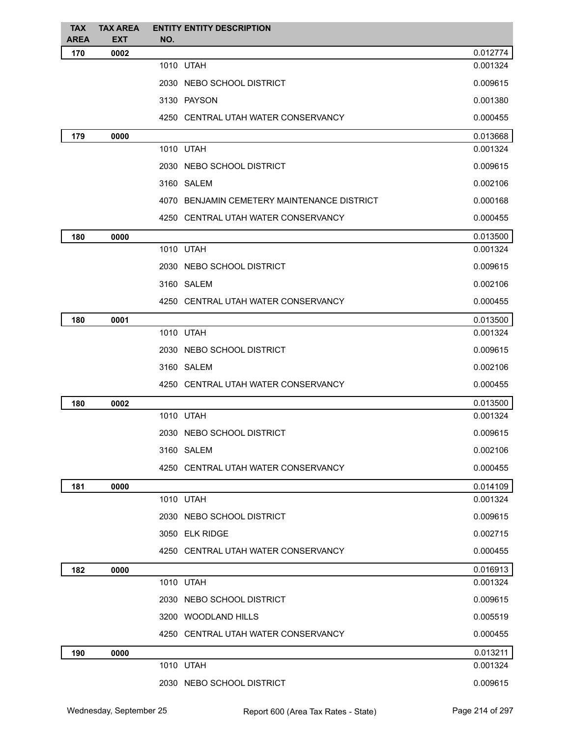| TAX AREA | TAX AREA EXT | ENTITY NO. | ENTITY DESCRIPTION | |
|---|---|---|---|---|
| **170** | **0002** | | | 0.012774 |
| | | 1010 | UTAH | 0.001324 |
| | | 2030 | NEBO SCHOOL DISTRICT | 0.009615 |
| | | 3130 | PAYSON | 0.001380 |
| | | 4250 | CENTRAL UTAH WATER CONSERVANCY | 0.000455 |
| **179** | **0000** | | | 0.013668 |
| | | 1010 | UTAH | 0.001324 |
| | | 2030 | NEBO SCHOOL DISTRICT | 0.009615 |
| | | 3160 | SALEM | 0.002106 |
| | | 4070 | BENJAMIN CEMETERY MAINTENANCE DISTRICT | 0.000168 |
| | | 4250 | CENTRAL UTAH WATER CONSERVANCY | 0.000455 |
| **180** | **0000** | | | 0.013500 |
| | | 1010 | UTAH | 0.001324 |
| | | 2030 | NEBO SCHOOL DISTRICT | 0.009615 |
| | | 3160 | SALEM | 0.002106 |
| | | 4250 | CENTRAL UTAH WATER CONSERVANCY | 0.000455 |
| **180** | **0001** | | | 0.013500 |
| | | 1010 | UTAH | 0.001324 |
| | | 2030 | NEBO SCHOOL DISTRICT | 0.009615 |
| | | 3160 | SALEM | 0.002106 |
| | | 4250 | CENTRAL UTAH WATER CONSERVANCY | 0.000455 |
| **180** | **0002** | | | 0.013500 |
| | | 1010 | UTAH | 0.001324 |
| | | 2030 | NEBO SCHOOL DISTRICT | 0.009615 |
| | | 3160 | SALEM | 0.002106 |
| | | 4250 | CENTRAL UTAH WATER CONSERVANCY | 0.000455 |
| **181** | **0000** | | | 0.014109 |
| | | 1010 | UTAH | 0.001324 |
| | | 2030 | NEBO SCHOOL DISTRICT | 0.009615 |
| | | 3050 | ELK RIDGE | 0.002715 |
| | | 4250 | CENTRAL UTAH WATER CONSERVANCY | 0.000455 |
| **182** | **0000** | | | 0.016913 |
| | | 1010 | UTAH | 0.001324 |
| | | 2030 | NEBO SCHOOL DISTRICT | 0.009615 |
| | | 3200 | WOODLAND HILLS | 0.005519 |
| | | 4250 | CENTRAL UTAH WATER CONSERVANCY | 0.000455 |
| **190** | **0000** | | | 0.013211 |
| | | 1010 | UTAH | 0.001324 |
| | | 2030 | NEBO SCHOOL DISTRICT | 0.009615 |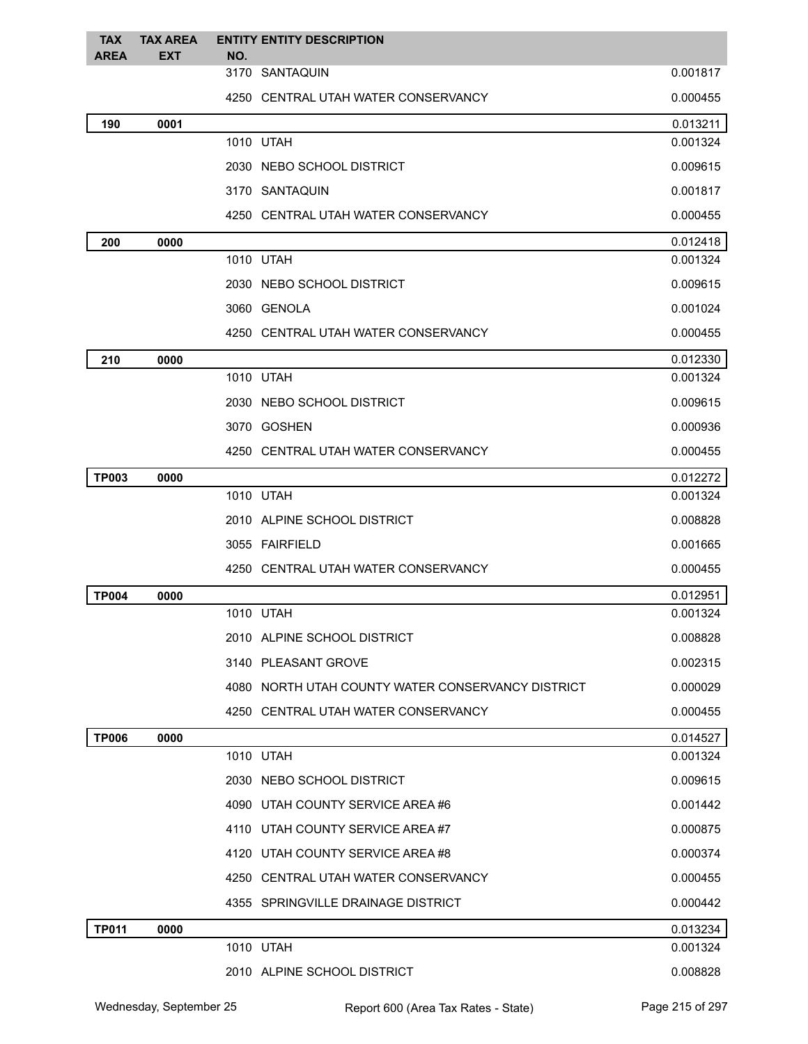| TAX AREA | TAX AREA EXT | ENTITY NO. | ENTITY DESCRIPTION | |
|---|---|---|---|---|
| | | 3170 | SANTAQUIN | 0.001817 |
| | | 4250 | CENTRAL UTAH WATER CONSERVANCY | 0.000455 |
| **190** | **0001** | | | 0.013211 |
| | | 1010 | UTAH | 0.001324 |
| | | 2030 | NEBO SCHOOL DISTRICT | 0.009615 |
| | | 3170 | SANTAQUIN | 0.001817 |
| | | 4250 | CENTRAL UTAH WATER CONSERVANCY | 0.000455 |
| **200** | **0000** | | | 0.012418 |
| | | 1010 | UTAH | 0.001324 |
| | | 2030 | NEBO SCHOOL DISTRICT | 0.009615 |
| | | 3060 | GENOLA | 0.001024 |
| | | 4250 | CENTRAL UTAH WATER CONSERVANCY | 0.000455 |
| **210** | **0000** | | | 0.012330 |
| | | 1010 | UTAH | 0.001324 |
| | | 2030 | NEBO SCHOOL DISTRICT | 0.009615 |
| | | 3070 | GOSHEN | 0.000936 |
| | | 4250 | CENTRAL UTAH WATER CONSERVANCY | 0.000455 |
| **TP003** | **0000** | | | 0.012272 |
| | | 1010 | UTAH | 0.001324 |
| | | 2010 | ALPINE SCHOOL DISTRICT | 0.008828 |
| | | 3055 | FAIRFIELD | 0.001665 |
| | | 4250 | CENTRAL UTAH WATER CONSERVANCY | 0.000455 |
| **TP004** | **0000** | | | 0.012951 |
| | | 1010 | UTAH | 0.001324 |
| | | 2010 | ALPINE SCHOOL DISTRICT | 0.008828 |
| | | 3140 | PLEASANT GROVE | 0.002315 |
| | | 4080 | NORTH UTAH COUNTY WATER CONSERVANCY DISTRICT | 0.000029 |
| | | 4250 | CENTRAL UTAH WATER CONSERVANCY | 0.000455 |
| **TP006** | **0000** | | | 0.014527 |
| | | 1010 | UTAH | 0.001324 |
| | | 2030 | NEBO SCHOOL DISTRICT | 0.009615 |
| | | 4090 | UTAH COUNTY SERVICE AREA #6 | 0.001442 |
| | | 4110 | UTAH COUNTY SERVICE AREA #7 | 0.000875 |
| | | 4120 | UTAH COUNTY SERVICE AREA #8 | 0.000374 |
| | | 4250 | CENTRAL UTAH WATER CONSERVANCY | 0.000455 |
| | | 4355 | SPRINGVILLE DRAINAGE DISTRICT | 0.000442 |
| **TP011** | **0000** | | | 0.013234 |
| | | 1010 | UTAH | 0.001324 |
| | | 2010 | ALPINE SCHOOL DISTRICT | 0.008828 |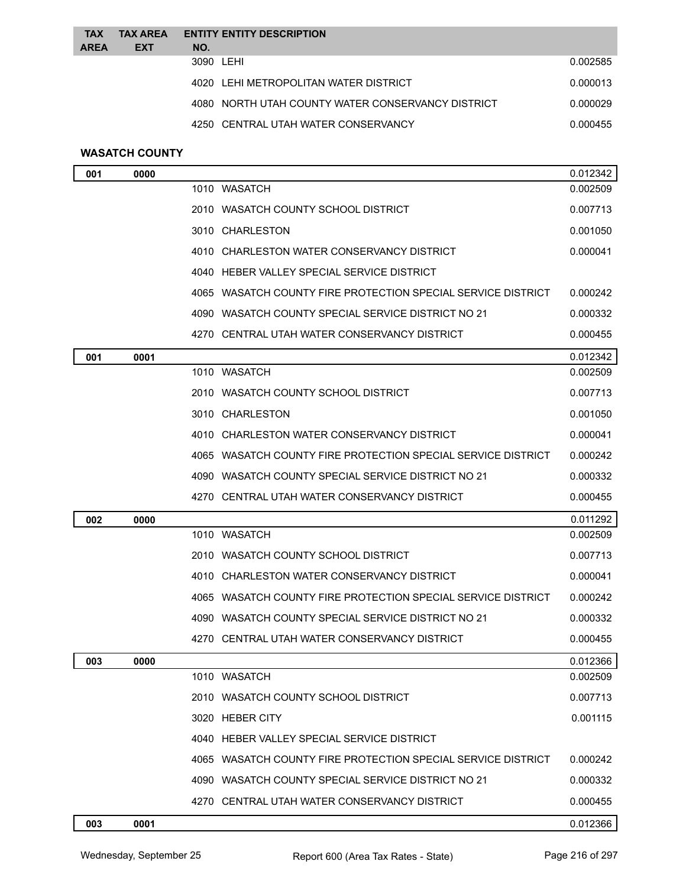| TAX AREA | TAX AREA EXT | ENTITY NO. | ENTITY DESCRIPTION | |
|---|---|---|---|---|
| | | 3090 | LEHI | 0.002585 |
| | | 4020 | LEHI METROPOLITAN WATER DISTRICT | 0.000013 |
| | | 4080 | NORTH UTAH COUNTY WATER CONSERVANCY DISTRICT | 0.000029 |
| | | 4250 | CENTRAL UTAH WATER CONSERVANCY | 0.000455 |

**WASATCH COUNTY**

| TAX AREA | TAX AREA EXT | ENTITY NO. | ENTITY DESCRIPTION | |
|---|---|---|---|---|
| **001** | **0000** | | | 0.012342 |
| | | 1010 | WASATCH | 0.002509 |
| | | 2010 | WASATCH COUNTY SCHOOL DISTRICT | 0.007713 |
| | | 3010 | CHARLESTON | 0.001050 |
| | | 4010 | CHARLESTON WATER CONSERVANCY DISTRICT | 0.000041 |
| | | 4040 | HEBER VALLEY SPECIAL SERVICE DISTRICT | |
| | | 4065 | WASATCH COUNTY FIRE PROTECTION SPECIAL SERVICE DISTRICT | 0.000242 |
| | | 4090 | WASATCH COUNTY SPECIAL SERVICE DISTRICT NO 21 | 0.000332 |
| | | 4270 | CENTRAL UTAH WATER CONSERVANCY DISTRICT | 0.000455 |
| **001** | **0001** | | | 0.012342 |
| | | 1010 | WASATCH | 0.002509 |
| | | 2010 | WASATCH COUNTY SCHOOL DISTRICT | 0.007713 |
| | | 3010 | CHARLESTON | 0.001050 |
| | | 4010 | CHARLESTON WATER CONSERVANCY DISTRICT | 0.000041 |
| | | 4065 | WASATCH COUNTY FIRE PROTECTION SPECIAL SERVICE DISTRICT | 0.000242 |
| | | 4090 | WASATCH COUNTY SPECIAL SERVICE DISTRICT NO 21 | 0.000332 |
| | | 4270 | CENTRAL UTAH WATER CONSERVANCY DISTRICT | 0.000455 |
| **002** | **0000** | | | 0.011292 |
| | | 1010 | WASATCH | 0.002509 |
| | | 2010 | WASATCH COUNTY SCHOOL DISTRICT | 0.007713 |
| | | 4010 | CHARLESTON WATER CONSERVANCY DISTRICT | 0.000041 |
| | | 4065 | WASATCH COUNTY FIRE PROTECTION SPECIAL SERVICE DISTRICT | 0.000242 |
| | | 4090 | WASATCH COUNTY SPECIAL SERVICE DISTRICT NO 21 | 0.000332 |
| | | 4270 | CENTRAL UTAH WATER CONSERVANCY DISTRICT | 0.000455 |
| **003** | **0000** | | | 0.012366 |
| | | 1010 | WASATCH | 0.002509 |
| | | 2010 | WASATCH COUNTY SCHOOL DISTRICT | 0.007713 |
| | | 3020 | HEBER CITY | 0.001115 |
| | | 4040 | HEBER VALLEY SPECIAL SERVICE DISTRICT | |
| | | 4065 | WASATCH COUNTY FIRE PROTECTION SPECIAL SERVICE DISTRICT | 0.000242 |
| | | 4090 | WASATCH COUNTY SPECIAL SERVICE DISTRICT NO 21 | 0.000332 |
| | | 4270 | CENTRAL UTAH WATER CONSERVANCY DISTRICT | 0.000455 |
| **003** | **0001** | | | 0.012366 |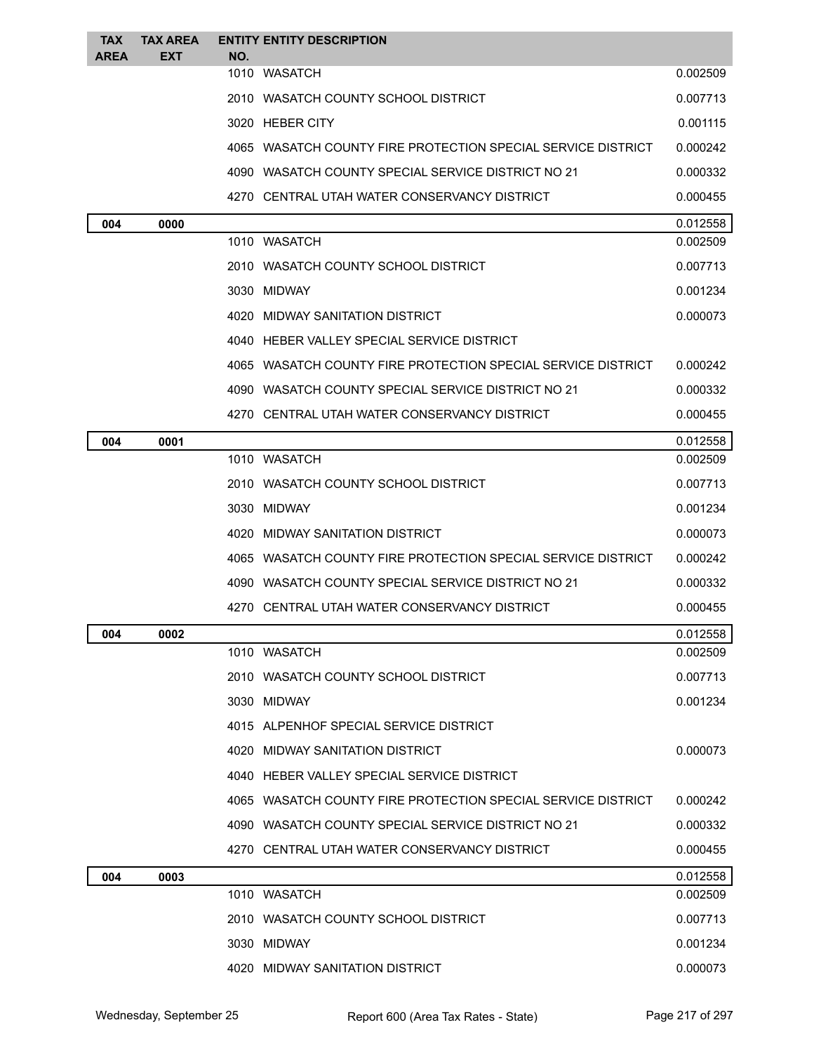| TAX AREA | TAX AREA EXT | ENTITY NO. | ENTITY DESCRIPTION | |
|---|---|---|---|---|
| | | 1010 | WASATCH | 0.002509 |
| | | 2010 | WASATCH COUNTY SCHOOL DISTRICT | 0.007713 |
| | | 3020 | HEBER CITY | 0.001115 |
| | | 4065 | WASATCH COUNTY FIRE PROTECTION SPECIAL SERVICE DISTRICT | 0.000242 |
| | | 4090 | WASATCH COUNTY SPECIAL SERVICE DISTRICT NO 21 | 0.000332 |
| | | 4270 | CENTRAL UTAH WATER CONSERVANCY DISTRICT | 0.000455 |
| **004** | **0000** | | | 0.012558 |
| | | 1010 | WASATCH | 0.002509 |
| | | 2010 | WASATCH COUNTY SCHOOL DISTRICT | 0.007713 |
| | | 3030 | MIDWAY | 0.001234 |
| | | 4020 | MIDWAY SANITATION DISTRICT | 0.000073 |
| | | 4040 | HEBER VALLEY SPECIAL SERVICE DISTRICT | |
| | | 4065 | WASATCH COUNTY FIRE PROTECTION SPECIAL SERVICE DISTRICT | 0.000242 |
| | | 4090 | WASATCH COUNTY SPECIAL SERVICE DISTRICT NO 21 | 0.000332 |
| | | 4270 | CENTRAL UTAH WATER CONSERVANCY DISTRICT | 0.000455 |
| **004** | **0001** | | | 0.012558 |
| | | 1010 | WASATCH | 0.002509 |
| | | 2010 | WASATCH COUNTY SCHOOL DISTRICT | 0.007713 |
| | | 3030 | MIDWAY | 0.001234 |
| | | 4020 | MIDWAY SANITATION DISTRICT | 0.000073 |
| | | 4065 | WASATCH COUNTY FIRE PROTECTION SPECIAL SERVICE DISTRICT | 0.000242 |
| | | 4090 | WASATCH COUNTY SPECIAL SERVICE DISTRICT NO 21 | 0.000332 |
| | | 4270 | CENTRAL UTAH WATER CONSERVANCY DISTRICT | 0.000455 |
| **004** | **0002** | | | 0.012558 |
| | | 1010 | WASATCH | 0.002509 |
| | | 2010 | WASATCH COUNTY SCHOOL DISTRICT | 0.007713 |
| | | 3030 | MIDWAY | 0.001234 |
| | | 4015 | ALPENHOF SPECIAL SERVICE DISTRICT | |
| | | 4020 | MIDWAY SANITATION DISTRICT | 0.000073 |
| | | 4040 | HEBER VALLEY SPECIAL SERVICE DISTRICT | |
| | | 4065 | WASATCH COUNTY FIRE PROTECTION SPECIAL SERVICE DISTRICT | 0.000242 |
| | | 4090 | WASATCH COUNTY SPECIAL SERVICE DISTRICT NO 21 | 0.000332 |
| | | 4270 | CENTRAL UTAH WATER CONSERVANCY DISTRICT | 0.000455 |
| **004** | **0003** | | | 0.012558 |
| | | 1010 | WASATCH | 0.002509 |
| | | 2010 | WASATCH COUNTY SCHOOL DISTRICT | 0.007713 |
| | | 3030 | MIDWAY | 0.001234 |
| | | 4020 | MIDWAY SANITATION DISTRICT | 0.000073 |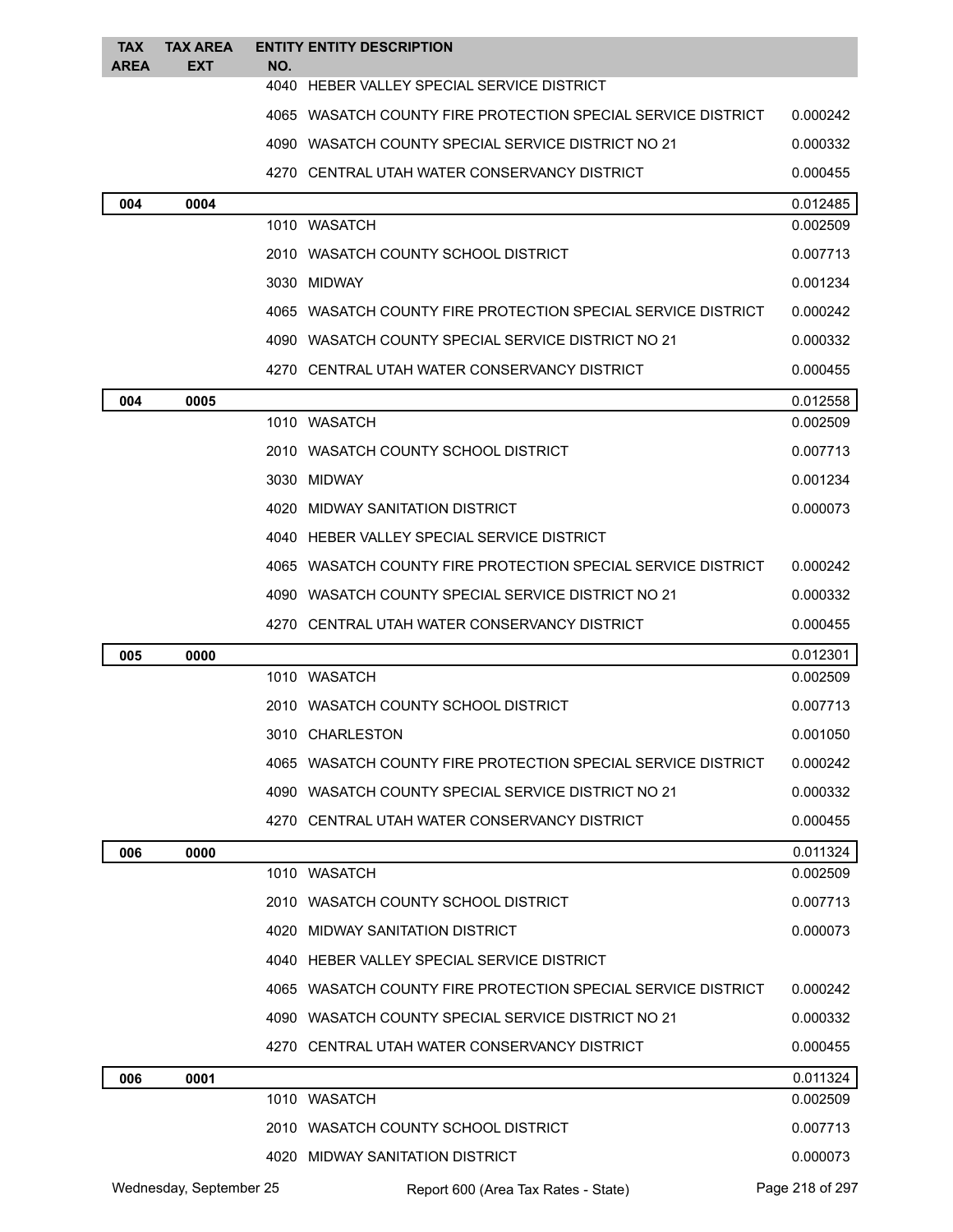| TAX AREA | TAX AREA EXT | ENTITY NO. | ENTITY DESCRIPTION | |
|---|---|---|---|---|
| | | 4040 | HEBER VALLEY SPECIAL SERVICE DISTRICT | |
| | | 4065 | WASATCH COUNTY FIRE PROTECTION SPECIAL SERVICE DISTRICT | 0.000242 |
| | | 4090 | WASATCH COUNTY SPECIAL SERVICE DISTRICT NO 21 | 0.000332 |
| | | 4270 | CENTRAL UTAH WATER CONSERVANCY DISTRICT | 0.000455 |
| **004** | **0004** | | | 0.012485 |
| | | 1010 | WASATCH | 0.002509 |
| | | 2010 | WASATCH COUNTY SCHOOL DISTRICT | 0.007713 |
| | | 3030 | MIDWAY | 0.001234 |
| | | 4065 | WASATCH COUNTY FIRE PROTECTION SPECIAL SERVICE DISTRICT | 0.000242 |
| | | 4090 | WASATCH COUNTY SPECIAL SERVICE DISTRICT NO 21 | 0.000332 |
| | | 4270 | CENTRAL UTAH WATER CONSERVANCY DISTRICT | 0.000455 |
| **004** | **0005** | | | 0.012558 |
| | | 1010 | WASATCH | 0.002509 |
| | | 2010 | WASATCH COUNTY SCHOOL DISTRICT | 0.007713 |
| | | 3030 | MIDWAY | 0.001234 |
| | | 4020 | MIDWAY SANITATION DISTRICT | 0.000073 |
| | | 4040 | HEBER VALLEY SPECIAL SERVICE DISTRICT | |
| | | 4065 | WASATCH COUNTY FIRE PROTECTION SPECIAL SERVICE DISTRICT | 0.000242 |
| | | 4090 | WASATCH COUNTY SPECIAL SERVICE DISTRICT NO 21 | 0.000332 |
| | | 4270 | CENTRAL UTAH WATER CONSERVANCY DISTRICT | 0.000455 |
| **005** | **0000** | | | 0.012301 |
| | | 1010 | WASATCH | 0.002509 |
| | | 2010 | WASATCH COUNTY SCHOOL DISTRICT | 0.007713 |
| | | 3010 | CHARLESTON | 0.001050 |
| | | 4065 | WASATCH COUNTY FIRE PROTECTION SPECIAL SERVICE DISTRICT | 0.000242 |
| | | 4090 | WASATCH COUNTY SPECIAL SERVICE DISTRICT NO 21 | 0.000332 |
| | | 4270 | CENTRAL UTAH WATER CONSERVANCY DISTRICT | 0.000455 |
| **006** | **0000** | | | 0.011324 |
| | | 1010 | WASATCH | 0.002509 |
| | | 2010 | WASATCH COUNTY SCHOOL DISTRICT | 0.007713 |
| | | 4020 | MIDWAY SANITATION DISTRICT | 0.000073 |
| | | 4040 | HEBER VALLEY SPECIAL SERVICE DISTRICT | |
| | | 4065 | WASATCH COUNTY FIRE PROTECTION SPECIAL SERVICE DISTRICT | 0.000242 |
| | | 4090 | WASATCH COUNTY SPECIAL SERVICE DISTRICT NO 21 | 0.000332 |
| | | 4270 | CENTRAL UTAH WATER CONSERVANCY DISTRICT | 0.000455 |
| **006** | **0001** | | | 0.011324 |
| | | 1010 | WASATCH | 0.002509 |
| | | 2010 | WASATCH COUNTY SCHOOL DISTRICT | 0.007713 |
| | | 4020 | MIDWAY SANITATION DISTRICT | 0.000073 |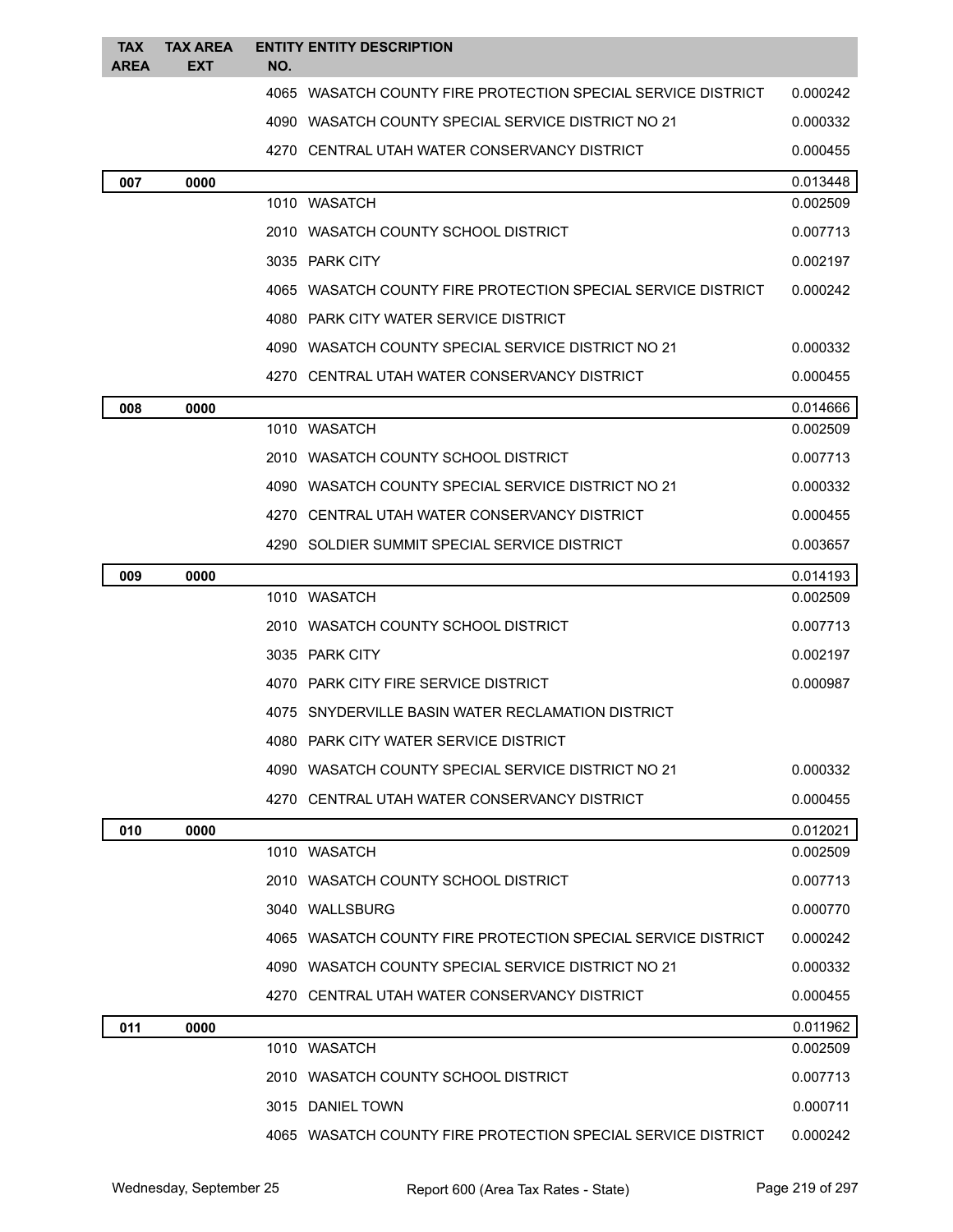| TAX AREA | TAX AREA EXT | ENTITY NO. | ENTITY DESCRIPTION | |
|---|---|---|---|---|
| | | 4065 | WASATCH COUNTY FIRE PROTECTION SPECIAL SERVICE DISTRICT | 0.000242 |
| | | 4090 | WASATCH COUNTY SPECIAL SERVICE DISTRICT NO 21 | 0.000332 |
| | | 4270 | CENTRAL UTAH WATER CONSERVANCY DISTRICT | 0.000455 |
| 007 | 0000 | | | 0.013448 |
| | | 1010 | WASATCH | 0.002509 |
| | | 2010 | WASATCH COUNTY SCHOOL DISTRICT | 0.007713 |
| | | 3035 | PARK CITY | 0.002197 |
| | | 4065 | WASATCH COUNTY FIRE PROTECTION SPECIAL SERVICE DISTRICT | 0.000242 |
| | | 4080 | PARK CITY WATER SERVICE DISTRICT | |
| | | 4090 | WASATCH COUNTY SPECIAL SERVICE DISTRICT NO 21 | 0.000332 |
| | | 4270 | CENTRAL UTAH WATER CONSERVANCY DISTRICT | 0.000455 |
| 008 | 0000 | | | 0.014666 |
| | | 1010 | WASATCH | 0.002509 |
| | | 2010 | WASATCH COUNTY SCHOOL DISTRICT | 0.007713 |
| | | 4090 | WASATCH COUNTY SPECIAL SERVICE DISTRICT NO 21 | 0.000332 |
| | | 4270 | CENTRAL UTAH WATER CONSERVANCY DISTRICT | 0.000455 |
| | | 4290 | SOLDIER SUMMIT SPECIAL SERVICE DISTRICT | 0.003657 |
| 009 | 0000 | | | 0.014193 |
| | | 1010 | WASATCH | 0.002509 |
| | | 2010 | WASATCH COUNTY SCHOOL DISTRICT | 0.007713 |
| | | 3035 | PARK CITY | 0.002197 |
| | | 4070 | PARK CITY FIRE SERVICE DISTRICT | 0.000987 |
| | | 4075 | SNYDERVILLE BASIN WATER RECLAMATION DISTRICT | |
| | | 4080 | PARK CITY WATER SERVICE DISTRICT | |
| | | 4090 | WASATCH COUNTY SPECIAL SERVICE DISTRICT NO 21 | 0.000332 |
| | | 4270 | CENTRAL UTAH WATER CONSERVANCY DISTRICT | 0.000455 |
| 010 | 0000 | | | 0.012021 |
| | | 1010 | WASATCH | 0.002509 |
| | | 2010 | WASATCH COUNTY SCHOOL DISTRICT | 0.007713 |
| | | 3040 | WALLSBURG | 0.000770 |
| | | 4065 | WASATCH COUNTY FIRE PROTECTION SPECIAL SERVICE DISTRICT | 0.000242 |
| | | 4090 | WASATCH COUNTY SPECIAL SERVICE DISTRICT NO 21 | 0.000332 |
| | | 4270 | CENTRAL UTAH WATER CONSERVANCY DISTRICT | 0.000455 |
| 011 | 0000 | | | 0.011962 |
| | | 1010 | WASATCH | 0.002509 |
| | | 2010 | WASATCH COUNTY SCHOOL DISTRICT | 0.007713 |
| | | 3015 | DANIEL TOWN | 0.000711 |
| | | 4065 | WASATCH COUNTY FIRE PROTECTION SPECIAL SERVICE DISTRICT | 0.000242 |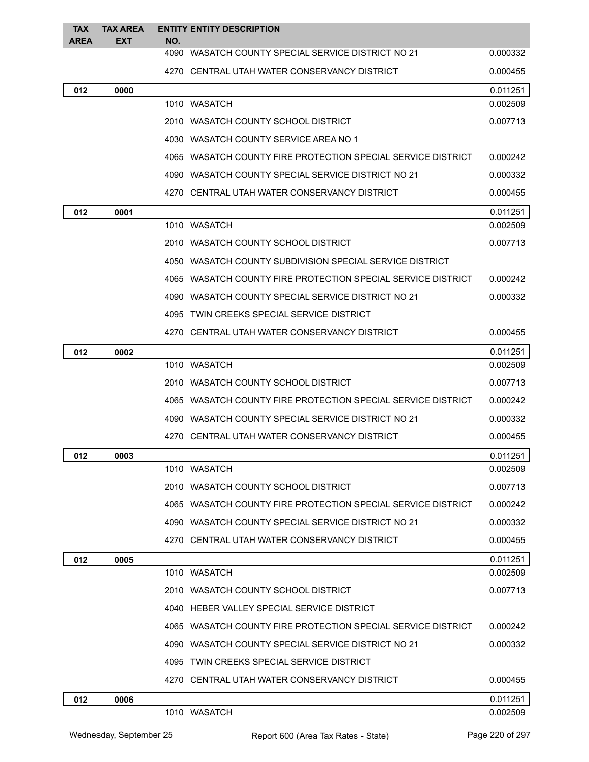| TAX AREA | TAX AREA EXT | ENTITY NO. | ENTITY DESCRIPTION | |
|---|---|---|---|---|
| | | 4090 | WASATCH COUNTY SPECIAL SERVICE DISTRICT NO 21 | 0.000332 |
| | | 4270 | CENTRAL UTAH WATER CONSERVANCY DISTRICT | 0.000455 |
| **012** | **0000** | | | 0.011251 |
| | | 1010 | WASATCH | 0.002509 |
| | | 2010 | WASATCH COUNTY SCHOOL DISTRICT | 0.007713 |
| | | 4030 | WASATCH COUNTY SERVICE AREA NO 1 | |
| | | 4065 | WASATCH COUNTY FIRE PROTECTION SPECIAL SERVICE DISTRICT | 0.000242 |
| | | 4090 | WASATCH COUNTY SPECIAL SERVICE DISTRICT NO 21 | 0.000332 |
| | | 4270 | CENTRAL UTAH WATER CONSERVANCY DISTRICT | 0.000455 |
| **012** | **0001** | | | 0.011251 |
| | | 1010 | WASATCH | 0.002509 |
| | | 2010 | WASATCH COUNTY SCHOOL DISTRICT | 0.007713 |
| | | 4050 | WASATCH COUNTY SUBDIVISION SPECIAL SERVICE DISTRICT | |
| | | 4065 | WASATCH COUNTY FIRE PROTECTION SPECIAL SERVICE DISTRICT | 0.000242 |
| | | 4090 | WASATCH COUNTY SPECIAL SERVICE DISTRICT NO 21 | 0.000332 |
| | | 4095 | TWIN CREEKS SPECIAL SERVICE DISTRICT | |
| | | 4270 | CENTRAL UTAH WATER CONSERVANCY DISTRICT | 0.000455 |
| **012** | **0002** | | | 0.011251 |
| | | 1010 | WASATCH | 0.002509 |
| | | 2010 | WASATCH COUNTY SCHOOL DISTRICT | 0.007713 |
| | | 4065 | WASATCH COUNTY FIRE PROTECTION SPECIAL SERVICE DISTRICT | 0.000242 |
| | | 4090 | WASATCH COUNTY SPECIAL SERVICE DISTRICT NO 21 | 0.000332 |
| | | 4270 | CENTRAL UTAH WATER CONSERVANCY DISTRICT | 0.000455 |
| **012** | **0003** | | | 0.011251 |
| | | 1010 | WASATCH | 0.002509 |
| | | 2010 | WASATCH COUNTY SCHOOL DISTRICT | 0.007713 |
| | | 4065 | WASATCH COUNTY FIRE PROTECTION SPECIAL SERVICE DISTRICT | 0.000242 |
| | | 4090 | WASATCH COUNTY SPECIAL SERVICE DISTRICT NO 21 | 0.000332 |
| | | 4270 | CENTRAL UTAH WATER CONSERVANCY DISTRICT | 0.000455 |
| **012** | **0005** | | | 0.011251 |
| | | 1010 | WASATCH | 0.002509 |
| | | 2010 | WASATCH COUNTY SCHOOL DISTRICT | 0.007713 |
| | | 4040 | HEBER VALLEY SPECIAL SERVICE DISTRICT | |
| | | 4065 | WASATCH COUNTY FIRE PROTECTION SPECIAL SERVICE DISTRICT | 0.000242 |
| | | 4090 | WASATCH COUNTY SPECIAL SERVICE DISTRICT NO 21 | 0.000332 |
| | | 4095 | TWIN CREEKS SPECIAL SERVICE DISTRICT | |
| | | 4270 | CENTRAL UTAH WATER CONSERVANCY DISTRICT | 0.000455 |
| **012** | **0006** | | | 0.011251 |
| | | 1010 | WASATCH | 0.002509 |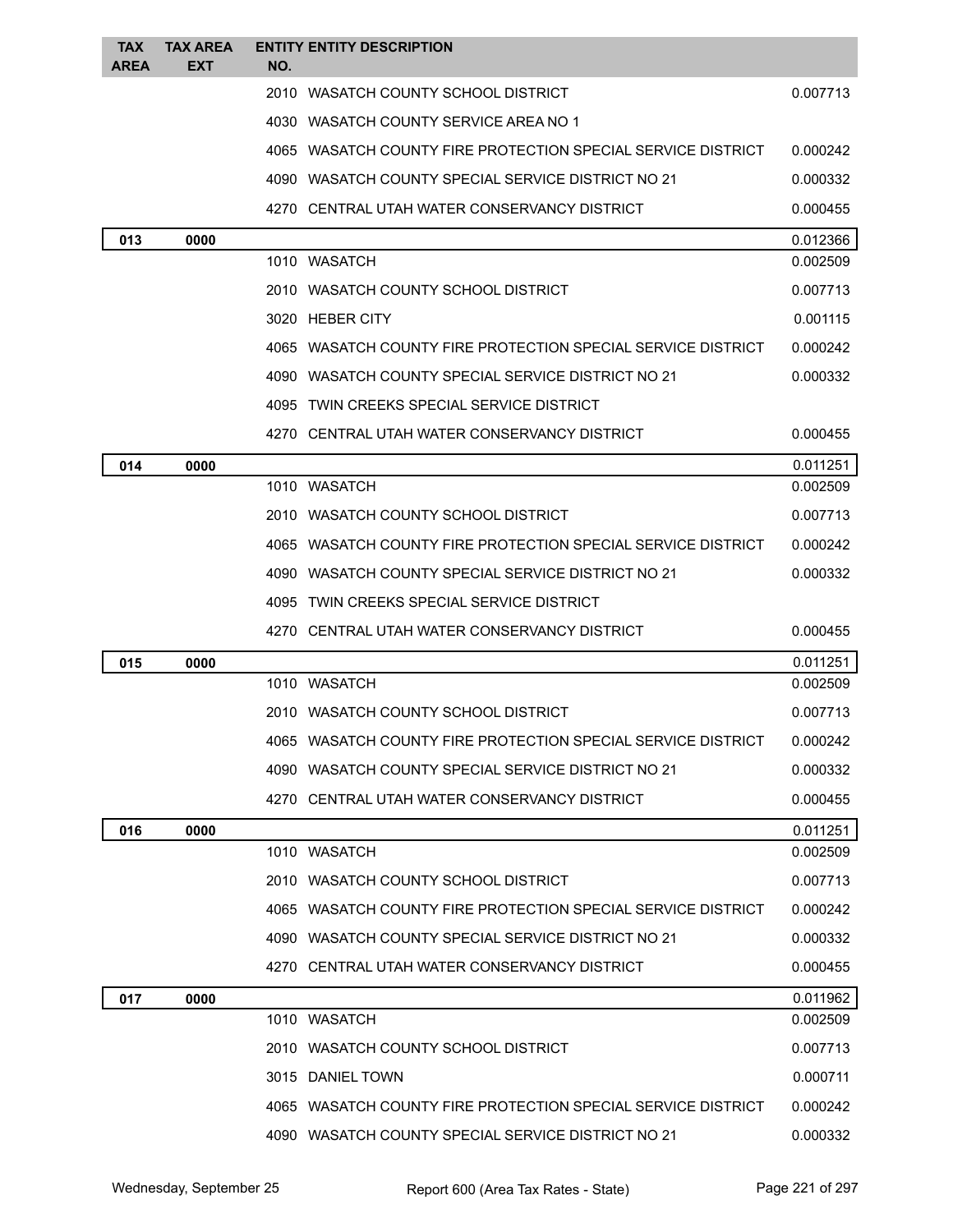| TAX AREA | TAX AREA EXT | ENTITY NO. | ENTITY DESCRIPTION | |
|---|---|---|---|---|
| | | 2010 | WASATCH COUNTY SCHOOL DISTRICT | 0.007713 |
| | | 4030 | WASATCH COUNTY SERVICE AREA NO 1 | |
| | | 4065 | WASATCH COUNTY FIRE PROTECTION SPECIAL SERVICE DISTRICT | 0.000242 |
| | | 4090 | WASATCH COUNTY SPECIAL SERVICE DISTRICT NO 21 | 0.000332 |
| | | 4270 | CENTRAL UTAH WATER CONSERVANCY DISTRICT | 0.000455 |
| **013** | **0000** | | | 0.012366 |
| | | 1010 | WASATCH | 0.002509 |
| | | 2010 | WASATCH COUNTY SCHOOL DISTRICT | 0.007713 |
| | | 3020 | HEBER CITY | 0.001115 |
| | | 4065 | WASATCH COUNTY FIRE PROTECTION SPECIAL SERVICE DISTRICT | 0.000242 |
| | | 4090 | WASATCH COUNTY SPECIAL SERVICE DISTRICT NO 21 | 0.000332 |
| | | 4095 | TWIN CREEKS SPECIAL SERVICE DISTRICT | |
| | | 4270 | CENTRAL UTAH WATER CONSERVANCY DISTRICT | 0.000455 |
| **014** | **0000** | | | 0.011251 |
| | | 1010 | WASATCH | 0.002509 |
| | | 2010 | WASATCH COUNTY SCHOOL DISTRICT | 0.007713 |
| | | 4065 | WASATCH COUNTY FIRE PROTECTION SPECIAL SERVICE DISTRICT | 0.000242 |
| | | 4090 | WASATCH COUNTY SPECIAL SERVICE DISTRICT NO 21 | 0.000332 |
| | | 4095 | TWIN CREEKS SPECIAL SERVICE DISTRICT | |
| | | 4270 | CENTRAL UTAH WATER CONSERVANCY DISTRICT | 0.000455 |
| **015** | **0000** | | | 0.011251 |
| | | 1010 | WASATCH | 0.002509 |
| | | 2010 | WASATCH COUNTY SCHOOL DISTRICT | 0.007713 |
| | | 4065 | WASATCH COUNTY FIRE PROTECTION SPECIAL SERVICE DISTRICT | 0.000242 |
| | | 4090 | WASATCH COUNTY SPECIAL SERVICE DISTRICT NO 21 | 0.000332 |
| | | 4270 | CENTRAL UTAH WATER CONSERVANCY DISTRICT | 0.000455 |
| **016** | **0000** | | | 0.011251 |
| | | 1010 | WASATCH | 0.002509 |
| | | 2010 | WASATCH COUNTY SCHOOL DISTRICT | 0.007713 |
| | | 4065 | WASATCH COUNTY FIRE PROTECTION SPECIAL SERVICE DISTRICT | 0.000242 |
| | | 4090 | WASATCH COUNTY SPECIAL SERVICE DISTRICT NO 21 | 0.000332 |
| | | 4270 | CENTRAL UTAH WATER CONSERVANCY DISTRICT | 0.000455 |
| **017** | **0000** | | | 0.011962 |
| | | 1010 | WASATCH | 0.002509 |
| | | 2010 | WASATCH COUNTY SCHOOL DISTRICT | 0.007713 |
| | | 3015 | DANIEL TOWN | 0.000711 |
| | | 4065 | WASATCH COUNTY FIRE PROTECTION SPECIAL SERVICE DISTRICT | 0.000242 |
| | | 4090 | WASATCH COUNTY SPECIAL SERVICE DISTRICT NO 21 | 0.000332 |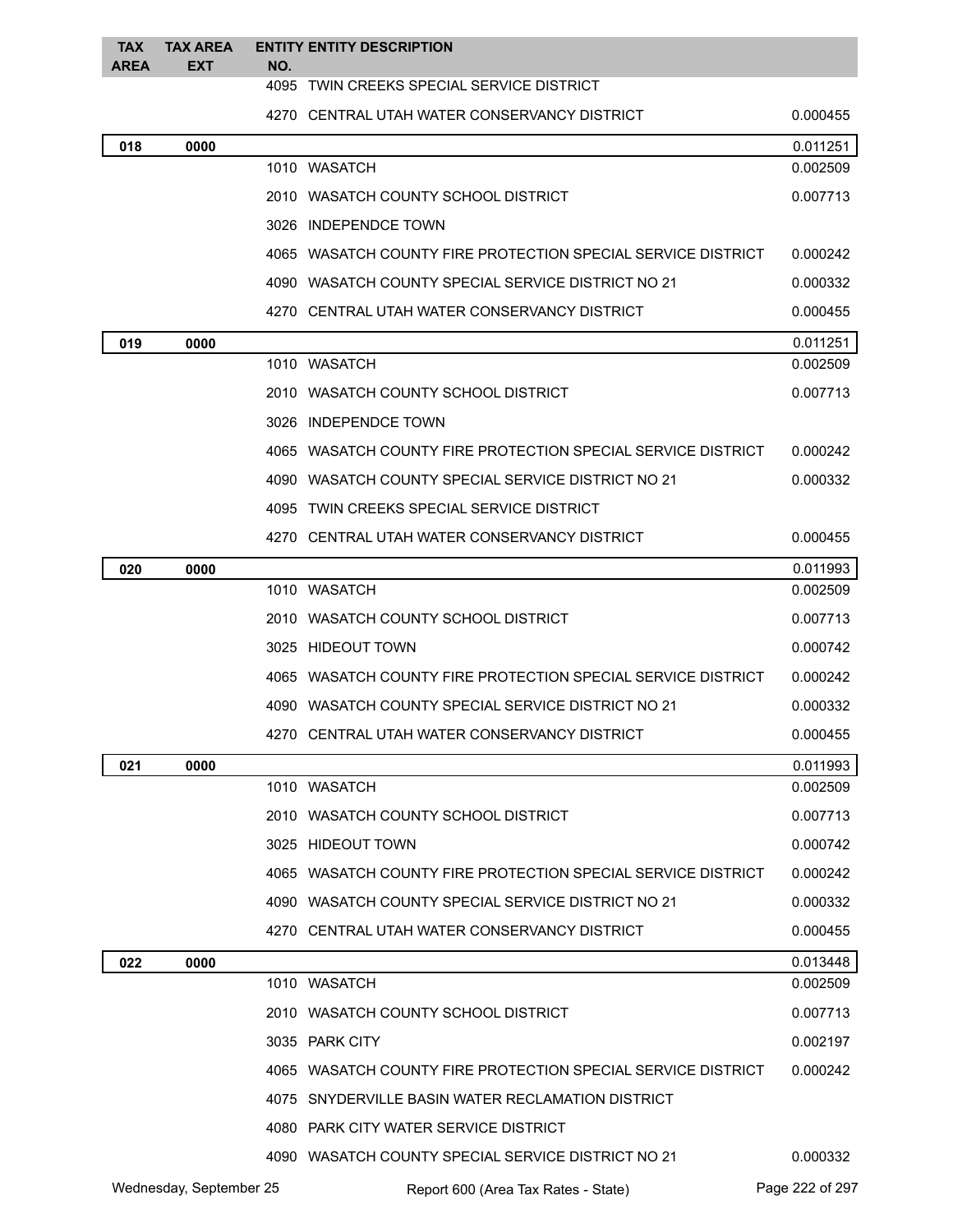| TAX AREA | TAX AREA EXT | ENTITY NO. | ENTITY DESCRIPTION | |
|---|---|---|---|---|
| | | 4095 | TWIN CREEKS SPECIAL SERVICE DISTRICT | |
| | | 4270 | CENTRAL UTAH WATER CONSERVANCY DISTRICT | 0.000455 |
| **018** | **0000** | | | 0.011251 |
| | | 1010 | WASATCH | 0.002509 |
| | | 2010 | WASATCH COUNTY SCHOOL DISTRICT | 0.007713 |
| | | 3026 | INDEPENDCE TOWN | |
| | | 4065 | WASATCH COUNTY FIRE PROTECTION SPECIAL SERVICE DISTRICT | 0.000242 |
| | | 4090 | WASATCH COUNTY SPECIAL SERVICE DISTRICT NO 21 | 0.000332 |
| | | 4270 | CENTRAL UTAH WATER CONSERVANCY DISTRICT | 0.000455 |
| **019** | **0000** | | | 0.011251 |
| | | 1010 | WASATCH | 0.002509 |
| | | 2010 | WASATCH COUNTY SCHOOL DISTRICT | 0.007713 |
| | | 3026 | INDEPENDCE TOWN | |
| | | 4065 | WASATCH COUNTY FIRE PROTECTION SPECIAL SERVICE DISTRICT | 0.000242 |
| | | 4090 | WASATCH COUNTY SPECIAL SERVICE DISTRICT NO 21 | 0.000332 |
| | | 4095 | TWIN CREEKS SPECIAL SERVICE DISTRICT | |
| | | 4270 | CENTRAL UTAH WATER CONSERVANCY DISTRICT | 0.000455 |
| **020** | **0000** | | | 0.011993 |
| | | 1010 | WASATCH | 0.002509 |
| | | 2010 | WASATCH COUNTY SCHOOL DISTRICT | 0.007713 |
| | | 3025 | HIDEOUT TOWN | 0.000742 |
| | | 4065 | WASATCH COUNTY FIRE PROTECTION SPECIAL SERVICE DISTRICT | 0.000242 |
| | | 4090 | WASATCH COUNTY SPECIAL SERVICE DISTRICT NO 21 | 0.000332 |
| | | 4270 | CENTRAL UTAH WATER CONSERVANCY DISTRICT | 0.000455 |
| **021** | **0000** | | | 0.011993 |
| | | 1010 | WASATCH | 0.002509 |
| | | 2010 | WASATCH COUNTY SCHOOL DISTRICT | 0.007713 |
| | | 3025 | HIDEOUT TOWN | 0.000742 |
| | | 4065 | WASATCH COUNTY FIRE PROTECTION SPECIAL SERVICE DISTRICT | 0.000242 |
| | | 4090 | WASATCH COUNTY SPECIAL SERVICE DISTRICT NO 21 | 0.000332 |
| | | 4270 | CENTRAL UTAH WATER CONSERVANCY DISTRICT | 0.000455 |
| **022** | **0000** | | | 0.013448 |
| | | 1010 | WASATCH | 0.002509 |
| | | 2010 | WASATCH COUNTY SCHOOL DISTRICT | 0.007713 |
| | | 3035 | PARK CITY | 0.002197 |
| | | 4065 | WASATCH COUNTY FIRE PROTECTION SPECIAL SERVICE DISTRICT | 0.000242 |
| | | 4075 | SNYDERVILLE BASIN WATER RECLAMATION DISTRICT | |
| | | 4080 | PARK CITY WATER SERVICE DISTRICT | |
| | | 4090 | WASATCH COUNTY SPECIAL SERVICE DISTRICT NO 21 | 0.000332 |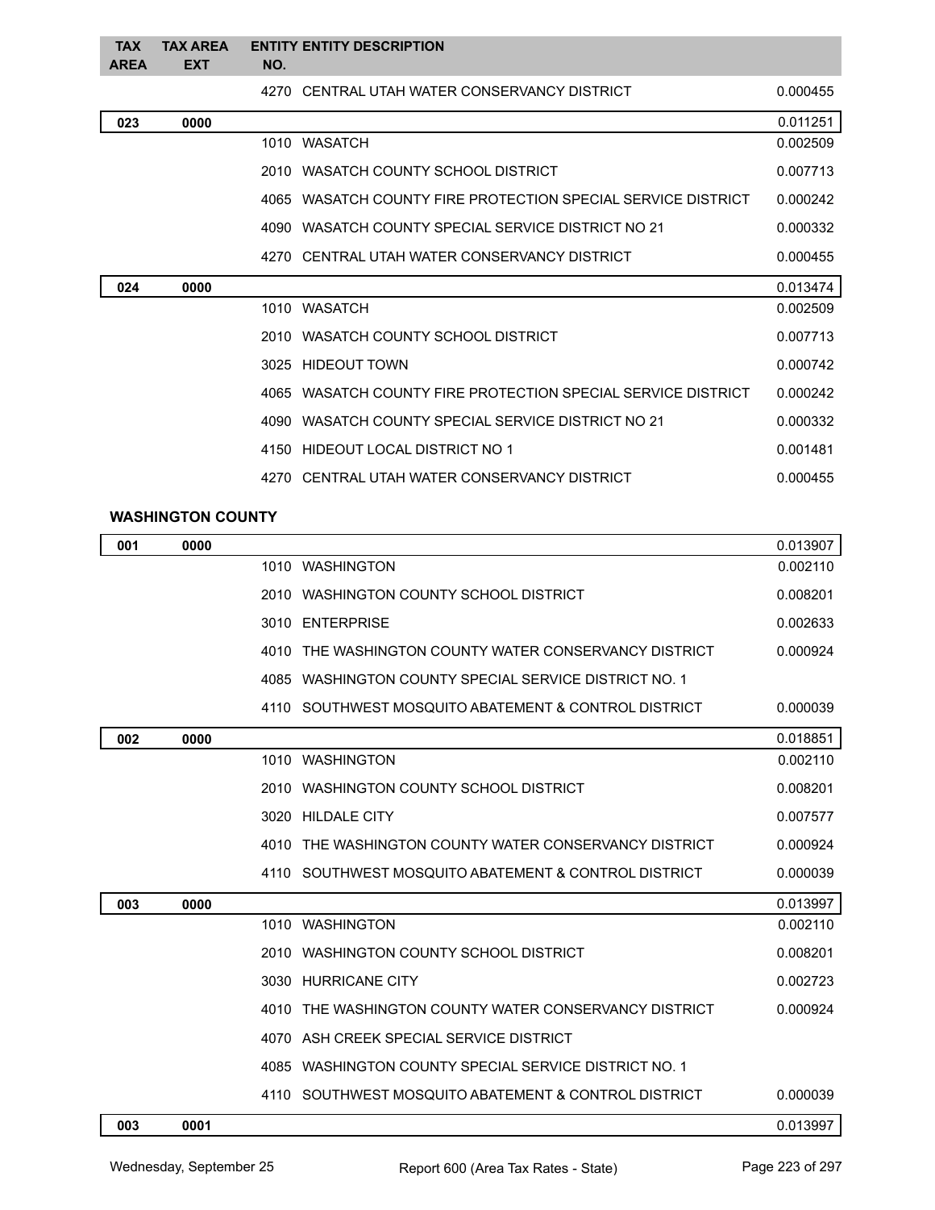| TAX AREA | TAX AREA EXT | ENTITY NO. | ENTITY DESCRIPTION | |
|---|---|---|---|---|
| | | 4270 | CENTRAL UTAH WATER CONSERVANCY DISTRICT | 0.000455 |
| **023** | **0000** | | | 0.011251 |
| | | 1010 | WASATCH | 0.002509 |
| | | 2010 | WASATCH COUNTY SCHOOL DISTRICT | 0.007713 |
| | | 4065 | WASATCH COUNTY FIRE PROTECTION SPECIAL SERVICE DISTRICT | 0.000242 |
| | | 4090 | WASATCH COUNTY SPECIAL SERVICE DISTRICT NO 21 | 0.000332 |
| | | 4270 | CENTRAL UTAH WATER CONSERVANCY DISTRICT | 0.000455 |
| **024** | **0000** | | | 0.013474 |
| | | 1010 | WASATCH | 0.002509 |
| | | 2010 | WASATCH COUNTY SCHOOL DISTRICT | 0.007713 |
| | | 3025 | HIDEOUT TOWN | 0.000742 |
| | | 4065 | WASATCH COUNTY FIRE PROTECTION SPECIAL SERVICE DISTRICT | 0.000242 |
| | | 4090 | WASATCH COUNTY SPECIAL SERVICE DISTRICT NO 21 | 0.000332 |
| | | 4150 | HIDEOUT LOCAL DISTRICT NO 1 | 0.001481 |
| | | 4270 | CENTRAL UTAH WATER CONSERVANCY DISTRICT | 0.000455 |

**WASHINGTON COUNTY**

| TAX AREA | TAX AREA EXT | ENTITY NO. | ENTITY DESCRIPTION | |
|---|---|---|---|---|
| **001** | **0000** | | | 0.013907 |
| | | 1010 | WASHINGTON | 0.002110 |
| | | 2010 | WASHINGTON COUNTY SCHOOL DISTRICT | 0.008201 |
| | | 3010 | ENTERPRISE | 0.002633 |
| | | 4010 | THE WASHINGTON COUNTY WATER CONSERVANCY DISTRICT | 0.000924 |
| | | 4085 | WASHINGTON COUNTY SPECIAL SERVICE DISTRICT NO. 1 | |
| | | 4110 | SOUTHWEST MOSQUITO ABATEMENT & CONTROL DISTRICT | 0.000039 |
| **002** | **0000** | | | 0.018851 |
| | | 1010 | WASHINGTON | 0.002110 |
| | | 2010 | WASHINGTON COUNTY SCHOOL DISTRICT | 0.008201 |
| | | 3020 | HILDALE CITY | 0.007577 |
| | | 4010 | THE WASHINGTON COUNTY WATER CONSERVANCY DISTRICT | 0.000924 |
| | | 4110 | SOUTHWEST MOSQUITO ABATEMENT & CONTROL DISTRICT | 0.000039 |
| **003** | **0000** | | | 0.013997 |
| | | 1010 | WASHINGTON | 0.002110 |
| | | 2010 | WASHINGTON COUNTY SCHOOL DISTRICT | 0.008201 |
| | | 3030 | HURRICANE CITY | 0.002723 |
| | | 4010 | THE WASHINGTON COUNTY WATER CONSERVANCY DISTRICT | 0.000924 |
| | | 4070 | ASH CREEK SPECIAL SERVICE DISTRICT | |
| | | 4085 | WASHINGTON COUNTY SPECIAL SERVICE DISTRICT NO. 1 | |
| | | 4110 | SOUTHWEST MOSQUITO ABATEMENT & CONTROL DISTRICT | 0.000039 |
| **003** | **0001** | | | 0.013997 |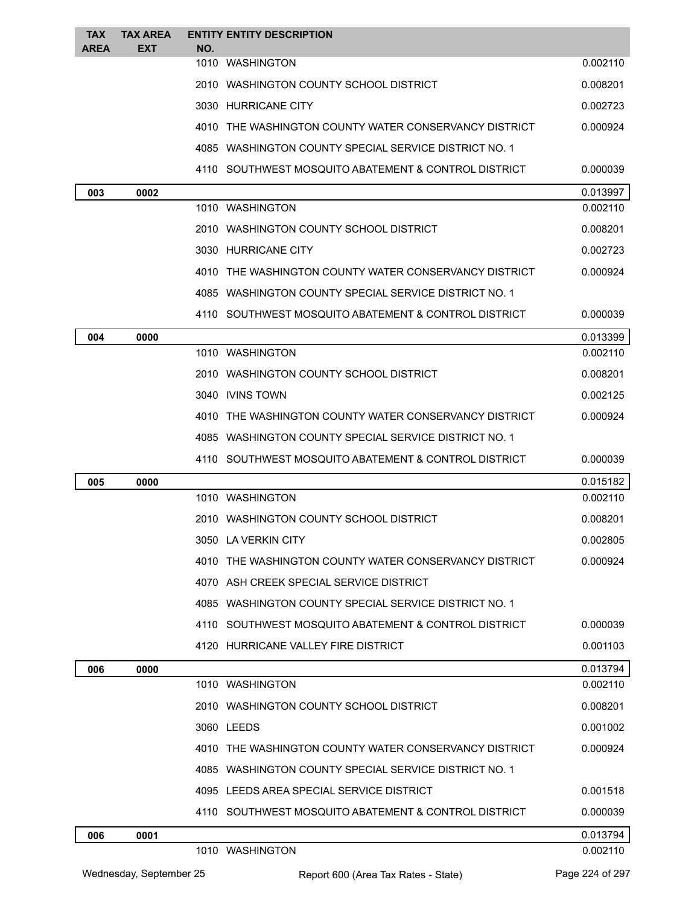| TAX AREA | TAX AREA EXT | ENTITY NO. | ENTITY DESCRIPTION | |
|---|---|---|---|---|
| | | 1010 | WASHINGTON | 0.002110 |
| | | 2010 | WASHINGTON COUNTY SCHOOL DISTRICT | 0.008201 |
| | | 3030 | HURRICANE CITY | 0.002723 |
| | | 4010 | THE WASHINGTON COUNTY WATER CONSERVANCY DISTRICT | 0.000924 |
| | | 4085 | WASHINGTON COUNTY SPECIAL SERVICE DISTRICT NO. 1 | |
| | | 4110 | SOUTHWEST MOSQUITO ABATEMENT & CONTROL DISTRICT | 0.000039 |
| **003** | **0002** | | | 0.013997 |
| | | 1010 | WASHINGTON | 0.002110 |
| | | 2010 | WASHINGTON COUNTY SCHOOL DISTRICT | 0.008201 |
| | | 3030 | HURRICANE CITY | 0.002723 |
| | | 4010 | THE WASHINGTON COUNTY WATER CONSERVANCY DISTRICT | 0.000924 |
| | | 4085 | WASHINGTON COUNTY SPECIAL SERVICE DISTRICT NO. 1 | |
| | | 4110 | SOUTHWEST MOSQUITO ABATEMENT & CONTROL DISTRICT | 0.000039 |
| **004** | **0000** | | | 0.013399 |
| | | 1010 | WASHINGTON | 0.002110 |
| | | 2010 | WASHINGTON COUNTY SCHOOL DISTRICT | 0.008201 |
| | | 3040 | IVINS TOWN | 0.002125 |
| | | 4010 | THE WASHINGTON COUNTY WATER CONSERVANCY DISTRICT | 0.000924 |
| | | 4085 | WASHINGTON COUNTY SPECIAL SERVICE DISTRICT NO. 1 | |
| | | 4110 | SOUTHWEST MOSQUITO ABATEMENT & CONTROL DISTRICT | 0.000039 |
| **005** | **0000** | | | 0.015182 |
| | | 1010 | WASHINGTON | 0.002110 |
| | | 2010 | WASHINGTON COUNTY SCHOOL DISTRICT | 0.008201 |
| | | 3050 | LA VERKIN CITY | 0.002805 |
| | | 4010 | THE WASHINGTON COUNTY WATER CONSERVANCY DISTRICT | 0.000924 |
| | | 4070 | ASH CREEK SPECIAL SERVICE DISTRICT | |
| | | 4085 | WASHINGTON COUNTY SPECIAL SERVICE DISTRICT NO. 1 | |
| | | 4110 | SOUTHWEST MOSQUITO ABATEMENT & CONTROL DISTRICT | 0.000039 |
| | | 4120 | HURRICANE VALLEY FIRE DISTRICT | 0.001103 |
| **006** | **0000** | | | 0.013794 |
| | | 1010 | WASHINGTON | 0.002110 |
| | | 2010 | WASHINGTON COUNTY SCHOOL DISTRICT | 0.008201 |
| | | 3060 | LEEDS | 0.001002 |
| | | 4010 | THE WASHINGTON COUNTY WATER CONSERVANCY DISTRICT | 0.000924 |
| | | 4085 | WASHINGTON COUNTY SPECIAL SERVICE DISTRICT NO. 1 | |
| | | 4095 | LEEDS AREA SPECIAL SERVICE DISTRICT | 0.001518 |
| | | 4110 | SOUTHWEST MOSQUITO ABATEMENT & CONTROL DISTRICT | 0.000039 |
| **006** | **0001** | | | 0.013794 |
| | | 1010 | WASHINGTON | 0.002110 |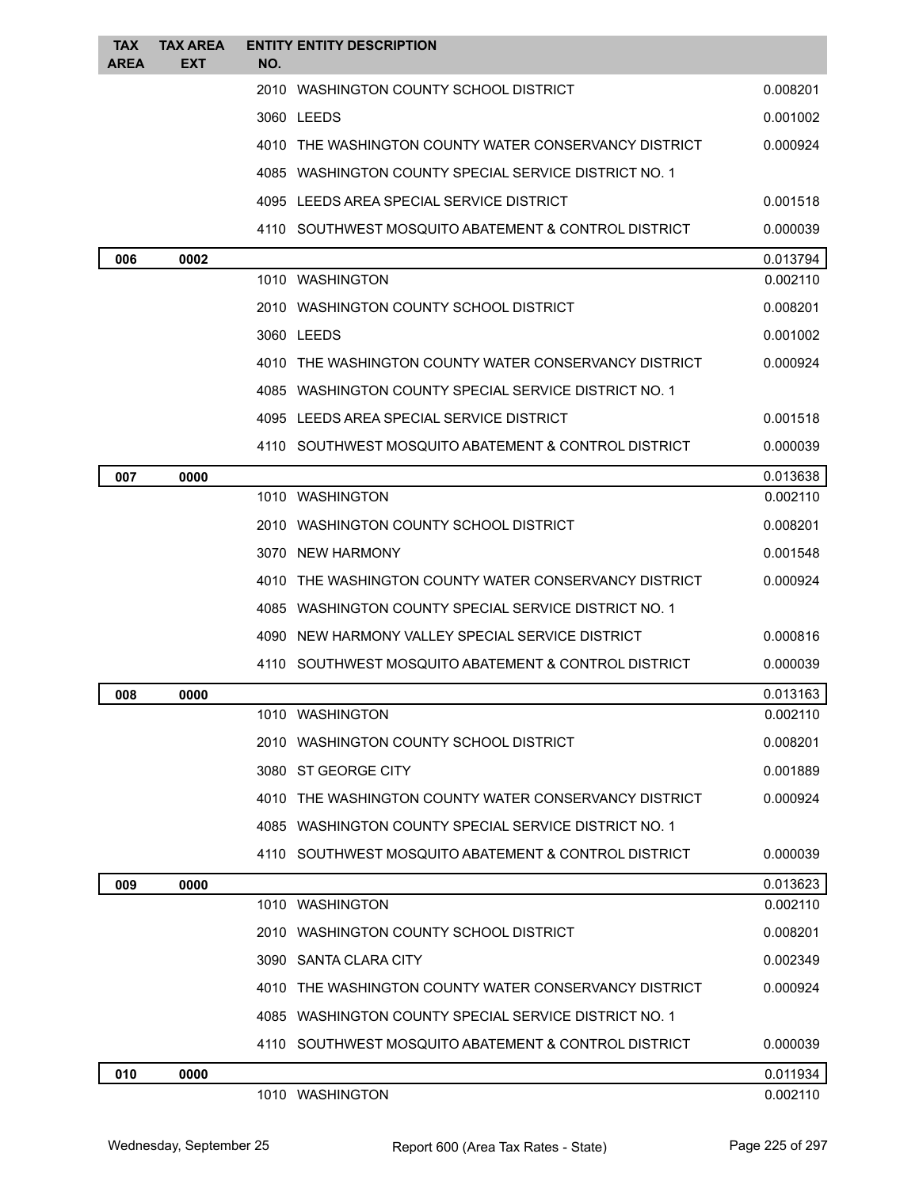| TAX AREA | TAX AREA EXT | ENTITY NO. | ENTITY DESCRIPTION | |
|---|---|---|---|---|
| | | 2010 | WASHINGTON COUNTY SCHOOL DISTRICT | 0.008201 |
| | | 3060 | LEEDS | 0.001002 |
| | | 4010 | THE WASHINGTON COUNTY WATER CONSERVANCY DISTRICT | 0.000924 |
| | | 4085 | WASHINGTON COUNTY SPECIAL SERVICE DISTRICT NO. 1 | |
| | | 4095 | LEEDS AREA SPECIAL SERVICE DISTRICT | 0.001518 |
| | | 4110 | SOUTHWEST MOSQUITO ABATEMENT & CONTROL DISTRICT | 0.000039 |
| **006** | **0002** | | | 0.013794 |
| | | 1010 | WASHINGTON | 0.002110 |
| | | 2010 | WASHINGTON COUNTY SCHOOL DISTRICT | 0.008201 |
| | | 3060 | LEEDS | 0.001002 |
| | | 4010 | THE WASHINGTON COUNTY WATER CONSERVANCY DISTRICT | 0.000924 |
| | | 4085 | WASHINGTON COUNTY SPECIAL SERVICE DISTRICT NO. 1 | |
| | | 4095 | LEEDS AREA SPECIAL SERVICE DISTRICT | 0.001518 |
| | | 4110 | SOUTHWEST MOSQUITO ABATEMENT & CONTROL DISTRICT | 0.000039 |
| **007** | **0000** | | | 0.013638 |
| | | 1010 | WASHINGTON | 0.002110 |
| | | 2010 | WASHINGTON COUNTY SCHOOL DISTRICT | 0.008201 |
| | | 3070 | NEW HARMONY | 0.001548 |
| | | 4010 | THE WASHINGTON COUNTY WATER CONSERVANCY DISTRICT | 0.000924 |
| | | 4085 | WASHINGTON COUNTY SPECIAL SERVICE DISTRICT NO. 1 | |
| | | 4090 | NEW HARMONY VALLEY SPECIAL SERVICE DISTRICT | 0.000816 |
| | | 4110 | SOUTHWEST MOSQUITO ABATEMENT & CONTROL DISTRICT | 0.000039 |
| **008** | **0000** | | | 0.013163 |
| | | 1010 | WASHINGTON | 0.002110 |
| | | 2010 | WASHINGTON COUNTY SCHOOL DISTRICT | 0.008201 |
| | | 3080 | ST GEORGE CITY | 0.001889 |
| | | 4010 | THE WASHINGTON COUNTY WATER CONSERVANCY DISTRICT | 0.000924 |
| | | 4085 | WASHINGTON COUNTY SPECIAL SERVICE DISTRICT NO. 1 | |
| | | 4110 | SOUTHWEST MOSQUITO ABATEMENT & CONTROL DISTRICT | 0.000039 |
| **009** | **0000** | | | 0.013623 |
| | | 1010 | WASHINGTON | 0.002110 |
| | | 2010 | WASHINGTON COUNTY SCHOOL DISTRICT | 0.008201 |
| | | 3090 | SANTA CLARA CITY | 0.002349 |
| | | 4010 | THE WASHINGTON COUNTY WATER CONSERVANCY DISTRICT | 0.000924 |
| | | 4085 | WASHINGTON COUNTY SPECIAL SERVICE DISTRICT NO. 1 | |
| | | 4110 | SOUTHWEST MOSQUITO ABATEMENT & CONTROL DISTRICT | 0.000039 |
| **010** | **0000** | | | 0.011934 |
| | | 1010 | WASHINGTON | 0.002110 |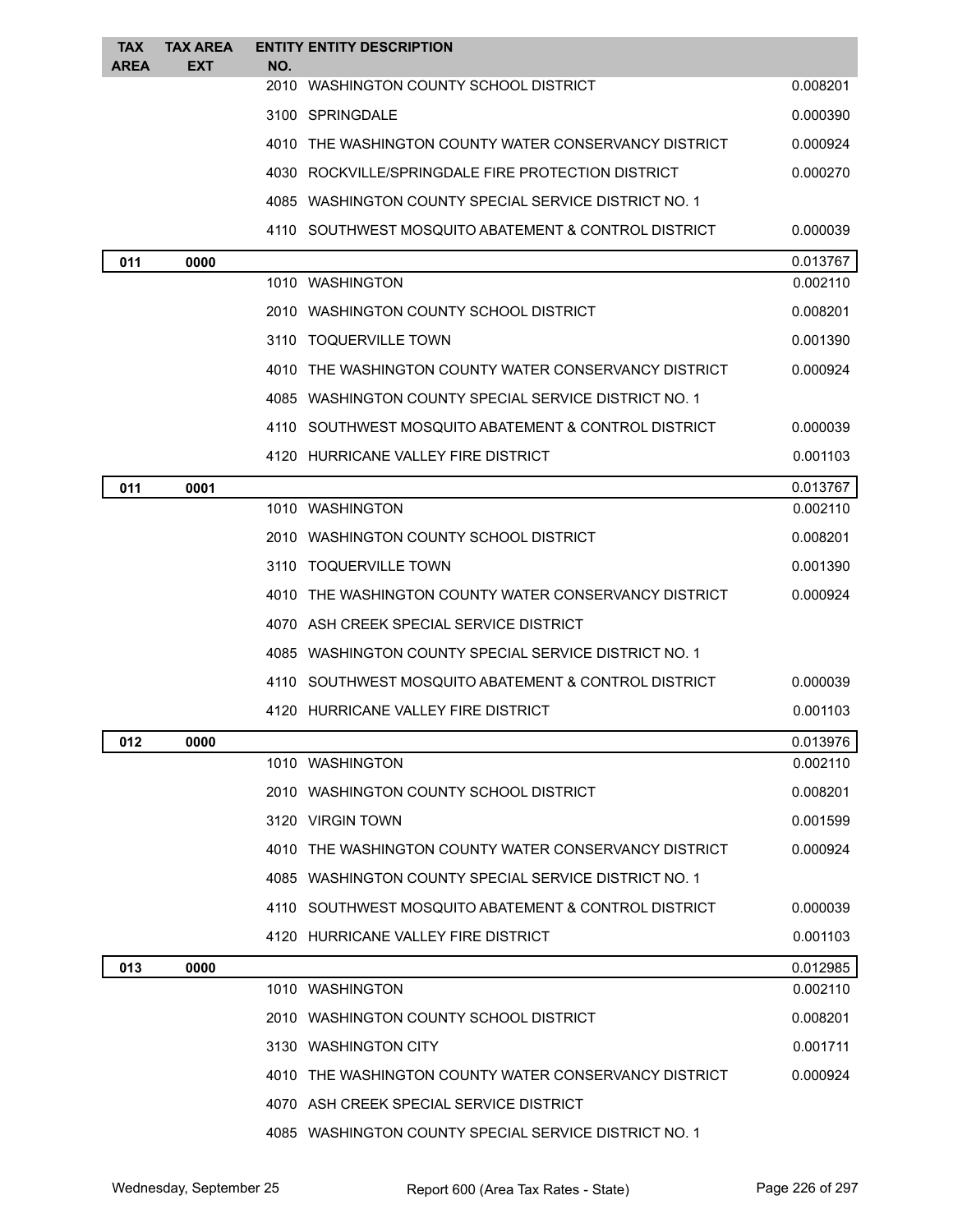| TAX AREA | TAX AREA EXT | ENTITY NO. | ENTITY DESCRIPTION | |
|---|---|---|---|---|
| | | 2010 | WASHINGTON COUNTY SCHOOL DISTRICT | 0.008201 |
| | | 3100 | SPRINGDALE | 0.000390 |
| | | 4010 | THE WASHINGTON COUNTY WATER CONSERVANCY DISTRICT | 0.000924 |
| | | 4030 | ROCKVILLE/SPRINGDALE FIRE PROTECTION DISTRICT | 0.000270 |
| | | 4085 | WASHINGTON COUNTY SPECIAL SERVICE DISTRICT NO. 1 | |
| | | 4110 | SOUTHWEST MOSQUITO ABATEMENT & CONTROL DISTRICT | 0.000039 |
| **011** | **0000** | | | 0.013767 |
| | | 1010 | WASHINGTON | 0.002110 |
| | | 2010 | WASHINGTON COUNTY SCHOOL DISTRICT | 0.008201 |
| | | 3110 | TOQUERVILLE TOWN | 0.001390 |
| | | 4010 | THE WASHINGTON COUNTY WATER CONSERVANCY DISTRICT | 0.000924 |
| | | 4085 | WASHINGTON COUNTY SPECIAL SERVICE DISTRICT NO. 1 | |
| | | 4110 | SOUTHWEST MOSQUITO ABATEMENT & CONTROL DISTRICT | 0.000039 |
| | | 4120 | HURRICANE VALLEY FIRE DISTRICT | 0.001103 |
| **011** | **0001** | | | 0.013767 |
| | | 1010 | WASHINGTON | 0.002110 |
| | | 2010 | WASHINGTON COUNTY SCHOOL DISTRICT | 0.008201 |
| | | 3110 | TOQUERVILLE TOWN | 0.001390 |
| | | 4010 | THE WASHINGTON COUNTY WATER CONSERVANCY DISTRICT | 0.000924 |
| | | 4070 | ASH CREEK SPECIAL SERVICE DISTRICT | |
| | | 4085 | WASHINGTON COUNTY SPECIAL SERVICE DISTRICT NO. 1 | |
| | | 4110 | SOUTHWEST MOSQUITO ABATEMENT & CONTROL DISTRICT | 0.000039 |
| | | 4120 | HURRICANE VALLEY FIRE DISTRICT | 0.001103 |
| **012** | **0000** | | | 0.013976 |
| | | 1010 | WASHINGTON | 0.002110 |
| | | 2010 | WASHINGTON COUNTY SCHOOL DISTRICT | 0.008201 |
| | | 3120 | VIRGIN TOWN | 0.001599 |
| | | 4010 | THE WASHINGTON COUNTY WATER CONSERVANCY DISTRICT | 0.000924 |
| | | 4085 | WASHINGTON COUNTY SPECIAL SERVICE DISTRICT NO. 1 | |
| | | 4110 | SOUTHWEST MOSQUITO ABATEMENT & CONTROL DISTRICT | 0.000039 |
| | | 4120 | HURRICANE VALLEY FIRE DISTRICT | 0.001103 |
| **013** | **0000** | | | 0.012985 |
| | | 1010 | WASHINGTON | 0.002110 |
| | | 2010 | WASHINGTON COUNTY SCHOOL DISTRICT | 0.008201 |
| | | 3130 | WASHINGTON CITY | 0.001711 |
| | | 4010 | THE WASHINGTON COUNTY WATER CONSERVANCY DISTRICT | 0.000924 |
| | | 4070 | ASH CREEK SPECIAL SERVICE DISTRICT | |
| | | 4085 | WASHINGTON COUNTY SPECIAL SERVICE DISTRICT NO. 1 | |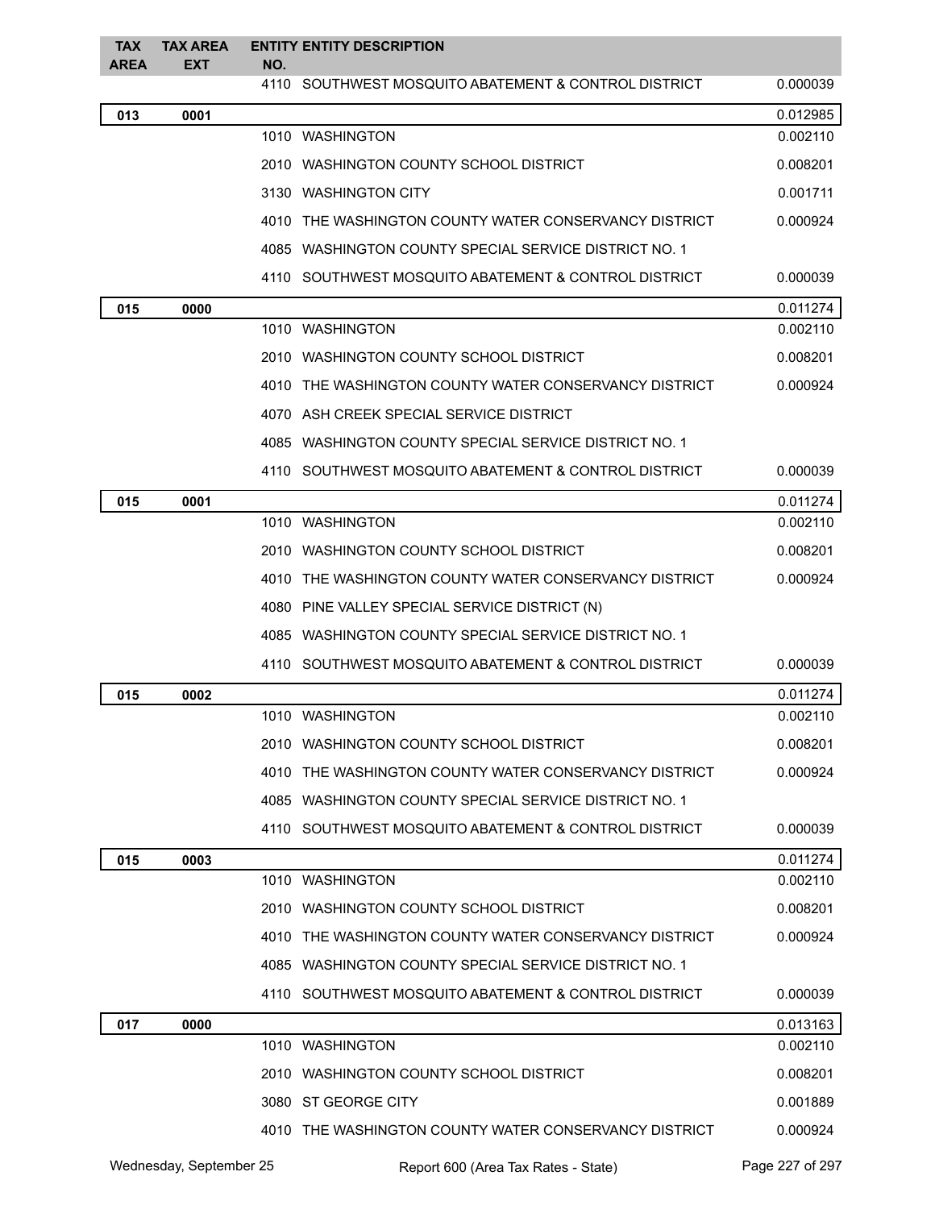| TAX AREA | TAX AREA EXT | ENTITY NO. | ENTITY DESCRIPTION | |
|---|---|---|---|---|
| | | 4110 | SOUTHWEST MOSQUITO ABATEMENT & CONTROL DISTRICT | 0.000039 |
| **013** | **0001** | | | 0.012985 |
| | | 1010 | WASHINGTON | 0.002110 |
| | | 2010 | WASHINGTON COUNTY SCHOOL DISTRICT | 0.008201 |
| | | 3130 | WASHINGTON CITY | 0.001711 |
| | | 4010 | THE WASHINGTON COUNTY WATER CONSERVANCY DISTRICT | 0.000924 |
| | | 4085 | WASHINGTON COUNTY SPECIAL SERVICE DISTRICT NO. 1 | |
| | | 4110 | SOUTHWEST MOSQUITO ABATEMENT & CONTROL DISTRICT | 0.000039 |
| **015** | **0000** | | | 0.011274 |
| | | 1010 | WASHINGTON | 0.002110 |
| | | 2010 | WASHINGTON COUNTY SCHOOL DISTRICT | 0.008201 |
| | | 4010 | THE WASHINGTON COUNTY WATER CONSERVANCY DISTRICT | 0.000924 |
| | | 4070 | ASH CREEK SPECIAL SERVICE DISTRICT | |
| | | 4085 | WASHINGTON COUNTY SPECIAL SERVICE DISTRICT NO. 1 | |
| | | 4110 | SOUTHWEST MOSQUITO ABATEMENT & CONTROL DISTRICT | 0.000039 |
| **015** | **0001** | | | 0.011274 |
| | | 1010 | WASHINGTON | 0.002110 |
| | | 2010 | WASHINGTON COUNTY SCHOOL DISTRICT | 0.008201 |
| | | 4010 | THE WASHINGTON COUNTY WATER CONSERVANCY DISTRICT | 0.000924 |
| | | 4080 | PINE VALLEY SPECIAL SERVICE DISTRICT (N) | |
| | | 4085 | WASHINGTON COUNTY SPECIAL SERVICE DISTRICT NO. 1 | |
| | | 4110 | SOUTHWEST MOSQUITO ABATEMENT & CONTROL DISTRICT | 0.000039 |
| **015** | **0002** | | | 0.011274 |
| | | 1010 | WASHINGTON | 0.002110 |
| | | 2010 | WASHINGTON COUNTY SCHOOL DISTRICT | 0.008201 |
| | | 4010 | THE WASHINGTON COUNTY WATER CONSERVANCY DISTRICT | 0.000924 |
| | | 4085 | WASHINGTON COUNTY SPECIAL SERVICE DISTRICT NO. 1 | |
| | | 4110 | SOUTHWEST MOSQUITO ABATEMENT & CONTROL DISTRICT | 0.000039 |
| **015** | **0003** | | | 0.011274 |
| | | 1010 | WASHINGTON | 0.002110 |
| | | 2010 | WASHINGTON COUNTY SCHOOL DISTRICT | 0.008201 |
| | | 4010 | THE WASHINGTON COUNTY WATER CONSERVANCY DISTRICT | 0.000924 |
| | | 4085 | WASHINGTON COUNTY SPECIAL SERVICE DISTRICT NO. 1 | |
| | | 4110 | SOUTHWEST MOSQUITO ABATEMENT & CONTROL DISTRICT | 0.000039 |
| **017** | **0000** | | | 0.013163 |
| | | 1010 | WASHINGTON | 0.002110 |
| | | 2010 | WASHINGTON COUNTY SCHOOL DISTRICT | 0.008201 |
| | | 3080 | ST GEORGE CITY | 0.001889 |
| | | 4010 | THE WASHINGTON COUNTY WATER CONSERVANCY DISTRICT | 0.000924 |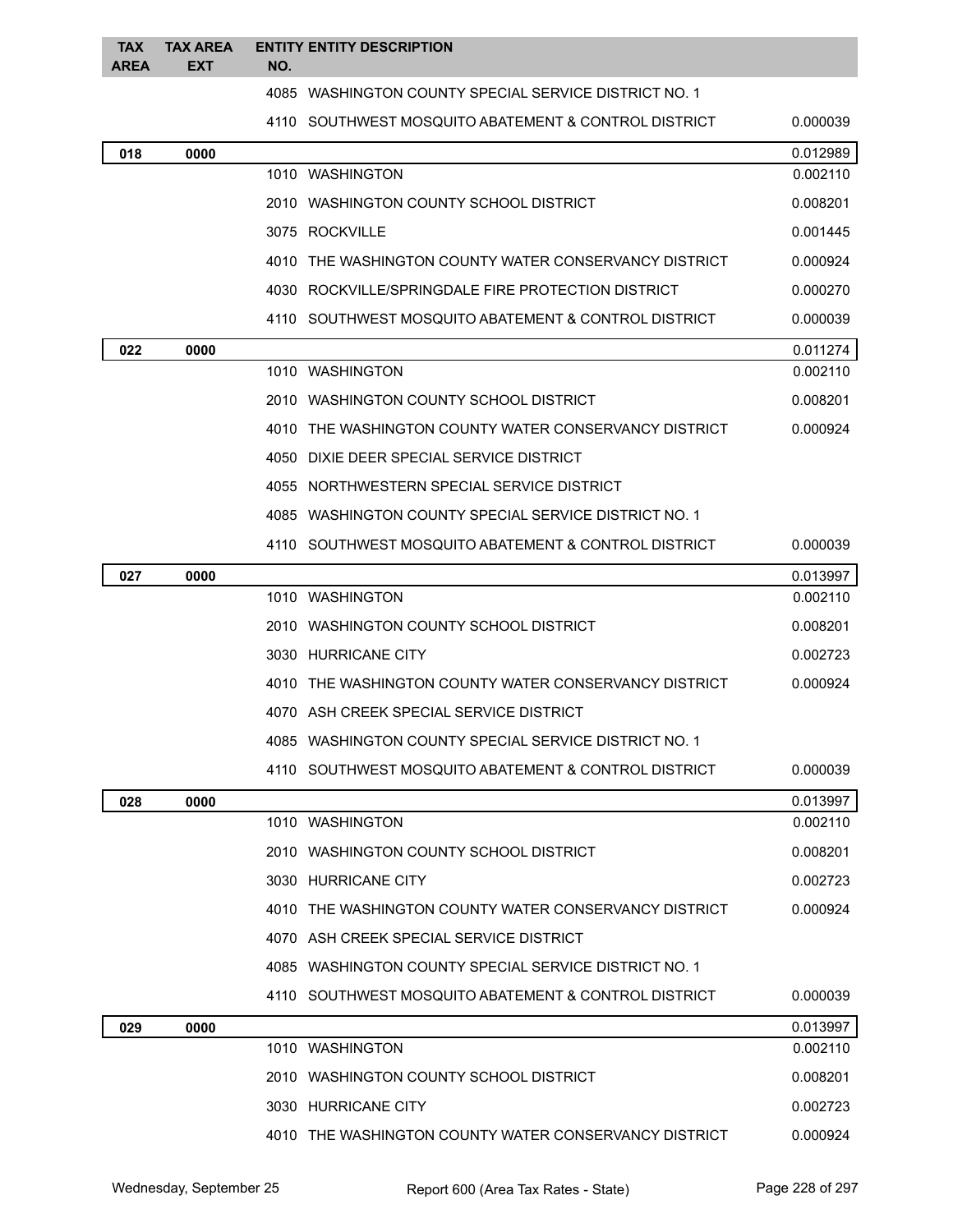| TAX AREA | TAX AREA EXT | ENTITY NO. | ENTITY DESCRIPTION | |
|---|---|---|---|---|
| | | 4085 | WASHINGTON COUNTY SPECIAL SERVICE DISTRICT NO. 1 | |
| | | 4110 | SOUTHWEST MOSQUITO ABATEMENT & CONTROL DISTRICT | 0.000039 |
| **018** | **0000** | | | 0.012989 |
| | | 1010 | WASHINGTON | 0.002110 |
| | | 2010 | WASHINGTON COUNTY SCHOOL DISTRICT | 0.008201 |
| | | 3075 | ROCKVILLE | 0.001445 |
| | | 4010 | THE WASHINGTON COUNTY WATER CONSERVANCY DISTRICT | 0.000924 |
| | | 4030 | ROCKVILLE/SPRINGDALE FIRE PROTECTION DISTRICT | 0.000270 |
| | | 4110 | SOUTHWEST MOSQUITO ABATEMENT & CONTROL DISTRICT | 0.000039 |
| **022** | **0000** | | | 0.011274 |
| | | 1010 | WASHINGTON | 0.002110 |
| | | 2010 | WASHINGTON COUNTY SCHOOL DISTRICT | 0.008201 |
| | | 4010 | THE WASHINGTON COUNTY WATER CONSERVANCY DISTRICT | 0.000924 |
| | | 4050 | DIXIE DEER SPECIAL SERVICE DISTRICT | |
| | | 4055 | NORTHWESTERN SPECIAL SERVICE DISTRICT | |
| | | 4085 | WASHINGTON COUNTY SPECIAL SERVICE DISTRICT NO. 1 | |
| | | 4110 | SOUTHWEST MOSQUITO ABATEMENT & CONTROL DISTRICT | 0.000039 |
| **027** | **0000** | | | 0.013997 |
| | | 1010 | WASHINGTON | 0.002110 |
| | | 2010 | WASHINGTON COUNTY SCHOOL DISTRICT | 0.008201 |
| | | 3030 | HURRICANE CITY | 0.002723 |
| | | 4010 | THE WASHINGTON COUNTY WATER CONSERVANCY DISTRICT | 0.000924 |
| | | 4070 | ASH CREEK SPECIAL SERVICE DISTRICT | |
| | | 4085 | WASHINGTON COUNTY SPECIAL SERVICE DISTRICT NO. 1 | |
| | | 4110 | SOUTHWEST MOSQUITO ABATEMENT & CONTROL DISTRICT | 0.000039 |
| **028** | **0000** | | | 0.013997 |
| | | 1010 | WASHINGTON | 0.002110 |
| | | 2010 | WASHINGTON COUNTY SCHOOL DISTRICT | 0.008201 |
| | | 3030 | HURRICANE CITY | 0.002723 |
| | | 4010 | THE WASHINGTON COUNTY WATER CONSERVANCY DISTRICT | 0.000924 |
| | | 4070 | ASH CREEK SPECIAL SERVICE DISTRICT | |
| | | 4085 | WASHINGTON COUNTY SPECIAL SERVICE DISTRICT NO. 1 | |
| | | 4110 | SOUTHWEST MOSQUITO ABATEMENT & CONTROL DISTRICT | 0.000039 |
| **029** | **0000** | | | 0.013997 |
| | | 1010 | WASHINGTON | 0.002110 |
| | | 2010 | WASHINGTON COUNTY SCHOOL DISTRICT | 0.008201 |
| | | 3030 | HURRICANE CITY | 0.002723 |
| | | 4010 | THE WASHINGTON COUNTY WATER CONSERVANCY DISTRICT | 0.000924 |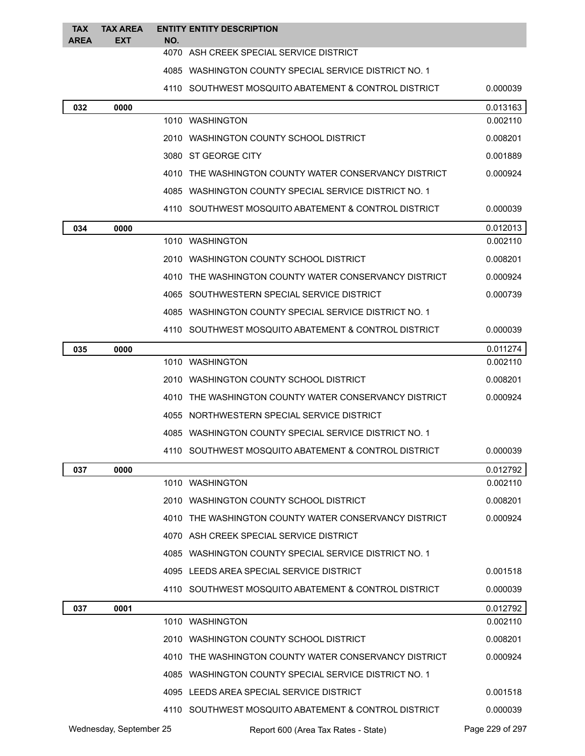| TAX AREA | TAX AREA EXT | ENTITY NO. | ENTITY DESCRIPTION | |
|---|---|---|---|---|
| | | 4070 | ASH CREEK SPECIAL SERVICE DISTRICT | |
| | | 4085 | WASHINGTON COUNTY SPECIAL SERVICE DISTRICT NO. 1 | |
| | | 4110 | SOUTHWEST MOSQUITO ABATEMENT & CONTROL DISTRICT | 0.000039 |
| **032** | **0000** | | | 0.013163 |
| | | 1010 | WASHINGTON | 0.002110 |
| | | 2010 | WASHINGTON COUNTY SCHOOL DISTRICT | 0.008201 |
| | | 3080 | ST GEORGE CITY | 0.001889 |
| | | 4010 | THE WASHINGTON COUNTY WATER CONSERVANCY DISTRICT | 0.000924 |
| | | 4085 | WASHINGTON COUNTY SPECIAL SERVICE DISTRICT NO. 1 | |
| | | 4110 | SOUTHWEST MOSQUITO ABATEMENT & CONTROL DISTRICT | 0.000039 |
| **034** | **0000** | | | 0.012013 |
| | | 1010 | WASHINGTON | 0.002110 |
| | | 2010 | WASHINGTON COUNTY SCHOOL DISTRICT | 0.008201 |
| | | 4010 | THE WASHINGTON COUNTY WATER CONSERVANCY DISTRICT | 0.000924 |
| | | 4065 | SOUTHWESTERN SPECIAL SERVICE DISTRICT | 0.000739 |
| | | 4085 | WASHINGTON COUNTY SPECIAL SERVICE DISTRICT NO. 1 | |
| | | 4110 | SOUTHWEST MOSQUITO ABATEMENT & CONTROL DISTRICT | 0.000039 |
| **035** | **0000** | | | 0.011274 |
| | | 1010 | WASHINGTON | 0.002110 |
| | | 2010 | WASHINGTON COUNTY SCHOOL DISTRICT | 0.008201 |
| | | 4010 | THE WASHINGTON COUNTY WATER CONSERVANCY DISTRICT | 0.000924 |
| | | 4055 | NORTHWESTERN SPECIAL SERVICE DISTRICT | |
| | | 4085 | WASHINGTON COUNTY SPECIAL SERVICE DISTRICT NO. 1 | |
| | | 4110 | SOUTHWEST MOSQUITO ABATEMENT & CONTROL DISTRICT | 0.000039 |
| **037** | **0000** | | | 0.012792 |
| | | 1010 | WASHINGTON | 0.002110 |
| | | 2010 | WASHINGTON COUNTY SCHOOL DISTRICT | 0.008201 |
| | | 4010 | THE WASHINGTON COUNTY WATER CONSERVANCY DISTRICT | 0.000924 |
| | | 4070 | ASH CREEK SPECIAL SERVICE DISTRICT | |
| | | 4085 | WASHINGTON COUNTY SPECIAL SERVICE DISTRICT NO. 1 | |
| | | 4095 | LEEDS AREA SPECIAL SERVICE DISTRICT | 0.001518 |
| | | 4110 | SOUTHWEST MOSQUITO ABATEMENT & CONTROL DISTRICT | 0.000039 |
| **037** | **0001** | | | 0.012792 |
| | | 1010 | WASHINGTON | 0.002110 |
| | | 2010 | WASHINGTON COUNTY SCHOOL DISTRICT | 0.008201 |
| | | 4010 | THE WASHINGTON COUNTY WATER CONSERVANCY DISTRICT | 0.000924 |
| | | 4085 | WASHINGTON COUNTY SPECIAL SERVICE DISTRICT NO. 1 | |
| | | 4095 | LEEDS AREA SPECIAL SERVICE DISTRICT | 0.001518 |
| | | 4110 | SOUTHWEST MOSQUITO ABATEMENT & CONTROL DISTRICT | 0.000039 |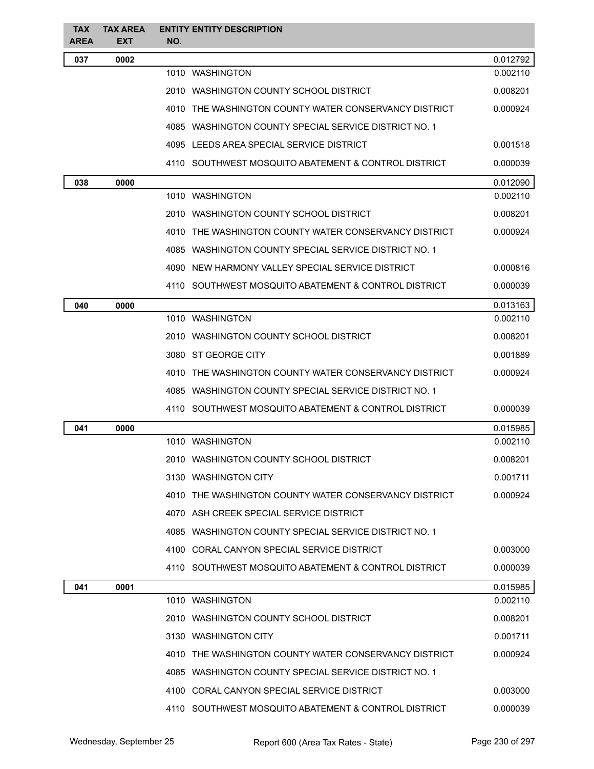| TAX AREA | TAX AREA EXT | ENTITY NO. | ENTITY DESCRIPTION | |
|---|---|---|---|---|
| 037 | 0002 | | | 0.012792 |
| | | 1010 | WASHINGTON | 0.002110 |
| | | 2010 | WASHINGTON COUNTY SCHOOL DISTRICT | 0.008201 |
| | | 4010 | THE WASHINGTON COUNTY WATER CONSERVANCY DISTRICT | 0.000924 |
| | | 4085 | WASHINGTON COUNTY SPECIAL SERVICE DISTRICT NO. 1 | |
| | | 4095 | LEEDS AREA SPECIAL SERVICE DISTRICT | 0.001518 |
| | | 4110 | SOUTHWEST MOSQUITO ABATEMENT & CONTROL DISTRICT | 0.000039 |
| 038 | 0000 | | | 0.012090 |
| | | 1010 | WASHINGTON | 0.002110 |
| | | 2010 | WASHINGTON COUNTY SCHOOL DISTRICT | 0.008201 |
| | | 4010 | THE WASHINGTON COUNTY WATER CONSERVANCY DISTRICT | 0.000924 |
| | | 4085 | WASHINGTON COUNTY SPECIAL SERVICE DISTRICT NO. 1 | |
| | | 4090 | NEW HARMONY VALLEY SPECIAL SERVICE DISTRICT | 0.000816 |
| | | 4110 | SOUTHWEST MOSQUITO ABATEMENT & CONTROL DISTRICT | 0.000039 |
| 040 | 0000 | | | 0.013163 |
| | | 1010 | WASHINGTON | 0.002110 |
| | | 2010 | WASHINGTON COUNTY SCHOOL DISTRICT | 0.008201 |
| | | 3080 | ST GEORGE CITY | 0.001889 |
| | | 4010 | THE WASHINGTON COUNTY WATER CONSERVANCY DISTRICT | 0.000924 |
| | | 4085 | WASHINGTON COUNTY SPECIAL SERVICE DISTRICT NO. 1 | |
| | | 4110 | SOUTHWEST MOSQUITO ABATEMENT & CONTROL DISTRICT | 0.000039 |
| 041 | 0000 | | | 0.015985 |
| | | 1010 | WASHINGTON | 0.002110 |
| | | 2010 | WASHINGTON COUNTY SCHOOL DISTRICT | 0.008201 |
| | | 3130 | WASHINGTON CITY | 0.001711 |
| | | 4010 | THE WASHINGTON COUNTY WATER CONSERVANCY DISTRICT | 0.000924 |
| | | 4070 | ASH CREEK SPECIAL SERVICE DISTRICT | |
| | | 4085 | WASHINGTON COUNTY SPECIAL SERVICE DISTRICT NO. 1 | |
| | | 4100 | CORAL CANYON SPECIAL SERVICE DISTRICT | 0.003000 |
| | | 4110 | SOUTHWEST MOSQUITO ABATEMENT & CONTROL DISTRICT | 0.000039 |
| 041 | 0001 | | | 0.015985 |
| | | 1010 | WASHINGTON | 0.002110 |
| | | 2010 | WASHINGTON COUNTY SCHOOL DISTRICT | 0.008201 |
| | | 3130 | WASHINGTON CITY | 0.001711 |
| | | 4010 | THE WASHINGTON COUNTY WATER CONSERVANCY DISTRICT | 0.000924 |
| | | 4085 | WASHINGTON COUNTY SPECIAL SERVICE DISTRICT NO. 1 | |
| | | 4100 | CORAL CANYON SPECIAL SERVICE DISTRICT | 0.003000 |
| | | 4110 | SOUTHWEST MOSQUITO ABATEMENT & CONTROL DISTRICT | 0.000039 |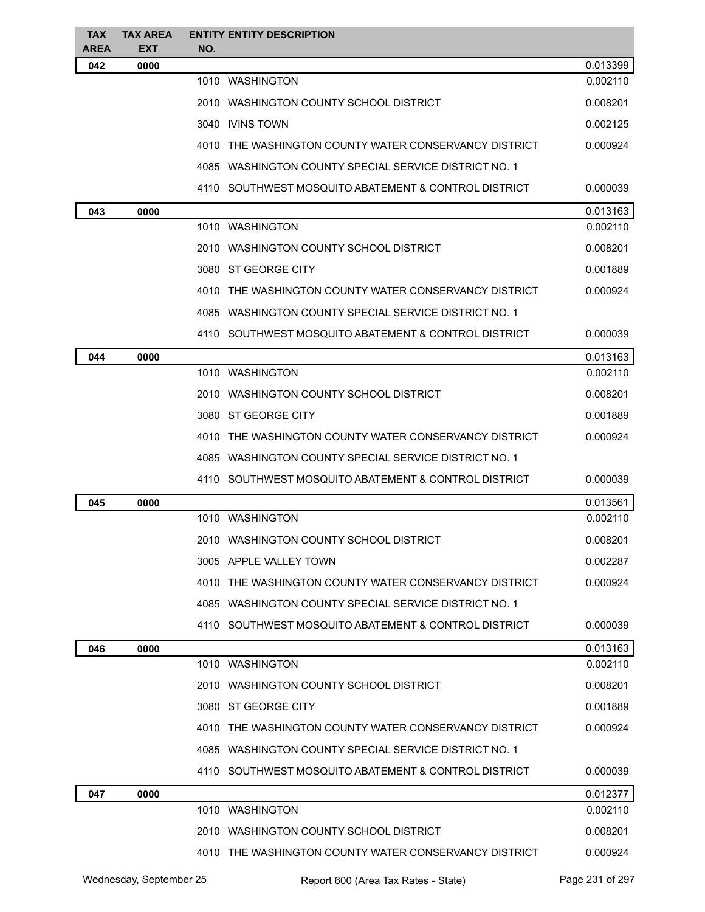| TAX AREA | TAX AREA EXT | ENTITY NO. | ENTITY DESCRIPTION | |
|---|---|---|---|---|
| **042** | **0000** | | | 0.013399 |
| | | 1010 | WASHINGTON | 0.002110 |
| | | 2010 | WASHINGTON COUNTY SCHOOL DISTRICT | 0.008201 |
| | | 3040 | IVINS TOWN | 0.002125 |
| | | 4010 | THE WASHINGTON COUNTY WATER CONSERVANCY DISTRICT | 0.000924 |
| | | 4085 | WASHINGTON COUNTY SPECIAL SERVICE DISTRICT NO. 1 | |
| | | 4110 | SOUTHWEST MOSQUITO ABATEMENT & CONTROL DISTRICT | 0.000039 |
| **043** | **0000** | | | 0.013163 |
| | | 1010 | WASHINGTON | 0.002110 |
| | | 2010 | WASHINGTON COUNTY SCHOOL DISTRICT | 0.008201 |
| | | 3080 | ST GEORGE CITY | 0.001889 |
| | | 4010 | THE WASHINGTON COUNTY WATER CONSERVANCY DISTRICT | 0.000924 |
| | | 4085 | WASHINGTON COUNTY SPECIAL SERVICE DISTRICT NO. 1 | |
| | | 4110 | SOUTHWEST MOSQUITO ABATEMENT & CONTROL DISTRICT | 0.000039 |
| **044** | **0000** | | | 0.013163 |
| | | 1010 | WASHINGTON | 0.002110 |
| | | 2010 | WASHINGTON COUNTY SCHOOL DISTRICT | 0.008201 |
| | | 3080 | ST GEORGE CITY | 0.001889 |
| | | 4010 | THE WASHINGTON COUNTY WATER CONSERVANCY DISTRICT | 0.000924 |
| | | 4085 | WASHINGTON COUNTY SPECIAL SERVICE DISTRICT NO. 1 | |
| | | 4110 | SOUTHWEST MOSQUITO ABATEMENT & CONTROL DISTRICT | 0.000039 |
| **045** | **0000** | | | 0.013561 |
| | | 1010 | WASHINGTON | 0.002110 |
| | | 2010 | WASHINGTON COUNTY SCHOOL DISTRICT | 0.008201 |
| | | 3005 | APPLE VALLEY TOWN | 0.002287 |
| | | 4010 | THE WASHINGTON COUNTY WATER CONSERVANCY DISTRICT | 0.000924 |
| | | 4085 | WASHINGTON COUNTY SPECIAL SERVICE DISTRICT NO. 1 | |
| | | 4110 | SOUTHWEST MOSQUITO ABATEMENT & CONTROL DISTRICT | 0.000039 |
| **046** | **0000** | | | 0.013163 |
| | | 1010 | WASHINGTON | 0.002110 |
| | | 2010 | WASHINGTON COUNTY SCHOOL DISTRICT | 0.008201 |
| | | 3080 | ST GEORGE CITY | 0.001889 |
| | | 4010 | THE WASHINGTON COUNTY WATER CONSERVANCY DISTRICT | 0.000924 |
| | | 4085 | WASHINGTON COUNTY SPECIAL SERVICE DISTRICT NO. 1 | |
| | | 4110 | SOUTHWEST MOSQUITO ABATEMENT & CONTROL DISTRICT | 0.000039 |
| **047** | **0000** | | | 0.012377 |
| | | 1010 | WASHINGTON | 0.002110 |
| | | 2010 | WASHINGTON COUNTY SCHOOL DISTRICT | 0.008201 |
| | | 4010 | THE WASHINGTON COUNTY WATER CONSERVANCY DISTRICT | 0.000924 |

Wednesday, September 25 — Report 600 (Area Tax Rates - State)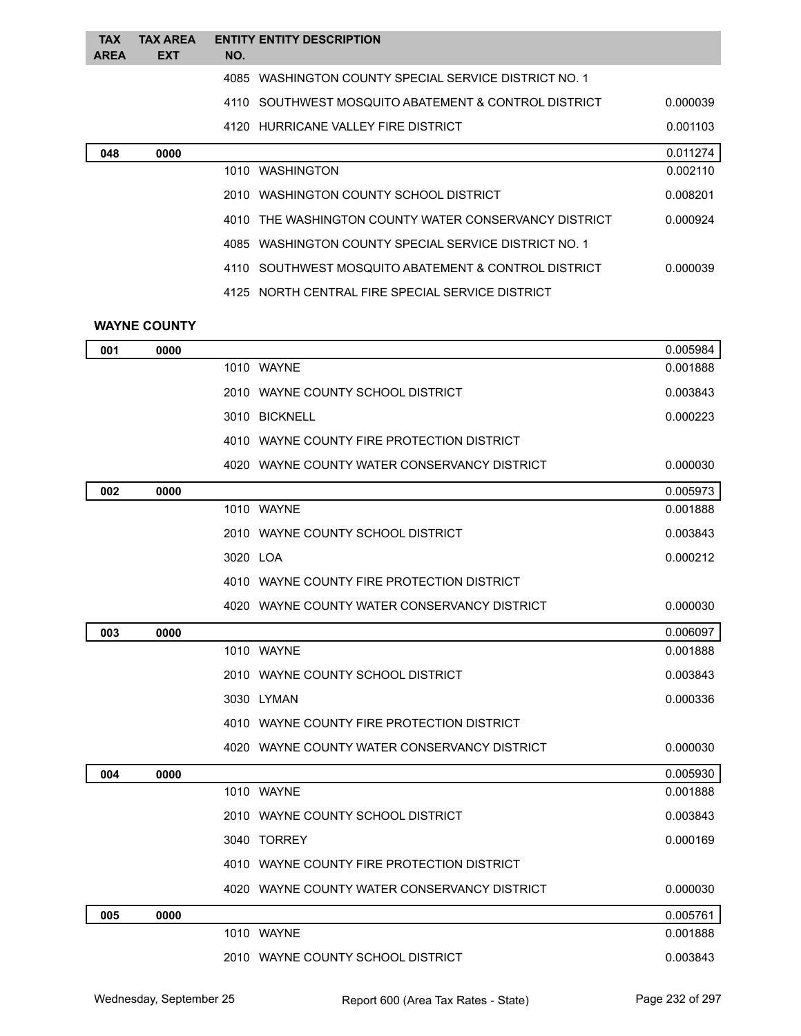| TAX AREA | TAX AREA EXT | ENTITY NO. | ENTITY DESCRIPTION | |
|---|---|---|---|---|
| | | 4085 | WASHINGTON COUNTY SPECIAL SERVICE DISTRICT NO. 1 | |
| | | 4110 | SOUTHWEST MOSQUITO ABATEMENT & CONTROL DISTRICT | 0.000039 |
| | | 4120 | HURRICANE VALLEY FIRE DISTRICT | 0.001103 |
| **048** | **0000** | | | 0.011274 |
| | | 1010 | WASHINGTON | 0.002110 |
| | | 2010 | WASHINGTON COUNTY SCHOOL DISTRICT | 0.008201 |
| | | 4010 | THE WASHINGTON COUNTY WATER CONSERVANCY DISTRICT | 0.000924 |
| | | 4085 | WASHINGTON COUNTY SPECIAL SERVICE DISTRICT NO. 1 | |
| | | 4110 | SOUTHWEST MOSQUITO ABATEMENT & CONTROL DISTRICT | 0.000039 |
| | | 4125 | NORTH CENTRAL FIRE SPECIAL SERVICE DISTRICT | |

**WAYNE COUNTY**

| TAX AREA | TAX AREA EXT | ENTITY NO. | ENTITY DESCRIPTION | |
|---|---|---|---|---|
| **001** | **0000** | | | 0.005984 |
| | | 1010 | WAYNE | 0.001888 |
| | | 2010 | WAYNE COUNTY SCHOOL DISTRICT | 0.003843 |
| | | 3010 | BICKNELL | 0.000223 |
| | | 4010 | WAYNE COUNTY FIRE PROTECTION DISTRICT | |
| | | 4020 | WAYNE COUNTY WATER CONSERVANCY DISTRICT | 0.000030 |
| **002** | **0000** | | | 0.005973 |
| | | 1010 | WAYNE | 0.001888 |
| | | 2010 | WAYNE COUNTY SCHOOL DISTRICT | 0.003843 |
| | | 3020 | LOA | 0.000212 |
| | | 4010 | WAYNE COUNTY FIRE PROTECTION DISTRICT | |
| | | 4020 | WAYNE COUNTY WATER CONSERVANCY DISTRICT | 0.000030 |
| **003** | **0000** | | | 0.006097 |
| | | 1010 | WAYNE | 0.001888 |
| | | 2010 | WAYNE COUNTY SCHOOL DISTRICT | 0.003843 |
| | | 3030 | LYMAN | 0.000336 |
| | | 4010 | WAYNE COUNTY FIRE PROTECTION DISTRICT | |
| | | 4020 | WAYNE COUNTY WATER CONSERVANCY DISTRICT | 0.000030 |
| **004** | **0000** | | | 0.005930 |
| | | 1010 | WAYNE | 0.001888 |
| | | 2010 | WAYNE COUNTY SCHOOL DISTRICT | 0.003843 |
| | | 3040 | TORREY | 0.000169 |
| | | 4010 | WAYNE COUNTY FIRE PROTECTION DISTRICT | |
| | | 4020 | WAYNE COUNTY WATER CONSERVANCY DISTRICT | 0.000030 |
| **005** | **0000** | | | 0.005761 |
| | | 1010 | WAYNE | 0.001888 |
| | | 2010 | WAYNE COUNTY SCHOOL DISTRICT | 0.003843 |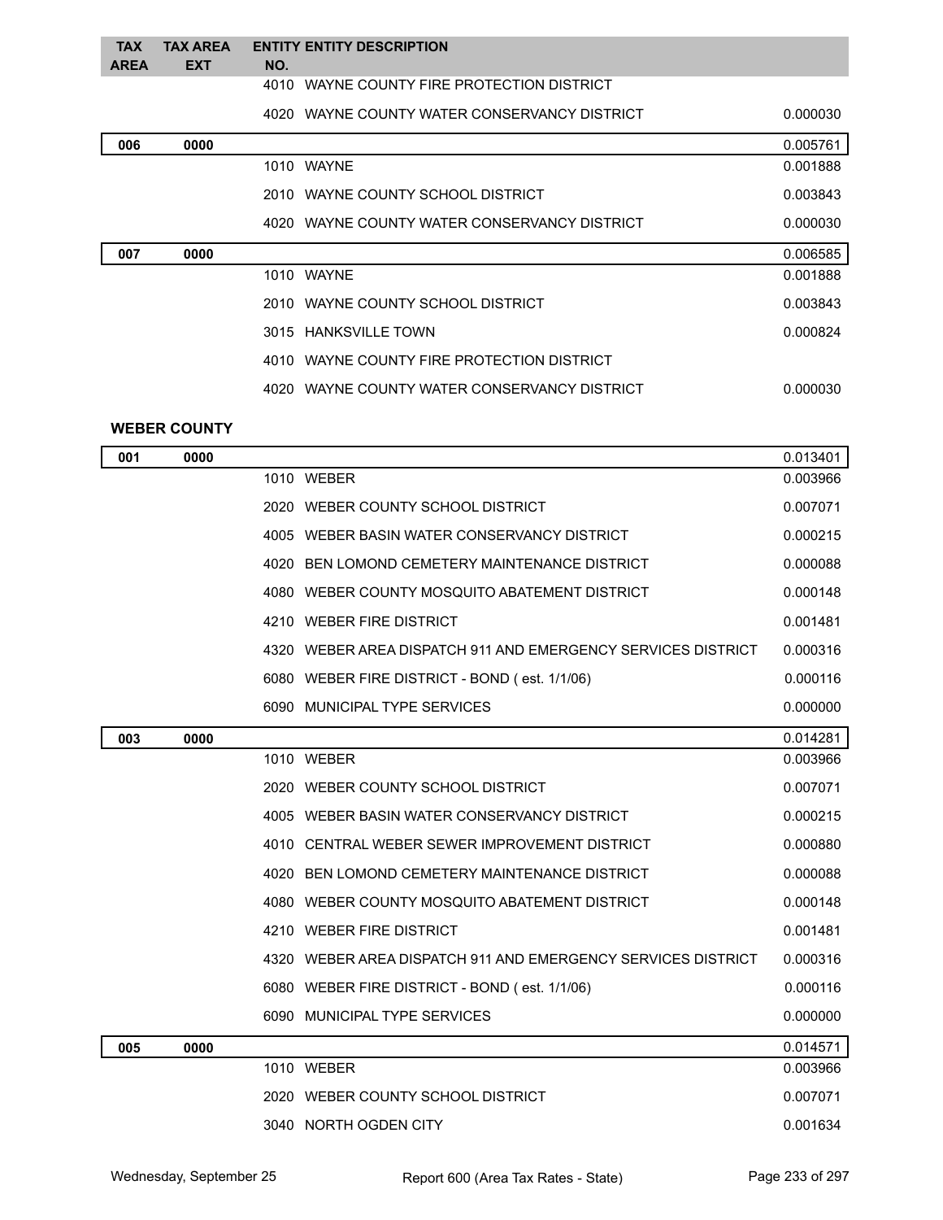| TAX AREA | TAX AREA EXT | ENTITY NO. | ENTITY DESCRIPTION | |
|---|---|---|---|---|
| | | 4010 | WAYNE COUNTY FIRE PROTECTION DISTRICT | |
| | | 4020 | WAYNE COUNTY WATER CONSERVANCY DISTRICT | 0.000030 |
| **006** | **0000** | | | 0.005761 |
| | | 1010 | WAYNE | 0.001888 |
| | | 2010 | WAYNE COUNTY SCHOOL DISTRICT | 0.003843 |
| | | 4020 | WAYNE COUNTY WATER CONSERVANCY DISTRICT | 0.000030 |
| **007** | **0000** | | | 0.006585 |
| | | 1010 | WAYNE | 0.001888 |
| | | 2010 | WAYNE COUNTY SCHOOL DISTRICT | 0.003843 |
| | | 3015 | HANKSVILLE TOWN | 0.000824 |
| | | 4010 | WAYNE COUNTY FIRE PROTECTION DISTRICT | |
| | | 4020 | WAYNE COUNTY WATER CONSERVANCY DISTRICT | 0.000030 |

**WEBER COUNTY**

| TAX AREA | TAX AREA EXT | ENTITY NO. | ENTITY DESCRIPTION | |
|---|---|---|---|---|
| **001** | **0000** | | | 0.013401 |
| | | 1010 | WEBER | 0.003966 |
| | | 2020 | WEBER COUNTY SCHOOL DISTRICT | 0.007071 |
| | | 4005 | WEBER BASIN WATER CONSERVANCY DISTRICT | 0.000215 |
| | | 4020 | BEN LOMOND CEMETERY MAINTENANCE DISTRICT | 0.000088 |
| | | 4080 | WEBER COUNTY MOSQUITO ABATEMENT DISTRICT | 0.000148 |
| | | 4210 | WEBER FIRE DISTRICT | 0.001481 |
| | | 4320 | WEBER AREA DISPATCH 911 AND EMERGENCY SERVICES DISTRICT | 0.000316 |
| | | 6080 | WEBER FIRE DISTRICT - BOND ( est. 1/1/06) | 0.000116 |
| | | 6090 | MUNICIPAL TYPE SERVICES | 0.000000 |
| **003** | **0000** | | | 0.014281 |
| | | 1010 | WEBER | 0.003966 |
| | | 2020 | WEBER COUNTY SCHOOL DISTRICT | 0.007071 |
| | | 4005 | WEBER BASIN WATER CONSERVANCY DISTRICT | 0.000215 |
| | | 4010 | CENTRAL WEBER SEWER IMPROVEMENT DISTRICT | 0.000880 |
| | | 4020 | BEN LOMOND CEMETERY MAINTENANCE DISTRICT | 0.000088 |
| | | 4080 | WEBER COUNTY MOSQUITO ABATEMENT DISTRICT | 0.000148 |
| | | 4210 | WEBER FIRE DISTRICT | 0.001481 |
| | | 4320 | WEBER AREA DISPATCH 911 AND EMERGENCY SERVICES DISTRICT | 0.000316 |
| | | 6080 | WEBER FIRE DISTRICT - BOND ( est. 1/1/06) | 0.000116 |
| | | 6090 | MUNICIPAL TYPE SERVICES | 0.000000 |
| **005** | **0000** | | | 0.014571 |
| | | 1010 | WEBER | 0.003966 |
| | | 2020 | WEBER COUNTY SCHOOL DISTRICT | 0.007071 |
| | | 3040 | NORTH OGDEN CITY | 0.001634 |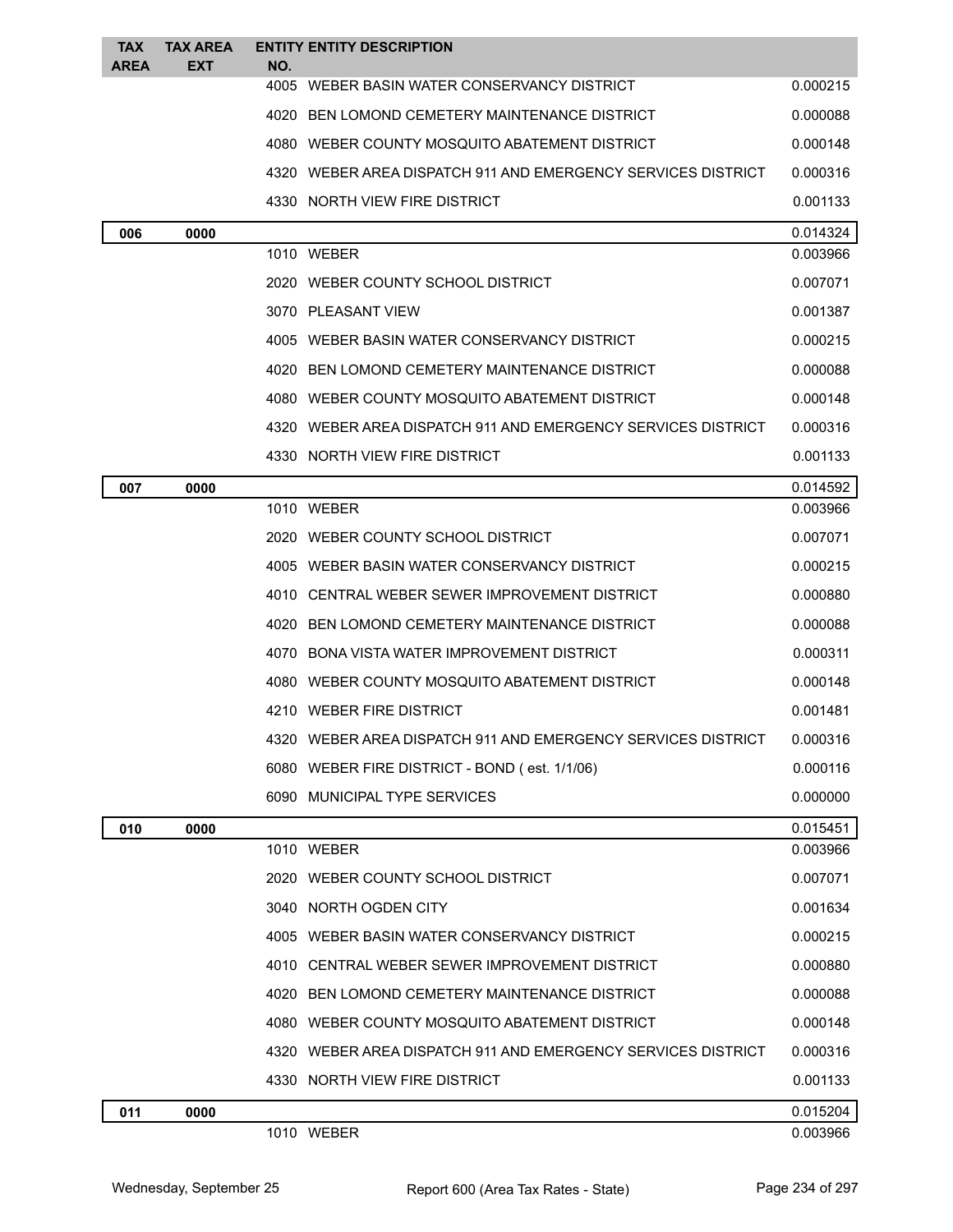| TAX AREA | TAX AREA EXT | ENTITY NO. | ENTITY DESCRIPTION | |
|---|---|---|---|---|
| | | 4005 | WEBER BASIN WATER CONSERVANCY DISTRICT | 0.000215 |
| | | 4020 | BEN LOMOND CEMETERY MAINTENANCE DISTRICT | 0.000088 |
| | | 4080 | WEBER COUNTY MOSQUITO ABATEMENT DISTRICT | 0.000148 |
| | | 4320 | WEBER AREA DISPATCH 911 AND EMERGENCY SERVICES DISTRICT | 0.000316 |
| | | 4330 | NORTH VIEW FIRE DISTRICT | 0.001133 |
| **006** | **0000** | | | 0.014324 |
| | | 1010 | WEBER | 0.003966 |
| | | 2020 | WEBER COUNTY SCHOOL DISTRICT | 0.007071 |
| | | 3070 | PLEASANT VIEW | 0.001387 |
| | | 4005 | WEBER BASIN WATER CONSERVANCY DISTRICT | 0.000215 |
| | | 4020 | BEN LOMOND CEMETERY MAINTENANCE DISTRICT | 0.000088 |
| | | 4080 | WEBER COUNTY MOSQUITO ABATEMENT DISTRICT | 0.000148 |
| | | 4320 | WEBER AREA DISPATCH 911 AND EMERGENCY SERVICES DISTRICT | 0.000316 |
| | | 4330 | NORTH VIEW FIRE DISTRICT | 0.001133 |
| **007** | **0000** | | | 0.014592 |
| | | 1010 | WEBER | 0.003966 |
| | | 2020 | WEBER COUNTY SCHOOL DISTRICT | 0.007071 |
| | | 4005 | WEBER BASIN WATER CONSERVANCY DISTRICT | 0.000215 |
| | | 4010 | CENTRAL WEBER SEWER IMPROVEMENT DISTRICT | 0.000880 |
| | | 4020 | BEN LOMOND CEMETERY MAINTENANCE DISTRICT | 0.000088 |
| | | 4070 | BONA VISTA WATER IMPROVEMENT DISTRICT | 0.000311 |
| | | 4080 | WEBER COUNTY MOSQUITO ABATEMENT DISTRICT | 0.000148 |
| | | 4210 | WEBER FIRE DISTRICT | 0.001481 |
| | | 4320 | WEBER AREA DISPATCH 911 AND EMERGENCY SERVICES DISTRICT | 0.000316 |
| | | 6080 | WEBER FIRE DISTRICT - BOND ( est. 1/1/06) | 0.000116 |
| | | 6090 | MUNICIPAL TYPE SERVICES | 0.000000 |
| **010** | **0000** | | | 0.015451 |
| | | 1010 | WEBER | 0.003966 |
| | | 2020 | WEBER COUNTY SCHOOL DISTRICT | 0.007071 |
| | | 3040 | NORTH OGDEN CITY | 0.001634 |
| | | 4005 | WEBER BASIN WATER CONSERVANCY DISTRICT | 0.000215 |
| | | 4010 | CENTRAL WEBER SEWER IMPROVEMENT DISTRICT | 0.000880 |
| | | 4020 | BEN LOMOND CEMETERY MAINTENANCE DISTRICT | 0.000088 |
| | | 4080 | WEBER COUNTY MOSQUITO ABATEMENT DISTRICT | 0.000148 |
| | | 4320 | WEBER AREA DISPATCH 911 AND EMERGENCY SERVICES DISTRICT | 0.000316 |
| | | 4330 | NORTH VIEW FIRE DISTRICT | 0.001133 |
| **011** | **0000** | | | 0.015204 |
| | | 1010 | WEBER | 0.003966 |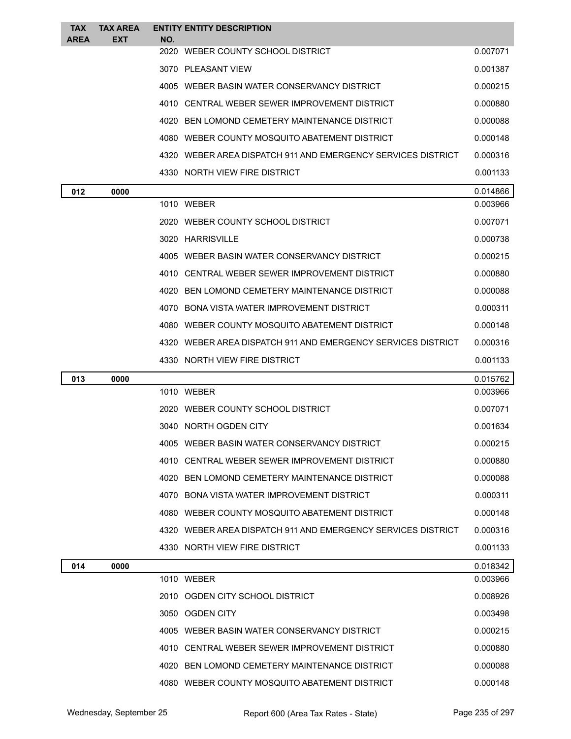| TAX AREA | TAX AREA EXT | ENTITY NO. | ENTITY DESCRIPTION | |
|---|---|---|---|---|
| | | 2020 | WEBER COUNTY SCHOOL DISTRICT | 0.007071 |
| | | 3070 | PLEASANT VIEW | 0.001387 |
| | | 4005 | WEBER BASIN WATER CONSERVANCY DISTRICT | 0.000215 |
| | | 4010 | CENTRAL WEBER SEWER IMPROVEMENT DISTRICT | 0.000880 |
| | | 4020 | BEN LOMOND CEMETERY MAINTENANCE DISTRICT | 0.000088 |
| | | 4080 | WEBER COUNTY MOSQUITO ABATEMENT DISTRICT | 0.000148 |
| | | 4320 | WEBER AREA DISPATCH 911 AND EMERGENCY SERVICES DISTRICT | 0.000316 |
| | | 4330 | NORTH VIEW FIRE DISTRICT | 0.001133 |
| **012** | **0000** | | | 0.014866 |
| | | 1010 | WEBER | 0.003966 |
| | | 2020 | WEBER COUNTY SCHOOL DISTRICT | 0.007071 |
| | | 3020 | HARRISVILLE | 0.000738 |
| | | 4005 | WEBER BASIN WATER CONSERVANCY DISTRICT | 0.000215 |
| | | 4010 | CENTRAL WEBER SEWER IMPROVEMENT DISTRICT | 0.000880 |
| | | 4020 | BEN LOMOND CEMETERY MAINTENANCE DISTRICT | 0.000088 |
| | | 4070 | BONA VISTA WATER IMPROVEMENT DISTRICT | 0.000311 |
| | | 4080 | WEBER COUNTY MOSQUITO ABATEMENT DISTRICT | 0.000148 |
| | | 4320 | WEBER AREA DISPATCH 911 AND EMERGENCY SERVICES DISTRICT | 0.000316 |
| | | 4330 | NORTH VIEW FIRE DISTRICT | 0.001133 |
| **013** | **0000** | | | 0.015762 |
| | | 1010 | WEBER | 0.003966 |
| | | 2020 | WEBER COUNTY SCHOOL DISTRICT | 0.007071 |
| | | 3040 | NORTH OGDEN CITY | 0.001634 |
| | | 4005 | WEBER BASIN WATER CONSERVANCY DISTRICT | 0.000215 |
| | | 4010 | CENTRAL WEBER SEWER IMPROVEMENT DISTRICT | 0.000880 |
| | | 4020 | BEN LOMOND CEMETERY MAINTENANCE DISTRICT | 0.000088 |
| | | 4070 | BONA VISTA WATER IMPROVEMENT DISTRICT | 0.000311 |
| | | 4080 | WEBER COUNTY MOSQUITO ABATEMENT DISTRICT | 0.000148 |
| | | 4320 | WEBER AREA DISPATCH 911 AND EMERGENCY SERVICES DISTRICT | 0.000316 |
| | | 4330 | NORTH VIEW FIRE DISTRICT | 0.001133 |
| **014** | **0000** | | | 0.018342 |
| | | 1010 | WEBER | 0.003966 |
| | | 2010 | OGDEN CITY SCHOOL DISTRICT | 0.008926 |
| | | 3050 | OGDEN CITY | 0.003498 |
| | | 4005 | WEBER BASIN WATER CONSERVANCY DISTRICT | 0.000215 |
| | | 4010 | CENTRAL WEBER SEWER IMPROVEMENT DISTRICT | 0.000880 |
| | | 4020 | BEN LOMOND CEMETERY MAINTENANCE DISTRICT | 0.000088 |
| | | 4080 | WEBER COUNTY MOSQUITO ABATEMENT DISTRICT | 0.000148 |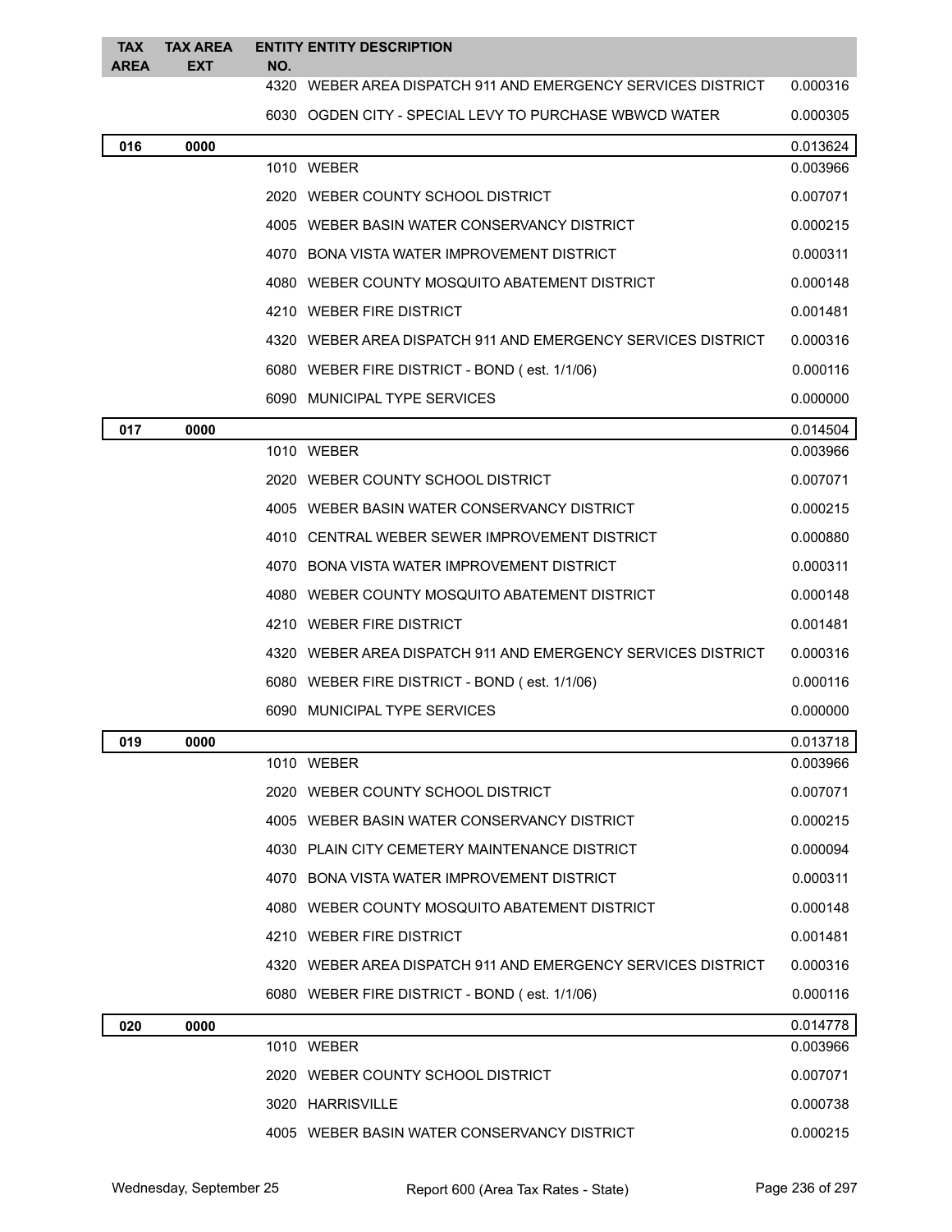| TAX AREA | TAX AREA EXT | ENTITY NO. | ENTITY DESCRIPTION | |
|---|---|---|---|---|
| | | 4320 | WEBER AREA DISPATCH 911 AND EMERGENCY SERVICES DISTRICT | 0.000316 |
| | | 6030 | OGDEN CITY - SPECIAL LEVY TO PURCHASE WBWCD WATER | 0.000305 |
| **016** | **0000** | | | 0.013624 |
| | | 1010 | WEBER | 0.003966 |
| | | 2020 | WEBER COUNTY SCHOOL DISTRICT | 0.007071 |
| | | 4005 | WEBER BASIN WATER CONSERVANCY DISTRICT | 0.000215 |
| | | 4070 | BONA VISTA WATER IMPROVEMENT DISTRICT | 0.000311 |
| | | 4080 | WEBER COUNTY MOSQUITO ABATEMENT DISTRICT | 0.000148 |
| | | 4210 | WEBER FIRE DISTRICT | 0.001481 |
| | | 4320 | WEBER AREA DISPATCH 911 AND EMERGENCY SERVICES DISTRICT | 0.000316 |
| | | 6080 | WEBER FIRE DISTRICT - BOND ( est. 1/1/06) | 0.000116 |
| | | 6090 | MUNICIPAL TYPE SERVICES | 0.000000 |
| **017** | **0000** | | | 0.014504 |
| | | 1010 | WEBER | 0.003966 |
| | | 2020 | WEBER COUNTY SCHOOL DISTRICT | 0.007071 |
| | | 4005 | WEBER BASIN WATER CONSERVANCY DISTRICT | 0.000215 |
| | | 4010 | CENTRAL WEBER SEWER IMPROVEMENT DISTRICT | 0.000880 |
| | | 4070 | BONA VISTA WATER IMPROVEMENT DISTRICT | 0.000311 |
| | | 4080 | WEBER COUNTY MOSQUITO ABATEMENT DISTRICT | 0.000148 |
| | | 4210 | WEBER FIRE DISTRICT | 0.001481 |
| | | 4320 | WEBER AREA DISPATCH 911 AND EMERGENCY SERVICES DISTRICT | 0.000316 |
| | | 6080 | WEBER FIRE DISTRICT - BOND ( est. 1/1/06) | 0.000116 |
| | | 6090 | MUNICIPAL TYPE SERVICES | 0.000000 |
| **019** | **0000** | | | 0.013718 |
| | | 1010 | WEBER | 0.003966 |
| | | 2020 | WEBER COUNTY SCHOOL DISTRICT | 0.007071 |
| | | 4005 | WEBER BASIN WATER CONSERVANCY DISTRICT | 0.000215 |
| | | 4030 | PLAIN CITY CEMETERY MAINTENANCE DISTRICT | 0.000094 |
| | | 4070 | BONA VISTA WATER IMPROVEMENT DISTRICT | 0.000311 |
| | | 4080 | WEBER COUNTY MOSQUITO ABATEMENT DISTRICT | 0.000148 |
| | | 4210 | WEBER FIRE DISTRICT | 0.001481 |
| | | 4320 | WEBER AREA DISPATCH 911 AND EMERGENCY SERVICES DISTRICT | 0.000316 |
| | | 6080 | WEBER FIRE DISTRICT - BOND ( est. 1/1/06) | 0.000116 |
| **020** | **0000** | | | 0.014778 |
| | | 1010 | WEBER | 0.003966 |
| | | 2020 | WEBER COUNTY SCHOOL DISTRICT | 0.007071 |
| | | 3020 | HARRISVILLE | 0.000738 |
| | | 4005 | WEBER BASIN WATER CONSERVANCY DISTRICT | 0.000215 |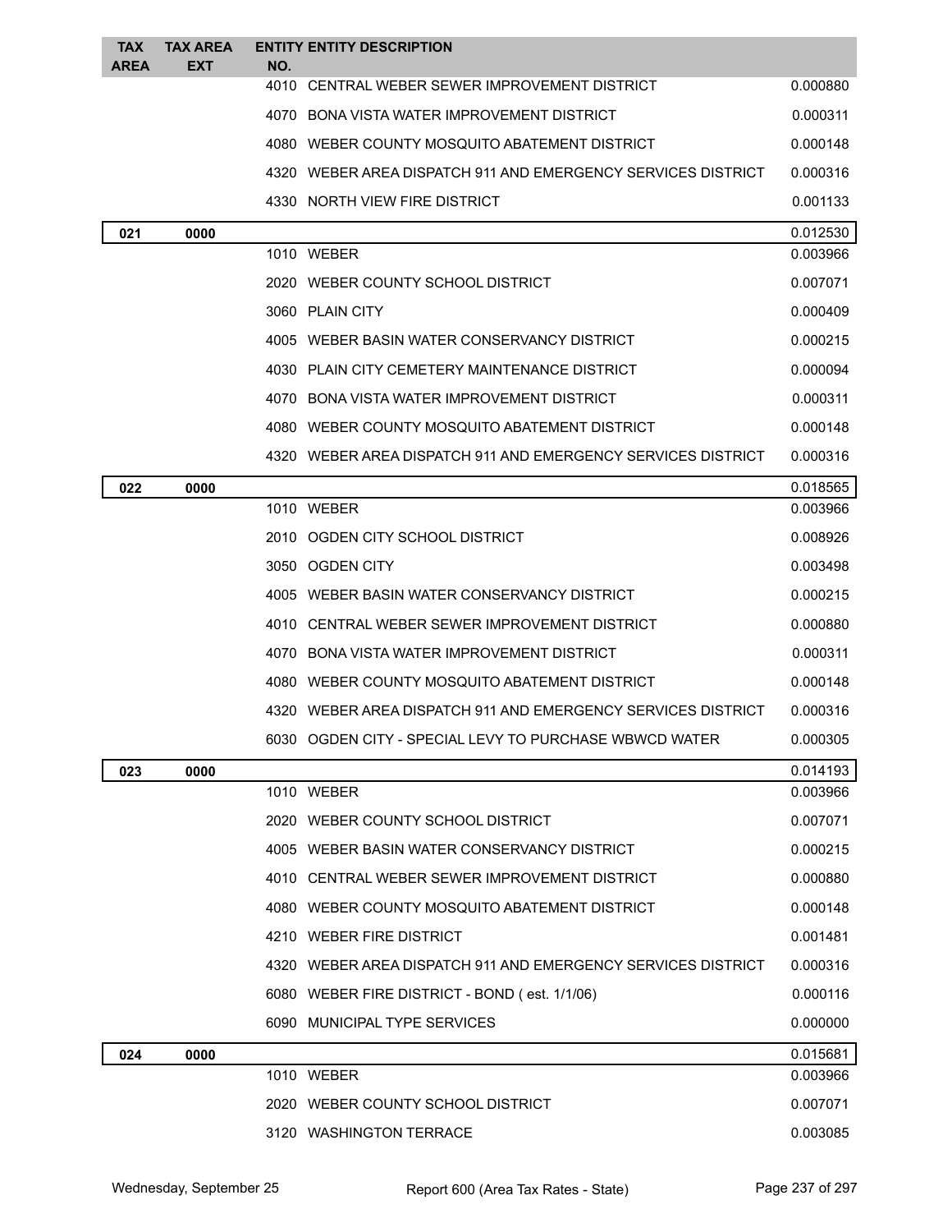| TAX AREA | TAX AREA EXT | ENTITY NO. | ENTITY DESCRIPTION | |
|---|---|---|---|---|
| | | 4010 | CENTRAL WEBER SEWER IMPROVEMENT DISTRICT | 0.000880 |
| | | 4070 | BONA VISTA WATER IMPROVEMENT DISTRICT | 0.000311 |
| | | 4080 | WEBER COUNTY MOSQUITO ABATEMENT DISTRICT | 0.000148 |
| | | 4320 | WEBER AREA DISPATCH 911 AND EMERGENCY SERVICES DISTRICT | 0.000316 |
| | | 4330 | NORTH VIEW FIRE DISTRICT | 0.001133 |
| **021** | **0000** | | | 0.012530 |
| | | 1010 | WEBER | 0.003966 |
| | | 2020 | WEBER COUNTY SCHOOL DISTRICT | 0.007071 |
| | | 3060 | PLAIN CITY | 0.000409 |
| | | 4005 | WEBER BASIN WATER CONSERVANCY DISTRICT | 0.000215 |
| | | 4030 | PLAIN CITY CEMETERY MAINTENANCE DISTRICT | 0.000094 |
| | | 4070 | BONA VISTA WATER IMPROVEMENT DISTRICT | 0.000311 |
| | | 4080 | WEBER COUNTY MOSQUITO ABATEMENT DISTRICT | 0.000148 |
| | | 4320 | WEBER AREA DISPATCH 911 AND EMERGENCY SERVICES DISTRICT | 0.000316 |
| **022** | **0000** | | | 0.018565 |
| | | 1010 | WEBER | 0.003966 |
| | | 2010 | OGDEN CITY SCHOOL DISTRICT | 0.008926 |
| | | 3050 | OGDEN CITY | 0.003498 |
| | | 4005 | WEBER BASIN WATER CONSERVANCY DISTRICT | 0.000215 |
| | | 4010 | CENTRAL WEBER SEWER IMPROVEMENT DISTRICT | 0.000880 |
| | | 4070 | BONA VISTA WATER IMPROVEMENT DISTRICT | 0.000311 |
| | | 4080 | WEBER COUNTY MOSQUITO ABATEMENT DISTRICT | 0.000148 |
| | | 4320 | WEBER AREA DISPATCH 911 AND EMERGENCY SERVICES DISTRICT | 0.000316 |
| | | 6030 | OGDEN CITY - SPECIAL LEVY TO PURCHASE WBWCD WATER | 0.000305 |
| **023** | **0000** | | | 0.014193 |
| | | 1010 | WEBER | 0.003966 |
| | | 2020 | WEBER COUNTY SCHOOL DISTRICT | 0.007071 |
| | | 4005 | WEBER BASIN WATER CONSERVANCY DISTRICT | 0.000215 |
| | | 4010 | CENTRAL WEBER SEWER IMPROVEMENT DISTRICT | 0.000880 |
| | | 4080 | WEBER COUNTY MOSQUITO ABATEMENT DISTRICT | 0.000148 |
| | | 4210 | WEBER FIRE DISTRICT | 0.001481 |
| | | 4320 | WEBER AREA DISPATCH 911 AND EMERGENCY SERVICES DISTRICT | 0.000316 |
| | | 6080 | WEBER FIRE DISTRICT - BOND ( est. 1/1/06) | 0.000116 |
| | | 6090 | MUNICIPAL TYPE SERVICES | 0.000000 |
| **024** | **0000** | | | 0.015681 |
| | | 1010 | WEBER | 0.003966 |
| | | 2020 | WEBER COUNTY SCHOOL DISTRICT | 0.007071 |
| | | 3120 | WASHINGTON TERRACE | 0.003085 |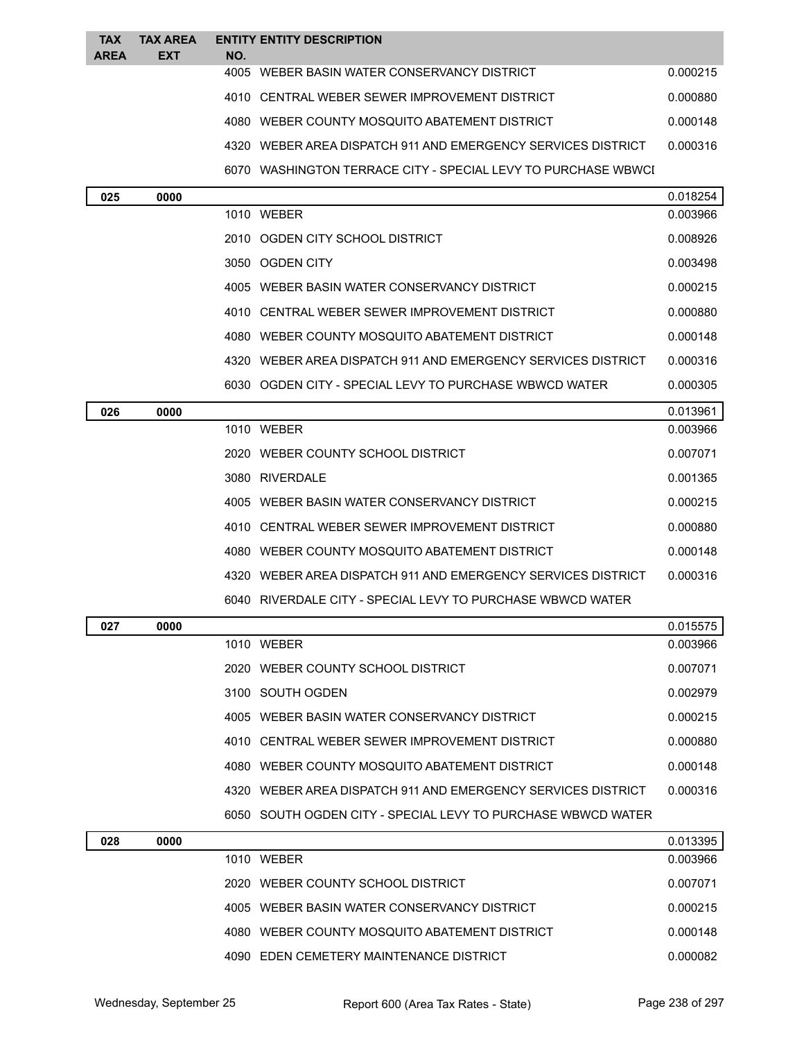| TAX AREA | TAX AREA EXT | ENTITY NO. | ENTITY DESCRIPTION | |
|---|---|---|---|---|
| | | 4005 | WEBER BASIN WATER CONSERVANCY DISTRICT | 0.000215 |
| | | 4010 | CENTRAL WEBER SEWER IMPROVEMENT DISTRICT | 0.000880 |
| | | 4080 | WEBER COUNTY MOSQUITO ABATEMENT DISTRICT | 0.000148 |
| | | 4320 | WEBER AREA DISPATCH 911 AND EMERGENCY SERVICES DISTRICT | 0.000316 |
| | | 6070 | WASHINGTON TERRACE CITY - SPECIAL LEVY TO PURCHASE WBWCI | |
| **025** | **0000** | | | 0.018254 |
| | | 1010 | WEBER | 0.003966 |
| | | 2010 | OGDEN CITY SCHOOL DISTRICT | 0.008926 |
| | | 3050 | OGDEN CITY | 0.003498 |
| | | 4005 | WEBER BASIN WATER CONSERVANCY DISTRICT | 0.000215 |
| | | 4010 | CENTRAL WEBER SEWER IMPROVEMENT DISTRICT | 0.000880 |
| | | 4080 | WEBER COUNTY MOSQUITO ABATEMENT DISTRICT | 0.000148 |
| | | 4320 | WEBER AREA DISPATCH 911 AND EMERGENCY SERVICES DISTRICT | 0.000316 |
| | | 6030 | OGDEN CITY - SPECIAL LEVY TO PURCHASE WBWCD WATER | 0.000305 |
| **026** | **0000** | | | 0.013961 |
| | | 1010 | WEBER | 0.003966 |
| | | 2020 | WEBER COUNTY SCHOOL DISTRICT | 0.007071 |
| | | 3080 | RIVERDALE | 0.001365 |
| | | 4005 | WEBER BASIN WATER CONSERVANCY DISTRICT | 0.000215 |
| | | 4010 | CENTRAL WEBER SEWER IMPROVEMENT DISTRICT | 0.000880 |
| | | 4080 | WEBER COUNTY MOSQUITO ABATEMENT DISTRICT | 0.000148 |
| | | 4320 | WEBER AREA DISPATCH 911 AND EMERGENCY SERVICES DISTRICT | 0.000316 |
| | | 6040 | RIVERDALE CITY - SPECIAL LEVY TO PURCHASE WBWCD WATER | |
| **027** | **0000** | | | 0.015575 |
| | | 1010 | WEBER | 0.003966 |
| | | 2020 | WEBER COUNTY SCHOOL DISTRICT | 0.007071 |
| | | 3100 | SOUTH OGDEN | 0.002979 |
| | | 4005 | WEBER BASIN WATER CONSERVANCY DISTRICT | 0.000215 |
| | | 4010 | CENTRAL WEBER SEWER IMPROVEMENT DISTRICT | 0.000880 |
| | | 4080 | WEBER COUNTY MOSQUITO ABATEMENT DISTRICT | 0.000148 |
| | | 4320 | WEBER AREA DISPATCH 911 AND EMERGENCY SERVICES DISTRICT | 0.000316 |
| | | 6050 | SOUTH OGDEN CITY - SPECIAL LEVY TO PURCHASE WBWCD WATER | |
| **028** | **0000** | | | 0.013395 |
| | | 1010 | WEBER | 0.003966 |
| | | 2020 | WEBER COUNTY SCHOOL DISTRICT | 0.007071 |
| | | 4005 | WEBER BASIN WATER CONSERVANCY DISTRICT | 0.000215 |
| | | 4080 | WEBER COUNTY MOSQUITO ABATEMENT DISTRICT | 0.000148 |
| | | 4090 | EDEN CEMETERY MAINTENANCE DISTRICT | 0.000082 |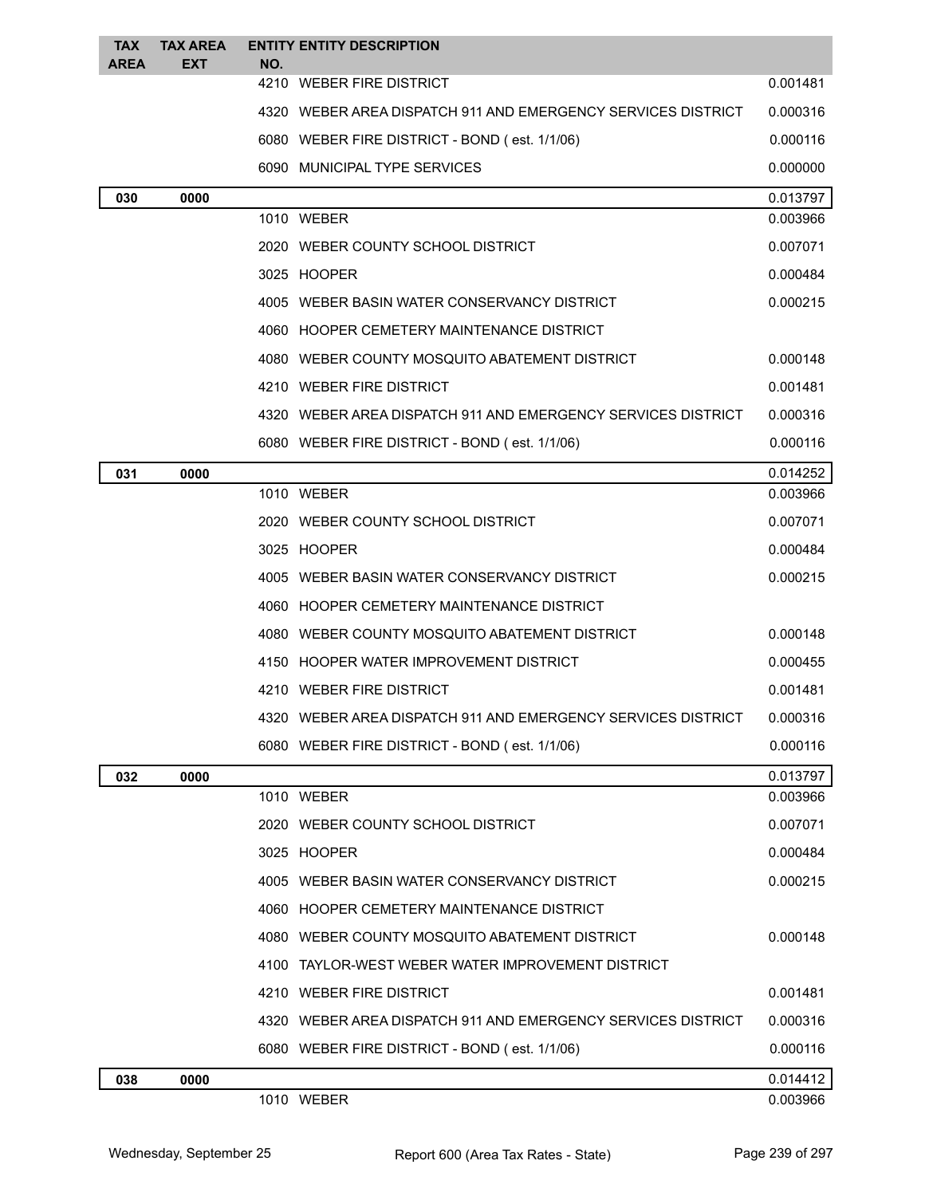| TAX AREA | TAX AREA EXT | ENTITY NO. | ENTITY DESCRIPTION | |
|---|---|---|---|---|
| | | 4210 | WEBER FIRE DISTRICT | 0.001481 |
| | | 4320 | WEBER AREA DISPATCH 911 AND EMERGENCY SERVICES DISTRICT | 0.000316 |
| | | 6080 | WEBER FIRE DISTRICT - BOND ( est. 1/1/06) | 0.000116 |
| | | 6090 | MUNICIPAL TYPE SERVICES | 0.000000 |
| **030** | **0000** | | | 0.013797 |
| | | 1010 | WEBER | 0.003966 |
| | | 2020 | WEBER COUNTY SCHOOL DISTRICT | 0.007071 |
| | | 3025 | HOOPER | 0.000484 |
| | | 4005 | WEBER BASIN WATER CONSERVANCY DISTRICT | 0.000215 |
| | | 4060 | HOOPER CEMETERY MAINTENANCE DISTRICT | |
| | | 4080 | WEBER COUNTY MOSQUITO ABATEMENT DISTRICT | 0.000148 |
| | | 4210 | WEBER FIRE DISTRICT | 0.001481 |
| | | 4320 | WEBER AREA DISPATCH 911 AND EMERGENCY SERVICES DISTRICT | 0.000316 |
| | | 6080 | WEBER FIRE DISTRICT - BOND ( est. 1/1/06) | 0.000116 |
| **031** | **0000** | | | 0.014252 |
| | | 1010 | WEBER | 0.003966 |
| | | 2020 | WEBER COUNTY SCHOOL DISTRICT | 0.007071 |
| | | 3025 | HOOPER | 0.000484 |
| | | 4005 | WEBER BASIN WATER CONSERVANCY DISTRICT | 0.000215 |
| | | 4060 | HOOPER CEMETERY MAINTENANCE DISTRICT | |
| | | 4080 | WEBER COUNTY MOSQUITO ABATEMENT DISTRICT | 0.000148 |
| | | 4150 | HOOPER WATER IMPROVEMENT DISTRICT | 0.000455 |
| | | 4210 | WEBER FIRE DISTRICT | 0.001481 |
| | | 4320 | WEBER AREA DISPATCH 911 AND EMERGENCY SERVICES DISTRICT | 0.000316 |
| | | 6080 | WEBER FIRE DISTRICT - BOND ( est. 1/1/06) | 0.000116 |
| **032** | **0000** | | | 0.013797 |
| | | 1010 | WEBER | 0.003966 |
| | | 2020 | WEBER COUNTY SCHOOL DISTRICT | 0.007071 |
| | | 3025 | HOOPER | 0.000484 |
| | | 4005 | WEBER BASIN WATER CONSERVANCY DISTRICT | 0.000215 |
| | | 4060 | HOOPER CEMETERY MAINTENANCE DISTRICT | |
| | | 4080 | WEBER COUNTY MOSQUITO ABATEMENT DISTRICT | 0.000148 |
| | | 4100 | TAYLOR-WEST WEBER WATER IMPROVEMENT DISTRICT | |
| | | 4210 | WEBER FIRE DISTRICT | 0.001481 |
| | | 4320 | WEBER AREA DISPATCH 911 AND EMERGENCY SERVICES DISTRICT | 0.000316 |
| | | 6080 | WEBER FIRE DISTRICT - BOND ( est. 1/1/06) | 0.000116 |
| **038** | **0000** | | | 0.014412 |
| | | 1010 | WEBER | 0.003966 |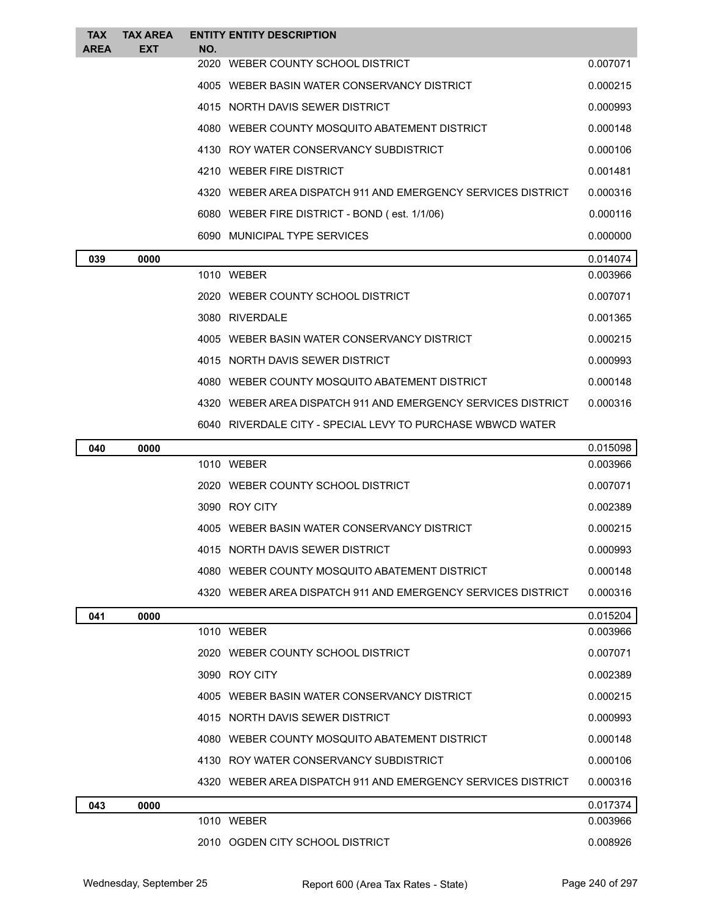| TAX AREA | TAX AREA EXT | ENTITY NO. | ENTITY DESCRIPTION | |
|---|---|---|---|---|
| | | 2020 | WEBER COUNTY SCHOOL DISTRICT | 0.007071 |
| | | 4005 | WEBER BASIN WATER CONSERVANCY DISTRICT | 0.000215 |
| | | 4015 | NORTH DAVIS SEWER DISTRICT | 0.000993 |
| | | 4080 | WEBER COUNTY MOSQUITO ABATEMENT DISTRICT | 0.000148 |
| | | 4130 | ROY WATER CONSERVANCY SUBDISTRICT | 0.000106 |
| | | 4210 | WEBER FIRE DISTRICT | 0.001481 |
| | | 4320 | WEBER AREA DISPATCH 911 AND EMERGENCY SERVICES DISTRICT | 0.000316 |
| | | 6080 | WEBER FIRE DISTRICT - BOND ( est. 1/1/06) | 0.000116 |
| | | 6090 | MUNICIPAL TYPE SERVICES | 0.000000 |
| 039 | 0000 | | | 0.014074 |
| | | 1010 | WEBER | 0.003966 |
| | | 2020 | WEBER COUNTY SCHOOL DISTRICT | 0.007071 |
| | | 3080 | RIVERDALE | 0.001365 |
| | | 4005 | WEBER BASIN WATER CONSERVANCY DISTRICT | 0.000215 |
| | | 4015 | NORTH DAVIS SEWER DISTRICT | 0.000993 |
| | | 4080 | WEBER COUNTY MOSQUITO ABATEMENT DISTRICT | 0.000148 |
| | | 4320 | WEBER AREA DISPATCH 911 AND EMERGENCY SERVICES DISTRICT | 0.000316 |
| | | 6040 | RIVERDALE CITY - SPECIAL LEVY TO PURCHASE WBWCD WATER | |
| 040 | 0000 | | | 0.015098 |
| | | 1010 | WEBER | 0.003966 |
| | | 2020 | WEBER COUNTY SCHOOL DISTRICT | 0.007071 |
| | | 3090 | ROY CITY | 0.002389 |
| | | 4005 | WEBER BASIN WATER CONSERVANCY DISTRICT | 0.000215 |
| | | 4015 | NORTH DAVIS SEWER DISTRICT | 0.000993 |
| | | 4080 | WEBER COUNTY MOSQUITO ABATEMENT DISTRICT | 0.000148 |
| | | 4320 | WEBER AREA DISPATCH 911 AND EMERGENCY SERVICES DISTRICT | 0.000316 |
| 041 | 0000 | | | 0.015204 |
| | | 1010 | WEBER | 0.003966 |
| | | 2020 | WEBER COUNTY SCHOOL DISTRICT | 0.007071 |
| | | 3090 | ROY CITY | 0.002389 |
| | | 4005 | WEBER BASIN WATER CONSERVANCY DISTRICT | 0.000215 |
| | | 4015 | NORTH DAVIS SEWER DISTRICT | 0.000993 |
| | | 4080 | WEBER COUNTY MOSQUITO ABATEMENT DISTRICT | 0.000148 |
| | | 4130 | ROY WATER CONSERVANCY SUBDISTRICT | 0.000106 |
| | | 4320 | WEBER AREA DISPATCH 911 AND EMERGENCY SERVICES DISTRICT | 0.000316 |
| 043 | 0000 | | | 0.017374 |
| | | 1010 | WEBER | 0.003966 |
| | | 2010 | OGDEN CITY SCHOOL DISTRICT | 0.008926 |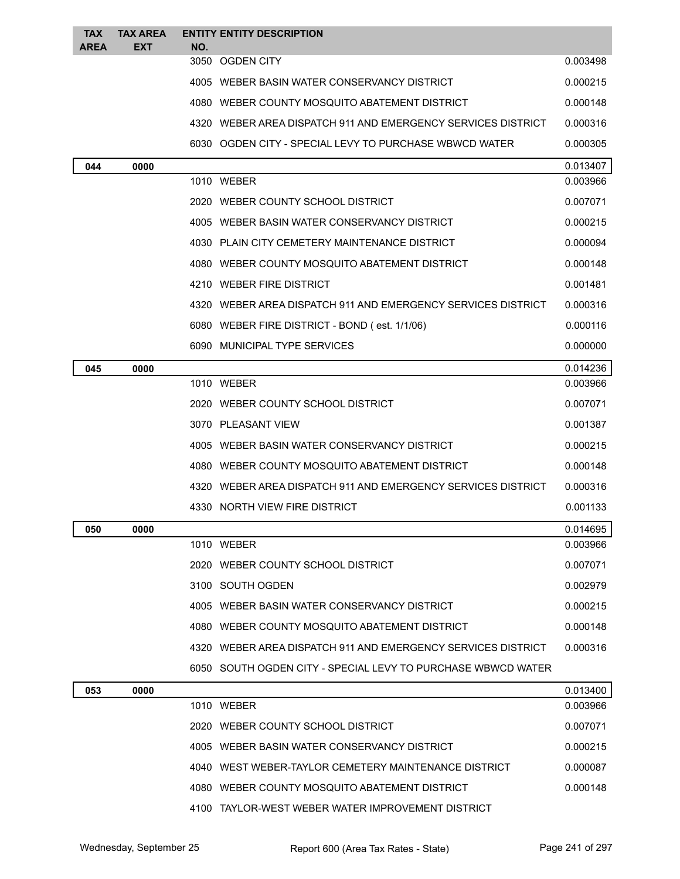| TAX AREA | TAX AREA EXT | ENTITY NO. | ENTITY DESCRIPTION | |
|---|---|---|---|---|
| | | 3050 | OGDEN CITY | 0.003498 |
| | | 4005 | WEBER BASIN WATER CONSERVANCY DISTRICT | 0.000215 |
| | | 4080 | WEBER COUNTY MOSQUITO ABATEMENT DISTRICT | 0.000148 |
| | | 4320 | WEBER AREA DISPATCH 911 AND EMERGENCY SERVICES DISTRICT | 0.000316 |
| | | 6030 | OGDEN CITY - SPECIAL LEVY TO PURCHASE WBWCD WATER | 0.000305 |
| **044** | **0000** | | | 0.013407 |
| | | 1010 | WEBER | 0.003966 |
| | | 2020 | WEBER COUNTY SCHOOL DISTRICT | 0.007071 |
| | | 4005 | WEBER BASIN WATER CONSERVANCY DISTRICT | 0.000215 |
| | | 4030 | PLAIN CITY CEMETERY MAINTENANCE DISTRICT | 0.000094 |
| | | 4080 | WEBER COUNTY MOSQUITO ABATEMENT DISTRICT | 0.000148 |
| | | 4210 | WEBER FIRE DISTRICT | 0.001481 |
| | | 4320 | WEBER AREA DISPATCH 911 AND EMERGENCY SERVICES DISTRICT | 0.000316 |
| | | 6080 | WEBER FIRE DISTRICT - BOND ( est. 1/1/06) | 0.000116 |
| | | 6090 | MUNICIPAL TYPE SERVICES | 0.000000 |
| **045** | **0000** | | | 0.014236 |
| | | 1010 | WEBER | 0.003966 |
| | | 2020 | WEBER COUNTY SCHOOL DISTRICT | 0.007071 |
| | | 3070 | PLEASANT VIEW | 0.001387 |
| | | 4005 | WEBER BASIN WATER CONSERVANCY DISTRICT | 0.000215 |
| | | 4080 | WEBER COUNTY MOSQUITO ABATEMENT DISTRICT | 0.000148 |
| | | 4320 | WEBER AREA DISPATCH 911 AND EMERGENCY SERVICES DISTRICT | 0.000316 |
| | | 4330 | NORTH VIEW FIRE DISTRICT | 0.001133 |
| **050** | **0000** | | | 0.014695 |
| | | 1010 | WEBER | 0.003966 |
| | | 2020 | WEBER COUNTY SCHOOL DISTRICT | 0.007071 |
| | | 3100 | SOUTH OGDEN | 0.002979 |
| | | 4005 | WEBER BASIN WATER CONSERVANCY DISTRICT | 0.000215 |
| | | 4080 | WEBER COUNTY MOSQUITO ABATEMENT DISTRICT | 0.000148 |
| | | 4320 | WEBER AREA DISPATCH 911 AND EMERGENCY SERVICES DISTRICT | 0.000316 |
| | | 6050 | SOUTH OGDEN CITY - SPECIAL LEVY TO PURCHASE WBWCD WATER | |
| **053** | **0000** | | | 0.013400 |
| | | 1010 | WEBER | 0.003966 |
| | | 2020 | WEBER COUNTY SCHOOL DISTRICT | 0.007071 |
| | | 4005 | WEBER BASIN WATER CONSERVANCY DISTRICT | 0.000215 |
| | | 4040 | WEST WEBER-TAYLOR CEMETERY MAINTENANCE DISTRICT | 0.000087 |
| | | 4080 | WEBER COUNTY MOSQUITO ABATEMENT DISTRICT | 0.000148 |
| | | 4100 | TAYLOR-WEST WEBER WATER IMPROVEMENT DISTRICT | |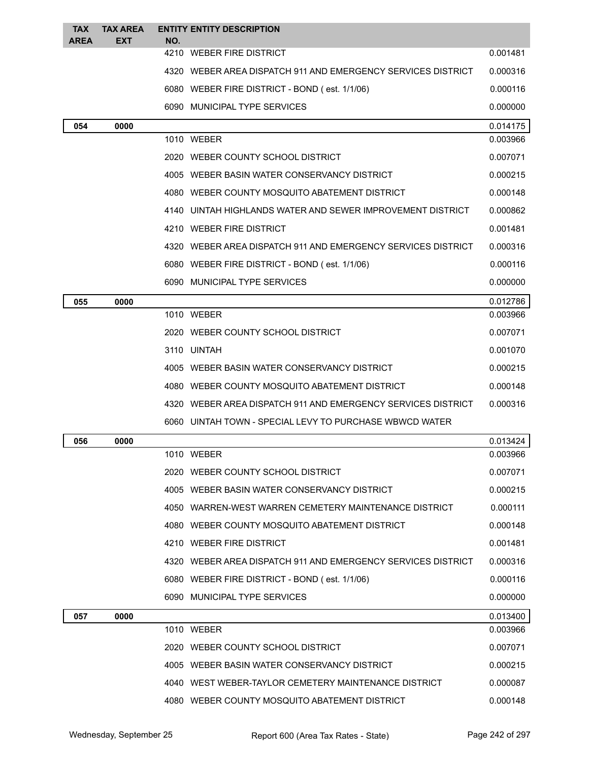| TAX AREA | TAX AREA EXT | ENTITY NO. | ENTITY DESCRIPTION | |
|---|---|---|---|---|
| | | 4210 | WEBER FIRE DISTRICT | 0.001481 |
| | | 4320 | WEBER AREA DISPATCH 911 AND EMERGENCY SERVICES DISTRICT | 0.000316 |
| | | 6080 | WEBER FIRE DISTRICT - BOND ( est. 1/1/06) | 0.000116 |
| | | 6090 | MUNICIPAL TYPE SERVICES | 0.000000 |
| **054** | **0000** | | | 0.014175 |
| | | 1010 | WEBER | 0.003966 |
| | | 2020 | WEBER COUNTY SCHOOL DISTRICT | 0.007071 |
| | | 4005 | WEBER BASIN WATER CONSERVANCY DISTRICT | 0.000215 |
| | | 4080 | WEBER COUNTY MOSQUITO ABATEMENT DISTRICT | 0.000148 |
| | | 4140 | UINTAH HIGHLANDS WATER AND SEWER IMPROVEMENT DISTRICT | 0.000862 |
| | | 4210 | WEBER FIRE DISTRICT | 0.001481 |
| | | 4320 | WEBER AREA DISPATCH 911 AND EMERGENCY SERVICES DISTRICT | 0.000316 |
| | | 6080 | WEBER FIRE DISTRICT - BOND ( est. 1/1/06) | 0.000116 |
| | | 6090 | MUNICIPAL TYPE SERVICES | 0.000000 |
| **055** | **0000** | | | 0.012786 |
| | | 1010 | WEBER | 0.003966 |
| | | 2020 | WEBER COUNTY SCHOOL DISTRICT | 0.007071 |
| | | 3110 | UINTAH | 0.001070 |
| | | 4005 | WEBER BASIN WATER CONSERVANCY DISTRICT | 0.000215 |
| | | 4080 | WEBER COUNTY MOSQUITO ABATEMENT DISTRICT | 0.000148 |
| | | 4320 | WEBER AREA DISPATCH 911 AND EMERGENCY SERVICES DISTRICT | 0.000316 |
| | | 6060 | UINTAH TOWN - SPECIAL LEVY TO PURCHASE WBWCD WATER | |
| **056** | **0000** | | | 0.013424 |
| | | 1010 | WEBER | 0.003966 |
| | | 2020 | WEBER COUNTY SCHOOL DISTRICT | 0.007071 |
| | | 4005 | WEBER BASIN WATER CONSERVANCY DISTRICT | 0.000215 |
| | | 4050 | WARREN-WEST WARREN CEMETERY MAINTENANCE DISTRICT | 0.000111 |
| | | 4080 | WEBER COUNTY MOSQUITO ABATEMENT DISTRICT | 0.000148 |
| | | 4210 | WEBER FIRE DISTRICT | 0.001481 |
| | | 4320 | WEBER AREA DISPATCH 911 AND EMERGENCY SERVICES DISTRICT | 0.000316 |
| | | 6080 | WEBER FIRE DISTRICT - BOND ( est. 1/1/06) | 0.000116 |
| | | 6090 | MUNICIPAL TYPE SERVICES | 0.000000 |
| **057** | **0000** | | | 0.013400 |
| | | 1010 | WEBER | 0.003966 |
| | | 2020 | WEBER COUNTY SCHOOL DISTRICT | 0.007071 |
| | | 4005 | WEBER BASIN WATER CONSERVANCY DISTRICT | 0.000215 |
| | | 4040 | WEST WEBER-TAYLOR CEMETERY MAINTENANCE DISTRICT | 0.000087 |
| | | 4080 | WEBER COUNTY MOSQUITO ABATEMENT DISTRICT | 0.000148 |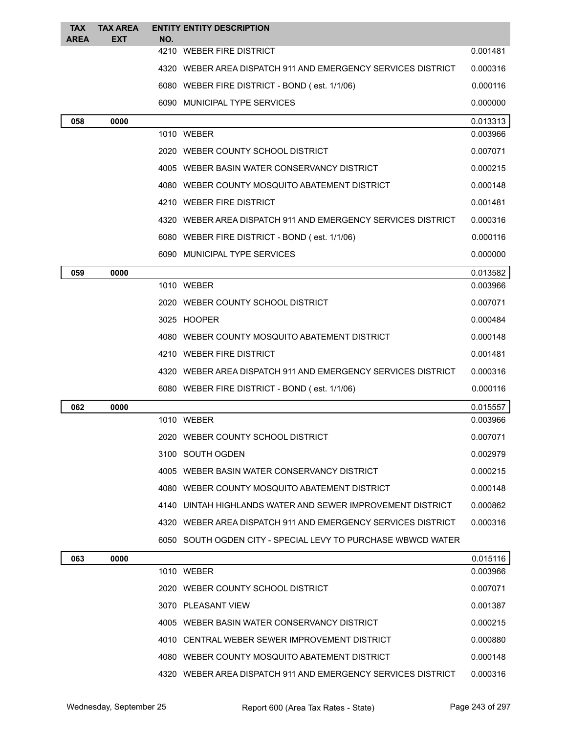| TAX AREA | TAX AREA EXT | ENTITY NO. | ENTITY DESCRIPTION | |
|---|---|---|---|---|
| | | 4210 | WEBER FIRE DISTRICT | 0.001481 |
| | | 4320 | WEBER AREA DISPATCH 911 AND EMERGENCY SERVICES DISTRICT | 0.000316 |
| | | 6080 | WEBER FIRE DISTRICT - BOND ( est. 1/1/06) | 0.000116 |
| | | 6090 | MUNICIPAL TYPE SERVICES | 0.000000 |
| **058** | **0000** | | | 0.013313 |
| | | 1010 | WEBER | 0.003966 |
| | | 2020 | WEBER COUNTY SCHOOL DISTRICT | 0.007071 |
| | | 4005 | WEBER BASIN WATER CONSERVANCY DISTRICT | 0.000215 |
| | | 4080 | WEBER COUNTY MOSQUITO ABATEMENT DISTRICT | 0.000148 |
| | | 4210 | WEBER FIRE DISTRICT | 0.001481 |
| | | 4320 | WEBER AREA DISPATCH 911 AND EMERGENCY SERVICES DISTRICT | 0.000316 |
| | | 6080 | WEBER FIRE DISTRICT - BOND ( est. 1/1/06) | 0.000116 |
| | | 6090 | MUNICIPAL TYPE SERVICES | 0.000000 |
| **059** | **0000** | | | 0.013582 |
| | | 1010 | WEBER | 0.003966 |
| | | 2020 | WEBER COUNTY SCHOOL DISTRICT | 0.007071 |
| | | 3025 | HOOPER | 0.000484 |
| | | 4080 | WEBER COUNTY MOSQUITO ABATEMENT DISTRICT | 0.000148 |
| | | 4210 | WEBER FIRE DISTRICT | 0.001481 |
| | | 4320 | WEBER AREA DISPATCH 911 AND EMERGENCY SERVICES DISTRICT | 0.000316 |
| | | 6080 | WEBER FIRE DISTRICT - BOND ( est. 1/1/06) | 0.000116 |
| **062** | **0000** | | | 0.015557 |
| | | 1010 | WEBER | 0.003966 |
| | | 2020 | WEBER COUNTY SCHOOL DISTRICT | 0.007071 |
| | | 3100 | SOUTH OGDEN | 0.002979 |
| | | 4005 | WEBER BASIN WATER CONSERVANCY DISTRICT | 0.000215 |
| | | 4080 | WEBER COUNTY MOSQUITO ABATEMENT DISTRICT | 0.000148 |
| | | 4140 | UINTAH HIGHLANDS WATER AND SEWER IMPROVEMENT DISTRICT | 0.000862 |
| | | 4320 | WEBER AREA DISPATCH 911 AND EMERGENCY SERVICES DISTRICT | 0.000316 |
| | | 6050 | SOUTH OGDEN CITY - SPECIAL LEVY TO PURCHASE WBWCD WATER | |
| **063** | **0000** | | | 0.015116 |
| | | 1010 | WEBER | 0.003966 |
| | | 2020 | WEBER COUNTY SCHOOL DISTRICT | 0.007071 |
| | | 3070 | PLEASANT VIEW | 0.001387 |
| | | 4005 | WEBER BASIN WATER CONSERVANCY DISTRICT | 0.000215 |
| | | 4010 | CENTRAL WEBER SEWER IMPROVEMENT DISTRICT | 0.000880 |
| | | 4080 | WEBER COUNTY MOSQUITO ABATEMENT DISTRICT | 0.000148 |
| | | 4320 | WEBER AREA DISPATCH 911 AND EMERGENCY SERVICES DISTRICT | 0.000316 |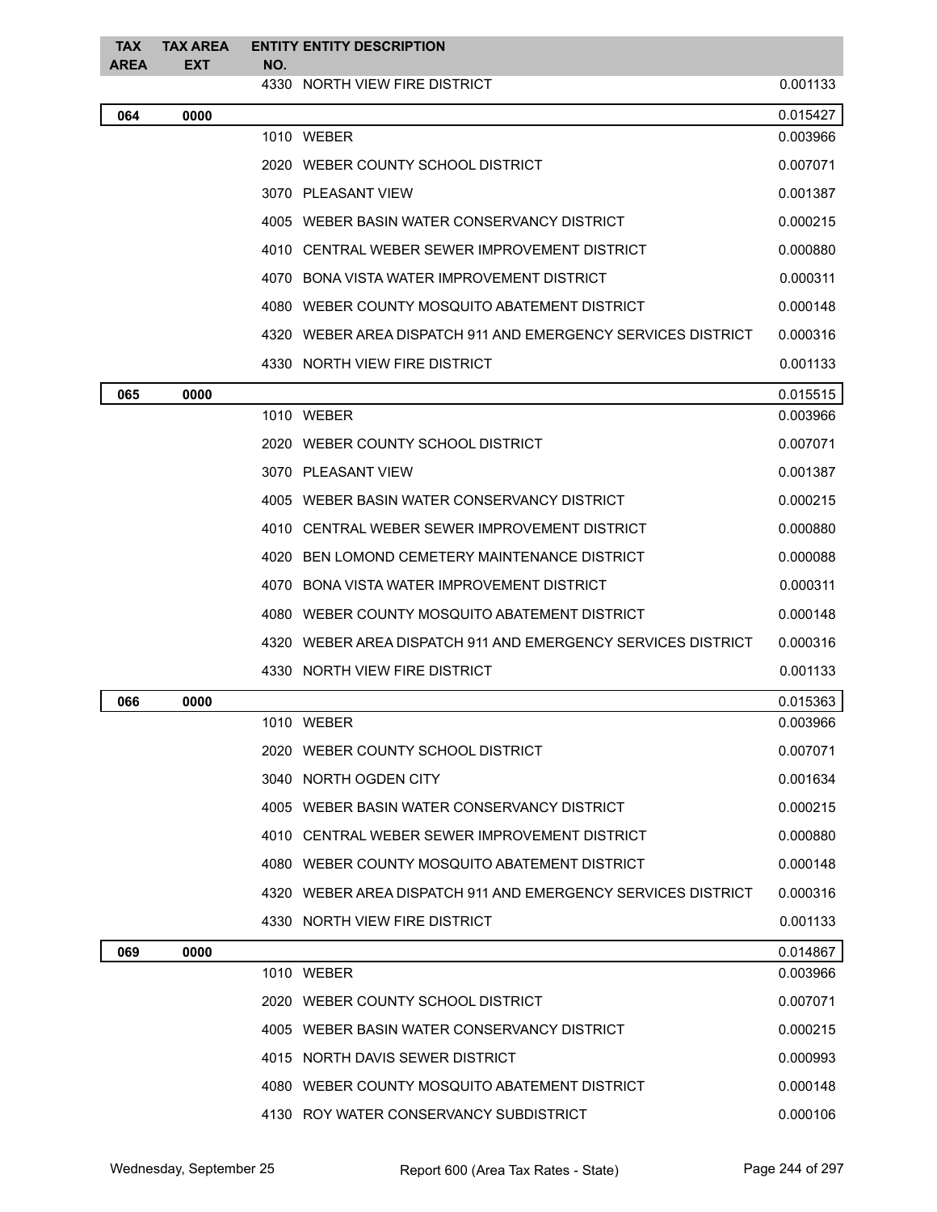| TAX AREA | TAX AREA EXT | ENTITY NO. | ENTITY DESCRIPTION | |
|---|---|---|---|---|
| | | 4330 | NORTH VIEW FIRE DISTRICT | 0.001133 |
| **064** | **0000** | | | 0.015427 |
| | | 1010 | WEBER | 0.003966 |
| | | 2020 | WEBER COUNTY SCHOOL DISTRICT | 0.007071 |
| | | 3070 | PLEASANT VIEW | 0.001387 |
| | | 4005 | WEBER BASIN WATER CONSERVANCY DISTRICT | 0.000215 |
| | | 4010 | CENTRAL WEBER SEWER IMPROVEMENT DISTRICT | 0.000880 |
| | | 4070 | BONA VISTA WATER IMPROVEMENT DISTRICT | 0.000311 |
| | | 4080 | WEBER COUNTY MOSQUITO ABATEMENT DISTRICT | 0.000148 |
| | | 4320 | WEBER AREA DISPATCH 911 AND EMERGENCY SERVICES DISTRICT | 0.000316 |
| | | 4330 | NORTH VIEW FIRE DISTRICT | 0.001133 |
| **065** | **0000** | | | 0.015515 |
| | | 1010 | WEBER | 0.003966 |
| | | 2020 | WEBER COUNTY SCHOOL DISTRICT | 0.007071 |
| | | 3070 | PLEASANT VIEW | 0.001387 |
| | | 4005 | WEBER BASIN WATER CONSERVANCY DISTRICT | 0.000215 |
| | | 4010 | CENTRAL WEBER SEWER IMPROVEMENT DISTRICT | 0.000880 |
| | | 4020 | BEN LOMOND CEMETERY MAINTENANCE DISTRICT | 0.000088 |
| | | 4070 | BONA VISTA WATER IMPROVEMENT DISTRICT | 0.000311 |
| | | 4080 | WEBER COUNTY MOSQUITO ABATEMENT DISTRICT | 0.000148 |
| | | 4320 | WEBER AREA DISPATCH 911 AND EMERGENCY SERVICES DISTRICT | 0.000316 |
| | | 4330 | NORTH VIEW FIRE DISTRICT | 0.001133 |
| **066** | **0000** | | | 0.015363 |
| | | 1010 | WEBER | 0.003966 |
| | | 2020 | WEBER COUNTY SCHOOL DISTRICT | 0.007071 |
| | | 3040 | NORTH OGDEN CITY | 0.001634 |
| | | 4005 | WEBER BASIN WATER CONSERVANCY DISTRICT | 0.000215 |
| | | 4010 | CENTRAL WEBER SEWER IMPROVEMENT DISTRICT | 0.000880 |
| | | 4080 | WEBER COUNTY MOSQUITO ABATEMENT DISTRICT | 0.000148 |
| | | 4320 | WEBER AREA DISPATCH 911 AND EMERGENCY SERVICES DISTRICT | 0.000316 |
| | | 4330 | NORTH VIEW FIRE DISTRICT | 0.001133 |
| **069** | **0000** | | | 0.014867 |
| | | 1010 | WEBER | 0.003966 |
| | | 2020 | WEBER COUNTY SCHOOL DISTRICT | 0.007071 |
| | | 4005 | WEBER BASIN WATER CONSERVANCY DISTRICT | 0.000215 |
| | | 4015 | NORTH DAVIS SEWER DISTRICT | 0.000993 |
| | | 4080 | WEBER COUNTY MOSQUITO ABATEMENT DISTRICT | 0.000148 |
| | | 4130 | ROY WATER CONSERVANCY SUBDISTRICT | 0.000106 |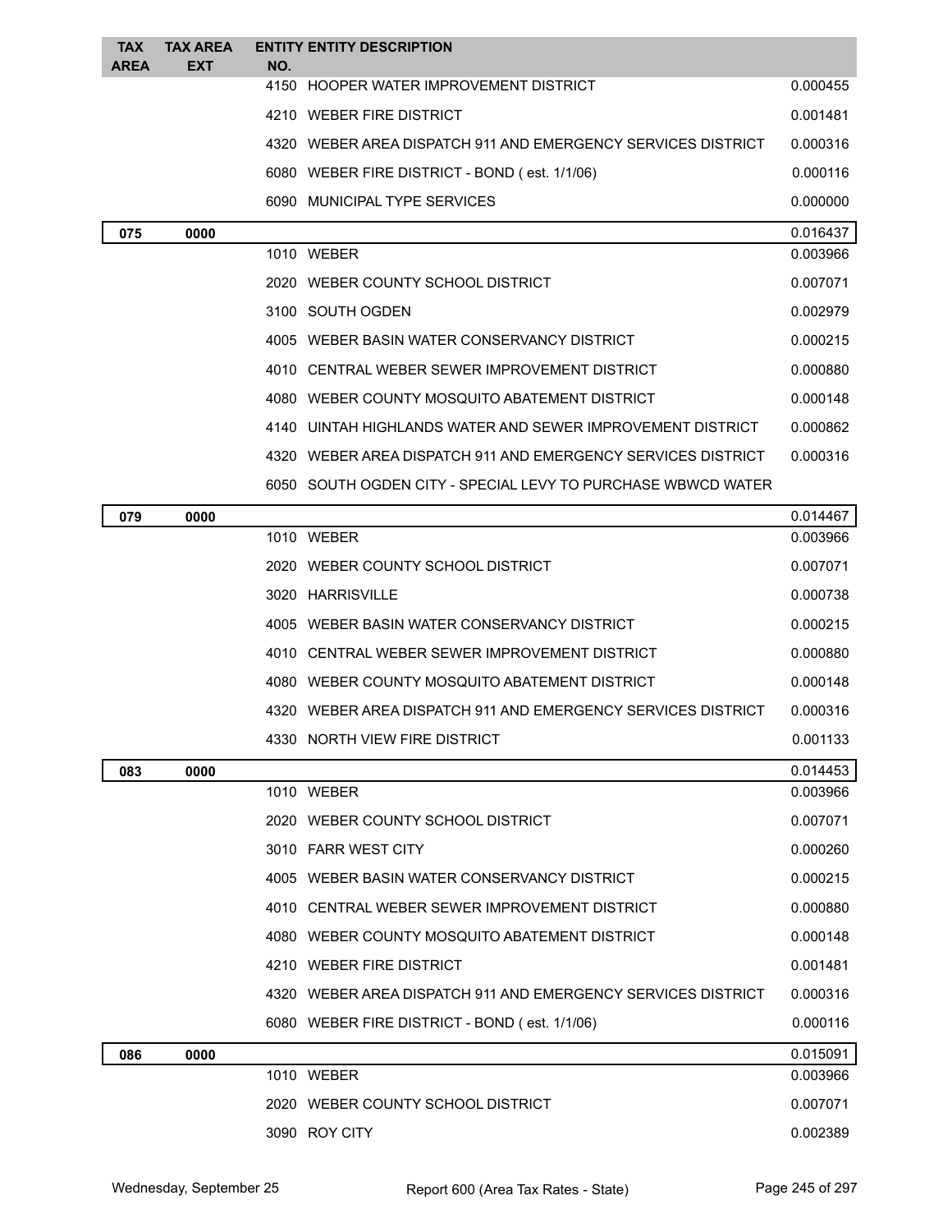| TAX AREA | TAX AREA EXT | ENTITY NO. | ENTITY DESCRIPTION | |
|---|---|---|---|---|
| | | 4150 | HOOPER WATER IMPROVEMENT DISTRICT | 0.000455 |
| | | 4210 | WEBER FIRE DISTRICT | 0.001481 |
| | | 4320 | WEBER AREA DISPATCH 911 AND EMERGENCY SERVICES DISTRICT | 0.000316 |
| | | 6080 | WEBER FIRE DISTRICT - BOND ( est. 1/1/06) | 0.000116 |
| | | 6090 | MUNICIPAL TYPE SERVICES | 0.000000 |
| **075** | **0000** | | | 0.016437 |
| | | 1010 | WEBER | 0.003966 |
| | | 2020 | WEBER COUNTY SCHOOL DISTRICT | 0.007071 |
| | | 3100 | SOUTH OGDEN | 0.002979 |
| | | 4005 | WEBER BASIN WATER CONSERVANCY DISTRICT | 0.000215 |
| | | 4010 | CENTRAL WEBER SEWER IMPROVEMENT DISTRICT | 0.000880 |
| | | 4080 | WEBER COUNTY MOSQUITO ABATEMENT DISTRICT | 0.000148 |
| | | 4140 | UINTAH HIGHLANDS WATER AND SEWER IMPROVEMENT DISTRICT | 0.000862 |
| | | 4320 | WEBER AREA DISPATCH 911 AND EMERGENCY SERVICES DISTRICT | 0.000316 |
| | | 6050 | SOUTH OGDEN CITY - SPECIAL LEVY TO PURCHASE WBWCD WATER | |
| **079** | **0000** | | | 0.014467 |
| | | 1010 | WEBER | 0.003966 |
| | | 2020 | WEBER COUNTY SCHOOL DISTRICT | 0.007071 |
| | | 3020 | HARRISVILLE | 0.000738 |
| | | 4005 | WEBER BASIN WATER CONSERVANCY DISTRICT | 0.000215 |
| | | 4010 | CENTRAL WEBER SEWER IMPROVEMENT DISTRICT | 0.000880 |
| | | 4080 | WEBER COUNTY MOSQUITO ABATEMENT DISTRICT | 0.000148 |
| | | 4320 | WEBER AREA DISPATCH 911 AND EMERGENCY SERVICES DISTRICT | 0.000316 |
| | | 4330 | NORTH VIEW FIRE DISTRICT | 0.001133 |
| **083** | **0000** | | | 0.014453 |
| | | 1010 | WEBER | 0.003966 |
| | | 2020 | WEBER COUNTY SCHOOL DISTRICT | 0.007071 |
| | | 3010 | FARR WEST CITY | 0.000260 |
| | | 4005 | WEBER BASIN WATER CONSERVANCY DISTRICT | 0.000215 |
| | | 4010 | CENTRAL WEBER SEWER IMPROVEMENT DISTRICT | 0.000880 |
| | | 4080 | WEBER COUNTY MOSQUITO ABATEMENT DISTRICT | 0.000148 |
| | | 4210 | WEBER FIRE DISTRICT | 0.001481 |
| | | 4320 | WEBER AREA DISPATCH 911 AND EMERGENCY SERVICES DISTRICT | 0.000316 |
| | | 6080 | WEBER FIRE DISTRICT - BOND ( est. 1/1/06) | 0.000116 |
| **086** | **0000** | | | 0.015091 |
| | | 1010 | WEBER | 0.003966 |
| | | 2020 | WEBER COUNTY SCHOOL DISTRICT | 0.007071 |
| | | 3090 | ROY CITY | 0.002389 |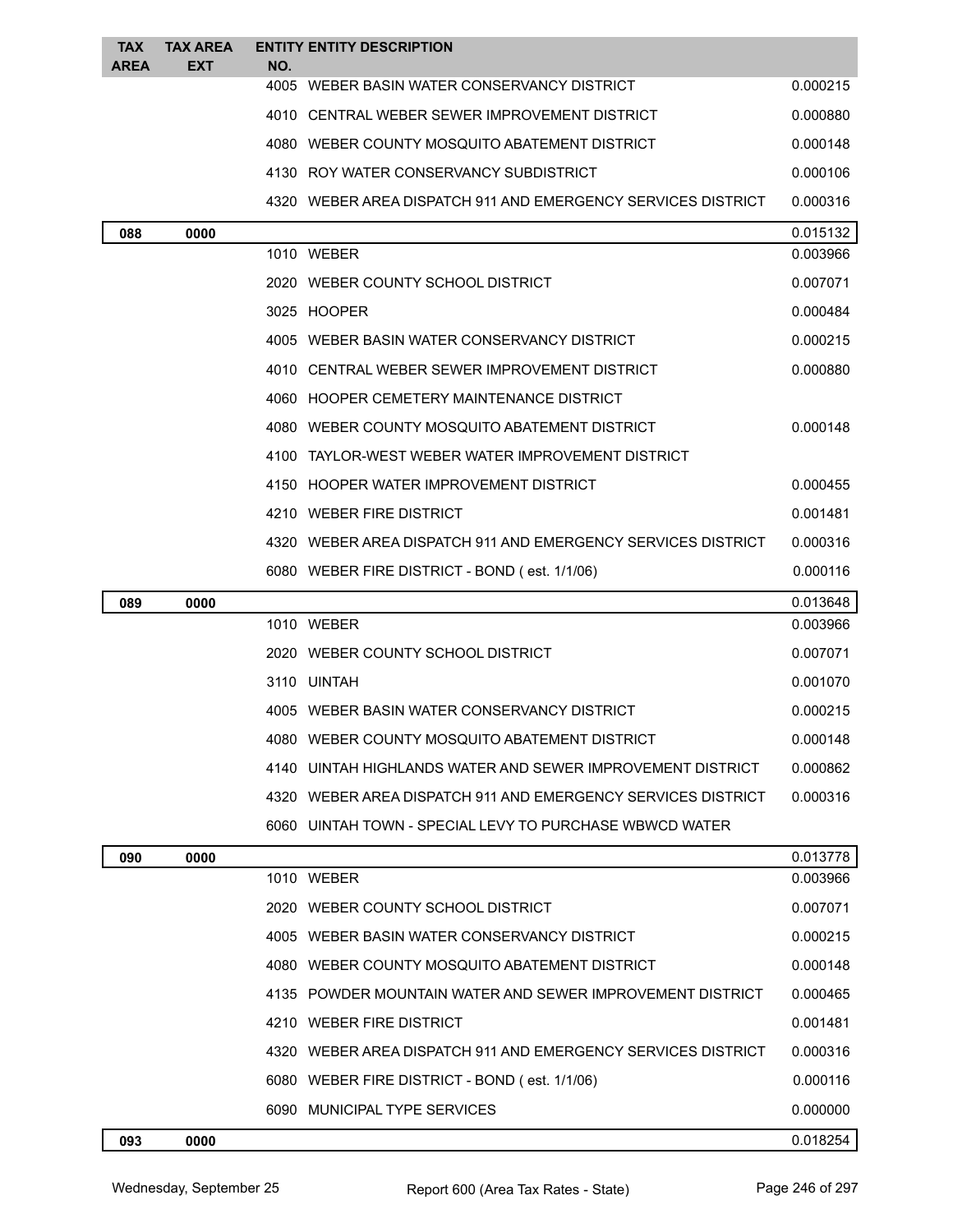| TAX AREA | TAX AREA EXT | ENTITY NO. | ENTITY DESCRIPTION | |
|---|---|---|---|---|
| | | 4005 | WEBER BASIN WATER CONSERVANCY DISTRICT | 0.000215 |
| | | 4010 | CENTRAL WEBER SEWER IMPROVEMENT DISTRICT | 0.000880 |
| | | 4080 | WEBER COUNTY MOSQUITO ABATEMENT DISTRICT | 0.000148 |
| | | 4130 | ROY WATER CONSERVANCY SUBDISTRICT | 0.000106 |
| | | 4320 | WEBER AREA DISPATCH 911 AND EMERGENCY SERVICES DISTRICT | 0.000316 |
| 088 | 0000 | | | 0.015132 |
| | | 1010 | WEBER | 0.003966 |
| | | 2020 | WEBER COUNTY SCHOOL DISTRICT | 0.007071 |
| | | 3025 | HOOPER | 0.000484 |
| | | 4005 | WEBER BASIN WATER CONSERVANCY DISTRICT | 0.000215 |
| | | 4010 | CENTRAL WEBER SEWER IMPROVEMENT DISTRICT | 0.000880 |
| | | 4060 | HOOPER CEMETERY MAINTENANCE DISTRICT | |
| | | 4080 | WEBER COUNTY MOSQUITO ABATEMENT DISTRICT | 0.000148 |
| | | 4100 | TAYLOR-WEST WEBER WATER IMPROVEMENT DISTRICT | |
| | | 4150 | HOOPER WATER IMPROVEMENT DISTRICT | 0.000455 |
| | | 4210 | WEBER FIRE DISTRICT | 0.001481 |
| | | 4320 | WEBER AREA DISPATCH 911 AND EMERGENCY SERVICES DISTRICT | 0.000316 |
| | | 6080 | WEBER FIRE DISTRICT - BOND ( est. 1/1/06) | 0.000116 |
| 089 | 0000 | | | 0.013648 |
| | | 1010 | WEBER | 0.003966 |
| | | 2020 | WEBER COUNTY SCHOOL DISTRICT | 0.007071 |
| | | 3110 | UINTAH | 0.001070 |
| | | 4005 | WEBER BASIN WATER CONSERVANCY DISTRICT | 0.000215 |
| | | 4080 | WEBER COUNTY MOSQUITO ABATEMENT DISTRICT | 0.000148 |
| | | 4140 | UINTAH HIGHLANDS WATER AND SEWER IMPROVEMENT DISTRICT | 0.000862 |
| | | 4320 | WEBER AREA DISPATCH 911 AND EMERGENCY SERVICES DISTRICT | 0.000316 |
| | | 6060 | UINTAH TOWN - SPECIAL LEVY TO PURCHASE WBWCD WATER | |
| 090 | 0000 | | | 0.013778 |
| | | 1010 | WEBER | 0.003966 |
| | | 2020 | WEBER COUNTY SCHOOL DISTRICT | 0.007071 |
| | | 4005 | WEBER BASIN WATER CONSERVANCY DISTRICT | 0.000215 |
| | | 4080 | WEBER COUNTY MOSQUITO ABATEMENT DISTRICT | 0.000148 |
| | | 4135 | POWDER MOUNTAIN WATER AND SEWER IMPROVEMENT DISTRICT | 0.000465 |
| | | 4210 | WEBER FIRE DISTRICT | 0.001481 |
| | | 4320 | WEBER AREA DISPATCH 911 AND EMERGENCY SERVICES DISTRICT | 0.000316 |
| | | 6080 | WEBER FIRE DISTRICT - BOND ( est. 1/1/06) | 0.000116 |
| | | 6090 | MUNICIPAL TYPE SERVICES | 0.000000 |
| 093 | 0000 | | | 0.018254 |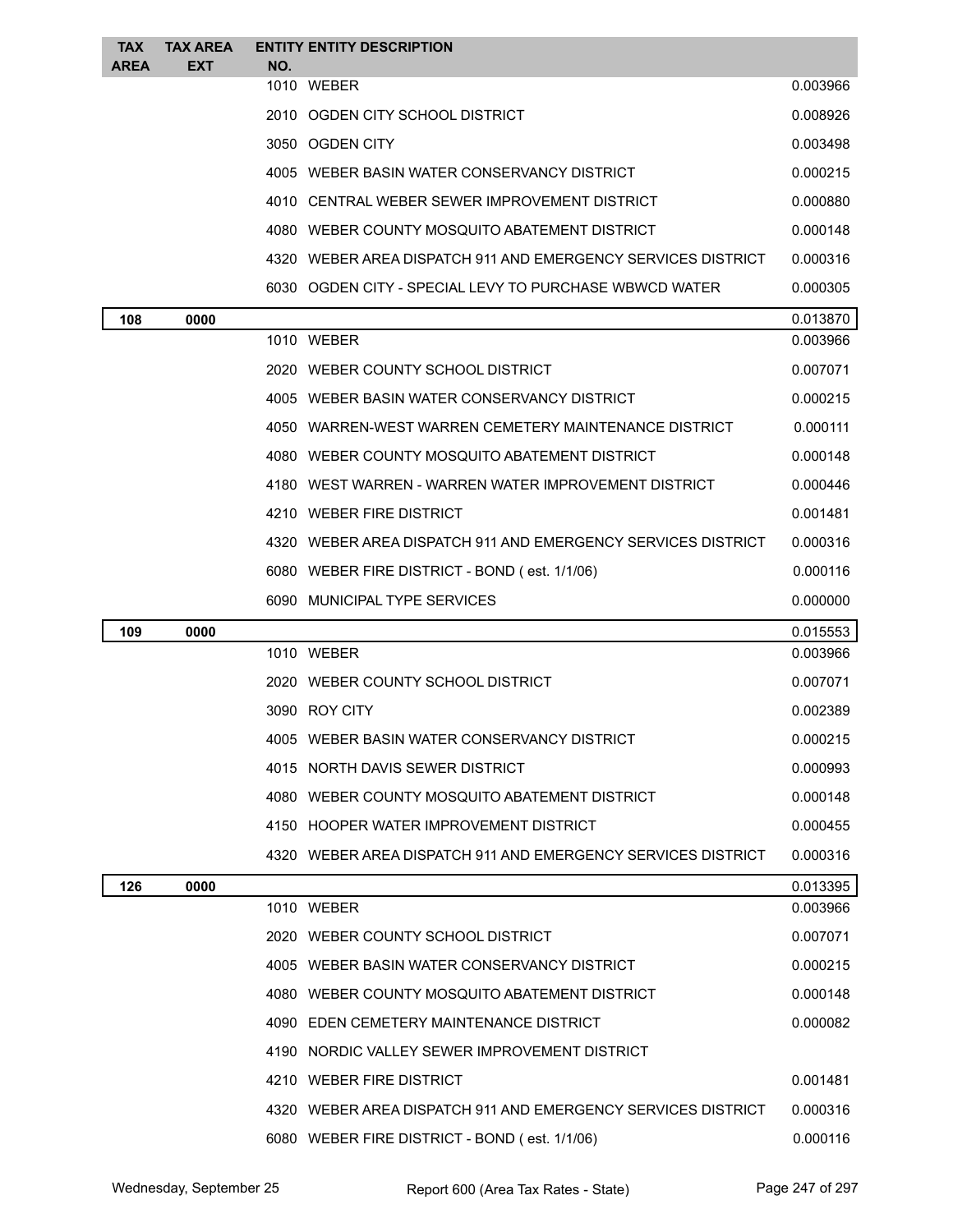| TAX AREA | TAX AREA EXT | ENTITY NO. | ENTITY DESCRIPTION | |
|---|---|---|---|---|
| | | 1010 | WEBER | 0.003966 |
| | | 2010 | OGDEN CITY SCHOOL DISTRICT | 0.008926 |
| | | 3050 | OGDEN CITY | 0.003498 |
| | | 4005 | WEBER BASIN WATER CONSERVANCY DISTRICT | 0.000215 |
| | | 4010 | CENTRAL WEBER SEWER IMPROVEMENT DISTRICT | 0.000880 |
| | | 4080 | WEBER COUNTY MOSQUITO ABATEMENT DISTRICT | 0.000148 |
| | | 4320 | WEBER AREA DISPATCH 911 AND EMERGENCY SERVICES DISTRICT | 0.000316 |
| | | 6030 | OGDEN CITY - SPECIAL LEVY TO PURCHASE WBWCD WATER | 0.000305 |
| **108** | **0000** | | | 0.013870 |
| | | 1010 | WEBER | 0.003966 |
| | | 2020 | WEBER COUNTY SCHOOL DISTRICT | 0.007071 |
| | | 4005 | WEBER BASIN WATER CONSERVANCY DISTRICT | 0.000215 |
| | | 4050 | WARREN-WEST WARREN CEMETERY MAINTENANCE DISTRICT | 0.000111 |
| | | 4080 | WEBER COUNTY MOSQUITO ABATEMENT DISTRICT | 0.000148 |
| | | 4180 | WEST WARREN - WARREN WATER IMPROVEMENT DISTRICT | 0.000446 |
| | | 4210 | WEBER FIRE DISTRICT | 0.001481 |
| | | 4320 | WEBER AREA DISPATCH 911 AND EMERGENCY SERVICES DISTRICT | 0.000316 |
| | | 6080 | WEBER FIRE DISTRICT - BOND ( est. 1/1/06) | 0.000116 |
| | | 6090 | MUNICIPAL TYPE SERVICES | 0.000000 |
| **109** | **0000** | | | 0.015553 |
| | | 1010 | WEBER | 0.003966 |
| | | 2020 | WEBER COUNTY SCHOOL DISTRICT | 0.007071 |
| | | 3090 | ROY CITY | 0.002389 |
| | | 4005 | WEBER BASIN WATER CONSERVANCY DISTRICT | 0.000215 |
| | | 4015 | NORTH DAVIS SEWER DISTRICT | 0.000993 |
| | | 4080 | WEBER COUNTY MOSQUITO ABATEMENT DISTRICT | 0.000148 |
| | | 4150 | HOOPER WATER IMPROVEMENT DISTRICT | 0.000455 |
| | | 4320 | WEBER AREA DISPATCH 911 AND EMERGENCY SERVICES DISTRICT | 0.000316 |
| **126** | **0000** | | | 0.013395 |
| | | 1010 | WEBER | 0.003966 |
| | | 2020 | WEBER COUNTY SCHOOL DISTRICT | 0.007071 |
| | | 4005 | WEBER BASIN WATER CONSERVANCY DISTRICT | 0.000215 |
| | | 4080 | WEBER COUNTY MOSQUITO ABATEMENT DISTRICT | 0.000148 |
| | | 4090 | EDEN CEMETERY MAINTENANCE DISTRICT | 0.000082 |
| | | 4190 | NORDIC VALLEY SEWER IMPROVEMENT DISTRICT | |
| | | 4210 | WEBER FIRE DISTRICT | 0.001481 |
| | | 4320 | WEBER AREA DISPATCH 911 AND EMERGENCY SERVICES DISTRICT | 0.000316 |
| | | 6080 | WEBER FIRE DISTRICT - BOND ( est. 1/1/06) | 0.000116 |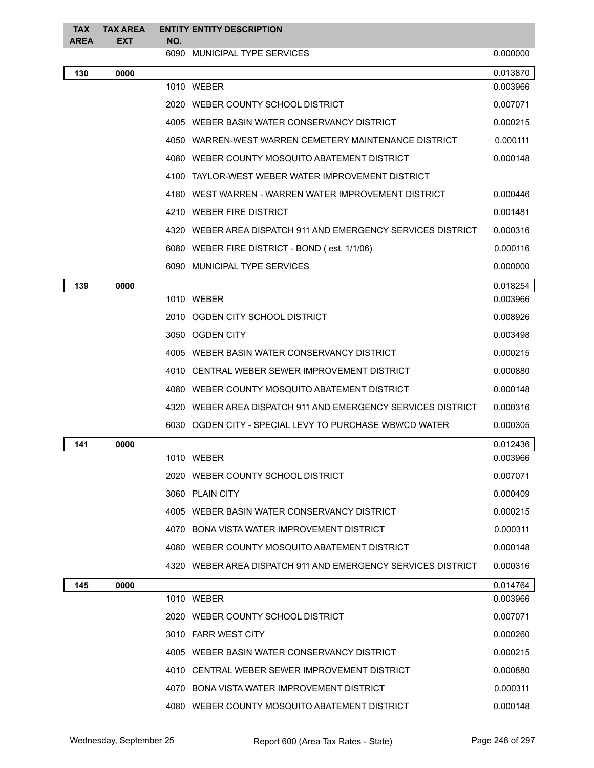| TAX AREA | TAX AREA EXT | ENTITY NO. | ENTITY DESCRIPTION | |
|---|---|---|---|---|
| | | 6090 | MUNICIPAL TYPE SERVICES | 0.000000 |
| **130** | **0000** | | | 0.013870 |
| | | 1010 | WEBER | 0.003966 |
| | | 2020 | WEBER COUNTY SCHOOL DISTRICT | 0.007071 |
| | | 4005 | WEBER BASIN WATER CONSERVANCY DISTRICT | 0.000215 |
| | | 4050 | WARREN-WEST WARREN CEMETERY MAINTENANCE DISTRICT | 0.000111 |
| | | 4080 | WEBER COUNTY MOSQUITO ABATEMENT DISTRICT | 0.000148 |
| | | 4100 | TAYLOR-WEST WEBER WATER IMPROVEMENT DISTRICT | |
| | | 4180 | WEST WARREN - WARREN WATER IMPROVEMENT DISTRICT | 0.000446 |
| | | 4210 | WEBER FIRE DISTRICT | 0.001481 |
| | | 4320 | WEBER AREA DISPATCH 911 AND EMERGENCY SERVICES DISTRICT | 0.000316 |
| | | 6080 | WEBER FIRE DISTRICT - BOND ( est. 1/1/06) | 0.000116 |
| | | 6090 | MUNICIPAL TYPE SERVICES | 0.000000 |
| **139** | **0000** | | | 0.018254 |
| | | 1010 | WEBER | 0.003966 |
| | | 2010 | OGDEN CITY SCHOOL DISTRICT | 0.008926 |
| | | 3050 | OGDEN CITY | 0.003498 |
| | | 4005 | WEBER BASIN WATER CONSERVANCY DISTRICT | 0.000215 |
| | | 4010 | CENTRAL WEBER SEWER IMPROVEMENT DISTRICT | 0.000880 |
| | | 4080 | WEBER COUNTY MOSQUITO ABATEMENT DISTRICT | 0.000148 |
| | | 4320 | WEBER AREA DISPATCH 911 AND EMERGENCY SERVICES DISTRICT | 0.000316 |
| | | 6030 | OGDEN CITY - SPECIAL LEVY TO PURCHASE WBWCD WATER | 0.000305 |
| **141** | **0000** | | | 0.012436 |
| | | 1010 | WEBER | 0.003966 |
| | | 2020 | WEBER COUNTY SCHOOL DISTRICT | 0.007071 |
| | | 3060 | PLAIN CITY | 0.000409 |
| | | 4005 | WEBER BASIN WATER CONSERVANCY DISTRICT | 0.000215 |
| | | 4070 | BONA VISTA WATER IMPROVEMENT DISTRICT | 0.000311 |
| | | 4080 | WEBER COUNTY MOSQUITO ABATEMENT DISTRICT | 0.000148 |
| | | 4320 | WEBER AREA DISPATCH 911 AND EMERGENCY SERVICES DISTRICT | 0.000316 |
| **145** | **0000** | | | 0.014764 |
| | | 1010 | WEBER | 0.003966 |
| | | 2020 | WEBER COUNTY SCHOOL DISTRICT | 0.007071 |
| | | 3010 | FARR WEST CITY | 0.000260 |
| | | 4005 | WEBER BASIN WATER CONSERVANCY DISTRICT | 0.000215 |
| | | 4010 | CENTRAL WEBER SEWER IMPROVEMENT DISTRICT | 0.000880 |
| | | 4070 | BONA VISTA WATER IMPROVEMENT DISTRICT | 0.000311 |
| | | 4080 | WEBER COUNTY MOSQUITO ABATEMENT DISTRICT | 0.000148 |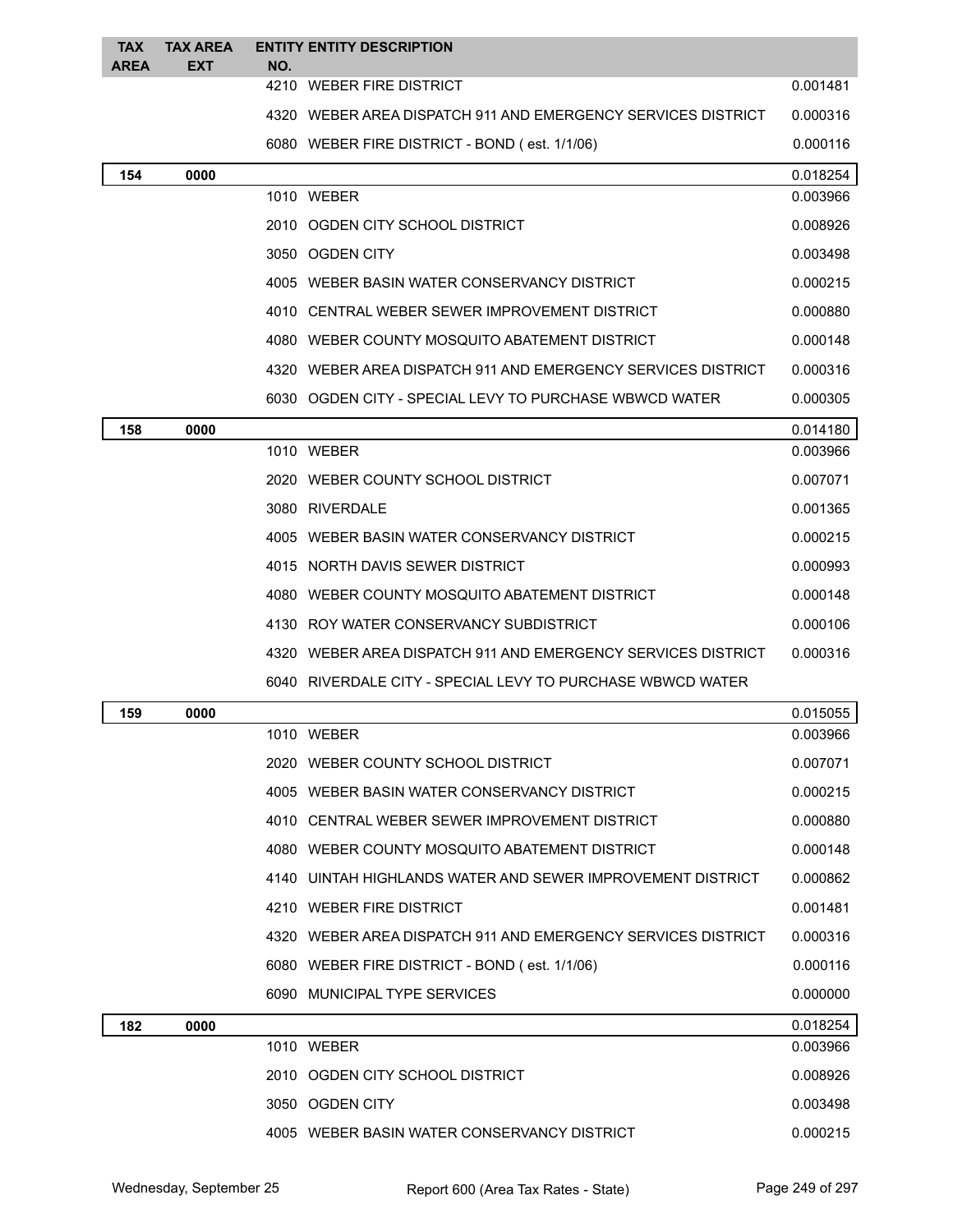| TAX AREA | TAX AREA EXT | ENTITY NO. | ENTITY DESCRIPTION | |
|---|---|---|---|---|
| | | 4210 | WEBER FIRE DISTRICT | 0.001481 |
| | | 4320 | WEBER AREA DISPATCH 911 AND EMERGENCY SERVICES DISTRICT | 0.000316 |
| | | 6080 | WEBER FIRE DISTRICT - BOND ( est. 1/1/06) | 0.000116 |
| **154** | **0000** | | | 0.018254 |
| | | 1010 | WEBER | 0.003966 |
| | | 2010 | OGDEN CITY SCHOOL DISTRICT | 0.008926 |
| | | 3050 | OGDEN CITY | 0.003498 |
| | | 4005 | WEBER BASIN WATER CONSERVANCY DISTRICT | 0.000215 |
| | | 4010 | CENTRAL WEBER SEWER IMPROVEMENT DISTRICT | 0.000880 |
| | | 4080 | WEBER COUNTY MOSQUITO ABATEMENT DISTRICT | 0.000148 |
| | | 4320 | WEBER AREA DISPATCH 911 AND EMERGENCY SERVICES DISTRICT | 0.000316 |
| | | 6030 | OGDEN CITY - SPECIAL LEVY TO PURCHASE WBWCD WATER | 0.000305 |
| **158** | **0000** | | | 0.014180 |
| | | 1010 | WEBER | 0.003966 |
| | | 2020 | WEBER COUNTY SCHOOL DISTRICT | 0.007071 |
| | | 3080 | RIVERDALE | 0.001365 |
| | | 4005 | WEBER BASIN WATER CONSERVANCY DISTRICT | 0.000215 |
| | | 4015 | NORTH DAVIS SEWER DISTRICT | 0.000993 |
| | | 4080 | WEBER COUNTY MOSQUITO ABATEMENT DISTRICT | 0.000148 |
| | | 4130 | ROY WATER CONSERVANCY SUBDISTRICT | 0.000106 |
| | | 4320 | WEBER AREA DISPATCH 911 AND EMERGENCY SERVICES DISTRICT | 0.000316 |
| | | 6040 | RIVERDALE CITY - SPECIAL LEVY TO PURCHASE WBWCD WATER | |
| **159** | **0000** | | | 0.015055 |
| | | 1010 | WEBER | 0.003966 |
| | | 2020 | WEBER COUNTY SCHOOL DISTRICT | 0.007071 |
| | | 4005 | WEBER BASIN WATER CONSERVANCY DISTRICT | 0.000215 |
| | | 4010 | CENTRAL WEBER SEWER IMPROVEMENT DISTRICT | 0.000880 |
| | | 4080 | WEBER COUNTY MOSQUITO ABATEMENT DISTRICT | 0.000148 |
| | | 4140 | UINTAH HIGHLANDS WATER AND SEWER IMPROVEMENT DISTRICT | 0.000862 |
| | | 4210 | WEBER FIRE DISTRICT | 0.001481 |
| | | 4320 | WEBER AREA DISPATCH 911 AND EMERGENCY SERVICES DISTRICT | 0.000316 |
| | | 6080 | WEBER FIRE DISTRICT - BOND ( est. 1/1/06) | 0.000116 |
| | | 6090 | MUNICIPAL TYPE SERVICES | 0.000000 |
| **182** | **0000** | | | 0.018254 |
| | | 1010 | WEBER | 0.003966 |
| | | 2010 | OGDEN CITY SCHOOL DISTRICT | 0.008926 |
| | | 3050 | OGDEN CITY | 0.003498 |
| | | 4005 | WEBER BASIN WATER CONSERVANCY DISTRICT | 0.000215 |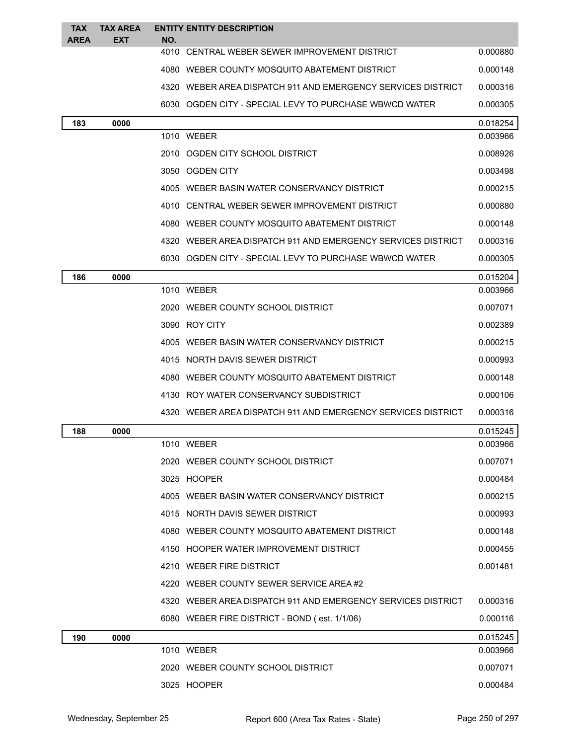| TAX AREA | TAX AREA EXT | ENTITY NO. | ENTITY DESCRIPTION | |
|---|---|---|---|---|
| | | 4010 | CENTRAL WEBER SEWER IMPROVEMENT DISTRICT | 0.000880 |
| | | 4080 | WEBER COUNTY MOSQUITO ABATEMENT DISTRICT | 0.000148 |
| | | 4320 | WEBER AREA DISPATCH 911 AND EMERGENCY SERVICES DISTRICT | 0.000316 |
| | | 6030 | OGDEN CITY - SPECIAL LEVY TO PURCHASE WBWCD WATER | 0.000305 |
| **183** | **0000** | | | 0.018254 |
| | | 1010 | WEBER | 0.003966 |
| | | 2010 | OGDEN CITY SCHOOL DISTRICT | 0.008926 |
| | | 3050 | OGDEN CITY | 0.003498 |
| | | 4005 | WEBER BASIN WATER CONSERVANCY DISTRICT | 0.000215 |
| | | 4010 | CENTRAL WEBER SEWER IMPROVEMENT DISTRICT | 0.000880 |
| | | 4080 | WEBER COUNTY MOSQUITO ABATEMENT DISTRICT | 0.000148 |
| | | 4320 | WEBER AREA DISPATCH 911 AND EMERGENCY SERVICES DISTRICT | 0.000316 |
| | | 6030 | OGDEN CITY - SPECIAL LEVY TO PURCHASE WBWCD WATER | 0.000305 |
| **186** | **0000** | | | 0.015204 |
| | | 1010 | WEBER | 0.003966 |
| | | 2020 | WEBER COUNTY SCHOOL DISTRICT | 0.007071 |
| | | 3090 | ROY CITY | 0.002389 |
| | | 4005 | WEBER BASIN WATER CONSERVANCY DISTRICT | 0.000215 |
| | | 4015 | NORTH DAVIS SEWER DISTRICT | 0.000993 |
| | | 4080 | WEBER COUNTY MOSQUITO ABATEMENT DISTRICT | 0.000148 |
| | | 4130 | ROY WATER CONSERVANCY SUBDISTRICT | 0.000106 |
| | | 4320 | WEBER AREA DISPATCH 911 AND EMERGENCY SERVICES DISTRICT | 0.000316 |
| **188** | **0000** | | | 0.015245 |
| | | 1010 | WEBER | 0.003966 |
| | | 2020 | WEBER COUNTY SCHOOL DISTRICT | 0.007071 |
| | | 3025 | HOOPER | 0.000484 |
| | | 4005 | WEBER BASIN WATER CONSERVANCY DISTRICT | 0.000215 |
| | | 4015 | NORTH DAVIS SEWER DISTRICT | 0.000993 |
| | | 4080 | WEBER COUNTY MOSQUITO ABATEMENT DISTRICT | 0.000148 |
| | | 4150 | HOOPER WATER IMPROVEMENT DISTRICT | 0.000455 |
| | | 4210 | WEBER FIRE DISTRICT | 0.001481 |
| | | 4220 | WEBER COUNTY SEWER SERVICE AREA #2 | |
| | | 4320 | WEBER AREA DISPATCH 911 AND EMERGENCY SERVICES DISTRICT | 0.000316 |
| | | 6080 | WEBER FIRE DISTRICT - BOND ( est. 1/1/06) | 0.000116 |
| **190** | **0000** | | | 0.015245 |
| | | 1010 | WEBER | 0.003966 |
| | | 2020 | WEBER COUNTY SCHOOL DISTRICT | 0.007071 |
| | | 3025 | HOOPER | 0.000484 |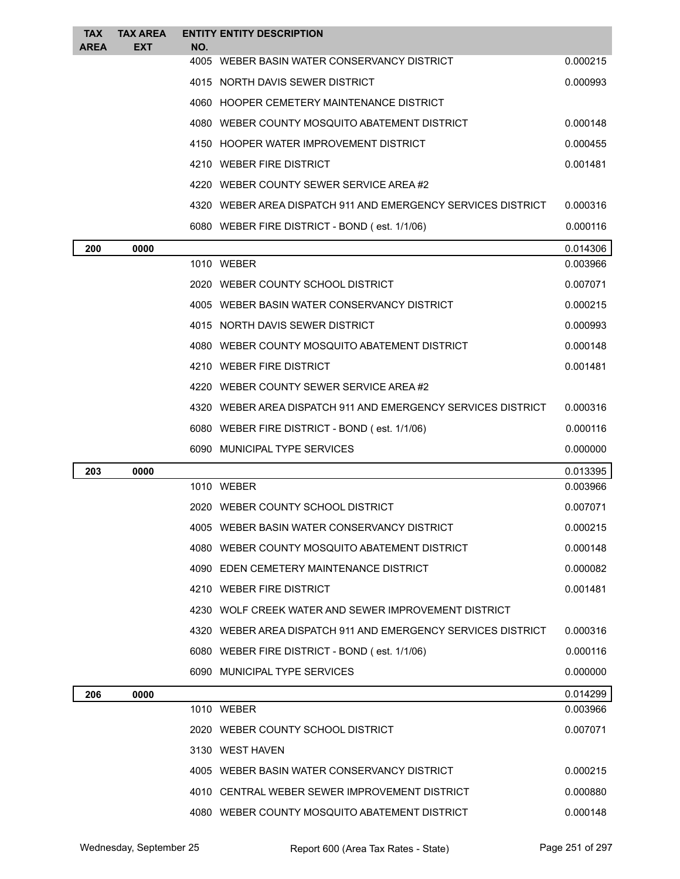| TAX AREA | TAX AREA EXT | ENTITY NO. | ENTITY DESCRIPTION | |
|---|---|---|---|---|
| | | 4005 | WEBER BASIN WATER CONSERVANCY DISTRICT | 0.000215 |
| | | 4015 | NORTH DAVIS SEWER DISTRICT | 0.000993 |
| | | 4060 | HOOPER CEMETERY MAINTENANCE DISTRICT | |
| | | 4080 | WEBER COUNTY MOSQUITO ABATEMENT DISTRICT | 0.000148 |
| | | 4150 | HOOPER WATER IMPROVEMENT DISTRICT | 0.000455 |
| | | 4210 | WEBER FIRE DISTRICT | 0.001481 |
| | | 4220 | WEBER COUNTY SEWER SERVICE AREA #2 | |
| | | 4320 | WEBER AREA DISPATCH 911 AND EMERGENCY SERVICES DISTRICT | 0.000316 |
| | | 6080 | WEBER FIRE DISTRICT - BOND ( est. 1/1/06) | 0.000116 |
| **200** | **0000** | | | 0.014306 |
| | | 1010 | WEBER | 0.003966 |
| | | 2020 | WEBER COUNTY SCHOOL DISTRICT | 0.007071 |
| | | 4005 | WEBER BASIN WATER CONSERVANCY DISTRICT | 0.000215 |
| | | 4015 | NORTH DAVIS SEWER DISTRICT | 0.000993 |
| | | 4080 | WEBER COUNTY MOSQUITO ABATEMENT DISTRICT | 0.000148 |
| | | 4210 | WEBER FIRE DISTRICT | 0.001481 |
| | | 4220 | WEBER COUNTY SEWER SERVICE AREA #2 | |
| | | 4320 | WEBER AREA DISPATCH 911 AND EMERGENCY SERVICES DISTRICT | 0.000316 |
| | | 6080 | WEBER FIRE DISTRICT - BOND ( est. 1/1/06) | 0.000116 |
| | | 6090 | MUNICIPAL TYPE SERVICES | 0.000000 |
| **203** | **0000** | | | 0.013395 |
| | | 1010 | WEBER | 0.003966 |
| | | 2020 | WEBER COUNTY SCHOOL DISTRICT | 0.007071 |
| | | 4005 | WEBER BASIN WATER CONSERVANCY DISTRICT | 0.000215 |
| | | 4080 | WEBER COUNTY MOSQUITO ABATEMENT DISTRICT | 0.000148 |
| | | 4090 | EDEN CEMETERY MAINTENANCE DISTRICT | 0.000082 |
| | | 4210 | WEBER FIRE DISTRICT | 0.001481 |
| | | 4230 | WOLF CREEK WATER AND SEWER IMPROVEMENT DISTRICT | |
| | | 4320 | WEBER AREA DISPATCH 911 AND EMERGENCY SERVICES DISTRICT | 0.000316 |
| | | 6080 | WEBER FIRE DISTRICT - BOND ( est. 1/1/06) | 0.000116 |
| | | 6090 | MUNICIPAL TYPE SERVICES | 0.000000 |
| **206** | **0000** | | | 0.014299 |
| | | 1010 | WEBER | 0.003966 |
| | | 2020 | WEBER COUNTY SCHOOL DISTRICT | 0.007071 |
| | | 3130 | WEST HAVEN | |
| | | 4005 | WEBER BASIN WATER CONSERVANCY DISTRICT | 0.000215 |
| | | 4010 | CENTRAL WEBER SEWER IMPROVEMENT DISTRICT | 0.000880 |
| | | 4080 | WEBER COUNTY MOSQUITO ABATEMENT DISTRICT | 0.000148 |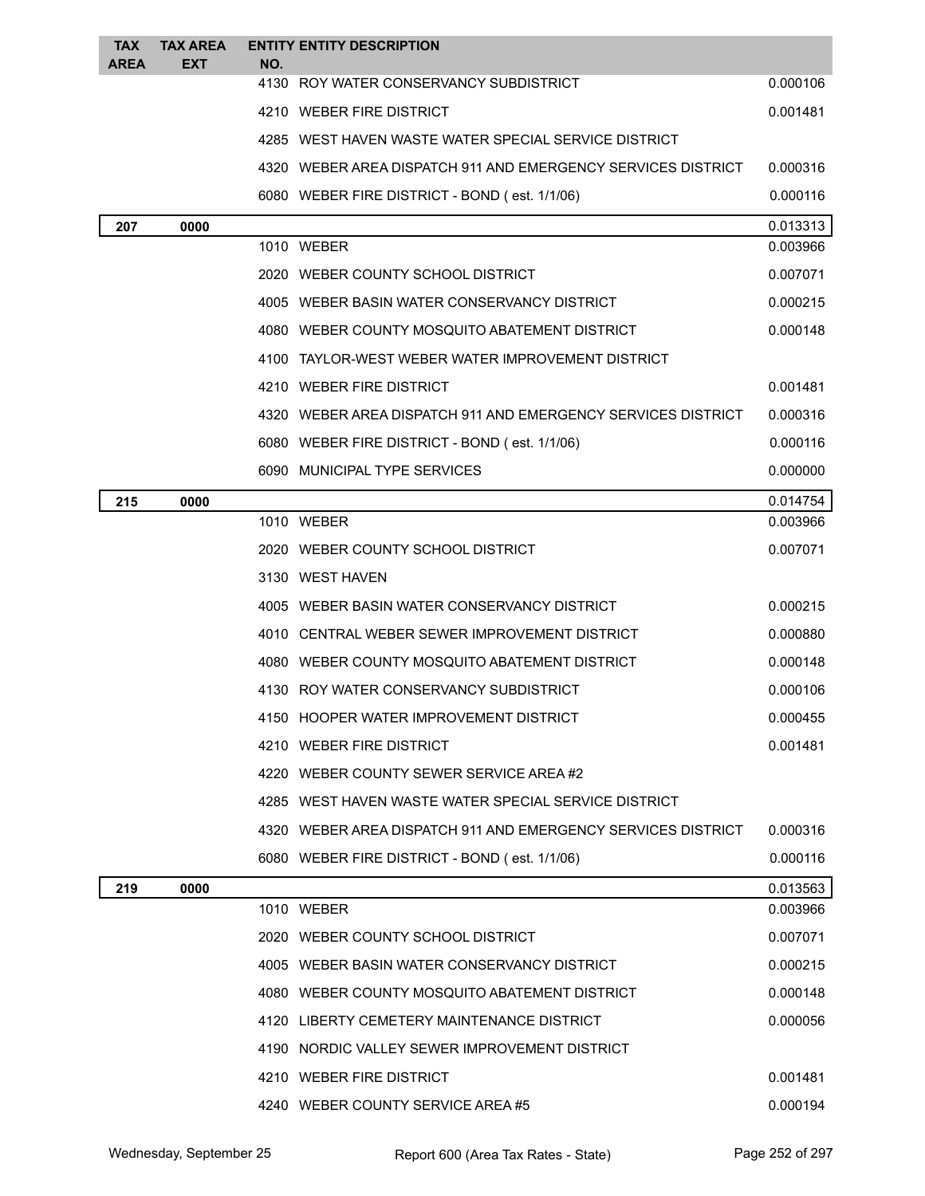| TAX AREA | TAX AREA EXT | ENTITY NO. | ENTITY DESCRIPTION | |
|---|---|---|---|---|
| | | 4130 | ROY WATER CONSERVANCY SUBDISTRICT | 0.000106 |
| | | 4210 | WEBER FIRE DISTRICT | 0.001481 |
| | | 4285 | WEST HAVEN WASTE WATER SPECIAL SERVICE DISTRICT | |
| | | 4320 | WEBER AREA DISPATCH 911 AND EMERGENCY SERVICES DISTRICT | 0.000316 |
| | | 6080 | WEBER FIRE DISTRICT - BOND ( est. 1/1/06) | 0.000116 |
| **207** | **0000** | | | 0.013313 |
| | | 1010 | WEBER | 0.003966 |
| | | 2020 | WEBER COUNTY SCHOOL DISTRICT | 0.007071 |
| | | 4005 | WEBER BASIN WATER CONSERVANCY DISTRICT | 0.000215 |
| | | 4080 | WEBER COUNTY MOSQUITO ABATEMENT DISTRICT | 0.000148 |
| | | 4100 | TAYLOR-WEST WEBER WATER IMPROVEMENT DISTRICT | |
| | | 4210 | WEBER FIRE DISTRICT | 0.001481 |
| | | 4320 | WEBER AREA DISPATCH 911 AND EMERGENCY SERVICES DISTRICT | 0.000316 |
| | | 6080 | WEBER FIRE DISTRICT - BOND ( est. 1/1/06) | 0.000116 |
| | | 6090 | MUNICIPAL TYPE SERVICES | 0.000000 |
| **215** | **0000** | | | 0.014754 |
| | | 1010 | WEBER | 0.003966 |
| | | 2020 | WEBER COUNTY SCHOOL DISTRICT | 0.007071 |
| | | 3130 | WEST HAVEN | |
| | | 4005 | WEBER BASIN WATER CONSERVANCY DISTRICT | 0.000215 |
| | | 4010 | CENTRAL WEBER SEWER IMPROVEMENT DISTRICT | 0.000880 |
| | | 4080 | WEBER COUNTY MOSQUITO ABATEMENT DISTRICT | 0.000148 |
| | | 4130 | ROY WATER CONSERVANCY SUBDISTRICT | 0.000106 |
| | | 4150 | HOOPER WATER IMPROVEMENT DISTRICT | 0.000455 |
| | | 4210 | WEBER FIRE DISTRICT | 0.001481 |
| | | 4220 | WEBER COUNTY SEWER SERVICE AREA #2 | |
| | | 4285 | WEST HAVEN WASTE WATER SPECIAL SERVICE DISTRICT | |
| | | 4320 | WEBER AREA DISPATCH 911 AND EMERGENCY SERVICES DISTRICT | 0.000316 |
| | | 6080 | WEBER FIRE DISTRICT - BOND ( est. 1/1/06) | 0.000116 |
| **219** | **0000** | | | 0.013563 |
| | | 1010 | WEBER | 0.003966 |
| | | 2020 | WEBER COUNTY SCHOOL DISTRICT | 0.007071 |
| | | 4005 | WEBER BASIN WATER CONSERVANCY DISTRICT | 0.000215 |
| | | 4080 | WEBER COUNTY MOSQUITO ABATEMENT DISTRICT | 0.000148 |
| | | 4120 | LIBERTY CEMETERY MAINTENANCE DISTRICT | 0.000056 |
| | | 4190 | NORDIC VALLEY SEWER IMPROVEMENT DISTRICT | |
| | | 4210 | WEBER FIRE DISTRICT | 0.001481 |
| | | 4240 | WEBER COUNTY SERVICE AREA #5 | 0.000194 |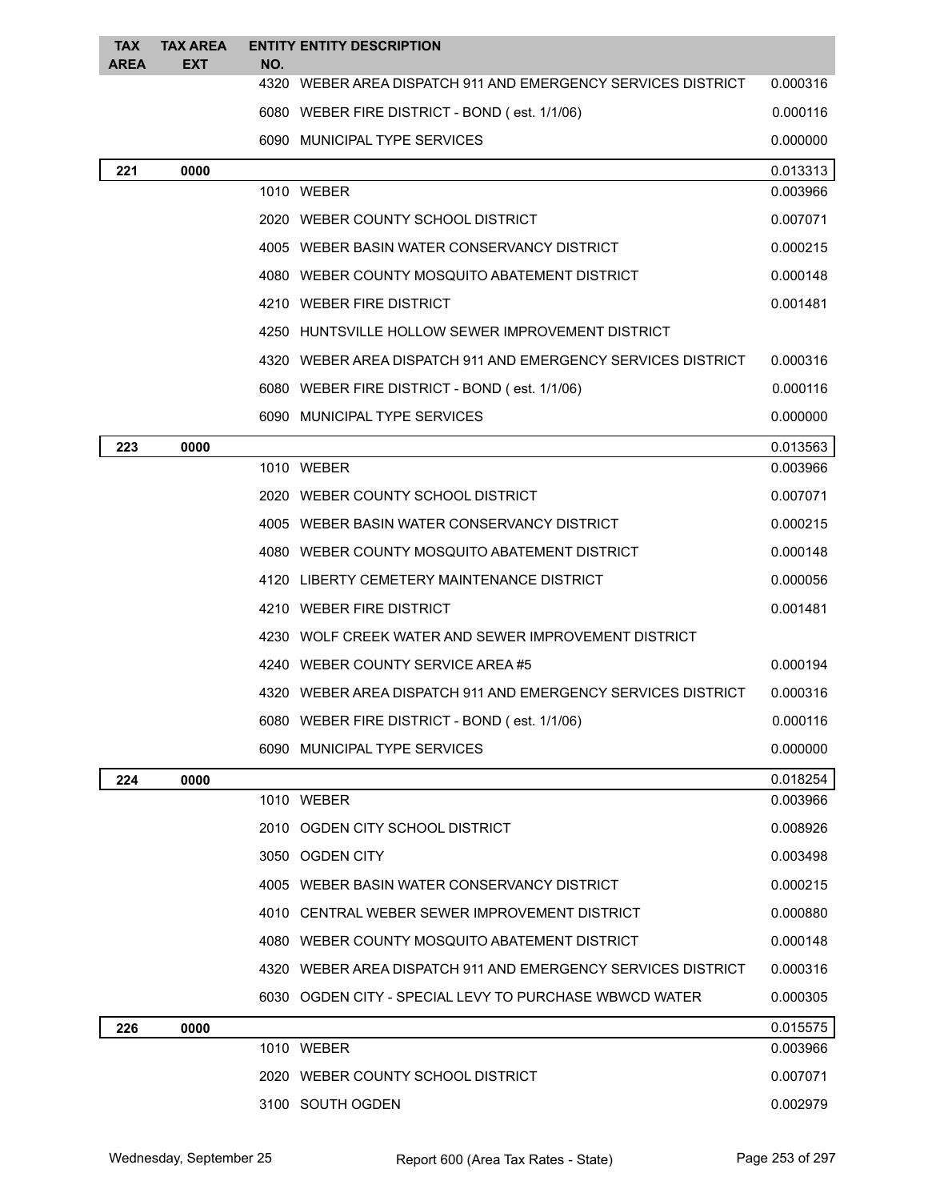| TAX AREA | TAX AREA EXT | ENTITY NO. | ENTITY DESCRIPTION | |
|---|---|---|---|---|
| | | 4320 | WEBER AREA DISPATCH 911 AND EMERGENCY SERVICES DISTRICT | 0.000316 |
| | | 6080 | WEBER FIRE DISTRICT - BOND ( est. 1/1/06) | 0.000116 |
| | | 6090 | MUNICIPAL TYPE SERVICES | 0.000000 |
| **221** | **0000** | | | 0.013313 |
| | | 1010 | WEBER | 0.003966 |
| | | 2020 | WEBER COUNTY SCHOOL DISTRICT | 0.007071 |
| | | 4005 | WEBER BASIN WATER CONSERVANCY DISTRICT | 0.000215 |
| | | 4080 | WEBER COUNTY MOSQUITO ABATEMENT DISTRICT | 0.000148 |
| | | 4210 | WEBER FIRE DISTRICT | 0.001481 |
| | | 4250 | HUNTSVILLE HOLLOW SEWER IMPROVEMENT DISTRICT | |
| | | 4320 | WEBER AREA DISPATCH 911 AND EMERGENCY SERVICES DISTRICT | 0.000316 |
| | | 6080 | WEBER FIRE DISTRICT - BOND ( est. 1/1/06) | 0.000116 |
| | | 6090 | MUNICIPAL TYPE SERVICES | 0.000000 |
| **223** | **0000** | | | 0.013563 |
| | | 1010 | WEBER | 0.003966 |
| | | 2020 | WEBER COUNTY SCHOOL DISTRICT | 0.007071 |
| | | 4005 | WEBER BASIN WATER CONSERVANCY DISTRICT | 0.000215 |
| | | 4080 | WEBER COUNTY MOSQUITO ABATEMENT DISTRICT | 0.000148 |
| | | 4120 | LIBERTY CEMETERY MAINTENANCE DISTRICT | 0.000056 |
| | | 4210 | WEBER FIRE DISTRICT | 0.001481 |
| | | 4230 | WOLF CREEK WATER AND SEWER IMPROVEMENT DISTRICT | |
| | | 4240 | WEBER COUNTY SERVICE AREA #5 | 0.000194 |
| | | 4320 | WEBER AREA DISPATCH 911 AND EMERGENCY SERVICES DISTRICT | 0.000316 |
| | | 6080 | WEBER FIRE DISTRICT - BOND ( est. 1/1/06) | 0.000116 |
| | | 6090 | MUNICIPAL TYPE SERVICES | 0.000000 |
| **224** | **0000** | | | 0.018254 |
| | | 1010 | WEBER | 0.003966 |
| | | 2010 | OGDEN CITY SCHOOL DISTRICT | 0.008926 |
| | | 3050 | OGDEN CITY | 0.003498 |
| | | 4005 | WEBER BASIN WATER CONSERVANCY DISTRICT | 0.000215 |
| | | 4010 | CENTRAL WEBER SEWER IMPROVEMENT DISTRICT | 0.000880 |
| | | 4080 | WEBER COUNTY MOSQUITO ABATEMENT DISTRICT | 0.000148 |
| | | 4320 | WEBER AREA DISPATCH 911 AND EMERGENCY SERVICES DISTRICT | 0.000316 |
| | | 6030 | OGDEN CITY - SPECIAL LEVY TO PURCHASE WBWCD WATER | 0.000305 |
| **226** | **0000** | | | 0.015575 |
| | | 1010 | WEBER | 0.003966 |
| | | 2020 | WEBER COUNTY SCHOOL DISTRICT | 0.007071 |
| | | 3100 | SOUTH OGDEN | 0.002979 |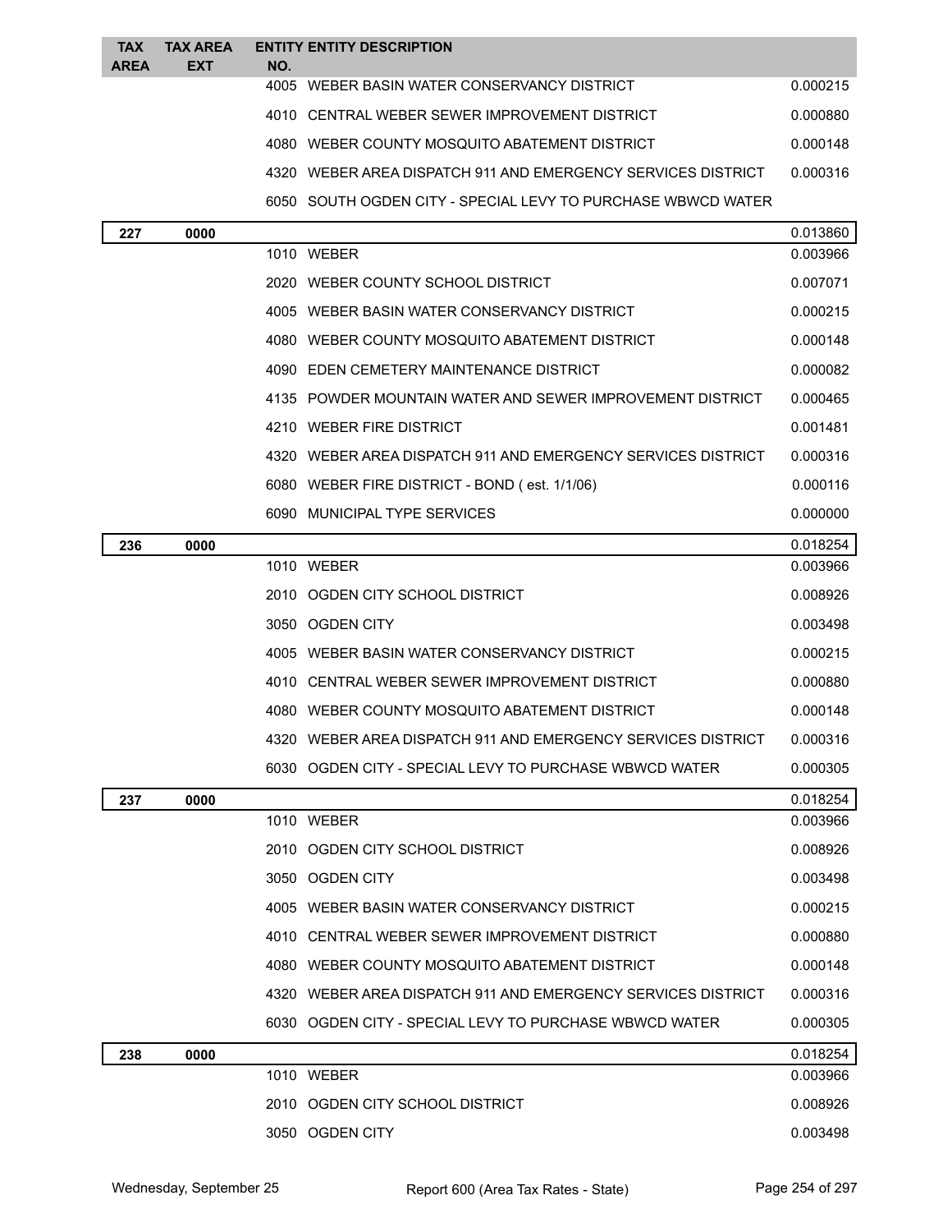| TAX AREA | TAX AREA EXT | ENTITY NO. | ENTITY DESCRIPTION | |
|---|---|---|---|---|
| | | 4005 | WEBER BASIN WATER CONSERVANCY DISTRICT | 0.000215 |
| | | 4010 | CENTRAL WEBER SEWER IMPROVEMENT DISTRICT | 0.000880 |
| | | 4080 | WEBER COUNTY MOSQUITO ABATEMENT DISTRICT | 0.000148 |
| | | 4320 | WEBER AREA DISPATCH 911 AND EMERGENCY SERVICES DISTRICT | 0.000316 |
| | | 6050 | SOUTH OGDEN CITY - SPECIAL LEVY TO PURCHASE WBWCD WATER | |
| **227** | **0000** | | | 0.013860 |
| | | 1010 | WEBER | 0.003966 |
| | | 2020 | WEBER COUNTY SCHOOL DISTRICT | 0.007071 |
| | | 4005 | WEBER BASIN WATER CONSERVANCY DISTRICT | 0.000215 |
| | | 4080 | WEBER COUNTY MOSQUITO ABATEMENT DISTRICT | 0.000148 |
| | | 4090 | EDEN CEMETERY MAINTENANCE DISTRICT | 0.000082 |
| | | 4135 | POWDER MOUNTAIN WATER AND SEWER IMPROVEMENT DISTRICT | 0.000465 |
| | | 4210 | WEBER FIRE DISTRICT | 0.001481 |
| | | 4320 | WEBER AREA DISPATCH 911 AND EMERGENCY SERVICES DISTRICT | 0.000316 |
| | | 6080 | WEBER FIRE DISTRICT - BOND ( est. 1/1/06) | 0.000116 |
| | | 6090 | MUNICIPAL TYPE SERVICES | 0.000000 |
| **236** | **0000** | | | 0.018254 |
| | | 1010 | WEBER | 0.003966 |
| | | 2010 | OGDEN CITY SCHOOL DISTRICT | 0.008926 |
| | | 3050 | OGDEN CITY | 0.003498 |
| | | 4005 | WEBER BASIN WATER CONSERVANCY DISTRICT | 0.000215 |
| | | 4010 | CENTRAL WEBER SEWER IMPROVEMENT DISTRICT | 0.000880 |
| | | 4080 | WEBER COUNTY MOSQUITO ABATEMENT DISTRICT | 0.000148 |
| | | 4320 | WEBER AREA DISPATCH 911 AND EMERGENCY SERVICES DISTRICT | 0.000316 |
| | | 6030 | OGDEN CITY - SPECIAL LEVY TO PURCHASE WBWCD WATER | 0.000305 |
| **237** | **0000** | | | 0.018254 |
| | | 1010 | WEBER | 0.003966 |
| | | 2010 | OGDEN CITY SCHOOL DISTRICT | 0.008926 |
| | | 3050 | OGDEN CITY | 0.003498 |
| | | 4005 | WEBER BASIN WATER CONSERVANCY DISTRICT | 0.000215 |
| | | 4010 | CENTRAL WEBER SEWER IMPROVEMENT DISTRICT | 0.000880 |
| | | 4080 | WEBER COUNTY MOSQUITO ABATEMENT DISTRICT | 0.000148 |
| | | 4320 | WEBER AREA DISPATCH 911 AND EMERGENCY SERVICES DISTRICT | 0.000316 |
| | | 6030 | OGDEN CITY - SPECIAL LEVY TO PURCHASE WBWCD WATER | 0.000305 |
| **238** | **0000** | | | 0.018254 |
| | | 1010 | WEBER | 0.003966 |
| | | 2010 | OGDEN CITY SCHOOL DISTRICT | 0.008926 |
| | | 3050 | OGDEN CITY | 0.003498 |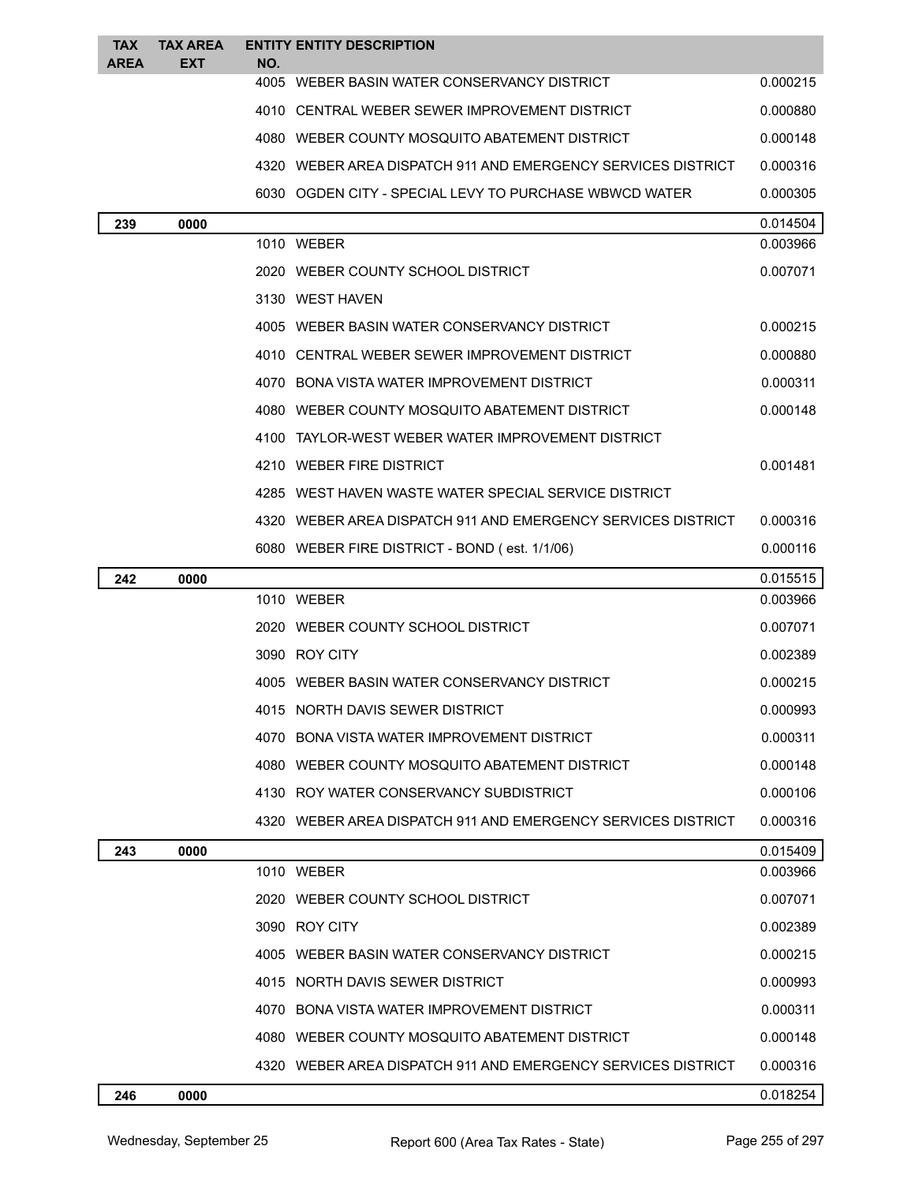| TAX AREA | TAX AREA EXT | ENTITY NO. | ENTITY DESCRIPTION | |
|---|---|---|---|---|
| | | 4005 | WEBER BASIN WATER CONSERVANCY DISTRICT | 0.000215 |
| | | 4010 | CENTRAL WEBER SEWER IMPROVEMENT DISTRICT | 0.000880 |
| | | 4080 | WEBER COUNTY MOSQUITO ABATEMENT DISTRICT | 0.000148 |
| | | 4320 | WEBER AREA DISPATCH 911 AND EMERGENCY SERVICES DISTRICT | 0.000316 |
| | | 6030 | OGDEN CITY - SPECIAL LEVY TO PURCHASE WBWCD WATER | 0.000305 |
| **239** | **0000** | | | 0.014504 |
| | | 1010 | WEBER | 0.003966 |
| | | 2020 | WEBER COUNTY SCHOOL DISTRICT | 0.007071 |
| | | 3130 | WEST HAVEN | |
| | | 4005 | WEBER BASIN WATER CONSERVANCY DISTRICT | 0.000215 |
| | | 4010 | CENTRAL WEBER SEWER IMPROVEMENT DISTRICT | 0.000880 |
| | | 4070 | BONA VISTA WATER IMPROVEMENT DISTRICT | 0.000311 |
| | | 4080 | WEBER COUNTY MOSQUITO ABATEMENT DISTRICT | 0.000148 |
| | | 4100 | TAYLOR-WEST WEBER WATER IMPROVEMENT DISTRICT | |
| | | 4210 | WEBER FIRE DISTRICT | 0.001481 |
| | | 4285 | WEST HAVEN WASTE WATER SPECIAL SERVICE DISTRICT | |
| | | 4320 | WEBER AREA DISPATCH 911 AND EMERGENCY SERVICES DISTRICT | 0.000316 |
| | | 6080 | WEBER FIRE DISTRICT - BOND ( est. 1/1/06) | 0.000116 |
| **242** | **0000** | | | 0.015515 |
| | | 1010 | WEBER | 0.003966 |
| | | 2020 | WEBER COUNTY SCHOOL DISTRICT | 0.007071 |
| | | 3090 | ROY CITY | 0.002389 |
| | | 4005 | WEBER BASIN WATER CONSERVANCY DISTRICT | 0.000215 |
| | | 4015 | NORTH DAVIS SEWER DISTRICT | 0.000993 |
| | | 4070 | BONA VISTA WATER IMPROVEMENT DISTRICT | 0.000311 |
| | | 4080 | WEBER COUNTY MOSQUITO ABATEMENT DISTRICT | 0.000148 |
| | | 4130 | ROY WATER CONSERVANCY SUBDISTRICT | 0.000106 |
| | | 4320 | WEBER AREA DISPATCH 911 AND EMERGENCY SERVICES DISTRICT | 0.000316 |
| **243** | **0000** | | | 0.015409 |
| | | 1010 | WEBER | 0.003966 |
| | | 2020 | WEBER COUNTY SCHOOL DISTRICT | 0.007071 |
| | | 3090 | ROY CITY | 0.002389 |
| | | 4005 | WEBER BASIN WATER CONSERVANCY DISTRICT | 0.000215 |
| | | 4015 | NORTH DAVIS SEWER DISTRICT | 0.000993 |
| | | 4070 | BONA VISTA WATER IMPROVEMENT DISTRICT | 0.000311 |
| | | 4080 | WEBER COUNTY MOSQUITO ABATEMENT DISTRICT | 0.000148 |
| | | 4320 | WEBER AREA DISPATCH 911 AND EMERGENCY SERVICES DISTRICT | 0.000316 |
| **246** | **0000** | | | 0.018254 |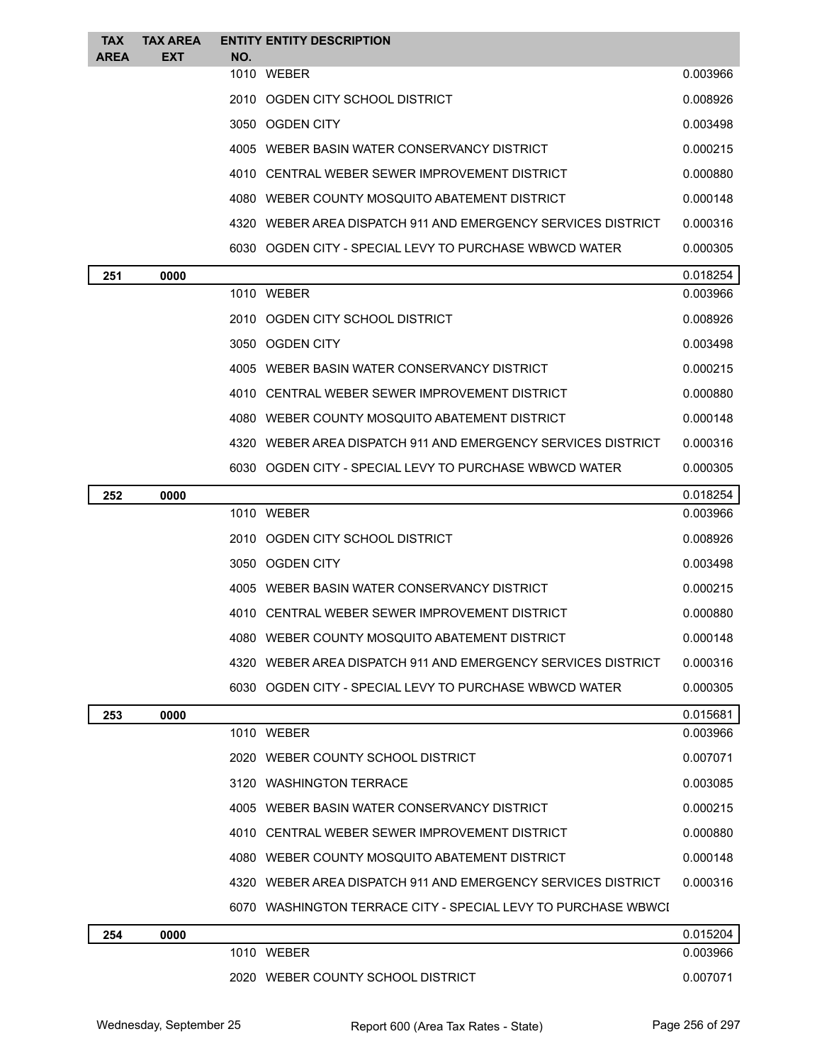| TAX AREA | TAX AREA EXT | ENTITY NO. | ENTITY DESCRIPTION | |
|---|---|---|---|---|
| | | 1010 | WEBER | 0.003966 |
| | | 2010 | OGDEN CITY SCHOOL DISTRICT | 0.008926 |
| | | 3050 | OGDEN CITY | 0.003498 |
| | | 4005 | WEBER BASIN WATER CONSERVANCY DISTRICT | 0.000215 |
| | | 4010 | CENTRAL WEBER SEWER IMPROVEMENT DISTRICT | 0.000880 |
| | | 4080 | WEBER COUNTY MOSQUITO ABATEMENT DISTRICT | 0.000148 |
| | | 4320 | WEBER AREA DISPATCH 911 AND EMERGENCY SERVICES DISTRICT | 0.000316 |
| | | 6030 | OGDEN CITY - SPECIAL LEVY TO PURCHASE WBWCD WATER | 0.000305 |
| **251** | **0000** | | | 0.018254 |
| | | 1010 | WEBER | 0.003966 |
| | | 2010 | OGDEN CITY SCHOOL DISTRICT | 0.008926 |
| | | 3050 | OGDEN CITY | 0.003498 |
| | | 4005 | WEBER BASIN WATER CONSERVANCY DISTRICT | 0.000215 |
| | | 4010 | CENTRAL WEBER SEWER IMPROVEMENT DISTRICT | 0.000880 |
| | | 4080 | WEBER COUNTY MOSQUITO ABATEMENT DISTRICT | 0.000148 |
| | | 4320 | WEBER AREA DISPATCH 911 AND EMERGENCY SERVICES DISTRICT | 0.000316 |
| | | 6030 | OGDEN CITY - SPECIAL LEVY TO PURCHASE WBWCD WATER | 0.000305 |
| **252** | **0000** | | | 0.018254 |
| | | 1010 | WEBER | 0.003966 |
| | | 2010 | OGDEN CITY SCHOOL DISTRICT | 0.008926 |
| | | 3050 | OGDEN CITY | 0.003498 |
| | | 4005 | WEBER BASIN WATER CONSERVANCY DISTRICT | 0.000215 |
| | | 4010 | CENTRAL WEBER SEWER IMPROVEMENT DISTRICT | 0.000880 |
| | | 4080 | WEBER COUNTY MOSQUITO ABATEMENT DISTRICT | 0.000148 |
| | | 4320 | WEBER AREA DISPATCH 911 AND EMERGENCY SERVICES DISTRICT | 0.000316 |
| | | 6030 | OGDEN CITY - SPECIAL LEVY TO PURCHASE WBWCD WATER | 0.000305 |
| **253** | **0000** | | | 0.015681 |
| | | 1010 | WEBER | 0.003966 |
| | | 2020 | WEBER COUNTY SCHOOL DISTRICT | 0.007071 |
| | | 3120 | WASHINGTON TERRACE | 0.003085 |
| | | 4005 | WEBER BASIN WATER CONSERVANCY DISTRICT | 0.000215 |
| | | 4010 | CENTRAL WEBER SEWER IMPROVEMENT DISTRICT | 0.000880 |
| | | 4080 | WEBER COUNTY MOSQUITO ABATEMENT DISTRICT | 0.000148 |
| | | 4320 | WEBER AREA DISPATCH 911 AND EMERGENCY SERVICES DISTRICT | 0.000316 |
| | | 6070 | WASHINGTON TERRACE CITY - SPECIAL LEVY TO PURCHASE WBWCI | |
| **254** | **0000** | | | 0.015204 |
| | | 1010 | WEBER | 0.003966 |
| | | 2020 | WEBER COUNTY SCHOOL DISTRICT | 0.007071 |

Wednesday, September 25 | Report 600 (Area Tax Rates - State)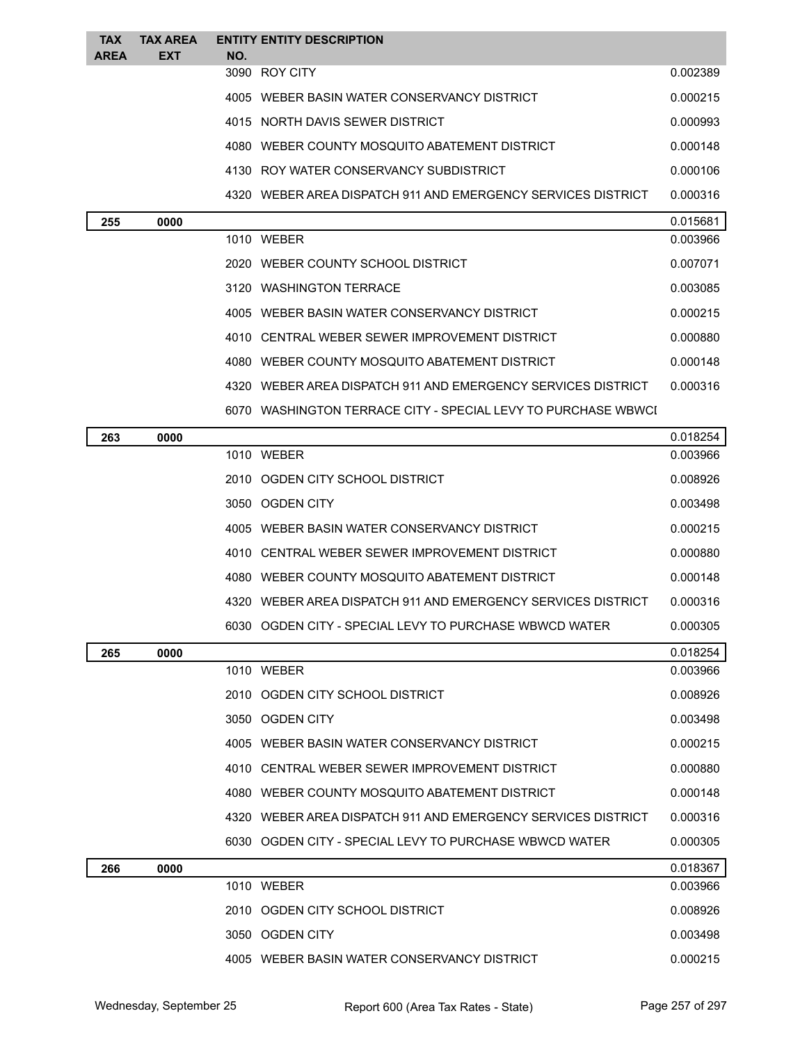| TAX AREA | TAX AREA EXT | ENTITY NO. | ENTITY DESCRIPTION | |
|---|---|---|---|---|
| | | 3090 | ROY CITY | 0.002389 |
| | | 4005 | WEBER BASIN WATER CONSERVANCY DISTRICT | 0.000215 |
| | | 4015 | NORTH DAVIS SEWER DISTRICT | 0.000993 |
| | | 4080 | WEBER COUNTY MOSQUITO ABATEMENT DISTRICT | 0.000148 |
| | | 4130 | ROY WATER CONSERVANCY SUBDISTRICT | 0.000106 |
| | | 4320 | WEBER AREA DISPATCH 911 AND EMERGENCY SERVICES DISTRICT | 0.000316 |
| **255** | **0000** | | | 0.015681 |
| | | 1010 | WEBER | 0.003966 |
| | | 2020 | WEBER COUNTY SCHOOL DISTRICT | 0.007071 |
| | | 3120 | WASHINGTON TERRACE | 0.003085 |
| | | 4005 | WEBER BASIN WATER CONSERVANCY DISTRICT | 0.000215 |
| | | 4010 | CENTRAL WEBER SEWER IMPROVEMENT DISTRICT | 0.000880 |
| | | 4080 | WEBER COUNTY MOSQUITO ABATEMENT DISTRICT | 0.000148 |
| | | 4320 | WEBER AREA DISPATCH 911 AND EMERGENCY SERVICES DISTRICT | 0.000316 |
| | | 6070 | WASHINGTON TERRACE CITY - SPECIAL LEVY TO PURCHASE WBWCI | |
| **263** | **0000** | | | 0.018254 |
| | | 1010 | WEBER | 0.003966 |
| | | 2010 | OGDEN CITY SCHOOL DISTRICT | 0.008926 |
| | | 3050 | OGDEN CITY | 0.003498 |
| | | 4005 | WEBER BASIN WATER CONSERVANCY DISTRICT | 0.000215 |
| | | 4010 | CENTRAL WEBER SEWER IMPROVEMENT DISTRICT | 0.000880 |
| | | 4080 | WEBER COUNTY MOSQUITO ABATEMENT DISTRICT | 0.000148 |
| | | 4320 | WEBER AREA DISPATCH 911 AND EMERGENCY SERVICES DISTRICT | 0.000316 |
| | | 6030 | OGDEN CITY - SPECIAL LEVY TO PURCHASE WBWCD WATER | 0.000305 |
| **265** | **0000** | | | 0.018254 |
| | | 1010 | WEBER | 0.003966 |
| | | 2010 | OGDEN CITY SCHOOL DISTRICT | 0.008926 |
| | | 3050 | OGDEN CITY | 0.003498 |
| | | 4005 | WEBER BASIN WATER CONSERVANCY DISTRICT | 0.000215 |
| | | 4010 | CENTRAL WEBER SEWER IMPROVEMENT DISTRICT | 0.000880 |
| | | 4080 | WEBER COUNTY MOSQUITO ABATEMENT DISTRICT | 0.000148 |
| | | 4320 | WEBER AREA DISPATCH 911 AND EMERGENCY SERVICES DISTRICT | 0.000316 |
| | | 6030 | OGDEN CITY - SPECIAL LEVY TO PURCHASE WBWCD WATER | 0.000305 |
| **266** | **0000** | | | 0.018367 |
| | | 1010 | WEBER | 0.003966 |
| | | 2010 | OGDEN CITY SCHOOL DISTRICT | 0.008926 |
| | | 3050 | OGDEN CITY | 0.003498 |
| | | 4005 | WEBER BASIN WATER CONSERVANCY DISTRICT | 0.000215 |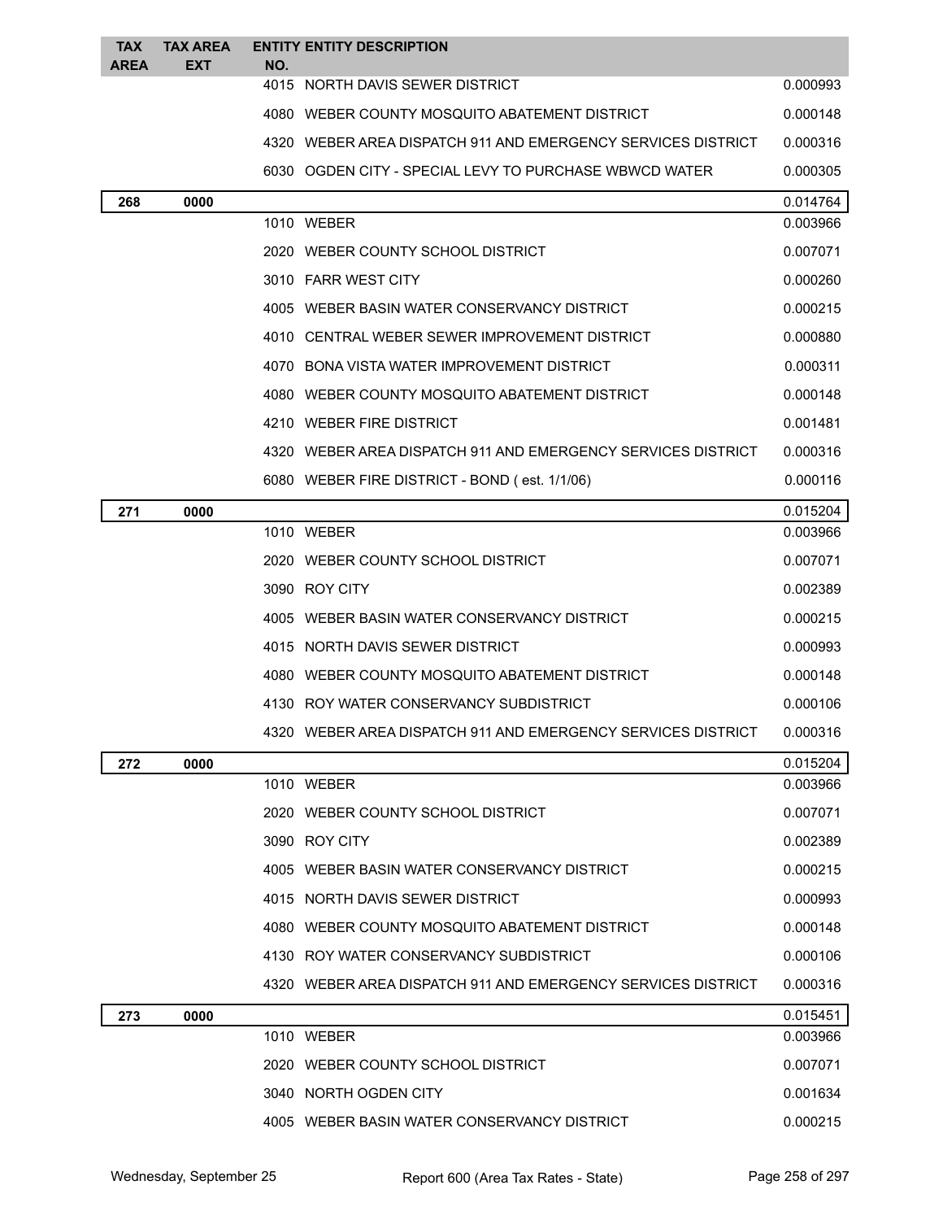| TAX AREA | TAX AREA EXT | ENTITY NO. | ENTITY DESCRIPTION | |
|---|---|---|---|---|
| | | 4015 | NORTH DAVIS SEWER DISTRICT | 0.000993 |
| | | 4080 | WEBER COUNTY MOSQUITO ABATEMENT DISTRICT | 0.000148 |
| | | 4320 | WEBER AREA DISPATCH 911 AND EMERGENCY SERVICES DISTRICT | 0.000316 |
| | | 6030 | OGDEN CITY - SPECIAL LEVY TO PURCHASE WBWCD WATER | 0.000305 |
| **268** | **0000** | | | 0.014764 |
| | | 1010 | WEBER | 0.003966 |
| | | 2020 | WEBER COUNTY SCHOOL DISTRICT | 0.007071 |
| | | 3010 | FARR WEST CITY | 0.000260 |
| | | 4005 | WEBER BASIN WATER CONSERVANCY DISTRICT | 0.000215 |
| | | 4010 | CENTRAL WEBER SEWER IMPROVEMENT DISTRICT | 0.000880 |
| | | 4070 | BONA VISTA WATER IMPROVEMENT DISTRICT | 0.000311 |
| | | 4080 | WEBER COUNTY MOSQUITO ABATEMENT DISTRICT | 0.000148 |
| | | 4210 | WEBER FIRE DISTRICT | 0.001481 |
| | | 4320 | WEBER AREA DISPATCH 911 AND EMERGENCY SERVICES DISTRICT | 0.000316 |
| | | 6080 | WEBER FIRE DISTRICT - BOND ( est. 1/1/06) | 0.000116 |
| **271** | **0000** | | | 0.015204 |
| | | 1010 | WEBER | 0.003966 |
| | | 2020 | WEBER COUNTY SCHOOL DISTRICT | 0.007071 |
| | | 3090 | ROY CITY | 0.002389 |
| | | 4005 | WEBER BASIN WATER CONSERVANCY DISTRICT | 0.000215 |
| | | 4015 | NORTH DAVIS SEWER DISTRICT | 0.000993 |
| | | 4080 | WEBER COUNTY MOSQUITO ABATEMENT DISTRICT | 0.000148 |
| | | 4130 | ROY WATER CONSERVANCY SUBDISTRICT | 0.000106 |
| | | 4320 | WEBER AREA DISPATCH 911 AND EMERGENCY SERVICES DISTRICT | 0.000316 |
| **272** | **0000** | | | 0.015204 |
| | | 1010 | WEBER | 0.003966 |
| | | 2020 | WEBER COUNTY SCHOOL DISTRICT | 0.007071 |
| | | 3090 | ROY CITY | 0.002389 |
| | | 4005 | WEBER BASIN WATER CONSERVANCY DISTRICT | 0.000215 |
| | | 4015 | NORTH DAVIS SEWER DISTRICT | 0.000993 |
| | | 4080 | WEBER COUNTY MOSQUITO ABATEMENT DISTRICT | 0.000148 |
| | | 4130 | ROY WATER CONSERVANCY SUBDISTRICT | 0.000106 |
| | | 4320 | WEBER AREA DISPATCH 911 AND EMERGENCY SERVICES DISTRICT | 0.000316 |
| **273** | **0000** | | | 0.015451 |
| | | 1010 | WEBER | 0.003966 |
| | | 2020 | WEBER COUNTY SCHOOL DISTRICT | 0.007071 |
| | | 3040 | NORTH OGDEN CITY | 0.001634 |
| | | 4005 | WEBER BASIN WATER CONSERVANCY DISTRICT | 0.000215 |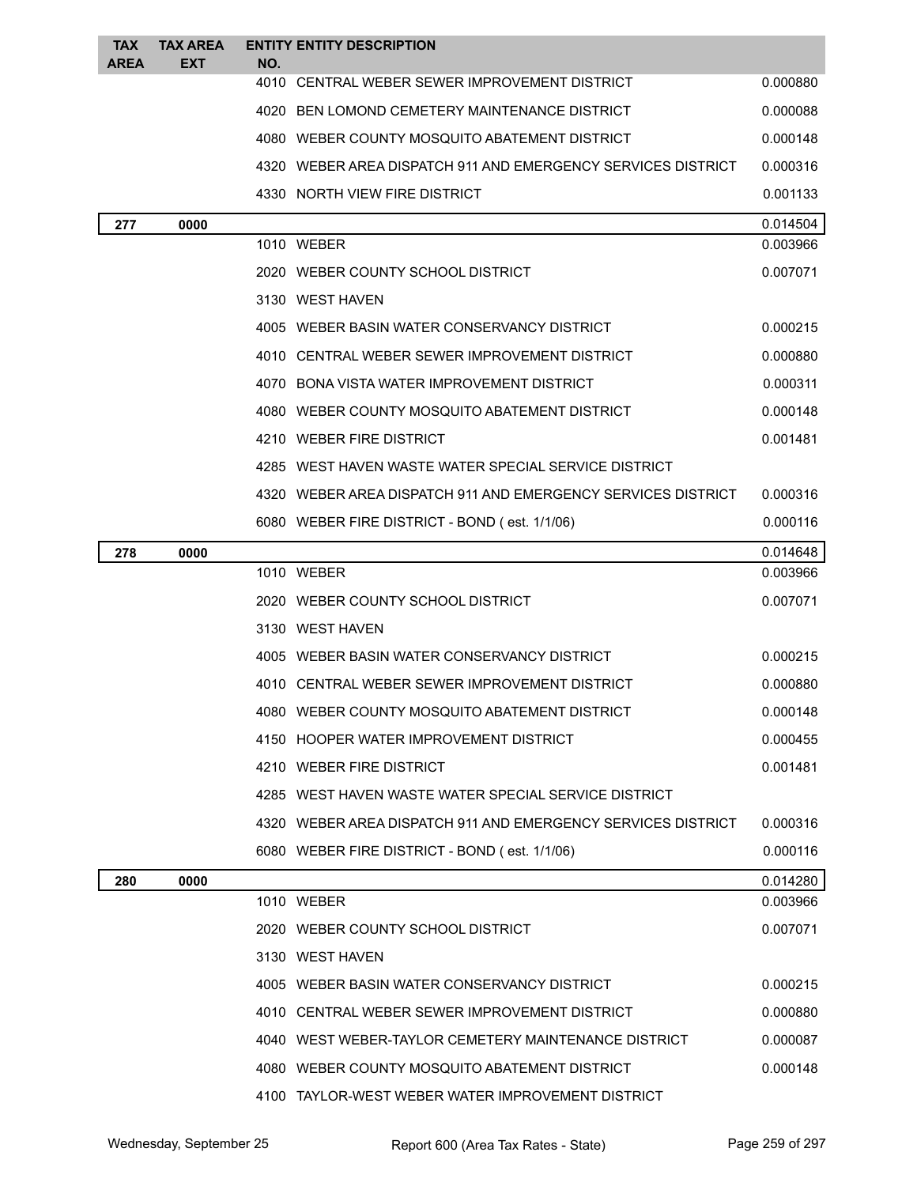| TAX AREA | TAX AREA EXT | ENTITY NO. | ENTITY DESCRIPTION | |
|---|---|---|---|---|
| | | 4010 | CENTRAL WEBER SEWER IMPROVEMENT DISTRICT | 0.000880 |
| | | 4020 | BEN LOMOND CEMETERY MAINTENANCE DISTRICT | 0.000088 |
| | | 4080 | WEBER COUNTY MOSQUITO ABATEMENT DISTRICT | 0.000148 |
| | | 4320 | WEBER AREA DISPATCH 911 AND EMERGENCY SERVICES DISTRICT | 0.000316 |
| | | 4330 | NORTH VIEW FIRE DISTRICT | 0.001133 |
| **277** | **0000** | | | 0.014504 |
| | | 1010 | WEBER | 0.003966 |
| | | 2020 | WEBER COUNTY SCHOOL DISTRICT | 0.007071 |
| | | 3130 | WEST HAVEN | |
| | | 4005 | WEBER BASIN WATER CONSERVANCY DISTRICT | 0.000215 |
| | | 4010 | CENTRAL WEBER SEWER IMPROVEMENT DISTRICT | 0.000880 |
| | | 4070 | BONA VISTA WATER IMPROVEMENT DISTRICT | 0.000311 |
| | | 4080 | WEBER COUNTY MOSQUITO ABATEMENT DISTRICT | 0.000148 |
| | | 4210 | WEBER FIRE DISTRICT | 0.001481 |
| | | 4285 | WEST HAVEN WASTE WATER SPECIAL SERVICE DISTRICT | |
| | | 4320 | WEBER AREA DISPATCH 911 AND EMERGENCY SERVICES DISTRICT | 0.000316 |
| | | 6080 | WEBER FIRE DISTRICT - BOND ( est. 1/1/06) | 0.000116 |
| **278** | **0000** | | | 0.014648 |
| | | 1010 | WEBER | 0.003966 |
| | | 2020 | WEBER COUNTY SCHOOL DISTRICT | 0.007071 |
| | | 3130 | WEST HAVEN | |
| | | 4005 | WEBER BASIN WATER CONSERVANCY DISTRICT | 0.000215 |
| | | 4010 | CENTRAL WEBER SEWER IMPROVEMENT DISTRICT | 0.000880 |
| | | 4080 | WEBER COUNTY MOSQUITO ABATEMENT DISTRICT | 0.000148 |
| | | 4150 | HOOPER WATER IMPROVEMENT DISTRICT | 0.000455 |
| | | 4210 | WEBER FIRE DISTRICT | 0.001481 |
| | | 4285 | WEST HAVEN WASTE WATER SPECIAL SERVICE DISTRICT | |
| | | 4320 | WEBER AREA DISPATCH 911 AND EMERGENCY SERVICES DISTRICT | 0.000316 |
| | | 6080 | WEBER FIRE DISTRICT - BOND ( est. 1/1/06) | 0.000116 |
| **280** | **0000** | | | 0.014280 |
| | | 1010 | WEBER | 0.003966 |
| | | 2020 | WEBER COUNTY SCHOOL DISTRICT | 0.007071 |
| | | 3130 | WEST HAVEN | |
| | | 4005 | WEBER BASIN WATER CONSERVANCY DISTRICT | 0.000215 |
| | | 4010 | CENTRAL WEBER SEWER IMPROVEMENT DISTRICT | 0.000880 |
| | | 4040 | WEST WEBER-TAYLOR CEMETERY MAINTENANCE DISTRICT | 0.000087 |
| | | 4080 | WEBER COUNTY MOSQUITO ABATEMENT DISTRICT | 0.000148 |
| | | 4100 | TAYLOR-WEST WEBER WATER IMPROVEMENT DISTRICT | |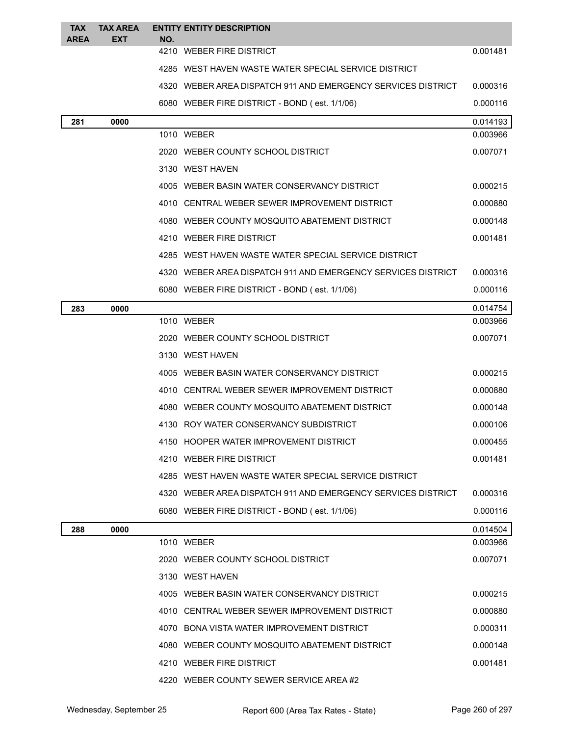| TAX AREA | TAX AREA EXT | ENTITY NO. | ENTITY DESCRIPTION | |
|---|---|---|---|---|
| | | 4210 | WEBER FIRE DISTRICT | 0.001481 |
| | | 4285 | WEST HAVEN WASTE WATER SPECIAL SERVICE DISTRICT | |
| | | 4320 | WEBER AREA DISPATCH 911 AND EMERGENCY SERVICES DISTRICT | 0.000316 |
| | | 6080 | WEBER FIRE DISTRICT - BOND ( est. 1/1/06) | 0.000116 |
| **281** | **0000** | | | 0.014193 |
| | | 1010 | WEBER | 0.003966 |
| | | 2020 | WEBER COUNTY SCHOOL DISTRICT | 0.007071 |
| | | 3130 | WEST HAVEN | |
| | | 4005 | WEBER BASIN WATER CONSERVANCY DISTRICT | 0.000215 |
| | | 4010 | CENTRAL WEBER SEWER IMPROVEMENT DISTRICT | 0.000880 |
| | | 4080 | WEBER COUNTY MOSQUITO ABATEMENT DISTRICT | 0.000148 |
| | | 4210 | WEBER FIRE DISTRICT | 0.001481 |
| | | 4285 | WEST HAVEN WASTE WATER SPECIAL SERVICE DISTRICT | |
| | | 4320 | WEBER AREA DISPATCH 911 AND EMERGENCY SERVICES DISTRICT | 0.000316 |
| | | 6080 | WEBER FIRE DISTRICT - BOND ( est. 1/1/06) | 0.000116 |
| **283** | **0000** | | | 0.014754 |
| | | 1010 | WEBER | 0.003966 |
| | | 2020 | WEBER COUNTY SCHOOL DISTRICT | 0.007071 |
| | | 3130 | WEST HAVEN | |
| | | 4005 | WEBER BASIN WATER CONSERVANCY DISTRICT | 0.000215 |
| | | 4010 | CENTRAL WEBER SEWER IMPROVEMENT DISTRICT | 0.000880 |
| | | 4080 | WEBER COUNTY MOSQUITO ABATEMENT DISTRICT | 0.000148 |
| | | 4130 | ROY WATER CONSERVANCY SUBDISTRICT | 0.000106 |
| | | 4150 | HOOPER WATER IMPROVEMENT DISTRICT | 0.000455 |
| | | 4210 | WEBER FIRE DISTRICT | 0.001481 |
| | | 4285 | WEST HAVEN WASTE WATER SPECIAL SERVICE DISTRICT | |
| | | 4320 | WEBER AREA DISPATCH 911 AND EMERGENCY SERVICES DISTRICT | 0.000316 |
| | | 6080 | WEBER FIRE DISTRICT - BOND ( est. 1/1/06) | 0.000116 |
| **288** | **0000** | | | 0.014504 |
| | | 1010 | WEBER | 0.003966 |
| | | 2020 | WEBER COUNTY SCHOOL DISTRICT | 0.007071 |
| | | 3130 | WEST HAVEN | |
| | | 4005 | WEBER BASIN WATER CONSERVANCY DISTRICT | 0.000215 |
| | | 4010 | CENTRAL WEBER SEWER IMPROVEMENT DISTRICT | 0.000880 |
| | | 4070 | BONA VISTA WATER IMPROVEMENT DISTRICT | 0.000311 |
| | | 4080 | WEBER COUNTY MOSQUITO ABATEMENT DISTRICT | 0.000148 |
| | | 4210 | WEBER FIRE DISTRICT | 0.001481 |
| | | 4220 | WEBER COUNTY SEWER SERVICE AREA #2 | |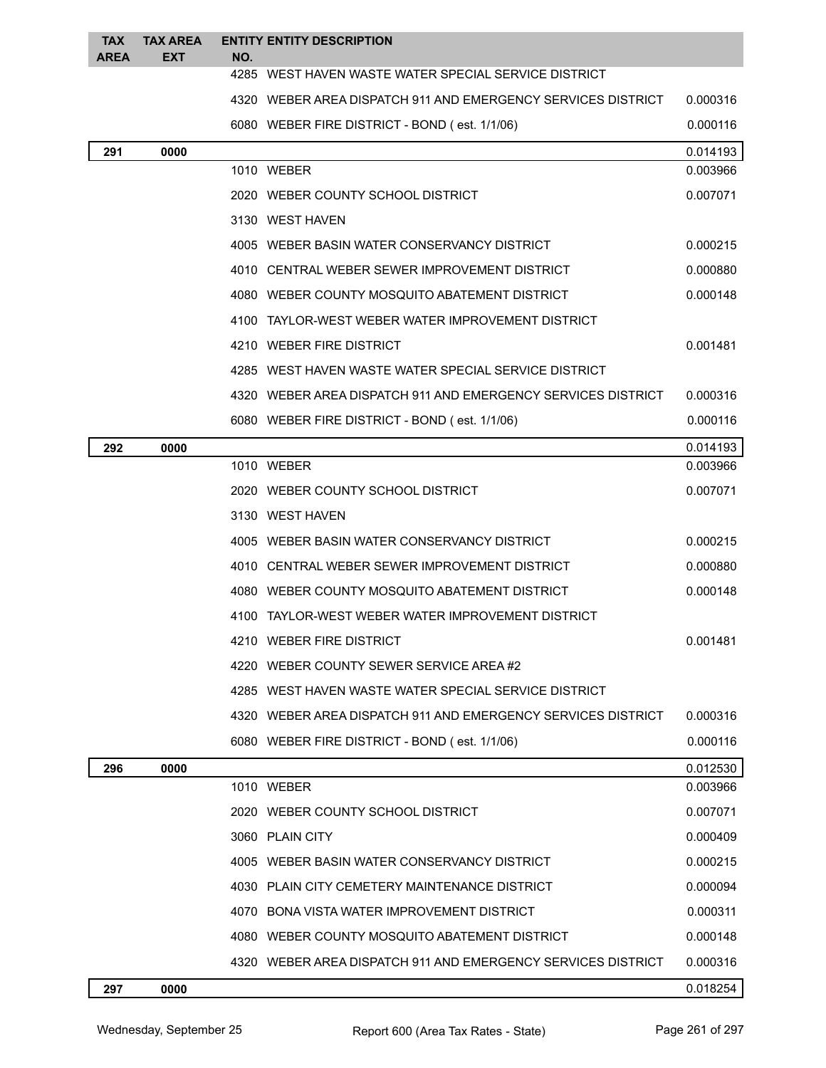| TAX AREA | TAX AREA EXT | ENTITY NO. | ENTITY DESCRIPTION | |
|---|---|---|---|---|
| | | 4285 | WEST HAVEN WASTE WATER SPECIAL SERVICE DISTRICT | |
| | | 4320 | WEBER AREA DISPATCH 911 AND EMERGENCY SERVICES DISTRICT | 0.000316 |
| | | 6080 | WEBER FIRE DISTRICT - BOND ( est. 1/1/06) | 0.000116 |
| **291** | **0000** | | | 0.014193 |
| | | 1010 | WEBER | 0.003966 |
| | | 2020 | WEBER COUNTY SCHOOL DISTRICT | 0.007071 |
| | | 3130 | WEST HAVEN | |
| | | 4005 | WEBER BASIN WATER CONSERVANCY DISTRICT | 0.000215 |
| | | 4010 | CENTRAL WEBER SEWER IMPROVEMENT DISTRICT | 0.000880 |
| | | 4080 | WEBER COUNTY MOSQUITO ABATEMENT DISTRICT | 0.000148 |
| | | 4100 | TAYLOR-WEST WEBER WATER IMPROVEMENT DISTRICT | |
| | | 4210 | WEBER FIRE DISTRICT | 0.001481 |
| | | 4285 | WEST HAVEN WASTE WATER SPECIAL SERVICE DISTRICT | |
| | | 4320 | WEBER AREA DISPATCH 911 AND EMERGENCY SERVICES DISTRICT | 0.000316 |
| | | 6080 | WEBER FIRE DISTRICT - BOND ( est. 1/1/06) | 0.000116 |
| **292** | **0000** | | | 0.014193 |
| | | 1010 | WEBER | 0.003966 |
| | | 2020 | WEBER COUNTY SCHOOL DISTRICT | 0.007071 |
| | | 3130 | WEST HAVEN | |
| | | 4005 | WEBER BASIN WATER CONSERVANCY DISTRICT | 0.000215 |
| | | 4010 | CENTRAL WEBER SEWER IMPROVEMENT DISTRICT | 0.000880 |
| | | 4080 | WEBER COUNTY MOSQUITO ABATEMENT DISTRICT | 0.000148 |
| | | 4100 | TAYLOR-WEST WEBER WATER IMPROVEMENT DISTRICT | |
| | | 4210 | WEBER FIRE DISTRICT | 0.001481 |
| | | 4220 | WEBER COUNTY SEWER SERVICE AREA #2 | |
| | | 4285 | WEST HAVEN WASTE WATER SPECIAL SERVICE DISTRICT | |
| | | 4320 | WEBER AREA DISPATCH 911 AND EMERGENCY SERVICES DISTRICT | 0.000316 |
| | | 6080 | WEBER FIRE DISTRICT - BOND ( est. 1/1/06) | 0.000116 |
| **296** | **0000** | | | 0.012530 |
| | | 1010 | WEBER | 0.003966 |
| | | 2020 | WEBER COUNTY SCHOOL DISTRICT | 0.007071 |
| | | 3060 | PLAIN CITY | 0.000409 |
| | | 4005 | WEBER BASIN WATER CONSERVANCY DISTRICT | 0.000215 |
| | | 4030 | PLAIN CITY CEMETERY MAINTENANCE DISTRICT | 0.000094 |
| | | 4070 | BONA VISTA WATER IMPROVEMENT DISTRICT | 0.000311 |
| | | 4080 | WEBER COUNTY MOSQUITO ABATEMENT DISTRICT | 0.000148 |
| | | 4320 | WEBER AREA DISPATCH 911 AND EMERGENCY SERVICES DISTRICT | 0.000316 |
| **297** | **0000** | | | 0.018254 |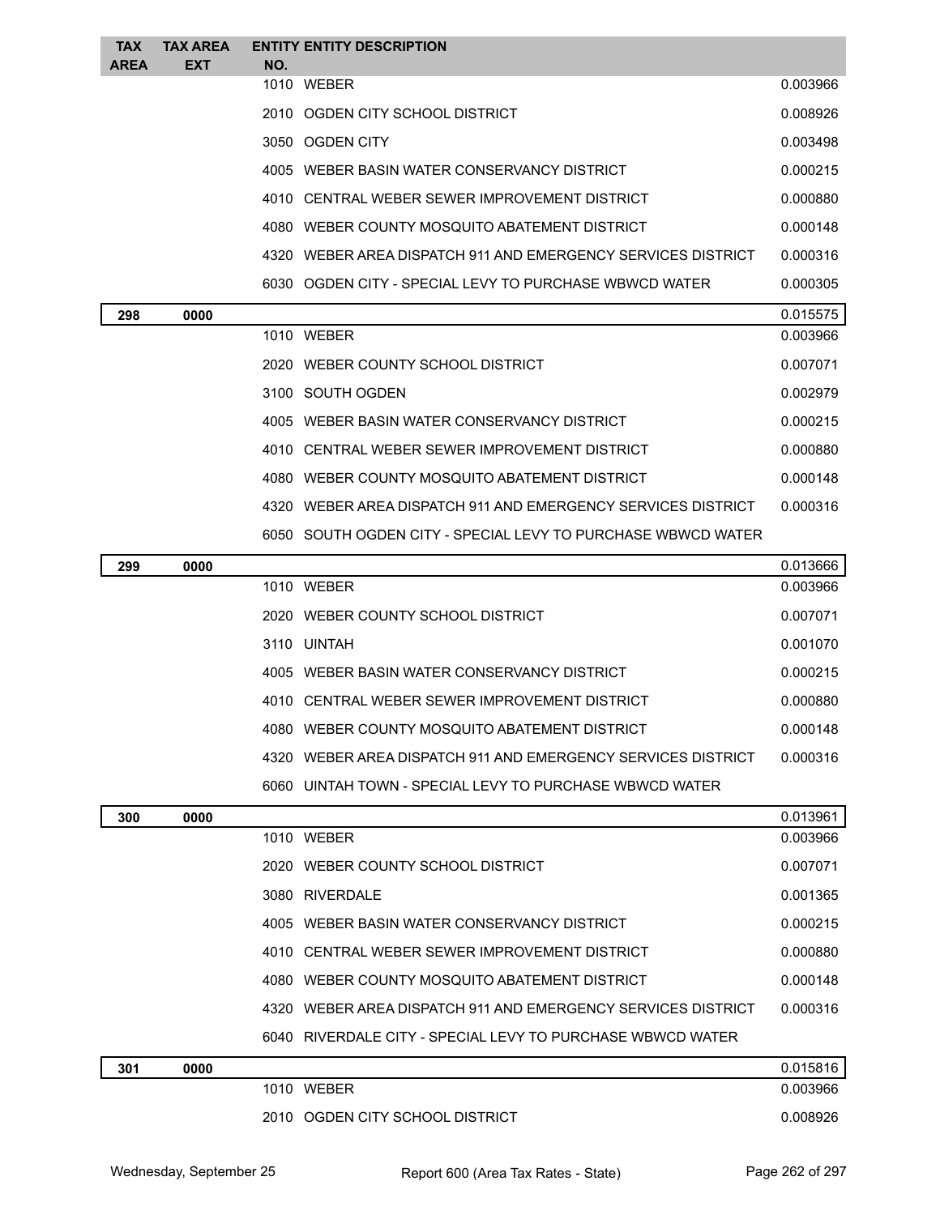| TAX AREA | TAX AREA EXT | ENTITY NO. | ENTITY DESCRIPTION | |
|---|---|---|---|---|
| | | 1010 | WEBER | 0.003966 |
| | | 2010 | OGDEN CITY SCHOOL DISTRICT | 0.008926 |
| | | 3050 | OGDEN CITY | 0.003498 |
| | | 4005 | WEBER BASIN WATER CONSERVANCY DISTRICT | 0.000215 |
| | | 4010 | CENTRAL WEBER SEWER IMPROVEMENT DISTRICT | 0.000880 |
| | | 4080 | WEBER COUNTY MOSQUITO ABATEMENT DISTRICT | 0.000148 |
| | | 4320 | WEBER AREA DISPATCH 911 AND EMERGENCY SERVICES DISTRICT | 0.000316 |
| | | 6030 | OGDEN CITY - SPECIAL LEVY TO PURCHASE WBWCD WATER | 0.000305 |
| **298** | **0000** | | | 0.015575 |
| | | 1010 | WEBER | 0.003966 |
| | | 2020 | WEBER COUNTY SCHOOL DISTRICT | 0.007071 |
| | | 3100 | SOUTH OGDEN | 0.002979 |
| | | 4005 | WEBER BASIN WATER CONSERVANCY DISTRICT | 0.000215 |
| | | 4010 | CENTRAL WEBER SEWER IMPROVEMENT DISTRICT | 0.000880 |
| | | 4080 | WEBER COUNTY MOSQUITO ABATEMENT DISTRICT | 0.000148 |
| | | 4320 | WEBER AREA DISPATCH 911 AND EMERGENCY SERVICES DISTRICT | 0.000316 |
| | | 6050 | SOUTH OGDEN CITY - SPECIAL LEVY TO PURCHASE WBWCD WATER | |
| **299** | **0000** | | | 0.013666 |
| | | 1010 | WEBER | 0.003966 |
| | | 2020 | WEBER COUNTY SCHOOL DISTRICT | 0.007071 |
| | | 3110 | UINTAH | 0.001070 |
| | | 4005 | WEBER BASIN WATER CONSERVANCY DISTRICT | 0.000215 |
| | | 4010 | CENTRAL WEBER SEWER IMPROVEMENT DISTRICT | 0.000880 |
| | | 4080 | WEBER COUNTY MOSQUITO ABATEMENT DISTRICT | 0.000148 |
| | | 4320 | WEBER AREA DISPATCH 911 AND EMERGENCY SERVICES DISTRICT | 0.000316 |
| | | 6060 | UINTAH TOWN - SPECIAL LEVY TO PURCHASE WBWCD WATER | |
| **300** | **0000** | | | 0.013961 |
| | | 1010 | WEBER | 0.003966 |
| | | 2020 | WEBER COUNTY SCHOOL DISTRICT | 0.007071 |
| | | 3080 | RIVERDALE | 0.001365 |
| | | 4005 | WEBER BASIN WATER CONSERVANCY DISTRICT | 0.000215 |
| | | 4010 | CENTRAL WEBER SEWER IMPROVEMENT DISTRICT | 0.000880 |
| | | 4080 | WEBER COUNTY MOSQUITO ABATEMENT DISTRICT | 0.000148 |
| | | 4320 | WEBER AREA DISPATCH 911 AND EMERGENCY SERVICES DISTRICT | 0.000316 |
| | | 6040 | RIVERDALE CITY - SPECIAL LEVY TO PURCHASE WBWCD WATER | |
| **301** | **0000** | | | 0.015816 |
| | | 1010 | WEBER | 0.003966 |
| | | 2010 | OGDEN CITY SCHOOL DISTRICT | 0.008926 |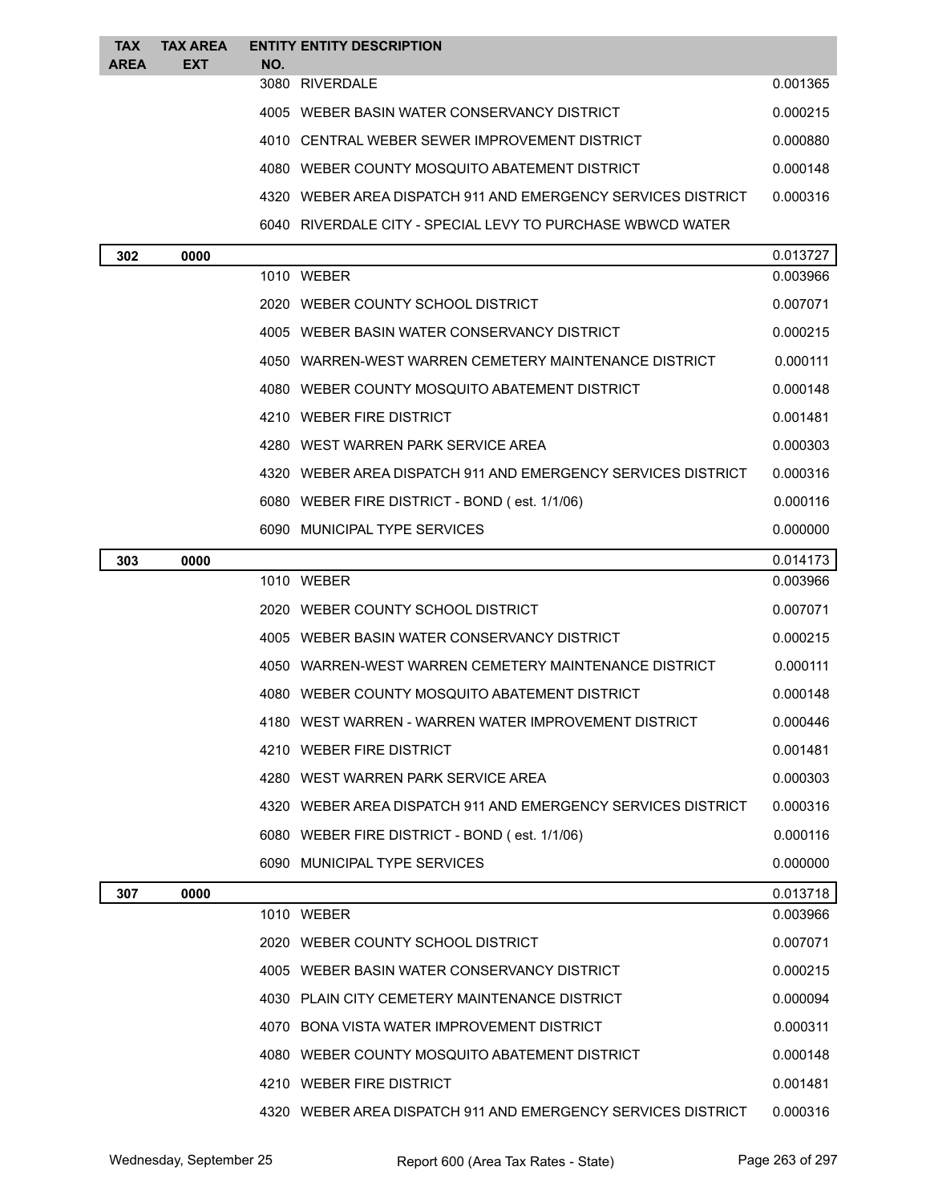| TAX AREA | TAX AREA EXT | ENTITY NO. | ENTITY DESCRIPTION | |
|---|---|---|---|---|
| | | 3080 | RIVERDALE | 0.001365 |
| | | 4005 | WEBER BASIN WATER CONSERVANCY DISTRICT | 0.000215 |
| | | 4010 | CENTRAL WEBER SEWER IMPROVEMENT DISTRICT | 0.000880 |
| | | 4080 | WEBER COUNTY MOSQUITO ABATEMENT DISTRICT | 0.000148 |
| | | 4320 | WEBER AREA DISPATCH 911 AND EMERGENCY SERVICES DISTRICT | 0.000316 |
| | | 6040 | RIVERDALE CITY - SPECIAL LEVY TO PURCHASE WBWCD WATER | |
| **302** | **0000** | | | 0.013727 |
| | | 1010 | WEBER | 0.003966 |
| | | 2020 | WEBER COUNTY SCHOOL DISTRICT | 0.007071 |
| | | 4005 | WEBER BASIN WATER CONSERVANCY DISTRICT | 0.000215 |
| | | 4050 | WARREN-WEST WARREN CEMETERY MAINTENANCE DISTRICT | 0.000111 |
| | | 4080 | WEBER COUNTY MOSQUITO ABATEMENT DISTRICT | 0.000148 |
| | | 4210 | WEBER FIRE DISTRICT | 0.001481 |
| | | 4280 | WEST WARREN PARK SERVICE AREA | 0.000303 |
| | | 4320 | WEBER AREA DISPATCH 911 AND EMERGENCY SERVICES DISTRICT | 0.000316 |
| | | 6080 | WEBER FIRE DISTRICT - BOND ( est. 1/1/06) | 0.000116 |
| | | 6090 | MUNICIPAL TYPE SERVICES | 0.000000 |
| **303** | **0000** | | | 0.014173 |
| | | 1010 | WEBER | 0.003966 |
| | | 2020 | WEBER COUNTY SCHOOL DISTRICT | 0.007071 |
| | | 4005 | WEBER BASIN WATER CONSERVANCY DISTRICT | 0.000215 |
| | | 4050 | WARREN-WEST WARREN CEMETERY MAINTENANCE DISTRICT | 0.000111 |
| | | 4080 | WEBER COUNTY MOSQUITO ABATEMENT DISTRICT | 0.000148 |
| | | 4180 | WEST WARREN - WARREN WATER IMPROVEMENT DISTRICT | 0.000446 |
| | | 4210 | WEBER FIRE DISTRICT | 0.001481 |
| | | 4280 | WEST WARREN PARK SERVICE AREA | 0.000303 |
| | | 4320 | WEBER AREA DISPATCH 911 AND EMERGENCY SERVICES DISTRICT | 0.000316 |
| | | 6080 | WEBER FIRE DISTRICT - BOND ( est. 1/1/06) | 0.000116 |
| | | 6090 | MUNICIPAL TYPE SERVICES | 0.000000 |
| **307** | **0000** | | | 0.013718 |
| | | 1010 | WEBER | 0.003966 |
| | | 2020 | WEBER COUNTY SCHOOL DISTRICT | 0.007071 |
| | | 4005 | WEBER BASIN WATER CONSERVANCY DISTRICT | 0.000215 |
| | | 4030 | PLAIN CITY CEMETERY MAINTENANCE DISTRICT | 0.000094 |
| | | 4070 | BONA VISTA WATER IMPROVEMENT DISTRICT | 0.000311 |
| | | 4080 | WEBER COUNTY MOSQUITO ABATEMENT DISTRICT | 0.000148 |
| | | 4210 | WEBER FIRE DISTRICT | 0.001481 |
| | | 4320 | WEBER AREA DISPATCH 911 AND EMERGENCY SERVICES DISTRICT | 0.000316 |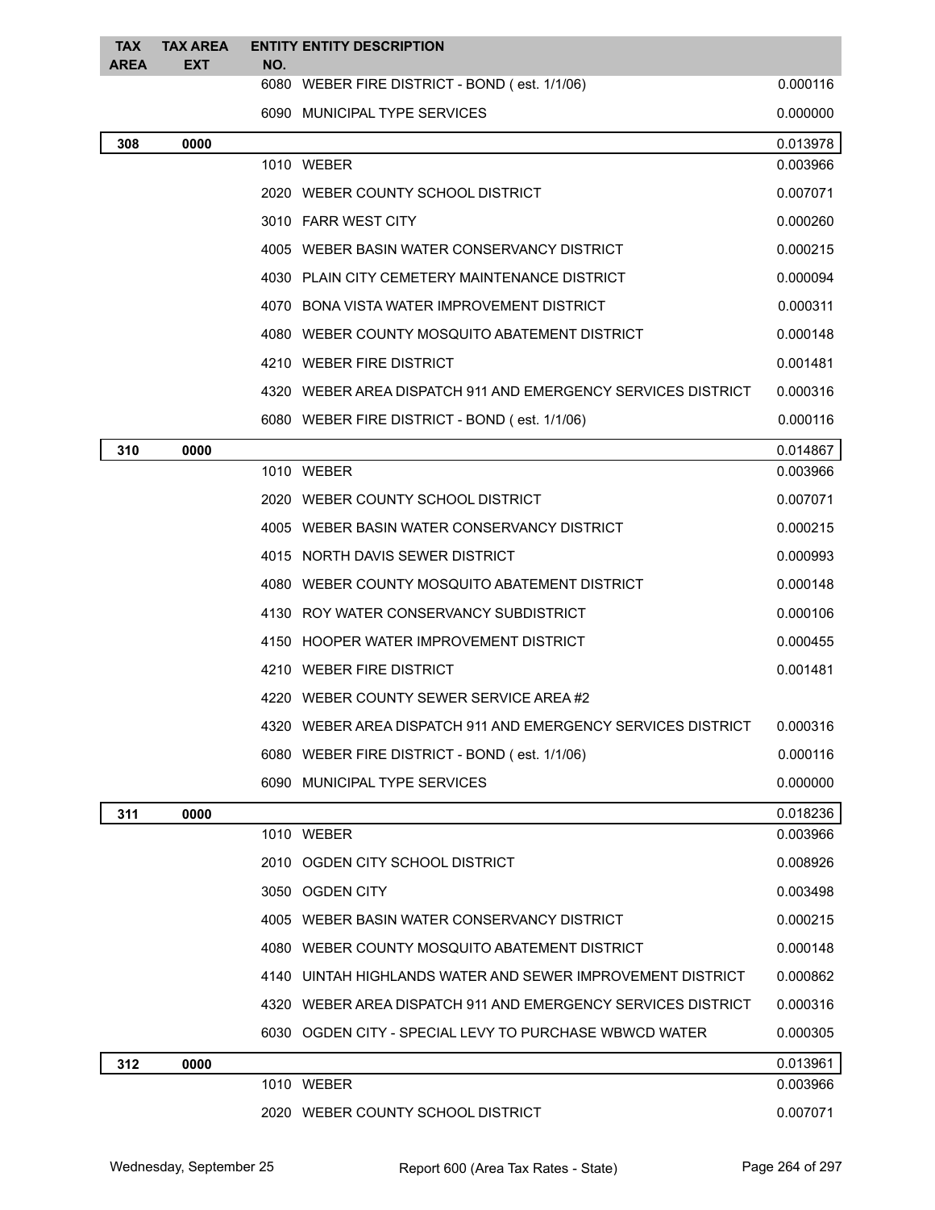| TAX AREA | TAX AREA EXT | ENTITY NO. | ENTITY DESCRIPTION | |
|---|---|---|---|---|
| | | 6080 | WEBER FIRE DISTRICT - BOND ( est. 1/1/06) | 0.000116 |
| | | 6090 | MUNICIPAL TYPE SERVICES | 0.000000 |
| **308** | **0000** | | | 0.013978 |
| | | 1010 | WEBER | 0.003966 |
| | | 2020 | WEBER COUNTY SCHOOL DISTRICT | 0.007071 |
| | | 3010 | FARR WEST CITY | 0.000260 |
| | | 4005 | WEBER BASIN WATER CONSERVANCY DISTRICT | 0.000215 |
| | | 4030 | PLAIN CITY CEMETERY MAINTENANCE DISTRICT | 0.000094 |
| | | 4070 | BONA VISTA WATER IMPROVEMENT DISTRICT | 0.000311 |
| | | 4080 | WEBER COUNTY MOSQUITO ABATEMENT DISTRICT | 0.000148 |
| | | 4210 | WEBER FIRE DISTRICT | 0.001481 |
| | | 4320 | WEBER AREA DISPATCH 911 AND EMERGENCY SERVICES DISTRICT | 0.000316 |
| | | 6080 | WEBER FIRE DISTRICT - BOND ( est. 1/1/06) | 0.000116 |
| **310** | **0000** | | | 0.014867 |
| | | 1010 | WEBER | 0.003966 |
| | | 2020 | WEBER COUNTY SCHOOL DISTRICT | 0.007071 |
| | | 4005 | WEBER BASIN WATER CONSERVANCY DISTRICT | 0.000215 |
| | | 4015 | NORTH DAVIS SEWER DISTRICT | 0.000993 |
| | | 4080 | WEBER COUNTY MOSQUITO ABATEMENT DISTRICT | 0.000148 |
| | | 4130 | ROY WATER CONSERVANCY SUBDISTRICT | 0.000106 |
| | | 4150 | HOOPER WATER IMPROVEMENT DISTRICT | 0.000455 |
| | | 4210 | WEBER FIRE DISTRICT | 0.001481 |
| | | 4220 | WEBER COUNTY SEWER SERVICE AREA #2 | |
| | | 4320 | WEBER AREA DISPATCH 911 AND EMERGENCY SERVICES DISTRICT | 0.000316 |
| | | 6080 | WEBER FIRE DISTRICT - BOND ( est. 1/1/06) | 0.000116 |
| | | 6090 | MUNICIPAL TYPE SERVICES | 0.000000 |
| **311** | **0000** | | | 0.018236 |
| | | 1010 | WEBER | 0.003966 |
| | | 2010 | OGDEN CITY SCHOOL DISTRICT | 0.008926 |
| | | 3050 | OGDEN CITY | 0.003498 |
| | | 4005 | WEBER BASIN WATER CONSERVANCY DISTRICT | 0.000215 |
| | | 4080 | WEBER COUNTY MOSQUITO ABATEMENT DISTRICT | 0.000148 |
| | | 4140 | UINTAH HIGHLANDS WATER AND SEWER IMPROVEMENT DISTRICT | 0.000862 |
| | | 4320 | WEBER AREA DISPATCH 911 AND EMERGENCY SERVICES DISTRICT | 0.000316 |
| | | 6030 | OGDEN CITY - SPECIAL LEVY TO PURCHASE WBWCD WATER | 0.000305 |
| **312** | **0000** | | | 0.013961 |
| | | 1010 | WEBER | 0.003966 |
| | | 2020 | WEBER COUNTY SCHOOL DISTRICT | 0.007071 |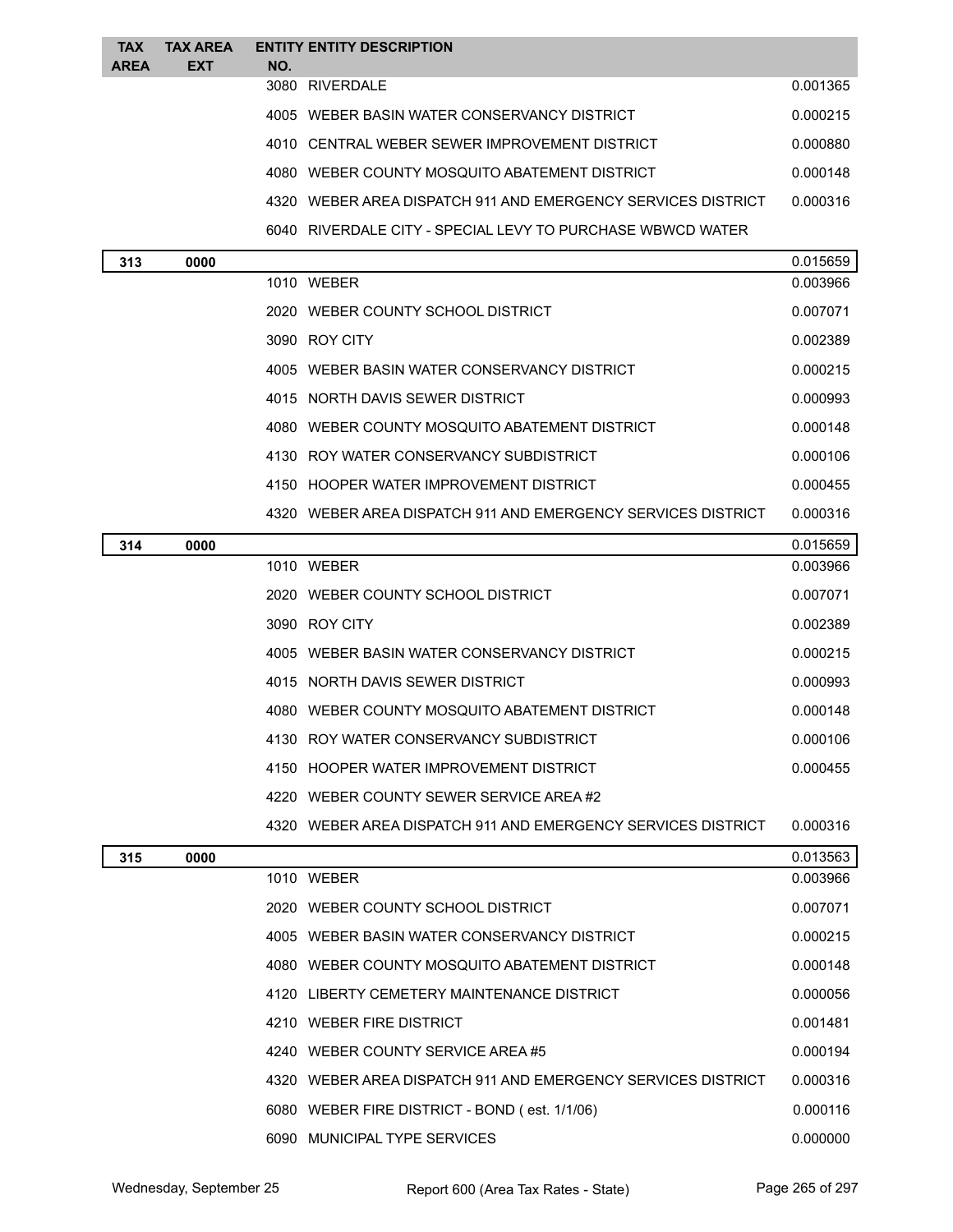| TAX AREA | TAX AREA EXT | ENTITY NO. | ENTITY DESCRIPTION | |
|---|---|---|---|---|
| | | 3080 | RIVERDALE | 0.001365 |
| | | 4005 | WEBER BASIN WATER CONSERVANCY DISTRICT | 0.000215 |
| | | 4010 | CENTRAL WEBER SEWER IMPROVEMENT DISTRICT | 0.000880 |
| | | 4080 | WEBER COUNTY MOSQUITO ABATEMENT DISTRICT | 0.000148 |
| | | 4320 | WEBER AREA DISPATCH 911 AND EMERGENCY SERVICES DISTRICT | 0.000316 |
| | | 6040 | RIVERDALE CITY - SPECIAL LEVY TO PURCHASE WBWCD WATER | |
| **313** | **0000** | | | 0.015659 |
| | | 1010 | WEBER | 0.003966 |
| | | 2020 | WEBER COUNTY SCHOOL DISTRICT | 0.007071 |
| | | 3090 | ROY CITY | 0.002389 |
| | | 4005 | WEBER BASIN WATER CONSERVANCY DISTRICT | 0.000215 |
| | | 4015 | NORTH DAVIS SEWER DISTRICT | 0.000993 |
| | | 4080 | WEBER COUNTY MOSQUITO ABATEMENT DISTRICT | 0.000148 |
| | | 4130 | ROY WATER CONSERVANCY SUBDISTRICT | 0.000106 |
| | | 4150 | HOOPER WATER IMPROVEMENT DISTRICT | 0.000455 |
| | | 4320 | WEBER AREA DISPATCH 911 AND EMERGENCY SERVICES DISTRICT | 0.000316 |
| **314** | **0000** | | | 0.015659 |
| | | 1010 | WEBER | 0.003966 |
| | | 2020 | WEBER COUNTY SCHOOL DISTRICT | 0.007071 |
| | | 3090 | ROY CITY | 0.002389 |
| | | 4005 | WEBER BASIN WATER CONSERVANCY DISTRICT | 0.000215 |
| | | 4015 | NORTH DAVIS SEWER DISTRICT | 0.000993 |
| | | 4080 | WEBER COUNTY MOSQUITO ABATEMENT DISTRICT | 0.000148 |
| | | 4130 | ROY WATER CONSERVANCY SUBDISTRICT | 0.000106 |
| | | 4150 | HOOPER WATER IMPROVEMENT DISTRICT | 0.000455 |
| | | 4220 | WEBER COUNTY SEWER SERVICE AREA #2 | |
| | | 4320 | WEBER AREA DISPATCH 911 AND EMERGENCY SERVICES DISTRICT | 0.000316 |
| **315** | **0000** | | | 0.013563 |
| | | 1010 | WEBER | 0.003966 |
| | | 2020 | WEBER COUNTY SCHOOL DISTRICT | 0.007071 |
| | | 4005 | WEBER BASIN WATER CONSERVANCY DISTRICT | 0.000215 |
| | | 4080 | WEBER COUNTY MOSQUITO ABATEMENT DISTRICT | 0.000148 |
| | | 4120 | LIBERTY CEMETERY MAINTENANCE DISTRICT | 0.000056 |
| | | 4210 | WEBER FIRE DISTRICT | 0.001481 |
| | | 4240 | WEBER COUNTY SERVICE AREA #5 | 0.000194 |
| | | 4320 | WEBER AREA DISPATCH 911 AND EMERGENCY SERVICES DISTRICT | 0.000316 |
| | | 6080 | WEBER FIRE DISTRICT - BOND ( est. 1/1/06) | 0.000116 |
| | | 6090 | MUNICIPAL TYPE SERVICES | 0.000000 |

Wednesday, September 25 — Report 600 (Area Tax Rates - State)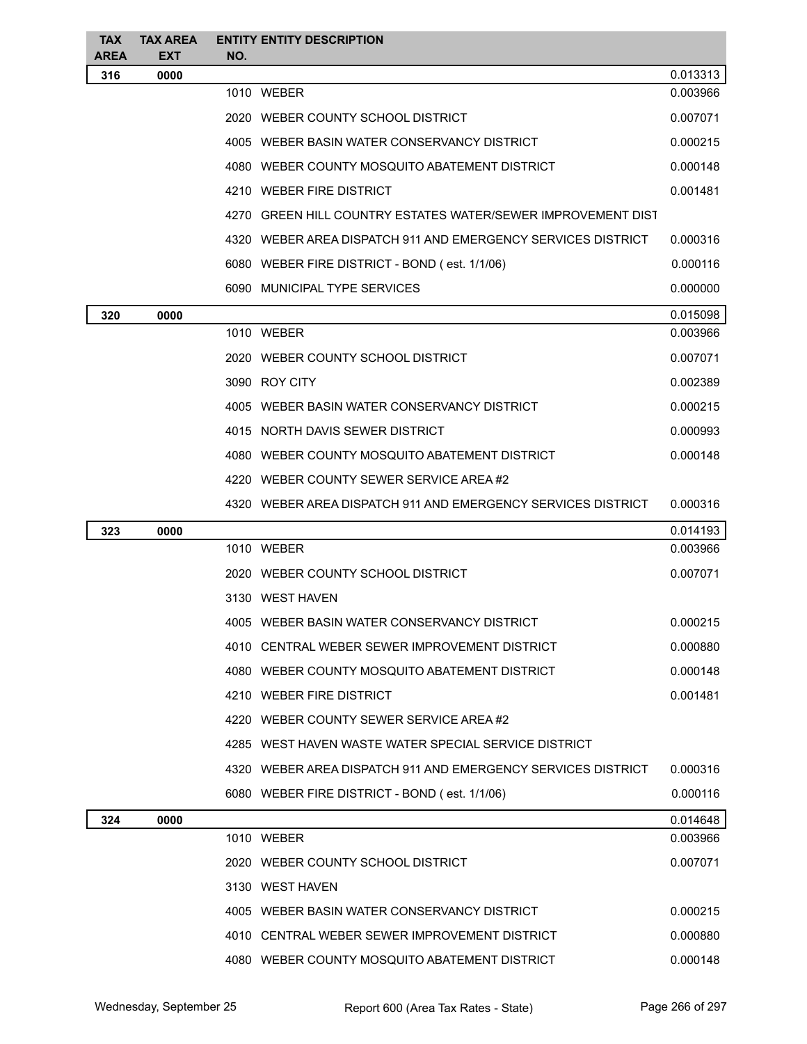| TAX AREA | TAX AREA EXT | ENTITY NO. | ENTITY DESCRIPTION | |
|---|---|---|---|---|
| **316** | **0000** | | | 0.013313 |
| | | 1010 | WEBER | 0.003966 |
| | | 2020 | WEBER COUNTY SCHOOL DISTRICT | 0.007071 |
| | | 4005 | WEBER BASIN WATER CONSERVANCY DISTRICT | 0.000215 |
| | | 4080 | WEBER COUNTY MOSQUITO ABATEMENT DISTRICT | 0.000148 |
| | | 4210 | WEBER FIRE DISTRICT | 0.001481 |
| | | 4270 | GREEN HILL COUNTRY ESTATES WATER/SEWER IMPROVEMENT DIST | |
| | | 4320 | WEBER AREA DISPATCH 911 AND EMERGENCY SERVICES DISTRICT | 0.000316 |
| | | 6080 | WEBER FIRE DISTRICT - BOND ( est. 1/1/06) | 0.000116 |
| | | 6090 | MUNICIPAL TYPE SERVICES | 0.000000 |
| **320** | **0000** | | | 0.015098 |
| | | 1010 | WEBER | 0.003966 |
| | | 2020 | WEBER COUNTY SCHOOL DISTRICT | 0.007071 |
| | | 3090 | ROY CITY | 0.002389 |
| | | 4005 | WEBER BASIN WATER CONSERVANCY DISTRICT | 0.000215 |
| | | 4015 | NORTH DAVIS SEWER DISTRICT | 0.000993 |
| | | 4080 | WEBER COUNTY MOSQUITO ABATEMENT DISTRICT | 0.000148 |
| | | 4220 | WEBER COUNTY SEWER SERVICE AREA #2 | |
| | | 4320 | WEBER AREA DISPATCH 911 AND EMERGENCY SERVICES DISTRICT | 0.000316 |
| **323** | **0000** | | | 0.014193 |
| | | 1010 | WEBER | 0.003966 |
| | | 2020 | WEBER COUNTY SCHOOL DISTRICT | 0.007071 |
| | | 3130 | WEST HAVEN | |
| | | 4005 | WEBER BASIN WATER CONSERVANCY DISTRICT | 0.000215 |
| | | 4010 | CENTRAL WEBER SEWER IMPROVEMENT DISTRICT | 0.000880 |
| | | 4080 | WEBER COUNTY MOSQUITO ABATEMENT DISTRICT | 0.000148 |
| | | 4210 | WEBER FIRE DISTRICT | 0.001481 |
| | | 4220 | WEBER COUNTY SEWER SERVICE AREA #2 | |
| | | 4285 | WEST HAVEN WASTE WATER SPECIAL SERVICE DISTRICT | |
| | | 4320 | WEBER AREA DISPATCH 911 AND EMERGENCY SERVICES DISTRICT | 0.000316 |
| | | 6080 | WEBER FIRE DISTRICT - BOND ( est. 1/1/06) | 0.000116 |
| **324** | **0000** | | | 0.014648 |
| | | 1010 | WEBER | 0.003966 |
| | | 2020 | WEBER COUNTY SCHOOL DISTRICT | 0.007071 |
| | | 3130 | WEST HAVEN | |
| | | 4005 | WEBER BASIN WATER CONSERVANCY DISTRICT | 0.000215 |
| | | 4010 | CENTRAL WEBER SEWER IMPROVEMENT DISTRICT | 0.000880 |
| | | 4080 | WEBER COUNTY MOSQUITO ABATEMENT DISTRICT | 0.000148 |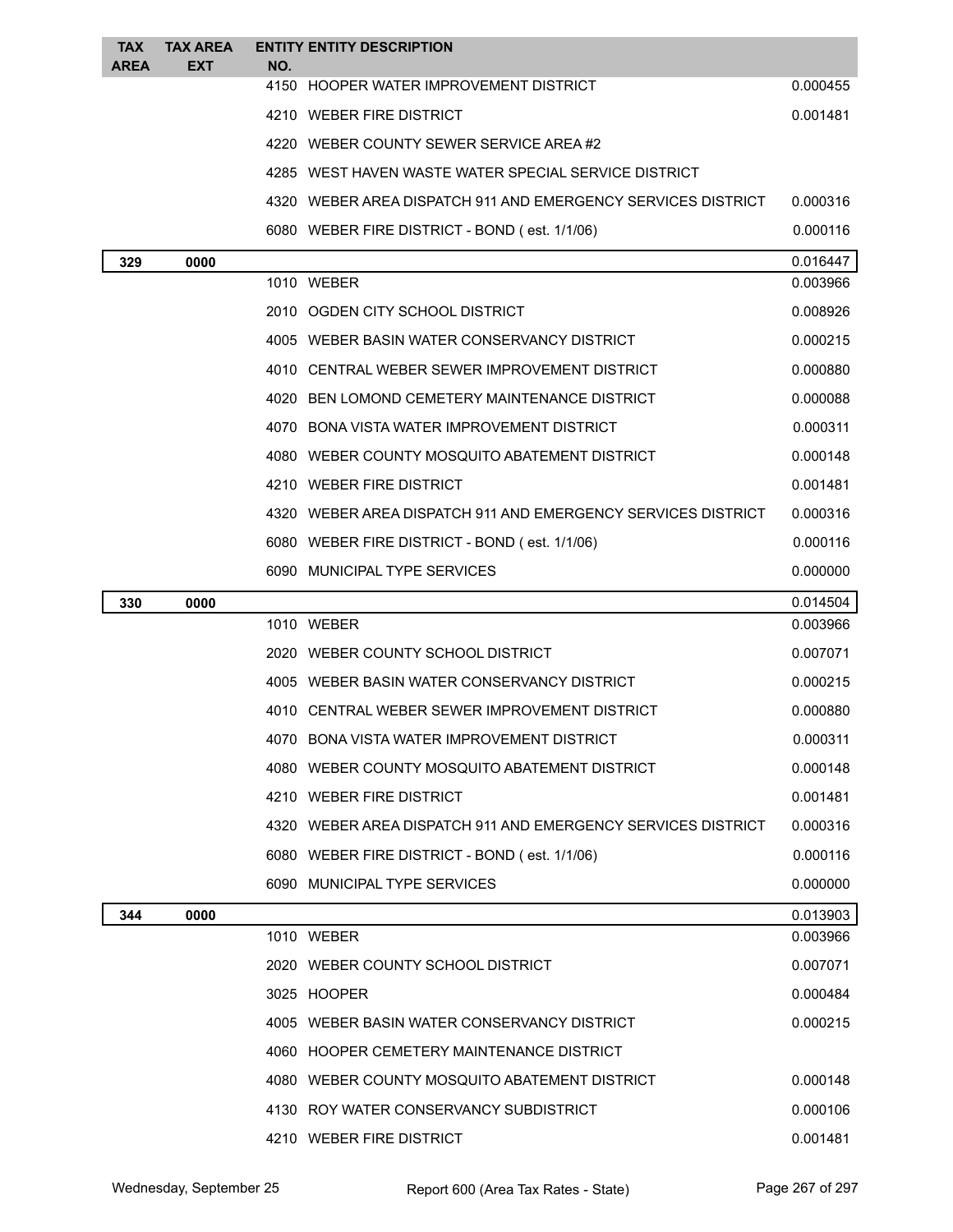| TAX AREA | TAX AREA EXT | ENTITY NO. | ENTITY DESCRIPTION | |
|---|---|---|---|---|
| | | 4150 | HOOPER WATER IMPROVEMENT DISTRICT | 0.000455 |
| | | 4210 | WEBER FIRE DISTRICT | 0.001481 |
| | | 4220 | WEBER COUNTY SEWER SERVICE AREA #2 | |
| | | 4285 | WEST HAVEN WASTE WATER SPECIAL SERVICE DISTRICT | |
| | | 4320 | WEBER AREA DISPATCH 911 AND EMERGENCY SERVICES DISTRICT | 0.000316 |
| | | 6080 | WEBER FIRE DISTRICT - BOND ( est. 1/1/06) | 0.000116 |
| **329** | **0000** | | | 0.016447 |
| | | 1010 | WEBER | 0.003966 |
| | | 2010 | OGDEN CITY SCHOOL DISTRICT | 0.008926 |
| | | 4005 | WEBER BASIN WATER CONSERVANCY DISTRICT | 0.000215 |
| | | 4010 | CENTRAL WEBER SEWER IMPROVEMENT DISTRICT | 0.000880 |
| | | 4020 | BEN LOMOND CEMETERY MAINTENANCE DISTRICT | 0.000088 |
| | | 4070 | BONA VISTA WATER IMPROVEMENT DISTRICT | 0.000311 |
| | | 4080 | WEBER COUNTY MOSQUITO ABATEMENT DISTRICT | 0.000148 |
| | | 4210 | WEBER FIRE DISTRICT | 0.001481 |
| | | 4320 | WEBER AREA DISPATCH 911 AND EMERGENCY SERVICES DISTRICT | 0.000316 |
| | | 6080 | WEBER FIRE DISTRICT - BOND ( est. 1/1/06) | 0.000116 |
| | | 6090 | MUNICIPAL TYPE SERVICES | 0.000000 |
| **330** | **0000** | | | 0.014504 |
| | | 1010 | WEBER | 0.003966 |
| | | 2020 | WEBER COUNTY SCHOOL DISTRICT | 0.007071 |
| | | 4005 | WEBER BASIN WATER CONSERVANCY DISTRICT | 0.000215 |
| | | 4010 | CENTRAL WEBER SEWER IMPROVEMENT DISTRICT | 0.000880 |
| | | 4070 | BONA VISTA WATER IMPROVEMENT DISTRICT | 0.000311 |
| | | 4080 | WEBER COUNTY MOSQUITO ABATEMENT DISTRICT | 0.000148 |
| | | 4210 | WEBER FIRE DISTRICT | 0.001481 |
| | | 4320 | WEBER AREA DISPATCH 911 AND EMERGENCY SERVICES DISTRICT | 0.000316 |
| | | 6080 | WEBER FIRE DISTRICT - BOND ( est. 1/1/06) | 0.000116 |
| | | 6090 | MUNICIPAL TYPE SERVICES | 0.000000 |
| **344** | **0000** | | | 0.013903 |
| | | 1010 | WEBER | 0.003966 |
| | | 2020 | WEBER COUNTY SCHOOL DISTRICT | 0.007071 |
| | | 3025 | HOOPER | 0.000484 |
| | | 4005 | WEBER BASIN WATER CONSERVANCY DISTRICT | 0.000215 |
| | | 4060 | HOOPER CEMETERY MAINTENANCE DISTRICT | |
| | | 4080 | WEBER COUNTY MOSQUITO ABATEMENT DISTRICT | 0.000148 |
| | | 4130 | ROY WATER CONSERVANCY SUBDISTRICT | 0.000106 |
| | | 4210 | WEBER FIRE DISTRICT | 0.001481 |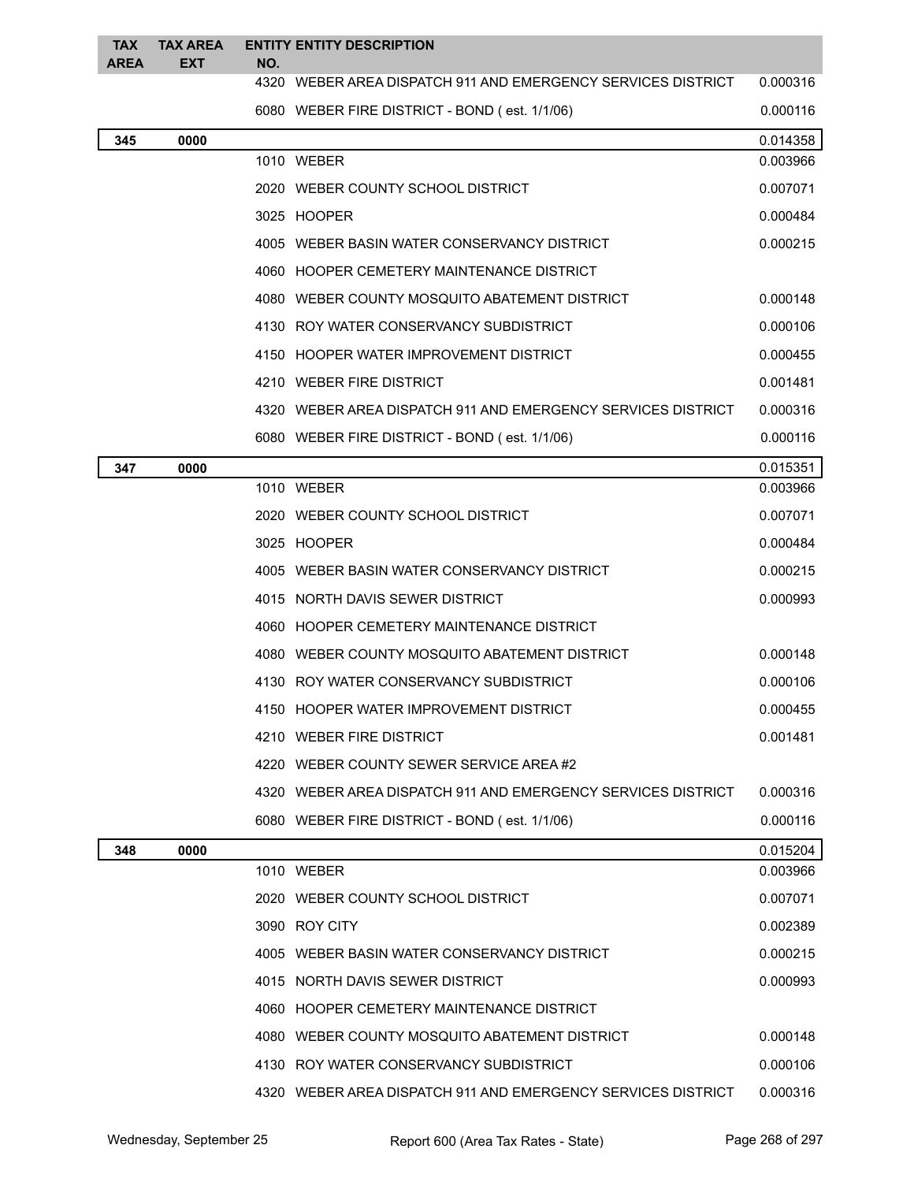| TAX AREA | TAX AREA EXT | ENTITY NO. | ENTITY DESCRIPTION | |
|---|---|---|---|---|
| | | 4320 | WEBER AREA DISPATCH 911 AND EMERGENCY SERVICES DISTRICT | 0.000316 |
| | | 6080 | WEBER FIRE DISTRICT - BOND ( est. 1/1/06) | 0.000116 |
| **345** | **0000** | | | 0.014358 |
| | | 1010 | WEBER | 0.003966 |
| | | 2020 | WEBER COUNTY SCHOOL DISTRICT | 0.007071 |
| | | 3025 | HOOPER | 0.000484 |
| | | 4005 | WEBER BASIN WATER CONSERVANCY DISTRICT | 0.000215 |
| | | 4060 | HOOPER CEMETERY MAINTENANCE DISTRICT | |
| | | 4080 | WEBER COUNTY MOSQUITO ABATEMENT DISTRICT | 0.000148 |
| | | 4130 | ROY WATER CONSERVANCY SUBDISTRICT | 0.000106 |
| | | 4150 | HOOPER WATER IMPROVEMENT DISTRICT | 0.000455 |
| | | 4210 | WEBER FIRE DISTRICT | 0.001481 |
| | | 4320 | WEBER AREA DISPATCH 911 AND EMERGENCY SERVICES DISTRICT | 0.000316 |
| | | 6080 | WEBER FIRE DISTRICT - BOND ( est. 1/1/06) | 0.000116 |
| **347** | **0000** | | | 0.015351 |
| | | 1010 | WEBER | 0.003966 |
| | | 2020 | WEBER COUNTY SCHOOL DISTRICT | 0.007071 |
| | | 3025 | HOOPER | 0.000484 |
| | | 4005 | WEBER BASIN WATER CONSERVANCY DISTRICT | 0.000215 |
| | | 4015 | NORTH DAVIS SEWER DISTRICT | 0.000993 |
| | | 4060 | HOOPER CEMETERY MAINTENANCE DISTRICT | |
| | | 4080 | WEBER COUNTY MOSQUITO ABATEMENT DISTRICT | 0.000148 |
| | | 4130 | ROY WATER CONSERVANCY SUBDISTRICT | 0.000106 |
| | | 4150 | HOOPER WATER IMPROVEMENT DISTRICT | 0.000455 |
| | | 4210 | WEBER FIRE DISTRICT | 0.001481 |
| | | 4220 | WEBER COUNTY SEWER SERVICE AREA #2 | |
| | | 4320 | WEBER AREA DISPATCH 911 AND EMERGENCY SERVICES DISTRICT | 0.000316 |
| | | 6080 | WEBER FIRE DISTRICT - BOND ( est. 1/1/06) | 0.000116 |
| **348** | **0000** | | | 0.015204 |
| | | 1010 | WEBER | 0.003966 |
| | | 2020 | WEBER COUNTY SCHOOL DISTRICT | 0.007071 |
| | | 3090 | ROY CITY | 0.002389 |
| | | 4005 | WEBER BASIN WATER CONSERVANCY DISTRICT | 0.000215 |
| | | 4015 | NORTH DAVIS SEWER DISTRICT | 0.000993 |
| | | 4060 | HOOPER CEMETERY MAINTENANCE DISTRICT | |
| | | 4080 | WEBER COUNTY MOSQUITO ABATEMENT DISTRICT | 0.000148 |
| | | 4130 | ROY WATER CONSERVANCY SUBDISTRICT | 0.000106 |
| | | 4320 | WEBER AREA DISPATCH 911 AND EMERGENCY SERVICES DISTRICT | 0.000316 |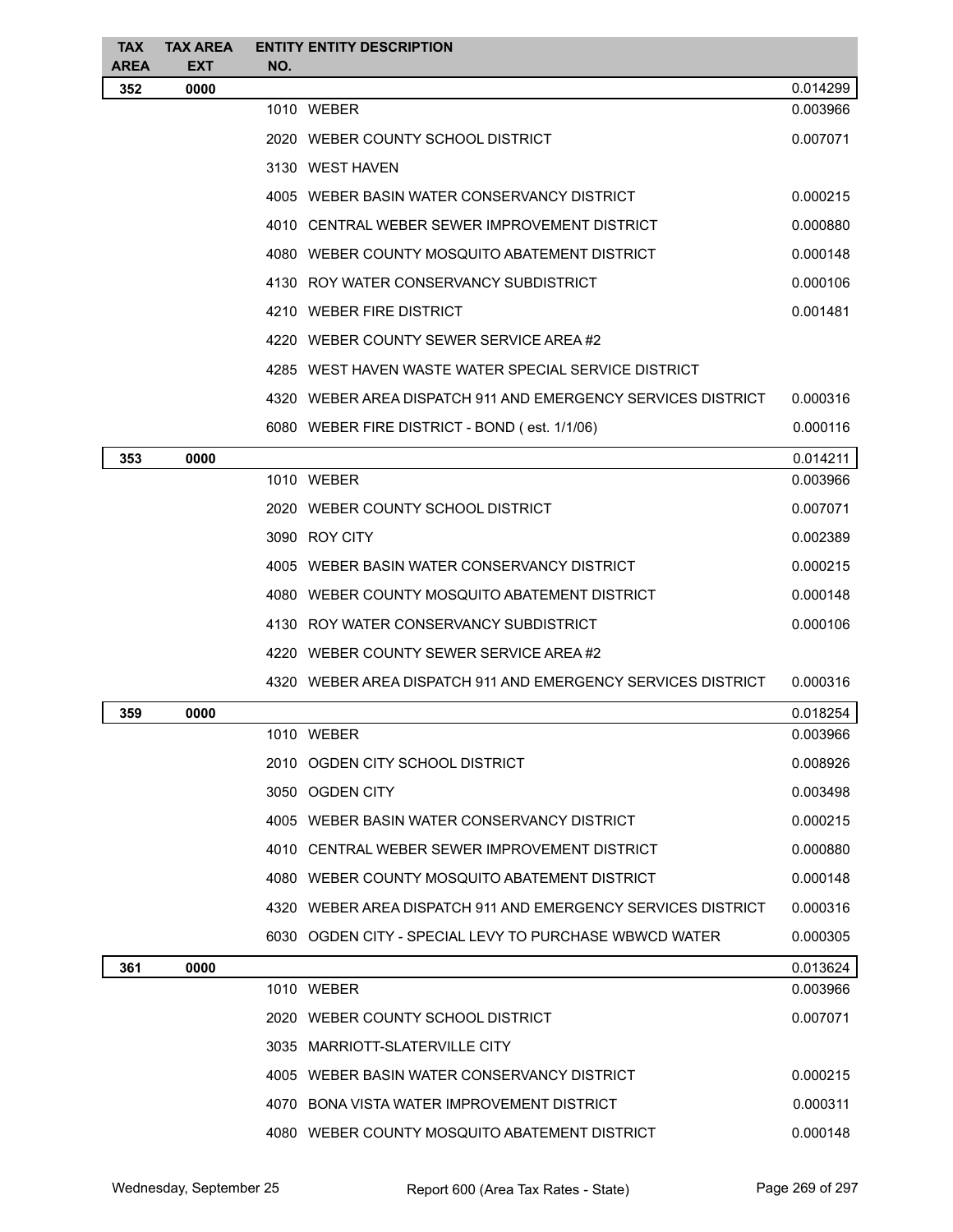| TAX AREA | TAX AREA EXT | ENTITY NO. | ENTITY DESCRIPTION | |
|---|---|---|---|---|
| **352** | **0000** | | | 0.014299 |
| | | 1010 | WEBER | 0.003966 |
| | | 2020 | WEBER COUNTY SCHOOL DISTRICT | 0.007071 |
| | | 3130 | WEST HAVEN | |
| | | 4005 | WEBER BASIN WATER CONSERVANCY DISTRICT | 0.000215 |
| | | 4010 | CENTRAL WEBER SEWER IMPROVEMENT DISTRICT | 0.000880 |
| | | 4080 | WEBER COUNTY MOSQUITO ABATEMENT DISTRICT | 0.000148 |
| | | 4130 | ROY WATER CONSERVANCY SUBDISTRICT | 0.000106 |
| | | 4210 | WEBER FIRE DISTRICT | 0.001481 |
| | | 4220 | WEBER COUNTY SEWER SERVICE AREA #2 | |
| | | 4285 | WEST HAVEN WASTE WATER SPECIAL SERVICE DISTRICT | |
| | | 4320 | WEBER AREA DISPATCH 911 AND EMERGENCY SERVICES DISTRICT | 0.000316 |
| | | 6080 | WEBER FIRE DISTRICT - BOND ( est. 1/1/06) | 0.000116 |
| **353** | **0000** | | | 0.014211 |
| | | 1010 | WEBER | 0.003966 |
| | | 2020 | WEBER COUNTY SCHOOL DISTRICT | 0.007071 |
| | | 3090 | ROY CITY | 0.002389 |
| | | 4005 | WEBER BASIN WATER CONSERVANCY DISTRICT | 0.000215 |
| | | 4080 | WEBER COUNTY MOSQUITO ABATEMENT DISTRICT | 0.000148 |
| | | 4130 | ROY WATER CONSERVANCY SUBDISTRICT | 0.000106 |
| | | 4220 | WEBER COUNTY SEWER SERVICE AREA #2 | |
| | | 4320 | WEBER AREA DISPATCH 911 AND EMERGENCY SERVICES DISTRICT | 0.000316 |
| **359** | **0000** | | | 0.018254 |
| | | 1010 | WEBER | 0.003966 |
| | | 2010 | OGDEN CITY SCHOOL DISTRICT | 0.008926 |
| | | 3050 | OGDEN CITY | 0.003498 |
| | | 4005 | WEBER BASIN WATER CONSERVANCY DISTRICT | 0.000215 |
| | | 4010 | CENTRAL WEBER SEWER IMPROVEMENT DISTRICT | 0.000880 |
| | | 4080 | WEBER COUNTY MOSQUITO ABATEMENT DISTRICT | 0.000148 |
| | | 4320 | WEBER AREA DISPATCH 911 AND EMERGENCY SERVICES DISTRICT | 0.000316 |
| | | 6030 | OGDEN CITY - SPECIAL LEVY TO PURCHASE WBWCD WATER | 0.000305 |
| **361** | **0000** | | | 0.013624 |
| | | 1010 | WEBER | 0.003966 |
| | | 2020 | WEBER COUNTY SCHOOL DISTRICT | 0.007071 |
| | | 3035 | MARRIOTT-SLATERVILLE CITY | |
| | | 4005 | WEBER BASIN WATER CONSERVANCY DISTRICT | 0.000215 |
| | | 4070 | BONA VISTA WATER IMPROVEMENT DISTRICT | 0.000311 |
| | | 4080 | WEBER COUNTY MOSQUITO ABATEMENT DISTRICT | 0.000148 |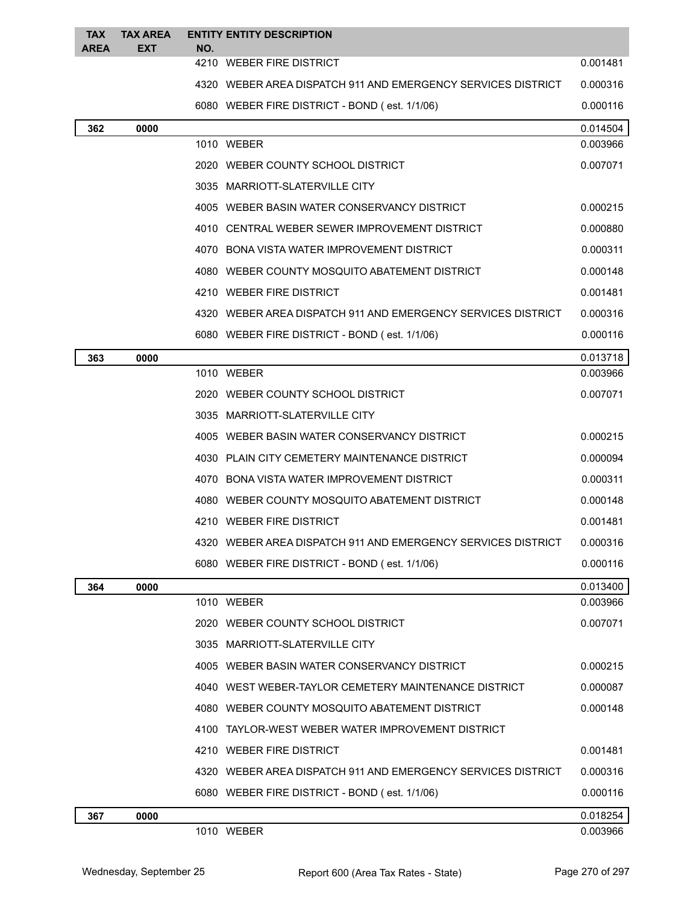| TAX AREA | TAX AREA EXT | ENTITY NO. | ENTITY DESCRIPTION | |
|---|---|---|---|---|
| | | 4210 | WEBER FIRE DISTRICT | 0.001481 |
| | | 4320 | WEBER AREA DISPATCH 911 AND EMERGENCY SERVICES DISTRICT | 0.000316 |
| | | 6080 | WEBER FIRE DISTRICT - BOND ( est. 1/1/06) | 0.000116 |
| **362** | **0000** | | | 0.014504 |
| | | 1010 | WEBER | 0.003966 |
| | | 2020 | WEBER COUNTY SCHOOL DISTRICT | 0.007071 |
| | | 3035 | MARRIOTT-SLATERVILLE CITY | |
| | | 4005 | WEBER BASIN WATER CONSERVANCY DISTRICT | 0.000215 |
| | | 4010 | CENTRAL WEBER SEWER IMPROVEMENT DISTRICT | 0.000880 |
| | | 4070 | BONA VISTA WATER IMPROVEMENT DISTRICT | 0.000311 |
| | | 4080 | WEBER COUNTY MOSQUITO ABATEMENT DISTRICT | 0.000148 |
| | | 4210 | WEBER FIRE DISTRICT | 0.001481 |
| | | 4320 | WEBER AREA DISPATCH 911 AND EMERGENCY SERVICES DISTRICT | 0.000316 |
| | | 6080 | WEBER FIRE DISTRICT - BOND ( est. 1/1/06) | 0.000116 |
| **363** | **0000** | | | 0.013718 |
| | | 1010 | WEBER | 0.003966 |
| | | 2020 | WEBER COUNTY SCHOOL DISTRICT | 0.007071 |
| | | 3035 | MARRIOTT-SLATERVILLE CITY | |
| | | 4005 | WEBER BASIN WATER CONSERVANCY DISTRICT | 0.000215 |
| | | 4030 | PLAIN CITY CEMETERY MAINTENANCE DISTRICT | 0.000094 |
| | | 4070 | BONA VISTA WATER IMPROVEMENT DISTRICT | 0.000311 |
| | | 4080 | WEBER COUNTY MOSQUITO ABATEMENT DISTRICT | 0.000148 |
| | | 4210 | WEBER FIRE DISTRICT | 0.001481 |
| | | 4320 | WEBER AREA DISPATCH 911 AND EMERGENCY SERVICES DISTRICT | 0.000316 |
| | | 6080 | WEBER FIRE DISTRICT - BOND ( est. 1/1/06) | 0.000116 |
| **364** | **0000** | | | 0.013400 |
| | | 1010 | WEBER | 0.003966 |
| | | 2020 | WEBER COUNTY SCHOOL DISTRICT | 0.007071 |
| | | 3035 | MARRIOTT-SLATERVILLE CITY | |
| | | 4005 | WEBER BASIN WATER CONSERVANCY DISTRICT | 0.000215 |
| | | 4040 | WEST WEBER-TAYLOR CEMETERY MAINTENANCE DISTRICT | 0.000087 |
| | | 4080 | WEBER COUNTY MOSQUITO ABATEMENT DISTRICT | 0.000148 |
| | | 4100 | TAYLOR-WEST WEBER WATER IMPROVEMENT DISTRICT | |
| | | 4210 | WEBER FIRE DISTRICT | 0.001481 |
| | | 4320 | WEBER AREA DISPATCH 911 AND EMERGENCY SERVICES DISTRICT | 0.000316 |
| | | 6080 | WEBER FIRE DISTRICT - BOND ( est. 1/1/06) | 0.000116 |
| **367** | **0000** | | | 0.018254 |
| | | 1010 | WEBER | 0.003966 |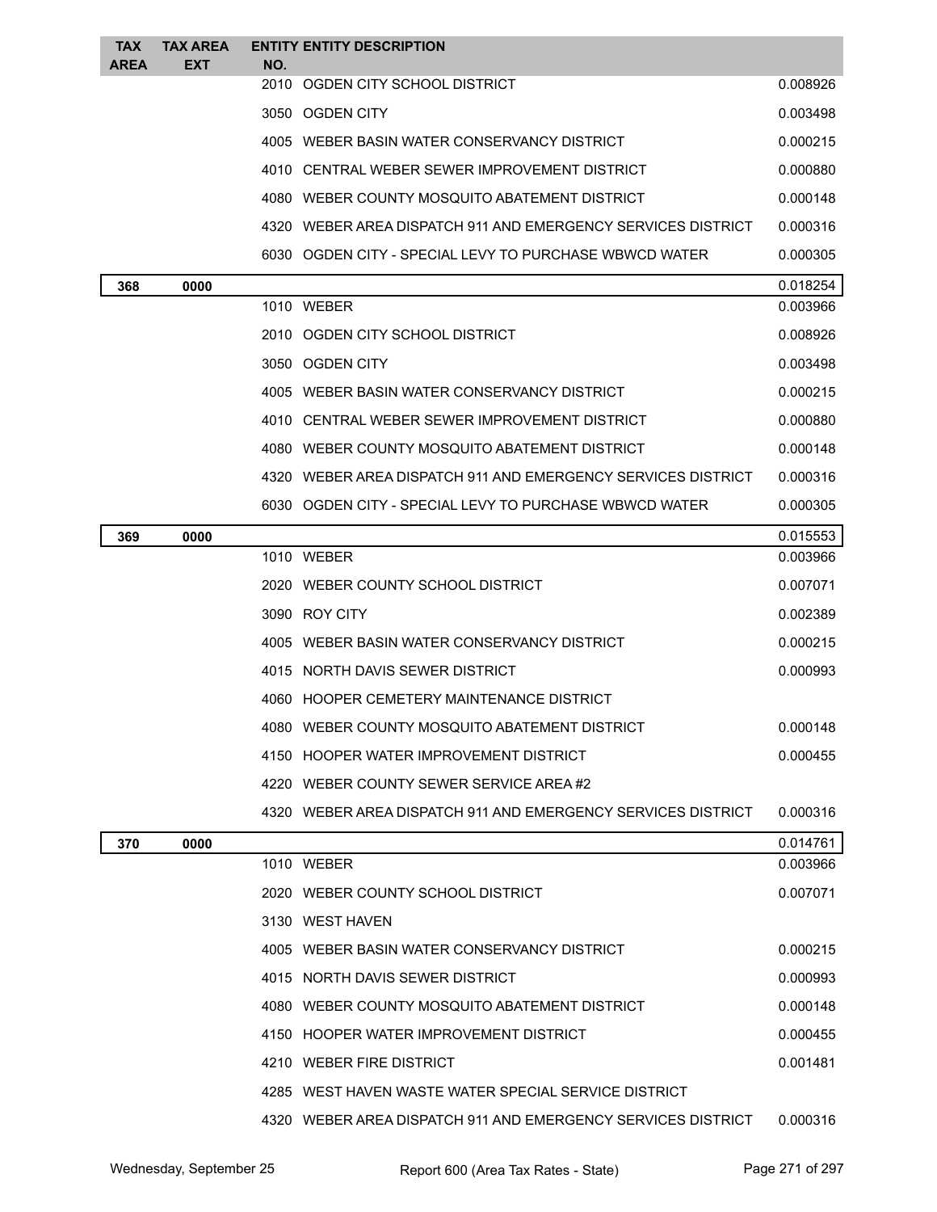| TAX AREA | TAX AREA EXT | ENTITY NO. | ENTITY DESCRIPTION | |
|---|---|---|---|---|
| | | 2010 | OGDEN CITY SCHOOL DISTRICT | 0.008926 |
| | | 3050 | OGDEN CITY | 0.003498 |
| | | 4005 | WEBER BASIN WATER CONSERVANCY DISTRICT | 0.000215 |
| | | 4010 | CENTRAL WEBER SEWER IMPROVEMENT DISTRICT | 0.000880 |
| | | 4080 | WEBER COUNTY MOSQUITO ABATEMENT DISTRICT | 0.000148 |
| | | 4320 | WEBER AREA DISPATCH 911 AND EMERGENCY SERVICES DISTRICT | 0.000316 |
| | | 6030 | OGDEN CITY - SPECIAL LEVY TO PURCHASE WBWCD WATER | 0.000305 |
| **368** | **0000** | | | 0.018254 |
| | | 1010 | WEBER | 0.003966 |
| | | 2010 | OGDEN CITY SCHOOL DISTRICT | 0.008926 |
| | | 3050 | OGDEN CITY | 0.003498 |
| | | 4005 | WEBER BASIN WATER CONSERVANCY DISTRICT | 0.000215 |
| | | 4010 | CENTRAL WEBER SEWER IMPROVEMENT DISTRICT | 0.000880 |
| | | 4080 | WEBER COUNTY MOSQUITO ABATEMENT DISTRICT | 0.000148 |
| | | 4320 | WEBER AREA DISPATCH 911 AND EMERGENCY SERVICES DISTRICT | 0.000316 |
| | | 6030 | OGDEN CITY - SPECIAL LEVY TO PURCHASE WBWCD WATER | 0.000305 |
| **369** | **0000** | | | 0.015553 |
| | | 1010 | WEBER | 0.003966 |
| | | 2020 | WEBER COUNTY SCHOOL DISTRICT | 0.007071 |
| | | 3090 | ROY CITY | 0.002389 |
| | | 4005 | WEBER BASIN WATER CONSERVANCY DISTRICT | 0.000215 |
| | | 4015 | NORTH DAVIS SEWER DISTRICT | 0.000993 |
| | | 4060 | HOOPER CEMETERY MAINTENANCE DISTRICT | |
| | | 4080 | WEBER COUNTY MOSQUITO ABATEMENT DISTRICT | 0.000148 |
| | | 4150 | HOOPER WATER IMPROVEMENT DISTRICT | 0.000455 |
| | | 4220 | WEBER COUNTY SEWER SERVICE AREA #2 | |
| | | 4320 | WEBER AREA DISPATCH 911 AND EMERGENCY SERVICES DISTRICT | 0.000316 |
| **370** | **0000** | | | 0.014761 |
| | | 1010 | WEBER | 0.003966 |
| | | 2020 | WEBER COUNTY SCHOOL DISTRICT | 0.007071 |
| | | 3130 | WEST HAVEN | |
| | | 4005 | WEBER BASIN WATER CONSERVANCY DISTRICT | 0.000215 |
| | | 4015 | NORTH DAVIS SEWER DISTRICT | 0.000993 |
| | | 4080 | WEBER COUNTY MOSQUITO ABATEMENT DISTRICT | 0.000148 |
| | | 4150 | HOOPER WATER IMPROVEMENT DISTRICT | 0.000455 |
| | | 4210 | WEBER FIRE DISTRICT | 0.001481 |
| | | 4285 | WEST HAVEN WASTE WATER SPECIAL SERVICE DISTRICT | |
| | | 4320 | WEBER AREA DISPATCH 911 AND EMERGENCY SERVICES DISTRICT | 0.000316 |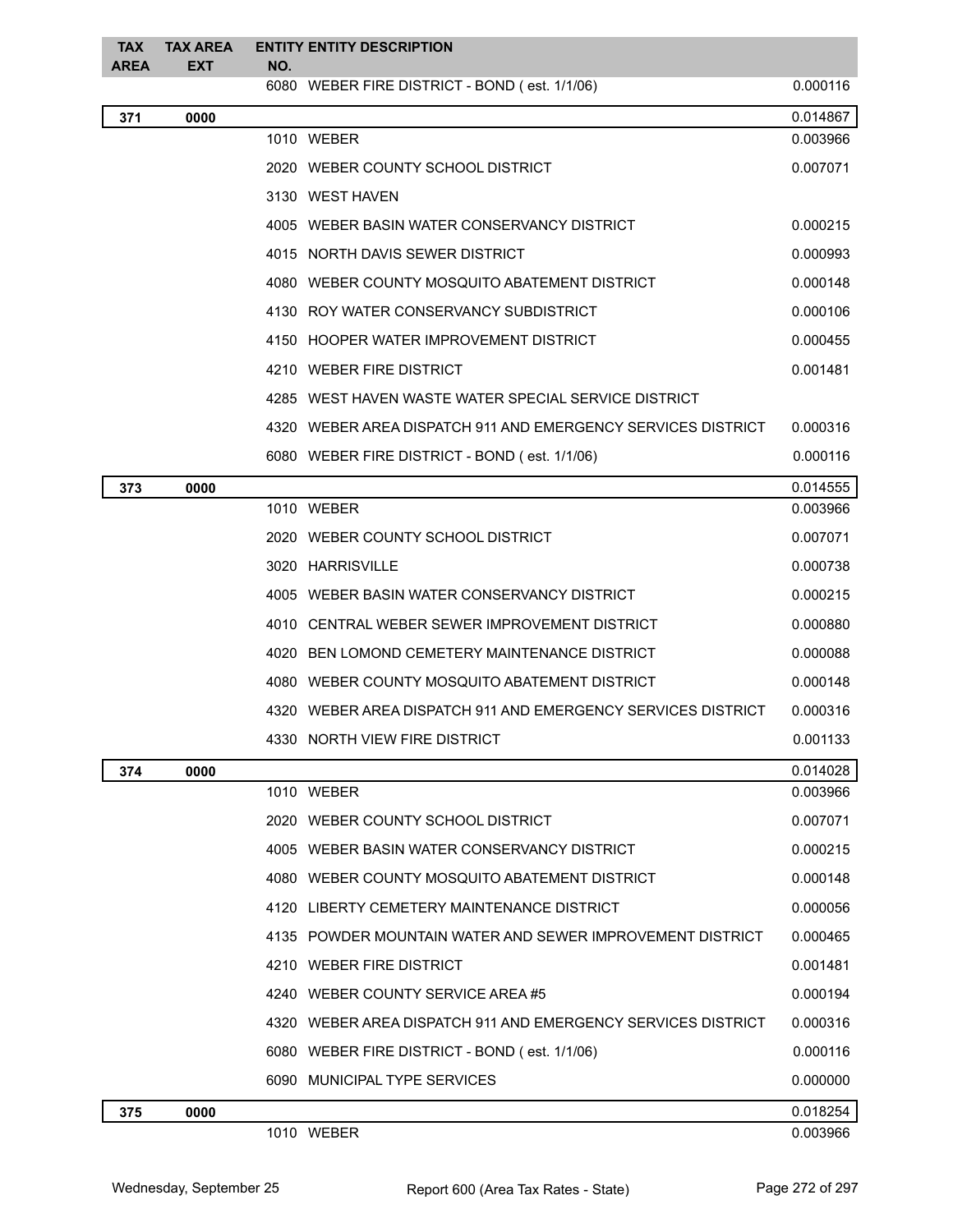| TAX AREA | TAX AREA EXT | ENTITY NO. | ENTITY DESCRIPTION | |
|---|---|---|---|---|
| | | 6080 | WEBER FIRE DISTRICT - BOND ( est. 1/1/06) | 0.000116 |
| **371** | **0000** | | | 0.014867 |
| | | 1010 | WEBER | 0.003966 |
| | | 2020 | WEBER COUNTY SCHOOL DISTRICT | 0.007071 |
| | | 3130 | WEST HAVEN | |
| | | 4005 | WEBER BASIN WATER CONSERVANCY DISTRICT | 0.000215 |
| | | 4015 | NORTH DAVIS SEWER DISTRICT | 0.000993 |
| | | 4080 | WEBER COUNTY MOSQUITO ABATEMENT DISTRICT | 0.000148 |
| | | 4130 | ROY WATER CONSERVANCY SUBDISTRICT | 0.000106 |
| | | 4150 | HOOPER WATER IMPROVEMENT DISTRICT | 0.000455 |
| | | 4210 | WEBER FIRE DISTRICT | 0.001481 |
| | | 4285 | WEST HAVEN WASTE WATER SPECIAL SERVICE DISTRICT | |
| | | 4320 | WEBER AREA DISPATCH 911 AND EMERGENCY SERVICES DISTRICT | 0.000316 |
| | | 6080 | WEBER FIRE DISTRICT - BOND ( est. 1/1/06) | 0.000116 |
| **373** | **0000** | | | 0.014555 |
| | | 1010 | WEBER | 0.003966 |
| | | 2020 | WEBER COUNTY SCHOOL DISTRICT | 0.007071 |
| | | 3020 | HARRISVILLE | 0.000738 |
| | | 4005 | WEBER BASIN WATER CONSERVANCY DISTRICT | 0.000215 |
| | | 4010 | CENTRAL WEBER SEWER IMPROVEMENT DISTRICT | 0.000880 |
| | | 4020 | BEN LOMOND CEMETERY MAINTENANCE DISTRICT | 0.000088 |
| | | 4080 | WEBER COUNTY MOSQUITO ABATEMENT DISTRICT | 0.000148 |
| | | 4320 | WEBER AREA DISPATCH 911 AND EMERGENCY SERVICES DISTRICT | 0.000316 |
| | | 4330 | NORTH VIEW FIRE DISTRICT | 0.001133 |
| **374** | **0000** | | | 0.014028 |
| | | 1010 | WEBER | 0.003966 |
| | | 2020 | WEBER COUNTY SCHOOL DISTRICT | 0.007071 |
| | | 4005 | WEBER BASIN WATER CONSERVANCY DISTRICT | 0.000215 |
| | | 4080 | WEBER COUNTY MOSQUITO ABATEMENT DISTRICT | 0.000148 |
| | | 4120 | LIBERTY CEMETERY MAINTENANCE DISTRICT | 0.000056 |
| | | 4135 | POWDER MOUNTAIN WATER AND SEWER IMPROVEMENT DISTRICT | 0.000465 |
| | | 4210 | WEBER FIRE DISTRICT | 0.001481 |
| | | 4240 | WEBER COUNTY SERVICE AREA #5 | 0.000194 |
| | | 4320 | WEBER AREA DISPATCH 911 AND EMERGENCY SERVICES DISTRICT | 0.000316 |
| | | 6080 | WEBER FIRE DISTRICT - BOND ( est. 1/1/06) | 0.000116 |
| | | 6090 | MUNICIPAL TYPE SERVICES | 0.000000 |
| **375** | **0000** | | | 0.018254 |
| | | 1010 | WEBER | 0.003966 |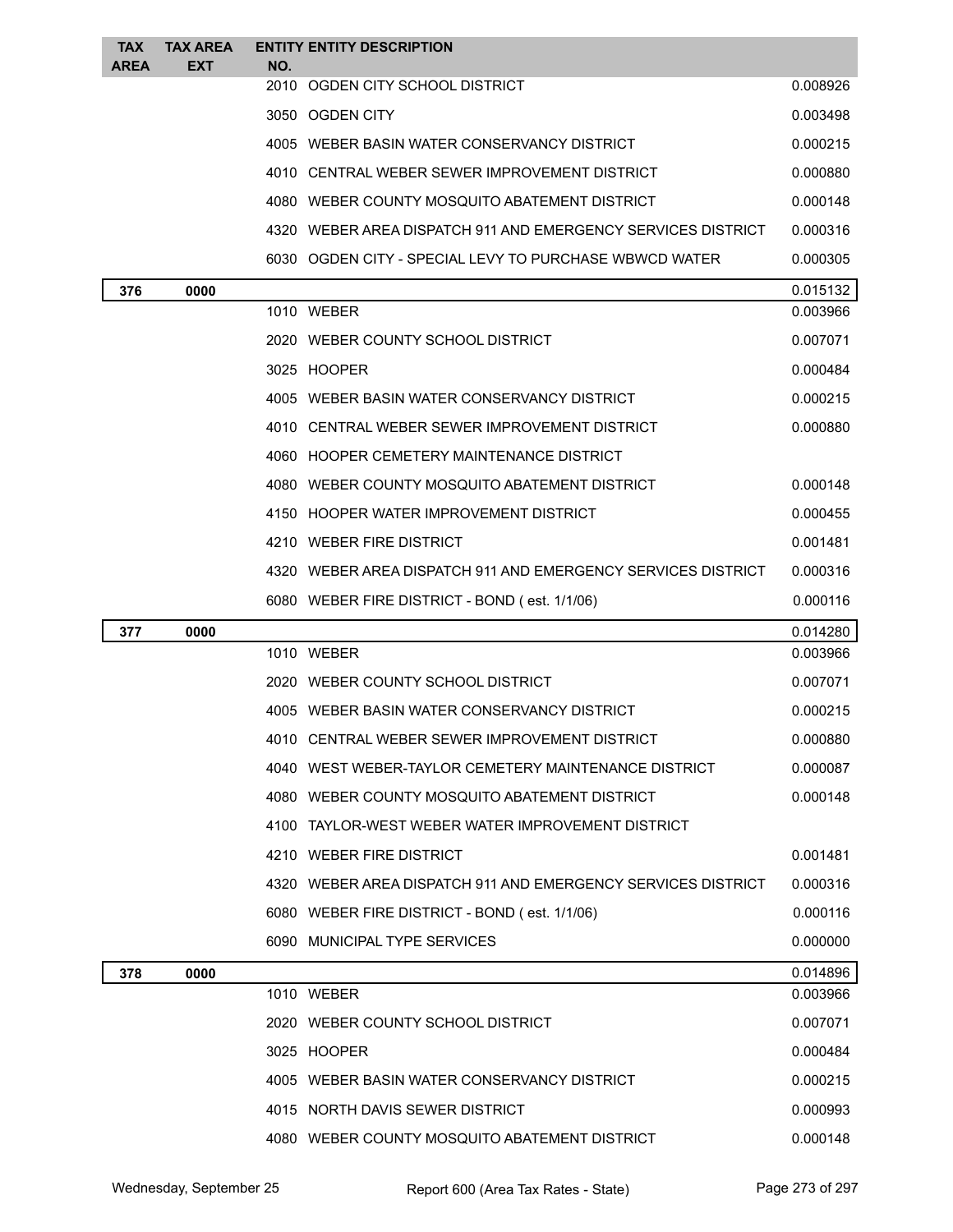| TAX AREA | TAX AREA EXT | ENTITY NO. | ENTITY DESCRIPTION | |
|---|---|---|---|---|
| | | 2010 | OGDEN CITY SCHOOL DISTRICT | 0.008926 |
| | | 3050 | OGDEN CITY | 0.003498 |
| | | 4005 | WEBER BASIN WATER CONSERVANCY DISTRICT | 0.000215 |
| | | 4010 | CENTRAL WEBER SEWER IMPROVEMENT DISTRICT | 0.000880 |
| | | 4080 | WEBER COUNTY MOSQUITO ABATEMENT DISTRICT | 0.000148 |
| | | 4320 | WEBER AREA DISPATCH 911 AND EMERGENCY SERVICES DISTRICT | 0.000316 |
| | | 6030 | OGDEN CITY - SPECIAL LEVY TO PURCHASE WBWCD WATER | 0.000305 |
| **376** | **0000** | | | 0.015132 |
| | | 1010 | WEBER | 0.003966 |
| | | 2020 | WEBER COUNTY SCHOOL DISTRICT | 0.007071 |
| | | 3025 | HOOPER | 0.000484 |
| | | 4005 | WEBER BASIN WATER CONSERVANCY DISTRICT | 0.000215 |
| | | 4010 | CENTRAL WEBER SEWER IMPROVEMENT DISTRICT | 0.000880 |
| | | 4060 | HOOPER CEMETERY MAINTENANCE DISTRICT | |
| | | 4080 | WEBER COUNTY MOSQUITO ABATEMENT DISTRICT | 0.000148 |
| | | 4150 | HOOPER WATER IMPROVEMENT DISTRICT | 0.000455 |
| | | 4210 | WEBER FIRE DISTRICT | 0.001481 |
| | | 4320 | WEBER AREA DISPATCH 911 AND EMERGENCY SERVICES DISTRICT | 0.000316 |
| | | 6080 | WEBER FIRE DISTRICT - BOND ( est. 1/1/06) | 0.000116 |
| **377** | **0000** | | | 0.014280 |
| | | 1010 | WEBER | 0.003966 |
| | | 2020 | WEBER COUNTY SCHOOL DISTRICT | 0.007071 |
| | | 4005 | WEBER BASIN WATER CONSERVANCY DISTRICT | 0.000215 |
| | | 4010 | CENTRAL WEBER SEWER IMPROVEMENT DISTRICT | 0.000880 |
| | | 4040 | WEST WEBER-TAYLOR CEMETERY MAINTENANCE DISTRICT | 0.000087 |
| | | 4080 | WEBER COUNTY MOSQUITO ABATEMENT DISTRICT | 0.000148 |
| | | 4100 | TAYLOR-WEST WEBER WATER IMPROVEMENT DISTRICT | |
| | | 4210 | WEBER FIRE DISTRICT | 0.001481 |
| | | 4320 | WEBER AREA DISPATCH 911 AND EMERGENCY SERVICES DISTRICT | 0.000316 |
| | | 6080 | WEBER FIRE DISTRICT - BOND ( est. 1/1/06) | 0.000116 |
| | | 6090 | MUNICIPAL TYPE SERVICES | 0.000000 |
| **378** | **0000** | | | 0.014896 |
| | | 1010 | WEBER | 0.003966 |
| | | 2020 | WEBER COUNTY SCHOOL DISTRICT | 0.007071 |
| | | 3025 | HOOPER | 0.000484 |
| | | 4005 | WEBER BASIN WATER CONSERVANCY DISTRICT | 0.000215 |
| | | 4015 | NORTH DAVIS SEWER DISTRICT | 0.000993 |
| | | 4080 | WEBER COUNTY MOSQUITO ABATEMENT DISTRICT | 0.000148 |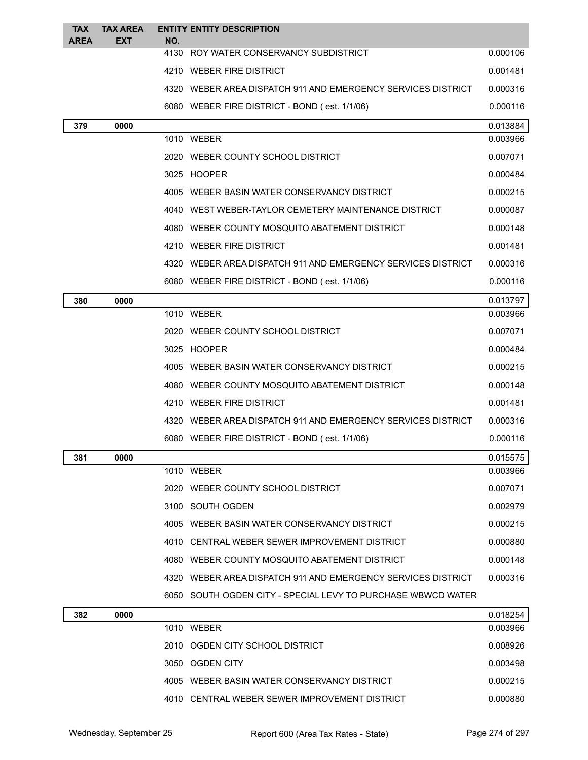| TAX AREA | TAX AREA EXT | ENTITY NO. | ENTITY DESCRIPTION | |
|---|---|---|---|---|
| | | 4130 | ROY WATER CONSERVANCY SUBDISTRICT | 0.000106 |
| | | 4210 | WEBER FIRE DISTRICT | 0.001481 |
| | | 4320 | WEBER AREA DISPATCH 911 AND EMERGENCY SERVICES DISTRICT | 0.000316 |
| | | 6080 | WEBER FIRE DISTRICT - BOND ( est. 1/1/06) | 0.000116 |
| **379** | **0000** | | | 0.013884 |
| | | 1010 | WEBER | 0.003966 |
| | | 2020 | WEBER COUNTY SCHOOL DISTRICT | 0.007071 |
| | | 3025 | HOOPER | 0.000484 |
| | | 4005 | WEBER BASIN WATER CONSERVANCY DISTRICT | 0.000215 |
| | | 4040 | WEST WEBER-TAYLOR CEMETERY MAINTENANCE DISTRICT | 0.000087 |
| | | 4080 | WEBER COUNTY MOSQUITO ABATEMENT DISTRICT | 0.000148 |
| | | 4210 | WEBER FIRE DISTRICT | 0.001481 |
| | | 4320 | WEBER AREA DISPATCH 911 AND EMERGENCY SERVICES DISTRICT | 0.000316 |
| | | 6080 | WEBER FIRE DISTRICT - BOND ( est. 1/1/06) | 0.000116 |
| **380** | **0000** | | | 0.013797 |
| | | 1010 | WEBER | 0.003966 |
| | | 2020 | WEBER COUNTY SCHOOL DISTRICT | 0.007071 |
| | | 3025 | HOOPER | 0.000484 |
| | | 4005 | WEBER BASIN WATER CONSERVANCY DISTRICT | 0.000215 |
| | | 4080 | WEBER COUNTY MOSQUITO ABATEMENT DISTRICT | 0.000148 |
| | | 4210 | WEBER FIRE DISTRICT | 0.001481 |
| | | 4320 | WEBER AREA DISPATCH 911 AND EMERGENCY SERVICES DISTRICT | 0.000316 |
| | | 6080 | WEBER FIRE DISTRICT - BOND ( est. 1/1/06) | 0.000116 |
| **381** | **0000** | | | 0.015575 |
| | | 1010 | WEBER | 0.003966 |
| | | 2020 | WEBER COUNTY SCHOOL DISTRICT | 0.007071 |
| | | 3100 | SOUTH OGDEN | 0.002979 |
| | | 4005 | WEBER BASIN WATER CONSERVANCY DISTRICT | 0.000215 |
| | | 4010 | CENTRAL WEBER SEWER IMPROVEMENT DISTRICT | 0.000880 |
| | | 4080 | WEBER COUNTY MOSQUITO ABATEMENT DISTRICT | 0.000148 |
| | | 4320 | WEBER AREA DISPATCH 911 AND EMERGENCY SERVICES DISTRICT | 0.000316 |
| | | 6050 | SOUTH OGDEN CITY - SPECIAL LEVY TO PURCHASE WBWCD WATER | |
| **382** | **0000** | | | 0.018254 |
| | | 1010 | WEBER | 0.003966 |
| | | 2010 | OGDEN CITY SCHOOL DISTRICT | 0.008926 |
| | | 3050 | OGDEN CITY | 0.003498 |
| | | 4005 | WEBER BASIN WATER CONSERVANCY DISTRICT | 0.000215 |
| | | 4010 | CENTRAL WEBER SEWER IMPROVEMENT DISTRICT | 0.000880 |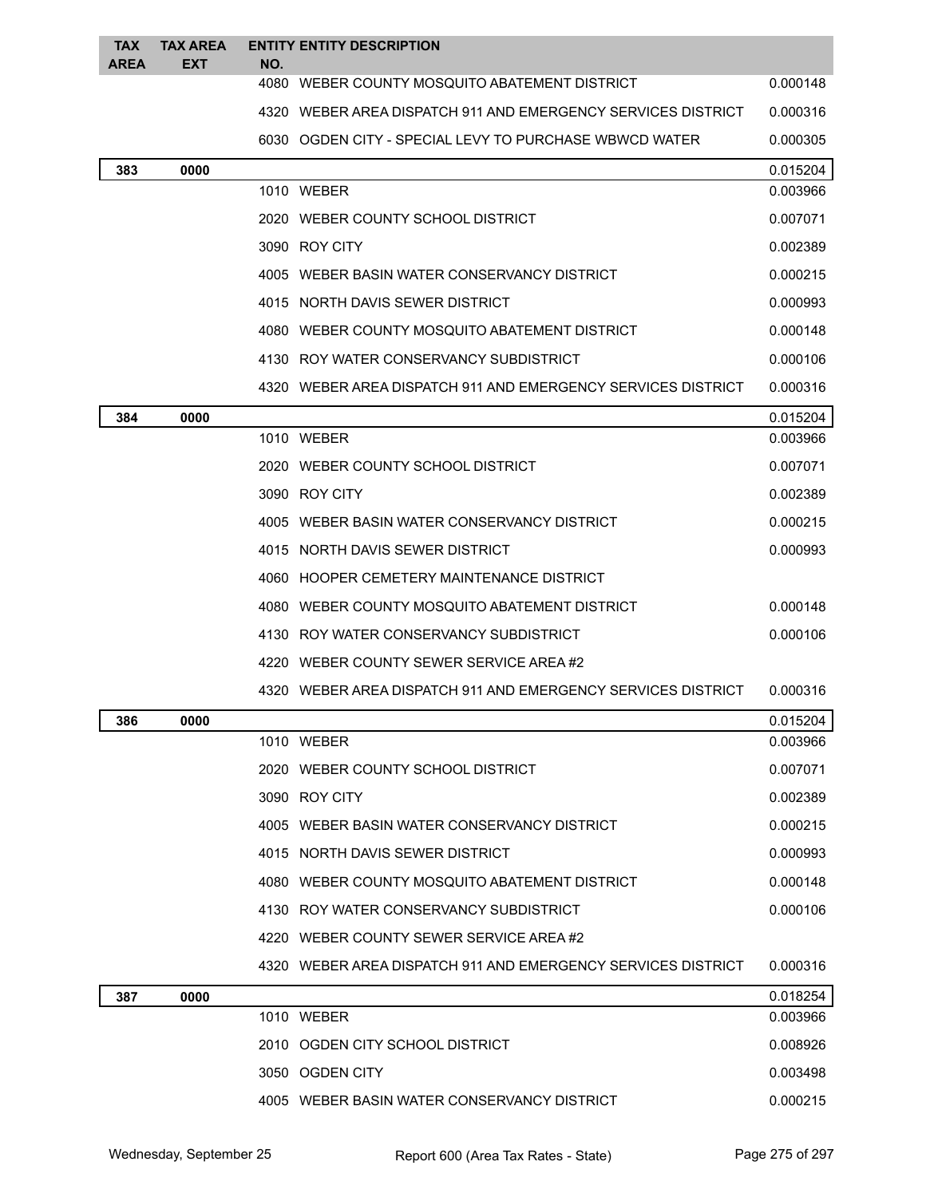| TAX AREA | TAX AREA EXT | ENTITY NO. | ENTITY DESCRIPTION | |
|---|---|---|---|---|
| | | 4080 | WEBER COUNTY MOSQUITO ABATEMENT DISTRICT | 0.000148 |
| | | 4320 | WEBER AREA DISPATCH 911 AND EMERGENCY SERVICES DISTRICT | 0.000316 |
| | | 6030 | OGDEN CITY - SPECIAL LEVY TO PURCHASE WBWCD WATER | 0.000305 |
| **383** | **0000** | | | 0.015204 |
| | | 1010 | WEBER | 0.003966 |
| | | 2020 | WEBER COUNTY SCHOOL DISTRICT | 0.007071 |
| | | 3090 | ROY CITY | 0.002389 |
| | | 4005 | WEBER BASIN WATER CONSERVANCY DISTRICT | 0.000215 |
| | | 4015 | NORTH DAVIS SEWER DISTRICT | 0.000993 |
| | | 4080 | WEBER COUNTY MOSQUITO ABATEMENT DISTRICT | 0.000148 |
| | | 4130 | ROY WATER CONSERVANCY SUBDISTRICT | 0.000106 |
| | | 4320 | WEBER AREA DISPATCH 911 AND EMERGENCY SERVICES DISTRICT | 0.000316 |
| **384** | **0000** | | | 0.015204 |
| | | 1010 | WEBER | 0.003966 |
| | | 2020 | WEBER COUNTY SCHOOL DISTRICT | 0.007071 |
| | | 3090 | ROY CITY | 0.002389 |
| | | 4005 | WEBER BASIN WATER CONSERVANCY DISTRICT | 0.000215 |
| | | 4015 | NORTH DAVIS SEWER DISTRICT | 0.000993 |
| | | 4060 | HOOPER CEMETERY MAINTENANCE DISTRICT | |
| | | 4080 | WEBER COUNTY MOSQUITO ABATEMENT DISTRICT | 0.000148 |
| | | 4130 | ROY WATER CONSERVANCY SUBDISTRICT | 0.000106 |
| | | 4220 | WEBER COUNTY SEWER SERVICE AREA #2 | |
| | | 4320 | WEBER AREA DISPATCH 911 AND EMERGENCY SERVICES DISTRICT | 0.000316 |
| **386** | **0000** | | | 0.015204 |
| | | 1010 | WEBER | 0.003966 |
| | | 2020 | WEBER COUNTY SCHOOL DISTRICT | 0.007071 |
| | | 3090 | ROY CITY | 0.002389 |
| | | 4005 | WEBER BASIN WATER CONSERVANCY DISTRICT | 0.000215 |
| | | 4015 | NORTH DAVIS SEWER DISTRICT | 0.000993 |
| | | 4080 | WEBER COUNTY MOSQUITO ABATEMENT DISTRICT | 0.000148 |
| | | 4130 | ROY WATER CONSERVANCY SUBDISTRICT | 0.000106 |
| | | 4220 | WEBER COUNTY SEWER SERVICE AREA #2 | |
| | | 4320 | WEBER AREA DISPATCH 911 AND EMERGENCY SERVICES DISTRICT | 0.000316 |
| **387** | **0000** | | | 0.018254 |
| | | 1010 | WEBER | 0.003966 |
| | | 2010 | OGDEN CITY SCHOOL DISTRICT | 0.008926 |
| | | 3050 | OGDEN CITY | 0.003498 |
| | | 4005 | WEBER BASIN WATER CONSERVANCY DISTRICT | 0.000215 |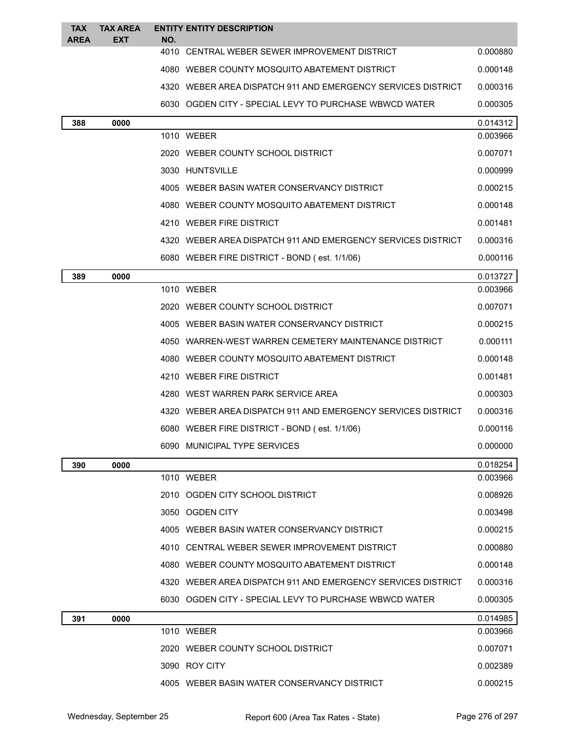| TAX AREA | TAX AREA EXT | ENTITY NO. | ENTITY DESCRIPTION | |
|---|---|---|---|---|
| | | 4010 | CENTRAL WEBER SEWER IMPROVEMENT DISTRICT | 0.000880 |
| | | 4080 | WEBER COUNTY MOSQUITO ABATEMENT DISTRICT | 0.000148 |
| | | 4320 | WEBER AREA DISPATCH 911 AND EMERGENCY SERVICES DISTRICT | 0.000316 |
| | | 6030 | OGDEN CITY - SPECIAL LEVY TO PURCHASE WBWCD WATER | 0.000305 |
| **388** | **0000** | | | 0.014312 |
| | | 1010 | WEBER | 0.003966 |
| | | 2020 | WEBER COUNTY SCHOOL DISTRICT | 0.007071 |
| | | 3030 | HUNTSVILLE | 0.000999 |
| | | 4005 | WEBER BASIN WATER CONSERVANCY DISTRICT | 0.000215 |
| | | 4080 | WEBER COUNTY MOSQUITO ABATEMENT DISTRICT | 0.000148 |
| | | 4210 | WEBER FIRE DISTRICT | 0.001481 |
| | | 4320 | WEBER AREA DISPATCH 911 AND EMERGENCY SERVICES DISTRICT | 0.000316 |
| | | 6080 | WEBER FIRE DISTRICT - BOND ( est. 1/1/06) | 0.000116 |
| **389** | **0000** | | | 0.013727 |
| | | 1010 | WEBER | 0.003966 |
| | | 2020 | WEBER COUNTY SCHOOL DISTRICT | 0.007071 |
| | | 4005 | WEBER BASIN WATER CONSERVANCY DISTRICT | 0.000215 |
| | | 4050 | WARREN-WEST WARREN CEMETERY MAINTENANCE DISTRICT | 0.000111 |
| | | 4080 | WEBER COUNTY MOSQUITO ABATEMENT DISTRICT | 0.000148 |
| | | 4210 | WEBER FIRE DISTRICT | 0.001481 |
| | | 4280 | WEST WARREN PARK SERVICE AREA | 0.000303 |
| | | 4320 | WEBER AREA DISPATCH 911 AND EMERGENCY SERVICES DISTRICT | 0.000316 |
| | | 6080 | WEBER FIRE DISTRICT - BOND ( est. 1/1/06) | 0.000116 |
| | | 6090 | MUNICIPAL TYPE SERVICES | 0.000000 |
| **390** | **0000** | | | 0.018254 |
| | | 1010 | WEBER | 0.003966 |
| | | 2010 | OGDEN CITY SCHOOL DISTRICT | 0.008926 |
| | | 3050 | OGDEN CITY | 0.003498 |
| | | 4005 | WEBER BASIN WATER CONSERVANCY DISTRICT | 0.000215 |
| | | 4010 | CENTRAL WEBER SEWER IMPROVEMENT DISTRICT | 0.000880 |
| | | 4080 | WEBER COUNTY MOSQUITO ABATEMENT DISTRICT | 0.000148 |
| | | 4320 | WEBER AREA DISPATCH 911 AND EMERGENCY SERVICES DISTRICT | 0.000316 |
| | | 6030 | OGDEN CITY - SPECIAL LEVY TO PURCHASE WBWCD WATER | 0.000305 |
| **391** | **0000** | | | 0.014985 |
| | | 1010 | WEBER | 0.003966 |
| | | 2020 | WEBER COUNTY SCHOOL DISTRICT | 0.007071 |
| | | 3090 | ROY CITY | 0.002389 |
| | | 4005 | WEBER BASIN WATER CONSERVANCY DISTRICT | 0.000215 |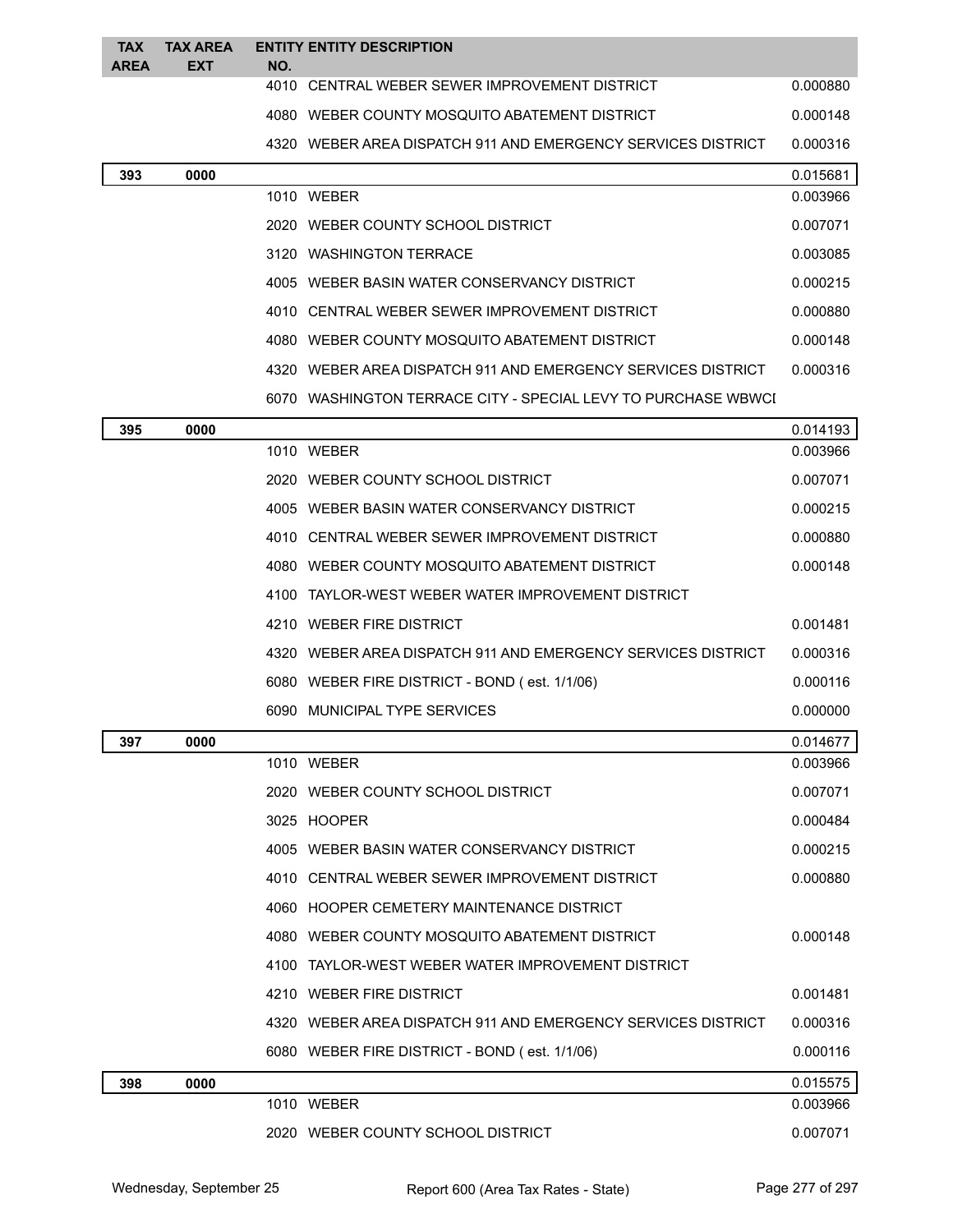| TAX AREA | TAX AREA EXT | ENTITY NO. | ENTITY DESCRIPTION | |
|---|---|---|---|---|
| | | 4010 | CENTRAL WEBER SEWER IMPROVEMENT DISTRICT | 0.000880 |
| | | 4080 | WEBER COUNTY MOSQUITO ABATEMENT DISTRICT | 0.000148 |
| | | 4320 | WEBER AREA DISPATCH 911 AND EMERGENCY SERVICES DISTRICT | 0.000316 |
| **393** | **0000** | | | 0.015681 |
| | | 1010 | WEBER | 0.003966 |
| | | 2020 | WEBER COUNTY SCHOOL DISTRICT | 0.007071 |
| | | 3120 | WASHINGTON TERRACE | 0.003085 |
| | | 4005 | WEBER BASIN WATER CONSERVANCY DISTRICT | 0.000215 |
| | | 4010 | CENTRAL WEBER SEWER IMPROVEMENT DISTRICT | 0.000880 |
| | | 4080 | WEBER COUNTY MOSQUITO ABATEMENT DISTRICT | 0.000148 |
| | | 4320 | WEBER AREA DISPATCH 911 AND EMERGENCY SERVICES DISTRICT | 0.000316 |
| | | 6070 | WASHINGTON TERRACE CITY - SPECIAL LEVY TO PURCHASE WBWCI | |
| **395** | **0000** | | | 0.014193 |
| | | 1010 | WEBER | 0.003966 |
| | | 2020 | WEBER COUNTY SCHOOL DISTRICT | 0.007071 |
| | | 4005 | WEBER BASIN WATER CONSERVANCY DISTRICT | 0.000215 |
| | | 4010 | CENTRAL WEBER SEWER IMPROVEMENT DISTRICT | 0.000880 |
| | | 4080 | WEBER COUNTY MOSQUITO ABATEMENT DISTRICT | 0.000148 |
| | | 4100 | TAYLOR-WEST WEBER WATER IMPROVEMENT DISTRICT | |
| | | 4210 | WEBER FIRE DISTRICT | 0.001481 |
| | | 4320 | WEBER AREA DISPATCH 911 AND EMERGENCY SERVICES DISTRICT | 0.000316 |
| | | 6080 | WEBER FIRE DISTRICT - BOND ( est. 1/1/06) | 0.000116 |
| | | 6090 | MUNICIPAL TYPE SERVICES | 0.000000 |
| **397** | **0000** | | | 0.014677 |
| | | 1010 | WEBER | 0.003966 |
| | | 2020 | WEBER COUNTY SCHOOL DISTRICT | 0.007071 |
| | | 3025 | HOOPER | 0.000484 |
| | | 4005 | WEBER BASIN WATER CONSERVANCY DISTRICT | 0.000215 |
| | | 4010 | CENTRAL WEBER SEWER IMPROVEMENT DISTRICT | 0.000880 |
| | | 4060 | HOOPER CEMETERY MAINTENANCE DISTRICT | |
| | | 4080 | WEBER COUNTY MOSQUITO ABATEMENT DISTRICT | 0.000148 |
| | | 4100 | TAYLOR-WEST WEBER WATER IMPROVEMENT DISTRICT | |
| | | 4210 | WEBER FIRE DISTRICT | 0.001481 |
| | | 4320 | WEBER AREA DISPATCH 911 AND EMERGENCY SERVICES DISTRICT | 0.000316 |
| | | 6080 | WEBER FIRE DISTRICT - BOND ( est. 1/1/06) | 0.000116 |
| **398** | **0000** | | | 0.015575 |
| | | 1010 | WEBER | 0.003966 |
| | | 2020 | WEBER COUNTY SCHOOL DISTRICT | 0.007071 |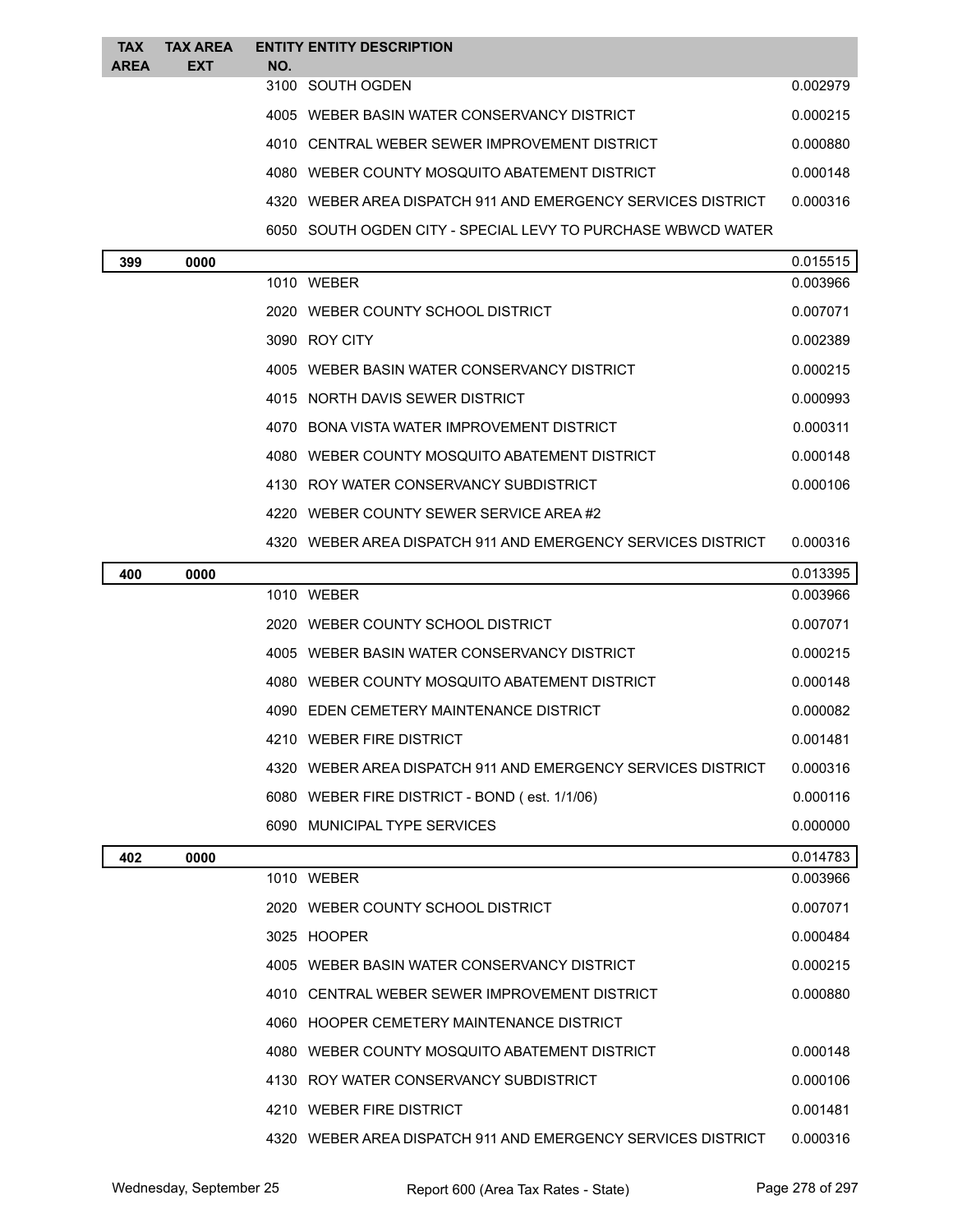| TAX AREA | TAX AREA EXT | ENTITY NO. | ENTITY DESCRIPTION | |
|---|---|---|---|---|
| | | 3100 | SOUTH OGDEN | 0.002979 |
| | | 4005 | WEBER BASIN WATER CONSERVANCY DISTRICT | 0.000215 |
| | | 4010 | CENTRAL WEBER SEWER IMPROVEMENT DISTRICT | 0.000880 |
| | | 4080 | WEBER COUNTY MOSQUITO ABATEMENT DISTRICT | 0.000148 |
| | | 4320 | WEBER AREA DISPATCH 911 AND EMERGENCY SERVICES DISTRICT | 0.000316 |
| | | 6050 | SOUTH OGDEN CITY - SPECIAL LEVY TO PURCHASE WBWCD WATER | |
| **399** | **0000** | | | 0.015515 |
| | | 1010 | WEBER | 0.003966 |
| | | 2020 | WEBER COUNTY SCHOOL DISTRICT | 0.007071 |
| | | 3090 | ROY CITY | 0.002389 |
| | | 4005 | WEBER BASIN WATER CONSERVANCY DISTRICT | 0.000215 |
| | | 4015 | NORTH DAVIS SEWER DISTRICT | 0.000993 |
| | | 4070 | BONA VISTA WATER IMPROVEMENT DISTRICT | 0.000311 |
| | | 4080 | WEBER COUNTY MOSQUITO ABATEMENT DISTRICT | 0.000148 |
| | | 4130 | ROY WATER CONSERVANCY SUBDISTRICT | 0.000106 |
| | | 4220 | WEBER COUNTY SEWER SERVICE AREA #2 | |
| | | 4320 | WEBER AREA DISPATCH 911 AND EMERGENCY SERVICES DISTRICT | 0.000316 |
| **400** | **0000** | | | 0.013395 |
| | | 1010 | WEBER | 0.003966 |
| | | 2020 | WEBER COUNTY SCHOOL DISTRICT | 0.007071 |
| | | 4005 | WEBER BASIN WATER CONSERVANCY DISTRICT | 0.000215 |
| | | 4080 | WEBER COUNTY MOSQUITO ABATEMENT DISTRICT | 0.000148 |
| | | 4090 | EDEN CEMETERY MAINTENANCE DISTRICT | 0.000082 |
| | | 4210 | WEBER FIRE DISTRICT | 0.001481 |
| | | 4320 | WEBER AREA DISPATCH 911 AND EMERGENCY SERVICES DISTRICT | 0.000316 |
| | | 6080 | WEBER FIRE DISTRICT - BOND ( est. 1/1/06) | 0.000116 |
| | | 6090 | MUNICIPAL TYPE SERVICES | 0.000000 |
| **402** | **0000** | | | 0.014783 |
| | | 1010 | WEBER | 0.003966 |
| | | 2020 | WEBER COUNTY SCHOOL DISTRICT | 0.007071 |
| | | 3025 | HOOPER | 0.000484 |
| | | 4005 | WEBER BASIN WATER CONSERVANCY DISTRICT | 0.000215 |
| | | 4010 | CENTRAL WEBER SEWER IMPROVEMENT DISTRICT | 0.000880 |
| | | 4060 | HOOPER CEMETERY MAINTENANCE DISTRICT | |
| | | 4080 | WEBER COUNTY MOSQUITO ABATEMENT DISTRICT | 0.000148 |
| | | 4130 | ROY WATER CONSERVANCY SUBDISTRICT | 0.000106 |
| | | 4210 | WEBER FIRE DISTRICT | 0.001481 |
| | | 4320 | WEBER AREA DISPATCH 911 AND EMERGENCY SERVICES DISTRICT | 0.000316 |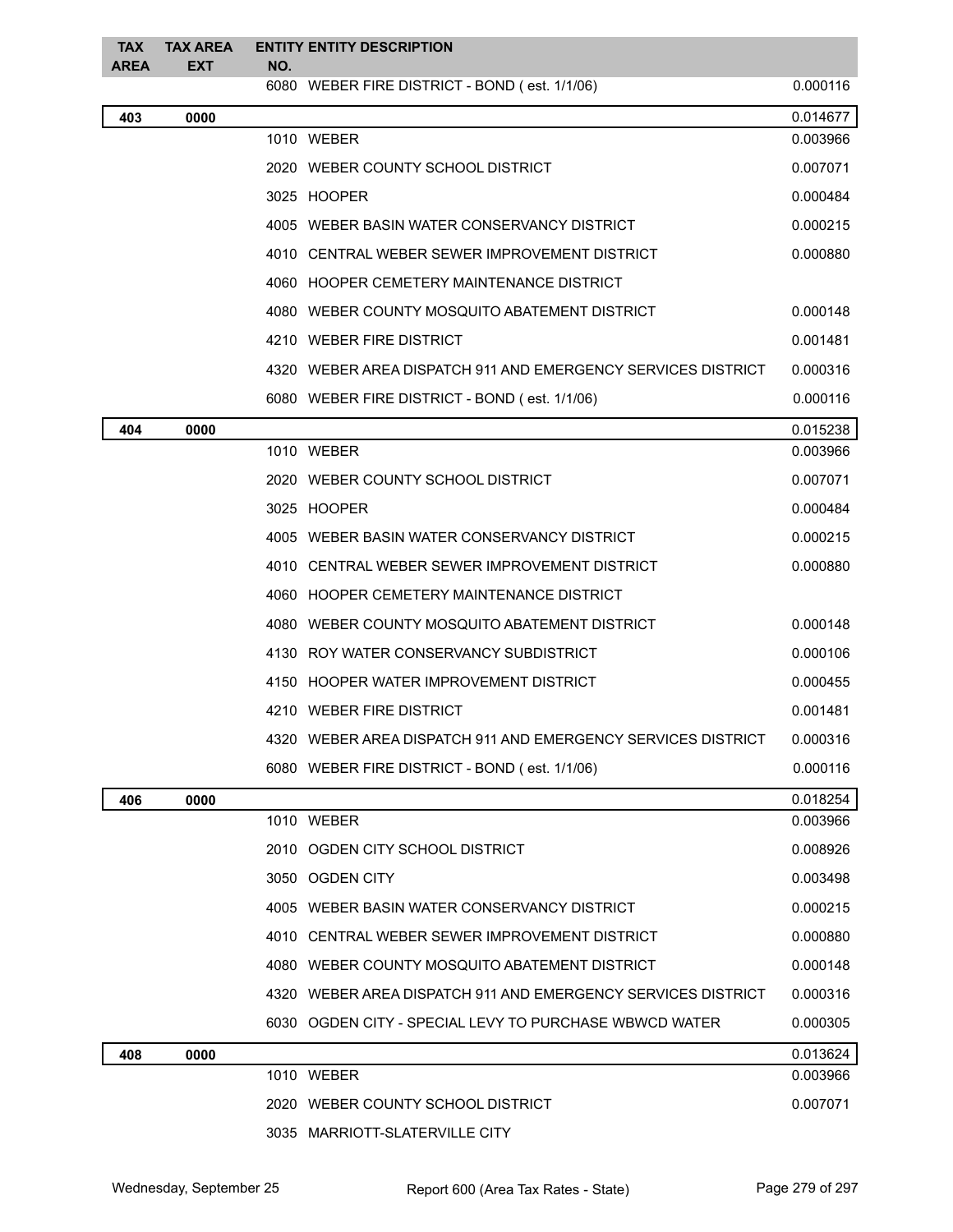| TAX AREA | TAX AREA EXT | ENTITY NO. | ENTITY DESCRIPTION | |
|---|---|---|---|---|
| | | 6080 | WEBER FIRE DISTRICT - BOND ( est. 1/1/06) | 0.000116 |
| **403** | **0000** | | | 0.014677 |
| | | 1010 | WEBER | 0.003966 |
| | | 2020 | WEBER COUNTY SCHOOL DISTRICT | 0.007071 |
| | | 3025 | HOOPER | 0.000484 |
| | | 4005 | WEBER BASIN WATER CONSERVANCY DISTRICT | 0.000215 |
| | | 4010 | CENTRAL WEBER SEWER IMPROVEMENT DISTRICT | 0.000880 |
| | | 4060 | HOOPER CEMETERY MAINTENANCE DISTRICT | |
| | | 4080 | WEBER COUNTY MOSQUITO ABATEMENT DISTRICT | 0.000148 |
| | | 4210 | WEBER FIRE DISTRICT | 0.001481 |
| | | 4320 | WEBER AREA DISPATCH 911 AND EMERGENCY SERVICES DISTRICT | 0.000316 |
| | | 6080 | WEBER FIRE DISTRICT - BOND ( est. 1/1/06) | 0.000116 |
| **404** | **0000** | | | 0.015238 |
| | | 1010 | WEBER | 0.003966 |
| | | 2020 | WEBER COUNTY SCHOOL DISTRICT | 0.007071 |
| | | 3025 | HOOPER | 0.000484 |
| | | 4005 | WEBER BASIN WATER CONSERVANCY DISTRICT | 0.000215 |
| | | 4010 | CENTRAL WEBER SEWER IMPROVEMENT DISTRICT | 0.000880 |
| | | 4060 | HOOPER CEMETERY MAINTENANCE DISTRICT | |
| | | 4080 | WEBER COUNTY MOSQUITO ABATEMENT DISTRICT | 0.000148 |
| | | 4130 | ROY WATER CONSERVANCY SUBDISTRICT | 0.000106 |
| | | 4150 | HOOPER WATER IMPROVEMENT DISTRICT | 0.000455 |
| | | 4210 | WEBER FIRE DISTRICT | 0.001481 |
| | | 4320 | WEBER AREA DISPATCH 911 AND EMERGENCY SERVICES DISTRICT | 0.000316 |
| | | 6080 | WEBER FIRE DISTRICT - BOND ( est. 1/1/06) | 0.000116 |
| **406** | **0000** | | | 0.018254 |
| | | 1010 | WEBER | 0.003966 |
| | | 2010 | OGDEN CITY SCHOOL DISTRICT | 0.008926 |
| | | 3050 | OGDEN CITY | 0.003498 |
| | | 4005 | WEBER BASIN WATER CONSERVANCY DISTRICT | 0.000215 |
| | | 4010 | CENTRAL WEBER SEWER IMPROVEMENT DISTRICT | 0.000880 |
| | | 4080 | WEBER COUNTY MOSQUITO ABATEMENT DISTRICT | 0.000148 |
| | | 4320 | WEBER AREA DISPATCH 911 AND EMERGENCY SERVICES DISTRICT | 0.000316 |
| | | 6030 | OGDEN CITY - SPECIAL LEVY TO PURCHASE WBWCD WATER | 0.000305 |
| **408** | **0000** | | | 0.013624 |
| | | 1010 | WEBER | 0.003966 |
| | | 2020 | WEBER COUNTY SCHOOL DISTRICT | 0.007071 |
| | | 3035 | MARRIOTT-SLATERVILLE CITY | |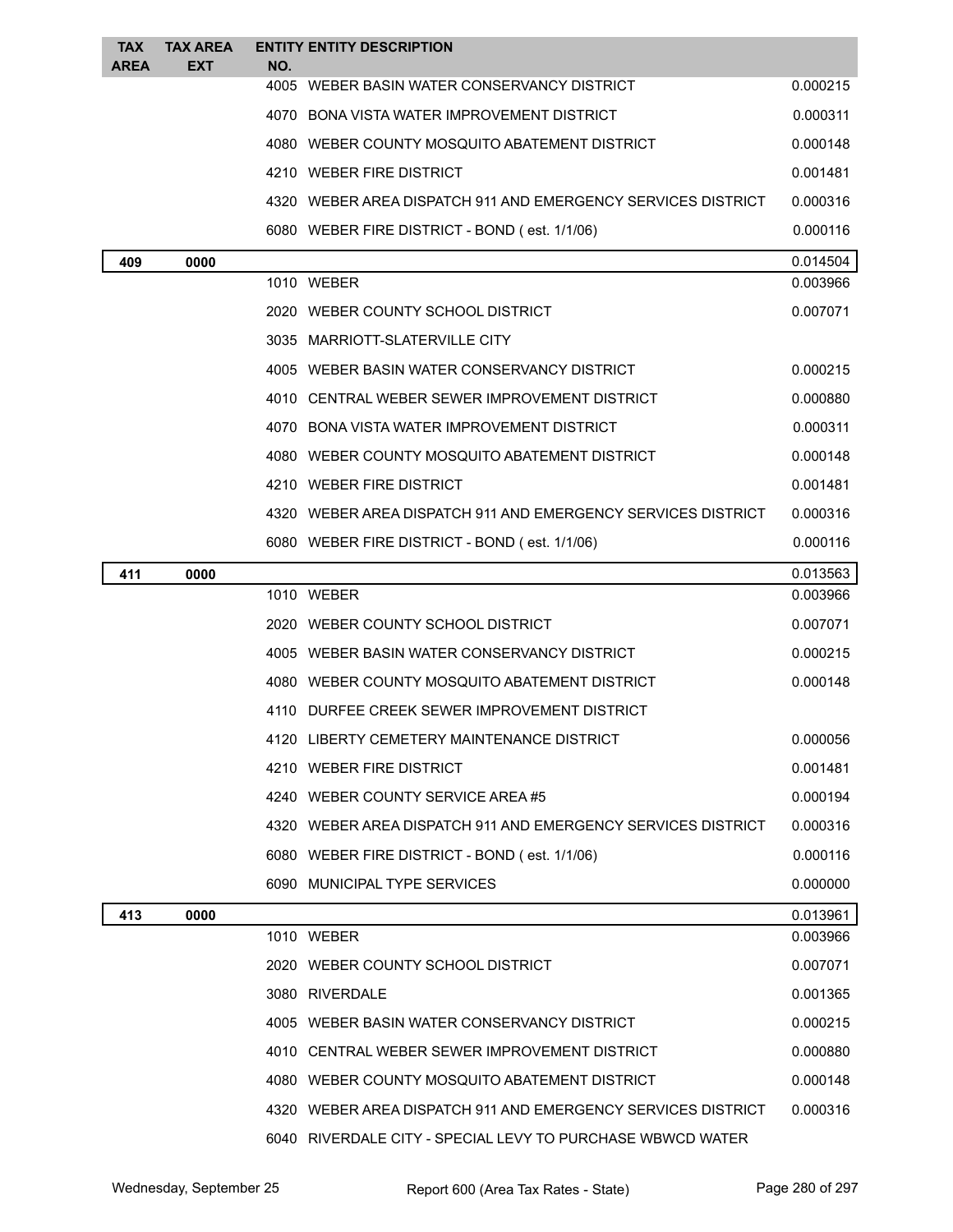| TAX AREA | TAX AREA EXT | ENTITY NO. | ENTITY DESCRIPTION | |
|---|---|---|---|---|
| | | 4005 | WEBER BASIN WATER CONSERVANCY DISTRICT | 0.000215 |
| | | 4070 | BONA VISTA WATER IMPROVEMENT DISTRICT | 0.000311 |
| | | 4080 | WEBER COUNTY MOSQUITO ABATEMENT DISTRICT | 0.000148 |
| | | 4210 | WEBER FIRE DISTRICT | 0.001481 |
| | | 4320 | WEBER AREA DISPATCH 911 AND EMERGENCY SERVICES DISTRICT | 0.000316 |
| | | 6080 | WEBER FIRE DISTRICT - BOND ( est. 1/1/06) | 0.000116 |
| **409** | **0000** | | | 0.014504 |
| | | 1010 | WEBER | 0.003966 |
| | | 2020 | WEBER COUNTY SCHOOL DISTRICT | 0.007071 |
| | | 3035 | MARRIOTT-SLATERVILLE CITY | |
| | | 4005 | WEBER BASIN WATER CONSERVANCY DISTRICT | 0.000215 |
| | | 4010 | CENTRAL WEBER SEWER IMPROVEMENT DISTRICT | 0.000880 |
| | | 4070 | BONA VISTA WATER IMPROVEMENT DISTRICT | 0.000311 |
| | | 4080 | WEBER COUNTY MOSQUITO ABATEMENT DISTRICT | 0.000148 |
| | | 4210 | WEBER FIRE DISTRICT | 0.001481 |
| | | 4320 | WEBER AREA DISPATCH 911 AND EMERGENCY SERVICES DISTRICT | 0.000316 |
| | | 6080 | WEBER FIRE DISTRICT - BOND ( est. 1/1/06) | 0.000116 |
| **411** | **0000** | | | 0.013563 |
| | | 1010 | WEBER | 0.003966 |
| | | 2020 | WEBER COUNTY SCHOOL DISTRICT | 0.007071 |
| | | 4005 | WEBER BASIN WATER CONSERVANCY DISTRICT | 0.000215 |
| | | 4080 | WEBER COUNTY MOSQUITO ABATEMENT DISTRICT | 0.000148 |
| | | 4110 | DURFEE CREEK SEWER IMPROVEMENT DISTRICT | |
| | | 4120 | LIBERTY CEMETERY MAINTENANCE DISTRICT | 0.000056 |
| | | 4210 | WEBER FIRE DISTRICT | 0.001481 |
| | | 4240 | WEBER COUNTY SERVICE AREA #5 | 0.000194 |
| | | 4320 | WEBER AREA DISPATCH 911 AND EMERGENCY SERVICES DISTRICT | 0.000316 |
| | | 6080 | WEBER FIRE DISTRICT - BOND ( est. 1/1/06) | 0.000116 |
| | | 6090 | MUNICIPAL TYPE SERVICES | 0.000000 |
| **413** | **0000** | | | 0.013961 |
| | | 1010 | WEBER | 0.003966 |
| | | 2020 | WEBER COUNTY SCHOOL DISTRICT | 0.007071 |
| | | 3080 | RIVERDALE | 0.001365 |
| | | 4005 | WEBER BASIN WATER CONSERVANCY DISTRICT | 0.000215 |
| | | 4010 | CENTRAL WEBER SEWER IMPROVEMENT DISTRICT | 0.000880 |
| | | 4080 | WEBER COUNTY MOSQUITO ABATEMENT DISTRICT | 0.000148 |
| | | 4320 | WEBER AREA DISPATCH 911 AND EMERGENCY SERVICES DISTRICT | 0.000316 |
| | | 6040 | RIVERDALE CITY - SPECIAL LEVY TO PURCHASE WBWCD WATER | |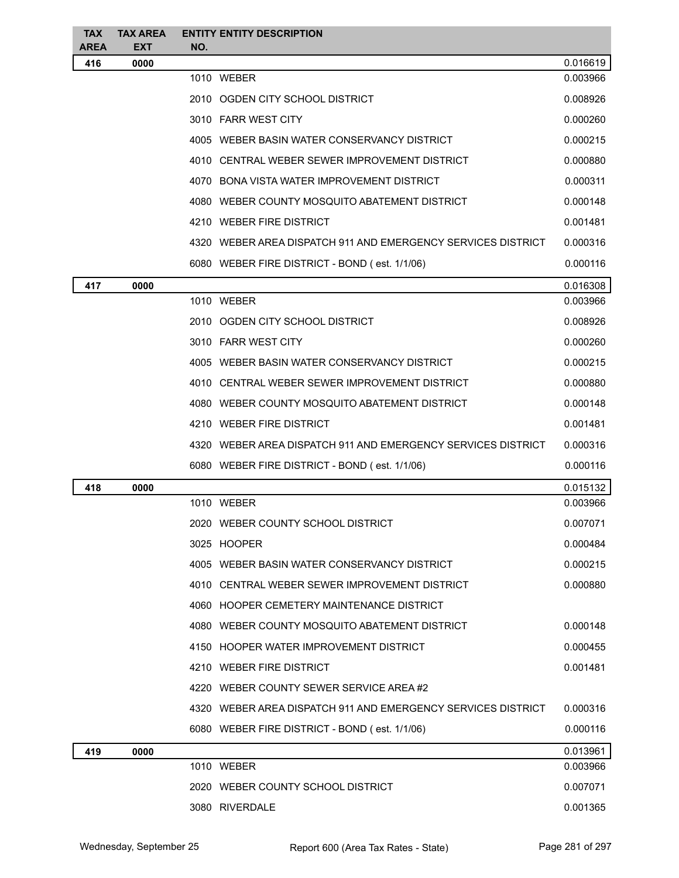| TAX AREA | TAX AREA EXT | ENTITY NO. | ENTITY DESCRIPTION | |
|---|---|---|---|---|
| **416** | **0000** | | | 0.016619 |
| | | 1010 | WEBER | 0.003966 |
| | | 2010 | OGDEN CITY SCHOOL DISTRICT | 0.008926 |
| | | 3010 | FARR WEST CITY | 0.000260 |
| | | 4005 | WEBER BASIN WATER CONSERVANCY DISTRICT | 0.000215 |
| | | 4010 | CENTRAL WEBER SEWER IMPROVEMENT DISTRICT | 0.000880 |
| | | 4070 | BONA VISTA WATER IMPROVEMENT DISTRICT | 0.000311 |
| | | 4080 | WEBER COUNTY MOSQUITO ABATEMENT DISTRICT | 0.000148 |
| | | 4210 | WEBER FIRE DISTRICT | 0.001481 |
| | | 4320 | WEBER AREA DISPATCH 911 AND EMERGENCY SERVICES DISTRICT | 0.000316 |
| | | 6080 | WEBER FIRE DISTRICT - BOND ( est. 1/1/06) | 0.000116 |
| **417** | **0000** | | | 0.016308 |
| | | 1010 | WEBER | 0.003966 |
| | | 2010 | OGDEN CITY SCHOOL DISTRICT | 0.008926 |
| | | 3010 | FARR WEST CITY | 0.000260 |
| | | 4005 | WEBER BASIN WATER CONSERVANCY DISTRICT | 0.000215 |
| | | 4010 | CENTRAL WEBER SEWER IMPROVEMENT DISTRICT | 0.000880 |
| | | 4080 | WEBER COUNTY MOSQUITO ABATEMENT DISTRICT | 0.000148 |
| | | 4210 | WEBER FIRE DISTRICT | 0.001481 |
| | | 4320 | WEBER AREA DISPATCH 911 AND EMERGENCY SERVICES DISTRICT | 0.000316 |
| | | 6080 | WEBER FIRE DISTRICT - BOND ( est. 1/1/06) | 0.000116 |
| **418** | **0000** | | | 0.015132 |
| | | 1010 | WEBER | 0.003966 |
| | | 2020 | WEBER COUNTY SCHOOL DISTRICT | 0.007071 |
| | | 3025 | HOOPER | 0.000484 |
| | | 4005 | WEBER BASIN WATER CONSERVANCY DISTRICT | 0.000215 |
| | | 4010 | CENTRAL WEBER SEWER IMPROVEMENT DISTRICT | 0.000880 |
| | | 4060 | HOOPER CEMETERY MAINTENANCE DISTRICT | |
| | | 4080 | WEBER COUNTY MOSQUITO ABATEMENT DISTRICT | 0.000148 |
| | | 4150 | HOOPER WATER IMPROVEMENT DISTRICT | 0.000455 |
| | | 4210 | WEBER FIRE DISTRICT | 0.001481 |
| | | 4220 | WEBER COUNTY SEWER SERVICE AREA #2 | |
| | | 4320 | WEBER AREA DISPATCH 911 AND EMERGENCY SERVICES DISTRICT | 0.000316 |
| | | 6080 | WEBER FIRE DISTRICT - BOND ( est. 1/1/06) | 0.000116 |
| **419** | **0000** | | | 0.013961 |
| | | 1010 | WEBER | 0.003966 |
| | | 2020 | WEBER COUNTY SCHOOL DISTRICT | 0.007071 |
| | | 3080 | RIVERDALE | 0.001365 |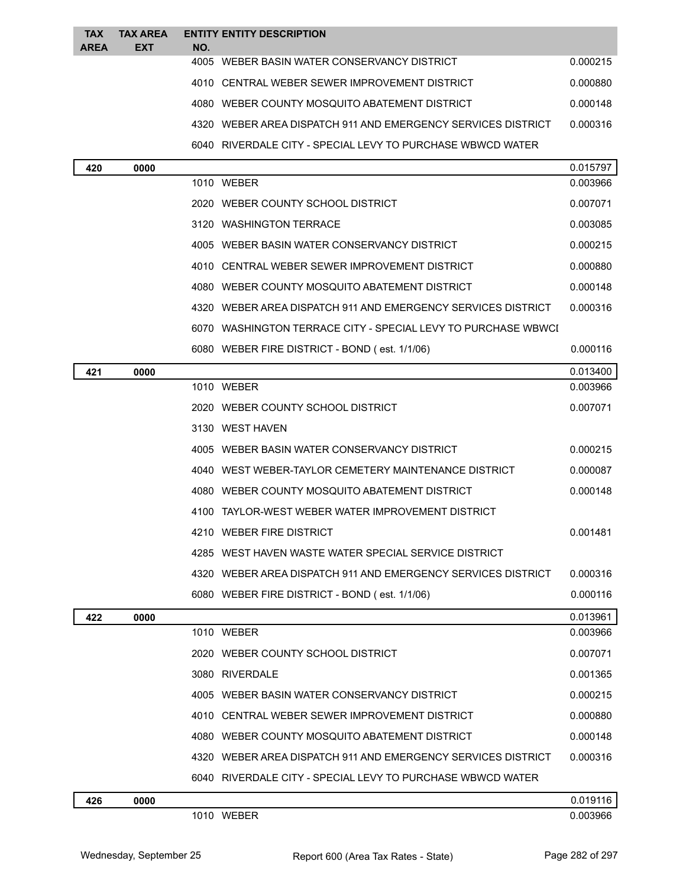| TAX AREA | TAX AREA EXT | ENTITY NO. | ENTITY DESCRIPTION | |
|---|---|---|---|---|
| | | 4005 | WEBER BASIN WATER CONSERVANCY DISTRICT | 0.000215 |
| | | 4010 | CENTRAL WEBER SEWER IMPROVEMENT DISTRICT | 0.000880 |
| | | 4080 | WEBER COUNTY MOSQUITO ABATEMENT DISTRICT | 0.000148 |
| | | 4320 | WEBER AREA DISPATCH 911 AND EMERGENCY SERVICES DISTRICT | 0.000316 |
| | | 6040 | RIVERDALE CITY - SPECIAL LEVY TO PURCHASE WBWCD WATER | |
| **420** | **0000** | | | 0.015797 |
| | | 1010 | WEBER | 0.003966 |
| | | 2020 | WEBER COUNTY SCHOOL DISTRICT | 0.007071 |
| | | 3120 | WASHINGTON TERRACE | 0.003085 |
| | | 4005 | WEBER BASIN WATER CONSERVANCY DISTRICT | 0.000215 |
| | | 4010 | CENTRAL WEBER SEWER IMPROVEMENT DISTRICT | 0.000880 |
| | | 4080 | WEBER COUNTY MOSQUITO ABATEMENT DISTRICT | 0.000148 |
| | | 4320 | WEBER AREA DISPATCH 911 AND EMERGENCY SERVICES DISTRICT | 0.000316 |
| | | 6070 | WASHINGTON TERRACE CITY - SPECIAL LEVY TO PURCHASE WBWCI | |
| | | 6080 | WEBER FIRE DISTRICT - BOND ( est. 1/1/06) | 0.000116 |
| **421** | **0000** | | | 0.013400 |
| | | 1010 | WEBER | 0.003966 |
| | | 2020 | WEBER COUNTY SCHOOL DISTRICT | 0.007071 |
| | | 3130 | WEST HAVEN | |
| | | 4005 | WEBER BASIN WATER CONSERVANCY DISTRICT | 0.000215 |
| | | 4040 | WEST WEBER-TAYLOR CEMETERY MAINTENANCE DISTRICT | 0.000087 |
| | | 4080 | WEBER COUNTY MOSQUITO ABATEMENT DISTRICT | 0.000148 |
| | | 4100 | TAYLOR-WEST WEBER WATER IMPROVEMENT DISTRICT | |
| | | 4210 | WEBER FIRE DISTRICT | 0.001481 |
| | | 4285 | WEST HAVEN WASTE WATER SPECIAL SERVICE DISTRICT | |
| | | 4320 | WEBER AREA DISPATCH 911 AND EMERGENCY SERVICES DISTRICT | 0.000316 |
| | | 6080 | WEBER FIRE DISTRICT - BOND ( est. 1/1/06) | 0.000116 |
| **422** | **0000** | | | 0.013961 |
| | | 1010 | WEBER | 0.003966 |
| | | 2020 | WEBER COUNTY SCHOOL DISTRICT | 0.007071 |
| | | 3080 | RIVERDALE | 0.001365 |
| | | 4005 | WEBER BASIN WATER CONSERVANCY DISTRICT | 0.000215 |
| | | 4010 | CENTRAL WEBER SEWER IMPROVEMENT DISTRICT | 0.000880 |
| | | 4080 | WEBER COUNTY MOSQUITO ABATEMENT DISTRICT | 0.000148 |
| | | 4320 | WEBER AREA DISPATCH 911 AND EMERGENCY SERVICES DISTRICT | 0.000316 |
| | | 6040 | RIVERDALE CITY - SPECIAL LEVY TO PURCHASE WBWCD WATER | |
| **426** | **0000** | | | 0.019116 |
| | | 1010 | WEBER | 0.003966 |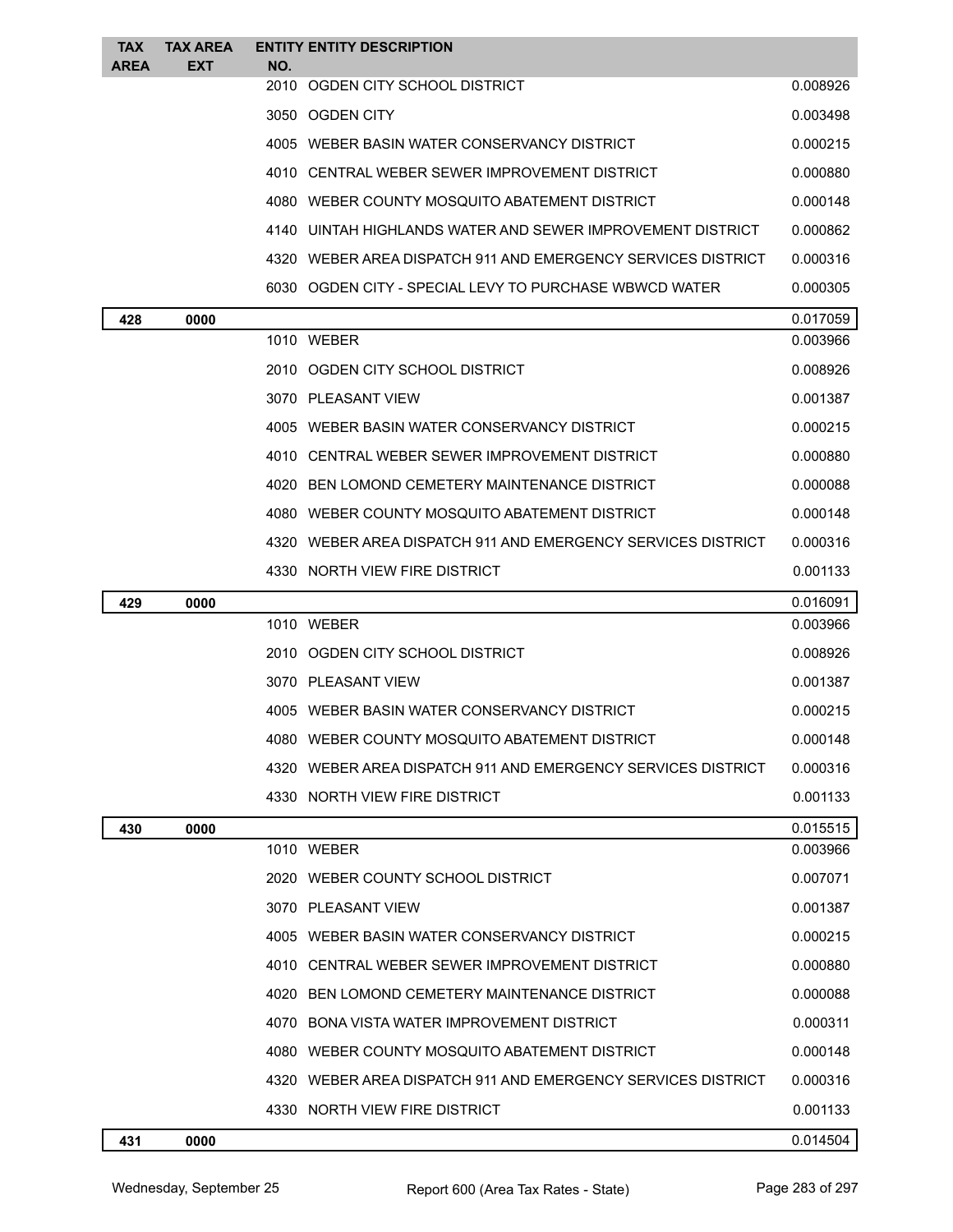| TAX AREA | TAX AREA EXT | ENTITY NO. | ENTITY DESCRIPTION | |
|---|---|---|---|---|
| | | 2010 | OGDEN CITY SCHOOL DISTRICT | 0.008926 |
| | | 3050 | OGDEN CITY | 0.003498 |
| | | 4005 | WEBER BASIN WATER CONSERVANCY DISTRICT | 0.000215 |
| | | 4010 | CENTRAL WEBER SEWER IMPROVEMENT DISTRICT | 0.000880 |
| | | 4080 | WEBER COUNTY MOSQUITO ABATEMENT DISTRICT | 0.000148 |
| | | 4140 | UINTAH HIGHLANDS WATER AND SEWER IMPROVEMENT DISTRICT | 0.000862 |
| | | 4320 | WEBER AREA DISPATCH 911 AND EMERGENCY SERVICES DISTRICT | 0.000316 |
| | | 6030 | OGDEN CITY - SPECIAL LEVY TO PURCHASE WBWCD WATER | 0.000305 |
| **428** | **0000** | | | 0.017059 |
| | | 1010 | WEBER | 0.003966 |
| | | 2010 | OGDEN CITY SCHOOL DISTRICT | 0.008926 |
| | | 3070 | PLEASANT VIEW | 0.001387 |
| | | 4005 | WEBER BASIN WATER CONSERVANCY DISTRICT | 0.000215 |
| | | 4010 | CENTRAL WEBER SEWER IMPROVEMENT DISTRICT | 0.000880 |
| | | 4020 | BEN LOMOND CEMETERY MAINTENANCE DISTRICT | 0.000088 |
| | | 4080 | WEBER COUNTY MOSQUITO ABATEMENT DISTRICT | 0.000148 |
| | | 4320 | WEBER AREA DISPATCH 911 AND EMERGENCY SERVICES DISTRICT | 0.000316 |
| | | 4330 | NORTH VIEW FIRE DISTRICT | 0.001133 |
| **429** | **0000** | | | 0.016091 |
| | | 1010 | WEBER | 0.003966 |
| | | 2010 | OGDEN CITY SCHOOL DISTRICT | 0.008926 |
| | | 3070 | PLEASANT VIEW | 0.001387 |
| | | 4005 | WEBER BASIN WATER CONSERVANCY DISTRICT | 0.000215 |
| | | 4080 | WEBER COUNTY MOSQUITO ABATEMENT DISTRICT | 0.000148 |
| | | 4320 | WEBER AREA DISPATCH 911 AND EMERGENCY SERVICES DISTRICT | 0.000316 |
| | | 4330 | NORTH VIEW FIRE DISTRICT | 0.001133 |
| **430** | **0000** | | | 0.015515 |
| | | 1010 | WEBER | 0.003966 |
| | | 2020 | WEBER COUNTY SCHOOL DISTRICT | 0.007071 |
| | | 3070 | PLEASANT VIEW | 0.001387 |
| | | 4005 | WEBER BASIN WATER CONSERVANCY DISTRICT | 0.000215 |
| | | 4010 | CENTRAL WEBER SEWER IMPROVEMENT DISTRICT | 0.000880 |
| | | 4020 | BEN LOMOND CEMETERY MAINTENANCE DISTRICT | 0.000088 |
| | | 4070 | BONA VISTA WATER IMPROVEMENT DISTRICT | 0.000311 |
| | | 4080 | WEBER COUNTY MOSQUITO ABATEMENT DISTRICT | 0.000148 |
| | | 4320 | WEBER AREA DISPATCH 911 AND EMERGENCY SERVICES DISTRICT | 0.000316 |
| | | 4330 | NORTH VIEW FIRE DISTRICT | 0.001133 |
| **431** | **0000** | | | 0.014504 |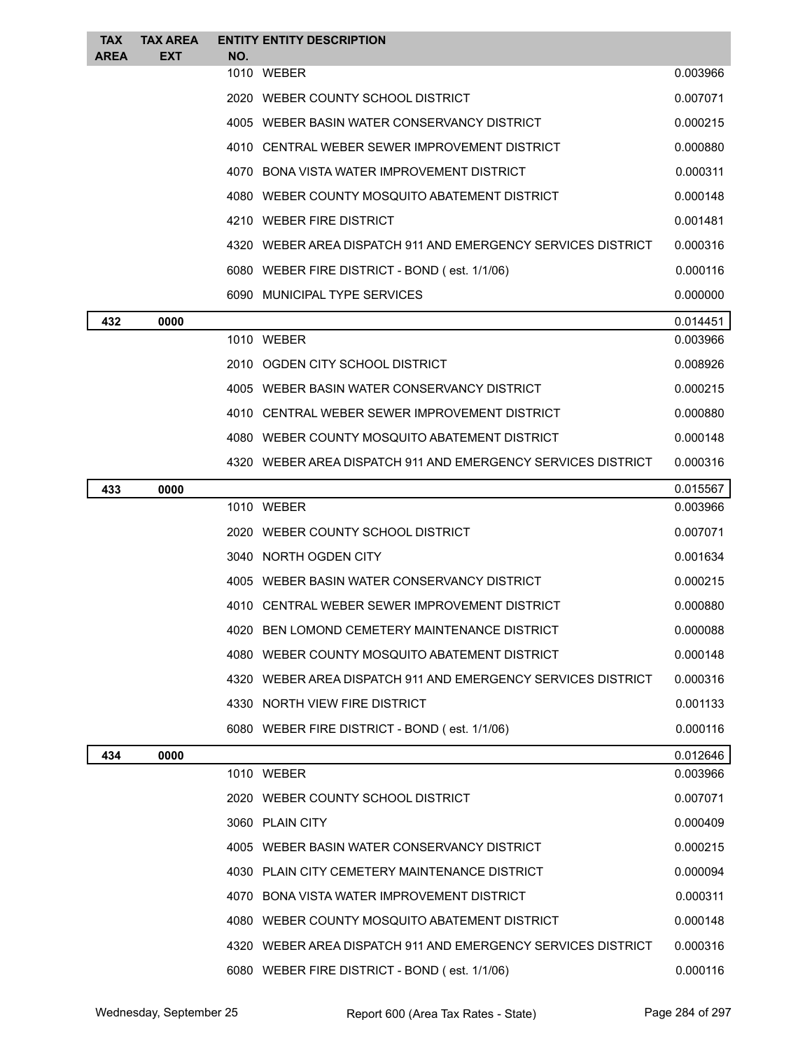| TAX AREA | TAX AREA EXT | ENTITY NO. | ENTITY DESCRIPTION | |
|---|---|---|---|---|
| | | 1010 | WEBER | 0.003966 |
| | | 2020 | WEBER COUNTY SCHOOL DISTRICT | 0.007071 |
| | | 4005 | WEBER BASIN WATER CONSERVANCY DISTRICT | 0.000215 |
| | | 4010 | CENTRAL WEBER SEWER IMPROVEMENT DISTRICT | 0.000880 |
| | | 4070 | BONA VISTA WATER IMPROVEMENT DISTRICT | 0.000311 |
| | | 4080 | WEBER COUNTY MOSQUITO ABATEMENT DISTRICT | 0.000148 |
| | | 4210 | WEBER FIRE DISTRICT | 0.001481 |
| | | 4320 | WEBER AREA DISPATCH 911 AND EMERGENCY SERVICES DISTRICT | 0.000316 |
| | | 6080 | WEBER FIRE DISTRICT - BOND ( est. 1/1/06) | 0.000116 |
| | | 6090 | MUNICIPAL TYPE SERVICES | 0.000000 |
| **432** | **0000** | | | 0.014451 |
| | | 1010 | WEBER | 0.003966 |
| | | 2010 | OGDEN CITY SCHOOL DISTRICT | 0.008926 |
| | | 4005 | WEBER BASIN WATER CONSERVANCY DISTRICT | 0.000215 |
| | | 4010 | CENTRAL WEBER SEWER IMPROVEMENT DISTRICT | 0.000880 |
| | | 4080 | WEBER COUNTY MOSQUITO ABATEMENT DISTRICT | 0.000148 |
| | | 4320 | WEBER AREA DISPATCH 911 AND EMERGENCY SERVICES DISTRICT | 0.000316 |
| **433** | **0000** | | | 0.015567 |
| | | 1010 | WEBER | 0.003966 |
| | | 2020 | WEBER COUNTY SCHOOL DISTRICT | 0.007071 |
| | | 3040 | NORTH OGDEN CITY | 0.001634 |
| | | 4005 | WEBER BASIN WATER CONSERVANCY DISTRICT | 0.000215 |
| | | 4010 | CENTRAL WEBER SEWER IMPROVEMENT DISTRICT | 0.000880 |
| | | 4020 | BEN LOMOND CEMETERY MAINTENANCE DISTRICT | 0.000088 |
| | | 4080 | WEBER COUNTY MOSQUITO ABATEMENT DISTRICT | 0.000148 |
| | | 4320 | WEBER AREA DISPATCH 911 AND EMERGENCY SERVICES DISTRICT | 0.000316 |
| | | 4330 | NORTH VIEW FIRE DISTRICT | 0.001133 |
| | | 6080 | WEBER FIRE DISTRICT - BOND ( est. 1/1/06) | 0.000116 |
| **434** | **0000** | | | 0.012646 |
| | | 1010 | WEBER | 0.003966 |
| | | 2020 | WEBER COUNTY SCHOOL DISTRICT | 0.007071 |
| | | 3060 | PLAIN CITY | 0.000409 |
| | | 4005 | WEBER BASIN WATER CONSERVANCY DISTRICT | 0.000215 |
| | | 4030 | PLAIN CITY CEMETERY MAINTENANCE DISTRICT | 0.000094 |
| | | 4070 | BONA VISTA WATER IMPROVEMENT DISTRICT | 0.000311 |
| | | 4080 | WEBER COUNTY MOSQUITO ABATEMENT DISTRICT | 0.000148 |
| | | 4320 | WEBER AREA DISPATCH 911 AND EMERGENCY SERVICES DISTRICT | 0.000316 |
| | | 6080 | WEBER FIRE DISTRICT - BOND ( est. 1/1/06) | 0.000116 |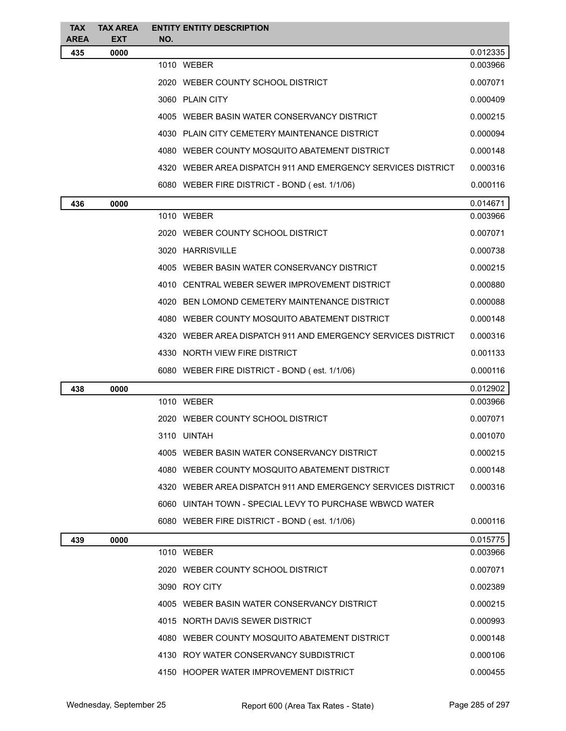| TAX AREA | TAX AREA EXT | ENTITY NO. | ENTITY DESCRIPTION | |
|---|---|---|---|---|
| **435** | **0000** | | | 0.012335 |
| | | 1010 | WEBER | 0.003966 |
| | | 2020 | WEBER COUNTY SCHOOL DISTRICT | 0.007071 |
| | | 3060 | PLAIN CITY | 0.000409 |
| | | 4005 | WEBER BASIN WATER CONSERVANCY DISTRICT | 0.000215 |
| | | 4030 | PLAIN CITY CEMETERY MAINTENANCE DISTRICT | 0.000094 |
| | | 4080 | WEBER COUNTY MOSQUITO ABATEMENT DISTRICT | 0.000148 |
| | | 4320 | WEBER AREA DISPATCH 911 AND EMERGENCY SERVICES DISTRICT | 0.000316 |
| | | 6080 | WEBER FIRE DISTRICT - BOND ( est. 1/1/06) | 0.000116 |
| **436** | **0000** | | | 0.014671 |
| | | 1010 | WEBER | 0.003966 |
| | | 2020 | WEBER COUNTY SCHOOL DISTRICT | 0.007071 |
| | | 3020 | HARRISVILLE | 0.000738 |
| | | 4005 | WEBER BASIN WATER CONSERVANCY DISTRICT | 0.000215 |
| | | 4010 | CENTRAL WEBER SEWER IMPROVEMENT DISTRICT | 0.000880 |
| | | 4020 | BEN LOMOND CEMETERY MAINTENANCE DISTRICT | 0.000088 |
| | | 4080 | WEBER COUNTY MOSQUITO ABATEMENT DISTRICT | 0.000148 |
| | | 4320 | WEBER AREA DISPATCH 911 AND EMERGENCY SERVICES DISTRICT | 0.000316 |
| | | 4330 | NORTH VIEW FIRE DISTRICT | 0.001133 |
| | | 6080 | WEBER FIRE DISTRICT - BOND ( est. 1/1/06) | 0.000116 |
| **438** | **0000** | | | 0.012902 |
| | | 1010 | WEBER | 0.003966 |
| | | 2020 | WEBER COUNTY SCHOOL DISTRICT | 0.007071 |
| | | 3110 | UINTAH | 0.001070 |
| | | 4005 | WEBER BASIN WATER CONSERVANCY DISTRICT | 0.000215 |
| | | 4080 | WEBER COUNTY MOSQUITO ABATEMENT DISTRICT | 0.000148 |
| | | 4320 | WEBER AREA DISPATCH 911 AND EMERGENCY SERVICES DISTRICT | 0.000316 |
| | | 6060 | UINTAH TOWN - SPECIAL LEVY TO PURCHASE WBWCD WATER | |
| | | 6080 | WEBER FIRE DISTRICT - BOND ( est. 1/1/06) | 0.000116 |
| **439** | **0000** | | | 0.015775 |
| | | 1010 | WEBER | 0.003966 |
| | | 2020 | WEBER COUNTY SCHOOL DISTRICT | 0.007071 |
| | | 3090 | ROY CITY | 0.002389 |
| | | 4005 | WEBER BASIN WATER CONSERVANCY DISTRICT | 0.000215 |
| | | 4015 | NORTH DAVIS SEWER DISTRICT | 0.000993 |
| | | 4080 | WEBER COUNTY MOSQUITO ABATEMENT DISTRICT | 0.000148 |
| | | 4130 | ROY WATER CONSERVANCY SUBDISTRICT | 0.000106 |
| | | 4150 | HOOPER WATER IMPROVEMENT DISTRICT | 0.000455 |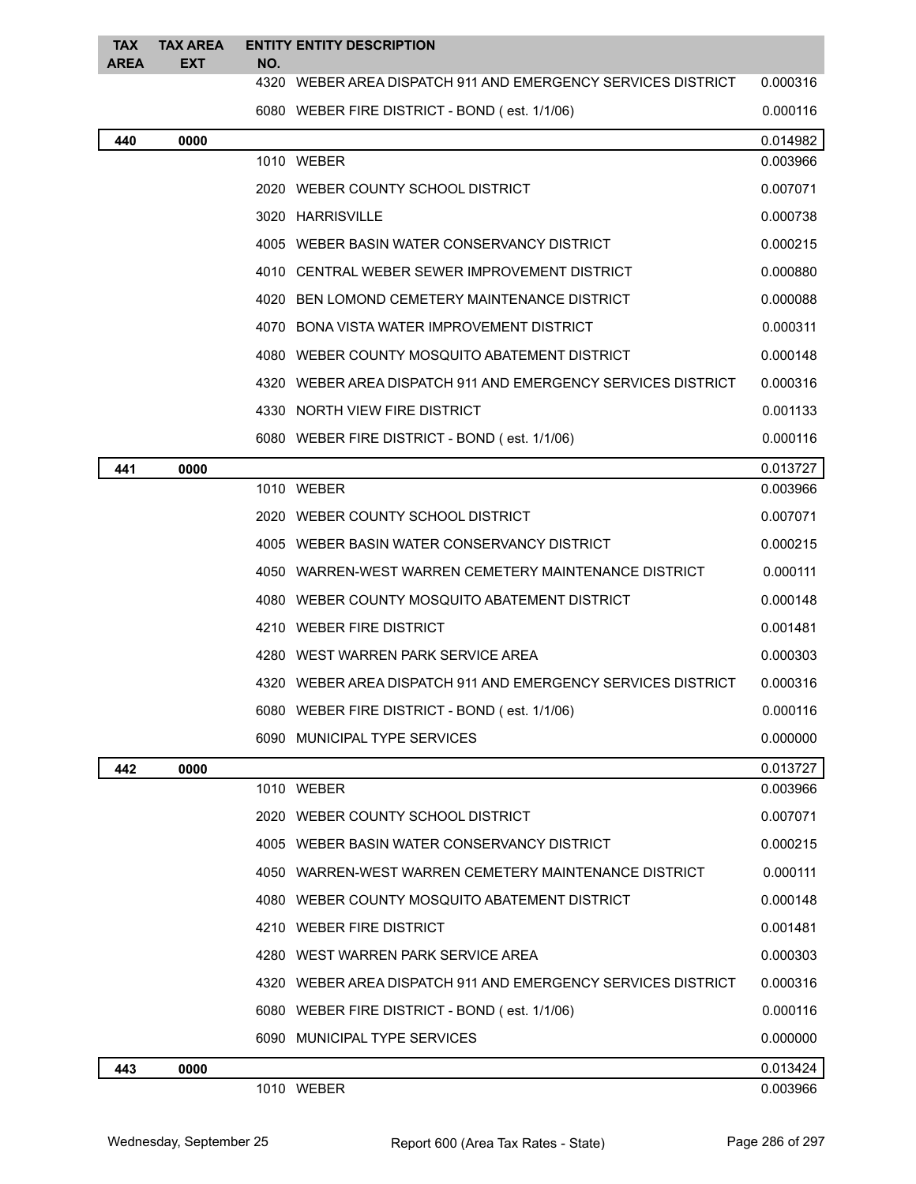| TAX AREA | TAX AREA EXT | ENTITY NO. | ENTITY DESCRIPTION | |
|---|---|---|---|---|
| | | 4320 | WEBER AREA DISPATCH 911 AND EMERGENCY SERVICES DISTRICT | 0.000316 |
| | | 6080 | WEBER FIRE DISTRICT - BOND ( est. 1/1/06) | 0.000116 |
| **440** | **0000** | | | 0.014982 |
| | | 1010 | WEBER | 0.003966 |
| | | 2020 | WEBER COUNTY SCHOOL DISTRICT | 0.007071 |
| | | 3020 | HARRISVILLE | 0.000738 |
| | | 4005 | WEBER BASIN WATER CONSERVANCY DISTRICT | 0.000215 |
| | | 4010 | CENTRAL WEBER SEWER IMPROVEMENT DISTRICT | 0.000880 |
| | | 4020 | BEN LOMOND CEMETERY MAINTENANCE DISTRICT | 0.000088 |
| | | 4070 | BONA VISTA WATER IMPROVEMENT DISTRICT | 0.000311 |
| | | 4080 | WEBER COUNTY MOSQUITO ABATEMENT DISTRICT | 0.000148 |
| | | 4320 | WEBER AREA DISPATCH 911 AND EMERGENCY SERVICES DISTRICT | 0.000316 |
| | | 4330 | NORTH VIEW FIRE DISTRICT | 0.001133 |
| | | 6080 | WEBER FIRE DISTRICT - BOND ( est. 1/1/06) | 0.000116 |
| **441** | **0000** | | | 0.013727 |
| | | 1010 | WEBER | 0.003966 |
| | | 2020 | WEBER COUNTY SCHOOL DISTRICT | 0.007071 |
| | | 4005 | WEBER BASIN WATER CONSERVANCY DISTRICT | 0.000215 |
| | | 4050 | WARREN-WEST WARREN CEMETERY MAINTENANCE DISTRICT | 0.000111 |
| | | 4080 | WEBER COUNTY MOSQUITO ABATEMENT DISTRICT | 0.000148 |
| | | 4210 | WEBER FIRE DISTRICT | 0.001481 |
| | | 4280 | WEST WARREN PARK SERVICE AREA | 0.000303 |
| | | 4320 | WEBER AREA DISPATCH 911 AND EMERGENCY SERVICES DISTRICT | 0.000316 |
| | | 6080 | WEBER FIRE DISTRICT - BOND ( est. 1/1/06) | 0.000116 |
| | | 6090 | MUNICIPAL TYPE SERVICES | 0.000000 |
| **442** | **0000** | | | 0.013727 |
| | | 1010 | WEBER | 0.003966 |
| | | 2020 | WEBER COUNTY SCHOOL DISTRICT | 0.007071 |
| | | 4005 | WEBER BASIN WATER CONSERVANCY DISTRICT | 0.000215 |
| | | 4050 | WARREN-WEST WARREN CEMETERY MAINTENANCE DISTRICT | 0.000111 |
| | | 4080 | WEBER COUNTY MOSQUITO ABATEMENT DISTRICT | 0.000148 |
| | | 4210 | WEBER FIRE DISTRICT | 0.001481 |
| | | 4280 | WEST WARREN PARK SERVICE AREA | 0.000303 |
| | | 4320 | WEBER AREA DISPATCH 911 AND EMERGENCY SERVICES DISTRICT | 0.000316 |
| | | 6080 | WEBER FIRE DISTRICT - BOND ( est. 1/1/06) | 0.000116 |
| | | 6090 | MUNICIPAL TYPE SERVICES | 0.000000 |
| **443** | **0000** | | | 0.013424 |
| | | 1010 | WEBER | 0.003966 |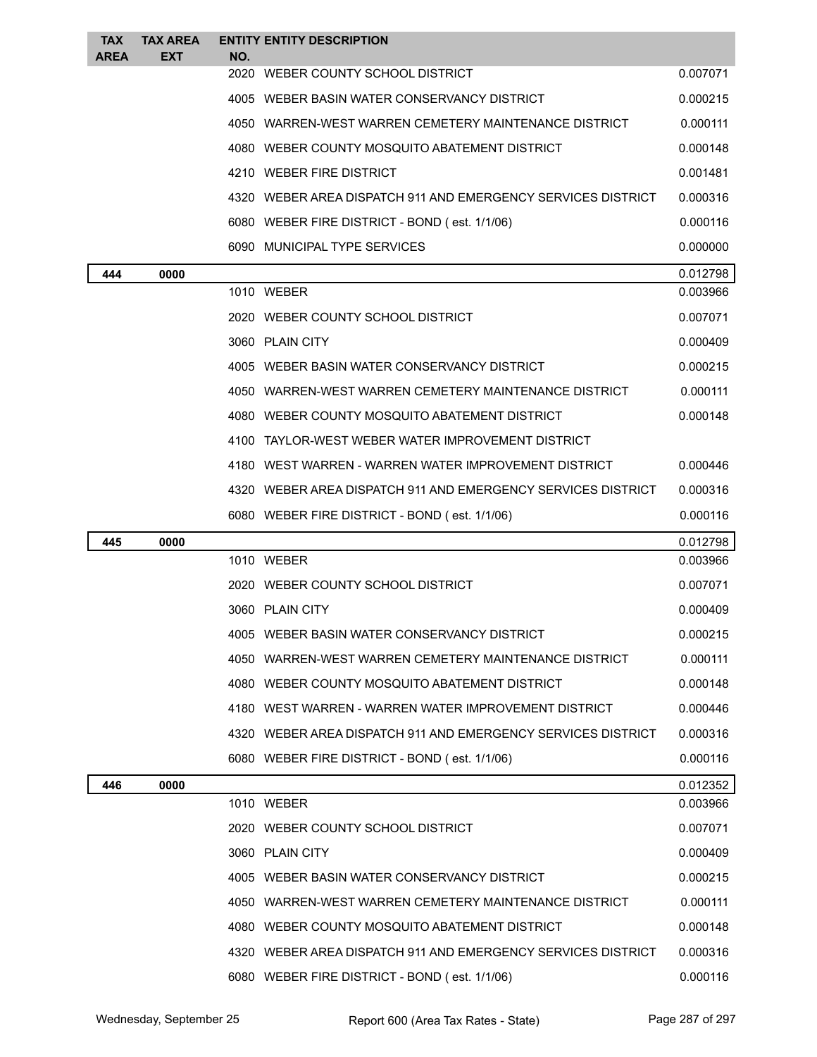| TAX AREA | TAX AREA EXT | ENTITY NO. | ENTITY DESCRIPTION | |
|---|---|---|---|---|
| | | 2020 | WEBER COUNTY SCHOOL DISTRICT | 0.007071 |
| | | 4005 | WEBER BASIN WATER CONSERVANCY DISTRICT | 0.000215 |
| | | 4050 | WARREN-WEST WARREN CEMETERY MAINTENANCE DISTRICT | 0.000111 |
| | | 4080 | WEBER COUNTY MOSQUITO ABATEMENT DISTRICT | 0.000148 |
| | | 4210 | WEBER FIRE DISTRICT | 0.001481 |
| | | 4320 | WEBER AREA DISPATCH 911 AND EMERGENCY SERVICES DISTRICT | 0.000316 |
| | | 6080 | WEBER FIRE DISTRICT - BOND ( est. 1/1/06) | 0.000116 |
| | | 6090 | MUNICIPAL TYPE SERVICES | 0.000000 |
| **444** | **0000** | | | 0.012798 |
| | | 1010 | WEBER | 0.003966 |
| | | 2020 | WEBER COUNTY SCHOOL DISTRICT | 0.007071 |
| | | 3060 | PLAIN CITY | 0.000409 |
| | | 4005 | WEBER BASIN WATER CONSERVANCY DISTRICT | 0.000215 |
| | | 4050 | WARREN-WEST WARREN CEMETERY MAINTENANCE DISTRICT | 0.000111 |
| | | 4080 | WEBER COUNTY MOSQUITO ABATEMENT DISTRICT | 0.000148 |
| | | 4100 | TAYLOR-WEST WEBER WATER IMPROVEMENT DISTRICT | |
| | | 4180 | WEST WARREN - WARREN WATER IMPROVEMENT DISTRICT | 0.000446 |
| | | 4320 | WEBER AREA DISPATCH 911 AND EMERGENCY SERVICES DISTRICT | 0.000316 |
| | | 6080 | WEBER FIRE DISTRICT - BOND ( est. 1/1/06) | 0.000116 |
| **445** | **0000** | | | 0.012798 |
| | | 1010 | WEBER | 0.003966 |
| | | 2020 | WEBER COUNTY SCHOOL DISTRICT | 0.007071 |
| | | 3060 | PLAIN CITY | 0.000409 |
| | | 4005 | WEBER BASIN WATER CONSERVANCY DISTRICT | 0.000215 |
| | | 4050 | WARREN-WEST WARREN CEMETERY MAINTENANCE DISTRICT | 0.000111 |
| | | 4080 | WEBER COUNTY MOSQUITO ABATEMENT DISTRICT | 0.000148 |
| | | 4180 | WEST WARREN - WARREN WATER IMPROVEMENT DISTRICT | 0.000446 |
| | | 4320 | WEBER AREA DISPATCH 911 AND EMERGENCY SERVICES DISTRICT | 0.000316 |
| | | 6080 | WEBER FIRE DISTRICT - BOND ( est. 1/1/06) | 0.000116 |
| **446** | **0000** | | | 0.012352 |
| | | 1010 | WEBER | 0.003966 |
| | | 2020 | WEBER COUNTY SCHOOL DISTRICT | 0.007071 |
| | | 3060 | PLAIN CITY | 0.000409 |
| | | 4005 | WEBER BASIN WATER CONSERVANCY DISTRICT | 0.000215 |
| | | 4050 | WARREN-WEST WARREN CEMETERY MAINTENANCE DISTRICT | 0.000111 |
| | | 4080 | WEBER COUNTY MOSQUITO ABATEMENT DISTRICT | 0.000148 |
| | | 4320 | WEBER AREA DISPATCH 911 AND EMERGENCY SERVICES DISTRICT | 0.000316 |
| | | 6080 | WEBER FIRE DISTRICT - BOND ( est. 1/1/06) | 0.000116 |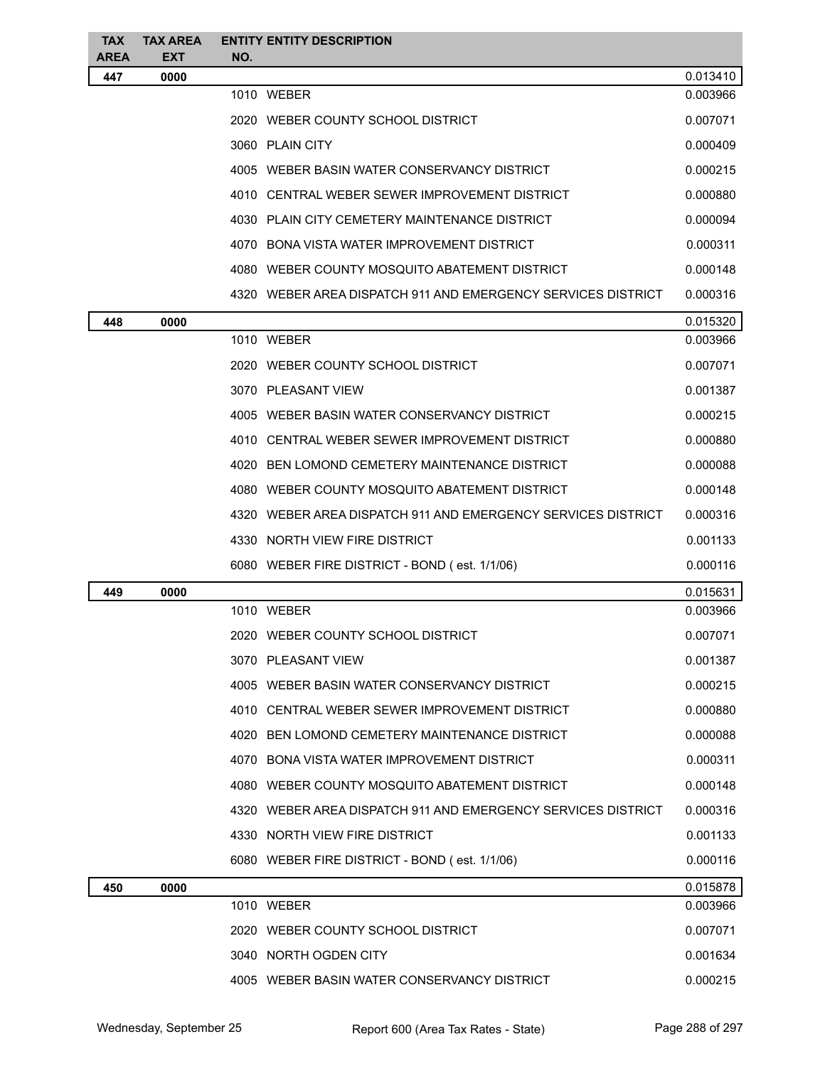| TAX AREA | TAX AREA EXT | ENTITY NO. | ENTITY DESCRIPTION | |
|---|---|---|---|---|
| **447** | **0000** | | | 0.013410 |
| | | 1010 | WEBER | 0.003966 |
| | | 2020 | WEBER COUNTY SCHOOL DISTRICT | 0.007071 |
| | | 3060 | PLAIN CITY | 0.000409 |
| | | 4005 | WEBER BASIN WATER CONSERVANCY DISTRICT | 0.000215 |
| | | 4010 | CENTRAL WEBER SEWER IMPROVEMENT DISTRICT | 0.000880 |
| | | 4030 | PLAIN CITY CEMETERY MAINTENANCE DISTRICT | 0.000094 |
| | | 4070 | BONA VISTA WATER IMPROVEMENT DISTRICT | 0.000311 |
| | | 4080 | WEBER COUNTY MOSQUITO ABATEMENT DISTRICT | 0.000148 |
| | | 4320 | WEBER AREA DISPATCH 911 AND EMERGENCY SERVICES DISTRICT | 0.000316 |
| **448** | **0000** | | | 0.015320 |
| | | 1010 | WEBER | 0.003966 |
| | | 2020 | WEBER COUNTY SCHOOL DISTRICT | 0.007071 |
| | | 3070 | PLEASANT VIEW | 0.001387 |
| | | 4005 | WEBER BASIN WATER CONSERVANCY DISTRICT | 0.000215 |
| | | 4010 | CENTRAL WEBER SEWER IMPROVEMENT DISTRICT | 0.000880 |
| | | 4020 | BEN LOMOND CEMETERY MAINTENANCE DISTRICT | 0.000088 |
| | | 4080 | WEBER COUNTY MOSQUITO ABATEMENT DISTRICT | 0.000148 |
| | | 4320 | WEBER AREA DISPATCH 911 AND EMERGENCY SERVICES DISTRICT | 0.000316 |
| | | 4330 | NORTH VIEW FIRE DISTRICT | 0.001133 |
| | | 6080 | WEBER FIRE DISTRICT - BOND ( est. 1/1/06) | 0.000116 |
| **449** | **0000** | | | 0.015631 |
| | | 1010 | WEBER | 0.003966 |
| | | 2020 | WEBER COUNTY SCHOOL DISTRICT | 0.007071 |
| | | 3070 | PLEASANT VIEW | 0.001387 |
| | | 4005 | WEBER BASIN WATER CONSERVANCY DISTRICT | 0.000215 |
| | | 4010 | CENTRAL WEBER SEWER IMPROVEMENT DISTRICT | 0.000880 |
| | | 4020 | BEN LOMOND CEMETERY MAINTENANCE DISTRICT | 0.000088 |
| | | 4070 | BONA VISTA WATER IMPROVEMENT DISTRICT | 0.000311 |
| | | 4080 | WEBER COUNTY MOSQUITO ABATEMENT DISTRICT | 0.000148 |
| | | 4320 | WEBER AREA DISPATCH 911 AND EMERGENCY SERVICES DISTRICT | 0.000316 |
| | | 4330 | NORTH VIEW FIRE DISTRICT | 0.001133 |
| | | 6080 | WEBER FIRE DISTRICT - BOND ( est. 1/1/06) | 0.000116 |
| **450** | **0000** | | | 0.015878 |
| | | 1010 | WEBER | 0.003966 |
| | | 2020 | WEBER COUNTY SCHOOL DISTRICT | 0.007071 |
| | | 3040 | NORTH OGDEN CITY | 0.001634 |
| | | 4005 | WEBER BASIN WATER CONSERVANCY DISTRICT | 0.000215 |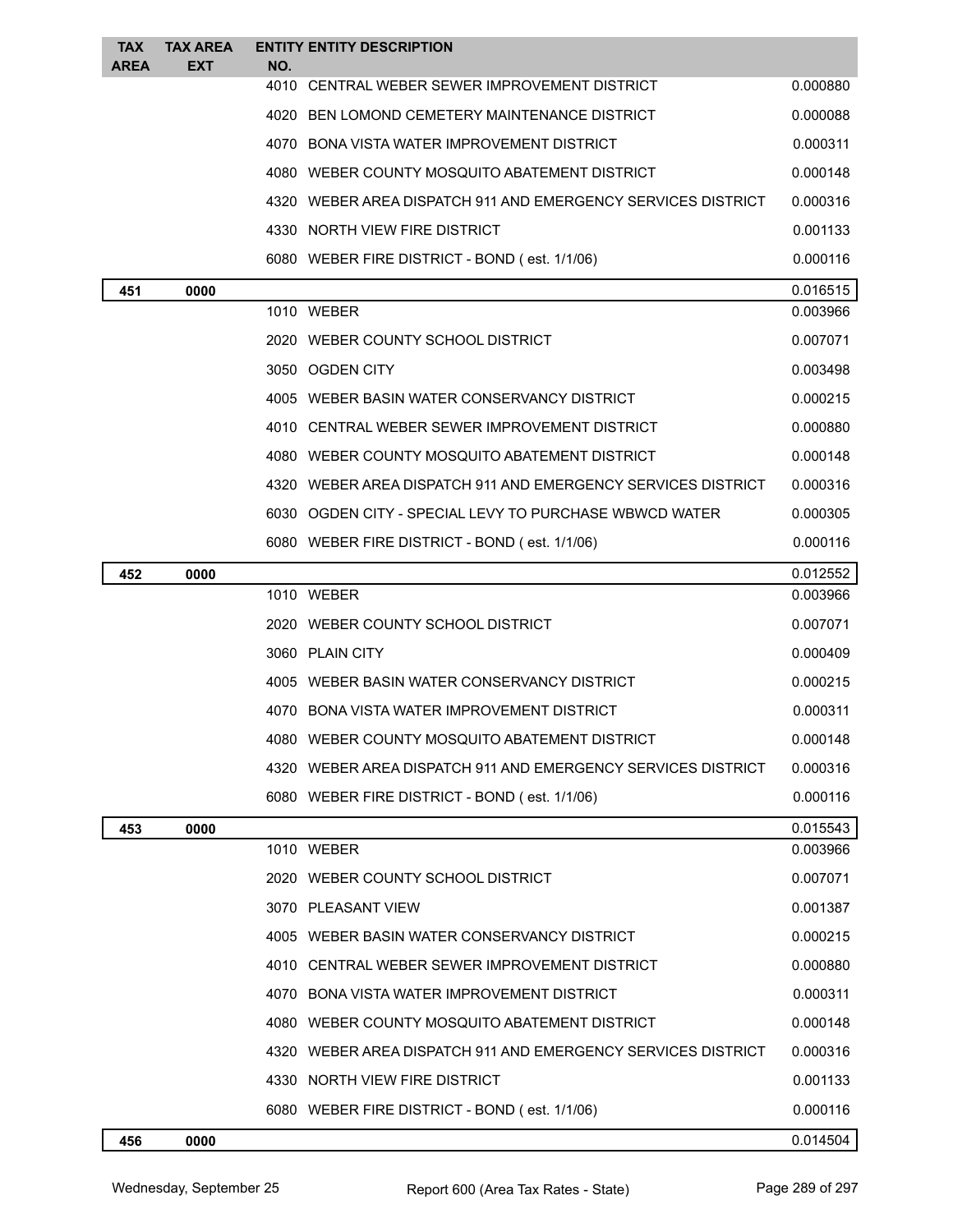| TAX AREA | TAX AREA EXT | ENTITY NO. | ENTITY DESCRIPTION | |
|---|---|---|---|---|
| | | 4010 | CENTRAL WEBER SEWER IMPROVEMENT DISTRICT | 0.000880 |
| | | 4020 | BEN LOMOND CEMETERY MAINTENANCE DISTRICT | 0.000088 |
| | | 4070 | BONA VISTA WATER IMPROVEMENT DISTRICT | 0.000311 |
| | | 4080 | WEBER COUNTY MOSQUITO ABATEMENT DISTRICT | 0.000148 |
| | | 4320 | WEBER AREA DISPATCH 911 AND EMERGENCY SERVICES DISTRICT | 0.000316 |
| | | 4330 | NORTH VIEW FIRE DISTRICT | 0.001133 |
| | | 6080 | WEBER FIRE DISTRICT - BOND ( est. 1/1/06) | 0.000116 |
| **451** | **0000** | | | 0.016515 |
| | | 1010 | WEBER | 0.003966 |
| | | 2020 | WEBER COUNTY SCHOOL DISTRICT | 0.007071 |
| | | 3050 | OGDEN CITY | 0.003498 |
| | | 4005 | WEBER BASIN WATER CONSERVANCY DISTRICT | 0.000215 |
| | | 4010 | CENTRAL WEBER SEWER IMPROVEMENT DISTRICT | 0.000880 |
| | | 4080 | WEBER COUNTY MOSQUITO ABATEMENT DISTRICT | 0.000148 |
| | | 4320 | WEBER AREA DISPATCH 911 AND EMERGENCY SERVICES DISTRICT | 0.000316 |
| | | 6030 | OGDEN CITY - SPECIAL LEVY TO PURCHASE WBWCD WATER | 0.000305 |
| | | 6080 | WEBER FIRE DISTRICT - BOND ( est. 1/1/06) | 0.000116 |
| **452** | **0000** | | | 0.012552 |
| | | 1010 | WEBER | 0.003966 |
| | | 2020 | WEBER COUNTY SCHOOL DISTRICT | 0.007071 |
| | | 3060 | PLAIN CITY | 0.000409 |
| | | 4005 | WEBER BASIN WATER CONSERVANCY DISTRICT | 0.000215 |
| | | 4070 | BONA VISTA WATER IMPROVEMENT DISTRICT | 0.000311 |
| | | 4080 | WEBER COUNTY MOSQUITO ABATEMENT DISTRICT | 0.000148 |
| | | 4320 | WEBER AREA DISPATCH 911 AND EMERGENCY SERVICES DISTRICT | 0.000316 |
| | | 6080 | WEBER FIRE DISTRICT - BOND ( est. 1/1/06) | 0.000116 |
| **453** | **0000** | | | 0.015543 |
| | | 1010 | WEBER | 0.003966 |
| | | 2020 | WEBER COUNTY SCHOOL DISTRICT | 0.007071 |
| | | 3070 | PLEASANT VIEW | 0.001387 |
| | | 4005 | WEBER BASIN WATER CONSERVANCY DISTRICT | 0.000215 |
| | | 4010 | CENTRAL WEBER SEWER IMPROVEMENT DISTRICT | 0.000880 |
| | | 4070 | BONA VISTA WATER IMPROVEMENT DISTRICT | 0.000311 |
| | | 4080 | WEBER COUNTY MOSQUITO ABATEMENT DISTRICT | 0.000148 |
| | | 4320 | WEBER AREA DISPATCH 911 AND EMERGENCY SERVICES DISTRICT | 0.000316 |
| | | 4330 | NORTH VIEW FIRE DISTRICT | 0.001133 |
| | | 6080 | WEBER FIRE DISTRICT - BOND ( est. 1/1/06) | 0.000116 |
| **456** | **0000** | | | 0.014504 |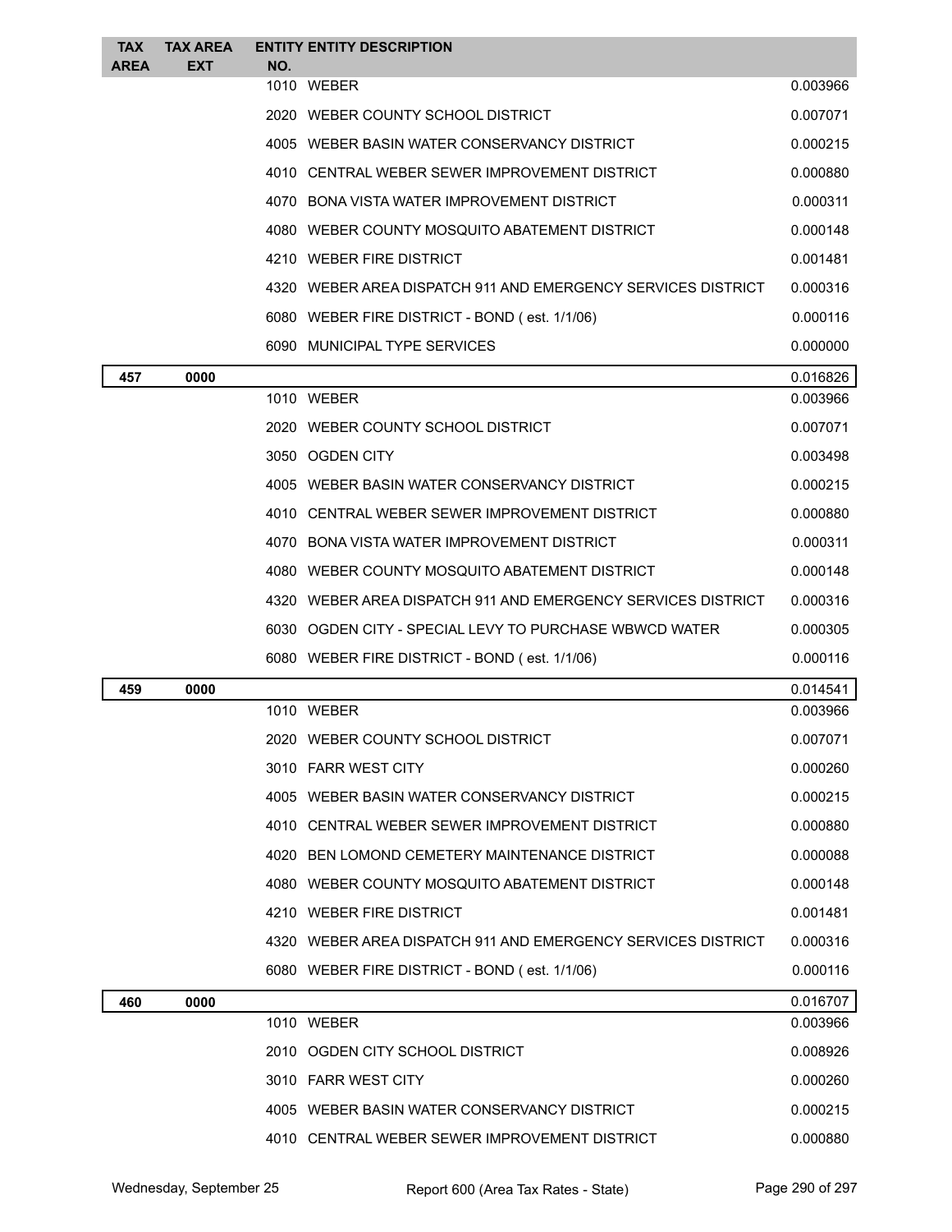| TAX AREA | TAX AREA EXT | ENTITY NO. | ENTITY DESCRIPTION | |
|---|---|---|---|---|
| | | 1010 | WEBER | 0.003966 |
| | | 2020 | WEBER COUNTY SCHOOL DISTRICT | 0.007071 |
| | | 4005 | WEBER BASIN WATER CONSERVANCY DISTRICT | 0.000215 |
| | | 4010 | CENTRAL WEBER SEWER IMPROVEMENT DISTRICT | 0.000880 |
| | | 4070 | BONA VISTA WATER IMPROVEMENT DISTRICT | 0.000311 |
| | | 4080 | WEBER COUNTY MOSQUITO ABATEMENT DISTRICT | 0.000148 |
| | | 4210 | WEBER FIRE DISTRICT | 0.001481 |
| | | 4320 | WEBER AREA DISPATCH 911 AND EMERGENCY SERVICES DISTRICT | 0.000316 |
| | | 6080 | WEBER FIRE DISTRICT - BOND ( est. 1/1/06) | 0.000116 |
| | | 6090 | MUNICIPAL TYPE SERVICES | 0.000000 |
| **457** | **0000** | | | 0.016826 |
| | | 1010 | WEBER | 0.003966 |
| | | 2020 | WEBER COUNTY SCHOOL DISTRICT | 0.007071 |
| | | 3050 | OGDEN CITY | 0.003498 |
| | | 4005 | WEBER BASIN WATER CONSERVANCY DISTRICT | 0.000215 |
| | | 4010 | CENTRAL WEBER SEWER IMPROVEMENT DISTRICT | 0.000880 |
| | | 4070 | BONA VISTA WATER IMPROVEMENT DISTRICT | 0.000311 |
| | | 4080 | WEBER COUNTY MOSQUITO ABATEMENT DISTRICT | 0.000148 |
| | | 4320 | WEBER AREA DISPATCH 911 AND EMERGENCY SERVICES DISTRICT | 0.000316 |
| | | 6030 | OGDEN CITY - SPECIAL LEVY TO PURCHASE WBWCD WATER | 0.000305 |
| | | 6080 | WEBER FIRE DISTRICT - BOND ( est. 1/1/06) | 0.000116 |
| **459** | **0000** | | | 0.014541 |
| | | 1010 | WEBER | 0.003966 |
| | | 2020 | WEBER COUNTY SCHOOL DISTRICT | 0.007071 |
| | | 3010 | FARR WEST CITY | 0.000260 |
| | | 4005 | WEBER BASIN WATER CONSERVANCY DISTRICT | 0.000215 |
| | | 4010 | CENTRAL WEBER SEWER IMPROVEMENT DISTRICT | 0.000880 |
| | | 4020 | BEN LOMOND CEMETERY MAINTENANCE DISTRICT | 0.000088 |
| | | 4080 | WEBER COUNTY MOSQUITO ABATEMENT DISTRICT | 0.000148 |
| | | 4210 | WEBER FIRE DISTRICT | 0.001481 |
| | | 4320 | WEBER AREA DISPATCH 911 AND EMERGENCY SERVICES DISTRICT | 0.000316 |
| | | 6080 | WEBER FIRE DISTRICT - BOND ( est. 1/1/06) | 0.000116 |
| **460** | **0000** | | | 0.016707 |
| | | 1010 | WEBER | 0.003966 |
| | | 2010 | OGDEN CITY SCHOOL DISTRICT | 0.008926 |
| | | 3010 | FARR WEST CITY | 0.000260 |
| | | 4005 | WEBER BASIN WATER CONSERVANCY DISTRICT | 0.000215 |
| | | 4010 | CENTRAL WEBER SEWER IMPROVEMENT DISTRICT | 0.000880 |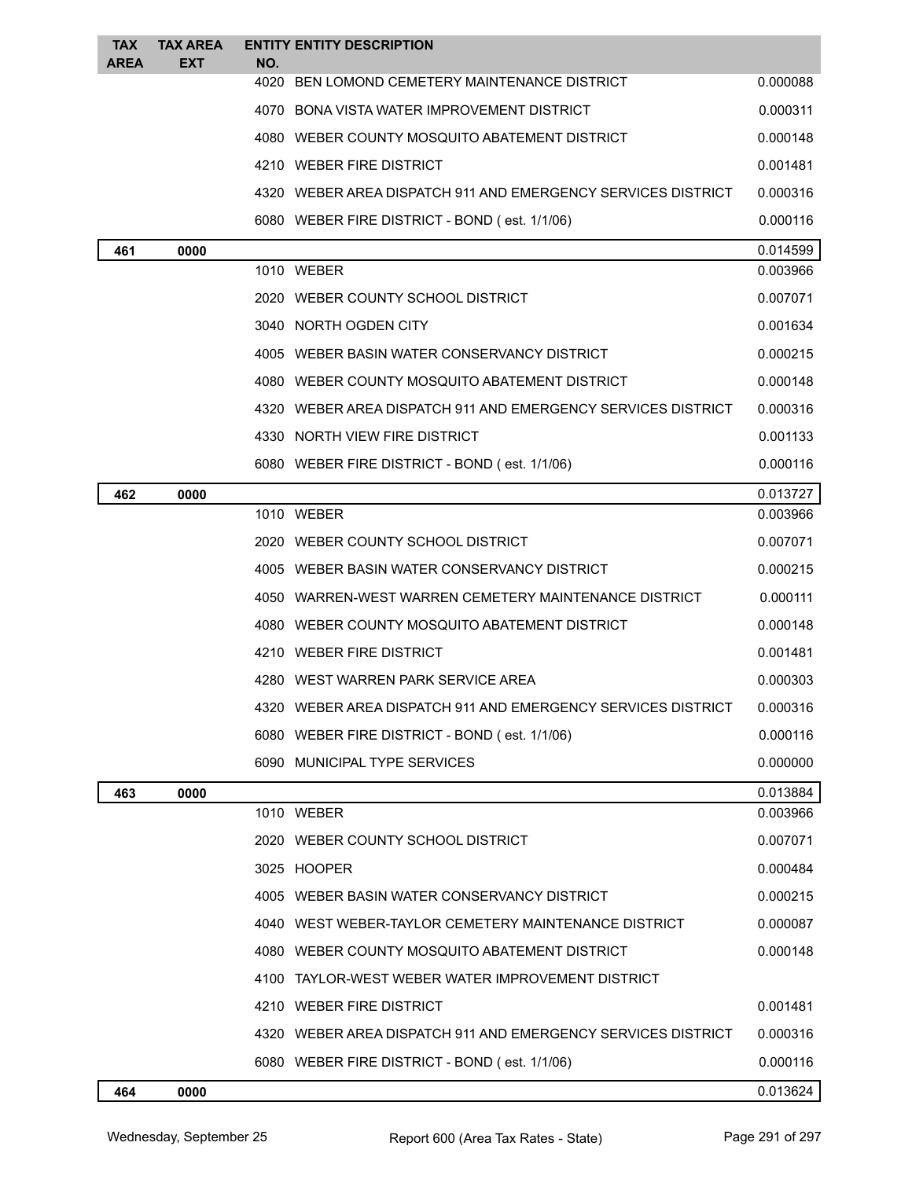| TAX AREA | TAX AREA EXT | ENTITY NO. | ENTITY DESCRIPTION | |
|---|---|---|---|---|
| | | 4020 | BEN LOMOND CEMETERY MAINTENANCE DISTRICT | 0.000088 |
| | | 4070 | BONA VISTA WATER IMPROVEMENT DISTRICT | 0.000311 |
| | | 4080 | WEBER COUNTY MOSQUITO ABATEMENT DISTRICT | 0.000148 |
| | | 4210 | WEBER FIRE DISTRICT | 0.001481 |
| | | 4320 | WEBER AREA DISPATCH 911 AND EMERGENCY SERVICES DISTRICT | 0.000316 |
| | | 6080 | WEBER FIRE DISTRICT - BOND ( est. 1/1/06) | 0.000116 |
| **461** | **0000** | | | 0.014599 |
| | | 1010 | WEBER | 0.003966 |
| | | 2020 | WEBER COUNTY SCHOOL DISTRICT | 0.007071 |
| | | 3040 | NORTH OGDEN CITY | 0.001634 |
| | | 4005 | WEBER BASIN WATER CONSERVANCY DISTRICT | 0.000215 |
| | | 4080 | WEBER COUNTY MOSQUITO ABATEMENT DISTRICT | 0.000148 |
| | | 4320 | WEBER AREA DISPATCH 911 AND EMERGENCY SERVICES DISTRICT | 0.000316 |
| | | 4330 | NORTH VIEW FIRE DISTRICT | 0.001133 |
| | | 6080 | WEBER FIRE DISTRICT - BOND ( est. 1/1/06) | 0.000116 |
| **462** | **0000** | | | 0.013727 |
| | | 1010 | WEBER | 0.003966 |
| | | 2020 | WEBER COUNTY SCHOOL DISTRICT | 0.007071 |
| | | 4005 | WEBER BASIN WATER CONSERVANCY DISTRICT | 0.000215 |
| | | 4050 | WARREN-WEST WARREN CEMETERY MAINTENANCE DISTRICT | 0.000111 |
| | | 4080 | WEBER COUNTY MOSQUITO ABATEMENT DISTRICT | 0.000148 |
| | | 4210 | WEBER FIRE DISTRICT | 0.001481 |
| | | 4280 | WEST WARREN PARK SERVICE AREA | 0.000303 |
| | | 4320 | WEBER AREA DISPATCH 911 AND EMERGENCY SERVICES DISTRICT | 0.000316 |
| | | 6080 | WEBER FIRE DISTRICT - BOND ( est. 1/1/06) | 0.000116 |
| | | 6090 | MUNICIPAL TYPE SERVICES | 0.000000 |
| **463** | **0000** | | | 0.013884 |
| | | 1010 | WEBER | 0.003966 |
| | | 2020 | WEBER COUNTY SCHOOL DISTRICT | 0.007071 |
| | | 3025 | HOOPER | 0.000484 |
| | | 4005 | WEBER BASIN WATER CONSERVANCY DISTRICT | 0.000215 |
| | | 4040 | WEST WEBER-TAYLOR CEMETERY MAINTENANCE DISTRICT | 0.000087 |
| | | 4080 | WEBER COUNTY MOSQUITO ABATEMENT DISTRICT | 0.000148 |
| | | 4100 | TAYLOR-WEST WEBER WATER IMPROVEMENT DISTRICT | |
| | | 4210 | WEBER FIRE DISTRICT | 0.001481 |
| | | 4320 | WEBER AREA DISPATCH 911 AND EMERGENCY SERVICES DISTRICT | 0.000316 |
| | | 6080 | WEBER FIRE DISTRICT - BOND ( est. 1/1/06) | 0.000116 |
| **464** | **0000** | | | 0.013624 |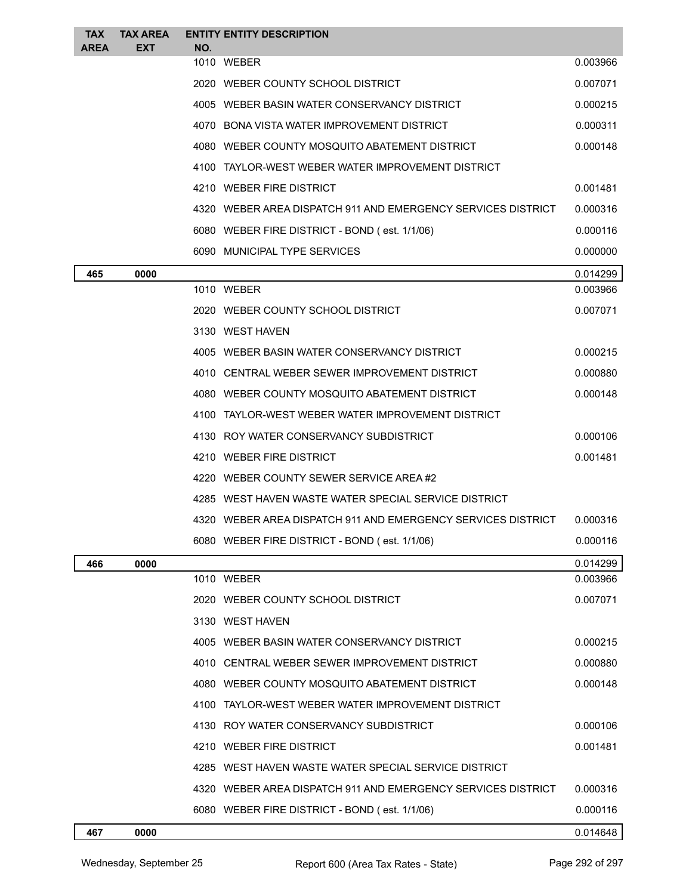| TAX AREA | TAX AREA EXT | ENTITY NO. | ENTITY DESCRIPTION | |
|---|---|---|---|---|
| | | 1010 | WEBER | 0.003966 |
| | | 2020 | WEBER COUNTY SCHOOL DISTRICT | 0.007071 |
| | | 4005 | WEBER BASIN WATER CONSERVANCY DISTRICT | 0.000215 |
| | | 4070 | BONA VISTA WATER IMPROVEMENT DISTRICT | 0.000311 |
| | | 4080 | WEBER COUNTY MOSQUITO ABATEMENT DISTRICT | 0.000148 |
| | | 4100 | TAYLOR-WEST WEBER WATER IMPROVEMENT DISTRICT | |
| | | 4210 | WEBER FIRE DISTRICT | 0.001481 |
| | | 4320 | WEBER AREA DISPATCH 911 AND EMERGENCY SERVICES DISTRICT | 0.000316 |
| | | 6080 | WEBER FIRE DISTRICT - BOND ( est. 1/1/06) | 0.000116 |
| | | 6090 | MUNICIPAL TYPE SERVICES | 0.000000 |
| **465** | **0000** | | | 0.014299 |
| | | 1010 | WEBER | 0.003966 |
| | | 2020 | WEBER COUNTY SCHOOL DISTRICT | 0.007071 |
| | | 3130 | WEST HAVEN | |
| | | 4005 | WEBER BASIN WATER CONSERVANCY DISTRICT | 0.000215 |
| | | 4010 | CENTRAL WEBER SEWER IMPROVEMENT DISTRICT | 0.000880 |
| | | 4080 | WEBER COUNTY MOSQUITO ABATEMENT DISTRICT | 0.000148 |
| | | 4100 | TAYLOR-WEST WEBER WATER IMPROVEMENT DISTRICT | |
| | | 4130 | ROY WATER CONSERVANCY SUBDISTRICT | 0.000106 |
| | | 4210 | WEBER FIRE DISTRICT | 0.001481 |
| | | 4220 | WEBER COUNTY SEWER SERVICE AREA #2 | |
| | | 4285 | WEST HAVEN WASTE WATER SPECIAL SERVICE DISTRICT | |
| | | 4320 | WEBER AREA DISPATCH 911 AND EMERGENCY SERVICES DISTRICT | 0.000316 |
| | | 6080 | WEBER FIRE DISTRICT - BOND ( est. 1/1/06) | 0.000116 |
| **466** | **0000** | | | 0.014299 |
| | | 1010 | WEBER | 0.003966 |
| | | 2020 | WEBER COUNTY SCHOOL DISTRICT | 0.007071 |
| | | 3130 | WEST HAVEN | |
| | | 4005 | WEBER BASIN WATER CONSERVANCY DISTRICT | 0.000215 |
| | | 4010 | CENTRAL WEBER SEWER IMPROVEMENT DISTRICT | 0.000880 |
| | | 4080 | WEBER COUNTY MOSQUITO ABATEMENT DISTRICT | 0.000148 |
| | | 4100 | TAYLOR-WEST WEBER WATER IMPROVEMENT DISTRICT | |
| | | 4130 | ROY WATER CONSERVANCY SUBDISTRICT | 0.000106 |
| | | 4210 | WEBER FIRE DISTRICT | 0.001481 |
| | | 4285 | WEST HAVEN WASTE WATER SPECIAL SERVICE DISTRICT | |
| | | 4320 | WEBER AREA DISPATCH 911 AND EMERGENCY SERVICES DISTRICT | 0.000316 |
| | | 6080 | WEBER FIRE DISTRICT - BOND ( est. 1/1/06) | 0.000116 |
| **467** | **0000** | | | 0.014648 |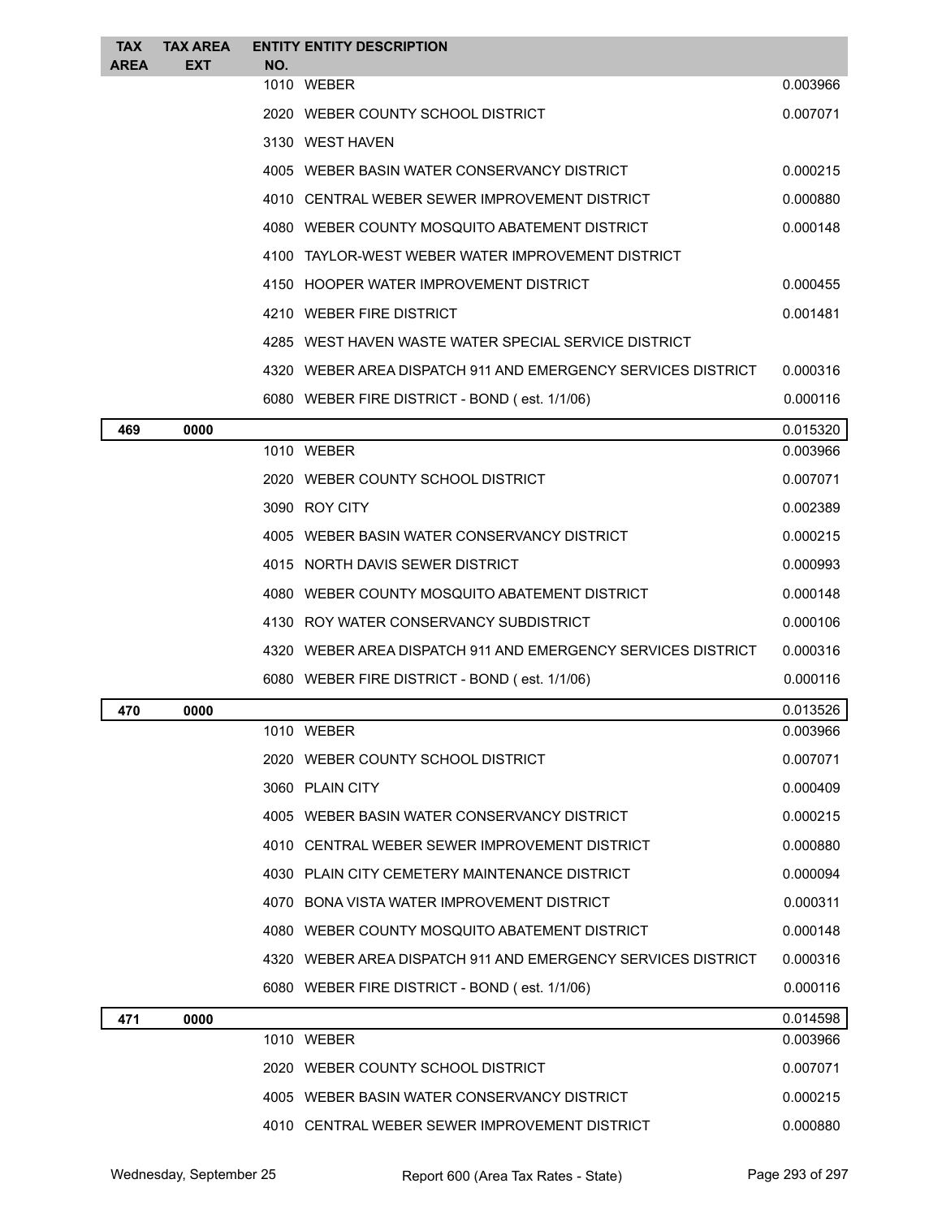| TAX AREA | TAX AREA EXT | ENTITY NO. | ENTITY DESCRIPTION | |
|---|---|---|---|---|
| | | 1010 | WEBER | 0.003966 |
| | | 2020 | WEBER COUNTY SCHOOL DISTRICT | 0.007071 |
| | | 3130 | WEST HAVEN | |
| | | 4005 | WEBER BASIN WATER CONSERVANCY DISTRICT | 0.000215 |
| | | 4010 | CENTRAL WEBER SEWER IMPROVEMENT DISTRICT | 0.000880 |
| | | 4080 | WEBER COUNTY MOSQUITO ABATEMENT DISTRICT | 0.000148 |
| | | 4100 | TAYLOR-WEST WEBER WATER IMPROVEMENT DISTRICT | |
| | | 4150 | HOOPER WATER IMPROVEMENT DISTRICT | 0.000455 |
| | | 4210 | WEBER FIRE DISTRICT | 0.001481 |
| | | 4285 | WEST HAVEN WASTE WATER SPECIAL SERVICE DISTRICT | |
| | | 4320 | WEBER AREA DISPATCH 911 AND EMERGENCY SERVICES DISTRICT | 0.000316 |
| | | 6080 | WEBER FIRE DISTRICT - BOND ( est. 1/1/06) | 0.000116 |
| **469** | **0000** | | | 0.015320 |
| | | 1010 | WEBER | 0.003966 |
| | | 2020 | WEBER COUNTY SCHOOL DISTRICT | 0.007071 |
| | | 3090 | ROY CITY | 0.002389 |
| | | 4005 | WEBER BASIN WATER CONSERVANCY DISTRICT | 0.000215 |
| | | 4015 | NORTH DAVIS SEWER DISTRICT | 0.000993 |
| | | 4080 | WEBER COUNTY MOSQUITO ABATEMENT DISTRICT | 0.000148 |
| | | 4130 | ROY WATER CONSERVANCY SUBDISTRICT | 0.000106 |
| | | 4320 | WEBER AREA DISPATCH 911 AND EMERGENCY SERVICES DISTRICT | 0.000316 |
| | | 6080 | WEBER FIRE DISTRICT - BOND ( est. 1/1/06) | 0.000116 |
| **470** | **0000** | | | 0.013526 |
| | | 1010 | WEBER | 0.003966 |
| | | 2020 | WEBER COUNTY SCHOOL DISTRICT | 0.007071 |
| | | 3060 | PLAIN CITY | 0.000409 |
| | | 4005 | WEBER BASIN WATER CONSERVANCY DISTRICT | 0.000215 |
| | | 4010 | CENTRAL WEBER SEWER IMPROVEMENT DISTRICT | 0.000880 |
| | | 4030 | PLAIN CITY CEMETERY MAINTENANCE DISTRICT | 0.000094 |
| | | 4070 | BONA VISTA WATER IMPROVEMENT DISTRICT | 0.000311 |
| | | 4080 | WEBER COUNTY MOSQUITO ABATEMENT DISTRICT | 0.000148 |
| | | 4320 | WEBER AREA DISPATCH 911 AND EMERGENCY SERVICES DISTRICT | 0.000316 |
| | | 6080 | WEBER FIRE DISTRICT - BOND ( est. 1/1/06) | 0.000116 |
| **471** | **0000** | | | 0.014598 |
| | | 1010 | WEBER | 0.003966 |
| | | 2020 | WEBER COUNTY SCHOOL DISTRICT | 0.007071 |
| | | 4005 | WEBER BASIN WATER CONSERVANCY DISTRICT | 0.000215 |
| | | 4010 | CENTRAL WEBER SEWER IMPROVEMENT DISTRICT | 0.000880 |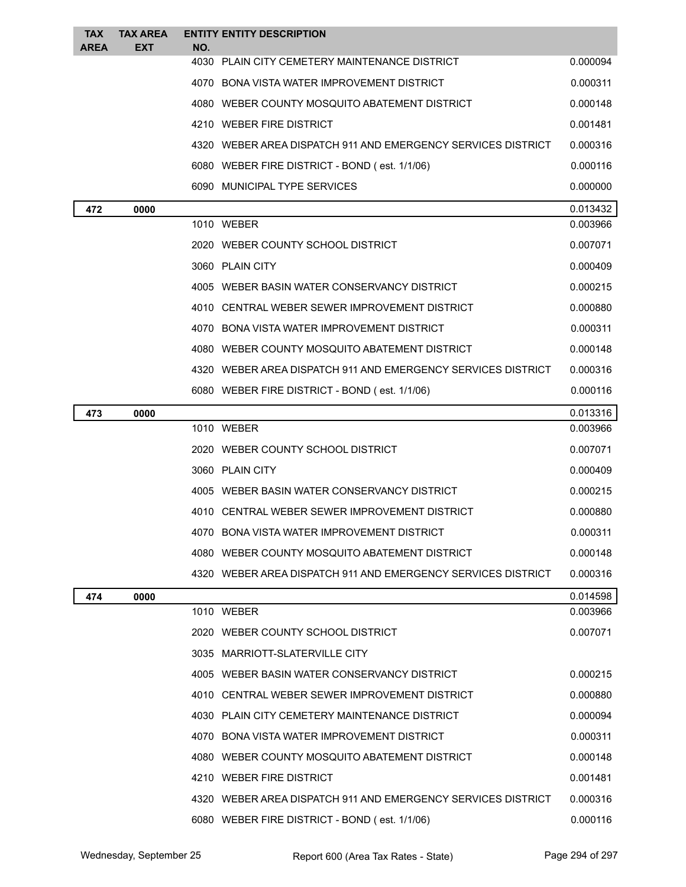| TAX AREA | TAX AREA EXT | ENTITY NO. | ENTITY DESCRIPTION | |
|---|---|---|---|---|
| | | 4030 | PLAIN CITY CEMETERY MAINTENANCE DISTRICT | 0.000094 |
| | | 4070 | BONA VISTA WATER IMPROVEMENT DISTRICT | 0.000311 |
| | | 4080 | WEBER COUNTY MOSQUITO ABATEMENT DISTRICT | 0.000148 |
| | | 4210 | WEBER FIRE DISTRICT | 0.001481 |
| | | 4320 | WEBER AREA DISPATCH 911 AND EMERGENCY SERVICES DISTRICT | 0.000316 |
| | | 6080 | WEBER FIRE DISTRICT - BOND ( est. 1/1/06) | 0.000116 |
| | | 6090 | MUNICIPAL TYPE SERVICES | 0.000000 |
| **472** | **0000** | | | 0.013432 |
| | | 1010 | WEBER | 0.003966 |
| | | 2020 | WEBER COUNTY SCHOOL DISTRICT | 0.007071 |
| | | 3060 | PLAIN CITY | 0.000409 |
| | | 4005 | WEBER BASIN WATER CONSERVANCY DISTRICT | 0.000215 |
| | | 4010 | CENTRAL WEBER SEWER IMPROVEMENT DISTRICT | 0.000880 |
| | | 4070 | BONA VISTA WATER IMPROVEMENT DISTRICT | 0.000311 |
| | | 4080 | WEBER COUNTY MOSQUITO ABATEMENT DISTRICT | 0.000148 |
| | | 4320 | WEBER AREA DISPATCH 911 AND EMERGENCY SERVICES DISTRICT | 0.000316 |
| | | 6080 | WEBER FIRE DISTRICT - BOND ( est. 1/1/06) | 0.000116 |
| **473** | **0000** | | | 0.013316 |
| | | 1010 | WEBER | 0.003966 |
| | | 2020 | WEBER COUNTY SCHOOL DISTRICT | 0.007071 |
| | | 3060 | PLAIN CITY | 0.000409 |
| | | 4005 | WEBER BASIN WATER CONSERVANCY DISTRICT | 0.000215 |
| | | 4010 | CENTRAL WEBER SEWER IMPROVEMENT DISTRICT | 0.000880 |
| | | 4070 | BONA VISTA WATER IMPROVEMENT DISTRICT | 0.000311 |
| | | 4080 | WEBER COUNTY MOSQUITO ABATEMENT DISTRICT | 0.000148 |
| | | 4320 | WEBER AREA DISPATCH 911 AND EMERGENCY SERVICES DISTRICT | 0.000316 |
| **474** | **0000** | | | 0.014598 |
| | | 1010 | WEBER | 0.003966 |
| | | 2020 | WEBER COUNTY SCHOOL DISTRICT | 0.007071 |
| | | 3035 | MARRIOTT-SLATERVILLE CITY | |
| | | 4005 | WEBER BASIN WATER CONSERVANCY DISTRICT | 0.000215 |
| | | 4010 | CENTRAL WEBER SEWER IMPROVEMENT DISTRICT | 0.000880 |
| | | 4030 | PLAIN CITY CEMETERY MAINTENANCE DISTRICT | 0.000094 |
| | | 4070 | BONA VISTA WATER IMPROVEMENT DISTRICT | 0.000311 |
| | | 4080 | WEBER COUNTY MOSQUITO ABATEMENT DISTRICT | 0.000148 |
| | | 4210 | WEBER FIRE DISTRICT | 0.001481 |
| | | 4320 | WEBER AREA DISPATCH 911 AND EMERGENCY SERVICES DISTRICT | 0.000316 |
| | | 6080 | WEBER FIRE DISTRICT - BOND ( est. 1/1/06) | 0.000116 |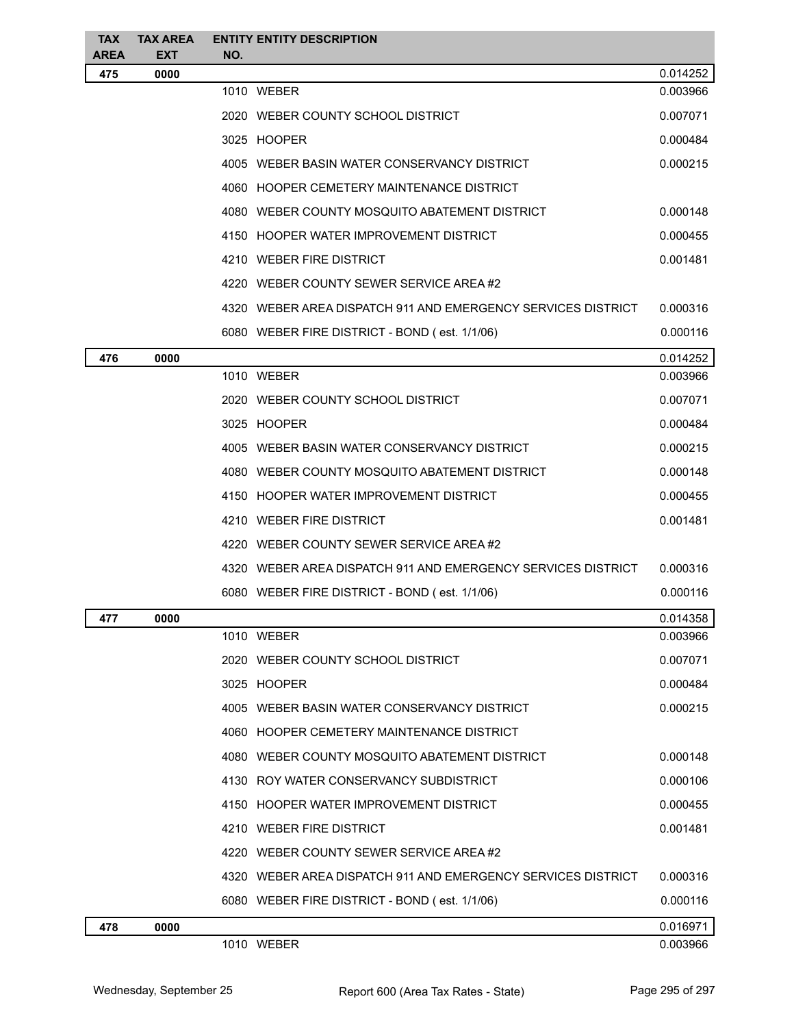| TAX AREA | TAX AREA EXT | ENTITY NO. | ENTITY DESCRIPTION | |
|---|---|---|---|---|
| **475** | **0000** | | | 0.014252 |
| | | 1010 | WEBER | 0.003966 |
| | | 2020 | WEBER COUNTY SCHOOL DISTRICT | 0.007071 |
| | | 3025 | HOOPER | 0.000484 |
| | | 4005 | WEBER BASIN WATER CONSERVANCY DISTRICT | 0.000215 |
| | | 4060 | HOOPER CEMETERY MAINTENANCE DISTRICT | |
| | | 4080 | WEBER COUNTY MOSQUITO ABATEMENT DISTRICT | 0.000148 |
| | | 4150 | HOOPER WATER IMPROVEMENT DISTRICT | 0.000455 |
| | | 4210 | WEBER FIRE DISTRICT | 0.001481 |
| | | 4220 | WEBER COUNTY SEWER SERVICE AREA #2 | |
| | | 4320 | WEBER AREA DISPATCH 911 AND EMERGENCY SERVICES DISTRICT | 0.000316 |
| | | 6080 | WEBER FIRE DISTRICT - BOND ( est. 1/1/06) | 0.000116 |
| **476** | **0000** | | | 0.014252 |
| | | 1010 | WEBER | 0.003966 |
| | | 2020 | WEBER COUNTY SCHOOL DISTRICT | 0.007071 |
| | | 3025 | HOOPER | 0.000484 |
| | | 4005 | WEBER BASIN WATER CONSERVANCY DISTRICT | 0.000215 |
| | | 4080 | WEBER COUNTY MOSQUITO ABATEMENT DISTRICT | 0.000148 |
| | | 4150 | HOOPER WATER IMPROVEMENT DISTRICT | 0.000455 |
| | | 4210 | WEBER FIRE DISTRICT | 0.001481 |
| | | 4220 | WEBER COUNTY SEWER SERVICE AREA #2 | |
| | | 4320 | WEBER AREA DISPATCH 911 AND EMERGENCY SERVICES DISTRICT | 0.000316 |
| | | 6080 | WEBER FIRE DISTRICT - BOND ( est. 1/1/06) | 0.000116 |
| **477** | **0000** | | | 0.014358 |
| | | 1010 | WEBER | 0.003966 |
| | | 2020 | WEBER COUNTY SCHOOL DISTRICT | 0.007071 |
| | | 3025 | HOOPER | 0.000484 |
| | | 4005 | WEBER BASIN WATER CONSERVANCY DISTRICT | 0.000215 |
| | | 4060 | HOOPER CEMETERY MAINTENANCE DISTRICT | |
| | | 4080 | WEBER COUNTY MOSQUITO ABATEMENT DISTRICT | 0.000148 |
| | | 4130 | ROY WATER CONSERVANCY SUBDISTRICT | 0.000106 |
| | | 4150 | HOOPER WATER IMPROVEMENT DISTRICT | 0.000455 |
| | | 4210 | WEBER FIRE DISTRICT | 0.001481 |
| | | 4220 | WEBER COUNTY SEWER SERVICE AREA #2 | |
| | | 4320 | WEBER AREA DISPATCH 911 AND EMERGENCY SERVICES DISTRICT | 0.000316 |
| | | 6080 | WEBER FIRE DISTRICT - BOND ( est. 1/1/06) | 0.000116 |
| **478** | **0000** | | | 0.016971 |
| | | 1010 | WEBER | 0.003966 |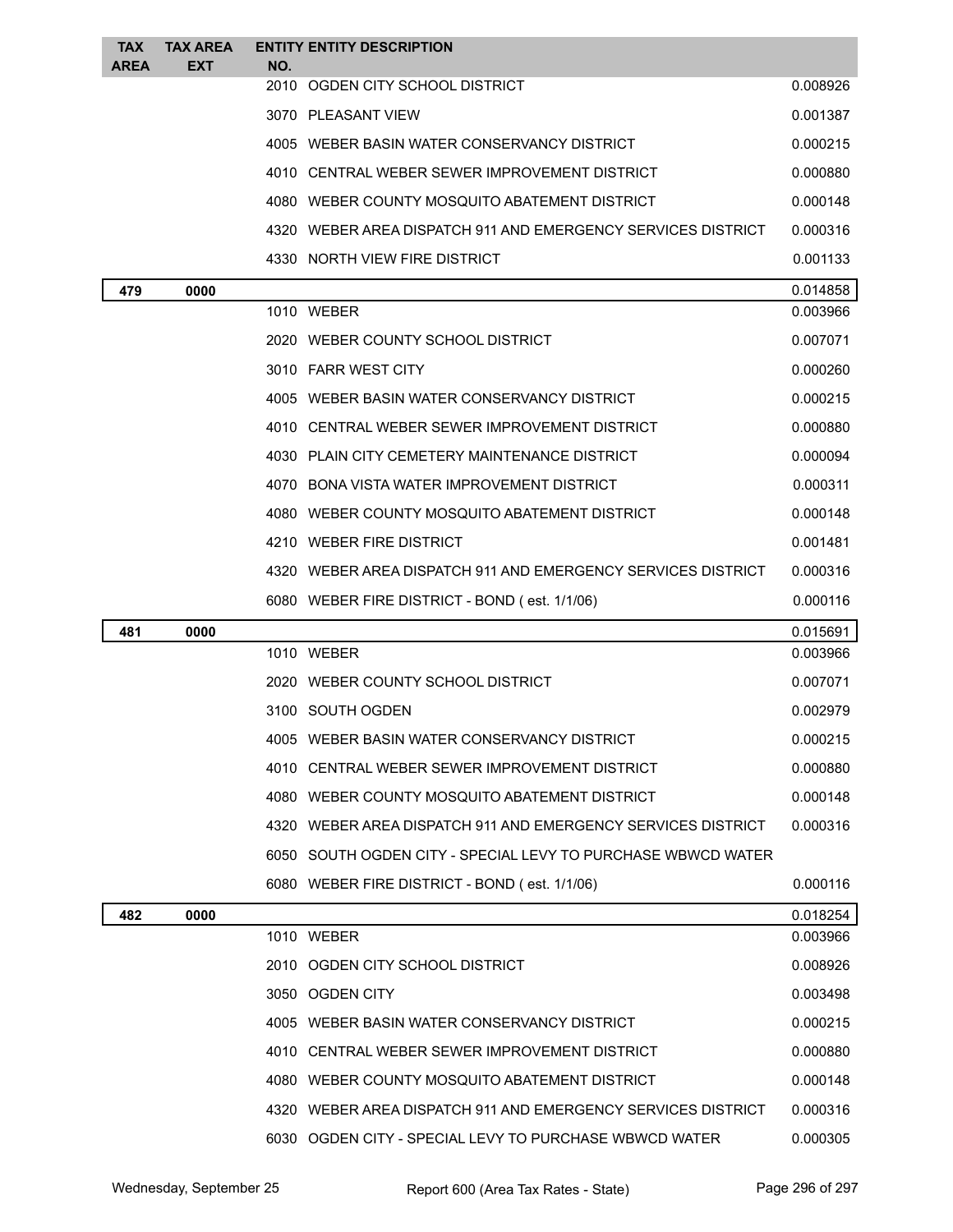| TAX AREA | TAX AREA EXT | ENTITY NO. | ENTITY DESCRIPTION | |
|---|---|---|---|---|
| | | 2010 | OGDEN CITY SCHOOL DISTRICT | 0.008926 |
| | | 3070 | PLEASANT VIEW | 0.001387 |
| | | 4005 | WEBER BASIN WATER CONSERVANCY DISTRICT | 0.000215 |
| | | 4010 | CENTRAL WEBER SEWER IMPROVEMENT DISTRICT | 0.000880 |
| | | 4080 | WEBER COUNTY MOSQUITO ABATEMENT DISTRICT | 0.000148 |
| | | 4320 | WEBER AREA DISPATCH 911 AND EMERGENCY SERVICES DISTRICT | 0.000316 |
| | | 4330 | NORTH VIEW FIRE DISTRICT | 0.001133 |
| **479** | **0000** | | | 0.014858 |
| | | 1010 | WEBER | 0.003966 |
| | | 2020 | WEBER COUNTY SCHOOL DISTRICT | 0.007071 |
| | | 3010 | FARR WEST CITY | 0.000260 |
| | | 4005 | WEBER BASIN WATER CONSERVANCY DISTRICT | 0.000215 |
| | | 4010 | CENTRAL WEBER SEWER IMPROVEMENT DISTRICT | 0.000880 |
| | | 4030 | PLAIN CITY CEMETERY MAINTENANCE DISTRICT | 0.000094 |
| | | 4070 | BONA VISTA WATER IMPROVEMENT DISTRICT | 0.000311 |
| | | 4080 | WEBER COUNTY MOSQUITO ABATEMENT DISTRICT | 0.000148 |
| | | 4210 | WEBER FIRE DISTRICT | 0.001481 |
| | | 4320 | WEBER AREA DISPATCH 911 AND EMERGENCY SERVICES DISTRICT | 0.000316 |
| | | 6080 | WEBER FIRE DISTRICT - BOND ( est. 1/1/06) | 0.000116 |
| **481** | **0000** | | | 0.015691 |
| | | 1010 | WEBER | 0.003966 |
| | | 2020 | WEBER COUNTY SCHOOL DISTRICT | 0.007071 |
| | | 3100 | SOUTH OGDEN | 0.002979 |
| | | 4005 | WEBER BASIN WATER CONSERVANCY DISTRICT | 0.000215 |
| | | 4010 | CENTRAL WEBER SEWER IMPROVEMENT DISTRICT | 0.000880 |
| | | 4080 | WEBER COUNTY MOSQUITO ABATEMENT DISTRICT | 0.000148 |
| | | 4320 | WEBER AREA DISPATCH 911 AND EMERGENCY SERVICES DISTRICT | 0.000316 |
| | | 6050 | SOUTH OGDEN CITY - SPECIAL LEVY TO PURCHASE WBWCD WATER | |
| | | 6080 | WEBER FIRE DISTRICT - BOND ( est. 1/1/06) | 0.000116 |
| **482** | **0000** | | | 0.018254 |
| | | 1010 | WEBER | 0.003966 |
| | | 2010 | OGDEN CITY SCHOOL DISTRICT | 0.008926 |
| | | 3050 | OGDEN CITY | 0.003498 |
| | | 4005 | WEBER BASIN WATER CONSERVANCY DISTRICT | 0.000215 |
| | | 4010 | CENTRAL WEBER SEWER IMPROVEMENT DISTRICT | 0.000880 |
| | | 4080 | WEBER COUNTY MOSQUITO ABATEMENT DISTRICT | 0.000148 |
| | | 4320 | WEBER AREA DISPATCH 911 AND EMERGENCY SERVICES DISTRICT | 0.000316 |
| | | 6030 | OGDEN CITY - SPECIAL LEVY TO PURCHASE WBWCD WATER | 0.000305 |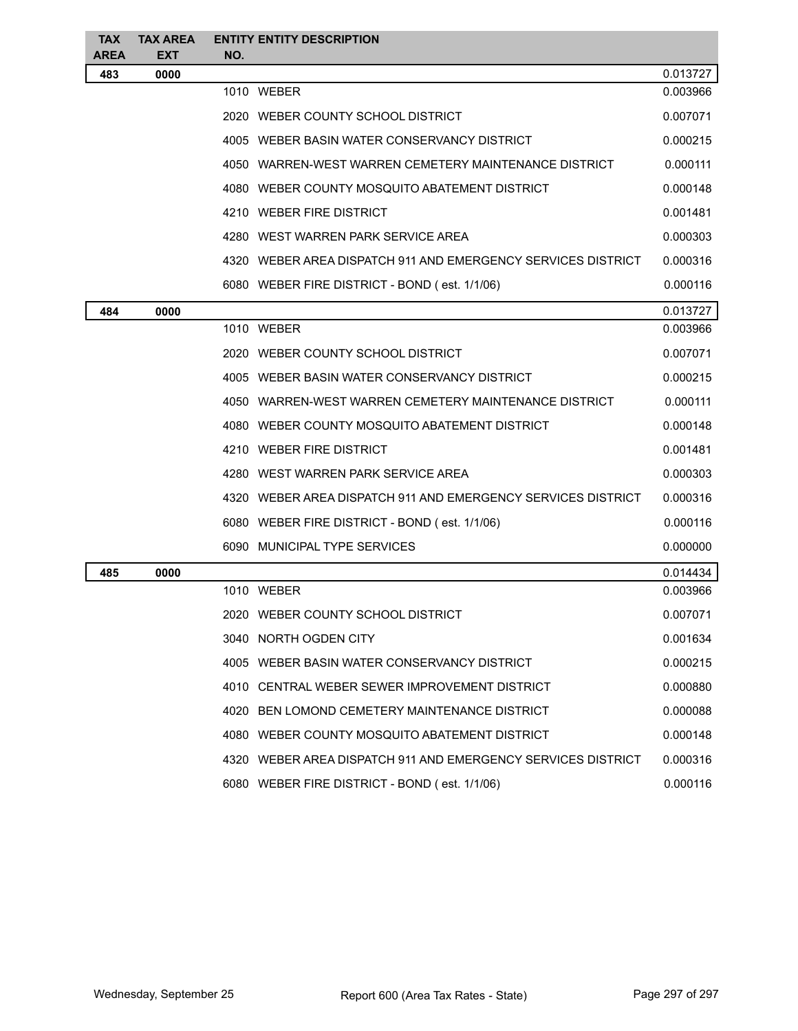| TAX AREA | TAX AREA EXT | ENTITY NO. | ENTITY DESCRIPTION | |
|---|---|---|---|---|
| **483** | **0000** | | | 0.013727 |
| | | 1010 | WEBER | 0.003966 |
| | | 2020 | WEBER COUNTY SCHOOL DISTRICT | 0.007071 |
| | | 4005 | WEBER BASIN WATER CONSERVANCY DISTRICT | 0.000215 |
| | | 4050 | WARREN-WEST WARREN CEMETERY MAINTENANCE DISTRICT | 0.000111 |
| | | 4080 | WEBER COUNTY MOSQUITO ABATEMENT DISTRICT | 0.000148 |
| | | 4210 | WEBER FIRE DISTRICT | 0.001481 |
| | | 4280 | WEST WARREN PARK SERVICE AREA | 0.000303 |
| | | 4320 | WEBER AREA DISPATCH 911 AND EMERGENCY SERVICES DISTRICT | 0.000316 |
| | | 6080 | WEBER FIRE DISTRICT - BOND ( est. 1/1/06) | 0.000116 |
| **484** | **0000** | | | 0.013727 |
| | | 1010 | WEBER | 0.003966 |
| | | 2020 | WEBER COUNTY SCHOOL DISTRICT | 0.007071 |
| | | 4005 | WEBER BASIN WATER CONSERVANCY DISTRICT | 0.000215 |
| | | 4050 | WARREN-WEST WARREN CEMETERY MAINTENANCE DISTRICT | 0.000111 |
| | | 4080 | WEBER COUNTY MOSQUITO ABATEMENT DISTRICT | 0.000148 |
| | | 4210 | WEBER FIRE DISTRICT | 0.001481 |
| | | 4280 | WEST WARREN PARK SERVICE AREA | 0.000303 |
| | | 4320 | WEBER AREA DISPATCH 911 AND EMERGENCY SERVICES DISTRICT | 0.000316 |
| | | 6080 | WEBER FIRE DISTRICT - BOND ( est. 1/1/06) | 0.000116 |
| | | 6090 | MUNICIPAL TYPE SERVICES | 0.000000 |
| **485** | **0000** | | | 0.014434 |
| | | 1010 | WEBER | 0.003966 |
| | | 2020 | WEBER COUNTY SCHOOL DISTRICT | 0.007071 |
| | | 3040 | NORTH OGDEN CITY | 0.001634 |
| | | 4005 | WEBER BASIN WATER CONSERVANCY DISTRICT | 0.000215 |
| | | 4010 | CENTRAL WEBER SEWER IMPROVEMENT DISTRICT | 0.000880 |
| | | 4020 | BEN LOMOND CEMETERY MAINTENANCE DISTRICT | 0.000088 |
| | | 4080 | WEBER COUNTY MOSQUITO ABATEMENT DISTRICT | 0.000148 |
| | | 4320 | WEBER AREA DISPATCH 911 AND EMERGENCY SERVICES DISTRICT | 0.000316 |
| | | 6080 | WEBER FIRE DISTRICT - BOND ( est. 1/1/06) | 0.000116 |